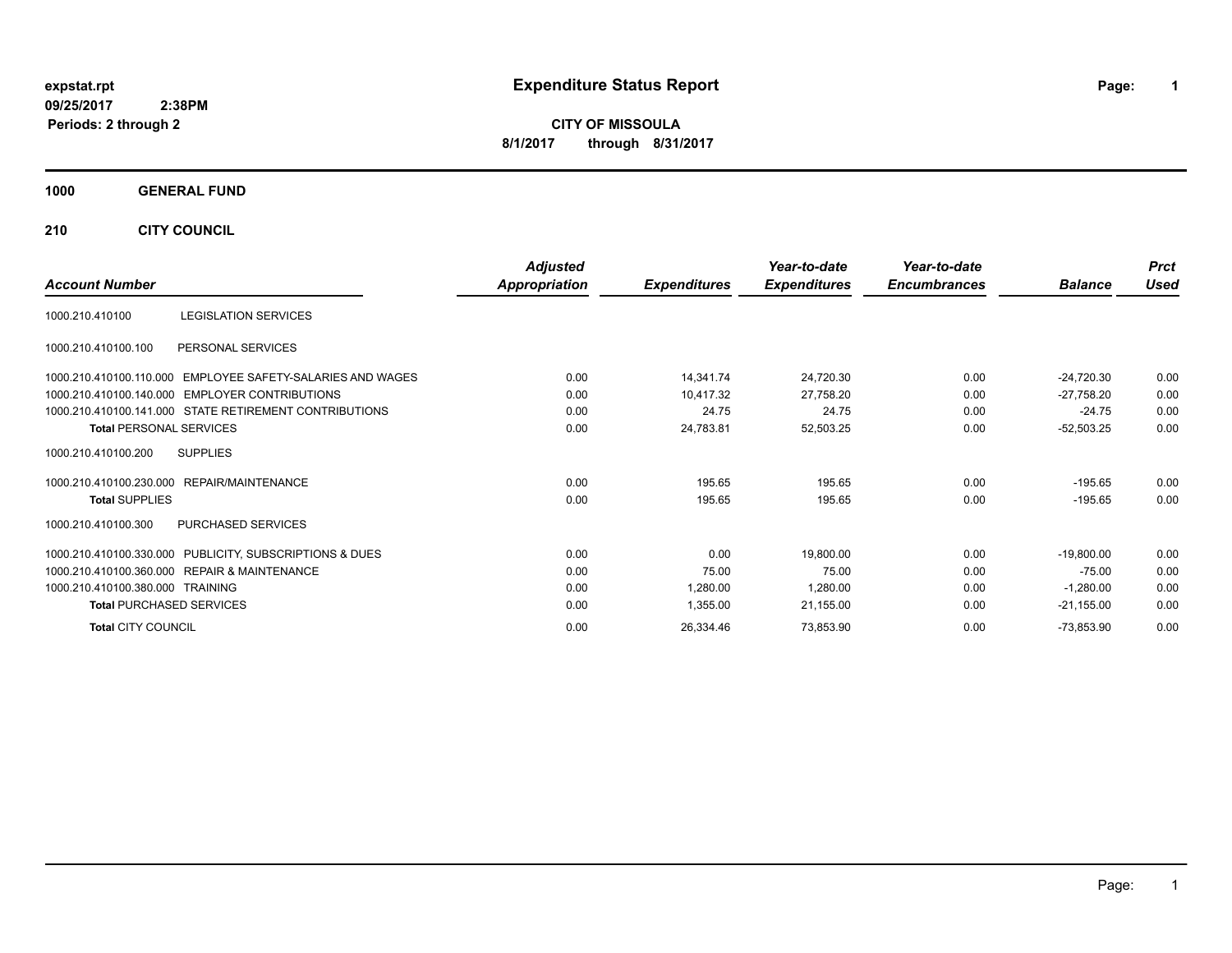expstat.rpt
09/25/2017 2:38PM
Periods: 2 through 2

# Expenditure Status Report

**CITY OF MISSOULA**
**8/1/2017 through 8/31/2017**

**1000 GENERAL FUND**

**210 CITY COUNCIL**

| Account Number | | Adjusted Appropriation | Expenditures | Year-to-date Expenditures | Year-to-date Encumbrances | Balance | Prct Used |
|---|---|---|---|---|---|---|---|
| 1000.210.410100 | LEGISLATION SERVICES | | | | | | |
| 1000.210.410100.100 | PERSONAL SERVICES | | | | | | |
| 1000.210.410100.110.000 | EMPLOYEE SAFETY-SALARIES AND WAGES | 0.00 | 14,341.74 | 24,720.30 | 0.00 | -24,720.30 | 0.00 |
| 1000.210.410100.140.000 | EMPLOYER CONTRIBUTIONS | 0.00 | 10,417.32 | 27,758.20 | 0.00 | -27,758.20 | 0.00 |
| 1000.210.410100.141.000 | STATE RETIREMENT CONTRIBUTIONS | 0.00 | 24.75 | 24.75 | 0.00 | -24.75 | 0.00 |
| **Total** PERSONAL SERVICES | | 0.00 | 24,783.81 | 52,503.25 | 0.00 | -52,503.25 | 0.00 |
| 1000.210.410100.200 | SUPPLIES | | | | | | |
| 1000.210.410100.230.000 | REPAIR/MAINTENANCE | 0.00 | 195.65 | 195.65 | 0.00 | -195.65 | 0.00 |
| **Total** SUPPLIES | | 0.00 | 195.65 | 195.65 | 0.00 | -195.65 | 0.00 |
| 1000.210.410100.300 | PURCHASED SERVICES | | | | | | |
| 1000.210.410100.330.000 | PUBLICITY, SUBSCRIPTIONS & DUES | 0.00 | 0.00 | 19,800.00 | 0.00 | -19,800.00 | 0.00 |
| 1000.210.410100.360.000 | REPAIR & MAINTENANCE | 0.00 | 75.00 | 75.00 | 0.00 | -75.00 | 0.00 |
| 1000.210.410100.380.000 | TRAINING | 0.00 | 1,280.00 | 1,280.00 | 0.00 | -1,280.00 | 0.00 |
| **Total** PURCHASED SERVICES | | 0.00 | 1,355.00 | 21,155.00 | 0.00 | -21,155.00 | 0.00 |
| **Total** CITY COUNCIL | | 0.00 | 26,334.46 | 73,853.90 | 0.00 | -73,853.90 | 0.00 |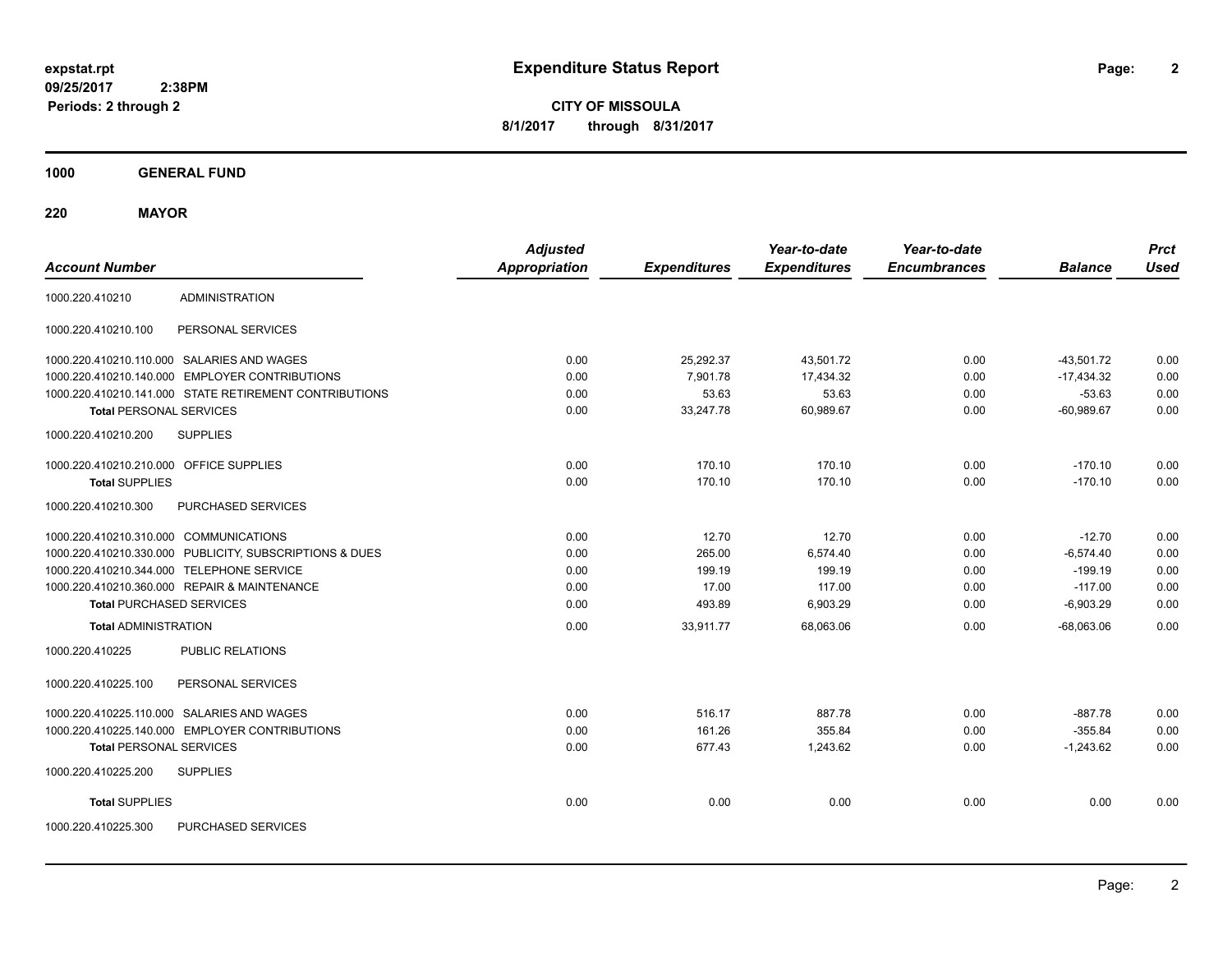**expstat.rpt**
**09/25/2017 2:38PM**
**Periods: 2 through 2**

# Expenditure Status Report

**CITY OF MISSOULA**
**8/1/2017 through 8/31/2017**

## 1000 GENERAL FUND

### 220 MAYOR

| Account Number | | *Adjusted Appropriation* | *Expenditures* | *Year-to-date Expenditures* | *Year-to-date Encumbrances* | *Balance* | *Prct Used* |
|---|---|---|---|---|---|---|---|
| 1000.220.410210 | ADMINISTRATION | | | | | | |
| 1000.220.410210.100 | PERSONAL SERVICES | | | | | | |
| 1000.220.410210.110.000 | SALARIES AND WAGES | 0.00 | 25,292.37 | 43,501.72 | 0.00 | -43,501.72 | 0.00 |
| 1000.220.410210.140.000 | EMPLOYER CONTRIBUTIONS | 0.00 | 7,901.78 | 17,434.32 | 0.00 | -17,434.32 | 0.00 |
| 1000.220.410210.141.000 | STATE RETIREMENT CONTRIBUTIONS | 0.00 | 53.63 | 53.63 | 0.00 | -53.63 | 0.00 |
| **Total** PERSONAL SERVICES | | 0.00 | 33,247.78 | 60,989.67 | 0.00 | -60,989.67 | 0.00 |
| 1000.220.410210.200 | SUPPLIES | | | | | | |
| 1000.220.410210.210.000 | OFFICE SUPPLIES | 0.00 | 170.10 | 170.10 | 0.00 | -170.10 | 0.00 |
| **Total** SUPPLIES | | 0.00 | 170.10 | 170.10 | 0.00 | -170.10 | 0.00 |
| 1000.220.410210.300 | PURCHASED SERVICES | | | | | | |
| 1000.220.410210.310.000 | COMMUNICATIONS | 0.00 | 12.70 | 12.70 | 0.00 | -12.70 | 0.00 |
| 1000.220.410210.330.000 | PUBLICITY, SUBSCRIPTIONS & DUES | 0.00 | 265.00 | 6,574.40 | 0.00 | -6,574.40 | 0.00 |
| 1000.220.410210.344.000 | TELEPHONE SERVICE | 0.00 | 199.19 | 199.19 | 0.00 | -199.19 | 0.00 |
| 1000.220.410210.360.000 | REPAIR & MAINTENANCE | 0.00 | 17.00 | 117.00 | 0.00 | -117.00 | 0.00 |
| **Total** PURCHASED SERVICES | | 0.00 | 493.89 | 6,903.29 | 0.00 | -6,903.29 | 0.00 |
| **Total** ADMINISTRATION | | 0.00 | 33,911.77 | 68,063.06 | 0.00 | -68,063.06 | 0.00 |
| 1000.220.410225 | PUBLIC RELATIONS | | | | | | |
| 1000.220.410225.100 | PERSONAL SERVICES | | | | | | |
| 1000.220.410225.110.000 | SALARIES AND WAGES | 0.00 | 516.17 | 887.78 | 0.00 | -887.78 | 0.00 |
| 1000.220.410225.140.000 | EMPLOYER CONTRIBUTIONS | 0.00 | 161.26 | 355.84 | 0.00 | -355.84 | 0.00 |
| **Total** PERSONAL SERVICES | | 0.00 | 677.43 | 1,243.62 | 0.00 | -1,243.62 | 0.00 |
| 1000.220.410225.200 | SUPPLIES | | | | | | |
| **Total** SUPPLIES | | 0.00 | 0.00 | 0.00 | 0.00 | 0.00 | 0.00 |
| 1000.220.410225.300 | PURCHASED SERVICES | | | | | | |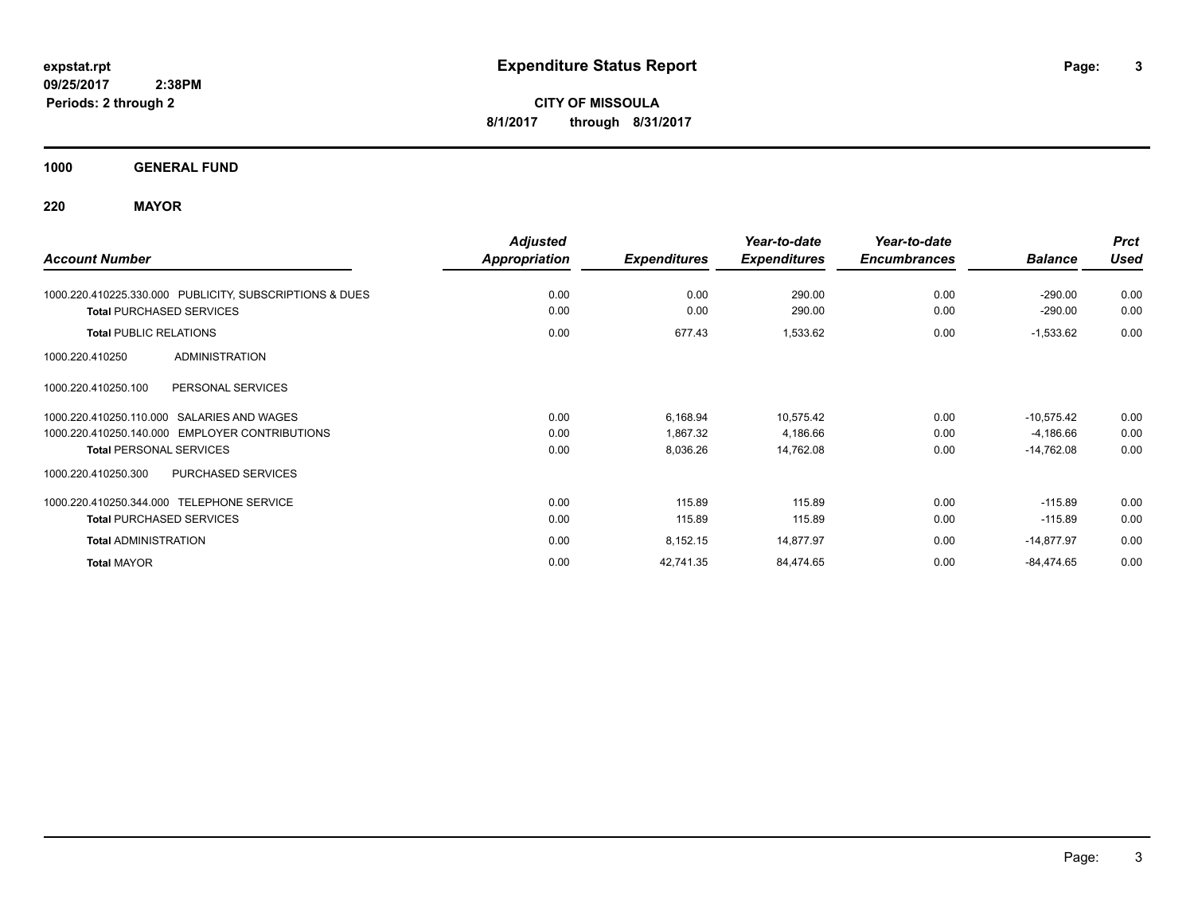**expstat.rpt**
**09/25/2017 2:38PM**
**Periods: 2 through 2**

# Expenditure Status Report

**CITY OF MISSOULA**
**8/1/2017 through 8/31/2017**

## 1000 GENERAL FUND

## 220 MAYOR

| Account Number | | Adjusted Appropriation | Expenditures | Year-to-date Expenditures | Year-to-date Encumbrances | Balance | Prct Used |
|---|---|---|---|---|---|---|---|
| 1000.220.410225.330.000 | PUBLICITY, SUBSCRIPTIONS & DUES | 0.00 | 0.00 | 290.00 | 0.00 | -290.00 | 0.00 |
| **Total** PURCHASED SERVICES | | 0.00 | 0.00 | 290.00 | 0.00 | -290.00 | 0.00 |
| **Total** PUBLIC RELATIONS | | 0.00 | 677.43 | 1,533.62 | 0.00 | -1,533.62 | 0.00 |
| 1000.220.410250 | ADMINISTRATION | | | | | | |
| 1000.220.410250.100 | PERSONAL SERVICES | | | | | | |
| 1000.220.410250.110.000 | SALARIES AND WAGES | 0.00 | 6,168.94 | 10,575.42 | 0.00 | -10,575.42 | 0.00 |
| 1000.220.410250.140.000 | EMPLOYER CONTRIBUTIONS | 0.00 | 1,867.32 | 4,186.66 | 0.00 | -4,186.66 | 0.00 |
| **Total** PERSONAL SERVICES | | 0.00 | 8,036.26 | 14,762.08 | 0.00 | -14,762.08 | 0.00 |
| 1000.220.410250.300 | PURCHASED SERVICES | | | | | | |
| 1000.220.410250.344.000 | TELEPHONE SERVICE | 0.00 | 115.89 | 115.89 | 0.00 | -115.89 | 0.00 |
| **Total** PURCHASED SERVICES | | 0.00 | 115.89 | 115.89 | 0.00 | -115.89 | 0.00 |
| **Total** ADMINISTRATION | | 0.00 | 8,152.15 | 14,877.97 | 0.00 | -14,877.97 | 0.00 |
| **Total** MAYOR | | 0.00 | 42,741.35 | 84,474.65 | 0.00 | -84,474.65 | 0.00 |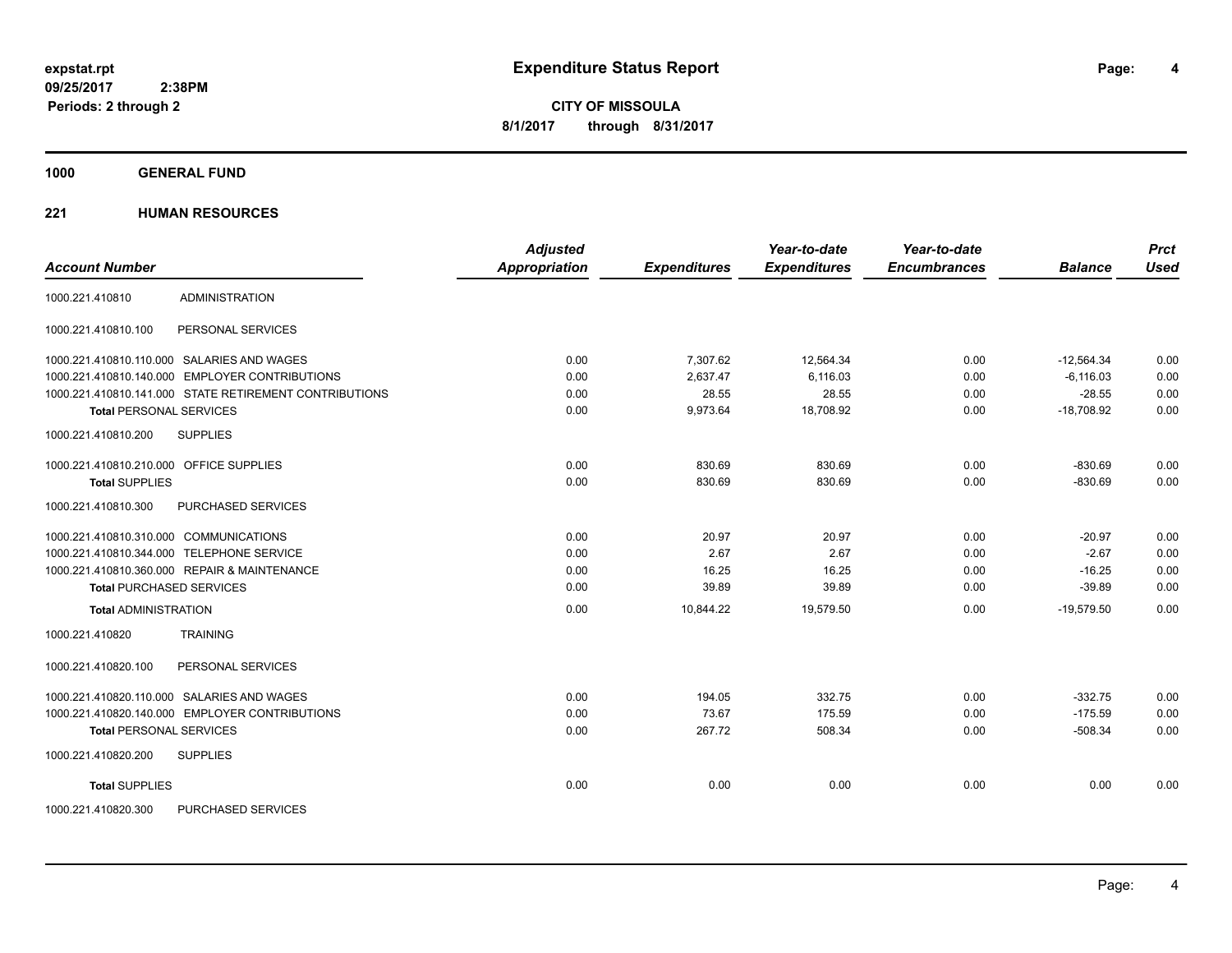**expstat.rpt**
**09/25/2017 2:38PM**
**Periods: 2 through 2**

# Expenditure Status Report

**CITY OF MISSOULA**
**8/1/2017 through 8/31/2017**

## 1000 GENERAL FUND

### 221 HUMAN RESOURCES

| Account Number | | Adjusted Appropriation | Expenditures | Year-to-date Expenditures | Year-to-date Encumbrances | Balance | Prct Used |
|---|---|---|---|---|---|---|---|
| 1000.221.410810 | ADMINISTRATION | | | | | | |
| 1000.221.410810.100 | PERSONAL SERVICES | | | | | | |
| 1000.221.410810.110.000 | SALARIES AND WAGES | 0.00 | 7,307.62 | 12,564.34 | 0.00 | -12,564.34 | 0.00 |
| 1000.221.410810.140.000 | EMPLOYER CONTRIBUTIONS | 0.00 | 2,637.47 | 6,116.03 | 0.00 | -6,116.03 | 0.00 |
| 1000.221.410810.141.000 | STATE RETIREMENT CONTRIBUTIONS | 0.00 | 28.55 | 28.55 | 0.00 | -28.55 | 0.00 |
| **Total** PERSONAL SERVICES | | 0.00 | 9,973.64 | 18,708.92 | 0.00 | -18,708.92 | 0.00 |
| 1000.221.410810.200 | SUPPLIES | | | | | | |
| 1000.221.410810.210.000 | OFFICE SUPPLIES | 0.00 | 830.69 | 830.69 | 0.00 | -830.69 | 0.00 |
| **Total** SUPPLIES | | 0.00 | 830.69 | 830.69 | 0.00 | -830.69 | 0.00 |
| 1000.221.410810.300 | PURCHASED SERVICES | | | | | | |
| 1000.221.410810.310.000 | COMMUNICATIONS | 0.00 | 20.97 | 20.97 | 0.00 | -20.97 | 0.00 |
| 1000.221.410810.344.000 | TELEPHONE SERVICE | 0.00 | 2.67 | 2.67 | 0.00 | -2.67 | 0.00 |
| 1000.221.410810.360.000 | REPAIR & MAINTENANCE | 0.00 | 16.25 | 16.25 | 0.00 | -16.25 | 0.00 |
| **Total** PURCHASED SERVICES | | 0.00 | 39.89 | 39.89 | 0.00 | -39.89 | 0.00 |
| **Total** ADMINISTRATION | | 0.00 | 10,844.22 | 19,579.50 | 0.00 | -19,579.50 | 0.00 |
| 1000.221.410820 | TRAINING | | | | | | |
| 1000.221.410820.100 | PERSONAL SERVICES | | | | | | |
| 1000.221.410820.110.000 | SALARIES AND WAGES | 0.00 | 194.05 | 332.75 | 0.00 | -332.75 | 0.00 |
| 1000.221.410820.140.000 | EMPLOYER CONTRIBUTIONS | 0.00 | 73.67 | 175.59 | 0.00 | -175.59 | 0.00 |
| **Total** PERSONAL SERVICES | | 0.00 | 267.72 | 508.34 | 0.00 | -508.34 | 0.00 |
| 1000.221.410820.200 | SUPPLIES | | | | | | |
| **Total** SUPPLIES | | 0.00 | 0.00 | 0.00 | 0.00 | 0.00 | 0.00 |
| 1000.221.410820.300 | PURCHASED SERVICES | | | | | | |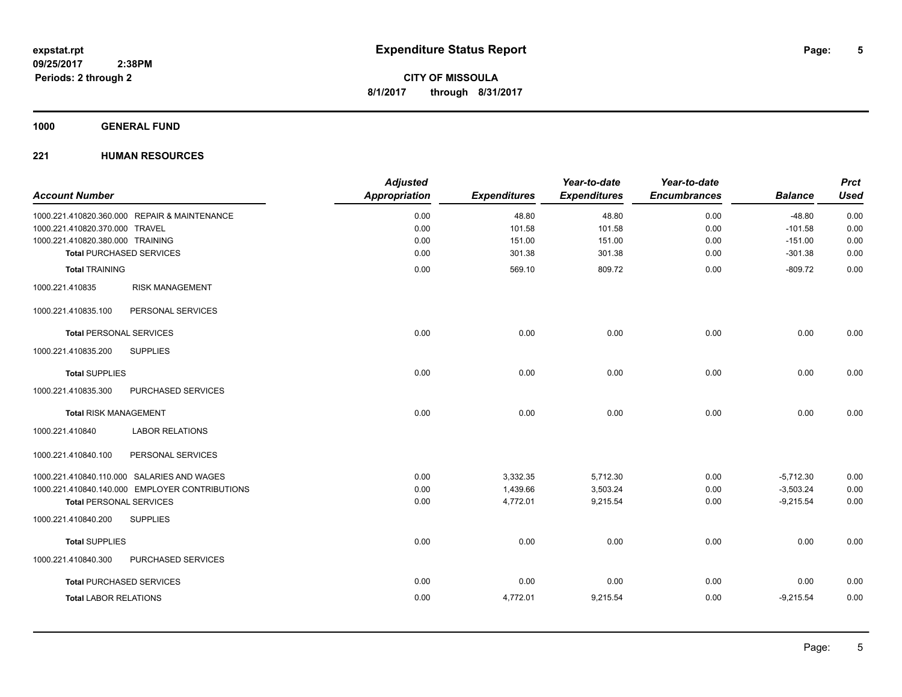expstat.rpt
09/25/2017 2:38PM
Periods: 2 through 2

# Expenditure Status Report

**CITY OF MISSOULA**
**8/1/2017 through 8/31/2017**

## 1000 GENERAL FUND

### 221 HUMAN RESOURCES

| Account Number | | Adjusted Appropriation | Expenditures | Year-to-date Expenditures | Year-to-date Encumbrances | Balance | Prct Used |
|---|---|---|---|---|---|---|---|
| 1000.221.410820.360.000 | REPAIR & MAINTENANCE | 0.00 | 48.80 | 48.80 | 0.00 | -48.80 | 0.00 |
| 1000.221.410820.370.000 | TRAVEL | 0.00 | 101.58 | 101.58 | 0.00 | -101.58 | 0.00 |
| 1000.221.410820.380.000 | TRAINING | 0.00 | 151.00 | 151.00 | 0.00 | -151.00 | 0.00 |
| **Total** PURCHASED SERVICES | | 0.00 | 301.38 | 301.38 | 0.00 | -301.38 | 0.00 |
| **Total** TRAINING | | 0.00 | 569.10 | 809.72 | 0.00 | -809.72 | 0.00 |
| 1000.221.410835 | RISK MANAGEMENT | | | | | | |
| 1000.221.410835.100 | PERSONAL SERVICES | | | | | | |
| **Total** PERSONAL SERVICES | | 0.00 | 0.00 | 0.00 | 0.00 | 0.00 | 0.00 |
| 1000.221.410835.200 | SUPPLIES | | | | | | |
| **Total** SUPPLIES | | 0.00 | 0.00 | 0.00 | 0.00 | 0.00 | 0.00 |
| 1000.221.410835.300 | PURCHASED SERVICES | | | | | | |
| **Total** RISK MANAGEMENT | | 0.00 | 0.00 | 0.00 | 0.00 | 0.00 | 0.00 |
| 1000.221.410840 | LABOR RELATIONS | | | | | | |
| 1000.221.410840.100 | PERSONAL SERVICES | | | | | | |
| 1000.221.410840.110.000 | SALARIES AND WAGES | 0.00 | 3,332.35 | 5,712.30 | 0.00 | -5,712.30 | 0.00 |
| 1000.221.410840.140.000 | EMPLOYER CONTRIBUTIONS | 0.00 | 1,439.66 | 3,503.24 | 0.00 | -3,503.24 | 0.00 |
| **Total** PERSONAL SERVICES | | 0.00 | 4,772.01 | 9,215.54 | 0.00 | -9,215.54 | 0.00 |
| 1000.221.410840.200 | SUPPLIES | | | | | | |
| **Total** SUPPLIES | | 0.00 | 0.00 | 0.00 | 0.00 | 0.00 | 0.00 |
| 1000.221.410840.300 | PURCHASED SERVICES | | | | | | |
| **Total** PURCHASED SERVICES | | 0.00 | 0.00 | 0.00 | 0.00 | 0.00 | 0.00 |
| **Total** LABOR RELATIONS | | 0.00 | 4,772.01 | 9,215.54 | 0.00 | -9,215.54 | 0.00 |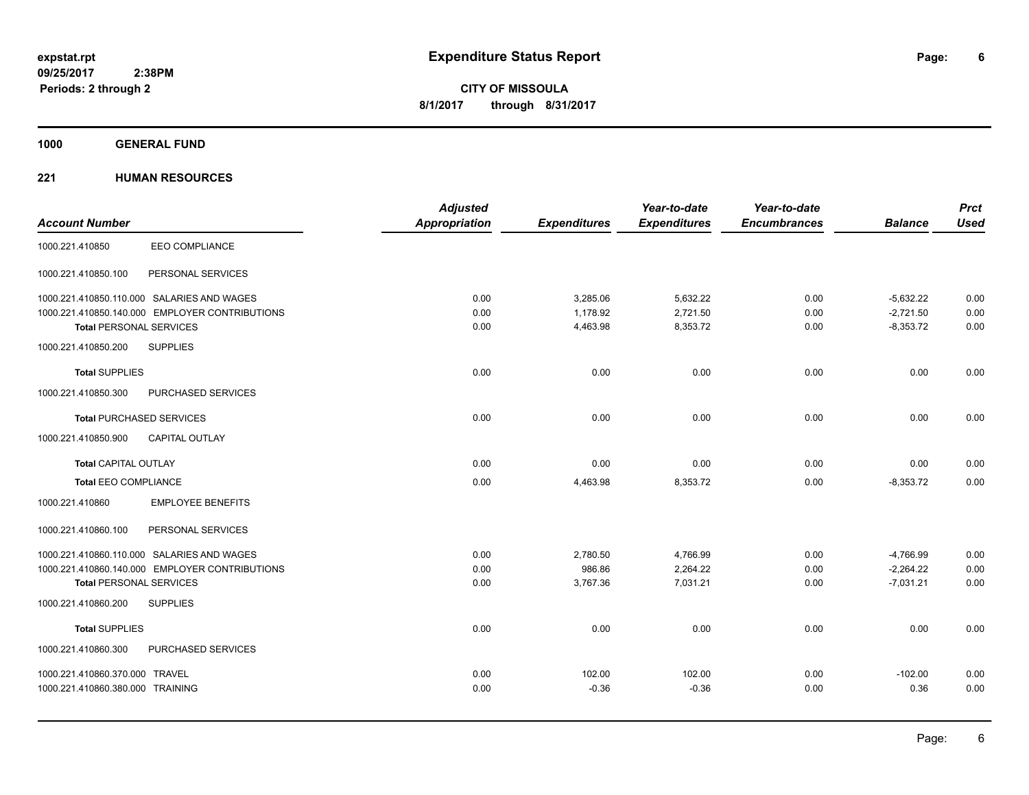expstat.rpt
09/25/2017 2:38PM
Periods: 2 through 2

# Expenditure Status Report

**CITY OF MISSOULA**
**8/1/2017 through 8/31/2017**

## 1000 GENERAL FUND

### 221 HUMAN RESOURCES

| Account Number | | Adjusted Appropriation | Expenditures | Year-to-date Expenditures | Year-to-date Encumbrances | Balance | Prct Used |
|---|---|---|---|---|---|---|---|
| 1000.221.410850 | EEO COMPLIANCE | | | | | | |
| 1000.221.410850.100 | PERSONAL SERVICES | | | | | | |
| 1000.221.410850.110.000 | SALARIES AND WAGES | 0.00 | 3,285.06 | 5,632.22 | 0.00 | -5,632.22 | 0.00 |
| 1000.221.410850.140.000 | EMPLOYER CONTRIBUTIONS | 0.00 | 1,178.92 | 2,721.50 | 0.00 | -2,721.50 | 0.00 |
| **Total** PERSONAL SERVICES | | 0.00 | 4,463.98 | 8,353.72 | 0.00 | -8,353.72 | 0.00 |
| 1000.221.410850.200 | SUPPLIES | | | | | | |
| **Total** SUPPLIES | | 0.00 | 0.00 | 0.00 | 0.00 | 0.00 | 0.00 |
| 1000.221.410850.300 | PURCHASED SERVICES | | | | | | |
| **Total** PURCHASED SERVICES | | 0.00 | 0.00 | 0.00 | 0.00 | 0.00 | 0.00 |
| 1000.221.410850.900 | CAPITAL OUTLAY | | | | | | |
| **Total** CAPITAL OUTLAY | | 0.00 | 0.00 | 0.00 | 0.00 | 0.00 | 0.00 |
| **Total** EEO COMPLIANCE | | 0.00 | 4,463.98 | 8,353.72 | 0.00 | -8,353.72 | 0.00 |
| 1000.221.410860 | EMPLOYEE BENEFITS | | | | | | |
| 1000.221.410860.100 | PERSONAL SERVICES | | | | | | |
| 1000.221.410860.110.000 | SALARIES AND WAGES | 0.00 | 2,780.50 | 4,766.99 | 0.00 | -4,766.99 | 0.00 |
| 1000.221.410860.140.000 | EMPLOYER CONTRIBUTIONS | 0.00 | 986.86 | 2,264.22 | 0.00 | -2,264.22 | 0.00 |
| **Total** PERSONAL SERVICES | | 0.00 | 3,767.36 | 7,031.21 | 0.00 | -7,031.21 | 0.00 |
| 1000.221.410860.200 | SUPPLIES | | | | | | |
| **Total** SUPPLIES | | 0.00 | 0.00 | 0.00 | 0.00 | 0.00 | 0.00 |
| 1000.221.410860.300 | PURCHASED SERVICES | | | | | | |
| 1000.221.410860.370.000 | TRAVEL | 0.00 | 102.00 | 102.00 | 0.00 | -102.00 | 0.00 |
| 1000.221.410860.380.000 | TRAINING | 0.00 | -0.36 | -0.36 | 0.00 | 0.36 | 0.00 |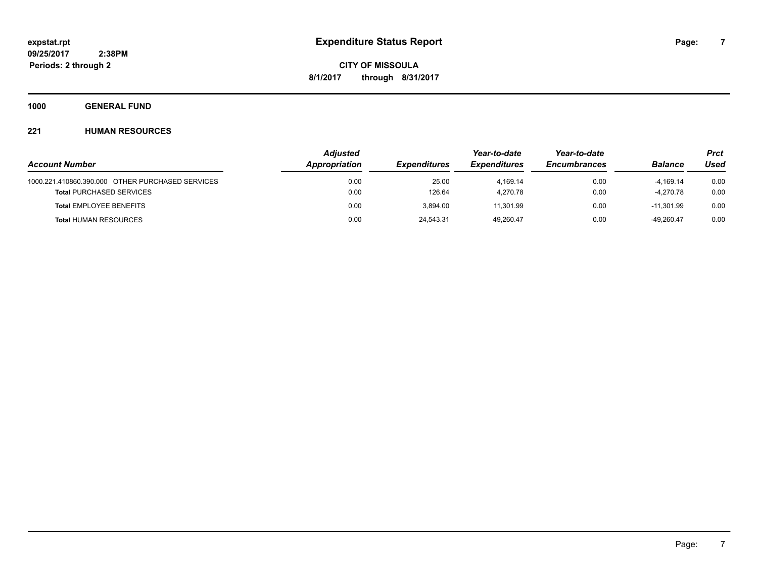**expstat.rpt**
**09/25/2017 2:38PM**
**Periods: 2 through 2**

# Expenditure Status Report

**CITY OF MISSOULA**
**8/1/2017 through 8/31/2017**

## 1000 GENERAL FUND

### 221 HUMAN RESOURCES

| Account Number | Adjusted Appropriation | Expenditures | Year-to-date Expenditures | Year-to-date Encumbrances | Balance | Prct Used |
|---|---|---|---|---|---|---|
| 1000.221.410860.390.000 OTHER PURCHASED SERVICES | 0.00 | 25.00 | 4,169.14 | 0.00 | -4,169.14 | 0.00 |
| **Total** PURCHASED SERVICES | 0.00 | 126.64 | 4,270.78 | 0.00 | -4,270.78 | 0.00 |
| **Total** EMPLOYEE BENEFITS | 0.00 | 3,894.00 | 11,301.99 | 0.00 | -11,301.99 | 0.00 |
| **Total** HUMAN RESOURCES | 0.00 | 24,543.31 | 49,260.47 | 0.00 | -49,260.47 | 0.00 |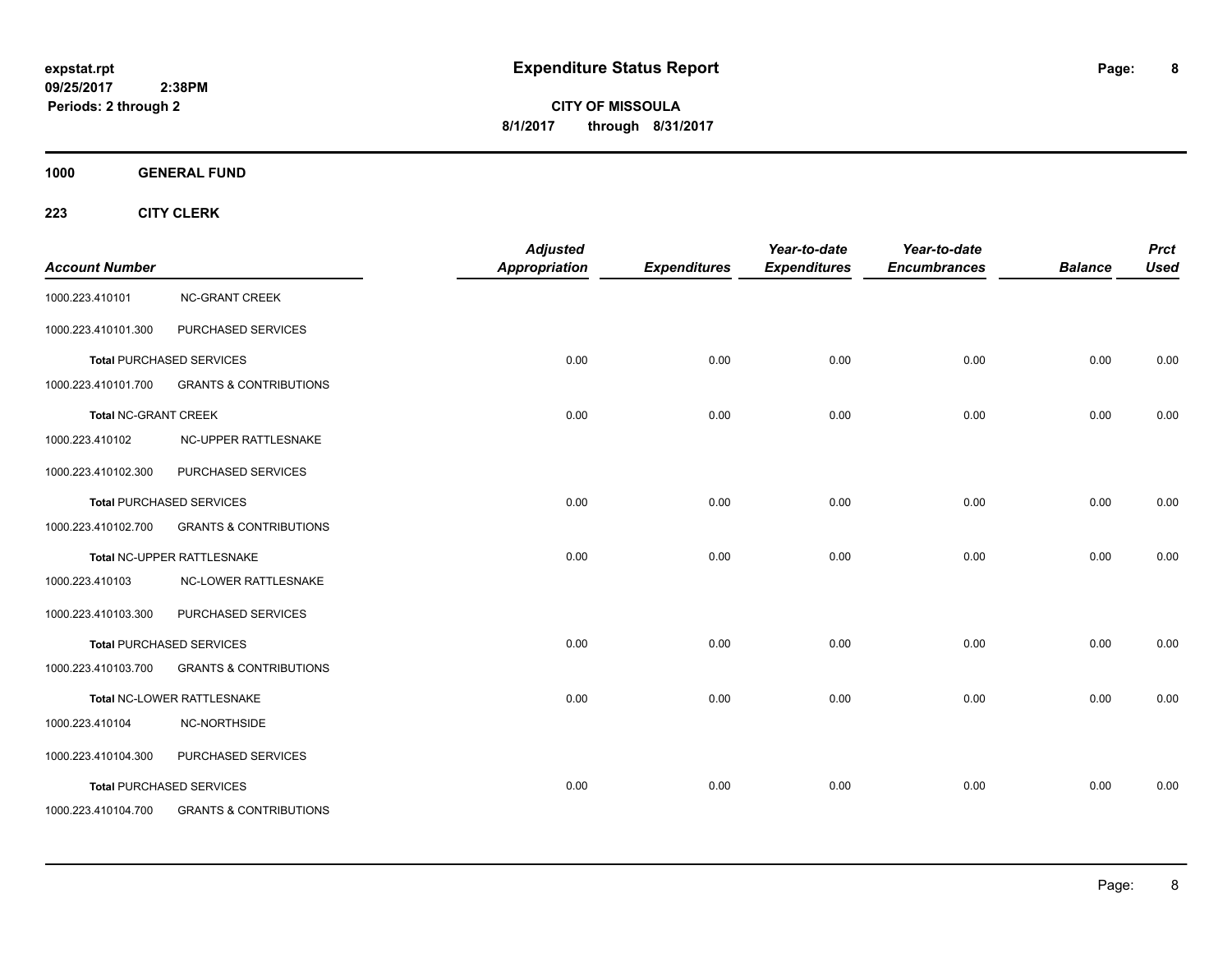# Expenditure Status Report

**CITY OF MISSOULA**

**8/1/2017 through 8/31/2017**

expstat.rpt
09/25/2017 2:38PM
Periods: 2 through 2

## 1000 GENERAL FUND

### 223 CITY CLERK

| Account Number | | Adjusted Appropriation | Expenditures | Year-to-date Expenditures | Year-to-date Encumbrances | Balance | Prct Used |
|---|---|---|---|---|---|---|---|
| 1000.223.410101 | NC-GRANT CREEK | | | | | | |
| 1000.223.410101.300 | PURCHASED SERVICES | | | | | | |
| **Total** PURCHASED SERVICES | | 0.00 | 0.00 | 0.00 | 0.00 | 0.00 | 0.00 |
| 1000.223.410101.700 | GRANTS & CONTRIBUTIONS | | | | | | |
| **Total** NC-GRANT CREEK | | 0.00 | 0.00 | 0.00 | 0.00 | 0.00 | 0.00 |
| 1000.223.410102 | NC-UPPER RATTLESNAKE | | | | | | |
| 1000.223.410102.300 | PURCHASED SERVICES | | | | | | |
| **Total** PURCHASED SERVICES | | 0.00 | 0.00 | 0.00 | 0.00 | 0.00 | 0.00 |
| 1000.223.410102.700 | GRANTS & CONTRIBUTIONS | | | | | | |
| **Total** NC-UPPER RATTLESNAKE | | 0.00 | 0.00 | 0.00 | 0.00 | 0.00 | 0.00 |
| 1000.223.410103 | NC-LOWER RATTLESNAKE | | | | | | |
| 1000.223.410103.300 | PURCHASED SERVICES | | | | | | |
| **Total** PURCHASED SERVICES | | 0.00 | 0.00 | 0.00 | 0.00 | 0.00 | 0.00 |
| 1000.223.410103.700 | GRANTS & CONTRIBUTIONS | | | | | | |
| **Total** NC-LOWER RATTLESNAKE | | 0.00 | 0.00 | 0.00 | 0.00 | 0.00 | 0.00 |
| 1000.223.410104 | NC-NORTHSIDE | | | | | | |
| 1000.223.410104.300 | PURCHASED SERVICES | | | | | | |
| **Total** PURCHASED SERVICES | | 0.00 | 0.00 | 0.00 | 0.00 | 0.00 | 0.00 |
| 1000.223.410104.700 | GRANTS & CONTRIBUTIONS | | | | | | |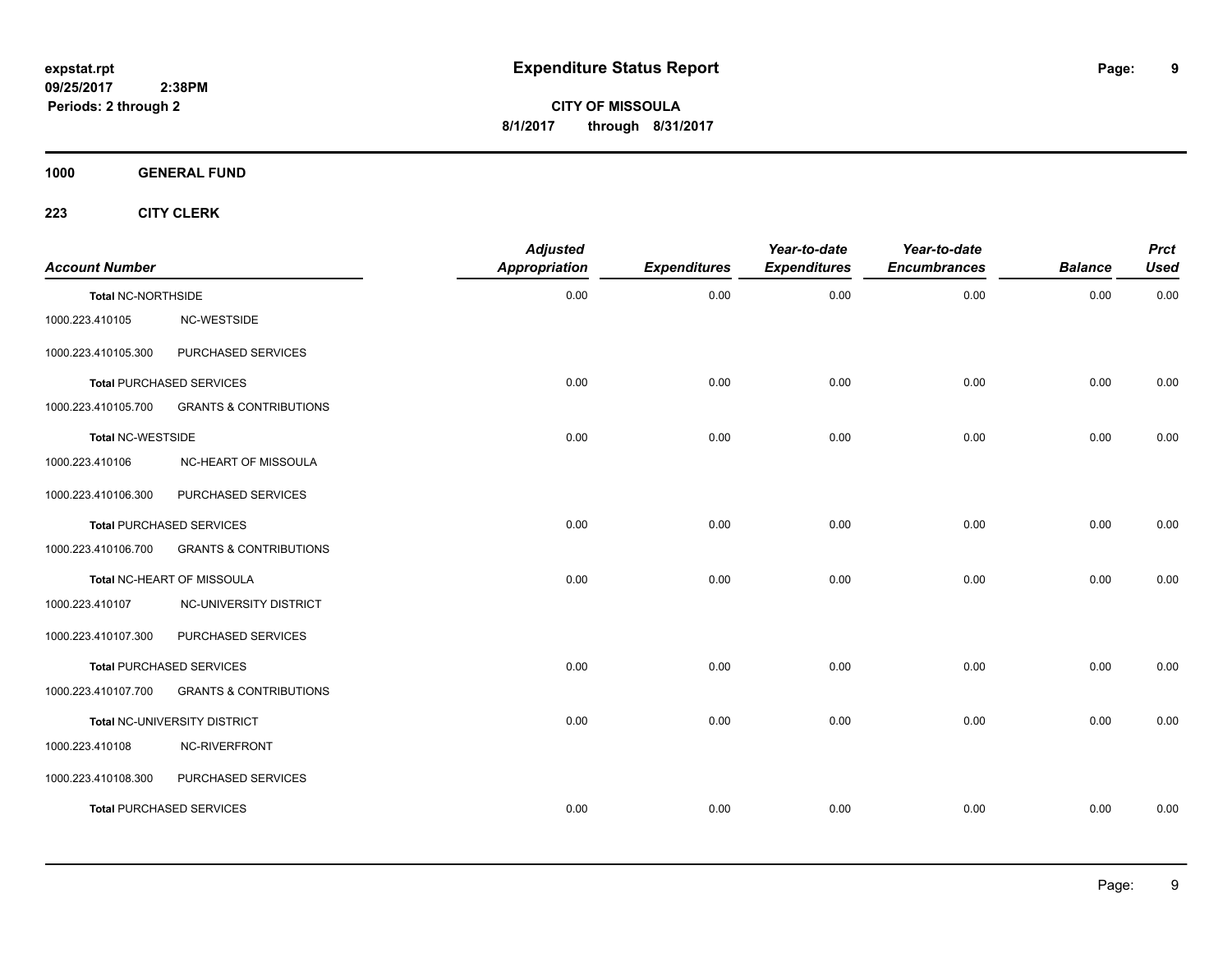**expstat.rpt**
**09/25/2017 2:38PM**
**Periods: 2 through 2**

# Expenditure Status Report

**CITY OF MISSOULA**
**8/1/2017 through 8/31/2017**

## 1000 GENERAL FUND

### 223 CITY CLERK

| Account Number | | Adjusted Appropriation | Expenditures | Year-to-date Expenditures | Year-to-date Encumbrances | Balance | Prct Used |
|---|---|---|---|---|---|---|---|
| Total NC-NORTHSIDE | | 0.00 | 0.00 | 0.00 | 0.00 | 0.00 | 0.00 |
| 1000.223.410105 | NC-WESTSIDE | | | | | | |
| 1000.223.410105.300 | PURCHASED SERVICES | | | | | | |
| Total PURCHASED SERVICES | | 0.00 | 0.00 | 0.00 | 0.00 | 0.00 | 0.00 |
| 1000.223.410105.700 | GRANTS & CONTRIBUTIONS | | | | | | |
| Total NC-WESTSIDE | | 0.00 | 0.00 | 0.00 | 0.00 | 0.00 | 0.00 |
| 1000.223.410106 | NC-HEART OF MISSOULA | | | | | | |
| 1000.223.410106.300 | PURCHASED SERVICES | | | | | | |
| Total PURCHASED SERVICES | | 0.00 | 0.00 | 0.00 | 0.00 | 0.00 | 0.00 |
| 1000.223.410106.700 | GRANTS & CONTRIBUTIONS | | | | | | |
| Total NC-HEART OF MISSOULA | | 0.00 | 0.00 | 0.00 | 0.00 | 0.00 | 0.00 |
| 1000.223.410107 | NC-UNIVERSITY DISTRICT | | | | | | |
| 1000.223.410107.300 | PURCHASED SERVICES | | | | | | |
| Total PURCHASED SERVICES | | 0.00 | 0.00 | 0.00 | 0.00 | 0.00 | 0.00 |
| 1000.223.410107.700 | GRANTS & CONTRIBUTIONS | | | | | | |
| Total NC-UNIVERSITY DISTRICT | | 0.00 | 0.00 | 0.00 | 0.00 | 0.00 | 0.00 |
| 1000.223.410108 | NC-RIVERFRONT | | | | | | |
| 1000.223.410108.300 | PURCHASED SERVICES | | | | | | |
| Total PURCHASED SERVICES | | 0.00 | 0.00 | 0.00 | 0.00 | 0.00 | 0.00 |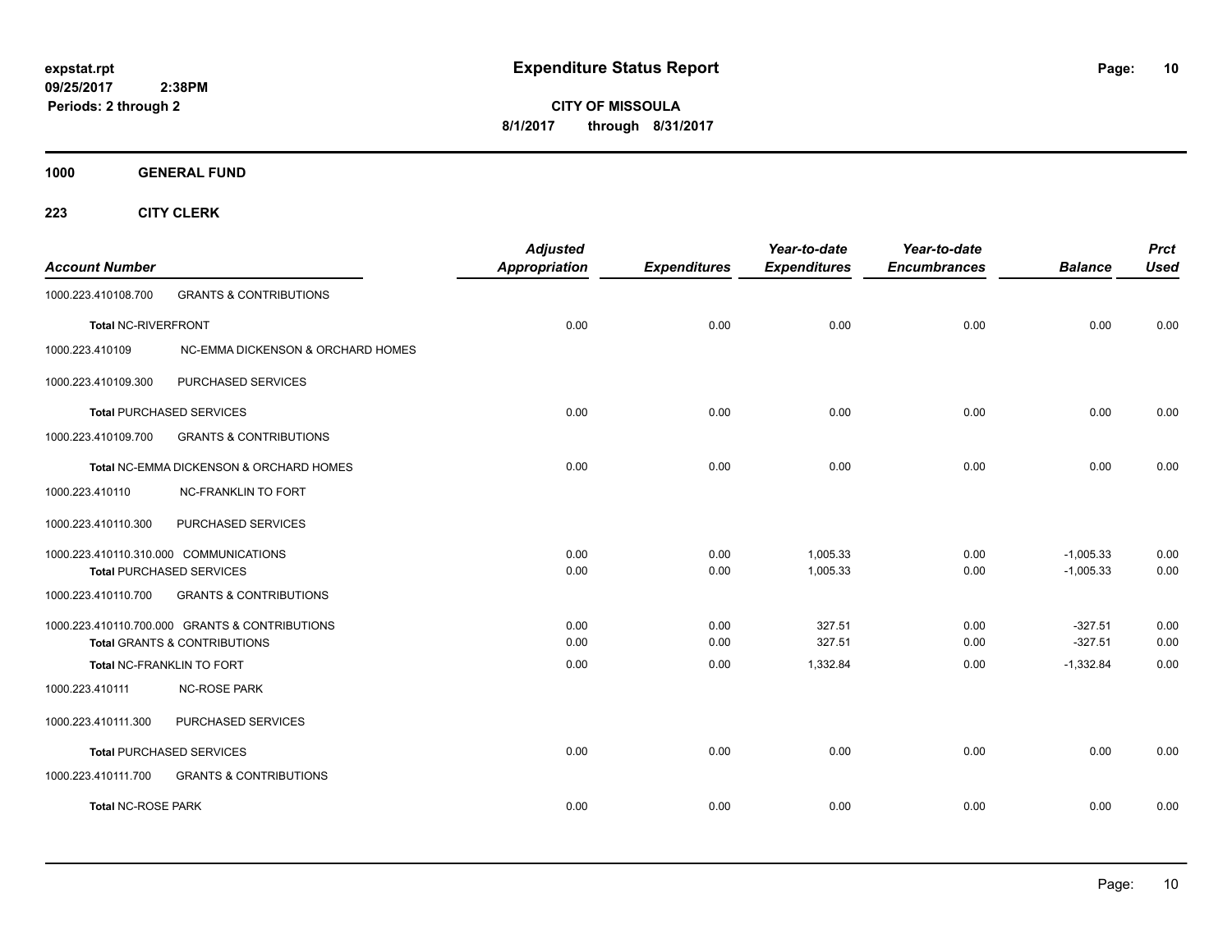# Expenditure Status Report

expstat.rpt
09/25/2017 2:38PM
Periods: 2 through 2

**CITY OF MISSOULA**
**8/1/2017 through 8/31/2017**

**1000 GENERAL FUND**

**223 CITY CLERK**

| Account Number | | Adjusted Appropriation | Expenditures | Year-to-date Expenditures | Year-to-date Encumbrances | Balance | Prct Used |
|---|---|---|---|---|---|---|---|
| 1000.223.410108.700 | GRANTS & CONTRIBUTIONS | | | | | | |
| Total NC-RIVERFRONT | | 0.00 | 0.00 | 0.00 | 0.00 | 0.00 | 0.00 |
| 1000.223.410109 | NC-EMMA DICKENSON & ORCHARD HOMES | | | | | | |
| 1000.223.410109.300 | PURCHASED SERVICES | | | | | | |
| Total PURCHASED SERVICES | | 0.00 | 0.00 | 0.00 | 0.00 | 0.00 | 0.00 |
| 1000.223.410109.700 | GRANTS & CONTRIBUTIONS | | | | | | |
| Total NC-EMMA DICKENSON & ORCHARD HOMES | | 0.00 | 0.00 | 0.00 | 0.00 | 0.00 | 0.00 |
| 1000.223.410110 | NC-FRANKLIN TO FORT | | | | | | |
| 1000.223.410110.300 | PURCHASED SERVICES | | | | | | |
| 1000.223.410110.310.000 | COMMUNICATIONS | 0.00 | 0.00 | 1,005.33 | 0.00 | -1,005.33 | 0.00 |
| Total PURCHASED SERVICES | | 0.00 | 0.00 | 1,005.33 | 0.00 | -1,005.33 | 0.00 |
| 1000.223.410110.700 | GRANTS & CONTRIBUTIONS | | | | | | |
| 1000.223.410110.700.000 | GRANTS & CONTRIBUTIONS | 0.00 | 0.00 | 327.51 | 0.00 | -327.51 | 0.00 |
| Total GRANTS & CONTRIBUTIONS | | 0.00 | 0.00 | 327.51 | 0.00 | -327.51 | 0.00 |
| Total NC-FRANKLIN TO FORT | | 0.00 | 0.00 | 1,332.84 | 0.00 | -1,332.84 | 0.00 |
| 1000.223.410111 | NC-ROSE PARK | | | | | | |
| 1000.223.410111.300 | PURCHASED SERVICES | | | | | | |
| Total PURCHASED SERVICES | | 0.00 | 0.00 | 0.00 | 0.00 | 0.00 | 0.00 |
| 1000.223.410111.700 | GRANTS & CONTRIBUTIONS | | | | | | |
| Total NC-ROSE PARK | | 0.00 | 0.00 | 0.00 | 0.00 | 0.00 | 0.00 |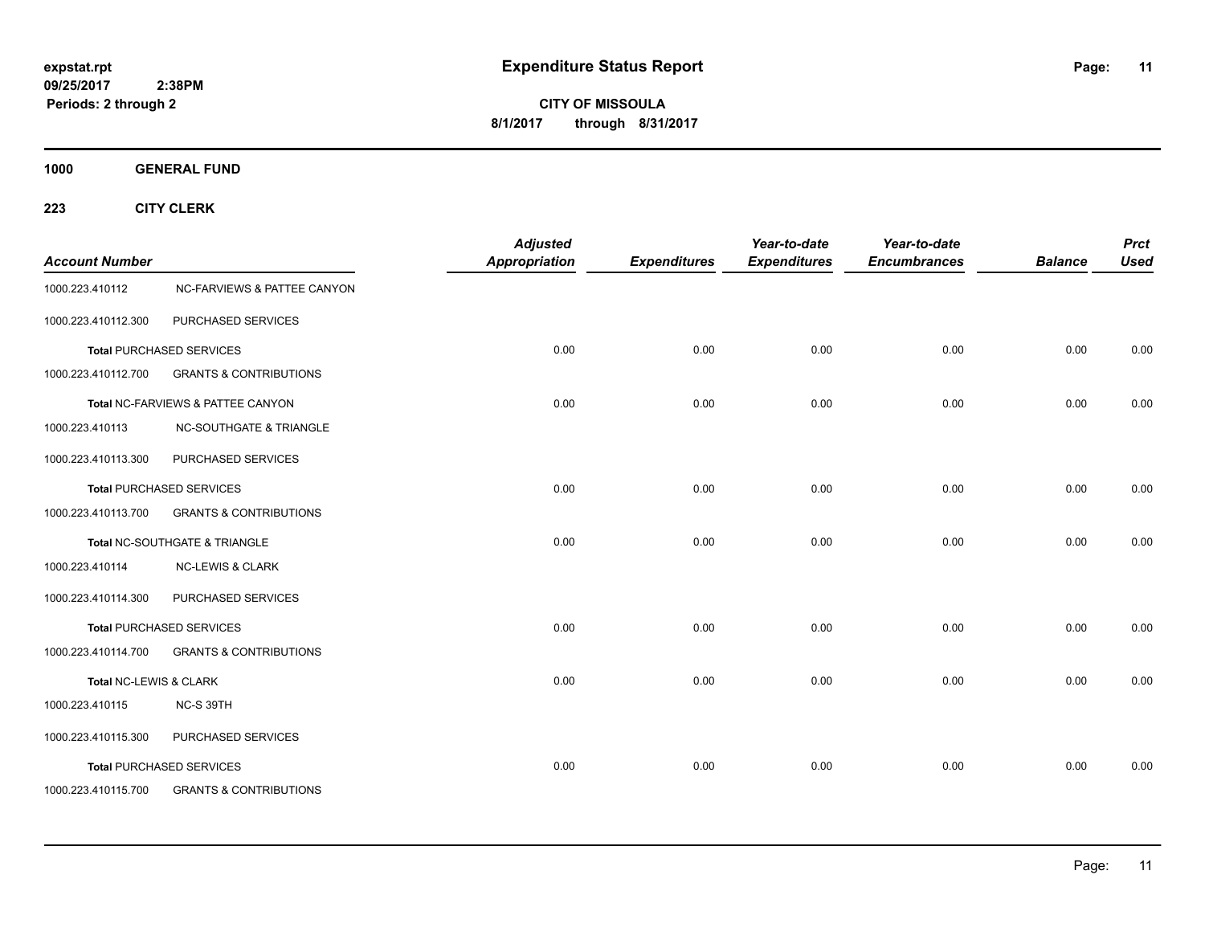**expstat.rpt**
**09/25/2017 2:38PM**
**Periods: 2 through 2**

# Expenditure Status Report

**CITY OF MISSOULA**
**8/1/2017 through 8/31/2017**

## 1000 GENERAL FUND

### 223 CITY CLERK

| Account Number | | Adjusted Appropriation | Expenditures | Year-to-date Expenditures | Year-to-date Encumbrances | Balance | Prct Used |
|---|---|---|---|---|---|---|---|
| 1000.223.410112 | NC-FARVIEWS & PATTEE CANYON | | | | | | |
| 1000.223.410112.300 | PURCHASED SERVICES | | | | | | |
| **Total** PURCHASED SERVICES | | 0.00 | 0.00 | 0.00 | 0.00 | 0.00 | 0.00 |
| 1000.223.410112.700 | GRANTS & CONTRIBUTIONS | | | | | | |
| **Total** NC-FARVIEWS & PATTEE CANYON | | 0.00 | 0.00 | 0.00 | 0.00 | 0.00 | 0.00 |
| 1000.223.410113 | NC-SOUTHGATE & TRIANGLE | | | | | | |
| 1000.223.410113.300 | PURCHASED SERVICES | | | | | | |
| **Total** PURCHASED SERVICES | | 0.00 | 0.00 | 0.00 | 0.00 | 0.00 | 0.00 |
| 1000.223.410113.700 | GRANTS & CONTRIBUTIONS | | | | | | |
| **Total** NC-SOUTHGATE & TRIANGLE | | 0.00 | 0.00 | 0.00 | 0.00 | 0.00 | 0.00 |
| 1000.223.410114 | NC-LEWIS & CLARK | | | | | | |
| 1000.223.410114.300 | PURCHASED SERVICES | | | | | | |
| **Total** PURCHASED SERVICES | | 0.00 | 0.00 | 0.00 | 0.00 | 0.00 | 0.00 |
| 1000.223.410114.700 | GRANTS & CONTRIBUTIONS | | | | | | |
| **Total** NC-LEWIS & CLARK | | 0.00 | 0.00 | 0.00 | 0.00 | 0.00 | 0.00 |
| 1000.223.410115 | NC-S 39TH | | | | | | |
| 1000.223.410115.300 | PURCHASED SERVICES | | | | | | |
| **Total** PURCHASED SERVICES | | 0.00 | 0.00 | 0.00 | 0.00 | 0.00 | 0.00 |
| 1000.223.410115.700 | GRANTS & CONTRIBUTIONS | | | | | | |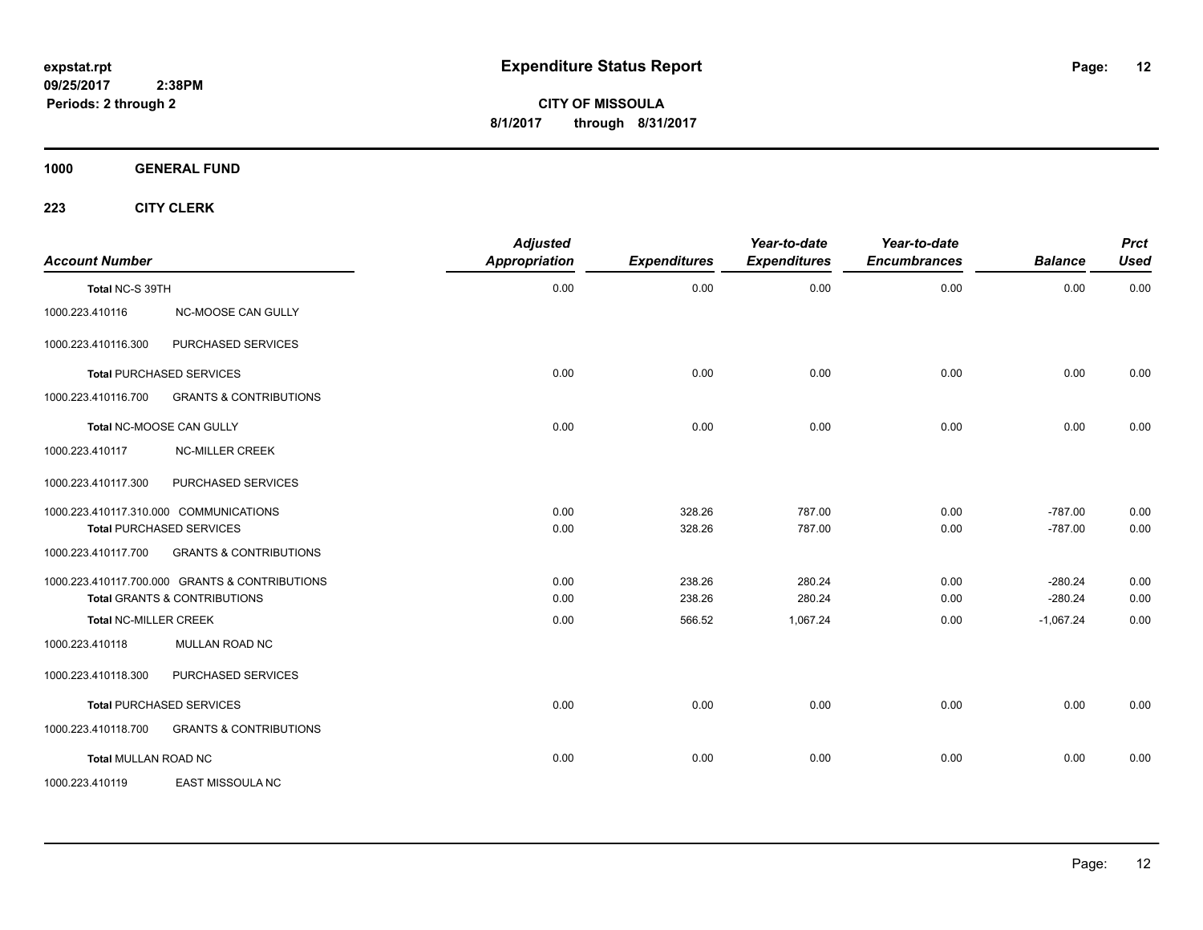# Expenditure Status Report

expstat.rpt
09/25/2017 2:38PM
Periods: 2 through 2

**CITY OF MISSOULA**
**8/1/2017 through 8/31/2017**

## 1000 GENERAL FUND

### 223 CITY CLERK

| Account Number | | Adjusted Appropriation | Expenditures | Year-to-date Expenditures | Year-to-date Encumbrances | Balance | Prct Used |
|---|---|---|---|---|---|---|---|
| Total NC-S 39TH | | 0.00 | 0.00 | 0.00 | 0.00 | 0.00 | 0.00 |
| 1000.223.410116 | NC-MOOSE CAN GULLY | | | | | | |
| 1000.223.410116.300 | PURCHASED SERVICES | | | | | | |
| Total PURCHASED SERVICES | | 0.00 | 0.00 | 0.00 | 0.00 | 0.00 | 0.00 |
| 1000.223.410116.700 | GRANTS & CONTRIBUTIONS | | | | | | |
| Total NC-MOOSE CAN GULLY | | 0.00 | 0.00 | 0.00 | 0.00 | 0.00 | 0.00 |
| 1000.223.410117 | NC-MILLER CREEK | | | | | | |
| 1000.223.410117.300 | PURCHASED SERVICES | | | | | | |
| 1000.223.410117.310.000 | COMMUNICATIONS | 0.00 | 328.26 | 787.00 | 0.00 | -787.00 | 0.00 |
| Total PURCHASED SERVICES | | 0.00 | 328.26 | 787.00 | 0.00 | -787.00 | 0.00 |
| 1000.223.410117.700 | GRANTS & CONTRIBUTIONS | | | | | | |
| 1000.223.410117.700.000 | GRANTS & CONTRIBUTIONS | 0.00 | 238.26 | 280.24 | 0.00 | -280.24 | 0.00 |
| Total GRANTS & CONTRIBUTIONS | | 0.00 | 238.26 | 280.24 | 0.00 | -280.24 | 0.00 |
| Total NC-MILLER CREEK | | 0.00 | 566.52 | 1,067.24 | 0.00 | -1,067.24 | 0.00 |
| 1000.223.410118 | MULLAN ROAD NC | | | | | | |
| 1000.223.410118.300 | PURCHASED SERVICES | | | | | | |
| Total PURCHASED SERVICES | | 0.00 | 0.00 | 0.00 | 0.00 | 0.00 | 0.00 |
| 1000.223.410118.700 | GRANTS & CONTRIBUTIONS | | | | | | |
| Total MULLAN ROAD NC | | 0.00 | 0.00 | 0.00 | 0.00 | 0.00 | 0.00 |
| 1000.223.410119 | EAST MISSOULA NC | | | | | | |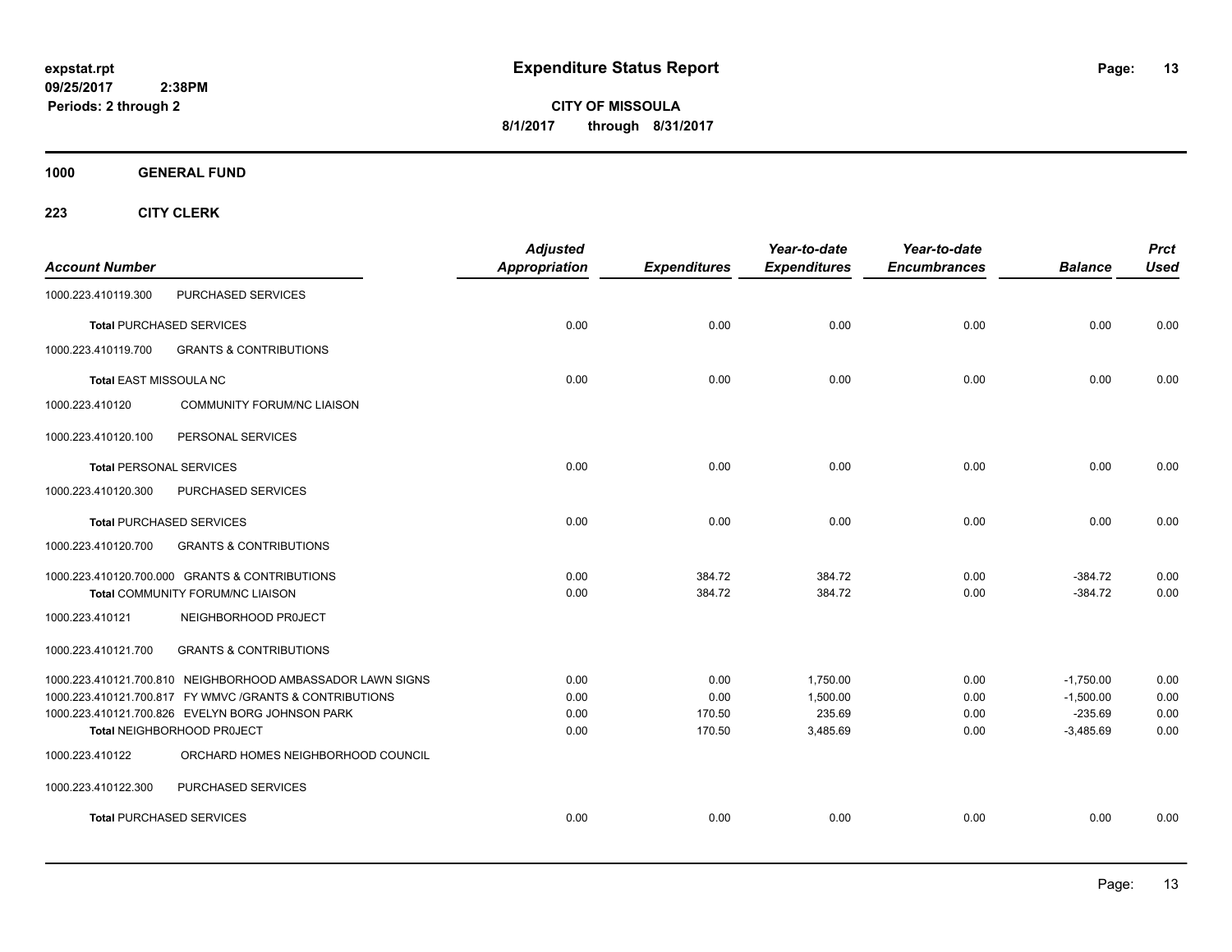**expstat.rpt**
**09/25/2017 2:38PM**
**Periods: 2 through 2**

# Expenditure Status Report

**CITY OF MISSOULA**
**8/1/2017 through 8/31/2017**

## 1000 GENERAL FUND

### 223 CITY CLERK

| Account Number | | Adjusted Appropriation | Expenditures | Year-to-date Expenditures | Year-to-date Encumbrances | Balance | Prct Used |
|---|---|---|---|---|---|---|---|
| 1000.223.410119.300 | PURCHASED SERVICES | | | | | | |
| **Total** PURCHASED SERVICES | | 0.00 | 0.00 | 0.00 | 0.00 | 0.00 | 0.00 |
| 1000.223.410119.700 | GRANTS & CONTRIBUTIONS | | | | | | |
| **Total** EAST MISSOULA NC | | 0.00 | 0.00 | 0.00 | 0.00 | 0.00 | 0.00 |
| 1000.223.410120 | COMMUNITY FORUM/NC LIAISON | | | | | | |
| 1000.223.410120.100 | PERSONAL SERVICES | | | | | | |
| **Total** PERSONAL SERVICES | | 0.00 | 0.00 | 0.00 | 0.00 | 0.00 | 0.00 |
| 1000.223.410120.300 | PURCHASED SERVICES | | | | | | |
| **Total** PURCHASED SERVICES | | 0.00 | 0.00 | 0.00 | 0.00 | 0.00 | 0.00 |
| 1000.223.410120.700 | GRANTS & CONTRIBUTIONS | | | | | | |
| 1000.223.410120.700.000 | GRANTS & CONTRIBUTIONS | 0.00 | 384.72 | 384.72 | 0.00 | -384.72 | 0.00 |
| **Total** COMMUNITY FORUM/NC LIAISON | | 0.00 | 384.72 | 384.72 | 0.00 | -384.72 | 0.00 |
| 1000.223.410121 | NEIGHBORHOOD PR0JECT | | | | | | |
| 1000.223.410121.700 | GRANTS & CONTRIBUTIONS | | | | | | |
| 1000.223.410121.700.810 | NEIGHBORHOOD AMBASSADOR LAWN SIGNS | 0.00 | 0.00 | 1,750.00 | 0.00 | -1,750.00 | 0.00 |
| 1000.223.410121.700.817 | FY WMVC /GRANTS & CONTRIBUTIONS | 0.00 | 0.00 | 1,500.00 | 0.00 | -1,500.00 | 0.00 |
| 1000.223.410121.700.826 | EVELYN BORG JOHNSON PARK | 0.00 | 170.50 | 235.69 | 0.00 | -235.69 | 0.00 |
| **Total** NEIGHBORHOOD PR0JECT | | 0.00 | 170.50 | 3,485.69 | 0.00 | -3,485.69 | 0.00 |
| 1000.223.410122 | ORCHARD HOMES NEIGHBORHOOD COUNCIL | | | | | | |
| 1000.223.410122.300 | PURCHASED SERVICES | | | | | | |
| **Total** PURCHASED SERVICES | | 0.00 | 0.00 | 0.00 | 0.00 | 0.00 | 0.00 |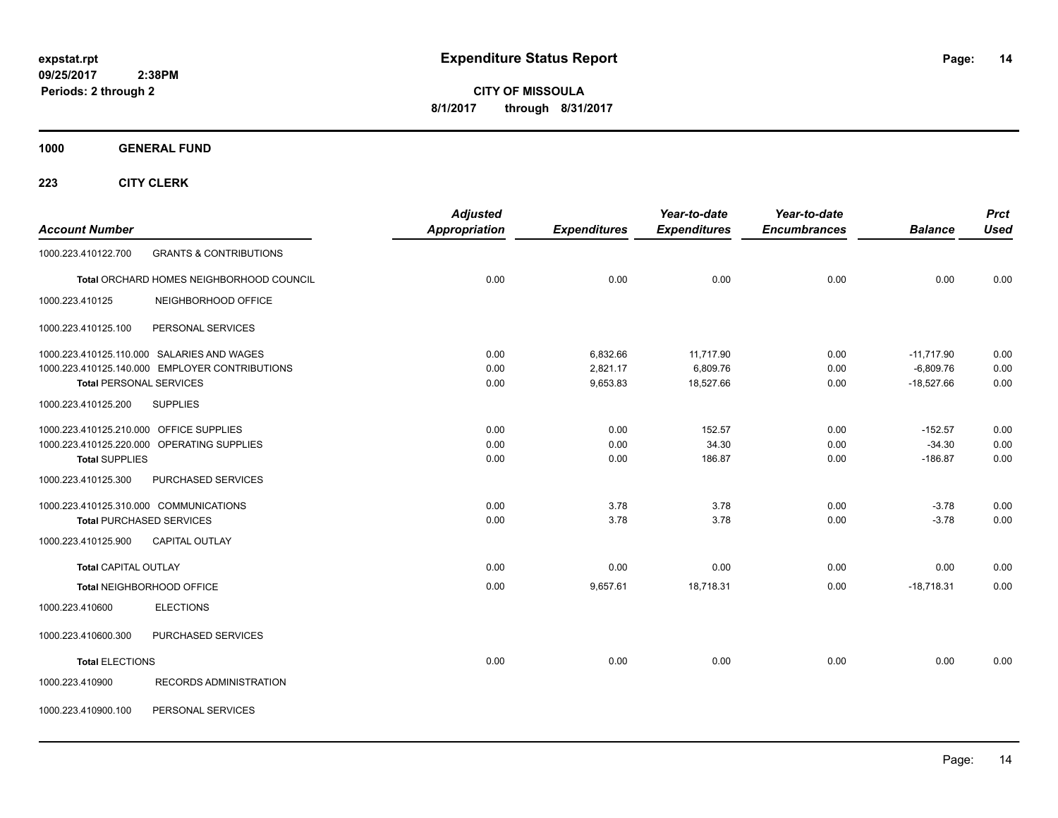**expstat.rpt**
**09/25/2017 2:38PM**
**Periods: 2 through 2**

# Expenditure Status Report

**CITY OF MISSOULA**
**8/1/2017 through 8/31/2017**

## 1000 GENERAL FUND

### 223 CITY CLERK

| Account Number | | Adjusted Appropriation | Expenditures | Year-to-date Expenditures | Year-to-date Encumbrances | Balance | Prct Used |
|---|---|---|---|---|---|---|---|
| 1000.223.410122.700 | GRANTS & CONTRIBUTIONS | | | | | | |
| **Total** ORCHARD HOMES NEIGHBORHOOD COUNCIL | | 0.00 | 0.00 | 0.00 | 0.00 | 0.00 | 0.00 |
| 1000.223.410125 | NEIGHBORHOOD OFFICE | | | | | | |
| 1000.223.410125.100 | PERSONAL SERVICES | | | | | | |
| 1000.223.410125.110.000 | SALARIES AND WAGES | 0.00 | 6,832.66 | 11,717.90 | 0.00 | -11,717.90 | 0.00 |
| 1000.223.410125.140.000 | EMPLOYER CONTRIBUTIONS | 0.00 | 2,821.17 | 6,809.76 | 0.00 | -6,809.76 | 0.00 |
| **Total** PERSONAL SERVICES | | 0.00 | 9,653.83 | 18,527.66 | 0.00 | -18,527.66 | 0.00 |
| 1000.223.410125.200 | SUPPLIES | | | | | | |
| 1000.223.410125.210.000 | OFFICE SUPPLIES | 0.00 | 0.00 | 152.57 | 0.00 | -152.57 | 0.00 |
| 1000.223.410125.220.000 | OPERATING SUPPLIES | 0.00 | 0.00 | 34.30 | 0.00 | -34.30 | 0.00 |
| **Total** SUPPLIES | | 0.00 | 0.00 | 186.87 | 0.00 | -186.87 | 0.00 |
| 1000.223.410125.300 | PURCHASED SERVICES | | | | | | |
| 1000.223.410125.310.000 | COMMUNICATIONS | 0.00 | 3.78 | 3.78 | 0.00 | -3.78 | 0.00 |
| **Total** PURCHASED SERVICES | | 0.00 | 3.78 | 3.78 | 0.00 | -3.78 | 0.00 |
| 1000.223.410125.900 | CAPITAL OUTLAY | | | | | | |
| **Total** CAPITAL OUTLAY | | 0.00 | 0.00 | 0.00 | 0.00 | 0.00 | 0.00 |
| **Total** NEIGHBORHOOD OFFICE | | 0.00 | 9,657.61 | 18,718.31 | 0.00 | -18,718.31 | 0.00 |
| 1000.223.410600 | ELECTIONS | | | | | | |
| 1000.223.410600.300 | PURCHASED SERVICES | | | | | | |
| **Total** ELECTIONS | | 0.00 | 0.00 | 0.00 | 0.00 | 0.00 | 0.00 |
| 1000.223.410900 | RECORDS ADMINISTRATION | | | | | | |
| 1000.223.410900.100 | PERSONAL SERVICES | | | | | | |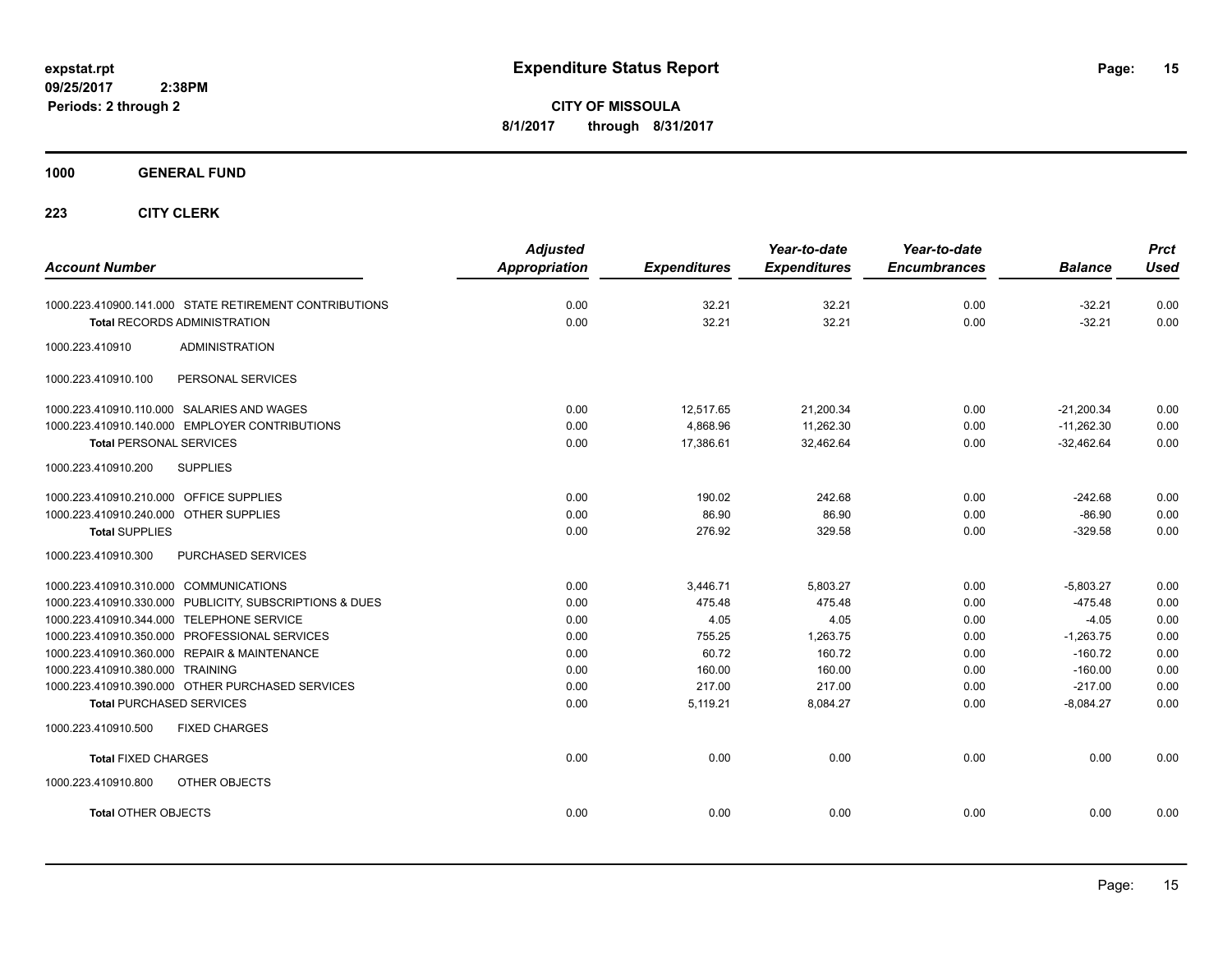**expstat.rpt**
**09/25/2017 2:38PM**
**Periods: 2 through 2**

# Expenditure Status Report

**CITY OF MISSOULA**
**8/1/2017 through 8/31/2017**

## 1000 GENERAL FUND

### 223 CITY CLERK

| Account Number | Adjusted Appropriation | Expenditures | Year-to-date Expenditures | Year-to-date Encumbrances | Balance | Prct Used |
|---|---|---|---|---|---|---|
| 1000.223.410900.141.000 STATE RETIREMENT CONTRIBUTIONS | 0.00 | 32.21 | 32.21 | 0.00 | -32.21 | 0.00 |
| **Total** RECORDS ADMINISTRATION | 0.00 | 32.21 | 32.21 | 0.00 | -32.21 | 0.00 |
| 1000.223.410910 ADMINISTRATION | | | | | | |
| 1000.223.410910.100 PERSONAL SERVICES | | | | | | |
| 1000.223.410910.110.000 SALARIES AND WAGES | 0.00 | 12,517.65 | 21,200.34 | 0.00 | -21,200.34 | 0.00 |
| 1000.223.410910.140.000 EMPLOYER CONTRIBUTIONS | 0.00 | 4,868.96 | 11,262.30 | 0.00 | -11,262.30 | 0.00 |
| **Total** PERSONAL SERVICES | 0.00 | 17,386.61 | 32,462.64 | 0.00 | -32,462.64 | 0.00 |
| 1000.223.410910.200 SUPPLIES | | | | | | |
| 1000.223.410910.210.000 OFFICE SUPPLIES | 0.00 | 190.02 | 242.68 | 0.00 | -242.68 | 0.00 |
| 1000.223.410910.240.000 OTHER SUPPLIES | 0.00 | 86.90 | 86.90 | 0.00 | -86.90 | 0.00 |
| **Total** SUPPLIES | 0.00 | 276.92 | 329.58 | 0.00 | -329.58 | 0.00 |
| 1000.223.410910.300 PURCHASED SERVICES | | | | | | |
| 1000.223.410910.310.000 COMMUNICATIONS | 0.00 | 3,446.71 | 5,803.27 | 0.00 | -5,803.27 | 0.00 |
| 1000.223.410910.330.000 PUBLICITY, SUBSCRIPTIONS & DUES | 0.00 | 475.48 | 475.48 | 0.00 | -475.48 | 0.00 |
| 1000.223.410910.344.000 TELEPHONE SERVICE | 0.00 | 4.05 | 4.05 | 0.00 | -4.05 | 0.00 |
| 1000.223.410910.350.000 PROFESSIONAL SERVICES | 0.00 | 755.25 | 1,263.75 | 0.00 | -1,263.75 | 0.00 |
| 1000.223.410910.360.000 REPAIR & MAINTENANCE | 0.00 | 60.72 | 160.72 | 0.00 | -160.72 | 0.00 |
| 1000.223.410910.380.000 TRAINING | 0.00 | 160.00 | 160.00 | 0.00 | -160.00 | 0.00 |
| 1000.223.410910.390.000 OTHER PURCHASED SERVICES | 0.00 | 217.00 | 217.00 | 0.00 | -217.00 | 0.00 |
| **Total** PURCHASED SERVICES | 0.00 | 5,119.21 | 8,084.27 | 0.00 | -8,084.27 | 0.00 |
| 1000.223.410910.500 FIXED CHARGES | | | | | | |
| **Total** FIXED CHARGES | 0.00 | 0.00 | 0.00 | 0.00 | 0.00 | 0.00 |
| 1000.223.410910.800 OTHER OBJECTS | | | | | | |
| **Total** OTHER OBJECTS | 0.00 | 0.00 | 0.00 | 0.00 | 0.00 | 0.00 |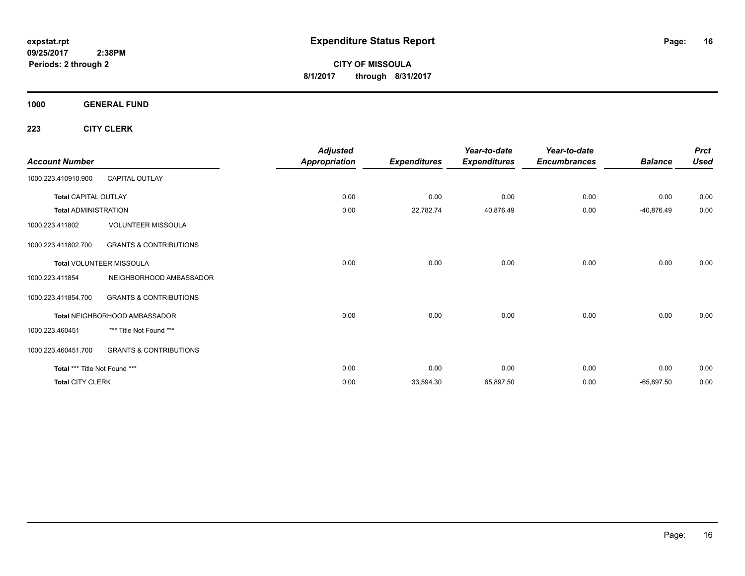**expstat.rpt**
**09/25/2017 2:38PM**
**Periods: 2 through 2**

# Expenditure Status Report

**CITY OF MISSOULA**
**8/1/2017 through 8/31/2017**

## 1000 GENERAL FUND

### 223 CITY CLERK

| Account Number | | Adjusted Appropriation | Expenditures | Year-to-date Expenditures | Year-to-date Encumbrances | Balance | Prct Used |
|---|---|---|---|---|---|---|---|
| 1000.223.410910.900 | CAPITAL OUTLAY | | | | | | |
| **Total** CAPITAL OUTLAY | | 0.00 | 0.00 | 0.00 | 0.00 | 0.00 | 0.00 |
| **Total** ADMINISTRATION | | 0.00 | 22,782.74 | 40,876.49 | 0.00 | -40,876.49 | 0.00 |
| 1000.223.411802 | VOLUNTEER MISSOULA | | | | | | |
| 1000.223.411802.700 | GRANTS & CONTRIBUTIONS | | | | | | |
| **Total** VOLUNTEER MISSOULA | | 0.00 | 0.00 | 0.00 | 0.00 | 0.00 | 0.00 |
| 1000.223.411854 | NEIGHBORHOOD AMBASSADOR | | | | | | |
| 1000.223.411854.700 | GRANTS & CONTRIBUTIONS | | | | | | |
| **Total** NEIGHBORHOOD AMBASSADOR | | 0.00 | 0.00 | 0.00 | 0.00 | 0.00 | 0.00 |
| 1000.223.460451 | *** Title Not Found *** | | | | | | |
| 1000.223.460451.700 | GRANTS & CONTRIBUTIONS | | | | | | |
| **Total** *** Title Not Found *** | | 0.00 | 0.00 | 0.00 | 0.00 | 0.00 | 0.00 |
| **Total** CITY CLERK | | 0.00 | 33,594.30 | 65,897.50 | 0.00 | -65,897.50 | 0.00 |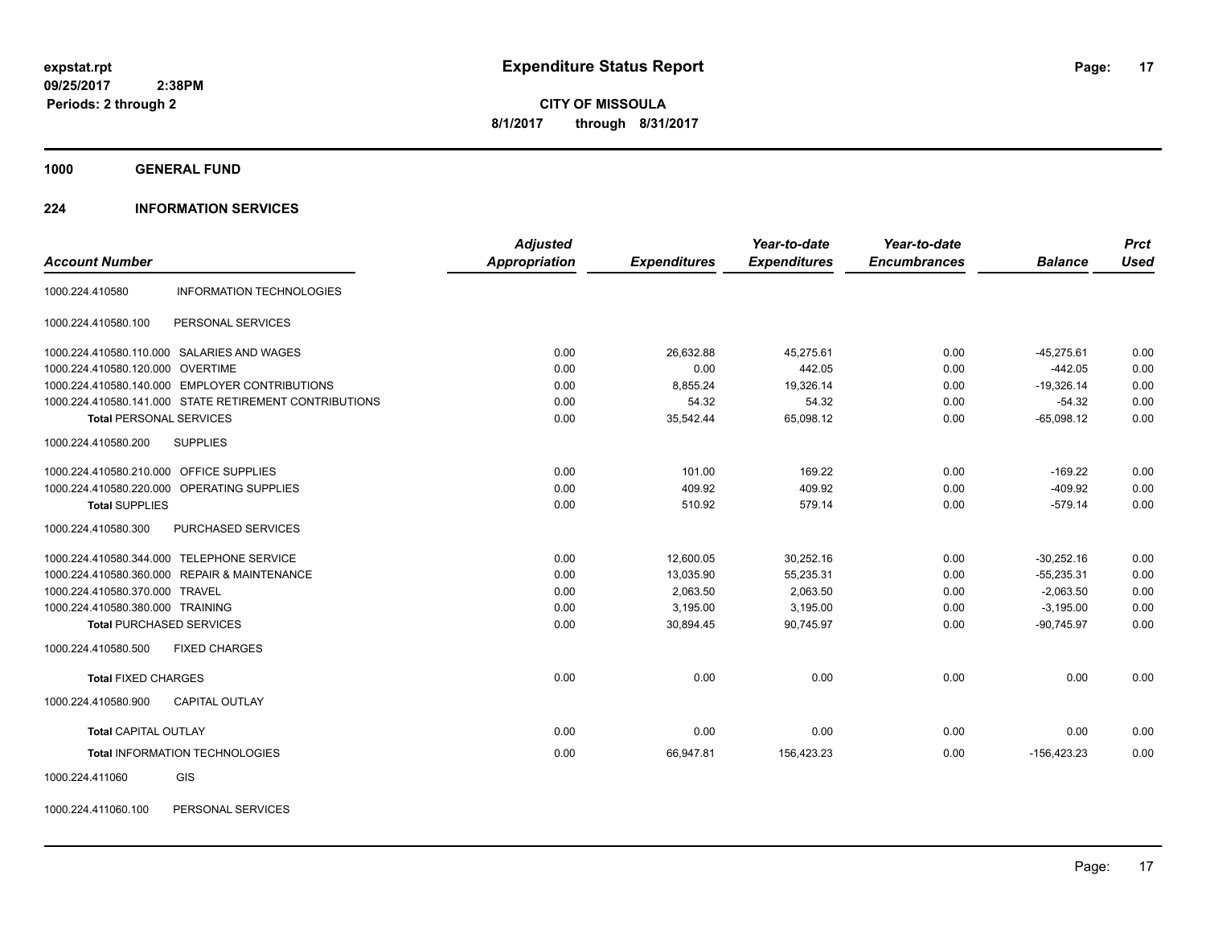**expstat.rpt**
**09/25/2017 2:38PM**
**Periods: 2 through 2**

# Expenditure Status Report

**CITY OF MISSOULA**
**8/1/2017 through 8/31/2017**

## 1000 GENERAL FUND

### 224 INFORMATION SERVICES

| Account Number | | Adjusted Appropriation | Expenditures | Year-to-date Expenditures | Year-to-date Encumbrances | Balance | Prct Used |
|---|---|---|---|---|---|---|---|
| 1000.224.410580 | INFORMATION TECHNOLOGIES | | | | | | |
| 1000.224.410580.100 | PERSONAL SERVICES | | | | | | |
| 1000.224.410580.110.000 | SALARIES AND WAGES | 0.00 | 26,632.88 | 45,275.61 | 0.00 | -45,275.61 | 0.00 |
| 1000.224.410580.120.000 | OVERTIME | 0.00 | 0.00 | 442.05 | 0.00 | -442.05 | 0.00 |
| 1000.224.410580.140.000 | EMPLOYER CONTRIBUTIONS | 0.00 | 8,855.24 | 19,326.14 | 0.00 | -19,326.14 | 0.00 |
| 1000.224.410580.141.000 | STATE RETIREMENT CONTRIBUTIONS | 0.00 | 54.32 | 54.32 | 0.00 | -54.32 | 0.00 |
| **Total** PERSONAL SERVICES | | 0.00 | 35,542.44 | 65,098.12 | 0.00 | -65,098.12 | 0.00 |
| 1000.224.410580.200 | SUPPLIES | | | | | | |
| 1000.224.410580.210.000 | OFFICE SUPPLIES | 0.00 | 101.00 | 169.22 | 0.00 | -169.22 | 0.00 |
| 1000.224.410580.220.000 | OPERATING SUPPLIES | 0.00 | 409.92 | 409.92 | 0.00 | -409.92 | 0.00 |
| **Total** SUPPLIES | | 0.00 | 510.92 | 579.14 | 0.00 | -579.14 | 0.00 |
| 1000.224.410580.300 | PURCHASED SERVICES | | | | | | |
| 1000.224.410580.344.000 | TELEPHONE SERVICE | 0.00 | 12,600.05 | 30,252.16 | 0.00 | -30,252.16 | 0.00 |
| 1000.224.410580.360.000 | REPAIR & MAINTENANCE | 0.00 | 13,035.90 | 55,235.31 | 0.00 | -55,235.31 | 0.00 |
| 1000.224.410580.370.000 | TRAVEL | 0.00 | 2,063.50 | 2,063.50 | 0.00 | -2,063.50 | 0.00 |
| 1000.224.410580.380.000 | TRAINING | 0.00 | 3,195.00 | 3,195.00 | 0.00 | -3,195.00 | 0.00 |
| **Total** PURCHASED SERVICES | | 0.00 | 30,894.45 | 90,745.97 | 0.00 | -90,745.97 | 0.00 |
| 1000.224.410580.500 | FIXED CHARGES | | | | | | |
| **Total** FIXED CHARGES | | 0.00 | 0.00 | 0.00 | 0.00 | 0.00 | 0.00 |
| 1000.224.410580.900 | CAPITAL OUTLAY | | | | | | |
| **Total** CAPITAL OUTLAY | | 0.00 | 0.00 | 0.00 | 0.00 | 0.00 | 0.00 |
| **Total** INFORMATION TECHNOLOGIES | | 0.00 | 66,947.81 | 156,423.23 | 0.00 | -156,423.23 | 0.00 |
| 1000.224.411060 | GIS | | | | | | |
| 1000.224.411060.100 | PERSONAL SERVICES | | | | | | |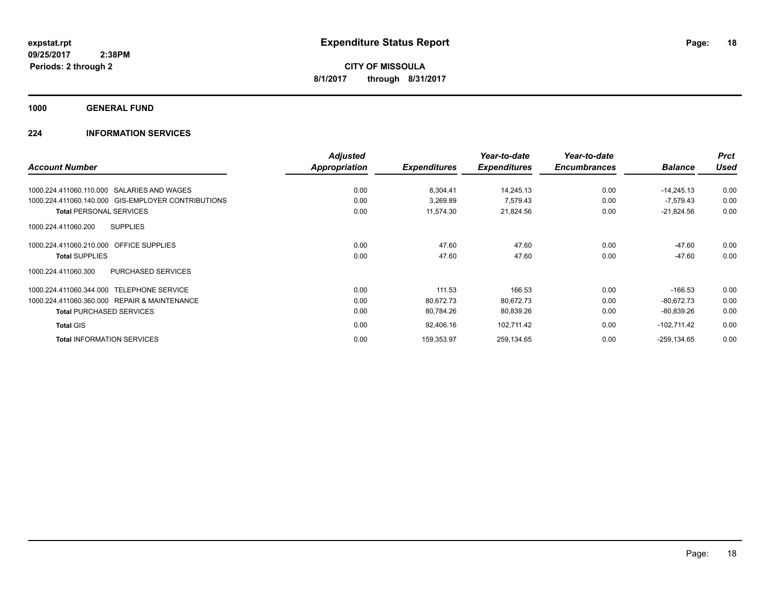**expstat.rpt**
**09/25/2017 2:38PM**
**Periods: 2 through 2**

# Expenditure Status Report

**CITY OF MISSOULA**
**8/1/2017 through 8/31/2017**

## 1000 GENERAL FUND

## 224 INFORMATION SERVICES

| Account Number | Adjusted Appropriation | Expenditures | Year-to-date Expenditures | Year-to-date Encumbrances | Balance | Prct Used |
|---|---|---|---|---|---|---|
| 1000.224.411060.110.000 SALARIES AND WAGES | 0.00 | 8,304.41 | 14,245.13 | 0.00 | -14,245.13 | 0.00 |
| 1000.224.411060.140.000 GIS-EMPLOYER CONTRIBUTIONS | 0.00 | 3,269.89 | 7,579.43 | 0.00 | -7,579.43 | 0.00 |
| **Total** PERSONAL SERVICES | 0.00 | 11,574.30 | 21,824.56 | 0.00 | -21,824.56 | 0.00 |
| 1000.224.411060.200 SUPPLIES | | | | | | |
| 1000.224.411060.210.000 OFFICE SUPPLIES | 0.00 | 47.60 | 47.60 | 0.00 | -47.60 | 0.00 |
| **Total** SUPPLIES | 0.00 | 47.60 | 47.60 | 0.00 | -47.60 | 0.00 |
| 1000.224.411060.300 PURCHASED SERVICES | | | | | | |
| 1000.224.411060.344.000 TELEPHONE SERVICE | 0.00 | 111.53 | 166.53 | 0.00 | -166.53 | 0.00 |
| 1000.224.411060.360.000 REPAIR & MAINTENANCE | 0.00 | 80,672.73 | 80,672.73 | 0.00 | -80,672.73 | 0.00 |
| **Total** PURCHASED SERVICES | 0.00 | 80,784.26 | 80,839.26 | 0.00 | -80,839.26 | 0.00 |
| **Total** GIS | 0.00 | 92,406.16 | 102,711.42 | 0.00 | -102,711.42 | 0.00 |
| **Total** INFORMATION SERVICES | 0.00 | 159,353.97 | 259,134.65 | 0.00 | -259,134.65 | 0.00 |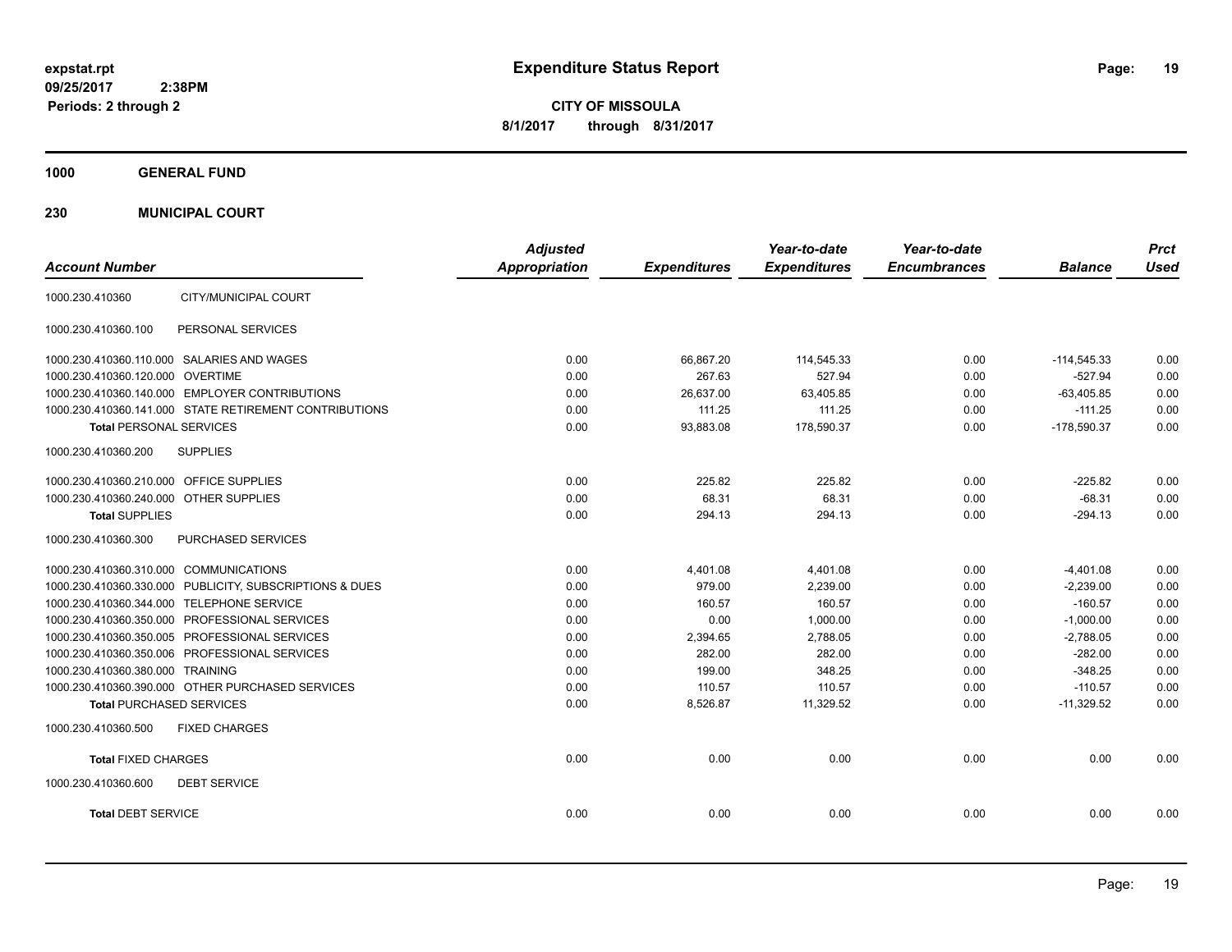# Expenditure Status Report

expstat.rpt
09/25/2017 2:38PM
Periods: 2 through 2

**CITY OF MISSOULA**
**8/1/2017 through 8/31/2017**

## 1000 GENERAL FUND

### 230 MUNICIPAL COURT

| Account Number | | Adjusted Appropriation | Expenditures | Year-to-date Expenditures | Year-to-date Encumbrances | Balance | Prct Used |
|---|---|---|---|---|---|---|---|
| 1000.230.410360 | CITY/MUNICIPAL COURT | | | | | | |
| 1000.230.410360.100 | PERSONAL SERVICES | | | | | | |
| 1000.230.410360.110.000 | SALARIES AND WAGES | 0.00 | 66,867.20 | 114,545.33 | 0.00 | -114,545.33 | 0.00 |
| 1000.230.410360.120.000 | OVERTIME | 0.00 | 267.63 | 527.94 | 0.00 | -527.94 | 0.00 |
| 1000.230.410360.140.000 | EMPLOYER CONTRIBUTIONS | 0.00 | 26,637.00 | 63,405.85 | 0.00 | -63,405.85 | 0.00 |
| 1000.230.410360.141.000 | STATE RETIREMENT CONTRIBUTIONS | 0.00 | 111.25 | 111.25 | 0.00 | -111.25 | 0.00 |
| **Total** PERSONAL SERVICES | | 0.00 | 93,883.08 | 178,590.37 | 0.00 | -178,590.37 | 0.00 |
| 1000.230.410360.200 | SUPPLIES | | | | | | |
| 1000.230.410360.210.000 | OFFICE SUPPLIES | 0.00 | 225.82 | 225.82 | 0.00 | -225.82 | 0.00 |
| 1000.230.410360.240.000 | OTHER SUPPLIES | 0.00 | 68.31 | 68.31 | 0.00 | -68.31 | 0.00 |
| **Total** SUPPLIES | | 0.00 | 294.13 | 294.13 | 0.00 | -294.13 | 0.00 |
| 1000.230.410360.300 | PURCHASED SERVICES | | | | | | |
| 1000.230.410360.310.000 | COMMUNICATIONS | 0.00 | 4,401.08 | 4,401.08 | 0.00 | -4,401.08 | 0.00 |
| 1000.230.410360.330.000 | PUBLICITY, SUBSCRIPTIONS & DUES | 0.00 | 979.00 | 2,239.00 | 0.00 | -2,239.00 | 0.00 |
| 1000.230.410360.344.000 | TELEPHONE SERVICE | 0.00 | 160.57 | 160.57 | 0.00 | -160.57 | 0.00 |
| 1000.230.410360.350.000 | PROFESSIONAL SERVICES | 0.00 | 0.00 | 1,000.00 | 0.00 | -1,000.00 | 0.00 |
| 1000.230.410360.350.005 | PROFESSIONAL SERVICES | 0.00 | 2,394.65 | 2,788.05 | 0.00 | -2,788.05 | 0.00 |
| 1000.230.410360.350.006 | PROFESSIONAL SERVICES | 0.00 | 282.00 | 282.00 | 0.00 | -282.00 | 0.00 |
| 1000.230.410360.380.000 | TRAINING | 0.00 | 199.00 | 348.25 | 0.00 | -348.25 | 0.00 |
| 1000.230.410360.390.000 | OTHER PURCHASED SERVICES | 0.00 | 110.57 | 110.57 | 0.00 | -110.57 | 0.00 |
| **Total** PURCHASED SERVICES | | 0.00 | 8,526.87 | 11,329.52 | 0.00 | -11,329.52 | 0.00 |
| 1000.230.410360.500 | FIXED CHARGES | | | | | | |
| **Total** FIXED CHARGES | | 0.00 | 0.00 | 0.00 | 0.00 | 0.00 | 0.00 |
| 1000.230.410360.600 | DEBT SERVICE | | | | | | |
| **Total** DEBT SERVICE | | 0.00 | 0.00 | 0.00 | 0.00 | 0.00 | 0.00 |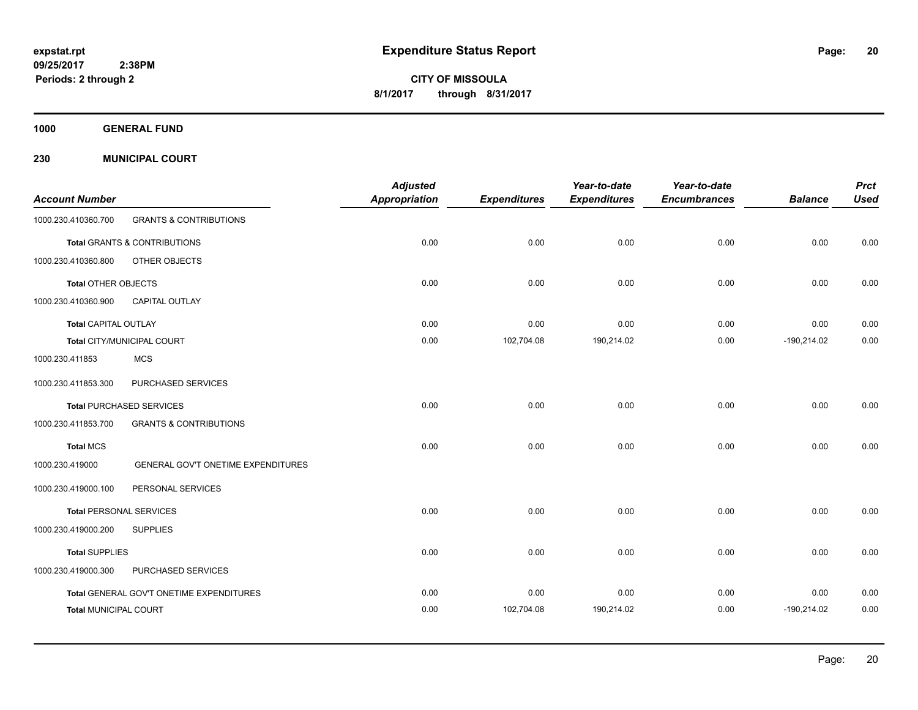# Expenditure Status Report

**CITY OF MISSOULA**

**8/1/2017 through 8/31/2017**

expstat.rpt
09/25/2017 2:38PM
Periods: 2 through 2

**1000 GENERAL FUND**

**230 MUNICIPAL COURT**

| Account Number | | Adjusted Appropriation | Expenditures | Year-to-date Expenditures | Year-to-date Encumbrances | Balance | Prct Used |
|---|---|---|---|---|---|---|---|
| 1000.230.410360.700 | GRANTS & CONTRIBUTIONS | | | | | | |
| **Total** GRANTS & CONTRIBUTIONS | | 0.00 | 0.00 | 0.00 | 0.00 | 0.00 | 0.00 |
| 1000.230.410360.800 | OTHER OBJECTS | | | | | | |
| **Total** OTHER OBJECTS | | 0.00 | 0.00 | 0.00 | 0.00 | 0.00 | 0.00 |
| 1000.230.410360.900 | CAPITAL OUTLAY | | | | | | |
| **Total** CAPITAL OUTLAY | | 0.00 | 0.00 | 0.00 | 0.00 | 0.00 | 0.00 |
| **Total** CITY/MUNICIPAL COURT | | 0.00 | 102,704.08 | 190,214.02 | 0.00 | -190,214.02 | 0.00 |
| 1000.230.411853 | MCS | | | | | | |
| 1000.230.411853.300 | PURCHASED SERVICES | | | | | | |
| **Total** PURCHASED SERVICES | | 0.00 | 0.00 | 0.00 | 0.00 | 0.00 | 0.00 |
| 1000.230.411853.700 | GRANTS & CONTRIBUTIONS | | | | | | |
| **Total** MCS | | 0.00 | 0.00 | 0.00 | 0.00 | 0.00 | 0.00 |
| 1000.230.419000 | GENERAL GOV'T ONETIME EXPENDITURES | | | | | | |
| 1000.230.419000.100 | PERSONAL SERVICES | | | | | | |
| **Total** PERSONAL SERVICES | | 0.00 | 0.00 | 0.00 | 0.00 | 0.00 | 0.00 |
| 1000.230.419000.200 | SUPPLIES | | | | | | |
| **Total** SUPPLIES | | 0.00 | 0.00 | 0.00 | 0.00 | 0.00 | 0.00 |
| 1000.230.419000.300 | PURCHASED SERVICES | | | | | | |
| **Total** GENERAL GOV'T ONETIME EXPENDITURES | | 0.00 | 0.00 | 0.00 | 0.00 | 0.00 | 0.00 |
| **Total** MUNICIPAL COURT | | 0.00 | 102,704.08 | 190,214.02 | 0.00 | -190,214.02 | 0.00 |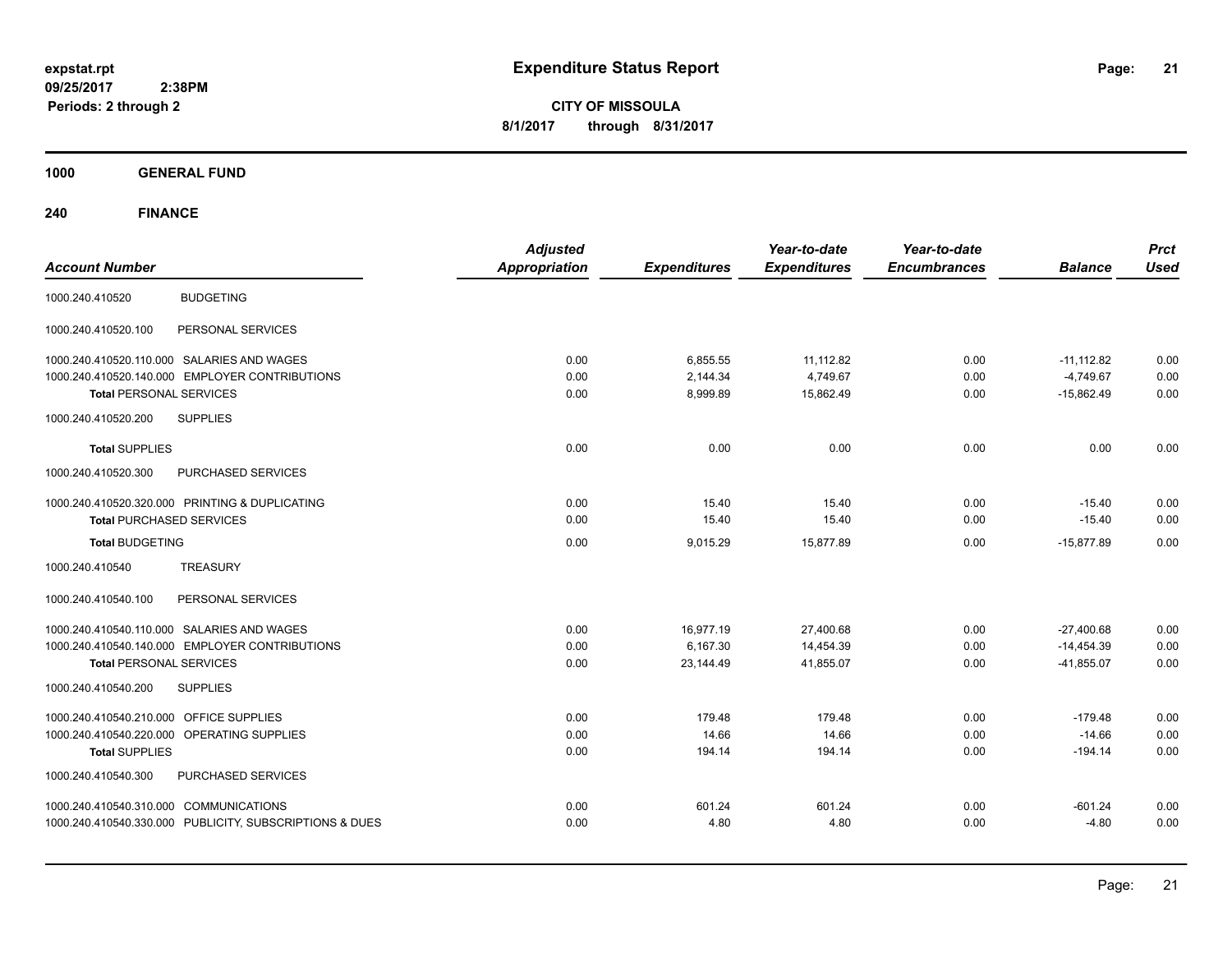# Expenditure Status Report

**CITY OF MISSOULA**

**8/1/2017 through 8/31/2017**

expstat.rpt
09/25/2017 2:38PM
Periods: 2 through 2

**1000 GENERAL FUND**

**240 FINANCE**

| Account Number | | Adjusted Appropriation | Expenditures | Year-to-date Expenditures | Year-to-date Encumbrances | Balance | Prct Used |
|---|---|---|---|---|---|---|---|
| 1000.240.410520 | BUDGETING | | | | | | |
| 1000.240.410520.100 | PERSONAL SERVICES | | | | | | |
| 1000.240.410520.110.000 | SALARIES AND WAGES | 0.00 | 6,855.55 | 11,112.82 | 0.00 | -11,112.82 | 0.00 |
| 1000.240.410520.140.000 | EMPLOYER CONTRIBUTIONS | 0.00 | 2,144.34 | 4,749.67 | 0.00 | -4,749.67 | 0.00 |
| **Total** PERSONAL SERVICES | | 0.00 | 8,999.89 | 15,862.49 | 0.00 | -15,862.49 | 0.00 |
| 1000.240.410520.200 | SUPPLIES | | | | | | |
| **Total** SUPPLIES | | 0.00 | 0.00 | 0.00 | 0.00 | 0.00 | 0.00 |
| 1000.240.410520.300 | PURCHASED SERVICES | | | | | | |
| 1000.240.410520.320.000 | PRINTING & DUPLICATING | 0.00 | 15.40 | 15.40 | 0.00 | -15.40 | 0.00 |
| **Total** PURCHASED SERVICES | | 0.00 | 15.40 | 15.40 | 0.00 | -15.40 | 0.00 |
| **Total** BUDGETING | | 0.00 | 9,015.29 | 15,877.89 | 0.00 | -15,877.89 | 0.00 |
| 1000.240.410540 | TREASURY | | | | | | |
| 1000.240.410540.100 | PERSONAL SERVICES | | | | | | |
| 1000.240.410540.110.000 | SALARIES AND WAGES | 0.00 | 16,977.19 | 27,400.68 | 0.00 | -27,400.68 | 0.00 |
| 1000.240.410540.140.000 | EMPLOYER CONTRIBUTIONS | 0.00 | 6,167.30 | 14,454.39 | 0.00 | -14,454.39 | 0.00 |
| **Total** PERSONAL SERVICES | | 0.00 | 23,144.49 | 41,855.07 | 0.00 | -41,855.07 | 0.00 |
| 1000.240.410540.200 | SUPPLIES | | | | | | |
| 1000.240.410540.210.000 | OFFICE SUPPLIES | 0.00 | 179.48 | 179.48 | 0.00 | -179.48 | 0.00 |
| 1000.240.410540.220.000 | OPERATING SUPPLIES | 0.00 | 14.66 | 14.66 | 0.00 | -14.66 | 0.00 |
| **Total** SUPPLIES | | 0.00 | 194.14 | 194.14 | 0.00 | -194.14 | 0.00 |
| 1000.240.410540.300 | PURCHASED SERVICES | | | | | | |
| 1000.240.410540.310.000 | COMMUNICATIONS | 0.00 | 601.24 | 601.24 | 0.00 | -601.24 | 0.00 |
| 1000.240.410540.330.000 | PUBLICITY, SUBSCRIPTIONS & DUES | 0.00 | 4.80 | 4.80 | 0.00 | -4.80 | 0.00 |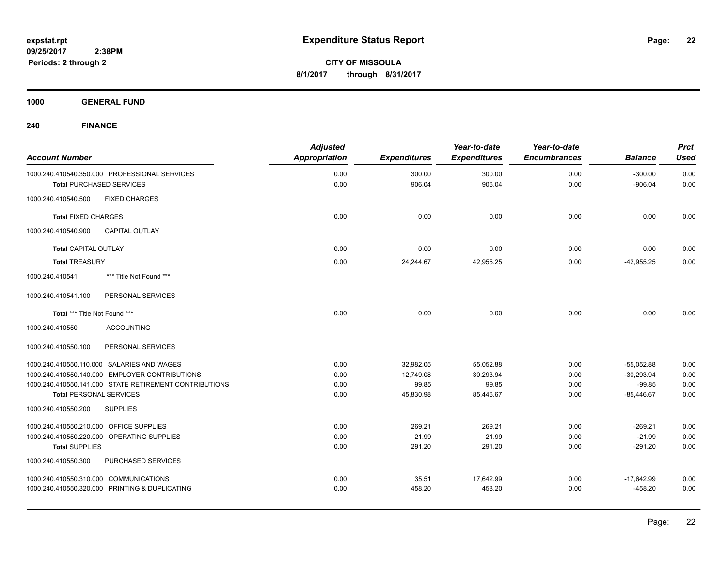# Expenditure Status Report

**CITY OF MISSOULA**

**8/1/2017 through 8/31/2017**

expstat.rpt
09/25/2017 2:38PM
Periods: 2 through 2

**1000 GENERAL FUND**

**240 FINANCE**

| Account Number | Adjusted Appropriation | Expenditures | Year-to-date Expenditures | Year-to-date Encumbrances | Balance | Prct Used |
|---|---|---|---|---|---|---|
| 1000.240.410540.350.000 PROFESSIONAL SERVICES | 0.00 | 300.00 | 300.00 | 0.00 | -300.00 | 0.00 |
| **Total** PURCHASED SERVICES | 0.00 | 906.04 | 906.04 | 0.00 | -906.04 | 0.00 |
| 1000.240.410540.500 FIXED CHARGES | | | | | | |
| **Total** FIXED CHARGES | 0.00 | 0.00 | 0.00 | 0.00 | 0.00 | 0.00 |
| 1000.240.410540.900 CAPITAL OUTLAY | | | | | | |
| **Total** CAPITAL OUTLAY | 0.00 | 0.00 | 0.00 | 0.00 | 0.00 | 0.00 |
| **Total** TREASURY | 0.00 | 24,244.67 | 42,955.25 | 0.00 | -42,955.25 | 0.00 |
| 1000.240.410541 *** Title Not Found *** | | | | | | |
| 1000.240.410541.100 PERSONAL SERVICES | | | | | | |
| **Total** *** Title Not Found *** | 0.00 | 0.00 | 0.00 | 0.00 | 0.00 | 0.00 |
| 1000.240.410550 ACCOUNTING | | | | | | |
| 1000.240.410550.100 PERSONAL SERVICES | | | | | | |
| 1000.240.410550.110.000 SALARIES AND WAGES | 0.00 | 32,982.05 | 55,052.88 | 0.00 | -55,052.88 | 0.00 |
| 1000.240.410550.140.000 EMPLOYER CONTRIBUTIONS | 0.00 | 12,749.08 | 30,293.94 | 0.00 | -30,293.94 | 0.00 |
| 1000.240.410550.141.000 STATE RETIREMENT CONTRIBUTIONS | 0.00 | 99.85 | 99.85 | 0.00 | -99.85 | 0.00 |
| **Total** PERSONAL SERVICES | 0.00 | 45,830.98 | 85,446.67 | 0.00 | -85,446.67 | 0.00 |
| 1000.240.410550.200 SUPPLIES | | | | | | |
| 1000.240.410550.210.000 OFFICE SUPPLIES | 0.00 | 269.21 | 269.21 | 0.00 | -269.21 | 0.00 |
| 1000.240.410550.220.000 OPERATING SUPPLIES | 0.00 | 21.99 | 21.99 | 0.00 | -21.99 | 0.00 |
| **Total** SUPPLIES | 0.00 | 291.20 | 291.20 | 0.00 | -291.20 | 0.00 |
| 1000.240.410550.300 PURCHASED SERVICES | | | | | | |
| 1000.240.410550.310.000 COMMUNICATIONS | 0.00 | 35.51 | 17,642.99 | 0.00 | -17,642.99 | 0.00 |
| 1000.240.410550.320.000 PRINTING & DUPLICATING | 0.00 | 458.20 | 458.20 | 0.00 | -458.20 | 0.00 |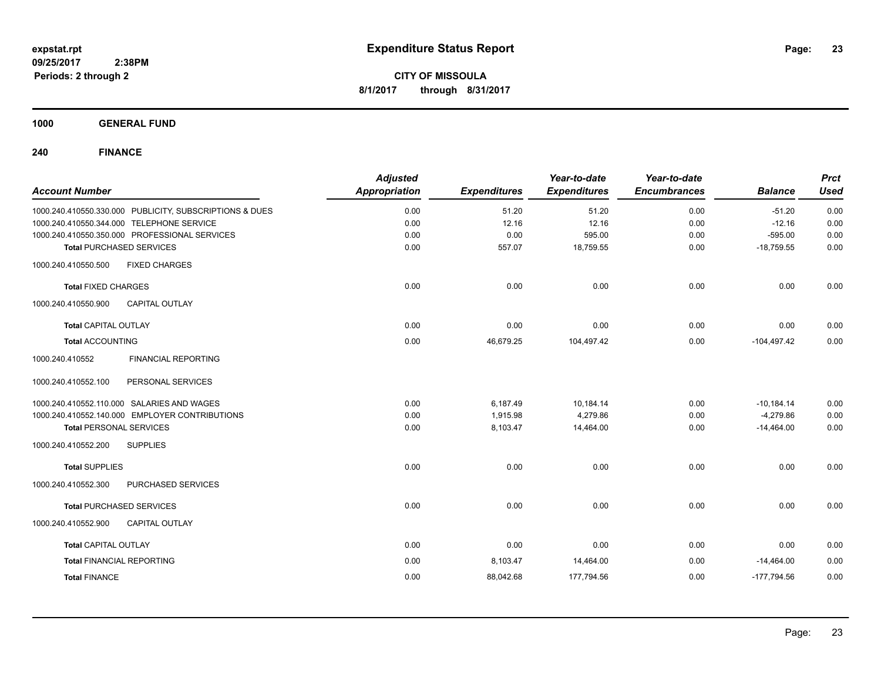# Expenditure Status Report

expstat.rpt
09/25/2017 2:38PM
Periods: 2 through 2

**CITY OF MISSOULA**
**8/1/2017 through 8/31/2017**

## 1000 GENERAL FUND

### 240 FINANCE

| Account Number | Adjusted Appropriation | Expenditures | Year-to-date Expenditures | Year-to-date Encumbrances | Balance | Prct Used |
|---|---|---|---|---|---|---|
| 1000.240.410550.330.000 PUBLICITY, SUBSCRIPTIONS & DUES | 0.00 | 51.20 | 51.20 | 0.00 | -51.20 | 0.00 |
| 1000.240.410550.344.000 TELEPHONE SERVICE | 0.00 | 12.16 | 12.16 | 0.00 | -12.16 | 0.00 |
| 1000.240.410550.350.000 PROFESSIONAL SERVICES | 0.00 | 0.00 | 595.00 | 0.00 | -595.00 | 0.00 |
| **Total** PURCHASED SERVICES | 0.00 | 557.07 | 18,759.55 | 0.00 | -18,759.55 | 0.00 |
| 1000.240.410550.500 FIXED CHARGES | | | | | | |
| **Total** FIXED CHARGES | 0.00 | 0.00 | 0.00 | 0.00 | 0.00 | 0.00 |
| 1000.240.410550.900 CAPITAL OUTLAY | | | | | | |
| **Total** CAPITAL OUTLAY | 0.00 | 0.00 | 0.00 | 0.00 | 0.00 | 0.00 |
| **Total** ACCOUNTING | 0.00 | 46,679.25 | 104,497.42 | 0.00 | -104,497.42 | 0.00 |
| 1000.240.410552 FINANCIAL REPORTING | | | | | | |
| 1000.240.410552.100 PERSONAL SERVICES | | | | | | |
| 1000.240.410552.110.000 SALARIES AND WAGES | 0.00 | 6,187.49 | 10,184.14 | 0.00 | -10,184.14 | 0.00 |
| 1000.240.410552.140.000 EMPLOYER CONTRIBUTIONS | 0.00 | 1,915.98 | 4,279.86 | 0.00 | -4,279.86 | 0.00 |
| **Total** PERSONAL SERVICES | 0.00 | 8,103.47 | 14,464.00 | 0.00 | -14,464.00 | 0.00 |
| 1000.240.410552.200 SUPPLIES | | | | | | |
| **Total** SUPPLIES | 0.00 | 0.00 | 0.00 | 0.00 | 0.00 | 0.00 |
| 1000.240.410552.300 PURCHASED SERVICES | | | | | | |
| **Total** PURCHASED SERVICES | 0.00 | 0.00 | 0.00 | 0.00 | 0.00 | 0.00 |
| 1000.240.410552.900 CAPITAL OUTLAY | | | | | | |
| **Total** CAPITAL OUTLAY | 0.00 | 0.00 | 0.00 | 0.00 | 0.00 | 0.00 |
| **Total** FINANCIAL REPORTING | 0.00 | 8,103.47 | 14,464.00 | 0.00 | -14,464.00 | 0.00 |
| **Total** FINANCE | 0.00 | 88,042.68 | 177,794.56 | 0.00 | -177,794.56 | 0.00 |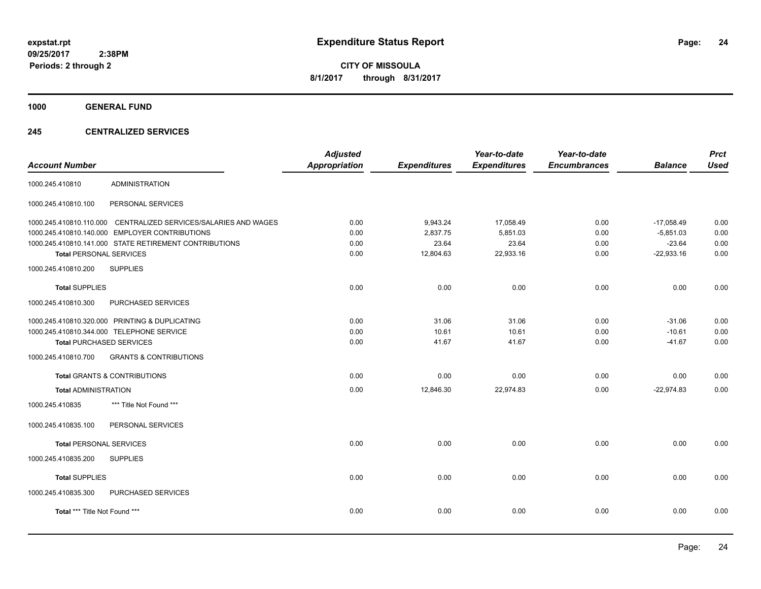# Expenditure Status Report

**CITY OF MISSOULA**

**8/1/2017 through 8/31/2017**

expstat.rpt
09/25/2017 2:38PM
Periods: 2 through 2

## 1000 GENERAL FUND

### 245 CENTRALIZED SERVICES

| Account Number | | Adjusted Appropriation | Expenditures | Year-to-date Expenditures | Year-to-date Encumbrances | Balance | Prct Used |
|---|---|---|---|---|---|---|---|
| 1000.245.410810 | ADMINISTRATION | | | | | | |
| 1000.245.410810.100 | PERSONAL SERVICES | | | | | | |
| 1000.245.410810.110.000 | CENTRALIZED SERVICES/SALARIES AND WAGES | 0.00 | 9,943.24 | 17,058.49 | 0.00 | -17,058.49 | 0.00 |
| 1000.245.410810.140.000 | EMPLOYER CONTRIBUTIONS | 0.00 | 2,837.75 | 5,851.03 | 0.00 | -5,851.03 | 0.00 |
| 1000.245.410810.141.000 | STATE RETIREMENT CONTRIBUTIONS | 0.00 | 23.64 | 23.64 | 0.00 | -23.64 | 0.00 |
| **Total** PERSONAL SERVICES | | 0.00 | 12,804.63 | 22,933.16 | 0.00 | -22,933.16 | 0.00 |
| 1000.245.410810.200 | SUPPLIES | | | | | | |
| **Total** SUPPLIES | | 0.00 | 0.00 | 0.00 | 0.00 | 0.00 | 0.00 |
| 1000.245.410810.300 | PURCHASED SERVICES | | | | | | |
| 1000.245.410810.320.000 | PRINTING & DUPLICATING | 0.00 | 31.06 | 31.06 | 0.00 | -31.06 | 0.00 |
| 1000.245.410810.344.000 | TELEPHONE SERVICE | 0.00 | 10.61 | 10.61 | 0.00 | -10.61 | 0.00 |
| **Total** PURCHASED SERVICES | | 0.00 | 41.67 | 41.67 | 0.00 | -41.67 | 0.00 |
| 1000.245.410810.700 | GRANTS & CONTRIBUTIONS | | | | | | |
| **Total** GRANTS & CONTRIBUTIONS | | 0.00 | 0.00 | 0.00 | 0.00 | 0.00 | 0.00 |
| **Total** ADMINISTRATION | | 0.00 | 12,846.30 | 22,974.83 | 0.00 | -22,974.83 | 0.00 |
| 1000.245.410835 | *** Title Not Found *** | | | | | | |
| 1000.245.410835.100 | PERSONAL SERVICES | | | | | | |
| **Total** PERSONAL SERVICES | | 0.00 | 0.00 | 0.00 | 0.00 | 0.00 | 0.00 |
| 1000.245.410835.200 | SUPPLIES | | | | | | |
| **Total** SUPPLIES | | 0.00 | 0.00 | 0.00 | 0.00 | 0.00 | 0.00 |
| 1000.245.410835.300 | PURCHASED SERVICES | | | | | | |
| **Total** *** Title Not Found *** | | 0.00 | 0.00 | 0.00 | 0.00 | 0.00 | 0.00 |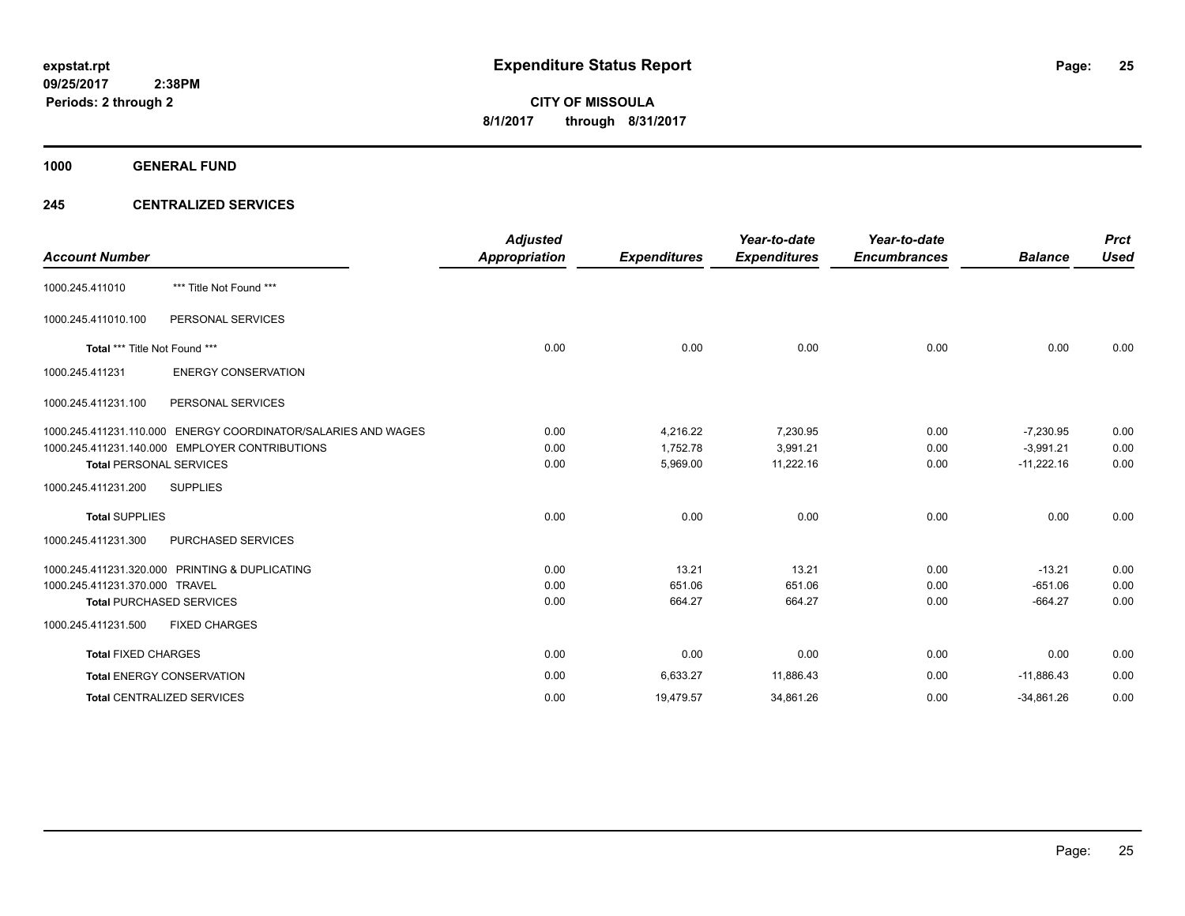# Expenditure Status Report

**CITY OF MISSOULA**

**8/1/2017 through 8/31/2017**

expstat.rpt
09/25/2017 2:38PM
Periods: 2 through 2

## 1000 GENERAL FUND

## 245 CENTRALIZED SERVICES

| Account Number | | Adjusted Appropriation | Expenditures | Year-to-date Expenditures | Year-to-date Encumbrances | Balance | Prct Used |
|---|---|---|---|---|---|---|---|
| 1000.245.411010 | *** Title Not Found *** | | | | | | |
| 1000.245.411010.100 | PERSONAL SERVICES | | | | | | |
| Total *** Title Not Found *** | | 0.00 | 0.00 | 0.00 | 0.00 | 0.00 | 0.00 |
| 1000.245.411231 | ENERGY CONSERVATION | | | | | | |
| 1000.245.411231.100 | PERSONAL SERVICES | | | | | | |
| 1000.245.411231.110.000 | ENERGY COORDINATOR/SALARIES AND WAGES | 0.00 | 4,216.22 | 7,230.95 | 0.00 | -7,230.95 | 0.00 |
| 1000.245.411231.140.000 | EMPLOYER CONTRIBUTIONS | 0.00 | 1,752.78 | 3,991.21 | 0.00 | -3,991.21 | 0.00 |
| Total PERSONAL SERVICES | | 0.00 | 5,969.00 | 11,222.16 | 0.00 | -11,222.16 | 0.00 |
| 1000.245.411231.200 | SUPPLIES | | | | | | |
| Total SUPPLIES | | 0.00 | 0.00 | 0.00 | 0.00 | 0.00 | 0.00 |
| 1000.245.411231.300 | PURCHASED SERVICES | | | | | | |
| 1000.245.411231.320.000 | PRINTING & DUPLICATING | 0.00 | 13.21 | 13.21 | 0.00 | -13.21 | 0.00 |
| 1000.245.411231.370.000 | TRAVEL | 0.00 | 651.06 | 651.06 | 0.00 | -651.06 | 0.00 |
| Total PURCHASED SERVICES | | 0.00 | 664.27 | 664.27 | 0.00 | -664.27 | 0.00 |
| 1000.245.411231.500 | FIXED CHARGES | | | | | | |
| Total FIXED CHARGES | | 0.00 | 0.00 | 0.00 | 0.00 | 0.00 | 0.00 |
| Total ENERGY CONSERVATION | | 0.00 | 6,633.27 | 11,886.43 | 0.00 | -11,886.43 | 0.00 |
| Total CENTRALIZED SERVICES | | 0.00 | 19,479.57 | 34,861.26 | 0.00 | -34,861.26 | 0.00 |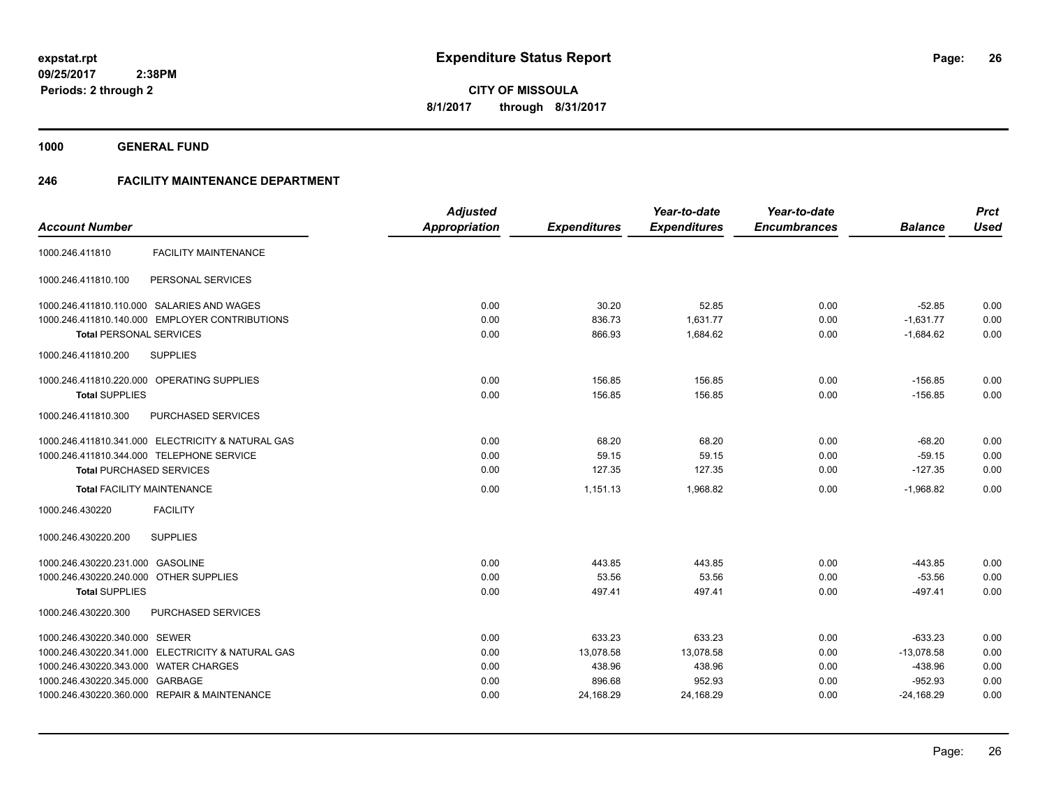**expstat.rpt**
**09/25/2017 2:38PM**
**Periods: 2 through 2**

# Expenditure Status Report

**CITY OF MISSOULA**
**8/1/2017 through 8/31/2017**

**1000 GENERAL FUND**

## 246 FACILITY MAINTENANCE DEPARTMENT

| Account Number | | Adjusted Appropriation | Expenditures | Year-to-date Expenditures | Year-to-date Encumbrances | Balance | Prct Used |
|---|---|---|---|---|---|---|---|
| 1000.246.411810 | FACILITY MAINTENANCE | | | | | | |
| 1000.246.411810.100 | PERSONAL SERVICES | | | | | | |
| 1000.246.411810.110.000 | SALARIES AND WAGES | 0.00 | 30.20 | 52.85 | 0.00 | -52.85 | 0.00 |
| 1000.246.411810.140.000 | EMPLOYER CONTRIBUTIONS | 0.00 | 836.73 | 1,631.77 | 0.00 | -1,631.77 | 0.00 |
| **Total** PERSONAL SERVICES | | 0.00 | 866.93 | 1,684.62 | 0.00 | -1,684.62 | 0.00 |
| 1000.246.411810.200 | SUPPLIES | | | | | | |
| 1000.246.411810.220.000 | OPERATING SUPPLIES | 0.00 | 156.85 | 156.85 | 0.00 | -156.85 | 0.00 |
| **Total** SUPPLIES | | 0.00 | 156.85 | 156.85 | 0.00 | -156.85 | 0.00 |
| 1000.246.411810.300 | PURCHASED SERVICES | | | | | | |
| 1000.246.411810.341.000 | ELECTRICITY & NATURAL GAS | 0.00 | 68.20 | 68.20 | 0.00 | -68.20 | 0.00 |
| 1000.246.411810.344.000 | TELEPHONE SERVICE | 0.00 | 59.15 | 59.15 | 0.00 | -59.15 | 0.00 |
| **Total** PURCHASED SERVICES | | 0.00 | 127.35 | 127.35 | 0.00 | -127.35 | 0.00 |
| **Total** FACILITY MAINTENANCE | | 0.00 | 1,151.13 | 1,968.82 | 0.00 | -1,968.82 | 0.00 |
| 1000.246.430220 | FACILITY | | | | | | |
| 1000.246.430220.200 | SUPPLIES | | | | | | |
| 1000.246.430220.231.000 | GASOLINE | 0.00 | 443.85 | 443.85 | 0.00 | -443.85 | 0.00 |
| 1000.246.430220.240.000 | OTHER SUPPLIES | 0.00 | 53.56 | 53.56 | 0.00 | -53.56 | 0.00 |
| **Total** SUPPLIES | | 0.00 | 497.41 | 497.41 | 0.00 | -497.41 | 0.00 |
| 1000.246.430220.300 | PURCHASED SERVICES | | | | | | |
| 1000.246.430220.340.000 | SEWER | 0.00 | 633.23 | 633.23 | 0.00 | -633.23 | 0.00 |
| 1000.246.430220.341.000 | ELECTRICITY & NATURAL GAS | 0.00 | 13,078.58 | 13,078.58 | 0.00 | -13,078.58 | 0.00 |
| 1000.246.430220.343.000 | WATER CHARGES | 0.00 | 438.96 | 438.96 | 0.00 | -438.96 | 0.00 |
| 1000.246.430220.345.000 | GARBAGE | 0.00 | 896.68 | 952.93 | 0.00 | -952.93 | 0.00 |
| 1000.246.430220.360.000 | REPAIR & MAINTENANCE | 0.00 | 24,168.29 | 24,168.29 | 0.00 | -24,168.29 | 0.00 |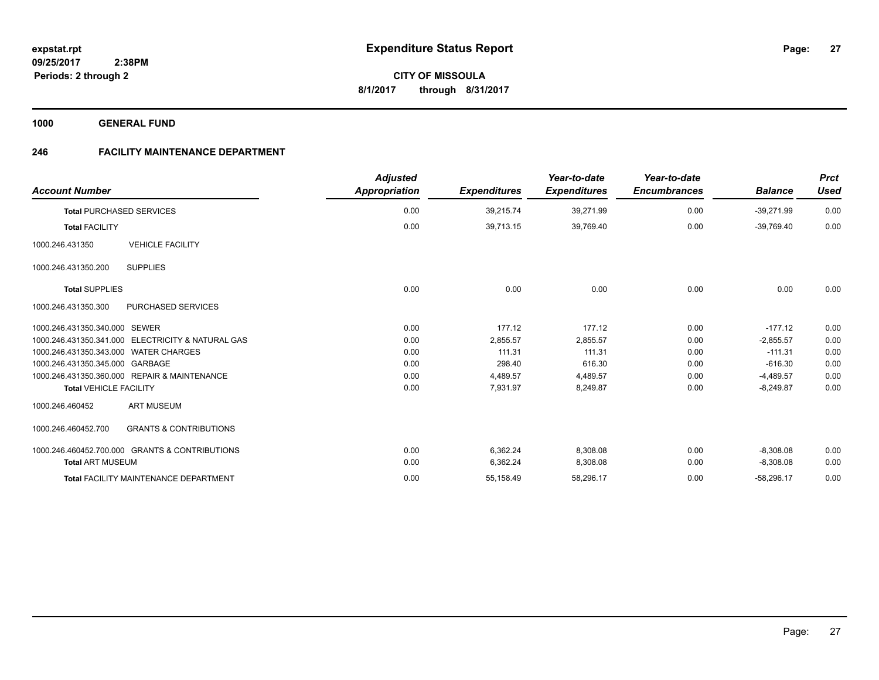**expstat.rpt**
**09/25/2017 2:38PM**
**Periods: 2 through 2**

# Expenditure Status Report

**CITY OF MISSOULA**
**8/1/2017 through 8/31/2017**

**1000 GENERAL FUND**

## 246 FACILITY MAINTENANCE DEPARTMENT

| Account Number | | Adjusted Appropriation | Expenditures | Year-to-date Expenditures | Year-to-date Encumbrances | Balance | Prct Used |
|---|---|---|---|---|---|---|---|
| **Total** PURCHASED SERVICES | | 0.00 | 39,215.74 | 39,271.99 | 0.00 | -39,271.99 | 0.00 |
| **Total** FACILITY | | 0.00 | 39,713.15 | 39,769.40 | 0.00 | -39,769.40 | 0.00 |
| 1000.246.431350 | VEHICLE FACILITY | | | | | | |
| 1000.246.431350.200 | SUPPLIES | | | | | | |
| **Total** SUPPLIES | | 0.00 | 0.00 | 0.00 | 0.00 | 0.00 | 0.00 |
| 1000.246.431350.300 | PURCHASED SERVICES | | | | | | |
| 1000.246.431350.340.000 | SEWER | 0.00 | 177.12 | 177.12 | 0.00 | -177.12 | 0.00 |
| 1000.246.431350.341.000 | ELECTRICITY & NATURAL GAS | 0.00 | 2,855.57 | 2,855.57 | 0.00 | -2,855.57 | 0.00 |
| 1000.246.431350.343.000 | WATER CHARGES | 0.00 | 111.31 | 111.31 | 0.00 | -111.31 | 0.00 |
| 1000.246.431350.345.000 | GARBAGE | 0.00 | 298.40 | 616.30 | 0.00 | -616.30 | 0.00 |
| 1000.246.431350.360.000 | REPAIR & MAINTENANCE | 0.00 | 4,489.57 | 4,489.57 | 0.00 | -4,489.57 | 0.00 |
| **Total** VEHICLE FACILITY | | 0.00 | 7,931.97 | 8,249.87 | 0.00 | -8,249.87 | 0.00 |
| 1000.246.460452 | ART MUSEUM | | | | | | |
| 1000.246.460452.700 | GRANTS & CONTRIBUTIONS | | | | | | |
| 1000.246.460452.700.000 | GRANTS & CONTRIBUTIONS | 0.00 | 6,362.24 | 8,308.08 | 0.00 | -8,308.08 | 0.00 |
| **Total** ART MUSEUM | | 0.00 | 6,362.24 | 8,308.08 | 0.00 | -8,308.08 | 0.00 |
| **Total** FACILITY MAINTENANCE DEPARTMENT | | 0.00 | 55,158.49 | 58,296.17 | 0.00 | -58,296.17 | 0.00 |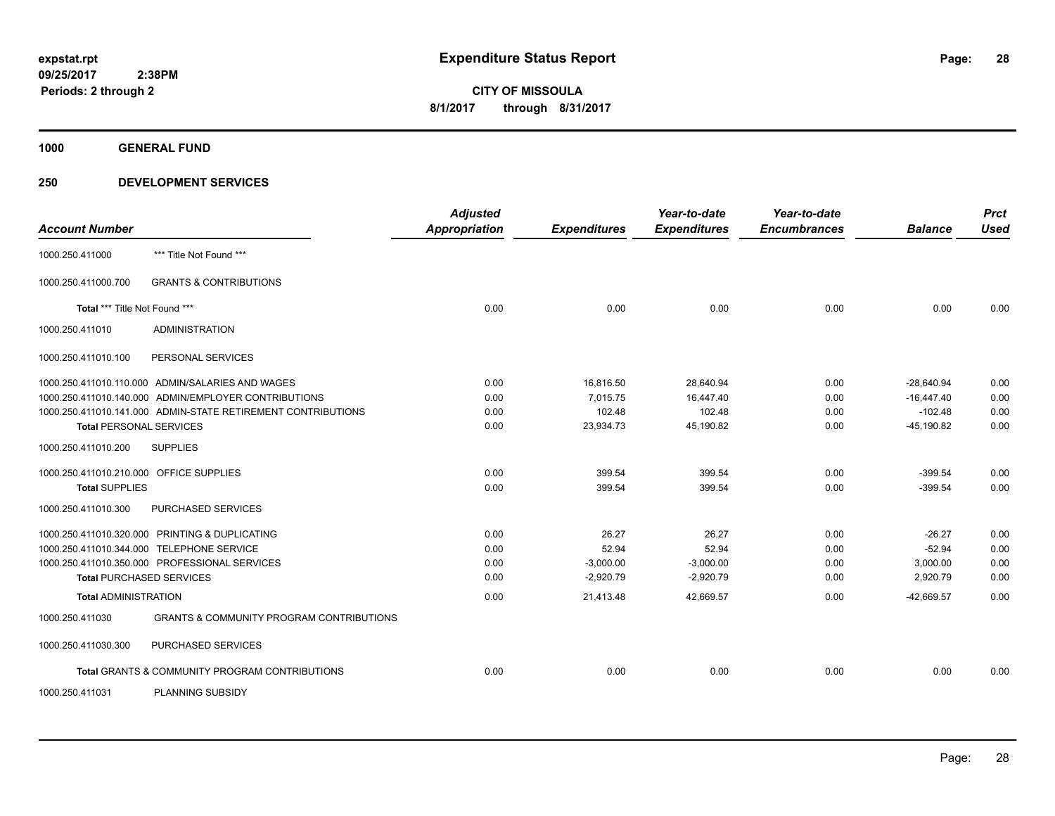**expstat.rpt**
**09/25/2017 2:38PM**
**Periods: 2 through 2**

# Expenditure Status Report

**CITY OF MISSOULA**
**8/1/2017 through 8/31/2017**

## 1000 GENERAL FUND

### 250 DEVELOPMENT SERVICES

| Account Number | | Adjusted Appropriation | Expenditures | Year-to-date Expenditures | Year-to-date Encumbrances | Balance | Prct Used |
|---|---|---|---|---|---|---|---|
| 1000.250.411000 | *** Title Not Found *** | | | | | | |
| 1000.250.411000.700 | GRANTS & CONTRIBUTIONS | | | | | | |
| **Total** *** Title Not Found *** | | 0.00 | 0.00 | 0.00 | 0.00 | 0.00 | 0.00 |
| 1000.250.411010 | ADMINISTRATION | | | | | | |
| 1000.250.411010.100 | PERSONAL SERVICES | | | | | | |
| 1000.250.411010.110.000 | ADMIN/SALARIES AND WAGES | 0.00 | 16,816.50 | 28,640.94 | 0.00 | -28,640.94 | 0.00 |
| 1000.250.411010.140.000 | ADMIN/EMPLOYER CONTRIBUTIONS | 0.00 | 7,015.75 | 16,447.40 | 0.00 | -16,447.40 | 0.00 |
| 1000.250.411010.141.000 | ADMIN-STATE RETIREMENT CONTRIBUTIONS | 0.00 | 102.48 | 102.48 | 0.00 | -102.48 | 0.00 |
| **Total** PERSONAL SERVICES | | 0.00 | 23,934.73 | 45,190.82 | 0.00 | -45,190.82 | 0.00 |
| 1000.250.411010.200 | SUPPLIES | | | | | | |
| 1000.250.411010.210.000 | OFFICE SUPPLIES | 0.00 | 399.54 | 399.54 | 0.00 | -399.54 | 0.00 |
| **Total** SUPPLIES | | 0.00 | 399.54 | 399.54 | 0.00 | -399.54 | 0.00 |
| 1000.250.411010.300 | PURCHASED SERVICES | | | | | | |
| 1000.250.411010.320.000 | PRINTING & DUPLICATING | 0.00 | 26.27 | 26.27 | 0.00 | -26.27 | 0.00 |
| 1000.250.411010.344.000 | TELEPHONE SERVICE | 0.00 | 52.94 | 52.94 | 0.00 | -52.94 | 0.00 |
| 1000.250.411010.350.000 | PROFESSIONAL SERVICES | 0.00 | -3,000.00 | -3,000.00 | 0.00 | 3,000.00 | 0.00 |
| **Total** PURCHASED SERVICES | | 0.00 | -2,920.79 | -2,920.79 | 0.00 | 2,920.79 | 0.00 |
| **Total** ADMINISTRATION | | 0.00 | 21,413.48 | 42,669.57 | 0.00 | -42,669.57 | 0.00 |
| 1000.250.411030 | GRANTS & COMMUNITY PROGRAM CONTRIBUTIONS | | | | | | |
| 1000.250.411030.300 | PURCHASED SERVICES | | | | | | |
| **Total** GRANTS & COMMUNITY PROGRAM CONTRIBUTIONS | | 0.00 | 0.00 | 0.00 | 0.00 | 0.00 | 0.00 |
| 1000.250.411031 | PLANNING SUBSIDY | | | | | | |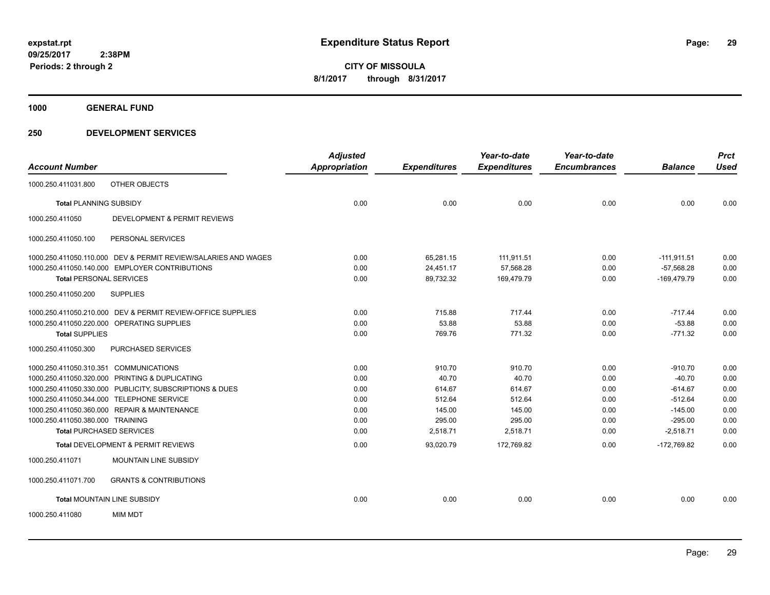# Expenditure Status Report

expstat.rpt
09/25/2017 2:38PM
Periods: 2 through 2

**CITY OF MISSOULA**
**8/1/2017 through 8/31/2017**

**1000 GENERAL FUND**

**250 DEVELOPMENT SERVICES**

| Account Number | | Adjusted Appropriation | Expenditures | Year-to-date Expenditures | Year-to-date Encumbrances | Balance | Prct Used |
|---|---|---|---|---|---|---|---|
| 1000.250.411031.800 | OTHER OBJECTS | | | | | | |
| **Total** PLANNING SUBSIDY | | 0.00 | 0.00 | 0.00 | 0.00 | 0.00 | 0.00 |
| 1000.250.411050 | DEVELOPMENT & PERMIT REVIEWS | | | | | | |
| 1000.250.411050.100 | PERSONAL SERVICES | | | | | | |
| 1000.250.411050.110.000 | DEV & PERMIT REVIEW/SALARIES AND WAGES | 0.00 | 65,281.15 | 111,911.51 | 0.00 | -111,911.51 | 0.00 |
| 1000.250.411050.140.000 | EMPLOYER CONTRIBUTIONS | 0.00 | 24,451.17 | 57,568.28 | 0.00 | -57,568.28 | 0.00 |
| **Total** PERSONAL SERVICES | | 0.00 | 89,732.32 | 169,479.79 | 0.00 | -169,479.79 | 0.00 |
| 1000.250.411050.200 | SUPPLIES | | | | | | |
| 1000.250.411050.210.000 | DEV & PERMIT REVIEW-OFFICE SUPPLIES | 0.00 | 715.88 | 717.44 | 0.00 | -717.44 | 0.00 |
| 1000.250.411050.220.000 | OPERATING SUPPLIES | 0.00 | 53.88 | 53.88 | 0.00 | -53.88 | 0.00 |
| **Total** SUPPLIES | | 0.00 | 769.76 | 771.32 | 0.00 | -771.32 | 0.00 |
| 1000.250.411050.300 | PURCHASED SERVICES | | | | | | |
| 1000.250.411050.310.351 | COMMUNICATIONS | 0.00 | 910.70 | 910.70 | 0.00 | -910.70 | 0.00 |
| 1000.250.411050.320.000 | PRINTING & DUPLICATING | 0.00 | 40.70 | 40.70 | 0.00 | -40.70 | 0.00 |
| 1000.250.411050.330.000 | PUBLICITY, SUBSCRIPTIONS & DUES | 0.00 | 614.67 | 614.67 | 0.00 | -614.67 | 0.00 |
| 1000.250.411050.344.000 | TELEPHONE SERVICE | 0.00 | 512.64 | 512.64 | 0.00 | -512.64 | 0.00 |
| 1000.250.411050.360.000 | REPAIR & MAINTENANCE | 0.00 | 145.00 | 145.00 | 0.00 | -145.00 | 0.00 |
| 1000.250.411050.380.000 | TRAINING | 0.00 | 295.00 | 295.00 | 0.00 | -295.00 | 0.00 |
| **Total** PURCHASED SERVICES | | 0.00 | 2,518.71 | 2,518.71 | 0.00 | -2,518.71 | 0.00 |
| **Total** DEVELOPMENT & PERMIT REVIEWS | | 0.00 | 93,020.79 | 172,769.82 | 0.00 | -172,769.82 | 0.00 |
| 1000.250.411071 | MOUNTAIN LINE SUBSIDY | | | | | | |
| 1000.250.411071.700 | GRANTS & CONTRIBUTIONS | | | | | | |
| **Total** MOUNTAIN LINE SUBSIDY | | 0.00 | 0.00 | 0.00 | 0.00 | 0.00 | 0.00 |
| 1000.250.411080 | MIM MDT | | | | | | |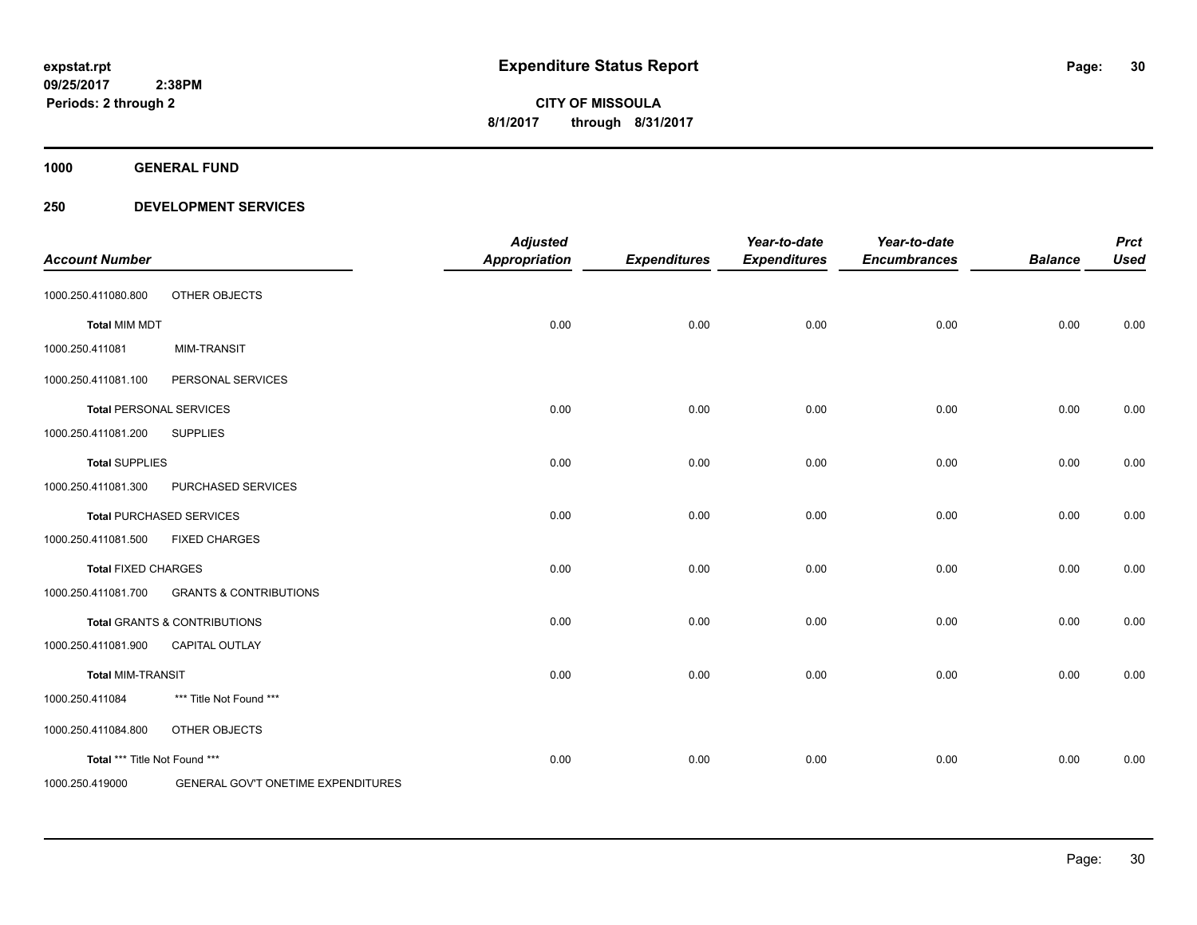**Expenditure Status Report**

**CITY OF MISSOULA**
**8/1/2017 through 8/31/2017**

expstat.rpt
09/25/2017 2:38PM
Periods: 2 through 2

**1000 GENERAL FUND**

**250 DEVELOPMENT SERVICES**

| Account Number | | Adjusted Appropriation | Expenditures | Year-to-date Expenditures | Year-to-date Encumbrances | Balance | Prct Used |
|---|---|---|---|---|---|---|---|
| 1000.250.411080.800 | OTHER OBJECTS | | | | | | |
| **Total** MIM MDT | | 0.00 | 0.00 | 0.00 | 0.00 | 0.00 | 0.00 |
| 1000.250.411081 | MIM-TRANSIT | | | | | | |
| 1000.250.411081.100 | PERSONAL SERVICES | | | | | | |
| **Total** PERSONAL SERVICES | | 0.00 | 0.00 | 0.00 | 0.00 | 0.00 | 0.00 |
| 1000.250.411081.200 | SUPPLIES | | | | | | |
| **Total** SUPPLIES | | 0.00 | 0.00 | 0.00 | 0.00 | 0.00 | 0.00 |
| 1000.250.411081.300 | PURCHASED SERVICES | | | | | | |
| **Total** PURCHASED SERVICES | | 0.00 | 0.00 | 0.00 | 0.00 | 0.00 | 0.00 |
| 1000.250.411081.500 | FIXED CHARGES | | | | | | |
| **Total** FIXED CHARGES | | 0.00 | 0.00 | 0.00 | 0.00 | 0.00 | 0.00 |
| 1000.250.411081.700 | GRANTS & CONTRIBUTIONS | | | | | | |
| **Total** GRANTS & CONTRIBUTIONS | | 0.00 | 0.00 | 0.00 | 0.00 | 0.00 | 0.00 |
| 1000.250.411081.900 | CAPITAL OUTLAY | | | | | | |
| **Total** MIM-TRANSIT | | 0.00 | 0.00 | 0.00 | 0.00 | 0.00 | 0.00 |
| 1000.250.411084 | *** Title Not Found *** | | | | | | |
| 1000.250.411084.800 | OTHER OBJECTS | | | | | | |
| **Total** *** Title Not Found *** | | 0.00 | 0.00 | 0.00 | 0.00 | 0.00 | 0.00 |
| 1000.250.419000 | GENERAL GOV'T ONETIME EXPENDITURES | | | | | | |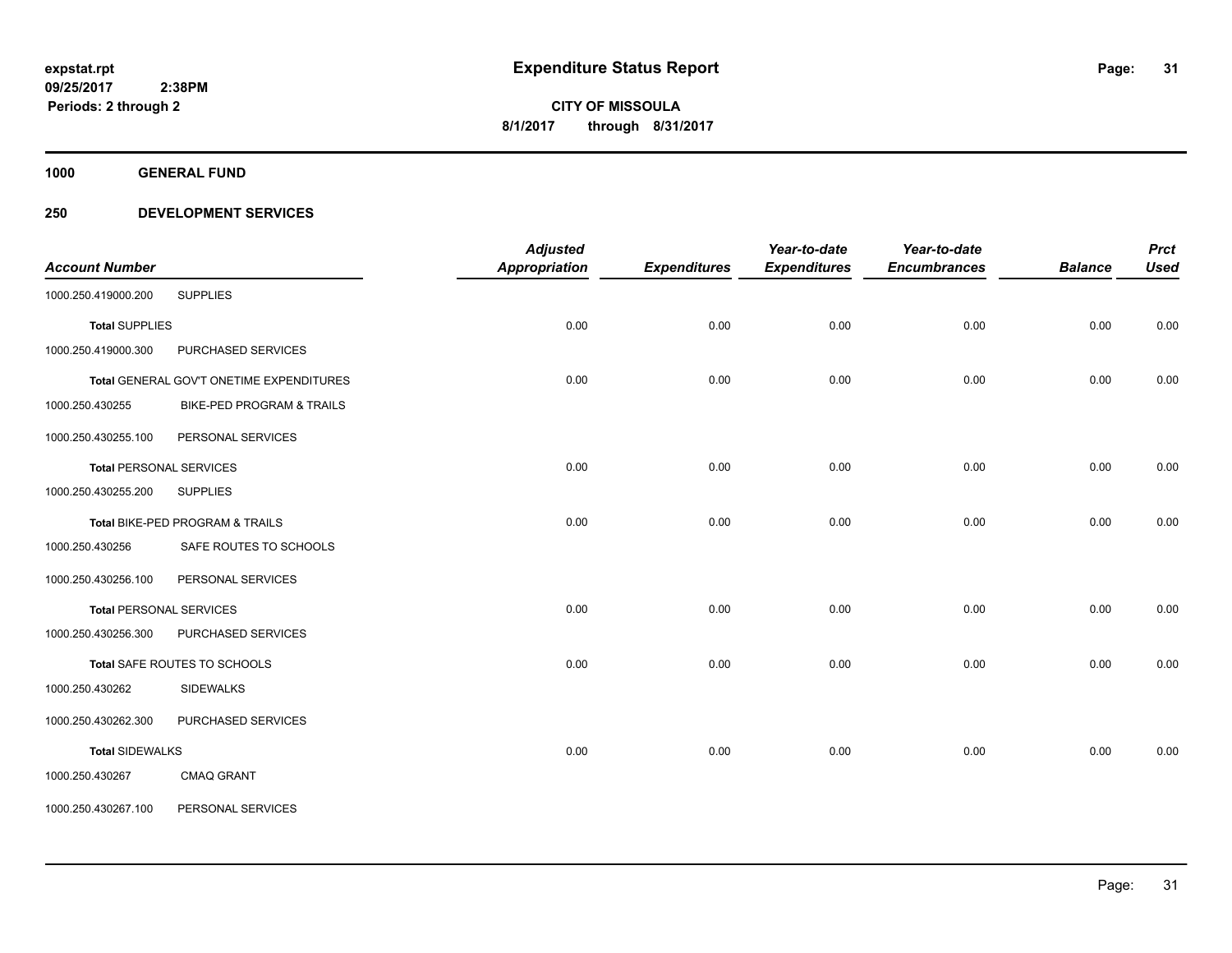# Expenditure Status Report

expstat.rpt
09/25/2017 2:38PM
Periods: 2 through 2

**CITY OF MISSOULA**
**8/1/2017 through 8/31/2017**

**1000 GENERAL FUND**

**250 DEVELOPMENT SERVICES**

| Account Number | | Adjusted Appropriation | Expenditures | Year-to-date Expenditures | Year-to-date Encumbrances | Balance | Prct Used |
|---|---|---|---|---|---|---|---|
| 1000.250.419000.200 | SUPPLIES | | | | | | |
| **Total** SUPPLIES | | 0.00 | 0.00 | 0.00 | 0.00 | 0.00 | 0.00 |
| 1000.250.419000.300 | PURCHASED SERVICES | | | | | | |
| **Total** GENERAL GOV'T ONETIME EXPENDITURES | | 0.00 | 0.00 | 0.00 | 0.00 | 0.00 | 0.00 |
| 1000.250.430255 | BIKE-PED PROGRAM & TRAILS | | | | | | |
| 1000.250.430255.100 | PERSONAL SERVICES | | | | | | |
| **Total** PERSONAL SERVICES | | 0.00 | 0.00 | 0.00 | 0.00 | 0.00 | 0.00 |
| 1000.250.430255.200 | SUPPLIES | | | | | | |
| **Total** BIKE-PED PROGRAM & TRAILS | | 0.00 | 0.00 | 0.00 | 0.00 | 0.00 | 0.00 |
| 1000.250.430256 | SAFE ROUTES TO SCHOOLS | | | | | | |
| 1000.250.430256.100 | PERSONAL SERVICES | | | | | | |
| **Total** PERSONAL SERVICES | | 0.00 | 0.00 | 0.00 | 0.00 | 0.00 | 0.00 |
| 1000.250.430256.300 | PURCHASED SERVICES | | | | | | |
| **Total** SAFE ROUTES TO SCHOOLS | | 0.00 | 0.00 | 0.00 | 0.00 | 0.00 | 0.00 |
| 1000.250.430262 | SIDEWALKS | | | | | | |
| 1000.250.430262.300 | PURCHASED SERVICES | | | | | | |
| **Total** SIDEWALKS | | 0.00 | 0.00 | 0.00 | 0.00 | 0.00 | 0.00 |
| 1000.250.430267 | CMAQ GRANT | | | | | | |
| 1000.250.430267.100 | PERSONAL SERVICES | | | | | | |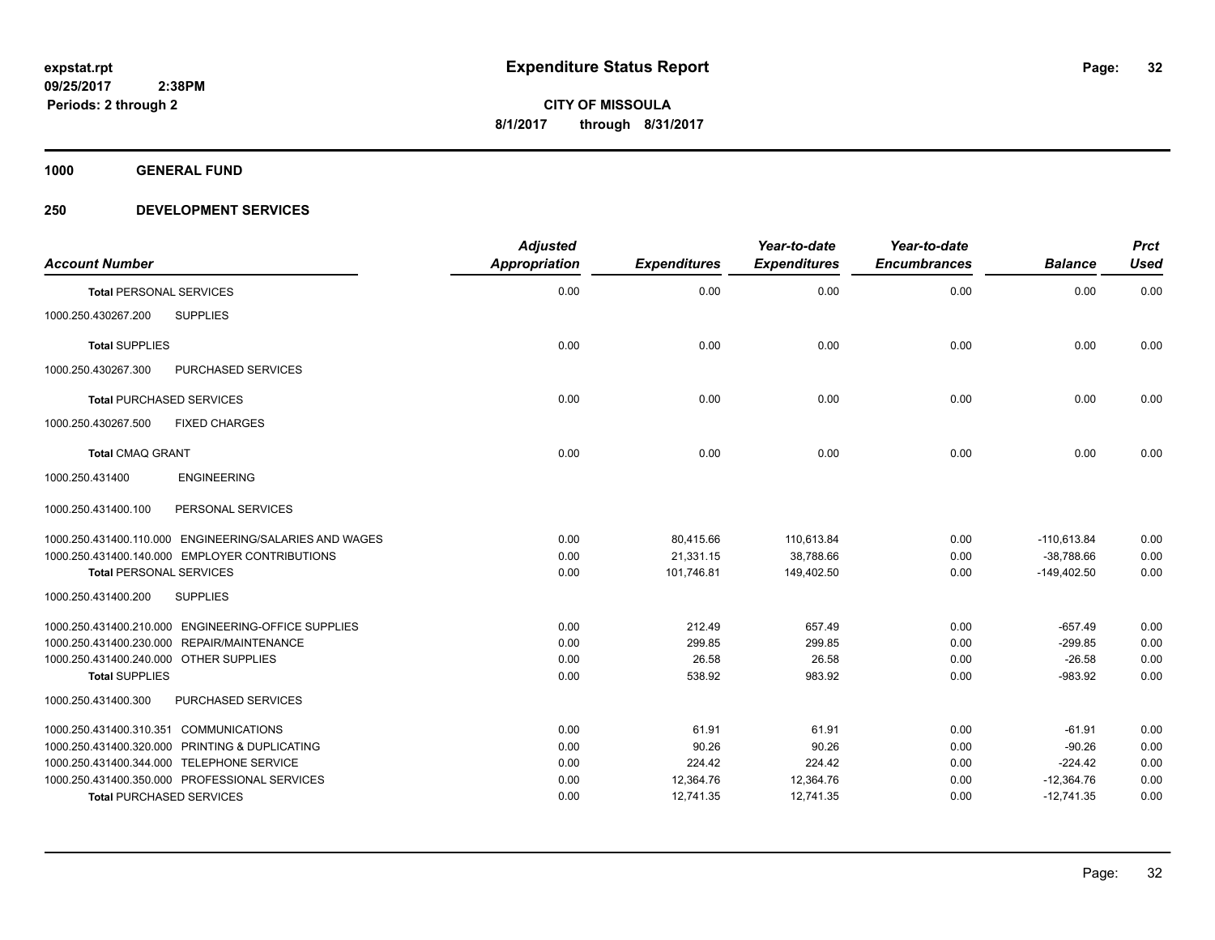**expstat.rpt**
**09/25/2017 2:38PM**
**Periods: 2 through 2**

# Expenditure Status Report

**CITY OF MISSOULA**
**8/1/2017 through 8/31/2017**

## 1000 GENERAL FUND

### 250 DEVELOPMENT SERVICES

| Account Number | Adjusted Appropriation | Expenditures | Year-to-date Expenditures | Year-to-date Encumbrances | Balance | Prct Used |
|---|---|---|---|---|---|---|
| **Total** PERSONAL SERVICES | 0.00 | 0.00 | 0.00 | 0.00 | 0.00 | 0.00 |
| 1000.250.430267.200 SUPPLIES | | | | | | |
| **Total** SUPPLIES | 0.00 | 0.00 | 0.00 | 0.00 | 0.00 | 0.00 |
| 1000.250.430267.300 PURCHASED SERVICES | | | | | | |
| **Total** PURCHASED SERVICES | 0.00 | 0.00 | 0.00 | 0.00 | 0.00 | 0.00 |
| 1000.250.430267.500 FIXED CHARGES | | | | | | |
| **Total** CMAQ GRANT | 0.00 | 0.00 | 0.00 | 0.00 | 0.00 | 0.00 |
| 1000.250.431400 ENGINEERING | | | | | | |
| 1000.250.431400.100 PERSONAL SERVICES | | | | | | |
| 1000.250.431400.110.000 ENGINEERING/SALARIES AND WAGES | 0.00 | 80,415.66 | 110,613.84 | 0.00 | -110,613.84 | 0.00 |
| 1000.250.431400.140.000 EMPLOYER CONTRIBUTIONS | 0.00 | 21,331.15 | 38,788.66 | 0.00 | -38,788.66 | 0.00 |
| **Total** PERSONAL SERVICES | 0.00 | 101,746.81 | 149,402.50 | 0.00 | -149,402.50 | 0.00 |
| 1000.250.431400.200 SUPPLIES | | | | | | |
| 1000.250.431400.210.000 ENGINEERING-OFFICE SUPPLIES | 0.00 | 212.49 | 657.49 | 0.00 | -657.49 | 0.00 |
| 1000.250.431400.230.000 REPAIR/MAINTENANCE | 0.00 | 299.85 | 299.85 | 0.00 | -299.85 | 0.00 |
| 1000.250.431400.240.000 OTHER SUPPLIES | 0.00 | 26.58 | 26.58 | 0.00 | -26.58 | 0.00 |
| **Total** SUPPLIES | 0.00 | 538.92 | 983.92 | 0.00 | -983.92 | 0.00 |
| 1000.250.431400.300 PURCHASED SERVICES | | | | | | |
| 1000.250.431400.310.351 COMMUNICATIONS | 0.00 | 61.91 | 61.91 | 0.00 | -61.91 | 0.00 |
| 1000.250.431400.320.000 PRINTING & DUPLICATING | 0.00 | 90.26 | 90.26 | 0.00 | -90.26 | 0.00 |
| 1000.250.431400.344.000 TELEPHONE SERVICE | 0.00 | 224.42 | 224.42 | 0.00 | -224.42 | 0.00 |
| 1000.250.431400.350.000 PROFESSIONAL SERVICES | 0.00 | 12,364.76 | 12,364.76 | 0.00 | -12,364.76 | 0.00 |
| **Total** PURCHASED SERVICES | 0.00 | 12,741.35 | 12,741.35 | 0.00 | -12,741.35 | 0.00 |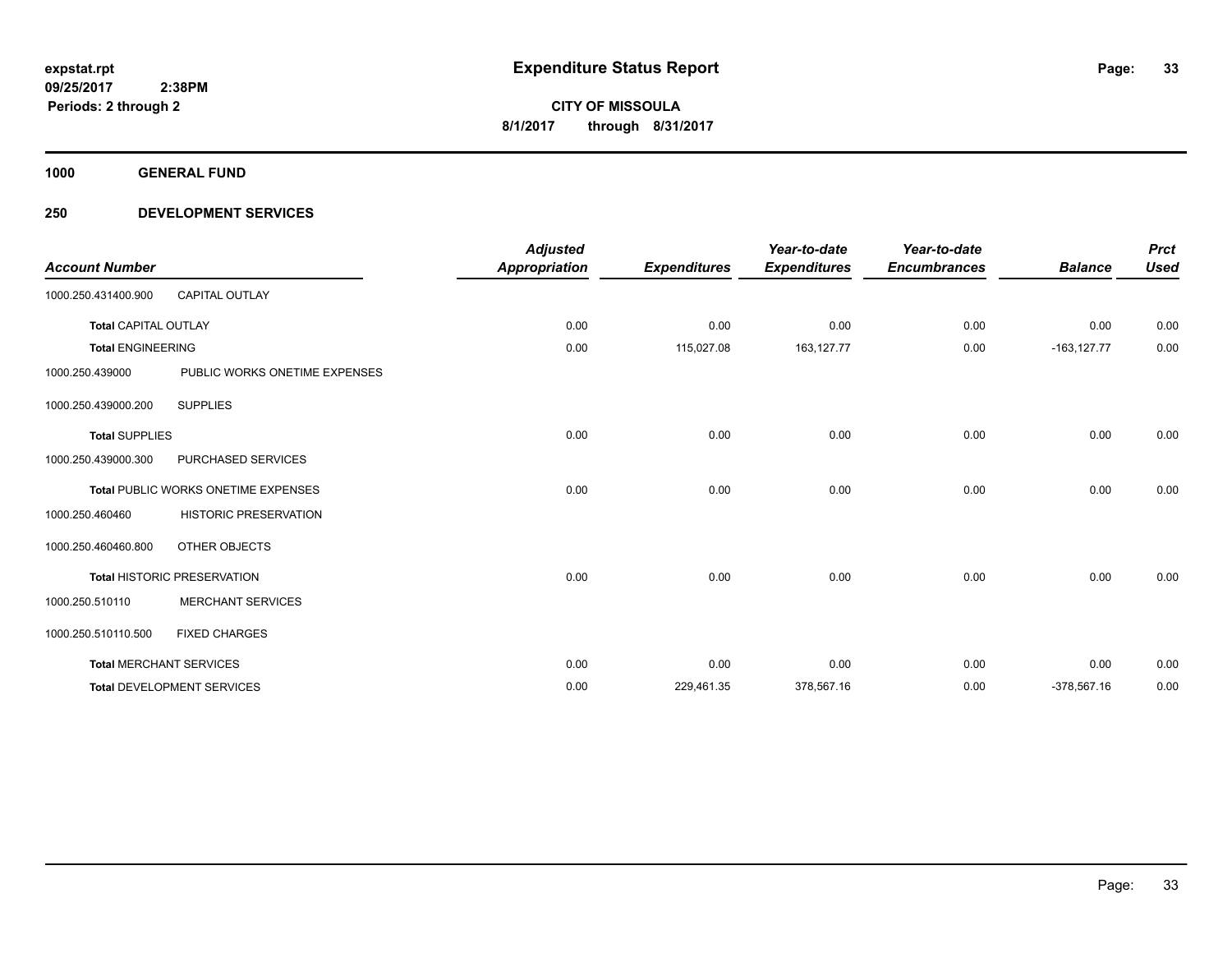**expstat.rpt**
**09/25/2017 2:38PM**
**Periods: 2 through 2**

# Expenditure Status Report

**CITY OF MISSOULA**
**8/1/2017 through 8/31/2017**

## 1000 GENERAL FUND

### 250 DEVELOPMENT SERVICES

| Account Number | | Adjusted Appropriation | Expenditures | Year-to-date Expenditures | Year-to-date Encumbrances | Balance | Prct Used |
|---|---|---|---|---|---|---|---|
| 1000.250.431400.900 | CAPITAL OUTLAY | | | | | | |
| **Total** CAPITAL OUTLAY | | 0.00 | 0.00 | 0.00 | 0.00 | 0.00 | 0.00 |
| **Total** ENGINEERING | | 0.00 | 115,027.08 | 163,127.77 | 0.00 | -163,127.77 | 0.00 |
| 1000.250.439000 | PUBLIC WORKS ONETIME EXPENSES | | | | | | |
| 1000.250.439000.200 | SUPPLIES | | | | | | |
| **Total** SUPPLIES | | 0.00 | 0.00 | 0.00 | 0.00 | 0.00 | 0.00 |
| 1000.250.439000.300 | PURCHASED SERVICES | | | | | | |
| **Total** PUBLIC WORKS ONETIME EXPENSES | | 0.00 | 0.00 | 0.00 | 0.00 | 0.00 | 0.00 |
| 1000.250.460460 | HISTORIC PRESERVATION | | | | | | |
| 1000.250.460460.800 | OTHER OBJECTS | | | | | | |
| **Total** HISTORIC PRESERVATION | | 0.00 | 0.00 | 0.00 | 0.00 | 0.00 | 0.00 |
| 1000.250.510110 | MERCHANT SERVICES | | | | | | |
| 1000.250.510110.500 | FIXED CHARGES | | | | | | |
| **Total** MERCHANT SERVICES | | 0.00 | 0.00 | 0.00 | 0.00 | 0.00 | 0.00 |
| **Total** DEVELOPMENT SERVICES | | 0.00 | 229,461.35 | 378,567.16 | 0.00 | -378,567.16 | 0.00 |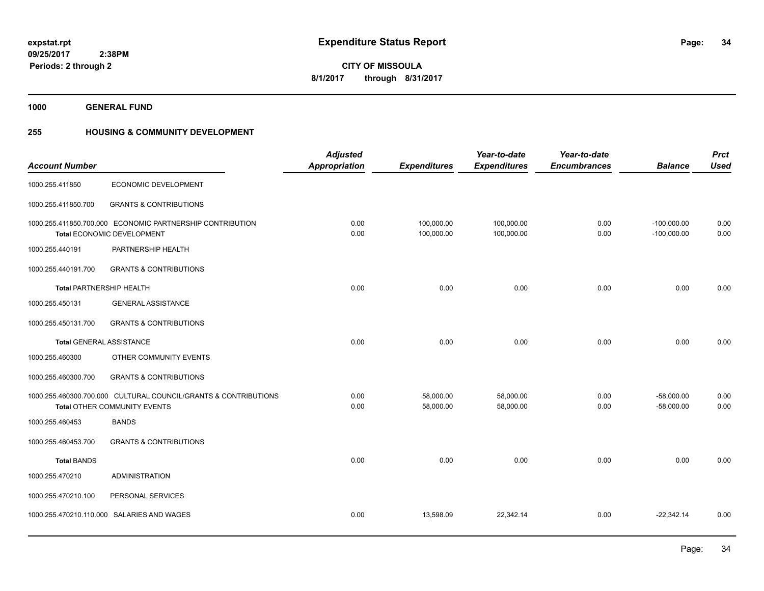# Expenditure Status Report

expstat.rpt
09/25/2017 2:38PM
Periods: 2 through 2

**CITY OF MISSOULA**
**8/1/2017 through 8/31/2017**

**1000 GENERAL FUND**

**255 HOUSING & COMMUNITY DEVELOPMENT**

| Account Number | | Adjusted Appropriation | Expenditures | Year-to-date Expenditures | Year-to-date Encumbrances | Balance | Prct Used |
|---|---|---|---|---|---|---|---|
| 1000.255.411850 | ECONOMIC DEVELOPMENT | | | | | | |
| 1000.255.411850.700 | GRANTS & CONTRIBUTIONS | | | | | | |
| 1000.255.411850.700.000 | ECONOMIC PARTNERSHIP CONTRIBUTION | 0.00 | 100,000.00 | 100,000.00 | 0.00 | -100,000.00 | 0.00 |
| **Total** ECONOMIC DEVELOPMENT | | 0.00 | 100,000.00 | 100,000.00 | 0.00 | -100,000.00 | 0.00 |
| 1000.255.440191 | PARTNERSHIP HEALTH | | | | | | |
| 1000.255.440191.700 | GRANTS & CONTRIBUTIONS | | | | | | |
| **Total** PARTNERSHIP HEALTH | | 0.00 | 0.00 | 0.00 | 0.00 | 0.00 | 0.00 |
| 1000.255.450131 | GENERAL ASSISTANCE | | | | | | |
| 1000.255.450131.700 | GRANTS & CONTRIBUTIONS | | | | | | |
| **Total** GENERAL ASSISTANCE | | 0.00 | 0.00 | 0.00 | 0.00 | 0.00 | 0.00 |
| 1000.255.460300 | OTHER COMMUNITY EVENTS | | | | | | |
| 1000.255.460300.700 | GRANTS & CONTRIBUTIONS | | | | | | |
| 1000.255.460300.700.000 | CULTURAL COUNCIL/GRANTS & CONTRIBUTIONS | 0.00 | 58,000.00 | 58,000.00 | 0.00 | -58,000.00 | 0.00 |
| **Total** OTHER COMMUNITY EVENTS | | 0.00 | 58,000.00 | 58,000.00 | 0.00 | -58,000.00 | 0.00 |
| 1000.255.460453 | BANDS | | | | | | |
| 1000.255.460453.700 | GRANTS & CONTRIBUTIONS | | | | | | |
| **Total** BANDS | | 0.00 | 0.00 | 0.00 | 0.00 | 0.00 | 0.00 |
| 1000.255.470210 | ADMINISTRATION | | | | | | |
| 1000.255.470210.100 | PERSONAL SERVICES | | | | | | |
| 1000.255.470210.110.000 | SALARIES AND WAGES | 0.00 | 13,598.09 | 22,342.14 | 0.00 | -22,342.14 | 0.00 |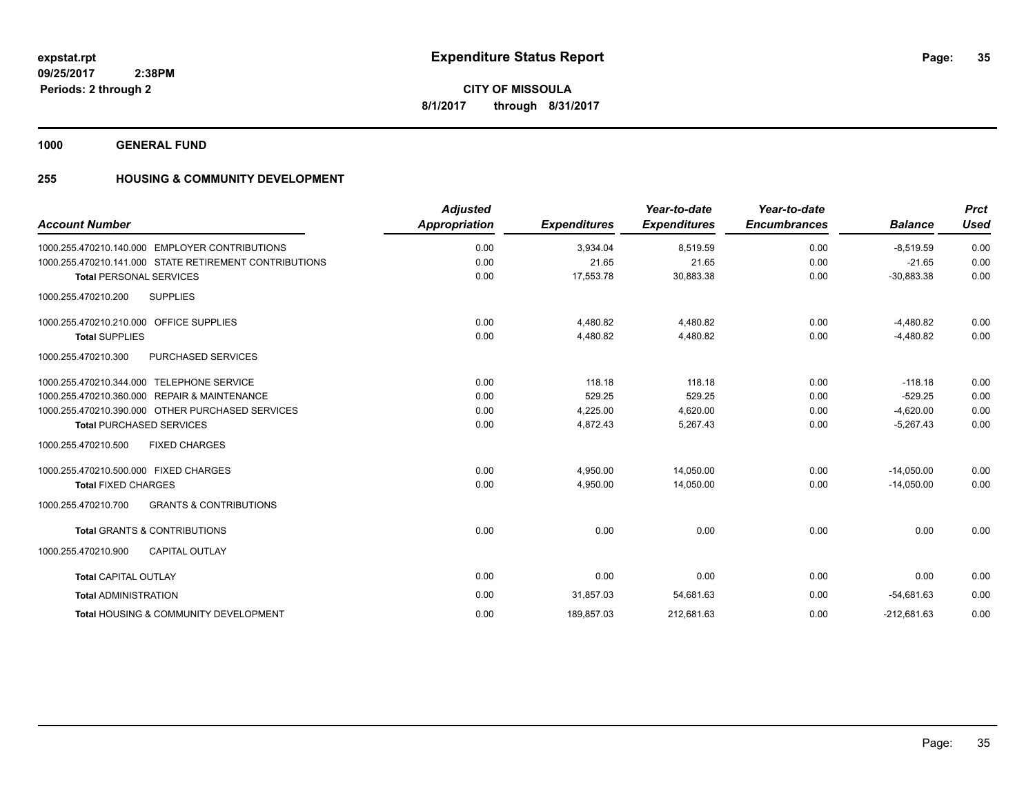**expstat.rpt**
**09/25/2017 2:38PM**
**Periods: 2 through 2**

# Expenditure Status Report

**CITY OF MISSOULA**
**8/1/2017 through 8/31/2017**

## 1000 GENERAL FUND

## 255 HOUSING & COMMUNITY DEVELOPMENT

| Account Number | Adjusted Appropriation | Expenditures | Year-to-date Expenditures | Year-to-date Encumbrances | Balance | Prct Used |
|---|---|---|---|---|---|---|
| 1000.255.470210.140.000 EMPLOYER CONTRIBUTIONS | 0.00 | 3,934.04 | 8,519.59 | 0.00 | -8,519.59 | 0.00 |
| 1000.255.470210.141.000 STATE RETIREMENT CONTRIBUTIONS | 0.00 | 21.65 | 21.65 | 0.00 | -21.65 | 0.00 |
| **Total** PERSONAL SERVICES | 0.00 | 17,553.78 | 30,883.38 | 0.00 | -30,883.38 | 0.00 |
| 1000.255.470210.200 SUPPLIES | | | | | | |
| 1000.255.470210.210.000 OFFICE SUPPLIES | 0.00 | 4,480.82 | 4,480.82 | 0.00 | -4,480.82 | 0.00 |
| **Total** SUPPLIES | 0.00 | 4,480.82 | 4,480.82 | 0.00 | -4,480.82 | 0.00 |
| 1000.255.470210.300 PURCHASED SERVICES | | | | | | |
| 1000.255.470210.344.000 TELEPHONE SERVICE | 0.00 | 118.18 | 118.18 | 0.00 | -118.18 | 0.00 |
| 1000.255.470210.360.000 REPAIR & MAINTENANCE | 0.00 | 529.25 | 529.25 | 0.00 | -529.25 | 0.00 |
| 1000.255.470210.390.000 OTHER PURCHASED SERVICES | 0.00 | 4,225.00 | 4,620.00 | 0.00 | -4,620.00 | 0.00 |
| **Total** PURCHASED SERVICES | 0.00 | 4,872.43 | 5,267.43 | 0.00 | -5,267.43 | 0.00 |
| 1000.255.470210.500 FIXED CHARGES | | | | | | |
| 1000.255.470210.500.000 FIXED CHARGES | 0.00 | 4,950.00 | 14,050.00 | 0.00 | -14,050.00 | 0.00 |
| **Total** FIXED CHARGES | 0.00 | 4,950.00 | 14,050.00 | 0.00 | -14,050.00 | 0.00 |
| 1000.255.470210.700 GRANTS & CONTRIBUTIONS | | | | | | |
| **Total** GRANTS & CONTRIBUTIONS | 0.00 | 0.00 | 0.00 | 0.00 | 0.00 | 0.00 |
| 1000.255.470210.900 CAPITAL OUTLAY | | | | | | |
| **Total** CAPITAL OUTLAY | 0.00 | 0.00 | 0.00 | 0.00 | 0.00 | 0.00 |
| **Total** ADMINISTRATION | 0.00 | 31,857.03 | 54,681.63 | 0.00 | -54,681.63 | 0.00 |
| **Total** HOUSING & COMMUNITY DEVELOPMENT | 0.00 | 189,857.03 | 212,681.63 | 0.00 | -212,681.63 | 0.00 |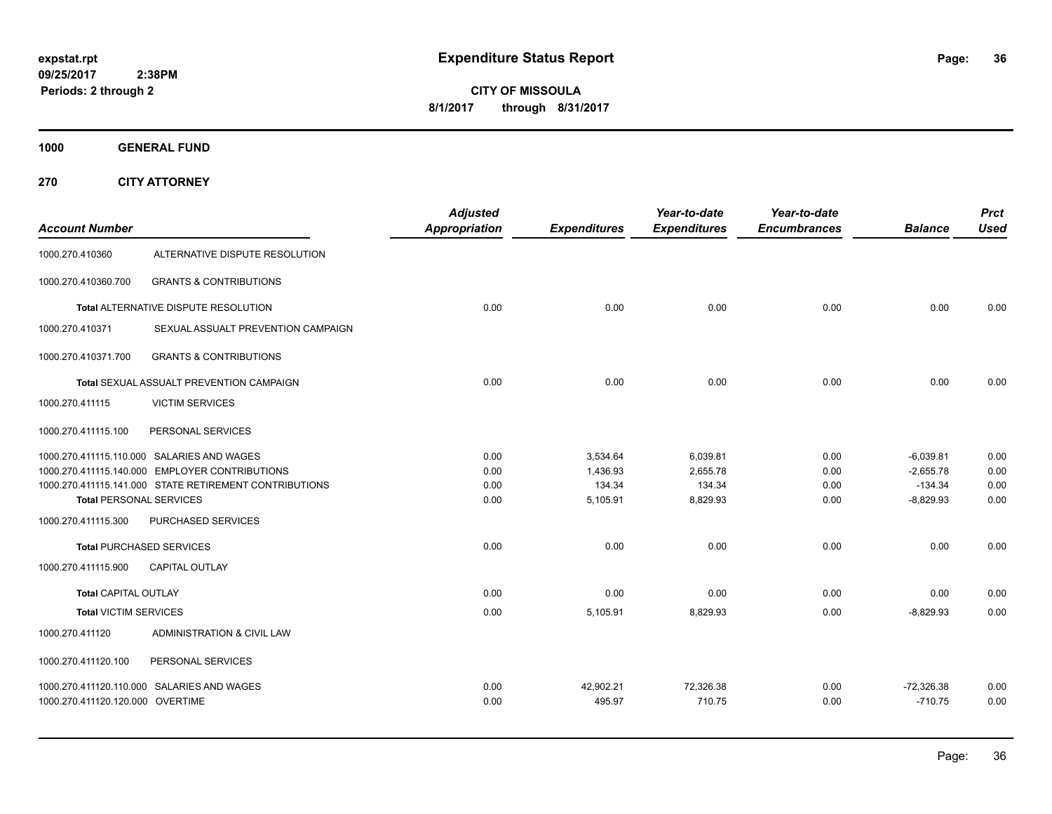**expstat.rpt**
**09/25/2017 2:38PM**
**Periods: 2 through 2**

# Expenditure Status Report

**CITY OF MISSOULA**
**8/1/2017 through 8/31/2017**

## 1000 GENERAL FUND

## 270 CITY ATTORNEY

| Account Number | | Adjusted Appropriation | Expenditures | Year-to-date Expenditures | Year-to-date Encumbrances | Balance | Prct Used |
|---|---|---|---|---|---|---|---|
| 1000.270.410360 | ALTERNATIVE DISPUTE RESOLUTION | | | | | | |
| 1000.270.410360.700 | GRANTS & CONTRIBUTIONS | | | | | | |
| **Total** ALTERNATIVE DISPUTE RESOLUTION | | 0.00 | 0.00 | 0.00 | 0.00 | 0.00 | 0.00 |
| 1000.270.410371 | SEXUAL ASSUALT PREVENTION CAMPAIGN | | | | | | |
| 1000.270.410371.700 | GRANTS & CONTRIBUTIONS | | | | | | |
| **Total** SEXUAL ASSUALT PREVENTION CAMPAIGN | | 0.00 | 0.00 | 0.00 | 0.00 | 0.00 | 0.00 |
| 1000.270.411115 | VICTIM SERVICES | | | | | | |
| 1000.270.411115.100 | PERSONAL SERVICES | | | | | | |
| 1000.270.411115.110.000 | SALARIES AND WAGES | 0.00 | 3,534.64 | 6,039.81 | 0.00 | -6,039.81 | 0.00 |
| 1000.270.411115.140.000 | EMPLOYER CONTRIBUTIONS | 0.00 | 1,436.93 | 2,655.78 | 0.00 | -2,655.78 | 0.00 |
| 1000.270.411115.141.000 | STATE RETIREMENT CONTRIBUTIONS | 0.00 | 134.34 | 134.34 | 0.00 | -134.34 | 0.00 |
| **Total** PERSONAL SERVICES | | 0.00 | 5,105.91 | 8,829.93 | 0.00 | -8,829.93 | 0.00 |
| 1000.270.411115.300 | PURCHASED SERVICES | | | | | | |
| **Total** PURCHASED SERVICES | | 0.00 | 0.00 | 0.00 | 0.00 | 0.00 | 0.00 |
| 1000.270.411115.900 | CAPITAL OUTLAY | | | | | | |
| **Total** CAPITAL OUTLAY | | 0.00 | 0.00 | 0.00 | 0.00 | 0.00 | 0.00 |
| **Total** VICTIM SERVICES | | 0.00 | 5,105.91 | 8,829.93 | 0.00 | -8,829.93 | 0.00 |
| 1000.270.411120 | ADMINISTRATION & CIVIL LAW | | | | | | |
| 1000.270.411120.100 | PERSONAL SERVICES | | | | | | |
| 1000.270.411120.110.000 | SALARIES AND WAGES | 0.00 | 42,902.21 | 72,326.38 | 0.00 | -72,326.38 | 0.00 |
| 1000.270.411120.120.000 | OVERTIME | 0.00 | 495.97 | 710.75 | 0.00 | -710.75 | 0.00 |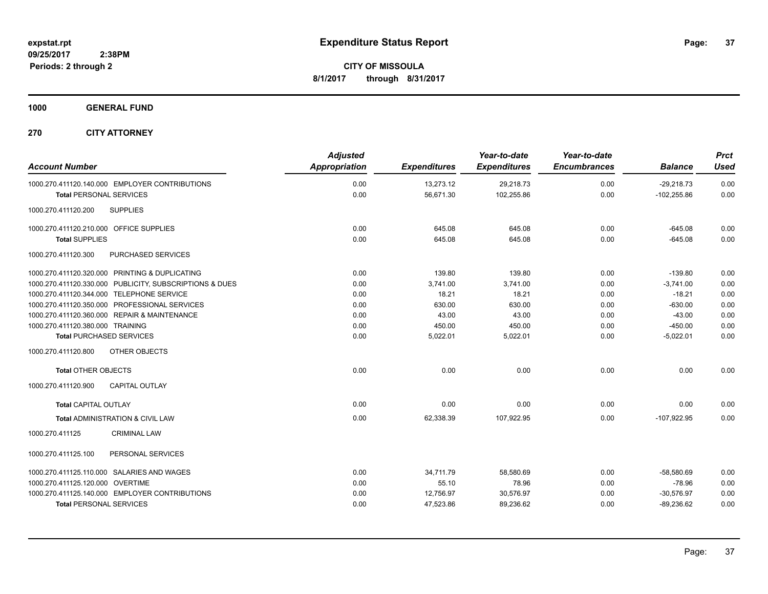**expstat.rpt**
**09/25/2017 2:38PM**
**Periods: 2 through 2**

# Expenditure Status Report

**CITY OF MISSOULA**
**8/1/2017 through 8/31/2017**

## 1000 GENERAL FUND

### 270 CITY ATTORNEY

| Account Number | Adjusted Appropriation | Expenditures | Year-to-date Expenditures | Year-to-date Encumbrances | Balance | Prct Used |
|---|---|---|---|---|---|---|
| 1000.270.411120.140.000 EMPLOYER CONTRIBUTIONS | 0.00 | 13,273.12 | 29,218.73 | 0.00 | -29,218.73 | 0.00 |
| **Total** PERSONAL SERVICES | 0.00 | 56,671.30 | 102,255.86 | 0.00 | -102,255.86 | 0.00 |
| 1000.270.411120.200 SUPPLIES | | | | | | |
| 1000.270.411120.210.000 OFFICE SUPPLIES | 0.00 | 645.08 | 645.08 | 0.00 | -645.08 | 0.00 |
| **Total** SUPPLIES | 0.00 | 645.08 | 645.08 | 0.00 | -645.08 | 0.00 |
| 1000.270.411120.300 PURCHASED SERVICES | | | | | | |
| 1000.270.411120.320.000 PRINTING & DUPLICATING | 0.00 | 139.80 | 139.80 | 0.00 | -139.80 | 0.00 |
| 1000.270.411120.330.000 PUBLICITY, SUBSCRIPTIONS & DUES | 0.00 | 3,741.00 | 3,741.00 | 0.00 | -3,741.00 | 0.00 |
| 1000.270.411120.344.000 TELEPHONE SERVICE | 0.00 | 18.21 | 18.21 | 0.00 | -18.21 | 0.00 |
| 1000.270.411120.350.000 PROFESSIONAL SERVICES | 0.00 | 630.00 | 630.00 | 0.00 | -630.00 | 0.00 |
| 1000.270.411120.360.000 REPAIR & MAINTENANCE | 0.00 | 43.00 | 43.00 | 0.00 | -43.00 | 0.00 |
| 1000.270.411120.380.000 TRAINING | 0.00 | 450.00 | 450.00 | 0.00 | -450.00 | 0.00 |
| **Total** PURCHASED SERVICES | 0.00 | 5,022.01 | 5,022.01 | 0.00 | -5,022.01 | 0.00 |
| 1000.270.411120.800 OTHER OBJECTS | | | | | | |
| **Total** OTHER OBJECTS | 0.00 | 0.00 | 0.00 | 0.00 | 0.00 | 0.00 |
| 1000.270.411120.900 CAPITAL OUTLAY | | | | | | |
| **Total** CAPITAL OUTLAY | 0.00 | 0.00 | 0.00 | 0.00 | 0.00 | 0.00 |
| **Total** ADMINISTRATION & CIVIL LAW | 0.00 | 62,338.39 | 107,922.95 | 0.00 | -107,922.95 | 0.00 |
| 1000.270.411125 CRIMINAL LAW | | | | | | |
| 1000.270.411125.100 PERSONAL SERVICES | | | | | | |
| 1000.270.411125.110.000 SALARIES AND WAGES | 0.00 | 34,711.79 | 58,580.69 | 0.00 | -58,580.69 | 0.00 |
| 1000.270.411125.120.000 OVERTIME | 0.00 | 55.10 | 78.96 | 0.00 | -78.96 | 0.00 |
| 1000.270.411125.140.000 EMPLOYER CONTRIBUTIONS | 0.00 | 12,756.97 | 30,576.97 | 0.00 | -30,576.97 | 0.00 |
| **Total** PERSONAL SERVICES | 0.00 | 47,523.86 | 89,236.62 | 0.00 | -89,236.62 | 0.00 |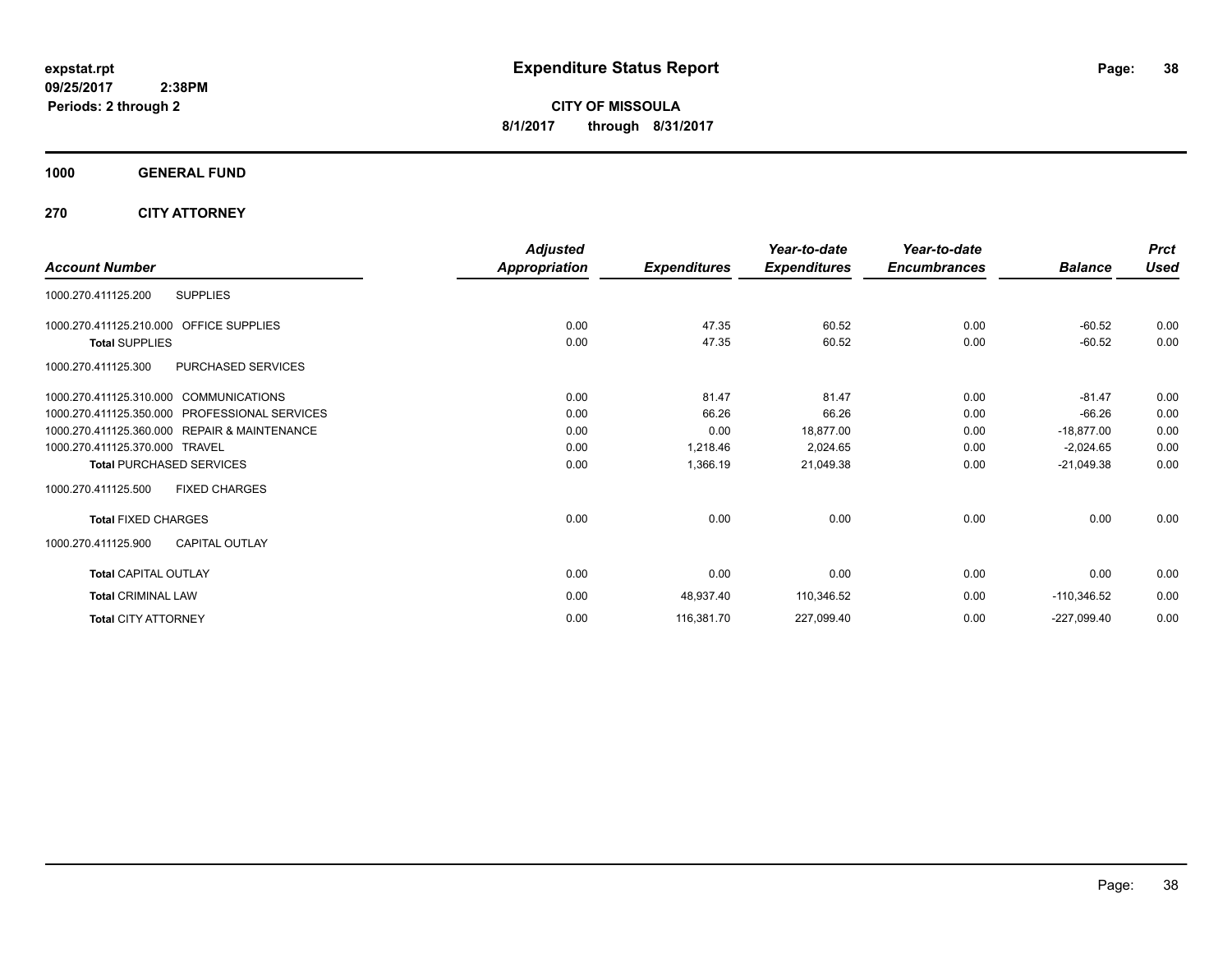**expstat.rpt**
**09/25/2017 2:38PM**
**Periods: 2 through 2**

# Expenditure Status Report

**CITY OF MISSOULA**
**8/1/2017 through 8/31/2017**

## 1000 GENERAL FUND

## 270 CITY ATTORNEY

| Account Number | | Adjusted Appropriation | Expenditures | Year-to-date Expenditures | Year-to-date Encumbrances | Balance | Prct Used |
|---|---|---|---|---|---|---|---|
| 1000.270.411125.200 | SUPPLIES | | | | | | |
| 1000.270.411125.210.000 | OFFICE SUPPLIES | 0.00 | 47.35 | 60.52 | 0.00 | -60.52 | 0.00 |
| **Total** SUPPLIES | | 0.00 | 47.35 | 60.52 | 0.00 | -60.52 | 0.00 |
| 1000.270.411125.300 | PURCHASED SERVICES | | | | | | |
| 1000.270.411125.310.000 | COMMUNICATIONS | 0.00 | 81.47 | 81.47 | 0.00 | -81.47 | 0.00 |
| 1000.270.411125.350.000 | PROFESSIONAL SERVICES | 0.00 | 66.26 | 66.26 | 0.00 | -66.26 | 0.00 |
| 1000.270.411125.360.000 | REPAIR & MAINTENANCE | 0.00 | 0.00 | 18,877.00 | 0.00 | -18,877.00 | 0.00 |
| 1000.270.411125.370.000 | TRAVEL | 0.00 | 1,218.46 | 2,024.65 | 0.00 | -2,024.65 | 0.00 |
| **Total** PURCHASED SERVICES | | 0.00 | 1,366.19 | 21,049.38 | 0.00 | -21,049.38 | 0.00 |
| 1000.270.411125.500 | FIXED CHARGES | | | | | | |
| **Total** FIXED CHARGES | | 0.00 | 0.00 | 0.00 | 0.00 | 0.00 | 0.00 |
| 1000.270.411125.900 | CAPITAL OUTLAY | | | | | | |
| **Total** CAPITAL OUTLAY | | 0.00 | 0.00 | 0.00 | 0.00 | 0.00 | 0.00 |
| **Total** CRIMINAL LAW | | 0.00 | 48,937.40 | 110,346.52 | 0.00 | -110,346.52 | 0.00 |
| **Total** CITY ATTORNEY | | 0.00 | 116,381.70 | 227,099.40 | 0.00 | -227,099.40 | 0.00 |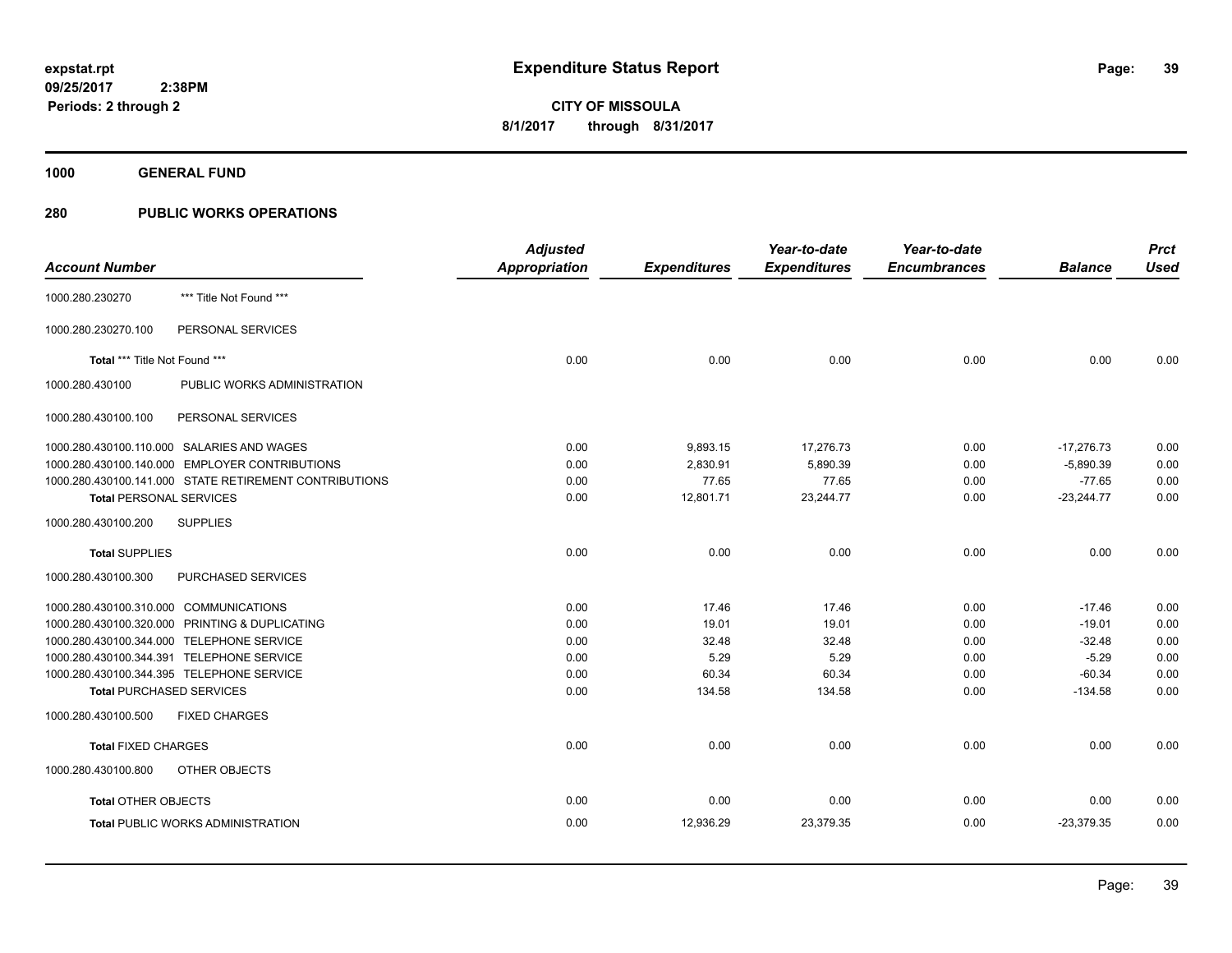# Expenditure Status Report

expstat.rpt
09/25/2017 2:38PM
Periods: 2 through 2

**CITY OF MISSOULA**
**8/1/2017 through 8/31/2017**

## 1000 GENERAL FUND

## 280 PUBLIC WORKS OPERATIONS

| Account Number | | Adjusted Appropriation | Expenditures | Year-to-date Expenditures | Year-to-date Encumbrances | Balance | Prct Used |
|---|---|---|---|---|---|---|---|
| 1000.280.230270 | *** Title Not Found *** | | | | | | |
| 1000.280.230270.100 | PERSONAL SERVICES | | | | | | |
| **Total** *** Title Not Found *** | | 0.00 | 0.00 | 0.00 | 0.00 | 0.00 | 0.00 |
| 1000.280.430100 | PUBLIC WORKS ADMINISTRATION | | | | | | |
| 1000.280.430100.100 | PERSONAL SERVICES | | | | | | |
| 1000.280.430100.110.000 | SALARIES AND WAGES | 0.00 | 9,893.15 | 17,276.73 | 0.00 | -17,276.73 | 0.00 |
| 1000.280.430100.140.000 | EMPLOYER CONTRIBUTIONS | 0.00 | 2,830.91 | 5,890.39 | 0.00 | -5,890.39 | 0.00 |
| 1000.280.430100.141.000 | STATE RETIREMENT CONTRIBUTIONS | 0.00 | 77.65 | 77.65 | 0.00 | -77.65 | 0.00 |
| **Total** PERSONAL SERVICES | | 0.00 | 12,801.71 | 23,244.77 | 0.00 | -23,244.77 | 0.00 |
| 1000.280.430100.200 | SUPPLIES | | | | | | |
| **Total** SUPPLIES | | 0.00 | 0.00 | 0.00 | 0.00 | 0.00 | 0.00 |
| 1000.280.430100.300 | PURCHASED SERVICES | | | | | | |
| 1000.280.430100.310.000 | COMMUNICATIONS | 0.00 | 17.46 | 17.46 | 0.00 | -17.46 | 0.00 |
| 1000.280.430100.320.000 | PRINTING & DUPLICATING | 0.00 | 19.01 | 19.01 | 0.00 | -19.01 | 0.00 |
| 1000.280.430100.344.000 | TELEPHONE SERVICE | 0.00 | 32.48 | 32.48 | 0.00 | -32.48 | 0.00 |
| 1000.280.430100.344.391 | TELEPHONE SERVICE | 0.00 | 5.29 | 5.29 | 0.00 | -5.29 | 0.00 |
| 1000.280.430100.344.395 | TELEPHONE SERVICE | 0.00 | 60.34 | 60.34 | 0.00 | -60.34 | 0.00 |
| **Total** PURCHASED SERVICES | | 0.00 | 134.58 | 134.58 | 0.00 | -134.58 | 0.00 |
| 1000.280.430100.500 | FIXED CHARGES | | | | | | |
| **Total** FIXED CHARGES | | 0.00 | 0.00 | 0.00 | 0.00 | 0.00 | 0.00 |
| 1000.280.430100.800 | OTHER OBJECTS | | | | | | |
| **Total** OTHER OBJECTS | | 0.00 | 0.00 | 0.00 | 0.00 | 0.00 | 0.00 |
| **Total** PUBLIC WORKS ADMINISTRATION | | 0.00 | 12,936.29 | 23,379.35 | 0.00 | -23,379.35 | 0.00 |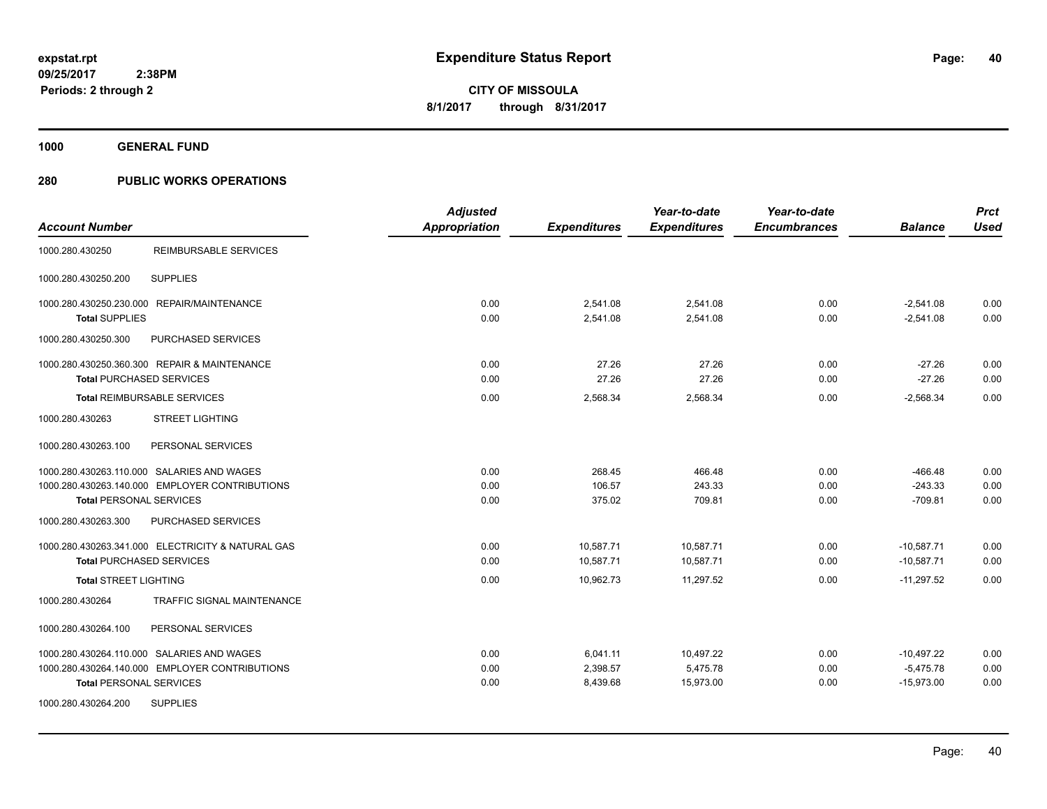# Expenditure Status Report

expstat.rpt
09/25/2017 2:38PM
Periods: 2 through 2

**CITY OF MISSOULA**
**8/1/2017 through 8/31/2017**

## 1000 GENERAL FUND

## 280 PUBLIC WORKS OPERATIONS

| Account Number | | Adjusted Appropriation | Expenditures | Year-to-date Expenditures | Year-to-date Encumbrances | Balance | Prct Used |
|---|---|---|---|---|---|---|---|
| 1000.280.430250 | REIMBURSABLE SERVICES | | | | | | |
| 1000.280.430250.200 | SUPPLIES | | | | | | |
| 1000.280.430250.230.000 | REPAIR/MAINTENANCE | 0.00 | 2,541.08 | 2,541.08 | 0.00 | -2,541.08 | 0.00 |
| **Total** SUPPLIES | | 0.00 | 2,541.08 | 2,541.08 | 0.00 | -2,541.08 | 0.00 |
| 1000.280.430250.300 | PURCHASED SERVICES | | | | | | |
| 1000.280.430250.360.300 | REPAIR & MAINTENANCE | 0.00 | 27.26 | 27.26 | 0.00 | -27.26 | 0.00 |
| **Total** PURCHASED SERVICES | | 0.00 | 27.26 | 27.26 | 0.00 | -27.26 | 0.00 |
| **Total** REIMBURSABLE SERVICES | | 0.00 | 2,568.34 | 2,568.34 | 0.00 | -2,568.34 | 0.00 |
| 1000.280.430263 | STREET LIGHTING | | | | | | |
| 1000.280.430263.100 | PERSONAL SERVICES | | | | | | |
| 1000.280.430263.110.000 | SALARIES AND WAGES | 0.00 | 268.45 | 466.48 | 0.00 | -466.48 | 0.00 |
| 1000.280.430263.140.000 | EMPLOYER CONTRIBUTIONS | 0.00 | 106.57 | 243.33 | 0.00 | -243.33 | 0.00 |
| **Total** PERSONAL SERVICES | | 0.00 | 375.02 | 709.81 | 0.00 | -709.81 | 0.00 |
| 1000.280.430263.300 | PURCHASED SERVICES | | | | | | |
| 1000.280.430263.341.000 | ELECTRICITY & NATURAL GAS | 0.00 | 10,587.71 | 10,587.71 | 0.00 | -10,587.71 | 0.00 |
| **Total** PURCHASED SERVICES | | 0.00 | 10,587.71 | 10,587.71 | 0.00 | -10,587.71 | 0.00 |
| **Total** STREET LIGHTING | | 0.00 | 10,962.73 | 11,297.52 | 0.00 | -11,297.52 | 0.00 |
| 1000.280.430264 | TRAFFIC SIGNAL MAINTENANCE | | | | | | |
| 1000.280.430264.100 | PERSONAL SERVICES | | | | | | |
| 1000.280.430264.110.000 | SALARIES AND WAGES | 0.00 | 6,041.11 | 10,497.22 | 0.00 | -10,497.22 | 0.00 |
| 1000.280.430264.140.000 | EMPLOYER CONTRIBUTIONS | 0.00 | 2,398.57 | 5,475.78 | 0.00 | -5,475.78 | 0.00 |
| **Total** PERSONAL SERVICES | | 0.00 | 8,439.68 | 15,973.00 | 0.00 | -15,973.00 | 0.00 |
| 1000.280.430264.200 | SUPPLIES | | | | | | |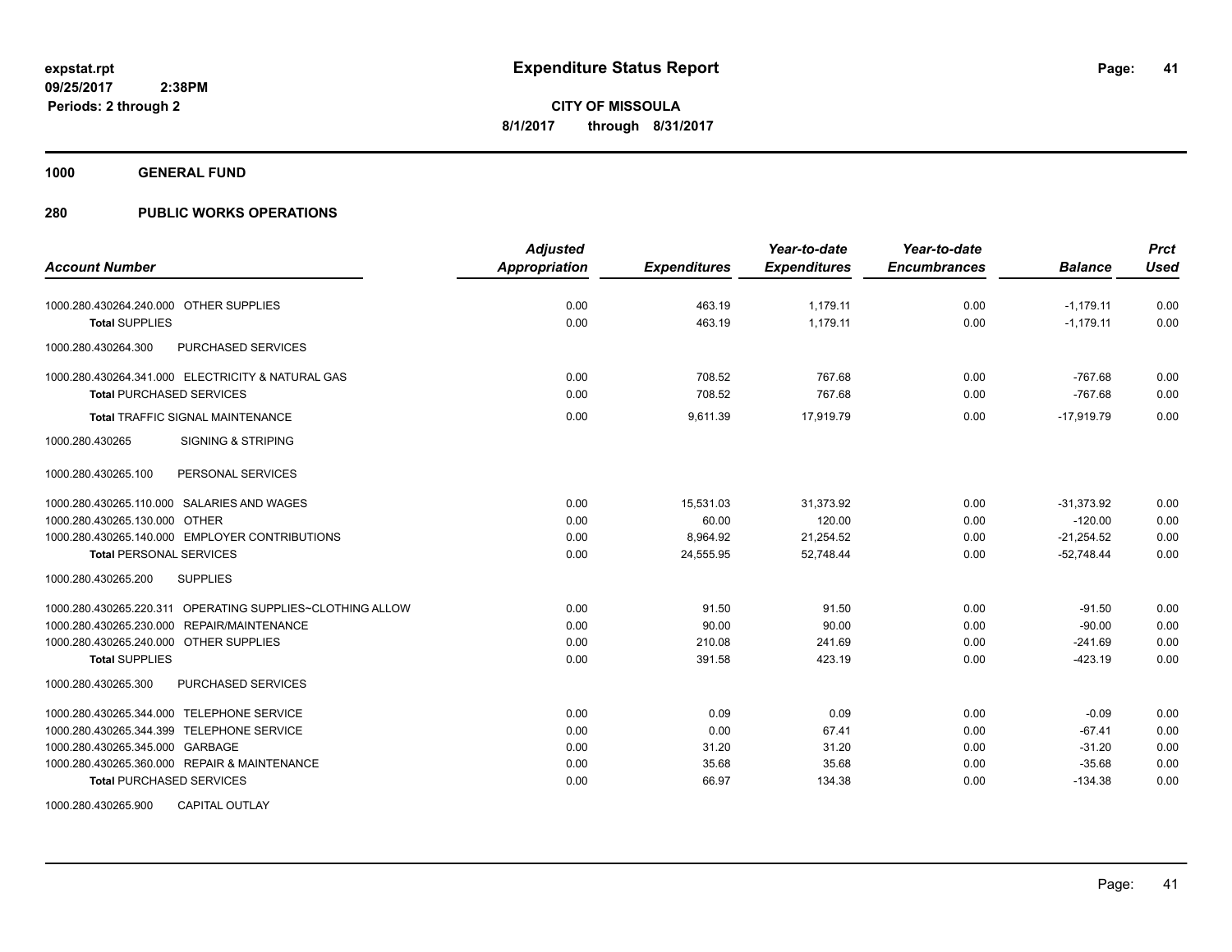**Expenditure Status Report**

**CITY OF MISSOULA**
**8/1/2017 through 8/31/2017**

expstat.rpt
09/25/2017 2:38PM
Periods: 2 through 2

## 1000 GENERAL FUND

## 280 PUBLIC WORKS OPERATIONS

| Account Number | | Adjusted Appropriation | Expenditures | Year-to-date Expenditures | Year-to-date Encumbrances | Balance | Prct Used |
|---|---|---|---|---|---|---|---|
| 1000.280.430264.240.000 | OTHER SUPPLIES | 0.00 | 463.19 | 1,179.11 | 0.00 | -1,179.11 | 0.00 |
| **Total** SUPPLIES | | 0.00 | 463.19 | 1,179.11 | 0.00 | -1,179.11 | 0.00 |
| 1000.280.430264.300 | PURCHASED SERVICES | | | | | | |
| 1000.280.430264.341.000 | ELECTRICITY & NATURAL GAS | 0.00 | 708.52 | 767.68 | 0.00 | -767.68 | 0.00 |
| **Total** PURCHASED SERVICES | | 0.00 | 708.52 | 767.68 | 0.00 | -767.68 | 0.00 |
| **Total** TRAFFIC SIGNAL MAINTENANCE | | 0.00 | 9,611.39 | 17,919.79 | 0.00 | -17,919.79 | 0.00 |
| 1000.280.430265 | SIGNING & STRIPING | | | | | | |
| 1000.280.430265.100 | PERSONAL SERVICES | | | | | | |
| 1000.280.430265.110.000 | SALARIES AND WAGES | 0.00 | 15,531.03 | 31,373.92 | 0.00 | -31,373.92 | 0.00 |
| 1000.280.430265.130.000 | OTHER | 0.00 | 60.00 | 120.00 | 0.00 | -120.00 | 0.00 |
| 1000.280.430265.140.000 | EMPLOYER CONTRIBUTIONS | 0.00 | 8,964.92 | 21,254.52 | 0.00 | -21,254.52 | 0.00 |
| **Total** PERSONAL SERVICES | | 0.00 | 24,555.95 | 52,748.44 | 0.00 | -52,748.44 | 0.00 |
| 1000.280.430265.200 | SUPPLIES | | | | | | |
| 1000.280.430265.220.311 | OPERATING SUPPLIES~CLOTHING ALLOW | 0.00 | 91.50 | 91.50 | 0.00 | -91.50 | 0.00 |
| 1000.280.430265.230.000 | REPAIR/MAINTENANCE | 0.00 | 90.00 | 90.00 | 0.00 | -90.00 | 0.00 |
| 1000.280.430265.240.000 | OTHER SUPPLIES | 0.00 | 210.08 | 241.69 | 0.00 | -241.69 | 0.00 |
| **Total** SUPPLIES | | 0.00 | 391.58 | 423.19 | 0.00 | -423.19 | 0.00 |
| 1000.280.430265.300 | PURCHASED SERVICES | | | | | | |
| 1000.280.430265.344.000 | TELEPHONE SERVICE | 0.00 | 0.09 | 0.09 | 0.00 | -0.09 | 0.00 |
| 1000.280.430265.344.399 | TELEPHONE SERVICE | 0.00 | 0.00 | 67.41 | 0.00 | -67.41 | 0.00 |
| 1000.280.430265.345.000 | GARBAGE | 0.00 | 31.20 | 31.20 | 0.00 | -31.20 | 0.00 |
| 1000.280.430265.360.000 | REPAIR & MAINTENANCE | 0.00 | 35.68 | 35.68 | 0.00 | -35.68 | 0.00 |
| **Total** PURCHASED SERVICES | | 0.00 | 66.97 | 134.38 | 0.00 | -134.38 | 0.00 |
| 1000.280.430265.900 | CAPITAL OUTLAY | | | | | | |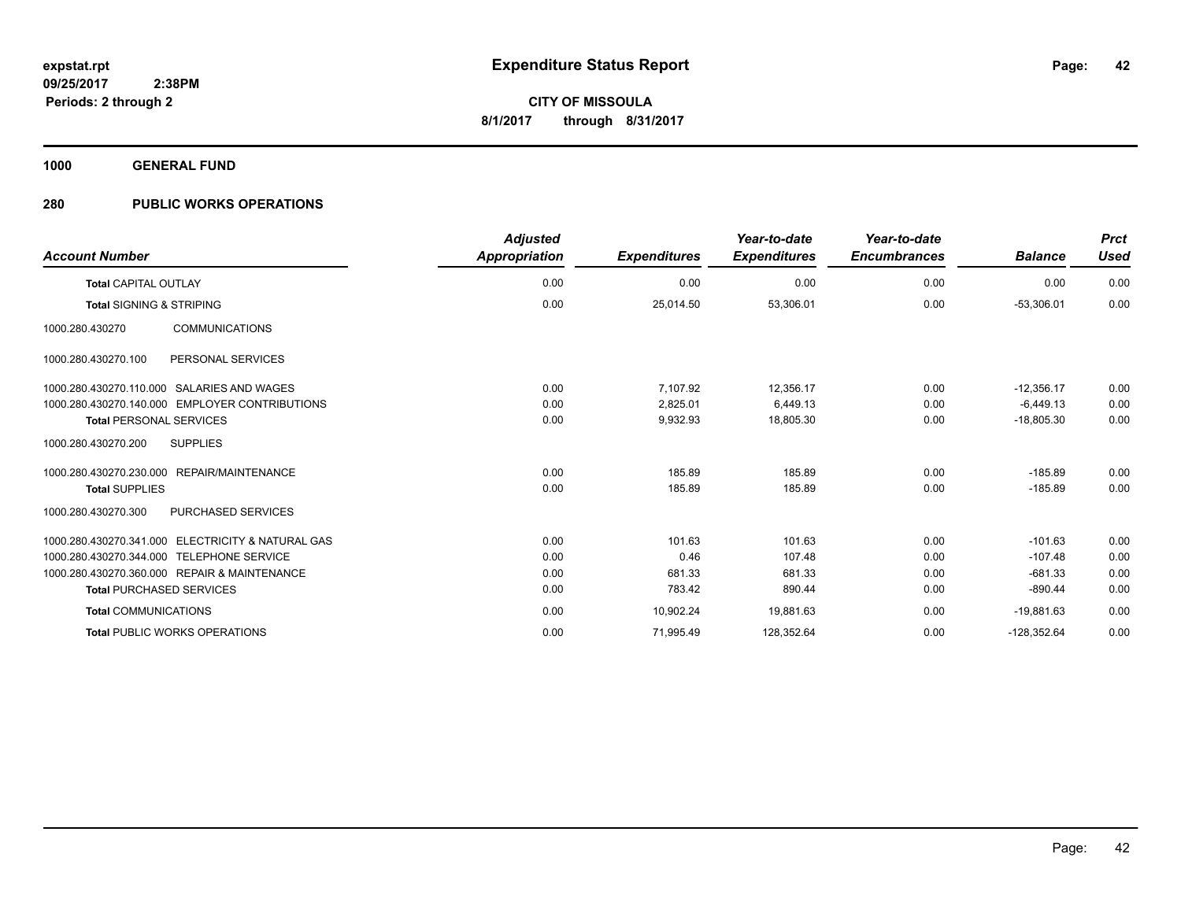**expstat.rpt**
**09/25/2017 2:38PM**
**Periods: 2 through 2**

# Expenditure Status Report

**CITY OF MISSOULA**
**8/1/2017 through 8/31/2017**

**1000 GENERAL FUND**

**280 PUBLIC WORKS OPERATIONS**

| Account Number | Adjusted Appropriation | Expenditures | Year-to-date Expenditures | Year-to-date Encumbrances | Balance | Prct Used |
|---|---|---|---|---|---|---|
| Total CAPITAL OUTLAY | 0.00 | 0.00 | 0.00 | 0.00 | 0.00 | 0.00 |
| Total SIGNING & STRIPING | 0.00 | 25,014.50 | 53,306.01 | 0.00 | -53,306.01 | 0.00 |
| 1000.280.430270 COMMUNICATIONS | | | | | | |
| 1000.280.430270.100 PERSONAL SERVICES | | | | | | |
| 1000.280.430270.110.000 SALARIES AND WAGES | 0.00 | 7,107.92 | 12,356.17 | 0.00 | -12,356.17 | 0.00 |
| 1000.280.430270.140.000 EMPLOYER CONTRIBUTIONS | 0.00 | 2,825.01 | 6,449.13 | 0.00 | -6,449.13 | 0.00 |
| Total PERSONAL SERVICES | 0.00 | 9,932.93 | 18,805.30 | 0.00 | -18,805.30 | 0.00 |
| 1000.280.430270.200 SUPPLIES | | | | | | |
| 1000.280.430270.230.000 REPAIR/MAINTENANCE | 0.00 | 185.89 | 185.89 | 0.00 | -185.89 | 0.00 |
| Total SUPPLIES | 0.00 | 185.89 | 185.89 | 0.00 | -185.89 | 0.00 |
| 1000.280.430270.300 PURCHASED SERVICES | | | | | | |
| 1000.280.430270.341.000 ELECTRICITY & NATURAL GAS | 0.00 | 101.63 | 101.63 | 0.00 | -101.63 | 0.00 |
| 1000.280.430270.344.000 TELEPHONE SERVICE | 0.00 | 0.46 | 107.48 | 0.00 | -107.48 | 0.00 |
| 1000.280.430270.360.000 REPAIR & MAINTENANCE | 0.00 | 681.33 | 681.33 | 0.00 | -681.33 | 0.00 |
| Total PURCHASED SERVICES | 0.00 | 783.42 | 890.44 | 0.00 | -890.44 | 0.00 |
| Total COMMUNICATIONS | 0.00 | 10,902.24 | 19,881.63 | 0.00 | -19,881.63 | 0.00 |
| Total PUBLIC WORKS OPERATIONS | 0.00 | 71,995.49 | 128,352.64 | 0.00 | -128,352.64 | 0.00 |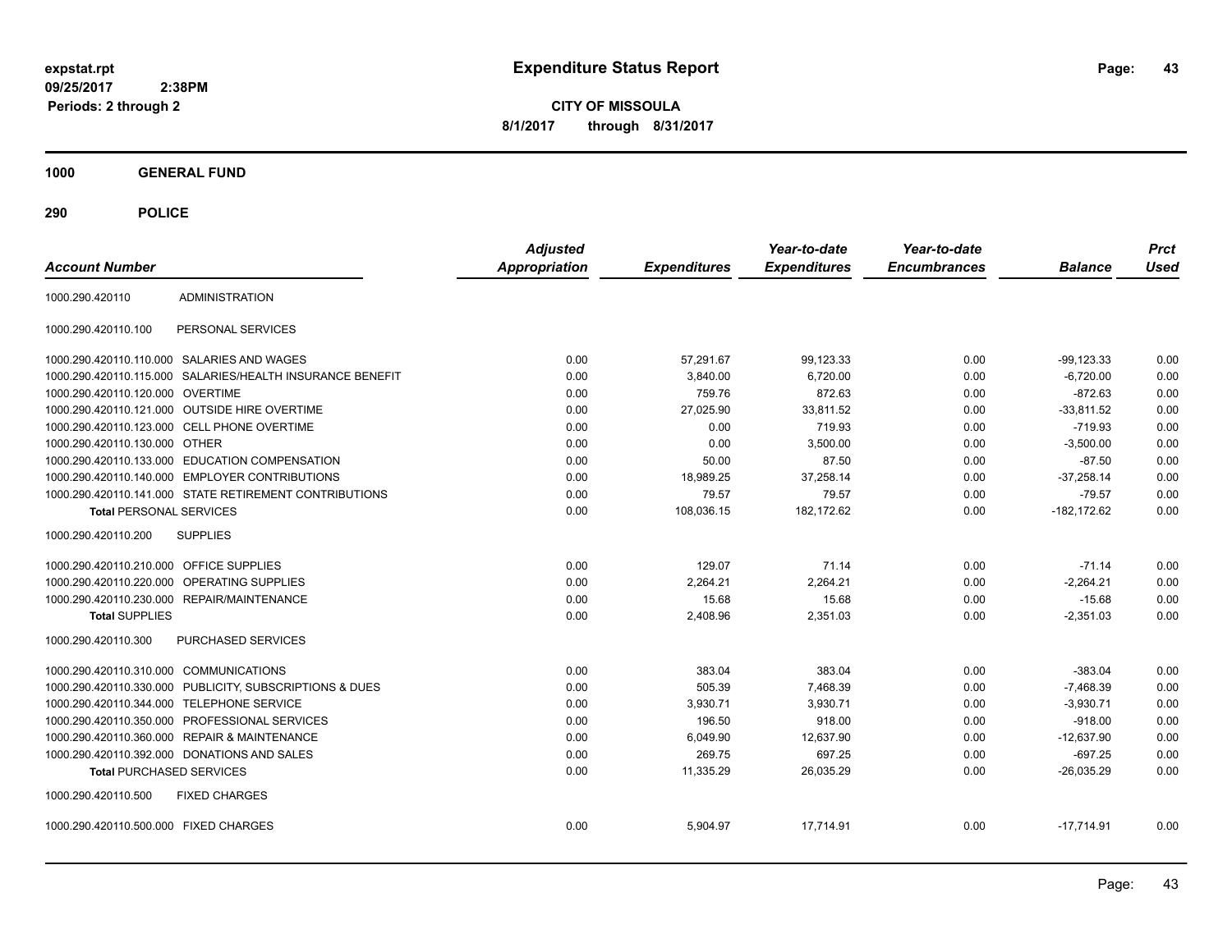# Expenditure Status Report

**CITY OF MISSOULA**

**8/1/2017 through 8/31/2017**

expstat.rpt
09/25/2017 2:38PM
Periods: 2 through 2

**1000 GENERAL FUND**

**290 POLICE**

| Account Number | | Adjusted Appropriation | Expenditures | Year-to-date Expenditures | Year-to-date Encumbrances | Balance | Prct Used |
|---|---|---|---|---|---|---|---|
| 1000.290.420110 | ADMINISTRATION | | | | | | |
| 1000.290.420110.100 | PERSONAL SERVICES | | | | | | |
| 1000.290.420110.110.000 | SALARIES AND WAGES | 0.00 | 57,291.67 | 99,123.33 | 0.00 | -99,123.33 | 0.00 |
| 1000.290.420110.115.000 | SALARIES/HEALTH INSURANCE BENEFIT | 0.00 | 3,840.00 | 6,720.00 | 0.00 | -6,720.00 | 0.00 |
| 1000.290.420110.120.000 | OVERTIME | 0.00 | 759.76 | 872.63 | 0.00 | -872.63 | 0.00 |
| 1000.290.420110.121.000 | OUTSIDE HIRE OVERTIME | 0.00 | 27,025.90 | 33,811.52 | 0.00 | -33,811.52 | 0.00 |
| 1000.290.420110.123.000 | CELL PHONE OVERTIME | 0.00 | 0.00 | 719.93 | 0.00 | -719.93 | 0.00 |
| 1000.290.420110.130.000 | OTHER | 0.00 | 0.00 | 3,500.00 | 0.00 | -3,500.00 | 0.00 |
| 1000.290.420110.133.000 | EDUCATION COMPENSATION | 0.00 | 50.00 | 87.50 | 0.00 | -87.50 | 0.00 |
| 1000.290.420110.140.000 | EMPLOYER CONTRIBUTIONS | 0.00 | 18,989.25 | 37,258.14 | 0.00 | -37,258.14 | 0.00 |
| 1000.290.420110.141.000 | STATE RETIREMENT CONTRIBUTIONS | 0.00 | 79.57 | 79.57 | 0.00 | -79.57 | 0.00 |
| **Total** PERSONAL SERVICES | | 0.00 | 108,036.15 | 182,172.62 | 0.00 | -182,172.62 | 0.00 |
| 1000.290.420110.200 | SUPPLIES | | | | | | |
| 1000.290.420110.210.000 | OFFICE SUPPLIES | 0.00 | 129.07 | 71.14 | 0.00 | -71.14 | 0.00 |
| 1000.290.420110.220.000 | OPERATING SUPPLIES | 0.00 | 2,264.21 | 2,264.21 | 0.00 | -2,264.21 | 0.00 |
| 1000.290.420110.230.000 | REPAIR/MAINTENANCE | 0.00 | 15.68 | 15.68 | 0.00 | -15.68 | 0.00 |
| **Total** SUPPLIES | | 0.00 | 2,408.96 | 2,351.03 | 0.00 | -2,351.03 | 0.00 |
| 1000.290.420110.300 | PURCHASED SERVICES | | | | | | |
| 1000.290.420110.310.000 | COMMUNICATIONS | 0.00 | 383.04 | 383.04 | 0.00 | -383.04 | 0.00 |
| 1000.290.420110.330.000 | PUBLICITY, SUBSCRIPTIONS & DUES | 0.00 | 505.39 | 7,468.39 | 0.00 | -7,468.39 | 0.00 |
| 1000.290.420110.344.000 | TELEPHONE SERVICE | 0.00 | 3,930.71 | 3,930.71 | 0.00 | -3,930.71 | 0.00 |
| 1000.290.420110.350.000 | PROFESSIONAL SERVICES | 0.00 | 196.50 | 918.00 | 0.00 | -918.00 | 0.00 |
| 1000.290.420110.360.000 | REPAIR & MAINTENANCE | 0.00 | 6,049.90 | 12,637.90 | 0.00 | -12,637.90 | 0.00 |
| 1000.290.420110.392.000 | DONATIONS AND SALES | 0.00 | 269.75 | 697.25 | 0.00 | -697.25 | 0.00 |
| **Total** PURCHASED SERVICES | | 0.00 | 11,335.29 | 26,035.29 | 0.00 | -26,035.29 | 0.00 |
| 1000.290.420110.500 | FIXED CHARGES | | | | | | |
| 1000.290.420110.500.000 | FIXED CHARGES | 0.00 | 5,904.97 | 17,714.91 | 0.00 | -17,714.91 | 0.00 |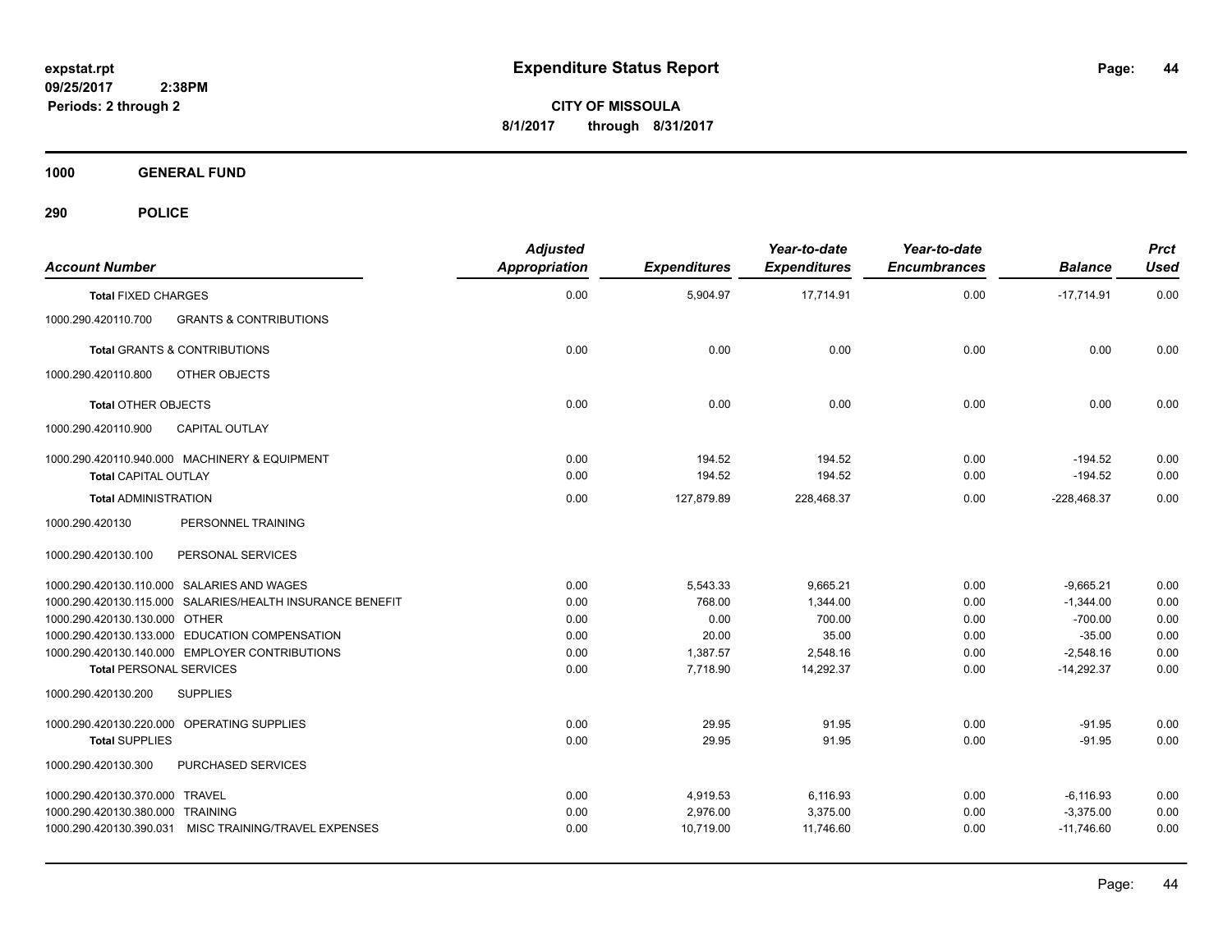**expstat.rpt**
**09/25/2017 2:38PM**
**Periods: 2 through 2**

# Expenditure Status Report

**CITY OF MISSOULA**
**8/1/2017 through 8/31/2017**

## 1000 GENERAL FUND

## 290 POLICE

| Account Number | Adjusted Appropriation | Expenditures | Year-to-date Expenditures | Year-to-date Encumbrances | Balance | Prct Used |
|---|---|---|---|---|---|---|
| **Total** FIXED CHARGES | 0.00 | 5,904.97 | 17,714.91 | 0.00 | -17,714.91 | 0.00 |
| 1000.290.420110.700 GRANTS & CONTRIBUTIONS | | | | | | |
| **Total** GRANTS & CONTRIBUTIONS | 0.00 | 0.00 | 0.00 | 0.00 | 0.00 | 0.00 |
| 1000.290.420110.800 OTHER OBJECTS | | | | | | |
| **Total** OTHER OBJECTS | 0.00 | 0.00 | 0.00 | 0.00 | 0.00 | 0.00 |
| 1000.290.420110.900 CAPITAL OUTLAY | | | | | | |
| 1000.290.420110.940.000 MACHINERY & EQUIPMENT | 0.00 | 194.52 | 194.52 | 0.00 | -194.52 | 0.00 |
| **Total** CAPITAL OUTLAY | 0.00 | 194.52 | 194.52 | 0.00 | -194.52 | 0.00 |
| **Total** ADMINISTRATION | 0.00 | 127,879.89 | 228,468.37 | 0.00 | -228,468.37 | 0.00 |
| 1000.290.420130 PERSONNEL TRAINING | | | | | | |
| 1000.290.420130.100 PERSONAL SERVICES | | | | | | |
| 1000.290.420130.110.000 SALARIES AND WAGES | 0.00 | 5,543.33 | 9,665.21 | 0.00 | -9,665.21 | 0.00 |
| 1000.290.420130.115.000 SALARIES/HEALTH INSURANCE BENEFIT | 0.00 | 768.00 | 1,344.00 | 0.00 | -1,344.00 | 0.00 |
| 1000.290.420130.130.000 OTHER | 0.00 | 0.00 | 700.00 | 0.00 | -700.00 | 0.00 |
| 1000.290.420130.133.000 EDUCATION COMPENSATION | 0.00 | 20.00 | 35.00 | 0.00 | -35.00 | 0.00 |
| 1000.290.420130.140.000 EMPLOYER CONTRIBUTIONS | 0.00 | 1,387.57 | 2,548.16 | 0.00 | -2,548.16 | 0.00 |
| **Total** PERSONAL SERVICES | 0.00 | 7,718.90 | 14,292.37 | 0.00 | -14,292.37 | 0.00 |
| 1000.290.420130.200 SUPPLIES | | | | | | |
| 1000.290.420130.220.000 OPERATING SUPPLIES | 0.00 | 29.95 | 91.95 | 0.00 | -91.95 | 0.00 |
| **Total** SUPPLIES | 0.00 | 29.95 | 91.95 | 0.00 | -91.95 | 0.00 |
| 1000.290.420130.300 PURCHASED SERVICES | | | | | | |
| 1000.290.420130.370.000 TRAVEL | 0.00 | 4,919.53 | 6,116.93 | 0.00 | -6,116.93 | 0.00 |
| 1000.290.420130.380.000 TRAINING | 0.00 | 2,976.00 | 3,375.00 | 0.00 | -3,375.00 | 0.00 |
| 1000.290.420130.390.031 MISC TRAINING/TRAVEL EXPENSES | 0.00 | 10,719.00 | 11,746.60 | 0.00 | -11,746.60 | 0.00 |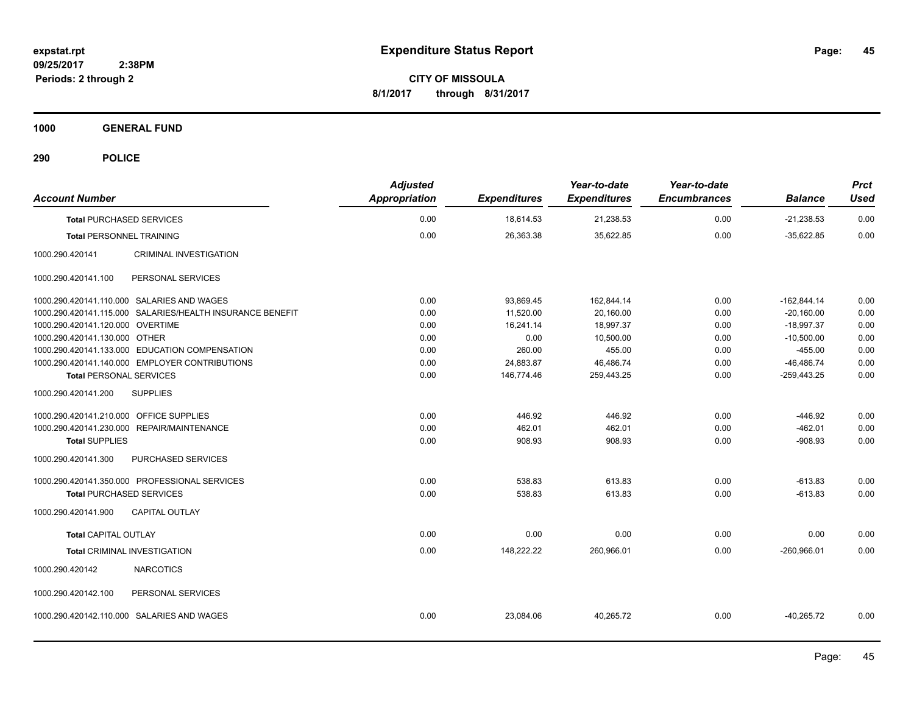**expstat.rpt**
**09/25/2017 2:38PM**
**Periods: 2 through 2**

# Expenditure Status Report

**CITY OF MISSOULA**
**8/1/2017 through 8/31/2017**

## 1000 GENERAL FUND

## 290 POLICE

| Account Number | Adjusted Appropriation | Expenditures | Year-to-date Expenditures | Year-to-date Encumbrances | Balance | Prct Used |
|---|---|---|---|---|---|---|
| **Total** PURCHASED SERVICES | 0.00 | 18,614.53 | 21,238.53 | 0.00 | -21,238.53 | 0.00 |
| **Total** PERSONNEL TRAINING | 0.00 | 26,363.38 | 35,622.85 | 0.00 | -35,622.85 | 0.00 |
| 1000.290.420141 CRIMINAL INVESTIGATION | | | | | | |
| 1000.290.420141.100 PERSONAL SERVICES | | | | | | |
| 1000.290.420141.110.000 SALARIES AND WAGES | 0.00 | 93,869.45 | 162,844.14 | 0.00 | -162,844.14 | 0.00 |
| 1000.290.420141.115.000 SALARIES/HEALTH INSURANCE BENEFIT | 0.00 | 11,520.00 | 20,160.00 | 0.00 | -20,160.00 | 0.00 |
| 1000.290.420141.120.000 OVERTIME | 0.00 | 16,241.14 | 18,997.37 | 0.00 | -18,997.37 | 0.00 |
| 1000.290.420141.130.000 OTHER | 0.00 | 0.00 | 10,500.00 | 0.00 | -10,500.00 | 0.00 |
| 1000.290.420141.133.000 EDUCATION COMPENSATION | 0.00 | 260.00 | 455.00 | 0.00 | -455.00 | 0.00 |
| 1000.290.420141.140.000 EMPLOYER CONTRIBUTIONS | 0.00 | 24,883.87 | 46,486.74 | 0.00 | -46,486.74 | 0.00 |
| **Total** PERSONAL SERVICES | 0.00 | 146,774.46 | 259,443.25 | 0.00 | -259,443.25 | 0.00 |
| 1000.290.420141.200 SUPPLIES | | | | | | |
| 1000.290.420141.210.000 OFFICE SUPPLIES | 0.00 | 446.92 | 446.92 | 0.00 | -446.92 | 0.00 |
| 1000.290.420141.230.000 REPAIR/MAINTENANCE | 0.00 | 462.01 | 462.01 | 0.00 | -462.01 | 0.00 |
| **Total** SUPPLIES | 0.00 | 908.93 | 908.93 | 0.00 | -908.93 | 0.00 |
| 1000.290.420141.300 PURCHASED SERVICES | | | | | | |
| 1000.290.420141.350.000 PROFESSIONAL SERVICES | 0.00 | 538.83 | 613.83 | 0.00 | -613.83 | 0.00 |
| **Total** PURCHASED SERVICES | 0.00 | 538.83 | 613.83 | 0.00 | -613.83 | 0.00 |
| 1000.290.420141.900 CAPITAL OUTLAY | | | | | | |
| **Total** CAPITAL OUTLAY | 0.00 | 0.00 | 0.00 | 0.00 | 0.00 | 0.00 |
| **Total** CRIMINAL INVESTIGATION | 0.00 | 148,222.22 | 260,966.01 | 0.00 | -260,966.01 | 0.00 |
| 1000.290.420142 NARCOTICS | | | | | | |
| 1000.290.420142.100 PERSONAL SERVICES | | | | | | |
| 1000.290.420142.110.000 SALARIES AND WAGES | 0.00 | 23,084.06 | 40,265.72 | 0.00 | -40,265.72 | 0.00 |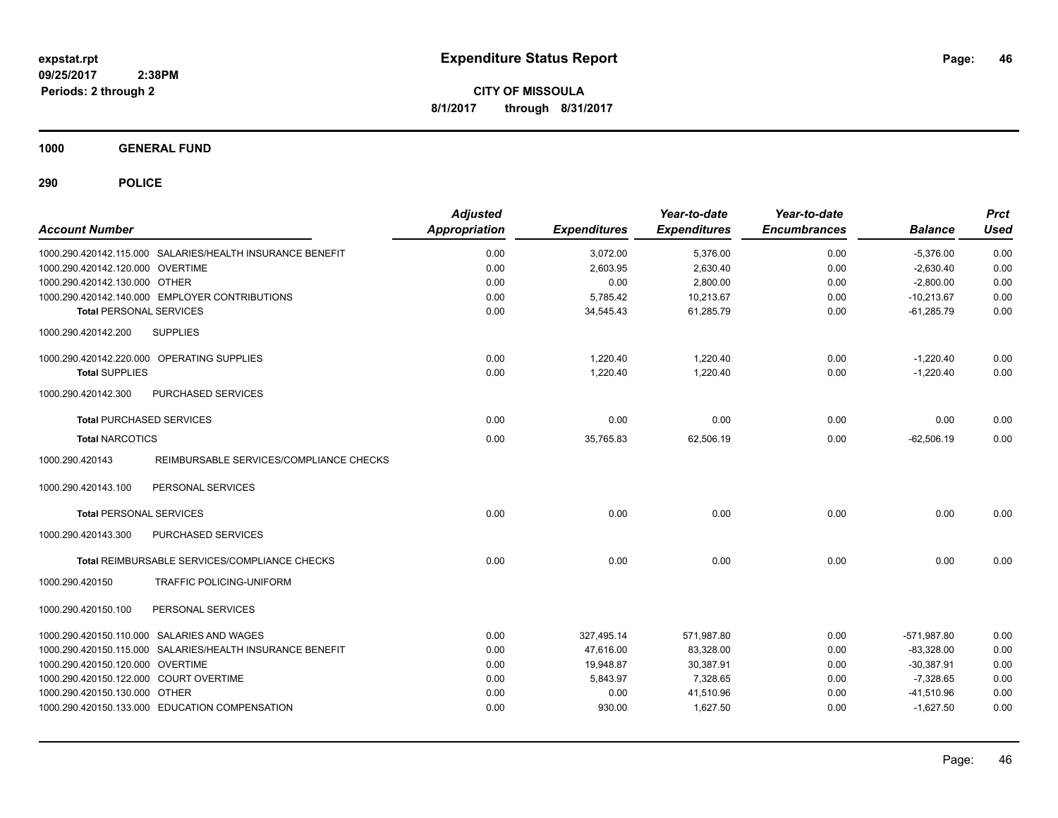**expstat.rpt**
**09/25/2017 2:38PM**
**Periods: 2 through 2**

# Expenditure Status Report

**CITY OF MISSOULA**
**8/1/2017 through 8/31/2017**

## 1000 GENERAL FUND

## 290 POLICE

| Account Number | Adjusted Appropriation | Expenditures | Year-to-date Expenditures | Year-to-date Encumbrances | Balance | Prct Used |
|---|---|---|---|---|---|---|
| 1000.290.420142.115.000 SALARIES/HEALTH INSURANCE BENEFIT | 0.00 | 3,072.00 | 5,376.00 | 0.00 | -5,376.00 | 0.00 |
| 1000.290.420142.120.000 OVERTIME | 0.00 | 2,603.95 | 2,630.40 | 0.00 | -2,630.40 | 0.00 |
| 1000.290.420142.130.000 OTHER | 0.00 | 0.00 | 2,800.00 | 0.00 | -2,800.00 | 0.00 |
| 1000.290.420142.140.000 EMPLOYER CONTRIBUTIONS | 0.00 | 5,785.42 | 10,213.67 | 0.00 | -10,213.67 | 0.00 |
| **Total** PERSONAL SERVICES | 0.00 | 34,545.43 | 61,285.79 | 0.00 | -61,285.79 | 0.00 |
| 1000.290.420142.200 SUPPLIES | | | | | | |
| 1000.290.420142.220.000 OPERATING SUPPLIES | 0.00 | 1,220.40 | 1,220.40 | 0.00 | -1,220.40 | 0.00 |
| **Total** SUPPLIES | 0.00 | 1,220.40 | 1,220.40 | 0.00 | -1,220.40 | 0.00 |
| 1000.290.420142.300 PURCHASED SERVICES | | | | | | |
| **Total** PURCHASED SERVICES | 0.00 | 0.00 | 0.00 | 0.00 | 0.00 | 0.00 |
| **Total** NARCOTICS | 0.00 | 35,765.83 | 62,506.19 | 0.00 | -62,506.19 | 0.00 |
| 1000.290.420143 REIMBURSABLE SERVICES/COMPLIANCE CHECKS | | | | | | |
| 1000.290.420143.100 PERSONAL SERVICES | | | | | | |
| **Total** PERSONAL SERVICES | 0.00 | 0.00 | 0.00 | 0.00 | 0.00 | 0.00 |
| 1000.290.420143.300 PURCHASED SERVICES | | | | | | |
| **Total** REIMBURSABLE SERVICES/COMPLIANCE CHECKS | 0.00 | 0.00 | 0.00 | 0.00 | 0.00 | 0.00 |
| 1000.290.420150 TRAFFIC POLICING-UNIFORM | | | | | | |
| 1000.290.420150.100 PERSONAL SERVICES | | | | | | |
| 1000.290.420150.110.000 SALARIES AND WAGES | 0.00 | 327,495.14 | 571,987.80 | 0.00 | -571,987.80 | 0.00 |
| 1000.290.420150.115.000 SALARIES/HEALTH INSURANCE BENEFIT | 0.00 | 47,616.00 | 83,328.00 | 0.00 | -83,328.00 | 0.00 |
| 1000.290.420150.120.000 OVERTIME | 0.00 | 19,948.87 | 30,387.91 | 0.00 | -30,387.91 | 0.00 |
| 1000.290.420150.122.000 COURT OVERTIME | 0.00 | 5,843.97 | 7,328.65 | 0.00 | -7,328.65 | 0.00 |
| 1000.290.420150.130.000 OTHER | 0.00 | 0.00 | 41,510.96 | 0.00 | -41,510.96 | 0.00 |
| 1000.290.420150.133.000 EDUCATION COMPENSATION | 0.00 | 930.00 | 1,627.50 | 0.00 | -1,627.50 | 0.00 |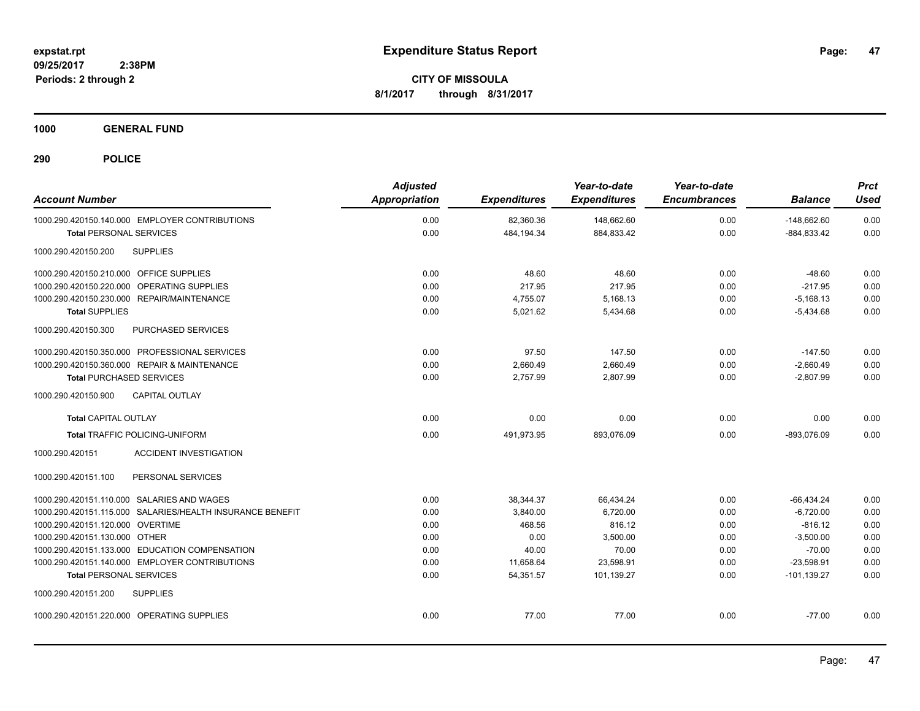**expstat.rpt**
**09/25/2017 2:38PM**
**Periods: 2 through 2**

# Expenditure Status Report

**CITY OF MISSOULA**
**8/1/2017 through 8/31/2017**

## 1000 GENERAL FUND

## 290 POLICE

| Account Number | Adjusted Appropriation | Expenditures | Year-to-date Expenditures | Year-to-date Encumbrances | Balance | Prct Used |
|---|---|---|---|---|---|---|
| 1000.290.420150.140.000 EMPLOYER CONTRIBUTIONS | 0.00 | 82,360.36 | 148,662.60 | 0.00 | -148,662.60 | 0.00 |
| **Total** PERSONAL SERVICES | 0.00 | 484,194.34 | 884,833.42 | 0.00 | -884,833.42 | 0.00 |
| 1000.290.420150.200 SUPPLIES | | | | | | |
| 1000.290.420150.210.000 OFFICE SUPPLIES | 0.00 | 48.60 | 48.60 | 0.00 | -48.60 | 0.00 |
| 1000.290.420150.220.000 OPERATING SUPPLIES | 0.00 | 217.95 | 217.95 | 0.00 | -217.95 | 0.00 |
| 1000.290.420150.230.000 REPAIR/MAINTENANCE | 0.00 | 4,755.07 | 5,168.13 | 0.00 | -5,168.13 | 0.00 |
| **Total SUPPLIES** | 0.00 | 5,021.62 | 5,434.68 | 0.00 | -5,434.68 | 0.00 |
| 1000.290.420150.300 PURCHASED SERVICES | | | | | | |
| 1000.290.420150.350.000 PROFESSIONAL SERVICES | 0.00 | 97.50 | 147.50 | 0.00 | -147.50 | 0.00 |
| 1000.290.420150.360.000 REPAIR & MAINTENANCE | 0.00 | 2,660.49 | 2,660.49 | 0.00 | -2,660.49 | 0.00 |
| **Total** PURCHASED SERVICES | 0.00 | 2,757.99 | 2,807.99 | 0.00 | -2,807.99 | 0.00 |
| 1000.290.420150.900 CAPITAL OUTLAY | | | | | | |
| **Total** CAPITAL OUTLAY | 0.00 | 0.00 | 0.00 | 0.00 | 0.00 | 0.00 |
| **Total** TRAFFIC POLICING-UNIFORM | 0.00 | 491,973.95 | 893,076.09 | 0.00 | -893,076.09 | 0.00 |
| 1000.290.420151 ACCIDENT INVESTIGATION | | | | | | |
| 1000.290.420151.100 PERSONAL SERVICES | | | | | | |
| 1000.290.420151.110.000 SALARIES AND WAGES | 0.00 | 38,344.37 | 66,434.24 | 0.00 | -66,434.24 | 0.00 |
| 1000.290.420151.115.000 SALARIES/HEALTH INSURANCE BENEFIT | 0.00 | 3,840.00 | 6,720.00 | 0.00 | -6,720.00 | 0.00 |
| 1000.290.420151.120.000 OVERTIME | 0.00 | 468.56 | 816.12 | 0.00 | -816.12 | 0.00 |
| 1000.290.420151.130.000 OTHER | 0.00 | 0.00 | 3,500.00 | 0.00 | -3,500.00 | 0.00 |
| 1000.290.420151.133.000 EDUCATION COMPENSATION | 0.00 | 40.00 | 70.00 | 0.00 | -70.00 | 0.00 |
| 1000.290.420151.140.000 EMPLOYER CONTRIBUTIONS | 0.00 | 11,658.64 | 23,598.91 | 0.00 | -23,598.91 | 0.00 |
| **Total** PERSONAL SERVICES | 0.00 | 54,351.57 | 101,139.27 | 0.00 | -101,139.27 | 0.00 |
| 1000.290.420151.200 SUPPLIES | | | | | | |
| 1000.290.420151.220.000 OPERATING SUPPLIES | 0.00 | 77.00 | 77.00 | 0.00 | -77.00 | 0.00 |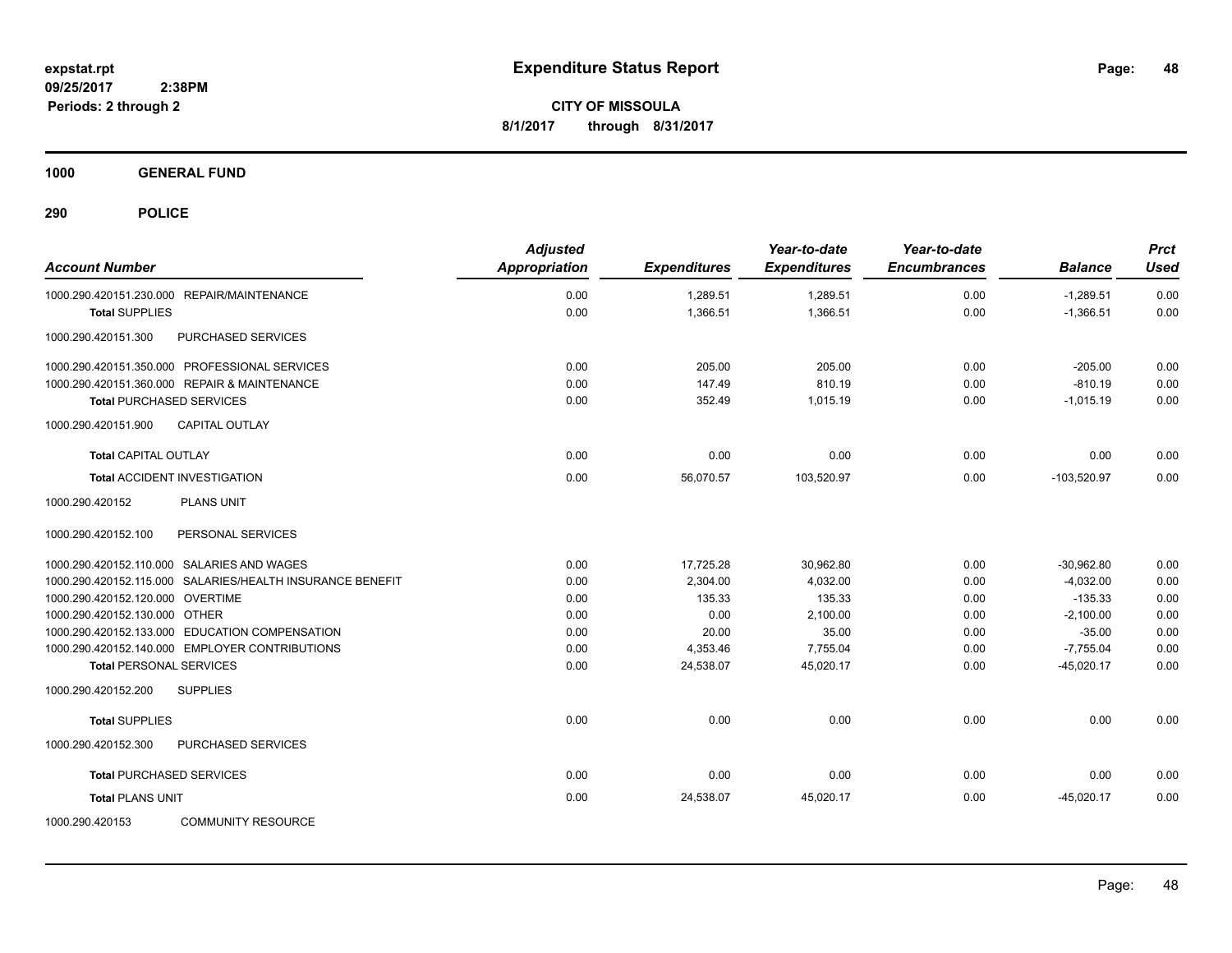**expstat.rpt**
**09/25/2017 2:38PM**
**Periods: 2 through 2**

# Expenditure Status Report

**CITY OF MISSOULA**
**8/1/2017 through 8/31/2017**

## 1000 GENERAL FUND

## 290 POLICE

| Account Number | Adjusted Appropriation | Expenditures | Year-to-date Expenditures | Year-to-date Encumbrances | Balance | Prct Used |
|---|---|---|---|---|---|---|
| 1000.290.420151.230.000 REPAIR/MAINTENANCE | 0.00 | 1,289.51 | 1,289.51 | 0.00 | -1,289.51 | 0.00 |
| **Total** SUPPLIES | 0.00 | 1,366.51 | 1,366.51 | 0.00 | -1,366.51 | 0.00 |
| 1000.290.420151.300 PURCHASED SERVICES | | | | | | |
| 1000.290.420151.350.000 PROFESSIONAL SERVICES | 0.00 | 205.00 | 205.00 | 0.00 | -205.00 | 0.00 |
| 1000.290.420151.360.000 REPAIR & MAINTENANCE | 0.00 | 147.49 | 810.19 | 0.00 | -810.19 | 0.00 |
| **Total** PURCHASED SERVICES | 0.00 | 352.49 | 1,015.19 | 0.00 | -1,015.19 | 0.00 |
| 1000.290.420151.900 CAPITAL OUTLAY | | | | | | |
| **Total** CAPITAL OUTLAY | 0.00 | 0.00 | 0.00 | 0.00 | 0.00 | 0.00 |
| **Total** ACCIDENT INVESTIGATION | 0.00 | 56,070.57 | 103,520.97 | 0.00 | -103,520.97 | 0.00 |
| 1000.290.420152 PLANS UNIT | | | | | | |
| 1000.290.420152.100 PERSONAL SERVICES | | | | | | |
| 1000.290.420152.110.000 SALARIES AND WAGES | 0.00 | 17,725.28 | 30,962.80 | 0.00 | -30,962.80 | 0.00 |
| 1000.290.420152.115.000 SALARIES/HEALTH INSURANCE BENEFIT | 0.00 | 2,304.00 | 4,032.00 | 0.00 | -4,032.00 | 0.00 |
| 1000.290.420152.120.000 OVERTIME | 0.00 | 135.33 | 135.33 | 0.00 | -135.33 | 0.00 |
| 1000.290.420152.130.000 OTHER | 0.00 | 0.00 | 2,100.00 | 0.00 | -2,100.00 | 0.00 |
| 1000.290.420152.133.000 EDUCATION COMPENSATION | 0.00 | 20.00 | 35.00 | 0.00 | -35.00 | 0.00 |
| 1000.290.420152.140.000 EMPLOYER CONTRIBUTIONS | 0.00 | 4,353.46 | 7,755.04 | 0.00 | -7,755.04 | 0.00 |
| **Total** PERSONAL SERVICES | 0.00 | 24,538.07 | 45,020.17 | 0.00 | -45,020.17 | 0.00 |
| 1000.290.420152.200 SUPPLIES | | | | | | |
| **Total** SUPPLIES | 0.00 | 0.00 | 0.00 | 0.00 | 0.00 | 0.00 |
| 1000.290.420152.300 PURCHASED SERVICES | | | | | | |
| **Total** PURCHASED SERVICES | 0.00 | 0.00 | 0.00 | 0.00 | 0.00 | 0.00 |
| **Total** PLANS UNIT | 0.00 | 24,538.07 | 45,020.17 | 0.00 | -45,020.17 | 0.00 |
| 1000.290.420153 COMMUNITY RESOURCE | | | | | | |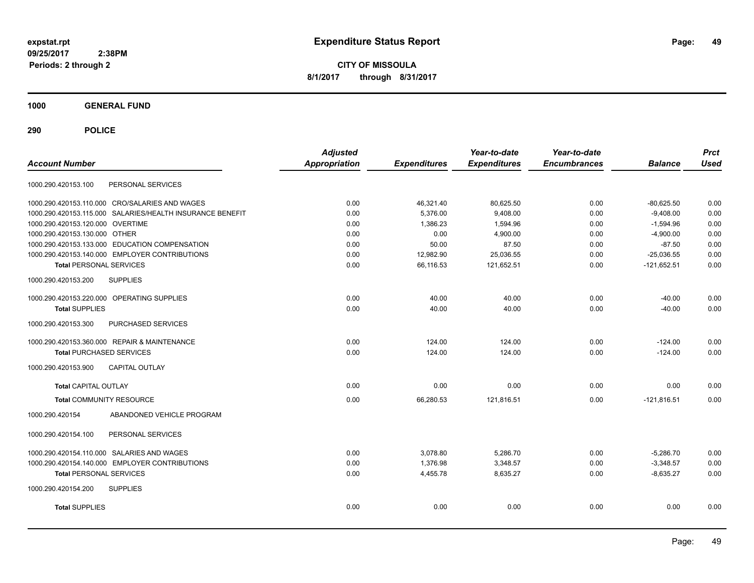**expstat.rpt**
**09/25/2017 2:38PM**
**Periods: 2 through 2**

# Expenditure Status Report

**CITY OF MISSOULA**
**8/1/2017 through 8/31/2017**

## 1000 GENERAL FUND

### 290 POLICE

| Account Number | | Adjusted Appropriation | Expenditures | Year-to-date Expenditures | Year-to-date Encumbrances | Balance | Prct Used |
|---|---|---|---|---|---|---|---|
| 1000.290.420153.100 | PERSONAL SERVICES | | | | | | |
| 1000.290.420153.110.000 | CRO/SALARIES AND WAGES | 0.00 | 46,321.40 | 80,625.50 | 0.00 | -80,625.50 | 0.00 |
| 1000.290.420153.115.000 | SALARIES/HEALTH INSURANCE BENEFIT | 0.00 | 5,376.00 | 9,408.00 | 0.00 | -9,408.00 | 0.00 |
| 1000.290.420153.120.000 | OVERTIME | 0.00 | 1,386.23 | 1,594.96 | 0.00 | -1,594.96 | 0.00 |
| 1000.290.420153.130.000 | OTHER | 0.00 | 0.00 | 4,900.00 | 0.00 | -4,900.00 | 0.00 |
| 1000.290.420153.133.000 | EDUCATION COMPENSATION | 0.00 | 50.00 | 87.50 | 0.00 | -87.50 | 0.00 |
| 1000.290.420153.140.000 | EMPLOYER CONTRIBUTIONS | 0.00 | 12,982.90 | 25,036.55 | 0.00 | -25,036.55 | 0.00 |
| **Total** PERSONAL SERVICES | | 0.00 | 66,116.53 | 121,652.51 | 0.00 | -121,652.51 | 0.00 |
| 1000.290.420153.200 | SUPPLIES | | | | | | |
| 1000.290.420153.220.000 | OPERATING SUPPLIES | 0.00 | 40.00 | 40.00 | 0.00 | -40.00 | 0.00 |
| **Total** SUPPLIES | | 0.00 | 40.00 | 40.00 | 0.00 | -40.00 | 0.00 |
| 1000.290.420153.300 | PURCHASED SERVICES | | | | | | |
| 1000.290.420153.360.000 | REPAIR & MAINTENANCE | 0.00 | 124.00 | 124.00 | 0.00 | -124.00 | 0.00 |
| **Total** PURCHASED SERVICES | | 0.00 | 124.00 | 124.00 | 0.00 | -124.00 | 0.00 |
| 1000.290.420153.900 | CAPITAL OUTLAY | | | | | | |
| **Total** CAPITAL OUTLAY | | 0.00 | 0.00 | 0.00 | 0.00 | 0.00 | 0.00 |
| **Total** COMMUNITY RESOURCE | | 0.00 | 66,280.53 | 121,816.51 | 0.00 | -121,816.51 | 0.00 |
| 1000.290.420154 | ABANDONED VEHICLE PROGRAM | | | | | | |
| 1000.290.420154.100 | PERSONAL SERVICES | | | | | | |
| 1000.290.420154.110.000 | SALARIES AND WAGES | 0.00 | 3,078.80 | 5,286.70 | 0.00 | -5,286.70 | 0.00 |
| 1000.290.420154.140.000 | EMPLOYER CONTRIBUTIONS | 0.00 | 1,376.98 | 3,348.57 | 0.00 | -3,348.57 | 0.00 |
| **Total** PERSONAL SERVICES | | 0.00 | 4,455.78 | 8,635.27 | 0.00 | -8,635.27 | 0.00 |
| 1000.290.420154.200 | SUPPLIES | | | | | | |
| **Total** SUPPLIES | | 0.00 | 0.00 | 0.00 | 0.00 | 0.00 | 0.00 |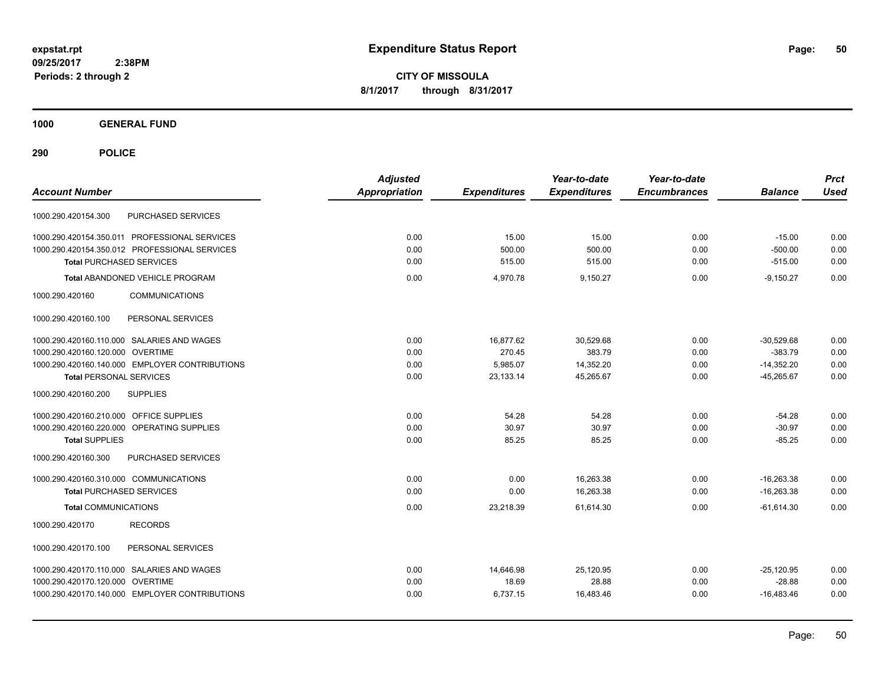# Expenditure Status Report

expstat.rpt
09/25/2017 2:38PM
Periods: 2 through 2

**CITY OF MISSOULA**
**8/1/2017 through 8/31/2017**

## 1000 GENERAL FUND

### 290 POLICE

| Account Number | | Adjusted Appropriation | Expenditures | Year-to-date Expenditures | Year-to-date Encumbrances | Balance | Prct Used |
|---|---|---|---|---|---|---|---|
| 1000.290.420154.300 | PURCHASED SERVICES | | | | | | |
| 1000.290.420154.350.011 | PROFESSIONAL SERVICES | 0.00 | 15.00 | 15.00 | 0.00 | -15.00 | 0.00 |
| 1000.290.420154.350.012 | PROFESSIONAL SERVICES | 0.00 | 500.00 | 500.00 | 0.00 | -500.00 | 0.00 |
| **Total** PURCHASED SERVICES | | 0.00 | 515.00 | 515.00 | 0.00 | -515.00 | 0.00 |
| **Total** ABANDONED VEHICLE PROGRAM | | 0.00 | 4,970.78 | 9,150.27 | 0.00 | -9,150.27 | 0.00 |
| 1000.290.420160 | COMMUNICATIONS | | | | | | |
| 1000.290.420160.100 | PERSONAL SERVICES | | | | | | |
| 1000.290.420160.110.000 | SALARIES AND WAGES | 0.00 | 16,877.62 | 30,529.68 | 0.00 | -30,529.68 | 0.00 |
| 1000.290.420160.120.000 | OVERTIME | 0.00 | 270.45 | 383.79 | 0.00 | -383.79 | 0.00 |
| 1000.290.420160.140.000 | EMPLOYER CONTRIBUTIONS | 0.00 | 5,985.07 | 14,352.20 | 0.00 | -14,352.20 | 0.00 |
| **Total** PERSONAL SERVICES | | 0.00 | 23,133.14 | 45,265.67 | 0.00 | -45,265.67 | 0.00 |
| 1000.290.420160.200 | SUPPLIES | | | | | | |
| 1000.290.420160.210.000 | OFFICE SUPPLIES | 0.00 | 54.28 | 54.28 | 0.00 | -54.28 | 0.00 |
| 1000.290.420160.220.000 | OPERATING SUPPLIES | 0.00 | 30.97 | 30.97 | 0.00 | -30.97 | 0.00 |
| **Total** SUPPLIES | | 0.00 | 85.25 | 85.25 | 0.00 | -85.25 | 0.00 |
| 1000.290.420160.300 | PURCHASED SERVICES | | | | | | |
| 1000.290.420160.310.000 | COMMUNICATIONS | 0.00 | 0.00 | 16,263.38 | 0.00 | -16,263.38 | 0.00 |
| **Total** PURCHASED SERVICES | | 0.00 | 0.00 | 16,263.38 | 0.00 | -16,263.38 | 0.00 |
| **Total** COMMUNICATIONS | | 0.00 | 23,218.39 | 61,614.30 | 0.00 | -61,614.30 | 0.00 |
| 1000.290.420170 | RECORDS | | | | | | |
| 1000.290.420170.100 | PERSONAL SERVICES | | | | | | |
| 1000.290.420170.110.000 | SALARIES AND WAGES | 0.00 | 14,646.98 | 25,120.95 | 0.00 | -25,120.95 | 0.00 |
| 1000.290.420170.120.000 | OVERTIME | 0.00 | 18.69 | 28.88 | 0.00 | -28.88 | 0.00 |
| 1000.290.420170.140.000 | EMPLOYER CONTRIBUTIONS | 0.00 | 6,737.15 | 16,483.46 | 0.00 | -16,483.46 | 0.00 |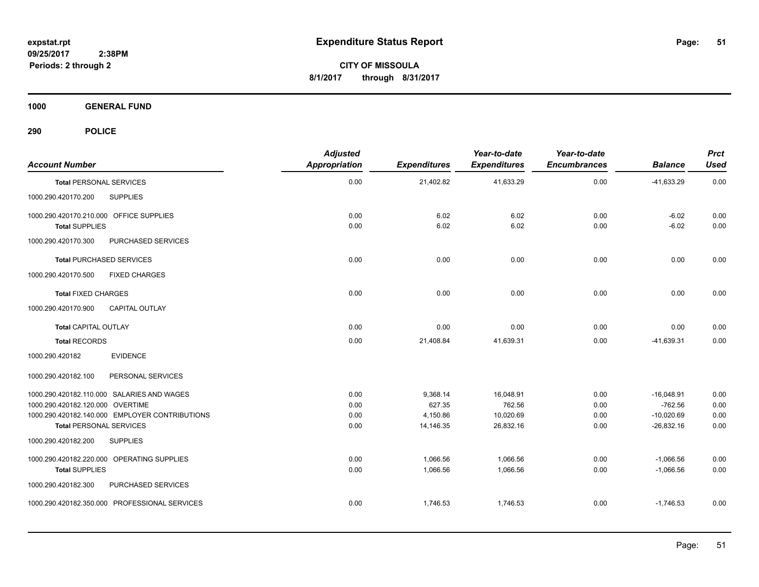expstat.rpt
09/25/2017 2:38PM
Periods: 2 through 2

# Expenditure Status Report

CITY OF MISSOULA
8/1/2017 through 8/31/2017

## 1000 GENERAL FUND

## 290 POLICE

| Account Number | | Adjusted Appropriation | Expenditures | Year-to-date Expenditures | Year-to-date Encumbrances | Balance | Prct Used |
|---|---|---|---|---|---|---|---|
| **Total** PERSONAL SERVICES | | 0.00 | 21,402.82 | 41,633.29 | 0.00 | -41,633.29 | 0.00 |
| 1000.290.420170.200 | SUPPLIES | | | | | | |
| 1000.290.420170.210.000 | OFFICE SUPPLIES | 0.00 | 6.02 | 6.02 | 0.00 | -6.02 | 0.00 |
| **Total** SUPPLIES | | 0.00 | 6.02 | 6.02 | 0.00 | -6.02 | 0.00 |
| 1000.290.420170.300 | PURCHASED SERVICES | | | | | | |
| **Total** PURCHASED SERVICES | | 0.00 | 0.00 | 0.00 | 0.00 | 0.00 | 0.00 |
| 1000.290.420170.500 | FIXED CHARGES | | | | | | |
| **Total** FIXED CHARGES | | 0.00 | 0.00 | 0.00 | 0.00 | 0.00 | 0.00 |
| 1000.290.420170.900 | CAPITAL OUTLAY | | | | | | |
| **Total** CAPITAL OUTLAY | | 0.00 | 0.00 | 0.00 | 0.00 | 0.00 | 0.00 |
| **Total** RECORDS | | 0.00 | 21,408.84 | 41,639.31 | 0.00 | -41,639.31 | 0.00 |
| 1000.290.420182 | EVIDENCE | | | | | | |
| 1000.290.420182.100 | PERSONAL SERVICES | | | | | | |
| 1000.290.420182.110.000 | SALARIES AND WAGES | 0.00 | 9,368.14 | 16,048.91 | 0.00 | -16,048.91 | 0.00 |
| 1000.290.420182.120.000 | OVERTIME | 0.00 | 627.35 | 762.56 | 0.00 | -762.56 | 0.00 |
| 1000.290.420182.140.000 | EMPLOYER CONTRIBUTIONS | 0.00 | 4,150.86 | 10,020.69 | 0.00 | -10,020.69 | 0.00 |
| **Total** PERSONAL SERVICES | | 0.00 | 14,146.35 | 26,832.16 | 0.00 | -26,832.16 | 0.00 |
| 1000.290.420182.200 | SUPPLIES | | | | | | |
| 1000.290.420182.220.000 | OPERATING SUPPLIES | 0.00 | 1,066.56 | 1,066.56 | 0.00 | -1,066.56 | 0.00 |
| **Total** SUPPLIES | | 0.00 | 1,066.56 | 1,066.56 | 0.00 | -1,066.56 | 0.00 |
| 1000.290.420182.300 | PURCHASED SERVICES | | | | | | |
| 1000.290.420182.350.000 | PROFESSIONAL SERVICES | 0.00 | 1,746.53 | 1,746.53 | 0.00 | -1,746.53 | 0.00 |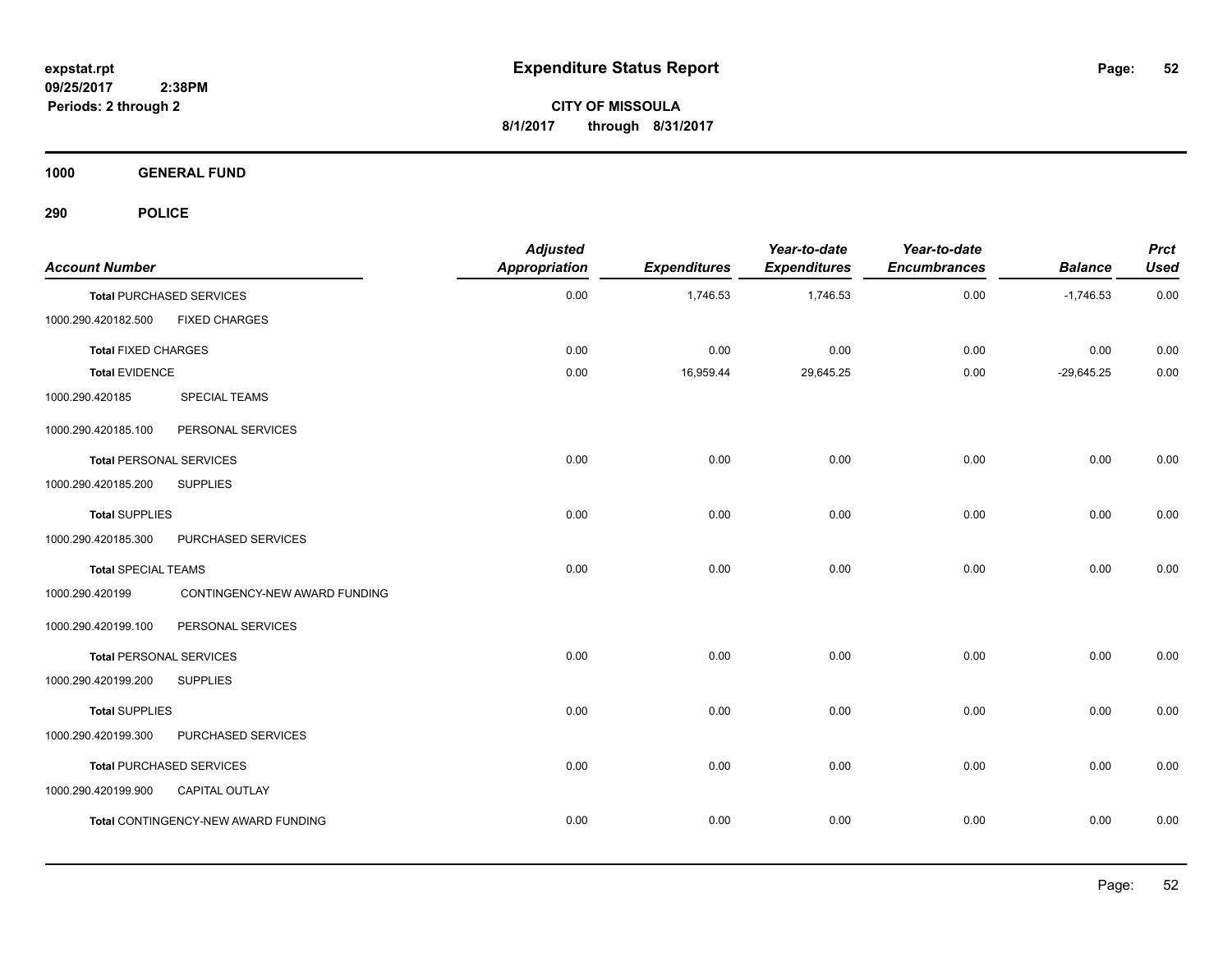# Expenditure Status Report

**CITY OF MISSOULA**

**8/1/2017 through 8/31/2017**

expstat.rpt
09/25/2017 2:38PM
Periods: 2 through 2

**1000 GENERAL FUND**

**290 POLICE**

| Account Number | | Adjusted Appropriation | Expenditures | Year-to-date Expenditures | Year-to-date Encumbrances | Balance | Prct Used |
|---|---|---|---|---|---|---|---|
| **Total** PURCHASED SERVICES | | 0.00 | 1,746.53 | 1,746.53 | 0.00 | -1,746.53 | 0.00 |
| 1000.290.420182.500 | FIXED CHARGES | | | | | | |
| **Total** FIXED CHARGES | | 0.00 | 0.00 | 0.00 | 0.00 | 0.00 | 0.00 |
| **Total** EVIDENCE | | 0.00 | 16,959.44 | 29,645.25 | 0.00 | -29,645.25 | 0.00 |
| 1000.290.420185 | SPECIAL TEAMS | | | | | | |
| 1000.290.420185.100 | PERSONAL SERVICES | | | | | | |
| **Total** PERSONAL SERVICES | | 0.00 | 0.00 | 0.00 | 0.00 | 0.00 | 0.00 |
| 1000.290.420185.200 | SUPPLIES | | | | | | |
| **Total** SUPPLIES | | 0.00 | 0.00 | 0.00 | 0.00 | 0.00 | 0.00 |
| 1000.290.420185.300 | PURCHASED SERVICES | | | | | | |
| **Total** SPECIAL TEAMS | | 0.00 | 0.00 | 0.00 | 0.00 | 0.00 | 0.00 |
| 1000.290.420199 | CONTINGENCY-NEW AWARD FUNDING | | | | | | |
| 1000.290.420199.100 | PERSONAL SERVICES | | | | | | |
| **Total** PERSONAL SERVICES | | 0.00 | 0.00 | 0.00 | 0.00 | 0.00 | 0.00 |
| 1000.290.420199.200 | SUPPLIES | | | | | | |
| **Total** SUPPLIES | | 0.00 | 0.00 | 0.00 | 0.00 | 0.00 | 0.00 |
| 1000.290.420199.300 | PURCHASED SERVICES | | | | | | |
| **Total** PURCHASED SERVICES | | 0.00 | 0.00 | 0.00 | 0.00 | 0.00 | 0.00 |
| 1000.290.420199.900 | CAPITAL OUTLAY | | | | | | |
| **Total** CONTINGENCY-NEW AWARD FUNDING | | 0.00 | 0.00 | 0.00 | 0.00 | 0.00 | 0.00 |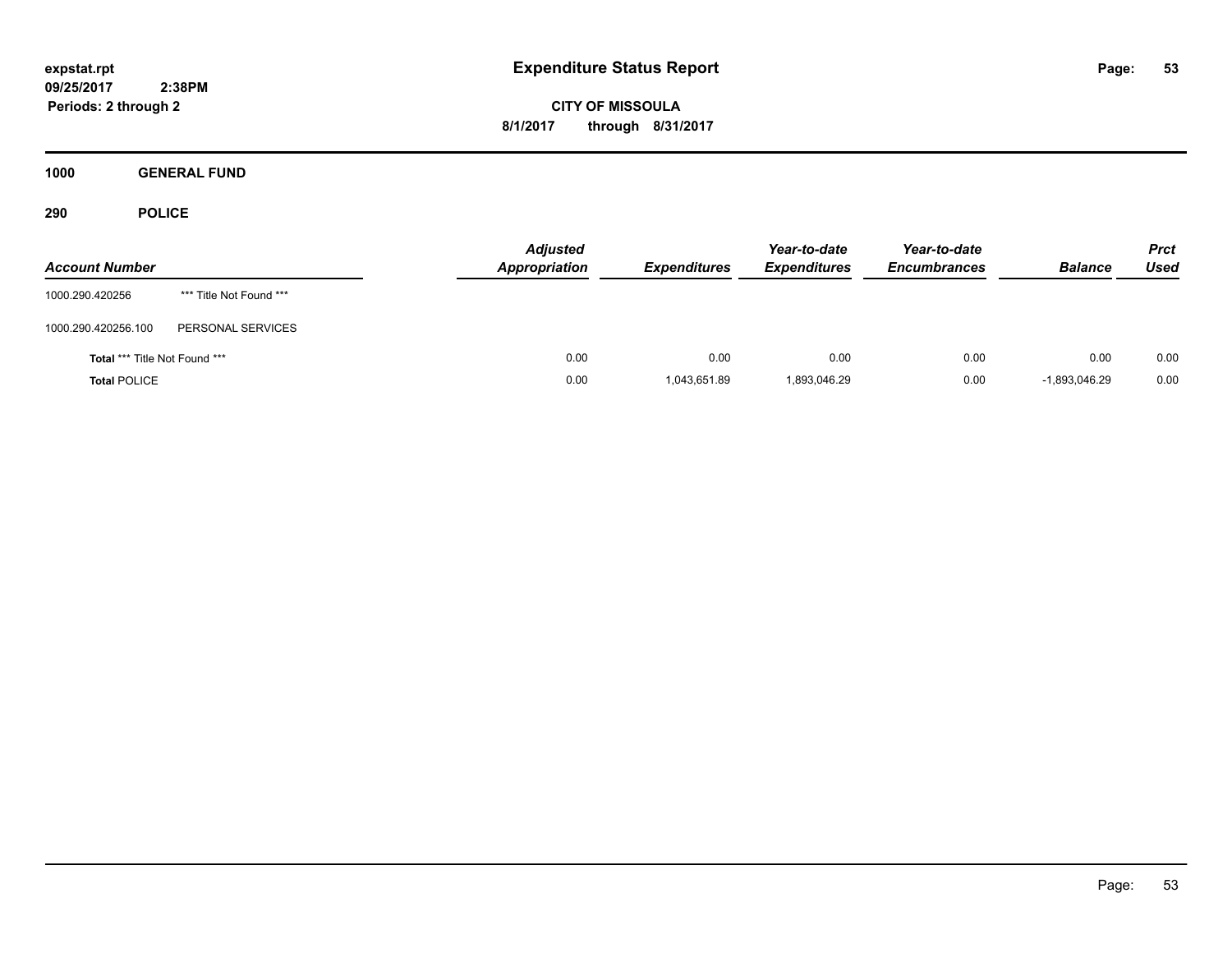**expstat.rpt**
**09/25/2017 2:38PM**
**Periods: 2 through 2**

# Expenditure Status Report

**CITY OF MISSOULA**
**8/1/2017 through 8/31/2017**

## 1000 GENERAL FUND

### 290 POLICE

| Account Number | | Adjusted Appropriation | Expenditures | Year-to-date Expenditures | Year-to-date Encumbrances | Balance | Prct Used |
|---|---|---|---|---|---|---|---|
| 1000.290.420256 | *** Title Not Found *** | | | | | | |
| 1000.290.420256.100 | PERSONAL SERVICES | | | | | | |
| **Total** *** Title Not Found *** | | 0.00 | 0.00 | 0.00 | 0.00 | 0.00 | 0.00 |
| **Total** POLICE | | 0.00 | 1,043,651.89 | 1,893,046.29 | 0.00 | -1,893,046.29 | 0.00 |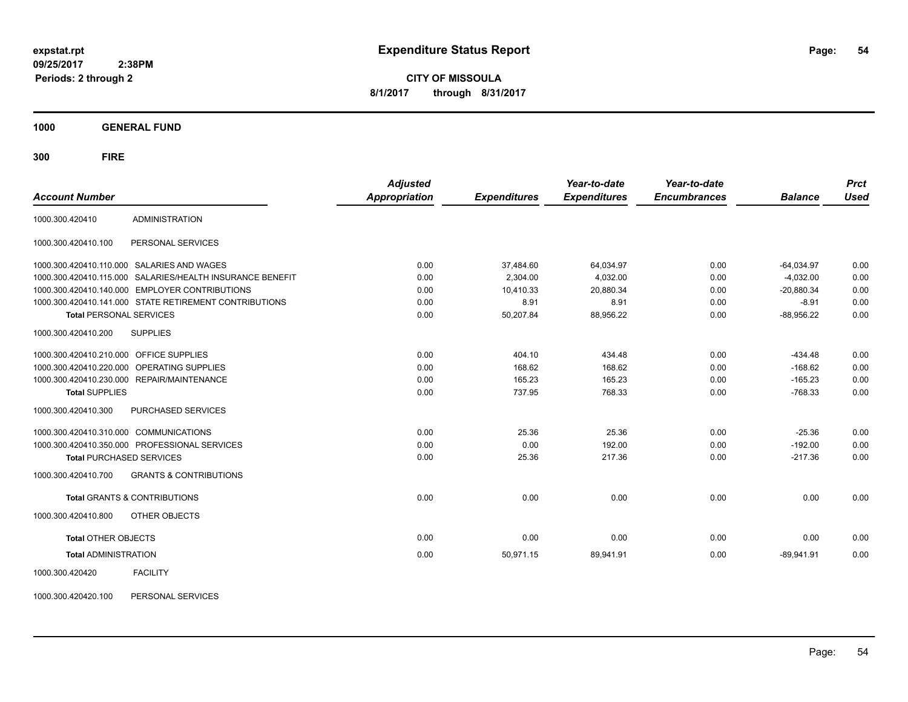# Expenditure Status Report

expstat.rpt
09/25/2017 2:38PM
Periods: 2 through 2

**CITY OF MISSOULA**
**8/1/2017 through 8/31/2017**

**1000 GENERAL FUND**

**300 FIRE**

| Account Number | | Adjusted Appropriation | Expenditures | Year-to-date Expenditures | Year-to-date Encumbrances | Balance | Prct Used |
|---|---|---|---|---|---|---|---|
| 1000.300.420410 | ADMINISTRATION | | | | | | |
| 1000.300.420410.100 | PERSONAL SERVICES | | | | | | |
| 1000.300.420410.110.000 | SALARIES AND WAGES | 0.00 | 37,484.60 | 64,034.97 | 0.00 | -64,034.97 | 0.00 |
| 1000.300.420410.115.000 | SALARIES/HEALTH INSURANCE BENEFIT | 0.00 | 2,304.00 | 4,032.00 | 0.00 | -4,032.00 | 0.00 |
| 1000.300.420410.140.000 | EMPLOYER CONTRIBUTIONS | 0.00 | 10,410.33 | 20,880.34 | 0.00 | -20,880.34 | 0.00 |
| 1000.300.420410.141.000 | STATE RETIREMENT CONTRIBUTIONS | 0.00 | 8.91 | 8.91 | 0.00 | -8.91 | 0.00 |
| **Total** PERSONAL SERVICES | | 0.00 | 50,207.84 | 88,956.22 | 0.00 | -88,956.22 | 0.00 |
| 1000.300.420410.200 | SUPPLIES | | | | | | |
| 1000.300.420410.210.000 | OFFICE SUPPLIES | 0.00 | 404.10 | 434.48 | 0.00 | -434.48 | 0.00 |
| 1000.300.420410.220.000 | OPERATING SUPPLIES | 0.00 | 168.62 | 168.62 | 0.00 | -168.62 | 0.00 |
| 1000.300.420410.230.000 | REPAIR/MAINTENANCE | 0.00 | 165.23 | 165.23 | 0.00 | -165.23 | 0.00 |
| **Total** SUPPLIES | | 0.00 | 737.95 | 768.33 | 0.00 | -768.33 | 0.00 |
| 1000.300.420410.300 | PURCHASED SERVICES | | | | | | |
| 1000.300.420410.310.000 | COMMUNICATIONS | 0.00 | 25.36 | 25.36 | 0.00 | -25.36 | 0.00 |
| 1000.300.420410.350.000 | PROFESSIONAL SERVICES | 0.00 | 0.00 | 192.00 | 0.00 | -192.00 | 0.00 |
| **Total** PURCHASED SERVICES | | 0.00 | 25.36 | 217.36 | 0.00 | -217.36 | 0.00 |
| 1000.300.420410.700 | GRANTS & CONTRIBUTIONS | | | | | | |
| **Total** GRANTS & CONTRIBUTIONS | | 0.00 | 0.00 | 0.00 | 0.00 | 0.00 | 0.00 |
| 1000.300.420410.800 | OTHER OBJECTS | | | | | | |
| **Total** OTHER OBJECTS | | 0.00 | 0.00 | 0.00 | 0.00 | 0.00 | 0.00 |
| **Total** ADMINISTRATION | | 0.00 | 50,971.15 | 89,941.91 | 0.00 | -89,941.91 | 0.00 |
| 1000.300.420420 | FACILITY | | | | | | |
| 1000.300.420420.100 | PERSONAL SERVICES | | | | | | |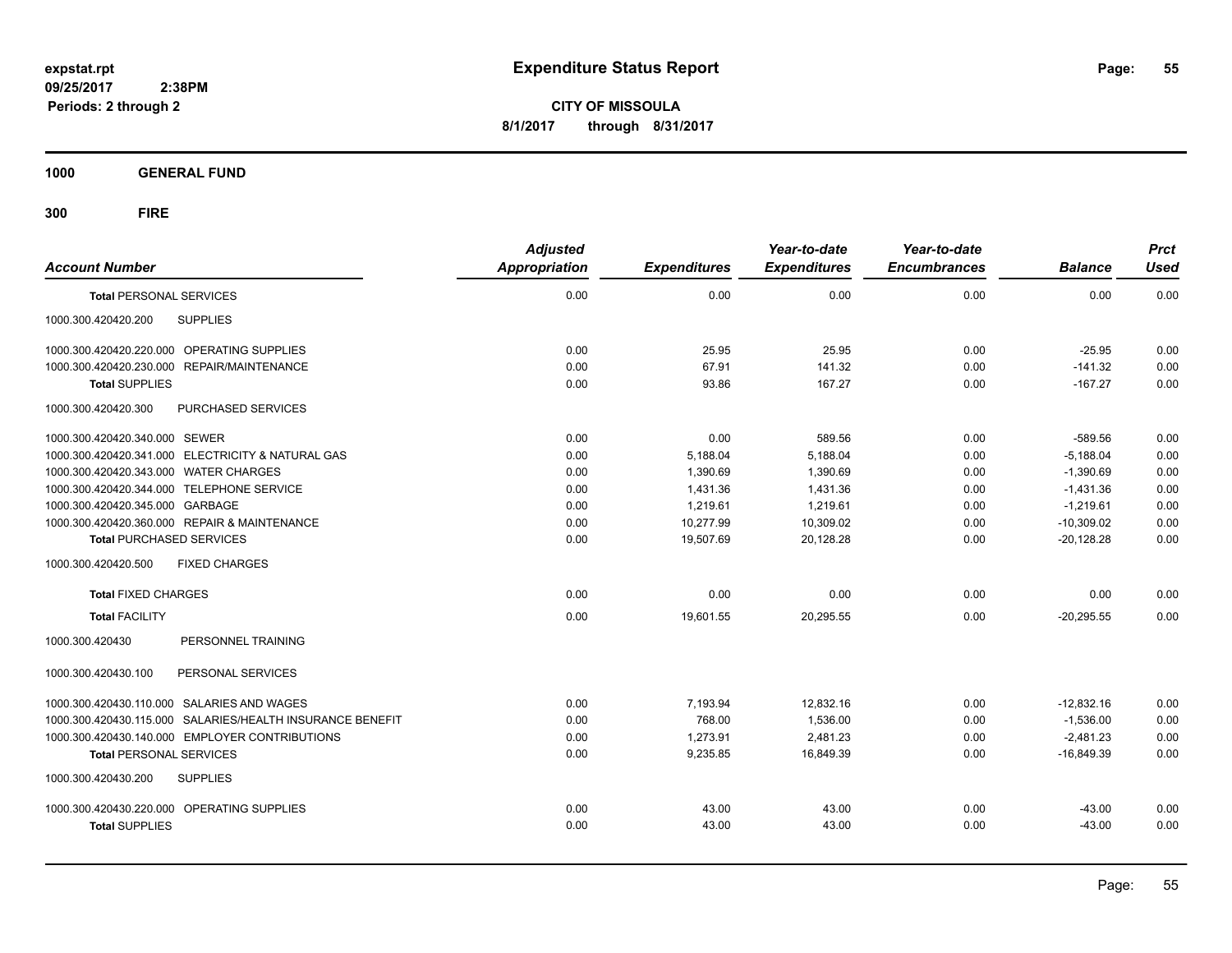# Expenditure Status Report

**CITY OF MISSOULA**

**8/1/2017 through 8/31/2017**

expstat.rpt
09/25/2017 2:38PM
Periods: 2 through 2

**1000 GENERAL FUND**

**300 FIRE**

| Account Number | Adjusted Appropriation | Expenditures | Year-to-date Expenditures | Year-to-date Encumbrances | Balance | Prct Used |
|---|---|---|---|---|---|---|
| **Total** PERSONAL SERVICES | 0.00 | 0.00 | 0.00 | 0.00 | 0.00 | 0.00 |
| 1000.300.420420.200 SUPPLIES | | | | | | |
| 1000.300.420420.220.000 OPERATING SUPPLIES | 0.00 | 25.95 | 25.95 | 0.00 | -25.95 | 0.00 |
| 1000.300.420420.230.000 REPAIR/MAINTENANCE | 0.00 | 67.91 | 141.32 | 0.00 | -141.32 | 0.00 |
| **Total SUPPLIES** | 0.00 | 93.86 | 167.27 | 0.00 | -167.27 | 0.00 |
| 1000.300.420420.300 PURCHASED SERVICES | | | | | | |
| 1000.300.420420.340.000 SEWER | 0.00 | 0.00 | 589.56 | 0.00 | -589.56 | 0.00 |
| 1000.300.420420.341.000 ELECTRICITY & NATURAL GAS | 0.00 | 5,188.04 | 5,188.04 | 0.00 | -5,188.04 | 0.00 |
| 1000.300.420420.343.000 WATER CHARGES | 0.00 | 1,390.69 | 1,390.69 | 0.00 | -1,390.69 | 0.00 |
| 1000.300.420420.344.000 TELEPHONE SERVICE | 0.00 | 1,431.36 | 1,431.36 | 0.00 | -1,431.36 | 0.00 |
| 1000.300.420420.345.000 GARBAGE | 0.00 | 1,219.61 | 1,219.61 | 0.00 | -1,219.61 | 0.00 |
| 1000.300.420420.360.000 REPAIR & MAINTENANCE | 0.00 | 10,277.99 | 10,309.02 | 0.00 | -10,309.02 | 0.00 |
| **Total** PURCHASED SERVICES | 0.00 | 19,507.69 | 20,128.28 | 0.00 | -20,128.28 | 0.00 |
| 1000.300.420420.500 FIXED CHARGES | | | | | | |
| **Total** FIXED CHARGES | 0.00 | 0.00 | 0.00 | 0.00 | 0.00 | 0.00 |
| **Total** FACILITY | 0.00 | 19,601.55 | 20,295.55 | 0.00 | -20,295.55 | 0.00 |
| 1000.300.420430 PERSONNEL TRAINING | | | | | | |
| 1000.300.420430.100 PERSONAL SERVICES | | | | | | |
| 1000.300.420430.110.000 SALARIES AND WAGES | 0.00 | 7,193.94 | 12,832.16 | 0.00 | -12,832.16 | 0.00 |
| 1000.300.420430.115.000 SALARIES/HEALTH INSURANCE BENEFIT | 0.00 | 768.00 | 1,536.00 | 0.00 | -1,536.00 | 0.00 |
| 1000.300.420430.140.000 EMPLOYER CONTRIBUTIONS | 0.00 | 1,273.91 | 2,481.23 | 0.00 | -2,481.23 | 0.00 |
| **Total** PERSONAL SERVICES | 0.00 | 9,235.85 | 16,849.39 | 0.00 | -16,849.39 | 0.00 |
| 1000.300.420430.200 SUPPLIES | | | | | | |
| 1000.300.420430.220.000 OPERATING SUPPLIES | 0.00 | 43.00 | 43.00 | 0.00 | -43.00 | 0.00 |
| **Total SUPPLIES** | 0.00 | 43.00 | 43.00 | 0.00 | -43.00 | 0.00 |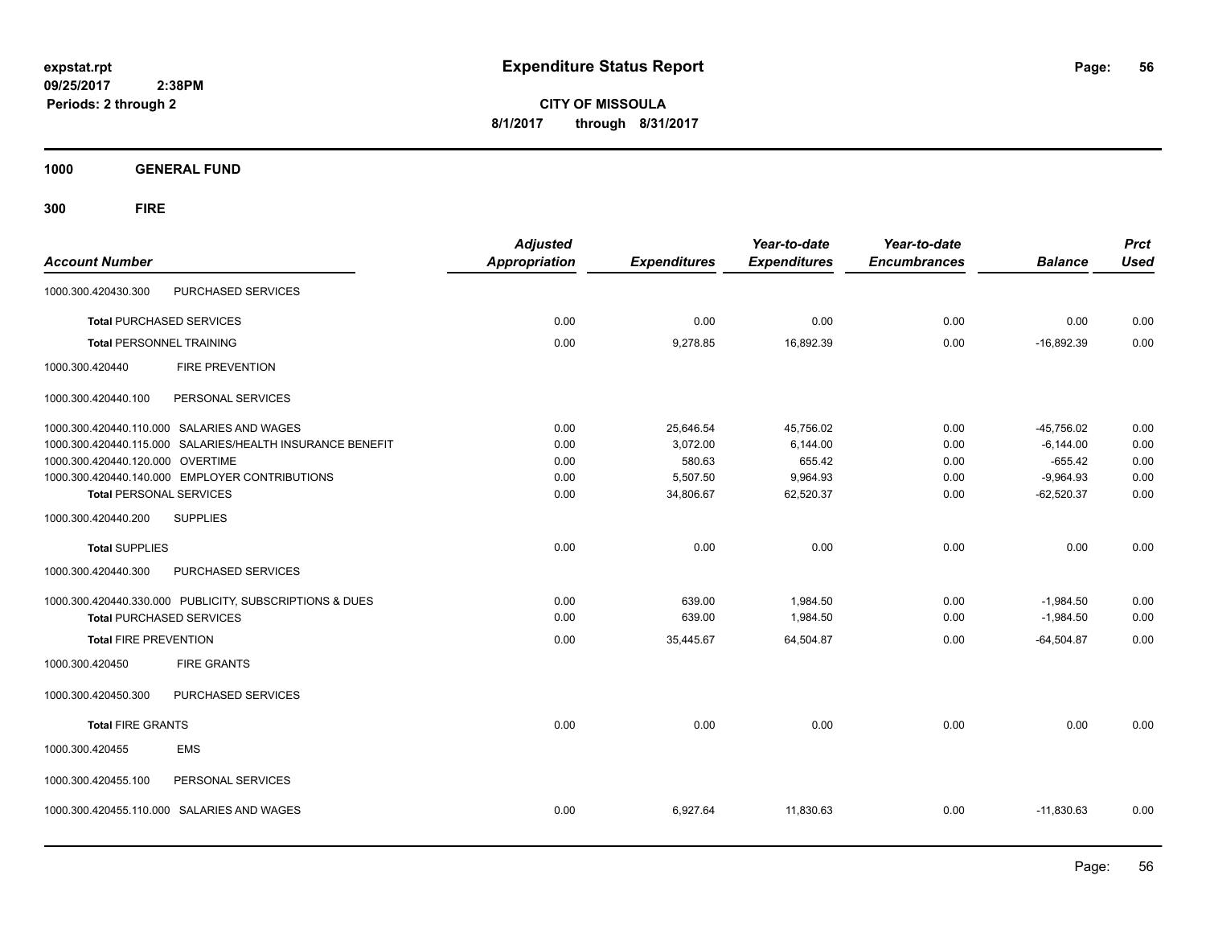# Expenditure Status Report

**CITY OF MISSOULA**

**8/1/2017 through 8/31/2017**

**Periods: 2 through 2**

**1000 GENERAL FUND**

**300 FIRE**

| Account Number | | Adjusted Appropriation | Expenditures | Year-to-date Expenditures | Year-to-date Encumbrances | Balance | Prct Used |
|---|---|---|---|---|---|---|---|
| 1000.300.420430.300 | PURCHASED SERVICES | | | | | | |
| **Total** PURCHASED SERVICES | | 0.00 | 0.00 | 0.00 | 0.00 | 0.00 | 0.00 |
| **Total** PERSONNEL TRAINING | | 0.00 | 9,278.85 | 16,892.39 | 0.00 | -16,892.39 | 0.00 |
| 1000.300.420440 | FIRE PREVENTION | | | | | | |
| 1000.300.420440.100 | PERSONAL SERVICES | | | | | | |
| 1000.300.420440.110.000 | SALARIES AND WAGES | 0.00 | 25,646.54 | 45,756.02 | 0.00 | -45,756.02 | 0.00 |
| 1000.300.420440.115.000 | SALARIES/HEALTH INSURANCE BENEFIT | 0.00 | 3,072.00 | 6,144.00 | 0.00 | -6,144.00 | 0.00 |
| 1000.300.420440.120.000 | OVERTIME | 0.00 | 580.63 | 655.42 | 0.00 | -655.42 | 0.00 |
| 1000.300.420440.140.000 | EMPLOYER CONTRIBUTIONS | 0.00 | 5,507.50 | 9,964.93 | 0.00 | -9,964.93 | 0.00 |
| **Total** PERSONAL SERVICES | | 0.00 | 34,806.67 | 62,520.37 | 0.00 | -62,520.37 | 0.00 |
| 1000.300.420440.200 | SUPPLIES | | | | | | |
| **Total** SUPPLIES | | 0.00 | 0.00 | 0.00 | 0.00 | 0.00 | 0.00 |
| 1000.300.420440.300 | PURCHASED SERVICES | | | | | | |
| 1000.300.420440.330.000 | PUBLICITY, SUBSCRIPTIONS & DUES | 0.00 | 639.00 | 1,984.50 | 0.00 | -1,984.50 | 0.00 |
| **Total** PURCHASED SERVICES | | 0.00 | 639.00 | 1,984.50 | 0.00 | -1,984.50 | 0.00 |
| **Total** FIRE PREVENTION | | 0.00 | 35,445.67 | 64,504.87 | 0.00 | -64,504.87 | 0.00 |
| 1000.300.420450 | FIRE GRANTS | | | | | | |
| 1000.300.420450.300 | PURCHASED SERVICES | | | | | | |
| **Total** FIRE GRANTS | | 0.00 | 0.00 | 0.00 | 0.00 | 0.00 | 0.00 |
| 1000.300.420455 | EMS | | | | | | |
| 1000.300.420455.100 | PERSONAL SERVICES | | | | | | |
| 1000.300.420455.110.000 | SALARIES AND WAGES | 0.00 | 6,927.64 | 11,830.63 | 0.00 | -11,830.63 | 0.00 |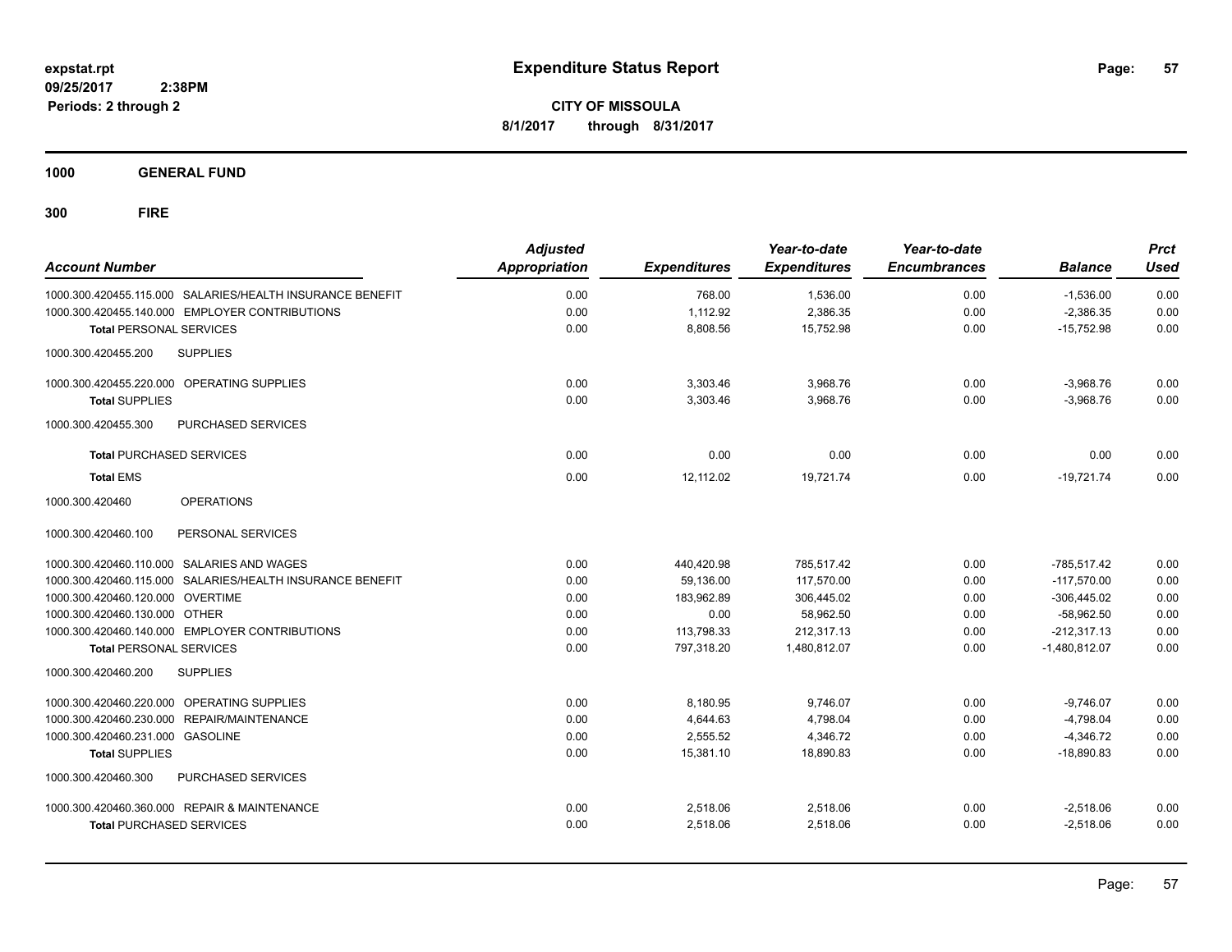**expstat.rpt**
**09/25/2017 2:38PM**
**Periods: 2 through 2**

# Expenditure Status Report

**CITY OF MISSOULA**
**8/1/2017 through 8/31/2017**

## 1000 GENERAL FUND

### 300 FIRE

| Account Number | Adjusted Appropriation | Expenditures | Year-to-date Expenditures | Year-to-date Encumbrances | Balance | Prct Used |
|---|---|---|---|---|---|---|
| 1000.300.420455.115.000 SALARIES/HEALTH INSURANCE BENEFIT | 0.00 | 768.00 | 1,536.00 | 0.00 | -1,536.00 | 0.00 |
| 1000.300.420455.140.000 EMPLOYER CONTRIBUTIONS | 0.00 | 1,112.92 | 2,386.35 | 0.00 | -2,386.35 | 0.00 |
| **Total** PERSONAL SERVICES | 0.00 | 8,808.56 | 15,752.98 | 0.00 | -15,752.98 | 0.00 |
| 1000.300.420455.200 SUPPLIES | | | | | | |
| 1000.300.420455.220.000 OPERATING SUPPLIES | 0.00 | 3,303.46 | 3,968.76 | 0.00 | -3,968.76 | 0.00 |
| **Total** SUPPLIES | 0.00 | 3,303.46 | 3,968.76 | 0.00 | -3,968.76 | 0.00 |
| 1000.300.420455.300 PURCHASED SERVICES | | | | | | |
| **Total** PURCHASED SERVICES | 0.00 | 0.00 | 0.00 | 0.00 | 0.00 | 0.00 |
| **Total** EMS | 0.00 | 12,112.02 | 19,721.74 | 0.00 | -19,721.74 | 0.00 |
| 1000.300.420460 OPERATIONS | | | | | | |
| 1000.300.420460.100 PERSONAL SERVICES | | | | | | |
| 1000.300.420460.110.000 SALARIES AND WAGES | 0.00 | 440,420.98 | 785,517.42 | 0.00 | -785,517.42 | 0.00 |
| 1000.300.420460.115.000 SALARIES/HEALTH INSURANCE BENEFIT | 0.00 | 59,136.00 | 117,570.00 | 0.00 | -117,570.00 | 0.00 |
| 1000.300.420460.120.000 OVERTIME | 0.00 | 183,962.89 | 306,445.02 | 0.00 | -306,445.02 | 0.00 |
| 1000.300.420460.130.000 OTHER | 0.00 | 0.00 | 58,962.50 | 0.00 | -58,962.50 | 0.00 |
| 1000.300.420460.140.000 EMPLOYER CONTRIBUTIONS | 0.00 | 113,798.33 | 212,317.13 | 0.00 | -212,317.13 | 0.00 |
| **Total** PERSONAL SERVICES | 0.00 | 797,318.20 | 1,480,812.07 | 0.00 | -1,480,812.07 | 0.00 |
| 1000.300.420460.200 SUPPLIES | | | | | | |
| 1000.300.420460.220.000 OPERATING SUPPLIES | 0.00 | 8,180.95 | 9,746.07 | 0.00 | -9,746.07 | 0.00 |
| 1000.300.420460.230.000 REPAIR/MAINTENANCE | 0.00 | 4,644.63 | 4,798.04 | 0.00 | -4,798.04 | 0.00 |
| 1000.300.420460.231.000 GASOLINE | 0.00 | 2,555.52 | 4,346.72 | 0.00 | -4,346.72 | 0.00 |
| **Total** SUPPLIES | 0.00 | 15,381.10 | 18,890.83 | 0.00 | -18,890.83 | 0.00 |
| 1000.300.420460.300 PURCHASED SERVICES | | | | | | |
| 1000.300.420460.360.000 REPAIR & MAINTENANCE | 0.00 | 2,518.06 | 2,518.06 | 0.00 | -2,518.06 | 0.00 |
| **Total** PURCHASED SERVICES | 0.00 | 2,518.06 | 2,518.06 | 0.00 | -2,518.06 | 0.00 |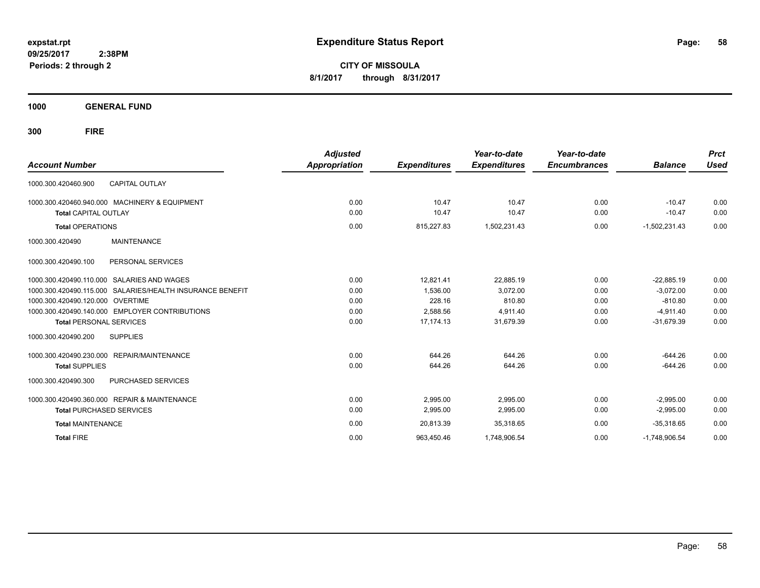# Expenditure Status Report

**CITY OF MISSOULA**

**8/1/2017 through 8/31/2017**

expstat.rpt
09/25/2017 2:38PM
Periods: 2 through 2

## 1000 GENERAL FUND

## 300 FIRE

| Account Number | Adjusted Appropriation | Expenditures | Year-to-date Expenditures | Year-to-date Encumbrances | Balance | Prct Used |
|---|---|---|---|---|---|---|
| 1000.300.420460.900 CAPITAL OUTLAY | | | | | | |
| 1000.300.420460.940.000 MACHINERY & EQUIPMENT | 0.00 | 10.47 | 10.47 | 0.00 | -10.47 | 0.00 |
| **Total** CAPITAL OUTLAY | 0.00 | 10.47 | 10.47 | 0.00 | -10.47 | 0.00 |
| **Total** OPERATIONS | 0.00 | 815,227.83 | 1,502,231.43 | 0.00 | -1,502,231.43 | 0.00 |
| 1000.300.420490 MAINTENANCE | | | | | | |
| 1000.300.420490.100 PERSONAL SERVICES | | | | | | |
| 1000.300.420490.110.000 SALARIES AND WAGES | 0.00 | 12,821.41 | 22,885.19 | 0.00 | -22,885.19 | 0.00 |
| 1000.300.420490.115.000 SALARIES/HEALTH INSURANCE BENEFIT | 0.00 | 1,536.00 | 3,072.00 | 0.00 | -3,072.00 | 0.00 |
| 1000.300.420490.120.000 OVERTIME | 0.00 | 228.16 | 810.80 | 0.00 | -810.80 | 0.00 |
| 1000.300.420490.140.000 EMPLOYER CONTRIBUTIONS | 0.00 | 2,588.56 | 4,911.40 | 0.00 | -4,911.40 | 0.00 |
| **Total** PERSONAL SERVICES | 0.00 | 17,174.13 | 31,679.39 | 0.00 | -31,679.39 | 0.00 |
| 1000.300.420490.200 SUPPLIES | | | | | | |
| 1000.300.420490.230.000 REPAIR/MAINTENANCE | 0.00 | 644.26 | 644.26 | 0.00 | -644.26 | 0.00 |
| **Total** SUPPLIES | 0.00 | 644.26 | 644.26 | 0.00 | -644.26 | 0.00 |
| 1000.300.420490.300 PURCHASED SERVICES | | | | | | |
| 1000.300.420490.360.000 REPAIR & MAINTENANCE | 0.00 | 2,995.00 | 2,995.00 | 0.00 | -2,995.00 | 0.00 |
| **Total** PURCHASED SERVICES | 0.00 | 2,995.00 | 2,995.00 | 0.00 | -2,995.00 | 0.00 |
| **Total** MAINTENANCE | 0.00 | 20,813.39 | 35,318.65 | 0.00 | -35,318.65 | 0.00 |
| **Total** FIRE | 0.00 | 963,450.46 | 1,748,906.54 | 0.00 | -1,748,906.54 | 0.00 |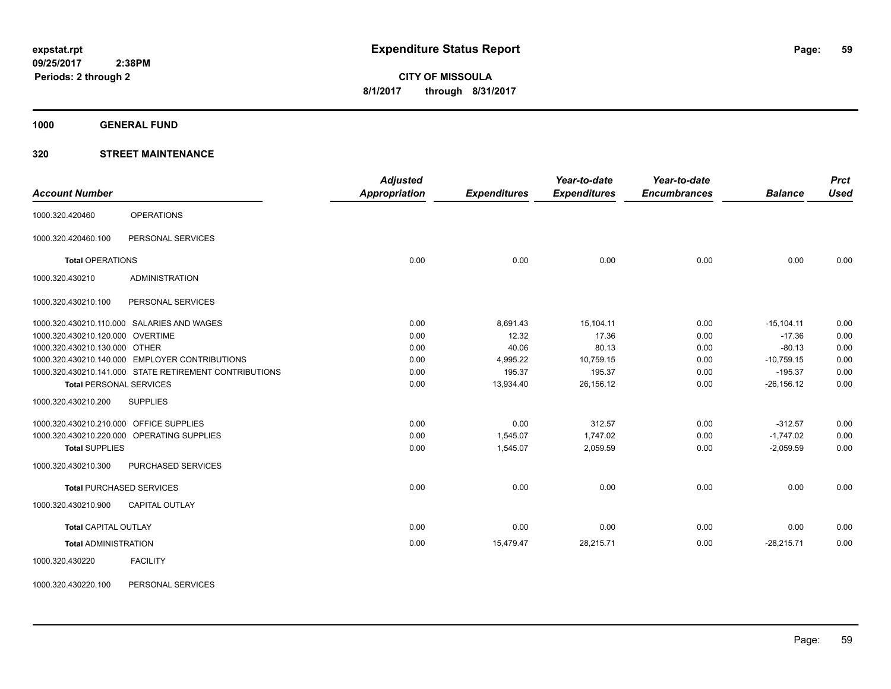# Expenditure Status Report

**CITY OF MISSOULA**

**8/1/2017 through 8/31/2017**

expstat.rpt
09/25/2017 2:38PM
Periods: 2 through 2

**1000 GENERAL FUND**

**320 STREET MAINTENANCE**

| Account Number | | Adjusted Appropriation | Expenditures | Year-to-date Expenditures | Year-to-date Encumbrances | Balance | Prct Used |
|---|---|---|---|---|---|---|---|
| 1000.320.420460 | OPERATIONS | | | | | | |
| 1000.320.420460.100 | PERSONAL SERVICES | | | | | | |
| **Total** OPERATIONS | | 0.00 | 0.00 | 0.00 | 0.00 | 0.00 | 0.00 |
| 1000.320.430210 | ADMINISTRATION | | | | | | |
| 1000.320.430210.100 | PERSONAL SERVICES | | | | | | |
| 1000.320.430210.110.000 | SALARIES AND WAGES | 0.00 | 8,691.43 | 15,104.11 | 0.00 | -15,104.11 | 0.00 |
| 1000.320.430210.120.000 | OVERTIME | 0.00 | 12.32 | 17.36 | 0.00 | -17.36 | 0.00 |
| 1000.320.430210.130.000 | OTHER | 0.00 | 40.06 | 80.13 | 0.00 | -80.13 | 0.00 |
| 1000.320.430210.140.000 | EMPLOYER CONTRIBUTIONS | 0.00 | 4,995.22 | 10,759.15 | 0.00 | -10,759.15 | 0.00 |
| 1000.320.430210.141.000 | STATE RETIREMENT CONTRIBUTIONS | 0.00 | 195.37 | 195.37 | 0.00 | -195.37 | 0.00 |
| **Total** PERSONAL SERVICES | | 0.00 | 13,934.40 | 26,156.12 | 0.00 | -26,156.12 | 0.00 |
| 1000.320.430210.200 | SUPPLIES | | | | | | |
| 1000.320.430210.210.000 | OFFICE SUPPLIES | 0.00 | 0.00 | 312.57 | 0.00 | -312.57 | 0.00 |
| 1000.320.430210.220.000 | OPERATING SUPPLIES | 0.00 | 1,545.07 | 1,747.02 | 0.00 | -1,747.02 | 0.00 |
| **Total** SUPPLIES | | 0.00 | 1,545.07 | 2,059.59 | 0.00 | -2,059.59 | 0.00 |
| 1000.320.430210.300 | PURCHASED SERVICES | | | | | | |
| **Total** PURCHASED SERVICES | | 0.00 | 0.00 | 0.00 | 0.00 | 0.00 | 0.00 |
| 1000.320.430210.900 | CAPITAL OUTLAY | | | | | | |
| **Total** CAPITAL OUTLAY | | 0.00 | 0.00 | 0.00 | 0.00 | 0.00 | 0.00 |
| **Total** ADMINISTRATION | | 0.00 | 15,479.47 | 28,215.71 | 0.00 | -28,215.71 | 0.00 |
| 1000.320.430220 | FACILITY | | | | | | |
| 1000.320.430220.100 | PERSONAL SERVICES | | | | | | |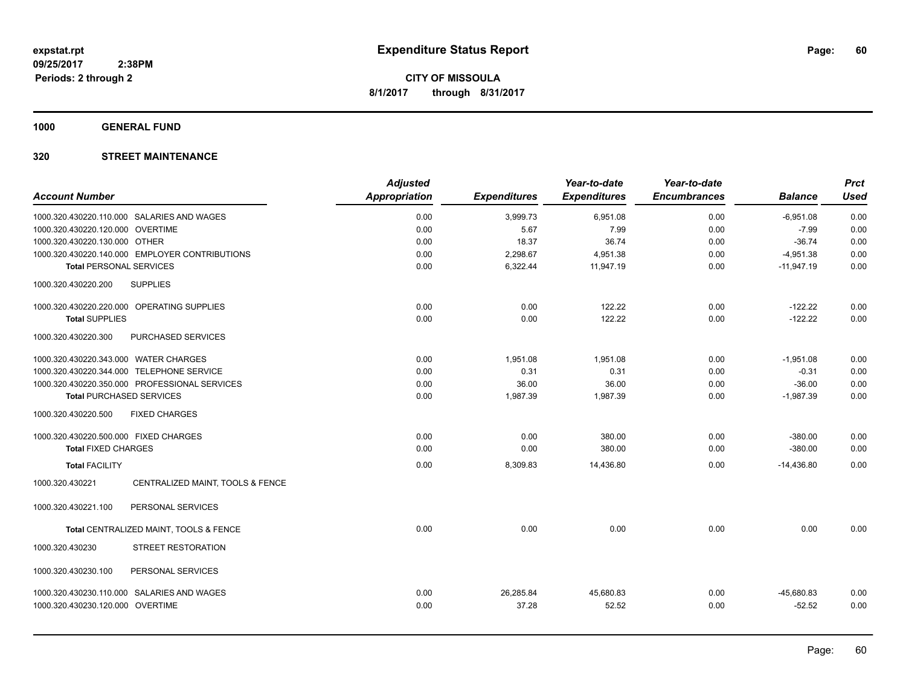# Expenditure Status Report

**CITY OF MISSOULA**
**8/1/2017 through 8/31/2017**

expstat.rpt
09/25/2017 2:38PM
Periods: 2 through 2

## 1000 GENERAL FUND

## 320 STREET MAINTENANCE

| Account Number | Adjusted Appropriation | Expenditures | Year-to-date Expenditures | Year-to-date Encumbrances | Balance | Prct Used |
|---|---|---|---|---|---|---|
| 1000.320.430220.110.000 SALARIES AND WAGES | 0.00 | 3,999.73 | 6,951.08 | 0.00 | -6,951.08 | 0.00 |
| 1000.320.430220.120.000 OVERTIME | 0.00 | 5.67 | 7.99 | 0.00 | -7.99 | 0.00 |
| 1000.320.430220.130.000 OTHER | 0.00 | 18.37 | 36.74 | 0.00 | -36.74 | 0.00 |
| 1000.320.430220.140.000 EMPLOYER CONTRIBUTIONS | 0.00 | 2,298.67 | 4,951.38 | 0.00 | -4,951.38 | 0.00 |
| **Total** PERSONAL SERVICES | 0.00 | 6,322.44 | 11,947.19 | 0.00 | -11,947.19 | 0.00 |
| 1000.320.430220.200 SUPPLIES | | | | | | |
| 1000.320.430220.220.000 OPERATING SUPPLIES | 0.00 | 0.00 | 122.22 | 0.00 | -122.22 | 0.00 |
| **Total** SUPPLIES | 0.00 | 0.00 | 122.22 | 0.00 | -122.22 | 0.00 |
| 1000.320.430220.300 PURCHASED SERVICES | | | | | | |
| 1000.320.430220.343.000 WATER CHARGES | 0.00 | 1,951.08 | 1,951.08 | 0.00 | -1,951.08 | 0.00 |
| 1000.320.430220.344.000 TELEPHONE SERVICE | 0.00 | 0.31 | 0.31 | 0.00 | -0.31 | 0.00 |
| 1000.320.430220.350.000 PROFESSIONAL SERVICES | 0.00 | 36.00 | 36.00 | 0.00 | -36.00 | 0.00 |
| **Total** PURCHASED SERVICES | 0.00 | 1,987.39 | 1,987.39 | 0.00 | -1,987.39 | 0.00 |
| 1000.320.430220.500 FIXED CHARGES | | | | | | |
| 1000.320.430220.500.000 FIXED CHARGES | 0.00 | 0.00 | 380.00 | 0.00 | -380.00 | 0.00 |
| **Total** FIXED CHARGES | 0.00 | 0.00 | 380.00 | 0.00 | -380.00 | 0.00 |
| **Total** FACILITY | 0.00 | 8,309.83 | 14,436.80 | 0.00 | -14,436.80 | 0.00 |
| 1000.320.430221 CENTRALIZED MAINT, TOOLS & FENCE | | | | | | |
| 1000.320.430221.100 PERSONAL SERVICES | | | | | | |
| **Total** CENTRALIZED MAINT, TOOLS & FENCE | 0.00 | 0.00 | 0.00 | 0.00 | 0.00 | 0.00 |
| 1000.320.430230 STREET RESTORATION | | | | | | |
| 1000.320.430230.100 PERSONAL SERVICES | | | | | | |
| 1000.320.430230.110.000 SALARIES AND WAGES | 0.00 | 26,285.84 | 45,680.83 | 0.00 | -45,680.83 | 0.00 |
| 1000.320.430230.120.000 OVERTIME | 0.00 | 37.28 | 52.52 | 0.00 | -52.52 | 0.00 |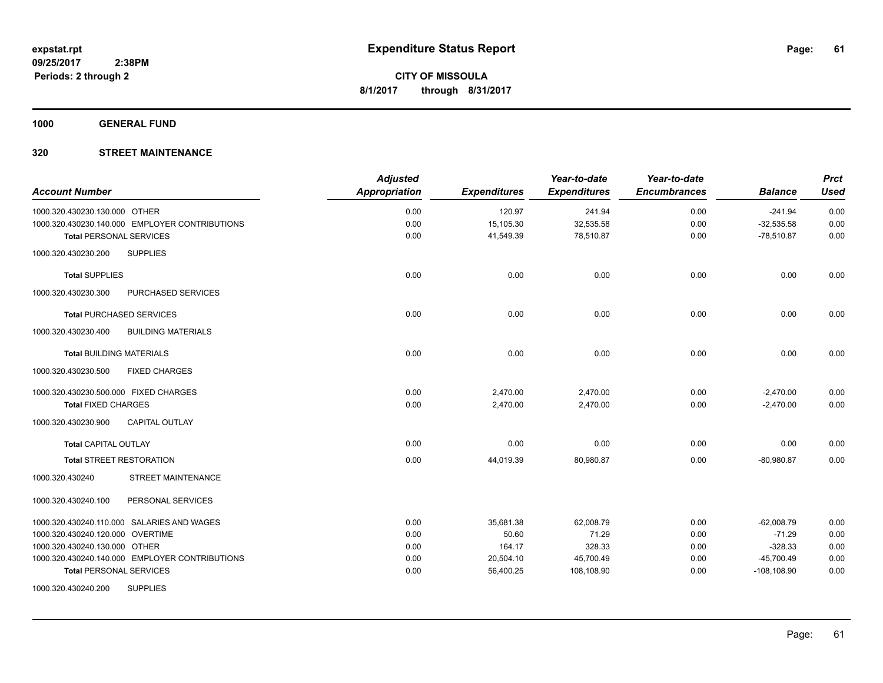**expstat.rpt**
**09/25/2017 2:38PM**
**Periods: 2 through 2**

# Expenditure Status Report

**CITY OF MISSOULA**
**8/1/2017 through 8/31/2017**

## 1000 GENERAL FUND

### 320 STREET MAINTENANCE

| Account Number | Adjusted Appropriation | Expenditures | Year-to-date Expenditures | Year-to-date Encumbrances | Balance | Prct Used |
|---|---|---|---|---|---|---|
| 1000.320.430230.130.000 OTHER | 0.00 | 120.97 | 241.94 | 0.00 | -241.94 | 0.00 |
| 1000.320.430230.140.000 EMPLOYER CONTRIBUTIONS | 0.00 | 15,105.30 | 32,535.58 | 0.00 | -32,535.58 | 0.00 |
| **Total** PERSONAL SERVICES | 0.00 | 41,549.39 | 78,510.87 | 0.00 | -78,510.87 | 0.00 |
| 1000.320.430230.200 SUPPLIES | | | | | | |
| **Total** SUPPLIES | 0.00 | 0.00 | 0.00 | 0.00 | 0.00 | 0.00 |
| 1000.320.430230.300 PURCHASED SERVICES | | | | | | |
| **Total** PURCHASED SERVICES | 0.00 | 0.00 | 0.00 | 0.00 | 0.00 | 0.00 |
| 1000.320.430230.400 BUILDING MATERIALS | | | | | | |
| **Total** BUILDING MATERIALS | 0.00 | 0.00 | 0.00 | 0.00 | 0.00 | 0.00 |
| 1000.320.430230.500 FIXED CHARGES | | | | | | |
| 1000.320.430230.500.000 FIXED CHARGES | 0.00 | 2,470.00 | 2,470.00 | 0.00 | -2,470.00 | 0.00 |
| **Total** FIXED CHARGES | 0.00 | 2,470.00 | 2,470.00 | 0.00 | -2,470.00 | 0.00 |
| 1000.320.430230.900 CAPITAL OUTLAY | | | | | | |
| **Total** CAPITAL OUTLAY | 0.00 | 0.00 | 0.00 | 0.00 | 0.00 | 0.00 |
| **Total** STREET RESTORATION | 0.00 | 44,019.39 | 80,980.87 | 0.00 | -80,980.87 | 0.00 |
| 1000.320.430240 STREET MAINTENANCE | | | | | | |
| 1000.320.430240.100 PERSONAL SERVICES | | | | | | |
| 1000.320.430240.110.000 SALARIES AND WAGES | 0.00 | 35,681.38 | 62,008.79 | 0.00 | -62,008.79 | 0.00 |
| 1000.320.430240.120.000 OVERTIME | 0.00 | 50.60 | 71.29 | 0.00 | -71.29 | 0.00 |
| 1000.320.430240.130.000 OTHER | 0.00 | 164.17 | 328.33 | 0.00 | -328.33 | 0.00 |
| 1000.320.430240.140.000 EMPLOYER CONTRIBUTIONS | 0.00 | 20,504.10 | 45,700.49 | 0.00 | -45,700.49 | 0.00 |
| **Total** PERSONAL SERVICES | 0.00 | 56,400.25 | 108,108.90 | 0.00 | -108,108.90 | 0.00 |
| 1000.320.430240.200 SUPPLIES | | | | | | |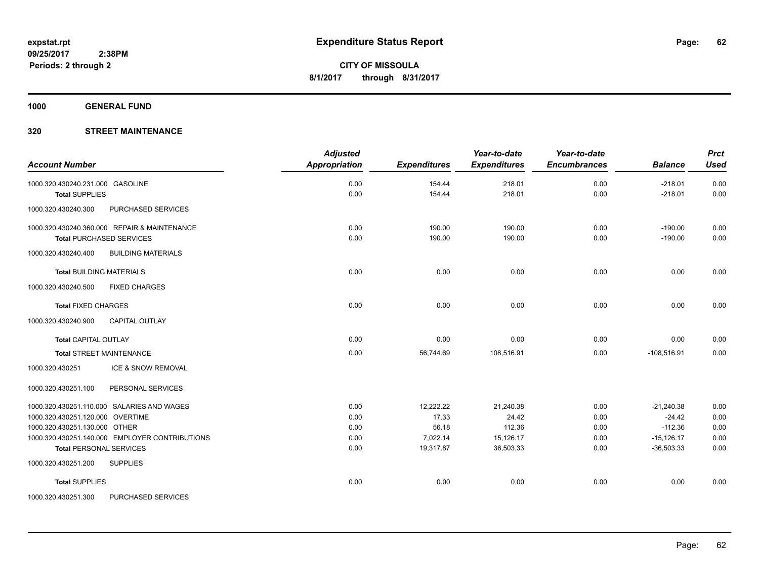# Expenditure Status Report

expstat.rpt
09/25/2017 2:38PM
Periods: 2 through 2

**CITY OF MISSOULA**
**8/1/2017 through 8/31/2017**

## 1000 GENERAL FUND

## 320 STREET MAINTENANCE

| Account Number | Adjusted Appropriation | Expenditures | Year-to-date Expenditures | Year-to-date Encumbrances | Balance | Prct Used |
|---|---|---|---|---|---|---|
| 1000.320.430240.231.000 GASOLINE | 0.00 | 154.44 | 218.01 | 0.00 | -218.01 | 0.00 |
| **Total** SUPPLIES | 0.00 | 154.44 | 218.01 | 0.00 | -218.01 | 0.00 |
| 1000.320.430240.300 PURCHASED SERVICES | | | | | | |
| 1000.320.430240.360.000 REPAIR & MAINTENANCE | 0.00 | 190.00 | 190.00 | 0.00 | -190.00 | 0.00 |
| **Total** PURCHASED SERVICES | 0.00 | 190.00 | 190.00 | 0.00 | -190.00 | 0.00 |
| 1000.320.430240.400 BUILDING MATERIALS | | | | | | |
| **Total** BUILDING MATERIALS | 0.00 | 0.00 | 0.00 | 0.00 | 0.00 | 0.00 |
| 1000.320.430240.500 FIXED CHARGES | | | | | | |
| **Total** FIXED CHARGES | 0.00 | 0.00 | 0.00 | 0.00 | 0.00 | 0.00 |
| 1000.320.430240.900 CAPITAL OUTLAY | | | | | | |
| **Total** CAPITAL OUTLAY | 0.00 | 0.00 | 0.00 | 0.00 | 0.00 | 0.00 |
| **Total** STREET MAINTENANCE | 0.00 | 56,744.69 | 108,516.91 | 0.00 | -108,516.91 | 0.00 |
| 1000.320.430251 ICE & SNOW REMOVAL | | | | | | |
| 1000.320.430251.100 PERSONAL SERVICES | | | | | | |
| 1000.320.430251.110.000 SALARIES AND WAGES | 0.00 | 12,222.22 | 21,240.38 | 0.00 | -21,240.38 | 0.00 |
| 1000.320.430251.120.000 OVERTIME | 0.00 | 17.33 | 24.42 | 0.00 | -24.42 | 0.00 |
| 1000.320.430251.130.000 OTHER | 0.00 | 56.18 | 112.36 | 0.00 | -112.36 | 0.00 |
| 1000.320.430251.140.000 EMPLOYER CONTRIBUTIONS | 0.00 | 7,022.14 | 15,126.17 | 0.00 | -15,126.17 | 0.00 |
| **Total** PERSONAL SERVICES | 0.00 | 19,317.87 | 36,503.33 | 0.00 | -36,503.33 | 0.00 |
| 1000.320.430251.200 SUPPLIES | | | | | | |
| **Total** SUPPLIES | 0.00 | 0.00 | 0.00 | 0.00 | 0.00 | 0.00 |
| 1000.320.430251.300 PURCHASED SERVICES | | | | | | |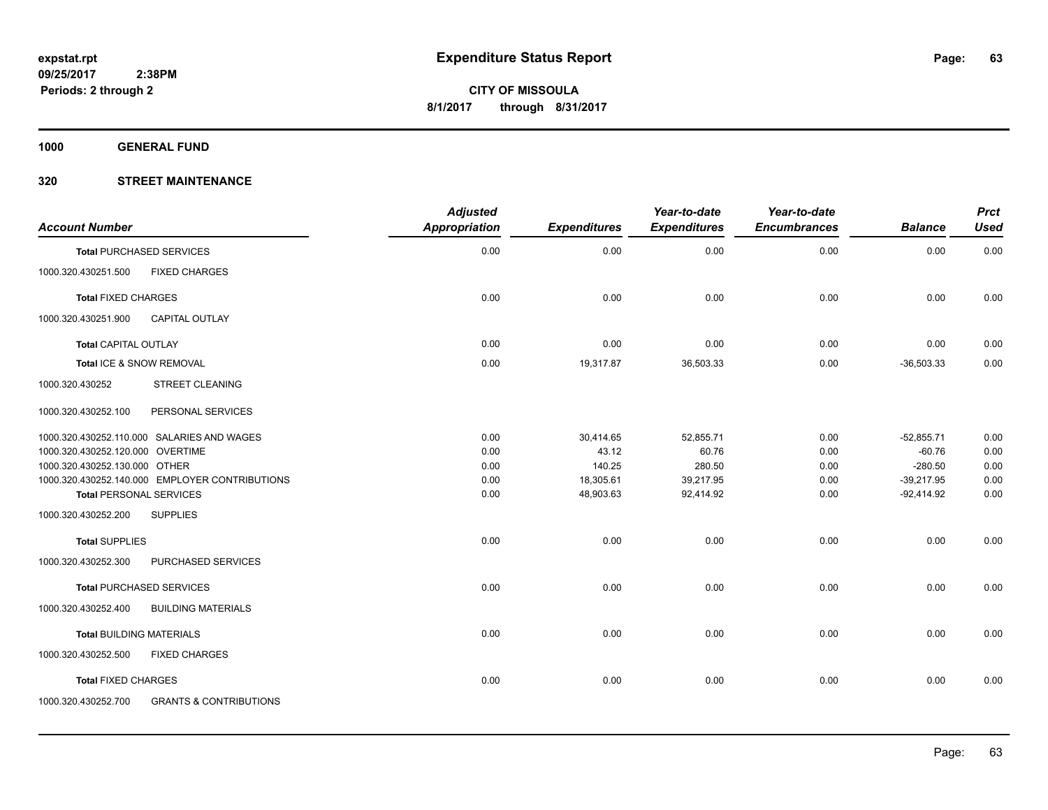**expstat.rpt**
**09/25/2017 2:38PM**
**Periods: 2 through 2**

# Expenditure Status Report

**CITY OF MISSOULA**
**8/1/2017 through 8/31/2017**

## 1000 GENERAL FUND

## 320 STREET MAINTENANCE

| Account Number | | Adjusted Appropriation | Expenditures | Year-to-date Expenditures | Year-to-date Encumbrances | Balance | Prct Used |
|---|---|---|---|---|---|---|---|
| **Total** PURCHASED SERVICES | | 0.00 | 0.00 | 0.00 | 0.00 | 0.00 | 0.00 |
| 1000.320.430251.500 | FIXED CHARGES | | | | | | |
| **Total** FIXED CHARGES | | 0.00 | 0.00 | 0.00 | 0.00 | 0.00 | 0.00 |
| 1000.320.430251.900 | CAPITAL OUTLAY | | | | | | |
| **Total** CAPITAL OUTLAY | | 0.00 | 0.00 | 0.00 | 0.00 | 0.00 | 0.00 |
| **Total** ICE & SNOW REMOVAL | | 0.00 | 19,317.87 | 36,503.33 | 0.00 | -36,503.33 | 0.00 |
| 1000.320.430252 | STREET CLEANING | | | | | | |
| 1000.320.430252.100 | PERSONAL SERVICES | | | | | | |
| 1000.320.430252.110.000 | SALARIES AND WAGES | 0.00 | 30,414.65 | 52,855.71 | 0.00 | -52,855.71 | 0.00 |
| 1000.320.430252.120.000 | OVERTIME | 0.00 | 43.12 | 60.76 | 0.00 | -60.76 | 0.00 |
| 1000.320.430252.130.000 | OTHER | 0.00 | 140.25 | 280.50 | 0.00 | -280.50 | 0.00 |
| 1000.320.430252.140.000 | EMPLOYER CONTRIBUTIONS | 0.00 | 18,305.61 | 39,217.95 | 0.00 | -39,217.95 | 0.00 |
| **Total** PERSONAL SERVICES | | 0.00 | 48,903.63 | 92,414.92 | 0.00 | -92,414.92 | 0.00 |
| 1000.320.430252.200 | SUPPLIES | | | | | | |
| **Total** SUPPLIES | | 0.00 | 0.00 | 0.00 | 0.00 | 0.00 | 0.00 |
| 1000.320.430252.300 | PURCHASED SERVICES | | | | | | |
| **Total** PURCHASED SERVICES | | 0.00 | 0.00 | 0.00 | 0.00 | 0.00 | 0.00 |
| 1000.320.430252.400 | BUILDING MATERIALS | | | | | | |
| **Total** BUILDING MATERIALS | | 0.00 | 0.00 | 0.00 | 0.00 | 0.00 | 0.00 |
| 1000.320.430252.500 | FIXED CHARGES | | | | | | |
| **Total** FIXED CHARGES | | 0.00 | 0.00 | 0.00 | 0.00 | 0.00 | 0.00 |
| 1000.320.430252.700 | GRANTS & CONTRIBUTIONS | | | | | | |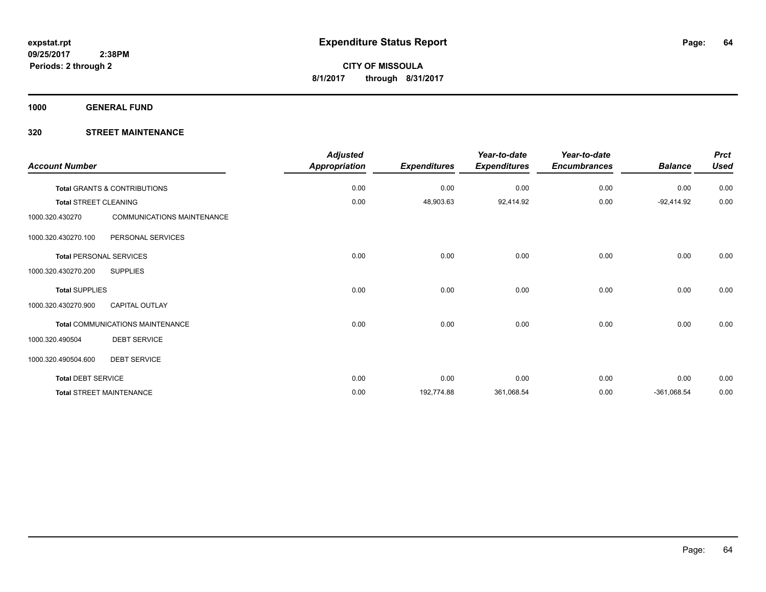# Expenditure Status Report

**CITY OF MISSOULA**

**8/1/2017 through 8/31/2017**

**expstat.rpt**
**09/25/2017 2:38PM**
**Periods: 2 through 2**

**1000 GENERAL FUND**

**320 STREET MAINTENANCE**

| Account Number | | Adjusted Appropriation | Expenditures | Year-to-date Expenditures | Year-to-date Encumbrances | Balance | Prct Used |
|---|---|---|---|---|---|---|---|
| **Total** GRANTS & CONTRIBUTIONS | | 0.00 | 0.00 | 0.00 | 0.00 | 0.00 | 0.00 |
| **Total** STREET CLEANING | | 0.00 | 48,903.63 | 92,414.92 | 0.00 | -92,414.92 | 0.00 |
| 1000.320.430270 | COMMUNICATIONS MAINTENANCE | | | | | | |
| 1000.320.430270.100 | PERSONAL SERVICES | | | | | | |
| **Total** PERSONAL SERVICES | | 0.00 | 0.00 | 0.00 | 0.00 | 0.00 | 0.00 |
| 1000.320.430270.200 | SUPPLIES | | | | | | |
| **Total** SUPPLIES | | 0.00 | 0.00 | 0.00 | 0.00 | 0.00 | 0.00 |
| 1000.320.430270.900 | CAPITAL OUTLAY | | | | | | |
| **Total** COMMUNICATIONS MAINTENANCE | | 0.00 | 0.00 | 0.00 | 0.00 | 0.00 | 0.00 |
| 1000.320.490504 | DEBT SERVICE | | | | | | |
| 1000.320.490504.600 | DEBT SERVICE | | | | | | |
| **Total** DEBT SERVICE | | 0.00 | 0.00 | 0.00 | 0.00 | 0.00 | 0.00 |
| **Total** STREET MAINTENANCE | | 0.00 | 192,774.88 | 361,068.54 | 0.00 | -361,068.54 | 0.00 |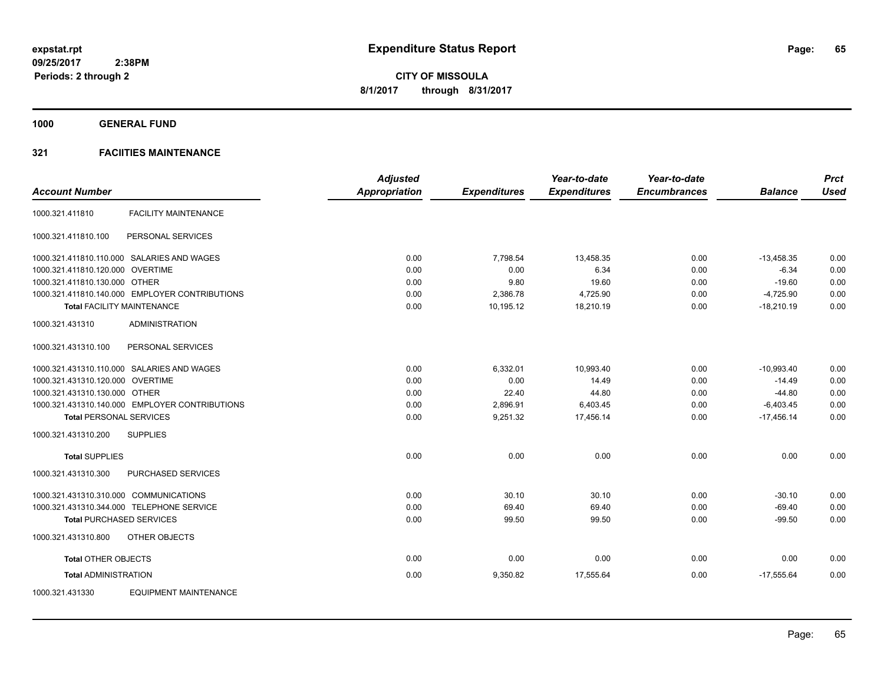**expstat.rpt**
**09/25/2017 2:38PM**
**Periods: 2 through 2**

# Expenditure Status Report

**CITY OF MISSOULA**
**8/1/2017 through 8/31/2017**

## 1000 GENERAL FUND

## 321 FACIITIES MAINTENANCE

| Account Number | | Adjusted Appropriation | Expenditures | Year-to-date Expenditures | Year-to-date Encumbrances | Balance | Prct Used |
|---|---|---|---|---|---|---|---|
| 1000.321.411810 | FACILITY MAINTENANCE | | | | | | |
| 1000.321.411810.100 | PERSONAL SERVICES | | | | | | |
| 1000.321.411810.110.000 | SALARIES AND WAGES | 0.00 | 7,798.54 | 13,458.35 | 0.00 | -13,458.35 | 0.00 |
| 1000.321.411810.120.000 | OVERTIME | 0.00 | 0.00 | 6.34 | 0.00 | -6.34 | 0.00 |
| 1000.321.411810.130.000 | OTHER | 0.00 | 9.80 | 19.60 | 0.00 | -19.60 | 0.00 |
| 1000.321.411810.140.000 | EMPLOYER CONTRIBUTIONS | 0.00 | 2,386.78 | 4,725.90 | 0.00 | -4,725.90 | 0.00 |
| **Total** FACILITY MAINTENANCE | | 0.00 | 10,195.12 | 18,210.19 | 0.00 | -18,210.19 | 0.00 |
| 1000.321.431310 | ADMINISTRATION | | | | | | |
| 1000.321.431310.100 | PERSONAL SERVICES | | | | | | |
| 1000.321.431310.110.000 | SALARIES AND WAGES | 0.00 | 6,332.01 | 10,993.40 | 0.00 | -10,993.40 | 0.00 |
| 1000.321.431310.120.000 | OVERTIME | 0.00 | 0.00 | 14.49 | 0.00 | -14.49 | 0.00 |
| 1000.321.431310.130.000 | OTHER | 0.00 | 22.40 | 44.80 | 0.00 | -44.80 | 0.00 |
| 1000.321.431310.140.000 | EMPLOYER CONTRIBUTIONS | 0.00 | 2,896.91 | 6,403.45 | 0.00 | -6,403.45 | 0.00 |
| **Total** PERSONAL SERVICES | | 0.00 | 9,251.32 | 17,456.14 | 0.00 | -17,456.14 | 0.00 |
| 1000.321.431310.200 | SUPPLIES | | | | | | |
| **Total** SUPPLIES | | 0.00 | 0.00 | 0.00 | 0.00 | 0.00 | 0.00 |
| 1000.321.431310.300 | PURCHASED SERVICES | | | | | | |
| 1000.321.431310.310.000 | COMMUNICATIONS | 0.00 | 30.10 | 30.10 | 0.00 | -30.10 | 0.00 |
| 1000.321.431310.344.000 | TELEPHONE SERVICE | 0.00 | 69.40 | 69.40 | 0.00 | -69.40 | 0.00 |
| **Total** PURCHASED SERVICES | | 0.00 | 99.50 | 99.50 | 0.00 | -99.50 | 0.00 |
| 1000.321.431310.800 | OTHER OBJECTS | | | | | | |
| **Total** OTHER OBJECTS | | 0.00 | 0.00 | 0.00 | 0.00 | 0.00 | 0.00 |
| **Total** ADMINISTRATION | | 0.00 | 9,350.82 | 17,555.64 | 0.00 | -17,555.64 | 0.00 |
| 1000.321.431330 | EQUIPMENT MAINTENANCE | | | | | | |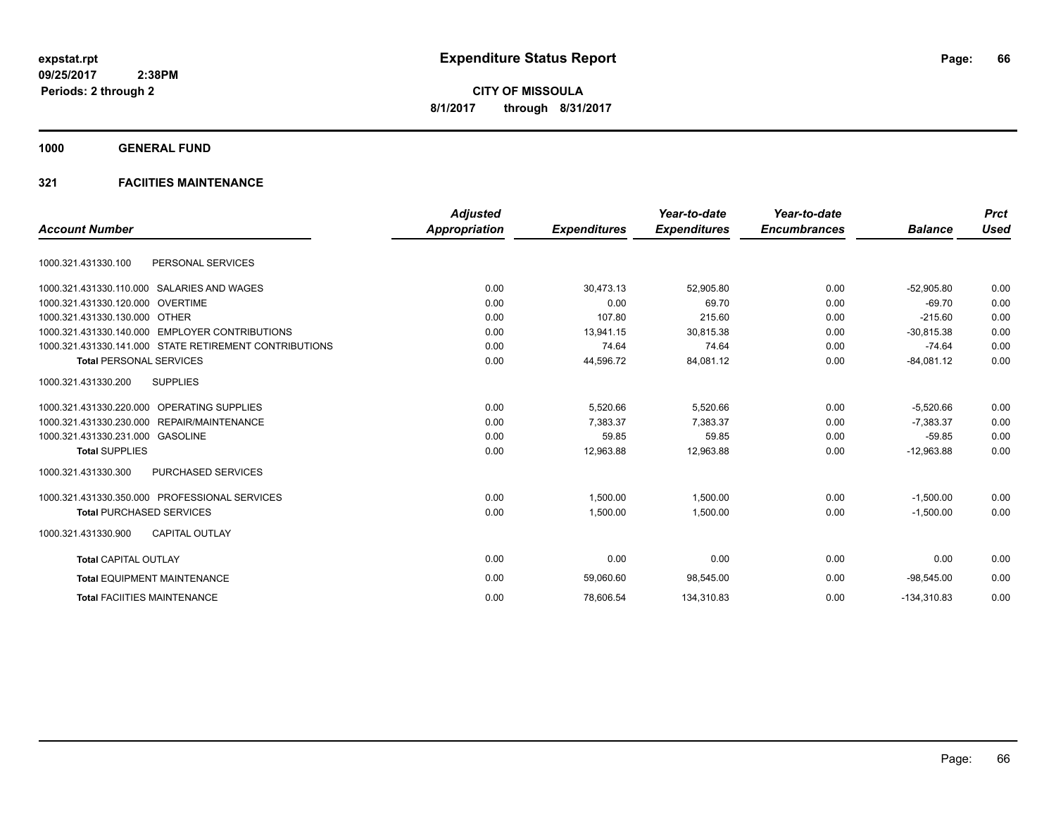**expstat.rpt**
**09/25/2017 2:38PM**
**Periods: 2 through 2**

# Expenditure Status Report

**CITY OF MISSOULA**
**8/1/2017 through 8/31/2017**

## 1000 GENERAL FUND

### 321 FACIITIES MAINTENANCE

| Account Number | | Adjusted Appropriation | Expenditures | Year-to-date Expenditures | Year-to-date Encumbrances | Balance | Prct Used |
|---|---|---|---|---|---|---|---|
| 1000.321.431330.100 | PERSONAL SERVICES | | | | | | |
| 1000.321.431330.110.000 | SALARIES AND WAGES | 0.00 | 30,473.13 | 52,905.80 | 0.00 | -52,905.80 | 0.00 |
| 1000.321.431330.120.000 | OVERTIME | 0.00 | 0.00 | 69.70 | 0.00 | -69.70 | 0.00 |
| 1000.321.431330.130.000 | OTHER | 0.00 | 107.80 | 215.60 | 0.00 | -215.60 | 0.00 |
| 1000.321.431330.140.000 | EMPLOYER CONTRIBUTIONS | 0.00 | 13,941.15 | 30,815.38 | 0.00 | -30,815.38 | 0.00 |
| 1000.321.431330.141.000 | STATE RETIREMENT CONTRIBUTIONS | 0.00 | 74.64 | 74.64 | 0.00 | -74.64 | 0.00 |
| **Total** PERSONAL SERVICES | | 0.00 | 44,596.72 | 84,081.12 | 0.00 | -84,081.12 | 0.00 |
| 1000.321.431330.200 | SUPPLIES | | | | | | |
| 1000.321.431330.220.000 | OPERATING SUPPLIES | 0.00 | 5,520.66 | 5,520.66 | 0.00 | -5,520.66 | 0.00 |
| 1000.321.431330.230.000 | REPAIR/MAINTENANCE | 0.00 | 7,383.37 | 7,383.37 | 0.00 | -7,383.37 | 0.00 |
| 1000.321.431330.231.000 | GASOLINE | 0.00 | 59.85 | 59.85 | 0.00 | -59.85 | 0.00 |
| **Total** SUPPLIES | | 0.00 | 12,963.88 | 12,963.88 | 0.00 | -12,963.88 | 0.00 |
| 1000.321.431330.300 | PURCHASED SERVICES | | | | | | |
| 1000.321.431330.350.000 | PROFESSIONAL SERVICES | 0.00 | 1,500.00 | 1,500.00 | 0.00 | -1,500.00 | 0.00 |
| **Total** PURCHASED SERVICES | | 0.00 | 1,500.00 | 1,500.00 | 0.00 | -1,500.00 | 0.00 |
| 1000.321.431330.900 | CAPITAL OUTLAY | | | | | | |
| **Total** CAPITAL OUTLAY | | 0.00 | 0.00 | 0.00 | 0.00 | 0.00 | 0.00 |
| **Total** EQUIPMENT MAINTENANCE | | 0.00 | 59,060.60 | 98,545.00 | 0.00 | -98,545.00 | 0.00 |
| **Total** FACIITIES MAINTENANCE | | 0.00 | 78,606.54 | 134,310.83 | 0.00 | -134,310.83 | 0.00 |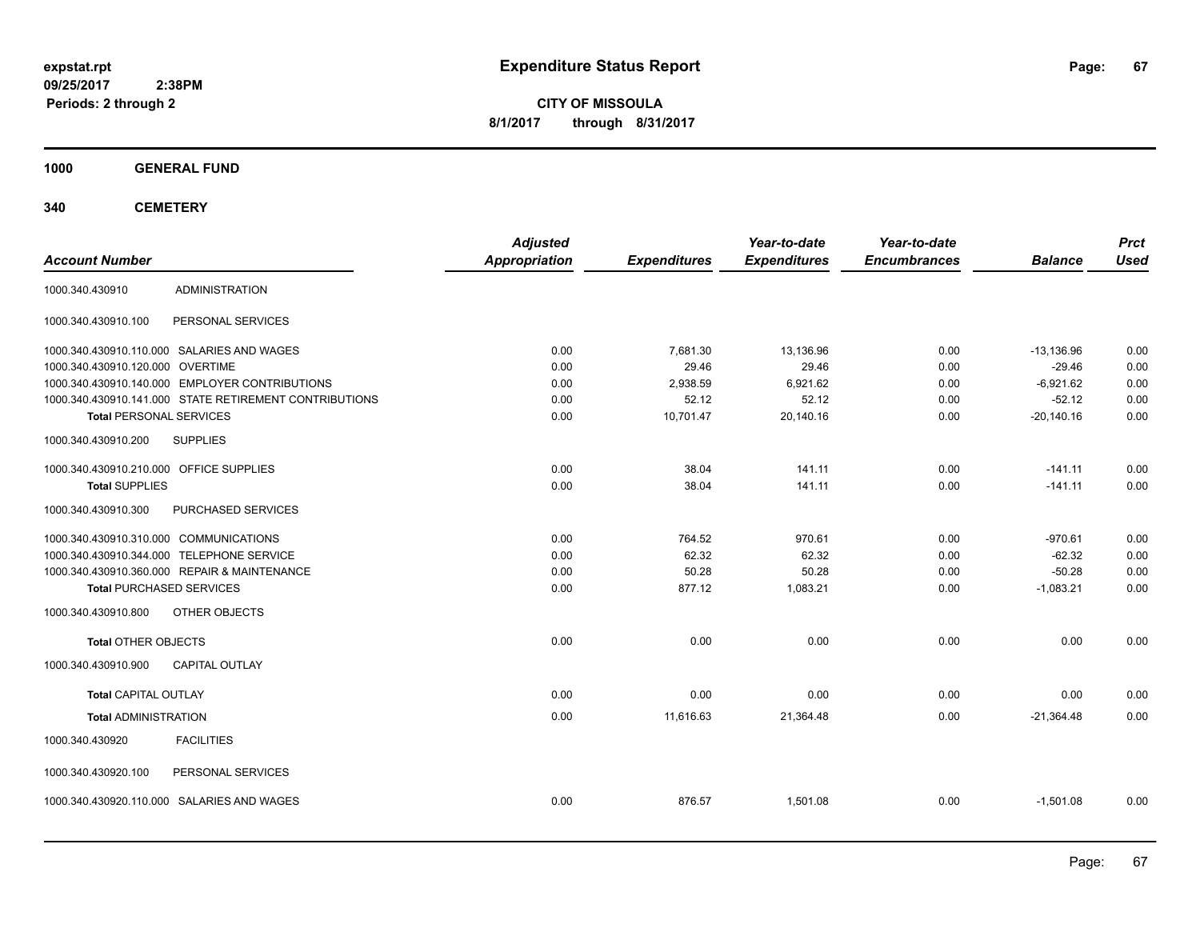**expstat.rpt**
**09/25/2017 2:38PM**
**Periods: 2 through 2**

# Expenditure Status Report

**CITY OF MISSOULA**
**8/1/2017 through 8/31/2017**

## 1000 GENERAL FUND

## 340 CEMETERY

| Account Number | | Adjusted Appropriation | Expenditures | Year-to-date Expenditures | Year-to-date Encumbrances | Balance | Prct Used |
|---|---|---|---|---|---|---|---|
| 1000.340.430910 | ADMINISTRATION | | | | | | |
| 1000.340.430910.100 | PERSONAL SERVICES | | | | | | |
| 1000.340.430910.110.000 | SALARIES AND WAGES | 0.00 | 7,681.30 | 13,136.96 | 0.00 | -13,136.96 | 0.00 |
| 1000.340.430910.120.000 | OVERTIME | 0.00 | 29.46 | 29.46 | 0.00 | -29.46 | 0.00 |
| 1000.340.430910.140.000 | EMPLOYER CONTRIBUTIONS | 0.00 | 2,938.59 | 6,921.62 | 0.00 | -6,921.62 | 0.00 |
| 1000.340.430910.141.000 | STATE RETIREMENT CONTRIBUTIONS | 0.00 | 52.12 | 52.12 | 0.00 | -52.12 | 0.00 |
| **Total** PERSONAL SERVICES | | 0.00 | 10,701.47 | 20,140.16 | 0.00 | -20,140.16 | 0.00 |
| 1000.340.430910.200 | SUPPLIES | | | | | | |
| 1000.340.430910.210.000 | OFFICE SUPPLIES | 0.00 | 38.04 | 141.11 | 0.00 | -141.11 | 0.00 |
| **Total** SUPPLIES | | 0.00 | 38.04 | 141.11 | 0.00 | -141.11 | 0.00 |
| 1000.340.430910.300 | PURCHASED SERVICES | | | | | | |
| 1000.340.430910.310.000 | COMMUNICATIONS | 0.00 | 764.52 | 970.61 | 0.00 | -970.61 | 0.00 |
| 1000.340.430910.344.000 | TELEPHONE SERVICE | 0.00 | 62.32 | 62.32 | 0.00 | -62.32 | 0.00 |
| 1000.340.430910.360.000 | REPAIR & MAINTENANCE | 0.00 | 50.28 | 50.28 | 0.00 | -50.28 | 0.00 |
| **Total** PURCHASED SERVICES | | 0.00 | 877.12 | 1,083.21 | 0.00 | -1,083.21 | 0.00 |
| 1000.340.430910.800 | OTHER OBJECTS | | | | | | |
| **Total** OTHER OBJECTS | | 0.00 | 0.00 | 0.00 | 0.00 | 0.00 | 0.00 |
| 1000.340.430910.900 | CAPITAL OUTLAY | | | | | | |
| **Total** CAPITAL OUTLAY | | 0.00 | 0.00 | 0.00 | 0.00 | 0.00 | 0.00 |
| **Total** ADMINISTRATION | | 0.00 | 11,616.63 | 21,364.48 | 0.00 | -21,364.48 | 0.00 |
| 1000.340.430920 | FACILITIES | | | | | | |
| 1000.340.430920.100 | PERSONAL SERVICES | | | | | | |
| 1000.340.430920.110.000 | SALARIES AND WAGES | 0.00 | 876.57 | 1,501.08 | 0.00 | -1,501.08 | 0.00 |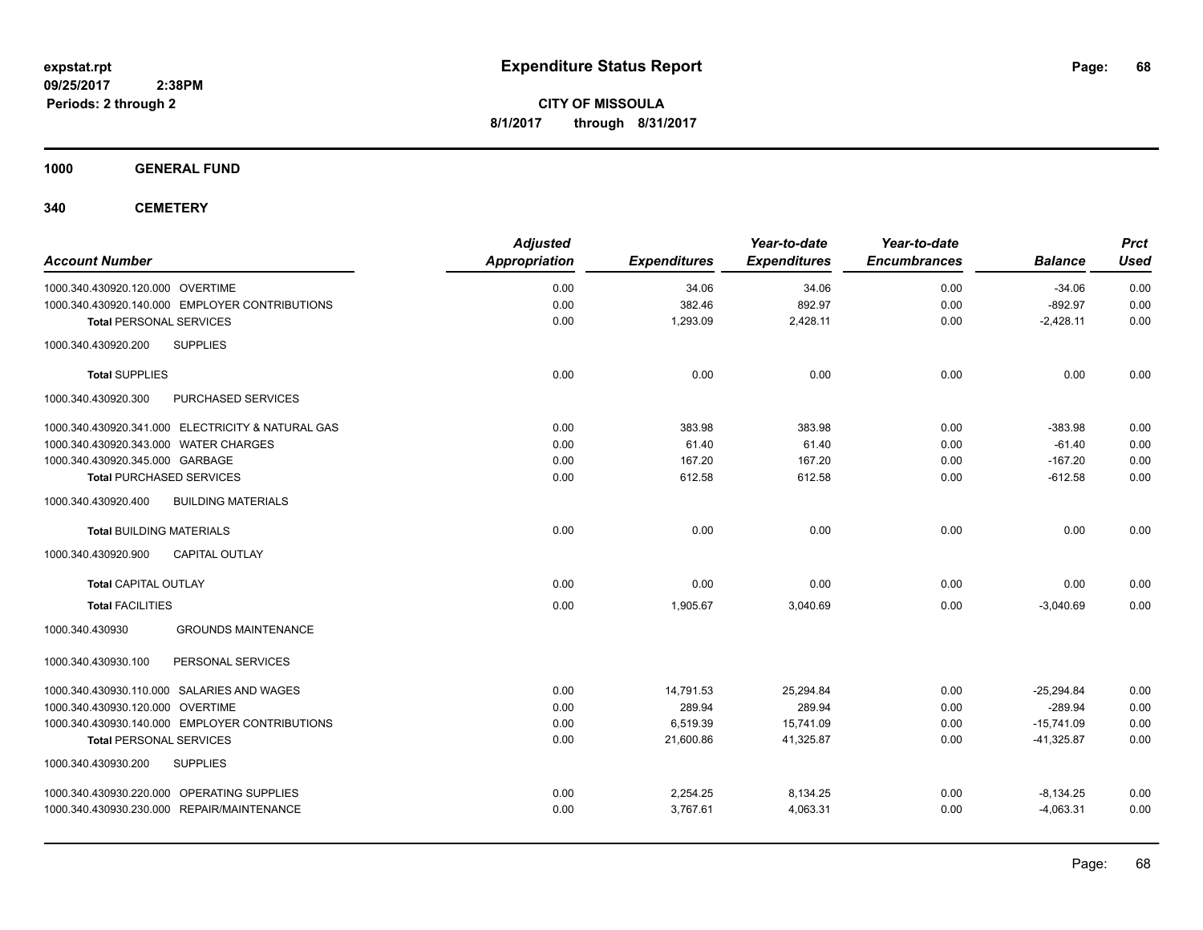# Expenditure Status Report

expstat.rpt
09/25/2017 2:38PM
Periods: 2 through 2

**CITY OF MISSOULA**
**8/1/2017 through 8/31/2017**

## 1000 GENERAL FUND

## 340 CEMETERY

| Account Number | Adjusted Appropriation | Expenditures | Year-to-date Expenditures | Year-to-date Encumbrances | Balance | Prct Used |
|---|---|---|---|---|---|---|
| 1000.340.430920.120.000 OVERTIME | 0.00 | 34.06 | 34.06 | 0.00 | -34.06 | 0.00 |
| 1000.340.430920.140.000 EMPLOYER CONTRIBUTIONS | 0.00 | 382.46 | 892.97 | 0.00 | -892.97 | 0.00 |
| **Total** PERSONAL SERVICES | 0.00 | 1,293.09 | 2,428.11 | 0.00 | -2,428.11 | 0.00 |
| 1000.340.430920.200 SUPPLIES | | | | | | |
| **Total** SUPPLIES | 0.00 | 0.00 | 0.00 | 0.00 | 0.00 | 0.00 |
| 1000.340.430920.300 PURCHASED SERVICES | | | | | | |
| 1000.340.430920.341.000 ELECTRICITY & NATURAL GAS | 0.00 | 383.98 | 383.98 | 0.00 | -383.98 | 0.00 |
| 1000.340.430920.343.000 WATER CHARGES | 0.00 | 61.40 | 61.40 | 0.00 | -61.40 | 0.00 |
| 1000.340.430920.345.000 GARBAGE | 0.00 | 167.20 | 167.20 | 0.00 | -167.20 | 0.00 |
| **Total** PURCHASED SERVICES | 0.00 | 612.58 | 612.58 | 0.00 | -612.58 | 0.00 |
| 1000.340.430920.400 BUILDING MATERIALS | | | | | | |
| **Total** BUILDING MATERIALS | 0.00 | 0.00 | 0.00 | 0.00 | 0.00 | 0.00 |
| 1000.340.430920.900 CAPITAL OUTLAY | | | | | | |
| **Total** CAPITAL OUTLAY | 0.00 | 0.00 | 0.00 | 0.00 | 0.00 | 0.00 |
| **Total** FACILITIES | 0.00 | 1,905.67 | 3,040.69 | 0.00 | -3,040.69 | 0.00 |
| 1000.340.430930 GROUNDS MAINTENANCE | | | | | | |
| 1000.340.430930.100 PERSONAL SERVICES | | | | | | |
| 1000.340.430930.110.000 SALARIES AND WAGES | 0.00 | 14,791.53 | 25,294.84 | 0.00 | -25,294.84 | 0.00 |
| 1000.340.430930.120.000 OVERTIME | 0.00 | 289.94 | 289.94 | 0.00 | -289.94 | 0.00 |
| 1000.340.430930.140.000 EMPLOYER CONTRIBUTIONS | 0.00 | 6,519.39 | 15,741.09 | 0.00 | -15,741.09 | 0.00 |
| **Total** PERSONAL SERVICES | 0.00 | 21,600.86 | 41,325.87 | 0.00 | -41,325.87 | 0.00 |
| 1000.340.430930.200 SUPPLIES | | | | | | |
| 1000.340.430930.220.000 OPERATING SUPPLIES | 0.00 | 2,254.25 | 8,134.25 | 0.00 | -8,134.25 | 0.00 |
| 1000.340.430930.230.000 REPAIR/MAINTENANCE | 0.00 | 3,767.61 | 4,063.31 | 0.00 | -4,063.31 | 0.00 |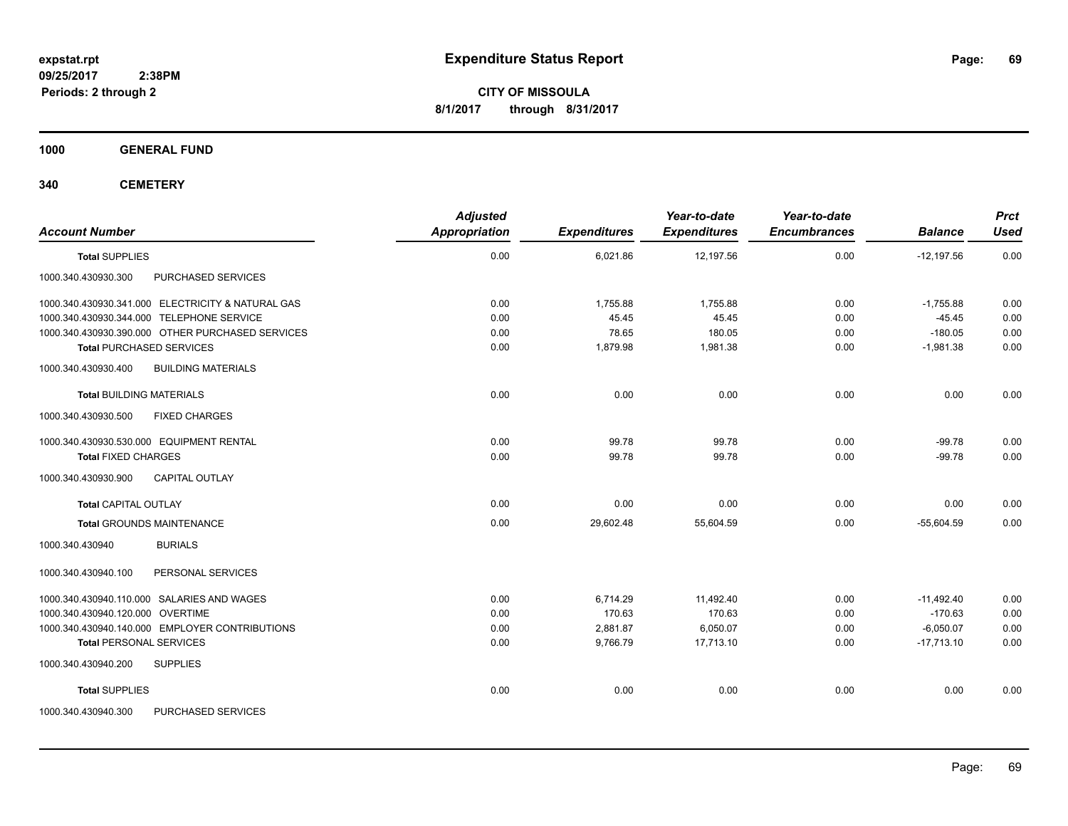# Expenditure Status Report

expstat.rpt
09/25/2017 2:38PM
Periods: 2 through 2

**CITY OF MISSOULA**
**8/1/2017 through 8/31/2017**

**1000 GENERAL FUND**

**340 CEMETERY**

| Account Number | | Adjusted Appropriation | Expenditures | Year-to-date Expenditures | Year-to-date Encumbrances | Balance | Prct Used |
|---|---|---|---|---|---|---|---|
| **Total SUPPLIES** | | 0.00 | 6,021.86 | 12,197.56 | 0.00 | -12,197.56 | 0.00 |
| 1000.340.430930.300 | PURCHASED SERVICES | | | | | | |
| 1000.340.430930.341.000 | ELECTRICITY & NATURAL GAS | 0.00 | 1,755.88 | 1,755.88 | 0.00 | -1,755.88 | 0.00 |
| 1000.340.430930.344.000 | TELEPHONE SERVICE | 0.00 | 45.45 | 45.45 | 0.00 | -45.45 | 0.00 |
| 1000.340.430930.390.000 | OTHER PURCHASED SERVICES | 0.00 | 78.65 | 180.05 | 0.00 | -180.05 | 0.00 |
| **Total PURCHASED SERVICES** | | 0.00 | 1,879.98 | 1,981.38 | 0.00 | -1,981.38 | 0.00 |
| 1000.340.430930.400 | BUILDING MATERIALS | | | | | | |
| **Total BUILDING MATERIALS** | | 0.00 | 0.00 | 0.00 | 0.00 | 0.00 | 0.00 |
| 1000.340.430930.500 | FIXED CHARGES | | | | | | |
| 1000.340.430930.530.000 | EQUIPMENT RENTAL | 0.00 | 99.78 | 99.78 | 0.00 | -99.78 | 0.00 |
| **Total FIXED CHARGES** | | 0.00 | 99.78 | 99.78 | 0.00 | -99.78 | 0.00 |
| 1000.340.430930.900 | CAPITAL OUTLAY | | | | | | |
| **Total CAPITAL OUTLAY** | | 0.00 | 0.00 | 0.00 | 0.00 | 0.00 | 0.00 |
| **Total GROUNDS MAINTENANCE** | | 0.00 | 29,602.48 | 55,604.59 | 0.00 | -55,604.59 | 0.00 |
| 1000.340.430940 | BURIALS | | | | | | |
| 1000.340.430940.100 | PERSONAL SERVICES | | | | | | |
| 1000.340.430940.110.000 | SALARIES AND WAGES | 0.00 | 6,714.29 | 11,492.40 | 0.00 | -11,492.40 | 0.00 |
| 1000.340.430940.120.000 | OVERTIME | 0.00 | 170.63 | 170.63 | 0.00 | -170.63 | 0.00 |
| 1000.340.430940.140.000 | EMPLOYER CONTRIBUTIONS | 0.00 | 2,881.87 | 6,050.07 | 0.00 | -6,050.07 | 0.00 |
| **Total PERSONAL SERVICES** | | 0.00 | 9,766.79 | 17,713.10 | 0.00 | -17,713.10 | 0.00 |
| 1000.340.430940.200 | SUPPLIES | | | | | | |
| **Total SUPPLIES** | | 0.00 | 0.00 | 0.00 | 0.00 | 0.00 | 0.00 |
| 1000.340.430940.300 | PURCHASED SERVICES | | | | | | |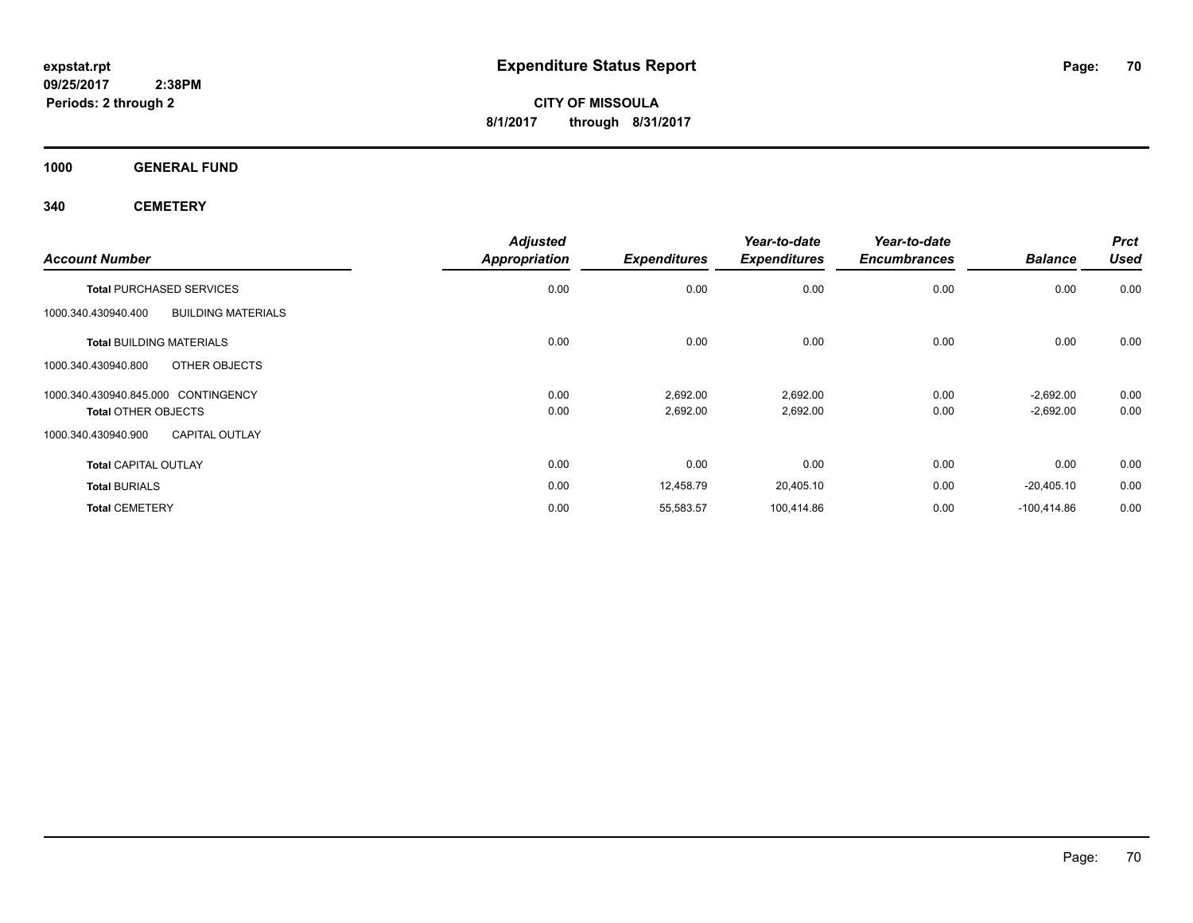# Expenditure Status Report

expstat.rpt
09/25/2017 2:38PM
Periods: 2 through 2

**CITY OF MISSOULA**
**8/1/2017 through 8/31/2017**

## 1000 GENERAL FUND

## 340 CEMETERY

| Account Number | | Adjusted Appropriation | Expenditures | Year-to-date Expenditures | Year-to-date Encumbrances | Balance | Prct Used |
|---|---|---|---|---|---|---|---|
| **Total** PURCHASED SERVICES | | 0.00 | 0.00 | 0.00 | 0.00 | 0.00 | 0.00 |
| 1000.340.430940.400 | BUILDING MATERIALS | | | | | | |
| **Total** BUILDING MATERIALS | | 0.00 | 0.00 | 0.00 | 0.00 | 0.00 | 0.00 |
| 1000.340.430940.800 | OTHER OBJECTS | | | | | | |
| 1000.340.430940.845.000 | CONTINGENCY | 0.00 | 2,692.00 | 2,692.00 | 0.00 | -2,692.00 | 0.00 |
| **Total** OTHER OBJECTS | | 0.00 | 2,692.00 | 2,692.00 | 0.00 | -2,692.00 | 0.00 |
| 1000.340.430940.900 | CAPITAL OUTLAY | | | | | | |
| **Total** CAPITAL OUTLAY | | 0.00 | 0.00 | 0.00 | 0.00 | 0.00 | 0.00 |
| **Total** BURIALS | | 0.00 | 12,458.79 | 20,405.10 | 0.00 | -20,405.10 | 0.00 |
| **Total** CEMETERY | | 0.00 | 55,583.57 | 100,414.86 | 0.00 | -100,414.86 | 0.00 |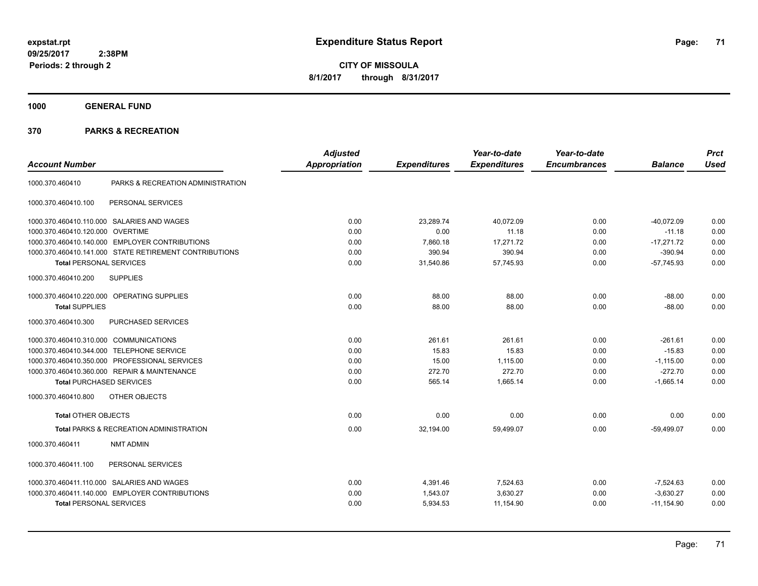expstat.rpt
09/25/2017 2:38PM
Periods: 2 through 2

# Expenditure Status Report

**CITY OF MISSOULA**
**8/1/2017 through 8/31/2017**

## 1000 GENERAL FUND

## 370 PARKS & RECREATION

| Account Number | | Adjusted Appropriation | Expenditures | Year-to-date Expenditures | Year-to-date Encumbrances | Balance | Prct Used |
|---|---|---|---|---|---|---|---|
| 1000.370.460410 | PARKS & RECREATION ADMINISTRATION | | | | | | |
| 1000.370.460410.100 | PERSONAL SERVICES | | | | | | |
| 1000.370.460410.110.000 | SALARIES AND WAGES | 0.00 | 23,289.74 | 40,072.09 | 0.00 | -40,072.09 | 0.00 |
| 1000.370.460410.120.000 | OVERTIME | 0.00 | 0.00 | 11.18 | 0.00 | -11.18 | 0.00 |
| 1000.370.460410.140.000 | EMPLOYER CONTRIBUTIONS | 0.00 | 7,860.18 | 17,271.72 | 0.00 | -17,271.72 | 0.00 |
| 1000.370.460410.141.000 | STATE RETIREMENT CONTRIBUTIONS | 0.00 | 390.94 | 390.94 | 0.00 | -390.94 | 0.00 |
| **Total** PERSONAL SERVICES | | 0.00 | 31,540.86 | 57,745.93 | 0.00 | -57,745.93 | 0.00 |
| 1000.370.460410.200 | SUPPLIES | | | | | | |
| 1000.370.460410.220.000 | OPERATING SUPPLIES | 0.00 | 88.00 | 88.00 | 0.00 | -88.00 | 0.00 |
| **Total** SUPPLIES | | 0.00 | 88.00 | 88.00 | 0.00 | -88.00 | 0.00 |
| 1000.370.460410.300 | PURCHASED SERVICES | | | | | | |
| 1000.370.460410.310.000 | COMMUNICATIONS | 0.00 | 261.61 | 261.61 | 0.00 | -261.61 | 0.00 |
| 1000.370.460410.344.000 | TELEPHONE SERVICE | 0.00 | 15.83 | 15.83 | 0.00 | -15.83 | 0.00 |
| 1000.370.460410.350.000 | PROFESSIONAL SERVICES | 0.00 | 15.00 | 1,115.00 | 0.00 | -1,115.00 | 0.00 |
| 1000.370.460410.360.000 | REPAIR & MAINTENANCE | 0.00 | 272.70 | 272.70 | 0.00 | -272.70 | 0.00 |
| **Total** PURCHASED SERVICES | | 0.00 | 565.14 | 1,665.14 | 0.00 | -1,665.14 | 0.00 |
| 1000.370.460410.800 | OTHER OBJECTS | | | | | | |
| **Total** OTHER OBJECTS | | 0.00 | 0.00 | 0.00 | 0.00 | 0.00 | 0.00 |
| **Total** PARKS & RECREATION ADMINISTRATION | | 0.00 | 32,194.00 | 59,499.07 | 0.00 | -59,499.07 | 0.00 |
| 1000.370.460411 | NMT ADMIN | | | | | | |
| 1000.370.460411.100 | PERSONAL SERVICES | | | | | | |
| 1000.370.460411.110.000 | SALARIES AND WAGES | 0.00 | 4,391.46 | 7,524.63 | 0.00 | -7,524.63 | 0.00 |
| 1000.370.460411.140.000 | EMPLOYER CONTRIBUTIONS | 0.00 | 1,543.07 | 3,630.27 | 0.00 | -3,630.27 | 0.00 |
| **Total** PERSONAL SERVICES | | 0.00 | 5,934.53 | 11,154.90 | 0.00 | -11,154.90 | 0.00 |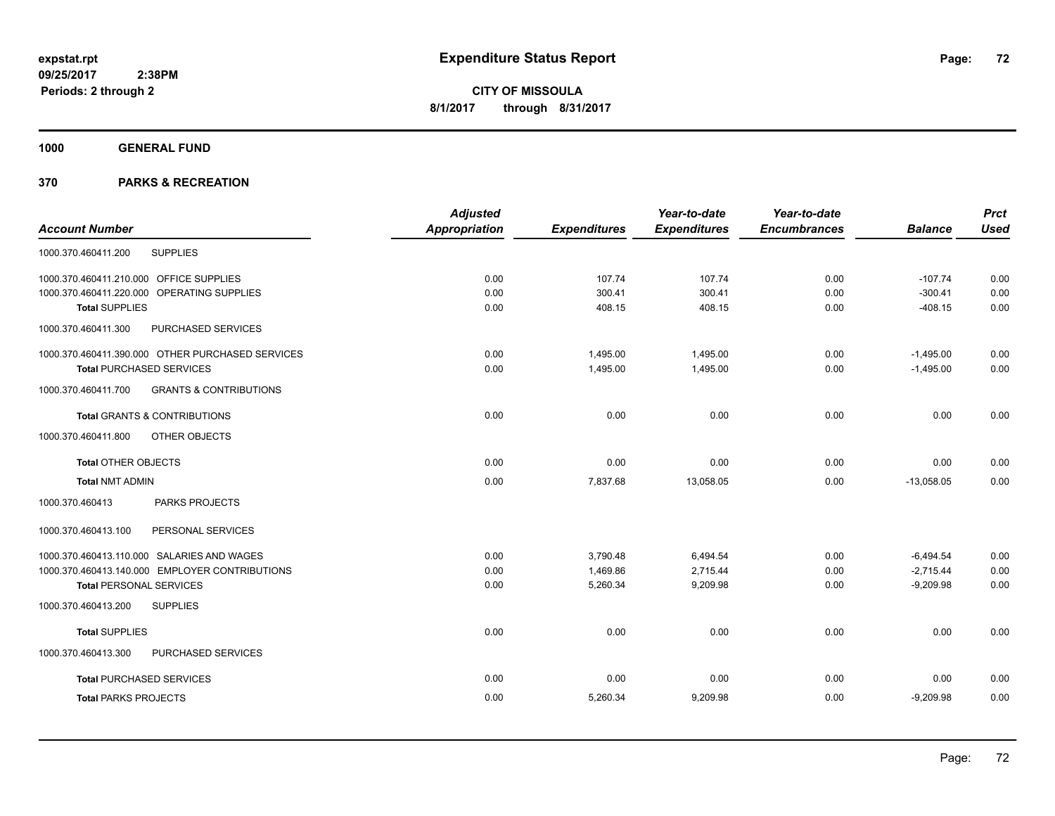**expstat.rpt**
**09/25/2017 2:38PM**
**Periods: 2 through 2**

# Expenditure Status Report

**CITY OF MISSOULA**
**8/1/2017 through 8/31/2017**

## 1000 GENERAL FUND

## 370 PARKS & RECREATION

| Account Number | | Adjusted Appropriation | Expenditures | Year-to-date Expenditures | Year-to-date Encumbrances | Balance | Prct Used |
|---|---|---|---|---|---|---|---|
| 1000.370.460411.200 | SUPPLIES | | | | | | |
| 1000.370.460411.210.000 | OFFICE SUPPLIES | 0.00 | 107.74 | 107.74 | 0.00 | -107.74 | 0.00 |
| 1000.370.460411.220.000 | OPERATING SUPPLIES | 0.00 | 300.41 | 300.41 | 0.00 | -300.41 | 0.00 |
| **Total** SUPPLIES | | 0.00 | 408.15 | 408.15 | 0.00 | -408.15 | 0.00 |
| 1000.370.460411.300 | PURCHASED SERVICES | | | | | | |
| 1000.370.460411.390.000 | OTHER PURCHASED SERVICES | 0.00 | 1,495.00 | 1,495.00 | 0.00 | -1,495.00 | 0.00 |
| **Total** PURCHASED SERVICES | | 0.00 | 1,495.00 | 1,495.00 | 0.00 | -1,495.00 | 0.00 |
| 1000.370.460411.700 | GRANTS & CONTRIBUTIONS | | | | | | |
| **Total** GRANTS & CONTRIBUTIONS | | 0.00 | 0.00 | 0.00 | 0.00 | 0.00 | 0.00 |
| 1000.370.460411.800 | OTHER OBJECTS | | | | | | |
| **Total** OTHER OBJECTS | | 0.00 | 0.00 | 0.00 | 0.00 | 0.00 | 0.00 |
| **Total** NMT ADMIN | | 0.00 | 7,837.68 | 13,058.05 | 0.00 | -13,058.05 | 0.00 |
| 1000.370.460413 | PARKS PROJECTS | | | | | | |
| 1000.370.460413.100 | PERSONAL SERVICES | | | | | | |
| 1000.370.460413.110.000 | SALARIES AND WAGES | 0.00 | 3,790.48 | 6,494.54 | 0.00 | -6,494.54 | 0.00 |
| 1000.370.460413.140.000 | EMPLOYER CONTRIBUTIONS | 0.00 | 1,469.86 | 2,715.44 | 0.00 | -2,715.44 | 0.00 |
| **Total** PERSONAL SERVICES | | 0.00 | 5,260.34 | 9,209.98 | 0.00 | -9,209.98 | 0.00 |
| 1000.370.460413.200 | SUPPLIES | | | | | | |
| **Total** SUPPLIES | | 0.00 | 0.00 | 0.00 | 0.00 | 0.00 | 0.00 |
| 1000.370.460413.300 | PURCHASED SERVICES | | | | | | |
| **Total** PURCHASED SERVICES | | 0.00 | 0.00 | 0.00 | 0.00 | 0.00 | 0.00 |
| **Total** PARKS PROJECTS | | 0.00 | 5,260.34 | 9,209.98 | 0.00 | -9,209.98 | 0.00 |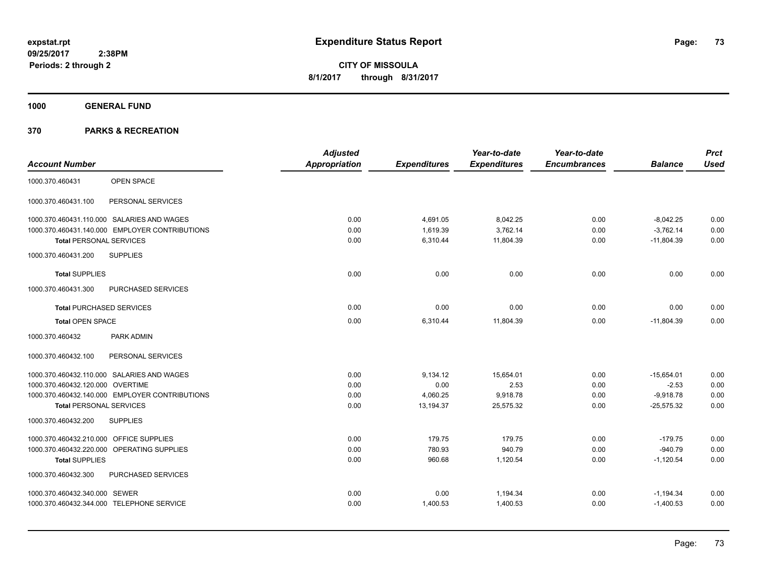**expstat.rpt**
**09/25/2017 2:38PM**
**Periods: 2 through 2**

# Expenditure Status Report

**CITY OF MISSOULA**
**8/1/2017 through 8/31/2017**

## 1000 GENERAL FUND

## 370 PARKS & RECREATION

| Account Number | | Adjusted Appropriation | Expenditures | Year-to-date Expenditures | Year-to-date Encumbrances | Balance | Prct Used |
|---|---|---|---|---|---|---|---|
| 1000.370.460431 | OPEN SPACE | | | | | | |
| 1000.370.460431.100 | PERSONAL SERVICES | | | | | | |
| 1000.370.460431.110.000 | SALARIES AND WAGES | 0.00 | 4,691.05 | 8,042.25 | 0.00 | -8,042.25 | 0.00 |
| 1000.370.460431.140.000 | EMPLOYER CONTRIBUTIONS | 0.00 | 1,619.39 | 3,762.14 | 0.00 | -3,762.14 | 0.00 |
| **Total** PERSONAL SERVICES | | 0.00 | 6,310.44 | 11,804.39 | 0.00 | -11,804.39 | 0.00 |
| 1000.370.460431.200 | SUPPLIES | | | | | | |
| **Total** SUPPLIES | | 0.00 | 0.00 | 0.00 | 0.00 | 0.00 | 0.00 |
| 1000.370.460431.300 | PURCHASED SERVICES | | | | | | |
| **Total** PURCHASED SERVICES | | 0.00 | 0.00 | 0.00 | 0.00 | 0.00 | 0.00 |
| **Total** OPEN SPACE | | 0.00 | 6,310.44 | 11,804.39 | 0.00 | -11,804.39 | 0.00 |
| 1000.370.460432 | PARK ADMIN | | | | | | |
| 1000.370.460432.100 | PERSONAL SERVICES | | | | | | |
| 1000.370.460432.110.000 | SALARIES AND WAGES | 0.00 | 9,134.12 | 15,654.01 | 0.00 | -15,654.01 | 0.00 |
| 1000.370.460432.120.000 | OVERTIME | 0.00 | 0.00 | 2.53 | 0.00 | -2.53 | 0.00 |
| 1000.370.460432.140.000 | EMPLOYER CONTRIBUTIONS | 0.00 | 4,060.25 | 9,918.78 | 0.00 | -9,918.78 | 0.00 |
| **Total** PERSONAL SERVICES | | 0.00 | 13,194.37 | 25,575.32 | 0.00 | -25,575.32 | 0.00 |
| 1000.370.460432.200 | SUPPLIES | | | | | | |
| 1000.370.460432.210.000 | OFFICE SUPPLIES | 0.00 | 179.75 | 179.75 | 0.00 | -179.75 | 0.00 |
| 1000.370.460432.220.000 | OPERATING SUPPLIES | 0.00 | 780.93 | 940.79 | 0.00 | -940.79 | 0.00 |
| **Total** SUPPLIES | | 0.00 | 960.68 | 1,120.54 | 0.00 | -1,120.54 | 0.00 |
| 1000.370.460432.300 | PURCHASED SERVICES | | | | | | |
| 1000.370.460432.340.000 | SEWER | 0.00 | 0.00 | 1,194.34 | 0.00 | -1,194.34 | 0.00 |
| 1000.370.460432.344.000 | TELEPHONE SERVICE | 0.00 | 1,400.53 | 1,400.53 | 0.00 | -1,400.53 | 0.00 |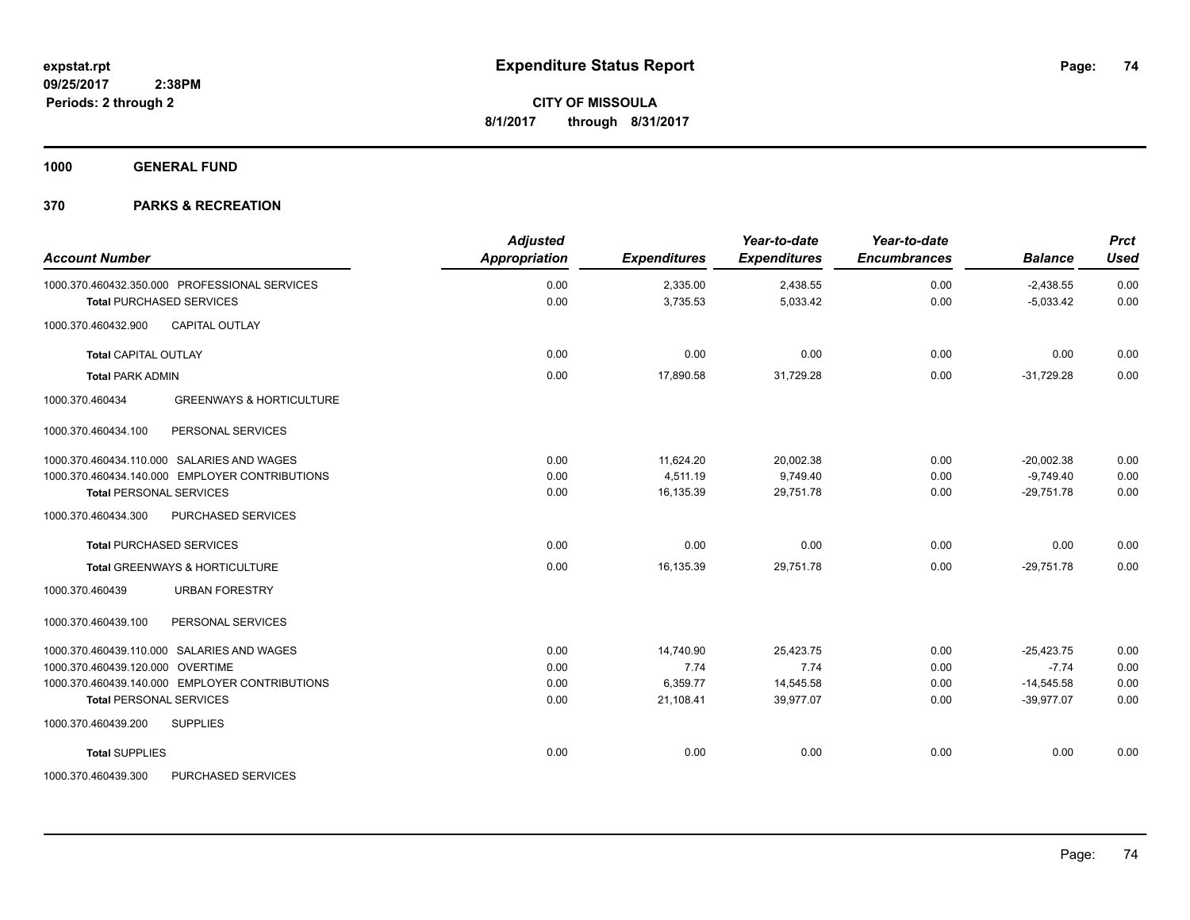**expstat.rpt**
**09/25/2017 2:38PM**
**Periods: 2 through 2**

# Expenditure Status Report

**CITY OF MISSOULA**
**8/1/2017 through 8/31/2017**

## 1000 GENERAL FUND

## 370 PARKS & RECREATION

| Account Number | | Adjusted Appropriation | Expenditures | Year-to-date Expenditures | Year-to-date Encumbrances | Balance | Prct Used |
|---|---|---|---|---|---|---|---|
| 1000.370.460432.350.000 | PROFESSIONAL SERVICES | 0.00 | 2,335.00 | 2,438.55 | 0.00 | -2,438.55 | 0.00 |
| **Total** PURCHASED SERVICES | | 0.00 | 3,735.53 | 5,033.42 | 0.00 | -5,033.42 | 0.00 |
| 1000.370.460432.900 | CAPITAL OUTLAY | | | | | | |
| **Total** CAPITAL OUTLAY | | 0.00 | 0.00 | 0.00 | 0.00 | 0.00 | 0.00 |
| **Total** PARK ADMIN | | 0.00 | 17,890.58 | 31,729.28 | 0.00 | -31,729.28 | 0.00 |
| 1000.370.460434 | GREENWAYS & HORTICULTURE | | | | | | |
| 1000.370.460434.100 | PERSONAL SERVICES | | | | | | |
| 1000.370.460434.110.000 | SALARIES AND WAGES | 0.00 | 11,624.20 | 20,002.38 | 0.00 | -20,002.38 | 0.00 |
| 1000.370.460434.140.000 | EMPLOYER CONTRIBUTIONS | 0.00 | 4,511.19 | 9,749.40 | 0.00 | -9,749.40 | 0.00 |
| **Total** PERSONAL SERVICES | | 0.00 | 16,135.39 | 29,751.78 | 0.00 | -29,751.78 | 0.00 |
| 1000.370.460434.300 | PURCHASED SERVICES | | | | | | |
| **Total** PURCHASED SERVICES | | 0.00 | 0.00 | 0.00 | 0.00 | 0.00 | 0.00 |
| **Total** GREENWAYS & HORTICULTURE | | 0.00 | 16,135.39 | 29,751.78 | 0.00 | -29,751.78 | 0.00 |
| 1000.370.460439 | URBAN FORESTRY | | | | | | |
| 1000.370.460439.100 | PERSONAL SERVICES | | | | | | |
| 1000.370.460439.110.000 | SALARIES AND WAGES | 0.00 | 14,740.90 | 25,423.75 | 0.00 | -25,423.75 | 0.00 |
| 1000.370.460439.120.000 | OVERTIME | 0.00 | 7.74 | 7.74 | 0.00 | -7.74 | 0.00 |
| 1000.370.460439.140.000 | EMPLOYER CONTRIBUTIONS | 0.00 | 6,359.77 | 14,545.58 | 0.00 | -14,545.58 | 0.00 |
| **Total** PERSONAL SERVICES | | 0.00 | 21,108.41 | 39,977.07 | 0.00 | -39,977.07 | 0.00 |
| 1000.370.460439.200 | SUPPLIES | | | | | | |
| **Total** SUPPLIES | | 0.00 | 0.00 | 0.00 | 0.00 | 0.00 | 0.00 |
| 1000.370.460439.300 | PURCHASED SERVICES | | | | | | |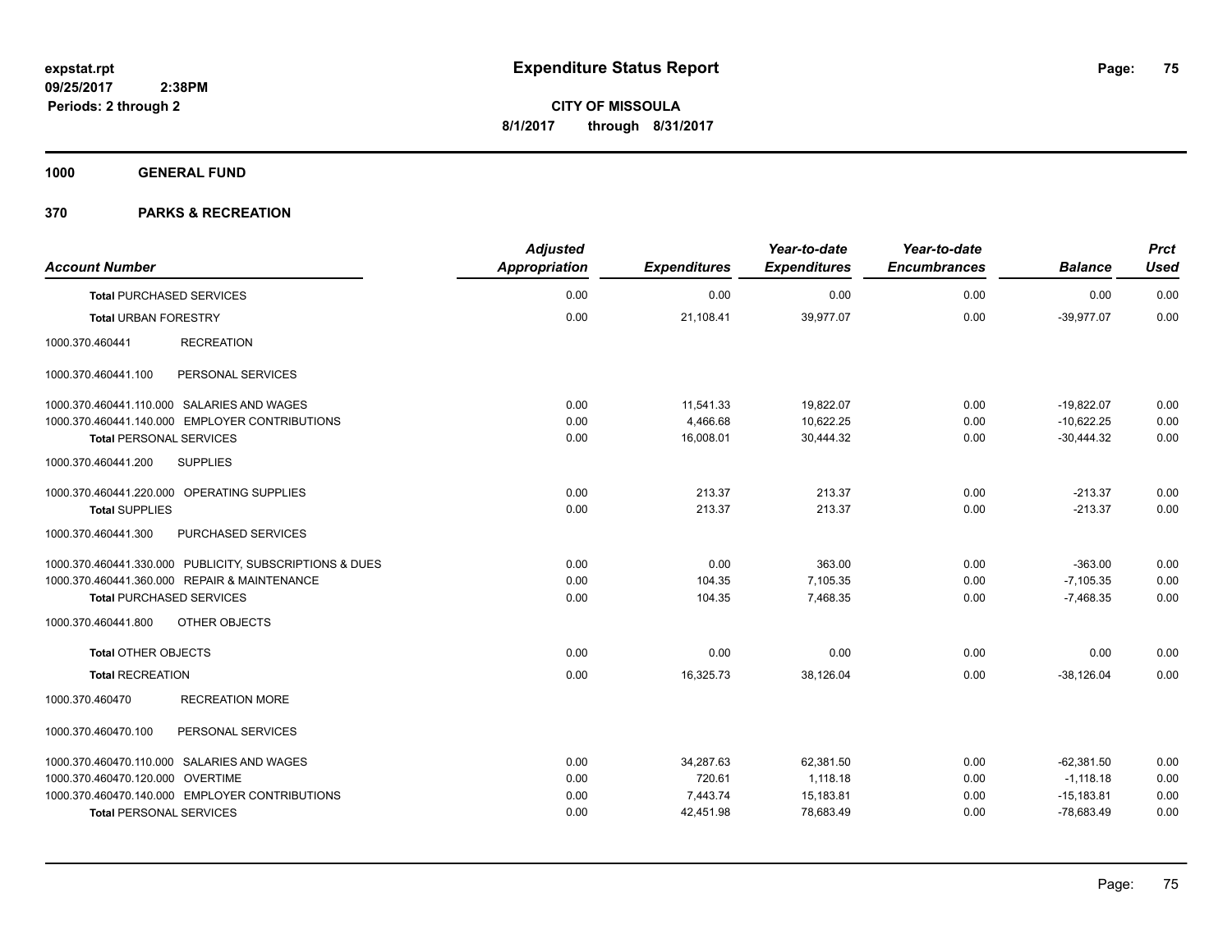# Expenditure Status Report

**expstat.rpt**
**09/25/2017 2:38PM**
**Periods: 2 through 2**

**CITY OF MISSOULA**
**8/1/2017 through 8/31/2017**

**1000 GENERAL FUND**

**370 PARKS & RECREATION**

| Account Number | Adjusted Appropriation | Expenditures | Year-to-date Expenditures | Year-to-date Encumbrances | Balance | Prct Used |
|---|---|---|---|---|---|---|
| **Total** PURCHASED SERVICES | 0.00 | 0.00 | 0.00 | 0.00 | 0.00 | 0.00 |
| **Total** URBAN FORESTRY | 0.00 | 21,108.41 | 39,977.07 | 0.00 | -39,977.07 | 0.00 |
| 1000.370.460441 RECREATION | | | | | | |
| 1000.370.460441.100 PERSONAL SERVICES | | | | | | |
| 1000.370.460441.110.000 SALARIES AND WAGES | 0.00 | 11,541.33 | 19,822.07 | 0.00 | -19,822.07 | 0.00 |
| 1000.370.460441.140.000 EMPLOYER CONTRIBUTIONS | 0.00 | 4,466.68 | 10,622.25 | 0.00 | -10,622.25 | 0.00 |
| **Total** PERSONAL SERVICES | 0.00 | 16,008.01 | 30,444.32 | 0.00 | -30,444.32 | 0.00 |
| 1000.370.460441.200 SUPPLIES | | | | | | |
| 1000.370.460441.220.000 OPERATING SUPPLIES | 0.00 | 213.37 | 213.37 | 0.00 | -213.37 | 0.00 |
| **Total** SUPPLIES | 0.00 | 213.37 | 213.37 | 0.00 | -213.37 | 0.00 |
| 1000.370.460441.300 PURCHASED SERVICES | | | | | | |
| 1000.370.460441.330.000 PUBLICITY, SUBSCRIPTIONS & DUES | 0.00 | 0.00 | 363.00 | 0.00 | -363.00 | 0.00 |
| 1000.370.460441.360.000 REPAIR & MAINTENANCE | 0.00 | 104.35 | 7,105.35 | 0.00 | -7,105.35 | 0.00 |
| **Total** PURCHASED SERVICES | 0.00 | 104.35 | 7,468.35 | 0.00 | -7,468.35 | 0.00 |
| 1000.370.460441.800 OTHER OBJECTS | | | | | | |
| **Total** OTHER OBJECTS | 0.00 | 0.00 | 0.00 | 0.00 | 0.00 | 0.00 |
| **Total** RECREATION | 0.00 | 16,325.73 | 38,126.04 | 0.00 | -38,126.04 | 0.00 |
| 1000.370.460470 RECREATION MORE | | | | | | |
| 1000.370.460470.100 PERSONAL SERVICES | | | | | | |
| 1000.370.460470.110.000 SALARIES AND WAGES | 0.00 | 34,287.63 | 62,381.50 | 0.00 | -62,381.50 | 0.00 |
| 1000.370.460470.120.000 OVERTIME | 0.00 | 720.61 | 1,118.18 | 0.00 | -1,118.18 | 0.00 |
| 1000.370.460470.140.000 EMPLOYER CONTRIBUTIONS | 0.00 | 7,443.74 | 15,183.81 | 0.00 | -15,183.81 | 0.00 |
| **Total** PERSONAL SERVICES | 0.00 | 42,451.98 | 78,683.49 | 0.00 | -78,683.49 | 0.00 |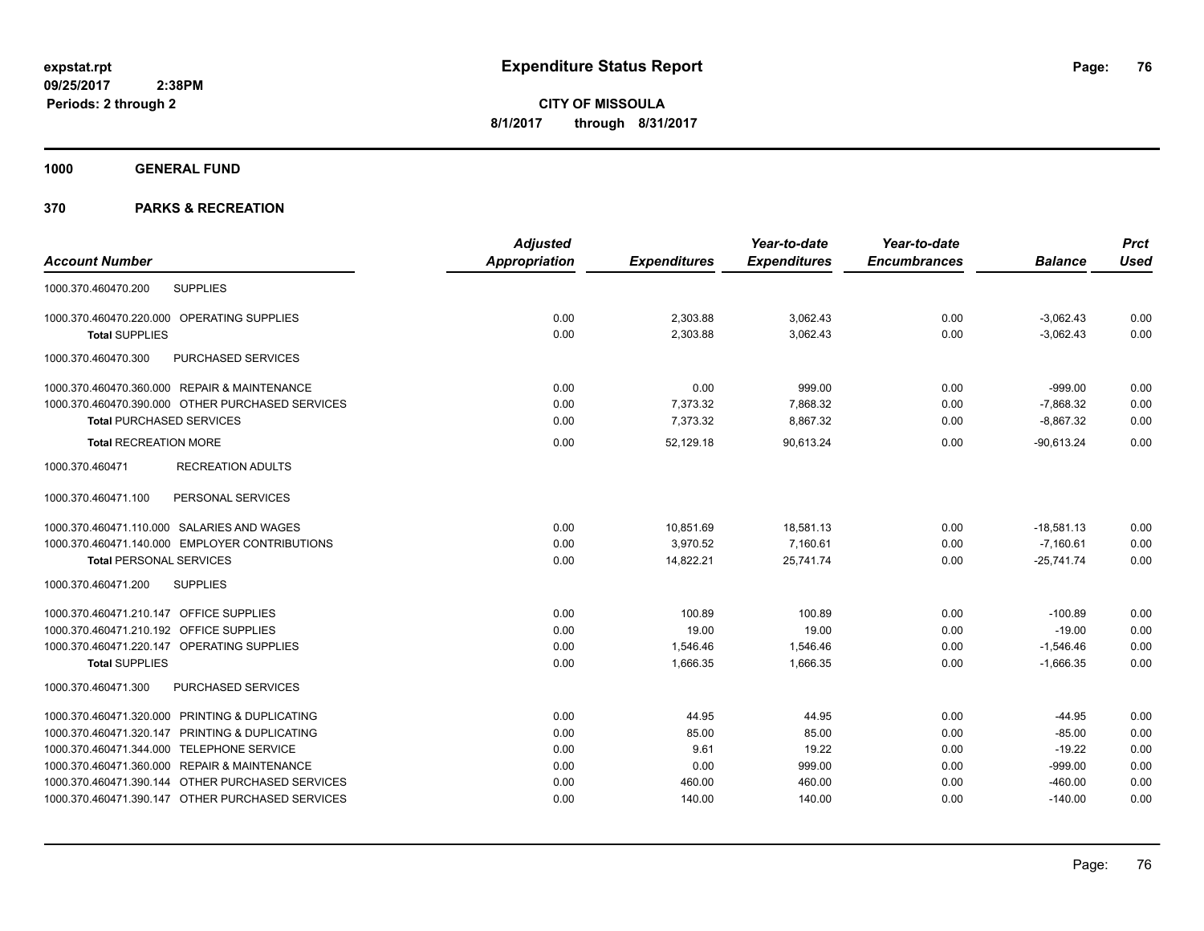**expstat.rpt**
**09/25/2017 2:38PM**
**Periods: 2 through 2**

# Expenditure Status Report

**CITY OF MISSOULA**
**8/1/2017 through 8/31/2017**

## 1000 GENERAL FUND

## 370 PARKS & RECREATION

| Account Number | | Adjusted Appropriation | Expenditures | Year-to-date Expenditures | Year-to-date Encumbrances | Balance | Prct Used |
|---|---|---|---|---|---|---|---|
| 1000.370.460470.200 | SUPPLIES | | | | | | |
| 1000.370.460470.220.000 | OPERATING SUPPLIES | 0.00 | 2,303.88 | 3,062.43 | 0.00 | -3,062.43 | 0.00 |
| **Total** SUPPLIES | | 0.00 | 2,303.88 | 3,062.43 | 0.00 | -3,062.43 | 0.00 |
| 1000.370.460470.300 | PURCHASED SERVICES | | | | | | |
| 1000.370.460470.360.000 | REPAIR & MAINTENANCE | 0.00 | 0.00 | 999.00 | 0.00 | -999.00 | 0.00 |
| 1000.370.460470.390.000 | OTHER PURCHASED SERVICES | 0.00 | 7,373.32 | 7,868.32 | 0.00 | -7,868.32 | 0.00 |
| **Total** PURCHASED SERVICES | | 0.00 | 7,373.32 | 8,867.32 | 0.00 | -8,867.32 | 0.00 |
| **Total** RECREATION MORE | | 0.00 | 52,129.18 | 90,613.24 | 0.00 | -90,613.24 | 0.00 |
| 1000.370.460471 | RECREATION ADULTS | | | | | | |
| 1000.370.460471.100 | PERSONAL SERVICES | | | | | | |
| 1000.370.460471.110.000 | SALARIES AND WAGES | 0.00 | 10,851.69 | 18,581.13 | 0.00 | -18,581.13 | 0.00 |
| 1000.370.460471.140.000 | EMPLOYER CONTRIBUTIONS | 0.00 | 3,970.52 | 7,160.61 | 0.00 | -7,160.61 | 0.00 |
| **Total** PERSONAL SERVICES | | 0.00 | 14,822.21 | 25,741.74 | 0.00 | -25,741.74 | 0.00 |
| 1000.370.460471.200 | SUPPLIES | | | | | | |
| 1000.370.460471.210.147 | OFFICE SUPPLIES | 0.00 | 100.89 | 100.89 | 0.00 | -100.89 | 0.00 |
| 1000.370.460471.210.192 | OFFICE SUPPLIES | 0.00 | 19.00 | 19.00 | 0.00 | -19.00 | 0.00 |
| 1000.370.460471.220.147 | OPERATING SUPPLIES | 0.00 | 1,546.46 | 1,546.46 | 0.00 | -1,546.46 | 0.00 |
| **Total** SUPPLIES | | 0.00 | 1,666.35 | 1,666.35 | 0.00 | -1,666.35 | 0.00 |
| 1000.370.460471.300 | PURCHASED SERVICES | | | | | | |
| 1000.370.460471.320.000 | PRINTING & DUPLICATING | 0.00 | 44.95 | 44.95 | 0.00 | -44.95 | 0.00 |
| 1000.370.460471.320.147 | PRINTING & DUPLICATING | 0.00 | 85.00 | 85.00 | 0.00 | -85.00 | 0.00 |
| 1000.370.460471.344.000 | TELEPHONE SERVICE | 0.00 | 9.61 | 19.22 | 0.00 | -19.22 | 0.00 |
| 1000.370.460471.360.000 | REPAIR & MAINTENANCE | 0.00 | 0.00 | 999.00 | 0.00 | -999.00 | 0.00 |
| 1000.370.460471.390.144 | OTHER PURCHASED SERVICES | 0.00 | 460.00 | 460.00 | 0.00 | -460.00 | 0.00 |
| 1000.370.460471.390.147 | OTHER PURCHASED SERVICES | 0.00 | 140.00 | 140.00 | 0.00 | -140.00 | 0.00 |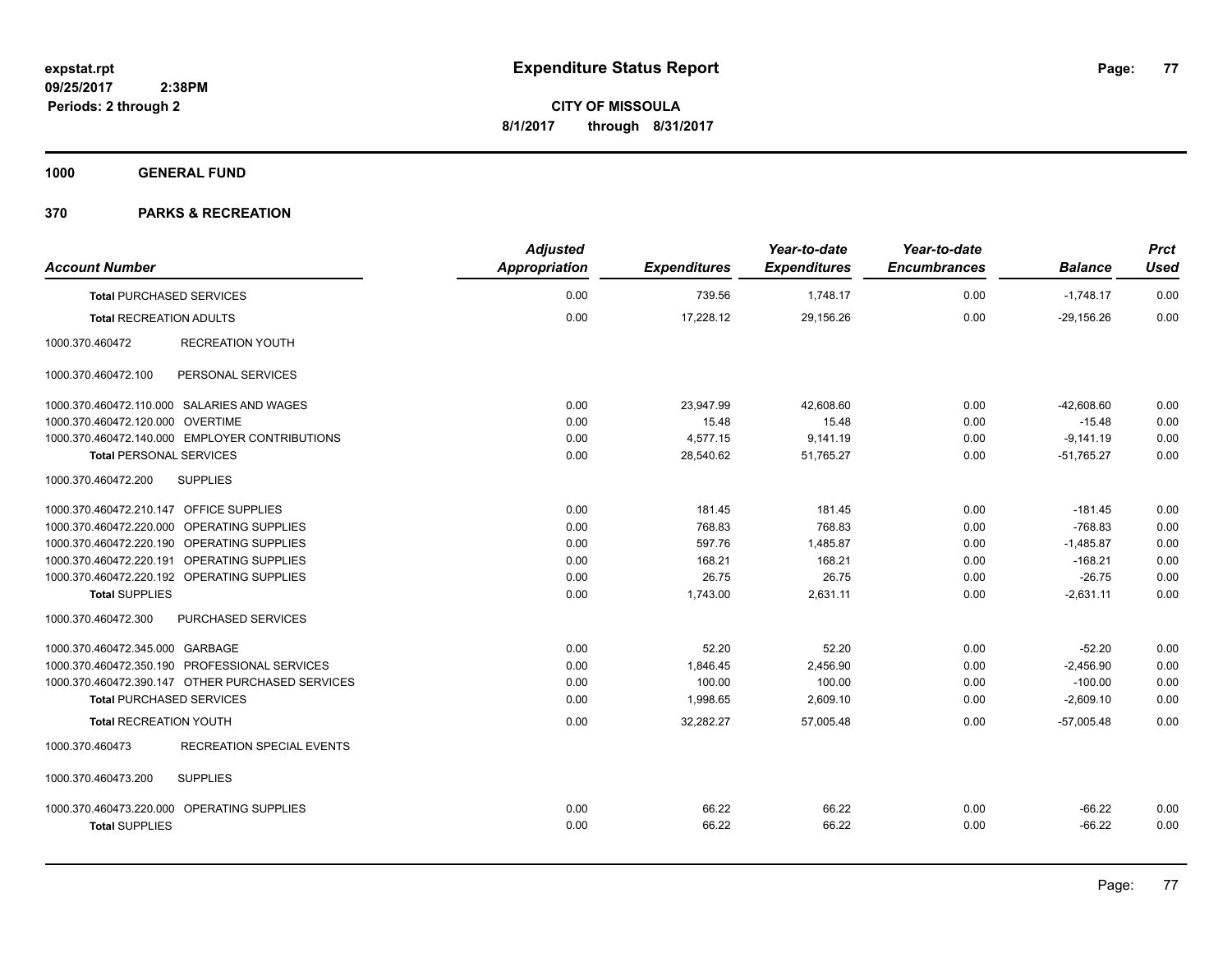# Expenditure Status Report

expstat.rpt
09/25/2017 2:38PM
Periods: 2 through 2

**CITY OF MISSOULA**
**8/1/2017 through 8/31/2017**

**1000 GENERAL FUND**

**370 PARKS & RECREATION**

| Account Number | | Adjusted Appropriation | Expenditures | Year-to-date Expenditures | Year-to-date Encumbrances | Balance | Prct Used |
|---|---|---|---|---|---|---|---|
| **Total** PURCHASED SERVICES | | 0.00 | 739.56 | 1,748.17 | 0.00 | -1,748.17 | 0.00 |
| **Total** RECREATION ADULTS | | 0.00 | 17,228.12 | 29,156.26 | 0.00 | -29,156.26 | 0.00 |
| 1000.370.460472 | RECREATION YOUTH | | | | | | |
| 1000.370.460472.100 | PERSONAL SERVICES | | | | | | |
| 1000.370.460472.110.000 | SALARIES AND WAGES | 0.00 | 23,947.99 | 42,608.60 | 0.00 | -42,608.60 | 0.00 |
| 1000.370.460472.120.000 | OVERTIME | 0.00 | 15.48 | 15.48 | 0.00 | -15.48 | 0.00 |
| 1000.370.460472.140.000 | EMPLOYER CONTRIBUTIONS | 0.00 | 4,577.15 | 9,141.19 | 0.00 | -9,141.19 | 0.00 |
| **Total** PERSONAL SERVICES | | 0.00 | 28,540.62 | 51,765.27 | 0.00 | -51,765.27 | 0.00 |
| 1000.370.460472.200 | SUPPLIES | | | | | | |
| 1000.370.460472.210.147 | OFFICE SUPPLIES | 0.00 | 181.45 | 181.45 | 0.00 | -181.45 | 0.00 |
| 1000.370.460472.220.000 | OPERATING SUPPLIES | 0.00 | 768.83 | 768.83 | 0.00 | -768.83 | 0.00 |
| 1000.370.460472.220.190 | OPERATING SUPPLIES | 0.00 | 597.76 | 1,485.87 | 0.00 | -1,485.87 | 0.00 |
| 1000.370.460472.220.191 | OPERATING SUPPLIES | 0.00 | 168.21 | 168.21 | 0.00 | -168.21 | 0.00 |
| 1000.370.460472.220.192 | OPERATING SUPPLIES | 0.00 | 26.75 | 26.75 | 0.00 | -26.75 | 0.00 |
| **Total** SUPPLIES | | 0.00 | 1,743.00 | 2,631.11 | 0.00 | -2,631.11 | 0.00 |
| 1000.370.460472.300 | PURCHASED SERVICES | | | | | | |
| 1000.370.460472.345.000 | GARBAGE | 0.00 | 52.20 | 52.20 | 0.00 | -52.20 | 0.00 |
| 1000.370.460472.350.190 | PROFESSIONAL SERVICES | 0.00 | 1,846.45 | 2,456.90 | 0.00 | -2,456.90 | 0.00 |
| 1000.370.460472.390.147 | OTHER PURCHASED SERVICES | 0.00 | 100.00 | 100.00 | 0.00 | -100.00 | 0.00 |
| **Total** PURCHASED SERVICES | | 0.00 | 1,998.65 | 2,609.10 | 0.00 | -2,609.10 | 0.00 |
| **Total** RECREATION YOUTH | | 0.00 | 32,282.27 | 57,005.48 | 0.00 | -57,005.48 | 0.00 |
| 1000.370.460473 | RECREATION SPECIAL EVENTS | | | | | | |
| 1000.370.460473.200 | SUPPLIES | | | | | | |
| 1000.370.460473.220.000 | OPERATING SUPPLIES | 0.00 | 66.22 | 66.22 | 0.00 | -66.22 | 0.00 |
| **Total** SUPPLIES | | 0.00 | 66.22 | 66.22 | 0.00 | -66.22 | 0.00 |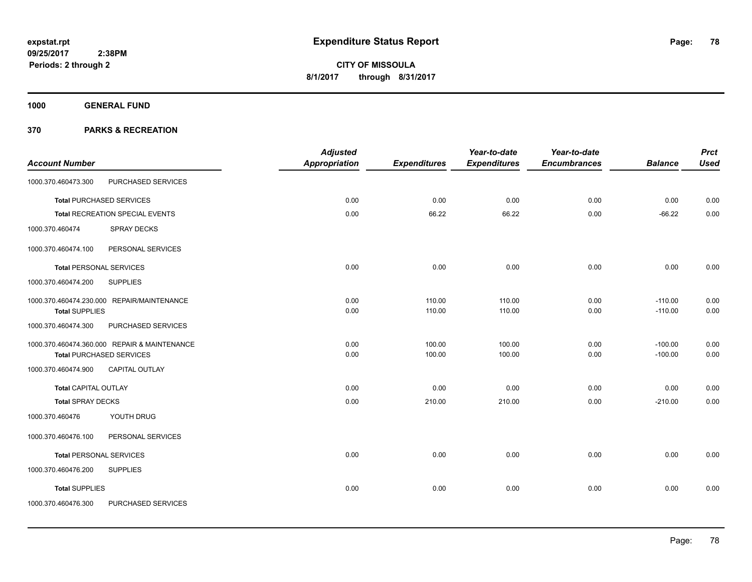**expstat.rpt**
**09/25/2017 2:38PM**
**Periods: 2 through 2**

# Expenditure Status Report

**CITY OF MISSOULA**
**8/1/2017 through 8/31/2017**

## 1000 GENERAL FUND

## 370 PARKS & RECREATION

| Account Number | | Adjusted Appropriation | Expenditures | Year-to-date Expenditures | Year-to-date Encumbrances | Balance | Prct Used |
|---|---|---|---|---|---|---|---|
| 1000.370.460473.300 | PURCHASED SERVICES | | | | | | |
| Total PURCHASED SERVICES | | 0.00 | 0.00 | 0.00 | 0.00 | 0.00 | 0.00 |
| Total RECREATION SPECIAL EVENTS | | 0.00 | 66.22 | 66.22 | 0.00 | -66.22 | 0.00 |
| 1000.370.460474 | SPRAY DECKS | | | | | | |
| 1000.370.460474.100 | PERSONAL SERVICES | | | | | | |
| Total PERSONAL SERVICES | | 0.00 | 0.00 | 0.00 | 0.00 | 0.00 | 0.00 |
| 1000.370.460474.200 | SUPPLIES | | | | | | |
| 1000.370.460474.230.000 | REPAIR/MAINTENANCE | 0.00 | 110.00 | 110.00 | 0.00 | -110.00 | 0.00 |
| Total SUPPLIES | | 0.00 | 110.00 | 110.00 | 0.00 | -110.00 | 0.00 |
| 1000.370.460474.300 | PURCHASED SERVICES | | | | | | |
| 1000.370.460474.360.000 | REPAIR & MAINTENANCE | 0.00 | 100.00 | 100.00 | 0.00 | -100.00 | 0.00 |
| Total PURCHASED SERVICES | | 0.00 | 100.00 | 100.00 | 0.00 | -100.00 | 0.00 |
| 1000.370.460474.900 | CAPITAL OUTLAY | | | | | | |
| Total CAPITAL OUTLAY | | 0.00 | 0.00 | 0.00 | 0.00 | 0.00 | 0.00 |
| Total SPRAY DECKS | | 0.00 | 210.00 | 210.00 | 0.00 | -210.00 | 0.00 |
| 1000.370.460476 | YOUTH DRUG | | | | | | |
| 1000.370.460476.100 | PERSONAL SERVICES | | | | | | |
| Total PERSONAL SERVICES | | 0.00 | 0.00 | 0.00 | 0.00 | 0.00 | 0.00 |
| 1000.370.460476.200 | SUPPLIES | | | | | | |
| Total SUPPLIES | | 0.00 | 0.00 | 0.00 | 0.00 | 0.00 | 0.00 |
| 1000.370.460476.300 | PURCHASED SERVICES | | | | | | |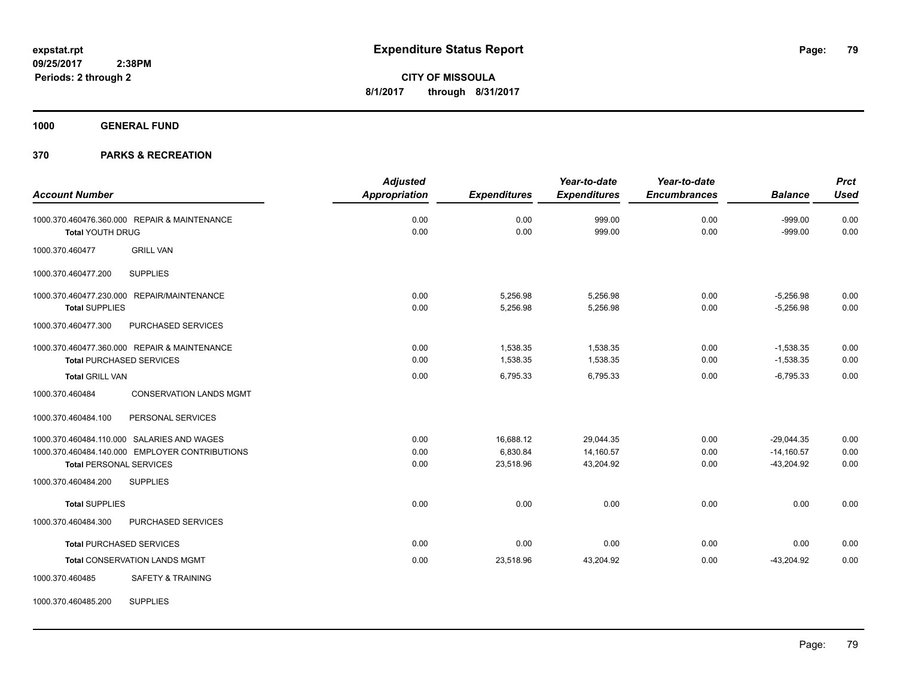expstat.rpt
09/25/2017 2:38PM
Periods: 2 through 2

# Expenditure Status Report

**CITY OF MISSOULA**
**8/1/2017 through 8/31/2017**

## 1000 GENERAL FUND

## 370 PARKS & RECREATION

| Account Number | Adjusted Appropriation | Expenditures | Year-to-date Expenditures | Year-to-date Encumbrances | Balance | Prct Used |
|---|---|---|---|---|---|---|
| 1000.370.460476.360.000 REPAIR & MAINTENANCE | 0.00 | 0.00 | 999.00 | 0.00 | -999.00 | 0.00 |
| **Total** YOUTH DRUG | 0.00 | 0.00 | 999.00 | 0.00 | -999.00 | 0.00 |
| 1000.370.460477 GRILL VAN | | | | | | |
| 1000.370.460477.200 SUPPLIES | | | | | | |
| 1000.370.460477.230.000 REPAIR/MAINTENANCE | 0.00 | 5,256.98 | 5,256.98 | 0.00 | -5,256.98 | 0.00 |
| **Total** SUPPLIES | 0.00 | 5,256.98 | 5,256.98 | 0.00 | -5,256.98 | 0.00 |
| 1000.370.460477.300 PURCHASED SERVICES | | | | | | |
| 1000.370.460477.360.000 REPAIR & MAINTENANCE | 0.00 | 1,538.35 | 1,538.35 | 0.00 | -1,538.35 | 0.00 |
| **Total** PURCHASED SERVICES | 0.00 | 1,538.35 | 1,538.35 | 0.00 | -1,538.35 | 0.00 |
| **Total** GRILL VAN | 0.00 | 6,795.33 | 6,795.33 | 0.00 | -6,795.33 | 0.00 |
| 1000.370.460484 CONSERVATION LANDS MGMT | | | | | | |
| 1000.370.460484.100 PERSONAL SERVICES | | | | | | |
| 1000.370.460484.110.000 SALARIES AND WAGES | 0.00 | 16,688.12 | 29,044.35 | 0.00 | -29,044.35 | 0.00 |
| 1000.370.460484.140.000 EMPLOYER CONTRIBUTIONS | 0.00 | 6,830.84 | 14,160.57 | 0.00 | -14,160.57 | 0.00 |
| **Total** PERSONAL SERVICES | 0.00 | 23,518.96 | 43,204.92 | 0.00 | -43,204.92 | 0.00 |
| 1000.370.460484.200 SUPPLIES | | | | | | |
| **Total** SUPPLIES | 0.00 | 0.00 | 0.00 | 0.00 | 0.00 | 0.00 |
| 1000.370.460484.300 PURCHASED SERVICES | | | | | | |
| **Total** PURCHASED SERVICES | 0.00 | 0.00 | 0.00 | 0.00 | 0.00 | 0.00 |
| **Total** CONSERVATION LANDS MGMT | 0.00 | 23,518.96 | 43,204.92 | 0.00 | -43,204.92 | 0.00 |
| 1000.370.460485 SAFETY & TRAINING | | | | | | |
| 1000.370.460485.200 SUPPLIES | | | | | | |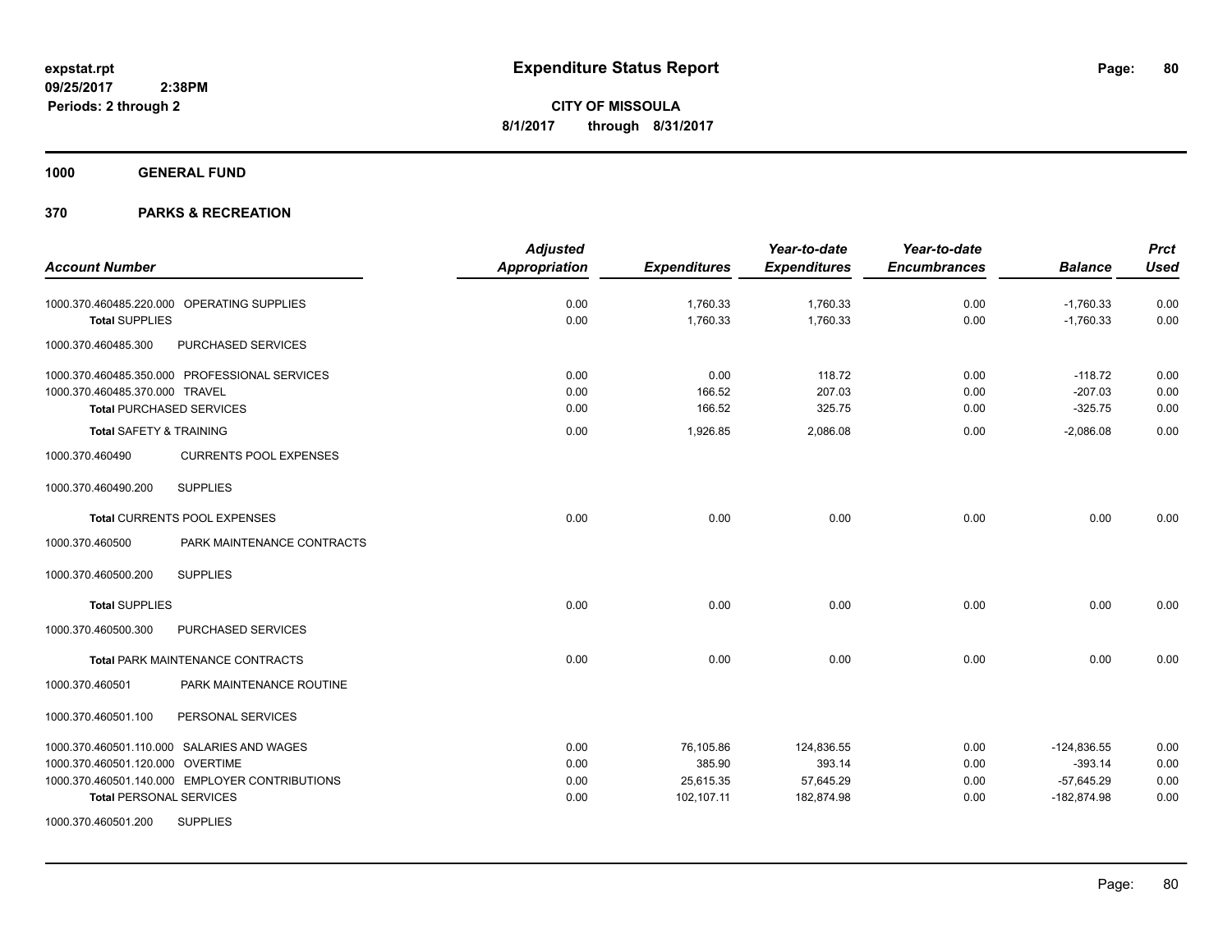**expstat.rpt**
**09/25/2017 2:38PM**
**Periods: 2 through 2**

# Expenditure Status Report

**CITY OF MISSOULA**
**8/1/2017 through 8/31/2017**

## 1000 GENERAL FUND

## 370 PARKS & RECREATION

| Account Number | Adjusted Appropriation | Expenditures | Year-to-date Expenditures | Year-to-date Encumbrances | Balance | Prct Used |
|---|---|---|---|---|---|---|
| 1000.370.460485.220.000 OPERATING SUPPLIES | 0.00 | 1,760.33 | 1,760.33 | 0.00 | -1,760.33 | 0.00 |
| **Total** SUPPLIES | 0.00 | 1,760.33 | 1,760.33 | 0.00 | -1,760.33 | 0.00 |
| 1000.370.460485.300 PURCHASED SERVICES | | | | | | |
| 1000.370.460485.350.000 PROFESSIONAL SERVICES | 0.00 | 0.00 | 118.72 | 0.00 | -118.72 | 0.00 |
| 1000.370.460485.370.000 TRAVEL | 0.00 | 166.52 | 207.03 | 0.00 | -207.03 | 0.00 |
| **Total** PURCHASED SERVICES | 0.00 | 166.52 | 325.75 | 0.00 | -325.75 | 0.00 |
| **Total** SAFETY & TRAINING | 0.00 | 1,926.85 | 2,086.08 | 0.00 | -2,086.08 | 0.00 |
| 1000.370.460490 CURRENTS POOL EXPENSES | | | | | | |
| 1000.370.460490.200 SUPPLIES | | | | | | |
| **Total** CURRENTS POOL EXPENSES | 0.00 | 0.00 | 0.00 | 0.00 | 0.00 | 0.00 |
| 1000.370.460500 PARK MAINTENANCE CONTRACTS | | | | | | |
| 1000.370.460500.200 SUPPLIES | | | | | | |
| **Total** SUPPLIES | 0.00 | 0.00 | 0.00 | 0.00 | 0.00 | 0.00 |
| 1000.370.460500.300 PURCHASED SERVICES | | | | | | |
| **Total** PARK MAINTENANCE CONTRACTS | 0.00 | 0.00 | 0.00 | 0.00 | 0.00 | 0.00 |
| 1000.370.460501 PARK MAINTENANCE ROUTINE | | | | | | |
| 1000.370.460501.100 PERSONAL SERVICES | | | | | | |
| 1000.370.460501.110.000 SALARIES AND WAGES | 0.00 | 76,105.86 | 124,836.55 | 0.00 | -124,836.55 | 0.00 |
| 1000.370.460501.120.000 OVERTIME | 0.00 | 385.90 | 393.14 | 0.00 | -393.14 | 0.00 |
| 1000.370.460501.140.000 EMPLOYER CONTRIBUTIONS | 0.00 | 25,615.35 | 57,645.29 | 0.00 | -57,645.29 | 0.00 |
| **Total** PERSONAL SERVICES | 0.00 | 102,107.11 | 182,874.98 | 0.00 | -182,874.98 | 0.00 |
| 1000.370.460501.200 SUPPLIES | | | | | | |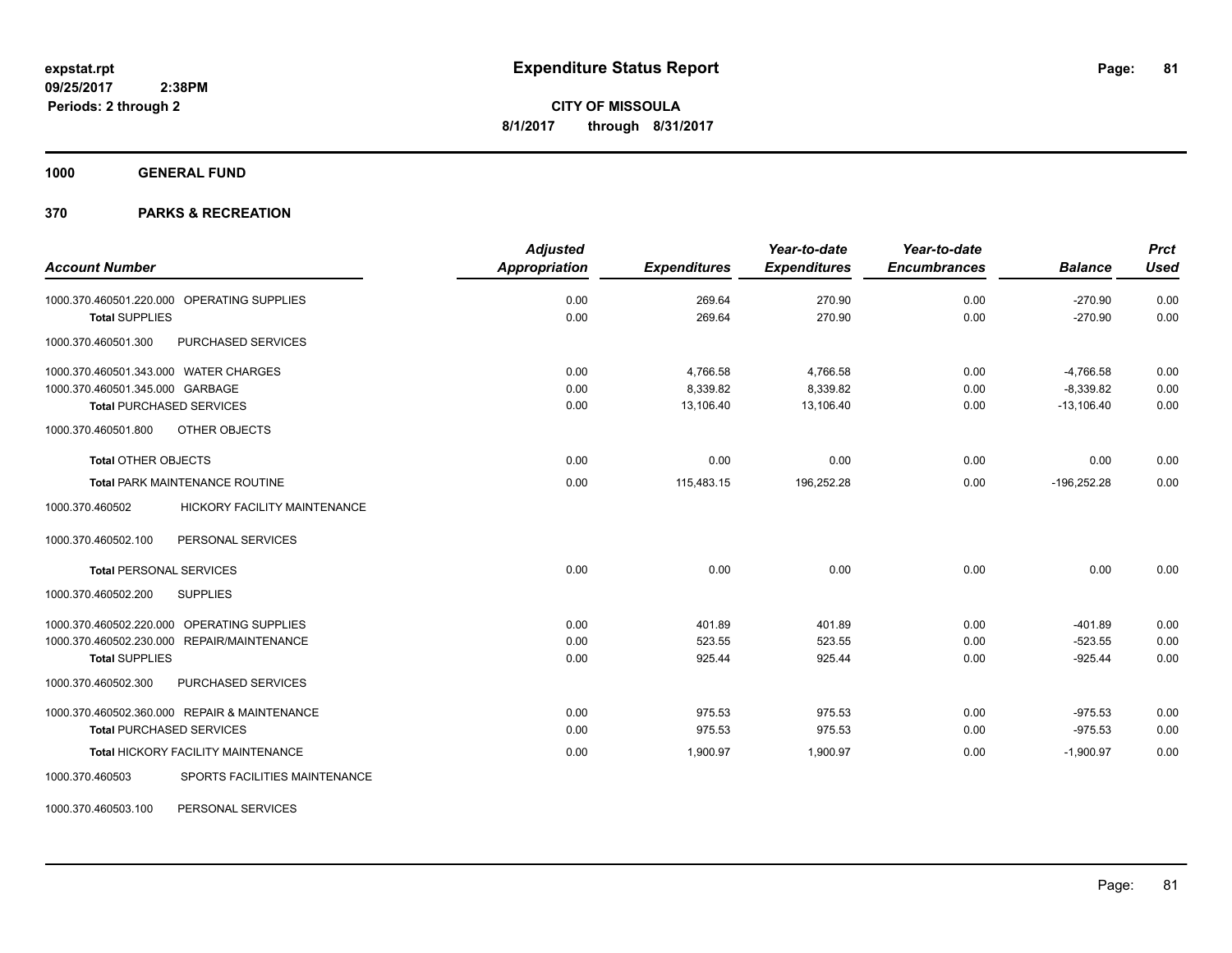**expstat.rpt**
**09/25/2017 2:38PM**
**Periods: 2 through 2**

# Expenditure Status Report

**CITY OF MISSOULA**
**8/1/2017 through 8/31/2017**

## 1000 GENERAL FUND

## 370 PARKS & RECREATION

| Account Number | Adjusted Appropriation | Expenditures | Year-to-date Expenditures | Year-to-date Encumbrances | Balance | Prct Used |
|---|---|---|---|---|---|---|
| 1000.370.460501.220.000 OPERATING SUPPLIES | 0.00 | 269.64 | 270.90 | 0.00 | -270.90 | 0.00 |
| **Total** SUPPLIES | 0.00 | 269.64 | 270.90 | 0.00 | -270.90 | 0.00 |
| 1000.370.460501.300 PURCHASED SERVICES | | | | | | |
| 1000.370.460501.343.000 WATER CHARGES | 0.00 | 4,766.58 | 4,766.58 | 0.00 | -4,766.58 | 0.00 |
| 1000.370.460501.345.000 GARBAGE | 0.00 | 8,339.82 | 8,339.82 | 0.00 | -8,339.82 | 0.00 |
| **Total** PURCHASED SERVICES | 0.00 | 13,106.40 | 13,106.40 | 0.00 | -13,106.40 | 0.00 |
| 1000.370.460501.800 OTHER OBJECTS | | | | | | |
| **Total** OTHER OBJECTS | 0.00 | 0.00 | 0.00 | 0.00 | 0.00 | 0.00 |
| **Total** PARK MAINTENANCE ROUTINE | 0.00 | 115,483.15 | 196,252.28 | 0.00 | -196,252.28 | 0.00 |
| 1000.370.460502 HICKORY FACILITY MAINTENANCE | | | | | | |
| 1000.370.460502.100 PERSONAL SERVICES | | | | | | |
| **Total** PERSONAL SERVICES | 0.00 | 0.00 | 0.00 | 0.00 | 0.00 | 0.00 |
| 1000.370.460502.200 SUPPLIES | | | | | | |
| 1000.370.460502.220.000 OPERATING SUPPLIES | 0.00 | 401.89 | 401.89 | 0.00 | -401.89 | 0.00 |
| 1000.370.460502.230.000 REPAIR/MAINTENANCE | 0.00 | 523.55 | 523.55 | 0.00 | -523.55 | 0.00 |
| **Total** SUPPLIES | 0.00 | 925.44 | 925.44 | 0.00 | -925.44 | 0.00 |
| 1000.370.460502.300 PURCHASED SERVICES | | | | | | |
| 1000.370.460502.360.000 REPAIR & MAINTENANCE | 0.00 | 975.53 | 975.53 | 0.00 | -975.53 | 0.00 |
| **Total** PURCHASED SERVICES | 0.00 | 975.53 | 975.53 | 0.00 | -975.53 | 0.00 |
| **Total** HICKORY FACILITY MAINTENANCE | 0.00 | 1,900.97 | 1,900.97 | 0.00 | -1,900.97 | 0.00 |
| 1000.370.460503 SPORTS FACILITIES MAINTENANCE | | | | | | |
| 1000.370.460503.100 PERSONAL SERVICES | | | | | | |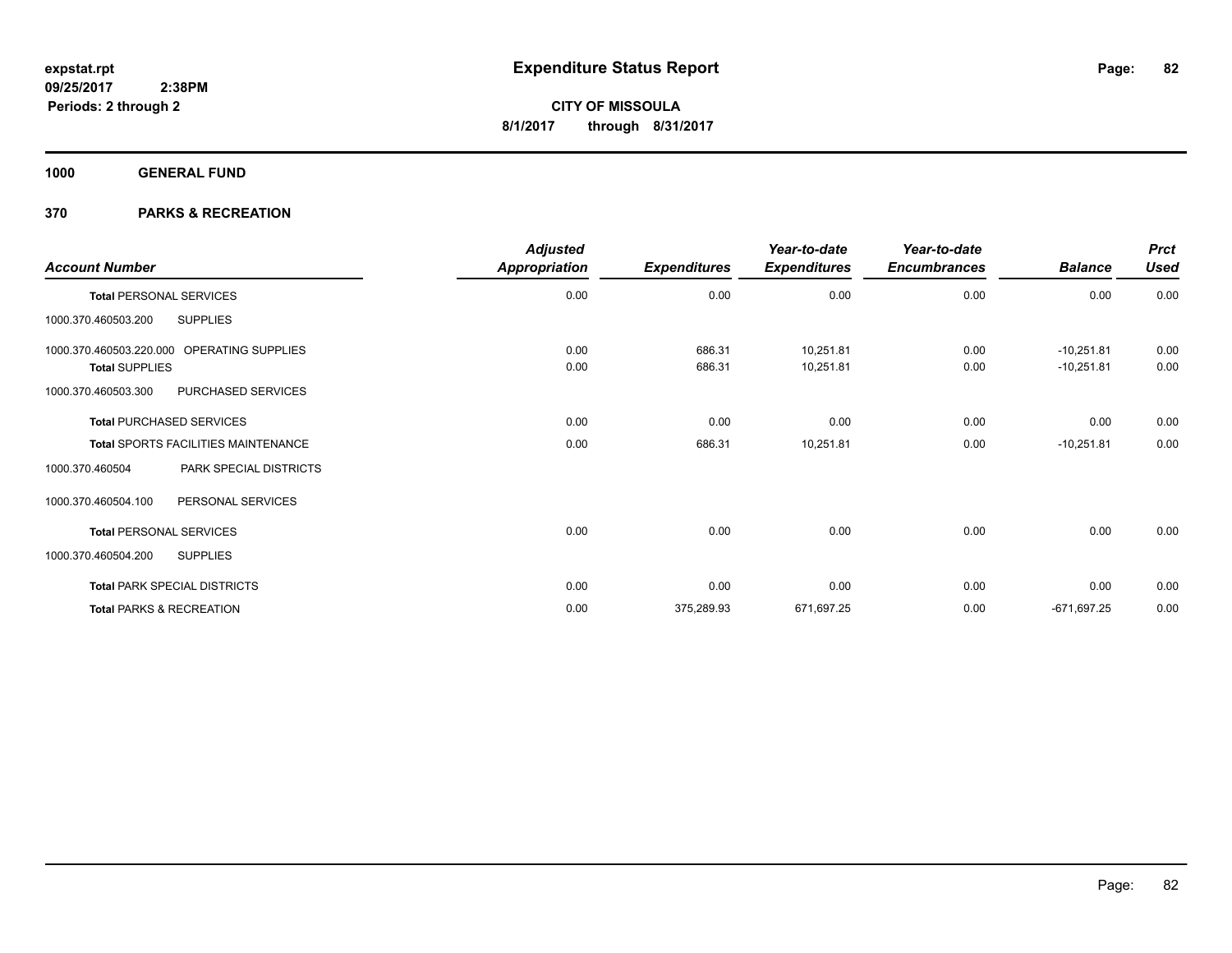**expstat.rpt**
**09/25/2017 2:38PM**
**Periods: 2 through 2**

# Expenditure Status Report

**CITY OF MISSOULA**
**8/1/2017 through 8/31/2017**

## 1000 GENERAL FUND

## 370 PARKS & RECREATION

| Account Number | | Adjusted Appropriation | Expenditures | Year-to-date Expenditures | Year-to-date Encumbrances | Balance | Prct Used |
|---|---|---|---|---|---|---|---|
| **Total** PERSONAL SERVICES | | 0.00 | 0.00 | 0.00 | 0.00 | 0.00 | 0.00 |
| 1000.370.460503.200 | SUPPLIES | | | | | | |
| 1000.370.460503.220.000 | OPERATING SUPPLIES | 0.00 | 686.31 | 10,251.81 | 0.00 | -10,251.81 | 0.00 |
| **Total** SUPPLIES | | 0.00 | 686.31 | 10,251.81 | 0.00 | -10,251.81 | 0.00 |
| 1000.370.460503.300 | PURCHASED SERVICES | | | | | | |
| **Total** PURCHASED SERVICES | | 0.00 | 0.00 | 0.00 | 0.00 | 0.00 | 0.00 |
| **Total** SPORTS FACILITIES MAINTENANCE | | 0.00 | 686.31 | 10,251.81 | 0.00 | -10,251.81 | 0.00 |
| 1000.370.460504 | PARK SPECIAL DISTRICTS | | | | | | |
| 1000.370.460504.100 | PERSONAL SERVICES | | | | | | |
| **Total** PERSONAL SERVICES | | 0.00 | 0.00 | 0.00 | 0.00 | 0.00 | 0.00 |
| 1000.370.460504.200 | SUPPLIES | | | | | | |
| **Total** PARK SPECIAL DISTRICTS | | 0.00 | 0.00 | 0.00 | 0.00 | 0.00 | 0.00 |
| **Total** PARKS & RECREATION | | 0.00 | 375,289.93 | 671,697.25 | 0.00 | -671,697.25 | 0.00 |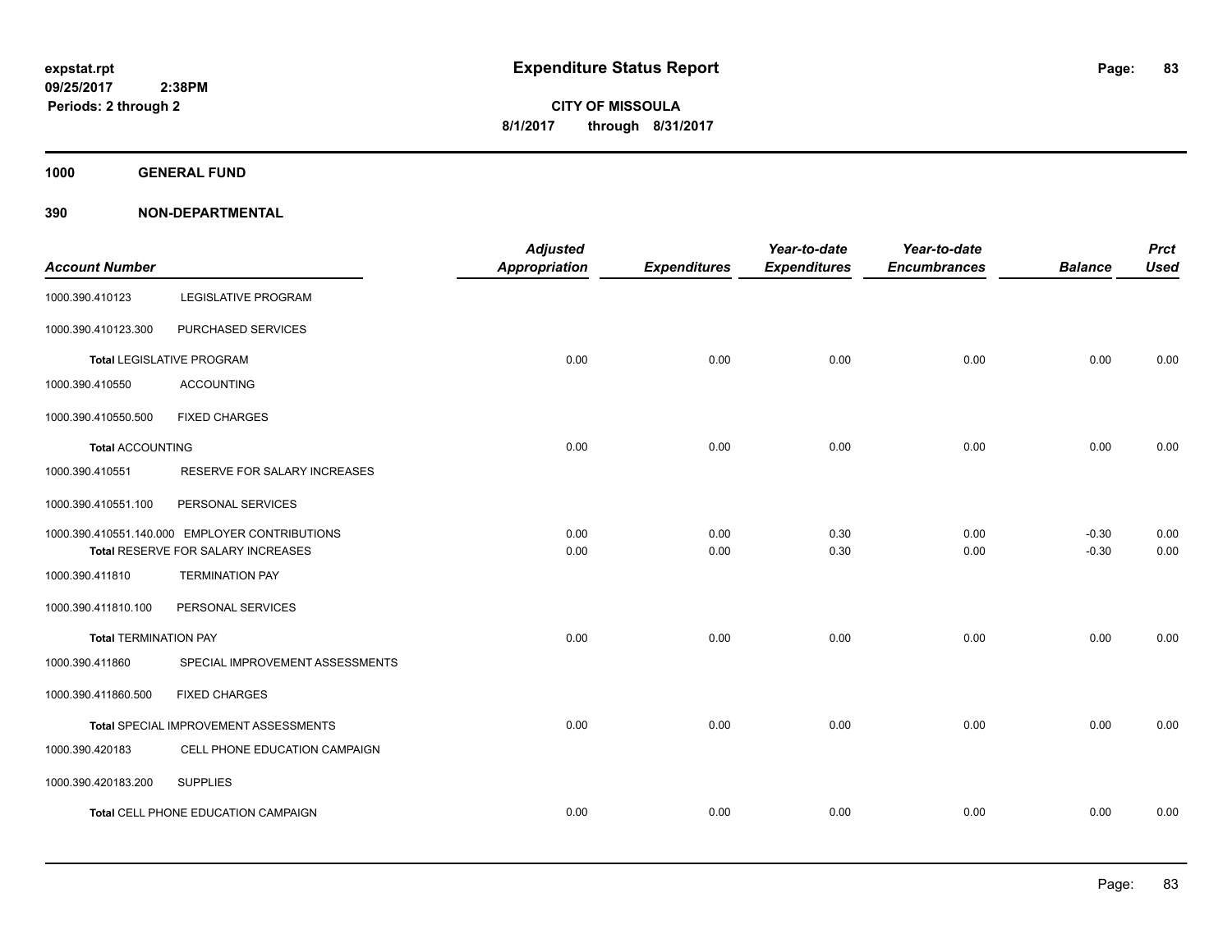# Expenditure Status Report

**CITY OF MISSOULA**

**8/1/2017 through 8/31/2017**

expstat.rpt
09/25/2017 2:38PM
Periods: 2 through 2

**1000 GENERAL FUND**

**390 NON-DEPARTMENTAL**

| Account Number | | Adjusted Appropriation | Expenditures | Year-to-date Expenditures | Year-to-date Encumbrances | Balance | Prct Used |
|---|---|---|---|---|---|---|---|
| 1000.390.410123 | LEGISLATIVE PROGRAM | | | | | | |
| 1000.390.410123.300 | PURCHASED SERVICES | | | | | | |
| Total LEGISLATIVE PROGRAM | | 0.00 | 0.00 | 0.00 | 0.00 | 0.00 | 0.00 |
| 1000.390.410550 | ACCOUNTING | | | | | | |
| 1000.390.410550.500 | FIXED CHARGES | | | | | | |
| Total ACCOUNTING | | 0.00 | 0.00 | 0.00 | 0.00 | 0.00 | 0.00 |
| 1000.390.410551 | RESERVE FOR SALARY INCREASES | | | | | | |
| 1000.390.410551.100 | PERSONAL SERVICES | | | | | | |
| 1000.390.410551.140.000 | EMPLOYER CONTRIBUTIONS | 0.00 | 0.00 | 0.30 | 0.00 | -0.30 | 0.00 |
| Total RESERVE FOR SALARY INCREASES | | 0.00 | 0.00 | 0.30 | 0.00 | -0.30 | 0.00 |
| 1000.390.411810 | TERMINATION PAY | | | | | | |
| 1000.390.411810.100 | PERSONAL SERVICES | | | | | | |
| Total TERMINATION PAY | | 0.00 | 0.00 | 0.00 | 0.00 | 0.00 | 0.00 |
| 1000.390.411860 | SPECIAL IMPROVEMENT ASSESSMENTS | | | | | | |
| 1000.390.411860.500 | FIXED CHARGES | | | | | | |
| Total SPECIAL IMPROVEMENT ASSESSMENTS | | 0.00 | 0.00 | 0.00 | 0.00 | 0.00 | 0.00 |
| 1000.390.420183 | CELL PHONE EDUCATION CAMPAIGN | | | | | | |
| 1000.390.420183.200 | SUPPLIES | | | | | | |
| Total CELL PHONE EDUCATION CAMPAIGN | | 0.00 | 0.00 | 0.00 | 0.00 | 0.00 | 0.00 |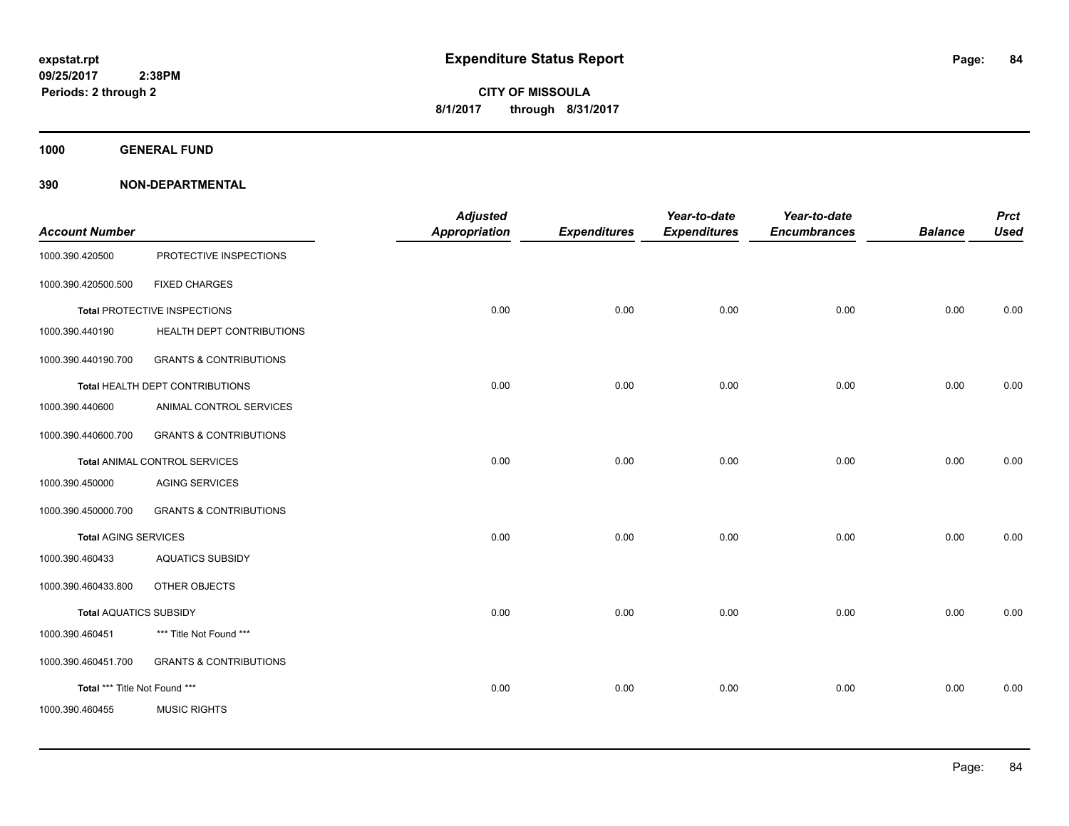# Expenditure Status Report

expstat.rpt
09/25/2017 2:38PM
Periods: 2 through 2

**CITY OF MISSOULA**
**8/1/2017 through 8/31/2017**

**1000 GENERAL FUND**

**390 NON-DEPARTMENTAL**

| Account Number | | Adjusted Appropriation | Expenditures | Year-to-date Expenditures | Year-to-date Encumbrances | Balance | Prct Used |
|---|---|---|---|---|---|---|---|
| 1000.390.420500 | PROTECTIVE INSPECTIONS | | | | | | |
| 1000.390.420500.500 | FIXED CHARGES | | | | | | |
| **Total** PROTECTIVE INSPECTIONS | | 0.00 | 0.00 | 0.00 | 0.00 | 0.00 | 0.00 |
| 1000.390.440190 | HEALTH DEPT CONTRIBUTIONS | | | | | | |
| 1000.390.440190.700 | GRANTS & CONTRIBUTIONS | | | | | | |
| **Total** HEALTH DEPT CONTRIBUTIONS | | 0.00 | 0.00 | 0.00 | 0.00 | 0.00 | 0.00 |
| 1000.390.440600 | ANIMAL CONTROL SERVICES | | | | | | |
| 1000.390.440600.700 | GRANTS & CONTRIBUTIONS | | | | | | |
| **Total** ANIMAL CONTROL SERVICES | | 0.00 | 0.00 | 0.00 | 0.00 | 0.00 | 0.00 |
| 1000.390.450000 | AGING SERVICES | | | | | | |
| 1000.390.450000.700 | GRANTS & CONTRIBUTIONS | | | | | | |
| **Total** AGING SERVICES | | 0.00 | 0.00 | 0.00 | 0.00 | 0.00 | 0.00 |
| 1000.390.460433 | AQUATICS SUBSIDY | | | | | | |
| 1000.390.460433.800 | OTHER OBJECTS | | | | | | |
| **Total** AQUATICS SUBSIDY | | 0.00 | 0.00 | 0.00 | 0.00 | 0.00 | 0.00 |
| 1000.390.460451 | *** Title Not Found *** | | | | | | |
| 1000.390.460451.700 | GRANTS & CONTRIBUTIONS | | | | | | |
| **Total** *** Title Not Found *** | | 0.00 | 0.00 | 0.00 | 0.00 | 0.00 | 0.00 |
| 1000.390.460455 | MUSIC RIGHTS | | | | | | |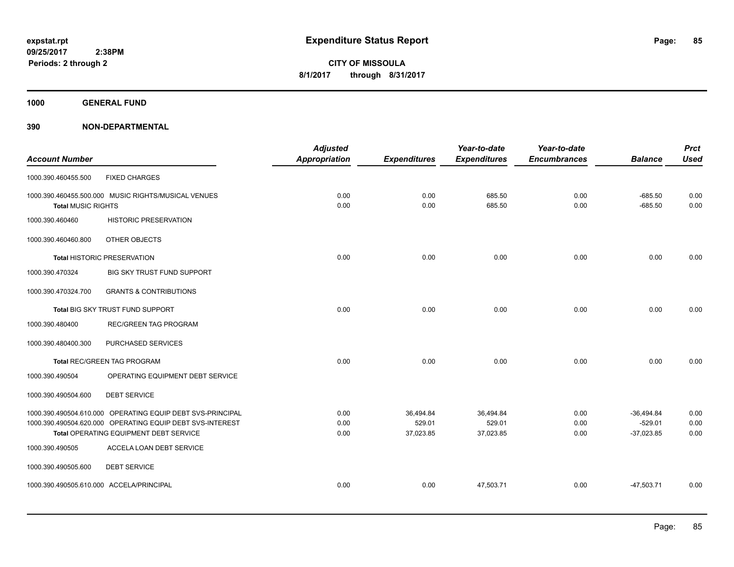# Expenditure Status Report

expstat.rpt
09/25/2017 2:38PM
Periods: 2 through 2

**CITY OF MISSOULA**
**8/1/2017 through 8/31/2017**

**1000 GENERAL FUND**

**390 NON-DEPARTMENTAL**

| Account Number | | Adjusted Appropriation | Expenditures | Year-to-date Expenditures | Year-to-date Encumbrances | Balance | Prct Used |
|---|---|---|---|---|---|---|---|
| 1000.390.460455.500 | FIXED CHARGES | | | | | | |
| 1000.390.460455.500.000 | MUSIC RIGHTS/MUSICAL VENUES | 0.00 | 0.00 | 685.50 | 0.00 | -685.50 | 0.00 |
| **Total** MUSIC RIGHTS | | 0.00 | 0.00 | 685.50 | 0.00 | -685.50 | 0.00 |
| 1000.390.460460 | HISTORIC PRESERVATION | | | | | | |
| 1000.390.460460.800 | OTHER OBJECTS | | | | | | |
| **Total** HISTORIC PRESERVATION | | 0.00 | 0.00 | 0.00 | 0.00 | 0.00 | 0.00 |
| 1000.390.470324 | BIG SKY TRUST FUND SUPPORT | | | | | | |
| 1000.390.470324.700 | GRANTS & CONTRIBUTIONS | | | | | | |
| **Total** BIG SKY TRUST FUND SUPPORT | | 0.00 | 0.00 | 0.00 | 0.00 | 0.00 | 0.00 |
| 1000.390.480400 | REC/GREEN TAG PROGRAM | | | | | | |
| 1000.390.480400.300 | PURCHASED SERVICES | | | | | | |
| **Total** REC/GREEN TAG PROGRAM | | 0.00 | 0.00 | 0.00 | 0.00 | 0.00 | 0.00 |
| 1000.390.490504 | OPERATING EQUIPMENT DEBT SERVICE | | | | | | |
| 1000.390.490504.600 | DEBT SERVICE | | | | | | |
| 1000.390.490504.610.000 | OPERATING EQUIP DEBT SVS-PRINCIPAL | 0.00 | 36,494.84 | 36,494.84 | 0.00 | -36,494.84 | 0.00 |
| 1000.390.490504.620.000 | OPERATING EQUIP DEBT SVS-INTEREST | 0.00 | 529.01 | 529.01 | 0.00 | -529.01 | 0.00 |
| **Total** OPERATING EQUIPMENT DEBT SERVICE | | 0.00 | 37,023.85 | 37,023.85 | 0.00 | -37,023.85 | 0.00 |
| 1000.390.490505 | ACCELA LOAN DEBT SERVICE | | | | | | |
| 1000.390.490505.600 | DEBT SERVICE | | | | | | |
| 1000.390.490505.610.000 | ACCELA/PRINCIPAL | 0.00 | 0.00 | 47,503.71 | 0.00 | -47,503.71 | 0.00 |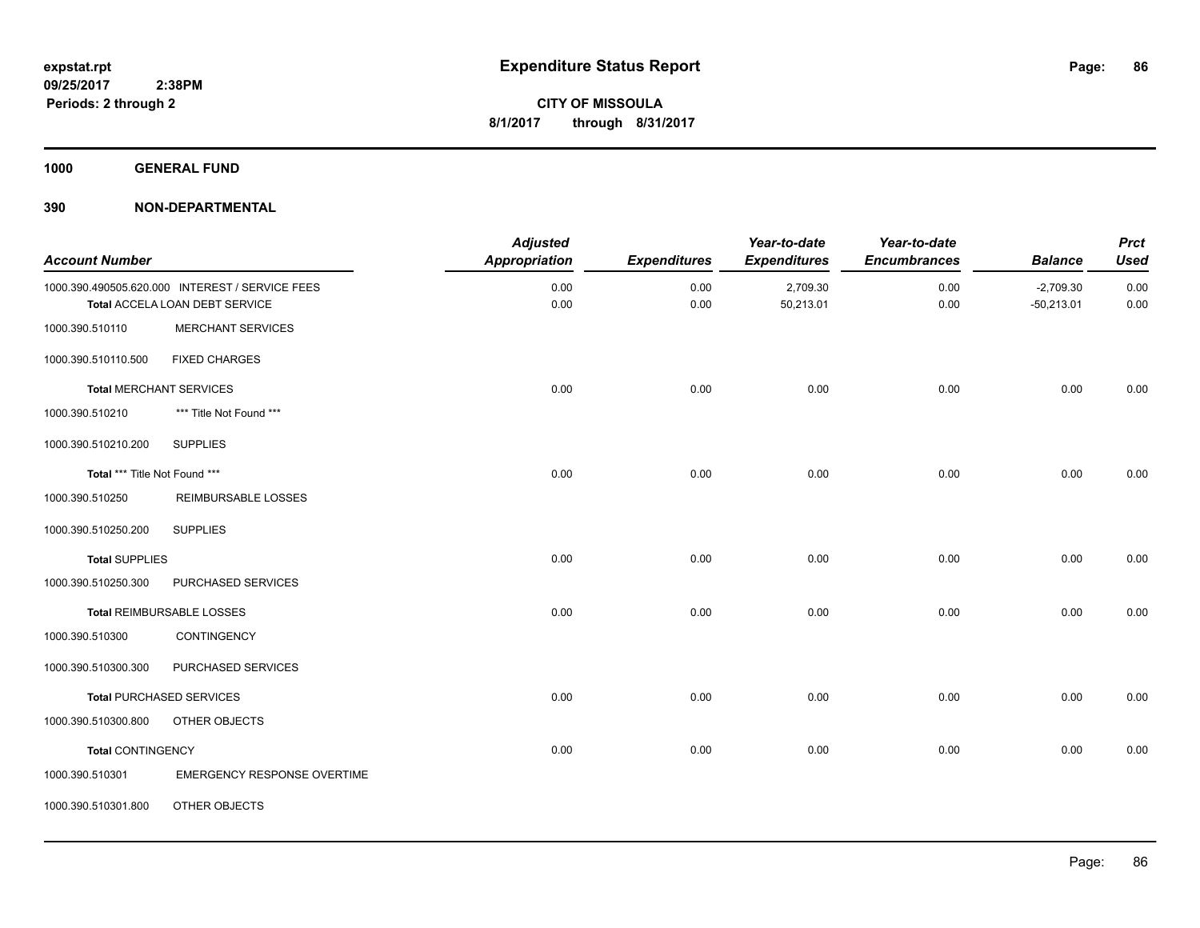**expstat.rpt**
**09/25/2017 2:38PM**
**Periods: 2 through 2**

# Expenditure Status Report

**CITY OF MISSOULA**
**8/1/2017 through 8/31/2017**

## 1000 GENERAL FUND

## 390 NON-DEPARTMENTAL

| Account Number | | Adjusted Appropriation | Expenditures | Year-to-date Expenditures | Year-to-date Encumbrances | Balance | Prct Used |
|---|---|---|---|---|---|---|---|
| 1000.390.490505.620.000 | INTEREST / SERVICE FEES | 0.00 | 0.00 | 2,709.30 | 0.00 | -2,709.30 | 0.00 |
| **Total** ACCELA LOAN DEBT SERVICE | | 0.00 | 0.00 | 50,213.01 | 0.00 | -50,213.01 | 0.00 |
| 1000.390.510110 | MERCHANT SERVICES | | | | | | |
| 1000.390.510110.500 | FIXED CHARGES | | | | | | |
| **Total** MERCHANT SERVICES | | 0.00 | 0.00 | 0.00 | 0.00 | 0.00 | 0.00 |
| 1000.390.510210 | *** Title Not Found *** | | | | | | |
| 1000.390.510210.200 | SUPPLIES | | | | | | |
| **Total** *** Title Not Found *** | | 0.00 | 0.00 | 0.00 | 0.00 | 0.00 | 0.00 |
| 1000.390.510250 | REIMBURSABLE LOSSES | | | | | | |
| 1000.390.510250.200 | SUPPLIES | | | | | | |
| **Total** SUPPLIES | | 0.00 | 0.00 | 0.00 | 0.00 | 0.00 | 0.00 |
| 1000.390.510250.300 | PURCHASED SERVICES | | | | | | |
| **Total** REIMBURSABLE LOSSES | | 0.00 | 0.00 | 0.00 | 0.00 | 0.00 | 0.00 |
| 1000.390.510300 | CONTINGENCY | | | | | | |
| 1000.390.510300.300 | PURCHASED SERVICES | | | | | | |
| **Total** PURCHASED SERVICES | | 0.00 | 0.00 | 0.00 | 0.00 | 0.00 | 0.00 |
| 1000.390.510300.800 | OTHER OBJECTS | | | | | | |
| **Total** CONTINGENCY | | 0.00 | 0.00 | 0.00 | 0.00 | 0.00 | 0.00 |
| 1000.390.510301 | EMERGENCY RESPONSE OVERTIME | | | | | | |
| 1000.390.510301.800 | OTHER OBJECTS | | | | | | |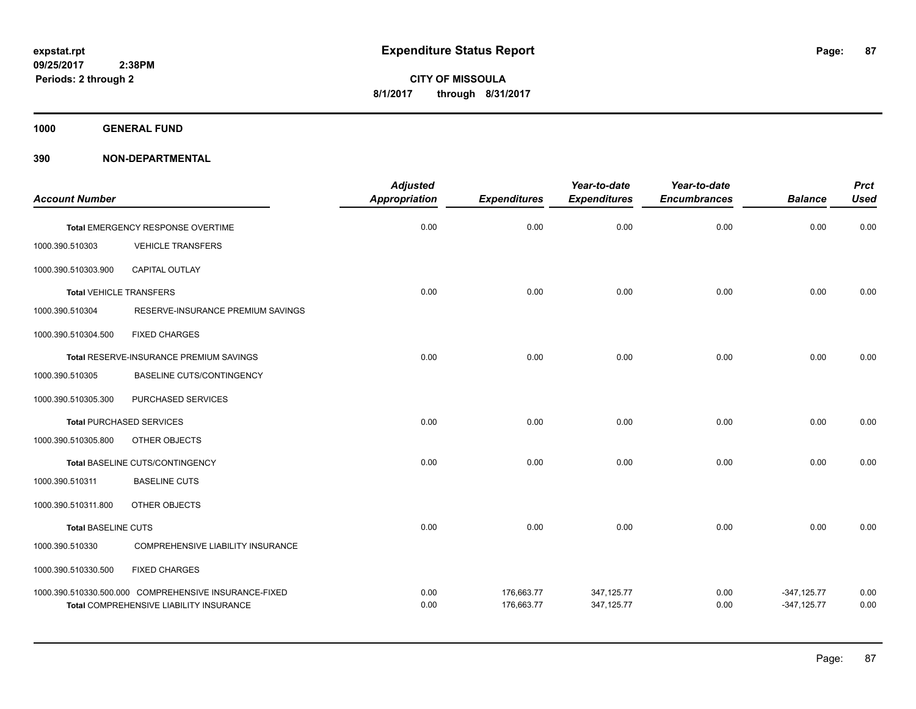expstat.rpt
09/25/2017 2:38PM
Periods: 2 through 2

# Expenditure Status Report

**CITY OF MISSOULA**
**8/1/2017 through 8/31/2017**

## 1000 GENERAL FUND

## 390 NON-DEPARTMENTAL

| Account Number | | Adjusted Appropriation | Expenditures | Year-to-date Expenditures | Year-to-date Encumbrances | Balance | Prct Used |
|---|---|---|---|---|---|---|---|
| **Total** EMERGENCY RESPONSE OVERTIME | | 0.00 | 0.00 | 0.00 | 0.00 | 0.00 | 0.00 |
| 1000.390.510303 | VEHICLE TRANSFERS | | | | | | |
| 1000.390.510303.900 | CAPITAL OUTLAY | | | | | | |
| **Total** VEHICLE TRANSFERS | | 0.00 | 0.00 | 0.00 | 0.00 | 0.00 | 0.00 |
| 1000.390.510304 | RESERVE-INSURANCE PREMIUM SAVINGS | | | | | | |
| 1000.390.510304.500 | FIXED CHARGES | | | | | | |
| **Total** RESERVE-INSURANCE PREMIUM SAVINGS | | 0.00 | 0.00 | 0.00 | 0.00 | 0.00 | 0.00 |
| 1000.390.510305 | BASELINE CUTS/CONTINGENCY | | | | | | |
| 1000.390.510305.300 | PURCHASED SERVICES | | | | | | |
| **Total** PURCHASED SERVICES | | 0.00 | 0.00 | 0.00 | 0.00 | 0.00 | 0.00 |
| 1000.390.510305.800 | OTHER OBJECTS | | | | | | |
| **Total** BASELINE CUTS/CONTINGENCY | | 0.00 | 0.00 | 0.00 | 0.00 | 0.00 | 0.00 |
| 1000.390.510311 | BASELINE CUTS | | | | | | |
| 1000.390.510311.800 | OTHER OBJECTS | | | | | | |
| **Total** BASELINE CUTS | | 0.00 | 0.00 | 0.00 | 0.00 | 0.00 | 0.00 |
| 1000.390.510330 | COMPREHENSIVE LIABILITY INSURANCE | | | | | | |
| 1000.390.510330.500 | FIXED CHARGES | | | | | | |
| 1000.390.510330.500.000 | COMPREHENSIVE INSURANCE-FIXED | 0.00 | 176,663.77 | 347,125.77 | 0.00 | -347,125.77 | 0.00 |
| **Total** COMPREHENSIVE LIABILITY INSURANCE | | 0.00 | 176,663.77 | 347,125.77 | 0.00 | -347,125.77 | 0.00 |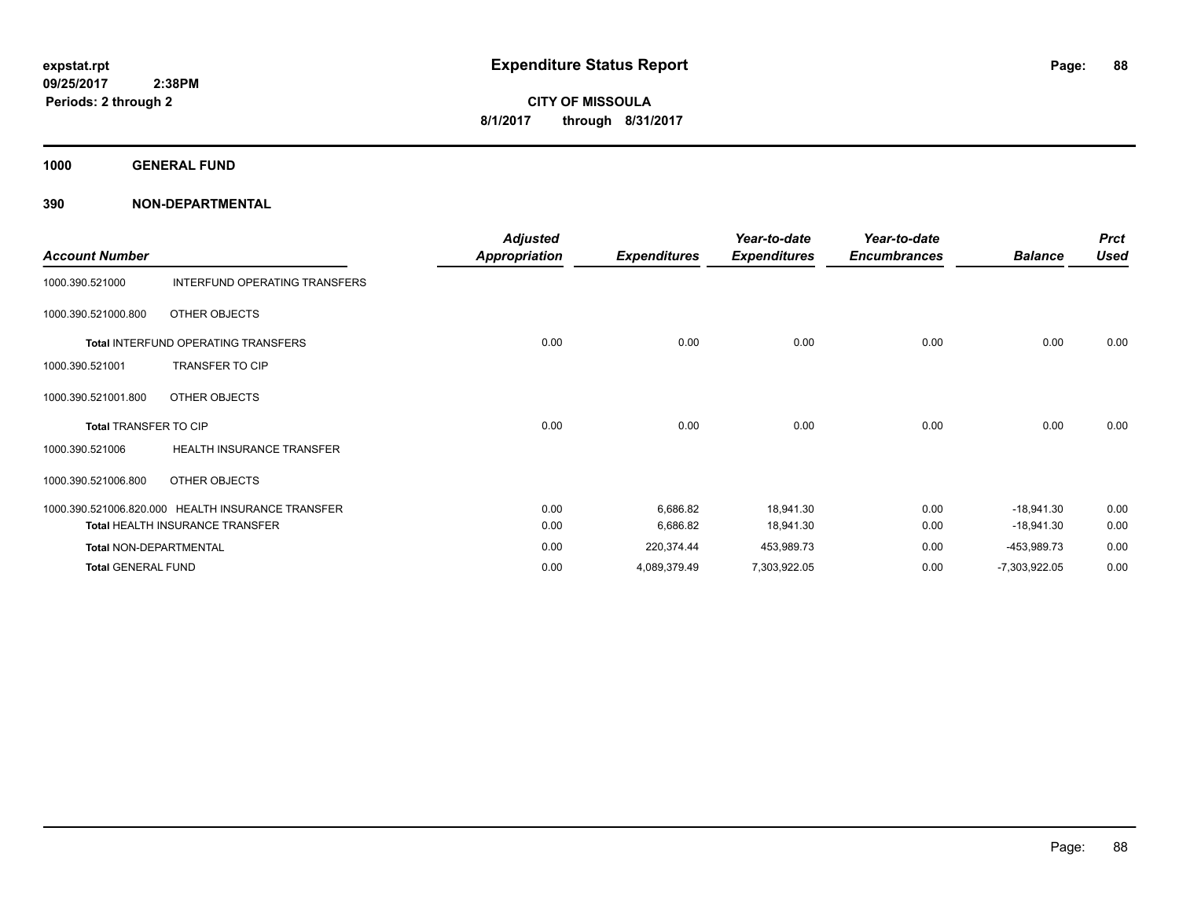# Expenditure Status Report

**expstat.rpt**
**09/25/2017 2:38PM**
**Periods: 2 through 2**

**CITY OF MISSOULA**
**8/1/2017 through 8/31/2017**

## 1000 GENERAL FUND

### 390 NON-DEPARTMENTAL

| Account Number | | Adjusted Appropriation | Expenditures | Year-to-date Expenditures | Year-to-date Encumbrances | Balance | Prct Used |
|---|---|---|---|---|---|---|---|
| 1000.390.521000 | INTERFUND OPERATING TRANSFERS | | | | | | |
| 1000.390.521000.800 | OTHER OBJECTS | | | | | | |
| **Total** INTERFUND OPERATING TRANSFERS | | 0.00 | 0.00 | 0.00 | 0.00 | 0.00 | 0.00 |
| 1000.390.521001 | TRANSFER TO CIP | | | | | | |
| 1000.390.521001.800 | OTHER OBJECTS | | | | | | |
| **Total** TRANSFER TO CIP | | 0.00 | 0.00 | 0.00 | 0.00 | 0.00 | 0.00 |
| 1000.390.521006 | HEALTH INSURANCE TRANSFER | | | | | | |
| 1000.390.521006.800 | OTHER OBJECTS | | | | | | |
| 1000.390.521006.820.000 | HEALTH INSURANCE TRANSFER | 0.00 | 6,686.82 | 18,941.30 | 0.00 | -18,941.30 | 0.00 |
| **Total** HEALTH INSURANCE TRANSFER | | 0.00 | 6,686.82 | 18,941.30 | 0.00 | -18,941.30 | 0.00 |
| **Total** NON-DEPARTMENTAL | | 0.00 | 220,374.44 | 453,989.73 | 0.00 | -453,989.73 | 0.00 |
| **Total** GENERAL FUND | | 0.00 | 4,089,379.49 | 7,303,922.05 | 0.00 | -7,303,922.05 | 0.00 |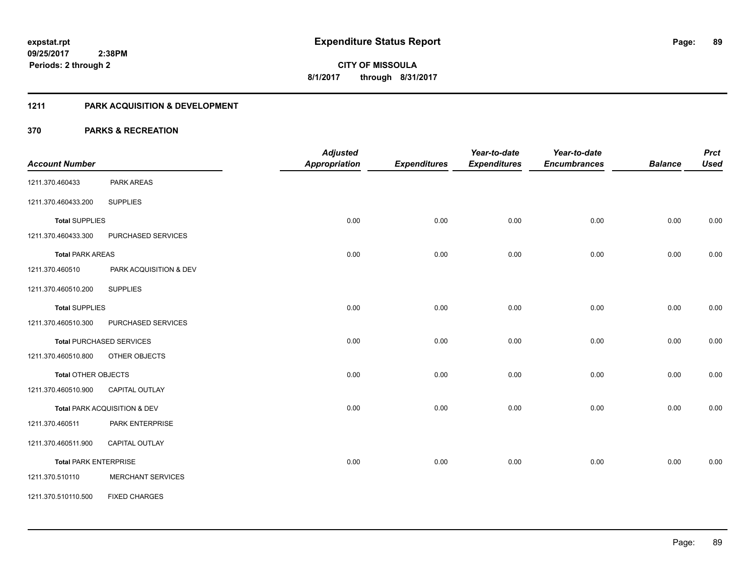**expstat.rpt**
**09/25/2017 2:38PM**
**Periods: 2 through 2**

# Expenditure Status Report

**CITY OF MISSOULA**
**8/1/2017 through 8/31/2017**

## 1211 PARK ACQUISITION & DEVELOPMENT

### 370 PARKS & RECREATION

| Account Number | | Adjusted Appropriation | Expenditures | Year-to-date Expenditures | Year-to-date Encumbrances | Balance | Prct Used |
|---|---|---|---|---|---|---|---|
| 1211.370.460433 | PARK AREAS | | | | | | |
| 1211.370.460433.200 | SUPPLIES | | | | | | |
| **Total** SUPPLIES | | 0.00 | 0.00 | 0.00 | 0.00 | 0.00 | 0.00 |
| 1211.370.460433.300 | PURCHASED SERVICES | | | | | | |
| **Total** PARK AREAS | | 0.00 | 0.00 | 0.00 | 0.00 | 0.00 | 0.00 |
| 1211.370.460510 | PARK ACQUISITION & DEV | | | | | | |
| 1211.370.460510.200 | SUPPLIES | | | | | | |
| **Total** SUPPLIES | | 0.00 | 0.00 | 0.00 | 0.00 | 0.00 | 0.00 |
| 1211.370.460510.300 | PURCHASED SERVICES | | | | | | |
| **Total** PURCHASED SERVICES | | 0.00 | 0.00 | 0.00 | 0.00 | 0.00 | 0.00 |
| 1211.370.460510.800 | OTHER OBJECTS | | | | | | |
| **Total** OTHER OBJECTS | | 0.00 | 0.00 | 0.00 | 0.00 | 0.00 | 0.00 |
| 1211.370.460510.900 | CAPITAL OUTLAY | | | | | | |
| **Total** PARK ACQUISITION & DEV | | 0.00 | 0.00 | 0.00 | 0.00 | 0.00 | 0.00 |
| 1211.370.460511 | PARK ENTERPRISE | | | | | | |
| 1211.370.460511.900 | CAPITAL OUTLAY | | | | | | |
| **Total** PARK ENTERPRISE | | 0.00 | 0.00 | 0.00 | 0.00 | 0.00 | 0.00 |
| 1211.370.510110 | MERCHANT SERVICES | | | | | | |
| 1211.370.510110.500 | FIXED CHARGES | | | | | | |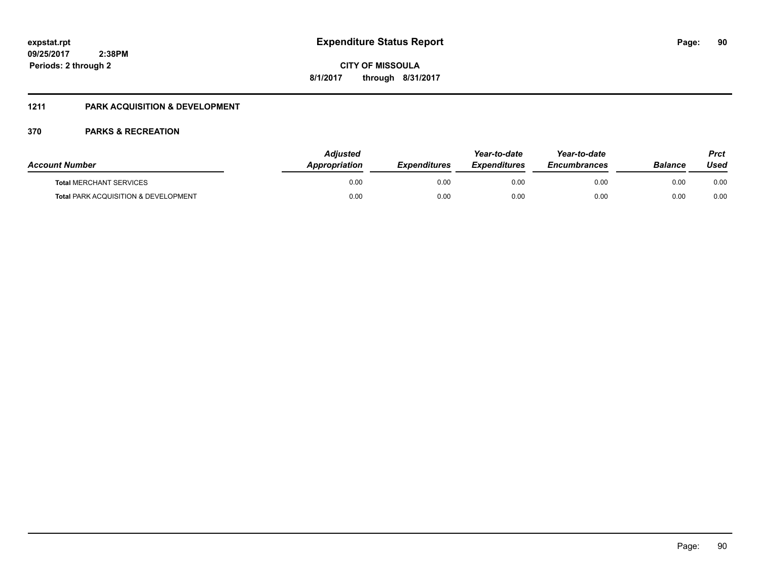**Expenditure Status Report**

**CITY OF MISSOULA**

**8/1/2017 through 8/31/2017**

expstat.rpt
09/25/2017 2:38PM
Periods: 2 through 2

## 1211 PARK ACQUISITION & DEVELOPMENT

### 370 PARKS & RECREATION

| Account Number | Adjusted Appropriation | Expenditures | Year-to-date Expenditures | Year-to-date Encumbrances | Balance | Prct Used |
|---|---|---|---|---|---|---|
| **Total** MERCHANT SERVICES | 0.00 | 0.00 | 0.00 | 0.00 | 0.00 | 0.00 |
| **Total** PARK ACQUISITION & DEVELOPMENT | 0.00 | 0.00 | 0.00 | 0.00 | 0.00 | 0.00 |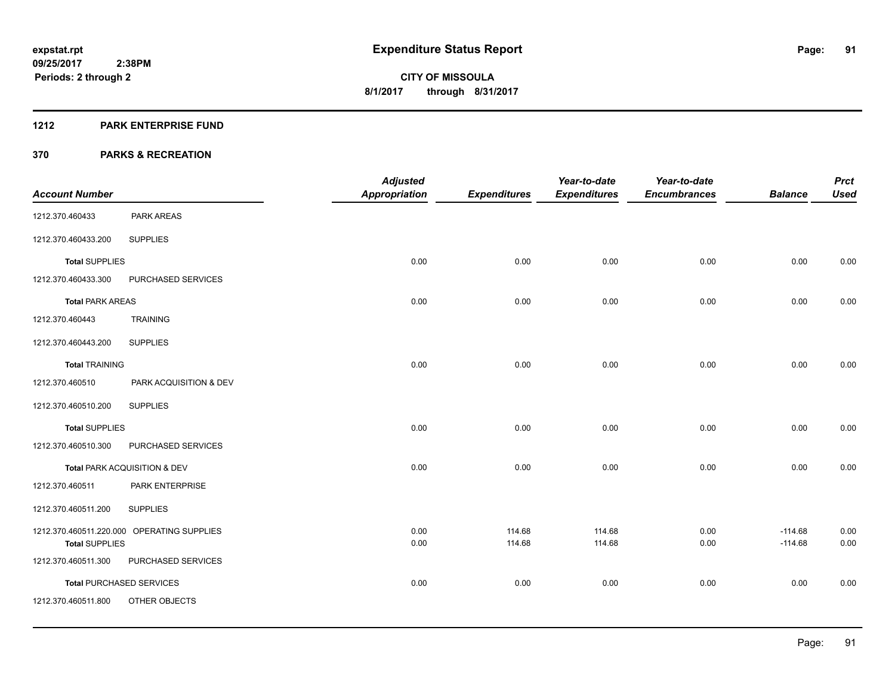# Expenditure Status Report

expstat.rpt
09/25/2017 2:38PM
Periods: 2 through 2

**CITY OF MISSOULA**
**8/1/2017 through 8/31/2017**

## 1212 PARK ENTERPRISE FUND

## 370 PARKS & RECREATION

| Account Number | | Adjusted Appropriation | Expenditures | Year-to-date Expenditures | Year-to-date Encumbrances | Balance | Prct Used |
|---|---|---|---|---|---|---|---|
| 1212.370.460433 | PARK AREAS | | | | | | |
| 1212.370.460433.200 | SUPPLIES | | | | | | |
| **Total** SUPPLIES | | 0.00 | 0.00 | 0.00 | 0.00 | 0.00 | 0.00 |
| 1212.370.460433.300 | PURCHASED SERVICES | | | | | | |
| **Total** PARK AREAS | | 0.00 | 0.00 | 0.00 | 0.00 | 0.00 | 0.00 |
| 1212.370.460443 | TRAINING | | | | | | |
| 1212.370.460443.200 | SUPPLIES | | | | | | |
| **Total** TRAINING | | 0.00 | 0.00 | 0.00 | 0.00 | 0.00 | 0.00 |
| 1212.370.460510 | PARK ACQUISITION & DEV | | | | | | |
| 1212.370.460510.200 | SUPPLIES | | | | | | |
| **Total** SUPPLIES | | 0.00 | 0.00 | 0.00 | 0.00 | 0.00 | 0.00 |
| 1212.370.460510.300 | PURCHASED SERVICES | | | | | | |
| **Total** PARK ACQUISITION & DEV | | 0.00 | 0.00 | 0.00 | 0.00 | 0.00 | 0.00 |
| 1212.370.460511 | PARK ENTERPRISE | | | | | | |
| 1212.370.460511.200 | SUPPLIES | | | | | | |
| 1212.370.460511.220.000 | OPERATING SUPPLIES | 0.00 | 114.68 | 114.68 | 0.00 | -114.68 | 0.00 |
| **Total** SUPPLIES | | 0.00 | 114.68 | 114.68 | 0.00 | -114.68 | 0.00 |
| 1212.370.460511.300 | PURCHASED SERVICES | | | | | | |
| **Total** PURCHASED SERVICES | | 0.00 | 0.00 | 0.00 | 0.00 | 0.00 | 0.00 |
| 1212.370.460511.800 | OTHER OBJECTS | | | | | | |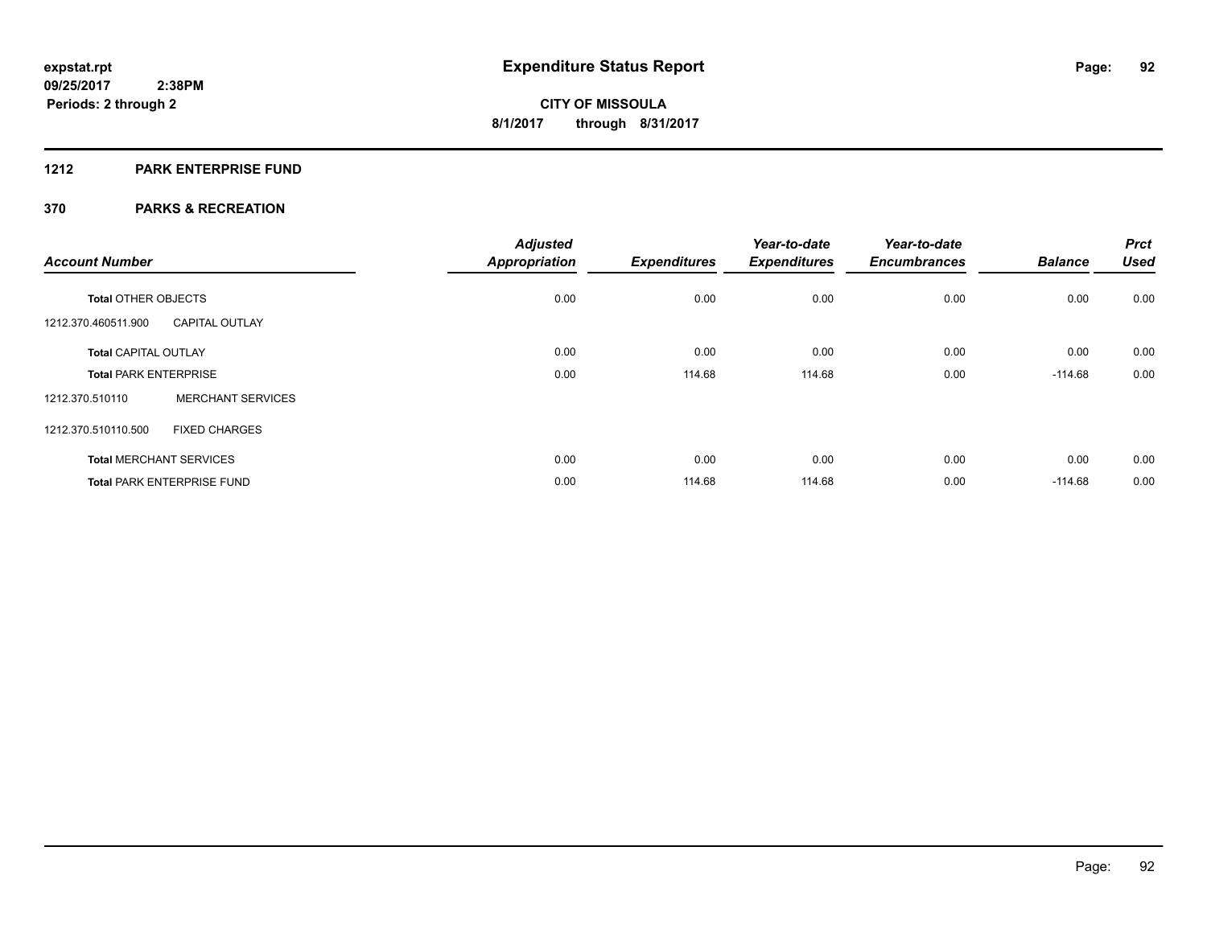**expstat.rpt**
**09/25/2017 2:38PM**
**Periods: 2 through 2**

# Expenditure Status Report

**CITY OF MISSOULA**
**8/1/2017 through 8/31/2017**

## 1212 PARK ENTERPRISE FUND

## 370 PARKS & RECREATION

| Account Number | | Adjusted Appropriation | Expenditures | Year-to-date Expenditures | Year-to-date Encumbrances | Balance | Prct Used |
|---|---|---|---|---|---|---|---|
| **Total** OTHER OBJECTS | | 0.00 | 0.00 | 0.00 | 0.00 | 0.00 | 0.00 |
| 1212.370.460511.900 | CAPITAL OUTLAY | | | | | | |
| **Total** CAPITAL OUTLAY | | 0.00 | 0.00 | 0.00 | 0.00 | 0.00 | 0.00 |
| **Total** PARK ENTERPRISE | | 0.00 | 114.68 | 114.68 | 0.00 | -114.68 | 0.00 |
| 1212.370.510110 | MERCHANT SERVICES | | | | | | |
| 1212.370.510110.500 | FIXED CHARGES | | | | | | |
| **Total** MERCHANT SERVICES | | 0.00 | 0.00 | 0.00 | 0.00 | 0.00 | 0.00 |
| **Total** PARK ENTERPRISE FUND | | 0.00 | 114.68 | 114.68 | 0.00 | -114.68 | 0.00 |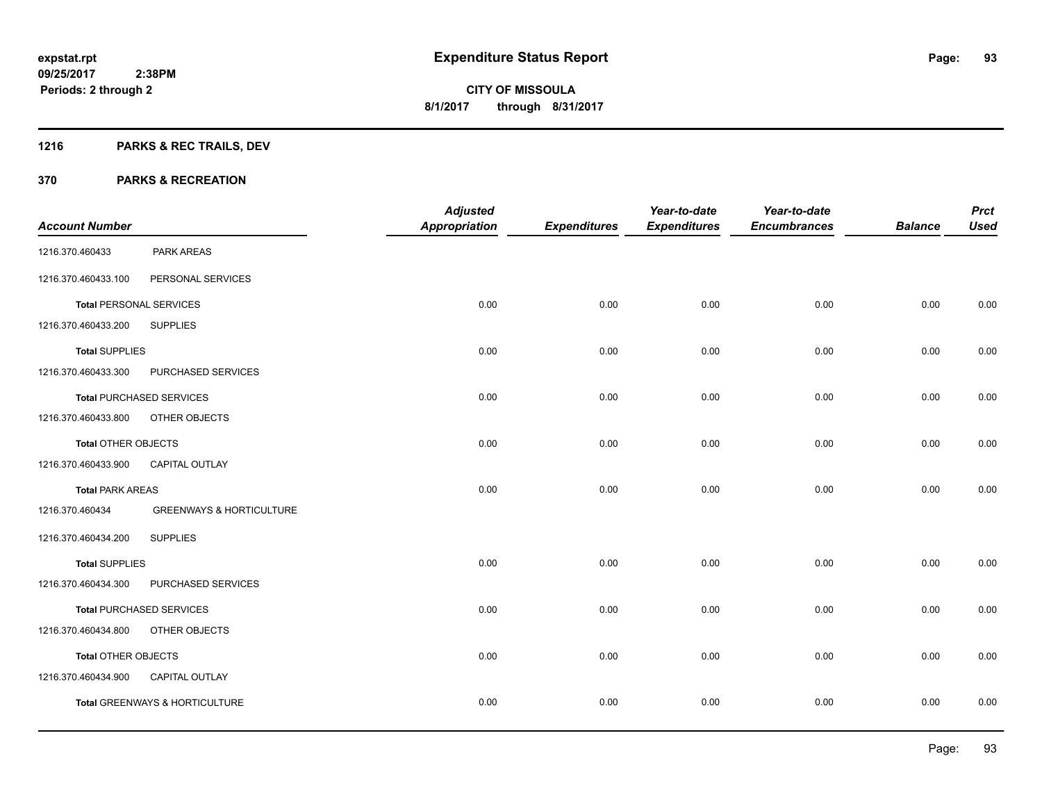**expstat.rpt**
**09/25/2017 2:38PM**
**Periods: 2 through 2**

# Expenditure Status Report

**CITY OF MISSOULA**
**8/1/2017 through 8/31/2017**

## 1216 PARKS & REC TRAILS, DEV

## 370 PARKS & RECREATION

| Account Number | | Adjusted Appropriation | Expenditures | Year-to-date Expenditures | Year-to-date Encumbrances | Balance | Prct Used |
|---|---|---|---|---|---|---|---|
| 1216.370.460433 | PARK AREAS | | | | | | |
| 1216.370.460433.100 | PERSONAL SERVICES | | | | | | |
| **Total** PERSONAL SERVICES | | 0.00 | 0.00 | 0.00 | 0.00 | 0.00 | 0.00 |
| 1216.370.460433.200 | SUPPLIES | | | | | | |
| **Total** SUPPLIES | | 0.00 | 0.00 | 0.00 | 0.00 | 0.00 | 0.00 |
| 1216.370.460433.300 | PURCHASED SERVICES | | | | | | |
| **Total** PURCHASED SERVICES | | 0.00 | 0.00 | 0.00 | 0.00 | 0.00 | 0.00 |
| 1216.370.460433.800 | OTHER OBJECTS | | | | | | |
| **Total** OTHER OBJECTS | | 0.00 | 0.00 | 0.00 | 0.00 | 0.00 | 0.00 |
| 1216.370.460433.900 | CAPITAL OUTLAY | | | | | | |
| **Total** PARK AREAS | | 0.00 | 0.00 | 0.00 | 0.00 | 0.00 | 0.00 |
| 1216.370.460434 | GREENWAYS & HORTICULTURE | | | | | | |
| 1216.370.460434.200 | SUPPLIES | | | | | | |
| **Total** SUPPLIES | | 0.00 | 0.00 | 0.00 | 0.00 | 0.00 | 0.00 |
| 1216.370.460434.300 | PURCHASED SERVICES | | | | | | |
| **Total** PURCHASED SERVICES | | 0.00 | 0.00 | 0.00 | 0.00 | 0.00 | 0.00 |
| 1216.370.460434.800 | OTHER OBJECTS | | | | | | |
| **Total** OTHER OBJECTS | | 0.00 | 0.00 | 0.00 | 0.00 | 0.00 | 0.00 |
| 1216.370.460434.900 | CAPITAL OUTLAY | | | | | | |
| **Total** GREENWAYS & HORTICULTURE | | 0.00 | 0.00 | 0.00 | 0.00 | 0.00 | 0.00 |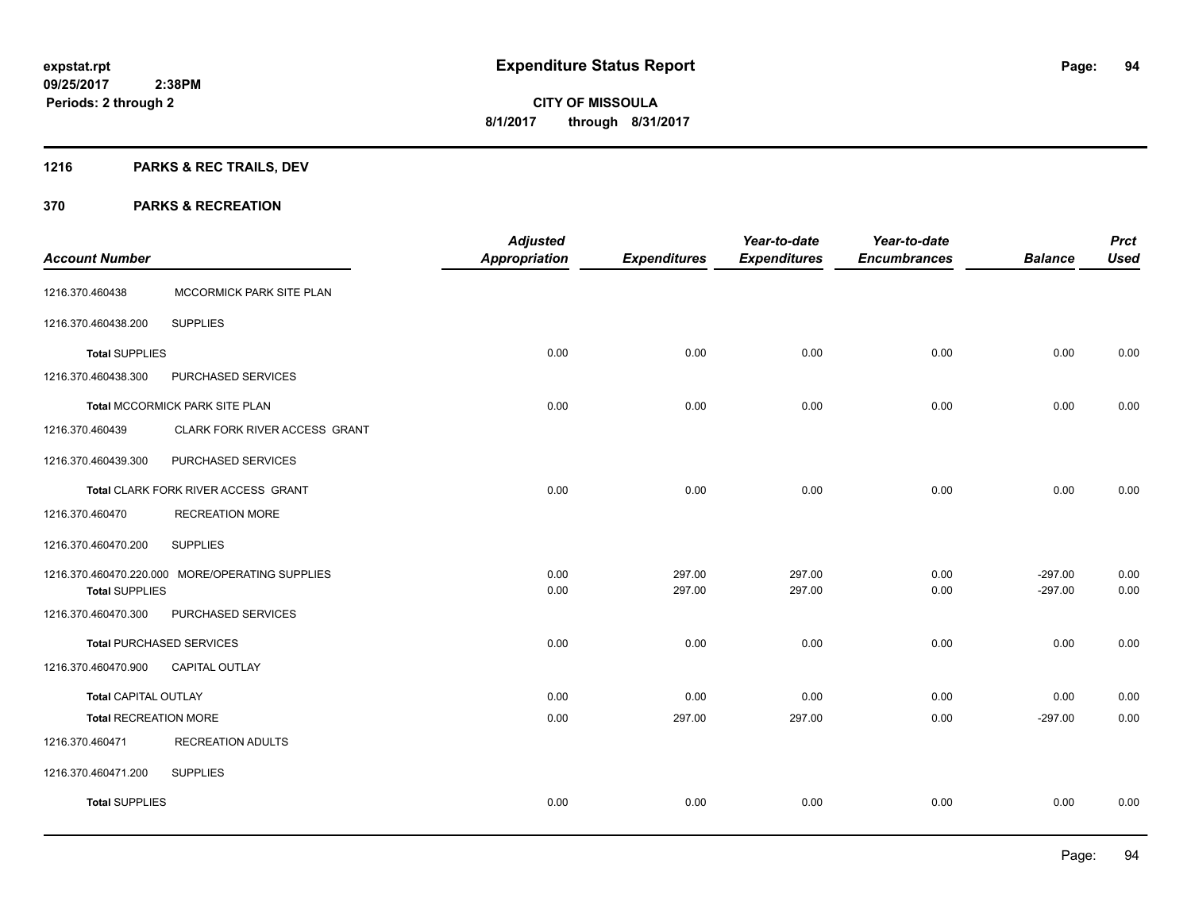**expstat.rpt**
**09/25/2017 2:38PM**
**Periods: 2 through 2**

# Expenditure Status Report

**CITY OF MISSOULA**
**8/1/2017 through 8/31/2017**

## 1216 PARKS & REC TRAILS, DEV

## 370 PARKS & RECREATION

| Account Number | | Adjusted Appropriation | Expenditures | Year-to-date Expenditures | Year-to-date Encumbrances | Balance | Prct Used |
|---|---|---|---|---|---|---|---|
| 1216.370.460438 | MCCORMICK PARK SITE PLAN | | | | | | |
| 1216.370.460438.200 | SUPPLIES | | | | | | |
| **Total** SUPPLIES | | 0.00 | 0.00 | 0.00 | 0.00 | 0.00 | 0.00 |
| 1216.370.460438.300 | PURCHASED SERVICES | | | | | | |
| **Total** MCCORMICK PARK SITE PLAN | | 0.00 | 0.00 | 0.00 | 0.00 | 0.00 | 0.00 |
| 1216.370.460439 | CLARK FORK RIVER ACCESS GRANT | | | | | | |
| 1216.370.460439.300 | PURCHASED SERVICES | | | | | | |
| **Total** CLARK FORK RIVER ACCESS GRANT | | 0.00 | 0.00 | 0.00 | 0.00 | 0.00 | 0.00 |
| 1216.370.460470 | RECREATION MORE | | | | | | |
| 1216.370.460470.200 | SUPPLIES | | | | | | |
| 1216.370.460470.220.000 | MORE/OPERATING SUPPLIES | 0.00 | 297.00 | 297.00 | 0.00 | -297.00 | 0.00 |
| **Total** SUPPLIES | | 0.00 | 297.00 | 297.00 | 0.00 | -297.00 | 0.00 |
| 1216.370.460470.300 | PURCHASED SERVICES | | | | | | |
| **Total** PURCHASED SERVICES | | 0.00 | 0.00 | 0.00 | 0.00 | 0.00 | 0.00 |
| 1216.370.460470.900 | CAPITAL OUTLAY | | | | | | |
| **Total** CAPITAL OUTLAY | | 0.00 | 0.00 | 0.00 | 0.00 | 0.00 | 0.00 |
| **Total** RECREATION MORE | | 0.00 | 297.00 | 297.00 | 0.00 | -297.00 | 0.00 |
| 1216.370.460471 | RECREATION ADULTS | | | | | | |
| 1216.370.460471.200 | SUPPLIES | | | | | | |
| **Total** SUPPLIES | | 0.00 | 0.00 | 0.00 | 0.00 | 0.00 | 0.00 |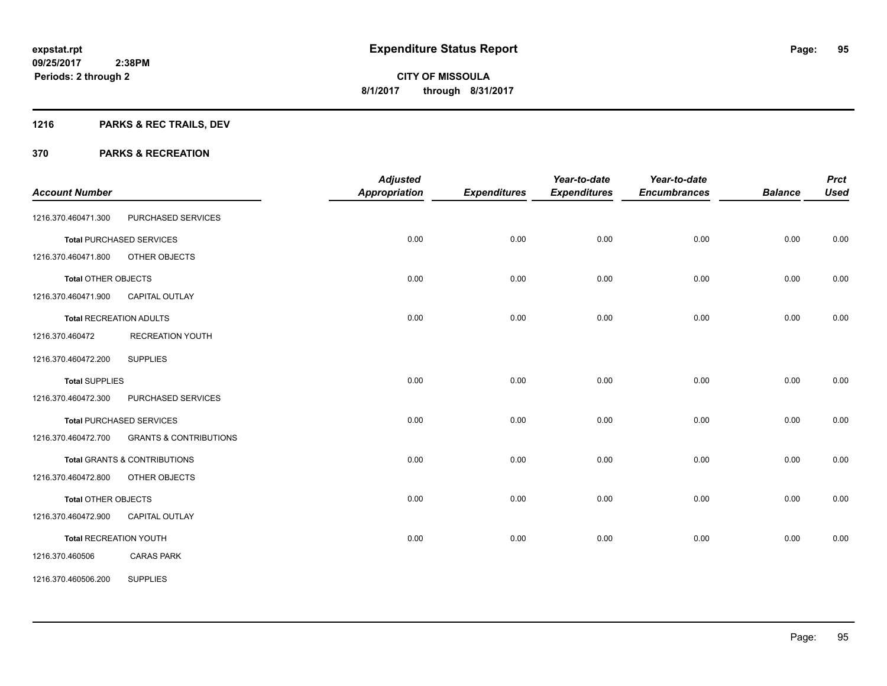**expstat.rpt**
**09/25/2017 2:38PM**
**Periods: 2 through 2**

# Expenditure Status Report

**CITY OF MISSOULA**
**8/1/2017 through 8/31/2017**

## 1216 PARKS & REC TRAILS, DEV

## 370 PARKS & RECREATION

| Account Number | | Adjusted Appropriation | Expenditures | Year-to-date Expenditures | Year-to-date Encumbrances | Balance | Prct Used |
|---|---|---|---|---|---|---|---|
| 1216.370.460471.300 | PURCHASED SERVICES | | | | | | |
| **Total** PURCHASED SERVICES | | 0.00 | 0.00 | 0.00 | 0.00 | 0.00 | 0.00 |
| 1216.370.460471.800 | OTHER OBJECTS | | | | | | |
| **Total** OTHER OBJECTS | | 0.00 | 0.00 | 0.00 | 0.00 | 0.00 | 0.00 |
| 1216.370.460471.900 | CAPITAL OUTLAY | | | | | | |
| **Total** RECREATION ADULTS | | 0.00 | 0.00 | 0.00 | 0.00 | 0.00 | 0.00 |
| 1216.370.460472 | RECREATION YOUTH | | | | | | |
| 1216.370.460472.200 | SUPPLIES | | | | | | |
| **Total** SUPPLIES | | 0.00 | 0.00 | 0.00 | 0.00 | 0.00 | 0.00 |
| 1216.370.460472.300 | PURCHASED SERVICES | | | | | | |
| **Total** PURCHASED SERVICES | | 0.00 | 0.00 | 0.00 | 0.00 | 0.00 | 0.00 |
| 1216.370.460472.700 | GRANTS & CONTRIBUTIONS | | | | | | |
| **Total** GRANTS & CONTRIBUTIONS | | 0.00 | 0.00 | 0.00 | 0.00 | 0.00 | 0.00 |
| 1216.370.460472.800 | OTHER OBJECTS | | | | | | |
| **Total** OTHER OBJECTS | | 0.00 | 0.00 | 0.00 | 0.00 | 0.00 | 0.00 |
| 1216.370.460472.900 | CAPITAL OUTLAY | | | | | | |
| **Total** RECREATION YOUTH | | 0.00 | 0.00 | 0.00 | 0.00 | 0.00 | 0.00 |
| 1216.370.460506 | CARAS PARK | | | | | | |
| 1216.370.460506.200 | SUPPLIES | | | | | | |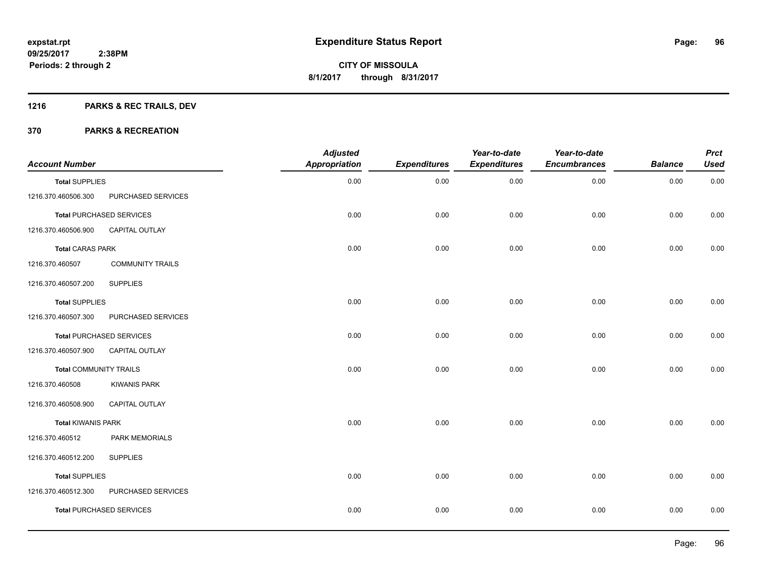# Expenditure Status Report

expstat.rpt
09/25/2017 2:38PM
Periods: 2 through 2

CITY OF MISSOULA
8/1/2017 through 8/31/2017

## 1216 PARKS & REC TRAILS, DEV

## 370 PARKS & RECREATION

| Account Number | | Adjusted Appropriation | Expenditures | Year-to-date Expenditures | Year-to-date Encumbrances | Balance | Prct Used |
|---|---|---|---|---|---|---|---|
| **Total SUPPLIES** | | 0.00 | 0.00 | 0.00 | 0.00 | 0.00 | 0.00 |
| 1216.370.460506.300 | PURCHASED SERVICES | | | | | | |
| **Total PURCHASED SERVICES** | | 0.00 | 0.00 | 0.00 | 0.00 | 0.00 | 0.00 |
| 1216.370.460506.900 | CAPITAL OUTLAY | | | | | | |
| **Total CARAS PARK** | | 0.00 | 0.00 | 0.00 | 0.00 | 0.00 | 0.00 |
| 1216.370.460507 | COMMUNITY TRAILS | | | | | | |
| 1216.370.460507.200 | SUPPLIES | | | | | | |
| **Total SUPPLIES** | | 0.00 | 0.00 | 0.00 | 0.00 | 0.00 | 0.00 |
| 1216.370.460507.300 | PURCHASED SERVICES | | | | | | |
| **Total PURCHASED SERVICES** | | 0.00 | 0.00 | 0.00 | 0.00 | 0.00 | 0.00 |
| 1216.370.460507.900 | CAPITAL OUTLAY | | | | | | |
| **Total COMMUNITY TRAILS** | | 0.00 | 0.00 | 0.00 | 0.00 | 0.00 | 0.00 |
| 1216.370.460508 | KIWANIS PARK | | | | | | |
| 1216.370.460508.900 | CAPITAL OUTLAY | | | | | | |
| **Total KIWANIS PARK** | | 0.00 | 0.00 | 0.00 | 0.00 | 0.00 | 0.00 |
| 1216.370.460512 | PARK MEMORIALS | | | | | | |
| 1216.370.460512.200 | SUPPLIES | | | | | | |
| **Total SUPPLIES** | | 0.00 | 0.00 | 0.00 | 0.00 | 0.00 | 0.00 |
| 1216.370.460512.300 | PURCHASED SERVICES | | | | | | |
| **Total PURCHASED SERVICES** | | 0.00 | 0.00 | 0.00 | 0.00 | 0.00 | 0.00 |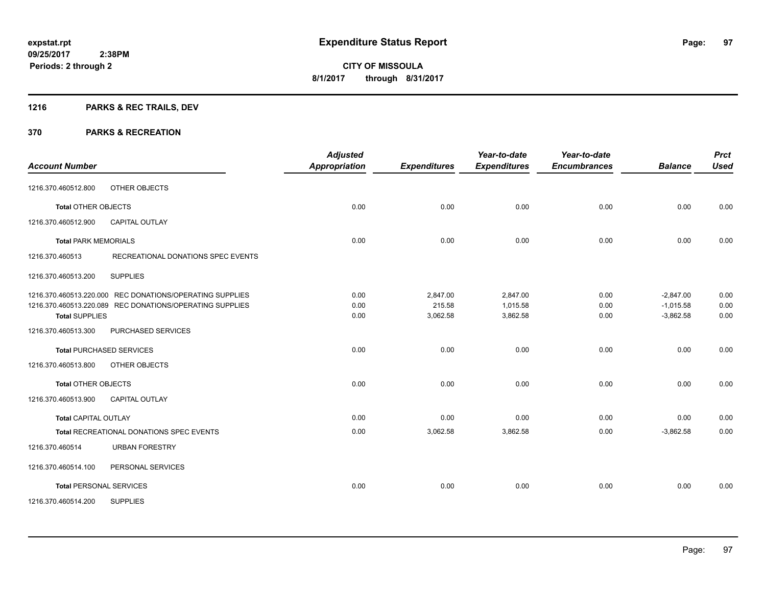**expstat.rpt**
**09/25/2017 2:38PM**
**Periods: 2 through 2**

# Expenditure Status Report

**CITY OF MISSOULA**
**8/1/2017 through 8/31/2017**

## 1216 PARKS & REC TRAILS, DEV

## 370 PARKS & RECREATION

| Account Number | | Adjusted Appropriation | Expenditures | Year-to-date Expenditures | Year-to-date Encumbrances | Balance | Prct Used |
|---|---|---|---|---|---|---|---|
| 1216.370.460512.800 | OTHER OBJECTS | | | | | | |
| **Total** OTHER OBJECTS | | 0.00 | 0.00 | 0.00 | 0.00 | 0.00 | 0.00 |
| 1216.370.460512.900 | CAPITAL OUTLAY | | | | | | |
| **Total** PARK MEMORIALS | | 0.00 | 0.00 | 0.00 | 0.00 | 0.00 | 0.00 |
| 1216.370.460513 | RECREATIONAL DONATIONS SPEC EVENTS | | | | | | |
| 1216.370.460513.200 | SUPPLIES | | | | | | |
| 1216.370.460513.220.000 | REC DONATIONS/OPERATING SUPPLIES | 0.00 | 2,847.00 | 2,847.00 | 0.00 | -2,847.00 | 0.00 |
| 1216.370.460513.220.089 | REC DONATIONS/OPERATING SUPPLIES | 0.00 | 215.58 | 1,015.58 | 0.00 | -1,015.58 | 0.00 |
| **Total** SUPPLIES | | 0.00 | 3,062.58 | 3,862.58 | 0.00 | -3,862.58 | 0.00 |
| 1216.370.460513.300 | PURCHASED SERVICES | | | | | | |
| **Total** PURCHASED SERVICES | | 0.00 | 0.00 | 0.00 | 0.00 | 0.00 | 0.00 |
| 1216.370.460513.800 | OTHER OBJECTS | | | | | | |
| **Total** OTHER OBJECTS | | 0.00 | 0.00 | 0.00 | 0.00 | 0.00 | 0.00 |
| 1216.370.460513.900 | CAPITAL OUTLAY | | | | | | |
| **Total** CAPITAL OUTLAY | | 0.00 | 0.00 | 0.00 | 0.00 | 0.00 | 0.00 |
| **Total** RECREATIONAL DONATIONS SPEC EVENTS | | 0.00 | 3,062.58 | 3,862.58 | 0.00 | -3,862.58 | 0.00 |
| 1216.370.460514 | URBAN FORESTRY | | | | | | |
| 1216.370.460514.100 | PERSONAL SERVICES | | | | | | |
| **Total** PERSONAL SERVICES | | 0.00 | 0.00 | 0.00 | 0.00 | 0.00 | 0.00 |
| 1216.370.460514.200 | SUPPLIES | | | | | | |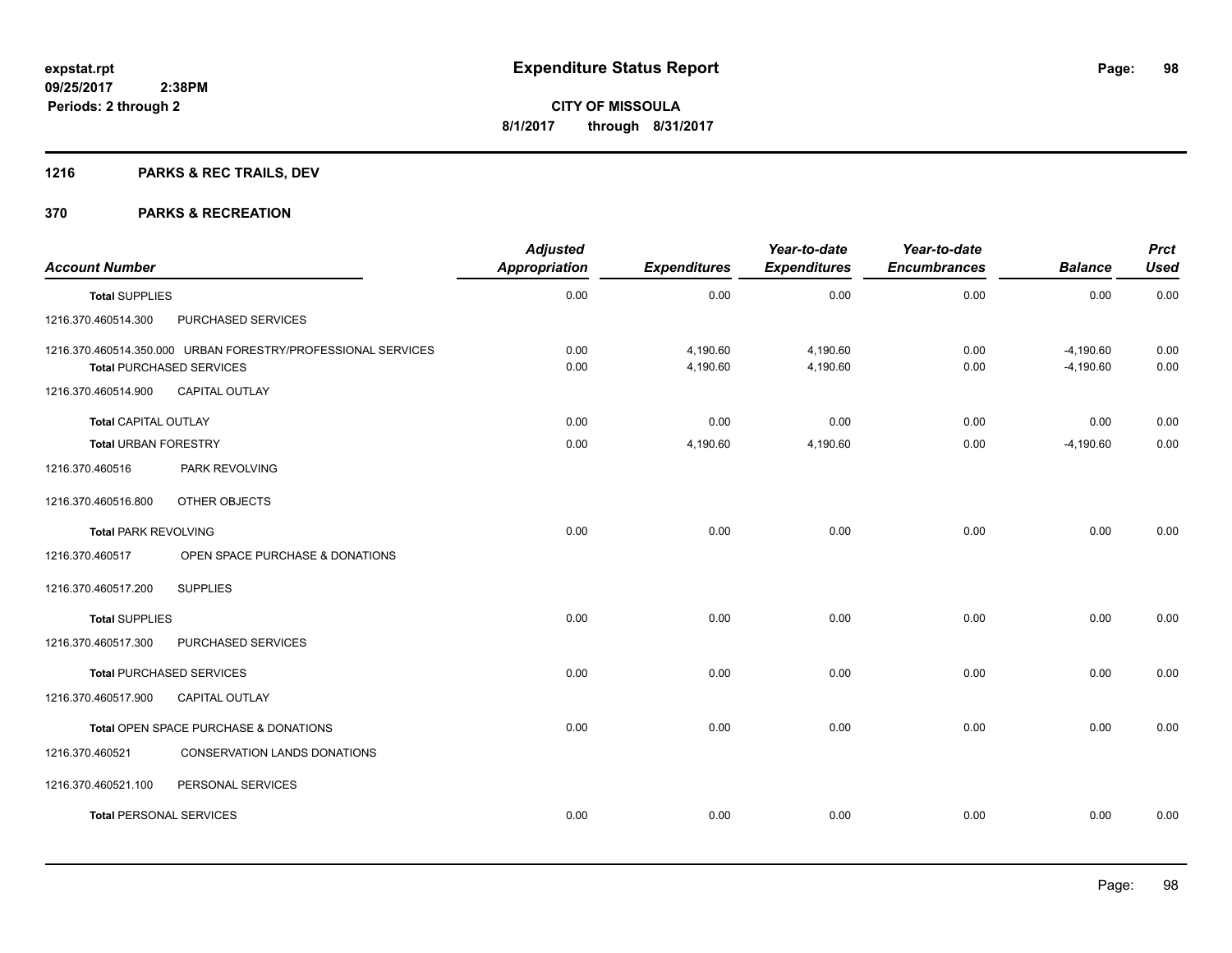**expstat.rpt**
**09/25/2017 2:38PM**
**Periods: 2 through 2**

# Expenditure Status Report

**CITY OF MISSOULA**
**8/1/2017 through 8/31/2017**

## 1216 PARKS & REC TRAILS, DEV

## 370 PARKS & RECREATION

| Account Number | | Adjusted Appropriation | Expenditures | Year-to-date Expenditures | Year-to-date Encumbrances | Balance | Prct Used |
|---|---|---|---|---|---|---|---|
| **Total** SUPPLIES | | 0.00 | 0.00 | 0.00 | 0.00 | 0.00 | 0.00 |
| 1216.370.460514.300 | PURCHASED SERVICES | | | | | | |
| 1216.370.460514.350.000 | URBAN FORESTRY/PROFESSIONAL SERVICES | 0.00 | 4,190.60 | 4,190.60 | 0.00 | -4,190.60 | 0.00 |
| **Total** PURCHASED SERVICES | | 0.00 | 4,190.60 | 4,190.60 | 0.00 | -4,190.60 | 0.00 |
| 1216.370.460514.900 | CAPITAL OUTLAY | | | | | | |
| **Total** CAPITAL OUTLAY | | 0.00 | 0.00 | 0.00 | 0.00 | 0.00 | 0.00 |
| **Total** URBAN FORESTRY | | 0.00 | 4,190.60 | 4,190.60 | 0.00 | -4,190.60 | 0.00 |
| 1216.370.460516 | PARK REVOLVING | | | | | | |
| 1216.370.460516.800 | OTHER OBJECTS | | | | | | |
| **Total** PARK REVOLVING | | 0.00 | 0.00 | 0.00 | 0.00 | 0.00 | 0.00 |
| 1216.370.460517 | OPEN SPACE PURCHASE & DONATIONS | | | | | | |
| 1216.370.460517.200 | SUPPLIES | | | | | | |
| **Total** SUPPLIES | | 0.00 | 0.00 | 0.00 | 0.00 | 0.00 | 0.00 |
| 1216.370.460517.300 | PURCHASED SERVICES | | | | | | |
| **Total** PURCHASED SERVICES | | 0.00 | 0.00 | 0.00 | 0.00 | 0.00 | 0.00 |
| 1216.370.460517.900 | CAPITAL OUTLAY | | | | | | |
| **Total** OPEN SPACE PURCHASE & DONATIONS | | 0.00 | 0.00 | 0.00 | 0.00 | 0.00 | 0.00 |
| 1216.370.460521 | CONSERVATION LANDS DONATIONS | | | | | | |
| 1216.370.460521.100 | PERSONAL SERVICES | | | | | | |
| **Total** PERSONAL SERVICES | | 0.00 | 0.00 | 0.00 | 0.00 | 0.00 | 0.00 |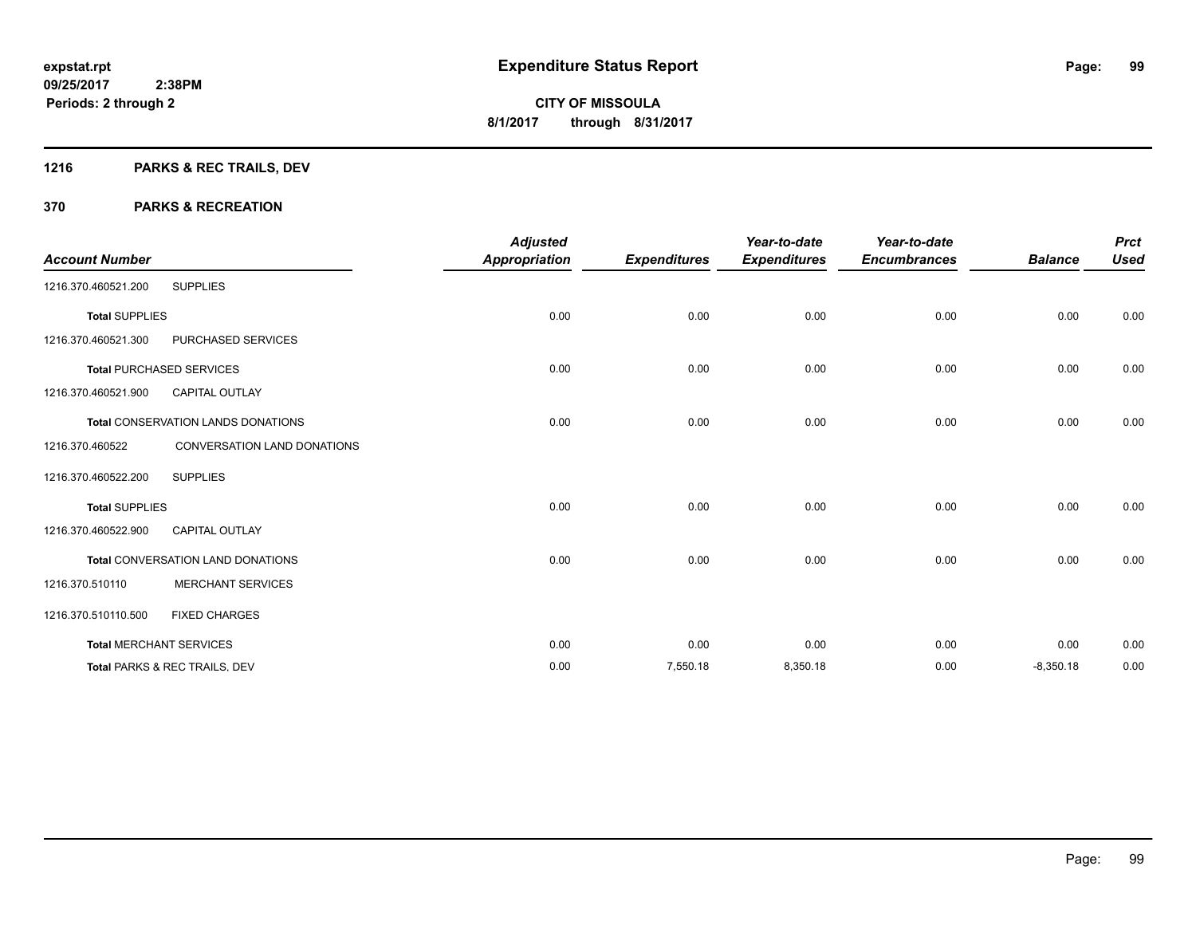# Expenditure Status Report

**expstat.rpt**
**09/25/2017 2:38PM**
**Periods: 2 through 2**

**CITY OF MISSOULA**
**8/1/2017 through 8/31/2017**

## 1216 PARKS & REC TRAILS, DEV

## 370 PARKS & RECREATION

| Account Number | | Adjusted Appropriation | Expenditures | Year-to-date Expenditures | Year-to-date Encumbrances | Balance | Prct Used |
|---|---|---|---|---|---|---|---|
| 1216.370.460521.200 | SUPPLIES | | | | | | |
| Total SUPPLIES | | 0.00 | 0.00 | 0.00 | 0.00 | 0.00 | 0.00 |
| 1216.370.460521.300 | PURCHASED SERVICES | | | | | | |
| Total PURCHASED SERVICES | | 0.00 | 0.00 | 0.00 | 0.00 | 0.00 | 0.00 |
| 1216.370.460521.900 | CAPITAL OUTLAY | | | | | | |
| Total CONSERVATION LANDS DONATIONS | | 0.00 | 0.00 | 0.00 | 0.00 | 0.00 | 0.00 |
| 1216.370.460522 | CONVERSATION LAND DONATIONS | | | | | | |
| 1216.370.460522.200 | SUPPLIES | | | | | | |
| Total SUPPLIES | | 0.00 | 0.00 | 0.00 | 0.00 | 0.00 | 0.00 |
| 1216.370.460522.900 | CAPITAL OUTLAY | | | | | | |
| Total CONVERSATION LAND DONATIONS | | 0.00 | 0.00 | 0.00 | 0.00 | 0.00 | 0.00 |
| 1216.370.510110 | MERCHANT SERVICES | | | | | | |
| 1216.370.510110.500 | FIXED CHARGES | | | | | | |
| Total MERCHANT SERVICES | | 0.00 | 0.00 | 0.00 | 0.00 | 0.00 | 0.00 |
| Total PARKS & REC TRAILS, DEV | | 0.00 | 7,550.18 | 8,350.18 | 0.00 | -8,350.18 | 0.00 |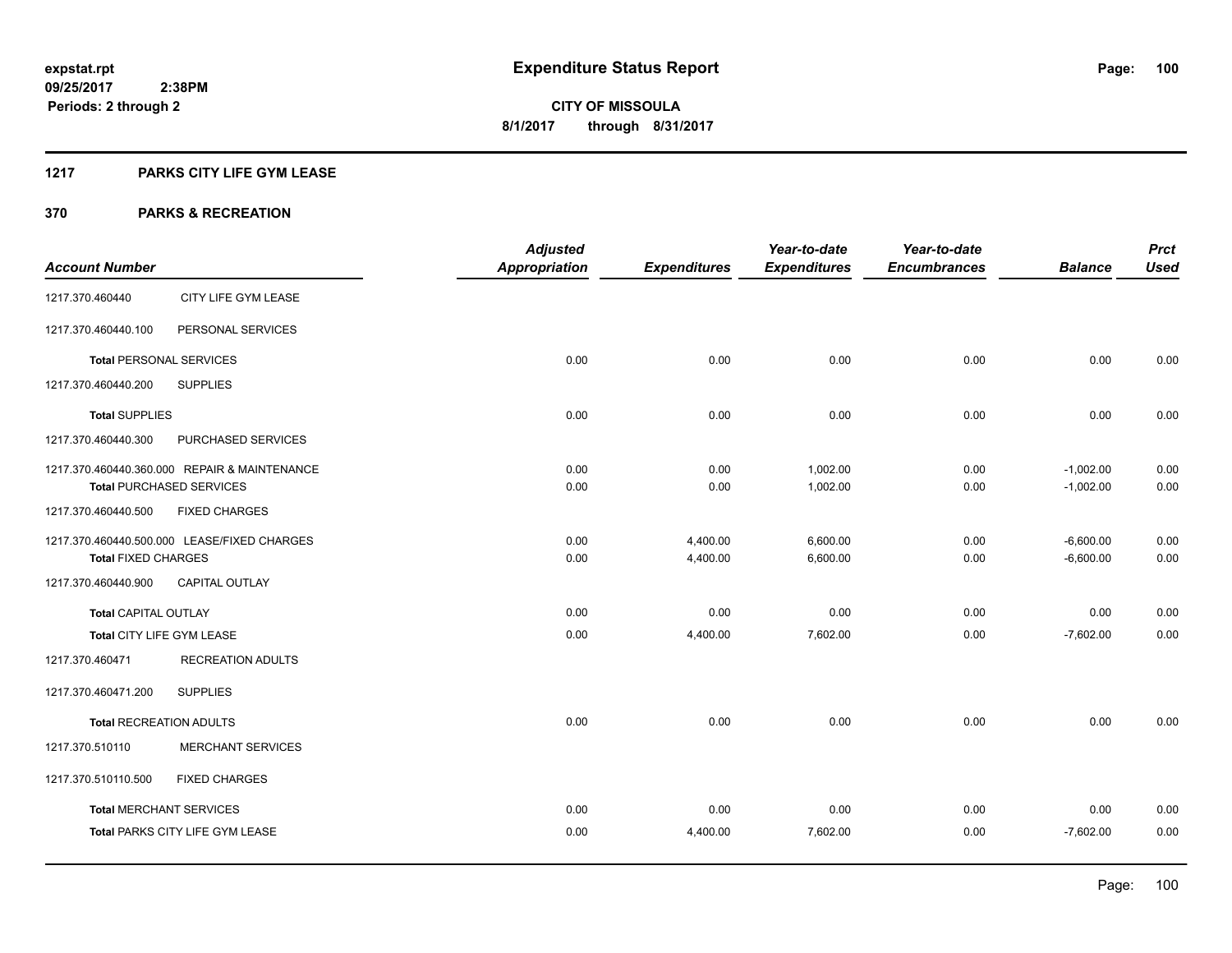**expstat.rpt**
**09/25/2017 2:38PM**
**Periods: 2 through 2**

# Expenditure Status Report

**CITY OF MISSOULA**
**8/1/2017 through 8/31/2017**

## 1217 PARKS CITY LIFE GYM LEASE

### 370 PARKS & RECREATION

| Account Number | | Adjusted Appropriation | Expenditures | Year-to-date Expenditures | Year-to-date Encumbrances | Balance | Prct Used |
|---|---|---|---|---|---|---|---|
| 1217.370.460440 | CITY LIFE GYM LEASE | | | | | | |
| 1217.370.460440.100 | PERSONAL SERVICES | | | | | | |
| **Total** PERSONAL SERVICES | | 0.00 | 0.00 | 0.00 | 0.00 | 0.00 | 0.00 |
| 1217.370.460440.200 | SUPPLIES | | | | | | |
| **Total** SUPPLIES | | 0.00 | 0.00 | 0.00 | 0.00 | 0.00 | 0.00 |
| 1217.370.460440.300 | PURCHASED SERVICES | | | | | | |
| 1217.370.460440.360.000 | REPAIR & MAINTENANCE | 0.00 | 0.00 | 1,002.00 | 0.00 | -1,002.00 | 0.00 |
| **Total** PURCHASED SERVICES | | 0.00 | 0.00 | 1,002.00 | 0.00 | -1,002.00 | 0.00 |
| 1217.370.460440.500 | FIXED CHARGES | | | | | | |
| 1217.370.460440.500.000 | LEASE/FIXED CHARGES | 0.00 | 4,400.00 | 6,600.00 | 0.00 | -6,600.00 | 0.00 |
| **Total** FIXED CHARGES | | 0.00 | 4,400.00 | 6,600.00 | 0.00 | -6,600.00 | 0.00 |
| 1217.370.460440.900 | CAPITAL OUTLAY | | | | | | |
| **Total** CAPITAL OUTLAY | | 0.00 | 0.00 | 0.00 | 0.00 | 0.00 | 0.00 |
| **Total** CITY LIFE GYM LEASE | | 0.00 | 4,400.00 | 7,602.00 | 0.00 | -7,602.00 | 0.00 |
| 1217.370.460471 | RECREATION ADULTS | | | | | | |
| 1217.370.460471.200 | SUPPLIES | | | | | | |
| **Total** RECREATION ADULTS | | 0.00 | 0.00 | 0.00 | 0.00 | 0.00 | 0.00 |
| 1217.370.510110 | MERCHANT SERVICES | | | | | | |
| 1217.370.510110.500 | FIXED CHARGES | | | | | | |
| **Total** MERCHANT SERVICES | | 0.00 | 0.00 | 0.00 | 0.00 | 0.00 | 0.00 |
| **Total** PARKS CITY LIFE GYM LEASE | | 0.00 | 4,400.00 | 7,602.00 | 0.00 | -7,602.00 | 0.00 |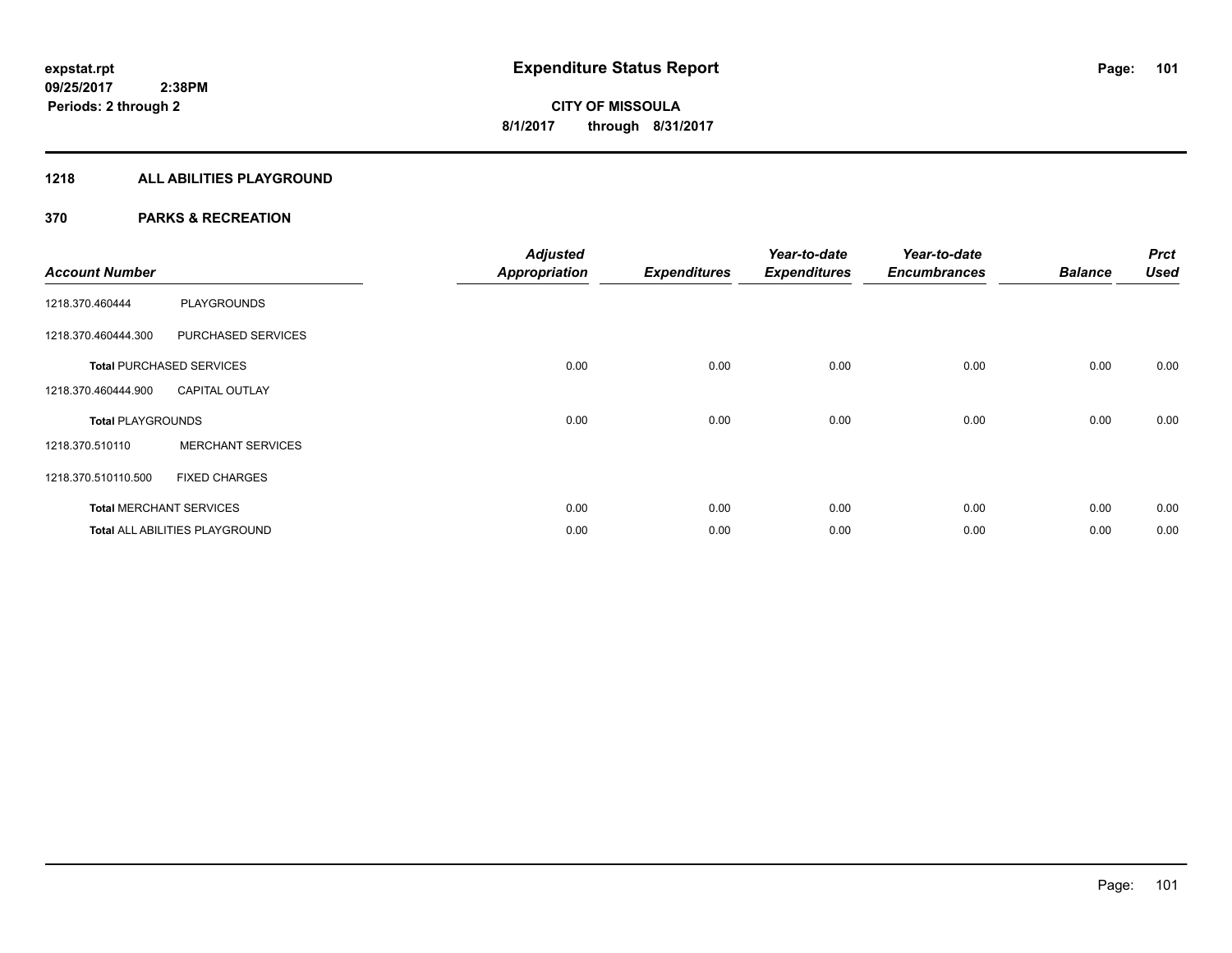**expstat.rpt**
**09/25/2017 2:38PM**
**Periods: 2 through 2**

# Expenditure Status Report

**CITY OF MISSOULA**
**8/1/2017 through 8/31/2017**

## 1218 ALL ABILITIES PLAYGROUND

## 370 PARKS & RECREATION

| Account Number | | Adjusted Appropriation | Expenditures | Year-to-date Expenditures | Year-to-date Encumbrances | Balance | Prct Used |
|---|---|---|---|---|---|---|---|
| 1218.370.460444 | PLAYGROUNDS | | | | | | |
| 1218.370.460444.300 | PURCHASED SERVICES | | | | | | |
| **Total** PURCHASED SERVICES | | 0.00 | 0.00 | 0.00 | 0.00 | 0.00 | 0.00 |
| 1218.370.460444.900 | CAPITAL OUTLAY | | | | | | |
| **Total** PLAYGROUNDS | | 0.00 | 0.00 | 0.00 | 0.00 | 0.00 | 0.00 |
| 1218.370.510110 | MERCHANT SERVICES | | | | | | |
| 1218.370.510110.500 | FIXED CHARGES | | | | | | |
| **Total** MERCHANT SERVICES | | 0.00 | 0.00 | 0.00 | 0.00 | 0.00 | 0.00 |
| **Total** ALL ABILITIES PLAYGROUND | | 0.00 | 0.00 | 0.00 | 0.00 | 0.00 | 0.00 |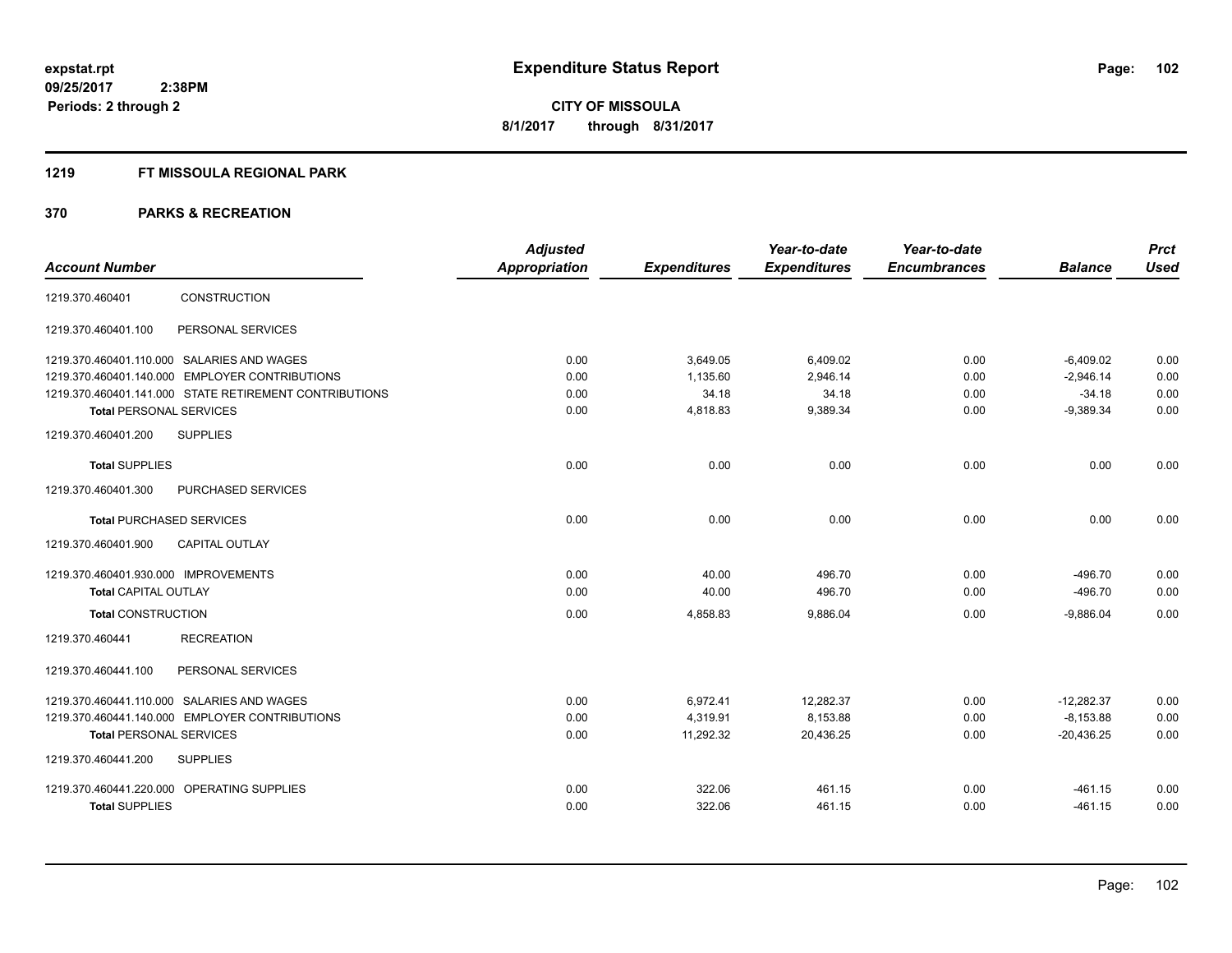**expstat.rpt**
**09/25/2017 2:38PM**
**Periods: 2 through 2**

# Expenditure Status Report

**CITY OF MISSOULA**
**8/1/2017 through 8/31/2017**

## 1219 FT MISSOULA REGIONAL PARK

## 370 PARKS & RECREATION

| Account Number | | Adjusted Appropriation | Expenditures | Year-to-date Expenditures | Year-to-date Encumbrances | Balance | Prct Used |
|---|---|---|---|---|---|---|---|
| 1219.370.460401 | CONSTRUCTION | | | | | | |
| 1219.370.460401.100 | PERSONAL SERVICES | | | | | | |
| 1219.370.460401.110.000 | SALARIES AND WAGES | 0.00 | 3,649.05 | 6,409.02 | 0.00 | -6,409.02 | 0.00 |
| 1219.370.460401.140.000 | EMPLOYER CONTRIBUTIONS | 0.00 | 1,135.60 | 2,946.14 | 0.00 | -2,946.14 | 0.00 |
| 1219.370.460401.141.000 | STATE RETIREMENT CONTRIBUTIONS | 0.00 | 34.18 | 34.18 | 0.00 | -34.18 | 0.00 |
| **Total** PERSONAL SERVICES | | 0.00 | 4,818.83 | 9,389.34 | 0.00 | -9,389.34 | 0.00 |
| 1219.370.460401.200 | SUPPLIES | | | | | | |
| **Total** SUPPLIES | | 0.00 | 0.00 | 0.00 | 0.00 | 0.00 | 0.00 |
| 1219.370.460401.300 | PURCHASED SERVICES | | | | | | |
| **Total** PURCHASED SERVICES | | 0.00 | 0.00 | 0.00 | 0.00 | 0.00 | 0.00 |
| 1219.370.460401.900 | CAPITAL OUTLAY | | | | | | |
| 1219.370.460401.930.000 | IMPROVEMENTS | 0.00 | 40.00 | 496.70 | 0.00 | -496.70 | 0.00 |
| **Total** CAPITAL OUTLAY | | 0.00 | 40.00 | 496.70 | 0.00 | -496.70 | 0.00 |
| **Total** CONSTRUCTION | | 0.00 | 4,858.83 | 9,886.04 | 0.00 | -9,886.04 | 0.00 |
| 1219.370.460441 | RECREATION | | | | | | |
| 1219.370.460441.100 | PERSONAL SERVICES | | | | | | |
| 1219.370.460441.110.000 | SALARIES AND WAGES | 0.00 | 6,972.41 | 12,282.37 | 0.00 | -12,282.37 | 0.00 |
| 1219.370.460441.140.000 | EMPLOYER CONTRIBUTIONS | 0.00 | 4,319.91 | 8,153.88 | 0.00 | -8,153.88 | 0.00 |
| **Total** PERSONAL SERVICES | | 0.00 | 11,292.32 | 20,436.25 | 0.00 | -20,436.25 | 0.00 |
| 1219.370.460441.200 | SUPPLIES | | | | | | |
| 1219.370.460441.220.000 | OPERATING SUPPLIES | 0.00 | 322.06 | 461.15 | 0.00 | -461.15 | 0.00 |
| **Total** SUPPLIES | | 0.00 | 322.06 | 461.15 | 0.00 | -461.15 | 0.00 |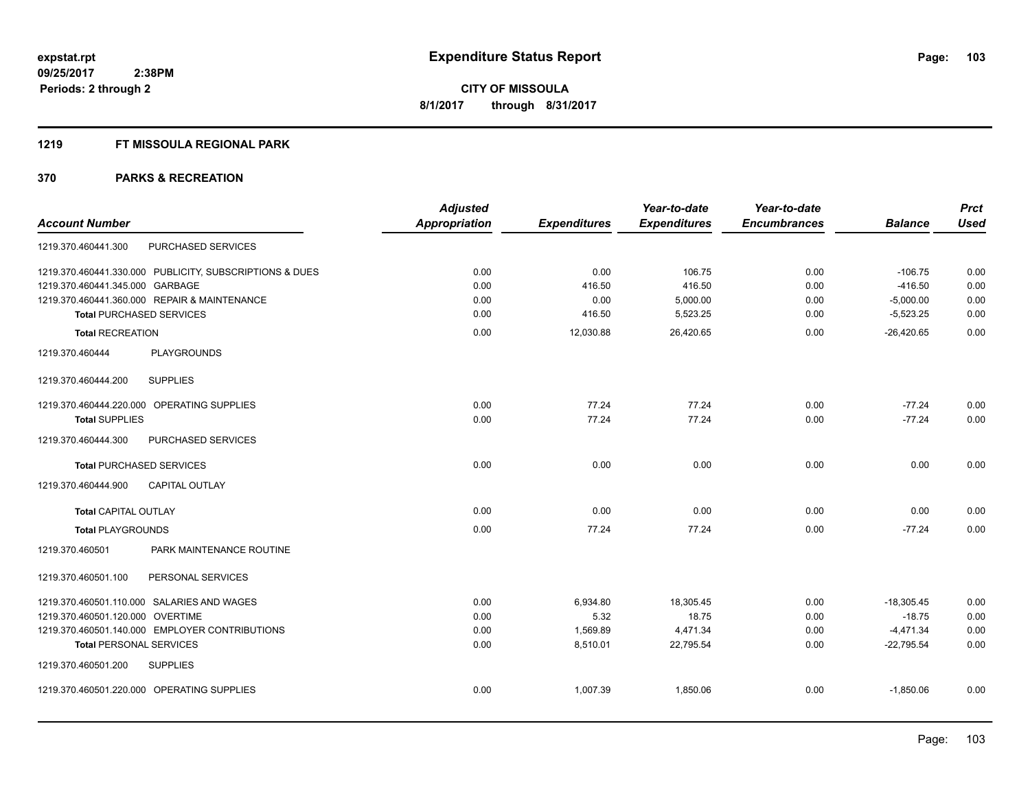# Expenditure Status Report

**expstat.rpt**
**09/25/2017 2:38PM**
**Periods: 2 through 2**

**CITY OF MISSOULA**
**8/1/2017 through 8/31/2017**

## 1219 FT MISSOULA REGIONAL PARK

## 370 PARKS & RECREATION

| Account Number | | Adjusted Appropriation | Expenditures | Year-to-date Expenditures | Year-to-date Encumbrances | Balance | Prct Used |
|---|---|---|---|---|---|---|---|
| 1219.370.460441.300 | PURCHASED SERVICES | | | | | | |
| 1219.370.460441.330.000 | PUBLICITY, SUBSCRIPTIONS & DUES | 0.00 | 0.00 | 106.75 | 0.00 | -106.75 | 0.00 |
| 1219.370.460441.345.000 | GARBAGE | 0.00 | 416.50 | 416.50 | 0.00 | -416.50 | 0.00 |
| 1219.370.460441.360.000 | REPAIR & MAINTENANCE | 0.00 | 0.00 | 5,000.00 | 0.00 | -5,000.00 | 0.00 |
| **Total** PURCHASED SERVICES | | 0.00 | 416.50 | 5,523.25 | 0.00 | -5,523.25 | 0.00 |
| **Total** RECREATION | | 0.00 | 12,030.88 | 26,420.65 | 0.00 | -26,420.65 | 0.00 |
| 1219.370.460444 | PLAYGROUNDS | | | | | | |
| 1219.370.460444.200 | SUPPLIES | | | | | | |
| 1219.370.460444.220.000 | OPERATING SUPPLIES | 0.00 | 77.24 | 77.24 | 0.00 | -77.24 | 0.00 |
| **Total** SUPPLIES | | 0.00 | 77.24 | 77.24 | 0.00 | -77.24 | 0.00 |
| 1219.370.460444.300 | PURCHASED SERVICES | | | | | | |
| **Total** PURCHASED SERVICES | | 0.00 | 0.00 | 0.00 | 0.00 | 0.00 | 0.00 |
| 1219.370.460444.900 | CAPITAL OUTLAY | | | | | | |
| **Total** CAPITAL OUTLAY | | 0.00 | 0.00 | 0.00 | 0.00 | 0.00 | 0.00 |
| **Total** PLAYGROUNDS | | 0.00 | 77.24 | 77.24 | 0.00 | -77.24 | 0.00 |
| 1219.370.460501 | PARK MAINTENANCE ROUTINE | | | | | | |
| 1219.370.460501.100 | PERSONAL SERVICES | | | | | | |
| 1219.370.460501.110.000 | SALARIES AND WAGES | 0.00 | 6,934.80 | 18,305.45 | 0.00 | -18,305.45 | 0.00 |
| 1219.370.460501.120.000 | OVERTIME | 0.00 | 5.32 | 18.75 | 0.00 | -18.75 | 0.00 |
| 1219.370.460501.140.000 | EMPLOYER CONTRIBUTIONS | 0.00 | 1,569.89 | 4,471.34 | 0.00 | -4,471.34 | 0.00 |
| **Total** PERSONAL SERVICES | | 0.00 | 8,510.01 | 22,795.54 | 0.00 | -22,795.54 | 0.00 |
| 1219.370.460501.200 | SUPPLIES | | | | | | |
| 1219.370.460501.220.000 | OPERATING SUPPLIES | 0.00 | 1,007.39 | 1,850.06 | 0.00 | -1,850.06 | 0.00 |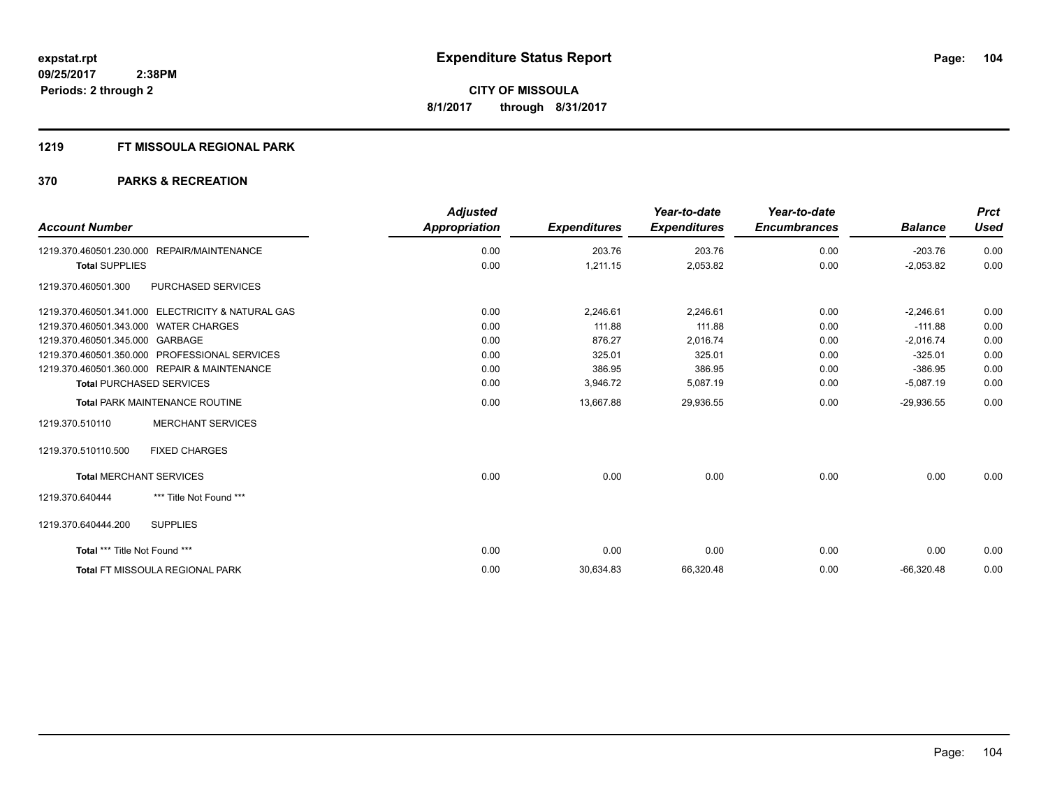**expstat.rpt**
**09/25/2017 2:38PM**
**Periods: 2 through 2**

# Expenditure Status Report

**CITY OF MISSOULA**
**8/1/2017 through 8/31/2017**

## 1219 FT MISSOULA REGIONAL PARK

## 370 PARKS & RECREATION

| Account Number | Adjusted Appropriation | Expenditures | Year-to-date Expenditures | Year-to-date Encumbrances | Balance | Prct Used |
|---|---|---|---|---|---|---|
| 1219.370.460501.230.000 REPAIR/MAINTENANCE | 0.00 | 203.76 | 203.76 | 0.00 | -203.76 | 0.00 |
| **Total** SUPPLIES | 0.00 | 1,211.15 | 2,053.82 | 0.00 | -2,053.82 | 0.00 |
| 1219.370.460501.300 PURCHASED SERVICES | | | | | | |
| 1219.370.460501.341.000 ELECTRICITY & NATURAL GAS | 0.00 | 2,246.61 | 2,246.61 | 0.00 | -2,246.61 | 0.00 |
| 1219.370.460501.343.000 WATER CHARGES | 0.00 | 111.88 | 111.88 | 0.00 | -111.88 | 0.00 |
| 1219.370.460501.345.000 GARBAGE | 0.00 | 876.27 | 2,016.74 | 0.00 | -2,016.74 | 0.00 |
| 1219.370.460501.350.000 PROFESSIONAL SERVICES | 0.00 | 325.01 | 325.01 | 0.00 | -325.01 | 0.00 |
| 1219.370.460501.360.000 REPAIR & MAINTENANCE | 0.00 | 386.95 | 386.95 | 0.00 | -386.95 | 0.00 |
| **Total** PURCHASED SERVICES | 0.00 | 3,946.72 | 5,087.19 | 0.00 | -5,087.19 | 0.00 |
| **Total** PARK MAINTENANCE ROUTINE | 0.00 | 13,667.88 | 29,936.55 | 0.00 | -29,936.55 | 0.00 |
| 1219.370.510110 MERCHANT SERVICES | | | | | | |
| 1219.370.510110.500 FIXED CHARGES | | | | | | |
| **Total** MERCHANT SERVICES | 0.00 | 0.00 | 0.00 | 0.00 | 0.00 | 0.00 |
| 1219.370.640444 *** Title Not Found *** | | | | | | |
| 1219.370.640444.200 SUPPLIES | | | | | | |
| **Total** *** Title Not Found *** | 0.00 | 0.00 | 0.00 | 0.00 | 0.00 | 0.00 |
| **Total** FT MISSOULA REGIONAL PARK | 0.00 | 30,634.83 | 66,320.48 | 0.00 | -66,320.48 | 0.00 |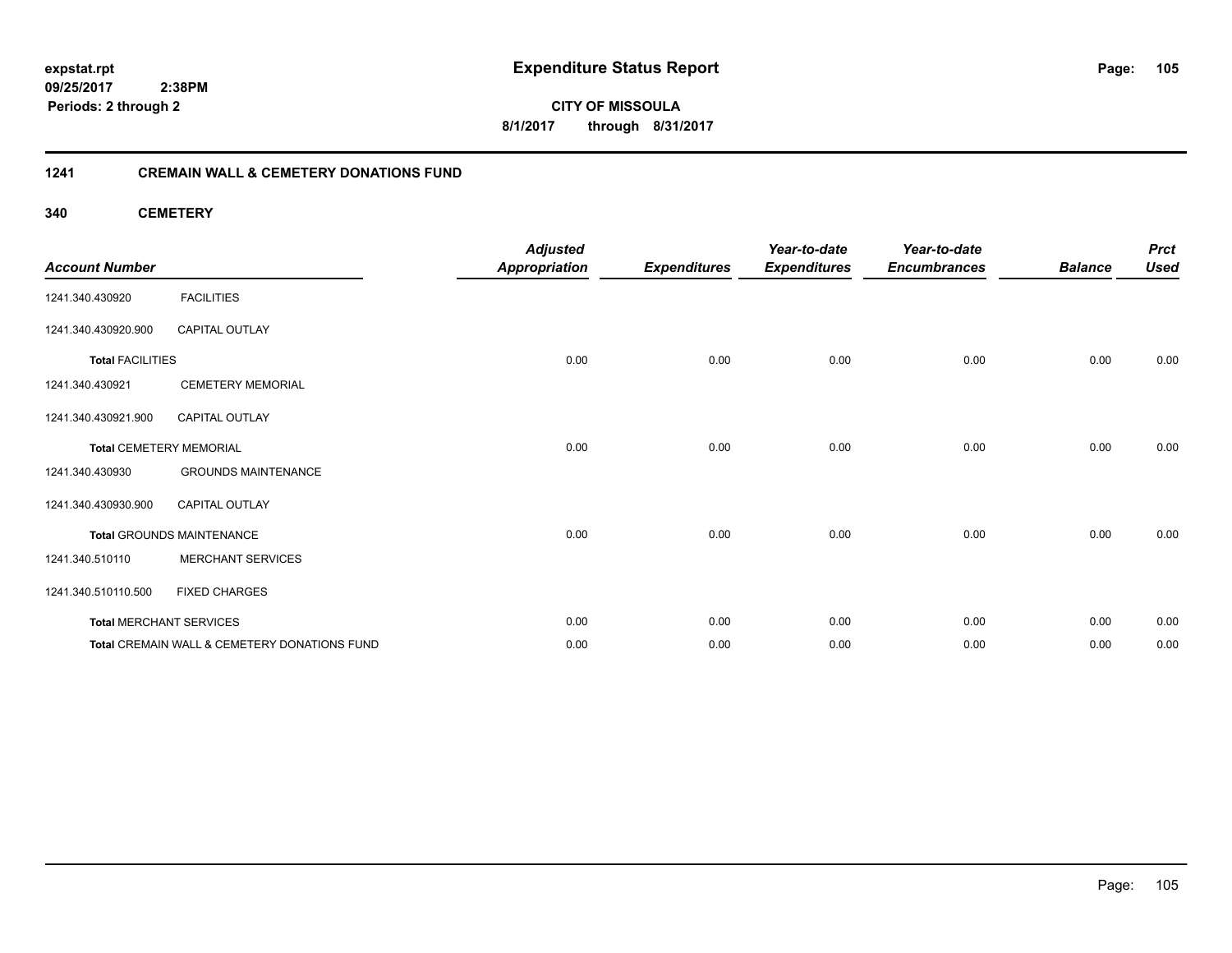**expstat.rpt**
**09/25/2017 2:38PM**
**Periods: 2 through 2**

# Expenditure Status Report

**CITY OF MISSOULA**
**8/1/2017 through 8/31/2017**

## 1241 CREMAIN WALL & CEMETERY DONATIONS FUND

### 340 CEMETERY

| Account Number | | Adjusted Appropriation | Expenditures | Year-to-date Expenditures | Year-to-date Encumbrances | Balance | Prct Used |
|---|---|---|---|---|---|---|---|
| 1241.340.430920 | FACILITIES | | | | | | |
| 1241.340.430920.900 | CAPITAL OUTLAY | | | | | | |
| **Total** FACILITIES | | 0.00 | 0.00 | 0.00 | 0.00 | 0.00 | 0.00 |
| 1241.340.430921 | CEMETERY MEMORIAL | | | | | | |
| 1241.340.430921.900 | CAPITAL OUTLAY | | | | | | |
| **Total** CEMETERY MEMORIAL | | 0.00 | 0.00 | 0.00 | 0.00 | 0.00 | 0.00 |
| 1241.340.430930 | GROUNDS MAINTENANCE | | | | | | |
| 1241.340.430930.900 | CAPITAL OUTLAY | | | | | | |
| **Total** GROUNDS MAINTENANCE | | 0.00 | 0.00 | 0.00 | 0.00 | 0.00 | 0.00 |
| 1241.340.510110 | MERCHANT SERVICES | | | | | | |
| 1241.340.510110.500 | FIXED CHARGES | | | | | | |
| **Total** MERCHANT SERVICES | | 0.00 | 0.00 | 0.00 | 0.00 | 0.00 | 0.00 |
| **Total** CREMAIN WALL & CEMETERY DONATIONS FUND | | 0.00 | 0.00 | 0.00 | 0.00 | 0.00 | 0.00 |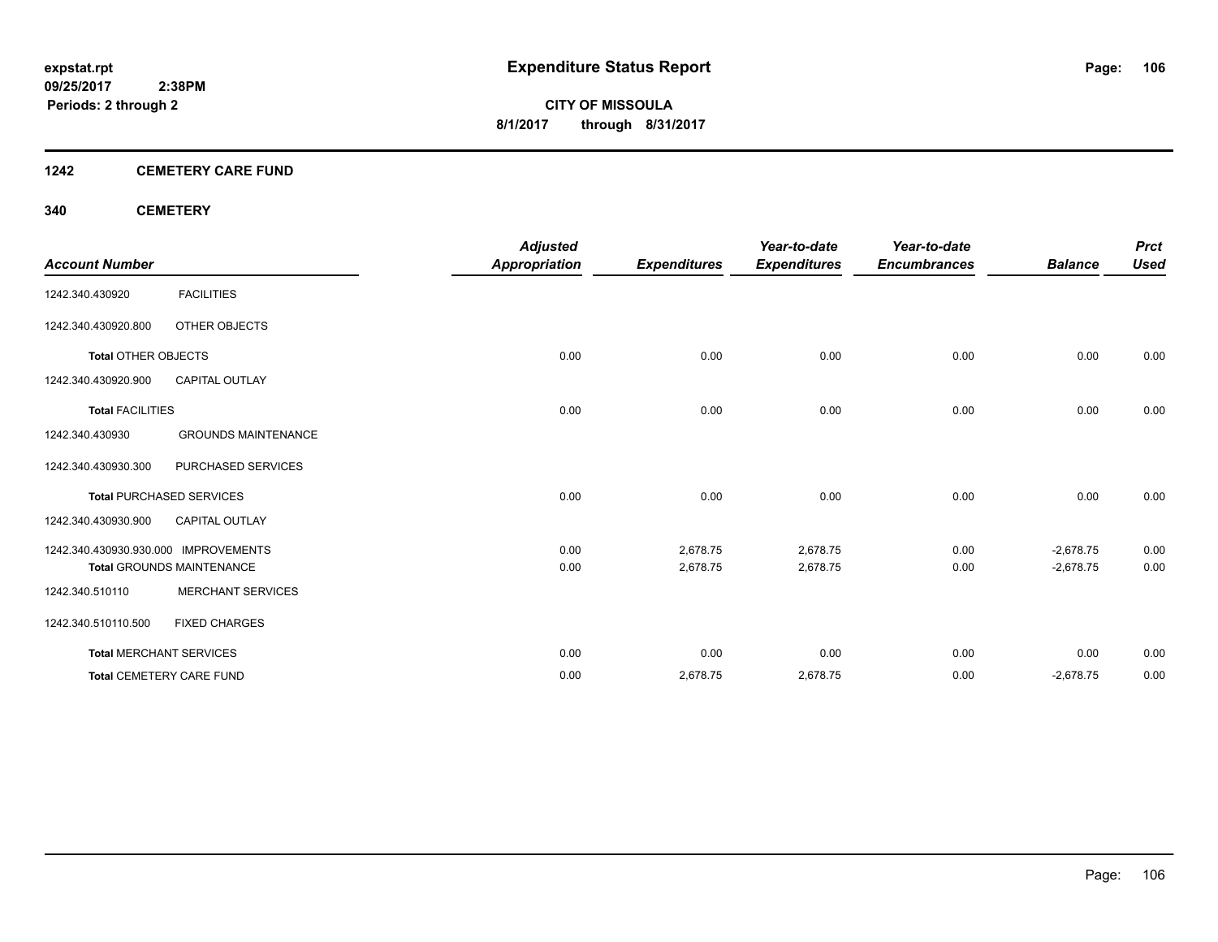# Expenditure Status Report

expstat.rpt
09/25/2017 2:38PM
Periods: 2 through 2

**CITY OF MISSOULA**
**8/1/2017 through 8/31/2017**

## 1242 CEMETERY CARE FUND

### 340 CEMETERY

| Account Number | | Adjusted Appropriation | Expenditures | Year-to-date Expenditures | Year-to-date Encumbrances | Balance | Prct Used |
|---|---|---|---|---|---|---|---|
| 1242.340.430920 | FACILITIES | | | | | | |
| 1242.340.430920.800 | OTHER OBJECTS | | | | | | |
| **Total** OTHER OBJECTS | | 0.00 | 0.00 | 0.00 | 0.00 | 0.00 | 0.00 |
| 1242.340.430920.900 | CAPITAL OUTLAY | | | | | | |
| **Total** FACILITIES | | 0.00 | 0.00 | 0.00 | 0.00 | 0.00 | 0.00 |
| 1242.340.430930 | GROUNDS MAINTENANCE | | | | | | |
| 1242.340.430930.300 | PURCHASED SERVICES | | | | | | |
| **Total** PURCHASED SERVICES | | 0.00 | 0.00 | 0.00 | 0.00 | 0.00 | 0.00 |
| 1242.340.430930.900 | CAPITAL OUTLAY | | | | | | |
| 1242.340.430930.930.000 | IMPROVEMENTS | 0.00 | 2,678.75 | 2,678.75 | 0.00 | -2,678.75 | 0.00 |
| **Total** GROUNDS MAINTENANCE | | 0.00 | 2,678.75 | 2,678.75 | 0.00 | -2,678.75 | 0.00 |
| 1242.340.510110 | MERCHANT SERVICES | | | | | | |
| 1242.340.510110.500 | FIXED CHARGES | | | | | | |
| **Total** MERCHANT SERVICES | | 0.00 | 0.00 | 0.00 | 0.00 | 0.00 | 0.00 |
| **Total** CEMETERY CARE FUND | | 0.00 | 2,678.75 | 2,678.75 | 0.00 | -2,678.75 | 0.00 |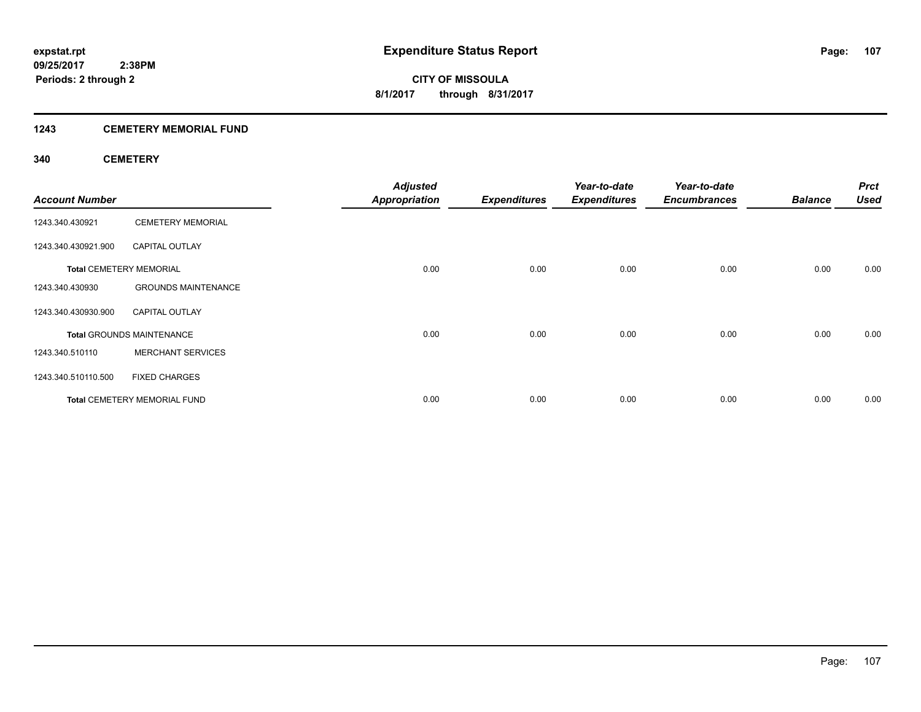# Expenditure Status Report

**expstat.rpt**
**09/25/2017 2:38PM**
**Periods: 2 through 2**

**CITY OF MISSOULA**
**8/1/2017 through 8/31/2017**

## 1243 CEMETERY MEMORIAL FUND

### 340 CEMETERY

| Account Number | | Adjusted Appropriation | Expenditures | Year-to-date Expenditures | Year-to-date Encumbrances | Balance | Prct Used |
|---|---|---|---|---|---|---|---|
| 1243.340.430921 | CEMETERY MEMORIAL | | | | | | |
| 1243.340.430921.900 | CAPITAL OUTLAY | | | | | | |
| **Total** CEMETERY MEMORIAL | | 0.00 | 0.00 | 0.00 | 0.00 | 0.00 | 0.00 |
| 1243.340.430930 | GROUNDS MAINTENANCE | | | | | | |
| 1243.340.430930.900 | CAPITAL OUTLAY | | | | | | |
| **Total** GROUNDS MAINTENANCE | | 0.00 | 0.00 | 0.00 | 0.00 | 0.00 | 0.00 |
| 1243.340.510110 | MERCHANT SERVICES | | | | | | |
| 1243.340.510110.500 | FIXED CHARGES | | | | | | |
| **Total** CEMETERY MEMORIAL FUND | | 0.00 | 0.00 | 0.00 | 0.00 | 0.00 | 0.00 |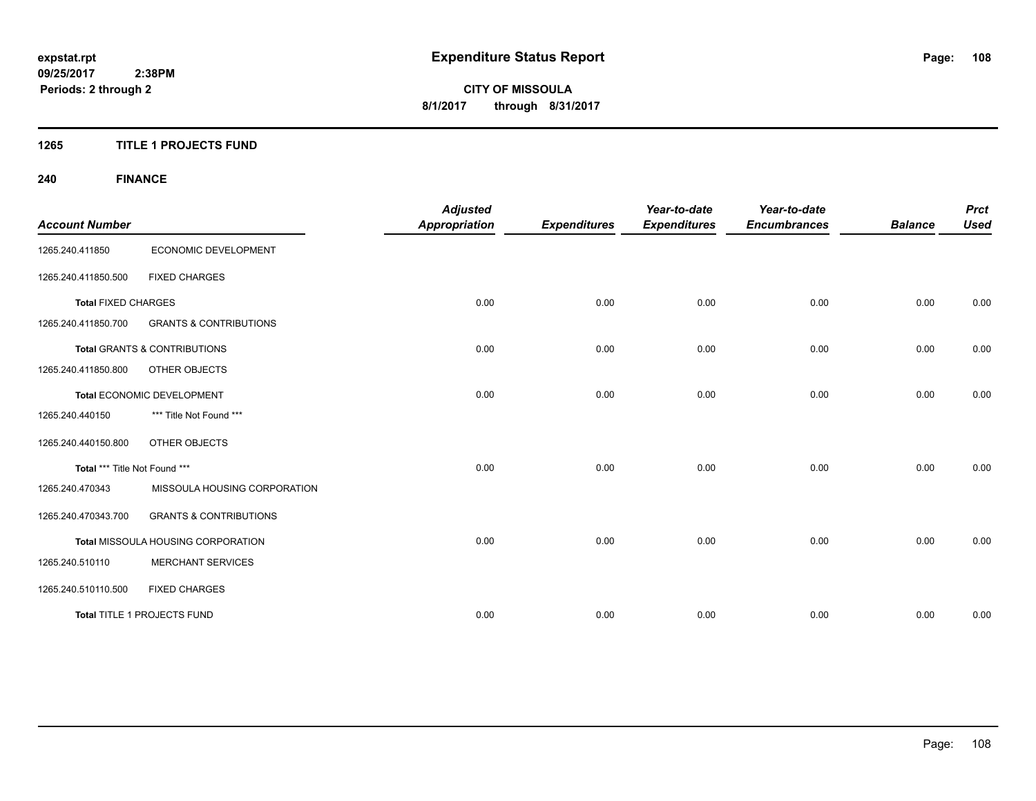# Expenditure Status Report

**expstat.rpt**
**09/25/2017 2:38PM**
**Periods: 2 through 2**

**CITY OF MISSOULA**
**8/1/2017 through 8/31/2017**

## 1265 TITLE 1 PROJECTS FUND

### 240 FINANCE

| Account Number | | Adjusted Appropriation | Expenditures | Year-to-date Expenditures | Year-to-date Encumbrances | Balance | Prct Used |
|---|---|---|---|---|---|---|---|
| 1265.240.411850 | ECONOMIC DEVELOPMENT | | | | | | |
| 1265.240.411850.500 | FIXED CHARGES | | | | | | |
| **Total** FIXED CHARGES | | 0.00 | 0.00 | 0.00 | 0.00 | 0.00 | 0.00 |
| 1265.240.411850.700 | GRANTS & CONTRIBUTIONS | | | | | | |
| **Total** GRANTS & CONTRIBUTIONS | | 0.00 | 0.00 | 0.00 | 0.00 | 0.00 | 0.00 |
| 1265.240.411850.800 | OTHER OBJECTS | | | | | | |
| **Total** ECONOMIC DEVELOPMENT | | 0.00 | 0.00 | 0.00 | 0.00 | 0.00 | 0.00 |
| 1265.240.440150 | *** Title Not Found *** | | | | | | |
| 1265.240.440150.800 | OTHER OBJECTS | | | | | | |
| **Total** *** Title Not Found *** | | 0.00 | 0.00 | 0.00 | 0.00 | 0.00 | 0.00 |
| 1265.240.470343 | MISSOULA HOUSING CORPORATION | | | | | | |
| 1265.240.470343.700 | GRANTS & CONTRIBUTIONS | | | | | | |
| **Total** MISSOULA HOUSING CORPORATION | | 0.00 | 0.00 | 0.00 | 0.00 | 0.00 | 0.00 |
| 1265.240.510110 | MERCHANT SERVICES | | | | | | |
| 1265.240.510110.500 | FIXED CHARGES | | | | | | |
| **Total** TITLE 1 PROJECTS FUND | | 0.00 | 0.00 | 0.00 | 0.00 | 0.00 | 0.00 |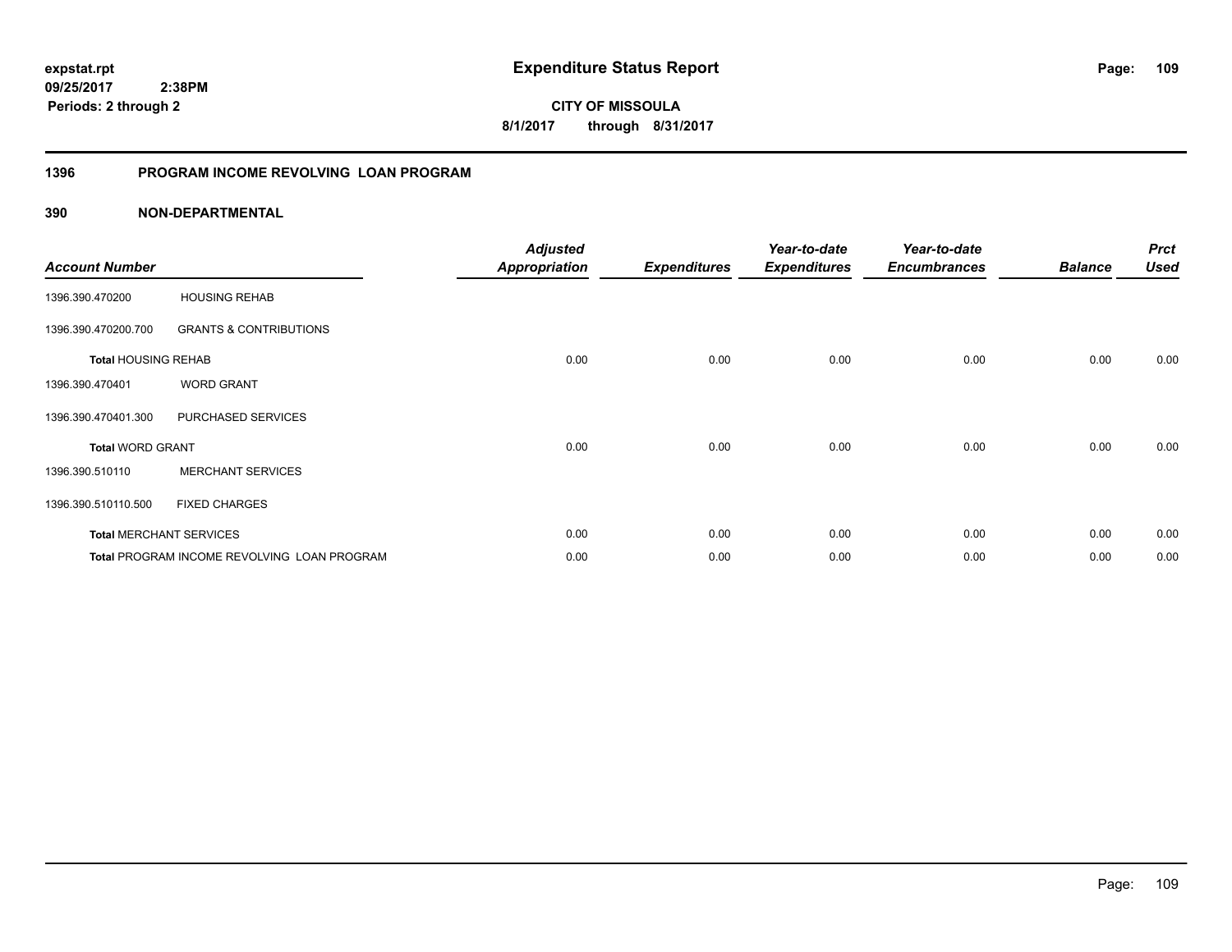**expstat.rpt**
**09/25/2017 2:38PM**
**Periods: 2 through 2**

# Expenditure Status Report

**CITY OF MISSOULA**
**8/1/2017 through 8/31/2017**

## 1396 PROGRAM INCOME REVOLVING LOAN PROGRAM

### 390 NON-DEPARTMENTAL

| Account Number | | *Adjusted Appropriation* | *Expenditures* | *Year-to-date Expenditures* | *Year-to-date Encumbrances* | *Balance* | *Prct Used* |
|---|---|---|---|---|---|---|---|
| 1396.390.470200 | HOUSING REHAB | | | | | | |
| 1396.390.470200.700 | GRANTS & CONTRIBUTIONS | | | | | | |
| **Total** HOUSING REHAB | | 0.00 | 0.00 | 0.00 | 0.00 | 0.00 | 0.00 |
| 1396.390.470401 | WORD GRANT | | | | | | |
| 1396.390.470401.300 | PURCHASED SERVICES | | | | | | |
| **Total** WORD GRANT | | 0.00 | 0.00 | 0.00 | 0.00 | 0.00 | 0.00 |
| 1396.390.510110 | MERCHANT SERVICES | | | | | | |
| 1396.390.510110.500 | FIXED CHARGES | | | | | | |
| **Total** MERCHANT SERVICES | | 0.00 | 0.00 | 0.00 | 0.00 | 0.00 | 0.00 |
| **Total** PROGRAM INCOME REVOLVING LOAN PROGRAM | | 0.00 | 0.00 | 0.00 | 0.00 | 0.00 | 0.00 |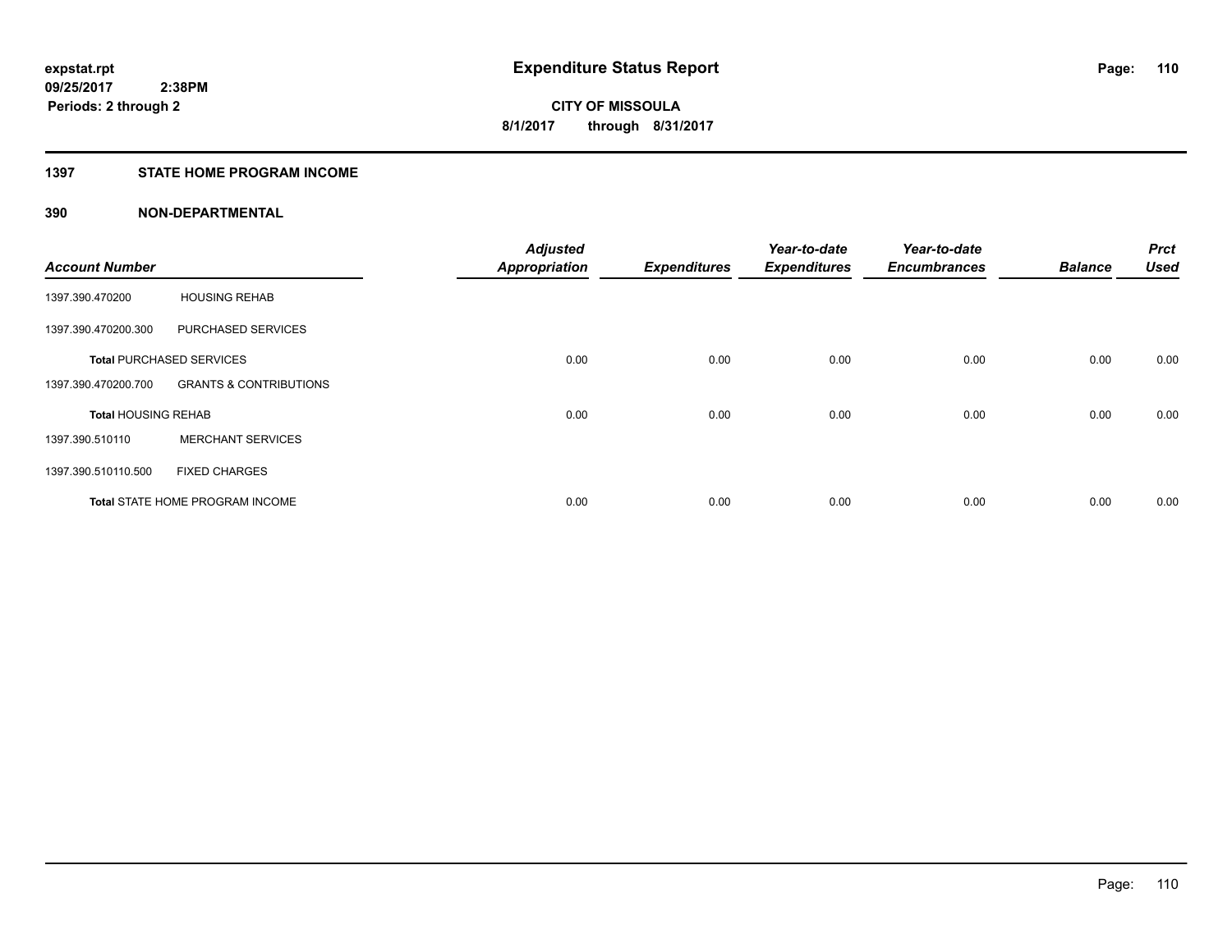**expstat.rpt**
**09/25/2017 2:38PM**
**Periods: 2 through 2**

# Expenditure Status Report

**CITY OF MISSOULA**
**8/1/2017 through 8/31/2017**

## 1397 STATE HOME PROGRAM INCOME

### 390 NON-DEPARTMENTAL

| Account Number | | Adjusted Appropriation | Expenditures | Year-to-date Expenditures | Year-to-date Encumbrances | Balance | Prct Used |
|---|---|---|---|---|---|---|---|
| 1397.390.470200 | HOUSING REHAB | | | | | | |
| 1397.390.470200.300 | PURCHASED SERVICES | | | | | | |
| **Total** PURCHASED SERVICES | | 0.00 | 0.00 | 0.00 | 0.00 | 0.00 | 0.00 |
| 1397.390.470200.700 | GRANTS & CONTRIBUTIONS | | | | | | |
| **Total** HOUSING REHAB | | 0.00 | 0.00 | 0.00 | 0.00 | 0.00 | 0.00 |
| 1397.390.510110 | MERCHANT SERVICES | | | | | | |
| 1397.390.510110.500 | FIXED CHARGES | | | | | | |
| **Total** STATE HOME PROGRAM INCOME | | 0.00 | 0.00 | 0.00 | 0.00 | 0.00 | 0.00 |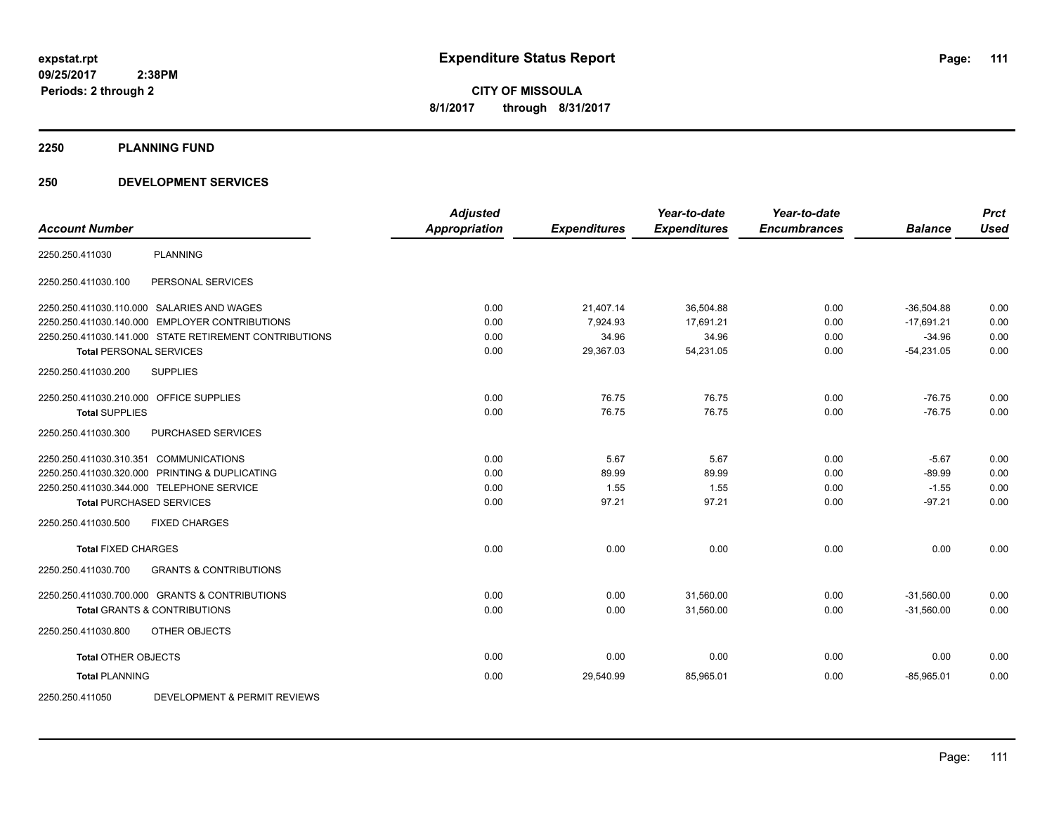**expstat.rpt**
**09/25/2017 2:38PM**
**Periods: 2 through 2**

# Expenditure Status Report

**CITY OF MISSOULA**
**8/1/2017 through 8/31/2017**

## 2250 PLANNING FUND

## 250 DEVELOPMENT SERVICES

| Account Number | | Adjusted Appropriation | Expenditures | Year-to-date Expenditures | Year-to-date Encumbrances | Balance | Prct Used |
|---|---|---|---|---|---|---|---|
| 2250.250.411030 | PLANNING | | | | | | |
| 2250.250.411030.100 | PERSONAL SERVICES | | | | | | |
| 2250.250.411030.110.000 | SALARIES AND WAGES | 0.00 | 21,407.14 | 36,504.88 | 0.00 | -36,504.88 | 0.00 |
| 2250.250.411030.140.000 | EMPLOYER CONTRIBUTIONS | 0.00 | 7,924.93 | 17,691.21 | 0.00 | -17,691.21 | 0.00 |
| 2250.250.411030.141.000 | STATE RETIREMENT CONTRIBUTIONS | 0.00 | 34.96 | 34.96 | 0.00 | -34.96 | 0.00 |
| **Total** PERSONAL SERVICES | | 0.00 | 29,367.03 | 54,231.05 | 0.00 | -54,231.05 | 0.00 |
| 2250.250.411030.200 | SUPPLIES | | | | | | |
| 2250.250.411030.210.000 | OFFICE SUPPLIES | 0.00 | 76.75 | 76.75 | 0.00 | -76.75 | 0.00 |
| **Total** SUPPLIES | | 0.00 | 76.75 | 76.75 | 0.00 | -76.75 | 0.00 |
| 2250.250.411030.300 | PURCHASED SERVICES | | | | | | |
| 2250.250.411030.310.351 | COMMUNICATIONS | 0.00 | 5.67 | 5.67 | 0.00 | -5.67 | 0.00 |
| 2250.250.411030.320.000 | PRINTING & DUPLICATING | 0.00 | 89.99 | 89.99 | 0.00 | -89.99 | 0.00 |
| 2250.250.411030.344.000 | TELEPHONE SERVICE | 0.00 | 1.55 | 1.55 | 0.00 | -1.55 | 0.00 |
| **Total** PURCHASED SERVICES | | 0.00 | 97.21 | 97.21 | 0.00 | -97.21 | 0.00 |
| 2250.250.411030.500 | FIXED CHARGES | | | | | | |
| **Total** FIXED CHARGES | | 0.00 | 0.00 | 0.00 | 0.00 | 0.00 | 0.00 |
| 2250.250.411030.700 | GRANTS & CONTRIBUTIONS | | | | | | |
| 2250.250.411030.700.000 | GRANTS & CONTRIBUTIONS | 0.00 | 0.00 | 31,560.00 | 0.00 | -31,560.00 | 0.00 |
| **Total** GRANTS & CONTRIBUTIONS | | 0.00 | 0.00 | 31,560.00 | 0.00 | -31,560.00 | 0.00 |
| 2250.250.411030.800 | OTHER OBJECTS | | | | | | |
| **Total** OTHER OBJECTS | | 0.00 | 0.00 | 0.00 | 0.00 | 0.00 | 0.00 |
| **Total** PLANNING | | 0.00 | 29,540.99 | 85,965.01 | 0.00 | -85,965.01 | 0.00 |
| 2250.250.411050 | DEVELOPMENT & PERMIT REVIEWS | | | | | | |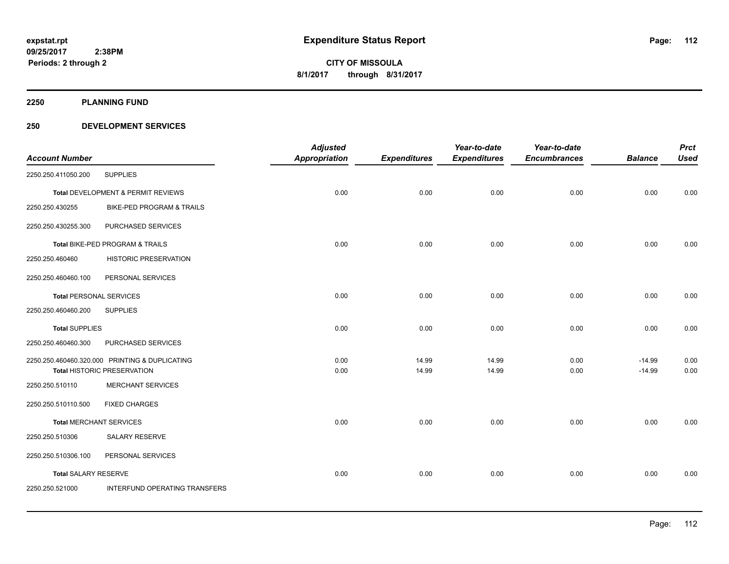**expstat.rpt**
**09/25/2017 2:38PM**
**Periods: 2 through 2**

# Expenditure Status Report

**CITY OF MISSOULA**
**8/1/2017 through 8/31/2017**

## 2250 PLANNING FUND

## 250 DEVELOPMENT SERVICES

| Account Number | | Adjusted Appropriation | Expenditures | Year-to-date Expenditures | Year-to-date Encumbrances | Balance | Prct Used |
|---|---|---|---|---|---|---|---|
| 2250.250.411050.200 | SUPPLIES | | | | | | |
| **Total** DEVELOPMENT & PERMIT REVIEWS | | 0.00 | 0.00 | 0.00 | 0.00 | 0.00 | 0.00 |
| 2250.250.430255 | BIKE-PED PROGRAM & TRAILS | | | | | | |
| 2250.250.430255.300 | PURCHASED SERVICES | | | | | | |
| **Total** BIKE-PED PROGRAM & TRAILS | | 0.00 | 0.00 | 0.00 | 0.00 | 0.00 | 0.00 |
| 2250.250.460460 | HISTORIC PRESERVATION | | | | | | |
| 2250.250.460460.100 | PERSONAL SERVICES | | | | | | |
| **Total** PERSONAL SERVICES | | 0.00 | 0.00 | 0.00 | 0.00 | 0.00 | 0.00 |
| 2250.250.460460.200 | SUPPLIES | | | | | | |
| **Total** SUPPLIES | | 0.00 | 0.00 | 0.00 | 0.00 | 0.00 | 0.00 |
| 2250.250.460460.300 | PURCHASED SERVICES | | | | | | |
| 2250.250.460460.320.000 | PRINTING & DUPLICATING | 0.00 | 14.99 | 14.99 | 0.00 | -14.99 | 0.00 |
| **Total** HISTORIC PRESERVATION | | 0.00 | 14.99 | 14.99 | 0.00 | -14.99 | 0.00 |
| 2250.250.510110 | MERCHANT SERVICES | | | | | | |
| 2250.250.510110.500 | FIXED CHARGES | | | | | | |
| **Total** MERCHANT SERVICES | | 0.00 | 0.00 | 0.00 | 0.00 | 0.00 | 0.00 |
| 2250.250.510306 | SALARY RESERVE | | | | | | |
| 2250.250.510306.100 | PERSONAL SERVICES | | | | | | |
| **Total** SALARY RESERVE | | 0.00 | 0.00 | 0.00 | 0.00 | 0.00 | 0.00 |
| 2250.250.521000 | INTERFUND OPERATING TRANSFERS | | | | | | |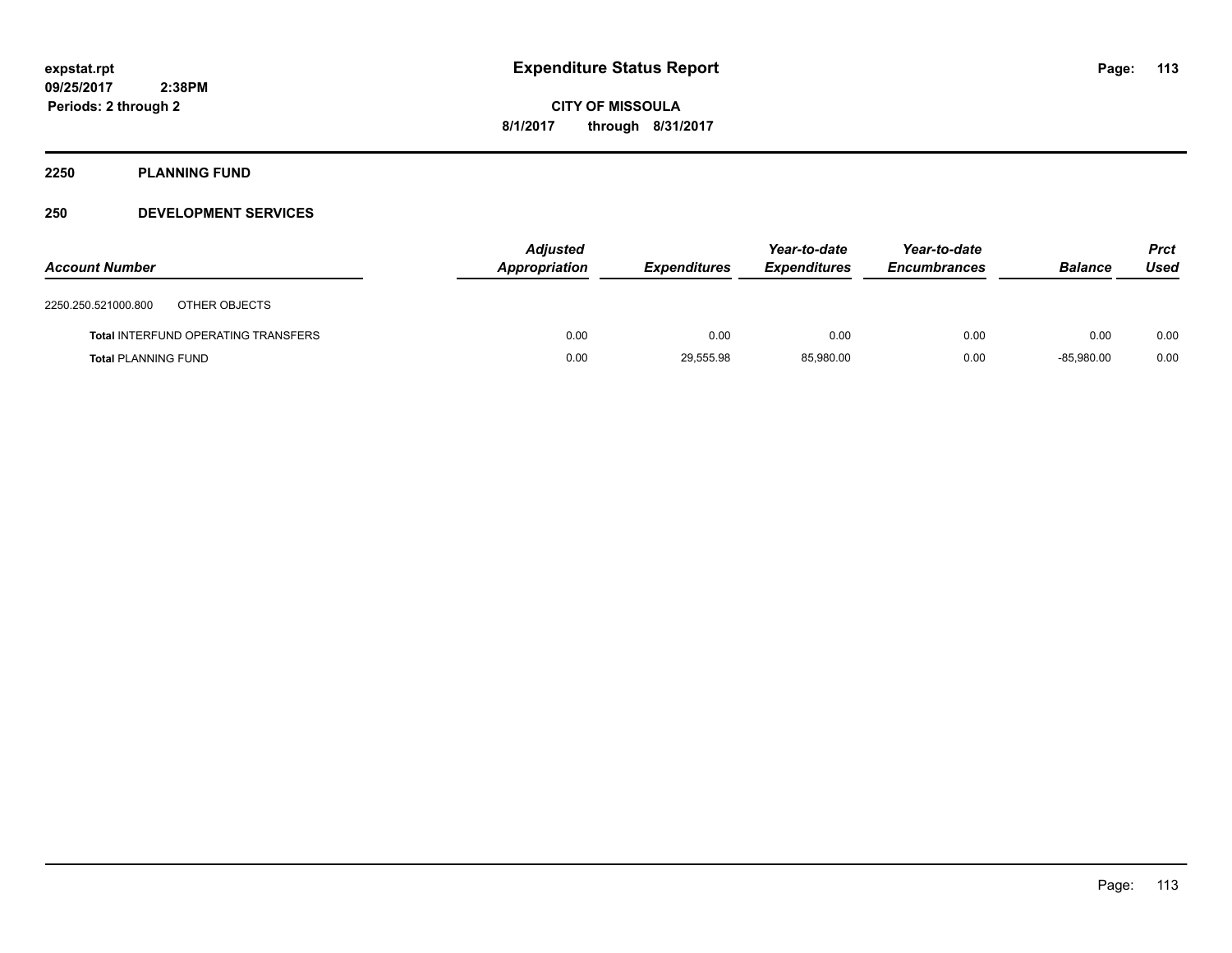**Expenditure Status Report**

**CITY OF MISSOULA**

**8/1/2017 through 8/31/2017**

expstat.rpt
09/25/2017 2:38PM
Periods: 2 through 2

## 2250 PLANNING FUND

## 250 DEVELOPMENT SERVICES

| Account Number | | Adjusted Appropriation | Expenditures | Year-to-date Expenditures | Year-to-date Encumbrances | Balance | Prct Used |
|---|---|---|---|---|---|---|---|
| 2250.250.521000.800 | OTHER OBJECTS | | | | | | |
| **Total** INTERFUND OPERATING TRANSFERS | | 0.00 | 0.00 | 0.00 | 0.00 | 0.00 | 0.00 |
| **Total** PLANNING FUND | | 0.00 | 29,555.98 | 85,980.00 | 0.00 | -85,980.00 | 0.00 |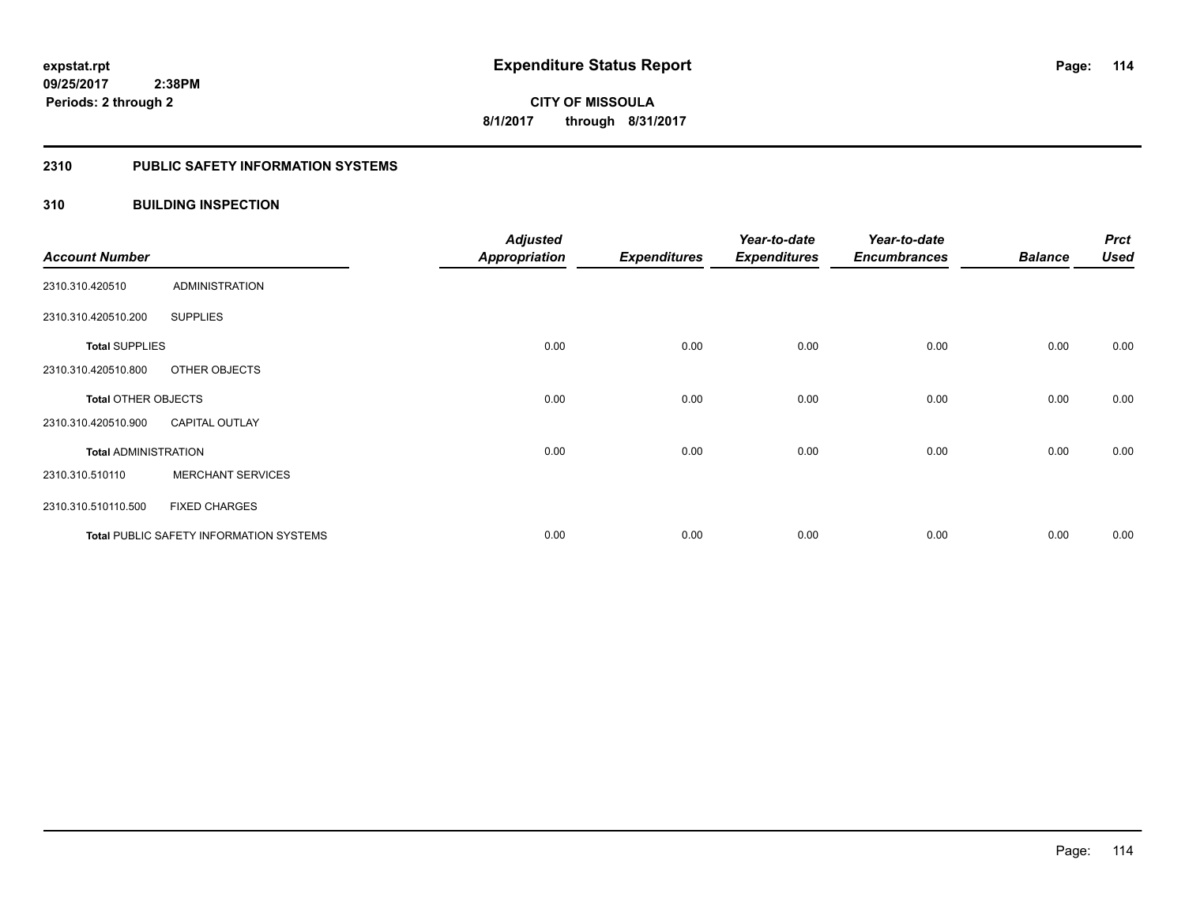**expstat.rpt**
**09/25/2017 2:38PM**
**Periods: 2 through 2**

# Expenditure Status Report

**CITY OF MISSOULA**
**8/1/2017 through 8/31/2017**

## 2310 PUBLIC SAFETY INFORMATION SYSTEMS

## 310 BUILDING INSPECTION

| Account Number | | Adjusted Appropriation | Expenditures | Year-to-date Expenditures | Year-to-date Encumbrances | Balance | Prct Used |
|---|---|---|---|---|---|---|---|
| 2310.310.420510 | ADMINISTRATION | | | | | | |
| 2310.310.420510.200 | SUPPLIES | | | | | | |
| **Total** SUPPLIES | | 0.00 | 0.00 | 0.00 | 0.00 | 0.00 | 0.00 |
| 2310.310.420510.800 | OTHER OBJECTS | | | | | | |
| **Total** OTHER OBJECTS | | 0.00 | 0.00 | 0.00 | 0.00 | 0.00 | 0.00 |
| 2310.310.420510.900 | CAPITAL OUTLAY | | | | | | |
| **Total** ADMINISTRATION | | 0.00 | 0.00 | 0.00 | 0.00 | 0.00 | 0.00 |
| 2310.310.510110 | MERCHANT SERVICES | | | | | | |
| 2310.310.510110.500 | FIXED CHARGES | | | | | | |
| **Total** PUBLIC SAFETY INFORMATION SYSTEMS | | 0.00 | 0.00 | 0.00 | 0.00 | 0.00 | 0.00 |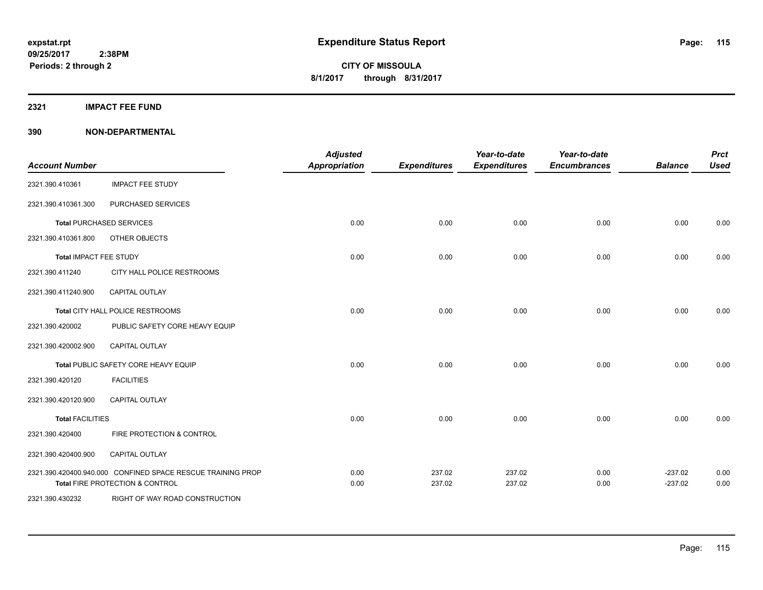**expstat.rpt**
**09/25/2017 2:38PM**
**Periods: 2 through 2**

# Expenditure Status Report

**CITY OF MISSOULA**
**8/1/2017 through 8/31/2017**

## 2321 IMPACT FEE FUND

## 390 NON-DEPARTMENTAL

| Account Number | | Adjusted Appropriation | Expenditures | Year-to-date Expenditures | Year-to-date Encumbrances | Balance | Prct Used |
|---|---|---|---|---|---|---|---|
| 2321.390.410361 | IMPACT FEE STUDY | | | | | | |
| 2321.390.410361.300 | PURCHASED SERVICES | | | | | | |
| **Total** PURCHASED SERVICES | | 0.00 | 0.00 | 0.00 | 0.00 | 0.00 | 0.00 |
| 2321.390.410361.800 | OTHER OBJECTS | | | | | | |
| **Total** IMPACT FEE STUDY | | 0.00 | 0.00 | 0.00 | 0.00 | 0.00 | 0.00 |
| 2321.390.411240 | CITY HALL POLICE RESTROOMS | | | | | | |
| 2321.390.411240.900 | CAPITAL OUTLAY | | | | | | |
| **Total** CITY HALL POLICE RESTROOMS | | 0.00 | 0.00 | 0.00 | 0.00 | 0.00 | 0.00 |
| 2321.390.420002 | PUBLIC SAFETY CORE HEAVY EQUIP | | | | | | |
| 2321.390.420002.900 | CAPITAL OUTLAY | | | | | | |
| **Total** PUBLIC SAFETY CORE HEAVY EQUIP | | 0.00 | 0.00 | 0.00 | 0.00 | 0.00 | 0.00 |
| 2321.390.420120 | FACILITIES | | | | | | |
| 2321.390.420120.900 | CAPITAL OUTLAY | | | | | | |
| **Total** FACILITIES | | 0.00 | 0.00 | 0.00 | 0.00 | 0.00 | 0.00 |
| 2321.390.420400 | FIRE PROTECTION & CONTROL | | | | | | |
| 2321.390.420400.900 | CAPITAL OUTLAY | | | | | | |
| 2321.390.420400.940.000 | CONFINED SPACE RESCUE TRAINING PROP | 0.00 | 237.02 | 237.02 | 0.00 | -237.02 | 0.00 |
| **Total** FIRE PROTECTION & CONTROL | | 0.00 | 237.02 | 237.02 | 0.00 | -237.02 | 0.00 |
| 2321.390.430232 | RIGHT OF WAY ROAD CONSTRUCTION | | | | | | |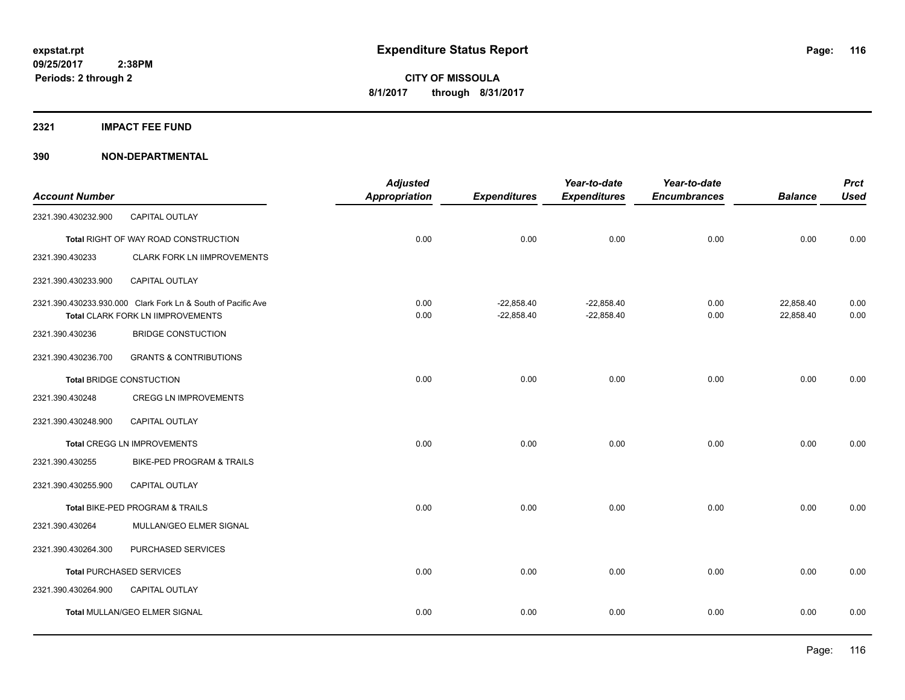expstat.rpt
09/25/2017 2:38PM
Periods: 2 through 2

# Expenditure Status Report

**CITY OF MISSOULA**
**8/1/2017 through 8/31/2017**

## 2321 IMPACT FEE FUND

## 390 NON-DEPARTMENTAL

| Account Number | | Adjusted Appropriation | Expenditures | Year-to-date Expenditures | Year-to-date Encumbrances | Balance | Prct Used |
|---|---|---|---|---|---|---|---|
| 2321.390.430232.900 | CAPITAL OUTLAY | | | | | | |
| **Total** RIGHT OF WAY ROAD CONSTRUCTION | | 0.00 | 0.00 | 0.00 | 0.00 | 0.00 | 0.00 |
| 2321.390.430233 | CLARK FORK LN IIMPROVEMENTS | | | | | | |
| 2321.390.430233.900 | CAPITAL OUTLAY | | | | | | |
| 2321.390.430233.930.000 | Clark Fork Ln & South of Pacific Ave | 0.00 | -22,858.40 | -22,858.40 | 0.00 | 22,858.40 | 0.00 |
| **Total** CLARK FORK LN IIMPROVEMENTS | | 0.00 | -22,858.40 | -22,858.40 | 0.00 | 22,858.40 | 0.00 |
| 2321.390.430236 | BRIDGE CONSTUCTION | | | | | | |
| 2321.390.430236.700 | GRANTS & CONTRIBUTIONS | | | | | | |
| **Total** BRIDGE CONSTUCTION | | 0.00 | 0.00 | 0.00 | 0.00 | 0.00 | 0.00 |
| 2321.390.430248 | CREGG LN IMPROVEMENTS | | | | | | |
| 2321.390.430248.900 | CAPITAL OUTLAY | | | | | | |
| **Total** CREGG LN IMPROVEMENTS | | 0.00 | 0.00 | 0.00 | 0.00 | 0.00 | 0.00 |
| 2321.390.430255 | BIKE-PED PROGRAM & TRAILS | | | | | | |
| 2321.390.430255.900 | CAPITAL OUTLAY | | | | | | |
| **Total** BIKE-PED PROGRAM & TRAILS | | 0.00 | 0.00 | 0.00 | 0.00 | 0.00 | 0.00 |
| 2321.390.430264 | MULLAN/GEO ELMER SIGNAL | | | | | | |
| 2321.390.430264.300 | PURCHASED SERVICES | | | | | | |
| **Total** PURCHASED SERVICES | | 0.00 | 0.00 | 0.00 | 0.00 | 0.00 | 0.00 |
| 2321.390.430264.900 | CAPITAL OUTLAY | | | | | | |
| **Total** MULLAN/GEO ELMER SIGNAL | | 0.00 | 0.00 | 0.00 | 0.00 | 0.00 | 0.00 |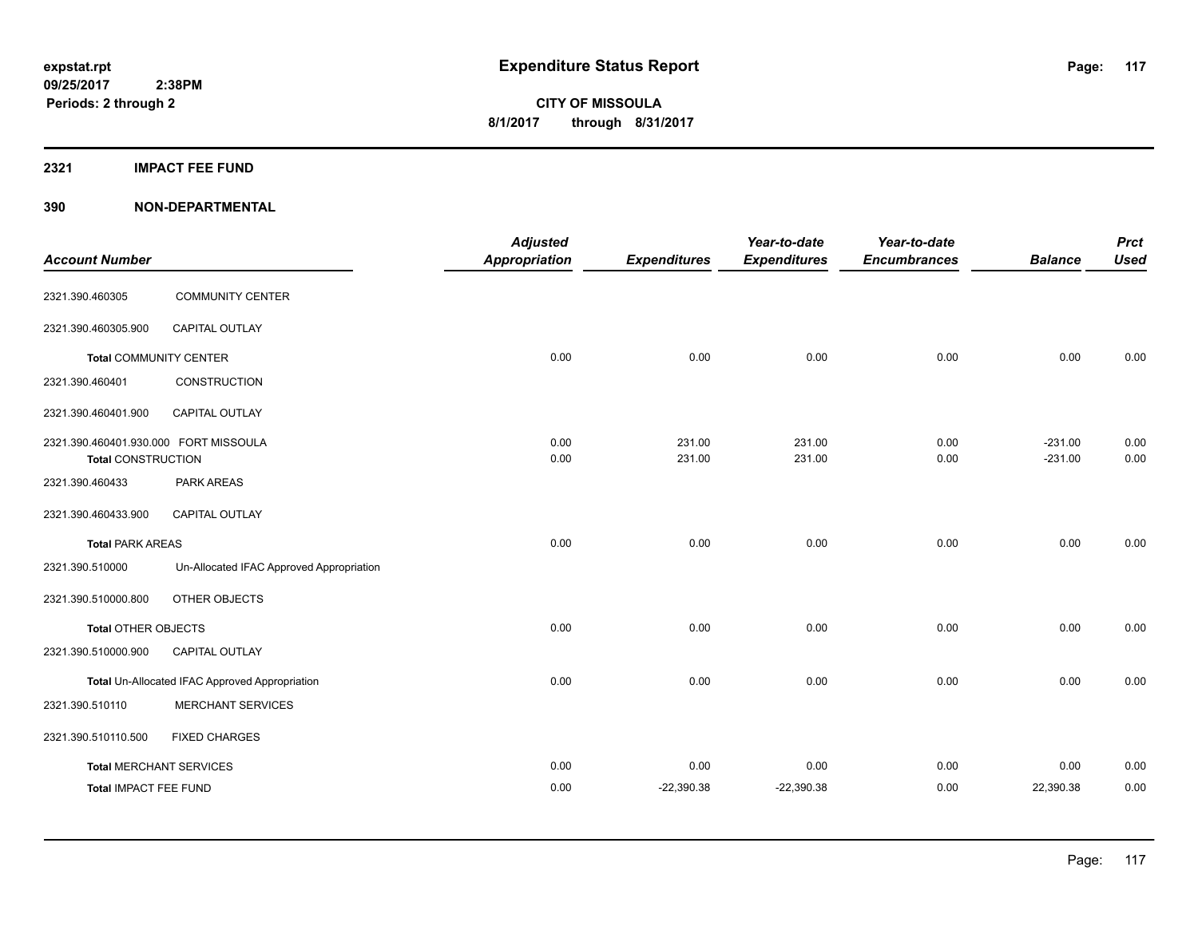# Expenditure Status Report

**CITY OF MISSOULA**
**8/1/2017 through 8/31/2017**

expstat.rpt
09/25/2017 2:38PM
Periods: 2 through 2

## 2321 IMPACT FEE FUND

### 390 NON-DEPARTMENTAL

| Account Number | | Adjusted Appropriation | Expenditures | Year-to-date Expenditures | Year-to-date Encumbrances | Balance | Prct Used |
|---|---|---|---|---|---|---|---|
| 2321.390.460305 | COMMUNITY CENTER | | | | | | |
| 2321.390.460305.900 | CAPITAL OUTLAY | | | | | | |
| **Total** COMMUNITY CENTER | | 0.00 | 0.00 | 0.00 | 0.00 | 0.00 | 0.00 |
| 2321.390.460401 | CONSTRUCTION | | | | | | |
| 2321.390.460401.900 | CAPITAL OUTLAY | | | | | | |
| 2321.390.460401.930.000 | FORT MISSOULA | 0.00 | 231.00 | 231.00 | 0.00 | -231.00 | 0.00 |
| **Total** CONSTRUCTION | | 0.00 | 231.00 | 231.00 | 0.00 | -231.00 | 0.00 |
| 2321.390.460433 | PARK AREAS | | | | | | |
| 2321.390.460433.900 | CAPITAL OUTLAY | | | | | | |
| **Total** PARK AREAS | | 0.00 | 0.00 | 0.00 | 0.00 | 0.00 | 0.00 |
| 2321.390.510000 | Un-Allocated IFAC Approved Appropriation | | | | | | |
| 2321.390.510000.800 | OTHER OBJECTS | | | | | | |
| **Total** OTHER OBJECTS | | 0.00 | 0.00 | 0.00 | 0.00 | 0.00 | 0.00 |
| 2321.390.510000.900 | CAPITAL OUTLAY | | | | | | |
| **Total** Un-Allocated IFAC Approved Appropriation | | 0.00 | 0.00 | 0.00 | 0.00 | 0.00 | 0.00 |
| 2321.390.510110 | MERCHANT SERVICES | | | | | | |
| 2321.390.510110.500 | FIXED CHARGES | | | | | | |
| **Total** MERCHANT SERVICES | | 0.00 | 0.00 | 0.00 | 0.00 | 0.00 | 0.00 |
| **Total** IMPACT FEE FUND | | 0.00 | -22,390.38 | -22,390.38 | 0.00 | 22,390.38 | 0.00 |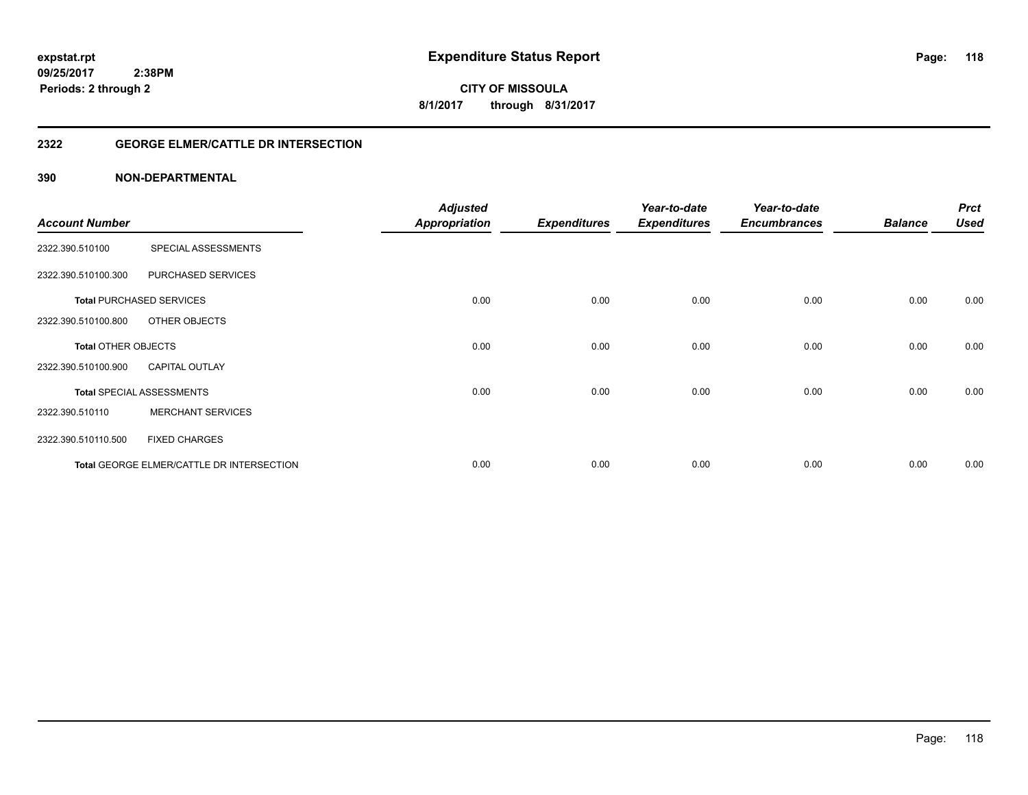**expstat.rpt**
**09/25/2017 2:38PM**
**Periods: 2 through 2**

# Expenditure Status Report

**CITY OF MISSOULA**
**8/1/2017 through 8/31/2017**

## 2322 GEORGE ELMER/CATTLE DR INTERSECTION

## 390 NON-DEPARTMENTAL

| Account Number | | Adjusted Appropriation | Expenditures | Year-to-date Expenditures | Year-to-date Encumbrances | Balance | Prct Used |
|---|---|---|---|---|---|---|---|
| 2322.390.510100 | SPECIAL ASSESSMENTS | | | | | | |
| 2322.390.510100.300 | PURCHASED SERVICES | | | | | | |
| **Total** PURCHASED SERVICES | | 0.00 | 0.00 | 0.00 | 0.00 | 0.00 | 0.00 |
| 2322.390.510100.800 | OTHER OBJECTS | | | | | | |
| **Total** OTHER OBJECTS | | 0.00 | 0.00 | 0.00 | 0.00 | 0.00 | 0.00 |
| 2322.390.510100.900 | CAPITAL OUTLAY | | | | | | |
| **Total** SPECIAL ASSESSMENTS | | 0.00 | 0.00 | 0.00 | 0.00 | 0.00 | 0.00 |
| 2322.390.510110 | MERCHANT SERVICES | | | | | | |
| 2322.390.510110.500 | FIXED CHARGES | | | | | | |
| **Total** GEORGE ELMER/CATTLE DR INTERSECTION | | 0.00 | 0.00 | 0.00 | 0.00 | 0.00 | 0.00 |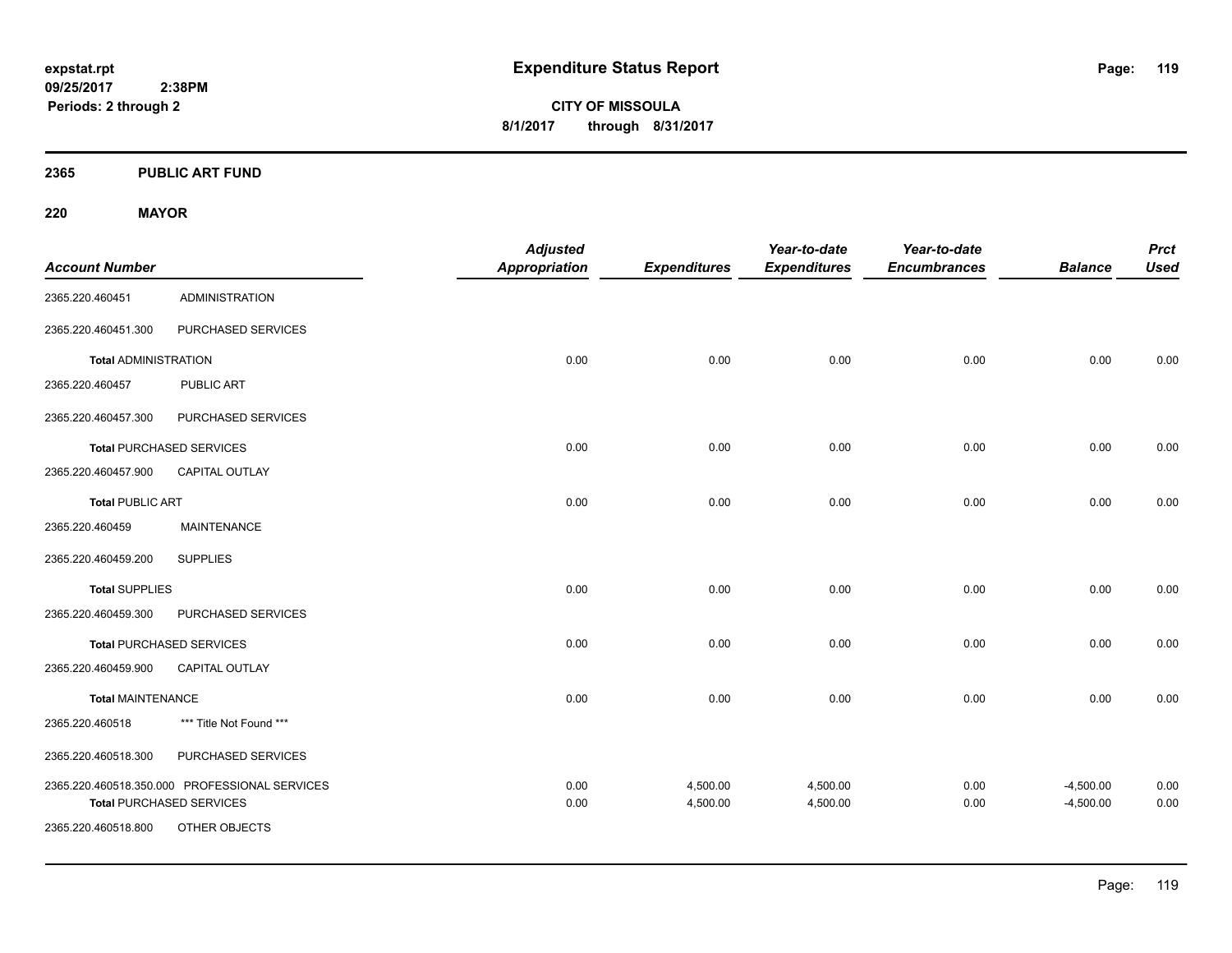expstat.rpt
09/25/2017 2:38PM
Periods: 2 through 2

# Expenditure Status Report

**CITY OF MISSOULA**
**8/1/2017 through 8/31/2017**

## 2365 PUBLIC ART FUND

### 220 MAYOR

| Account Number | | Adjusted Appropriation | Expenditures | Year-to-date Expenditures | Year-to-date Encumbrances | Balance | Prct Used |
|---|---|---|---|---|---|---|---|
| 2365.220.460451 | ADMINISTRATION | | | | | | |
| 2365.220.460451.300 | PURCHASED SERVICES | | | | | | |
| **Total** ADMINISTRATION | | 0.00 | 0.00 | 0.00 | 0.00 | 0.00 | 0.00 |
| 2365.220.460457 | PUBLIC ART | | | | | | |
| 2365.220.460457.300 | PURCHASED SERVICES | | | | | | |
| **Total** PURCHASED SERVICES | | 0.00 | 0.00 | 0.00 | 0.00 | 0.00 | 0.00 |
| 2365.220.460457.900 | CAPITAL OUTLAY | | | | | | |
| **Total** PUBLIC ART | | 0.00 | 0.00 | 0.00 | 0.00 | 0.00 | 0.00 |
| 2365.220.460459 | MAINTENANCE | | | | | | |
| 2365.220.460459.200 | SUPPLIES | | | | | | |
| **Total** SUPPLIES | | 0.00 | 0.00 | 0.00 | 0.00 | 0.00 | 0.00 |
| 2365.220.460459.300 | PURCHASED SERVICES | | | | | | |
| **Total** PURCHASED SERVICES | | 0.00 | 0.00 | 0.00 | 0.00 | 0.00 | 0.00 |
| 2365.220.460459.900 | CAPITAL OUTLAY | | | | | | |
| **Total** MAINTENANCE | | 0.00 | 0.00 | 0.00 | 0.00 | 0.00 | 0.00 |
| 2365.220.460518 | *** Title Not Found *** | | | | | | |
| 2365.220.460518.300 | PURCHASED SERVICES | | | | | | |
| 2365.220.460518.350.000 | PROFESSIONAL SERVICES | 0.00 | 4,500.00 | 4,500.00 | 0.00 | -4,500.00 | 0.00 |
| **Total** PURCHASED SERVICES | | 0.00 | 4,500.00 | 4,500.00 | 0.00 | -4,500.00 | 0.00 |
| 2365.220.460518.800 | OTHER OBJECTS | | | | | | |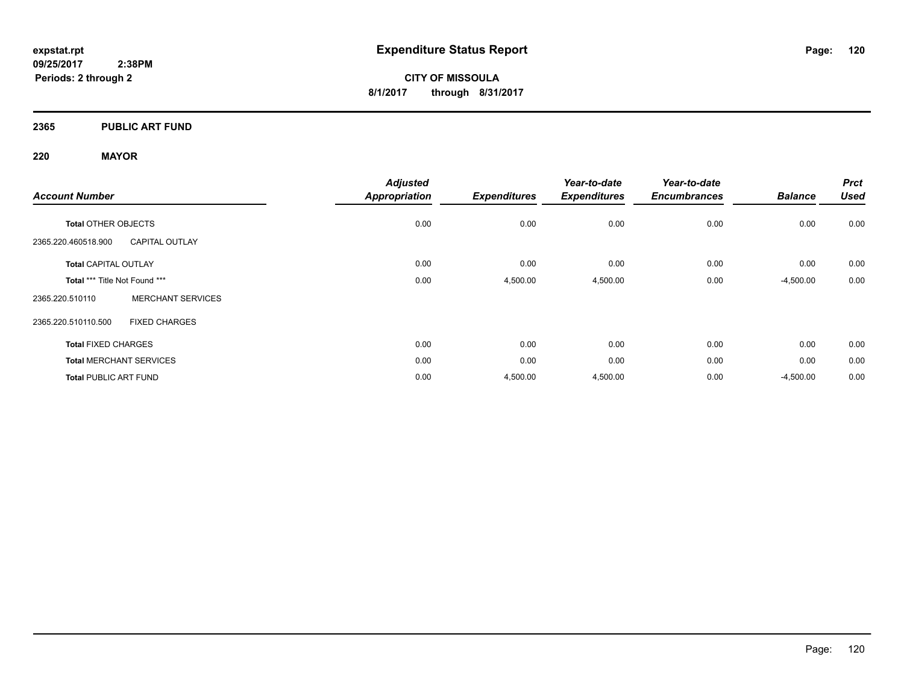# Expenditure Status Report

**CITY OF MISSOULA**
**8/1/2017 through 8/31/2017**

expstat.rpt
09/25/2017 2:38PM
Periods: 2 through 2

## 2365 PUBLIC ART FUND

## 220 MAYOR

| Account Number | | Adjusted Appropriation | Expenditures | Year-to-date Expenditures | Year-to-date Encumbrances | Balance | Prct Used |
|---|---|---|---|---|---|---|---|
| **Total** OTHER OBJECTS | | 0.00 | 0.00 | 0.00 | 0.00 | 0.00 | 0.00 |
| 2365.220.460518.900 | CAPITAL OUTLAY | | | | | | |
| **Total** CAPITAL OUTLAY | | 0.00 | 0.00 | 0.00 | 0.00 | 0.00 | 0.00 |
| **Total** *** Title Not Found *** | | 0.00 | 4,500.00 | 4,500.00 | 0.00 | -4,500.00 | 0.00 |
| 2365.220.510110 | MERCHANT SERVICES | | | | | | |
| 2365.220.510110.500 | FIXED CHARGES | | | | | | |
| **Total** FIXED CHARGES | | 0.00 | 0.00 | 0.00 | 0.00 | 0.00 | 0.00 |
| **Total** MERCHANT SERVICES | | 0.00 | 0.00 | 0.00 | 0.00 | 0.00 | 0.00 |
| **Total** PUBLIC ART FUND | | 0.00 | 4,500.00 | 4,500.00 | 0.00 | -4,500.00 | 0.00 |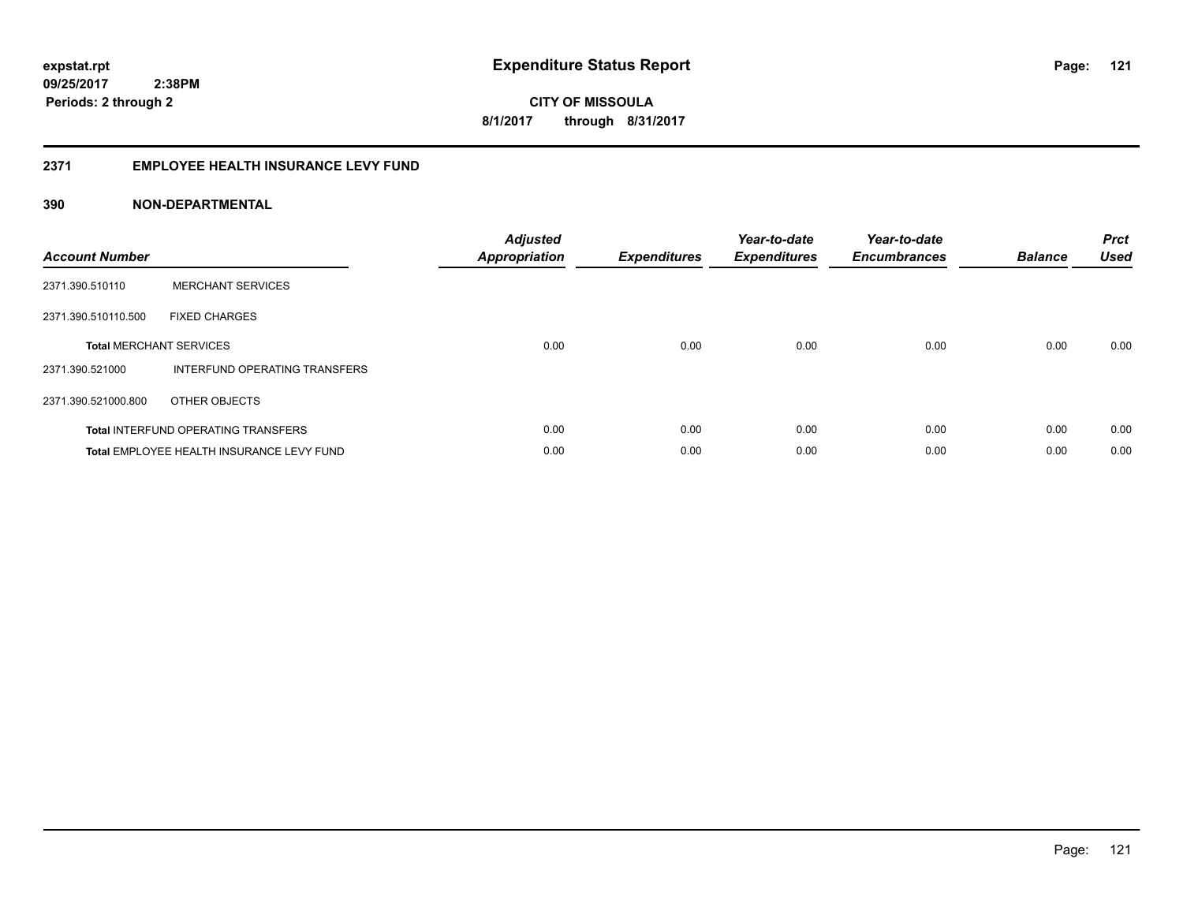**expstat.rpt**
**09/25/2017 2:38PM**
**Periods: 2 through 2**

# Expenditure Status Report

**CITY OF MISSOULA**
**8/1/2017 through 8/31/2017**

## 2371 EMPLOYEE HEALTH INSURANCE LEVY FUND

### 390 NON-DEPARTMENTAL

| Account Number | | Adjusted Appropriation | Expenditures | Year-to-date Expenditures | Year-to-date Encumbrances | Balance | Prct Used |
|---|---|---|---|---|---|---|---|
| 2371.390.510110 | MERCHANT SERVICES | | | | | | |
| 2371.390.510110.500 | FIXED CHARGES | | | | | | |
| **Total** MERCHANT SERVICES | | 0.00 | 0.00 | 0.00 | 0.00 | 0.00 | 0.00 |
| 2371.390.521000 | INTERFUND OPERATING TRANSFERS | | | | | | |
| 2371.390.521000.800 | OTHER OBJECTS | | | | | | |
| **Total** INTERFUND OPERATING TRANSFERS | | 0.00 | 0.00 | 0.00 | 0.00 | 0.00 | 0.00 |
| **Total** EMPLOYEE HEALTH INSURANCE LEVY FUND | | 0.00 | 0.00 | 0.00 | 0.00 | 0.00 | 0.00 |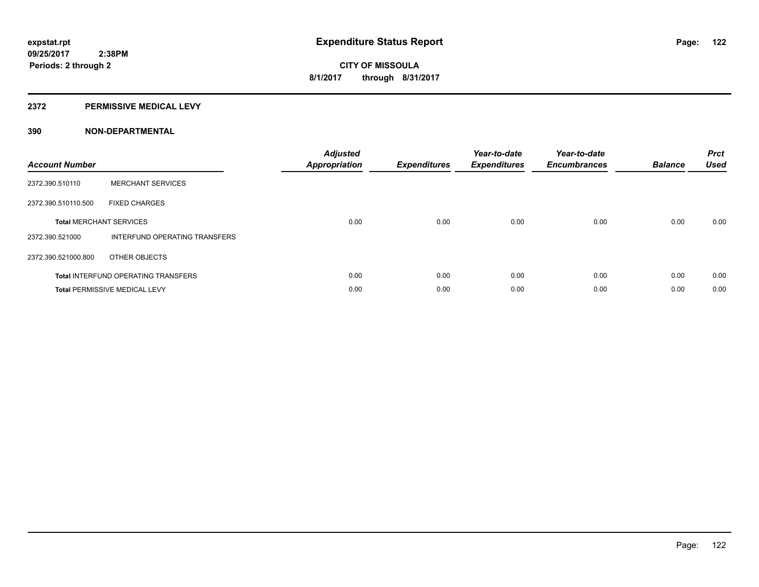# Expenditure Status Report

expstat.rpt
09/25/2017 2:38PM
Periods: 2 through 2

**CITY OF MISSOULA**
**8/1/2017 through 8/31/2017**

## 2372 PERMISSIVE MEDICAL LEVY

## 390 NON-DEPARTMENTAL

| Account Number | | Adjusted Appropriation | Expenditures | Year-to-date Expenditures | Year-to-date Encumbrances | Balance | Prct Used |
|---|---|---|---|---|---|---|---|
| 2372.390.510110 | MERCHANT SERVICES | | | | | | |
| 2372.390.510110.500 | FIXED CHARGES | | | | | | |
| **Total** MERCHANT SERVICES | | 0.00 | 0.00 | 0.00 | 0.00 | 0.00 | 0.00 |
| 2372.390.521000 | INTERFUND OPERATING TRANSFERS | | | | | | |
| 2372.390.521000.800 | OTHER OBJECTS | | | | | | |
| **Total** INTERFUND OPERATING TRANSFERS | | 0.00 | 0.00 | 0.00 | 0.00 | 0.00 | 0.00 |
| **Total** PERMISSIVE MEDICAL LEVY | | 0.00 | 0.00 | 0.00 | 0.00 | 0.00 | 0.00 |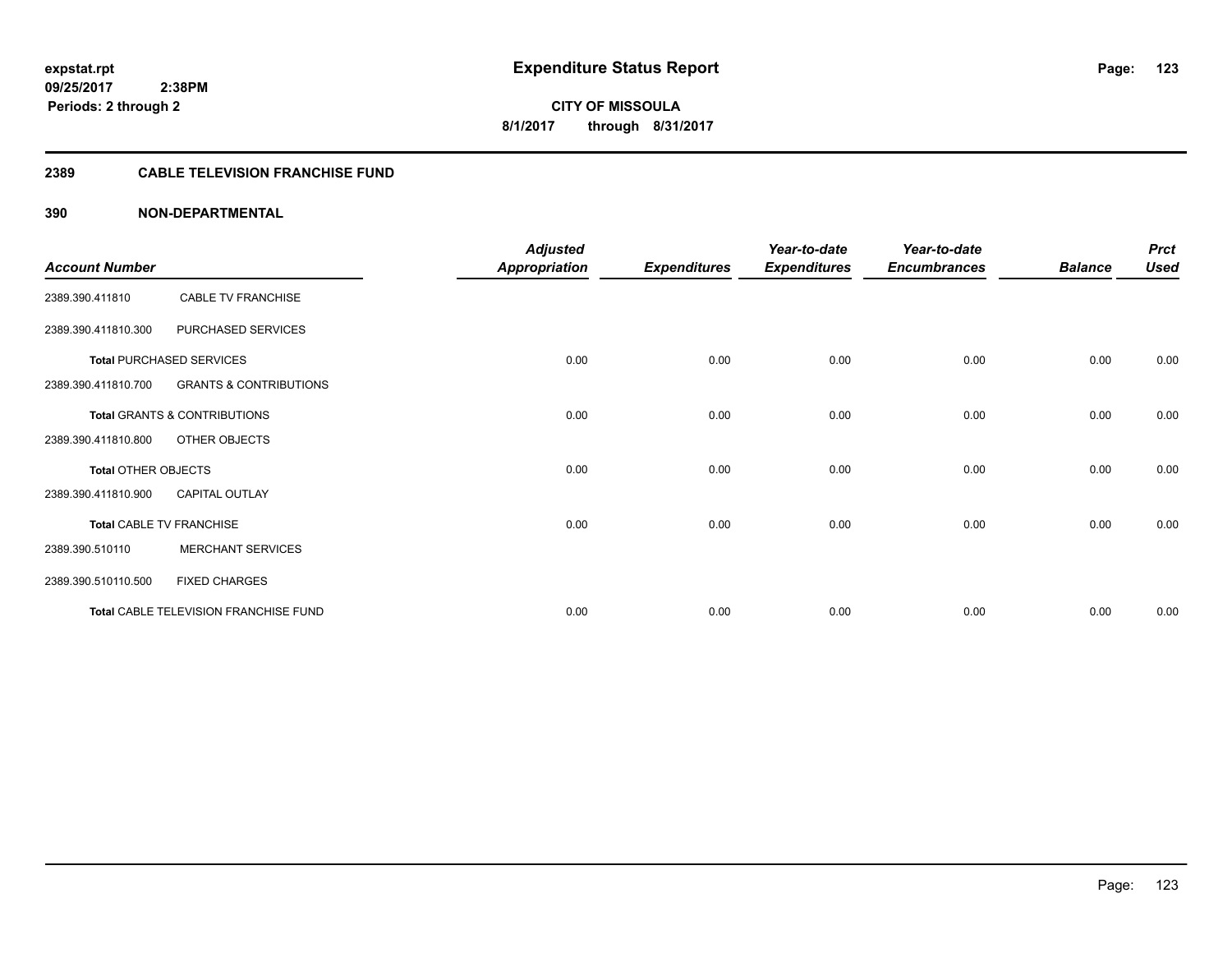**expstat.rpt**
**09/25/2017 2:38PM**
**Periods: 2 through 2**

# Expenditure Status Report

**CITY OF MISSOULA**
**8/1/2017 through 8/31/2017**

## 2389 CABLE TELEVISION FRANCHISE FUND

### 390 NON-DEPARTMENTAL

| Account Number | | Adjusted Appropriation | Expenditures | Year-to-date Expenditures | Year-to-date Encumbrances | Balance | Prct Used |
|---|---|---|---|---|---|---|---|
| 2389.390.411810 | CABLE TV FRANCHISE | | | | | | |
| 2389.390.411810.300 | PURCHASED SERVICES | | | | | | |
| **Total** PURCHASED SERVICES | | 0.00 | 0.00 | 0.00 | 0.00 | 0.00 | 0.00 |
| 2389.390.411810.700 | GRANTS & CONTRIBUTIONS | | | | | | |
| **Total** GRANTS & CONTRIBUTIONS | | 0.00 | 0.00 | 0.00 | 0.00 | 0.00 | 0.00 |
| 2389.390.411810.800 | OTHER OBJECTS | | | | | | |
| **Total** OTHER OBJECTS | | 0.00 | 0.00 | 0.00 | 0.00 | 0.00 | 0.00 |
| 2389.390.411810.900 | CAPITAL OUTLAY | | | | | | |
| **Total** CABLE TV FRANCHISE | | 0.00 | 0.00 | 0.00 | 0.00 | 0.00 | 0.00 |
| 2389.390.510110 | MERCHANT SERVICES | | | | | | |
| 2389.390.510110.500 | FIXED CHARGES | | | | | | |
| **Total** CABLE TELEVISION FRANCHISE FUND | | 0.00 | 0.00 | 0.00 | 0.00 | 0.00 | 0.00 |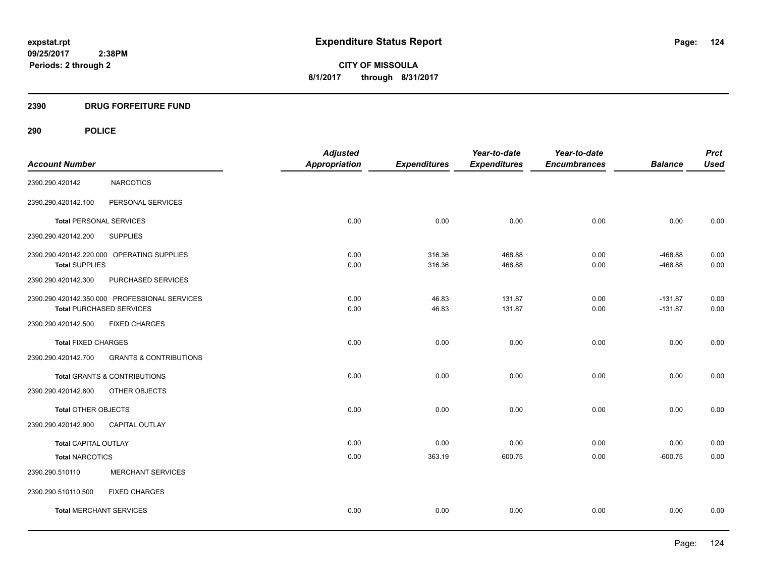# Expenditure Status Report

**CITY OF MISSOULA**
**8/1/2017 through 8/31/2017**

expstat.rpt
09/25/2017 2:38PM
Periods: 2 through 2

## 2390 DRUG FORFEITURE FUND

## 290 POLICE

| Account Number | | Adjusted Appropriation | Expenditures | Year-to-date Expenditures | Year-to-date Encumbrances | Balance | Prct Used |
|---|---|---|---|---|---|---|---|
| 2390.290.420142 | NARCOTICS | | | | | | |
| 2390.290.420142.100 | PERSONAL SERVICES | | | | | | |
| Total PERSONAL SERVICES | | 0.00 | 0.00 | 0.00 | 0.00 | 0.00 | 0.00 |
| 2390.290.420142.200 | SUPPLIES | | | | | | |
| 2390.290.420142.220.000 | OPERATING SUPPLIES | 0.00 | 316.36 | 468.88 | 0.00 | -468.88 | 0.00 |
| Total SUPPLIES | | 0.00 | 316.36 | 468.88 | 0.00 | -468.88 | 0.00 |
| 2390.290.420142.300 | PURCHASED SERVICES | | | | | | |
| 2390.290.420142.350.000 | PROFESSIONAL SERVICES | 0.00 | 46.83 | 131.87 | 0.00 | -131.87 | 0.00 |
| Total PURCHASED SERVICES | | 0.00 | 46.83 | 131.87 | 0.00 | -131.87 | 0.00 |
| 2390.290.420142.500 | FIXED CHARGES | | | | | | |
| Total FIXED CHARGES | | 0.00 | 0.00 | 0.00 | 0.00 | 0.00 | 0.00 |
| 2390.290.420142.700 | GRANTS & CONTRIBUTIONS | | | | | | |
| Total GRANTS & CONTRIBUTIONS | | 0.00 | 0.00 | 0.00 | 0.00 | 0.00 | 0.00 |
| 2390.290.420142.800 | OTHER OBJECTS | | | | | | |
| Total OTHER OBJECTS | | 0.00 | 0.00 | 0.00 | 0.00 | 0.00 | 0.00 |
| 2390.290.420142.900 | CAPITAL OUTLAY | | | | | | |
| Total CAPITAL OUTLAY | | 0.00 | 0.00 | 0.00 | 0.00 | 0.00 | 0.00 |
| Total NARCOTICS | | 0.00 | 363.19 | 600.75 | 0.00 | -600.75 | 0.00 |
| 2390.290.510110 | MERCHANT SERVICES | | | | | | |
| 2390.290.510110.500 | FIXED CHARGES | | | | | | |
| Total MERCHANT SERVICES | | 0.00 | 0.00 | 0.00 | 0.00 | 0.00 | 0.00 |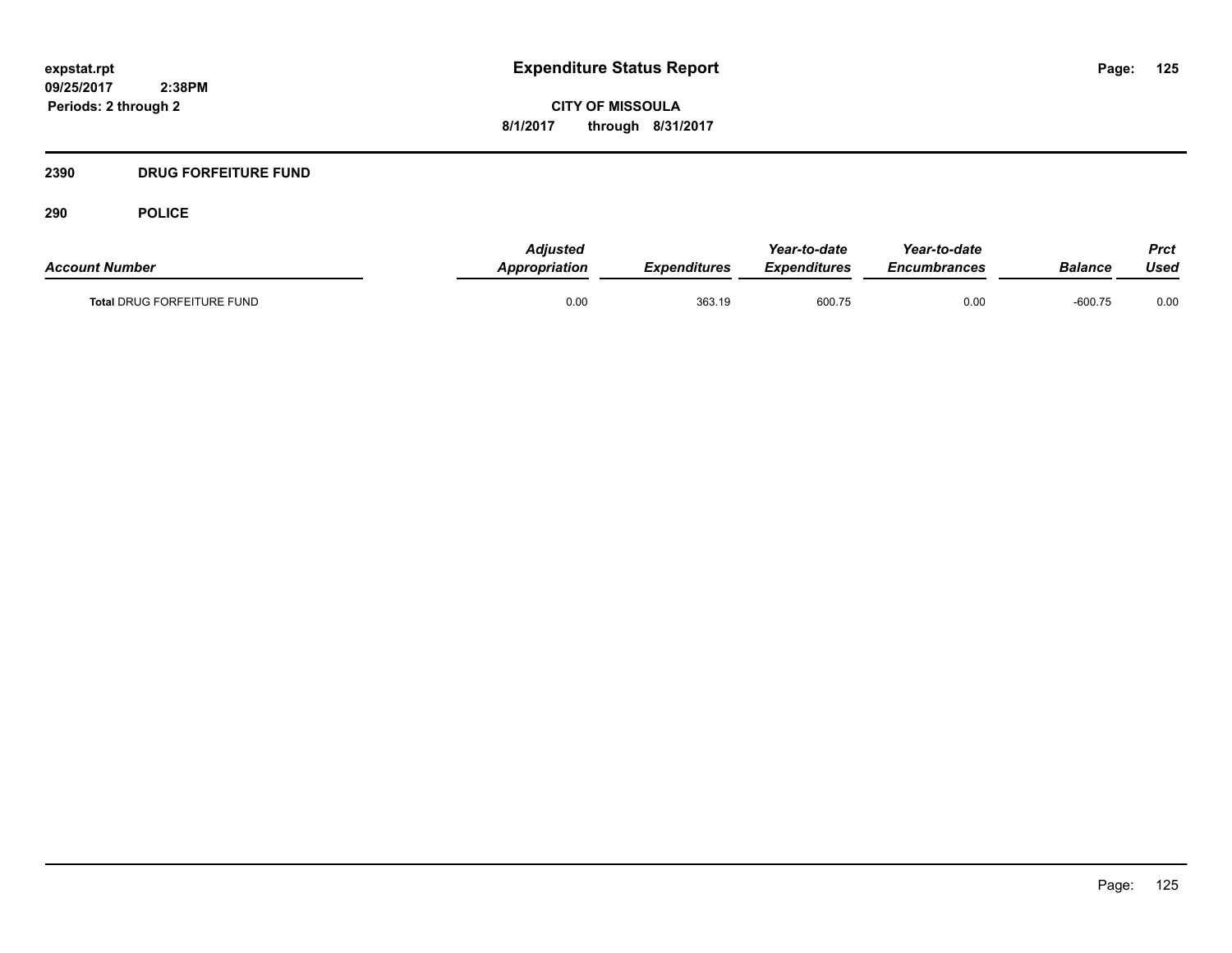# Expenditure Status Report

**CITY OF MISSOULA**

**8/1/2017 through 8/31/2017**

expstat.rpt
09/25/2017 2:38PM
Periods: 2 through 2

## 2390 DRUG FORFEITURE FUND

### 290 POLICE

| Account Number | Adjusted Appropriation | Expenditures | Year-to-date Expenditures | Year-to-date Encumbrances | Balance | Prct Used |
|---|---|---|---|---|---|---|
| **Total** DRUG FORFEITURE FUND | 0.00 | 363.19 | 600.75 | 0.00 | -600.75 | 0.00 |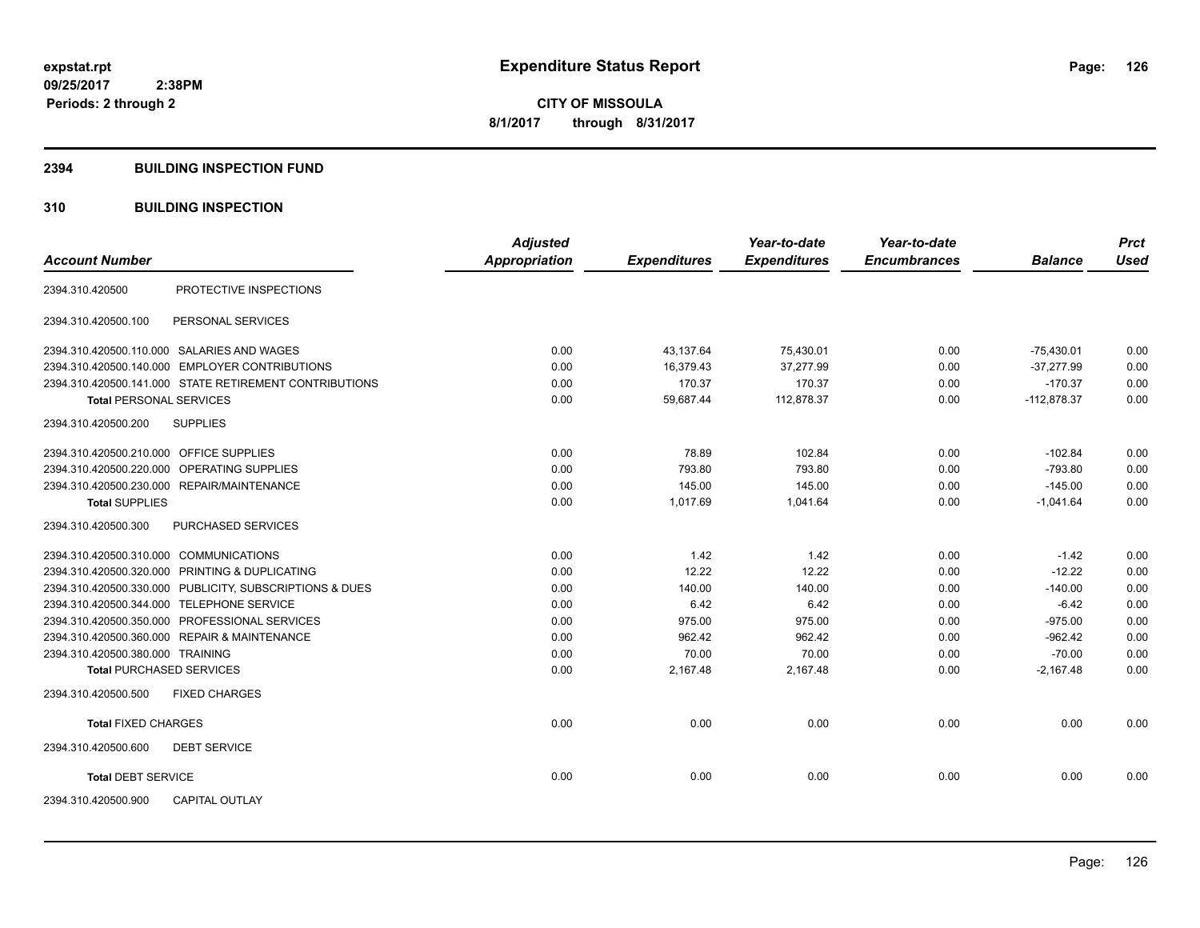expstat.rpt
09/25/2017 2:38PM
Periods: 2 through 2

# Expenditure Status Report

**CITY OF MISSOULA**
**8/1/2017 through 8/31/2017**

## 2394 BUILDING INSPECTION FUND

## 310 BUILDING INSPECTION

| Account Number | | Adjusted Appropriation | Expenditures | Year-to-date Expenditures | Year-to-date Encumbrances | Balance | Prct Used |
|---|---|---|---|---|---|---|---|
| 2394.310.420500 | PROTECTIVE INSPECTIONS | | | | | | |
| 2394.310.420500.100 | PERSONAL SERVICES | | | | | | |
| 2394.310.420500.110.000 | SALARIES AND WAGES | 0.00 | 43,137.64 | 75,430.01 | 0.00 | -75,430.01 | 0.00 |
| 2394.310.420500.140.000 | EMPLOYER CONTRIBUTIONS | 0.00 | 16,379.43 | 37,277.99 | 0.00 | -37,277.99 | 0.00 |
| 2394.310.420500.141.000 | STATE RETIREMENT CONTRIBUTIONS | 0.00 | 170.37 | 170.37 | 0.00 | -170.37 | 0.00 |
| **Total** PERSONAL SERVICES | | 0.00 | 59,687.44 | 112,878.37 | 0.00 | -112,878.37 | 0.00 |
| 2394.310.420500.200 | SUPPLIES | | | | | | |
| 2394.310.420500.210.000 | OFFICE SUPPLIES | 0.00 | 78.89 | 102.84 | 0.00 | -102.84 | 0.00 |
| 2394.310.420500.220.000 | OPERATING SUPPLIES | 0.00 | 793.80 | 793.80 | 0.00 | -793.80 | 0.00 |
| 2394.310.420500.230.000 | REPAIR/MAINTENANCE | 0.00 | 145.00 | 145.00 | 0.00 | -145.00 | 0.00 |
| **Total** SUPPLIES | | 0.00 | 1,017.69 | 1,041.64 | 0.00 | -1,041.64 | 0.00 |
| 2394.310.420500.300 | PURCHASED SERVICES | | | | | | |
| 2394.310.420500.310.000 | COMMUNICATIONS | 0.00 | 1.42 | 1.42 | 0.00 | -1.42 | 0.00 |
| 2394.310.420500.320.000 | PRINTING & DUPLICATING | 0.00 | 12.22 | 12.22 | 0.00 | -12.22 | 0.00 |
| 2394.310.420500.330.000 | PUBLICITY, SUBSCRIPTIONS & DUES | 0.00 | 140.00 | 140.00 | 0.00 | -140.00 | 0.00 |
| 2394.310.420500.344.000 | TELEPHONE SERVICE | 0.00 | 6.42 | 6.42 | 0.00 | -6.42 | 0.00 |
| 2394.310.420500.350.000 | PROFESSIONAL SERVICES | 0.00 | 975.00 | 975.00 | 0.00 | -975.00 | 0.00 |
| 2394.310.420500.360.000 | REPAIR & MAINTENANCE | 0.00 | 962.42 | 962.42 | 0.00 | -962.42 | 0.00 |
| 2394.310.420500.380.000 | TRAINING | 0.00 | 70.00 | 70.00 | 0.00 | -70.00 | 0.00 |
| **Total** PURCHASED SERVICES | | 0.00 | 2,167.48 | 2,167.48 | 0.00 | -2,167.48 | 0.00 |
| 2394.310.420500.500 | FIXED CHARGES | | | | | | |
| **Total** FIXED CHARGES | | 0.00 | 0.00 | 0.00 | 0.00 | 0.00 | 0.00 |
| 2394.310.420500.600 | DEBT SERVICE | | | | | | |
| **Total** DEBT SERVICE | | 0.00 | 0.00 | 0.00 | 0.00 | 0.00 | 0.00 |
| 2394.310.420500.900 | CAPITAL OUTLAY | | | | | | |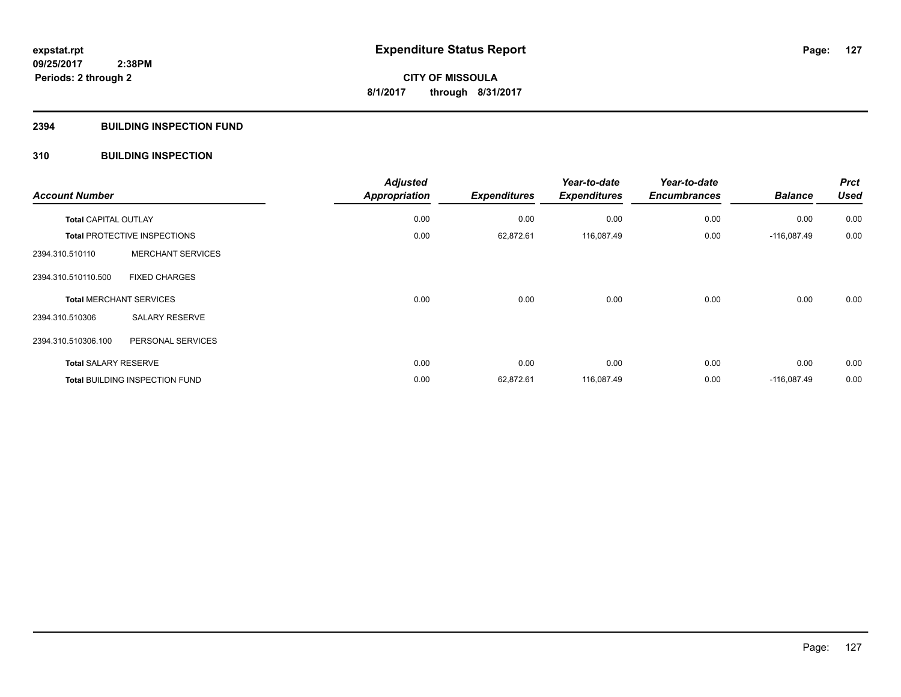**expstat.rpt**
**09/25/2017 2:38PM**
**Periods: 2 through 2**

# Expenditure Status Report

**CITY OF MISSOULA**
**8/1/2017 through 8/31/2017**

## 2394 BUILDING INSPECTION FUND

## 310 BUILDING INSPECTION

| Account Number | | Adjusted Appropriation | Expenditures | Year-to-date Expenditures | Year-to-date Encumbrances | Balance | Prct Used |
|---|---|---|---|---|---|---|---|
| **Total** CAPITAL OUTLAY | | 0.00 | 0.00 | 0.00 | 0.00 | 0.00 | 0.00 |
| **Total** PROTECTIVE INSPECTIONS | | 0.00 | 62,872.61 | 116,087.49 | 0.00 | -116,087.49 | 0.00 |
| 2394.310.510110 | MERCHANT SERVICES | | | | | | |
| 2394.310.510110.500 | FIXED CHARGES | | | | | | |
| **Total** MERCHANT SERVICES | | 0.00 | 0.00 | 0.00 | 0.00 | 0.00 | 0.00 |
| 2394.310.510306 | SALARY RESERVE | | | | | | |
| 2394.310.510306.100 | PERSONAL SERVICES | | | | | | |
| **Total** SALARY RESERVE | | 0.00 | 0.00 | 0.00 | 0.00 | 0.00 | 0.00 |
| **Total** BUILDING INSPECTION FUND | | 0.00 | 62,872.61 | 116,087.49 | 0.00 | -116,087.49 | 0.00 |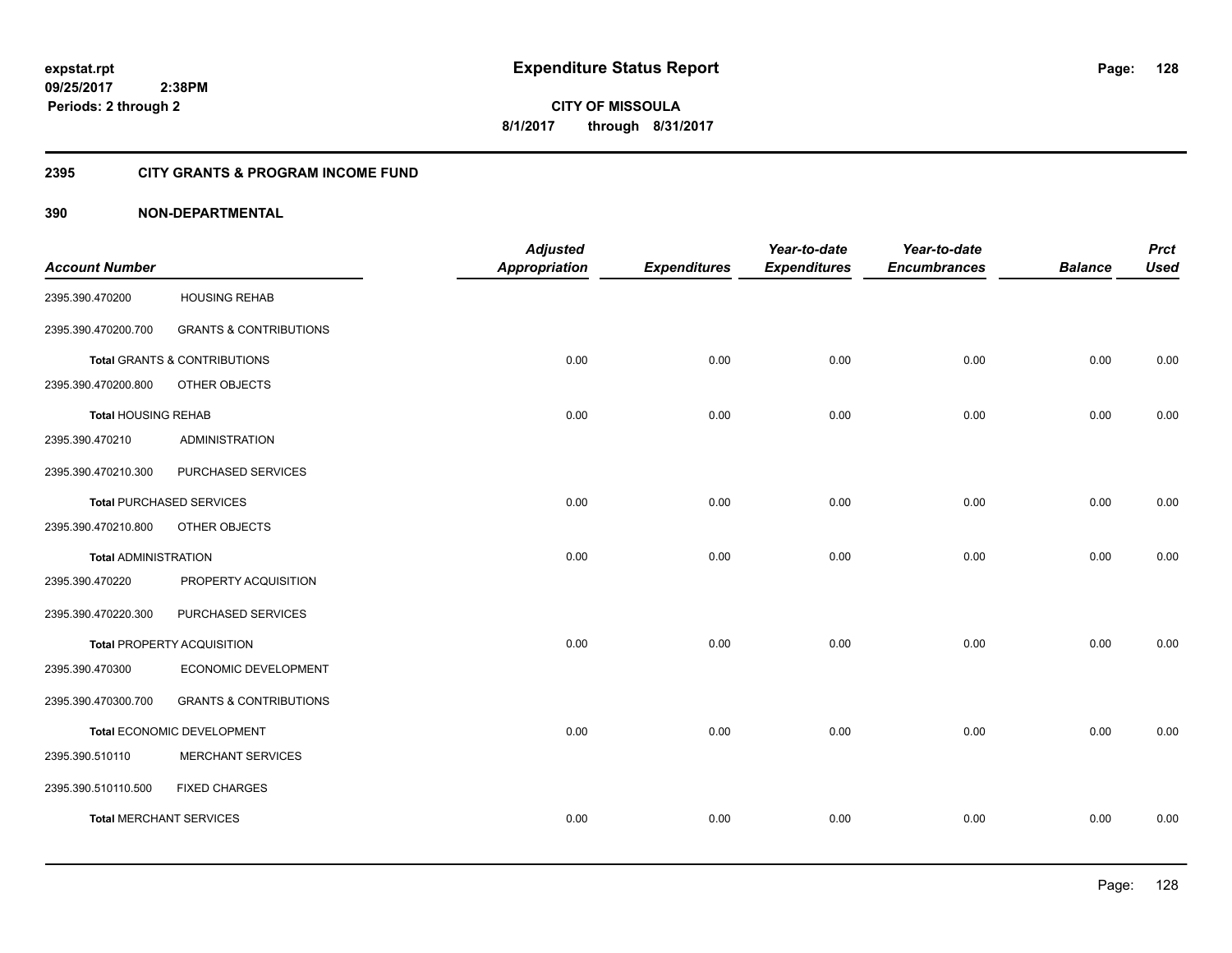# Expenditure Status Report

expstat.rpt
09/25/2017 2:38PM
Periods: 2 through 2

**CITY OF MISSOULA**
**8/1/2017 through 8/31/2017**

## 2395 CITY GRANTS & PROGRAM INCOME FUND

### 390 NON-DEPARTMENTAL

| Account Number | | Adjusted Appropriation | Expenditures | Year-to-date Expenditures | Year-to-date Encumbrances | Balance | Prct Used |
|---|---|---|---|---|---|---|---|
| 2395.390.470200 | HOUSING REHAB | | | | | | |
| 2395.390.470200.700 | GRANTS & CONTRIBUTIONS | | | | | | |
| **Total** GRANTS & CONTRIBUTIONS | | 0.00 | 0.00 | 0.00 | 0.00 | 0.00 | 0.00 |
| 2395.390.470200.800 | OTHER OBJECTS | | | | | | |
| **Total** HOUSING REHAB | | 0.00 | 0.00 | 0.00 | 0.00 | 0.00 | 0.00 |
| 2395.390.470210 | ADMINISTRATION | | | | | | |
| 2395.390.470210.300 | PURCHASED SERVICES | | | | | | |
| **Total** PURCHASED SERVICES | | 0.00 | 0.00 | 0.00 | 0.00 | 0.00 | 0.00 |
| 2395.390.470210.800 | OTHER OBJECTS | | | | | | |
| **Total** ADMINISTRATION | | 0.00 | 0.00 | 0.00 | 0.00 | 0.00 | 0.00 |
| 2395.390.470220 | PROPERTY ACQUISITION | | | | | | |
| 2395.390.470220.300 | PURCHASED SERVICES | | | | | | |
| **Total** PROPERTY ACQUISITION | | 0.00 | 0.00 | 0.00 | 0.00 | 0.00 | 0.00 |
| 2395.390.470300 | ECONOMIC DEVELOPMENT | | | | | | |
| 2395.390.470300.700 | GRANTS & CONTRIBUTIONS | | | | | | |
| **Total** ECONOMIC DEVELOPMENT | | 0.00 | 0.00 | 0.00 | 0.00 | 0.00 | 0.00 |
| 2395.390.510110 | MERCHANT SERVICES | | | | | | |
| 2395.390.510110.500 | FIXED CHARGES | | | | | | |
| **Total** MERCHANT SERVICES | | 0.00 | 0.00 | 0.00 | 0.00 | 0.00 | 0.00 |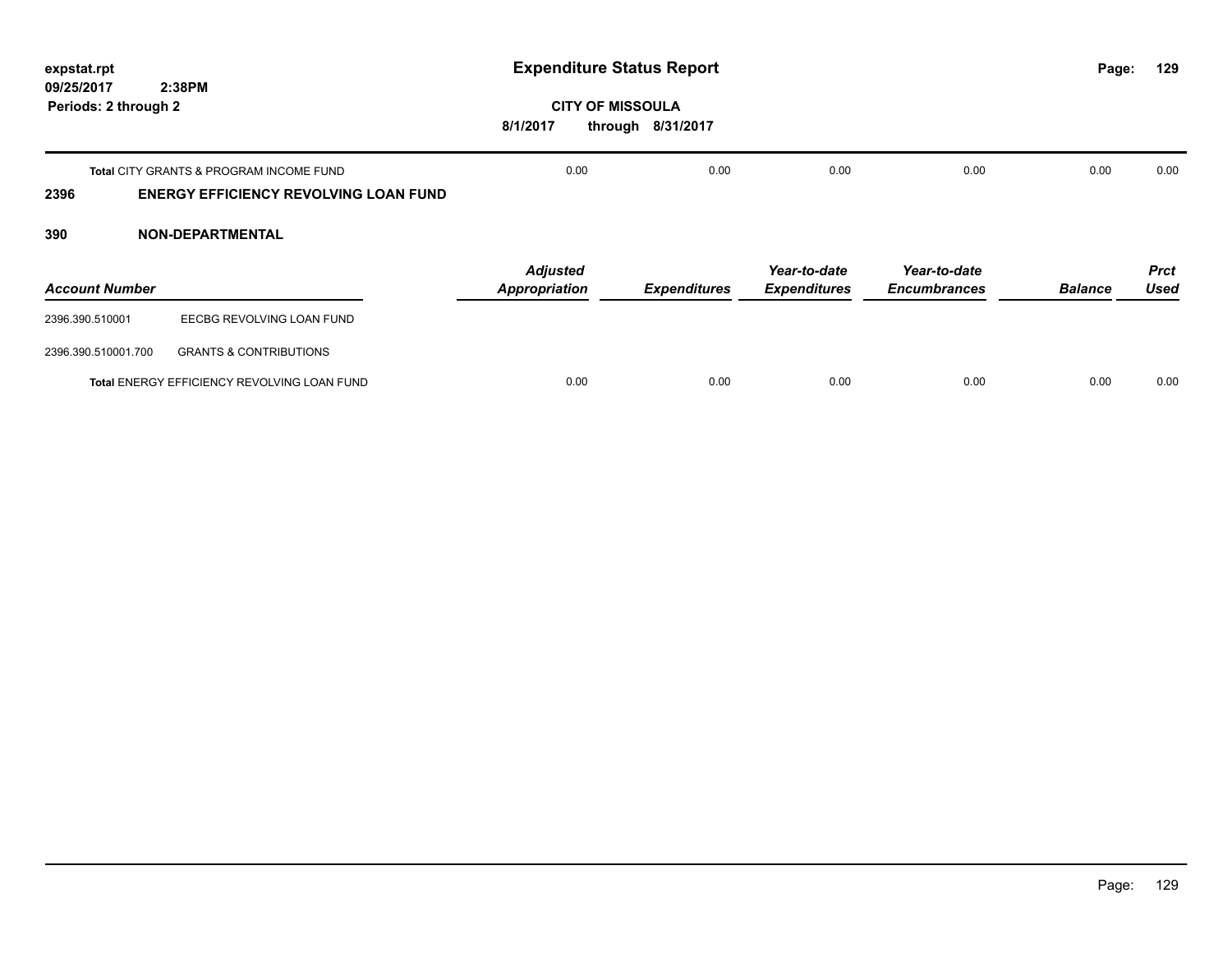| | Adjusted Appropriation | Expenditures | Year-to-date Expenditures | Year-to-date Encumbrances | Balance | Prct Used |
|---|---|---|---|---|---|---|
| **Total** CITY GRANTS & PROGRAM INCOME FUND | 0.00 | 0.00 | 0.00 | 0.00 | 0.00 | 0.00 |

## 2396 ENERGY EFFICIENCY REVOLVING LOAN FUND

## 390 NON-DEPARTMENTAL

| *Account Number* | | *Adjusted Appropriation* | *Expenditures* | *Year-to-date Expenditures* | *Year-to-date Encumbrances* | *Balance* | *Prct Used* |
|---|---|---|---|---|---|---|---|
| 2396.390.510001 | EECBG REVOLVING LOAN FUND | | | | | | |
| 2396.390.510001.700 | GRANTS & CONTRIBUTIONS | | | | | | |
| **Total** ENERGY EFFICIENCY REVOLVING LOAN FUND | | 0.00 | 0.00 | 0.00 | 0.00 | 0.00 | 0.00 |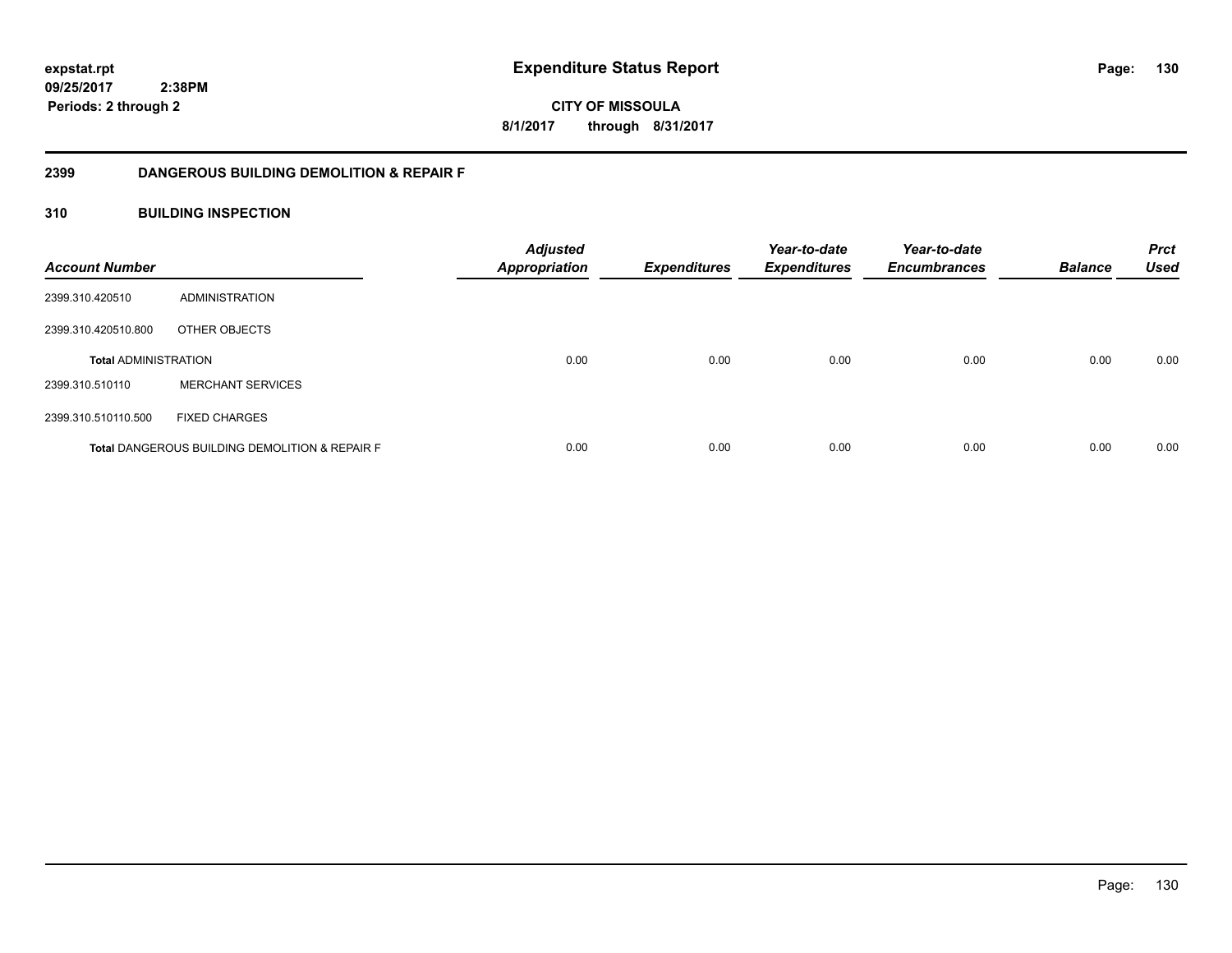# Expenditure Status Report

expstat.rpt
09/25/2017 2:38PM
Periods: 2 through 2

**CITY OF MISSOULA**
**8/1/2017 through 8/31/2017**

## 2399 DANGEROUS BUILDING DEMOLITION & REPAIR F

### 310 BUILDING INSPECTION

| Account Number | | Adjusted Appropriation | Expenditures | Year-to-date Expenditures | Year-to-date Encumbrances | Balance | Prct Used |
|---|---|---|---|---|---|---|---|
| 2399.310.420510 | ADMINISTRATION | | | | | | |
| 2399.310.420510.800 | OTHER OBJECTS | | | | | | |
| **Total** ADMINISTRATION | | 0.00 | 0.00 | 0.00 | 0.00 | 0.00 | 0.00 |
| 2399.310.510110 | MERCHANT SERVICES | | | | | | |
| 2399.310.510110.500 | FIXED CHARGES | | | | | | |
| **Total** DANGEROUS BUILDING DEMOLITION & REPAIR F | | 0.00 | 0.00 | 0.00 | 0.00 | 0.00 | 0.00 |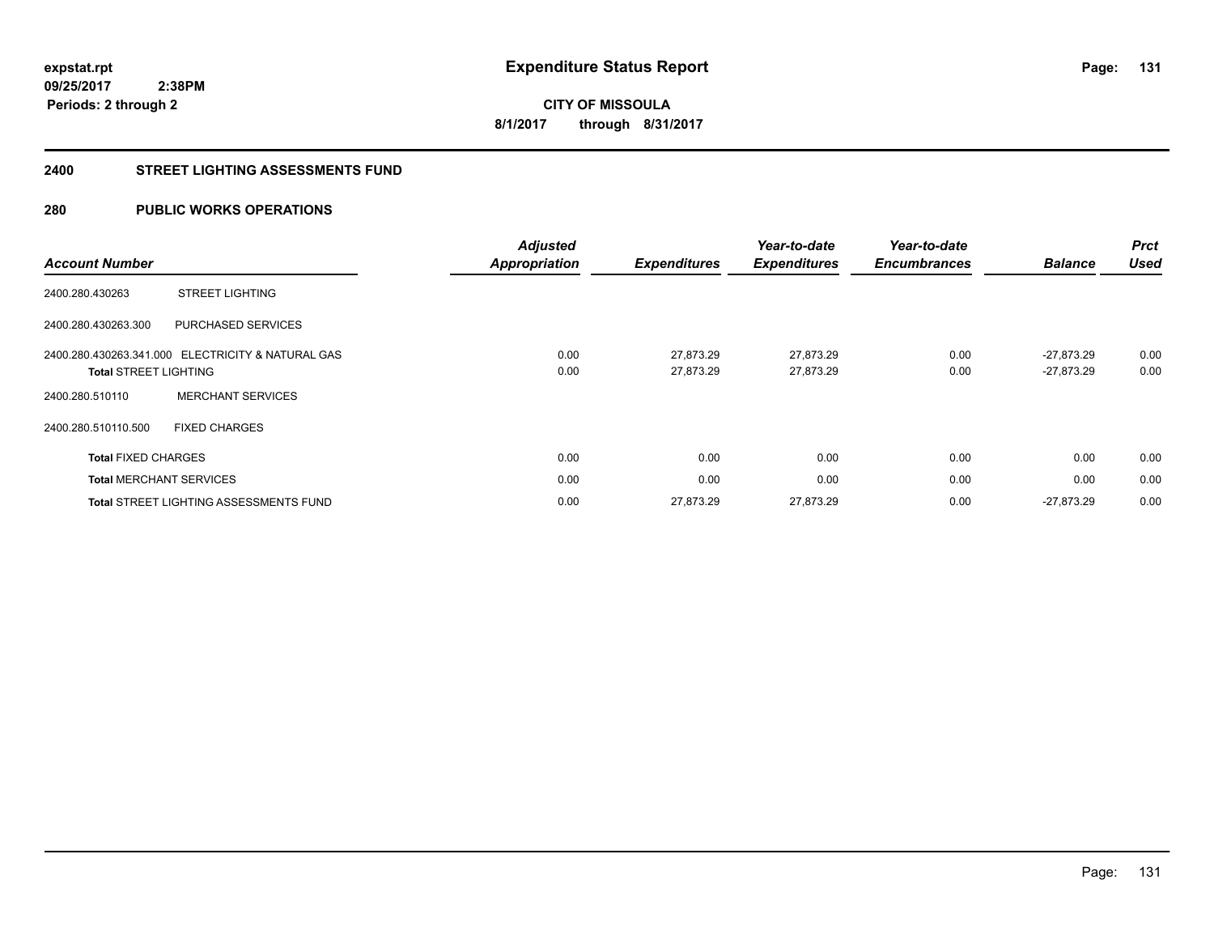**expstat.rpt**
**09/25/2017 2:38PM**
**Periods: 2 through 2**

# Expenditure Status Report

**CITY OF MISSOULA**
**8/1/2017 through 8/31/2017**

## 2400 STREET LIGHTING ASSESSMENTS FUND

### 280 PUBLIC WORKS OPERATIONS

| Account Number | | Adjusted Appropriation | Expenditures | Year-to-date Expenditures | Year-to-date Encumbrances | Balance | Prct Used |
|---|---|---|---|---|---|---|---|
| 2400.280.430263 | STREET LIGHTING | | | | | | |
| 2400.280.430263.300 | PURCHASED SERVICES | | | | | | |
| 2400.280.430263.341.000 | ELECTRICITY & NATURAL GAS | 0.00 | 27,873.29 | 27,873.29 | 0.00 | -27,873.29 | 0.00 |
| **Total** STREET LIGHTING | | 0.00 | 27,873.29 | 27,873.29 | 0.00 | -27,873.29 | 0.00 |
| 2400.280.510110 | MERCHANT SERVICES | | | | | | |
| 2400.280.510110.500 | FIXED CHARGES | | | | | | |
| **Total** FIXED CHARGES | | 0.00 | 0.00 | 0.00 | 0.00 | 0.00 | 0.00 |
| **Total** MERCHANT SERVICES | | 0.00 | 0.00 | 0.00 | 0.00 | 0.00 | 0.00 |
| **Total** STREET LIGHTING ASSESSMENTS FUND | | 0.00 | 27,873.29 | 27,873.29 | 0.00 | -27,873.29 | 0.00 |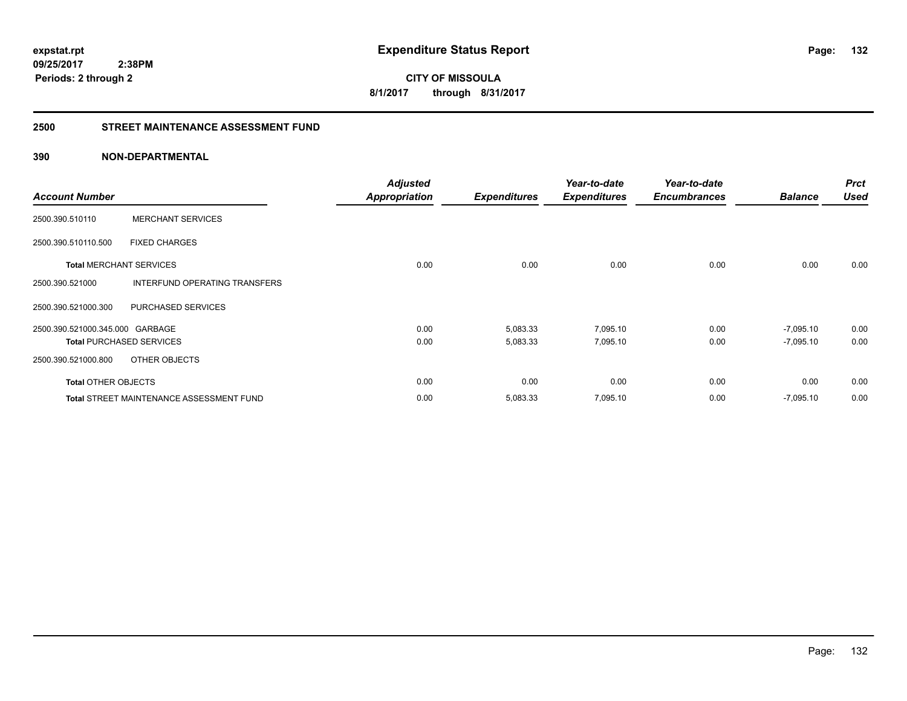expstat.rpt
09/25/2017 2:38PM
Periods: 2 through 2

# Expenditure Status Report

CITY OF MISSOULA
8/1/2017 through 8/31/2017

## 2500 STREET MAINTENANCE ASSESSMENT FUND

### 390 NON-DEPARTMENTAL

| Account Number | | Adjusted Appropriation | Expenditures | Year-to-date Expenditures | Year-to-date Encumbrances | Balance | Prct Used |
|---|---|---|---|---|---|---|---|
| 2500.390.510110 | MERCHANT SERVICES | | | | | | |
| 2500.390.510110.500 | FIXED CHARGES | | | | | | |
| **Total** MERCHANT SERVICES | | 0.00 | 0.00 | 0.00 | 0.00 | 0.00 | 0.00 |
| 2500.390.521000 | INTERFUND OPERATING TRANSFERS | | | | | | |
| 2500.390.521000.300 | PURCHASED SERVICES | | | | | | |
| 2500.390.521000.345.000 | GARBAGE | 0.00 | 5,083.33 | 7,095.10 | 0.00 | -7,095.10 | 0.00 |
| **Total** PURCHASED SERVICES | | 0.00 | 5,083.33 | 7,095.10 | 0.00 | -7,095.10 | 0.00 |
| 2500.390.521000.800 | OTHER OBJECTS | | | | | | |
| **Total** OTHER OBJECTS | | 0.00 | 0.00 | 0.00 | 0.00 | 0.00 | 0.00 |
| **Total** STREET MAINTENANCE ASSESSMENT FUND | | 0.00 | 5,083.33 | 7,095.10 | 0.00 | -7,095.10 | 0.00 |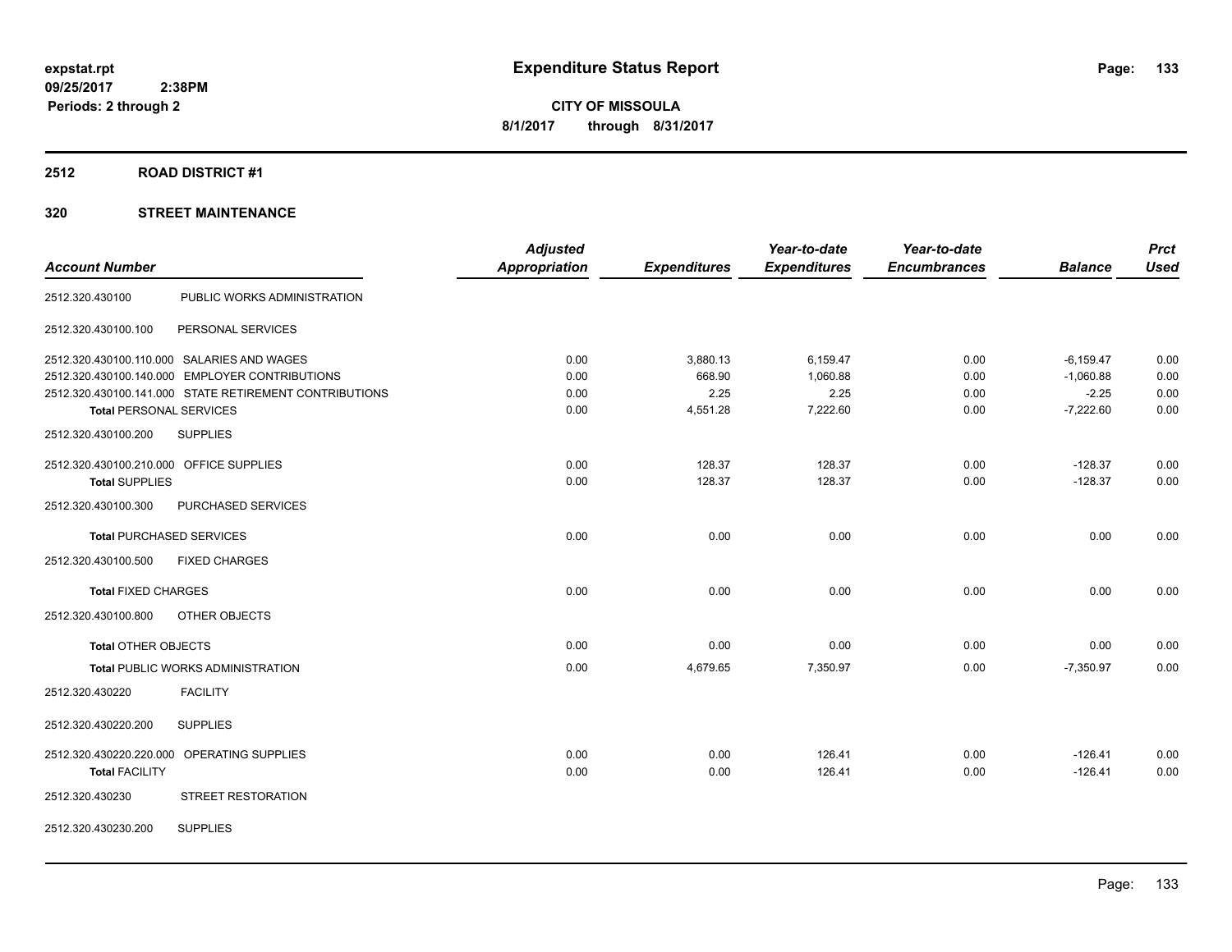**expstat.rpt**
**09/25/2017 2:38PM**
**Periods: 2 through 2**

# Expenditure Status Report

**CITY OF MISSOULA**
**8/1/2017 through 8/31/2017**

## 2512 ROAD DISTRICT #1

## 320 STREET MAINTENANCE

| Account Number | | Adjusted Appropriation | Expenditures | Year-to-date Expenditures | Year-to-date Encumbrances | Balance | Prct Used |
|---|---|---|---|---|---|---|---|
| 2512.320.430100 | PUBLIC WORKS ADMINISTRATION | | | | | | |
| 2512.320.430100.100 | PERSONAL SERVICES | | | | | | |
| 2512.320.430100.110.000 | SALARIES AND WAGES | 0.00 | 3,880.13 | 6,159.47 | 0.00 | -6,159.47 | 0.00 |
| 2512.320.430100.140.000 | EMPLOYER CONTRIBUTIONS | 0.00 | 668.90 | 1,060.88 | 0.00 | -1,060.88 | 0.00 |
| 2512.320.430100.141.000 | STATE RETIREMENT CONTRIBUTIONS | 0.00 | 2.25 | 2.25 | 0.00 | -2.25 | 0.00 |
| **Total** PERSONAL SERVICES | | 0.00 | 4,551.28 | 7,222.60 | 0.00 | -7,222.60 | 0.00 |
| 2512.320.430100.200 | SUPPLIES | | | | | | |
| 2512.320.430100.210.000 | OFFICE SUPPLIES | 0.00 | 128.37 | 128.37 | 0.00 | -128.37 | 0.00 |
| **Total** SUPPLIES | | 0.00 | 128.37 | 128.37 | 0.00 | -128.37 | 0.00 |
| 2512.320.430100.300 | PURCHASED SERVICES | | | | | | |
| **Total** PURCHASED SERVICES | | 0.00 | 0.00 | 0.00 | 0.00 | 0.00 | 0.00 |
| 2512.320.430100.500 | FIXED CHARGES | | | | | | |
| **Total** FIXED CHARGES | | 0.00 | 0.00 | 0.00 | 0.00 | 0.00 | 0.00 |
| 2512.320.430100.800 | OTHER OBJECTS | | | | | | |
| **Total** OTHER OBJECTS | | 0.00 | 0.00 | 0.00 | 0.00 | 0.00 | 0.00 |
| **Total** PUBLIC WORKS ADMINISTRATION | | 0.00 | 4,679.65 | 7,350.97 | 0.00 | -7,350.97 | 0.00 |
| 2512.320.430220 | FACILITY | | | | | | |
| 2512.320.430220.200 | SUPPLIES | | | | | | |
| 2512.320.430220.220.000 | OPERATING SUPPLIES | 0.00 | 0.00 | 126.41 | 0.00 | -126.41 | 0.00 |
| **Total** FACILITY | | 0.00 | 0.00 | 126.41 | 0.00 | -126.41 | 0.00 |
| 2512.320.430230 | STREET RESTORATION | | | | | | |
| 2512.320.430230.200 | SUPPLIES | | | | | | |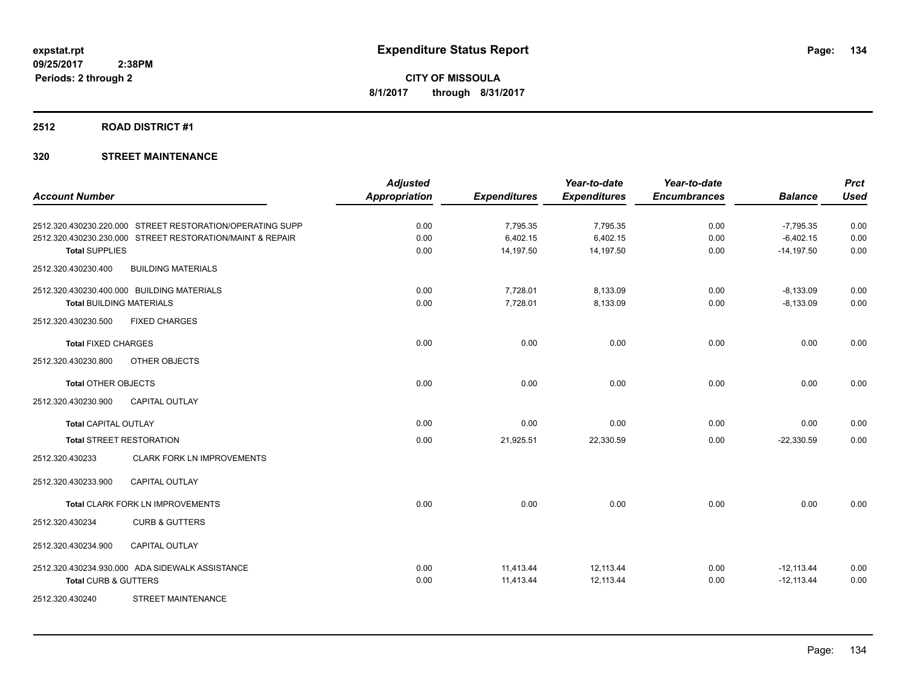**expstat.rpt**
**09/25/2017 2:38PM**
**Periods: 2 through 2**

# Expenditure Status Report

**CITY OF MISSOULA**
**8/1/2017 through 8/31/2017**

## 2512 ROAD DISTRICT #1

## 320 STREET MAINTENANCE

| Account Number | Adjusted Appropriation | Expenditures | Year-to-date Expenditures | Year-to-date Encumbrances | Balance | Prct Used |
|---|---|---|---|---|---|---|
| 2512.320.430230.220.000 STREET RESTORATION/OPERATING SUPP | 0.00 | 7,795.35 | 7,795.35 | 0.00 | -7,795.35 | 0.00 |
| 2512.320.430230.230.000 STREET RESTORATION/MAINT & REPAIR | 0.00 | 6,402.15 | 6,402.15 | 0.00 | -6,402.15 | 0.00 |
| **Total SUPPLIES** | 0.00 | 14,197.50 | 14,197.50 | 0.00 | -14,197.50 | 0.00 |
| 2512.320.430230.400 BUILDING MATERIALS | | | | | | |
| 2512.320.430230.400.000 BUILDING MATERIALS | 0.00 | 7,728.01 | 8,133.09 | 0.00 | -8,133.09 | 0.00 |
| **Total BUILDING MATERIALS** | 0.00 | 7,728.01 | 8,133.09 | 0.00 | -8,133.09 | 0.00 |
| 2512.320.430230.500 FIXED CHARGES | | | | | | |
| **Total FIXED CHARGES** | 0.00 | 0.00 | 0.00 | 0.00 | 0.00 | 0.00 |
| 2512.320.430230.800 OTHER OBJECTS | | | | | | |
| **Total OTHER OBJECTS** | 0.00 | 0.00 | 0.00 | 0.00 | 0.00 | 0.00 |
| 2512.320.430230.900 CAPITAL OUTLAY | | | | | | |
| **Total CAPITAL OUTLAY** | 0.00 | 0.00 | 0.00 | 0.00 | 0.00 | 0.00 |
| **Total STREET RESTORATION** | 0.00 | 21,925.51 | 22,330.59 | 0.00 | -22,330.59 | 0.00 |
| 2512.320.430233 CLARK FORK LN IMPROVEMENTS | | | | | | |
| 2512.320.430233.900 CAPITAL OUTLAY | | | | | | |
| **Total CLARK FORK LN IMPROVEMENTS** | 0.00 | 0.00 | 0.00 | 0.00 | 0.00 | 0.00 |
| 2512.320.430234 CURB & GUTTERS | | | | | | |
| 2512.320.430234.900 CAPITAL OUTLAY | | | | | | |
| 2512.320.430234.930.000 ADA SIDEWALK ASSISTANCE | 0.00 | 11,413.44 | 12,113.44 | 0.00 | -12,113.44 | 0.00 |
| **Total CURB & GUTTERS** | 0.00 | 11,413.44 | 12,113.44 | 0.00 | -12,113.44 | 0.00 |
| 2512.320.430240 STREET MAINTENANCE | | | | | | |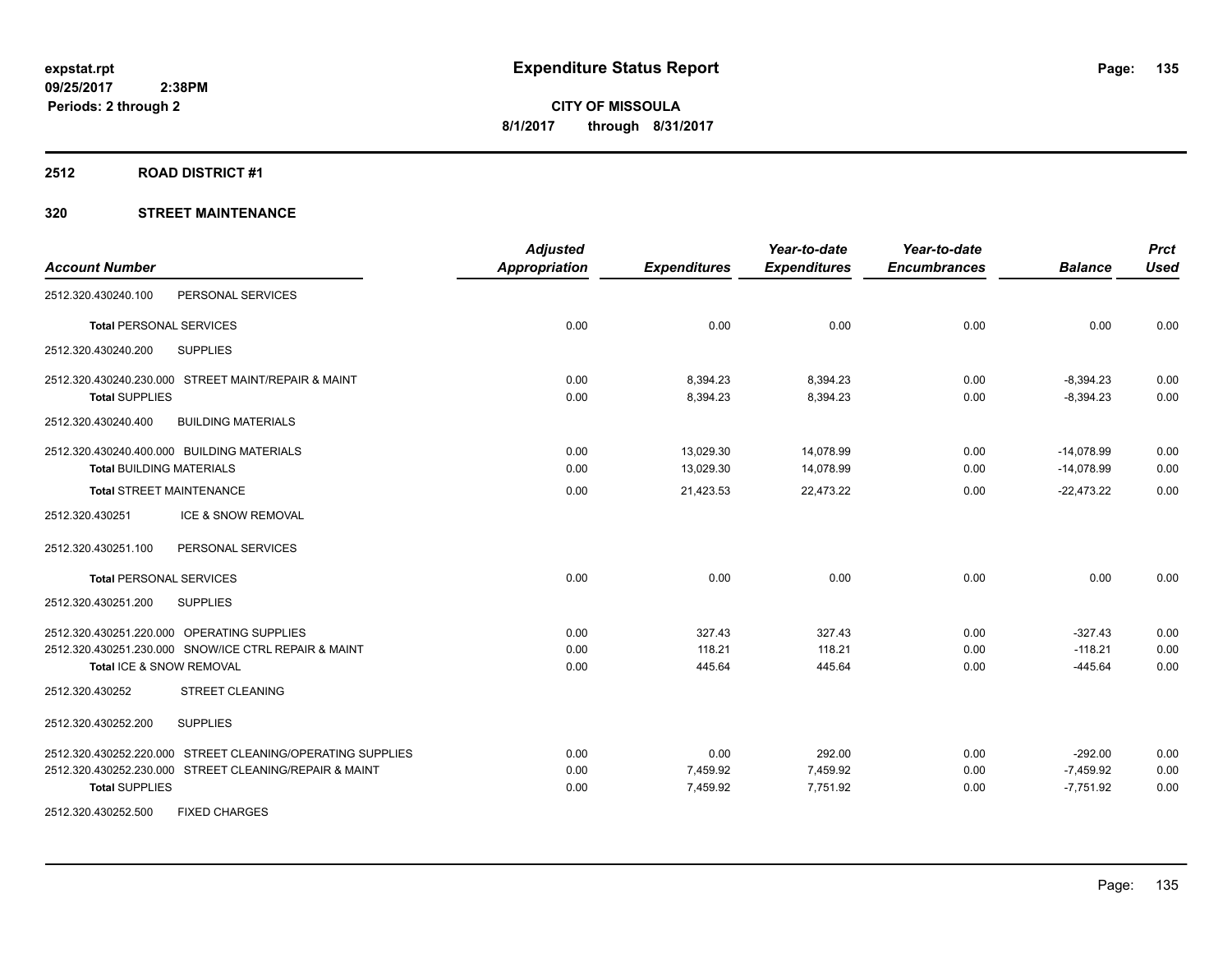# Expenditure Status Report

**CITY OF MISSOULA**
**8/1/2017 through 8/31/2017**

expstat.rpt
09/25/2017 2:38PM
Periods: 2 through 2

## 2512 ROAD DISTRICT #1

## 320 STREET MAINTENANCE

| Account Number | | Adjusted Appropriation | Expenditures | Year-to-date Expenditures | Year-to-date Encumbrances | Balance | Prct Used |
|---|---|---|---|---|---|---|---|
| 2512.320.430240.100 | PERSONAL SERVICES | | | | | | |
| Total PERSONAL SERVICES | | 0.00 | 0.00 | 0.00 | 0.00 | 0.00 | 0.00 |
| 2512.320.430240.200 | SUPPLIES | | | | | | |
| 2512.320.430240.230.000 | STREET MAINT/REPAIR & MAINT | 0.00 | 8,394.23 | 8,394.23 | 0.00 | -8,394.23 | 0.00 |
| Total SUPPLIES | | 0.00 | 8,394.23 | 8,394.23 | 0.00 | -8,394.23 | 0.00 |
| 2512.320.430240.400 | BUILDING MATERIALS | | | | | | |
| 2512.320.430240.400.000 | BUILDING MATERIALS | 0.00 | 13,029.30 | 14,078.99 | 0.00 | -14,078.99 | 0.00 |
| Total BUILDING MATERIALS | | 0.00 | 13,029.30 | 14,078.99 | 0.00 | -14,078.99 | 0.00 |
| Total STREET MAINTENANCE | | 0.00 | 21,423.53 | 22,473.22 | 0.00 | -22,473.22 | 0.00 |
| 2512.320.430251 | ICE & SNOW REMOVAL | | | | | | |
| 2512.320.430251.100 | PERSONAL SERVICES | | | | | | |
| Total PERSONAL SERVICES | | 0.00 | 0.00 | 0.00 | 0.00 | 0.00 | 0.00 |
| 2512.320.430251.200 | SUPPLIES | | | | | | |
| 2512.320.430251.220.000 | OPERATING SUPPLIES | 0.00 | 327.43 | 327.43 | 0.00 | -327.43 | 0.00 |
| 2512.320.430251.230.000 | SNOW/ICE CTRL REPAIR & MAINT | 0.00 | 118.21 | 118.21 | 0.00 | -118.21 | 0.00 |
| Total ICE & SNOW REMOVAL | | 0.00 | 445.64 | 445.64 | 0.00 | -445.64 | 0.00 |
| 2512.320.430252 | STREET CLEANING | | | | | | |
| 2512.320.430252.200 | SUPPLIES | | | | | | |
| 2512.320.430252.220.000 | STREET CLEANING/OPERATING SUPPLIES | 0.00 | 0.00 | 292.00 | 0.00 | -292.00 | 0.00 |
| 2512.320.430252.230.000 | STREET CLEANING/REPAIR & MAINT | 0.00 | 7,459.92 | 7,459.92 | 0.00 | -7,459.92 | 0.00 |
| Total SUPPLIES | | 0.00 | 7,459.92 | 7,751.92 | 0.00 | -7,751.92 | 0.00 |
| 2512.320.430252.500 | FIXED CHARGES | | | | | | |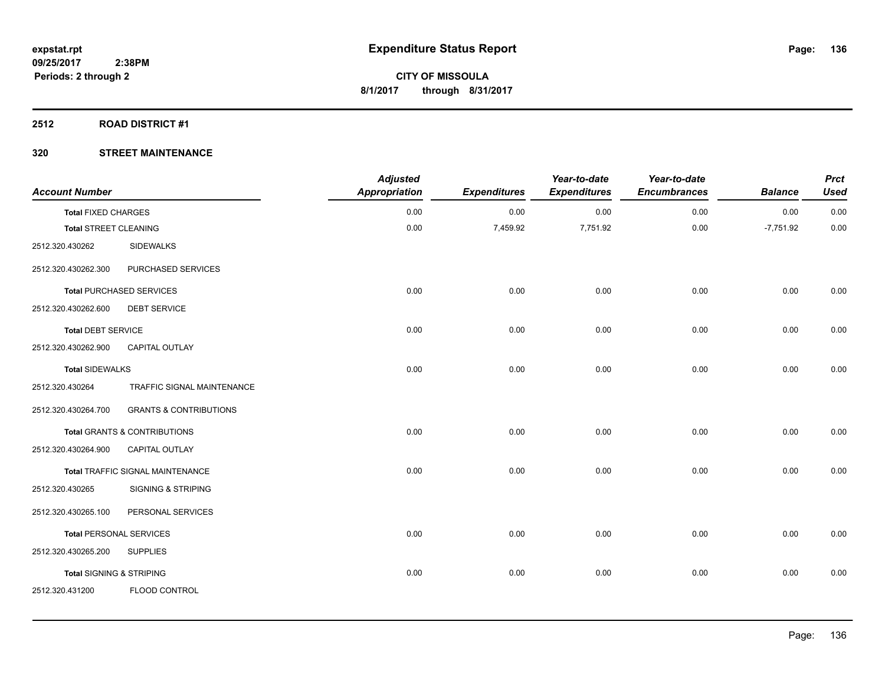# Expenditure Status Report

expstat.rpt
09/25/2017 2:38PM
Periods: 2 through 2

**CITY OF MISSOULA**
**8/1/2017 through 8/31/2017**

## 2512 ROAD DISTRICT #1

### 320 STREET MAINTENANCE

| Account Number | | Adjusted Appropriation | Expenditures | Year-to-date Expenditures | Year-to-date Encumbrances | Balance | Prct Used |
|---|---|---|---|---|---|---|---|
| **Total** FIXED CHARGES | | 0.00 | 0.00 | 0.00 | 0.00 | 0.00 | 0.00 |
| **Total** STREET CLEANING | | 0.00 | 7,459.92 | 7,751.92 | 0.00 | -7,751.92 | 0.00 |
| 2512.320.430262 | SIDEWALKS | | | | | | |
| 2512.320.430262.300 | PURCHASED SERVICES | | | | | | |
| **Total** PURCHASED SERVICES | | 0.00 | 0.00 | 0.00 | 0.00 | 0.00 | 0.00 |
| 2512.320.430262.600 | DEBT SERVICE | | | | | | |
| **Total** DEBT SERVICE | | 0.00 | 0.00 | 0.00 | 0.00 | 0.00 | 0.00 |
| 2512.320.430262.900 | CAPITAL OUTLAY | | | | | | |
| **Total** SIDEWALKS | | 0.00 | 0.00 | 0.00 | 0.00 | 0.00 | 0.00 |
| 2512.320.430264 | TRAFFIC SIGNAL MAINTENANCE | | | | | | |
| 2512.320.430264.700 | GRANTS & CONTRIBUTIONS | | | | | | |
| **Total** GRANTS & CONTRIBUTIONS | | 0.00 | 0.00 | 0.00 | 0.00 | 0.00 | 0.00 |
| 2512.320.430264.900 | CAPITAL OUTLAY | | | | | | |
| **Total** TRAFFIC SIGNAL MAINTENANCE | | 0.00 | 0.00 | 0.00 | 0.00 | 0.00 | 0.00 |
| 2512.320.430265 | SIGNING & STRIPING | | | | | | |
| 2512.320.430265.100 | PERSONAL SERVICES | | | | | | |
| **Total** PERSONAL SERVICES | | 0.00 | 0.00 | 0.00 | 0.00 | 0.00 | 0.00 |
| 2512.320.430265.200 | SUPPLIES | | | | | | |
| **Total** SIGNING & STRIPING | | 0.00 | 0.00 | 0.00 | 0.00 | 0.00 | 0.00 |
| 2512.320.431200 | FLOOD CONTROL | | | | | | |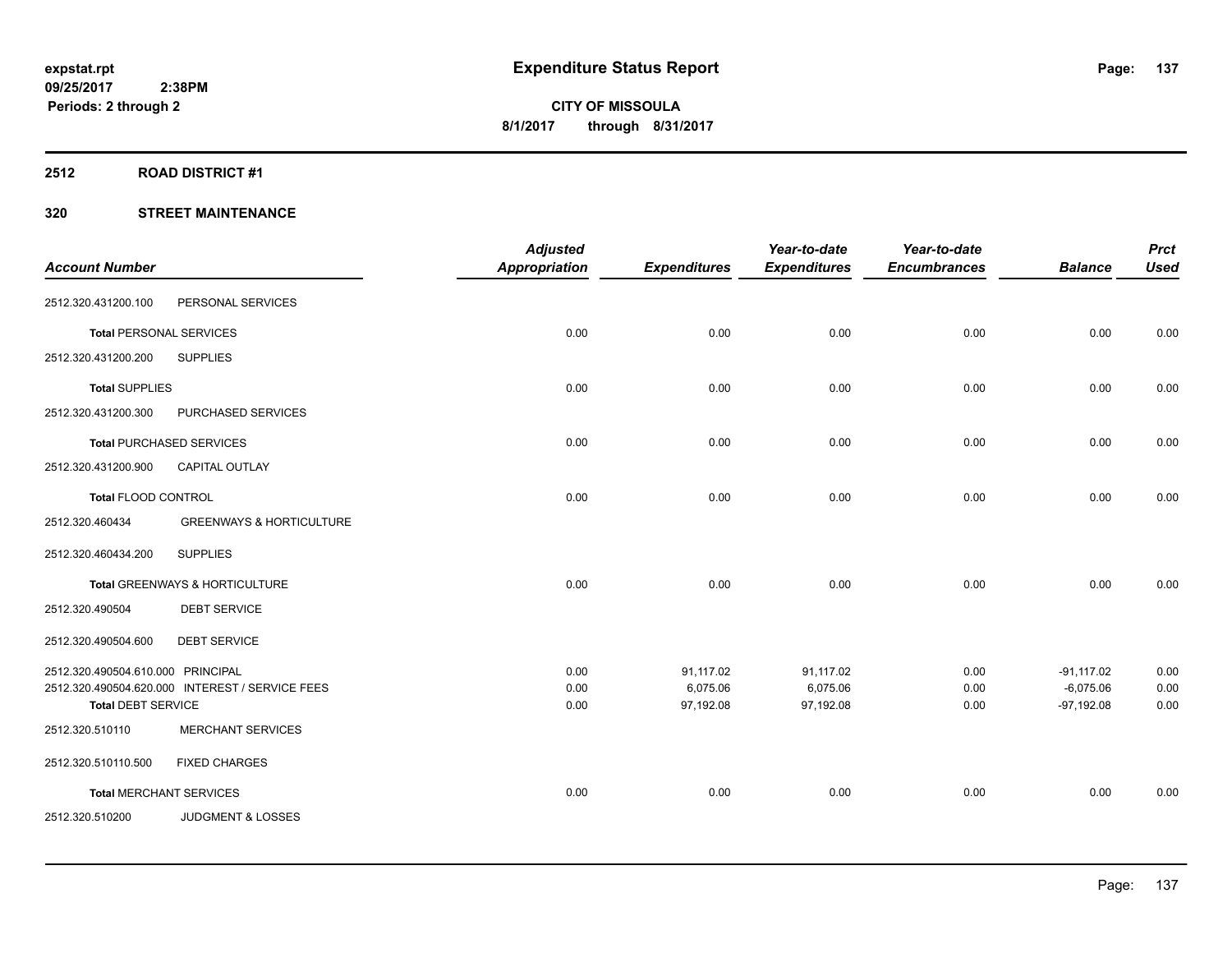# Expenditure Status Report

expstat.rpt
09/25/2017 2:38PM
Periods: 2 through 2

**CITY OF MISSOULA**
**8/1/2017 through 8/31/2017**

## 2512 ROAD DISTRICT #1

## 320 STREET MAINTENANCE

| Account Number | | Adjusted Appropriation | Expenditures | Year-to-date Expenditures | Year-to-date Encumbrances | Balance | Prct Used |
|---|---|---|---|---|---|---|---|
| 2512.320.431200.100 | PERSONAL SERVICES | | | | | | |
| **Total** PERSONAL SERVICES | | 0.00 | 0.00 | 0.00 | 0.00 | 0.00 | 0.00 |
| 2512.320.431200.200 | SUPPLIES | | | | | | |
| **Total** SUPPLIES | | 0.00 | 0.00 | 0.00 | 0.00 | 0.00 | 0.00 |
| 2512.320.431200.300 | PURCHASED SERVICES | | | | | | |
| **Total** PURCHASED SERVICES | | 0.00 | 0.00 | 0.00 | 0.00 | 0.00 | 0.00 |
| 2512.320.431200.900 | CAPITAL OUTLAY | | | | | | |
| **Total** FLOOD CONTROL | | 0.00 | 0.00 | 0.00 | 0.00 | 0.00 | 0.00 |
| 2512.320.460434 | GREENWAYS & HORTICULTURE | | | | | | |
| 2512.320.460434.200 | SUPPLIES | | | | | | |
| **Total** GREENWAYS & HORTICULTURE | | 0.00 | 0.00 | 0.00 | 0.00 | 0.00 | 0.00 |
| 2512.320.490504 | DEBT SERVICE | | | | | | |
| 2512.320.490504.600 | DEBT SERVICE | | | | | | |
| 2512.320.490504.610.000 | PRINCIPAL | 0.00 | 91,117.02 | 91,117.02 | 0.00 | -91,117.02 | 0.00 |
| 2512.320.490504.620.000 | INTEREST / SERVICE FEES | 0.00 | 6,075.06 | 6,075.06 | 0.00 | -6,075.06 | 0.00 |
| **Total** DEBT SERVICE | | 0.00 | 97,192.08 | 97,192.08 | 0.00 | -97,192.08 | 0.00 |
| 2512.320.510110 | MERCHANT SERVICES | | | | | | |
| 2512.320.510110.500 | FIXED CHARGES | | | | | | |
| **Total** MERCHANT SERVICES | | 0.00 | 0.00 | 0.00 | 0.00 | 0.00 | 0.00 |
| 2512.320.510200 | JUDGMENT & LOSSES | | | | | | |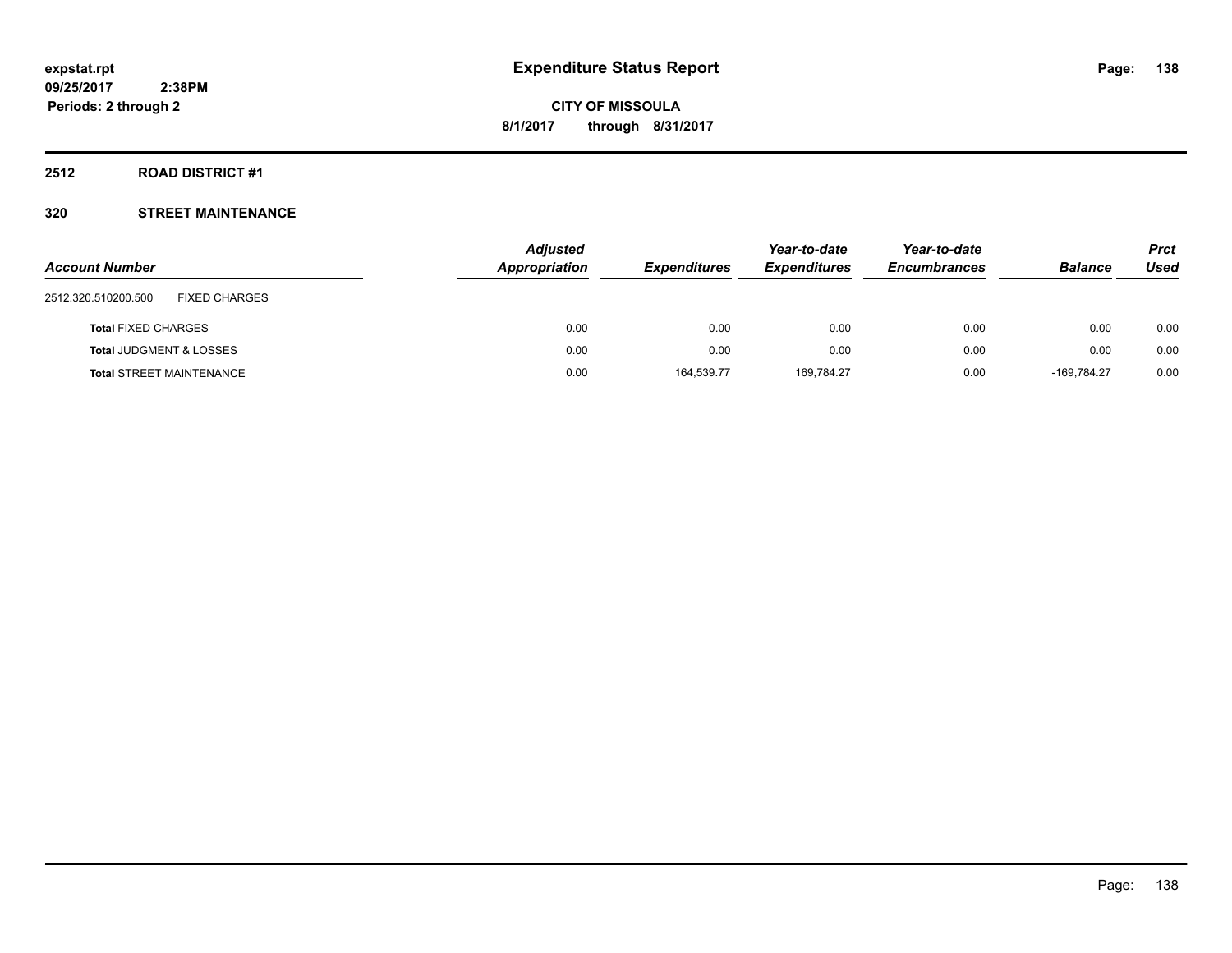**expstat.rpt**
**09/25/2017 2:38PM**
**Periods: 2 through 2**

# Expenditure Status Report

**CITY OF MISSOULA**
**8/1/2017 through 8/31/2017**

## 2512 ROAD DISTRICT #1

## 320 STREET MAINTENANCE

| Account Number | Adjusted Appropriation | Expenditures | Year-to-date Expenditures | Year-to-date Encumbrances | Balance | Prct Used |
|---|---|---|---|---|---|---|
| 2512.320.510200.500 FIXED CHARGES | | | | | | |
| **Total** FIXED CHARGES | 0.00 | 0.00 | 0.00 | 0.00 | 0.00 | 0.00 |
| **Total** JUDGMENT & LOSSES | 0.00 | 0.00 | 0.00 | 0.00 | 0.00 | 0.00 |
| **Total** STREET MAINTENANCE | 0.00 | 164,539.77 | 169,784.27 | 0.00 | -169,784.27 | 0.00 |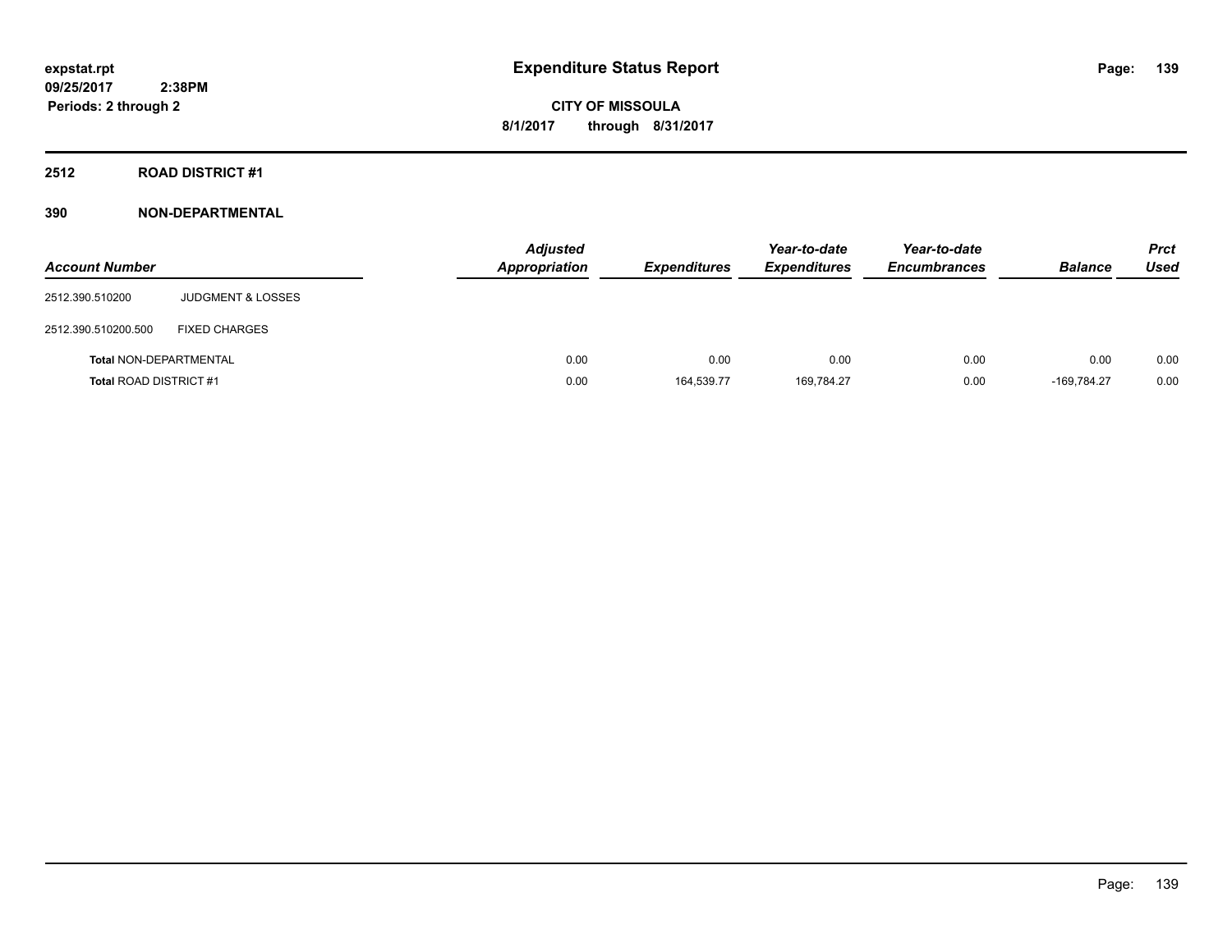# Expenditure Status Report

expstat.rpt
09/25/2017 2:38PM
Periods: 2 through 2

CITY OF MISSOULA
8/1/2017 through 8/31/2017

## 2512 ROAD DISTRICT #1

### 390 NON-DEPARTMENTAL

| Account Number | | Adjusted Appropriation | Expenditures | Year-to-date Expenditures | Year-to-date Encumbrances | Balance | Prct Used |
|---|---|---|---|---|---|---|---|
| 2512.390.510200 | JUDGMENT & LOSSES | | | | | | |
| 2512.390.510200.500 | FIXED CHARGES | | | | | | |
| Total NON-DEPARTMENTAL | | 0.00 | 0.00 | 0.00 | 0.00 | 0.00 | 0.00 |
| Total ROAD DISTRICT #1 | | 0.00 | 164,539.77 | 169,784.27 | 0.00 | -169,784.27 | 0.00 |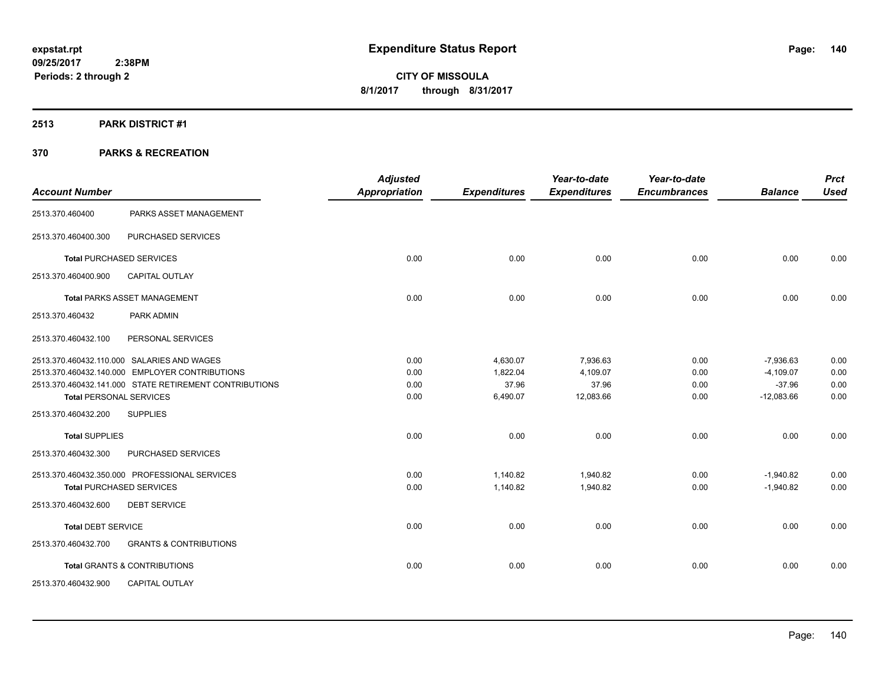# Expenditure Status Report

expstat.rpt
09/25/2017 2:38PM
Periods: 2 through 2

**CITY OF MISSOULA**
**8/1/2017 through 8/31/2017**

## 2513 PARK DISTRICT #1

### 370 PARKS & RECREATION

| Account Number | | Adjusted Appropriation | Expenditures | Year-to-date Expenditures | Year-to-date Encumbrances | Balance | Prct Used |
|---|---|---|---|---|---|---|---|
| 2513.370.460400 | PARKS ASSET MANAGEMENT | | | | | | |
| 2513.370.460400.300 | PURCHASED SERVICES | | | | | | |
| **Total** PURCHASED SERVICES | | 0.00 | 0.00 | 0.00 | 0.00 | 0.00 | 0.00 |
| 2513.370.460400.900 | CAPITAL OUTLAY | | | | | | |
| **Total** PARKS ASSET MANAGEMENT | | 0.00 | 0.00 | 0.00 | 0.00 | 0.00 | 0.00 |
| 2513.370.460432 | PARK ADMIN | | | | | | |
| 2513.370.460432.100 | PERSONAL SERVICES | | | | | | |
| 2513.370.460432.110.000 | SALARIES AND WAGES | 0.00 | 4,630.07 | 7,936.63 | 0.00 | -7,936.63 | 0.00 |
| 2513.370.460432.140.000 | EMPLOYER CONTRIBUTIONS | 0.00 | 1,822.04 | 4,109.07 | 0.00 | -4,109.07 | 0.00 |
| 2513.370.460432.141.000 | STATE RETIREMENT CONTRIBUTIONS | 0.00 | 37.96 | 37.96 | 0.00 | -37.96 | 0.00 |
| **Total** PERSONAL SERVICES | | 0.00 | 6,490.07 | 12,083.66 | 0.00 | -12,083.66 | 0.00 |
| 2513.370.460432.200 | SUPPLIES | | | | | | |
| **Total** SUPPLIES | | 0.00 | 0.00 | 0.00 | 0.00 | 0.00 | 0.00 |
| 2513.370.460432.300 | PURCHASED SERVICES | | | | | | |
| 2513.370.460432.350.000 | PROFESSIONAL SERVICES | 0.00 | 1,140.82 | 1,940.82 | 0.00 | -1,940.82 | 0.00 |
| **Total** PURCHASED SERVICES | | 0.00 | 1,140.82 | 1,940.82 | 0.00 | -1,940.82 | 0.00 |
| 2513.370.460432.600 | DEBT SERVICE | | | | | | |
| **Total** DEBT SERVICE | | 0.00 | 0.00 | 0.00 | 0.00 | 0.00 | 0.00 |
| 2513.370.460432.700 | GRANTS & CONTRIBUTIONS | | | | | | |
| **Total** GRANTS & CONTRIBUTIONS | | 0.00 | 0.00 | 0.00 | 0.00 | 0.00 | 0.00 |
| 2513.370.460432.900 | CAPITAL OUTLAY | | | | | | |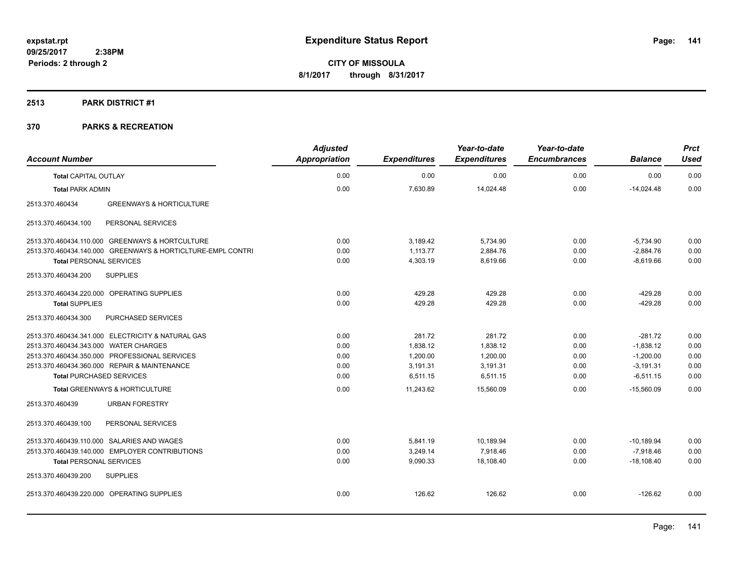expstat.rpt
09/25/2017 2:38PM
Periods: 2 through 2

# Expenditure Status Report

**CITY OF MISSOULA**
**8/1/2017 through 8/31/2017**

## 2513 PARK DISTRICT #1

## 370 PARKS & RECREATION

| Account Number | | Adjusted Appropriation | Expenditures | Year-to-date Expenditures | Year-to-date Encumbrances | Balance | Prct Used |
|---|---|---|---|---|---|---|---|
| **Total** CAPITAL OUTLAY | | 0.00 | 0.00 | 0.00 | 0.00 | 0.00 | 0.00 |
| **Total** PARK ADMIN | | 0.00 | 7,630.89 | 14,024.48 | 0.00 | -14,024.48 | 0.00 |
| 2513.370.460434 | GREENWAYS & HORTICULTURE | | | | | | |
| 2513.370.460434.100 | PERSONAL SERVICES | | | | | | |
| 2513.370.460434.110.000 | GREENWAYS & HORTCULTURE | 0.00 | 3,189.42 | 5,734.90 | 0.00 | -5,734.90 | 0.00 |
| 2513.370.460434.140.000 | GREENWAYS & HORTICLTURE-EMPL CONTRI | 0.00 | 1,113.77 | 2,884.76 | 0.00 | -2,884.76 | 0.00 |
| **Total** PERSONAL SERVICES | | 0.00 | 4,303.19 | 8,619.66 | 0.00 | -8,619.66 | 0.00 |
| 2513.370.460434.200 | SUPPLIES | | | | | | |
| 2513.370.460434.220.000 | OPERATING SUPPLIES | 0.00 | 429.28 | 429.28 | 0.00 | -429.28 | 0.00 |
| **Total** SUPPLIES | | 0.00 | 429.28 | 429.28 | 0.00 | -429.28 | 0.00 |
| 2513.370.460434.300 | PURCHASED SERVICES | | | | | | |
| 2513.370.460434.341.000 | ELECTRICITY & NATURAL GAS | 0.00 | 281.72 | 281.72 | 0.00 | -281.72 | 0.00 |
| 2513.370.460434.343.000 | WATER CHARGES | 0.00 | 1,838.12 | 1,838.12 | 0.00 | -1,838.12 | 0.00 |
| 2513.370.460434.350.000 | PROFESSIONAL SERVICES | 0.00 | 1,200.00 | 1,200.00 | 0.00 | -1,200.00 | 0.00 |
| 2513.370.460434.360.000 | REPAIR & MAINTENANCE | 0.00 | 3,191.31 | 3,191.31 | 0.00 | -3,191.31 | 0.00 |
| **Total** PURCHASED SERVICES | | 0.00 | 6,511.15 | 6,511.15 | 0.00 | -6,511.15 | 0.00 |
| **Total** GREENWAYS & HORTICULTURE | | 0.00 | 11,243.62 | 15,560.09 | 0.00 | -15,560.09 | 0.00 |
| 2513.370.460439 | URBAN FORESTRY | | | | | | |
| 2513.370.460439.100 | PERSONAL SERVICES | | | | | | |
| 2513.370.460439.110.000 | SALARIES AND WAGES | 0.00 | 5,841.19 | 10,189.94 | 0.00 | -10,189.94 | 0.00 |
| 2513.370.460439.140.000 | EMPLOYER CONTRIBUTIONS | 0.00 | 3,249.14 | 7,918.46 | 0.00 | -7,918.46 | 0.00 |
| **Total** PERSONAL SERVICES | | 0.00 | 9,090.33 | 18,108.40 | 0.00 | -18,108.40 | 0.00 |
| 2513.370.460439.200 | SUPPLIES | | | | | | |
| 2513.370.460439.220.000 | OPERATING SUPPLIES | 0.00 | 126.62 | 126.62 | 0.00 | -126.62 | 0.00 |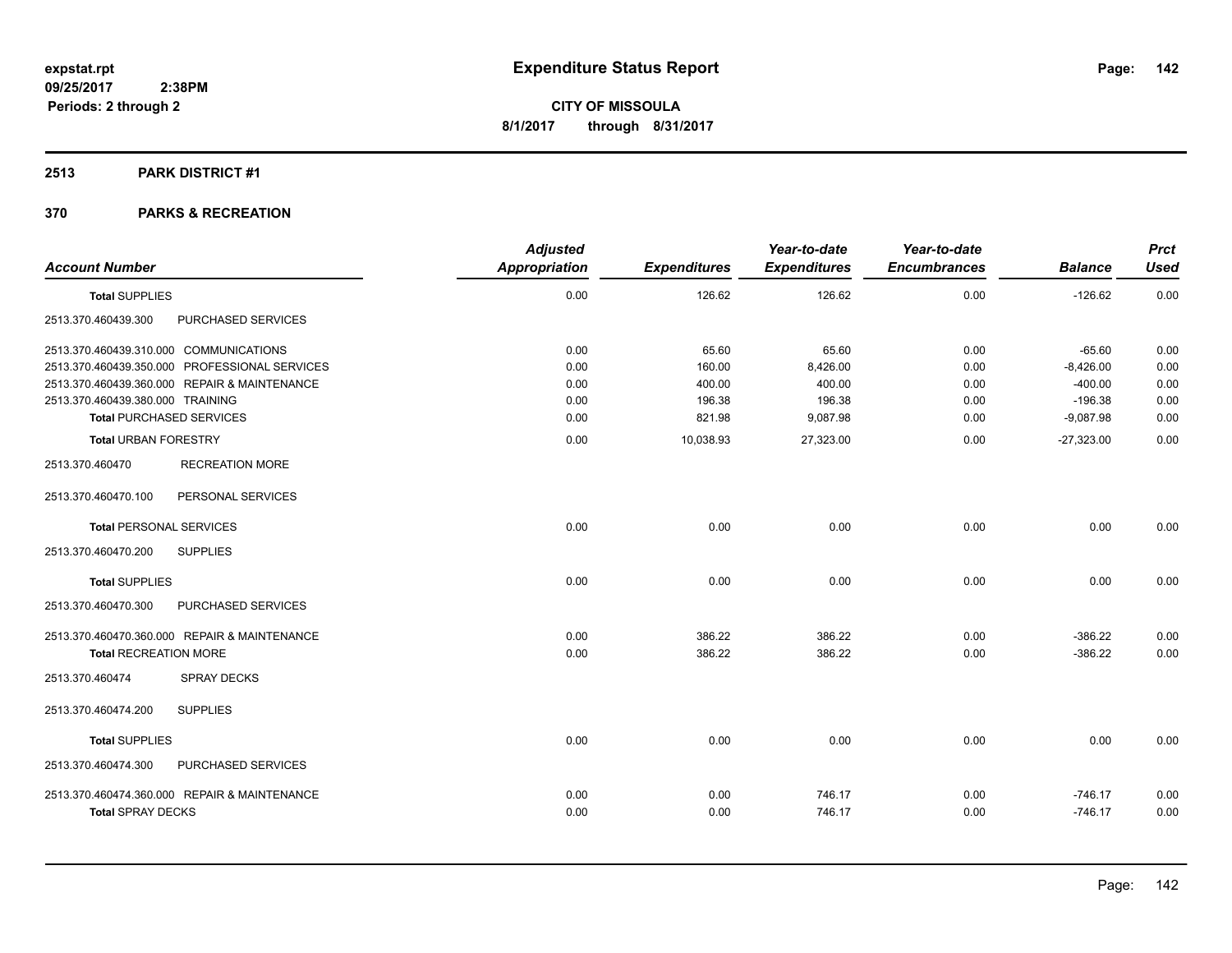**expstat.rpt**
**09/25/2017 2:38PM**
**Periods: 2 through 2**

# Expenditure Status Report

**CITY OF MISSOULA**
**8/1/2017 through 8/31/2017**

## 2513 PARK DISTRICT #1

## 370 PARKS & RECREATION

| Account Number | | Adjusted Appropriation | Expenditures | Year-to-date Expenditures | Year-to-date Encumbrances | Balance | Prct Used |
|---|---|---|---|---|---|---|---|
| **Total SUPPLIES** | | 0.00 | 126.62 | 126.62 | 0.00 | -126.62 | 0.00 |
| 2513.370.460439.300 | PURCHASED SERVICES | | | | | | |
| 2513.370.460439.310.000 | COMMUNICATIONS | 0.00 | 65.60 | 65.60 | 0.00 | -65.60 | 0.00 |
| 2513.370.460439.350.000 | PROFESSIONAL SERVICES | 0.00 | 160.00 | 8,426.00 | 0.00 | -8,426.00 | 0.00 |
| 2513.370.460439.360.000 | REPAIR & MAINTENANCE | 0.00 | 400.00 | 400.00 | 0.00 | -400.00 | 0.00 |
| 2513.370.460439.380.000 | TRAINING | 0.00 | 196.38 | 196.38 | 0.00 | -196.38 | 0.00 |
| **Total PURCHASED SERVICES** | | 0.00 | 821.98 | 9,087.98 | 0.00 | -9,087.98 | 0.00 |
| **Total URBAN FORESTRY** | | 0.00 | 10,038.93 | 27,323.00 | 0.00 | -27,323.00 | 0.00 |
| 2513.370.460470 | RECREATION MORE | | | | | | |
| 2513.370.460470.100 | PERSONAL SERVICES | | | | | | |
| **Total PERSONAL SERVICES** | | 0.00 | 0.00 | 0.00 | 0.00 | 0.00 | 0.00 |
| 2513.370.460470.200 | SUPPLIES | | | | | | |
| **Total SUPPLIES** | | 0.00 | 0.00 | 0.00 | 0.00 | 0.00 | 0.00 |
| 2513.370.460470.300 | PURCHASED SERVICES | | | | | | |
| 2513.370.460470.360.000 | REPAIR & MAINTENANCE | 0.00 | 386.22 | 386.22 | 0.00 | -386.22 | 0.00 |
| **Total RECREATION MORE** | | 0.00 | 386.22 | 386.22 | 0.00 | -386.22 | 0.00 |
| 2513.370.460474 | SPRAY DECKS | | | | | | |
| 2513.370.460474.200 | SUPPLIES | | | | | | |
| **Total SUPPLIES** | | 0.00 | 0.00 | 0.00 | 0.00 | 0.00 | 0.00 |
| 2513.370.460474.300 | PURCHASED SERVICES | | | | | | |
| 2513.370.460474.360.000 | REPAIR & MAINTENANCE | 0.00 | 0.00 | 746.17 | 0.00 | -746.17 | 0.00 |
| **Total SPRAY DECKS** | | 0.00 | 0.00 | 746.17 | 0.00 | -746.17 | 0.00 |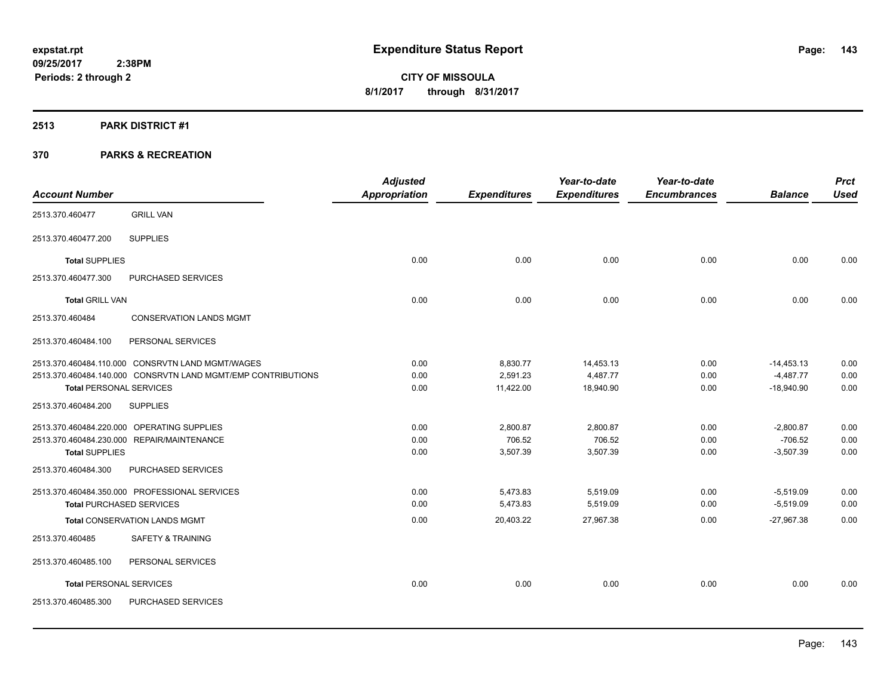**expstat.rpt**
**09/25/2017 2:38PM**
**Periods: 2 through 2**

# Expenditure Status Report

**CITY OF MISSOULA**
**8/1/2017 through 8/31/2017**

## 2513 PARK DISTRICT #1

## 370 PARKS & RECREATION

| Account Number | | Adjusted Appropriation | Expenditures | Year-to-date Expenditures | Year-to-date Encumbrances | Balance | Prct Used |
|---|---|---|---|---|---|---|---|
| 2513.370.460477 | GRILL VAN | | | | | | |
| 2513.370.460477.200 | SUPPLIES | | | | | | |
| **Total** SUPPLIES | | 0.00 | 0.00 | 0.00 | 0.00 | 0.00 | 0.00 |
| 2513.370.460477.300 | PURCHASED SERVICES | | | | | | |
| **Total** GRILL VAN | | 0.00 | 0.00 | 0.00 | 0.00 | 0.00 | 0.00 |
| 2513.370.460484 | CONSERVATION LANDS MGMT | | | | | | |
| 2513.370.460484.100 | PERSONAL SERVICES | | | | | | |
| 2513.370.460484.110.000 | CONSRVTN LAND MGMT/WAGES | 0.00 | 8,830.77 | 14,453.13 | 0.00 | -14,453.13 | 0.00 |
| 2513.370.460484.140.000 | CONSRVTN LAND MGMT/EMP CONTRIBUTIONS | 0.00 | 2,591.23 | 4,487.77 | 0.00 | -4,487.77 | 0.00 |
| **Total** PERSONAL SERVICES | | 0.00 | 11,422.00 | 18,940.90 | 0.00 | -18,940.90 | 0.00 |
| 2513.370.460484.200 | SUPPLIES | | | | | | |
| 2513.370.460484.220.000 | OPERATING SUPPLIES | 0.00 | 2,800.87 | 2,800.87 | 0.00 | -2,800.87 | 0.00 |
| 2513.370.460484.230.000 | REPAIR/MAINTENANCE | 0.00 | 706.52 | 706.52 | 0.00 | -706.52 | 0.00 |
| **Total** SUPPLIES | | 0.00 | 3,507.39 | 3,507.39 | 0.00 | -3,507.39 | 0.00 |
| 2513.370.460484.300 | PURCHASED SERVICES | | | | | | |
| 2513.370.460484.350.000 | PROFESSIONAL SERVICES | 0.00 | 5,473.83 | 5,519.09 | 0.00 | -5,519.09 | 0.00 |
| **Total** PURCHASED SERVICES | | 0.00 | 5,473.83 | 5,519.09 | 0.00 | -5,519.09 | 0.00 |
| **Total** CONSERVATION LANDS MGMT | | 0.00 | 20,403.22 | 27,967.38 | 0.00 | -27,967.38 | 0.00 |
| 2513.370.460485 | SAFETY & TRAINING | | | | | | |
| 2513.370.460485.100 | PERSONAL SERVICES | | | | | | |
| **Total** PERSONAL SERVICES | | 0.00 | 0.00 | 0.00 | 0.00 | 0.00 | 0.00 |
| 2513.370.460485.300 | PURCHASED SERVICES | | | | | | |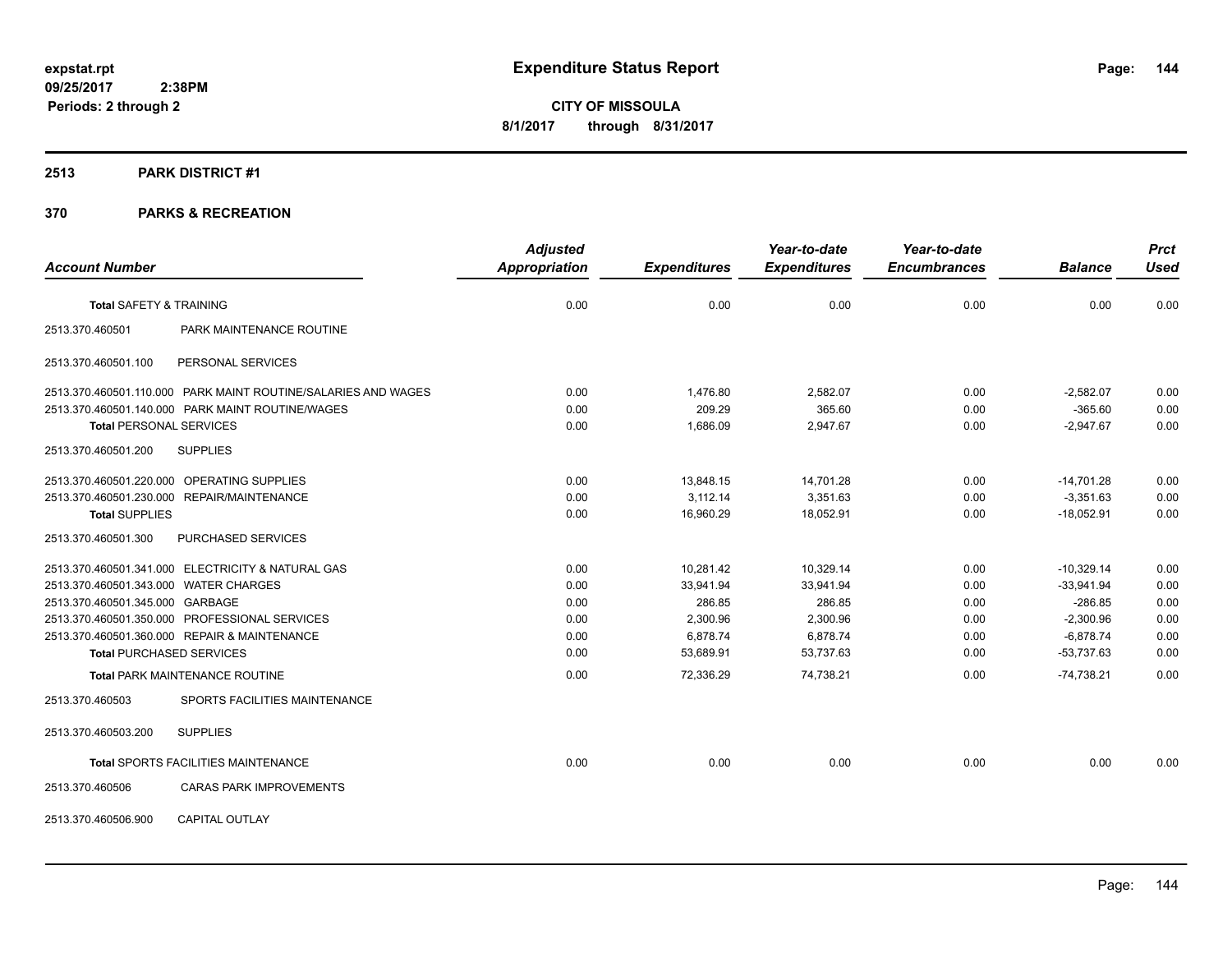**expstat.rpt**
**09/25/2017 2:38PM**
**Periods: 2 through 2**

# Expenditure Status Report

**CITY OF MISSOULA**
**8/1/2017 through 8/31/2017**

## 2513 PARK DISTRICT #1

## 370 PARKS & RECREATION

| Account Number | | Adjusted Appropriation | Expenditures | Year-to-date Expenditures | Year-to-date Encumbrances | Balance | Prct Used |
|---|---|---|---|---|---|---|---|
| **Total** SAFETY & TRAINING | | 0.00 | 0.00 | 0.00 | 0.00 | 0.00 | 0.00 |
| 2513.370.460501 | PARK MAINTENANCE ROUTINE | | | | | | |
| 2513.370.460501.100 | PERSONAL SERVICES | | | | | | |
| 2513.370.460501.110.000 | PARK MAINT ROUTINE/SALARIES AND WAGES | 0.00 | 1,476.80 | 2,582.07 | 0.00 | -2,582.07 | 0.00 |
| 2513.370.460501.140.000 | PARK MAINT ROUTINE/WAGES | 0.00 | 209.29 | 365.60 | 0.00 | -365.60 | 0.00 |
| **Total** PERSONAL SERVICES | | 0.00 | 1,686.09 | 2,947.67 | 0.00 | -2,947.67 | 0.00 |
| 2513.370.460501.200 | SUPPLIES | | | | | | |
| 2513.370.460501.220.000 | OPERATING SUPPLIES | 0.00 | 13,848.15 | 14,701.28 | 0.00 | -14,701.28 | 0.00 |
| 2513.370.460501.230.000 | REPAIR/MAINTENANCE | 0.00 | 3,112.14 | 3,351.63 | 0.00 | -3,351.63 | 0.00 |
| **Total** SUPPLIES | | 0.00 | 16,960.29 | 18,052.91 | 0.00 | -18,052.91 | 0.00 |
| 2513.370.460501.300 | PURCHASED SERVICES | | | | | | |
| 2513.370.460501.341.000 | ELECTRICITY & NATURAL GAS | 0.00 | 10,281.42 | 10,329.14 | 0.00 | -10,329.14 | 0.00 |
| 2513.370.460501.343.000 | WATER CHARGES | 0.00 | 33,941.94 | 33,941.94 | 0.00 | -33,941.94 | 0.00 |
| 2513.370.460501.345.000 | GARBAGE | 0.00 | 286.85 | 286.85 | 0.00 | -286.85 | 0.00 |
| 2513.370.460501.350.000 | PROFESSIONAL SERVICES | 0.00 | 2,300.96 | 2,300.96 | 0.00 | -2,300.96 | 0.00 |
| 2513.370.460501.360.000 | REPAIR & MAINTENANCE | 0.00 | 6,878.74 | 6,878.74 | 0.00 | -6,878.74 | 0.00 |
| **Total** PURCHASED SERVICES | | 0.00 | 53,689.91 | 53,737.63 | 0.00 | -53,737.63 | 0.00 |
| **Total** PARK MAINTENANCE ROUTINE | | 0.00 | 72,336.29 | 74,738.21 | 0.00 | -74,738.21 | 0.00 |
| 2513.370.460503 | SPORTS FACILITIES MAINTENANCE | | | | | | |
| 2513.370.460503.200 | SUPPLIES | | | | | | |
| **Total** SPORTS FACILITIES MAINTENANCE | | 0.00 | 0.00 | 0.00 | 0.00 | 0.00 | 0.00 |
| 2513.370.460506 | CARAS PARK IMPROVEMENTS | | | | | | |
| 2513.370.460506.900 | CAPITAL OUTLAY | | | | | | |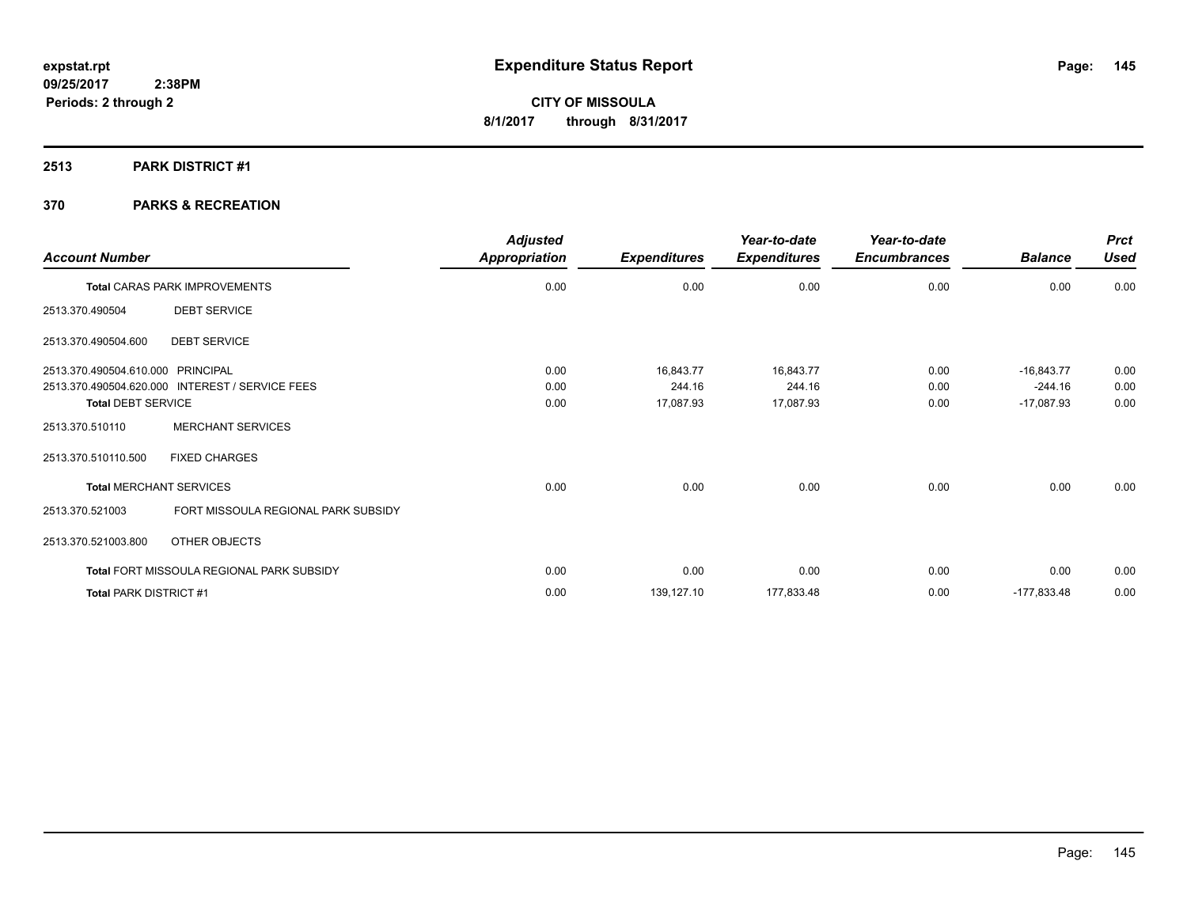# Expenditure Status Report

**CITY OF MISSOULA**

**8/1/2017 through 8/31/2017**

expstat.rpt
09/25/2017 2:38PM
Periods: 2 through 2

## 2513 PARK DISTRICT #1

### 370 PARKS & RECREATION

| Account Number | | Adjusted Appropriation | Expenditures | Year-to-date Expenditures | Year-to-date Encumbrances | Balance | Prct Used |
|---|---|---|---|---|---|---|---|
| **Total** CARAS PARK IMPROVEMENTS | | 0.00 | 0.00 | 0.00 | 0.00 | 0.00 | 0.00 |
| 2513.370.490504 | DEBT SERVICE | | | | | | |
| 2513.370.490504.600 | DEBT SERVICE | | | | | | |
| 2513.370.490504.610.000 | PRINCIPAL | 0.00 | 16,843.77 | 16,843.77 | 0.00 | -16,843.77 | 0.00 |
| 2513.370.490504.620.000 | INTEREST / SERVICE FEES | 0.00 | 244.16 | 244.16 | 0.00 | -244.16 | 0.00 |
| **Total DEBT SERVICE** | | 0.00 | 17,087.93 | 17,087.93 | 0.00 | -17,087.93 | 0.00 |
| 2513.370.510110 | MERCHANT SERVICES | | | | | | |
| 2513.370.510110.500 | FIXED CHARGES | | | | | | |
| **Total** MERCHANT SERVICES | | 0.00 | 0.00 | 0.00 | 0.00 | 0.00 | 0.00 |
| 2513.370.521003 | FORT MISSOULA REGIONAL PARK SUBSIDY | | | | | | |
| 2513.370.521003.800 | OTHER OBJECTS | | | | | | |
| **Total** FORT MISSOULA REGIONAL PARK SUBSIDY | | 0.00 | 0.00 | 0.00 | 0.00 | 0.00 | 0.00 |
| **Total** PARK DISTRICT #1 | | 0.00 | 139,127.10 | 177,833.48 | 0.00 | -177,833.48 | 0.00 |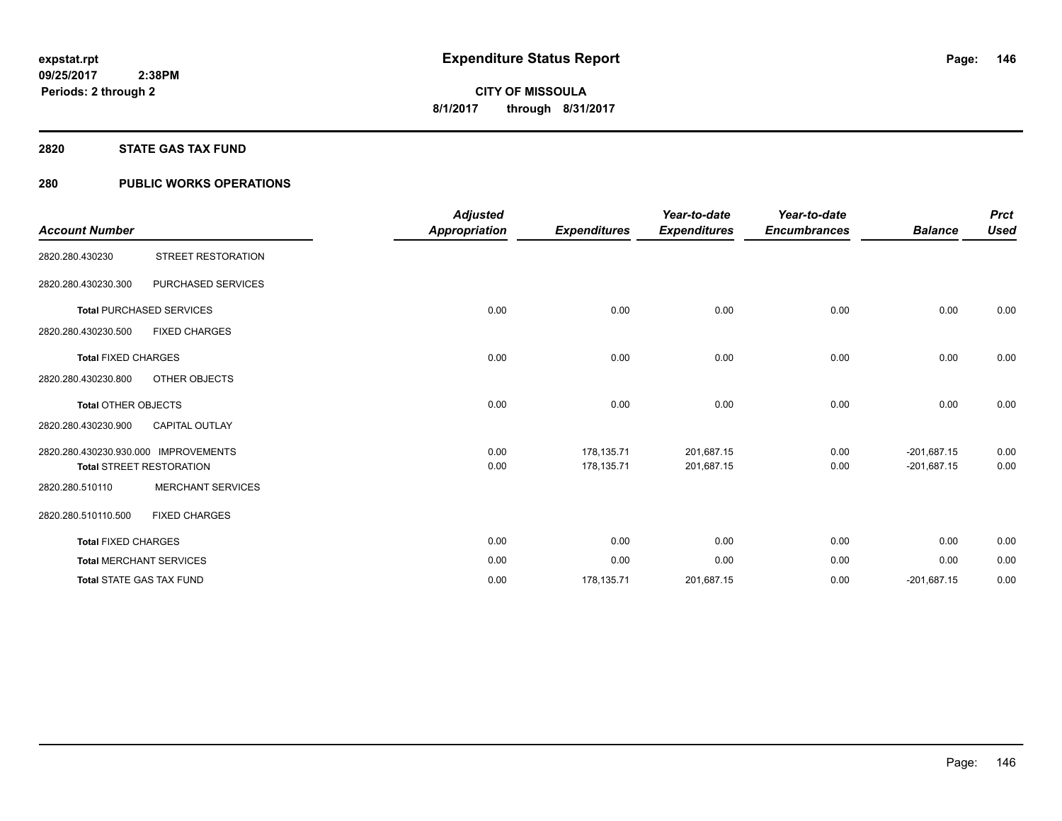**expstat.rpt**
**09/25/2017 2:38PM**
**Periods: 2 through 2**

# Expenditure Status Report

**CITY OF MISSOULA**
**8/1/2017 through 8/31/2017**

## 2820 STATE GAS TAX FUND

## 280 PUBLIC WORKS OPERATIONS

| Account Number | | Adjusted Appropriation | Expenditures | Year-to-date Expenditures | Year-to-date Encumbrances | Balance | Prct Used |
|---|---|---|---|---|---|---|---|
| 2820.280.430230 | STREET RESTORATION | | | | | | |
| 2820.280.430230.300 | PURCHASED SERVICES | | | | | | |
| **Total** PURCHASED SERVICES | | 0.00 | 0.00 | 0.00 | 0.00 | 0.00 | 0.00 |
| 2820.280.430230.500 | FIXED CHARGES | | | | | | |
| **Total** FIXED CHARGES | | 0.00 | 0.00 | 0.00 | 0.00 | 0.00 | 0.00 |
| 2820.280.430230.800 | OTHER OBJECTS | | | | | | |
| **Total** OTHER OBJECTS | | 0.00 | 0.00 | 0.00 | 0.00 | 0.00 | 0.00 |
| 2820.280.430230.900 | CAPITAL OUTLAY | | | | | | |
| 2820.280.430230.930.000 | IMPROVEMENTS | 0.00 | 178,135.71 | 201,687.15 | 0.00 | -201,687.15 | 0.00 |
| **Total** STREET RESTORATION | | 0.00 | 178,135.71 | 201,687.15 | 0.00 | -201,687.15 | 0.00 |
| 2820.280.510110 | MERCHANT SERVICES | | | | | | |
| 2820.280.510110.500 | FIXED CHARGES | | | | | | |
| **Total** FIXED CHARGES | | 0.00 | 0.00 | 0.00 | 0.00 | 0.00 | 0.00 |
| **Total** MERCHANT SERVICES | | 0.00 | 0.00 | 0.00 | 0.00 | 0.00 | 0.00 |
| **Total** STATE GAS TAX FUND | | 0.00 | 178,135.71 | 201,687.15 | 0.00 | -201,687.15 | 0.00 |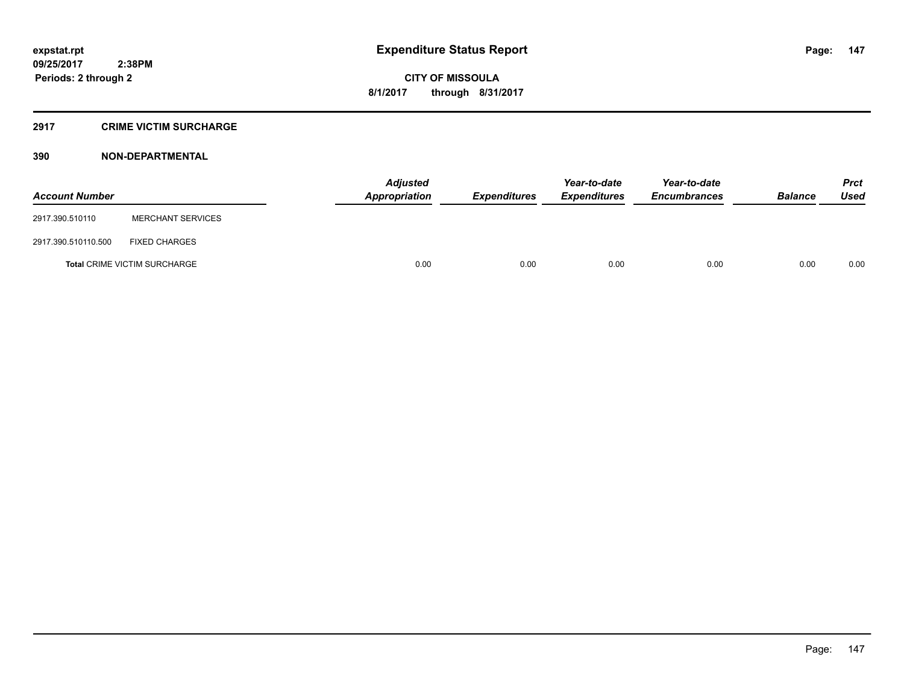**expstat.rpt**
**09/25/2017 2:38PM**
**Periods: 2 through 2**

# Expenditure Status Report

**CITY OF MISSOULA**
**8/1/2017 through 8/31/2017**

## 2917 CRIME VICTIM SURCHARGE

### 390 NON-DEPARTMENTAL

| Account Number | | Adjusted Appropriation | Expenditures | Year-to-date Expenditures | Year-to-date Encumbrances | Balance | Prct Used |
|---|---|---|---|---|---|---|---|
| 2917.390.510110 | MERCHANT SERVICES | | | | | | |
| 2917.390.510110.500 | FIXED CHARGES | | | | | | |
| **Total** CRIME VICTIM SURCHARGE | | 0.00 | 0.00 | 0.00 | 0.00 | 0.00 | 0.00 |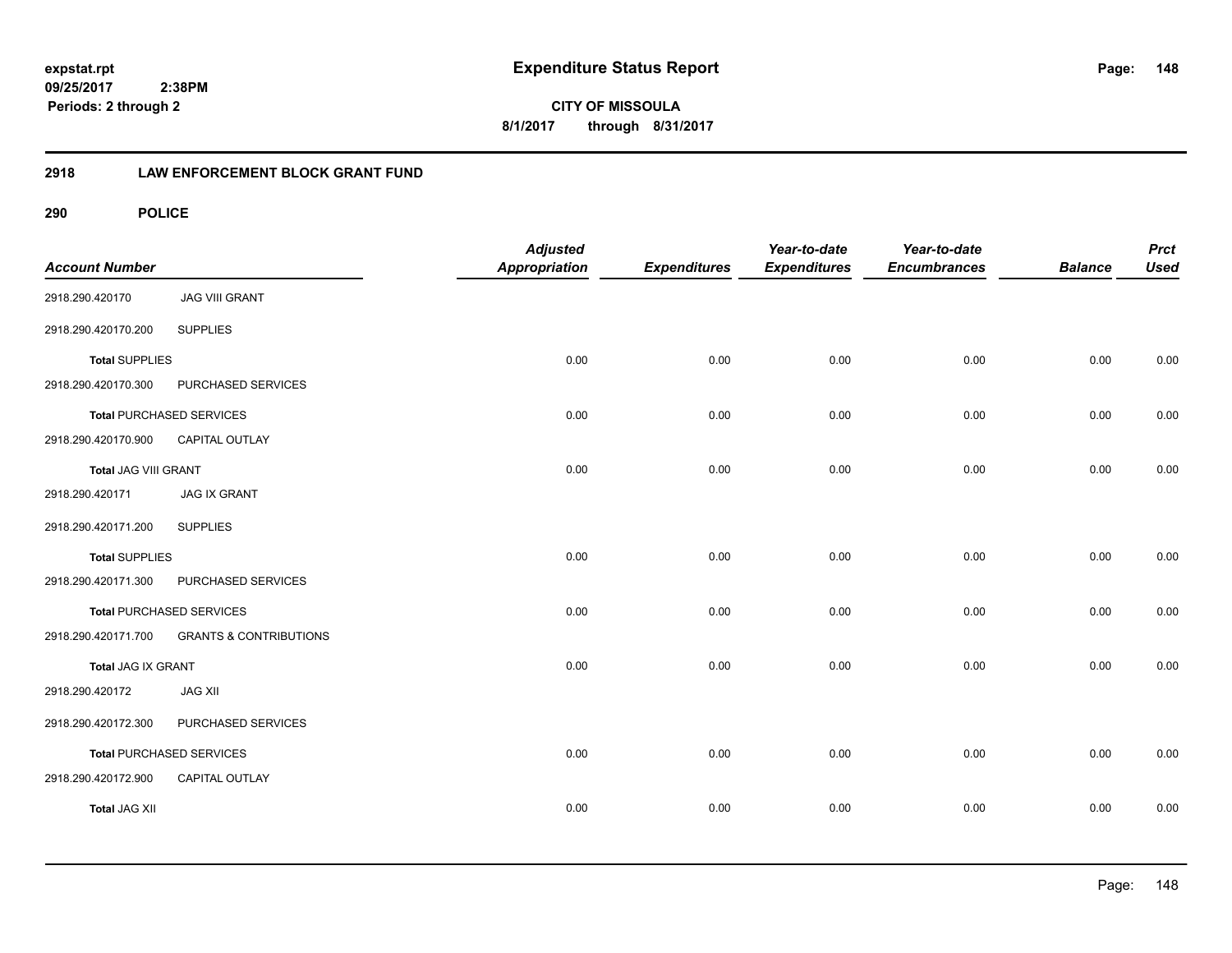# Expenditure Status Report

expstat.rpt
09/25/2017 2:38PM
Periods: 2 through 2

**CITY OF MISSOULA**
**8/1/2017 through 8/31/2017**

## 2918 LAW ENFORCEMENT BLOCK GRANT FUND

### 290 POLICE

| Account Number | | Adjusted Appropriation | Expenditures | Year-to-date Expenditures | Year-to-date Encumbrances | Balance | Prct Used |
|---|---|---|---|---|---|---|---|
| 2918.290.420170 | JAG VIII GRANT | | | | | | |
| 2918.290.420170.200 | SUPPLIES | | | | | | |
| **Total** SUPPLIES | | 0.00 | 0.00 | 0.00 | 0.00 | 0.00 | 0.00 |
| 2918.290.420170.300 | PURCHASED SERVICES | | | | | | |
| **Total** PURCHASED SERVICES | | 0.00 | 0.00 | 0.00 | 0.00 | 0.00 | 0.00 |
| 2918.290.420170.900 | CAPITAL OUTLAY | | | | | | |
| **Total** JAG VIII GRANT | | 0.00 | 0.00 | 0.00 | 0.00 | 0.00 | 0.00 |
| 2918.290.420171 | JAG IX GRANT | | | | | | |
| 2918.290.420171.200 | SUPPLIES | | | | | | |
| **Total** SUPPLIES | | 0.00 | 0.00 | 0.00 | 0.00 | 0.00 | 0.00 |
| 2918.290.420171.300 | PURCHASED SERVICES | | | | | | |
| **Total** PURCHASED SERVICES | | 0.00 | 0.00 | 0.00 | 0.00 | 0.00 | 0.00 |
| 2918.290.420171.700 | GRANTS & CONTRIBUTIONS | | | | | | |
| **Total** JAG IX GRANT | | 0.00 | 0.00 | 0.00 | 0.00 | 0.00 | 0.00 |
| 2918.290.420172 | JAG XII | | | | | | |
| 2918.290.420172.300 | PURCHASED SERVICES | | | | | | |
| **Total** PURCHASED SERVICES | | 0.00 | 0.00 | 0.00 | 0.00 | 0.00 | 0.00 |
| 2918.290.420172.900 | CAPITAL OUTLAY | | | | | | |
| **Total** JAG XII | | 0.00 | 0.00 | 0.00 | 0.00 | 0.00 | 0.00 |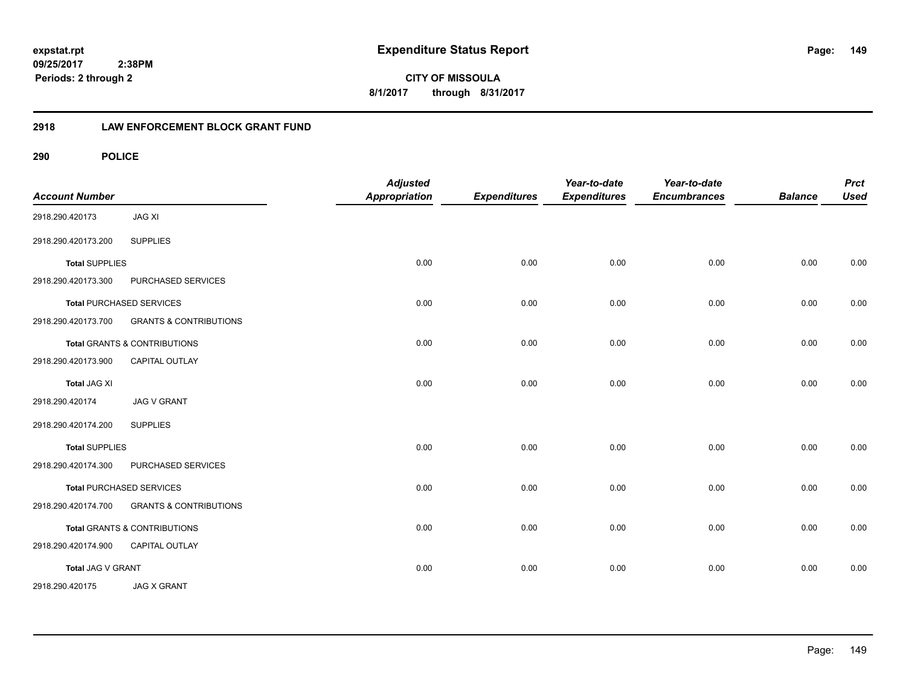**expstat.rpt**
**09/25/2017 2:38PM**
**Periods: 2 through 2**

# Expenditure Status Report

**CITY OF MISSOULA**
**8/1/2017 through 8/31/2017**

## 2918 LAW ENFORCEMENT BLOCK GRANT FUND

### 290 POLICE

| Account Number | | Adjusted Appropriation | Expenditures | Year-to-date Expenditures | Year-to-date Encumbrances | Balance | Prct Used |
|---|---|---|---|---|---|---|---|
| 2918.290.420173 | JAG XI | | | | | | |
| 2918.290.420173.200 | SUPPLIES | | | | | | |
| **Total** SUPPLIES | | 0.00 | 0.00 | 0.00 | 0.00 | 0.00 | 0.00 |
| 2918.290.420173.300 | PURCHASED SERVICES | | | | | | |
| **Total** PURCHASED SERVICES | | 0.00 | 0.00 | 0.00 | 0.00 | 0.00 | 0.00 |
| 2918.290.420173.700 | GRANTS & CONTRIBUTIONS | | | | | | |
| **Total** GRANTS & CONTRIBUTIONS | | 0.00 | 0.00 | 0.00 | 0.00 | 0.00 | 0.00 |
| 2918.290.420173.900 | CAPITAL OUTLAY | | | | | | |
| **Total** JAG XI | | 0.00 | 0.00 | 0.00 | 0.00 | 0.00 | 0.00 |
| 2918.290.420174 | JAG V GRANT | | | | | | |
| 2918.290.420174.200 | SUPPLIES | | | | | | |
| **Total** SUPPLIES | | 0.00 | 0.00 | 0.00 | 0.00 | 0.00 | 0.00 |
| 2918.290.420174.300 | PURCHASED SERVICES | | | | | | |
| **Total** PURCHASED SERVICES | | 0.00 | 0.00 | 0.00 | 0.00 | 0.00 | 0.00 |
| 2918.290.420174.700 | GRANTS & CONTRIBUTIONS | | | | | | |
| **Total** GRANTS & CONTRIBUTIONS | | 0.00 | 0.00 | 0.00 | 0.00 | 0.00 | 0.00 |
| 2918.290.420174.900 | CAPITAL OUTLAY | | | | | | |
| **Total** JAG V GRANT | | 0.00 | 0.00 | 0.00 | 0.00 | 0.00 | 0.00 |
| 2918.290.420175 | JAG X GRANT | | | | | | |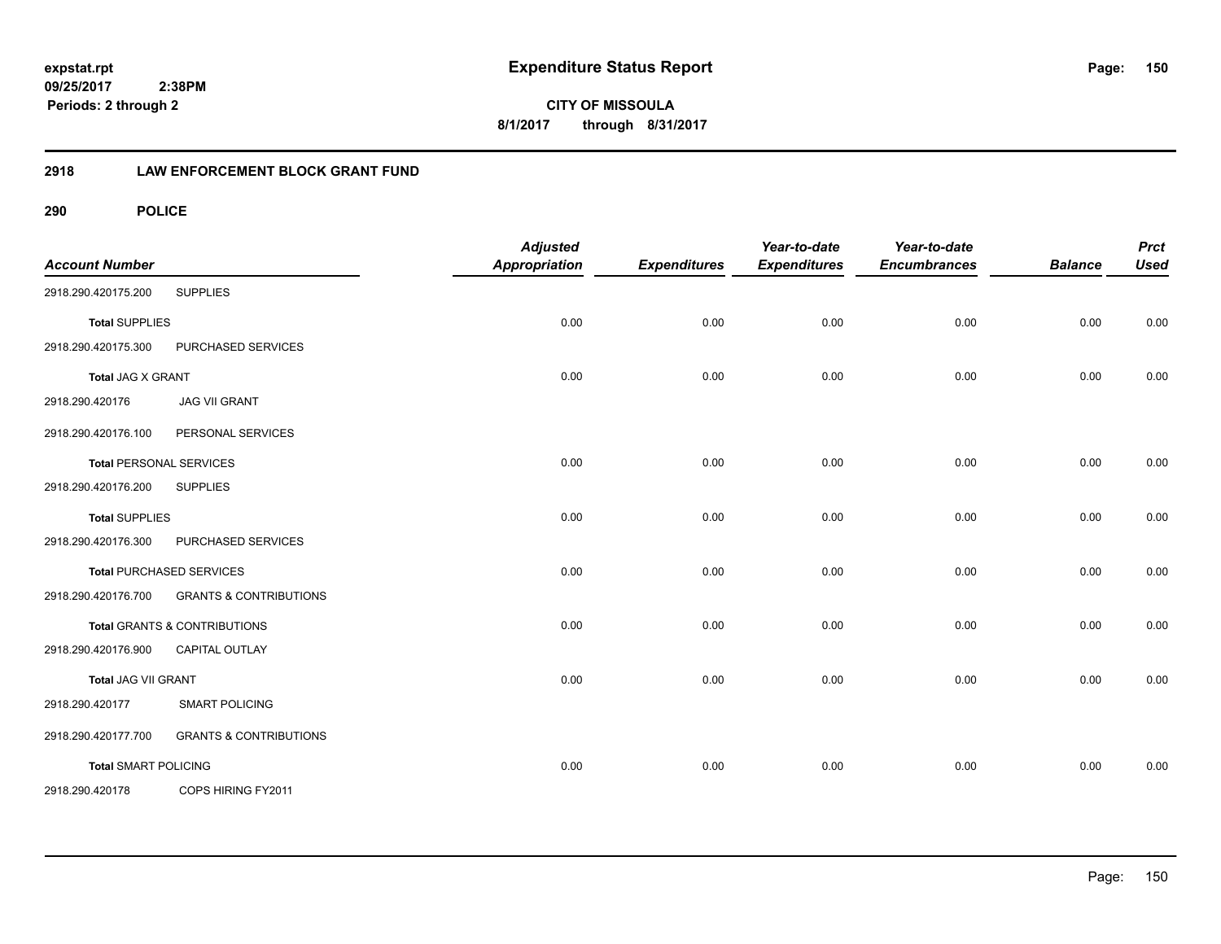**expstat.rpt**
**09/25/2017 2:38PM**
**Periods: 2 through 2**

# Expenditure Status Report

**CITY OF MISSOULA**
**8/1/2017 through 8/31/2017**

## 2918 LAW ENFORCEMENT BLOCK GRANT FUND

### 290 POLICE

| Account Number | | Adjusted Appropriation | Expenditures | Year-to-date Expenditures | Year-to-date Encumbrances | Balance | Prct Used |
|---|---|---|---|---|---|---|---|
| 2918.290.420175.200 | SUPPLIES | | | | | | |
| **Total** SUPPLIES | | 0.00 | 0.00 | 0.00 | 0.00 | 0.00 | 0.00 |
| 2918.290.420175.300 | PURCHASED SERVICES | | | | | | |
| **Total** JAG X GRANT | | 0.00 | 0.00 | 0.00 | 0.00 | 0.00 | 0.00 |
| 2918.290.420176 | JAG VII GRANT | | | | | | |
| 2918.290.420176.100 | PERSONAL SERVICES | | | | | | |
| **Total** PERSONAL SERVICES | | 0.00 | 0.00 | 0.00 | 0.00 | 0.00 | 0.00 |
| 2918.290.420176.200 | SUPPLIES | | | | | | |
| **Total** SUPPLIES | | 0.00 | 0.00 | 0.00 | 0.00 | 0.00 | 0.00 |
| 2918.290.420176.300 | PURCHASED SERVICES | | | | | | |
| **Total** PURCHASED SERVICES | | 0.00 | 0.00 | 0.00 | 0.00 | 0.00 | 0.00 |
| 2918.290.420176.700 | GRANTS & CONTRIBUTIONS | | | | | | |
| **Total** GRANTS & CONTRIBUTIONS | | 0.00 | 0.00 | 0.00 | 0.00 | 0.00 | 0.00 |
| 2918.290.420176.900 | CAPITAL OUTLAY | | | | | | |
| **Total** JAG VII GRANT | | 0.00 | 0.00 | 0.00 | 0.00 | 0.00 | 0.00 |
| 2918.290.420177 | SMART POLICING | | | | | | |
| 2918.290.420177.700 | GRANTS & CONTRIBUTIONS | | | | | | |
| **Total** SMART POLICING | | 0.00 | 0.00 | 0.00 | 0.00 | 0.00 | 0.00 |
| 2918.290.420178 | COPS HIRING FY2011 | | | | | | |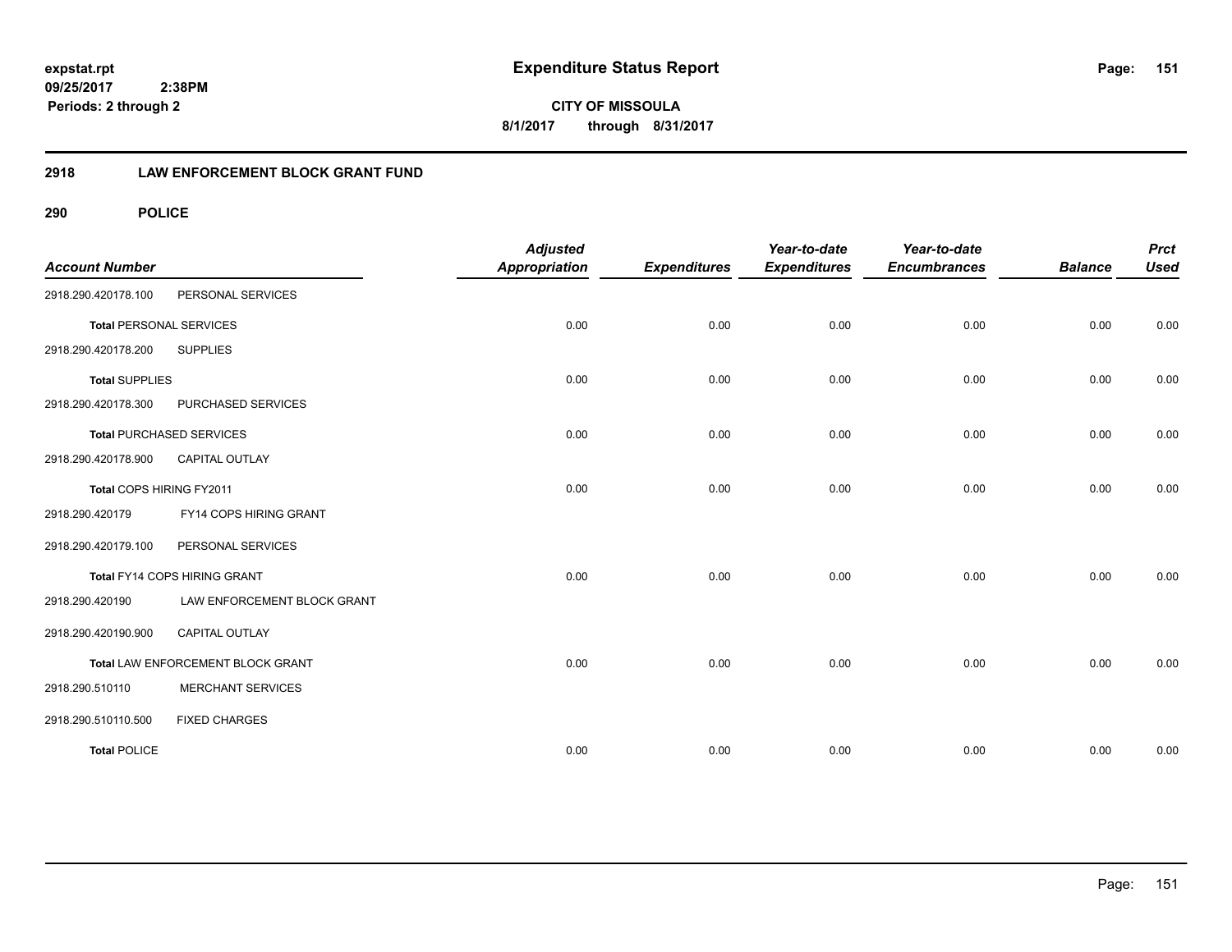**expstat.rpt**
**09/25/2017 2:38PM**
**Periods: 2 through 2**

# Expenditure Status Report

**CITY OF MISSOULA**
**8/1/2017 through 8/31/2017**

## 2918 LAW ENFORCEMENT BLOCK GRANT FUND

### 290 POLICE

| Account Number | | Adjusted Appropriation | Expenditures | Year-to-date Expenditures | Year-to-date Encumbrances | Balance | Prct Used |
|---|---|---|---|---|---|---|---|
| 2918.290.420178.100 | PERSONAL SERVICES | | | | | | |
| **Total** PERSONAL SERVICES | | 0.00 | 0.00 | 0.00 | 0.00 | 0.00 | 0.00 |
| 2918.290.420178.200 | SUPPLIES | | | | | | |
| **Total** SUPPLIES | | 0.00 | 0.00 | 0.00 | 0.00 | 0.00 | 0.00 |
| 2918.290.420178.300 | PURCHASED SERVICES | | | | | | |
| **Total** PURCHASED SERVICES | | 0.00 | 0.00 | 0.00 | 0.00 | 0.00 | 0.00 |
| 2918.290.420178.900 | CAPITAL OUTLAY | | | | | | |
| Total COPS HIRING FY2011 | | 0.00 | 0.00 | 0.00 | 0.00 | 0.00 | 0.00 |
| 2918.290.420179 | FY14 COPS HIRING GRANT | | | | | | |
| 2918.290.420179.100 | PERSONAL SERVICES | | | | | | |
| Total FY14 COPS HIRING GRANT | | 0.00 | 0.00 | 0.00 | 0.00 | 0.00 | 0.00 |
| 2918.290.420190 | LAW ENFORCEMENT BLOCK GRANT | | | | | | |
| 2918.290.420190.900 | CAPITAL OUTLAY | | | | | | |
| Total LAW ENFORCEMENT BLOCK GRANT | | 0.00 | 0.00 | 0.00 | 0.00 | 0.00 | 0.00 |
| 2918.290.510110 | MERCHANT SERVICES | | | | | | |
| 2918.290.510110.500 | FIXED CHARGES | | | | | | |
| **Total** POLICE | | 0.00 | 0.00 | 0.00 | 0.00 | 0.00 | 0.00 |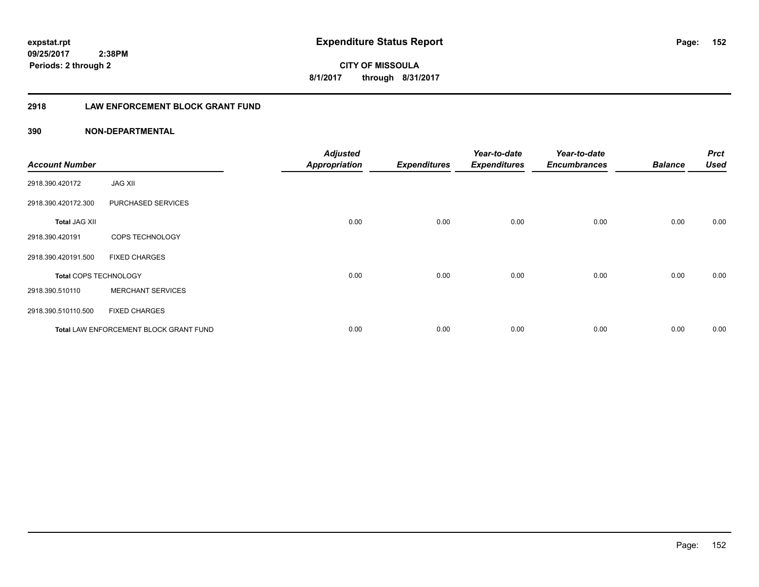**expstat.rpt**
**09/25/2017 2:38PM**
**Periods: 2 through 2**

# Expenditure Status Report

**CITY OF MISSOULA**
**8/1/2017 through 8/31/2017**

## 2918 LAW ENFORCEMENT BLOCK GRANT FUND

### 390 NON-DEPARTMENTAL

| Account Number | | Adjusted Appropriation | Expenditures | Year-to-date Expenditures | Year-to-date Encumbrances | Balance | Prct Used |
|---|---|---|---|---|---|---|---|
| 2918.390.420172 | JAG XII | | | | | | |
| 2918.390.420172.300 | PURCHASED SERVICES | | | | | | |
| **Total** JAG XII | | 0.00 | 0.00 | 0.00 | 0.00 | 0.00 | 0.00 |
| 2918.390.420191 | COPS TECHNOLOGY | | | | | | |
| 2918.390.420191.500 | FIXED CHARGES | | | | | | |
| **Total** COPS TECHNOLOGY | | 0.00 | 0.00 | 0.00 | 0.00 | 0.00 | 0.00 |
| 2918.390.510110 | MERCHANT SERVICES | | | | | | |
| 2918.390.510110.500 | FIXED CHARGES | | | | | | |
| **Total** LAW ENFORCEMENT BLOCK GRANT FUND | | 0.00 | 0.00 | 0.00 | 0.00 | 0.00 | 0.00 |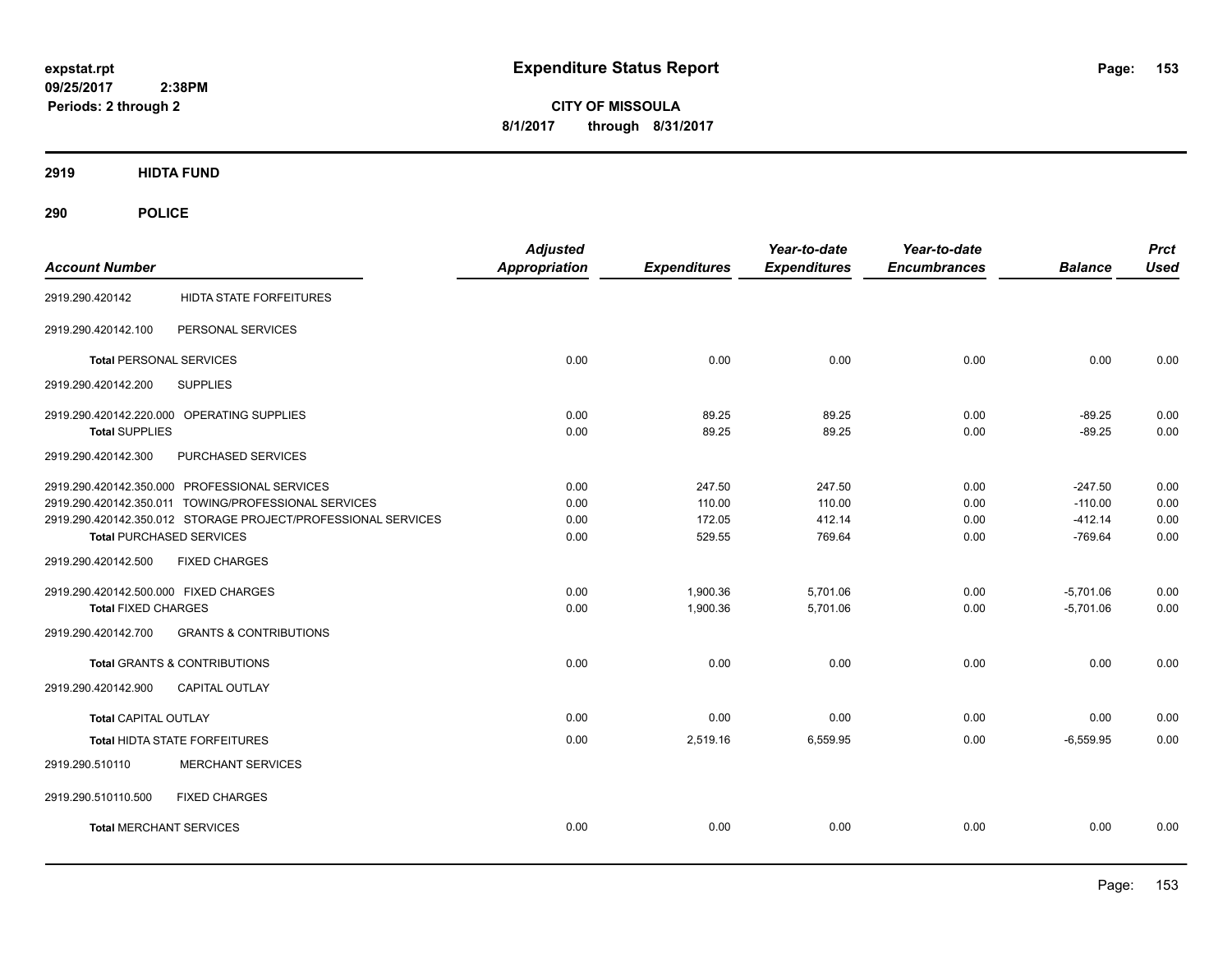expstat.rpt
09/25/2017 2:38PM
Periods: 2 through 2

# Expenditure Status Report

**CITY OF MISSOULA**
**8/1/2017 through 8/31/2017**

## 2919 HIDTA FUND

## 290 POLICE

| Account Number | | Adjusted Appropriation | Expenditures | Year-to-date Expenditures | Year-to-date Encumbrances | Balance | Prct Used |
|---|---|---|---|---|---|---|---|
| 2919.290.420142 | HIDTA STATE FORFEITURES | | | | | | |
| 2919.290.420142.100 | PERSONAL SERVICES | | | | | | |
| **Total** PERSONAL SERVICES | | 0.00 | 0.00 | 0.00 | 0.00 | 0.00 | 0.00 |
| 2919.290.420142.200 | SUPPLIES | | | | | | |
| 2919.290.420142.220.000 | OPERATING SUPPLIES | 0.00 | 89.25 | 89.25 | 0.00 | -89.25 | 0.00 |
| **Total** SUPPLIES | | 0.00 | 89.25 | 89.25 | 0.00 | -89.25 | 0.00 |
| 2919.290.420142.300 | PURCHASED SERVICES | | | | | | |
| 2919.290.420142.350.000 | PROFESSIONAL SERVICES | 0.00 | 247.50 | 247.50 | 0.00 | -247.50 | 0.00 |
| 2919.290.420142.350.011 | TOWING/PROFESSIONAL SERVICES | 0.00 | 110.00 | 110.00 | 0.00 | -110.00 | 0.00 |
| 2919.290.420142.350.012 | STORAGE PROJECT/PROFESSIONAL SERVICES | 0.00 | 172.05 | 412.14 | 0.00 | -412.14 | 0.00 |
| **Total** PURCHASED SERVICES | | 0.00 | 529.55 | 769.64 | 0.00 | -769.64 | 0.00 |
| 2919.290.420142.500 | FIXED CHARGES | | | | | | |
| 2919.290.420142.500.000 | FIXED CHARGES | 0.00 | 1,900.36 | 5,701.06 | 0.00 | -5,701.06 | 0.00 |
| **Total** FIXED CHARGES | | 0.00 | 1,900.36 | 5,701.06 | 0.00 | -5,701.06 | 0.00 |
| 2919.290.420142.700 | GRANTS & CONTRIBUTIONS | | | | | | |
| **Total** GRANTS & CONTRIBUTIONS | | 0.00 | 0.00 | 0.00 | 0.00 | 0.00 | 0.00 |
| 2919.290.420142.900 | CAPITAL OUTLAY | | | | | | |
| **Total** CAPITAL OUTLAY | | 0.00 | 0.00 | 0.00 | 0.00 | 0.00 | 0.00 |
| **Total** HIDTA STATE FORFEITURES | | 0.00 | 2,519.16 | 6,559.95 | 0.00 | -6,559.95 | 0.00 |
| 2919.290.510110 | MERCHANT SERVICES | | | | | | |
| 2919.290.510110.500 | FIXED CHARGES | | | | | | |
| **Total** MERCHANT SERVICES | | 0.00 | 0.00 | 0.00 | 0.00 | 0.00 | 0.00 |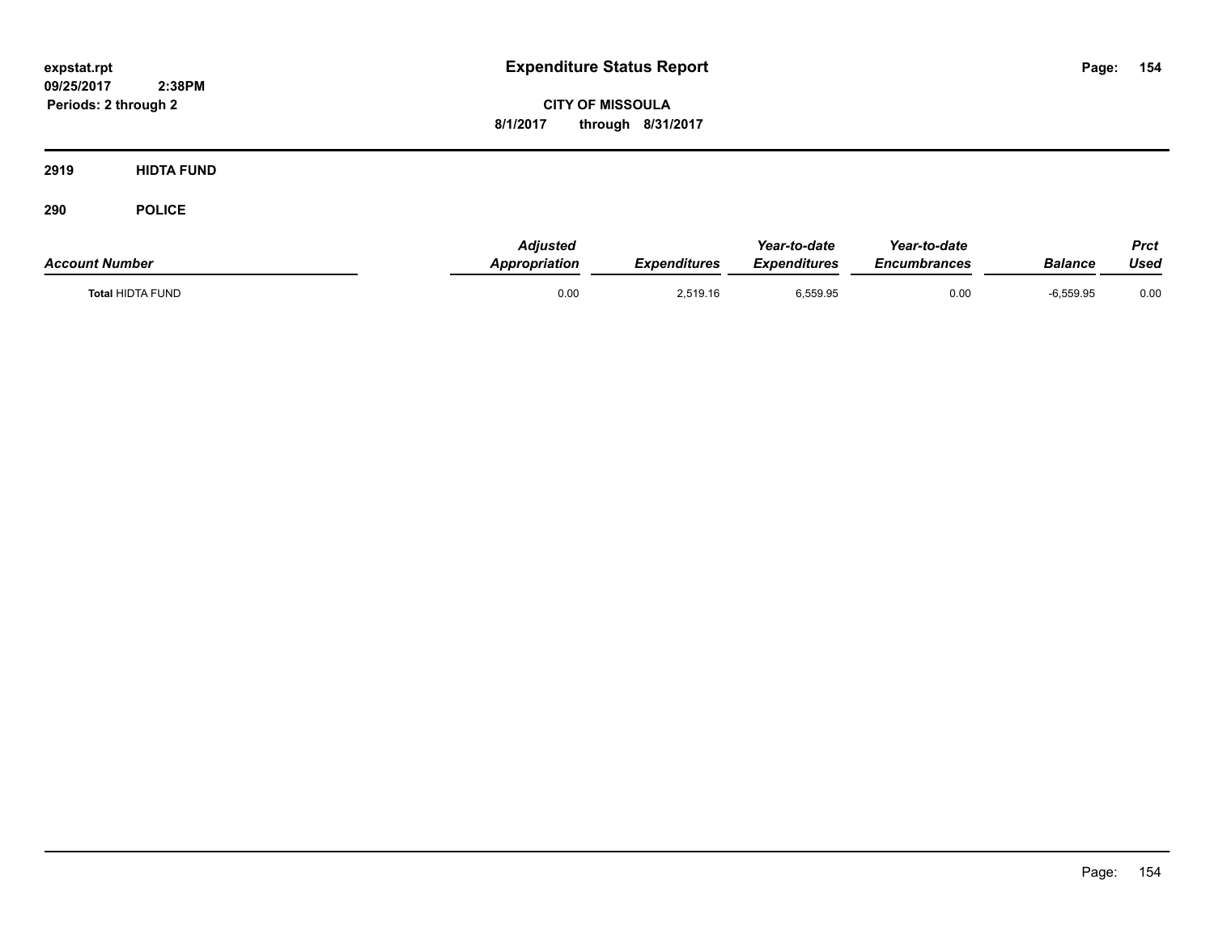# Expenditure Status Report

**expstat.rpt**
**09/25/2017 2:38PM**
**Periods: 2 through 2**

**CITY OF MISSOULA**
**8/1/2017 through 8/31/2017**

## 2919 HIDTA FUND

## 290 POLICE

| Account Number | Adjusted Appropriation | Expenditures | Year-to-date Expenditures | Year-to-date Encumbrances | Balance | Prct Used |
|---|---|---|---|---|---|---|
| **Total** HIDTA FUND | 0.00 | 2,519.16 | 6,559.95 | 0.00 | -6,559.95 | 0.00 |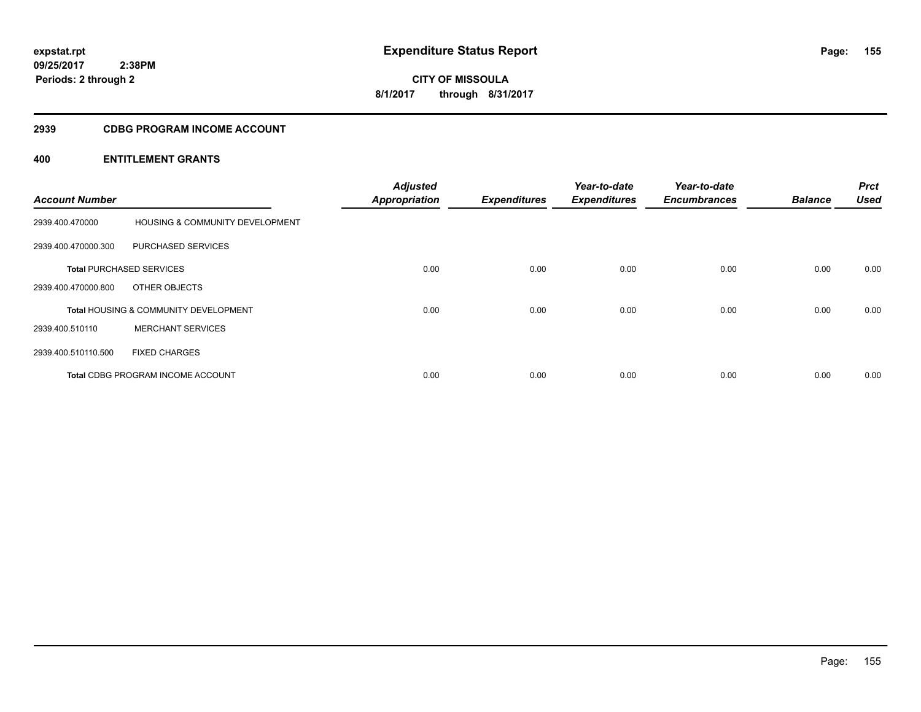# Expenditure Status Report

expstat.rpt
09/25/2017 2:38PM
Periods: 2 through 2

**CITY OF MISSOULA**
**8/1/2017 through 8/31/2017**

## 2939 CDBG PROGRAM INCOME ACCOUNT

### 400 ENTITLEMENT GRANTS

| Account Number | | Adjusted Appropriation | Expenditures | Year-to-date Expenditures | Year-to-date Encumbrances | Balance | Prct Used |
|---|---|---|---|---|---|---|---|
| 2939.400.470000 | HOUSING & COMMUNITY DEVELOPMENT | | | | | | |
| 2939.400.470000.300 | PURCHASED SERVICES | | | | | | |
| **Total** PURCHASED SERVICES | | 0.00 | 0.00 | 0.00 | 0.00 | 0.00 | 0.00 |
| 2939.400.470000.800 | OTHER OBJECTS | | | | | | |
| **Total** HOUSING & COMMUNITY DEVELOPMENT | | 0.00 | 0.00 | 0.00 | 0.00 | 0.00 | 0.00 |
| 2939.400.510110 | MERCHANT SERVICES | | | | | | |
| 2939.400.510110.500 | FIXED CHARGES | | | | | | |
| **Total** CDBG PROGRAM INCOME ACCOUNT | | 0.00 | 0.00 | 0.00 | 0.00 | 0.00 | 0.00 |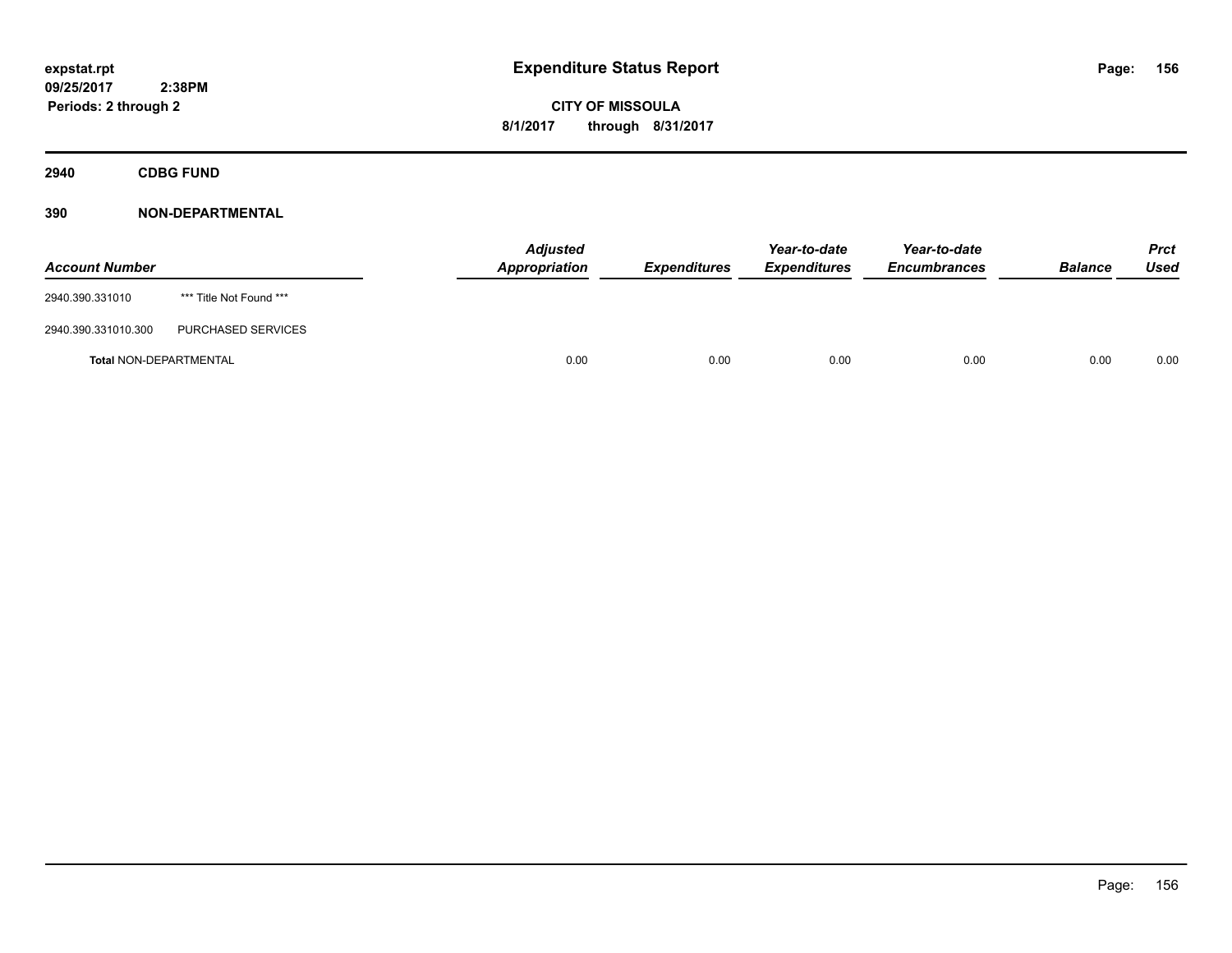**expstat.rpt**
**09/25/2017 2:38PM**
**Periods: 2 through 2**

# Expenditure Status Report

**CITY OF MISSOULA**
**8/1/2017 through 8/31/2017**

## 2940 CDBG FUND

### 390 NON-DEPARTMENTAL

| Account Number | | Adjusted Appropriation | Expenditures | Year-to-date Expenditures | Year-to-date Encumbrances | Balance | Prct Used |
|---|---|---|---|---|---|---|---|
| 2940.390.331010 | *** Title Not Found *** | | | | | | |
| 2940.390.331010.300 | PURCHASED SERVICES | | | | | | |
| **Total** NON-DEPARTMENTAL | | 0.00 | 0.00 | 0.00 | 0.00 | 0.00 | 0.00 |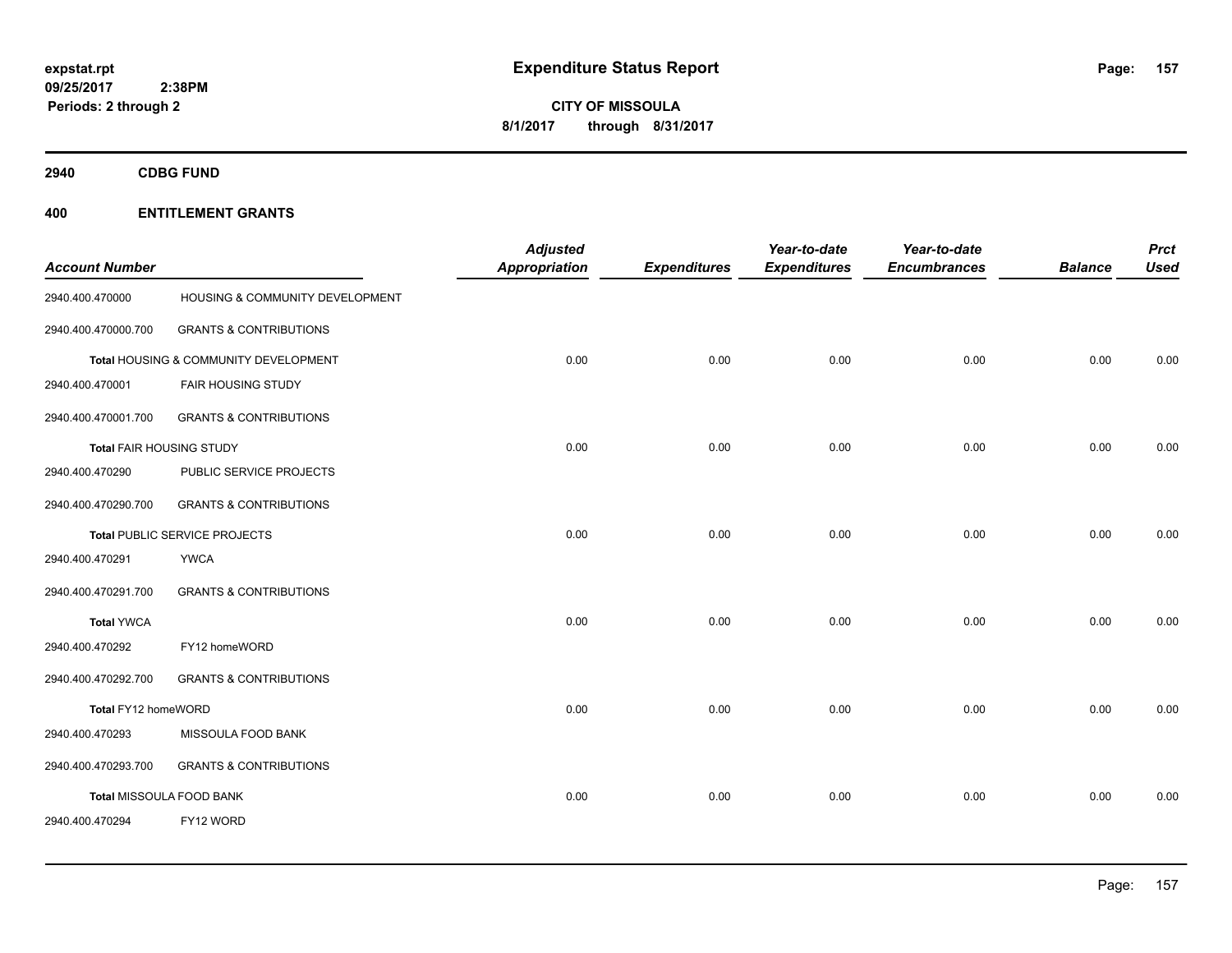**expstat.rpt**
**09/25/2017 2:38PM**
**Periods: 2 through 2**

# Expenditure Status Report

**CITY OF MISSOULA**
**8/1/2017 through 8/31/2017**

## 2940 CDBG FUND

### 400 ENTITLEMENT GRANTS

| Account Number | | Adjusted Appropriation | Expenditures | Year-to-date Expenditures | Year-to-date Encumbrances | Balance | Prct Used |
|---|---|---|---|---|---|---|---|
| 2940.400.470000 | HOUSING & COMMUNITY DEVELOPMENT | | | | | | |
| 2940.400.470000.700 | GRANTS & CONTRIBUTIONS | | | | | | |
| **Total** HOUSING & COMMUNITY DEVELOPMENT | | 0.00 | 0.00 | 0.00 | 0.00 | 0.00 | 0.00 |
| 2940.400.470001 | FAIR HOUSING STUDY | | | | | | |
| 2940.400.470001.700 | GRANTS & CONTRIBUTIONS | | | | | | |
| **Total** FAIR HOUSING STUDY | | 0.00 | 0.00 | 0.00 | 0.00 | 0.00 | 0.00 |
| 2940.400.470290 | PUBLIC SERVICE PROJECTS | | | | | | |
| 2940.400.470290.700 | GRANTS & CONTRIBUTIONS | | | | | | |
| **Total** PUBLIC SERVICE PROJECTS | | 0.00 | 0.00 | 0.00 | 0.00 | 0.00 | 0.00 |
| 2940.400.470291 | YWCA | | | | | | |
| 2940.400.470291.700 | GRANTS & CONTRIBUTIONS | | | | | | |
| **Total** YWCA | | 0.00 | 0.00 | 0.00 | 0.00 | 0.00 | 0.00 |
| 2940.400.470292 | FY12 homeWORD | | | | | | |
| 2940.400.470292.700 | GRANTS & CONTRIBUTIONS | | | | | | |
| **Total** FY12 homeWORD | | 0.00 | 0.00 | 0.00 | 0.00 | 0.00 | 0.00 |
| 2940.400.470293 | MISSOULA FOOD BANK | | | | | | |
| 2940.400.470293.700 | GRANTS & CONTRIBUTIONS | | | | | | |
| **Total** MISSOULA FOOD BANK | | 0.00 | 0.00 | 0.00 | 0.00 | 0.00 | 0.00 |
| 2940.400.470294 | FY12 WORD | | | | | | |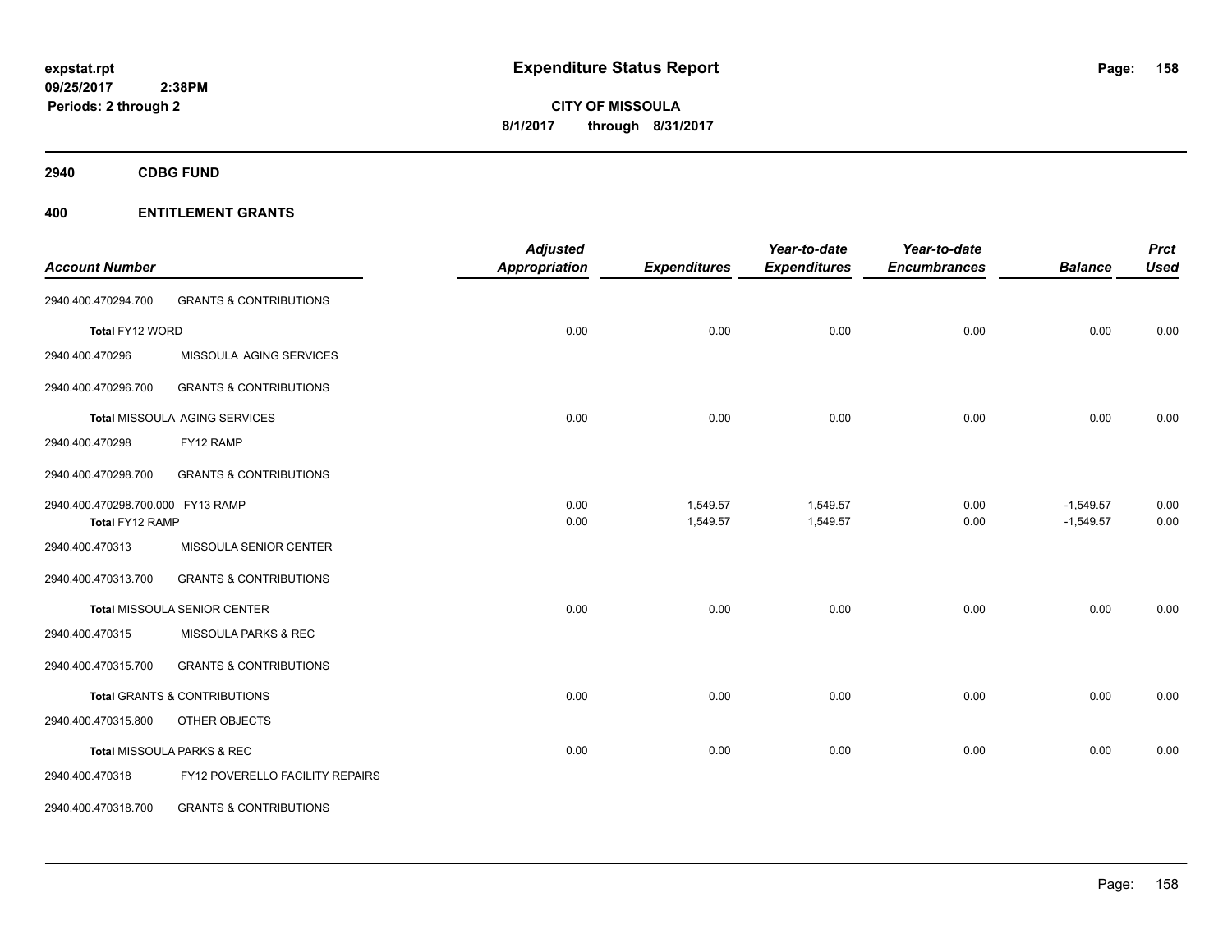# Expenditure Status Report

**expstat.rpt**
**09/25/2017 2:38PM**
**Periods: 2 through 2**

**CITY OF MISSOULA**
**8/1/2017 through 8/31/2017**

## 2940 CDBG FUND

## 400 ENTITLEMENT GRANTS

| Account Number | | Adjusted Appropriation | Expenditures | Year-to-date Expenditures | Year-to-date Encumbrances | Balance | Prct Used |
|---|---|---|---|---|---|---|---|
| 2940.400.470294.700 | GRANTS & CONTRIBUTIONS | | | | | | |
| **Total** FY12 WORD | | 0.00 | 0.00 | 0.00 | 0.00 | 0.00 | 0.00 |
| 2940.400.470296 | MISSOULA AGING SERVICES | | | | | | |
| 2940.400.470296.700 | GRANTS & CONTRIBUTIONS | | | | | | |
| **Total** MISSOULA AGING SERVICES | | 0.00 | 0.00 | 0.00 | 0.00 | 0.00 | 0.00 |
| 2940.400.470298 | FY12 RAMP | | | | | | |
| 2940.400.470298.700 | GRANTS & CONTRIBUTIONS | | | | | | |
| 2940.400.470298.700.000 FY13 RAMP | | 0.00 | 1,549.57 | 1,549.57 | 0.00 | -1,549.57 | 0.00 |
| **Total** FY12 RAMP | | 0.00 | 1,549.57 | 1,549.57 | 0.00 | -1,549.57 | 0.00 |
| 2940.400.470313 | MISSOULA SENIOR CENTER | | | | | | |
| 2940.400.470313.700 | GRANTS & CONTRIBUTIONS | | | | | | |
| **Total** MISSOULA SENIOR CENTER | | 0.00 | 0.00 | 0.00 | 0.00 | 0.00 | 0.00 |
| 2940.400.470315 | MISSOULA PARKS & REC | | | | | | |
| 2940.400.470315.700 | GRANTS & CONTRIBUTIONS | | | | | | |
| **Total** GRANTS & CONTRIBUTIONS | | 0.00 | 0.00 | 0.00 | 0.00 | 0.00 | 0.00 |
| 2940.400.470315.800 | OTHER OBJECTS | | | | | | |
| **Total** MISSOULA PARKS & REC | | 0.00 | 0.00 | 0.00 | 0.00 | 0.00 | 0.00 |
| 2940.400.470318 | FY12 POVERELLO FACILITY REPAIRS | | | | | | |
| 2940.400.470318.700 | GRANTS & CONTRIBUTIONS | | | | | | |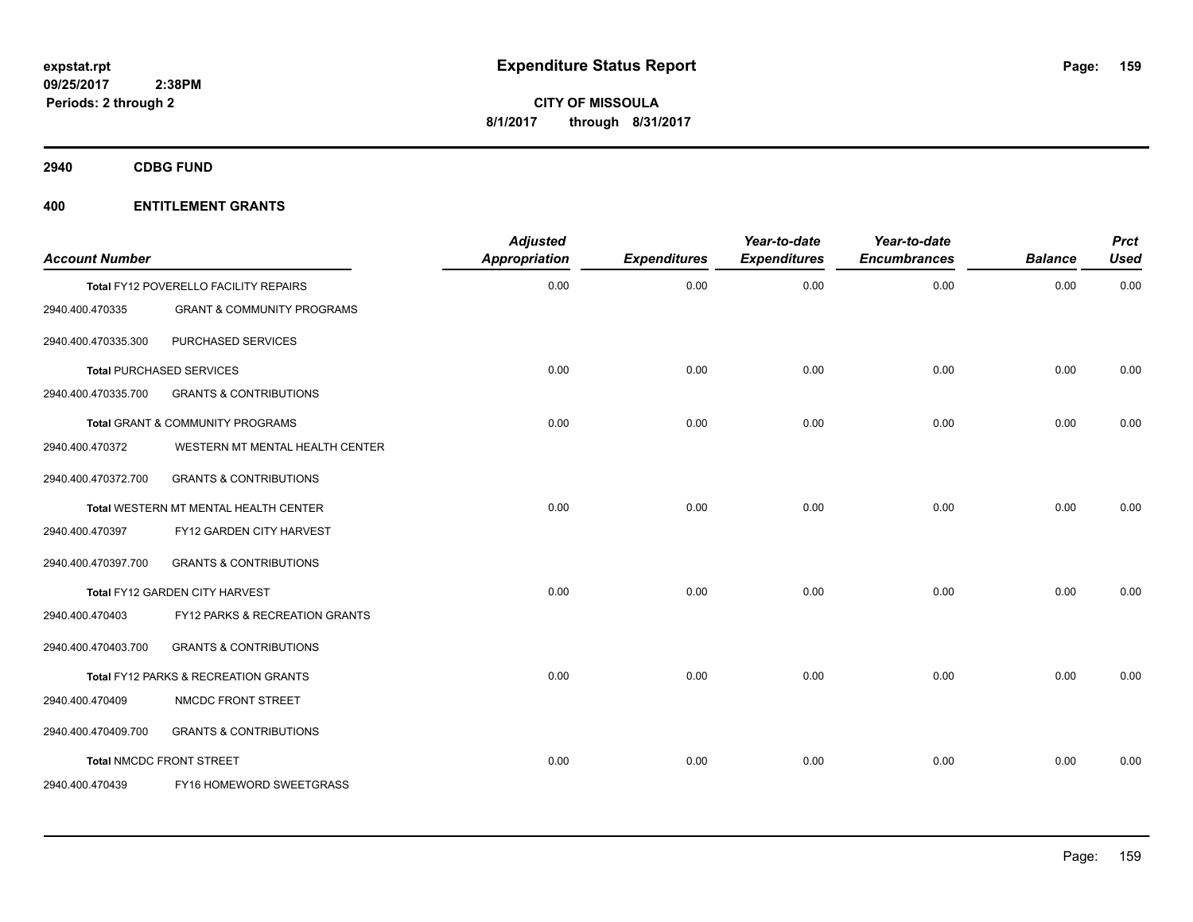**expstat.rpt**
**09/25/2017 2:38PM**
**Periods: 2 through 2**

# Expenditure Status Report

**CITY OF MISSOULA**
**8/1/2017 through 8/31/2017**

## 2940 CDBG FUND

## 400 ENTITLEMENT GRANTS

| Account Number | | Adjusted Appropriation | Expenditures | Year-to-date Expenditures | Year-to-date Encumbrances | Balance | Prct Used |
|---|---|---|---|---|---|---|---|
| Total FY12 POVERELLO FACILITY REPAIRS | | 0.00 | 0.00 | 0.00 | 0.00 | 0.00 | 0.00 |
| 2940.400.470335 | GRANT & COMMUNITY PROGRAMS | | | | | | |
| 2940.400.470335.300 | PURCHASED SERVICES | | | | | | |
| Total PURCHASED SERVICES | | 0.00 | 0.00 | 0.00 | 0.00 | 0.00 | 0.00 |
| 2940.400.470335.700 | GRANTS & CONTRIBUTIONS | | | | | | |
| Total GRANT & COMMUNITY PROGRAMS | | 0.00 | 0.00 | 0.00 | 0.00 | 0.00 | 0.00 |
| 2940.400.470372 | WESTERN MT MENTAL HEALTH CENTER | | | | | | |
| 2940.400.470372.700 | GRANTS & CONTRIBUTIONS | | | | | | |
| Total WESTERN MT MENTAL HEALTH CENTER | | 0.00 | 0.00 | 0.00 | 0.00 | 0.00 | 0.00 |
| 2940.400.470397 | FY12 GARDEN CITY HARVEST | | | | | | |
| 2940.400.470397.700 | GRANTS & CONTRIBUTIONS | | | | | | |
| Total FY12 GARDEN CITY HARVEST | | 0.00 | 0.00 | 0.00 | 0.00 | 0.00 | 0.00 |
| 2940.400.470403 | FY12 PARKS & RECREATION GRANTS | | | | | | |
| 2940.400.470403.700 | GRANTS & CONTRIBUTIONS | | | | | | |
| Total FY12 PARKS & RECREATION GRANTS | | 0.00 | 0.00 | 0.00 | 0.00 | 0.00 | 0.00 |
| 2940.400.470409 | NMCDC FRONT STREET | | | | | | |
| 2940.400.470409.700 | GRANTS & CONTRIBUTIONS | | | | | | |
| Total NMCDC FRONT STREET | | 0.00 | 0.00 | 0.00 | 0.00 | 0.00 | 0.00 |
| 2940.400.470439 | FY16 HOMEWORD SWEETGRASS | | | | | | |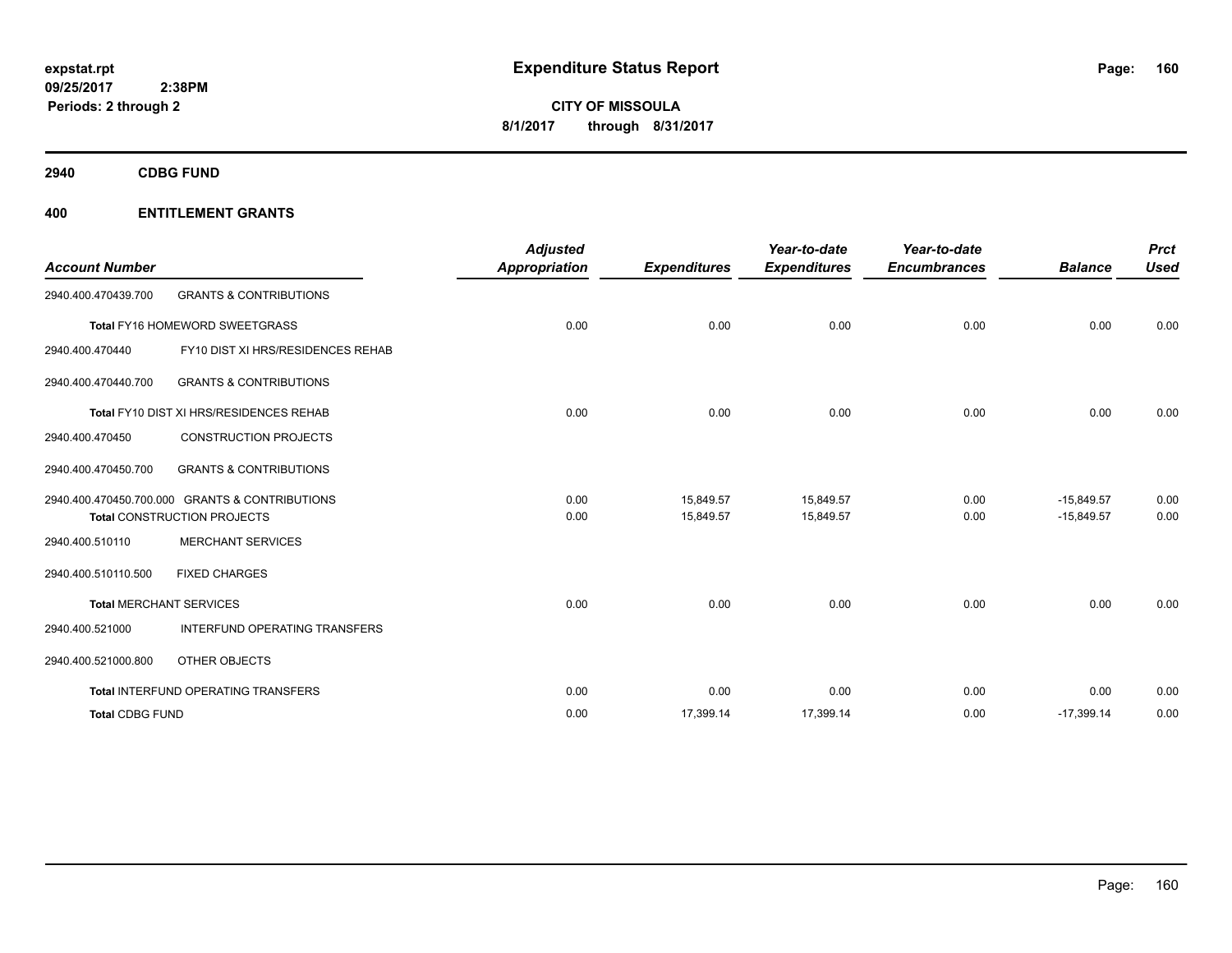# Expenditure Status Report

**CITY OF MISSOULA**

**8/1/2017 through 8/31/2017**

expstat.rpt
09/25/2017 2:38PM
Periods: 2 through 2

## 2940 CDBG FUND

## 400 ENTITLEMENT GRANTS

| Account Number | | Adjusted Appropriation | Expenditures | Year-to-date Expenditures | Year-to-date Encumbrances | Balance | Prct Used |
|---|---|---|---|---|---|---|---|
| 2940.400.470439.700 | GRANTS & CONTRIBUTIONS | | | | | | |
| **Total** FY16 HOMEWORD SWEETGRASS | | 0.00 | 0.00 | 0.00 | 0.00 | 0.00 | 0.00 |
| 2940.400.470440 | FY10 DIST XI HRS/RESIDENCES REHAB | | | | | | |
| 2940.400.470440.700 | GRANTS & CONTRIBUTIONS | | | | | | |
| **Total** FY10 DIST XI HRS/RESIDENCES REHAB | | 0.00 | 0.00 | 0.00 | 0.00 | 0.00 | 0.00 |
| 2940.400.470450 | CONSTRUCTION PROJECTS | | | | | | |
| 2940.400.470450.700 | GRANTS & CONTRIBUTIONS | | | | | | |
| 2940.400.470450.700.000 | GRANTS & CONTRIBUTIONS | 0.00 | 15,849.57 | 15,849.57 | 0.00 | -15,849.57 | 0.00 |
| **Total** CONSTRUCTION PROJECTS | | 0.00 | 15,849.57 | 15,849.57 | 0.00 | -15,849.57 | 0.00 |
| 2940.400.510110 | MERCHANT SERVICES | | | | | | |
| 2940.400.510110.500 | FIXED CHARGES | | | | | | |
| **Total** MERCHANT SERVICES | | 0.00 | 0.00 | 0.00 | 0.00 | 0.00 | 0.00 |
| 2940.400.521000 | INTERFUND OPERATING TRANSFERS | | | | | | |
| 2940.400.521000.800 | OTHER OBJECTS | | | | | | |
| **Total** INTERFUND OPERATING TRANSFERS | | 0.00 | 0.00 | 0.00 | 0.00 | 0.00 | 0.00 |
| **Total** CDBG FUND | | 0.00 | 17,399.14 | 17,399.14 | 0.00 | -17,399.14 | 0.00 |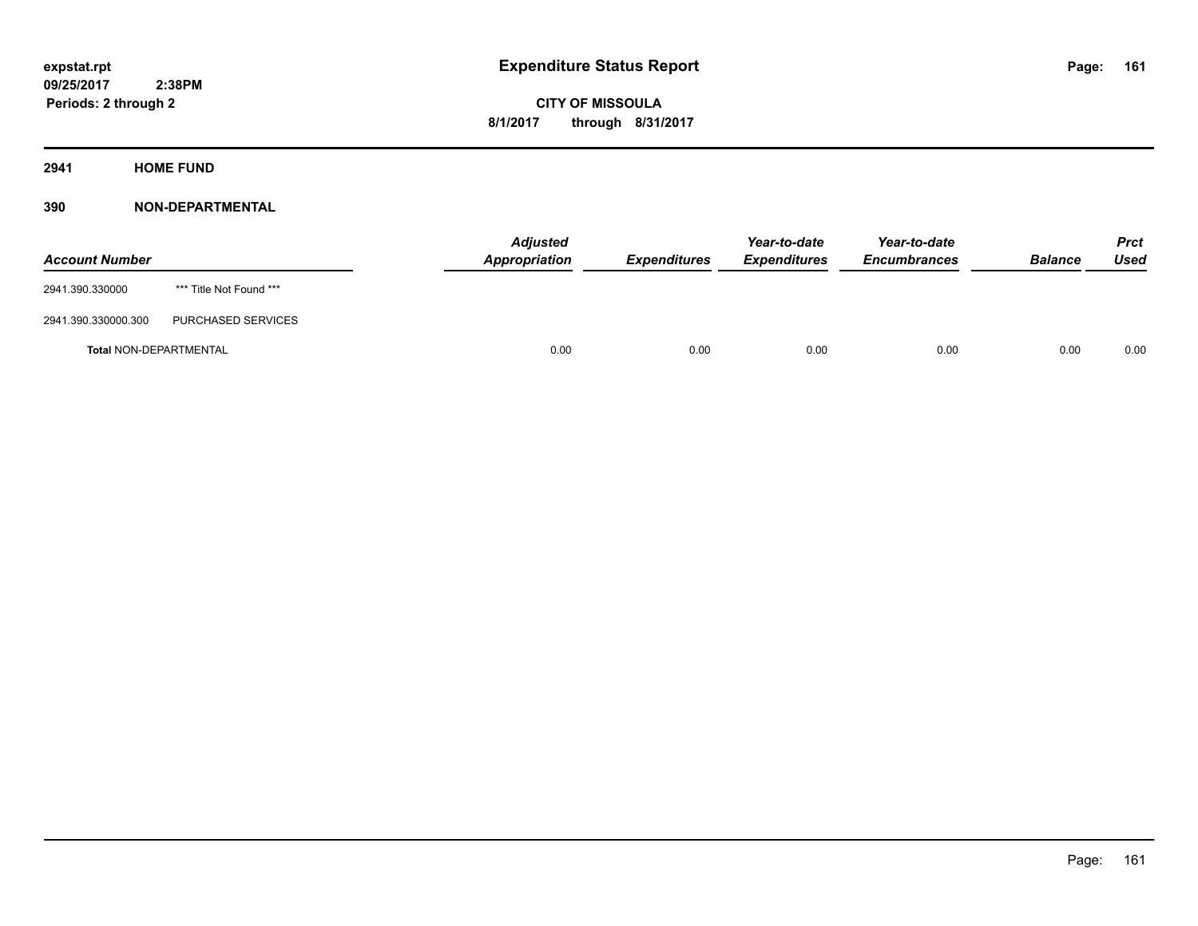# Expenditure Status Report

expstat.rpt
09/25/2017 2:38PM
Periods: 2 through 2

CITY OF MISSOULA
8/1/2017 through 8/31/2017

## 2941 HOME FUND

### 390 NON-DEPARTMENTAL

| Account Number | | Adjusted Appropriation | Expenditures | Year-to-date Expenditures | Year-to-date Encumbrances | Balance | Prct Used |
|---|---|---|---|---|---|---|---|
| 2941.390.330000 | *** Title Not Found *** | | | | | | |
| 2941.390.330000.300 | PURCHASED SERVICES | | | | | | |
| **Total** NON-DEPARTMENTAL | | 0.00 | 0.00 | 0.00 | 0.00 | 0.00 | 0.00 |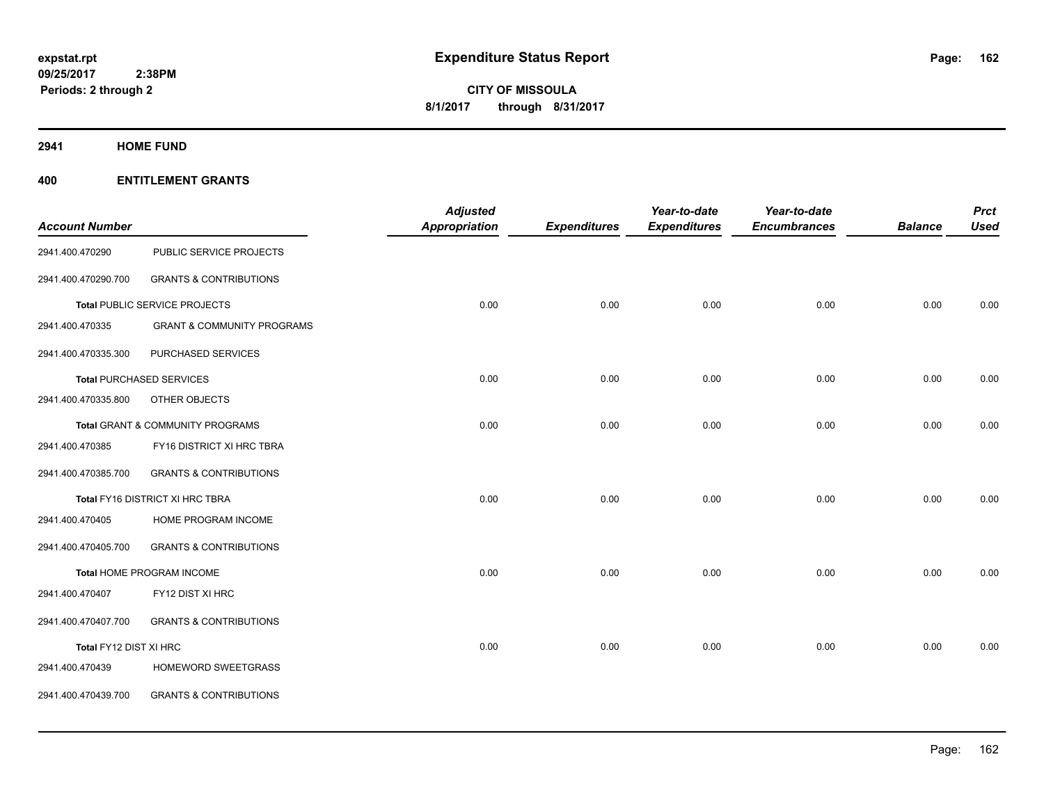# Expenditure Status Report

expstat.rpt
09/25/2017 2:38PM
Periods: 2 through 2

**CITY OF MISSOULA**
**8/1/2017 through 8/31/2017**

## 2941 HOME FUND

## 400 ENTITLEMENT GRANTS

| Account Number | | Adjusted Appropriation | Expenditures | Year-to-date Expenditures | Year-to-date Encumbrances | Balance | Prct Used |
|---|---|---|---|---|---|---|---|
| 2941.400.470290 | PUBLIC SERVICE PROJECTS | | | | | | |
| 2941.400.470290.700 | GRANTS & CONTRIBUTIONS | | | | | | |
| **Total** PUBLIC SERVICE PROJECTS | | 0.00 | 0.00 | 0.00 | 0.00 | 0.00 | 0.00 |
| 2941.400.470335 | GRANT & COMMUNITY PROGRAMS | | | | | | |
| 2941.400.470335.300 | PURCHASED SERVICES | | | | | | |
| **Total** PURCHASED SERVICES | | 0.00 | 0.00 | 0.00 | 0.00 | 0.00 | 0.00 |
| 2941.400.470335.800 | OTHER OBJECTS | | | | | | |
| **Total** GRANT & COMMUNITY PROGRAMS | | 0.00 | 0.00 | 0.00 | 0.00 | 0.00 | 0.00 |
| 2941.400.470385 | FY16 DISTRICT XI HRC TBRA | | | | | | |
| 2941.400.470385.700 | GRANTS & CONTRIBUTIONS | | | | | | |
| **Total** FY16 DISTRICT XI HRC TBRA | | 0.00 | 0.00 | 0.00 | 0.00 | 0.00 | 0.00 |
| 2941.400.470405 | HOME PROGRAM INCOME | | | | | | |
| 2941.400.470405.700 | GRANTS & CONTRIBUTIONS | | | | | | |
| **Total** HOME PROGRAM INCOME | | 0.00 | 0.00 | 0.00 | 0.00 | 0.00 | 0.00 |
| 2941.400.470407 | FY12 DIST XI HRC | | | | | | |
| 2941.400.470407.700 | GRANTS & CONTRIBUTIONS | | | | | | |
| **Total** FY12 DIST XI HRC | | 0.00 | 0.00 | 0.00 | 0.00 | 0.00 | 0.00 |
| 2941.400.470439 | HOMEWORD SWEETGRASS | | | | | | |
| 2941.400.470439.700 | GRANTS & CONTRIBUTIONS | | | | | | |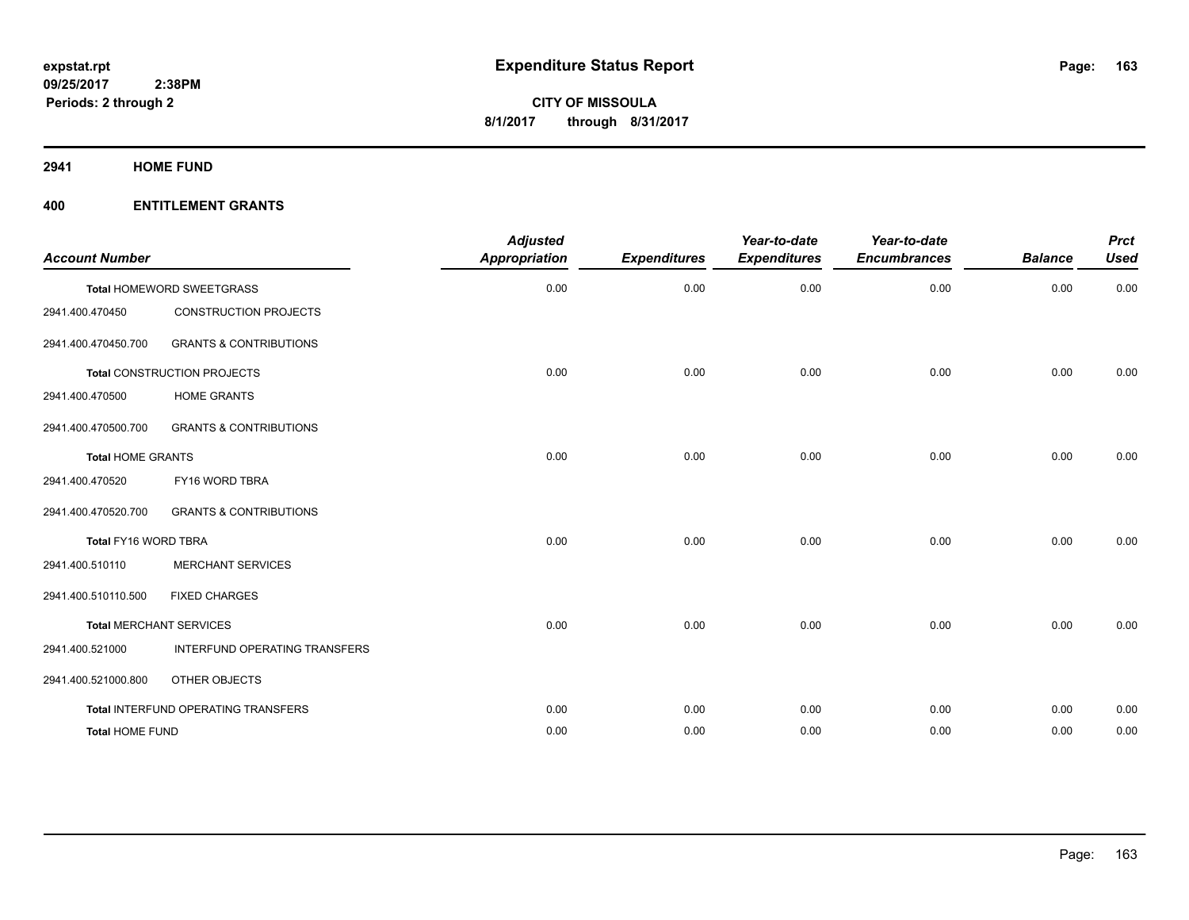**expstat.rpt**
**09/25/2017 2:38PM**
**Periods: 2 through 2**

# Expenditure Status Report

**CITY OF MISSOULA**
**8/1/2017 through 8/31/2017**

## 2941 HOME FUND

### 400 ENTITLEMENT GRANTS

| Account Number | | Adjusted Appropriation | Expenditures | Year-to-date Expenditures | Year-to-date Encumbrances | Balance | Prct Used |
|---|---|---|---|---|---|---|---|
| **Total** HOMEWORD SWEETGRASS | | 0.00 | 0.00 | 0.00 | 0.00 | 0.00 | 0.00 |
| 2941.400.470450 | CONSTRUCTION PROJECTS | | | | | | |
| 2941.400.470450.700 | GRANTS & CONTRIBUTIONS | | | | | | |
| **Total** CONSTRUCTION PROJECTS | | 0.00 | 0.00 | 0.00 | 0.00 | 0.00 | 0.00 |
| 2941.400.470500 | HOME GRANTS | | | | | | |
| 2941.400.470500.700 | GRANTS & CONTRIBUTIONS | | | | | | |
| **Total** HOME GRANTS | | 0.00 | 0.00 | 0.00 | 0.00 | 0.00 | 0.00 |
| 2941.400.470520 | FY16 WORD TBRA | | | | | | |
| 2941.400.470520.700 | GRANTS & CONTRIBUTIONS | | | | | | |
| **Total** FY16 WORD TBRA | | 0.00 | 0.00 | 0.00 | 0.00 | 0.00 | 0.00 |
| 2941.400.510110 | MERCHANT SERVICES | | | | | | |
| 2941.400.510110.500 | FIXED CHARGES | | | | | | |
| **Total** MERCHANT SERVICES | | 0.00 | 0.00 | 0.00 | 0.00 | 0.00 | 0.00 |
| 2941.400.521000 | INTERFUND OPERATING TRANSFERS | | | | | | |
| 2941.400.521000.800 | OTHER OBJECTS | | | | | | |
| **Total** INTERFUND OPERATING TRANSFERS | | 0.00 | 0.00 | 0.00 | 0.00 | 0.00 | 0.00 |
| **Total** HOME FUND | | 0.00 | 0.00 | 0.00 | 0.00 | 0.00 | 0.00 |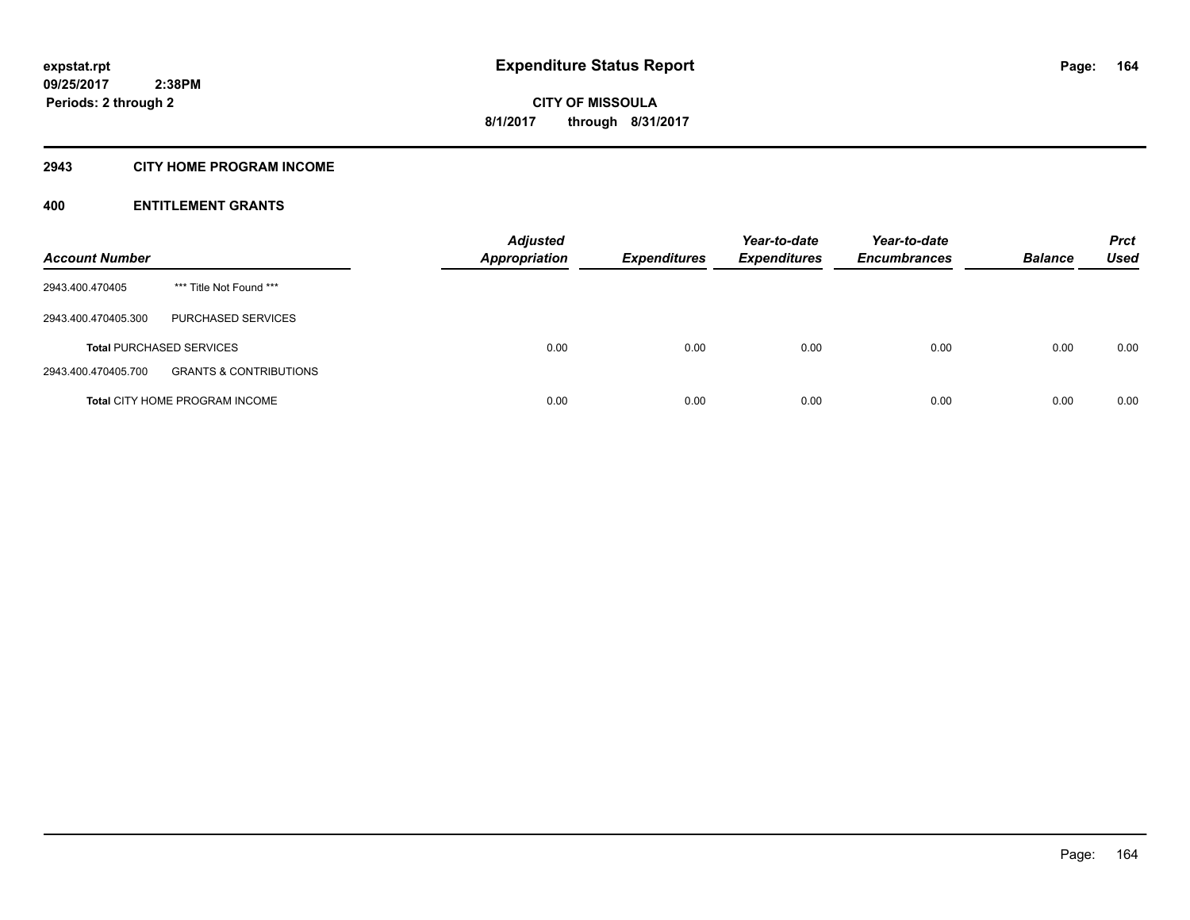**expstat.rpt**
**09/25/2017 2:38PM**
**Periods: 2 through 2**

# Expenditure Status Report

**CITY OF MISSOULA**
**8/1/2017 through 8/31/2017**

## 2943 CITY HOME PROGRAM INCOME

## 400 ENTITLEMENT GRANTS

| Account Number | | Adjusted Appropriation | Expenditures | Year-to-date Expenditures | Year-to-date Encumbrances | Balance | Prct Used |
|---|---|---|---|---|---|---|---|
| 2943.400.470405 | *** Title Not Found *** | | | | | | |
| 2943.400.470405.300 | PURCHASED SERVICES | | | | | | |
| **Total** PURCHASED SERVICES | | 0.00 | 0.00 | 0.00 | 0.00 | 0.00 | 0.00 |
| 2943.400.470405.700 | GRANTS & CONTRIBUTIONS | | | | | | |
| **Total** CITY HOME PROGRAM INCOME | | 0.00 | 0.00 | 0.00 | 0.00 | 0.00 | 0.00 |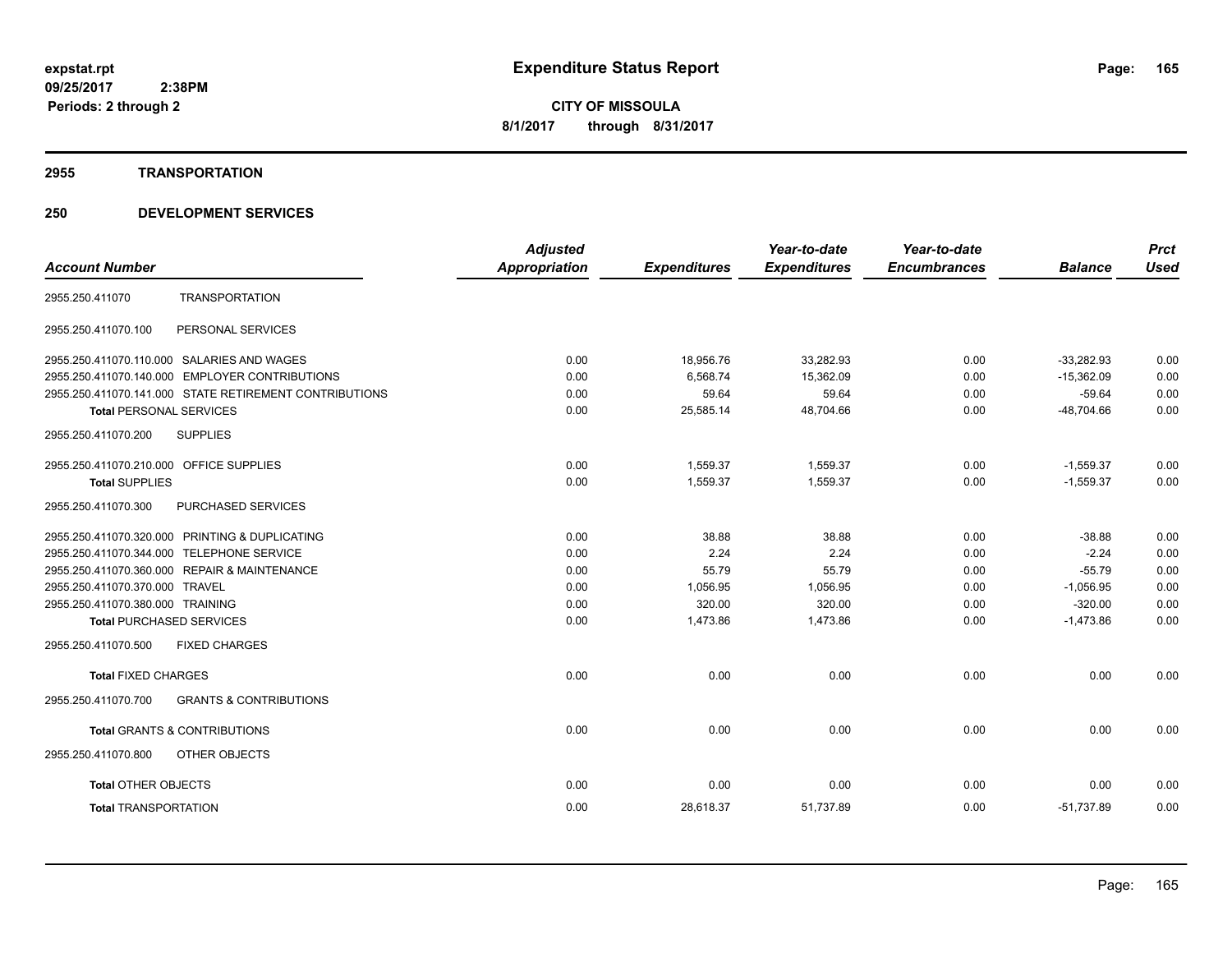**expstat.rpt**
**09/25/2017 2:38PM**
**Periods: 2 through 2**

# Expenditure Status Report

**CITY OF MISSOULA**
**8/1/2017 through 8/31/2017**

## 2955 TRANSPORTATION

## 250 DEVELOPMENT SERVICES

| Account Number | | Adjusted Appropriation | Expenditures | Year-to-date Expenditures | Year-to-date Encumbrances | Balance | Prct Used |
|---|---|---|---|---|---|---|---|
| 2955.250.411070 | TRANSPORTATION | | | | | | |
| 2955.250.411070.100 | PERSONAL SERVICES | | | | | | |
| 2955.250.411070.110.000 | SALARIES AND WAGES | 0.00 | 18,956.76 | 33,282.93 | 0.00 | -33,282.93 | 0.00 |
| 2955.250.411070.140.000 | EMPLOYER CONTRIBUTIONS | 0.00 | 6,568.74 | 15,362.09 | 0.00 | -15,362.09 | 0.00 |
| 2955.250.411070.141.000 | STATE RETIREMENT CONTRIBUTIONS | 0.00 | 59.64 | 59.64 | 0.00 | -59.64 | 0.00 |
| **Total** PERSONAL SERVICES | | 0.00 | 25,585.14 | 48,704.66 | 0.00 | -48,704.66 | 0.00 |
| 2955.250.411070.200 | SUPPLIES | | | | | | |
| 2955.250.411070.210.000 | OFFICE SUPPLIES | 0.00 | 1,559.37 | 1,559.37 | 0.00 | -1,559.37 | 0.00 |
| **Total** SUPPLIES | | 0.00 | 1,559.37 | 1,559.37 | 0.00 | -1,559.37 | 0.00 |
| 2955.250.411070.300 | PURCHASED SERVICES | | | | | | |
| 2955.250.411070.320.000 | PRINTING & DUPLICATING | 0.00 | 38.88 | 38.88 | 0.00 | -38.88 | 0.00 |
| 2955.250.411070.344.000 | TELEPHONE SERVICE | 0.00 | 2.24 | 2.24 | 0.00 | -2.24 | 0.00 |
| 2955.250.411070.360.000 | REPAIR & MAINTENANCE | 0.00 | 55.79 | 55.79 | 0.00 | -55.79 | 0.00 |
| 2955.250.411070.370.000 | TRAVEL | 0.00 | 1,056.95 | 1,056.95 | 0.00 | -1,056.95 | 0.00 |
| 2955.250.411070.380.000 | TRAINING | 0.00 | 320.00 | 320.00 | 0.00 | -320.00 | 0.00 |
| **Total** PURCHASED SERVICES | | 0.00 | 1,473.86 | 1,473.86 | 0.00 | -1,473.86 | 0.00 |
| 2955.250.411070.500 | FIXED CHARGES | | | | | | |
| **Total** FIXED CHARGES | | 0.00 | 0.00 | 0.00 | 0.00 | 0.00 | 0.00 |
| 2955.250.411070.700 | GRANTS & CONTRIBUTIONS | | | | | | |
| **Total** GRANTS & CONTRIBUTIONS | | 0.00 | 0.00 | 0.00 | 0.00 | 0.00 | 0.00 |
| 2955.250.411070.800 | OTHER OBJECTS | | | | | | |
| **Total** OTHER OBJECTS | | 0.00 | 0.00 | 0.00 | 0.00 | 0.00 | 0.00 |
| **Total** TRANSPORTATION | | 0.00 | 28,618.37 | 51,737.89 | 0.00 | -51,737.89 | 0.00 |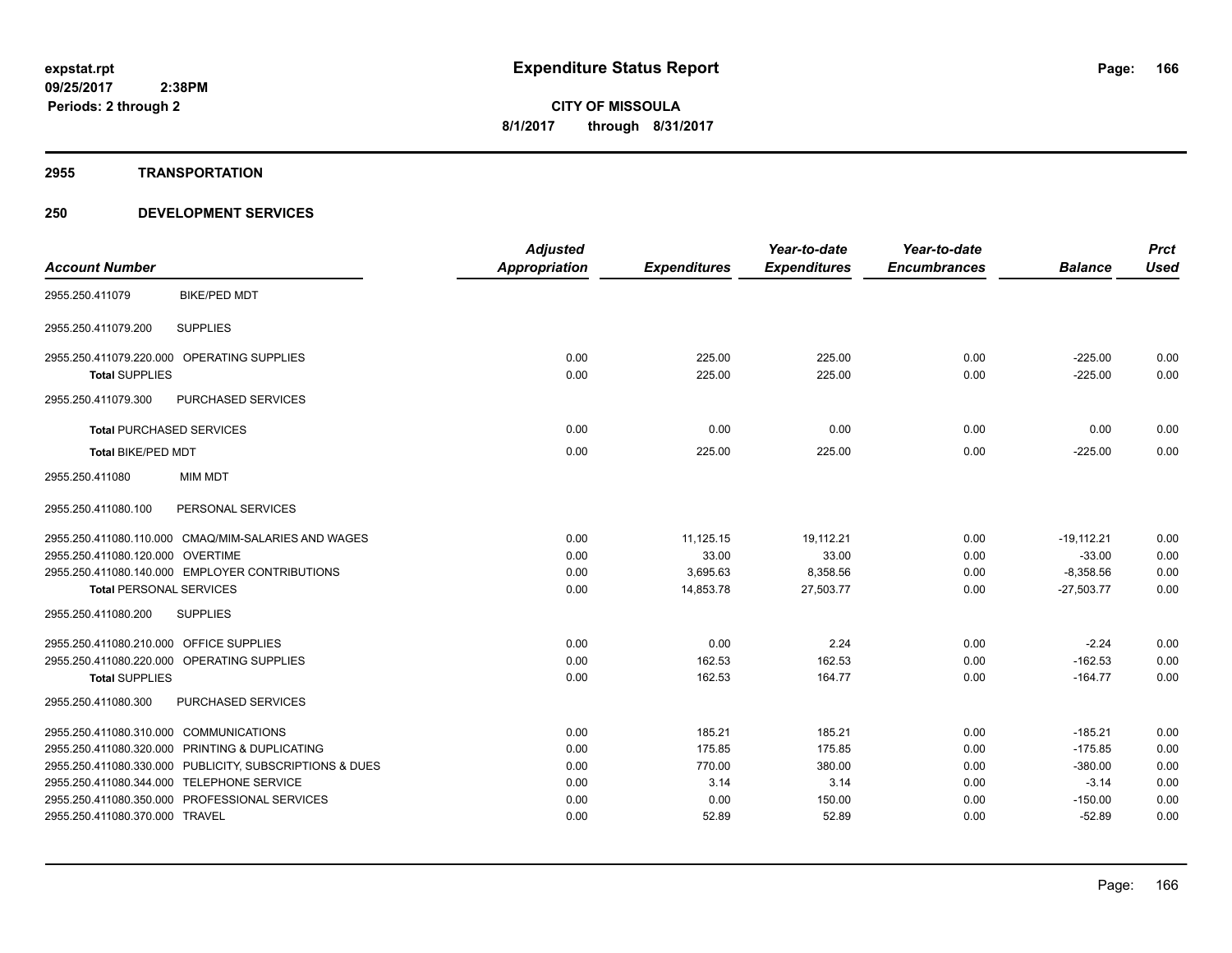**expstat.rpt**
**09/25/2017 2:38PM**
**Periods: 2 through 2**

# Expenditure Status Report

**CITY OF MISSOULA**
**8/1/2017 through 8/31/2017**

## 2955 TRANSPORTATION

## 250 DEVELOPMENT SERVICES

| Account Number | | Adjusted Appropriation | Expenditures | Year-to-date Expenditures | Year-to-date Encumbrances | Balance | Prct Used |
|---|---|---|---|---|---|---|---|
| 2955.250.411079 | BIKE/PED MDT | | | | | | |
| 2955.250.411079.200 | SUPPLIES | | | | | | |
| 2955.250.411079.220.000 | OPERATING SUPPLIES | 0.00 | 225.00 | 225.00 | 0.00 | -225.00 | 0.00 |
| **Total** SUPPLIES | | 0.00 | 225.00 | 225.00 | 0.00 | -225.00 | 0.00 |
| 2955.250.411079.300 | PURCHASED SERVICES | | | | | | |
| **Total** PURCHASED SERVICES | | 0.00 | 0.00 | 0.00 | 0.00 | 0.00 | 0.00 |
| **Total** BIKE/PED MDT | | 0.00 | 225.00 | 225.00 | 0.00 | -225.00 | 0.00 |
| 2955.250.411080 | MIM MDT | | | | | | |
| 2955.250.411080.100 | PERSONAL SERVICES | | | | | | |
| 2955.250.411080.110.000 | CMAQ/MIM-SALARIES AND WAGES | 0.00 | 11,125.15 | 19,112.21 | 0.00 | -19,112.21 | 0.00 |
| 2955.250.411080.120.000 | OVERTIME | 0.00 | 33.00 | 33.00 | 0.00 | -33.00 | 0.00 |
| 2955.250.411080.140.000 | EMPLOYER CONTRIBUTIONS | 0.00 | 3,695.63 | 8,358.56 | 0.00 | -8,358.56 | 0.00 |
| **Total** PERSONAL SERVICES | | 0.00 | 14,853.78 | 27,503.77 | 0.00 | -27,503.77 | 0.00 |
| 2955.250.411080.200 | SUPPLIES | | | | | | |
| 2955.250.411080.210.000 | OFFICE SUPPLIES | 0.00 | 0.00 | 2.24 | 0.00 | -2.24 | 0.00 |
| 2955.250.411080.220.000 | OPERATING SUPPLIES | 0.00 | 162.53 | 162.53 | 0.00 | -162.53 | 0.00 |
| **Total** SUPPLIES | | 0.00 | 162.53 | 164.77 | 0.00 | -164.77 | 0.00 |
| 2955.250.411080.300 | PURCHASED SERVICES | | | | | | |
| 2955.250.411080.310.000 | COMMUNICATIONS | 0.00 | 185.21 | 185.21 | 0.00 | -185.21 | 0.00 |
| 2955.250.411080.320.000 | PRINTING & DUPLICATING | 0.00 | 175.85 | 175.85 | 0.00 | -175.85 | 0.00 |
| 2955.250.411080.330.000 | PUBLICITY, SUBSCRIPTIONS & DUES | 0.00 | 770.00 | 380.00 | 0.00 | -380.00 | 0.00 |
| 2955.250.411080.344.000 | TELEPHONE SERVICE | 0.00 | 3.14 | 3.14 | 0.00 | -3.14 | 0.00 |
| 2955.250.411080.350.000 | PROFESSIONAL SERVICES | 0.00 | 0.00 | 150.00 | 0.00 | -150.00 | 0.00 |
| 2955.250.411080.370.000 | TRAVEL | 0.00 | 52.89 | 52.89 | 0.00 | -52.89 | 0.00 |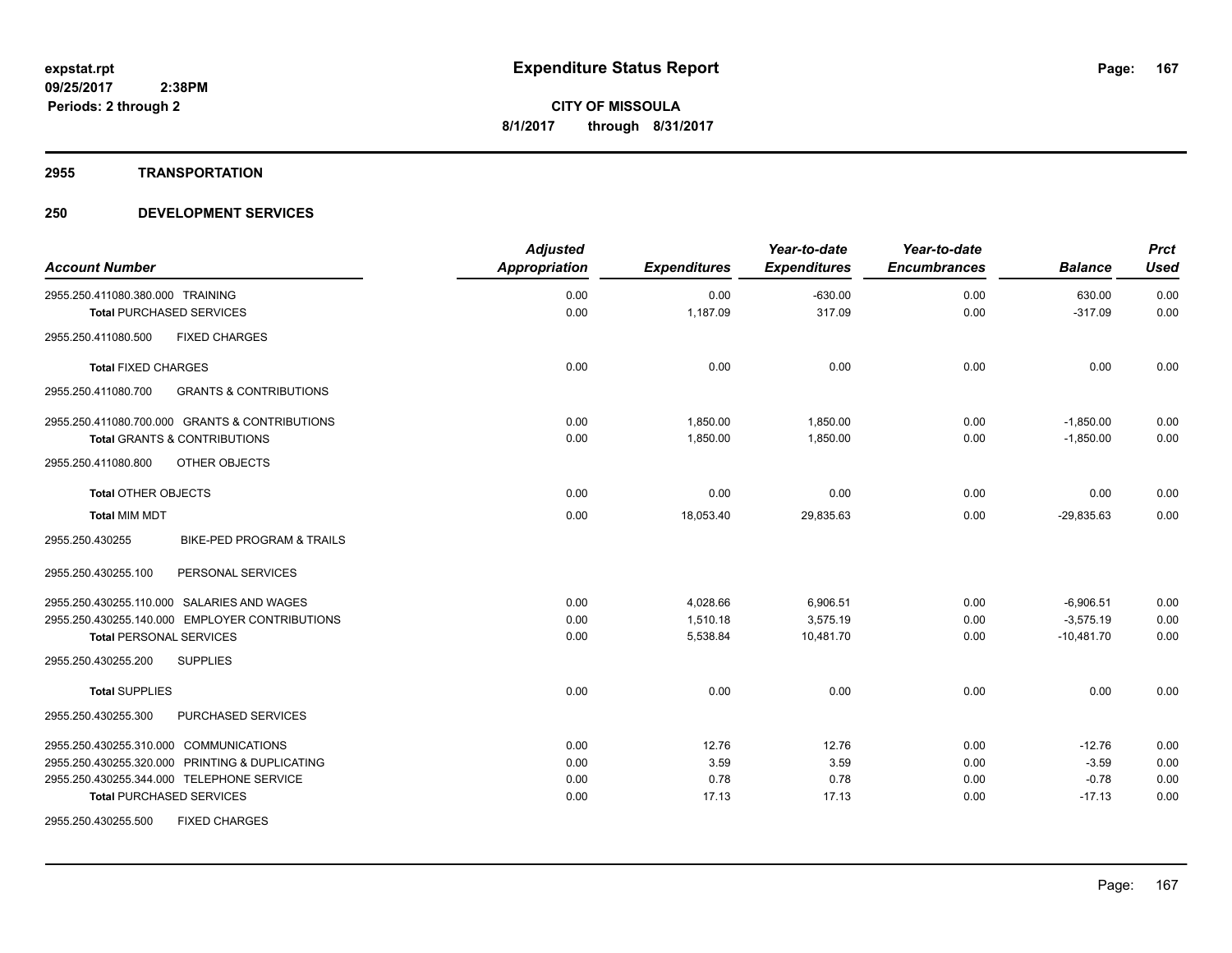**expstat.rpt**
**09/25/2017 2:38PM**
**Periods: 2 through 2**

# Expenditure Status Report

**CITY OF MISSOULA**
**8/1/2017 through 8/31/2017**

## 2955 TRANSPORTATION

## 250 DEVELOPMENT SERVICES

| Account Number | Adjusted Appropriation | Expenditures | Year-to-date Expenditures | Year-to-date Encumbrances | Balance | Prct Used |
|---|---|---|---|---|---|---|
| 2955.250.411080.380.000 TRAINING | 0.00 | 0.00 | -630.00 | 0.00 | 630.00 | 0.00 |
| **Total** PURCHASED SERVICES | 0.00 | 1,187.09 | 317.09 | 0.00 | -317.09 | 0.00 |
| 2955.250.411080.500 FIXED CHARGES | | | | | | |
| **Total** FIXED CHARGES | 0.00 | 0.00 | 0.00 | 0.00 | 0.00 | 0.00 |
| 2955.250.411080.700 GRANTS & CONTRIBUTIONS | | | | | | |
| 2955.250.411080.700.000 GRANTS & CONTRIBUTIONS | 0.00 | 1,850.00 | 1,850.00 | 0.00 | -1,850.00 | 0.00 |
| **Total** GRANTS & CONTRIBUTIONS | 0.00 | 1,850.00 | 1,850.00 | 0.00 | -1,850.00 | 0.00 |
| 2955.250.411080.800 OTHER OBJECTS | | | | | | |
| **Total** OTHER OBJECTS | 0.00 | 0.00 | 0.00 | 0.00 | 0.00 | 0.00 |
| **Total** MIM MDT | 0.00 | 18,053.40 | 29,835.63 | 0.00 | -29,835.63 | 0.00 |
| 2955.250.430255 BIKE-PED PROGRAM & TRAILS | | | | | | |
| 2955.250.430255.100 PERSONAL SERVICES | | | | | | |
| 2955.250.430255.110.000 SALARIES AND WAGES | 0.00 | 4,028.66 | 6,906.51 | 0.00 | -6,906.51 | 0.00 |
| 2955.250.430255.140.000 EMPLOYER CONTRIBUTIONS | 0.00 | 1,510.18 | 3,575.19 | 0.00 | -3,575.19 | 0.00 |
| **Total** PERSONAL SERVICES | 0.00 | 5,538.84 | 10,481.70 | 0.00 | -10,481.70 | 0.00 |
| 2955.250.430255.200 SUPPLIES | | | | | | |
| **Total** SUPPLIES | 0.00 | 0.00 | 0.00 | 0.00 | 0.00 | 0.00 |
| 2955.250.430255.300 PURCHASED SERVICES | | | | | | |
| 2955.250.430255.310.000 COMMUNICATIONS | 0.00 | 12.76 | 12.76 | 0.00 | -12.76 | 0.00 |
| 2955.250.430255.320.000 PRINTING & DUPLICATING | 0.00 | 3.59 | 3.59 | 0.00 | -3.59 | 0.00 |
| 2955.250.430255.344.000 TELEPHONE SERVICE | 0.00 | 0.78 | 0.78 | 0.00 | -0.78 | 0.00 |
| **Total** PURCHASED SERVICES | 0.00 | 17.13 | 17.13 | 0.00 | -17.13 | 0.00 |
| 2955.250.430255.500 FIXED CHARGES | | | | | | |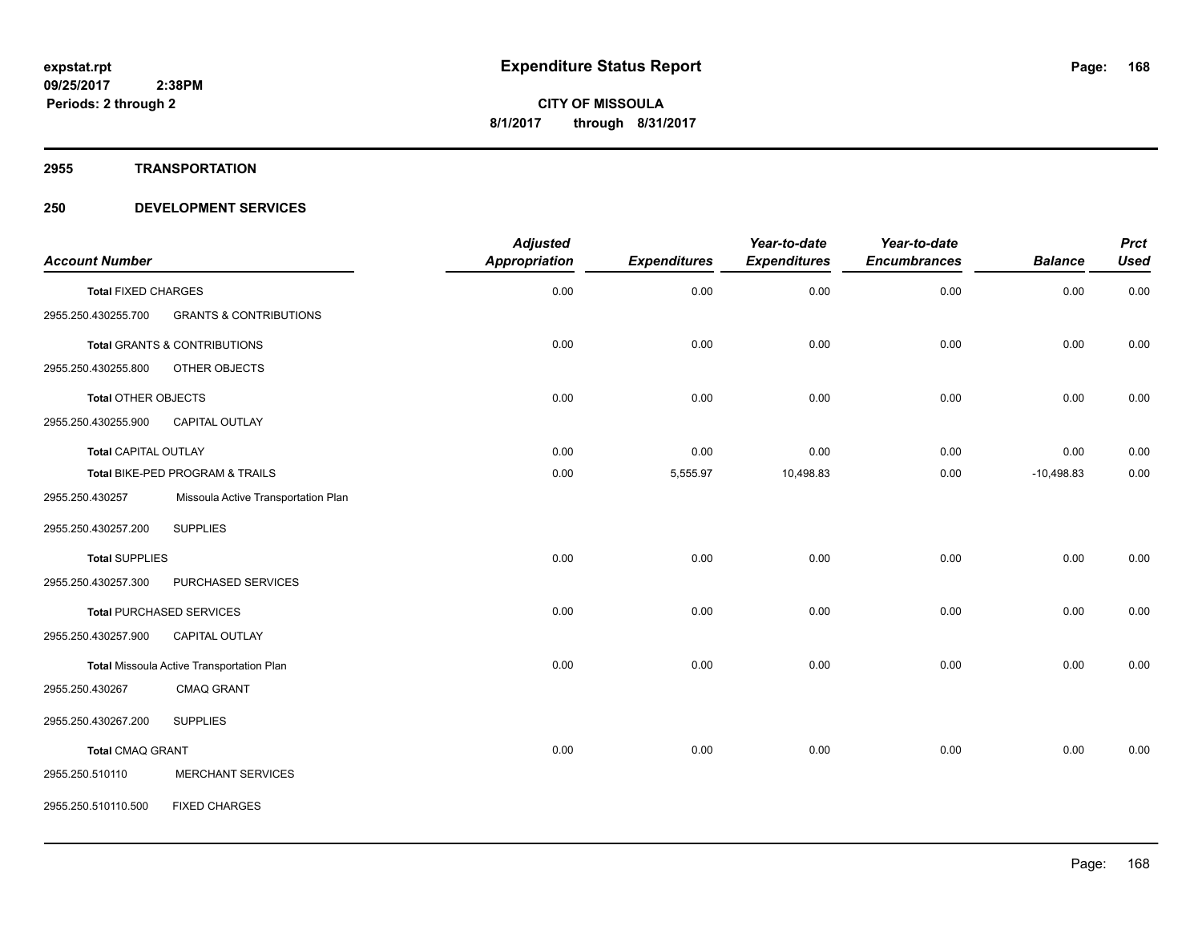**expstat.rpt**
**09/25/2017 2:38PM**
**Periods: 2 through 2**

# Expenditure Status Report

**CITY OF MISSOULA**
**8/1/2017 through 8/31/2017**

## 2955 TRANSPORTATION

## 250 DEVELOPMENT SERVICES

| Account Number | | Adjusted Appropriation | Expenditures | Year-to-date Expenditures | Year-to-date Encumbrances | Balance | Prct Used |
|---|---|---|---|---|---|---|---|
| **Total** FIXED CHARGES | | 0.00 | 0.00 | 0.00 | 0.00 | 0.00 | 0.00 |
| 2955.250.430255.700 | GRANTS & CONTRIBUTIONS | | | | | | |
| **Total** GRANTS & CONTRIBUTIONS | | 0.00 | 0.00 | 0.00 | 0.00 | 0.00 | 0.00 |
| 2955.250.430255.800 | OTHER OBJECTS | | | | | | |
| **Total** OTHER OBJECTS | | 0.00 | 0.00 | 0.00 | 0.00 | 0.00 | 0.00 |
| 2955.250.430255.900 | CAPITAL OUTLAY | | | | | | |
| **Total** CAPITAL OUTLAY | | 0.00 | 0.00 | 0.00 | 0.00 | 0.00 | 0.00 |
| **Total** BIKE-PED PROGRAM & TRAILS | | 0.00 | 5,555.97 | 10,498.83 | 0.00 | -10,498.83 | 0.00 |
| 2955.250.430257 | Missoula Active Transportation Plan | | | | | | |
| 2955.250.430257.200 | SUPPLIES | | | | | | |
| **Total** SUPPLIES | | 0.00 | 0.00 | 0.00 | 0.00 | 0.00 | 0.00 |
| 2955.250.430257.300 | PURCHASED SERVICES | | | | | | |
| **Total** PURCHASED SERVICES | | 0.00 | 0.00 | 0.00 | 0.00 | 0.00 | 0.00 |
| 2955.250.430257.900 | CAPITAL OUTLAY | | | | | | |
| **Total** Missoula Active Transportation Plan | | 0.00 | 0.00 | 0.00 | 0.00 | 0.00 | 0.00 |
| 2955.250.430267 | CMAQ GRANT | | | | | | |
| 2955.250.430267.200 | SUPPLIES | | | | | | |
| **Total** CMAQ GRANT | | 0.00 | 0.00 | 0.00 | 0.00 | 0.00 | 0.00 |
| 2955.250.510110 | MERCHANT SERVICES | | | | | | |
| 2955.250.510110.500 | FIXED CHARGES | | | | | | |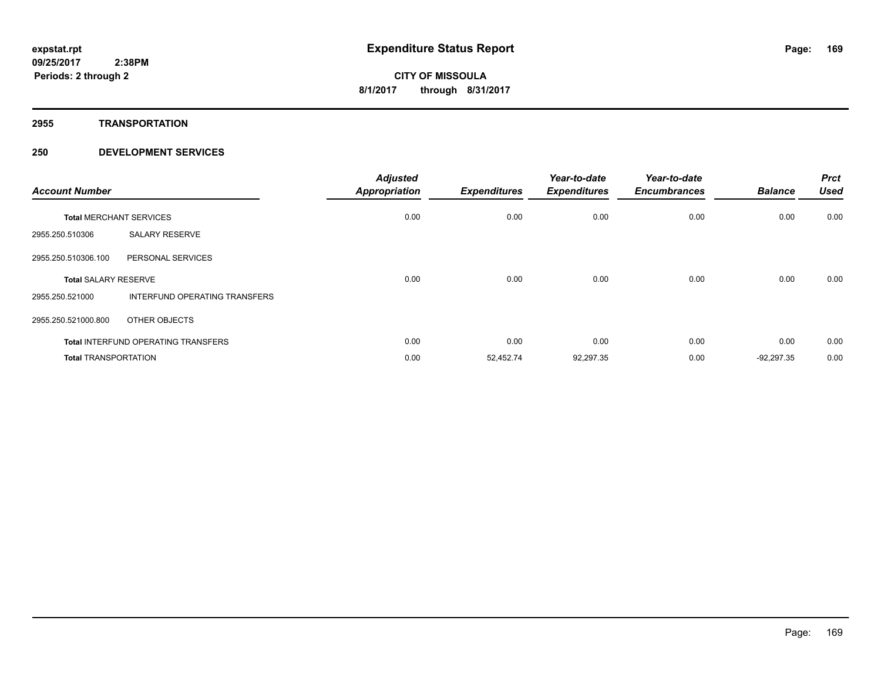**expstat.rpt**
**09/25/2017 2:38PM**
**Periods: 2 through 2**

# Expenditure Status Report

**CITY OF MISSOULA**
**8/1/2017 through 8/31/2017**

## 2955 TRANSPORTATION

## 250 DEVELOPMENT SERVICES

| Account Number | | Adjusted Appropriation | Expenditures | Year-to-date Expenditures | Year-to-date Encumbrances | Balance | Prct Used |
|---|---|---|---|---|---|---|---|
| **Total** MERCHANT SERVICES | | 0.00 | 0.00 | 0.00 | 0.00 | 0.00 | 0.00 |
| 2955.250.510306 | SALARY RESERVE | | | | | | |
| 2955.250.510306.100 | PERSONAL SERVICES | | | | | | |
| **Total** SALARY RESERVE | | 0.00 | 0.00 | 0.00 | 0.00 | 0.00 | 0.00 |
| 2955.250.521000 | INTERFUND OPERATING TRANSFERS | | | | | | |
| 2955.250.521000.800 | OTHER OBJECTS | | | | | | |
| **Total** INTERFUND OPERATING TRANSFERS | | 0.00 | 0.00 | 0.00 | 0.00 | 0.00 | 0.00 |
| **Total** TRANSPORTATION | | 0.00 | 52,452.74 | 92,297.35 | 0.00 | -92,297.35 | 0.00 |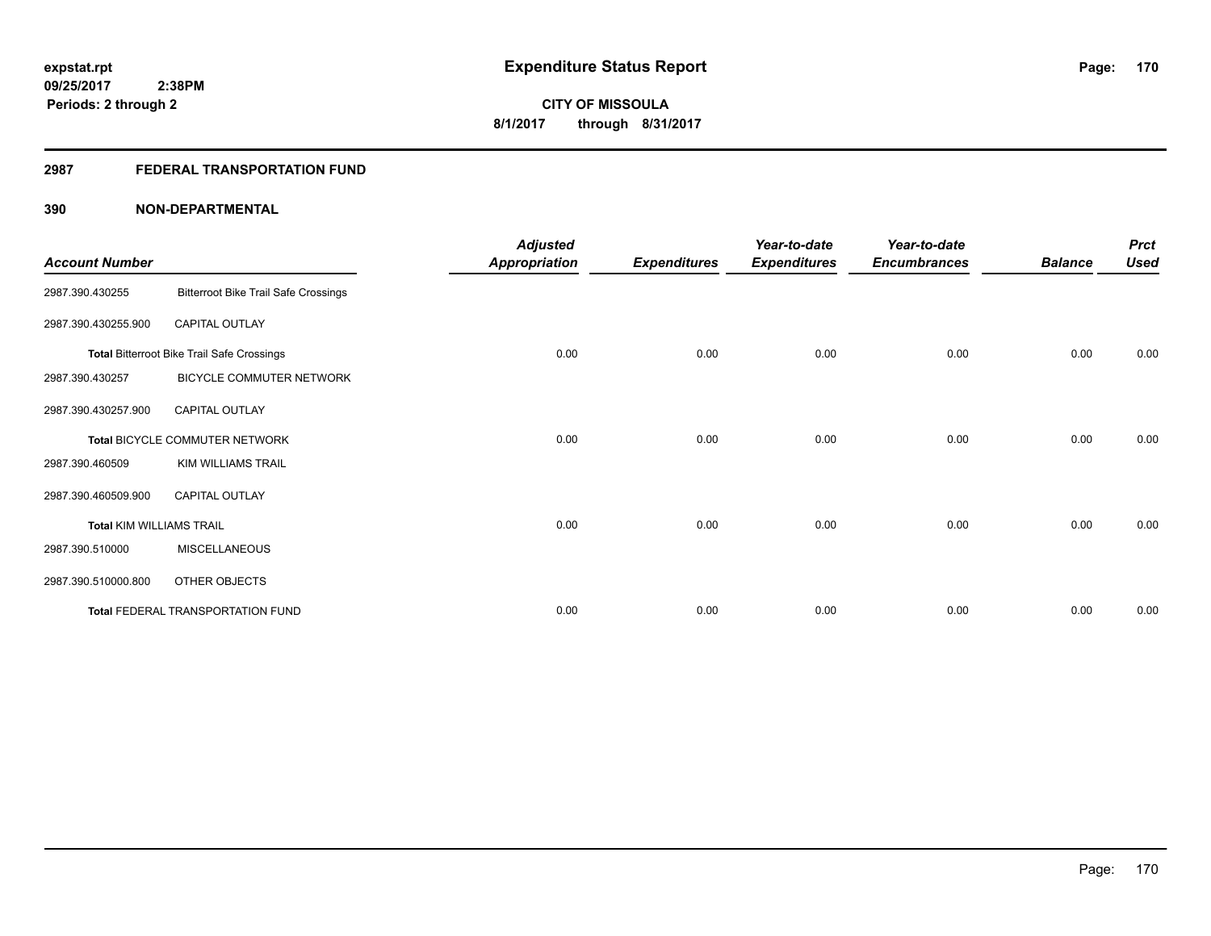**expstat.rpt**
**09/25/2017 2:38PM**
**Periods: 2 through 2**

# Expenditure Status Report

**CITY OF MISSOULA**
**8/1/2017 through 8/31/2017**

## 2987 FEDERAL TRANSPORTATION FUND

## 390 NON-DEPARTMENTAL

| Account Number | | Adjusted Appropriation | Expenditures | Year-to-date Expenditures | Year-to-date Encumbrances | Balance | Prct Used |
|---|---|---|---|---|---|---|---|
| 2987.390.430255 | Bitterroot Bike Trail Safe Crossings | | | | | | |
| 2987.390.430255.900 | CAPITAL OUTLAY | | | | | | |
| **Total** Bitterroot Bike Trail Safe Crossings | | 0.00 | 0.00 | 0.00 | 0.00 | 0.00 | 0.00 |
| 2987.390.430257 | BICYCLE COMMUTER NETWORK | | | | | | |
| 2987.390.430257.900 | CAPITAL OUTLAY | | | | | | |
| **Total** BICYCLE COMMUTER NETWORK | | 0.00 | 0.00 | 0.00 | 0.00 | 0.00 | 0.00 |
| 2987.390.460509 | KIM WILLIAMS TRAIL | | | | | | |
| 2987.390.460509.900 | CAPITAL OUTLAY | | | | | | |
| **Total** KIM WILLIAMS TRAIL | | 0.00 | 0.00 | 0.00 | 0.00 | 0.00 | 0.00 |
| 2987.390.510000 | MISCELLANEOUS | | | | | | |
| 2987.390.510000.800 | OTHER OBJECTS | | | | | | |
| **Total** FEDERAL TRANSPORTATION FUND | | 0.00 | 0.00 | 0.00 | 0.00 | 0.00 | 0.00 |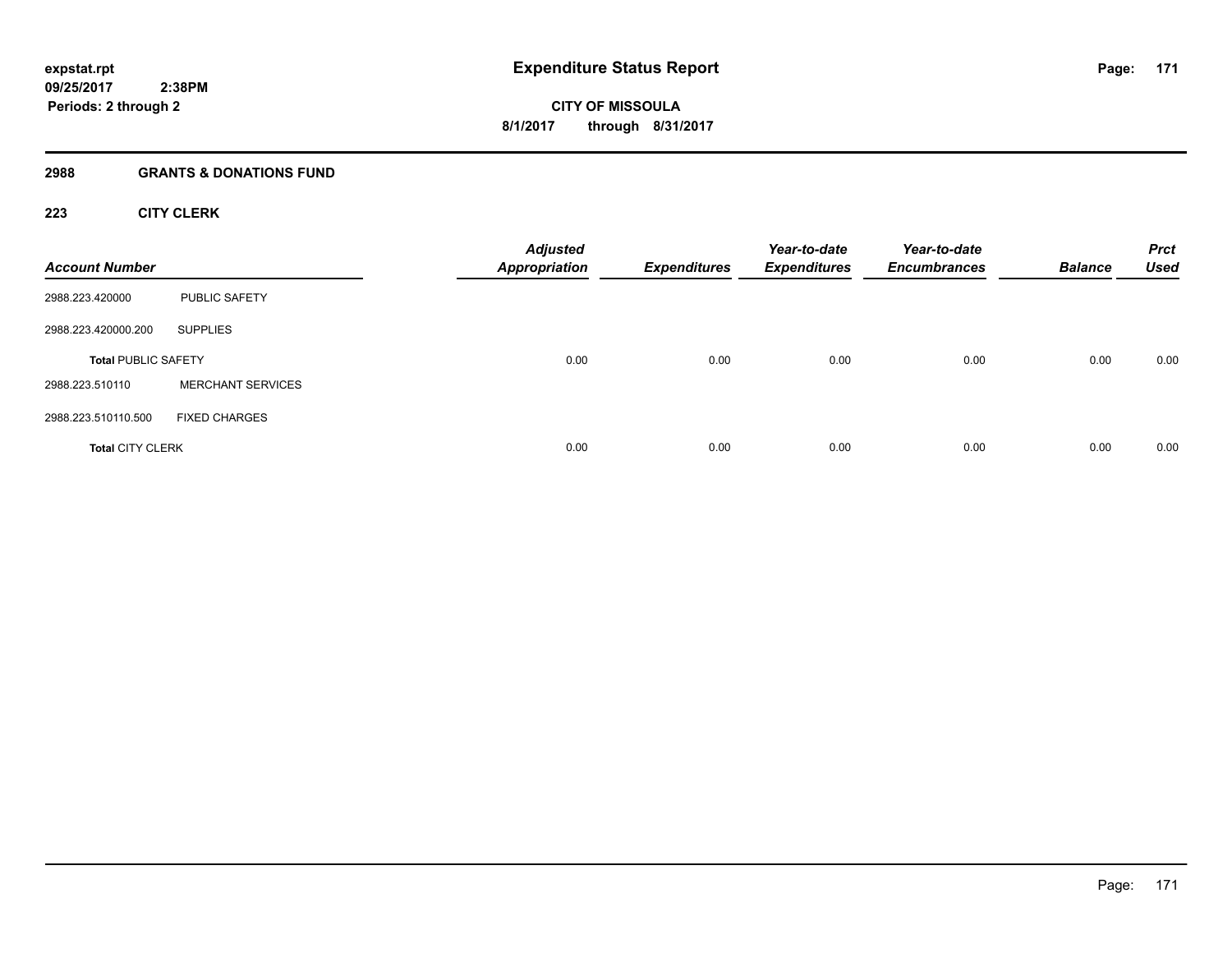**expstat.rpt**
**09/25/2017 2:38PM**
**Periods: 2 through 2**

# Expenditure Status Report

**CITY OF MISSOULA**
**8/1/2017 through 8/31/2017**

## 2988 GRANTS & DONATIONS FUND

### 223 CITY CLERK

| Account Number | | Adjusted Appropriation | Expenditures | Year-to-date Expenditures | Year-to-date Encumbrances | Balance | Prct Used |
|---|---|---|---|---|---|---|---|
| 2988.223.420000 | PUBLIC SAFETY | | | | | | |
| 2988.223.420000.200 | SUPPLIES | | | | | | |
| **Total** PUBLIC SAFETY | | 0.00 | 0.00 | 0.00 | 0.00 | 0.00 | 0.00 |
| 2988.223.510110 | MERCHANT SERVICES | | | | | | |
| 2988.223.510110.500 | FIXED CHARGES | | | | | | |
| **Total** CITY CLERK | | 0.00 | 0.00 | 0.00 | 0.00 | 0.00 | 0.00 |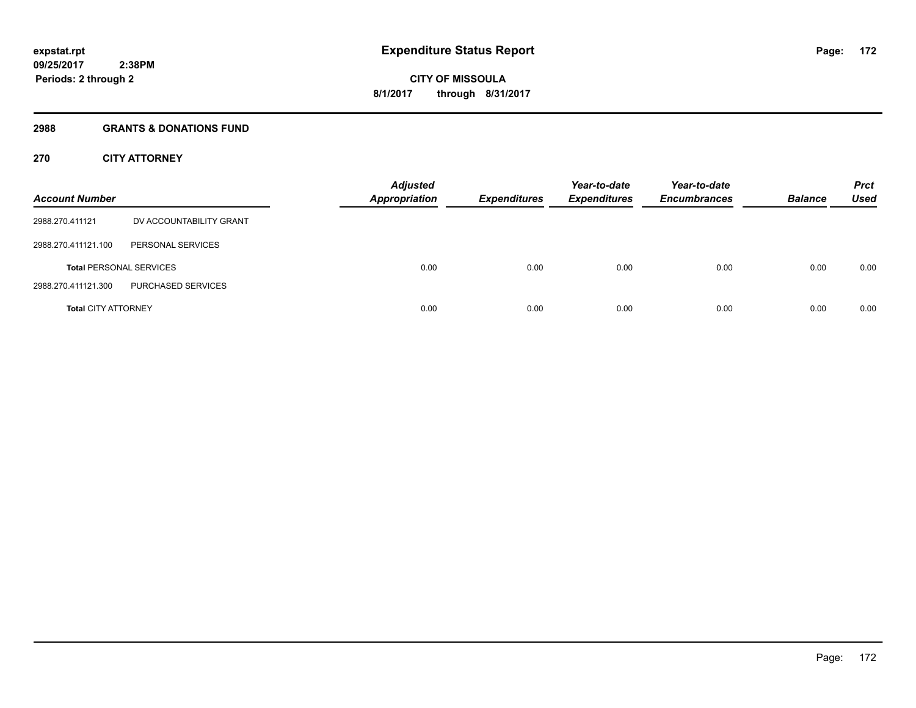**expstat.rpt**
**09/25/2017 2:38PM**
**Periods: 2 through 2**

# Expenditure Status Report

**CITY OF MISSOULA**
**8/1/2017 through 8/31/2017**

## 2988 GRANTS & DONATIONS FUND

### 270 CITY ATTORNEY

| Account Number | | Adjusted Appropriation | Expenditures | Year-to-date Expenditures | Year-to-date Encumbrances | Balance | Prct Used |
|---|---|---|---|---|---|---|---|
| 2988.270.411121 | DV ACCOUNTABILITY GRANT | | | | | | |
| 2988.270.411121.100 | PERSONAL SERVICES | | | | | | |
| **Total** PERSONAL SERVICES | | 0.00 | 0.00 | 0.00 | 0.00 | 0.00 | 0.00 |
| 2988.270.411121.300 | PURCHASED SERVICES | | | | | | |
| **Total** CITY ATTORNEY | | 0.00 | 0.00 | 0.00 | 0.00 | 0.00 | 0.00 |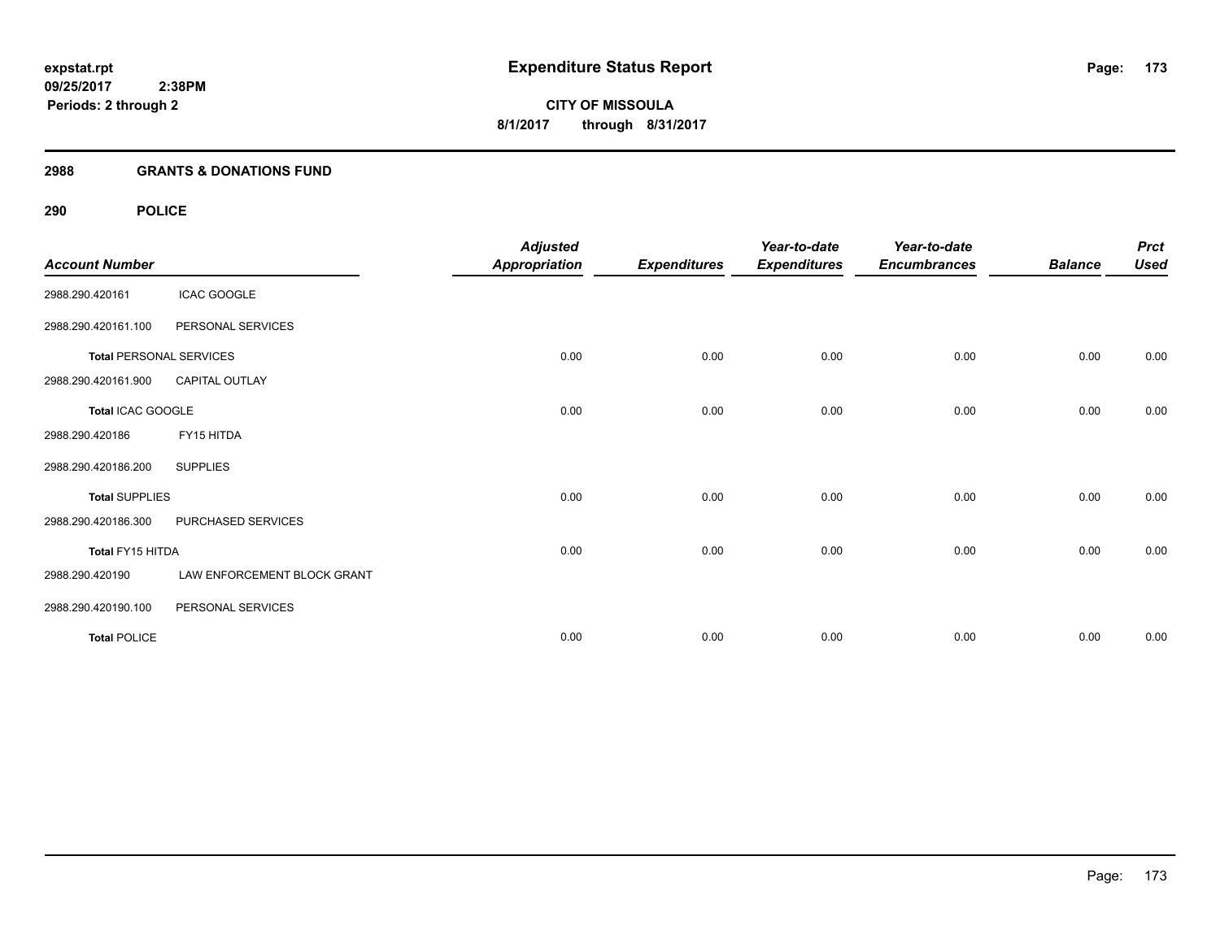**expstat.rpt**
**09/25/2017 2:38PM**
**Periods: 2 through 2**

# Expenditure Status Report

**CITY OF MISSOULA**
**8/1/2017 through 8/31/2017**

## 2988 GRANTS & DONATIONS FUND

## 290 POLICE

| Account Number | | Adjusted Appropriation | Expenditures | Year-to-date Expenditures | Year-to-date Encumbrances | Balance | Prct Used |
|---|---|---|---|---|---|---|---|
| 2988.290.420161 | ICAC GOOGLE | | | | | | |
| 2988.290.420161.100 | PERSONAL SERVICES | | | | | | |
| **Total PERSONAL SERVICES** | | 0.00 | 0.00 | 0.00 | 0.00 | 0.00 | 0.00 |
| 2988.290.420161.900 | CAPITAL OUTLAY | | | | | | |
| **Total ICAC GOOGLE** | | 0.00 | 0.00 | 0.00 | 0.00 | 0.00 | 0.00 |
| 2988.290.420186 | FY15 HITDA | | | | | | |
| 2988.290.420186.200 | SUPPLIES | | | | | | |
| **Total SUPPLIES** | | 0.00 | 0.00 | 0.00 | 0.00 | 0.00 | 0.00 |
| 2988.290.420186.300 | PURCHASED SERVICES | | | | | | |
| **Total FY15 HITDA** | | 0.00 | 0.00 | 0.00 | 0.00 | 0.00 | 0.00 |
| 2988.290.420190 | LAW ENFORCEMENT BLOCK GRANT | | | | | | |
| 2988.290.420190.100 | PERSONAL SERVICES | | | | | | |
| **Total POLICE** | | 0.00 | 0.00 | 0.00 | 0.00 | 0.00 | 0.00 |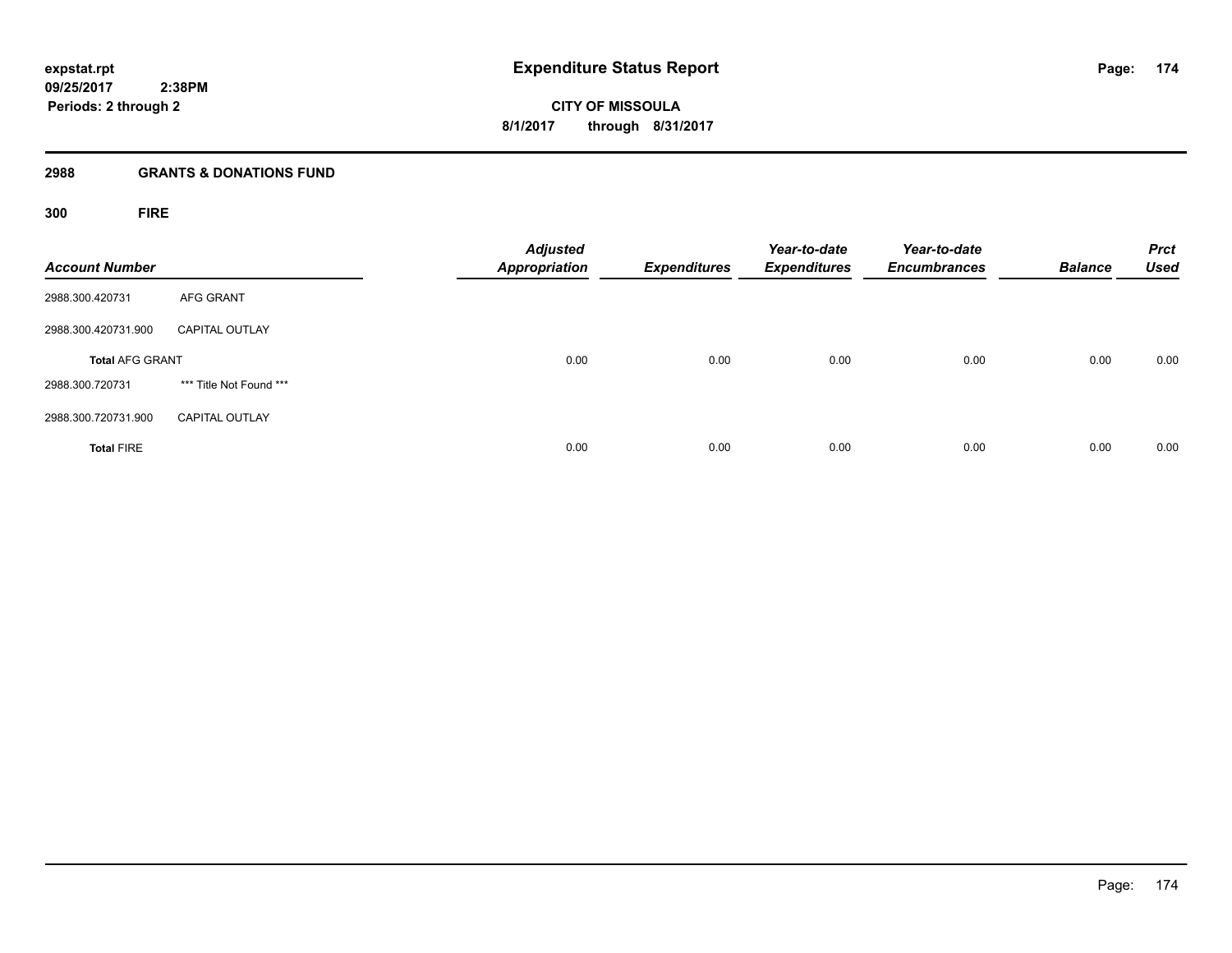**expstat.rpt**
**09/25/2017 2:38PM**
**Periods: 2 through 2**

# Expenditure Status Report

**CITY OF MISSOULA**
**8/1/2017 through 8/31/2017**

## 2988 GRANTS & DONATIONS FUND

### 300 FIRE

| Account Number | | Adjusted Appropriation | Expenditures | Year-to-date Expenditures | Year-to-date Encumbrances | Balance | Prct Used |
|---|---|---|---|---|---|---|---|
| 2988.300.420731 | AFG GRANT | | | | | | |
| 2988.300.420731.900 | CAPITAL OUTLAY | | | | | | |
| **Total** AFG GRANT | | 0.00 | 0.00 | 0.00 | 0.00 | 0.00 | 0.00 |
| 2988.300.720731 | *** Title Not Found *** | | | | | | |
| 2988.300.720731.900 | CAPITAL OUTLAY | | | | | | |
| **Total** FIRE | | 0.00 | 0.00 | 0.00 | 0.00 | 0.00 | 0.00 |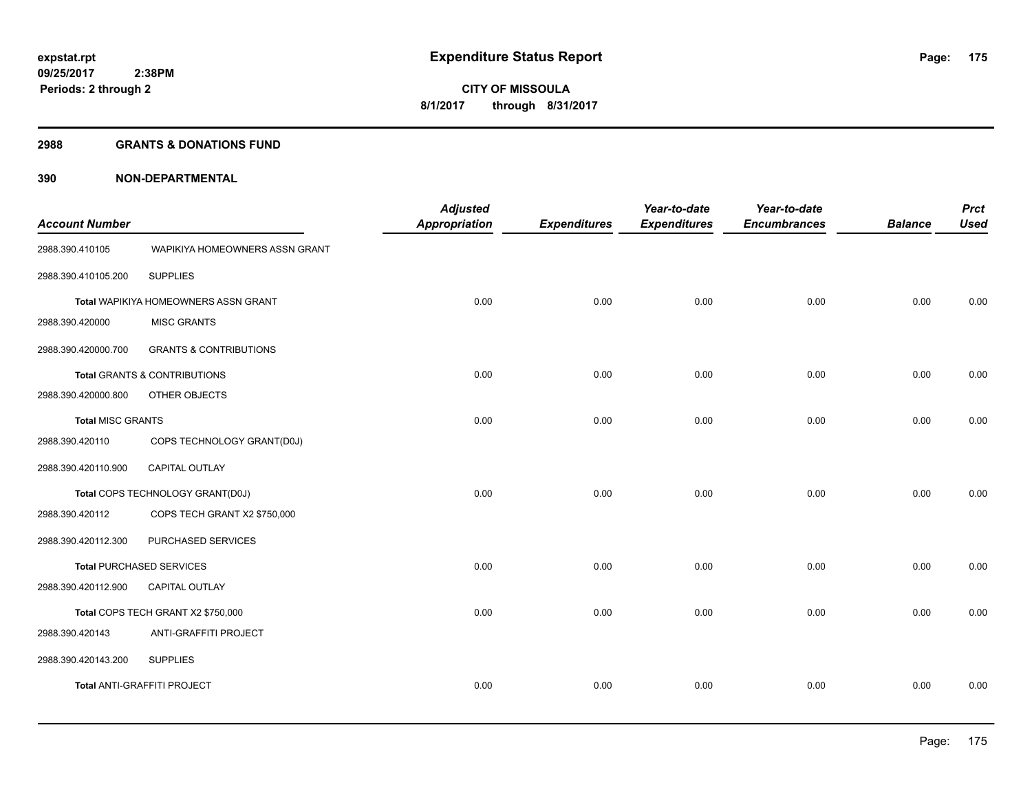expstat.rpt
09/25/2017 2:38PM
Periods: 2 through 2

# Expenditure Status Report

**CITY OF MISSOULA**
**8/1/2017 through 8/31/2017**

## 2988 GRANTS & DONATIONS FUND

### 390 NON-DEPARTMENTAL

| Account Number | | Adjusted Appropriation | Expenditures | Year-to-date Expenditures | Year-to-date Encumbrances | Balance | Prct Used |
|---|---|---|---|---|---|---|---|
| 2988.390.410105 | WAPIKIYA HOMEOWNERS ASSN GRANT | | | | | | |
| 2988.390.410105.200 | SUPPLIES | | | | | | |
| **Total** WAPIKIYA HOMEOWNERS ASSN GRANT | | 0.00 | 0.00 | 0.00 | 0.00 | 0.00 | 0.00 |
| 2988.390.420000 | MISC GRANTS | | | | | | |
| 2988.390.420000.700 | GRANTS & CONTRIBUTIONS | | | | | | |
| **Total** GRANTS & CONTRIBUTIONS | | 0.00 | 0.00 | 0.00 | 0.00 | 0.00 | 0.00 |
| 2988.390.420000.800 | OTHER OBJECTS | | | | | | |
| **Total** MISC GRANTS | | 0.00 | 0.00 | 0.00 | 0.00 | 0.00 | 0.00 |
| 2988.390.420110 | COPS TECHNOLOGY GRANT(D0J) | | | | | | |
| 2988.390.420110.900 | CAPITAL OUTLAY | | | | | | |
| **Total** COPS TECHNOLOGY GRANT(D0J) | | 0.00 | 0.00 | 0.00 | 0.00 | 0.00 | 0.00 |
| 2988.390.420112 | COPS TECH GRANT X2 $750,000 | | | | | | |
| 2988.390.420112.300 | PURCHASED SERVICES | | | | | | |
| **Total** PURCHASED SERVICES | | 0.00 | 0.00 | 0.00 | 0.00 | 0.00 | 0.00 |
| 2988.390.420112.900 | CAPITAL OUTLAY | | | | | | |
| **Total** COPS TECH GRANT X2 $750,000 | | 0.00 | 0.00 | 0.00 | 0.00 | 0.00 | 0.00 |
| 2988.390.420143 | ANTI-GRAFFITI PROJECT | | | | | | |
| 2988.390.420143.200 | SUPPLIES | | | | | | |
| **Total** ANTI-GRAFFITI PROJECT | | 0.00 | 0.00 | 0.00 | 0.00 | 0.00 | 0.00 |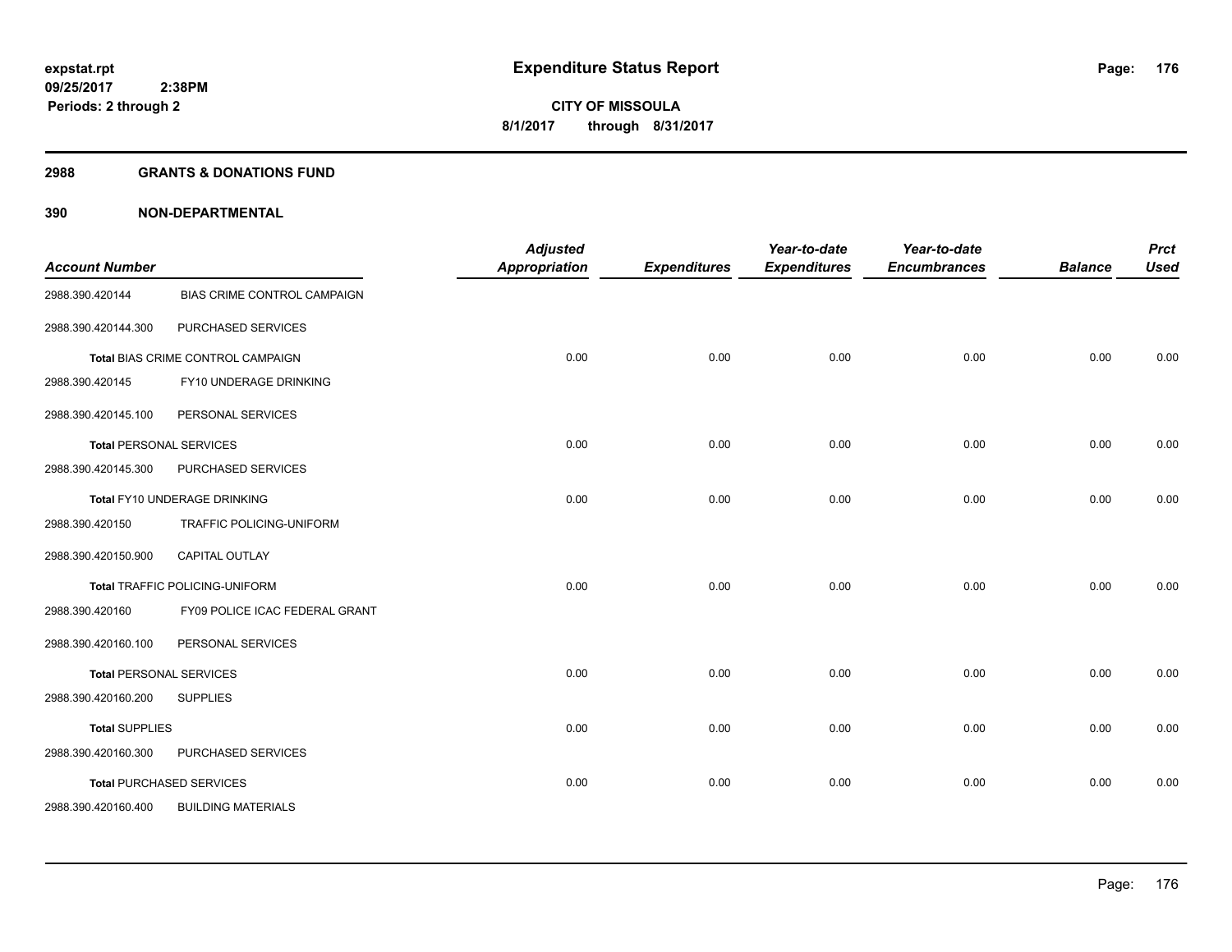expstat.rpt
09/25/2017 2:38PM
Periods: 2 through 2

# Expenditure Status Report

**CITY OF MISSOULA**
**8/1/2017 through 8/31/2017**

## 2988 GRANTS & DONATIONS FUND

## 390 NON-DEPARTMENTAL

| Account Number | | Adjusted Appropriation | Expenditures | Year-to-date Expenditures | Year-to-date Encumbrances | Balance | Prct Used |
|---|---|---|---|---|---|---|---|
| 2988.390.420144 | BIAS CRIME CONTROL CAMPAIGN | | | | | | |
| 2988.390.420144.300 | PURCHASED SERVICES | | | | | | |
| Total BIAS CRIME CONTROL CAMPAIGN | | 0.00 | 0.00 | 0.00 | 0.00 | 0.00 | 0.00 |
| 2988.390.420145 | FY10 UNDERAGE DRINKING | | | | | | |
| 2988.390.420145.100 | PERSONAL SERVICES | | | | | | |
| Total PERSONAL SERVICES | | 0.00 | 0.00 | 0.00 | 0.00 | 0.00 | 0.00 |
| 2988.390.420145.300 | PURCHASED SERVICES | | | | | | |
| Total FY10 UNDERAGE DRINKING | | 0.00 | 0.00 | 0.00 | 0.00 | 0.00 | 0.00 |
| 2988.390.420150 | TRAFFIC POLICING-UNIFORM | | | | | | |
| 2988.390.420150.900 | CAPITAL OUTLAY | | | | | | |
| Total TRAFFIC POLICING-UNIFORM | | 0.00 | 0.00 | 0.00 | 0.00 | 0.00 | 0.00 |
| 2988.390.420160 | FY09 POLICE ICAC FEDERAL GRANT | | | | | | |
| 2988.390.420160.100 | PERSONAL SERVICES | | | | | | |
| Total PERSONAL SERVICES | | 0.00 | 0.00 | 0.00 | 0.00 | 0.00 | 0.00 |
| 2988.390.420160.200 | SUPPLIES | | | | | | |
| Total SUPPLIES | | 0.00 | 0.00 | 0.00 | 0.00 | 0.00 | 0.00 |
| 2988.390.420160.300 | PURCHASED SERVICES | | | | | | |
| Total PURCHASED SERVICES | | 0.00 | 0.00 | 0.00 | 0.00 | 0.00 | 0.00 |
| 2988.390.420160.400 | BUILDING MATERIALS | | | | | | |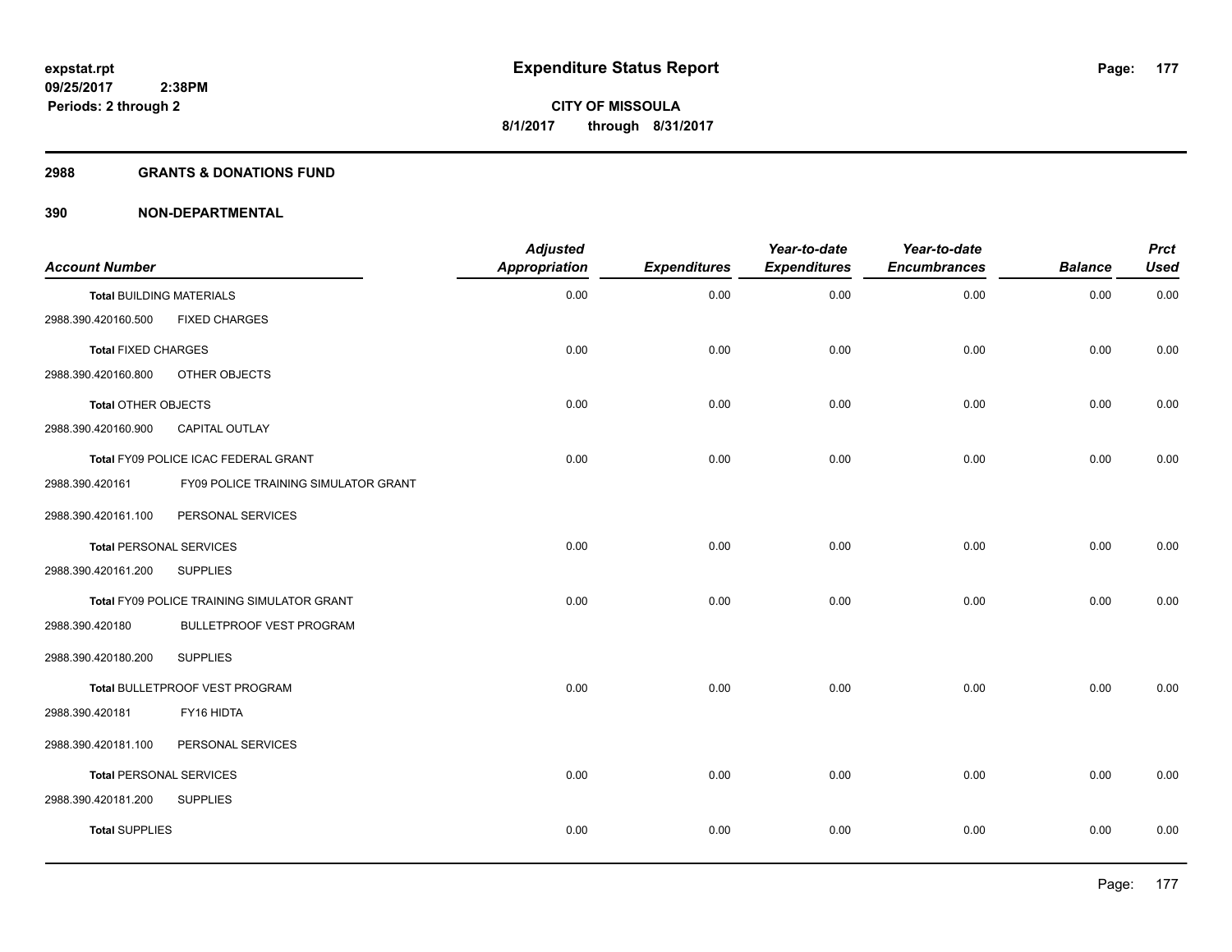**Expenditure Status Report**

**CITY OF MISSOULA**

**8/1/2017 through 8/31/2017**

expstat.rpt
09/25/2017 2:38PM
Periods: 2 through 2

## 2988 GRANTS & DONATIONS FUND

## 390 NON-DEPARTMENTAL

| Account Number | | Adjusted Appropriation | Expenditures | Year-to-date Expenditures | Year-to-date Encumbrances | Balance | Prct Used |
|---|---|---|---|---|---|---|---|
| **Total** BUILDING MATERIALS | | 0.00 | 0.00 | 0.00 | 0.00 | 0.00 | 0.00 |
| 2988.390.420160.500 | FIXED CHARGES | | | | | | |
| **Total** FIXED CHARGES | | 0.00 | 0.00 | 0.00 | 0.00 | 0.00 | 0.00 |
| 2988.390.420160.800 | OTHER OBJECTS | | | | | | |
| **Total** OTHER OBJECTS | | 0.00 | 0.00 | 0.00 | 0.00 | 0.00 | 0.00 |
| 2988.390.420160.900 | CAPITAL OUTLAY | | | | | | |
| **Total** FY09 POLICE ICAC FEDERAL GRANT | | 0.00 | 0.00 | 0.00 | 0.00 | 0.00 | 0.00 |
| 2988.390.420161 | FY09 POLICE TRAINING SIMULATOR GRANT | | | | | | |
| 2988.390.420161.100 | PERSONAL SERVICES | | | | | | |
| **Total** PERSONAL SERVICES | | 0.00 | 0.00 | 0.00 | 0.00 | 0.00 | 0.00 |
| 2988.390.420161.200 | SUPPLIES | | | | | | |
| **Total** FY09 POLICE TRAINING SIMULATOR GRANT | | 0.00 | 0.00 | 0.00 | 0.00 | 0.00 | 0.00 |
| 2988.390.420180 | BULLETPROOF VEST PROGRAM | | | | | | |
| 2988.390.420180.200 | SUPPLIES | | | | | | |
| **Total** BULLETPROOF VEST PROGRAM | | 0.00 | 0.00 | 0.00 | 0.00 | 0.00 | 0.00 |
| 2988.390.420181 | FY16 HIDTA | | | | | | |
| 2988.390.420181.100 | PERSONAL SERVICES | | | | | | |
| **Total** PERSONAL SERVICES | | 0.00 | 0.00 | 0.00 | 0.00 | 0.00 | 0.00 |
| 2988.390.420181.200 | SUPPLIES | | | | | | |
| **Total** SUPPLIES | | 0.00 | 0.00 | 0.00 | 0.00 | 0.00 | 0.00 |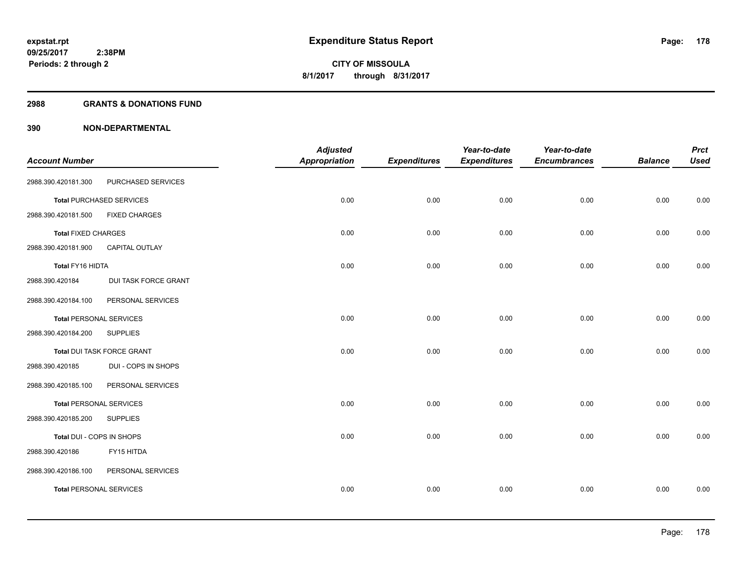**expstat.rpt**
**09/25/2017 2:38PM**
**Periods: 2 through 2**

# Expenditure Status Report

**CITY OF MISSOULA**
**8/1/2017 through 8/31/2017**

## 2988 GRANTS & DONATIONS FUND

## 390 NON-DEPARTMENTAL

| Account Number | | Adjusted Appropriation | Expenditures | Year-to-date Expenditures | Year-to-date Encumbrances | Balance | Prct Used |
|---|---|---|---|---|---|---|---|
| 2988.390.420181.300 | PURCHASED SERVICES | | | | | | |
| **Total** PURCHASED SERVICES | | 0.00 | 0.00 | 0.00 | 0.00 | 0.00 | 0.00 |
| 2988.390.420181.500 | FIXED CHARGES | | | | | | |
| **Total** FIXED CHARGES | | 0.00 | 0.00 | 0.00 | 0.00 | 0.00 | 0.00 |
| 2988.390.420181.900 | CAPITAL OUTLAY | | | | | | |
| **Total FY16 HIDTA** | | 0.00 | 0.00 | 0.00 | 0.00 | 0.00 | 0.00 |
| 2988.390.420184 | DUI TASK FORCE GRANT | | | | | | |
| 2988.390.420184.100 | PERSONAL SERVICES | | | | | | |
| **Total** PERSONAL SERVICES | | 0.00 | 0.00 | 0.00 | 0.00 | 0.00 | 0.00 |
| 2988.390.420184.200 | SUPPLIES | | | | | | |
| **Total DUI TASK FORCE GRANT** | | 0.00 | 0.00 | 0.00 | 0.00 | 0.00 | 0.00 |
| 2988.390.420185 | DUI - COPS IN SHOPS | | | | | | |
| 2988.390.420185.100 | PERSONAL SERVICES | | | | | | |
| **Total** PERSONAL SERVICES | | 0.00 | 0.00 | 0.00 | 0.00 | 0.00 | 0.00 |
| 2988.390.420185.200 | SUPPLIES | | | | | | |
| **Total DUI - COPS IN SHOPS** | | 0.00 | 0.00 | 0.00 | 0.00 | 0.00 | 0.00 |
| 2988.390.420186 | FY15 HITDA | | | | | | |
| 2988.390.420186.100 | PERSONAL SERVICES | | | | | | |
| **Total** PERSONAL SERVICES | | 0.00 | 0.00 | 0.00 | 0.00 | 0.00 | 0.00 |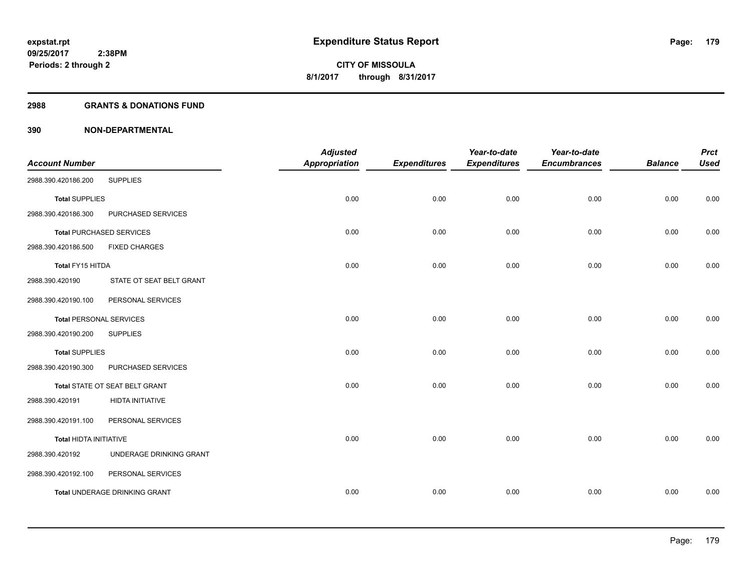**expstat.rpt**
**09/25/2017 2:38PM**
**Periods: 2 through 2**

# Expenditure Status Report

**CITY OF MISSOULA**
**8/1/2017 through 8/31/2017**

## 2988 GRANTS & DONATIONS FUND

### 390 NON-DEPARTMENTAL

| Account Number | | Adjusted Appropriation | Expenditures | Year-to-date Expenditures | Year-to-date Encumbrances | Balance | Prct Used |
|---|---|---|---|---|---|---|---|
| 2988.390.420186.200 | SUPPLIES | | | | | | |
| **Total** SUPPLIES | | 0.00 | 0.00 | 0.00 | 0.00 | 0.00 | 0.00 |
| 2988.390.420186.300 | PURCHASED SERVICES | | | | | | |
| **Total** PURCHASED SERVICES | | 0.00 | 0.00 | 0.00 | 0.00 | 0.00 | 0.00 |
| 2988.390.420186.500 | FIXED CHARGES | | | | | | |
| **Total** FY15 HITDA | | 0.00 | 0.00 | 0.00 | 0.00 | 0.00 | 0.00 |
| 2988.390.420190 | STATE OT SEAT BELT GRANT | | | | | | |
| 2988.390.420190.100 | PERSONAL SERVICES | | | | | | |
| **Total** PERSONAL SERVICES | | 0.00 | 0.00 | 0.00 | 0.00 | 0.00 | 0.00 |
| 2988.390.420190.200 | SUPPLIES | | | | | | |
| **Total** SUPPLIES | | 0.00 | 0.00 | 0.00 | 0.00 | 0.00 | 0.00 |
| 2988.390.420190.300 | PURCHASED SERVICES | | | | | | |
| **Total** STATE OT SEAT BELT GRANT | | 0.00 | 0.00 | 0.00 | 0.00 | 0.00 | 0.00 |
| 2988.390.420191 | HIDTA INITIATIVE | | | | | | |
| 2988.390.420191.100 | PERSONAL SERVICES | | | | | | |
| **Total** HIDTA INITIATIVE | | 0.00 | 0.00 | 0.00 | 0.00 | 0.00 | 0.00 |
| 2988.390.420192 | UNDERAGE DRINKING GRANT | | | | | | |
| 2988.390.420192.100 | PERSONAL SERVICES | | | | | | |
| **Total** UNDERAGE DRINKING GRANT | | 0.00 | 0.00 | 0.00 | 0.00 | 0.00 | 0.00 |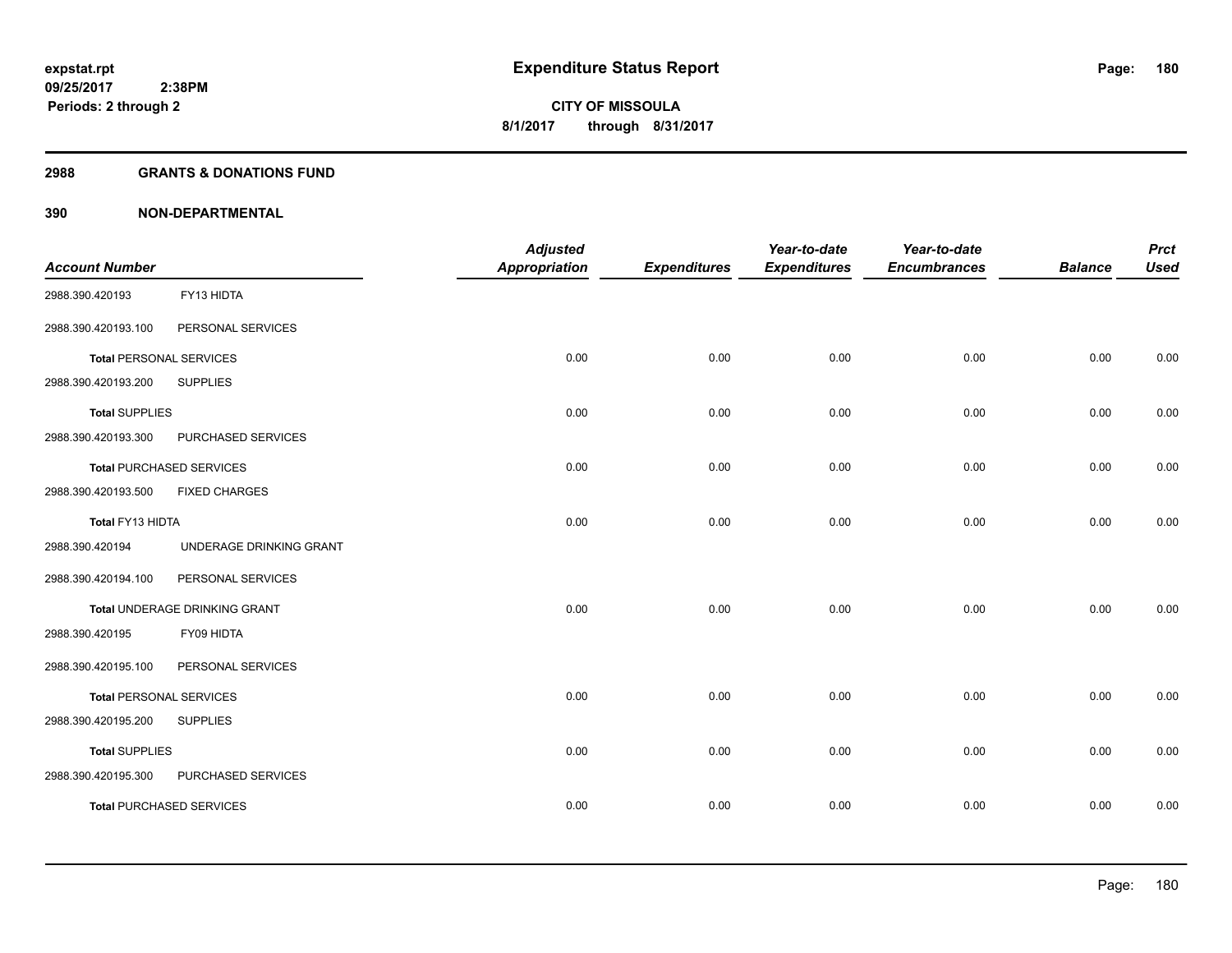expstat.rpt
09/25/2017 2:38PM
Periods: 2 through 2

# Expenditure Status Report

**CITY OF MISSOULA**
**8/1/2017 through 8/31/2017**

## 2988 GRANTS & DONATIONS FUND

### 390 NON-DEPARTMENTAL

| Account Number | | Adjusted Appropriation | Expenditures | Year-to-date Expenditures | Year-to-date Encumbrances | Balance | Prct Used |
|---|---|---|---|---|---|---|---|
| 2988.390.420193 | FY13 HIDTA | | | | | | |
| 2988.390.420193.100 | PERSONAL SERVICES | | | | | | |
| **Total** PERSONAL SERVICES | | 0.00 | 0.00 | 0.00 | 0.00 | 0.00 | 0.00 |
| 2988.390.420193.200 | SUPPLIES | | | | | | |
| **Total** SUPPLIES | | 0.00 | 0.00 | 0.00 | 0.00 | 0.00 | 0.00 |
| 2988.390.420193.300 | PURCHASED SERVICES | | | | | | |
| **Total** PURCHASED SERVICES | | 0.00 | 0.00 | 0.00 | 0.00 | 0.00 | 0.00 |
| 2988.390.420193.500 | FIXED CHARGES | | | | | | |
| Total FY13 HIDTA | | 0.00 | 0.00 | 0.00 | 0.00 | 0.00 | 0.00 |
| 2988.390.420194 | UNDERAGE DRINKING GRANT | | | | | | |
| 2988.390.420194.100 | PERSONAL SERVICES | | | | | | |
| Total UNDERAGE DRINKING GRANT | | 0.00 | 0.00 | 0.00 | 0.00 | 0.00 | 0.00 |
| 2988.390.420195 | FY09 HIDTA | | | | | | |
| 2988.390.420195.100 | PERSONAL SERVICES | | | | | | |
| **Total** PERSONAL SERVICES | | 0.00 | 0.00 | 0.00 | 0.00 | 0.00 | 0.00 |
| 2988.390.420195.200 | SUPPLIES | | | | | | |
| **Total** SUPPLIES | | 0.00 | 0.00 | 0.00 | 0.00 | 0.00 | 0.00 |
| 2988.390.420195.300 | PURCHASED SERVICES | | | | | | |
| **Total** PURCHASED SERVICES | | 0.00 | 0.00 | 0.00 | 0.00 | 0.00 | 0.00 |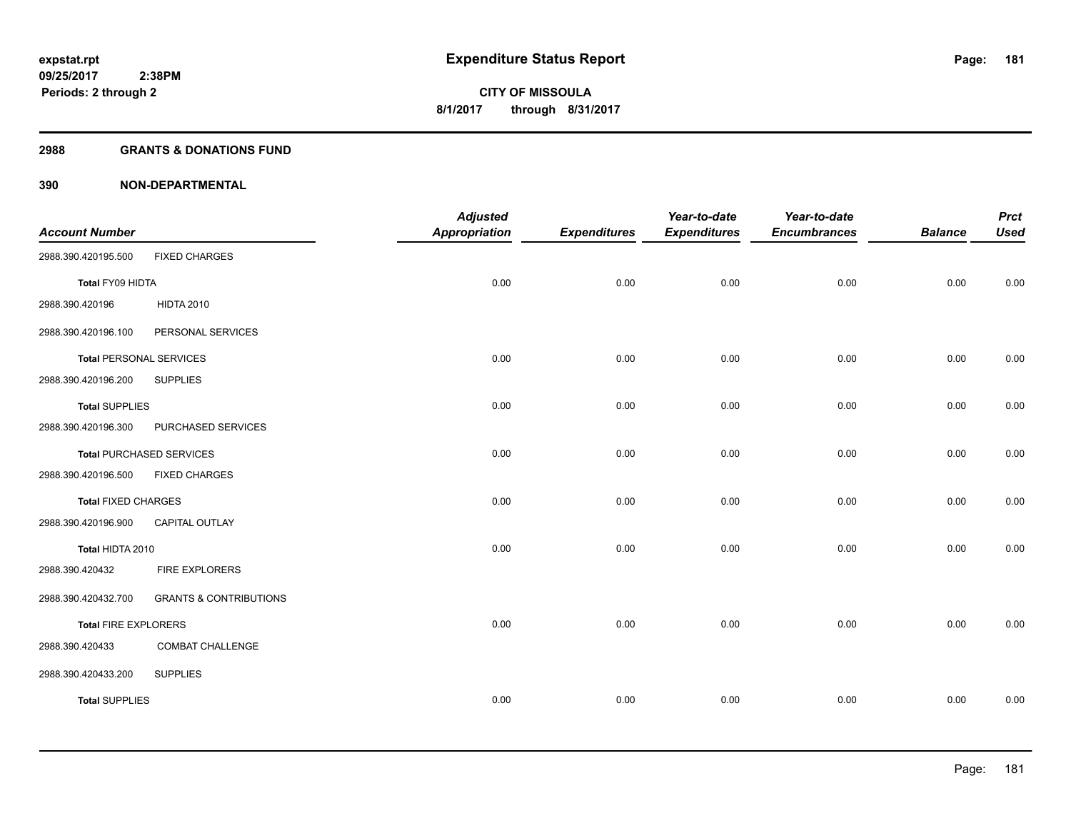**expstat.rpt**
**09/25/2017 2:38PM**
**Periods: 2 through 2**

# Expenditure Status Report

**CITY OF MISSOULA**
**8/1/2017 through 8/31/2017**

## 2988 GRANTS & DONATIONS FUND

## 390 NON-DEPARTMENTAL

| Account Number | | Adjusted Appropriation | Expenditures | Year-to-date Expenditures | Year-to-date Encumbrances | Balance | Prct Used |
|---|---|---|---|---|---|---|---|
| 2988.390.420195.500 | FIXED CHARGES | | | | | | |
| **Total** FY09 HIDTA | | 0.00 | 0.00 | 0.00 | 0.00 | 0.00 | 0.00 |
| 2988.390.420196 | HIDTA 2010 | | | | | | |
| 2988.390.420196.100 | PERSONAL SERVICES | | | | | | |
| **Total** PERSONAL SERVICES | | 0.00 | 0.00 | 0.00 | 0.00 | 0.00 | 0.00 |
| 2988.390.420196.200 | SUPPLIES | | | | | | |
| **Total** SUPPLIES | | 0.00 | 0.00 | 0.00 | 0.00 | 0.00 | 0.00 |
| 2988.390.420196.300 | PURCHASED SERVICES | | | | | | |
| **Total** PURCHASED SERVICES | | 0.00 | 0.00 | 0.00 | 0.00 | 0.00 | 0.00 |
| 2988.390.420196.500 | FIXED CHARGES | | | | | | |
| **Total** FIXED CHARGES | | 0.00 | 0.00 | 0.00 | 0.00 | 0.00 | 0.00 |
| 2988.390.420196.900 | CAPITAL OUTLAY | | | | | | |
| **Total** HIDTA 2010 | | 0.00 | 0.00 | 0.00 | 0.00 | 0.00 | 0.00 |
| 2988.390.420432 | FIRE EXPLORERS | | | | | | |
| 2988.390.420432.700 | GRANTS & CONTRIBUTIONS | | | | | | |
| **Total** FIRE EXPLORERS | | 0.00 | 0.00 | 0.00 | 0.00 | 0.00 | 0.00 |
| 2988.390.420433 | COMBAT CHALLENGE | | | | | | |
| 2988.390.420433.200 | SUPPLIES | | | | | | |
| **Total** SUPPLIES | | 0.00 | 0.00 | 0.00 | 0.00 | 0.00 | 0.00 |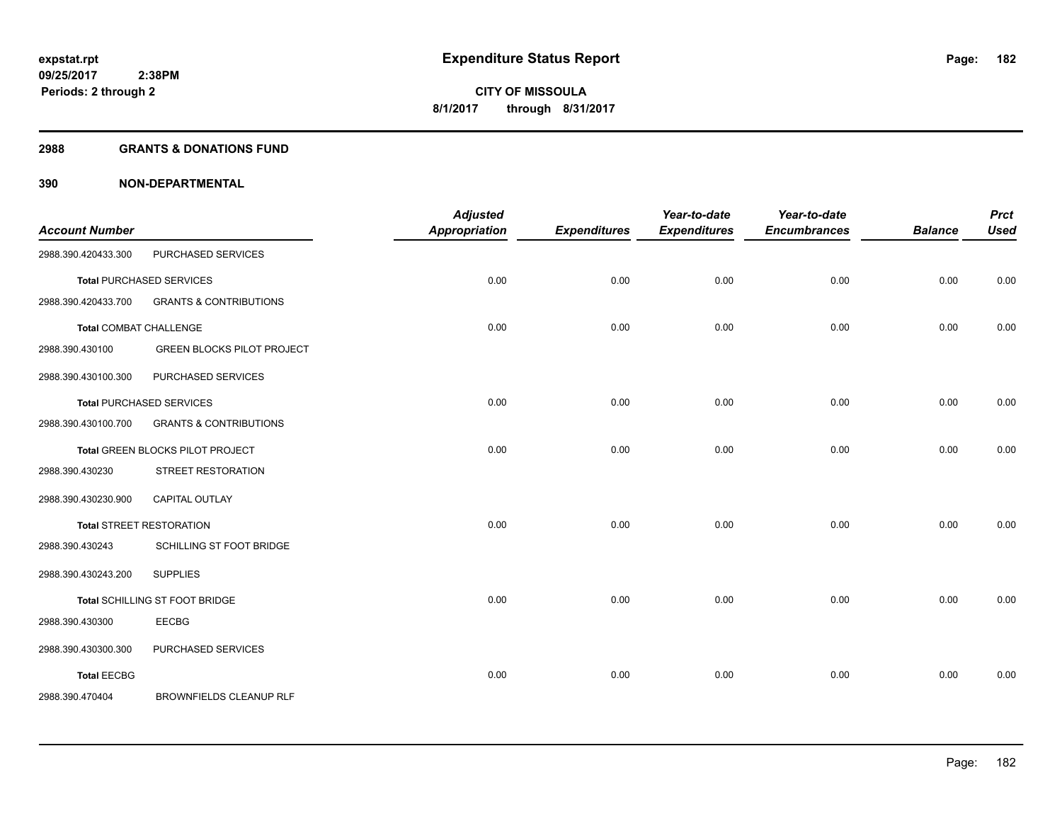**expstat.rpt**
**09/25/2017 2:38PM**
**Periods: 2 through 2**

# Expenditure Status Report

**CITY OF MISSOULA**
**8/1/2017 through 8/31/2017**

## 2988 GRANTS & DONATIONS FUND

## 390 NON-DEPARTMENTAL

| Account Number | | Adjusted Appropriation | Expenditures | Year-to-date Expenditures | Year-to-date Encumbrances | Balance | Prct Used |
|---|---|---|---|---|---|---|---|
| 2988.390.420433.300 | PURCHASED SERVICES | | | | | | |
| **Total** PURCHASED SERVICES | | 0.00 | 0.00 | 0.00 | 0.00 | 0.00 | 0.00 |
| 2988.390.420433.700 | GRANTS & CONTRIBUTIONS | | | | | | |
| **Total** COMBAT CHALLENGE | | 0.00 | 0.00 | 0.00 | 0.00 | 0.00 | 0.00 |
| 2988.390.430100 | GREEN BLOCKS PILOT PROJECT | | | | | | |
| 2988.390.430100.300 | PURCHASED SERVICES | | | | | | |
| **Total** PURCHASED SERVICES | | 0.00 | 0.00 | 0.00 | 0.00 | 0.00 | 0.00 |
| 2988.390.430100.700 | GRANTS & CONTRIBUTIONS | | | | | | |
| **Total** GREEN BLOCKS PILOT PROJECT | | 0.00 | 0.00 | 0.00 | 0.00 | 0.00 | 0.00 |
| 2988.390.430230 | STREET RESTORATION | | | | | | |
| 2988.390.430230.900 | CAPITAL OUTLAY | | | | | | |
| **Total** STREET RESTORATION | | 0.00 | 0.00 | 0.00 | 0.00 | 0.00 | 0.00 |
| 2988.390.430243 | SCHILLING ST FOOT BRIDGE | | | | | | |
| 2988.390.430243.200 | SUPPLIES | | | | | | |
| **Total** SCHILLING ST FOOT BRIDGE | | 0.00 | 0.00 | 0.00 | 0.00 | 0.00 | 0.00 |
| 2988.390.430300 | EECBG | | | | | | |
| 2988.390.430300.300 | PURCHASED SERVICES | | | | | | |
| **Total** EECBG | | 0.00 | 0.00 | 0.00 | 0.00 | 0.00 | 0.00 |
| 2988.390.470404 | BROWNFIELDS CLEANUP RLF | | | | | | |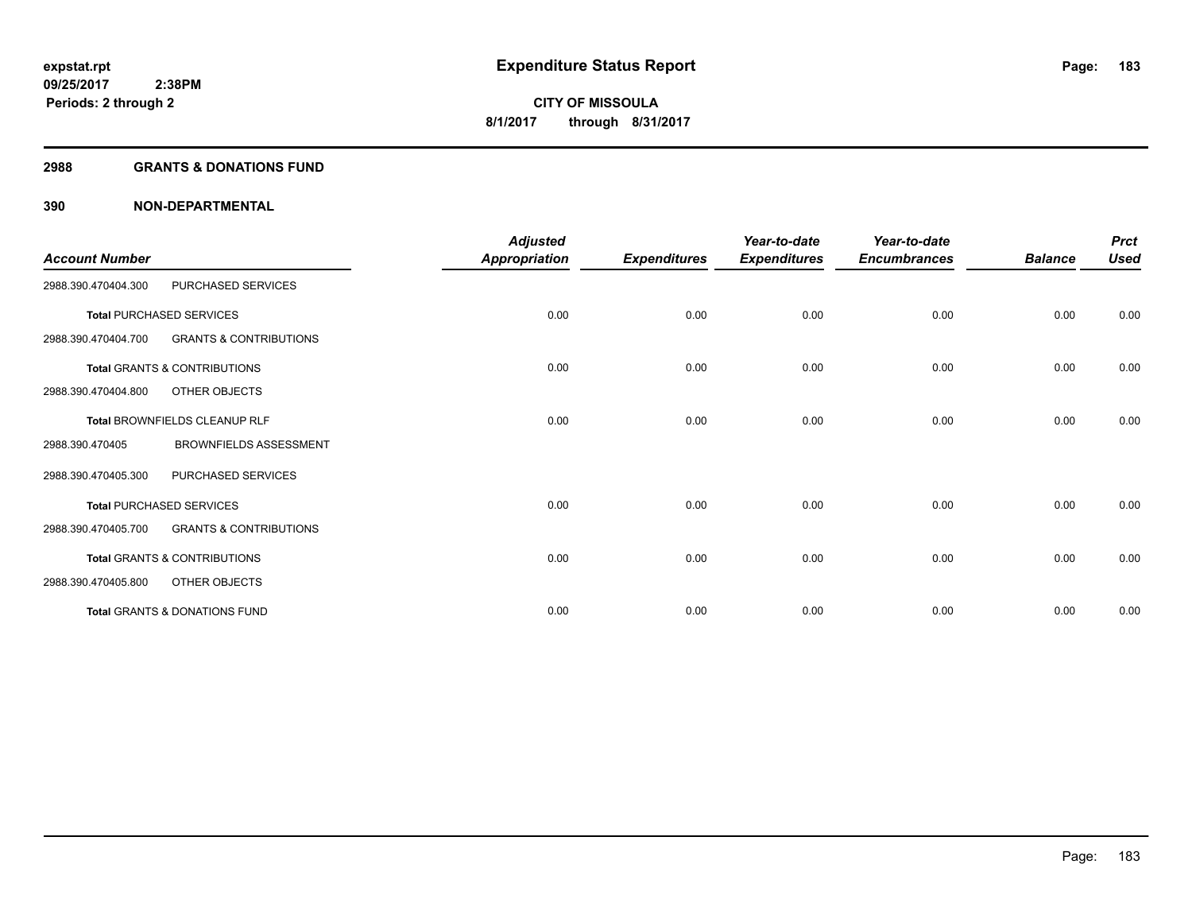**expstat.rpt**
**09/25/2017 2:38PM**
**Periods: 2 through 2**

# Expenditure Status Report

**CITY OF MISSOULA**
**8/1/2017 through 8/31/2017**

## 2988 GRANTS & DONATIONS FUND

## 390 NON-DEPARTMENTAL

| Account Number | | Adjusted Appropriation | Expenditures | Year-to-date Expenditures | Year-to-date Encumbrances | Balance | Prct Used |
|---|---|---|---|---|---|---|---|
| 2988.390.470404.300 | PURCHASED SERVICES | | | | | | |
| **Total** PURCHASED SERVICES | | 0.00 | 0.00 | 0.00 | 0.00 | 0.00 | 0.00 |
| 2988.390.470404.700 | GRANTS & CONTRIBUTIONS | | | | | | |
| **Total** GRANTS & CONTRIBUTIONS | | 0.00 | 0.00 | 0.00 | 0.00 | 0.00 | 0.00 |
| 2988.390.470404.800 | OTHER OBJECTS | | | | | | |
| **Total** BROWNFIELDS CLEANUP RLF | | 0.00 | 0.00 | 0.00 | 0.00 | 0.00 | 0.00 |
| 2988.390.470405 | BROWNFIELDS ASSESSMENT | | | | | | |
| 2988.390.470405.300 | PURCHASED SERVICES | | | | | | |
| **Total** PURCHASED SERVICES | | 0.00 | 0.00 | 0.00 | 0.00 | 0.00 | 0.00 |
| 2988.390.470405.700 | GRANTS & CONTRIBUTIONS | | | | | | |
| **Total** GRANTS & CONTRIBUTIONS | | 0.00 | 0.00 | 0.00 | 0.00 | 0.00 | 0.00 |
| 2988.390.470405.800 | OTHER OBJECTS | | | | | | |
| **Total** GRANTS & DONATIONS FUND | | 0.00 | 0.00 | 0.00 | 0.00 | 0.00 | 0.00 |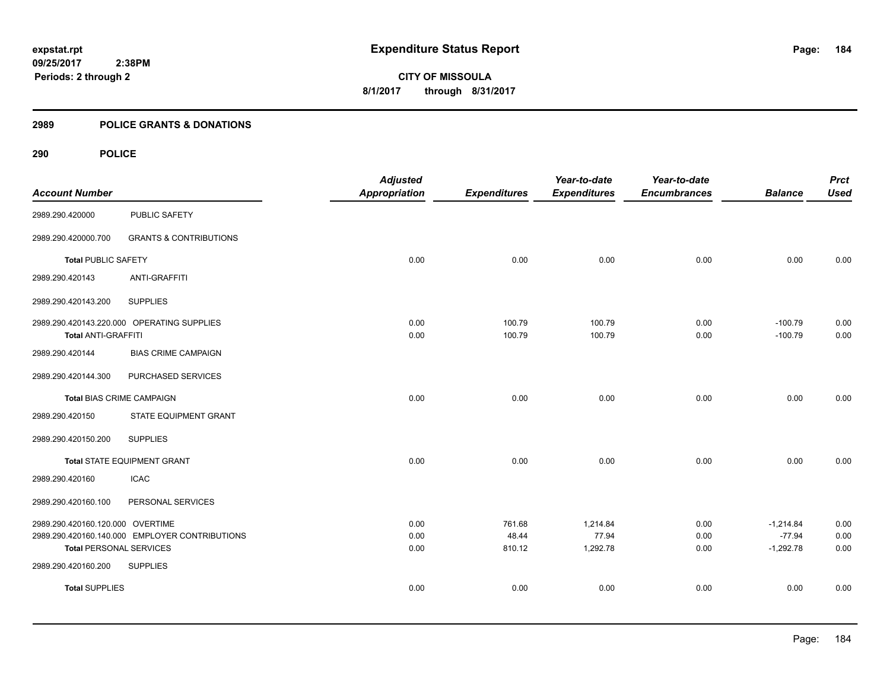# Expenditure Status Report

**CITY OF MISSOULA**

**8/1/2017 through 8/31/2017**

expstat.rpt
09/25/2017 2:38PM
Periods: 2 through 2

## 2989 POLICE GRANTS & DONATIONS

### 290 POLICE

| Account Number | | Adjusted Appropriation | Expenditures | Year-to-date Expenditures | Year-to-date Encumbrances | Balance | Prct Used |
|---|---|---|---|---|---|---|---|
| 2989.290.420000 | PUBLIC SAFETY | | | | | | |
| 2989.290.420000.700 | GRANTS & CONTRIBUTIONS | | | | | | |
| **Total** PUBLIC SAFETY | | 0.00 | 0.00 | 0.00 | 0.00 | 0.00 | 0.00 |
| 2989.290.420143 | ANTI-GRAFFITI | | | | | | |
| 2989.290.420143.200 | SUPPLIES | | | | | | |
| 2989.290.420143.220.000 | OPERATING SUPPLIES | 0.00 | 100.79 | 100.79 | 0.00 | -100.79 | 0.00 |
| **Total** ANTI-GRAFFITI | | 0.00 | 100.79 | 100.79 | 0.00 | -100.79 | 0.00 |
| 2989.290.420144 | BIAS CRIME CAMPAIGN | | | | | | |
| 2989.290.420144.300 | PURCHASED SERVICES | | | | | | |
| **Total** BIAS CRIME CAMPAIGN | | 0.00 | 0.00 | 0.00 | 0.00 | 0.00 | 0.00 |
| 2989.290.420150 | STATE EQUIPMENT GRANT | | | | | | |
| 2989.290.420150.200 | SUPPLIES | | | | | | |
| **Total** STATE EQUIPMENT GRANT | | 0.00 | 0.00 | 0.00 | 0.00 | 0.00 | 0.00 |
| 2989.290.420160 | ICAC | | | | | | |
| 2989.290.420160.100 | PERSONAL SERVICES | | | | | | |
| 2989.290.420160.120.000 | OVERTIME | 0.00 | 761.68 | 1,214.84 | 0.00 | -1,214.84 | 0.00 |
| 2989.290.420160.140.000 | EMPLOYER CONTRIBUTIONS | 0.00 | 48.44 | 77.94 | 0.00 | -77.94 | 0.00 |
| **Total** PERSONAL SERVICES | | 0.00 | 810.12 | 1,292.78 | 0.00 | -1,292.78 | 0.00 |
| 2989.290.420160.200 | SUPPLIES | | | | | | |
| **Total** SUPPLIES | | 0.00 | 0.00 | 0.00 | 0.00 | 0.00 | 0.00 |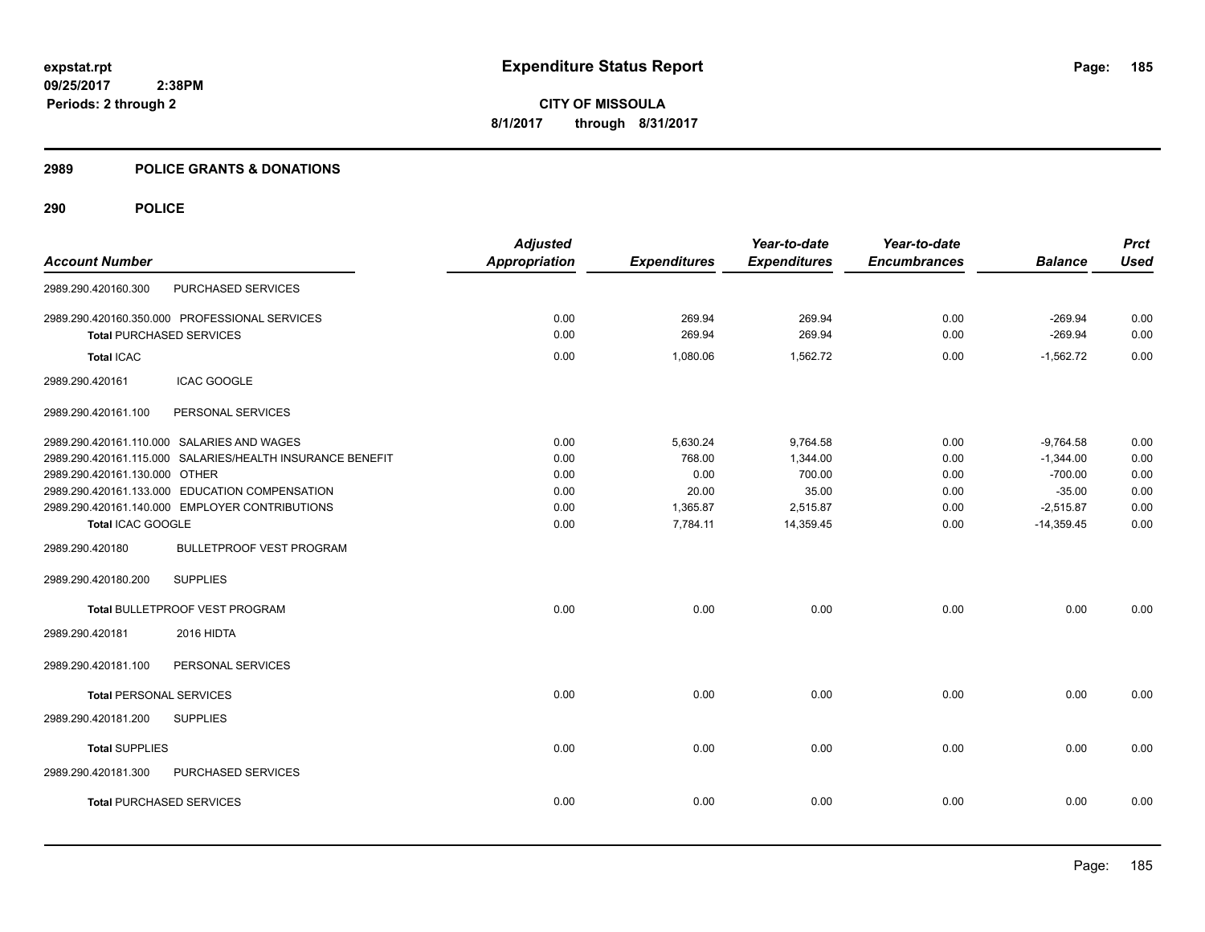**expstat.rpt**
**09/25/2017 2:38PM**
**Periods: 2 through 2**

# Expenditure Status Report

**CITY OF MISSOULA**
**8/1/2017 through 8/31/2017**

## 2989 POLICE GRANTS & DONATIONS

### 290 POLICE

| Account Number | | Adjusted Appropriation | Expenditures | Year-to-date Expenditures | Year-to-date Encumbrances | Balance | Prct Used |
|---|---|---|---|---|---|---|---|
| 2989.290.420160.300 | PURCHASED SERVICES | | | | | | |
| 2989.290.420160.350.000 | PROFESSIONAL SERVICES | 0.00 | 269.94 | 269.94 | 0.00 | -269.94 | 0.00 |
| **Total** PURCHASED SERVICES | | 0.00 | 269.94 | 269.94 | 0.00 | -269.94 | 0.00 |
| **Total** ICAC | | 0.00 | 1,080.06 | 1,562.72 | 0.00 | -1,562.72 | 0.00 |
| 2989.290.420161 | ICAC GOOGLE | | | | | | |
| 2989.290.420161.100 | PERSONAL SERVICES | | | | | | |
| 2989.290.420161.110.000 | SALARIES AND WAGES | 0.00 | 5,630.24 | 9,764.58 | 0.00 | -9,764.58 | 0.00 |
| 2989.290.420161.115.000 | SALARIES/HEALTH INSURANCE BENEFIT | 0.00 | 768.00 | 1,344.00 | 0.00 | -1,344.00 | 0.00 |
| 2989.290.420161.130.000 | OTHER | 0.00 | 0.00 | 700.00 | 0.00 | -700.00 | 0.00 |
| 2989.290.420161.133.000 | EDUCATION COMPENSATION | 0.00 | 20.00 | 35.00 | 0.00 | -35.00 | 0.00 |
| 2989.290.420161.140.000 | EMPLOYER CONTRIBUTIONS | 0.00 | 1,365.87 | 2,515.87 | 0.00 | -2,515.87 | 0.00 |
| **Total** ICAC GOOGLE | | 0.00 | 7,784.11 | 14,359.45 | 0.00 | -14,359.45 | 0.00 |
| 2989.290.420180 | BULLETPROOF VEST PROGRAM | | | | | | |
| 2989.290.420180.200 | SUPPLIES | | | | | | |
| **Total** BULLETPROOF VEST PROGRAM | | 0.00 | 0.00 | 0.00 | 0.00 | 0.00 | 0.00 |
| 2989.290.420181 | 2016 HIDTA | | | | | | |
| 2989.290.420181.100 | PERSONAL SERVICES | | | | | | |
| **Total** PERSONAL SERVICES | | 0.00 | 0.00 | 0.00 | 0.00 | 0.00 | 0.00 |
| 2989.290.420181.200 | SUPPLIES | | | | | | |
| **Total** SUPPLIES | | 0.00 | 0.00 | 0.00 | 0.00 | 0.00 | 0.00 |
| 2989.290.420181.300 | PURCHASED SERVICES | | | | | | |
| **Total** PURCHASED SERVICES | | 0.00 | 0.00 | 0.00 | 0.00 | 0.00 | 0.00 |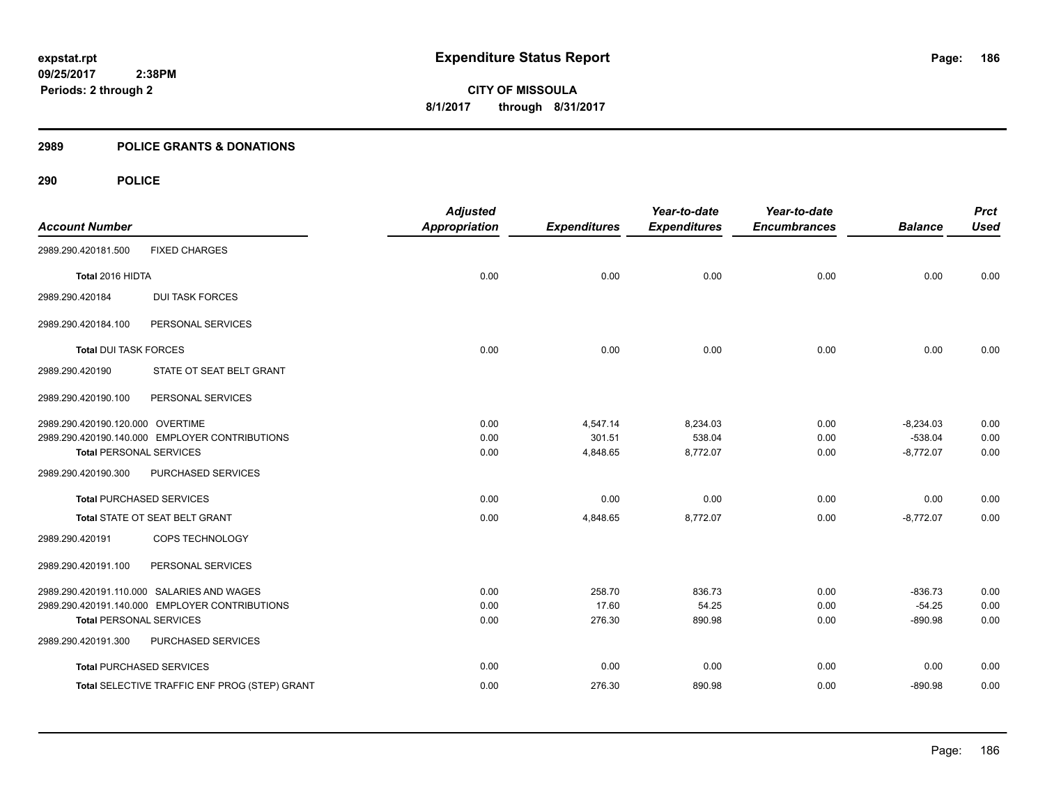# Expenditure Status Report

**CITY OF MISSOULA**

**8/1/2017 through 8/31/2017**

expstat.rpt
09/25/2017 2:38PM
Periods: 2 through 2

## 2989 POLICE GRANTS & DONATIONS

## 290 POLICE

| Account Number | | Adjusted Appropriation | Expenditures | Year-to-date Expenditures | Year-to-date Encumbrances | Balance | Prct Used |
|---|---|---|---|---|---|---|---|
| 2989.290.420181.500 | FIXED CHARGES | | | | | | |
| **Total** 2016 HIDTA | | 0.00 | 0.00 | 0.00 | 0.00 | 0.00 | 0.00 |
| 2989.290.420184 | DUI TASK FORCES | | | | | | |
| 2989.290.420184.100 | PERSONAL SERVICES | | | | | | |
| **Total** DUI TASK FORCES | | 0.00 | 0.00 | 0.00 | 0.00 | 0.00 | 0.00 |
| 2989.290.420190 | STATE OT SEAT BELT GRANT | | | | | | |
| 2989.290.420190.100 | PERSONAL SERVICES | | | | | | |
| 2989.290.420190.120.000 | OVERTIME | 0.00 | 4,547.14 | 8,234.03 | 0.00 | -8,234.03 | 0.00 |
| 2989.290.420190.140.000 | EMPLOYER CONTRIBUTIONS | 0.00 | 301.51 | 538.04 | 0.00 | -538.04 | 0.00 |
| **Total** PERSONAL SERVICES | | 0.00 | 4,848.65 | 8,772.07 | 0.00 | -8,772.07 | 0.00 |
| 2989.290.420190.300 | PURCHASED SERVICES | | | | | | |
| **Total** PURCHASED SERVICES | | 0.00 | 0.00 | 0.00 | 0.00 | 0.00 | 0.00 |
| **Total** STATE OT SEAT BELT GRANT | | 0.00 | 4,848.65 | 8,772.07 | 0.00 | -8,772.07 | 0.00 |
| 2989.290.420191 | COPS TECHNOLOGY | | | | | | |
| 2989.290.420191.100 | PERSONAL SERVICES | | | | | | |
| 2989.290.420191.110.000 | SALARIES AND WAGES | 0.00 | 258.70 | 836.73 | 0.00 | -836.73 | 0.00 |
| 2989.290.420191.140.000 | EMPLOYER CONTRIBUTIONS | 0.00 | 17.60 | 54.25 | 0.00 | -54.25 | 0.00 |
| **Total** PERSONAL SERVICES | | 0.00 | 276.30 | 890.98 | 0.00 | -890.98 | 0.00 |
| 2989.290.420191.300 | PURCHASED SERVICES | | | | | | |
| **Total** PURCHASED SERVICES | | 0.00 | 0.00 | 0.00 | 0.00 | 0.00 | 0.00 |
| **Total** SELECTIVE TRAFFIC ENF PROG (STEP) GRANT | | 0.00 | 276.30 | 890.98 | 0.00 | -890.98 | 0.00 |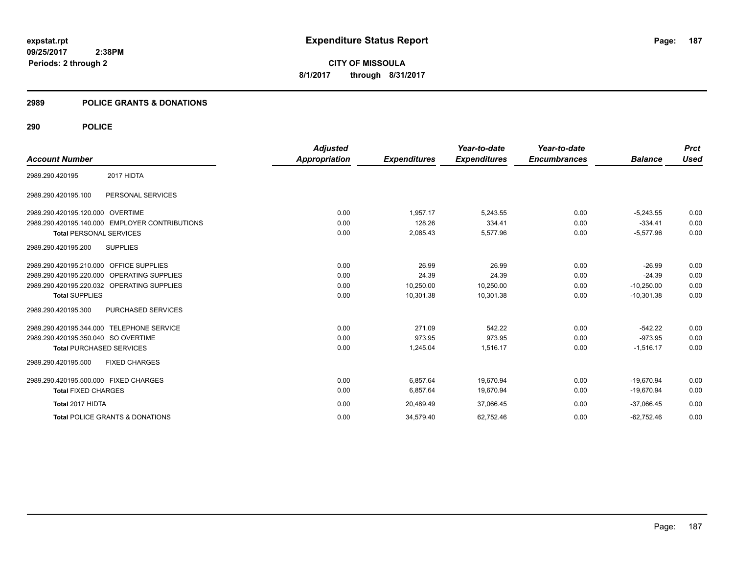**expstat.rpt**
**09/25/2017 2:38PM**
**Periods: 2 through 2**

# Expenditure Status Report

**CITY OF MISSOULA**
**8/1/2017 through 8/31/2017**

## 2989 POLICE GRANTS & DONATIONS

## 290 POLICE

| Account Number | | Adjusted Appropriation | Expenditures | Year-to-date Expenditures | Year-to-date Encumbrances | Balance | Prct Used |
|---|---|---|---|---|---|---|---|
| 2989.290.420195 | 2017 HIDTA | | | | | | |
| 2989.290.420195.100 | PERSONAL SERVICES | | | | | | |
| 2989.290.420195.120.000 | OVERTIME | 0.00 | 1,957.17 | 5,243.55 | 0.00 | -5,243.55 | 0.00 |
| 2989.290.420195.140.000 | EMPLOYER CONTRIBUTIONS | 0.00 | 128.26 | 334.41 | 0.00 | -334.41 | 0.00 |
| **Total** PERSONAL SERVICES | | 0.00 | 2,085.43 | 5,577.96 | 0.00 | -5,577.96 | 0.00 |
| 2989.290.420195.200 | SUPPLIES | | | | | | |
| 2989.290.420195.210.000 | OFFICE SUPPLIES | 0.00 | 26.99 | 26.99 | 0.00 | -26.99 | 0.00 |
| 2989.290.420195.220.000 | OPERATING SUPPLIES | 0.00 | 24.39 | 24.39 | 0.00 | -24.39 | 0.00 |
| 2989.290.420195.220.032 | OPERATING SUPPLIES | 0.00 | 10,250.00 | 10,250.00 | 0.00 | -10,250.00 | 0.00 |
| **Total** SUPPLIES | | 0.00 | 10,301.38 | 10,301.38 | 0.00 | -10,301.38 | 0.00 |
| 2989.290.420195.300 | PURCHASED SERVICES | | | | | | |
| 2989.290.420195.344.000 | TELEPHONE SERVICE | 0.00 | 271.09 | 542.22 | 0.00 | -542.22 | 0.00 |
| 2989.290.420195.350.040 | SO OVERTIME | 0.00 | 973.95 | 973.95 | 0.00 | -973.95 | 0.00 |
| **Total** PURCHASED SERVICES | | 0.00 | 1,245.04 | 1,516.17 | 0.00 | -1,516.17 | 0.00 |
| 2989.290.420195.500 | FIXED CHARGES | | | | | | |
| 2989.290.420195.500.000 | FIXED CHARGES | 0.00 | 6,857.64 | 19,670.94 | 0.00 | -19,670.94 | 0.00 |
| **Total** FIXED CHARGES | | 0.00 | 6,857.64 | 19,670.94 | 0.00 | -19,670.94 | 0.00 |
| **Total** 2017 HIDTA | | 0.00 | 20,489.49 | 37,066.45 | 0.00 | -37,066.45 | 0.00 |
| **Total** POLICE GRANTS & DONATIONS | | 0.00 | 34,579.40 | 62,752.46 | 0.00 | -62,752.46 | 0.00 |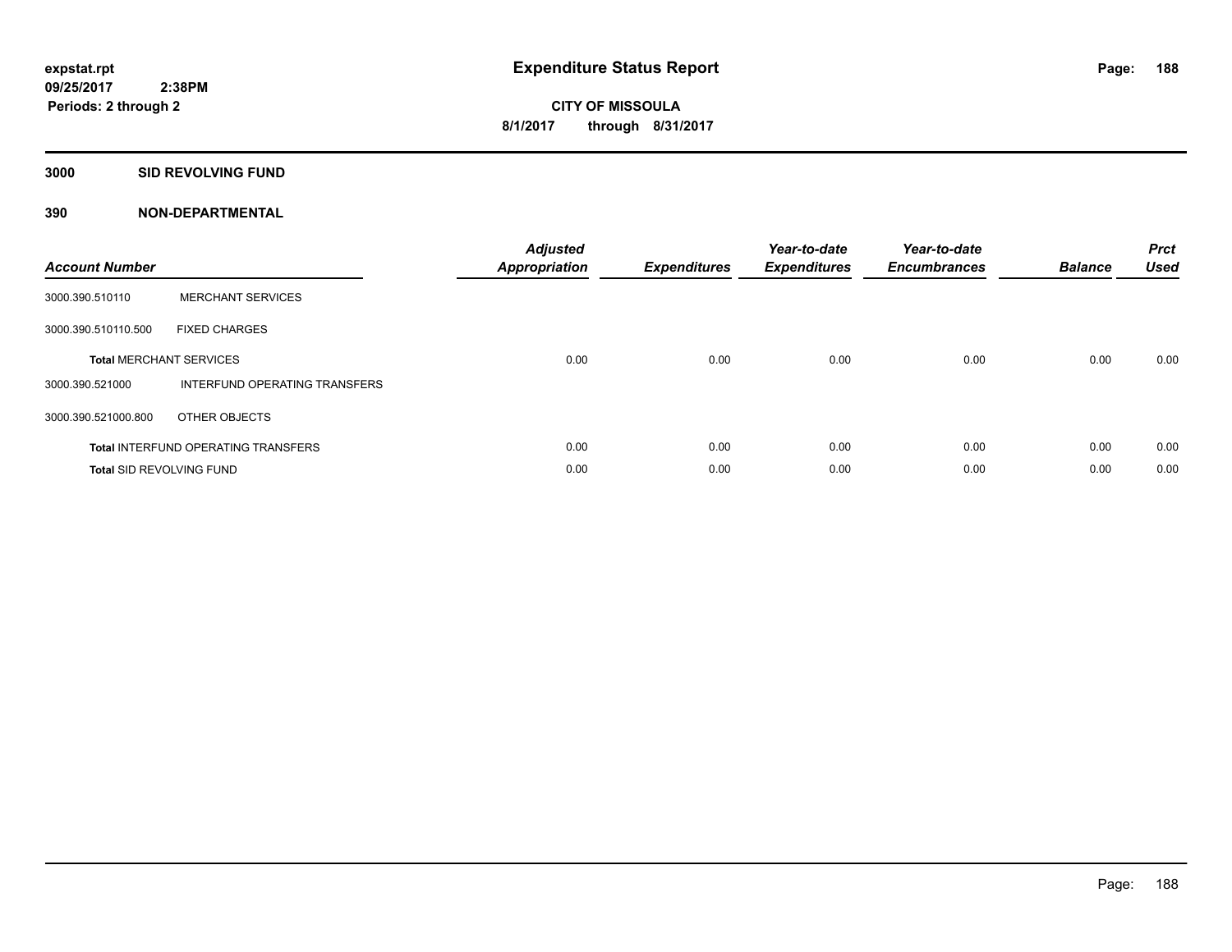# Expenditure Status Report

expstat.rpt
09/25/2017 2:38PM
Periods: 2 through 2

CITY OF MISSOULA
8/1/2017 through 8/31/2017

## 3000 SID REVOLVING FUND

### 390 NON-DEPARTMENTAL

| Account Number | | Adjusted Appropriation | Expenditures | Year-to-date Expenditures | Year-to-date Encumbrances | Balance | Prct Used |
|---|---|---|---|---|---|---|---|
| 3000.390.510110 | MERCHANT SERVICES | | | | | | |
| 3000.390.510110.500 | FIXED CHARGES | | | | | | |
| **Total** MERCHANT SERVICES | | 0.00 | 0.00 | 0.00 | 0.00 | 0.00 | 0.00 |
| 3000.390.521000 | INTERFUND OPERATING TRANSFERS | | | | | | |
| 3000.390.521000.800 | OTHER OBJECTS | | | | | | |
| **Total** INTERFUND OPERATING TRANSFERS | | 0.00 | 0.00 | 0.00 | 0.00 | 0.00 | 0.00 |
| **Total** SID REVOLVING FUND | | 0.00 | 0.00 | 0.00 | 0.00 | 0.00 | 0.00 |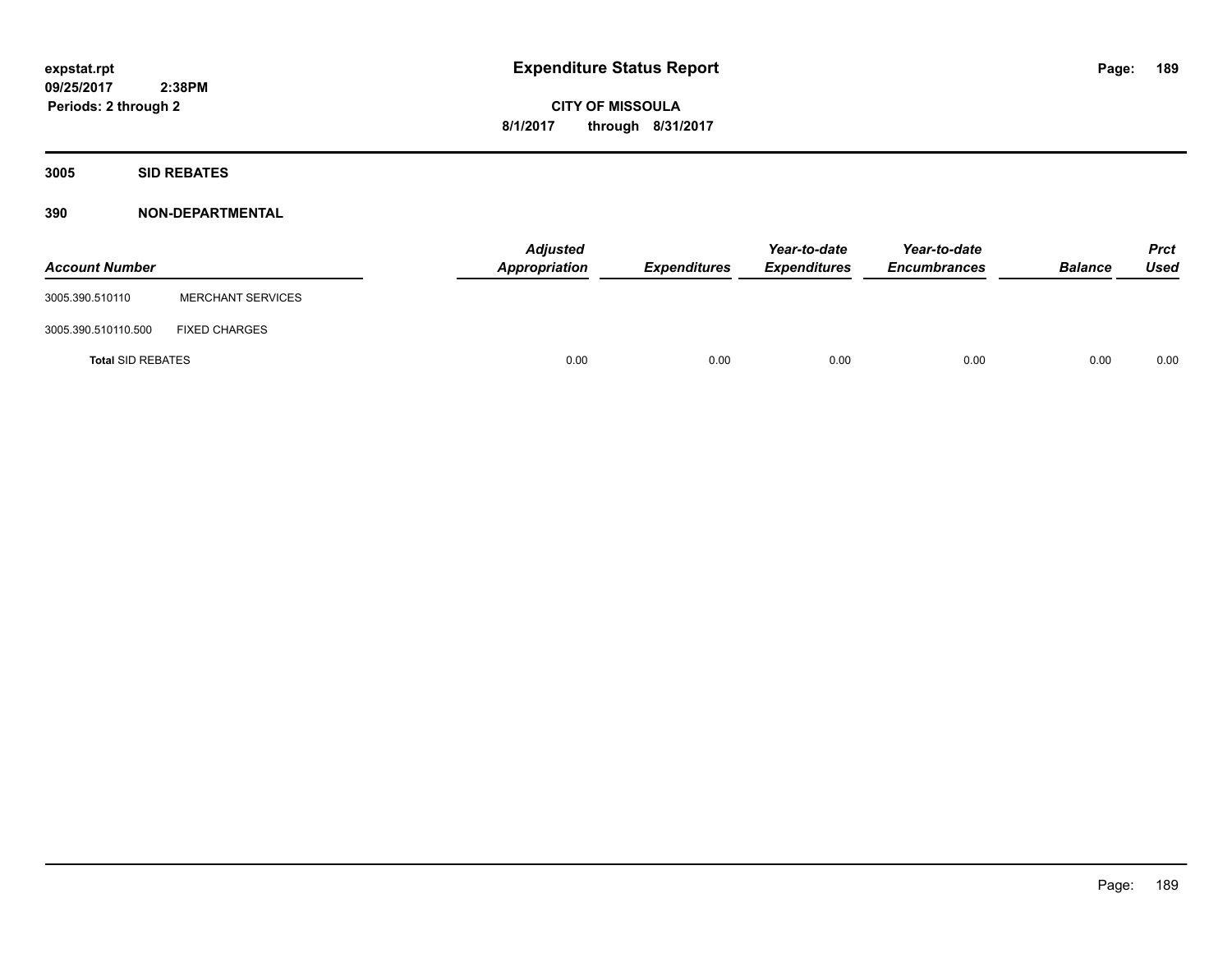**expstat.rpt**
**09/25/2017 2:38PM**
**Periods: 2 through 2**

# Expenditure Status Report

**CITY OF MISSOULA**
**8/1/2017 through 8/31/2017**

## 3005 SID REBATES

### 390 NON-DEPARTMENTAL

| Account Number | | Adjusted Appropriation | Expenditures | Year-to-date Expenditures | Year-to-date Encumbrances | Balance | Prct Used |
|---|---|---|---|---|---|---|---|
| 3005.390.510110 | MERCHANT SERVICES | | | | | | |
| 3005.390.510110.500 | FIXED CHARGES | | | | | | |
| **Total** SID REBATES | | 0.00 | 0.00 | 0.00 | 0.00 | 0.00 | 0.00 |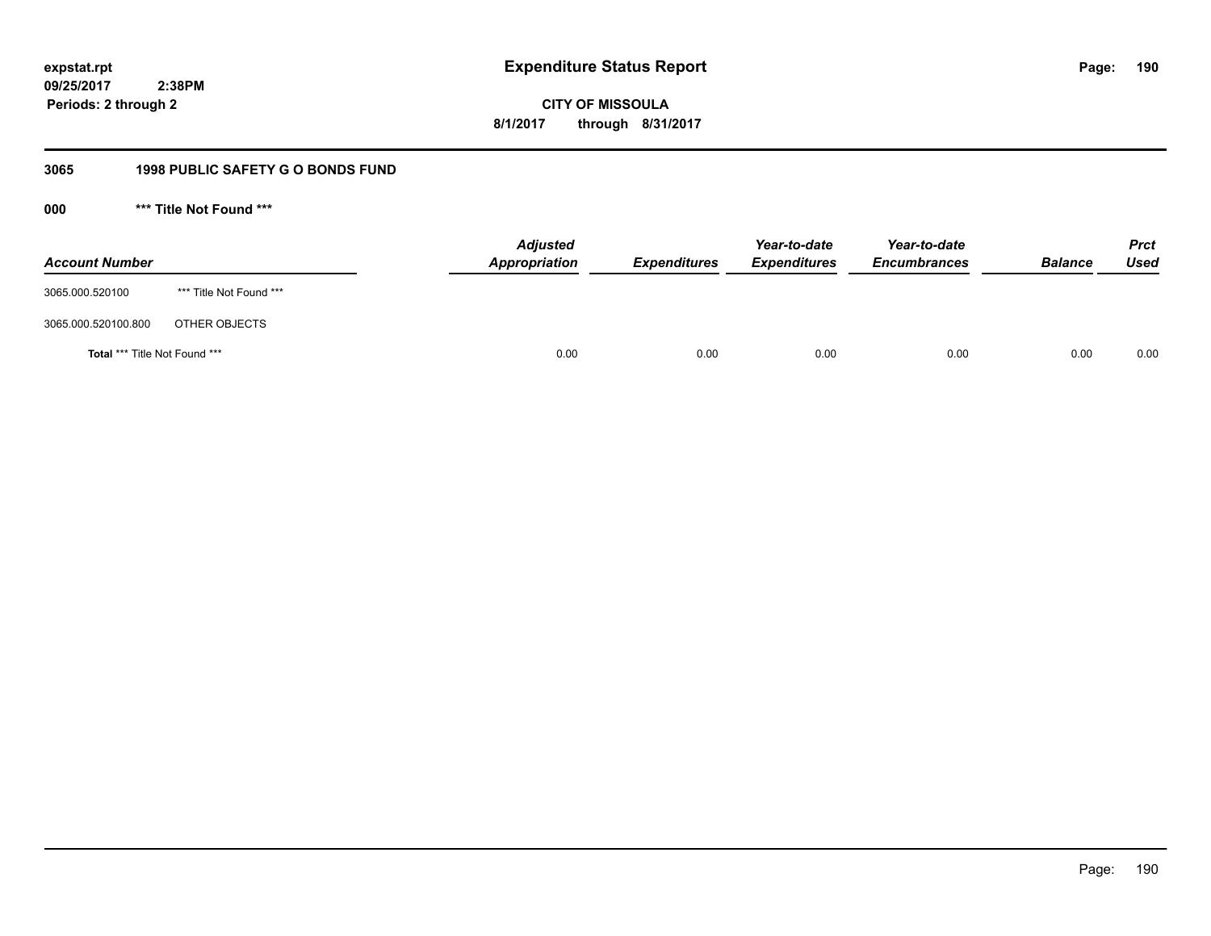# Expenditure Status Report

**expstat.rpt**
**09/25/2017 2:38PM**
**Periods: 2 through 2**

**CITY OF MISSOULA**
**8/1/2017 through 8/31/2017**

## 3065 1998 PUBLIC SAFETY G O BONDS FUND

### 000 *** Title Not Found ***

| Account Number | | Adjusted Appropriation | Expenditures | Year-to-date Expenditures | Year-to-date Encumbrances | Balance | Prct Used |
|---|---|---|---|---|---|---|---|
| 3065.000.520100 | *** Title Not Found *** | | | | | | |
| 3065.000.520100.800 | OTHER OBJECTS | | | | | | |
| **Total** *** Title Not Found *** | | 0.00 | 0.00 | 0.00 | 0.00 | 0.00 | 0.00 |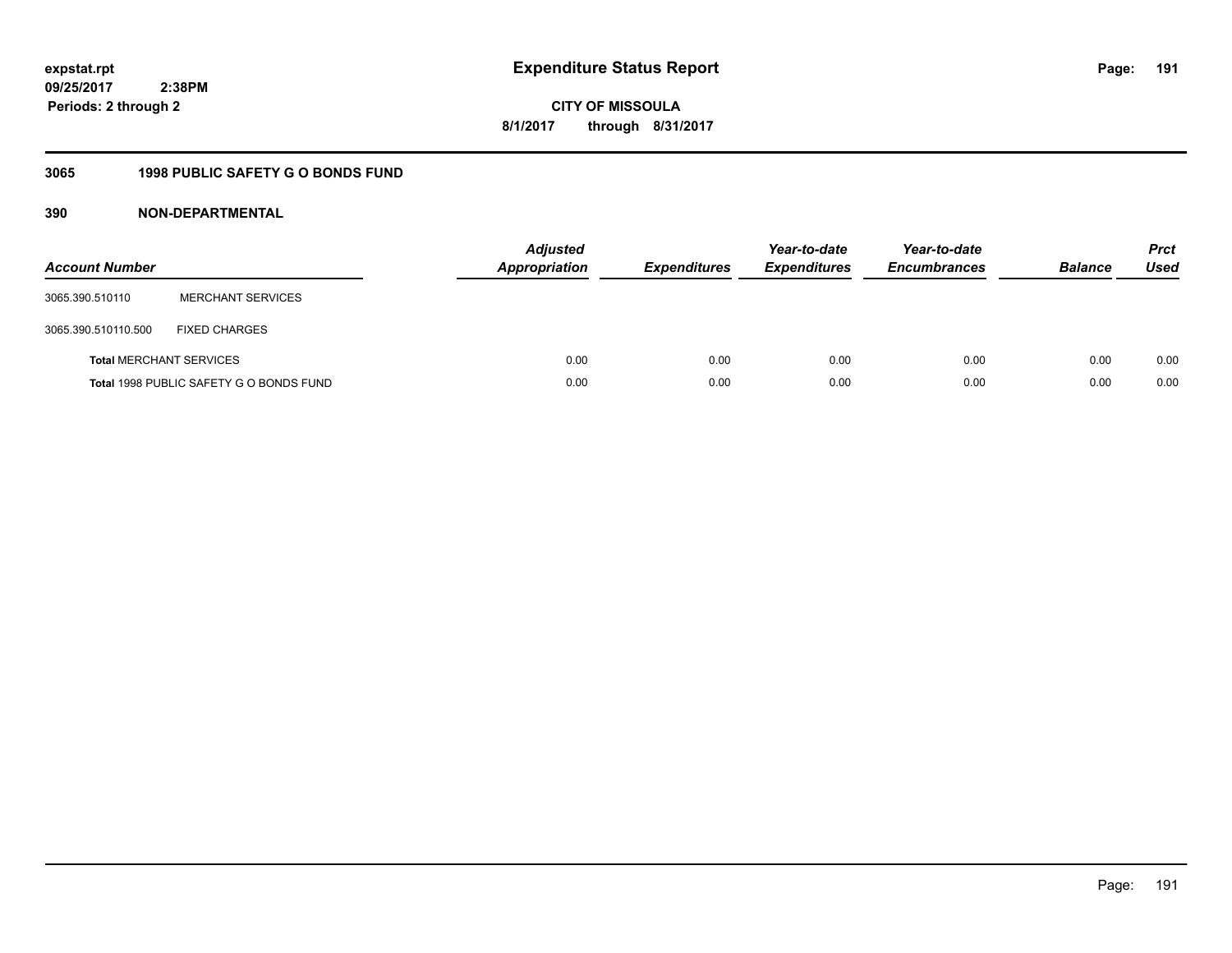# Expenditure Status Report

expstat.rpt
09/25/2017 2:38PM
Periods: 2 through 2

**CITY OF MISSOULA**
**8/1/2017 through 8/31/2017**

## 3065 1998 PUBLIC SAFETY G O BONDS FUND

### 390 NON-DEPARTMENTAL

| Account Number | | Adjusted Appropriation | Expenditures | Year-to-date Expenditures | Year-to-date Encumbrances | Balance | Prct Used |
|---|---|---|---|---|---|---|---|
| 3065.390.510110 | MERCHANT SERVICES | | | | | | |
| 3065.390.510110.500 | FIXED CHARGES | | | | | | |
| **Total** MERCHANT SERVICES | | 0.00 | 0.00 | 0.00 | 0.00 | 0.00 | 0.00 |
| **Total** 1998 PUBLIC SAFETY G O BONDS FUND | | 0.00 | 0.00 | 0.00 | 0.00 | 0.00 | 0.00 |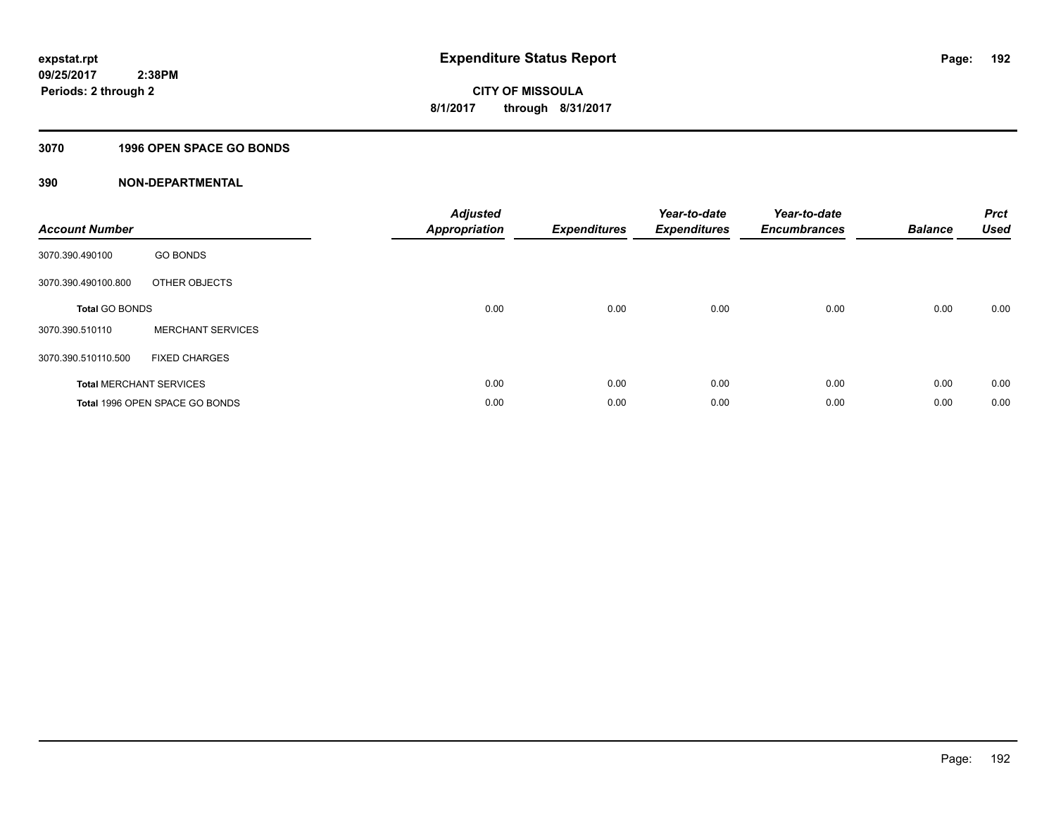**expstat.rpt**
**09/25/2017 2:38PM**
**Periods: 2 through 2**

# Expenditure Status Report

**CITY OF MISSOULA**
**8/1/2017 through 8/31/2017**

## 3070 1996 OPEN SPACE GO BONDS

## 390 NON-DEPARTMENTAL

| Account Number | | Adjusted Appropriation | Expenditures | Year-to-date Expenditures | Year-to-date Encumbrances | Balance | Prct Used |
|---|---|---|---|---|---|---|---|
| 3070.390.490100 | GO BONDS | | | | | | |
| 3070.390.490100.800 | OTHER OBJECTS | | | | | | |
| **Total** GO BONDS | | 0.00 | 0.00 | 0.00 | 0.00 | 0.00 | 0.00 |
| 3070.390.510110 | MERCHANT SERVICES | | | | | | |
| 3070.390.510110.500 | FIXED CHARGES | | | | | | |
| **Total** MERCHANT SERVICES | | 0.00 | 0.00 | 0.00 | 0.00 | 0.00 | 0.00 |
| **Total** 1996 OPEN SPACE GO BONDS | | 0.00 | 0.00 | 0.00 | 0.00 | 0.00 | 0.00 |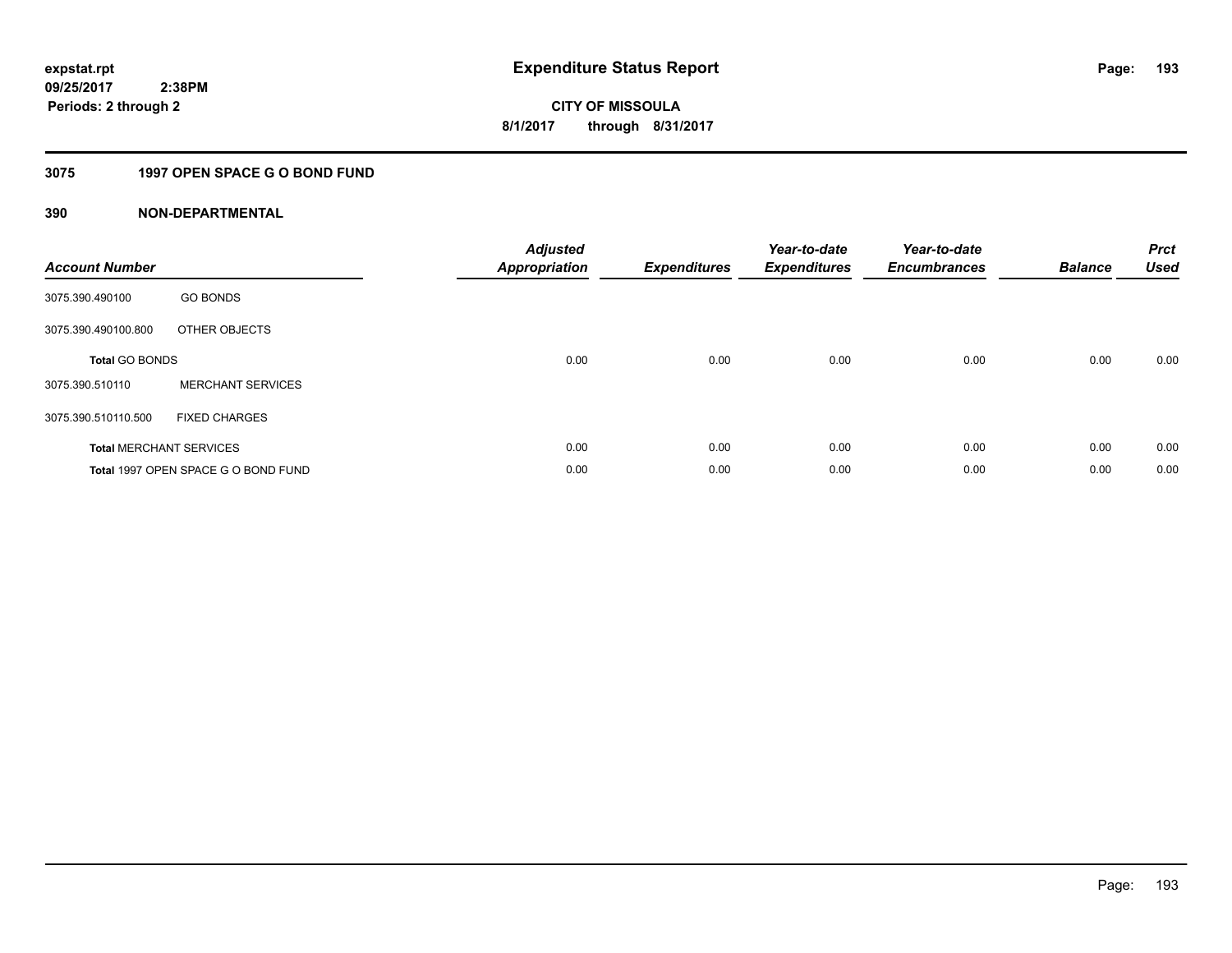# Expenditure Status Report

expstat.rpt
09/25/2017 2:38PM
Periods: 2 through 2

**CITY OF MISSOULA**
**8/1/2017 through 8/31/2017**

## 3075 1997 OPEN SPACE G O BOND FUND

### 390 NON-DEPARTMENTAL

| Account Number | | Adjusted Appropriation | Expenditures | Year-to-date Expenditures | Year-to-date Encumbrances | Balance | Prct Used |
|---|---|---|---|---|---|---|---|
| 3075.390.490100 | GO BONDS | | | | | | |
| 3075.390.490100.800 | OTHER OBJECTS | | | | | | |
| **Total** GO BONDS | | 0.00 | 0.00 | 0.00 | 0.00 | 0.00 | 0.00 |
| 3075.390.510110 | MERCHANT SERVICES | | | | | | |
| 3075.390.510110.500 | FIXED CHARGES | | | | | | |
| **Total** MERCHANT SERVICES | | 0.00 | 0.00 | 0.00 | 0.00 | 0.00 | 0.00 |
| **Total** 1997 OPEN SPACE G O BOND FUND | | 0.00 | 0.00 | 0.00 | 0.00 | 0.00 | 0.00 |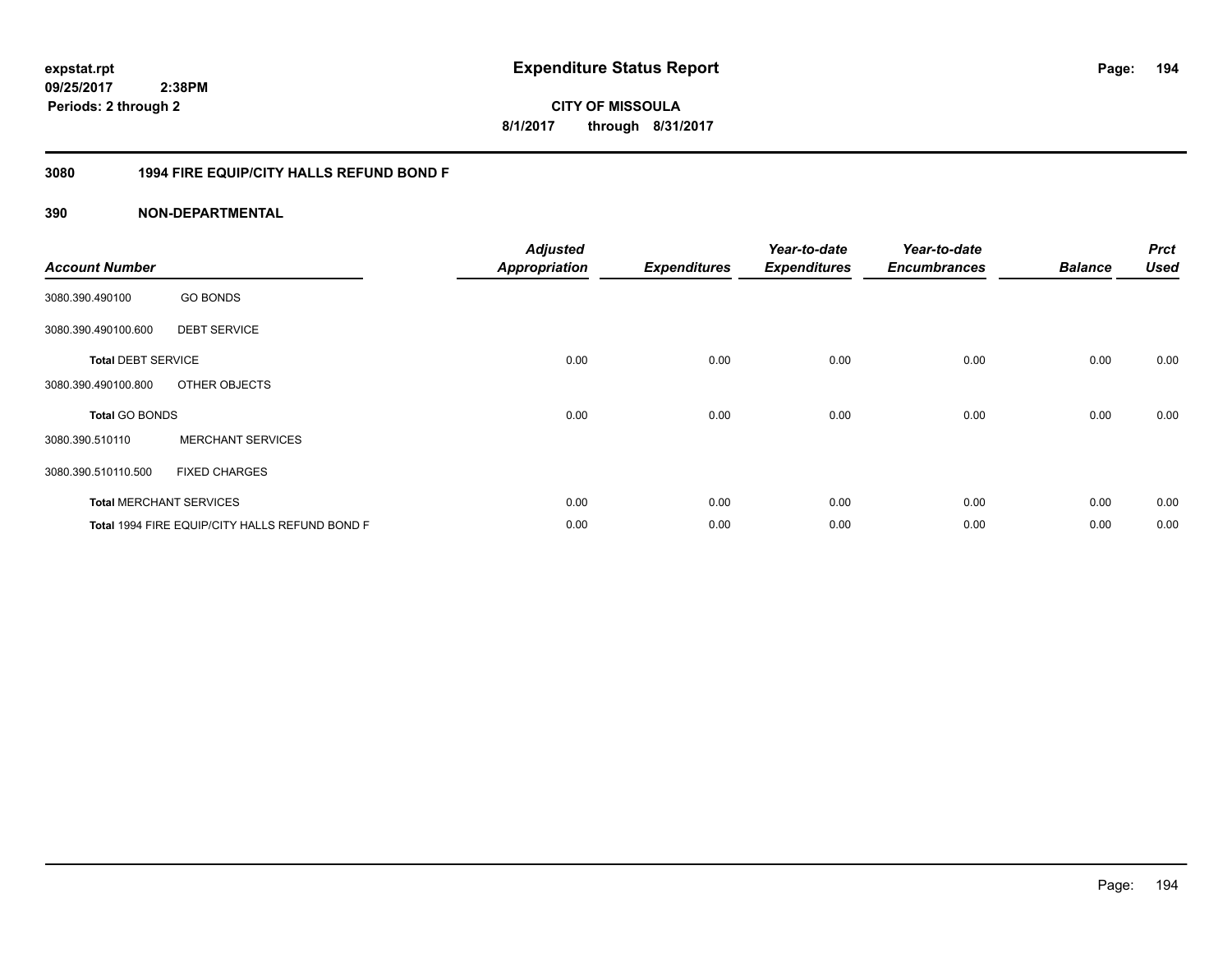**expstat.rpt**
**09/25/2017 2:38PM**
**Periods: 2 through 2**

# Expenditure Status Report

**CITY OF MISSOULA**
**8/1/2017 through 8/31/2017**

## 3080 1994 FIRE EQUIP/CITY HALLS REFUND BOND F

## 390 NON-DEPARTMENTAL

| Account Number | | Adjusted Appropriation | Expenditures | Year-to-date Expenditures | Year-to-date Encumbrances | Balance | Prct Used |
|---|---|---|---|---|---|---|---|
| 3080.390.490100 | GO BONDS | | | | | | |
| 3080.390.490100.600 | DEBT SERVICE | | | | | | |
| **Total** DEBT SERVICE | | 0.00 | 0.00 | 0.00 | 0.00 | 0.00 | 0.00 |
| 3080.390.490100.800 | OTHER OBJECTS | | | | | | |
| **Total** GO BONDS | | 0.00 | 0.00 | 0.00 | 0.00 | 0.00 | 0.00 |
| 3080.390.510110 | MERCHANT SERVICES | | | | | | |
| 3080.390.510110.500 | FIXED CHARGES | | | | | | |
| **Total** MERCHANT SERVICES | | 0.00 | 0.00 | 0.00 | 0.00 | 0.00 | 0.00 |
| **Total** 1994 FIRE EQUIP/CITY HALLS REFUND BOND F | | 0.00 | 0.00 | 0.00 | 0.00 | 0.00 | 0.00 |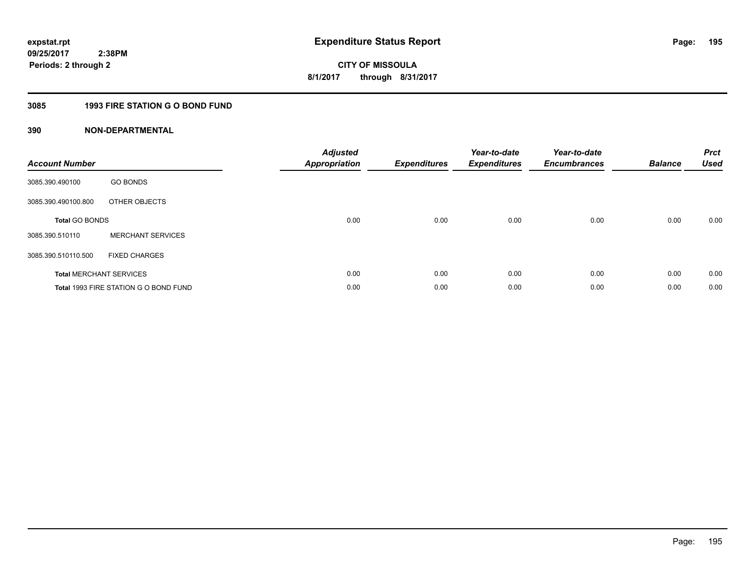**expstat.rpt**
**09/25/2017 2:38PM**
**Periods: 2 through 2**

# Expenditure Status Report

**CITY OF MISSOULA**
**8/1/2017 through 8/31/2017**

## 3085 1993 FIRE STATION G O BOND FUND

### 390 NON-DEPARTMENTAL

| Account Number | | Adjusted Appropriation | Expenditures | Year-to-date Expenditures | Year-to-date Encumbrances | Balance | Prct Used |
|---|---|---|---|---|---|---|---|
| 3085.390.490100 | GO BONDS | | | | | | |
| 3085.390.490100.800 | OTHER OBJECTS | | | | | | |
| **Total** GO BONDS | | 0.00 | 0.00 | 0.00 | 0.00 | 0.00 | 0.00 |
| 3085.390.510110 | MERCHANT SERVICES | | | | | | |
| 3085.390.510110.500 | FIXED CHARGES | | | | | | |
| **Total** MERCHANT SERVICES | | 0.00 | 0.00 | 0.00 | 0.00 | 0.00 | 0.00 |
| **Total** 1993 FIRE STATION G O BOND FUND | | 0.00 | 0.00 | 0.00 | 0.00 | 0.00 | 0.00 |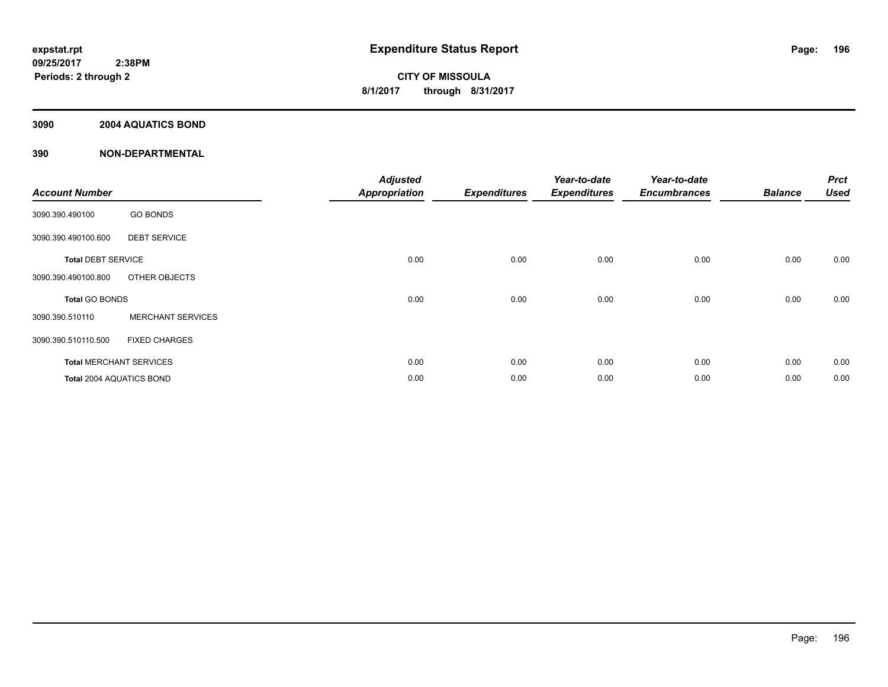**expstat.rpt**
**09/25/2017 2:38PM**
**Periods: 2 through 2**

# Expenditure Status Report

**CITY OF MISSOULA**
**8/1/2017 through 8/31/2017**

## 3090 2004 AQUATICS BOND

## 390 NON-DEPARTMENTAL

| Account Number | | Adjusted Appropriation | Expenditures | Year-to-date Expenditures | Year-to-date Encumbrances | Balance | Prct Used |
|---|---|---|---|---|---|---|---|
| 3090.390.490100 | GO BONDS | | | | | | |
| 3090.390.490100.600 | DEBT SERVICE | | | | | | |
| **Total** DEBT SERVICE | | 0.00 | 0.00 | 0.00 | 0.00 | 0.00 | 0.00 |
| 3090.390.490100.800 | OTHER OBJECTS | | | | | | |
| **Total** GO BONDS | | 0.00 | 0.00 | 0.00 | 0.00 | 0.00 | 0.00 |
| 3090.390.510110 | MERCHANT SERVICES | | | | | | |
| 3090.390.510110.500 | FIXED CHARGES | | | | | | |
| **Total** MERCHANT SERVICES | | 0.00 | 0.00 | 0.00 | 0.00 | 0.00 | 0.00 |
| **Total** 2004 AQUATICS BOND | | 0.00 | 0.00 | 0.00 | 0.00 | 0.00 | 0.00 |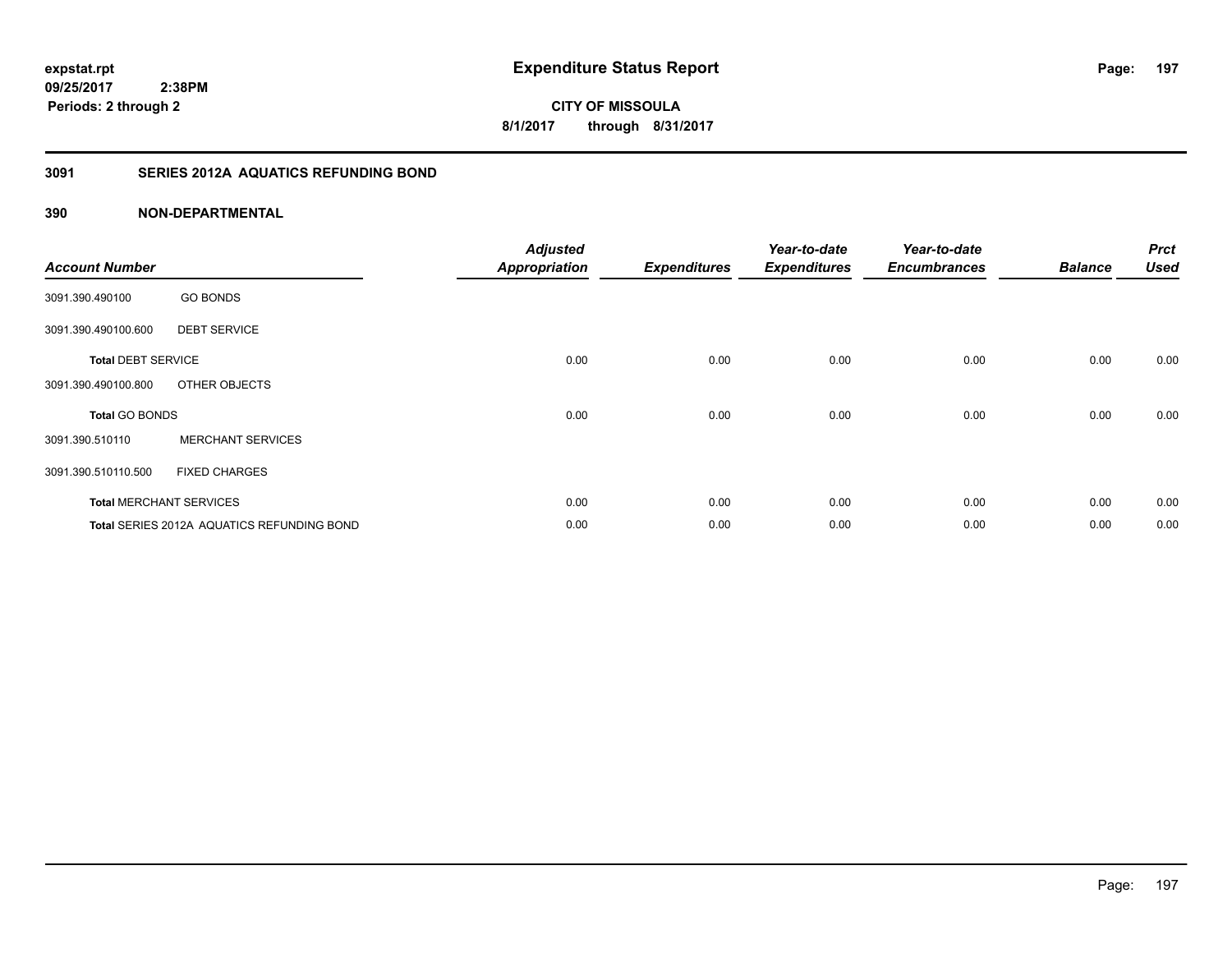**expstat.rpt**
**09/25/2017 2:38PM**
**Periods: 2 through 2**

# Expenditure Status Report

**CITY OF MISSOULA**
**8/1/2017 through 8/31/2017**

## 3091 SERIES 2012A AQUATICS REFUNDING BOND

### 390 NON-DEPARTMENTAL

| Account Number | | Adjusted Appropriation | Expenditures | Year-to-date Expenditures | Year-to-date Encumbrances | Balance | Prct Used |
|---|---|---|---|---|---|---|---|
| 3091.390.490100 | GO BONDS | | | | | | |
| 3091.390.490100.600 | DEBT SERVICE | | | | | | |
| **Total** DEBT SERVICE | | 0.00 | 0.00 | 0.00 | 0.00 | 0.00 | 0.00 |
| 3091.390.490100.800 | OTHER OBJECTS | | | | | | |
| **Total** GO BONDS | | 0.00 | 0.00 | 0.00 | 0.00 | 0.00 | 0.00 |
| 3091.390.510110 | MERCHANT SERVICES | | | | | | |
| 3091.390.510110.500 | FIXED CHARGES | | | | | | |
| **Total** MERCHANT SERVICES | | 0.00 | 0.00 | 0.00 | 0.00 | 0.00 | 0.00 |
| **Total** SERIES 2012A AQUATICS REFUNDING BOND | | 0.00 | 0.00 | 0.00 | 0.00 | 0.00 | 0.00 |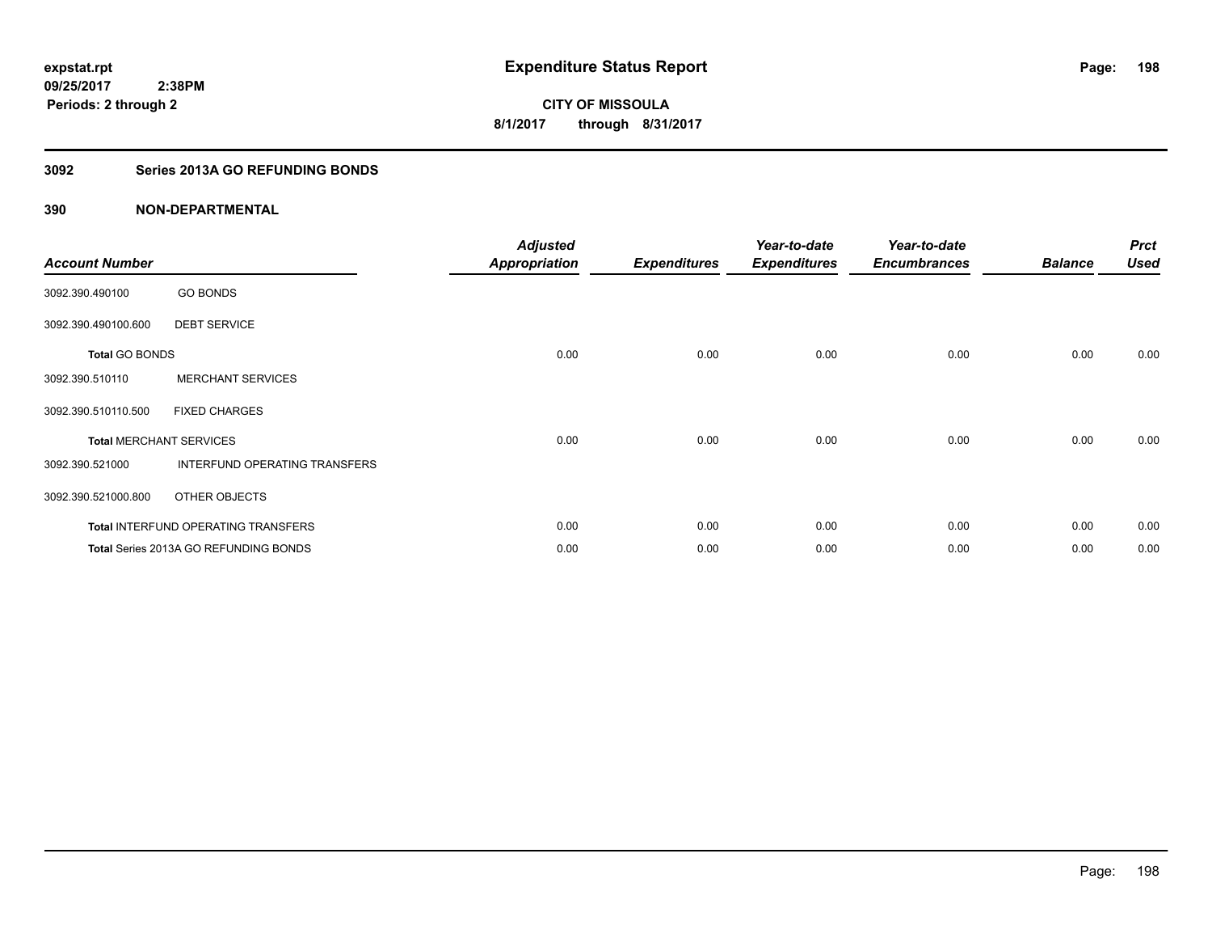**expstat.rpt**
**09/25/2017 2:38PM**
**Periods: 2 through 2**

# Expenditure Status Report

**CITY OF MISSOULA**
**8/1/2017 through 8/31/2017**

## 3092 Series 2013A GO REFUNDING BONDS

## 390 NON-DEPARTMENTAL

| Account Number | | Adjusted Appropriation | Expenditures | Year-to-date Expenditures | Year-to-date Encumbrances | Balance | Prct Used |
|---|---|---|---|---|---|---|---|
| 3092.390.490100 | GO BONDS | | | | | | |
| 3092.390.490100.600 | DEBT SERVICE | | | | | | |
| **Total** GO BONDS | | 0.00 | 0.00 | 0.00 | 0.00 | 0.00 | 0.00 |
| 3092.390.510110 | MERCHANT SERVICES | | | | | | |
| 3092.390.510110.500 | FIXED CHARGES | | | | | | |
| **Total** MERCHANT SERVICES | | 0.00 | 0.00 | 0.00 | 0.00 | 0.00 | 0.00 |
| 3092.390.521000 | INTERFUND OPERATING TRANSFERS | | | | | | |
| 3092.390.521000.800 | OTHER OBJECTS | | | | | | |
| **Total** INTERFUND OPERATING TRANSFERS | | 0.00 | 0.00 | 0.00 | 0.00 | 0.00 | 0.00 |
| **Total** Series 2013A GO REFUNDING BONDS | | 0.00 | 0.00 | 0.00 | 0.00 | 0.00 | 0.00 |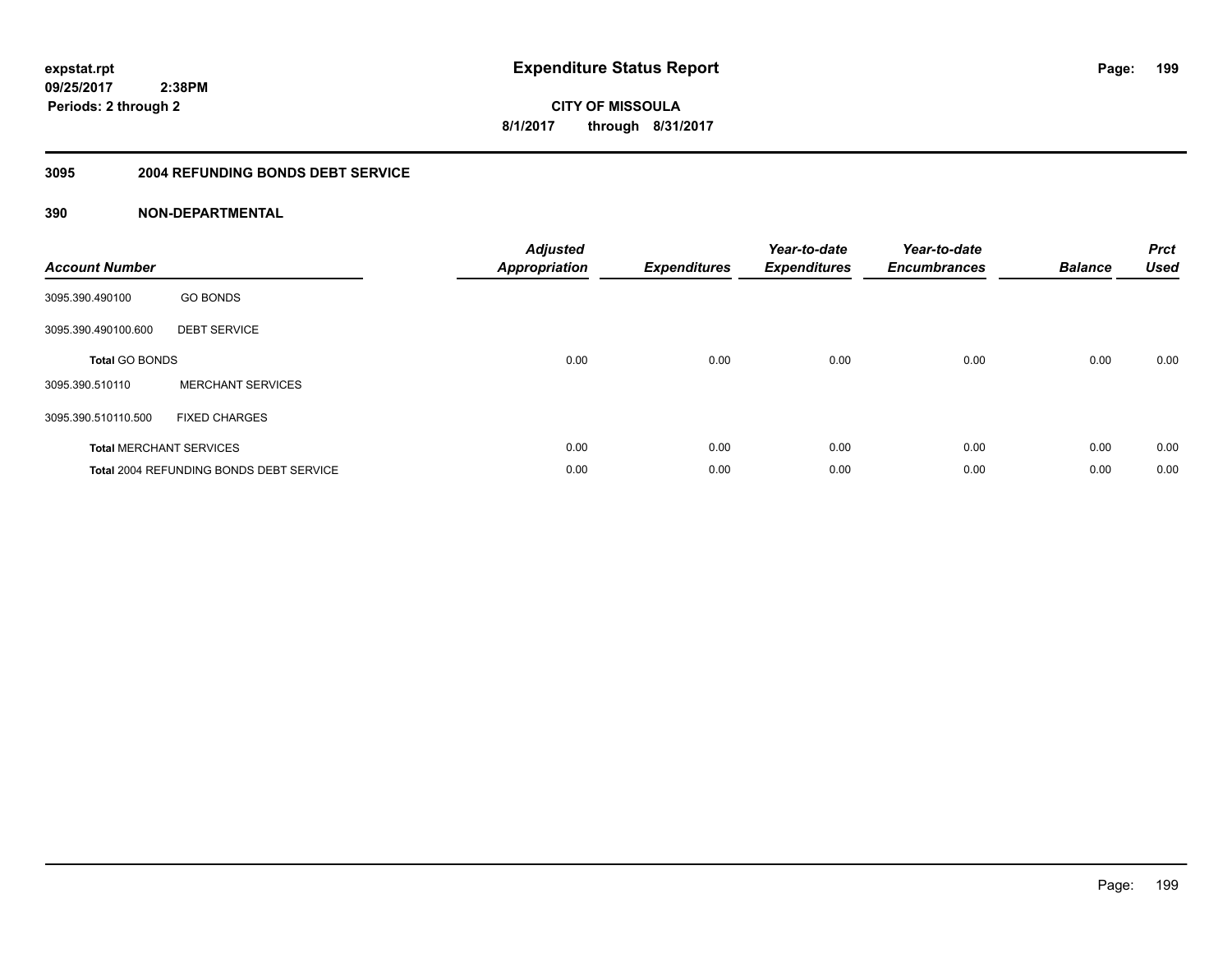**expstat.rpt**
**09/25/2017 2:38PM**
**Periods: 2 through 2**

# Expenditure Status Report

**CITY OF MISSOULA**
**8/1/2017 through 8/31/2017**

## 3095 2004 REFUNDING BONDS DEBT SERVICE

### 390 NON-DEPARTMENTAL

| Account Number | | Adjusted Appropriation | Expenditures | Year-to-date Expenditures | Year-to-date Encumbrances | Balance | Prct Used |
|---|---|---|---|---|---|---|---|
| 3095.390.490100 | GO BONDS | | | | | | |
| 3095.390.490100.600 | DEBT SERVICE | | | | | | |
| **Total** GO BONDS | | 0.00 | 0.00 | 0.00 | 0.00 | 0.00 | 0.00 |
| 3095.390.510110 | MERCHANT SERVICES | | | | | | |
| 3095.390.510110.500 | FIXED CHARGES | | | | | | |
| **Total** MERCHANT SERVICES | | 0.00 | 0.00 | 0.00 | 0.00 | 0.00 | 0.00 |
| **Total** 2004 REFUNDING BONDS DEBT SERVICE | | 0.00 | 0.00 | 0.00 | 0.00 | 0.00 | 0.00 |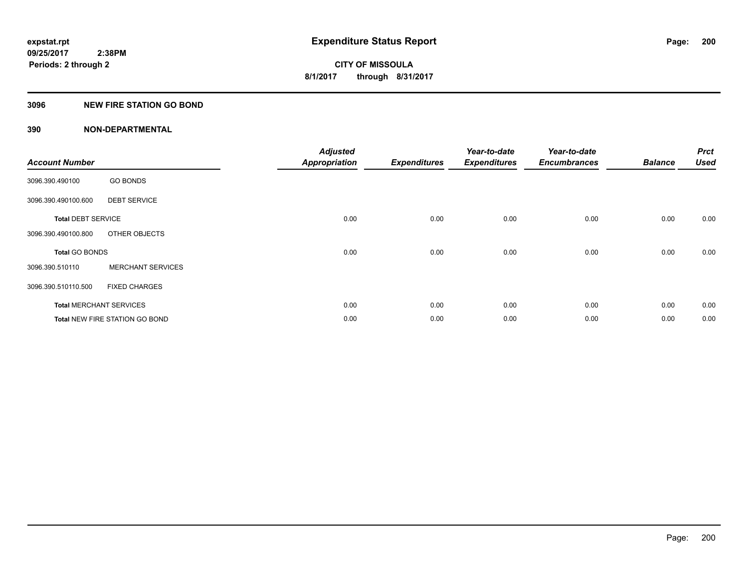**expstat.rpt**
**09/25/2017 2:38PM**
**Periods: 2 through 2**

# Expenditure Status Report

**CITY OF MISSOULA**
**8/1/2017 through 8/31/2017**

## 3096 NEW FIRE STATION GO BOND

## 390 NON-DEPARTMENTAL

| Account Number | | Adjusted Appropriation | Expenditures | Year-to-date Expenditures | Year-to-date Encumbrances | Balance | Prct Used |
|---|---|---|---|---|---|---|---|
| 3096.390.490100 | GO BONDS | | | | | | |
| 3096.390.490100.600 | DEBT SERVICE | | | | | | |
| **Total** DEBT SERVICE | | 0.00 | 0.00 | 0.00 | 0.00 | 0.00 | 0.00 |
| 3096.390.490100.800 | OTHER OBJECTS | | | | | | |
| **Total** GO BONDS | | 0.00 | 0.00 | 0.00 | 0.00 | 0.00 | 0.00 |
| 3096.390.510110 | MERCHANT SERVICES | | | | | | |
| 3096.390.510110.500 | FIXED CHARGES | | | | | | |
| **Total** MERCHANT SERVICES | | 0.00 | 0.00 | 0.00 | 0.00 | 0.00 | 0.00 |
| **Total** NEW FIRE STATION GO BOND | | 0.00 | 0.00 | 0.00 | 0.00 | 0.00 | 0.00 |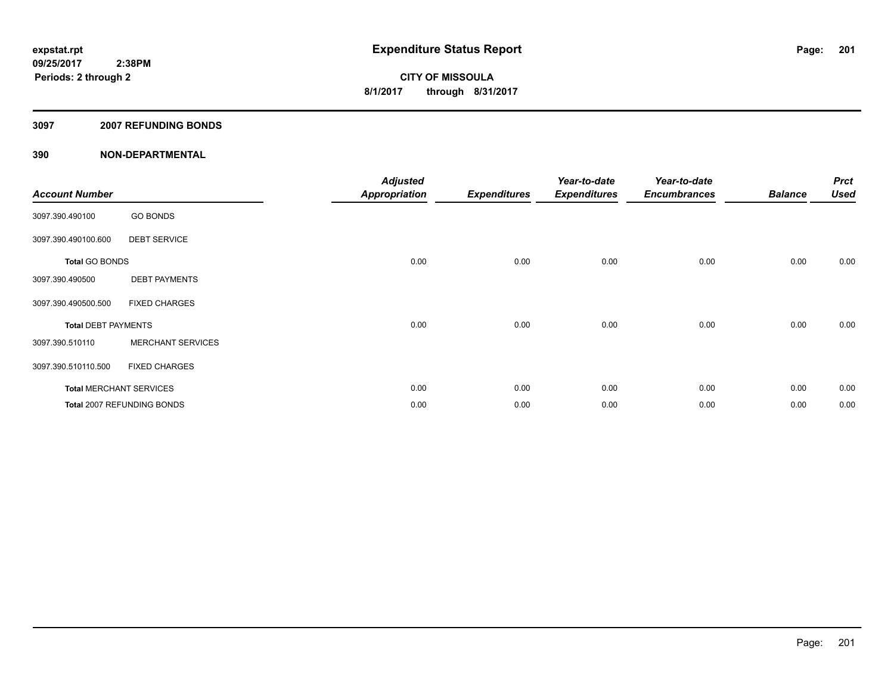**expstat.rpt**
**09/25/2017 2:38PM**
**Periods: 2 through 2**

# Expenditure Status Report

**CITY OF MISSOULA**
**8/1/2017 through 8/31/2017**

## 3097 2007 REFUNDING BONDS

### 390 NON-DEPARTMENTAL

| Account Number | | Adjusted Appropriation | Expenditures | Year-to-date Expenditures | Year-to-date Encumbrances | Balance | Prct Used |
|---|---|---|---|---|---|---|---|
| 3097.390.490100 | GO BONDS | | | | | | |
| 3097.390.490100.600 | DEBT SERVICE | | | | | | |
| **Total** GO BONDS | | 0.00 | 0.00 | 0.00 | 0.00 | 0.00 | 0.00 |
| 3097.390.490500 | DEBT PAYMENTS | | | | | | |
| 3097.390.490500.500 | FIXED CHARGES | | | | | | |
| **Total** DEBT PAYMENTS | | 0.00 | 0.00 | 0.00 | 0.00 | 0.00 | 0.00 |
| 3097.390.510110 | MERCHANT SERVICES | | | | | | |
| 3097.390.510110.500 | FIXED CHARGES | | | | | | |
| **Total** MERCHANT SERVICES | | 0.00 | 0.00 | 0.00 | 0.00 | 0.00 | 0.00 |
| **Total** 2007 REFUNDING BONDS | | 0.00 | 0.00 | 0.00 | 0.00 | 0.00 | 0.00 |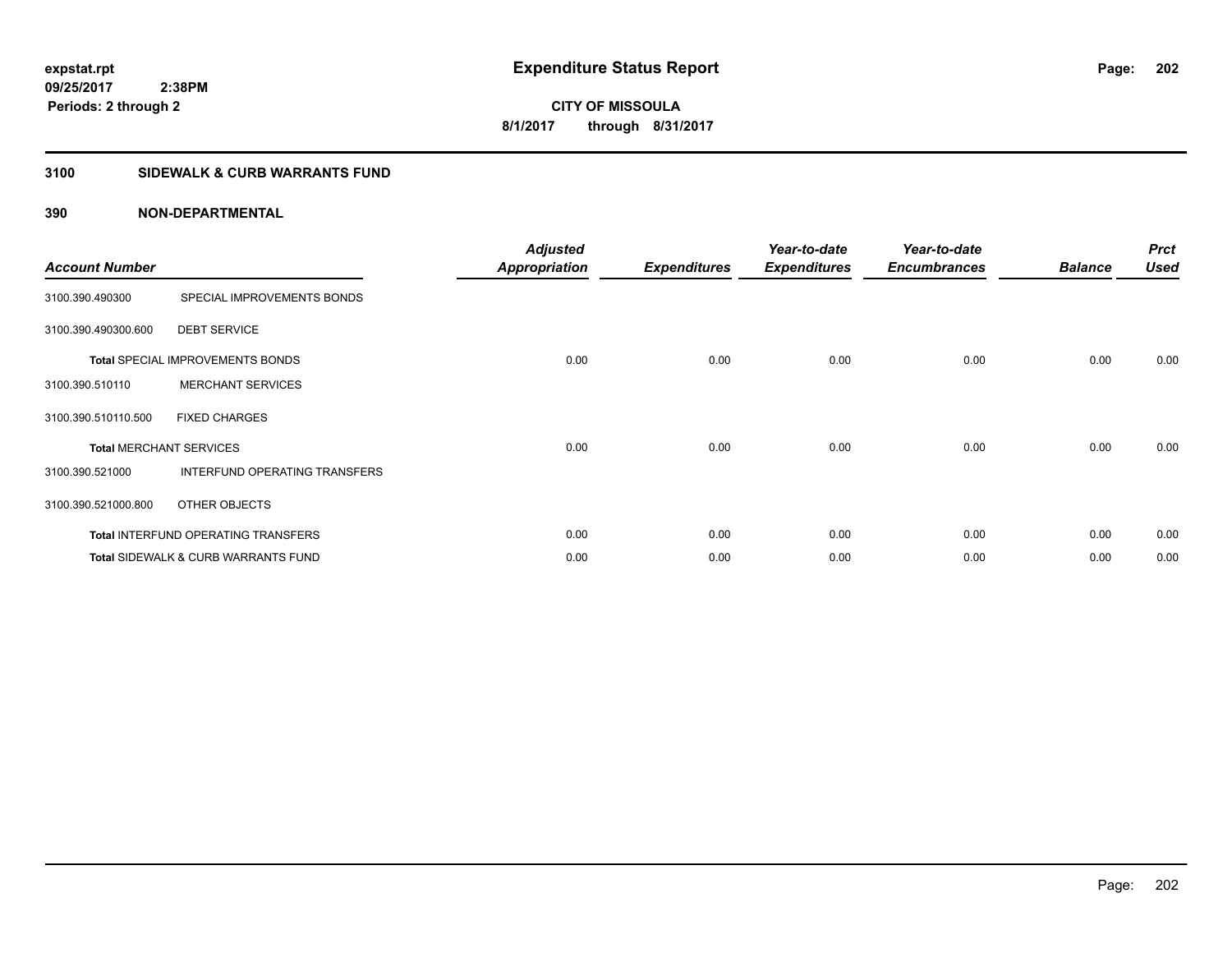**expstat.rpt**
**09/25/2017 2:38PM**
**Periods: 2 through 2**

# Expenditure Status Report

**CITY OF MISSOULA**
**8/1/2017 through 8/31/2017**

## 3100 SIDEWALK & CURB WARRANTS FUND

### 390 NON-DEPARTMENTAL

| Account Number | | Adjusted Appropriation | Expenditures | Year-to-date Expenditures | Year-to-date Encumbrances | Balance | Prct Used |
|---|---|---|---|---|---|---|---|
| 3100.390.490300 | SPECIAL IMPROVEMENTS BONDS | | | | | | |
| 3100.390.490300.600 | DEBT SERVICE | | | | | | |
| **Total** SPECIAL IMPROVEMENTS BONDS | | 0.00 | 0.00 | 0.00 | 0.00 | 0.00 | 0.00 |
| 3100.390.510110 | MERCHANT SERVICES | | | | | | |
| 3100.390.510110.500 | FIXED CHARGES | | | | | | |
| **Total** MERCHANT SERVICES | | 0.00 | 0.00 | 0.00 | 0.00 | 0.00 | 0.00 |
| 3100.390.521000 | INTERFUND OPERATING TRANSFERS | | | | | | |
| 3100.390.521000.800 | OTHER OBJECTS | | | | | | |
| **Total** INTERFUND OPERATING TRANSFERS | | 0.00 | 0.00 | 0.00 | 0.00 | 0.00 | 0.00 |
| **Total** SIDEWALK & CURB WARRANTS FUND | | 0.00 | 0.00 | 0.00 | 0.00 | 0.00 | 0.00 |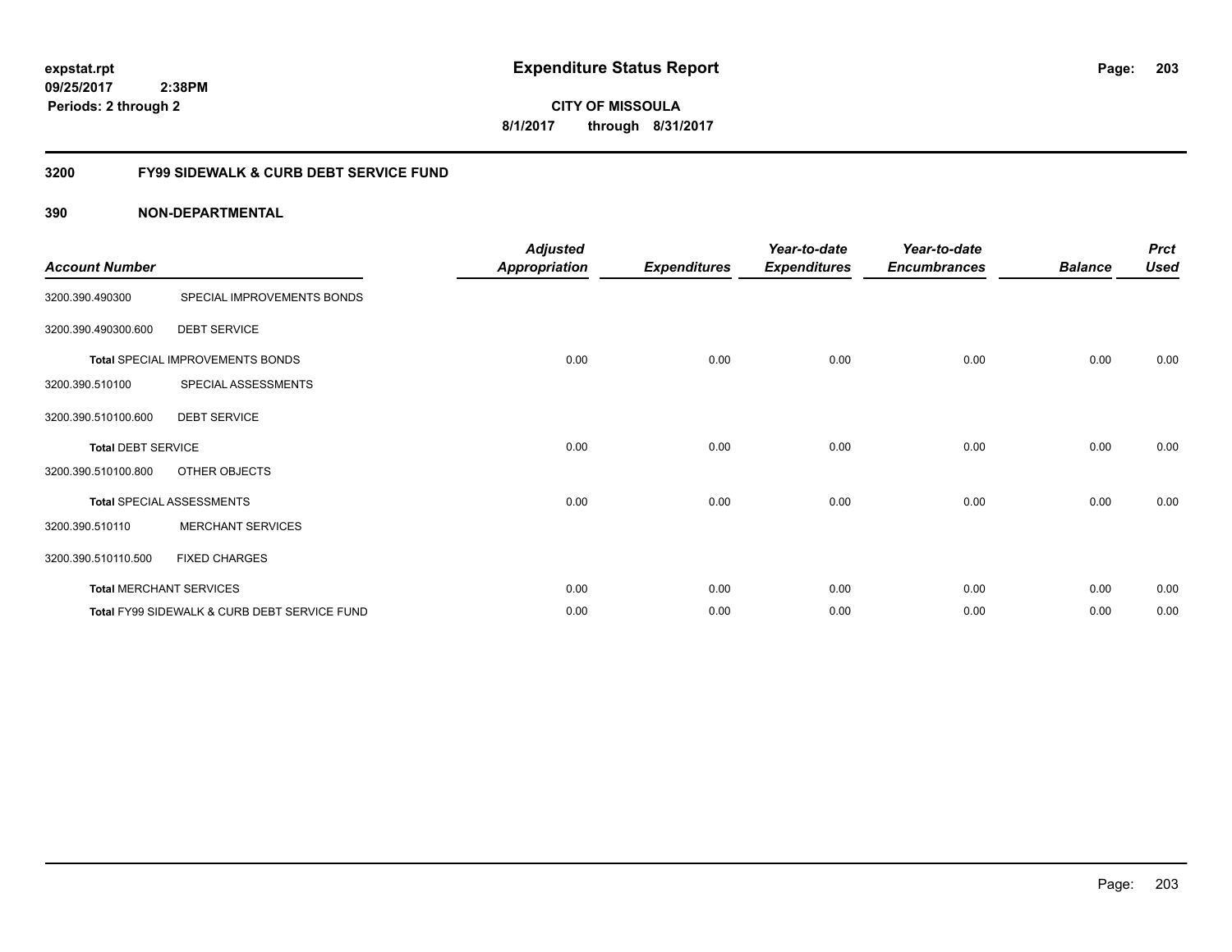**Expenditure Status Report**

**CITY OF MISSOULA**

**8/1/2017 through 8/31/2017**

expstat.rpt
09/25/2017 2:38PM
Periods: 2 through 2

## 3200 FY99 SIDEWALK & CURB DEBT SERVICE FUND

### 390 NON-DEPARTMENTAL

| Account Number | | Adjusted Appropriation | Expenditures | Year-to-date Expenditures | Year-to-date Encumbrances | Balance | Prct Used |
|---|---|---|---|---|---|---|---|
| 3200.390.490300 | SPECIAL IMPROVEMENTS BONDS | | | | | | |
| 3200.390.490300.600 | DEBT SERVICE | | | | | | |
| **Total** SPECIAL IMPROVEMENTS BONDS | | 0.00 | 0.00 | 0.00 | 0.00 | 0.00 | 0.00 |
| 3200.390.510100 | SPECIAL ASSESSMENTS | | | | | | |
| 3200.390.510100.600 | DEBT SERVICE | | | | | | |
| **Total** DEBT SERVICE | | 0.00 | 0.00 | 0.00 | 0.00 | 0.00 | 0.00 |
| 3200.390.510100.800 | OTHER OBJECTS | | | | | | |
| **Total** SPECIAL ASSESSMENTS | | 0.00 | 0.00 | 0.00 | 0.00 | 0.00 | 0.00 |
| 3200.390.510110 | MERCHANT SERVICES | | | | | | |
| 3200.390.510110.500 | FIXED CHARGES | | | | | | |
| **Total** MERCHANT SERVICES | | 0.00 | 0.00 | 0.00 | 0.00 | 0.00 | 0.00 |
| **Total** FY99 SIDEWALK & CURB DEBT SERVICE FUND | | 0.00 | 0.00 | 0.00 | 0.00 | 0.00 | 0.00 |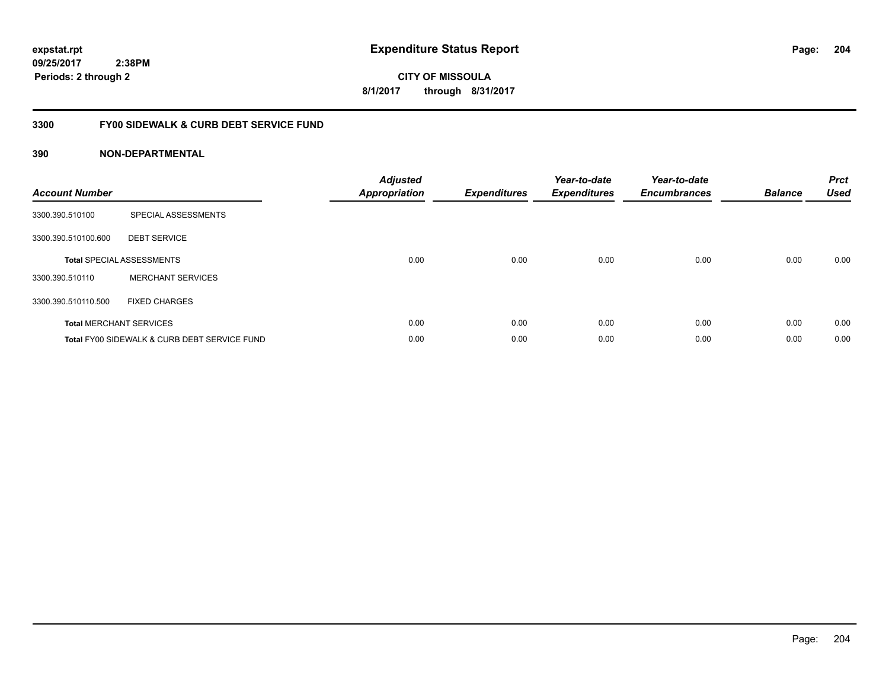**expstat.rpt**
**09/25/2017 2:38PM**
**Periods: 2 through 2**

# Expenditure Status Report

**CITY OF MISSOULA**
**8/1/2017 through 8/31/2017**

## 3300 FY00 SIDEWALK & CURB DEBT SERVICE FUND

### 390 NON-DEPARTMENTAL

| Account Number | | Adjusted Appropriation | Expenditures | Year-to-date Expenditures | Year-to-date Encumbrances | Balance | Prct Used |
|---|---|---|---|---|---|---|---|
| 3300.390.510100 | SPECIAL ASSESSMENTS | | | | | | |
| 3300.390.510100.600 | DEBT SERVICE | | | | | | |
| **Total** SPECIAL ASSESSMENTS | | 0.00 | 0.00 | 0.00 | 0.00 | 0.00 | 0.00 |
| 3300.390.510110 | MERCHANT SERVICES | | | | | | |
| 3300.390.510110.500 | FIXED CHARGES | | | | | | |
| **Total** MERCHANT SERVICES | | 0.00 | 0.00 | 0.00 | 0.00 | 0.00 | 0.00 |
| **Total** FY00 SIDEWALK & CURB DEBT SERVICE FUND | | 0.00 | 0.00 | 0.00 | 0.00 | 0.00 | 0.00 |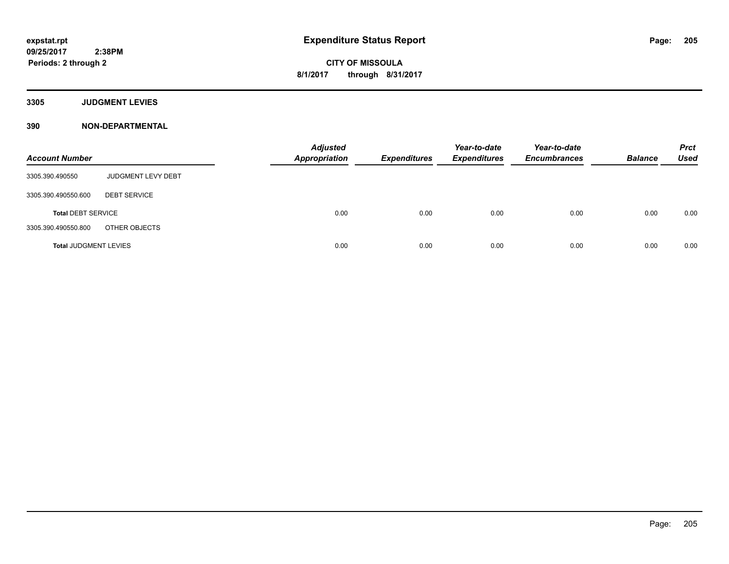# Expenditure Status Report

expstat.rpt
09/25/2017 2:38PM
Periods: 2 through 2

**CITY OF MISSOULA**
**8/1/2017 through 8/31/2017**

## 3305 JUDGMENT LEVIES

## 390 NON-DEPARTMENTAL

| Account Number | | Adjusted Appropriation | Expenditures | Year-to-date Expenditures | Year-to-date Encumbrances | Balance | Prct Used |
|---|---|---|---|---|---|---|---|
| 3305.390.490550 | JUDGMENT LEVY DEBT | | | | | | |
| 3305.390.490550.600 | DEBT SERVICE | | | | | | |
| **Total** DEBT SERVICE | | 0.00 | 0.00 | 0.00 | 0.00 | 0.00 | 0.00 |
| 3305.390.490550.800 | OTHER OBJECTS | | | | | | |
| **Total** JUDGMENT LEVIES | | 0.00 | 0.00 | 0.00 | 0.00 | 0.00 | 0.00 |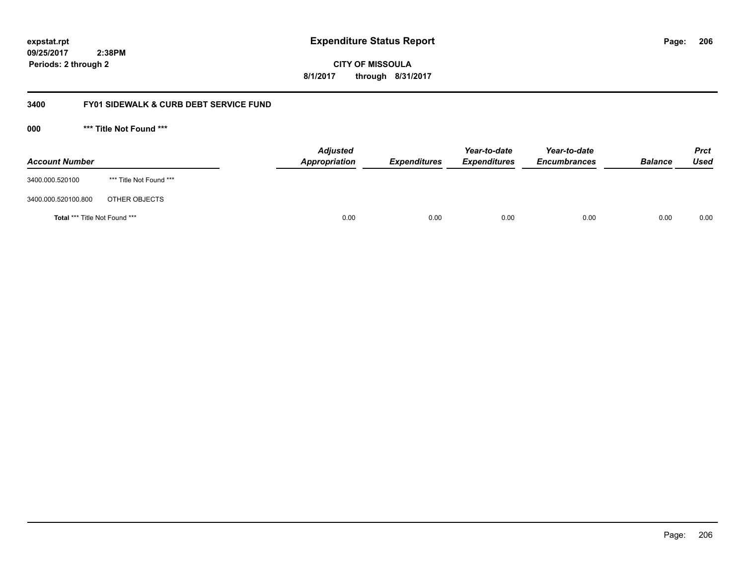**expstat.rpt**
**09/25/2017 2:38PM**
**Periods: 2 through 2**

# Expenditure Status Report

**CITY OF MISSOULA**
**8/1/2017 through 8/31/2017**

## 3400 FY01 SIDEWALK & CURB DEBT SERVICE FUND

### 000 *** Title Not Found ***

| Account Number | | Adjusted Appropriation | Expenditures | Year-to-date Expenditures | Year-to-date Encumbrances | Balance | Prct Used |
|---|---|---|---|---|---|---|---|
| 3400.000.520100 | *** Title Not Found *** | | | | | | |
| 3400.000.520100.800 | OTHER OBJECTS | | | | | | |
| **Total** *** Title Not Found *** | | 0.00 | 0.00 | 0.00 | 0.00 | 0.00 | 0.00 |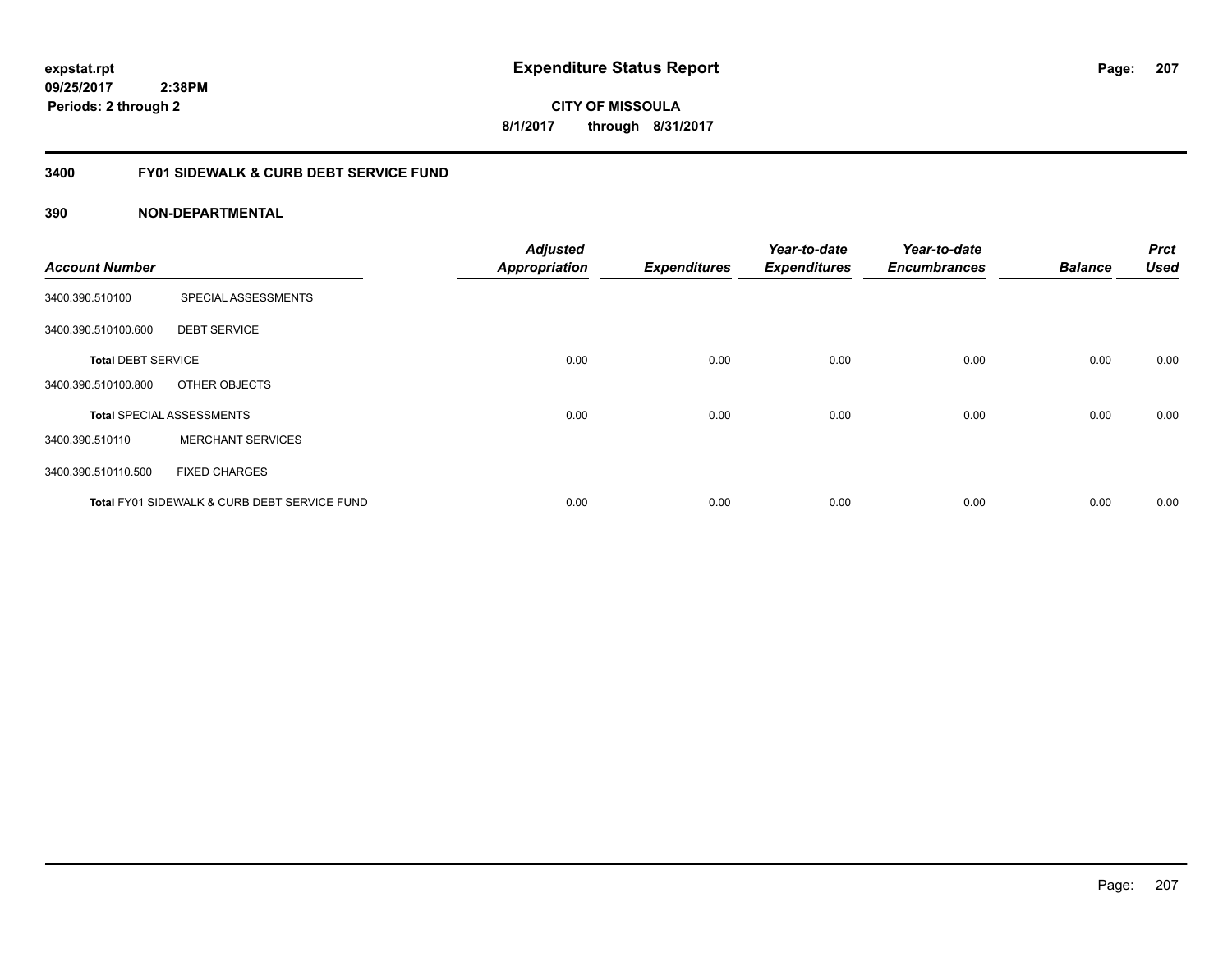# Expenditure Status Report

expstat.rpt
09/25/2017 2:38PM
Periods: 2 through 2

**CITY OF MISSOULA**
**8/1/2017 through 8/31/2017**

## 3400 FY01 SIDEWALK & CURB DEBT SERVICE FUND

### 390 NON-DEPARTMENTAL

| Account Number | | Adjusted Appropriation | Expenditures | Year-to-date Expenditures | Year-to-date Encumbrances | Balance | Prct Used |
|---|---|---|---|---|---|---|---|
| 3400.390.510100 | SPECIAL ASSESSMENTS | | | | | | |
| 3400.390.510100.600 | DEBT SERVICE | | | | | | |
| **Total** DEBT SERVICE | | 0.00 | 0.00 | 0.00 | 0.00 | 0.00 | 0.00 |
| 3400.390.510100.800 | OTHER OBJECTS | | | | | | |
| **Total** SPECIAL ASSESSMENTS | | 0.00 | 0.00 | 0.00 | 0.00 | 0.00 | 0.00 |
| 3400.390.510110 | MERCHANT SERVICES | | | | | | |
| 3400.390.510110.500 | FIXED CHARGES | | | | | | |
| **Total** FY01 SIDEWALK & CURB DEBT SERVICE FUND | | 0.00 | 0.00 | 0.00 | 0.00 | 0.00 | 0.00 |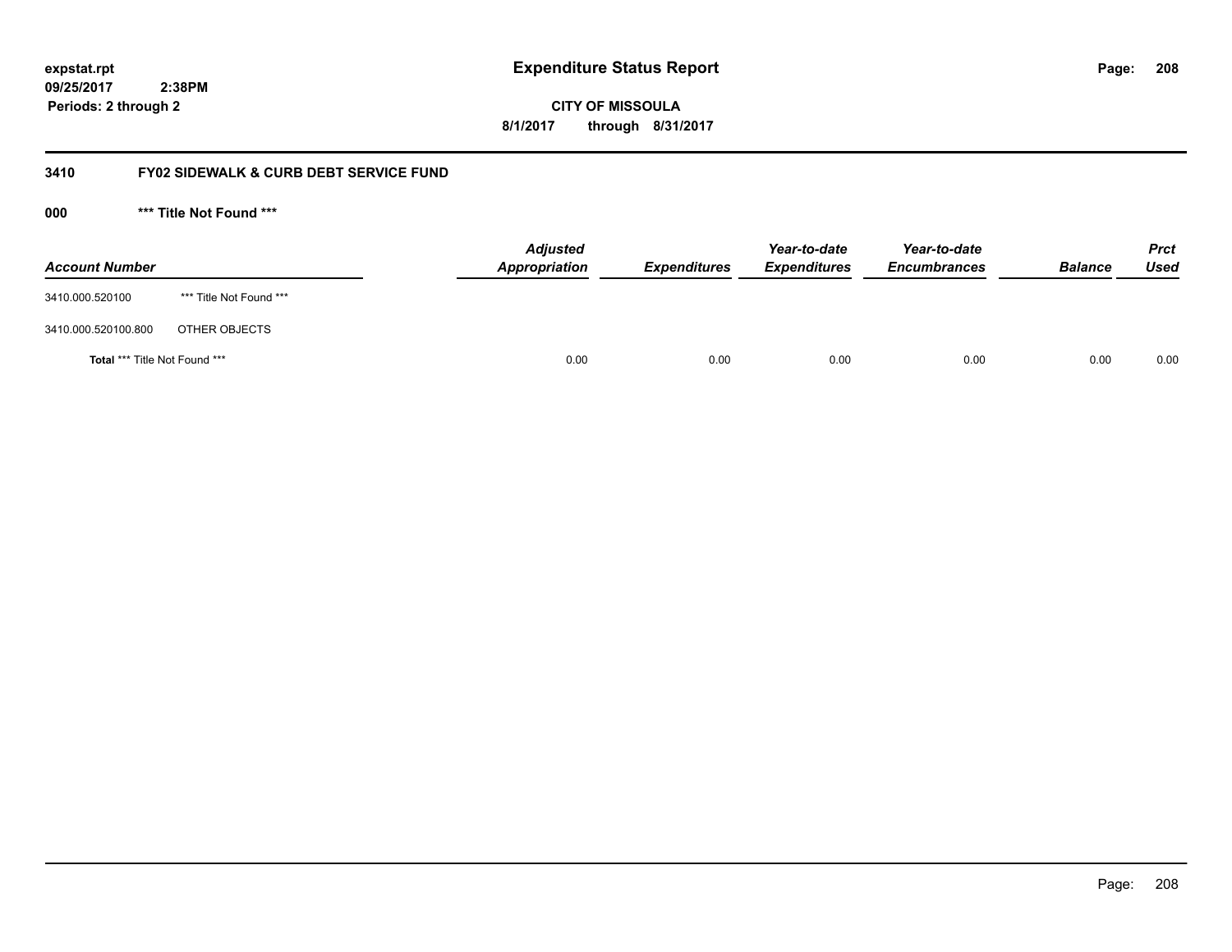# Expenditure Status Report

**CITY OF MISSOULA**

**8/1/2017 through 8/31/2017**

expstat.rpt
09/25/2017 2:38PM
Periods: 2 through 2

## 3410 FY02 SIDEWALK & CURB DEBT SERVICE FUND

### 000 *** Title Not Found ***

| Account Number | | Adjusted Appropriation | Expenditures | Year-to-date Expenditures | Year-to-date Encumbrances | Balance | Prct Used |
|---|---|---|---|---|---|---|---|
| 3410.000.520100 | *** Title Not Found *** | | | | | | |
| 3410.000.520100.800 | OTHER OBJECTS | | | | | | |
| **Total** *** Title Not Found *** | | 0.00 | 0.00 | 0.00 | 0.00 | 0.00 | 0.00 |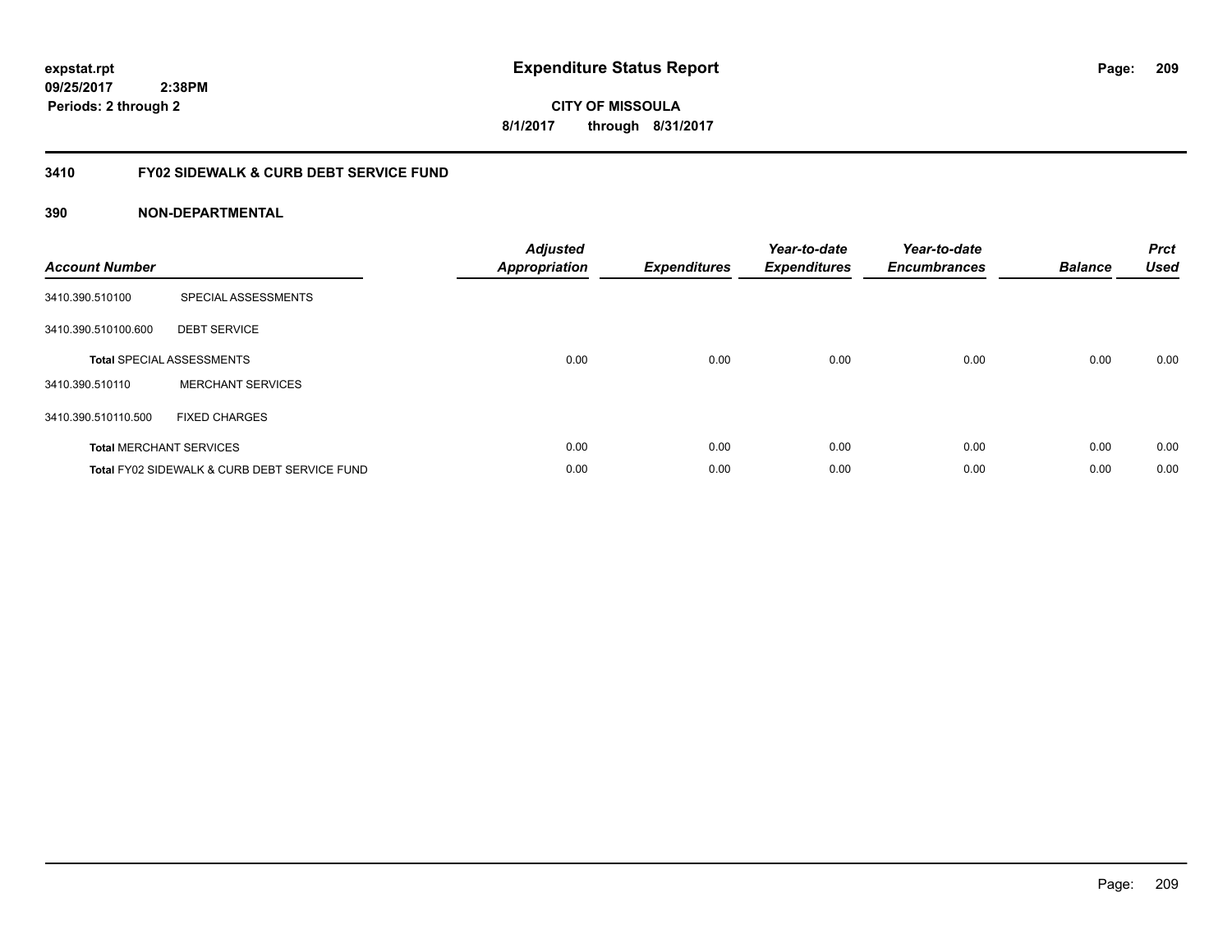expstat.rpt
09/25/2017 2:38PM
Periods: 2 through 2

# Expenditure Status Report

CITY OF MISSOULA
8/1/2017 through 8/31/2017

## 3410 FY02 SIDEWALK & CURB DEBT SERVICE FUND

### 390 NON-DEPARTMENTAL

| Account Number | | Adjusted Appropriation | Expenditures | Year-to-date Expenditures | Year-to-date Encumbrances | Balance | Prct Used |
|---|---|---|---|---|---|---|---|
| 3410.390.510100 | SPECIAL ASSESSMENTS | | | | | | |
| 3410.390.510100.600 | DEBT SERVICE | | | | | | |
| **Total** SPECIAL ASSESSMENTS | | 0.00 | 0.00 | 0.00 | 0.00 | 0.00 | 0.00 |
| 3410.390.510110 | MERCHANT SERVICES | | | | | | |
| 3410.390.510110.500 | FIXED CHARGES | | | | | | |
| **Total** MERCHANT SERVICES | | 0.00 | 0.00 | 0.00 | 0.00 | 0.00 | 0.00 |
| **Total** FY02 SIDEWALK & CURB DEBT SERVICE FUND | | 0.00 | 0.00 | 0.00 | 0.00 | 0.00 | 0.00 |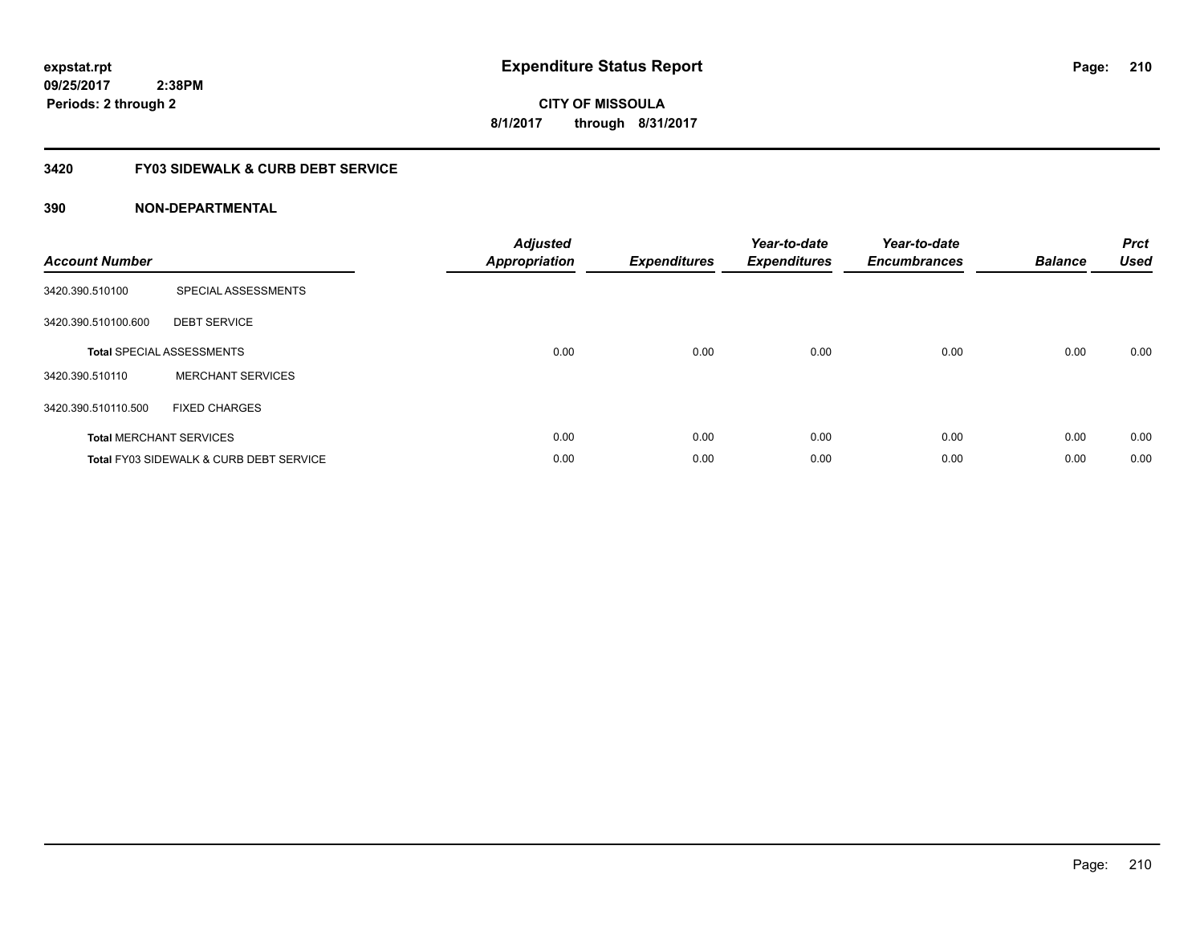**expstat.rpt**
**09/25/2017 2:38PM**
**Periods: 2 through 2**

# Expenditure Status Report

**CITY OF MISSOULA**
**8/1/2017 through 8/31/2017**

## 3420 FY03 SIDEWALK & CURB DEBT SERVICE

### 390 NON-DEPARTMENTAL

| Account Number | | Adjusted Appropriation | Expenditures | Year-to-date Expenditures | Year-to-date Encumbrances | Balance | Prct Used |
|---|---|---|---|---|---|---|---|
| 3420.390.510100 | SPECIAL ASSESSMENTS | | | | | | |
| 3420.390.510100.600 | DEBT SERVICE | | | | | | |
| **Total** SPECIAL ASSESSMENTS | | 0.00 | 0.00 | 0.00 | 0.00 | 0.00 | 0.00 |
| 3420.390.510110 | MERCHANT SERVICES | | | | | | |
| 3420.390.510110.500 | FIXED CHARGES | | | | | | |
| **Total** MERCHANT SERVICES | | 0.00 | 0.00 | 0.00 | 0.00 | 0.00 | 0.00 |
| **Total** FY03 SIDEWALK & CURB DEBT SERVICE | | 0.00 | 0.00 | 0.00 | 0.00 | 0.00 | 0.00 |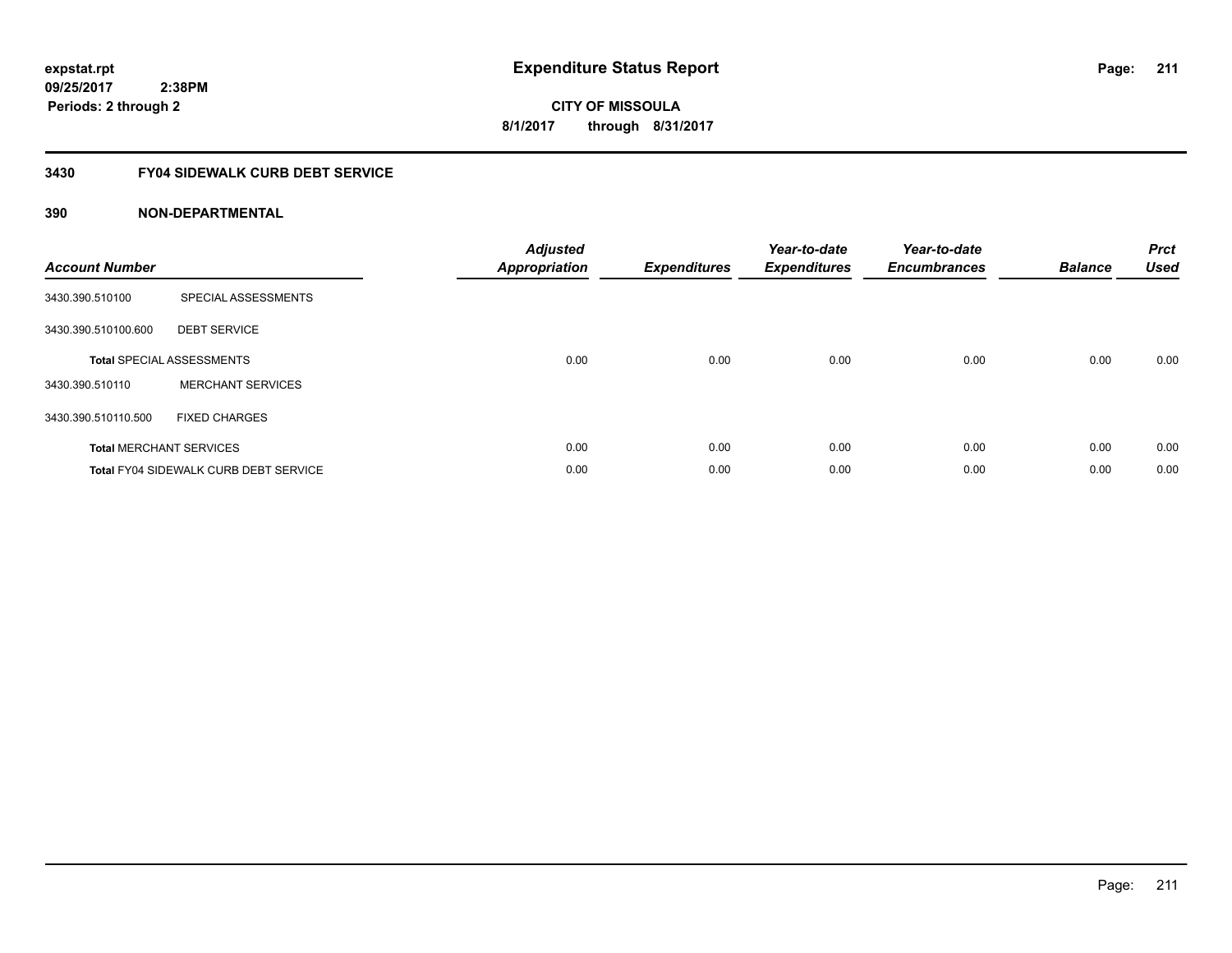expstat.rpt
09/25/2017 2:38PM
Periods: 2 through 2

# Expenditure Status Report

**CITY OF MISSOULA**
**8/1/2017 through 8/31/2017**

## 3430 FY04 SIDEWALK CURB DEBT SERVICE

### 390 NON-DEPARTMENTAL

| Account Number | | Adjusted Appropriation | Expenditures | Year-to-date Expenditures | Year-to-date Encumbrances | Balance | Prct Used |
|---|---|---|---|---|---|---|---|
| 3430.390.510100 | SPECIAL ASSESSMENTS | | | | | | |
| 3430.390.510100.600 | DEBT SERVICE | | | | | | |
| **Total** SPECIAL ASSESSMENTS | | 0.00 | 0.00 | 0.00 | 0.00 | 0.00 | 0.00 |
| 3430.390.510110 | MERCHANT SERVICES | | | | | | |
| 3430.390.510110.500 | FIXED CHARGES | | | | | | |
| **Total** MERCHANT SERVICES | | 0.00 | 0.00 | 0.00 | 0.00 | 0.00 | 0.00 |
| **Total** FY04 SIDEWALK CURB DEBT SERVICE | | 0.00 | 0.00 | 0.00 | 0.00 | 0.00 | 0.00 |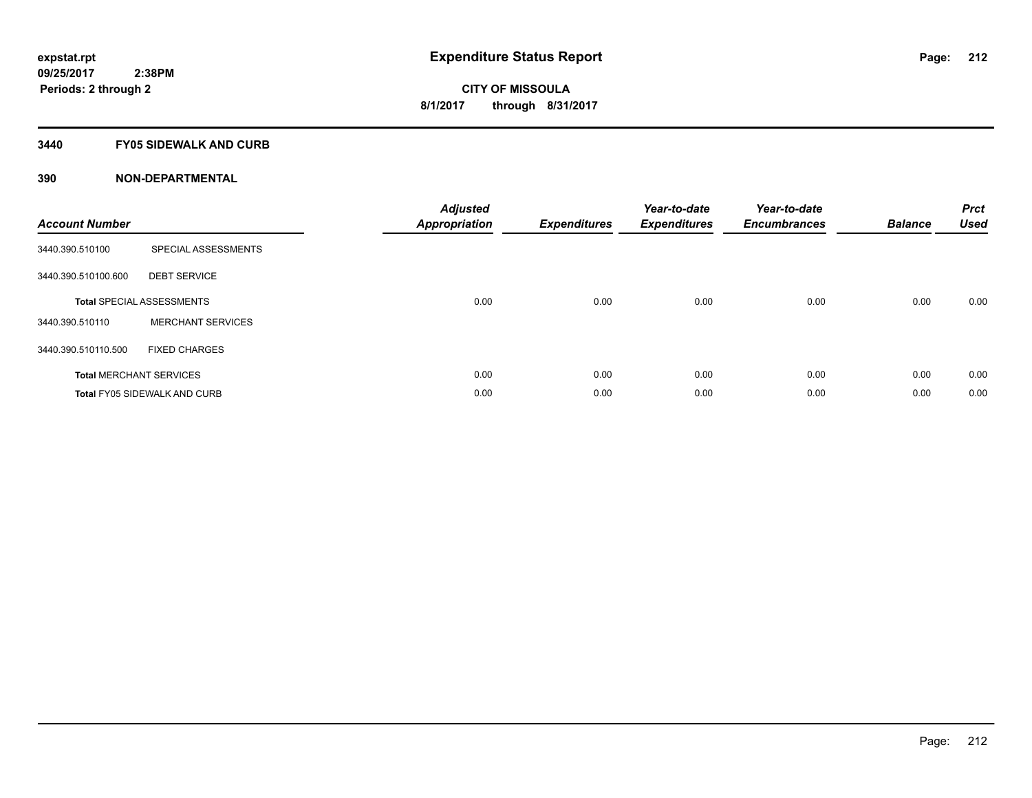**expstat.rpt**
**09/25/2017 2:38PM**
**Periods: 2 through 2**

# Expenditure Status Report

**CITY OF MISSOULA**
**8/1/2017 through 8/31/2017**

## 3440 FY05 SIDEWALK AND CURB

## 390 NON-DEPARTMENTAL

| Account Number | | Adjusted Appropriation | Expenditures | Year-to-date Expenditures | Year-to-date Encumbrances | Balance | Prct Used |
|---|---|---|---|---|---|---|---|
| 3440.390.510100 | SPECIAL ASSESSMENTS | | | | | | |
| 3440.390.510100.600 | DEBT SERVICE | | | | | | |
| **Total** SPECIAL ASSESSMENTS | | 0.00 | 0.00 | 0.00 | 0.00 | 0.00 | 0.00 |
| 3440.390.510110 | MERCHANT SERVICES | | | | | | |
| 3440.390.510110.500 | FIXED CHARGES | | | | | | |
| **Total** MERCHANT SERVICES | | 0.00 | 0.00 | 0.00 | 0.00 | 0.00 | 0.00 |
| **Total** FY05 SIDEWALK AND CURB | | 0.00 | 0.00 | 0.00 | 0.00 | 0.00 | 0.00 |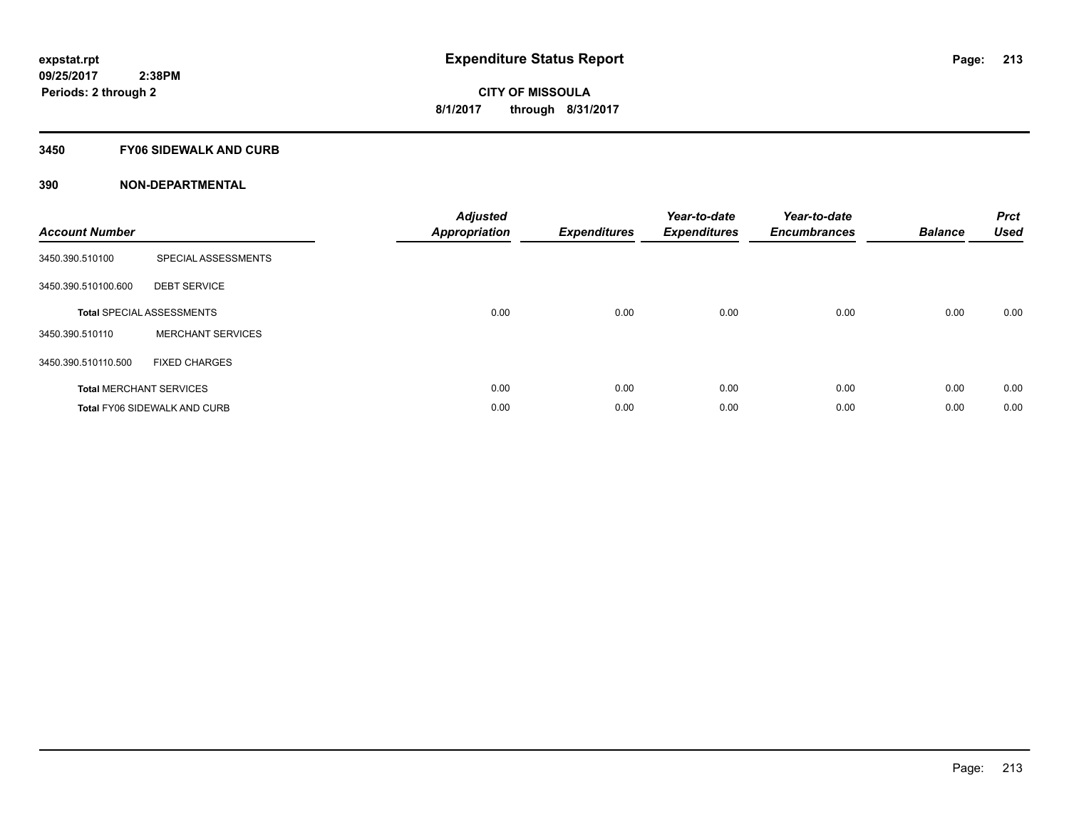expstat.rpt
09/25/2017 2:38PM
Periods: 2 through 2

# Expenditure Status Report

CITY OF MISSOULA
8/1/2017 through 8/31/2017

## 3450 FY06 SIDEWALK AND CURB

## 390 NON-DEPARTMENTAL

| Account Number | | Adjusted Appropriation | Expenditures | Year-to-date Expenditures | Year-to-date Encumbrances | Balance | Prct Used |
|---|---|---|---|---|---|---|---|
| 3450.390.510100 | SPECIAL ASSESSMENTS | | | | | | |
| 3450.390.510100.600 | DEBT SERVICE | | | | | | |
| **Total** SPECIAL ASSESSMENTS | | 0.00 | 0.00 | 0.00 | 0.00 | 0.00 | 0.00 |
| 3450.390.510110 | MERCHANT SERVICES | | | | | | |
| 3450.390.510110.500 | FIXED CHARGES | | | | | | |
| **Total** MERCHANT SERVICES | | 0.00 | 0.00 | 0.00 | 0.00 | 0.00 | 0.00 |
| **Total** FY06 SIDEWALK AND CURB | | 0.00 | 0.00 | 0.00 | 0.00 | 0.00 | 0.00 |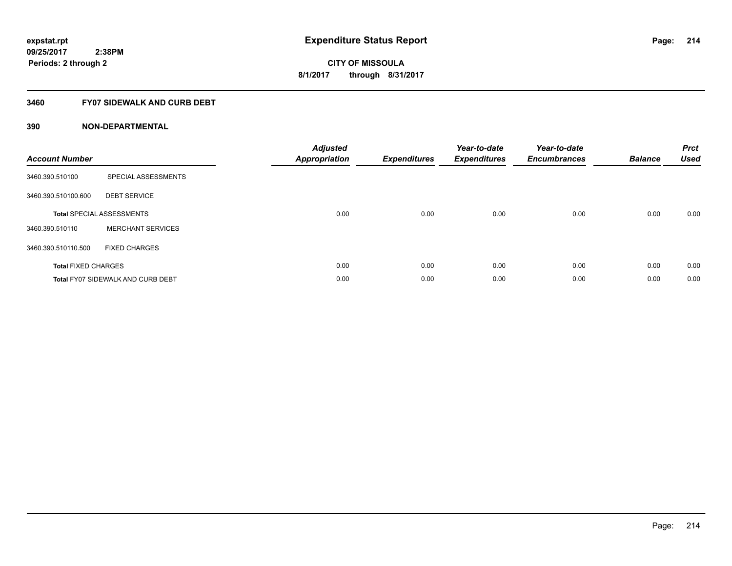**expstat.rpt**
**09/25/2017 2:38PM**
**Periods: 2 through 2**

# Expenditure Status Report

**CITY OF MISSOULA**
**8/1/2017 through 8/31/2017**

## 3460 FY07 SIDEWALK AND CURB DEBT

### 390 NON-DEPARTMENTAL

| Account Number | | Adjusted Appropriation | Expenditures | Year-to-date Expenditures | Year-to-date Encumbrances | Balance | Prct Used |
|---|---|---|---|---|---|---|---|
| 3460.390.510100 | SPECIAL ASSESSMENTS | | | | | | |
| 3460.390.510100.600 | DEBT SERVICE | | | | | | |
| **Total** SPECIAL ASSESSMENTS | | 0.00 | 0.00 | 0.00 | 0.00 | 0.00 | 0.00 |
| 3460.390.510110 | MERCHANT SERVICES | | | | | | |
| 3460.390.510110.500 | FIXED CHARGES | | | | | | |
| **Total** FIXED CHARGES | | 0.00 | 0.00 | 0.00 | 0.00 | 0.00 | 0.00 |
| **Total** FY07 SIDEWALK AND CURB DEBT | | 0.00 | 0.00 | 0.00 | 0.00 | 0.00 | 0.00 |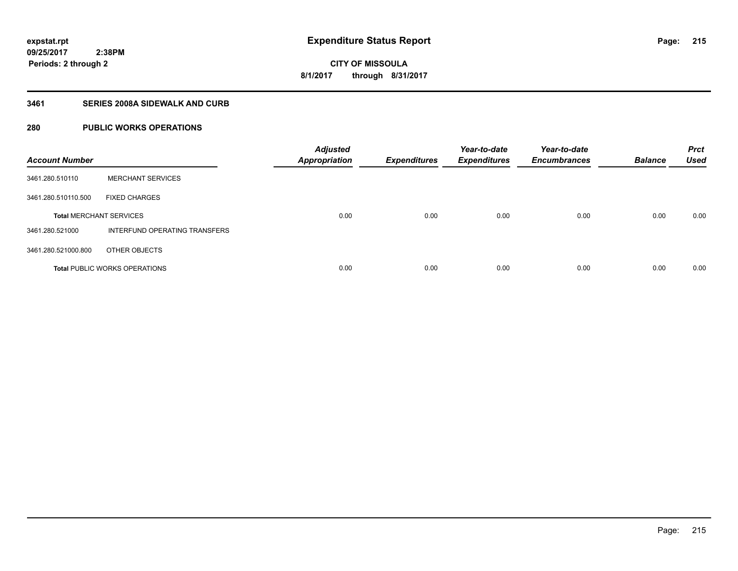# Expenditure Status Report

expstat.rpt
09/25/2017 2:38PM
Periods: 2 through 2

**CITY OF MISSOULA**
**8/1/2017 through 8/31/2017**

## 3461 SERIES 2008A SIDEWALK AND CURB

### 280 PUBLIC WORKS OPERATIONS

| Account Number | | Adjusted Appropriation | Expenditures | Year-to-date Expenditures | Year-to-date Encumbrances | Balance | Prct Used |
|---|---|---|---|---|---|---|---|
| 3461.280.510110 | MERCHANT SERVICES | | | | | | |
| 3461.280.510110.500 | FIXED CHARGES | | | | | | |
| **Total** MERCHANT SERVICES | | 0.00 | 0.00 | 0.00 | 0.00 | 0.00 | 0.00 |
| 3461.280.521000 | INTERFUND OPERATING TRANSFERS | | | | | | |
| 3461.280.521000.800 | OTHER OBJECTS | | | | | | |
| **Total** PUBLIC WORKS OPERATIONS | | 0.00 | 0.00 | 0.00 | 0.00 | 0.00 | 0.00 |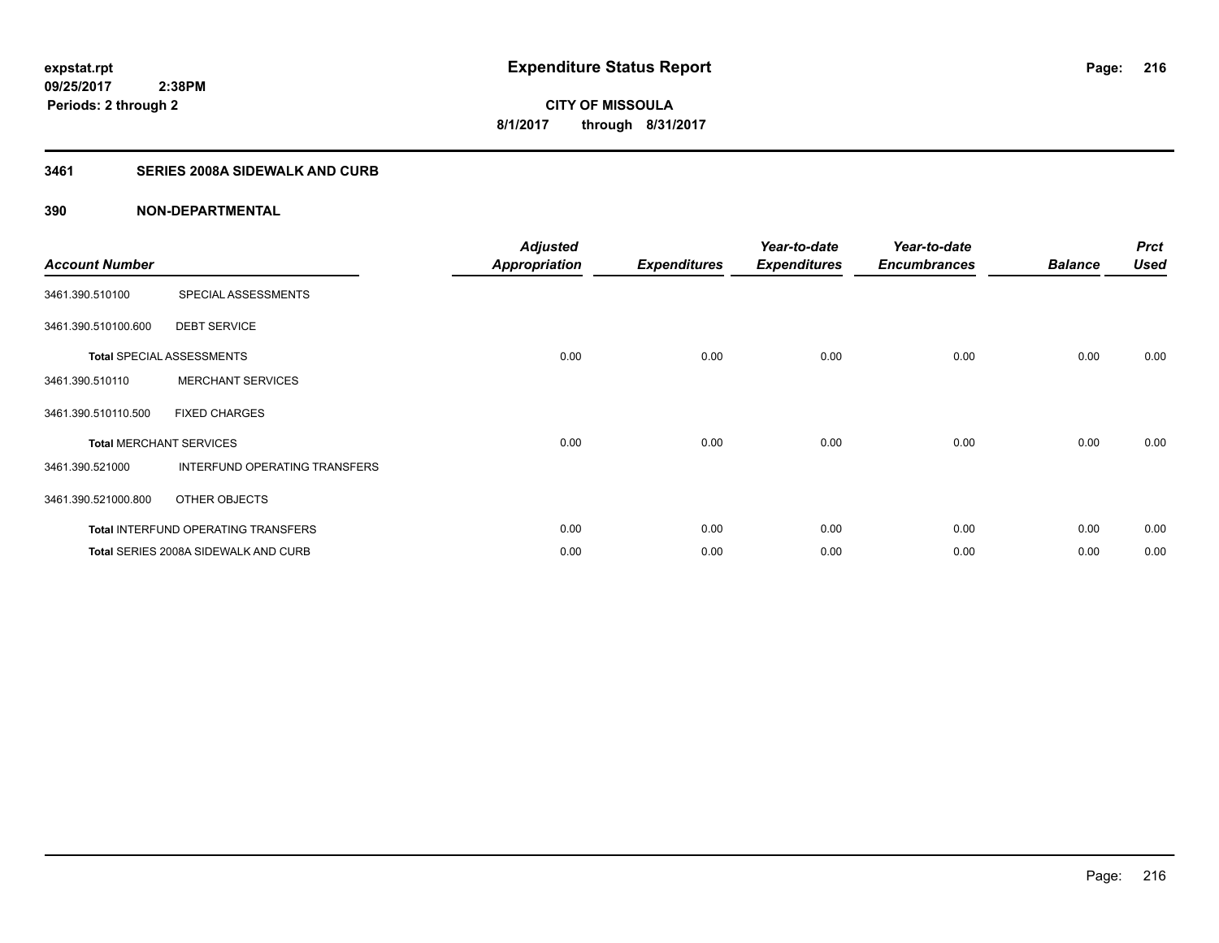# Expenditure Status Report

**expstat.rpt**
**09/25/2017 2:38PM**
**Periods: 2 through 2**

**CITY OF MISSOULA**
**8/1/2017 through 8/31/2017**

## 3461 SERIES 2008A SIDEWALK AND CURB

### 390 NON-DEPARTMENTAL

| Account Number | | Adjusted Appropriation | Expenditures | Year-to-date Expenditures | Year-to-date Encumbrances | Balance | Prct Used |
|---|---|---|---|---|---|---|---|
| 3461.390.510100 | SPECIAL ASSESSMENTS | | | | | | |
| 3461.390.510100.600 | DEBT SERVICE | | | | | | |
| **Total** SPECIAL ASSESSMENTS | | 0.00 | 0.00 | 0.00 | 0.00 | 0.00 | 0.00 |
| 3461.390.510110 | MERCHANT SERVICES | | | | | | |
| 3461.390.510110.500 | FIXED CHARGES | | | | | | |
| **Total** MERCHANT SERVICES | | 0.00 | 0.00 | 0.00 | 0.00 | 0.00 | 0.00 |
| 3461.390.521000 | INTERFUND OPERATING TRANSFERS | | | | | | |
| 3461.390.521000.800 | OTHER OBJECTS | | | | | | |
| **Total** INTERFUND OPERATING TRANSFERS | | 0.00 | 0.00 | 0.00 | 0.00 | 0.00 | 0.00 |
| **Total** SERIES 2008A SIDEWALK AND CURB | | 0.00 | 0.00 | 0.00 | 0.00 | 0.00 | 0.00 |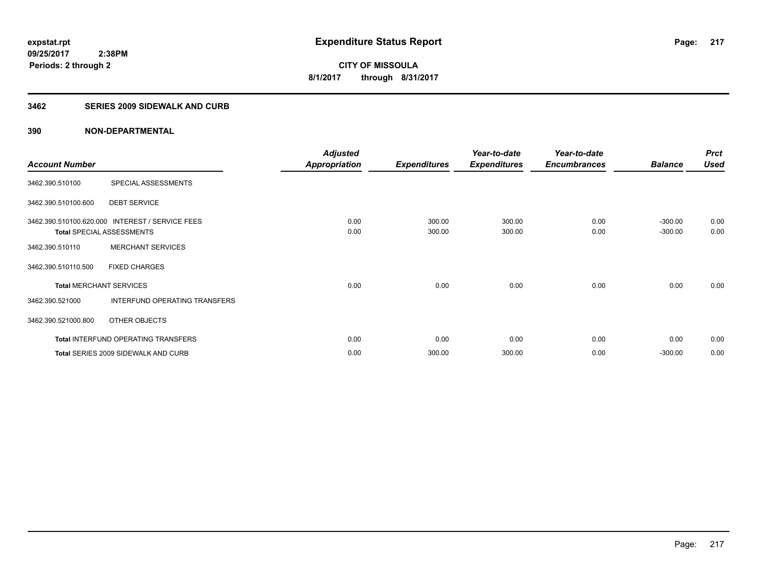expstat.rpt
09/25/2017 2:38PM
Periods: 2 through 2

# Expenditure Status Report

**CITY OF MISSOULA**
**8/1/2017 through 8/31/2017**

## 3462 SERIES 2009 SIDEWALK AND CURB

## 390 NON-DEPARTMENTAL

| Account Number | | Adjusted Appropriation | Expenditures | Year-to-date Expenditures | Year-to-date Encumbrances | Balance | Prct Used |
|---|---|---|---|---|---|---|---|
| 3462.390.510100 | SPECIAL ASSESSMENTS | | | | | | |
| 3462.390.510100.600 | DEBT SERVICE | | | | | | |
| 3462.390.510100.620.000 | INTEREST / SERVICE FEES | 0.00 | 300.00 | 300.00 | 0.00 | -300.00 | 0.00 |
| **Total** SPECIAL ASSESSMENTS | | 0.00 | 300.00 | 300.00 | 0.00 | -300.00 | 0.00 |
| 3462.390.510110 | MERCHANT SERVICES | | | | | | |
| 3462.390.510110.500 | FIXED CHARGES | | | | | | |
| **Total** MERCHANT SERVICES | | 0.00 | 0.00 | 0.00 | 0.00 | 0.00 | 0.00 |
| 3462.390.521000 | INTERFUND OPERATING TRANSFERS | | | | | | |
| 3462.390.521000.800 | OTHER OBJECTS | | | | | | |
| **Total** INTERFUND OPERATING TRANSFERS | | 0.00 | 0.00 | 0.00 | 0.00 | 0.00 | 0.00 |
| **Total** SERIES 2009 SIDEWALK AND CURB | | 0.00 | 300.00 | 300.00 | 0.00 | -300.00 | 0.00 |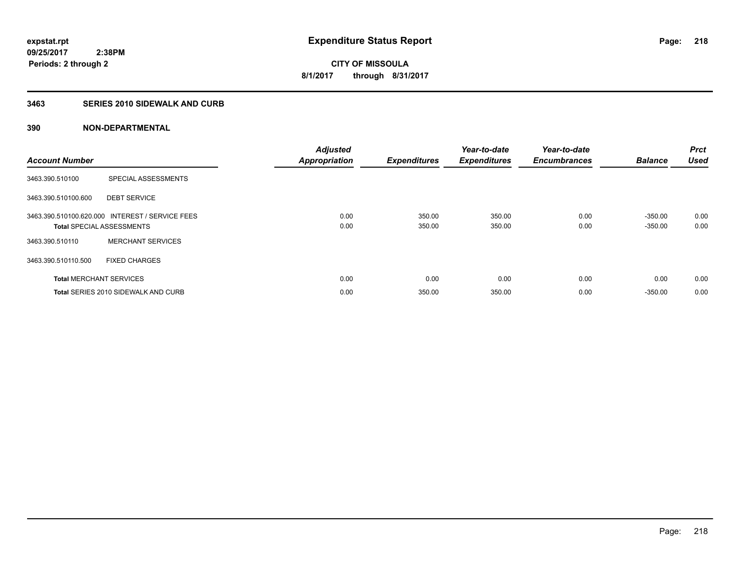**expstat.rpt**
**09/25/2017 2:38PM**
**Periods: 2 through 2**

# Expenditure Status Report

**CITY OF MISSOULA**
**8/1/2017 through 8/31/2017**

## 3463 SERIES 2010 SIDEWALK AND CURB

## 390 NON-DEPARTMENTAL

| Account Number | | Adjusted Appropriation | Expenditures | Year-to-date Expenditures | Year-to-date Encumbrances | Balance | Prct Used |
|---|---|---|---|---|---|---|---|
| 3463.390.510100 | SPECIAL ASSESSMENTS | | | | | | |
| 3463.390.510100.600 | DEBT SERVICE | | | | | | |
| 3463.390.510100.620.000 | INTEREST / SERVICE FEES | 0.00 | 350.00 | 350.00 | 0.00 | -350.00 | 0.00 |
| **Total** SPECIAL ASSESSMENTS | | 0.00 | 350.00 | 350.00 | 0.00 | -350.00 | 0.00 |
| 3463.390.510110 | MERCHANT SERVICES | | | | | | |
| 3463.390.510110.500 | FIXED CHARGES | | | | | | |
| **Total** MERCHANT SERVICES | | 0.00 | 0.00 | 0.00 | 0.00 | 0.00 | 0.00 |
| **Total** SERIES 2010 SIDEWALK AND CURB | | 0.00 | 350.00 | 350.00 | 0.00 | -350.00 | 0.00 |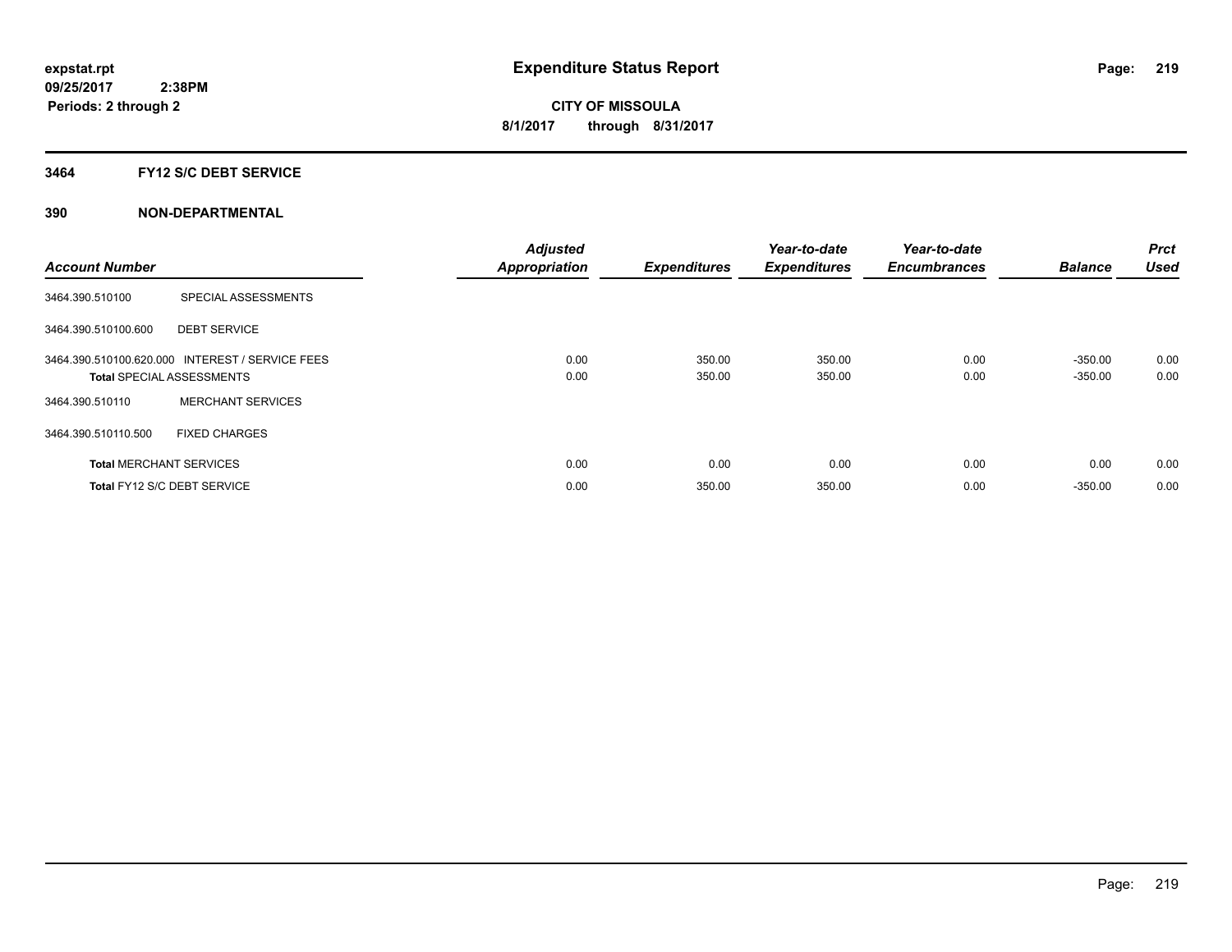**expstat.rpt**
**09/25/2017 2:38PM**
**Periods: 2 through 2**

# Expenditure Status Report

**CITY OF MISSOULA**
**8/1/2017 through 8/31/2017**

## 3464 FY12 S/C DEBT SERVICE

### 390 NON-DEPARTMENTAL

| Account Number | | Adjusted Appropriation | Expenditures | Year-to-date Expenditures | Year-to-date Encumbrances | Balance | Prct Used |
|---|---|---|---|---|---|---|---|
| 3464.390.510100 | SPECIAL ASSESSMENTS | | | | | | |
| 3464.390.510100.600 | DEBT SERVICE | | | | | | |
| 3464.390.510100.620.000 | INTEREST / SERVICE FEES | 0.00 | 350.00 | 350.00 | 0.00 | -350.00 | 0.00 |
| **Total** SPECIAL ASSESSMENTS | | 0.00 | 350.00 | 350.00 | 0.00 | -350.00 | 0.00 |
| 3464.390.510110 | MERCHANT SERVICES | | | | | | |
| 3464.390.510110.500 | FIXED CHARGES | | | | | | |
| **Total** MERCHANT SERVICES | | 0.00 | 0.00 | 0.00 | 0.00 | 0.00 | 0.00 |
| **Total** FY12 S/C DEBT SERVICE | | 0.00 | 350.00 | 350.00 | 0.00 | -350.00 | 0.00 |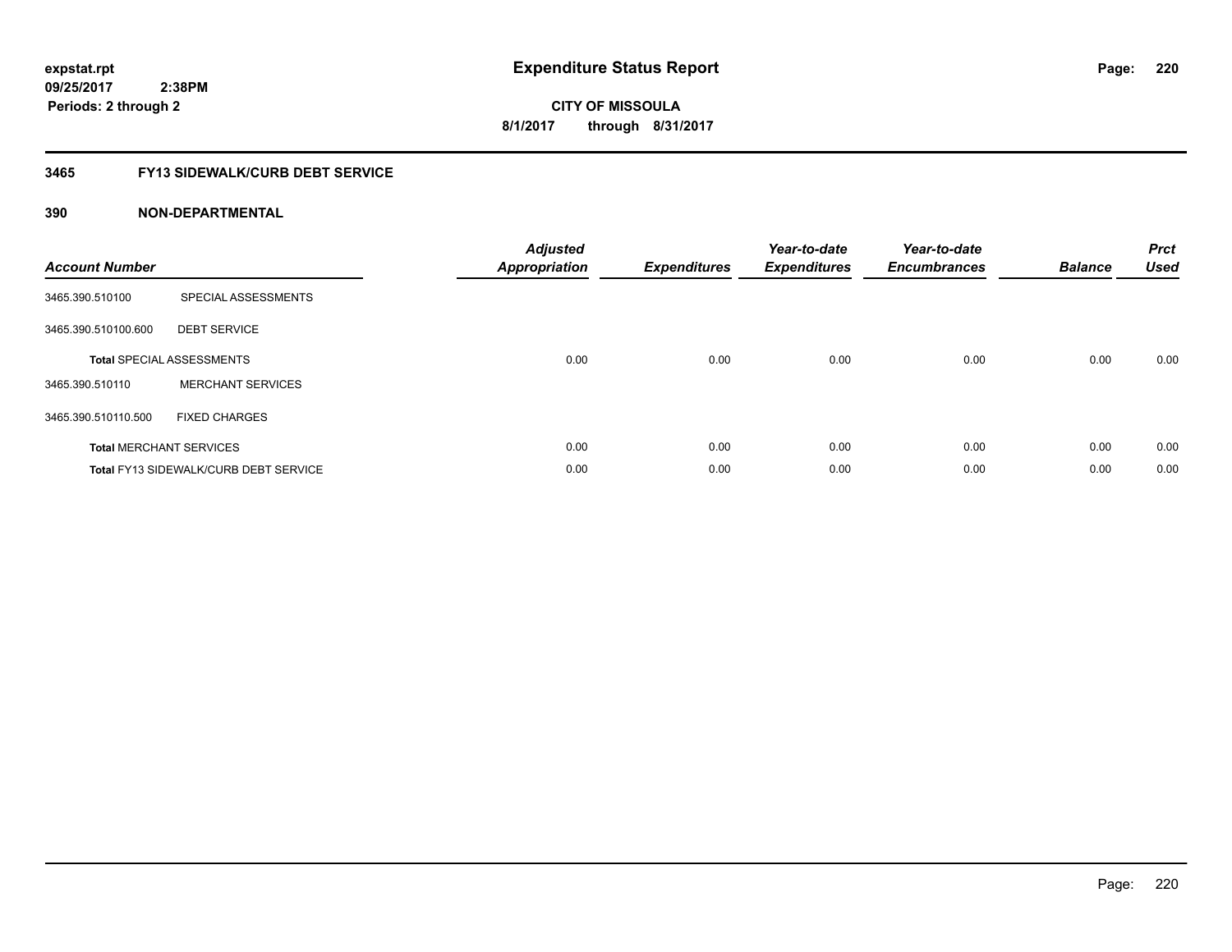expstat.rpt
09/25/2017 2:38PM
Periods: 2 through 2

# Expenditure Status Report

CITY OF MISSOULA
8/1/2017 through 8/31/2017

## 3465 FY13 SIDEWALK/CURB DEBT SERVICE

## 390 NON-DEPARTMENTAL

| Account Number | | Adjusted Appropriation | Expenditures | Year-to-date Expenditures | Year-to-date Encumbrances | Balance | Prct Used |
|---|---|---|---|---|---|---|---|
| 3465.390.510100 | SPECIAL ASSESSMENTS | | | | | | |
| 3465.390.510100.600 | DEBT SERVICE | | | | | | |
| **Total** SPECIAL ASSESSMENTS | | 0.00 | 0.00 | 0.00 | 0.00 | 0.00 | 0.00 |
| 3465.390.510110 | MERCHANT SERVICES | | | | | | |
| 3465.390.510110.500 | FIXED CHARGES | | | | | | |
| **Total** MERCHANT SERVICES | | 0.00 | 0.00 | 0.00 | 0.00 | 0.00 | 0.00 |
| **Total** FY13 SIDEWALK/CURB DEBT SERVICE | | 0.00 | 0.00 | 0.00 | 0.00 | 0.00 | 0.00 |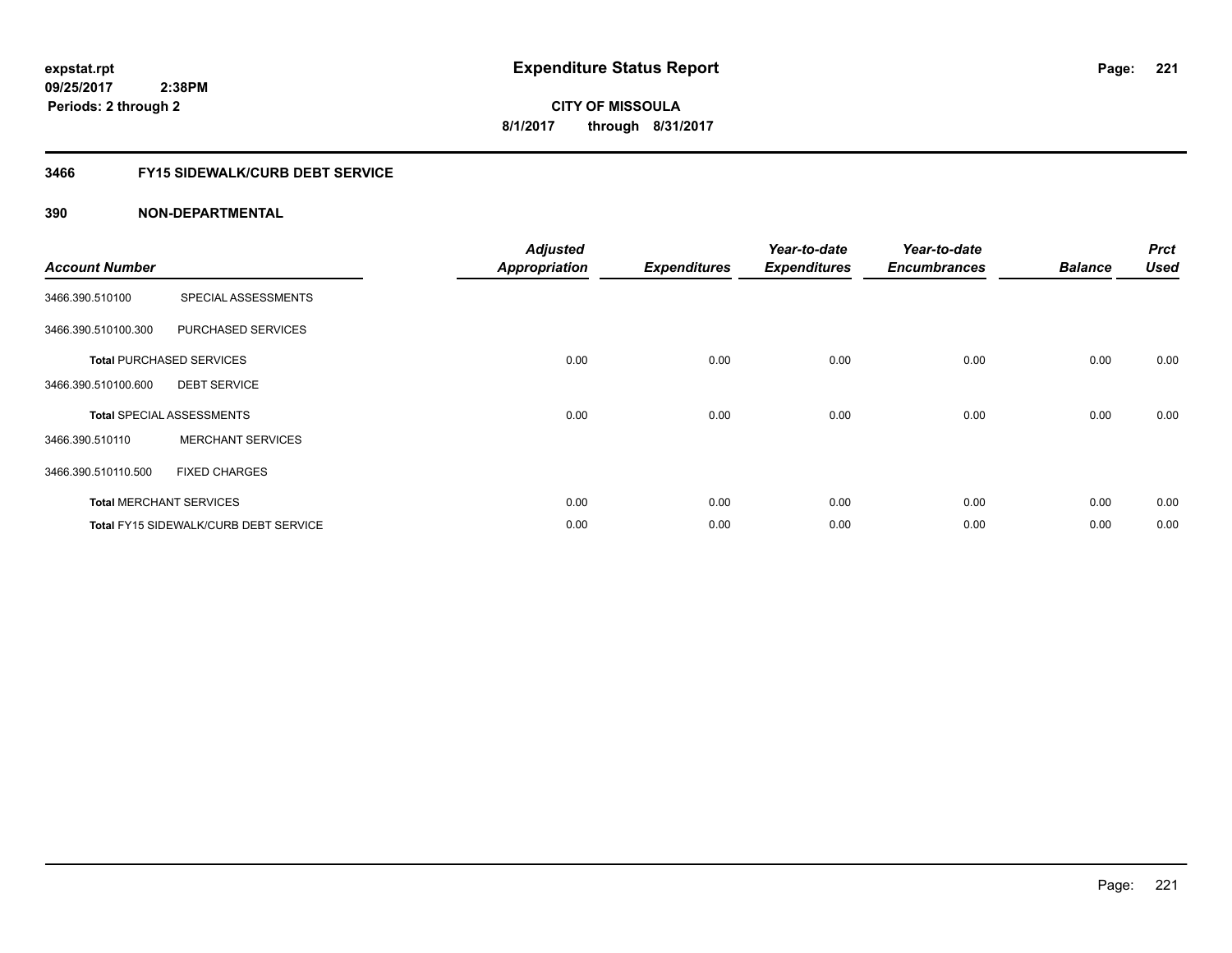**expstat.rpt**
**09/25/2017 2:38PM**
**Periods: 2 through 2**

# Expenditure Status Report

**CITY OF MISSOULA**
**8/1/2017 through 8/31/2017**

## 3466 FY15 SIDEWALK/CURB DEBT SERVICE

### 390 NON-DEPARTMENTAL

| Account Number | | Adjusted Appropriation | Expenditures | Year-to-date Expenditures | Year-to-date Encumbrances | Balance | Prct Used |
|---|---|---|---|---|---|---|---|
| 3466.390.510100 | SPECIAL ASSESSMENTS | | | | | | |
| 3466.390.510100.300 | PURCHASED SERVICES | | | | | | |
| **Total** PURCHASED SERVICES | | 0.00 | 0.00 | 0.00 | 0.00 | 0.00 | 0.00 |
| 3466.390.510100.600 | DEBT SERVICE | | | | | | |
| **Total** SPECIAL ASSESSMENTS | | 0.00 | 0.00 | 0.00 | 0.00 | 0.00 | 0.00 |
| 3466.390.510110 | MERCHANT SERVICES | | | | | | |
| 3466.390.510110.500 | FIXED CHARGES | | | | | | |
| **Total** MERCHANT SERVICES | | 0.00 | 0.00 | 0.00 | 0.00 | 0.00 | 0.00 |
| **Total** FY15 SIDEWALK/CURB DEBT SERVICE | | 0.00 | 0.00 | 0.00 | 0.00 | 0.00 | 0.00 |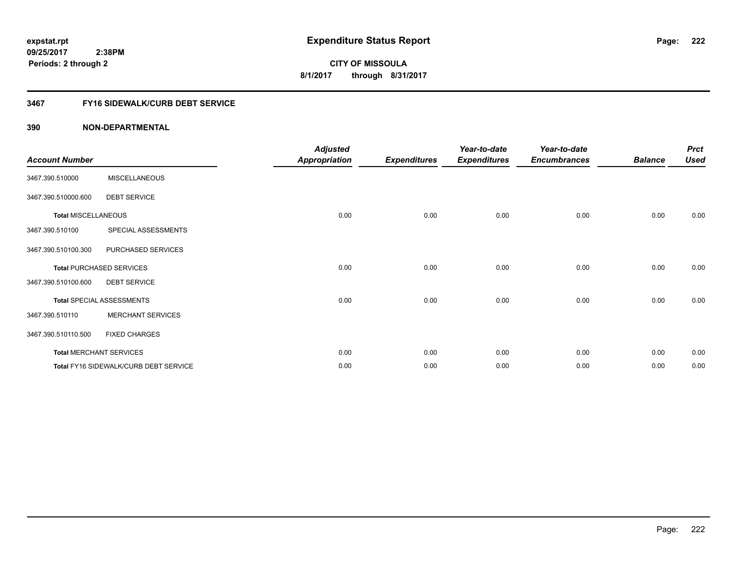**expstat.rpt**
**09/25/2017 2:38PM**
**Periods: 2 through 2**

# Expenditure Status Report

**CITY OF MISSOULA**
**8/1/2017 through 8/31/2017**

## 3467 FY16 SIDEWALK/CURB DEBT SERVICE

### 390 NON-DEPARTMENTAL

| Account Number | | Adjusted Appropriation | Expenditures | Year-to-date Expenditures | Year-to-date Encumbrances | Balance | Prct Used |
|---|---|---|---|---|---|---|---|
| 3467.390.510000 | MISCELLANEOUS | | | | | | |
| 3467.390.510000.600 | DEBT SERVICE | | | | | | |
| **Total** MISCELLANEOUS | | 0.00 | 0.00 | 0.00 | 0.00 | 0.00 | 0.00 |
| 3467.390.510100 | SPECIAL ASSESSMENTS | | | | | | |
| 3467.390.510100.300 | PURCHASED SERVICES | | | | | | |
| **Total** PURCHASED SERVICES | | 0.00 | 0.00 | 0.00 | 0.00 | 0.00 | 0.00 |
| 3467.390.510100.600 | DEBT SERVICE | | | | | | |
| **Total** SPECIAL ASSESSMENTS | | 0.00 | 0.00 | 0.00 | 0.00 | 0.00 | 0.00 |
| 3467.390.510110 | MERCHANT SERVICES | | | | | | |
| 3467.390.510110.500 | FIXED CHARGES | | | | | | |
| **Total** MERCHANT SERVICES | | 0.00 | 0.00 | 0.00 | 0.00 | 0.00 | 0.00 |
| **Total** FY16 SIDEWALK/CURB DEBT SERVICE | | 0.00 | 0.00 | 0.00 | 0.00 | 0.00 | 0.00 |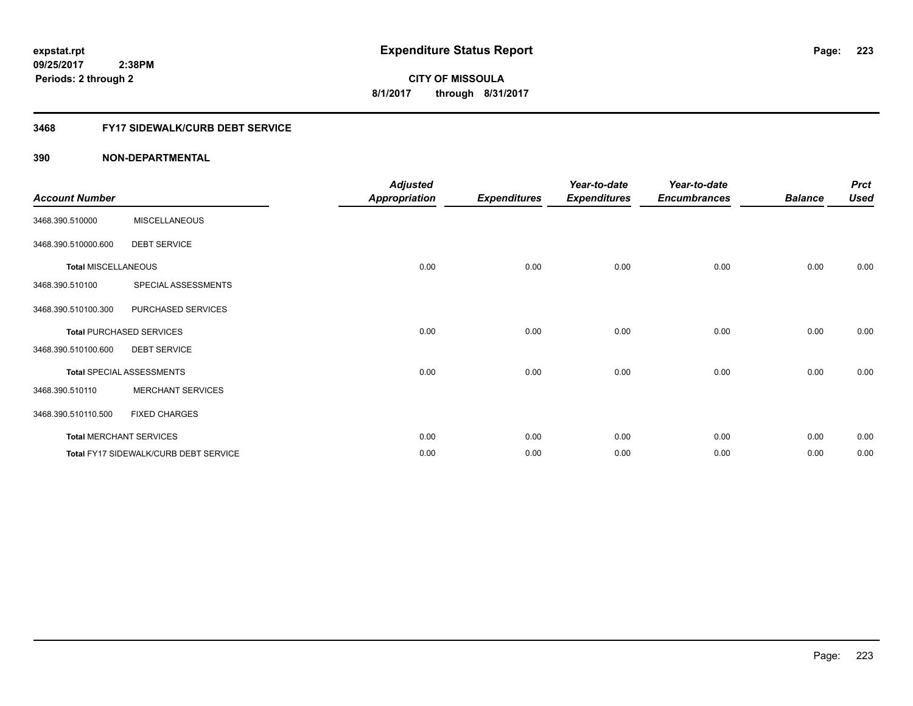# Expenditure Status Report

expstat.rpt
09/25/2017 2:38PM
Periods: 2 through 2

**CITY OF MISSOULA**
**8/1/2017 through 8/31/2017**

## 3468 FY17 SIDEWALK/CURB DEBT SERVICE

### 390 NON-DEPARTMENTAL

| Account Number | | Adjusted Appropriation | Expenditures | Year-to-date Expenditures | Year-to-date Encumbrances | Balance | Prct Used |
|---|---|---|---|---|---|---|---|
| 3468.390.510000 | MISCELLANEOUS | | | | | | |
| 3468.390.510000.600 | DEBT SERVICE | | | | | | |
| **Total** MISCELLANEOUS | | 0.00 | 0.00 | 0.00 | 0.00 | 0.00 | 0.00 |
| 3468.390.510100 | SPECIAL ASSESSMENTS | | | | | | |
| 3468.390.510100.300 | PURCHASED SERVICES | | | | | | |
| **Total** PURCHASED SERVICES | | 0.00 | 0.00 | 0.00 | 0.00 | 0.00 | 0.00 |
| 3468.390.510100.600 | DEBT SERVICE | | | | | | |
| **Total** SPECIAL ASSESSMENTS | | 0.00 | 0.00 | 0.00 | 0.00 | 0.00 | 0.00 |
| 3468.390.510110 | MERCHANT SERVICES | | | | | | |
| 3468.390.510110.500 | FIXED CHARGES | | | | | | |
| **Total** MERCHANT SERVICES | | 0.00 | 0.00 | 0.00 | 0.00 | 0.00 | 0.00 |
| **Total** FY17 SIDEWALK/CURB DEBT SERVICE | | 0.00 | 0.00 | 0.00 | 0.00 | 0.00 | 0.00 |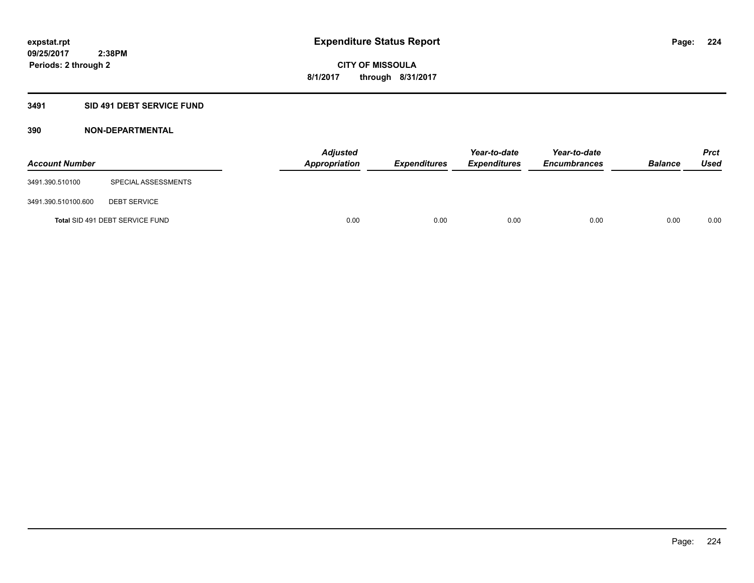expstat.rpt
09/25/2017 2:38PM
Periods: 2 through 2

# Expenditure Status Report

CITY OF MISSOULA
8/1/2017 through 8/31/2017

## 3491 SID 491 DEBT SERVICE FUND

### 390 NON-DEPARTMENTAL

| Account Number | | Adjusted Appropriation | Expenditures | Year-to-date Expenditures | Year-to-date Encumbrances | Balance | Prct Used |
|---|---|---|---|---|---|---|---|
| 3491.390.510100 | SPECIAL ASSESSMENTS | | | | | | |
| 3491.390.510100.600 | DEBT SERVICE | | | | | | |
| **Total** SID 491 DEBT SERVICE FUND | | 0.00 | 0.00 | 0.00 | 0.00 | 0.00 | 0.00 |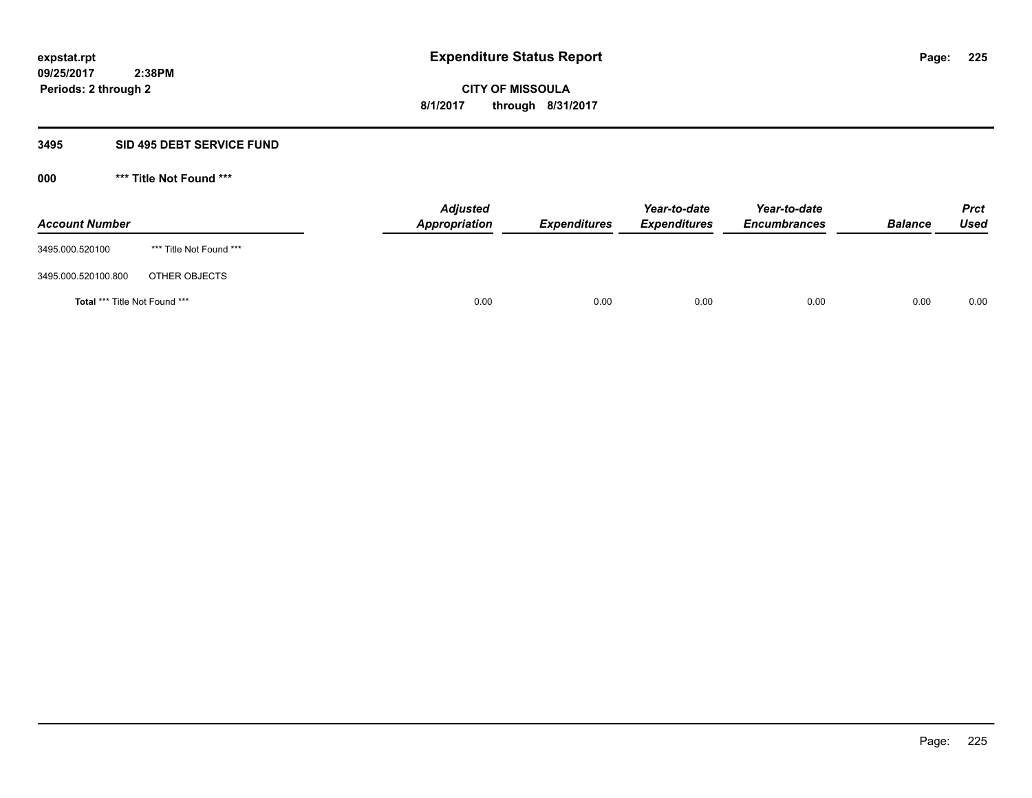**expstat.rpt**
**09/25/2017 2:38PM**
**Periods: 2 through 2**

# Expenditure Status Report

**CITY OF MISSOULA**
**8/1/2017 through 8/31/2017**

## 3495 SID 495 DEBT SERVICE FUND

### 000 *** Title Not Found ***

| Account Number | | Adjusted Appropriation | Expenditures | Year-to-date Expenditures | Year-to-date Encumbrances | Balance | Prct Used |
|---|---|---|---|---|---|---|---|
| 3495.000.520100 | *** Title Not Found *** | | | | | | |
| 3495.000.520100.800 | OTHER OBJECTS | | | | | | |
| **Total** *** Title Not Found *** | | 0.00 | 0.00 | 0.00 | 0.00 | 0.00 | 0.00 |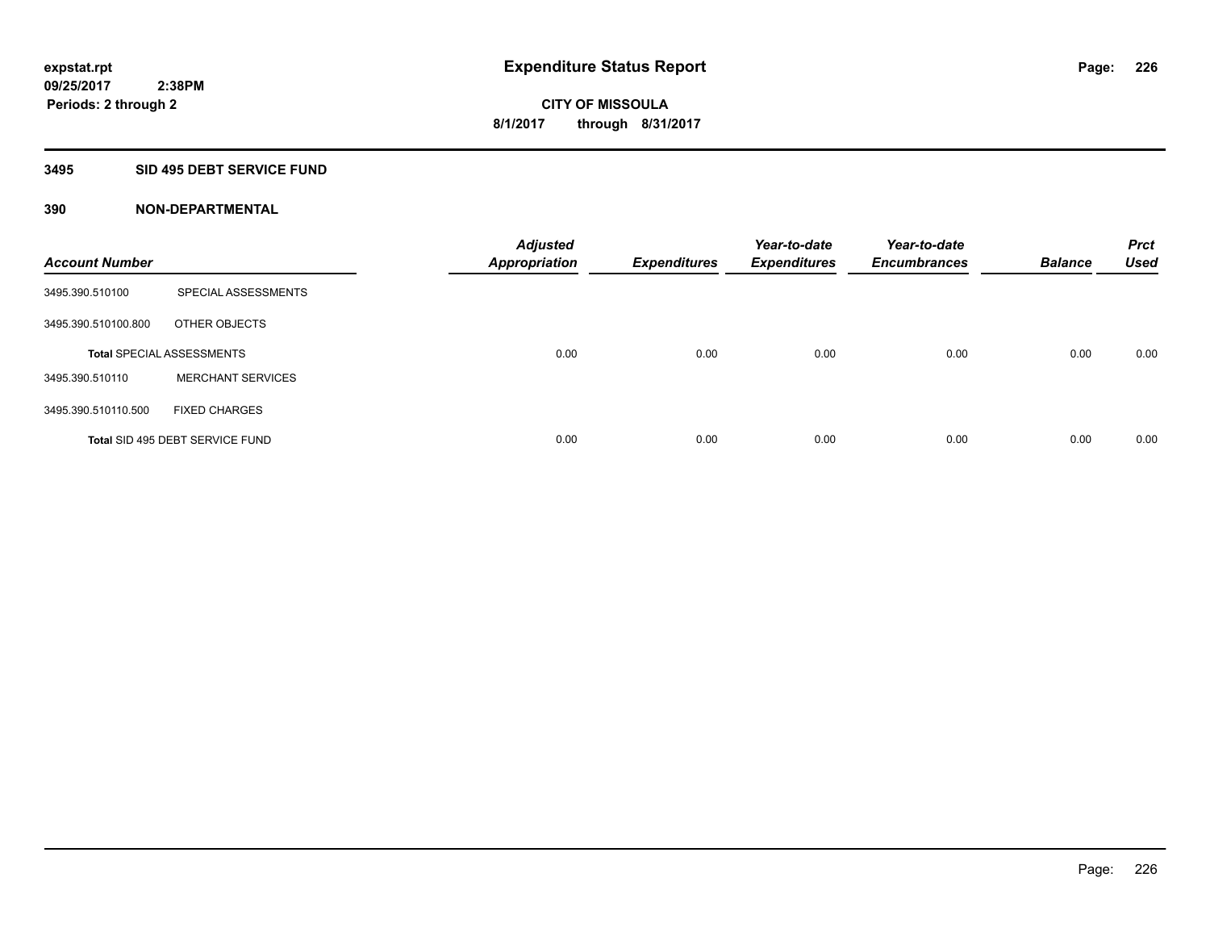# Expenditure Status Report

expstat.rpt
09/25/2017 2:38PM
Periods: 2 through 2

**CITY OF MISSOULA**
**8/1/2017 through 8/31/2017**

## 3495 SID 495 DEBT SERVICE FUND

### 390 NON-DEPARTMENTAL

| Account Number | | Adjusted Appropriation | Expenditures | Year-to-date Expenditures | Year-to-date Encumbrances | Balance | Prct Used |
|---|---|---|---|---|---|---|---|
| 3495.390.510100 | SPECIAL ASSESSMENTS | | | | | | |
| 3495.390.510100.800 | OTHER OBJECTS | | | | | | |
| **Total** SPECIAL ASSESSMENTS | | 0.00 | 0.00 | 0.00 | 0.00 | 0.00 | 0.00 |
| 3495.390.510110 | MERCHANT SERVICES | | | | | | |
| 3495.390.510110.500 | FIXED CHARGES | | | | | | |
| **Total** SID 495 DEBT SERVICE FUND | | 0.00 | 0.00 | 0.00 | 0.00 | 0.00 | 0.00 |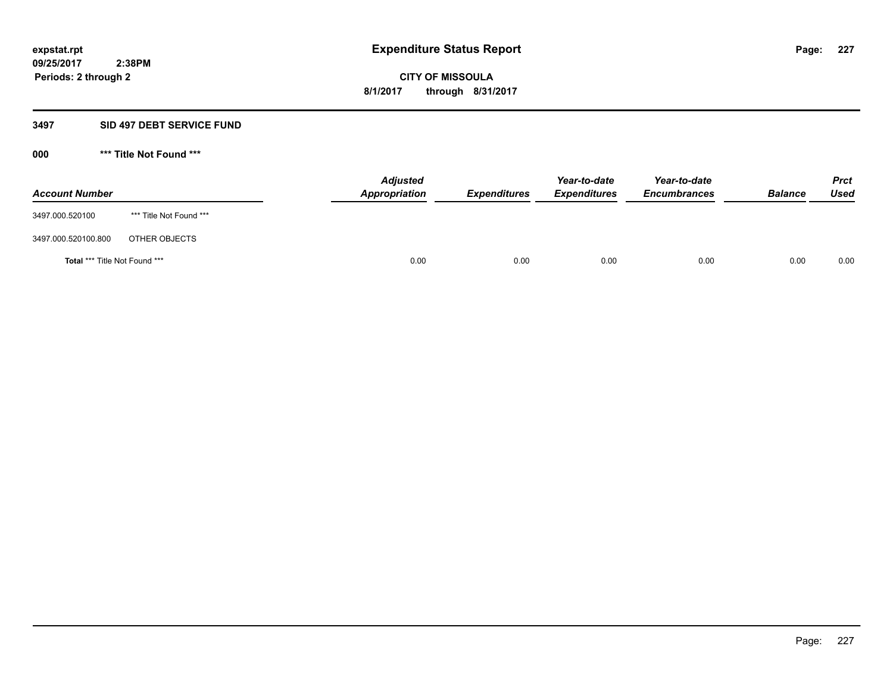**expstat.rpt**
**09/25/2017 2:38PM**
**Periods: 2 through 2**

# Expenditure Status Report

**CITY OF MISSOULA**
**8/1/2017 through 8/31/2017**

## 3497 SID 497 DEBT SERVICE FUND

### 000 *** Title Not Found ***

| Account Number | | Adjusted Appropriation | Expenditures | Year-to-date Expenditures | Year-to-date Encumbrances | Balance | Prct Used |
|---|---|---|---|---|---|---|---|
| 3497.000.520100 | *** Title Not Found *** | | | | | | |
| 3497.000.520100.800 | OTHER OBJECTS | | | | | | |
| **Total** *** Title Not Found *** | | 0.00 | 0.00 | 0.00 | 0.00 | 0.00 | 0.00 |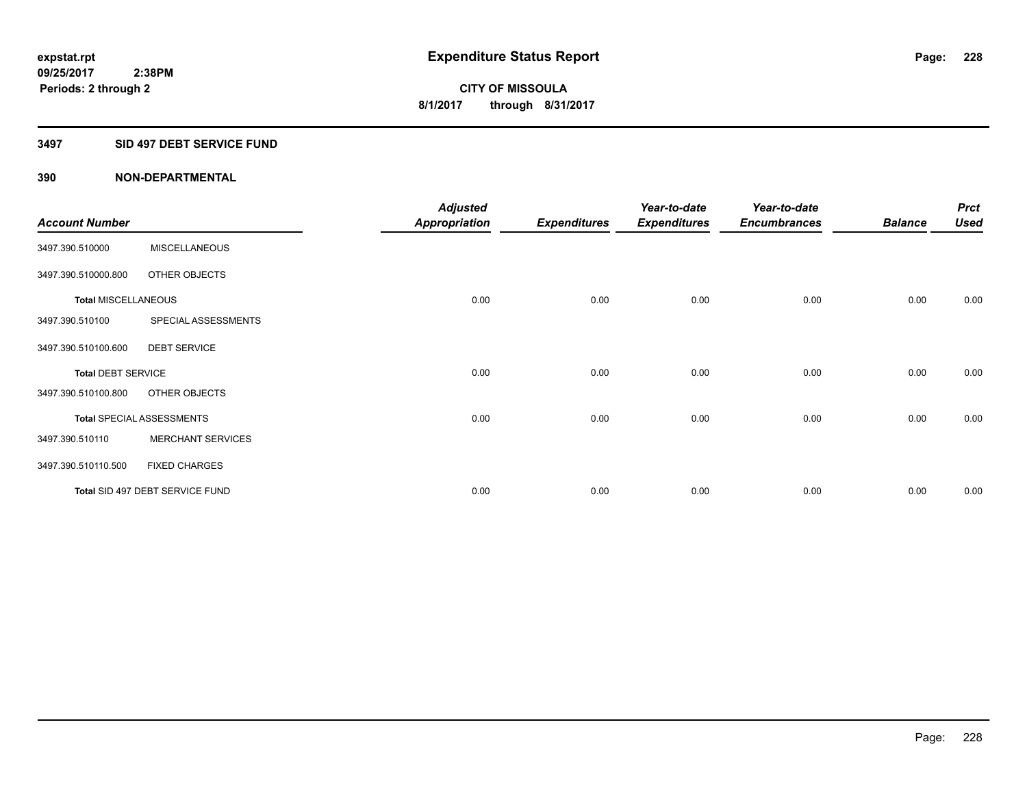**expstat.rpt**
**09/25/2017 2:38PM**
**Periods: 2 through 2**

# Expenditure Status Report

**CITY OF MISSOULA**
**8/1/2017 through 8/31/2017**

## 3497 SID 497 DEBT SERVICE FUND

### 390 NON-DEPARTMENTAL

| Account Number | | Adjusted Appropriation | Expenditures | Year-to-date Expenditures | Year-to-date Encumbrances | Balance | Prct Used |
|---|---|---|---|---|---|---|---|
| 3497.390.510000 | MISCELLANEOUS | | | | | | |
| 3497.390.510000.800 | OTHER OBJECTS | | | | | | |
| **Total** MISCELLANEOUS | | 0.00 | 0.00 | 0.00 | 0.00 | 0.00 | 0.00 |
| 3497.390.510100 | SPECIAL ASSESSMENTS | | | | | | |
| 3497.390.510100.600 | DEBT SERVICE | | | | | | |
| **Total** DEBT SERVICE | | 0.00 | 0.00 | 0.00 | 0.00 | 0.00 | 0.00 |
| 3497.390.510100.800 | OTHER OBJECTS | | | | | | |
| **Total** SPECIAL ASSESSMENTS | | 0.00 | 0.00 | 0.00 | 0.00 | 0.00 | 0.00 |
| 3497.390.510110 | MERCHANT SERVICES | | | | | | |
| 3497.390.510110.500 | FIXED CHARGES | | | | | | |
| **Total** SID 497 DEBT SERVICE FUND | | 0.00 | 0.00 | 0.00 | 0.00 | 0.00 | 0.00 |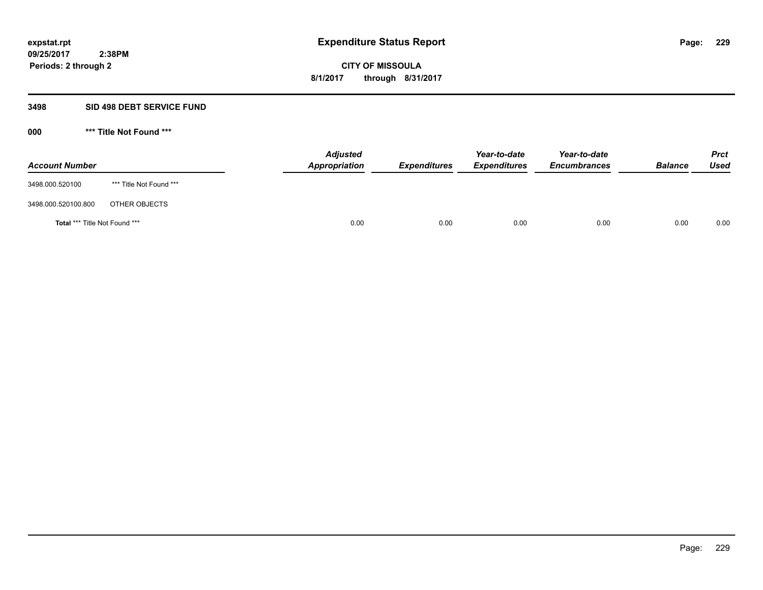**expstat.rpt**
**09/25/2017 2:38PM**
**Periods: 2 through 2**

# Expenditure Status Report

**CITY OF MISSOULA**
**8/1/2017 through 8/31/2017**

### 3498 SID 498 DEBT SERVICE FUND

### 000 *** Title Not Found ***

| Account Number | | Adjusted Appropriation | Expenditures | Year-to-date Expenditures | Year-to-date Encumbrances | Balance | Prct Used |
|---|---|---|---|---|---|---|---|
| 3498.000.520100 | *** Title Not Found *** | | | | | | |
| 3498.000.520100.800 | OTHER OBJECTS | | | | | | |
| **Total** *** Title Not Found *** | | 0.00 | 0.00 | 0.00 | 0.00 | 0.00 | 0.00 |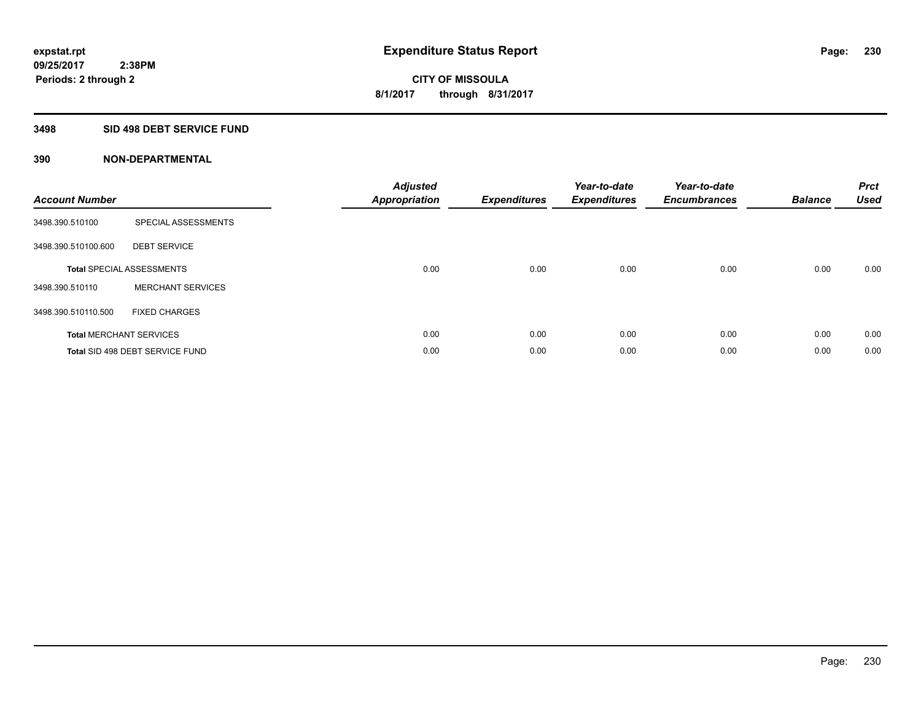**expstat.rpt**
**09/25/2017 2:38PM**
**Periods: 2 through 2**

# Expenditure Status Report

**CITY OF MISSOULA**
**8/1/2017 through 8/31/2017**

## 3498 SID 498 DEBT SERVICE FUND

### 390 NON-DEPARTMENTAL

| Account Number | | Adjusted Appropriation | Expenditures | Year-to-date Expenditures | Year-to-date Encumbrances | Balance | Prct Used |
|---|---|---|---|---|---|---|---|
| 3498.390.510100 | SPECIAL ASSESSMENTS | | | | | | |
| 3498.390.510100.600 | DEBT SERVICE | | | | | | |
| **Total** SPECIAL ASSESSMENTS | | 0.00 | 0.00 | 0.00 | 0.00 | 0.00 | 0.00 |
| 3498.390.510110 | MERCHANT SERVICES | | | | | | |
| 3498.390.510110.500 | FIXED CHARGES | | | | | | |
| **Total** MERCHANT SERVICES | | 0.00 | 0.00 | 0.00 | 0.00 | 0.00 | 0.00 |
| **Total** SID 498 DEBT SERVICE FUND | | 0.00 | 0.00 | 0.00 | 0.00 | 0.00 | 0.00 |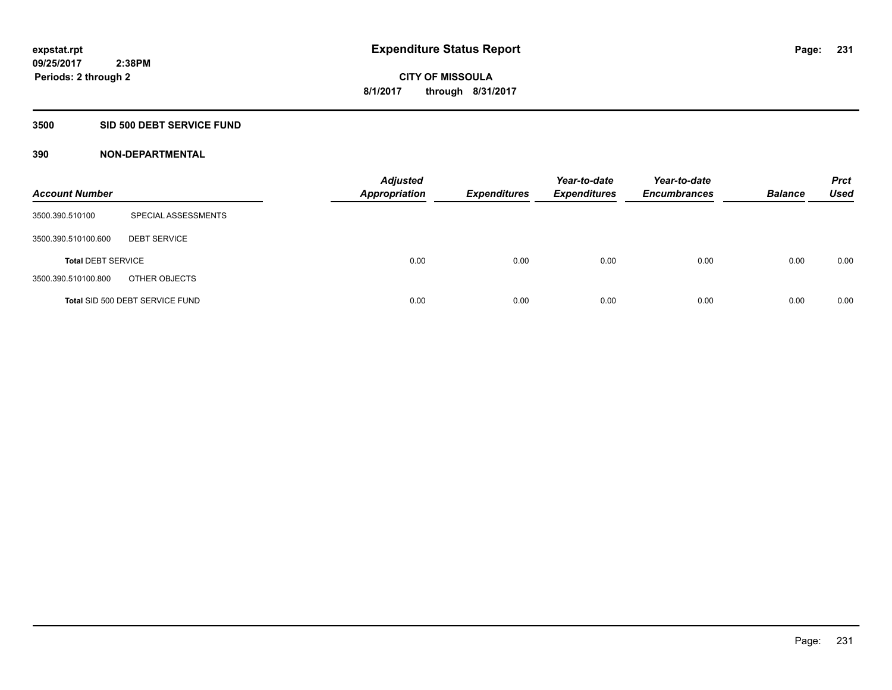**expstat.rpt**
**09/25/2017 2:38PM**
**Periods: 2 through 2**

# Expenditure Status Report

**CITY OF MISSOULA**
**8/1/2017 through 8/31/2017**

## 3500 SID 500 DEBT SERVICE FUND

### 390 NON-DEPARTMENTAL

| Account Number | | Adjusted Appropriation | Expenditures | Year-to-date Expenditures | Year-to-date Encumbrances | Balance | Prct Used |
|---|---|---|---|---|---|---|---|
| 3500.390.510100 | SPECIAL ASSESSMENTS | | | | | | |
| 3500.390.510100.600 | DEBT SERVICE | | | | | | |
| **Total** DEBT SERVICE | | 0.00 | 0.00 | 0.00 | 0.00 | 0.00 | 0.00 |
| 3500.390.510100.800 | OTHER OBJECTS | | | | | | |
| **Total** SID 500 DEBT SERVICE FUND | | 0.00 | 0.00 | 0.00 | 0.00 | 0.00 | 0.00 |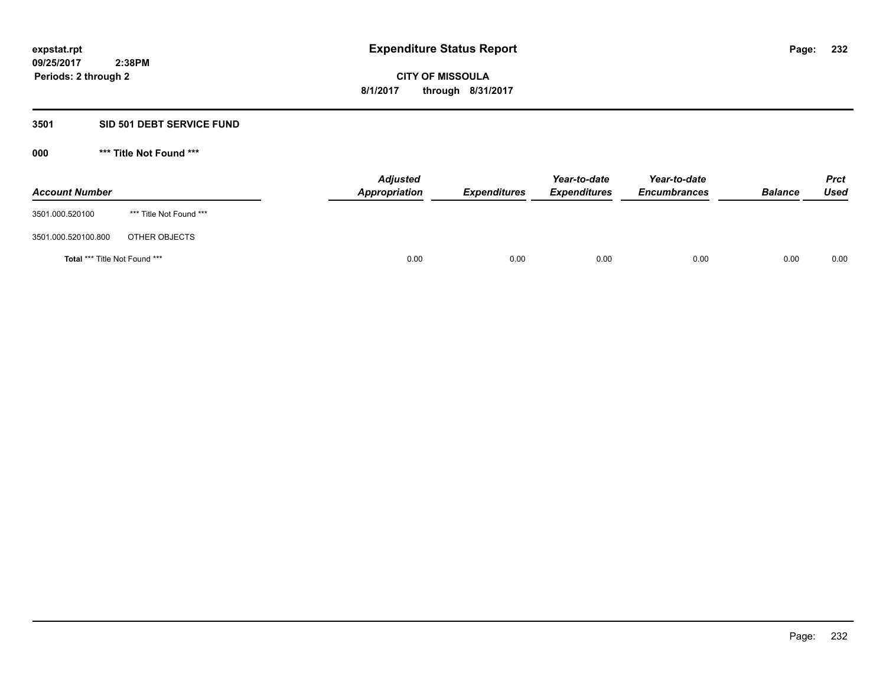**expstat.rpt**
**09/25/2017 2:38PM**
**Periods: 2 through 2**

# Expenditure Status Report

**CITY OF MISSOULA**
**8/1/2017 through 8/31/2017**

## 3501 SID 501 DEBT SERVICE FUND

### 000 *** Title Not Found ***

| Account Number | | Adjusted Appropriation | Expenditures | Year-to-date Expenditures | Year-to-date Encumbrances | Balance | Prct Used |
|---|---|---|---|---|---|---|---|
| 3501.000.520100 | *** Title Not Found *** | | | | | | |
| 3501.000.520100.800 | OTHER OBJECTS | | | | | | |
| **Total** *** Title Not Found *** | | 0.00 | 0.00 | 0.00 | 0.00 | 0.00 | 0.00 |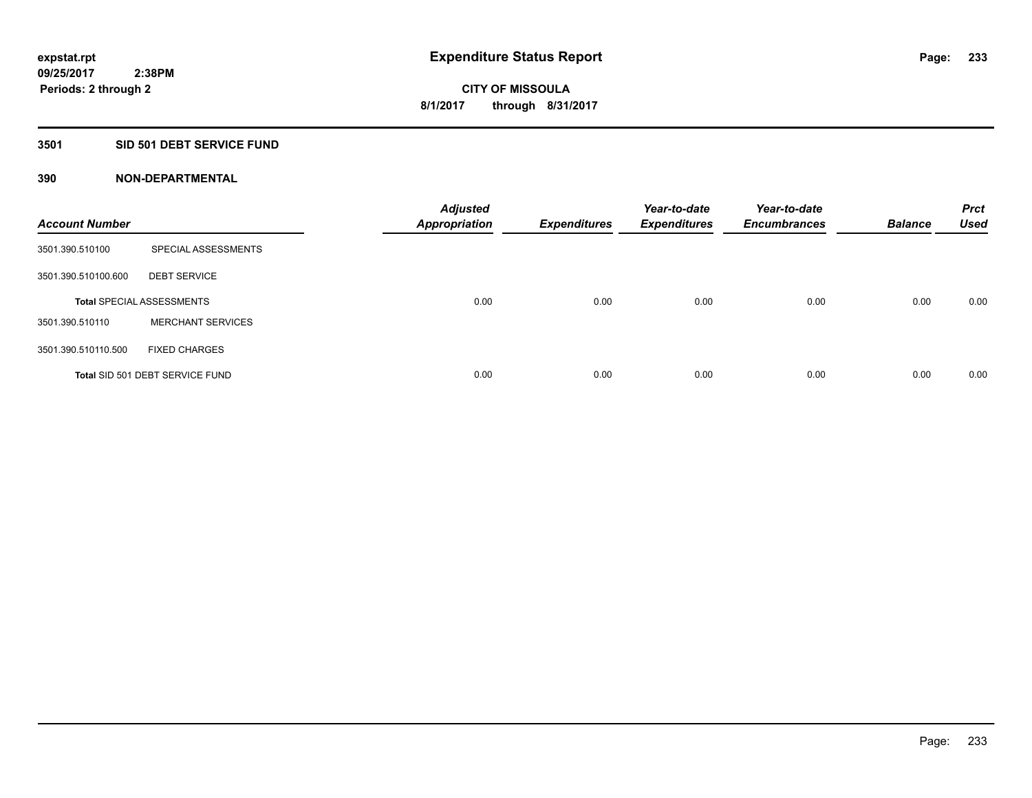**expstat.rpt**
**09/25/2017 2:38PM**
**Periods: 2 through 2**

# Expenditure Status Report

**CITY OF MISSOULA**
**8/1/2017 through 8/31/2017**

## 3501 SID 501 DEBT SERVICE FUND

### 390 NON-DEPARTMENTAL

| Account Number | | Adjusted Appropriation | Expenditures | Year-to-date Expenditures | Year-to-date Encumbrances | Balance | Prct Used |
|---|---|---|---|---|---|---|---|
| 3501.390.510100 | SPECIAL ASSESSMENTS | | | | | | |
| 3501.390.510100.600 | DEBT SERVICE | | | | | | |
| **Total** SPECIAL ASSESSMENTS | | 0.00 | 0.00 | 0.00 | 0.00 | 0.00 | 0.00 |
| 3501.390.510110 | MERCHANT SERVICES | | | | | | |
| 3501.390.510110.500 | FIXED CHARGES | | | | | | |
| **Total** SID 501 DEBT SERVICE FUND | | 0.00 | 0.00 | 0.00 | 0.00 | 0.00 | 0.00 |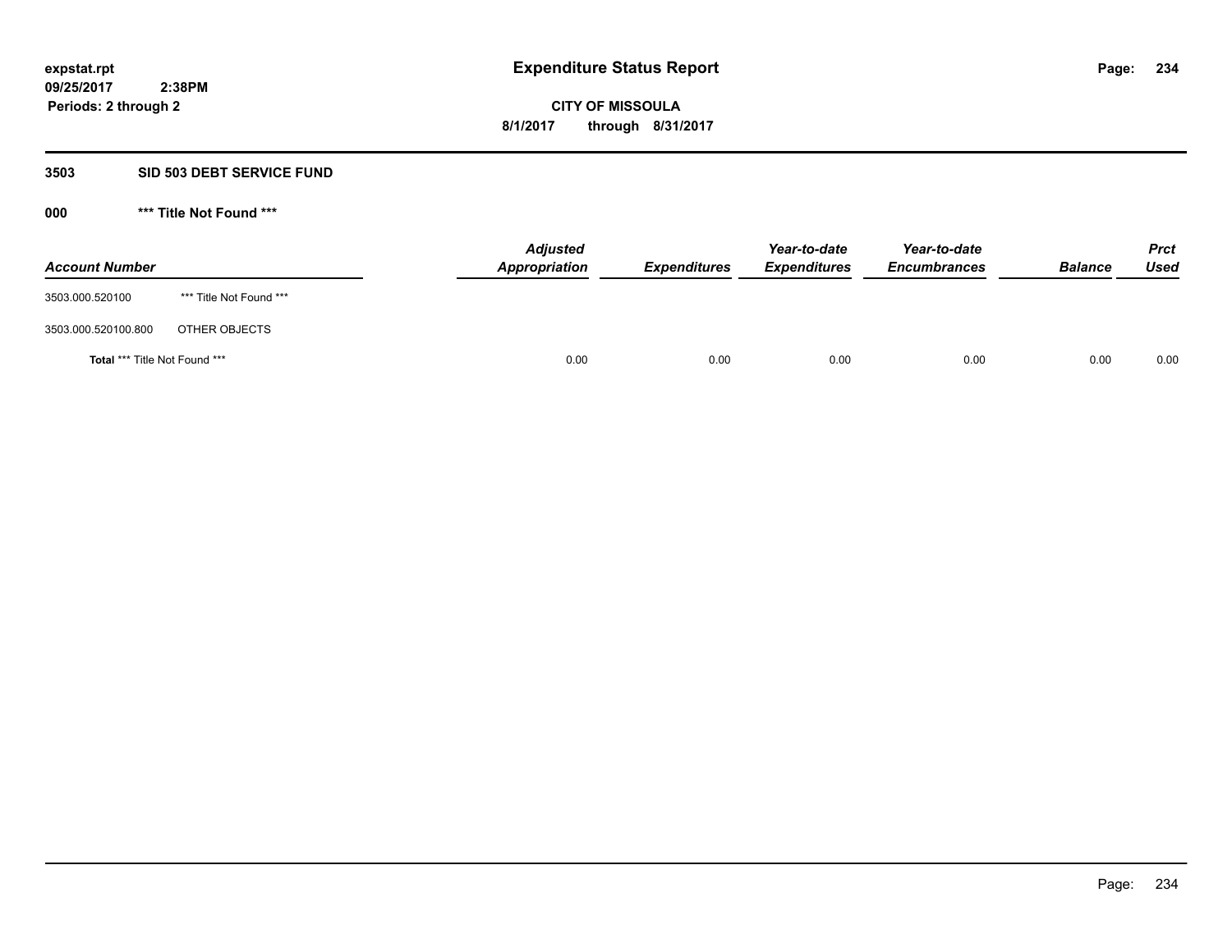**expstat.rpt**
**09/25/2017 2:38PM**
**Periods: 2 through 2**

# Expenditure Status Report

**CITY OF MISSOULA**
**8/1/2017 through 8/31/2017**

## 3503 SID 503 DEBT SERVICE FUND

### 000 *** Title Not Found ***

| Account Number | | Adjusted Appropriation | Expenditures | Year-to-date Expenditures | Year-to-date Encumbrances | Balance | Prct Used |
|---|---|---|---|---|---|---|---|
| 3503.000.520100 | *** Title Not Found *** | | | | | | |
| 3503.000.520100.800 | OTHER OBJECTS | | | | | | |
| **Total** *** Title Not Found *** | | 0.00 | 0.00 | 0.00 | 0.00 | 0.00 | 0.00 |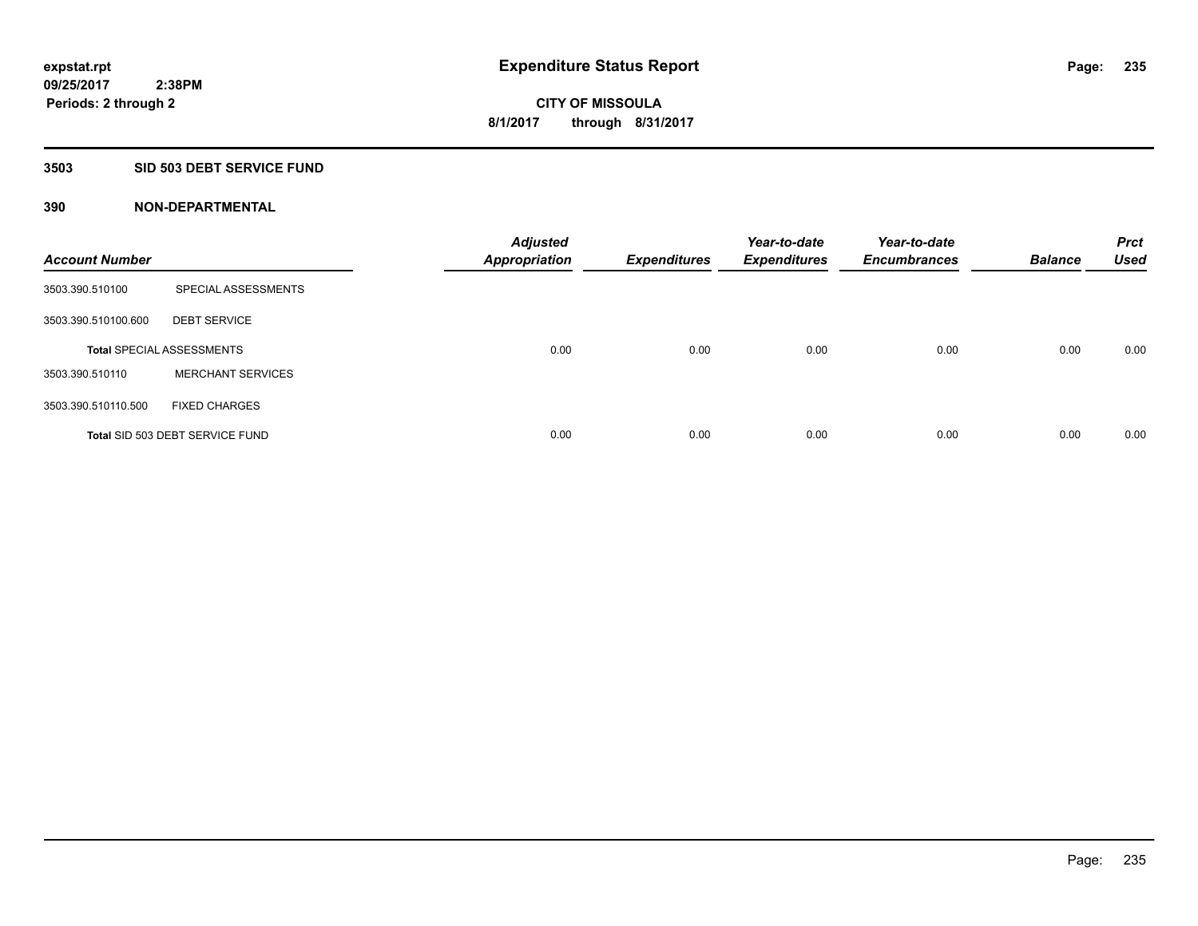**expstat.rpt**
**09/25/2017 2:38PM**
**Periods: 2 through 2**

# Expenditure Status Report

**CITY OF MISSOULA**
**8/1/2017 through 8/31/2017**

## 3503 SID 503 DEBT SERVICE FUND

### 390 NON-DEPARTMENTAL

| Account Number | | Adjusted Appropriation | Expenditures | Year-to-date Expenditures | Year-to-date Encumbrances | Balance | Prct Used |
|---|---|---|---|---|---|---|---|
| 3503.390.510100 | SPECIAL ASSESSMENTS | | | | | | |
| 3503.390.510100.600 | DEBT SERVICE | | | | | | |
| **Total** SPECIAL ASSESSMENTS | | 0.00 | 0.00 | 0.00 | 0.00 | 0.00 | 0.00 |
| 3503.390.510110 | MERCHANT SERVICES | | | | | | |
| 3503.390.510110.500 | FIXED CHARGES | | | | | | |
| **Total** SID 503 DEBT SERVICE FUND | | 0.00 | 0.00 | 0.00 | 0.00 | 0.00 | 0.00 |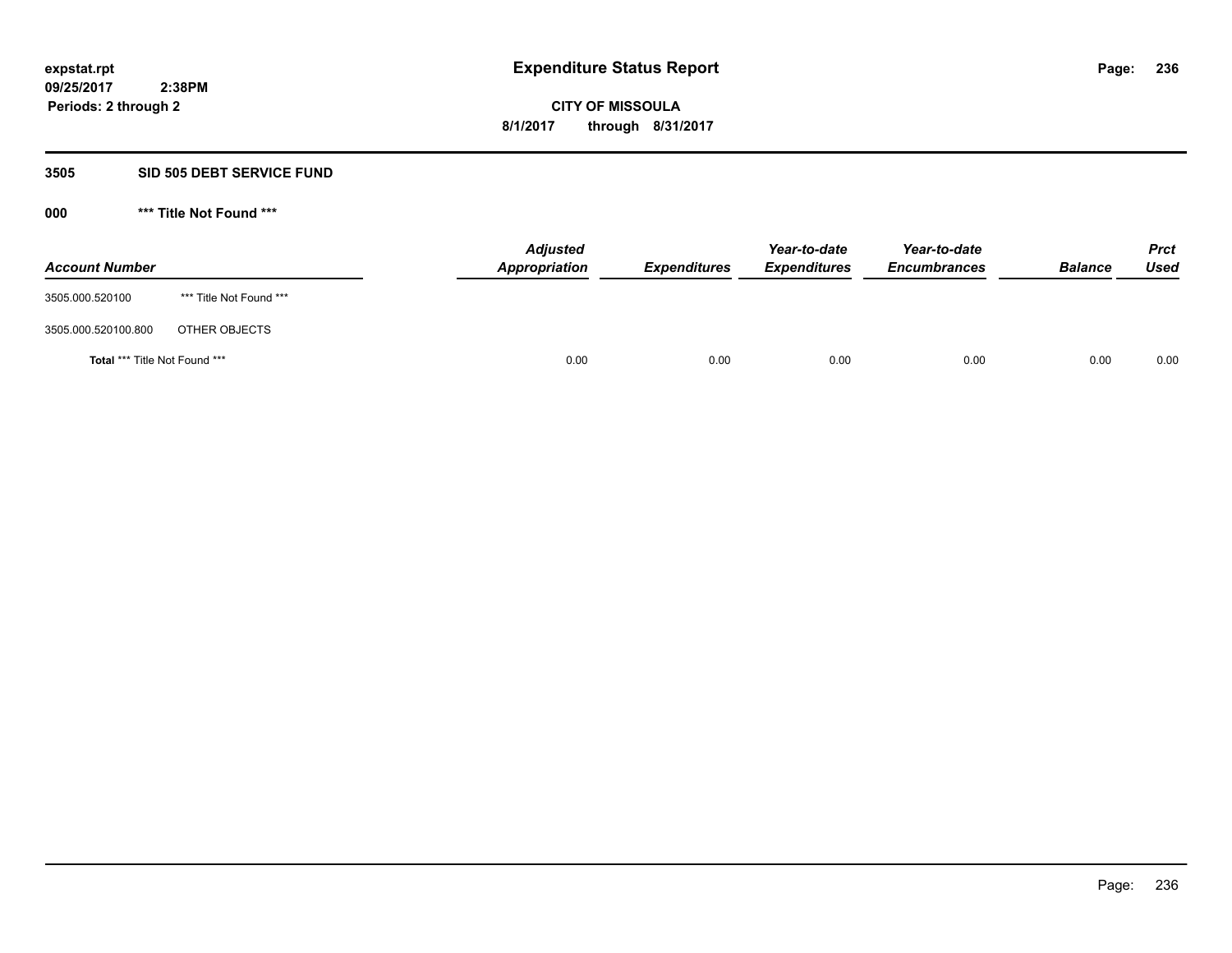**expstat.rpt**
**09/25/2017 2:38PM**
**Periods: 2 through 2**

# Expenditure Status Report

**CITY OF MISSOULA**
**8/1/2017 through 8/31/2017**

## 3505 SID 505 DEBT SERVICE FUND

### 000 *** Title Not Found ***

| Account Number | | Adjusted Appropriation | Expenditures | Year-to-date Expenditures | Year-to-date Encumbrances | Balance | Prct Used |
|---|---|---|---|---|---|---|---|
| 3505.000.520100 | *** Title Not Found *** | | | | | | |
| 3505.000.520100.800 | OTHER OBJECTS | | | | | | |
| **Total** *** Title Not Found *** | | 0.00 | 0.00 | 0.00 | 0.00 | 0.00 | 0.00 |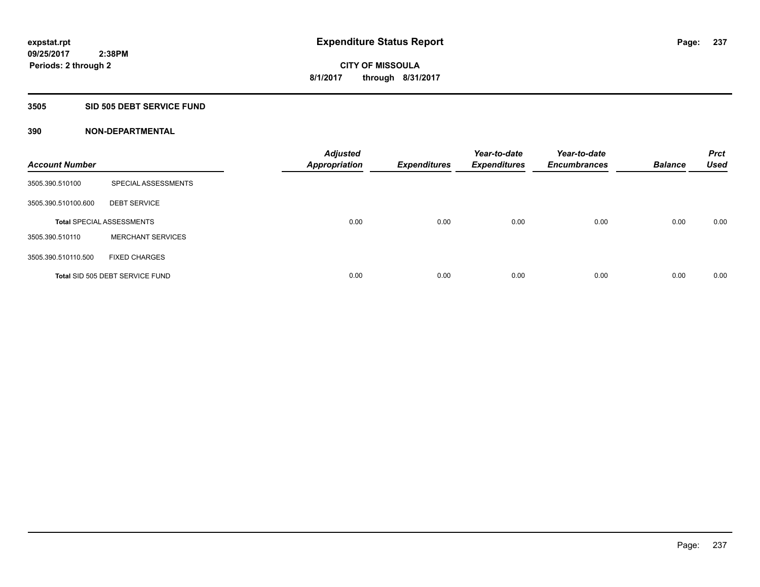**expstat.rpt**
**09/25/2017 2:38PM**
**Periods: 2 through 2**

# Expenditure Status Report

**CITY OF MISSOULA**
**8/1/2017 through 8/31/2017**

## 3505 SID 505 DEBT SERVICE FUND

### 390 NON-DEPARTMENTAL

| Account Number | | Adjusted Appropriation | Expenditures | Year-to-date Expenditures | Year-to-date Encumbrances | Balance | Prct Used |
|---|---|---|---|---|---|---|---|
| 3505.390.510100 | SPECIAL ASSESSMENTS | | | | | | |
| 3505.390.510100.600 | DEBT SERVICE | | | | | | |
| **Total** SPECIAL ASSESSMENTS | | 0.00 | 0.00 | 0.00 | 0.00 | 0.00 | 0.00 |
| 3505.390.510110 | MERCHANT SERVICES | | | | | | |
| 3505.390.510110.500 | FIXED CHARGES | | | | | | |
| **Total** SID 505 DEBT SERVICE FUND | | 0.00 | 0.00 | 0.00 | 0.00 | 0.00 | 0.00 |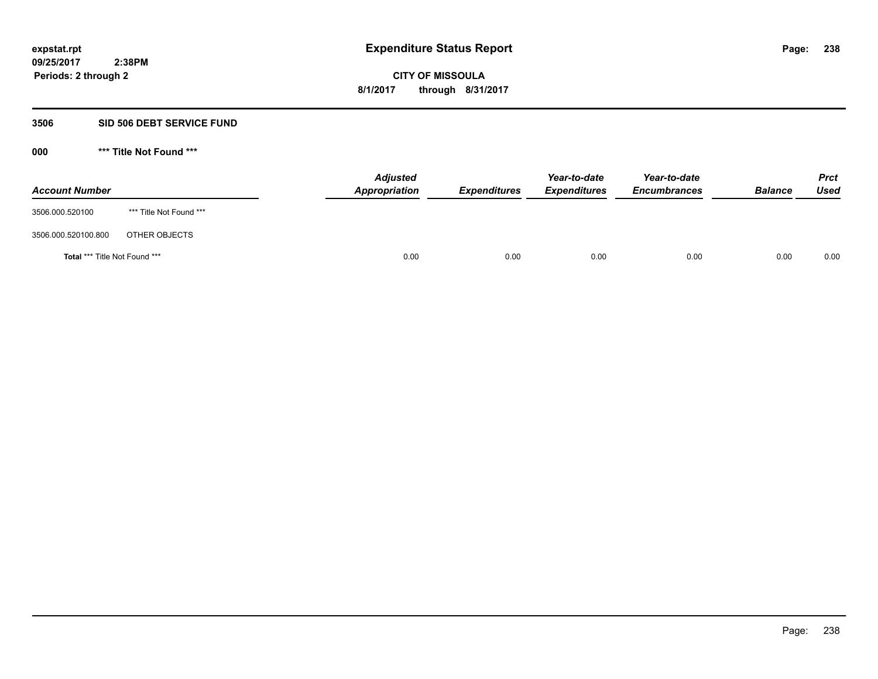# Expenditure Status Report

expstat.rpt
09/25/2017 2:38PM
Periods: 2 through 2

**CITY OF MISSOULA**
**8/1/2017 through 8/31/2017**

## 3506 SID 506 DEBT SERVICE FUND

### 000 *** Title Not Found ***

| Account Number | | Adjusted Appropriation | Expenditures | Year-to-date Expenditures | Year-to-date Encumbrances | Balance | Prct Used |
|---|---|---|---|---|---|---|---|
| 3506.000.520100 | *** Title Not Found *** | | | | | | |
| 3506.000.520100.800 | OTHER OBJECTS | | | | | | |
| **Total** *** Title Not Found *** | | 0.00 | 0.00 | 0.00 | 0.00 | 0.00 | 0.00 |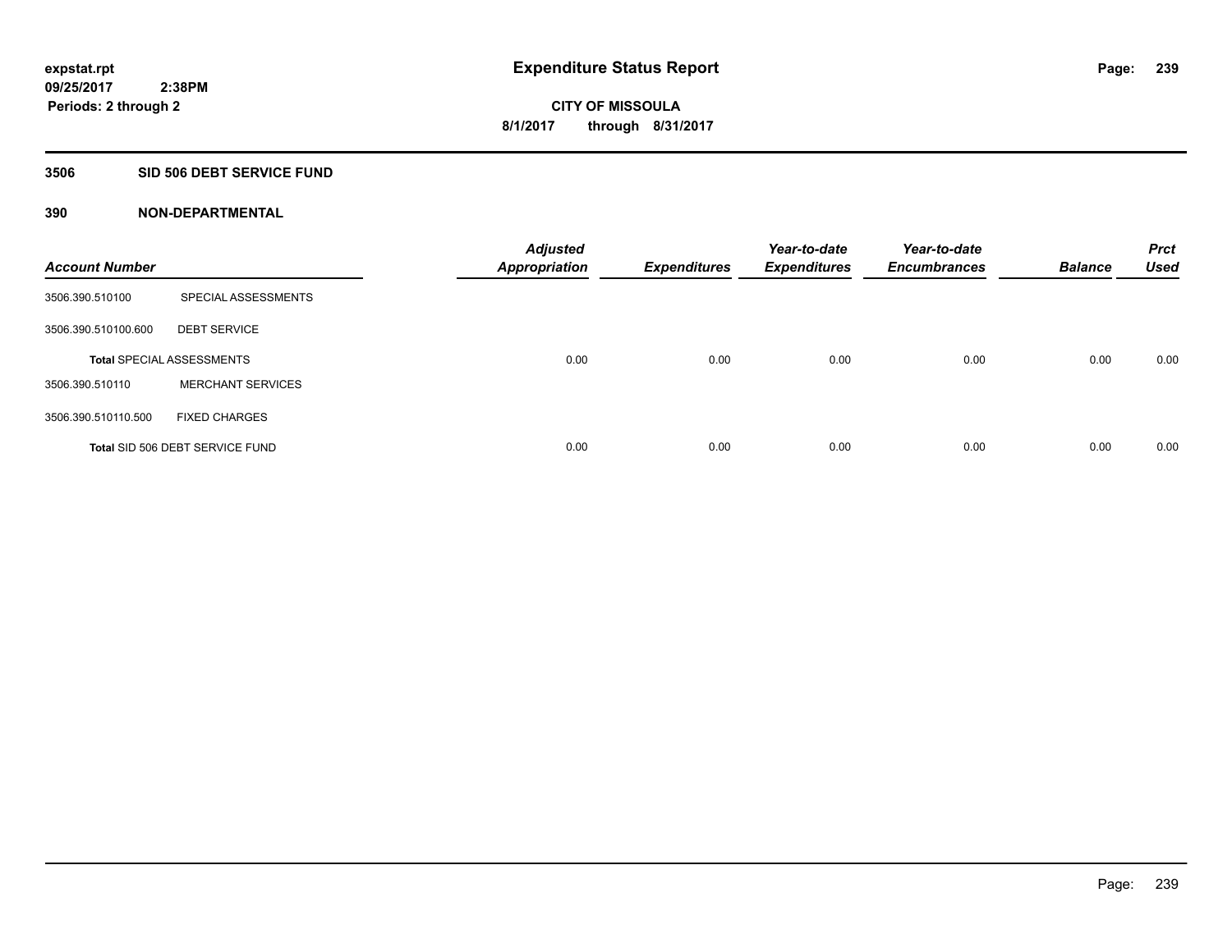**expstat.rpt**
**09/25/2017 2:38PM**
**Periods: 2 through 2**

# Expenditure Status Report

**CITY OF MISSOULA**
**8/1/2017 through 8/31/2017**

## 3506 SID 506 DEBT SERVICE FUND

### 390 NON-DEPARTMENTAL

| Account Number | | Adjusted Appropriation | Expenditures | Year-to-date Expenditures | Year-to-date Encumbrances | Balance | Prct Used |
|---|---|---|---|---|---|---|---|
| 3506.390.510100 | SPECIAL ASSESSMENTS | | | | | | |
| 3506.390.510100.600 | DEBT SERVICE | | | | | | |
| **Total** SPECIAL ASSESSMENTS | | 0.00 | 0.00 | 0.00 | 0.00 | 0.00 | 0.00 |
| 3506.390.510110 | MERCHANT SERVICES | | | | | | |
| 3506.390.510110.500 | FIXED CHARGES | | | | | | |
| **Total** SID 506 DEBT SERVICE FUND | | 0.00 | 0.00 | 0.00 | 0.00 | 0.00 | 0.00 |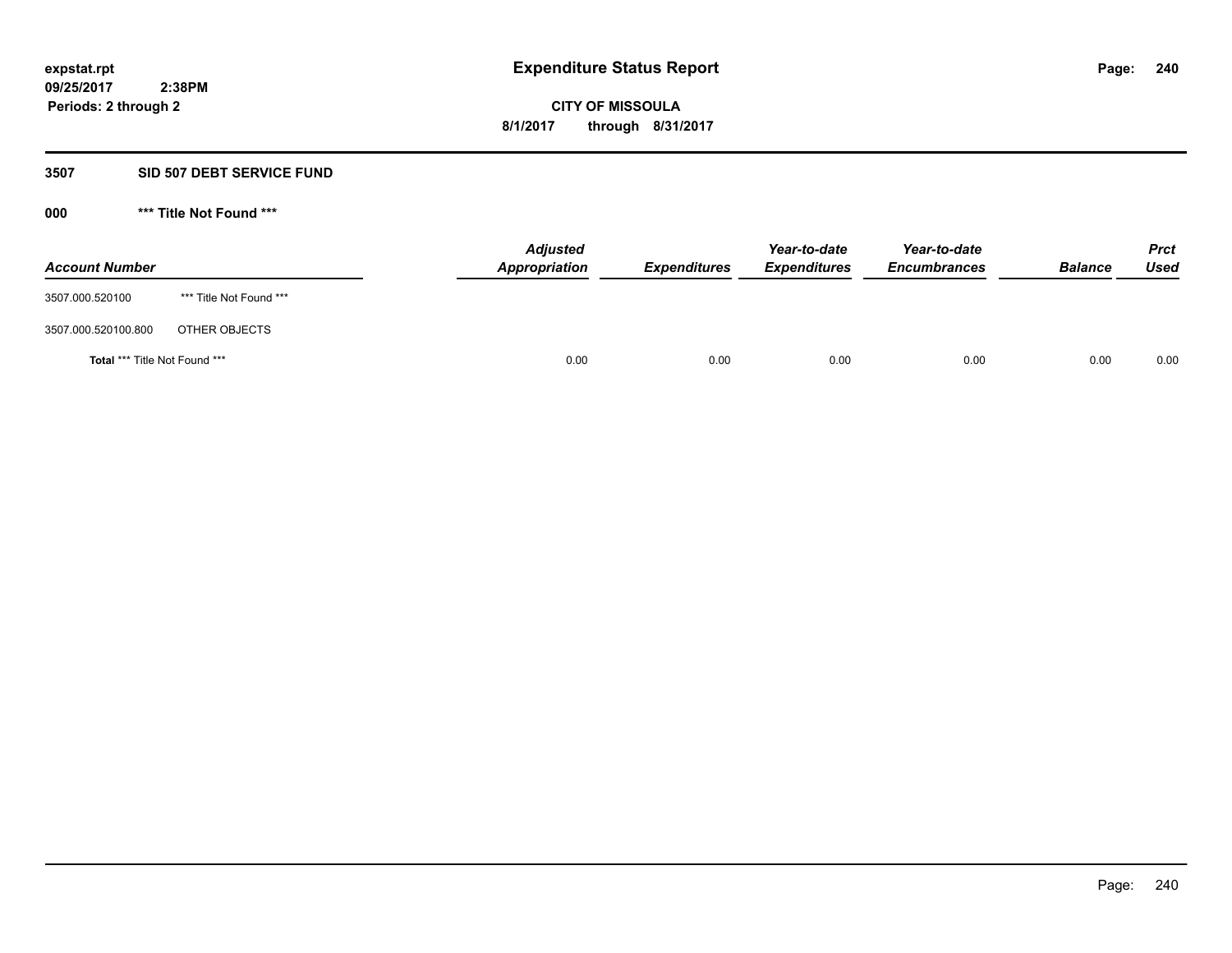**expstat.rpt**
**09/25/2017 2:38PM**
**Periods: 2 through 2**

# Expenditure Status Report

**CITY OF MISSOULA**
**8/1/2017 through 8/31/2017**

## 3507 SID 507 DEBT SERVICE FUND

### 000 *** Title Not Found ***

| Account Number | | Adjusted Appropriation | Expenditures | Year-to-date Expenditures | Year-to-date Encumbrances | Balance | Prct Used |
|---|---|---|---|---|---|---|---|
| 3507.000.520100 | *** Title Not Found *** | | | | | | |
| 3507.000.520100.800 | OTHER OBJECTS | | | | | | |
| **Total** *** Title Not Found *** | | 0.00 | 0.00 | 0.00 | 0.00 | 0.00 | 0.00 |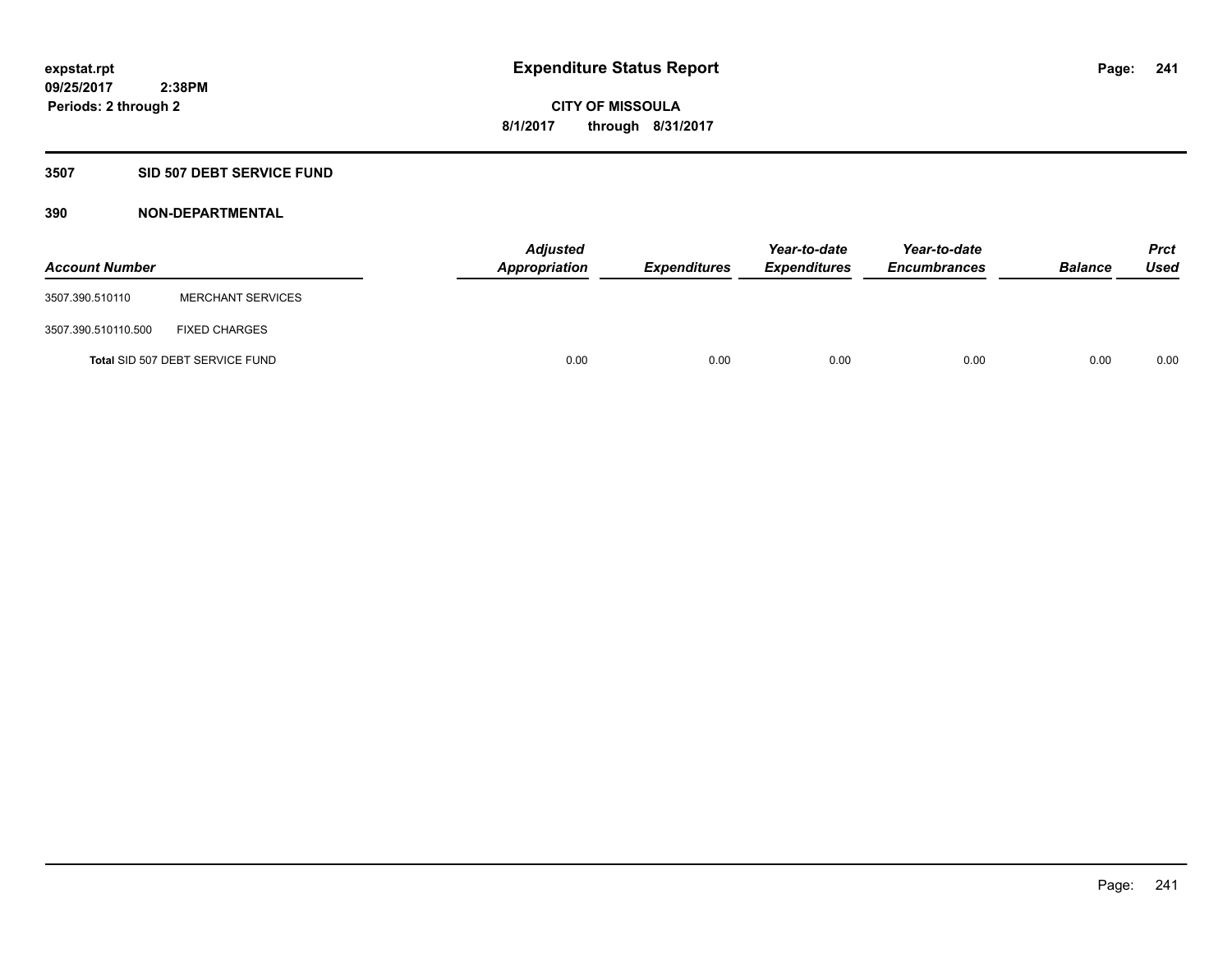# Expenditure Status Report

expstat.rpt
09/25/2017 2:38PM
Periods: 2 through 2

CITY OF MISSOULA
8/1/2017 through 8/31/2017

## 3507 SID 507 DEBT SERVICE FUND

### 390 NON-DEPARTMENTAL

| Account Number | | Adjusted Appropriation | Expenditures | Year-to-date Expenditures | Year-to-date Encumbrances | Balance | Prct Used |
|---|---|---|---|---|---|---|---|
| 3507.390.510110 | MERCHANT SERVICES | | | | | | |
| 3507.390.510110.500 | FIXED CHARGES | | | | | | |
| **Total** SID 507 DEBT SERVICE FUND | | 0.00 | 0.00 | 0.00 | 0.00 | 0.00 | 0.00 |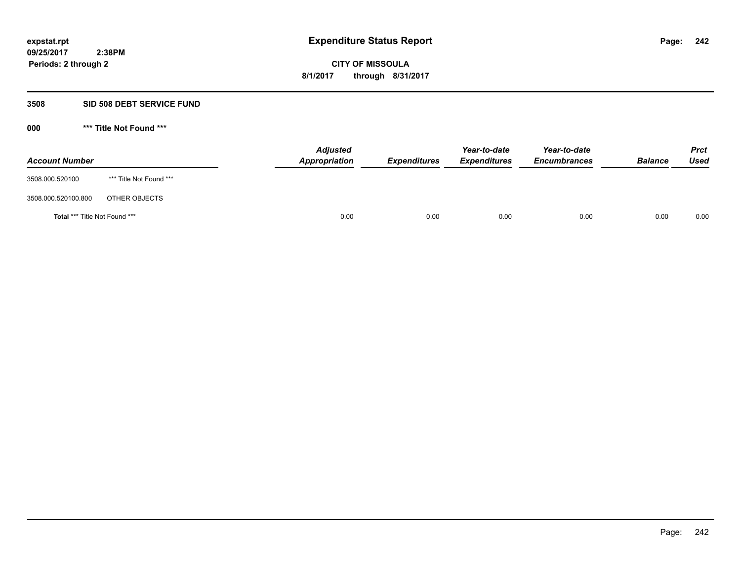**expstat.rpt**
**09/25/2017 2:38PM**
**Periods: 2 through 2**

# Expenditure Status Report

**CITY OF MISSOULA**
**8/1/2017 through 8/31/2017**

## 3508 SID 508 DEBT SERVICE FUND

### 000 *** Title Not Found ***

| Account Number | | Adjusted Appropriation | Expenditures | Year-to-date Expenditures | Year-to-date Encumbrances | Balance | Prct Used |
|---|---|---|---|---|---|---|---|
| 3508.000.520100 | *** Title Not Found *** | | | | | | |
| 3508.000.520100.800 | OTHER OBJECTS | | | | | | |
| **Total** *** Title Not Found *** | | 0.00 | 0.00 | 0.00 | 0.00 | 0.00 | 0.00 |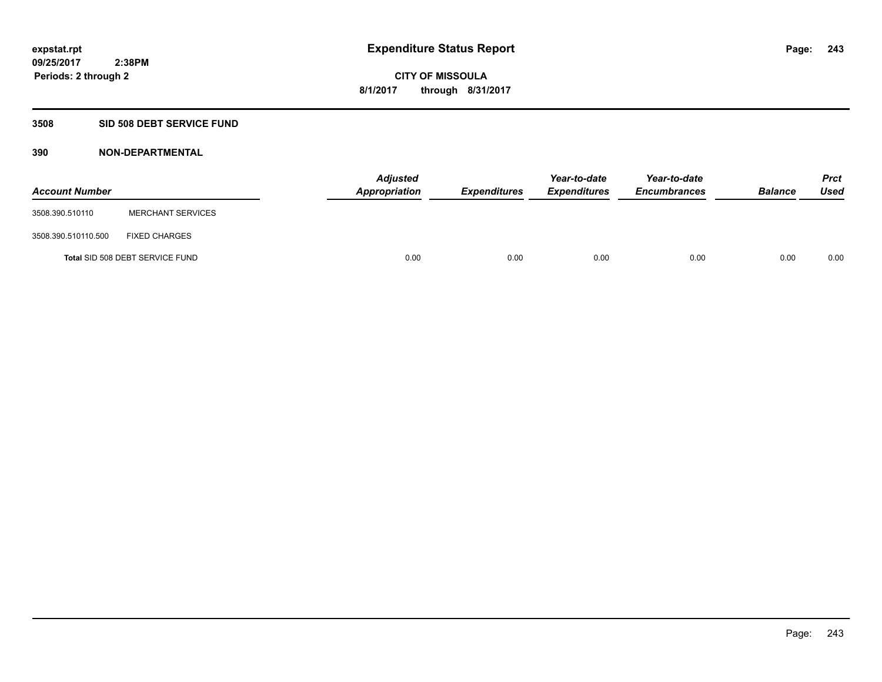**expstat.rpt**
**09/25/2017 2:38PM**
**Periods: 2 through 2**

# Expenditure Status Report

**CITY OF MISSOULA**
**8/1/2017 through 8/31/2017**

## 3508 SID 508 DEBT SERVICE FUND

## 390 NON-DEPARTMENTAL

| Account Number | | Adjusted Appropriation | Expenditures | Year-to-date Expenditures | Year-to-date Encumbrances | Balance | Prct Used |
|---|---|---|---|---|---|---|---|
| 3508.390.510110 | MERCHANT SERVICES | | | | | | |
| 3508.390.510110.500 | FIXED CHARGES | | | | | | |
| Total SID 508 DEBT SERVICE FUND | | 0.00 | 0.00 | 0.00 | 0.00 | 0.00 | 0.00 |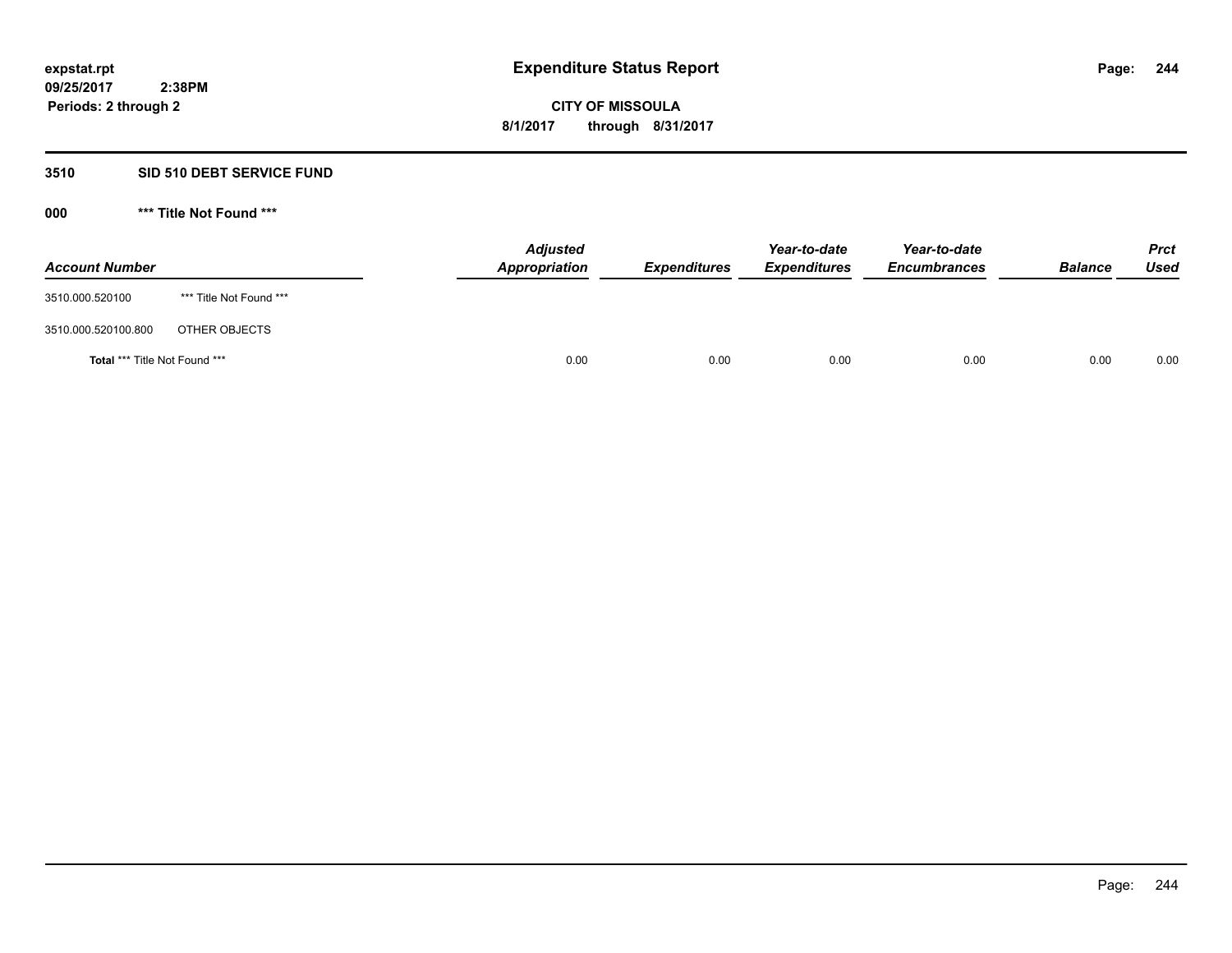**expstat.rpt**
**09/25/2017 2:38PM**
**Periods: 2 through 2**

# Expenditure Status Report

**CITY OF MISSOULA**
**8/1/2017 through 8/31/2017**

## 3510 SID 510 DEBT SERVICE FUND

### 000 *** Title Not Found ***

| Account Number | | Adjusted Appropriation | Expenditures | Year-to-date Expenditures | Year-to-date Encumbrances | Balance | Prct Used |
|---|---|---|---|---|---|---|---|
| 3510.000.520100 | *** Title Not Found *** | | | | | | |
| 3510.000.520100.800 | OTHER OBJECTS | | | | | | |
| **Total** *** Title Not Found *** | | 0.00 | 0.00 | 0.00 | 0.00 | 0.00 | 0.00 |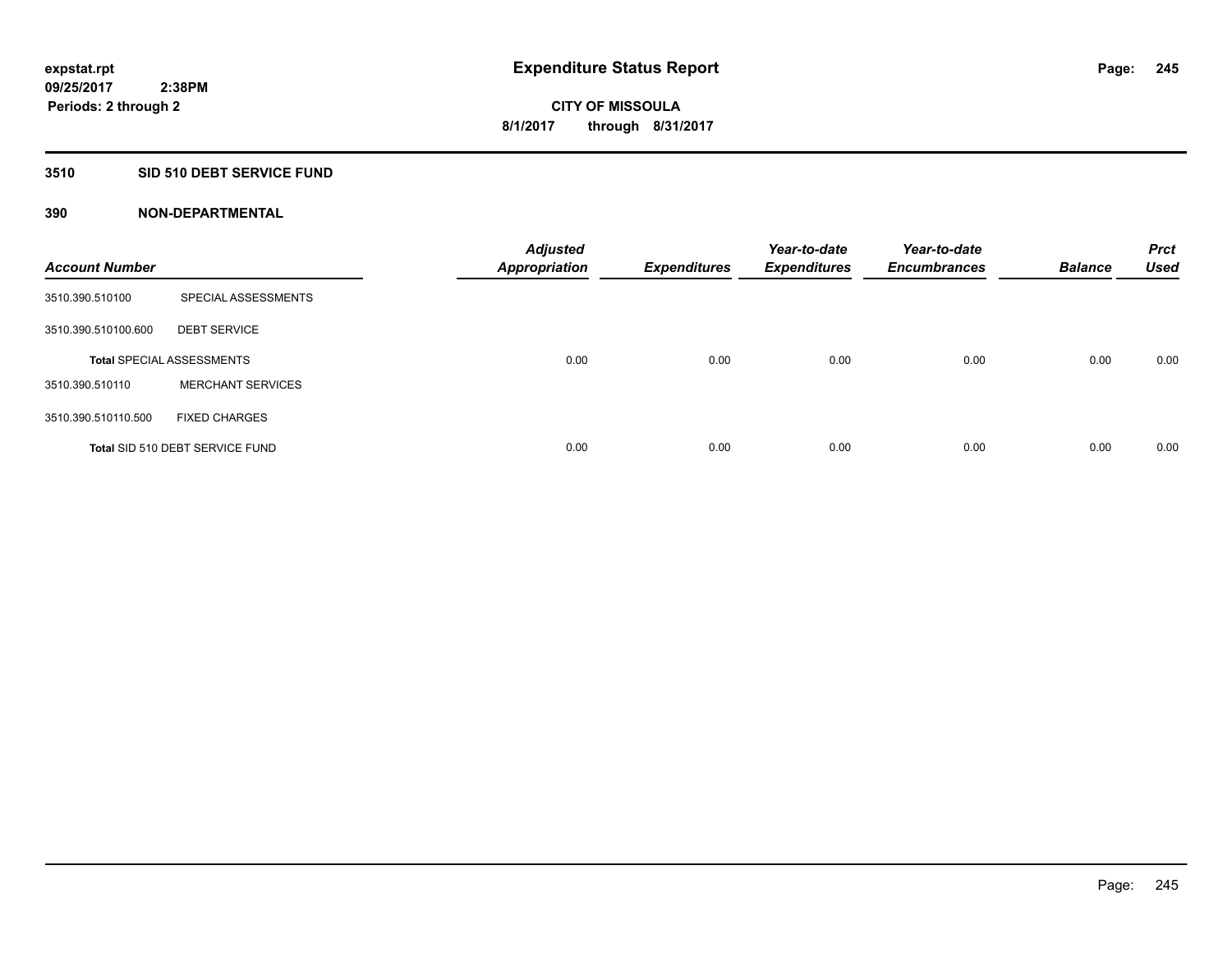# Expenditure Status Report

**CITY OF MISSOULA**

**8/1/2017 through 8/31/2017**

expstat.rpt
09/25/2017 2:38PM
Periods: 2 through 2

## 3510 SID 510 DEBT SERVICE FUND

### 390 NON-DEPARTMENTAL

| Account Number | | Adjusted Appropriation | Expenditures | Year-to-date Expenditures | Year-to-date Encumbrances | Balance | Prct Used |
|---|---|---|---|---|---|---|---|
| 3510.390.510100 | SPECIAL ASSESSMENTS | | | | | | |
| 3510.390.510100.600 | DEBT SERVICE | | | | | | |
| **Total** SPECIAL ASSESSMENTS | | 0.00 | 0.00 | 0.00 | 0.00 | 0.00 | 0.00 |
| 3510.390.510110 | MERCHANT SERVICES | | | | | | |
| 3510.390.510110.500 | FIXED CHARGES | | | | | | |
| **Total** SID 510 DEBT SERVICE FUND | | 0.00 | 0.00 | 0.00 | 0.00 | 0.00 | 0.00 |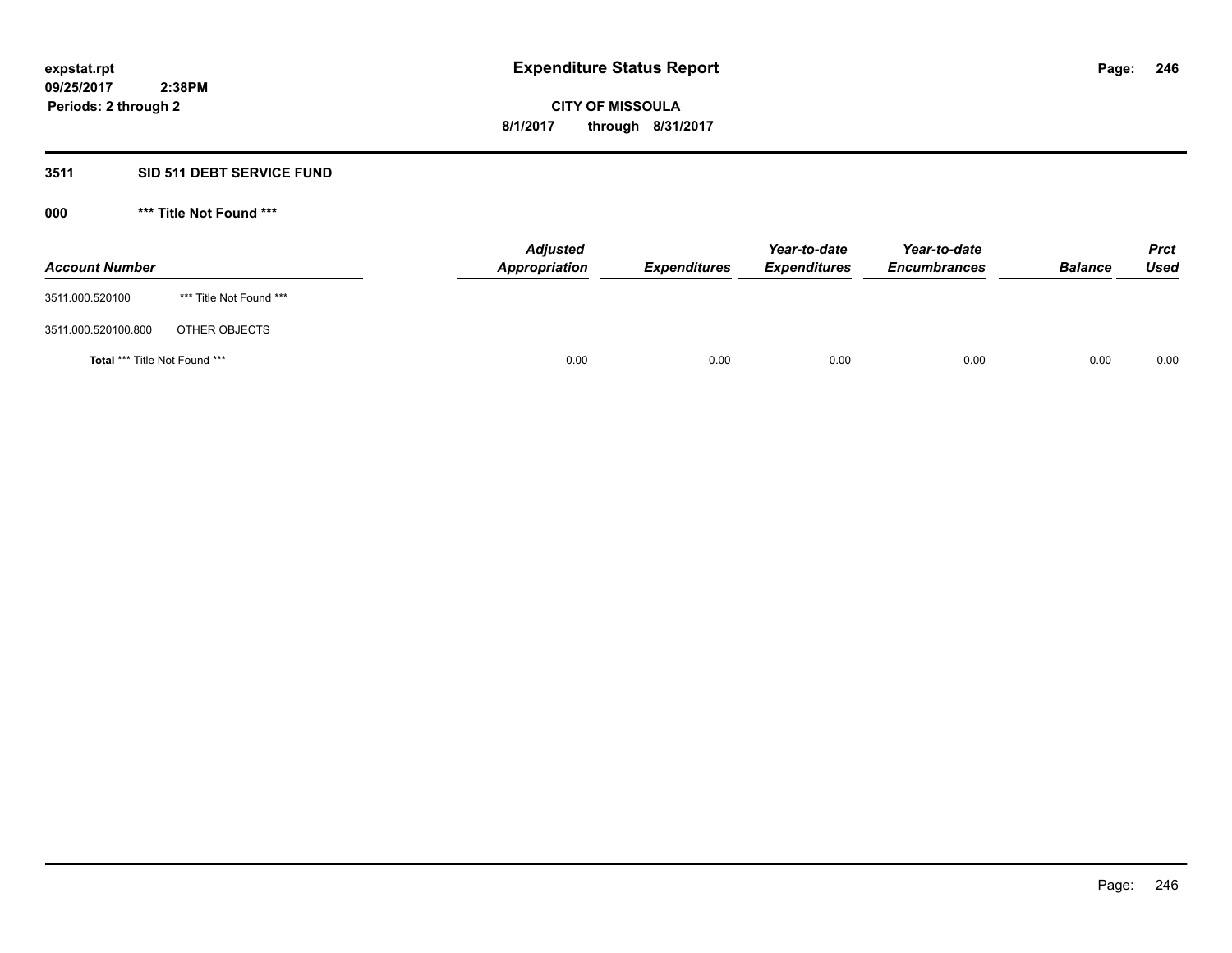**expstat.rpt**
**09/25/2017 2:38PM**
**Periods: 2 through 2**

# Expenditure Status Report

**CITY OF MISSOULA**
**8/1/2017 through 8/31/2017**

## 3511 SID 511 DEBT SERVICE FUND

### 000 *** Title Not Found ***

| Account Number | | Adjusted Appropriation | Expenditures | Year-to-date Expenditures | Year-to-date Encumbrances | Balance | Prct Used |
|---|---|---|---|---|---|---|---|
| 3511.000.520100 | *** Title Not Found *** | | | | | | |
| 3511.000.520100.800 | OTHER OBJECTS | | | | | | |
| **Total** *** Title Not Found *** | | 0.00 | 0.00 | 0.00 | 0.00 | 0.00 | 0.00 |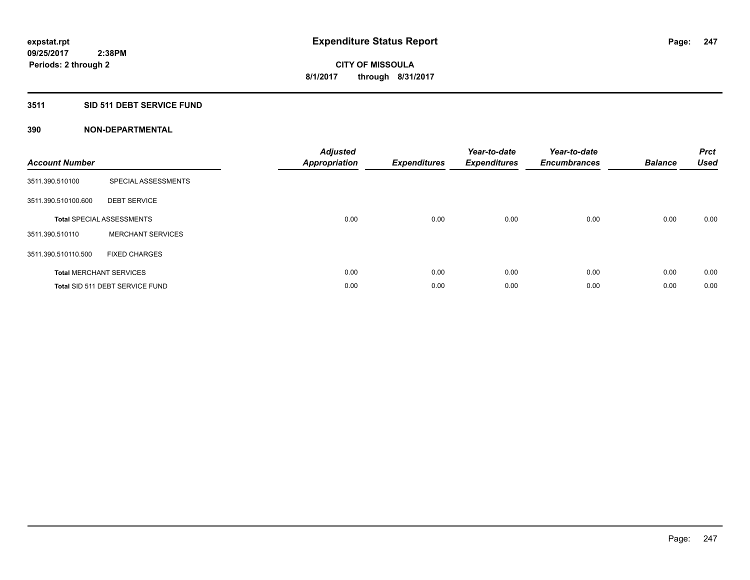**expstat.rpt**
**09/25/2017 2:38PM**
**Periods: 2 through 2**

# Expenditure Status Report

**CITY OF MISSOULA**
**8/1/2017 through 8/31/2017**

## 3511 SID 511 DEBT SERVICE FUND

### 390 NON-DEPARTMENTAL

| Account Number | | Adjusted Appropriation | Expenditures | Year-to-date Expenditures | Year-to-date Encumbrances | Balance | Prct Used |
|---|---|---|---|---|---|---|---|
| 3511.390.510100 | SPECIAL ASSESSMENTS | | | | | | |
| 3511.390.510100.600 | DEBT SERVICE | | | | | | |
| **Total** SPECIAL ASSESSMENTS | | 0.00 | 0.00 | 0.00 | 0.00 | 0.00 | 0.00 |
| 3511.390.510110 | MERCHANT SERVICES | | | | | | |
| 3511.390.510110.500 | FIXED CHARGES | | | | | | |
| **Total** MERCHANT SERVICES | | 0.00 | 0.00 | 0.00 | 0.00 | 0.00 | 0.00 |
| **Total** SID 511 DEBT SERVICE FUND | | 0.00 | 0.00 | 0.00 | 0.00 | 0.00 | 0.00 |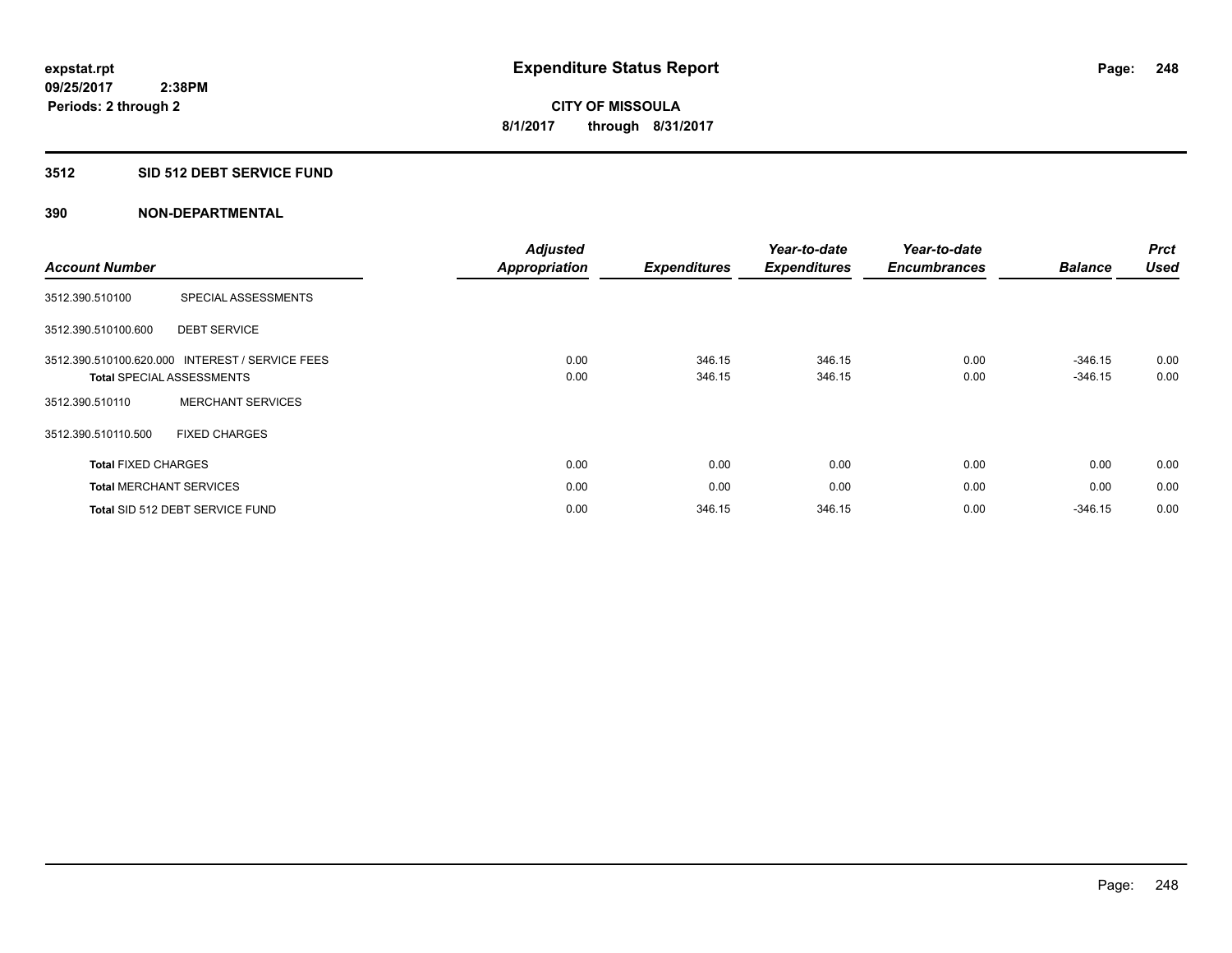expstat.rpt
09/25/2017 2:38PM
Periods: 2 through 2

# Expenditure Status Report

**CITY OF MISSOULA**
**8/1/2017 through 8/31/2017**

## 3512 SID 512 DEBT SERVICE FUND

## 390 NON-DEPARTMENTAL

| Account Number | | Adjusted Appropriation | Expenditures | Year-to-date Expenditures | Year-to-date Encumbrances | Balance | Prct Used |
|---|---|---|---|---|---|---|---|
| 3512.390.510100 | SPECIAL ASSESSMENTS | | | | | | |
| 3512.390.510100.600 | DEBT SERVICE | | | | | | |
| 3512.390.510100.620.000 | INTEREST / SERVICE FEES | 0.00 | 346.15 | 346.15 | 0.00 | -346.15 | 0.00 |
| **Total** SPECIAL ASSESSMENTS | | 0.00 | 346.15 | 346.15 | 0.00 | -346.15 | 0.00 |
| 3512.390.510110 | MERCHANT SERVICES | | | | | | |
| 3512.390.510110.500 | FIXED CHARGES | | | | | | |
| **Total** FIXED CHARGES | | 0.00 | 0.00 | 0.00 | 0.00 | 0.00 | 0.00 |
| **Total** MERCHANT SERVICES | | 0.00 | 0.00 | 0.00 | 0.00 | 0.00 | 0.00 |
| **Total** SID 512 DEBT SERVICE FUND | | 0.00 | 346.15 | 346.15 | 0.00 | -346.15 | 0.00 |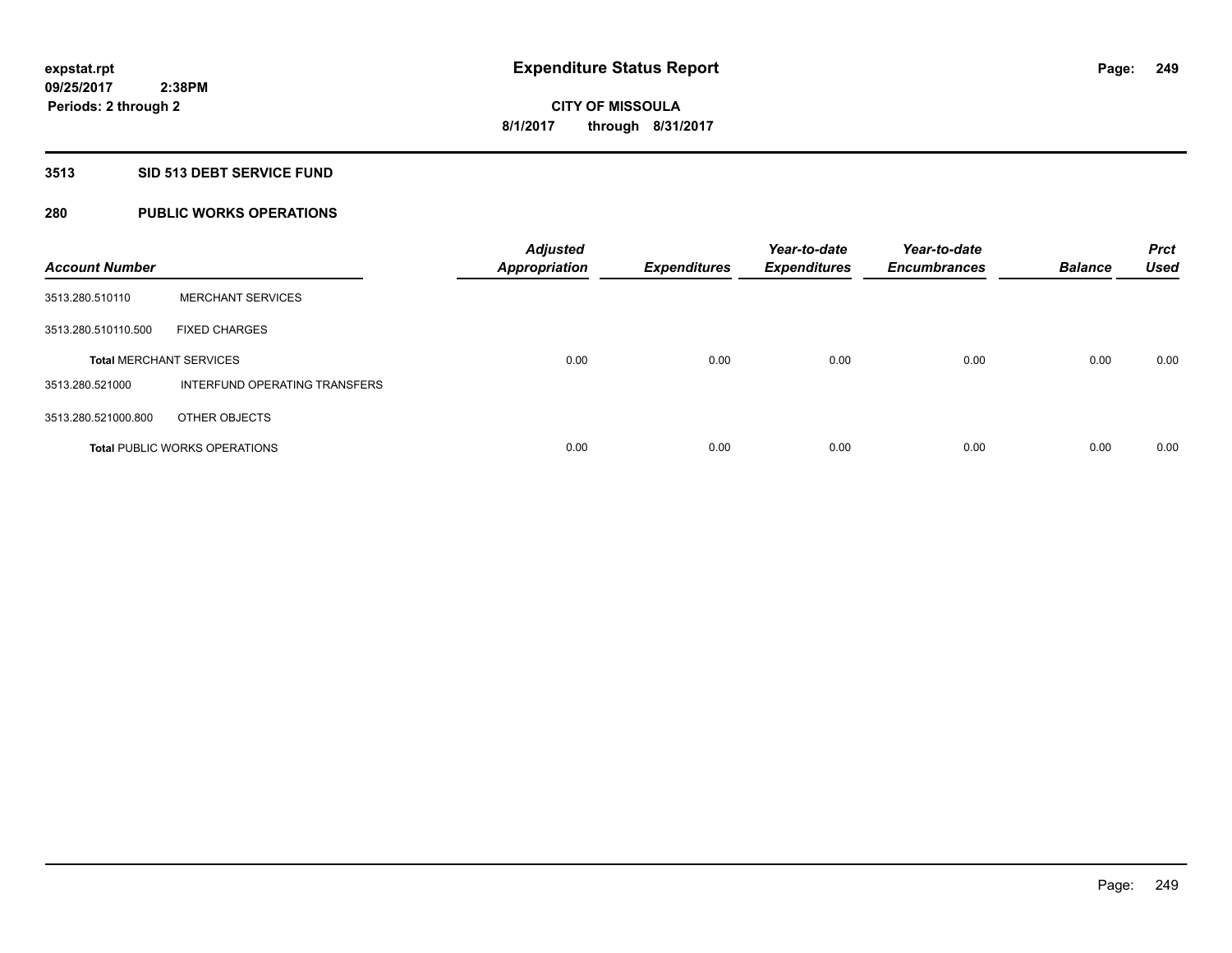# Expenditure Status Report

expstat.rpt
09/25/2017 2:38PM
Periods: 2 through 2

**CITY OF MISSOULA**
**8/1/2017 through 8/31/2017**

## 3513 SID 513 DEBT SERVICE FUND

## 280 PUBLIC WORKS OPERATIONS

| Account Number | | Adjusted Appropriation | Expenditures | Year-to-date Expenditures | Year-to-date Encumbrances | Balance | Prct Used |
|---|---|---|---|---|---|---|---|
| 3513.280.510110 | MERCHANT SERVICES | | | | | | |
| 3513.280.510110.500 | FIXED CHARGES | | | | | | |
| **Total** MERCHANT SERVICES | | 0.00 | 0.00 | 0.00 | 0.00 | 0.00 | 0.00 |
| 3513.280.521000 | INTERFUND OPERATING TRANSFERS | | | | | | |
| 3513.280.521000.800 | OTHER OBJECTS | | | | | | |
| **Total** PUBLIC WORKS OPERATIONS | | 0.00 | 0.00 | 0.00 | 0.00 | 0.00 | 0.00 |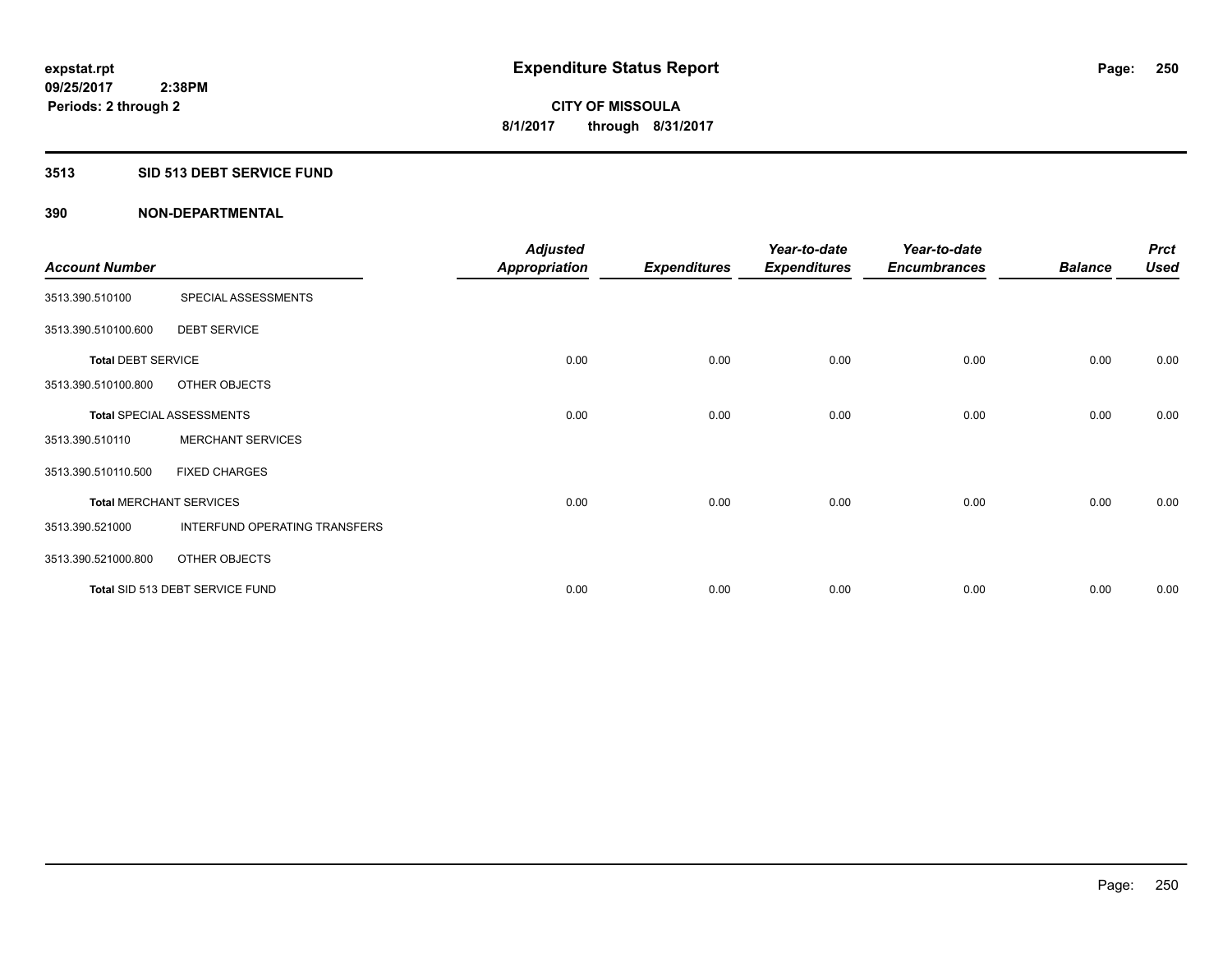# Expenditure Status Report

expstat.rpt
09/25/2017 2:38PM
Periods: 2 through 2

**CITY OF MISSOULA**
**8/1/2017 through 8/31/2017**

## 3513 SID 513 DEBT SERVICE FUND

## 390 NON-DEPARTMENTAL

| Account Number | | Adjusted Appropriation | Expenditures | Year-to-date Expenditures | Year-to-date Encumbrances | Balance | Prct Used |
|---|---|---|---|---|---|---|---|
| 3513.390.510100 | SPECIAL ASSESSMENTS | | | | | | |
| 3513.390.510100.600 | DEBT SERVICE | | | | | | |
| **Total** DEBT SERVICE | | 0.00 | 0.00 | 0.00 | 0.00 | 0.00 | 0.00 |
| 3513.390.510100.800 | OTHER OBJECTS | | | | | | |
| **Total** SPECIAL ASSESSMENTS | | 0.00 | 0.00 | 0.00 | 0.00 | 0.00 | 0.00 |
| 3513.390.510110 | MERCHANT SERVICES | | | | | | |
| 3513.390.510110.500 | FIXED CHARGES | | | | | | |
| **Total** MERCHANT SERVICES | | 0.00 | 0.00 | 0.00 | 0.00 | 0.00 | 0.00 |
| 3513.390.521000 | INTERFUND OPERATING TRANSFERS | | | | | | |
| 3513.390.521000.800 | OTHER OBJECTS | | | | | | |
| **Total** SID 513 DEBT SERVICE FUND | | 0.00 | 0.00 | 0.00 | 0.00 | 0.00 | 0.00 |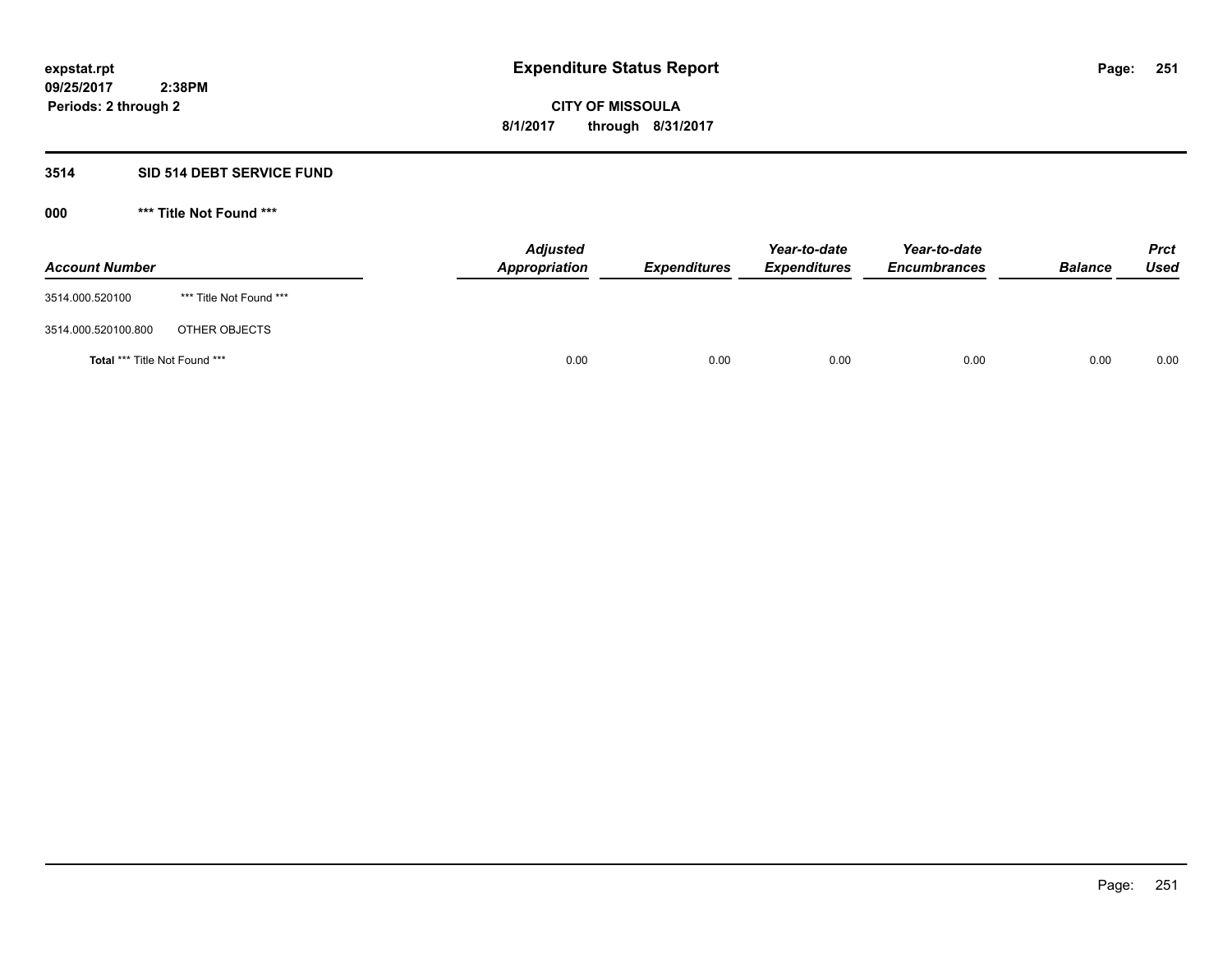**expstat.rpt**
**09/25/2017 2:38PM**
**Periods: 2 through 2**

# Expenditure Status Report

**CITY OF MISSOULA**
**8/1/2017 through 8/31/2017**

## 3514 SID 514 DEBT SERVICE FUND

### 000 *** Title Not Found ***

| Account Number | | Adjusted Appropriation | Expenditures | Year-to-date Expenditures | Year-to-date Encumbrances | Balance | Prct Used |
|---|---|---|---|---|---|---|---|
| 3514.000.520100 | *** Title Not Found *** | | | | | | |
| 3514.000.520100.800 | OTHER OBJECTS | | | | | | |
| **Total** *** Title Not Found *** | | 0.00 | 0.00 | 0.00 | 0.00 | 0.00 | 0.00 |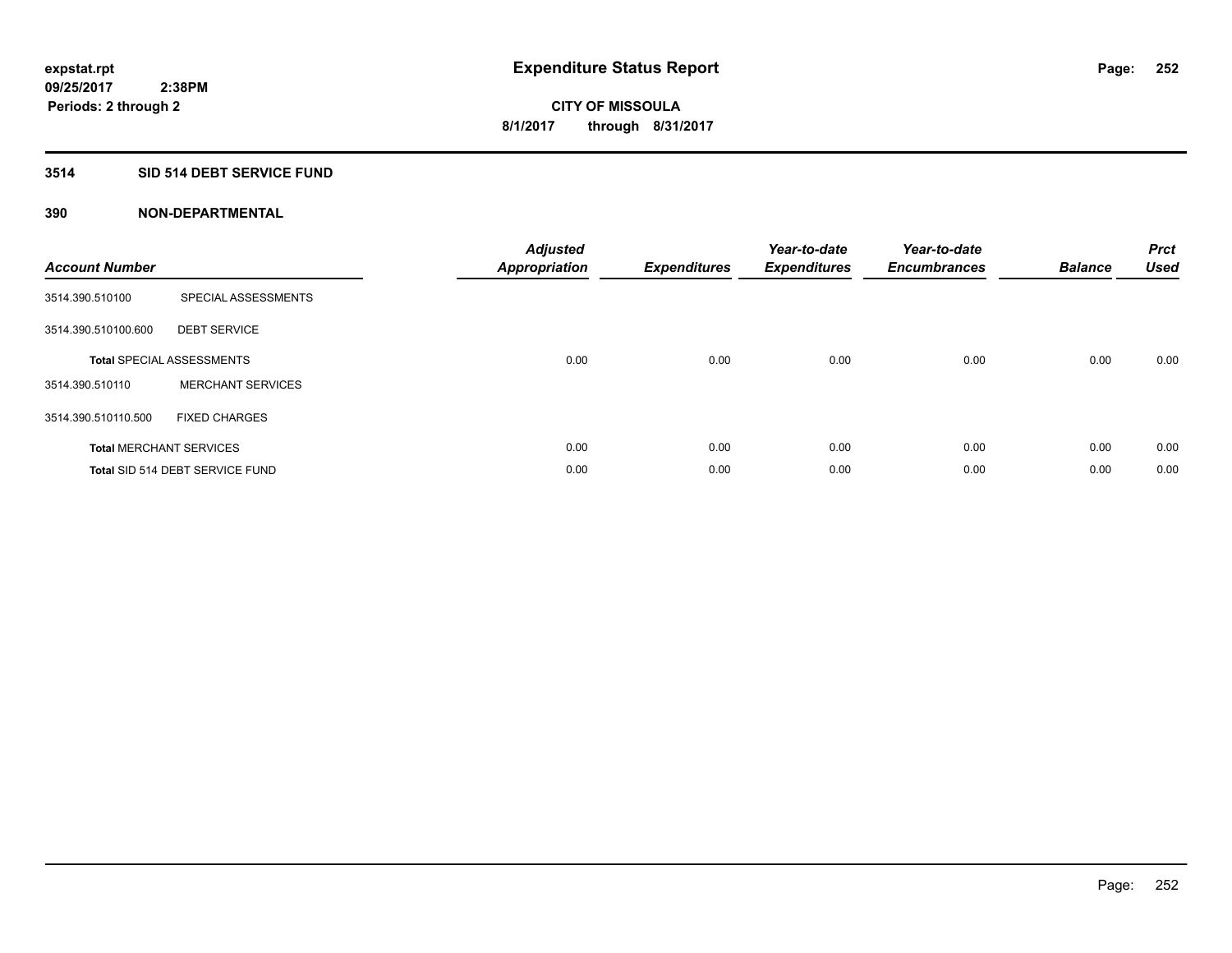# Expenditure Status Report

expstat.rpt
09/25/2017 2:38PM
Periods: 2 through 2

**CITY OF MISSOULA**
**8/1/2017 through 8/31/2017**

## 3514 SID 514 DEBT SERVICE FUND

### 390 NON-DEPARTMENTAL

| Account Number | | Adjusted Appropriation | Expenditures | Year-to-date Expenditures | Year-to-date Encumbrances | Balance | Prct Used |
|---|---|---|---|---|---|---|---|
| 3514.390.510100 | SPECIAL ASSESSMENTS | | | | | | |
| 3514.390.510100.600 | DEBT SERVICE | | | | | | |
| **Total** SPECIAL ASSESSMENTS | | 0.00 | 0.00 | 0.00 | 0.00 | 0.00 | 0.00 |
| 3514.390.510110 | MERCHANT SERVICES | | | | | | |
| 3514.390.510110.500 | FIXED CHARGES | | | | | | |
| **Total** MERCHANT SERVICES | | 0.00 | 0.00 | 0.00 | 0.00 | 0.00 | 0.00 |
| **Total** SID 514 DEBT SERVICE FUND | | 0.00 | 0.00 | 0.00 | 0.00 | 0.00 | 0.00 |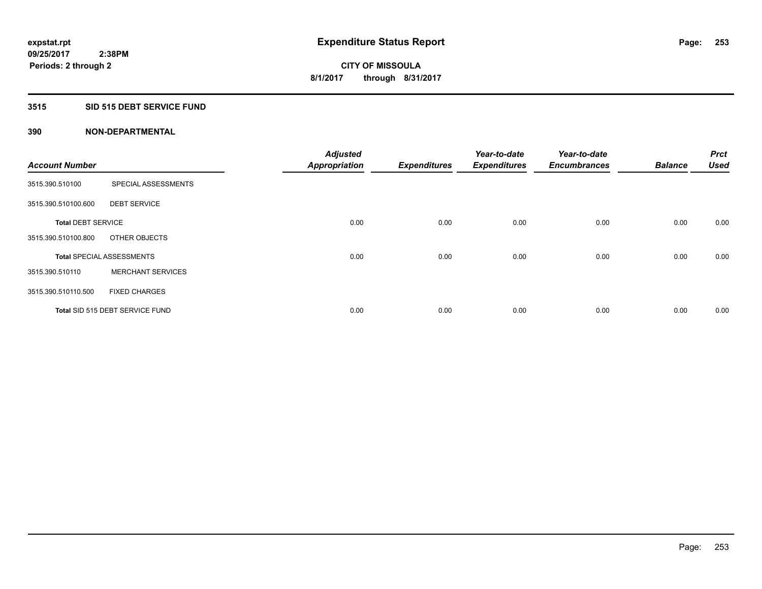**expstat.rpt**
**09/25/2017 2:38PM**
**Periods: 2 through 2**

# Expenditure Status Report

**CITY OF MISSOULA**
**8/1/2017 through 8/31/2017**

## 3515 SID 515 DEBT SERVICE FUND

### 390 NON-DEPARTMENTAL

| Account Number | | Adjusted Appropriation | Expenditures | Year-to-date Expenditures | Year-to-date Encumbrances | Balance | Prct Used |
|---|---|---|---|---|---|---|---|
| 3515.390.510100 | SPECIAL ASSESSMENTS | | | | | | |
| 3515.390.510100.600 | DEBT SERVICE | | | | | | |
| **Total DEBT SERVICE** | | 0.00 | 0.00 | 0.00 | 0.00 | 0.00 | 0.00 |
| 3515.390.510100.800 | OTHER OBJECTS | | | | | | |
| **Total SPECIAL ASSESSMENTS** | | 0.00 | 0.00 | 0.00 | 0.00 | 0.00 | 0.00 |
| 3515.390.510110 | MERCHANT SERVICES | | | | | | |
| 3515.390.510110.500 | FIXED CHARGES | | | | | | |
| **Total SID 515 DEBT SERVICE FUND** | | 0.00 | 0.00 | 0.00 | 0.00 | 0.00 | 0.00 |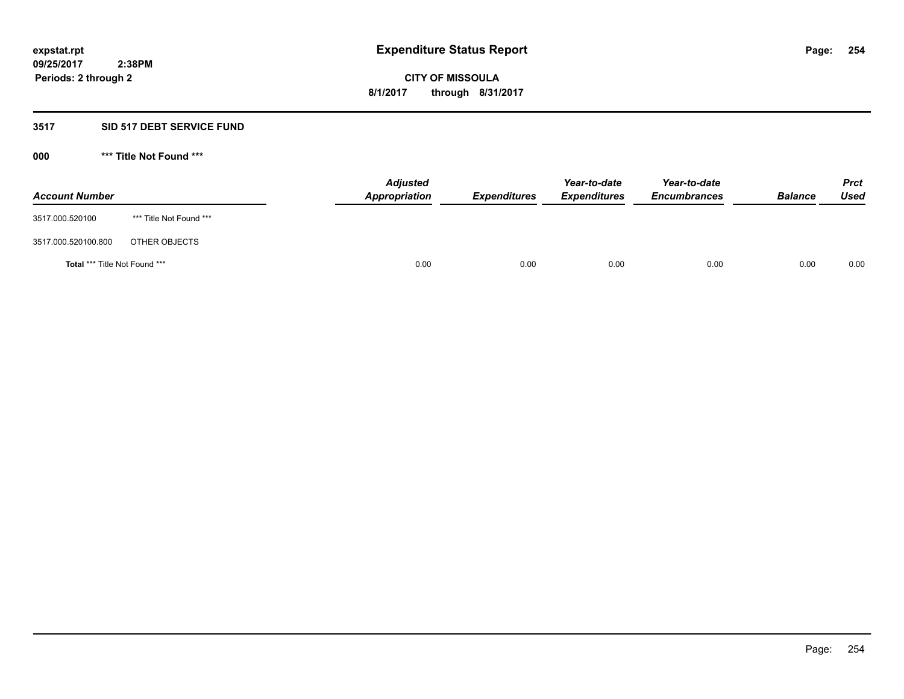**expstat.rpt**
**09/25/2017 2:38PM**
**Periods: 2 through 2**

# Expenditure Status Report

**CITY OF MISSOULA**
**8/1/2017 through 8/31/2017**

## 3517 SID 517 DEBT SERVICE FUND

### 000 *** Title Not Found ***

| Account Number | | Adjusted Appropriation | Expenditures | Year-to-date Expenditures | Year-to-date Encumbrances | Balance | Prct Used |
|---|---|---|---|---|---|---|---|
| 3517.000.520100 | *** Title Not Found *** | | | | | | |
| 3517.000.520100.800 | OTHER OBJECTS | | | | | | |
| **Total** *** Title Not Found *** | | 0.00 | 0.00 | 0.00 | 0.00 | 0.00 | 0.00 |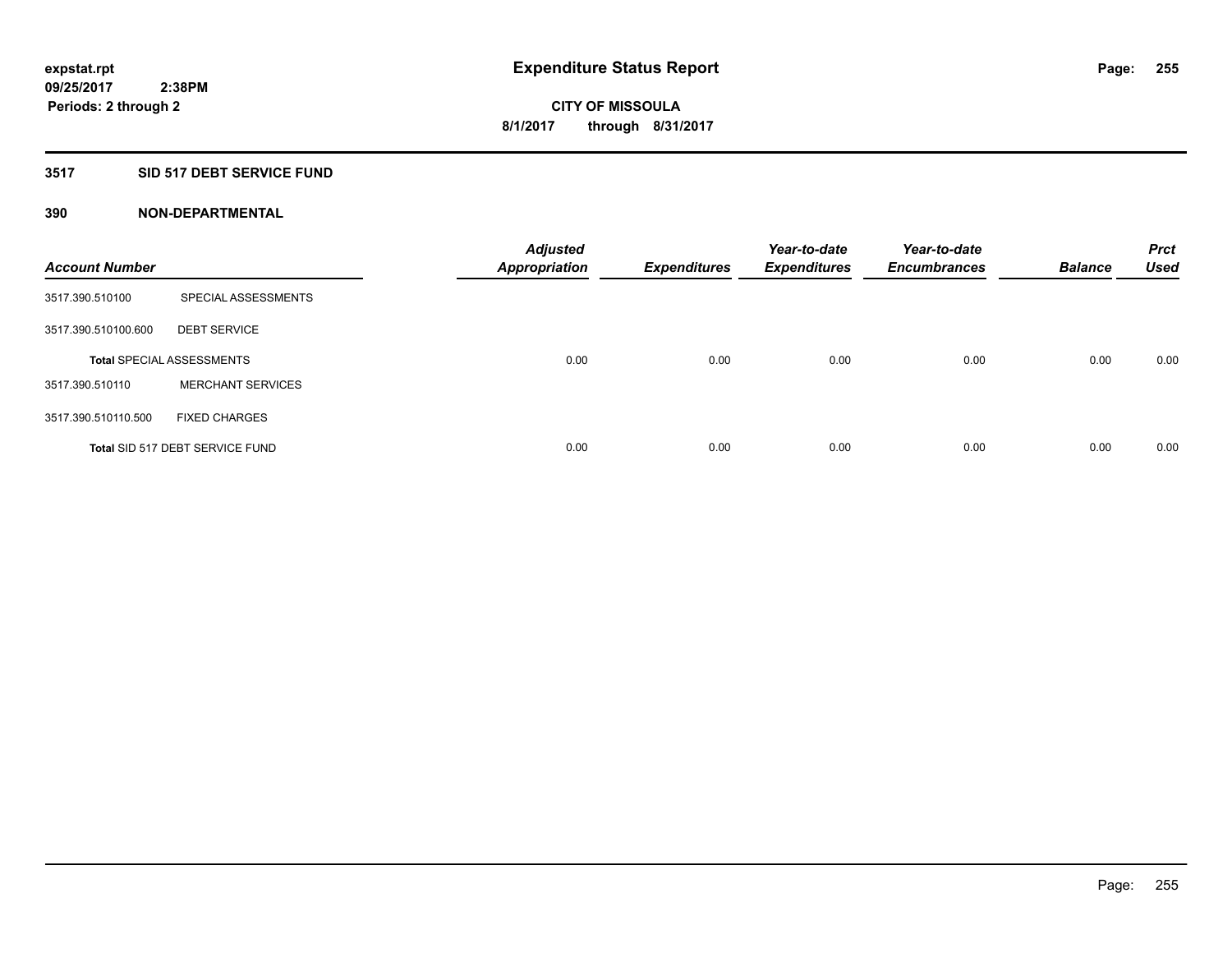**expstat.rpt**
**09/25/2017 2:38PM**
**Periods: 2 through 2**

# Expenditure Status Report

**CITY OF MISSOULA**
**8/1/2017 through 8/31/2017**

## 3517 SID 517 DEBT SERVICE FUND

### 390 NON-DEPARTMENTAL

| Account Number | | Adjusted Appropriation | Expenditures | Year-to-date Expenditures | Year-to-date Encumbrances | Balance | Prct Used |
|---|---|---|---|---|---|---|---|
| 3517.390.510100 | SPECIAL ASSESSMENTS | | | | | | |
| 3517.390.510100.600 | DEBT SERVICE | | | | | | |
| **Total** SPECIAL ASSESSMENTS | | 0.00 | 0.00 | 0.00 | 0.00 | 0.00 | 0.00 |
| 3517.390.510110 | MERCHANT SERVICES | | | | | | |
| 3517.390.510110.500 | FIXED CHARGES | | | | | | |
| **Total** SID 517 DEBT SERVICE FUND | | 0.00 | 0.00 | 0.00 | 0.00 | 0.00 | 0.00 |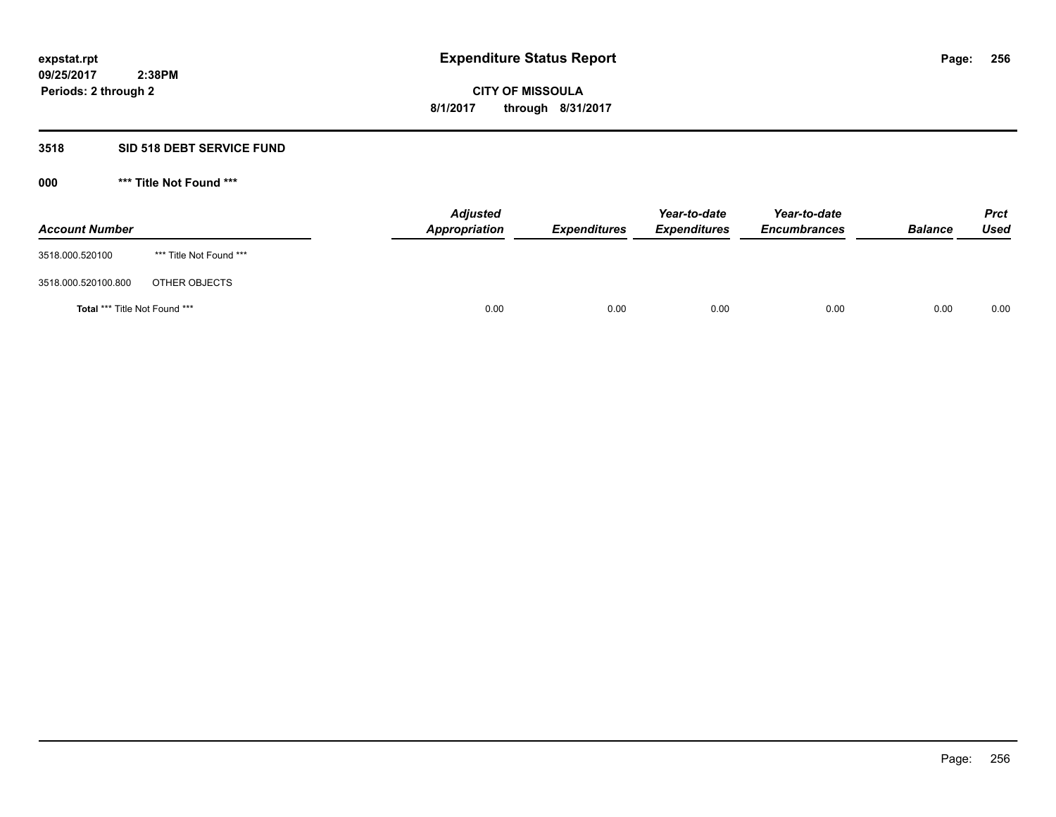# Expenditure Status Report

expstat.rpt
09/25/2017 2:38PM
Periods: 2 through 2

**CITY OF MISSOULA**
**8/1/2017 through 8/31/2017**

## 3518 SID 518 DEBT SERVICE FUND

### 000 *** Title Not Found ***

| Account Number | | Adjusted Appropriation | Expenditures | Year-to-date Expenditures | Year-to-date Encumbrances | Balance | Prct Used |
|---|---|---|---|---|---|---|---|
| 3518.000.520100 | *** Title Not Found *** | | | | | | |
| 3518.000.520100.800 | OTHER OBJECTS | | | | | | |
| **Total** *** Title Not Found *** | | 0.00 | 0.00 | 0.00 | 0.00 | 0.00 | 0.00 |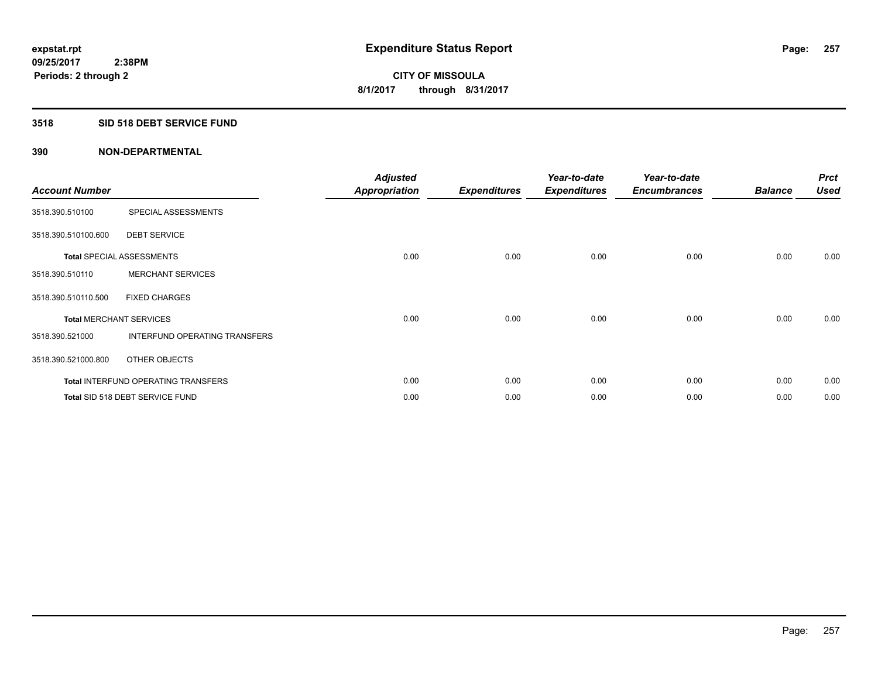**expstat.rpt**
**09/25/2017 2:38PM**
**Periods: 2 through 2**

# Expenditure Status Report

**CITY OF MISSOULA**
**8/1/2017 through 8/31/2017**

## 3518 SID 518 DEBT SERVICE FUND

## 390 NON-DEPARTMENTAL

| Account Number | | Adjusted Appropriation | Expenditures | Year-to-date Expenditures | Year-to-date Encumbrances | Balance | Prct Used |
|---|---|---|---|---|---|---|---|
| 3518.390.510100 | SPECIAL ASSESSMENTS | | | | | | |
| 3518.390.510100.600 | DEBT SERVICE | | | | | | |
| **Total** SPECIAL ASSESSMENTS | | 0.00 | 0.00 | 0.00 | 0.00 | 0.00 | 0.00 |
| 3518.390.510110 | MERCHANT SERVICES | | | | | | |
| 3518.390.510110.500 | FIXED CHARGES | | | | | | |
| **Total** MERCHANT SERVICES | | 0.00 | 0.00 | 0.00 | 0.00 | 0.00 | 0.00 |
| 3518.390.521000 | INTERFUND OPERATING TRANSFERS | | | | | | |
| 3518.390.521000.800 | OTHER OBJECTS | | | | | | |
| **Total** INTERFUND OPERATING TRANSFERS | | 0.00 | 0.00 | 0.00 | 0.00 | 0.00 | 0.00 |
| **Total** SID 518 DEBT SERVICE FUND | | 0.00 | 0.00 | 0.00 | 0.00 | 0.00 | 0.00 |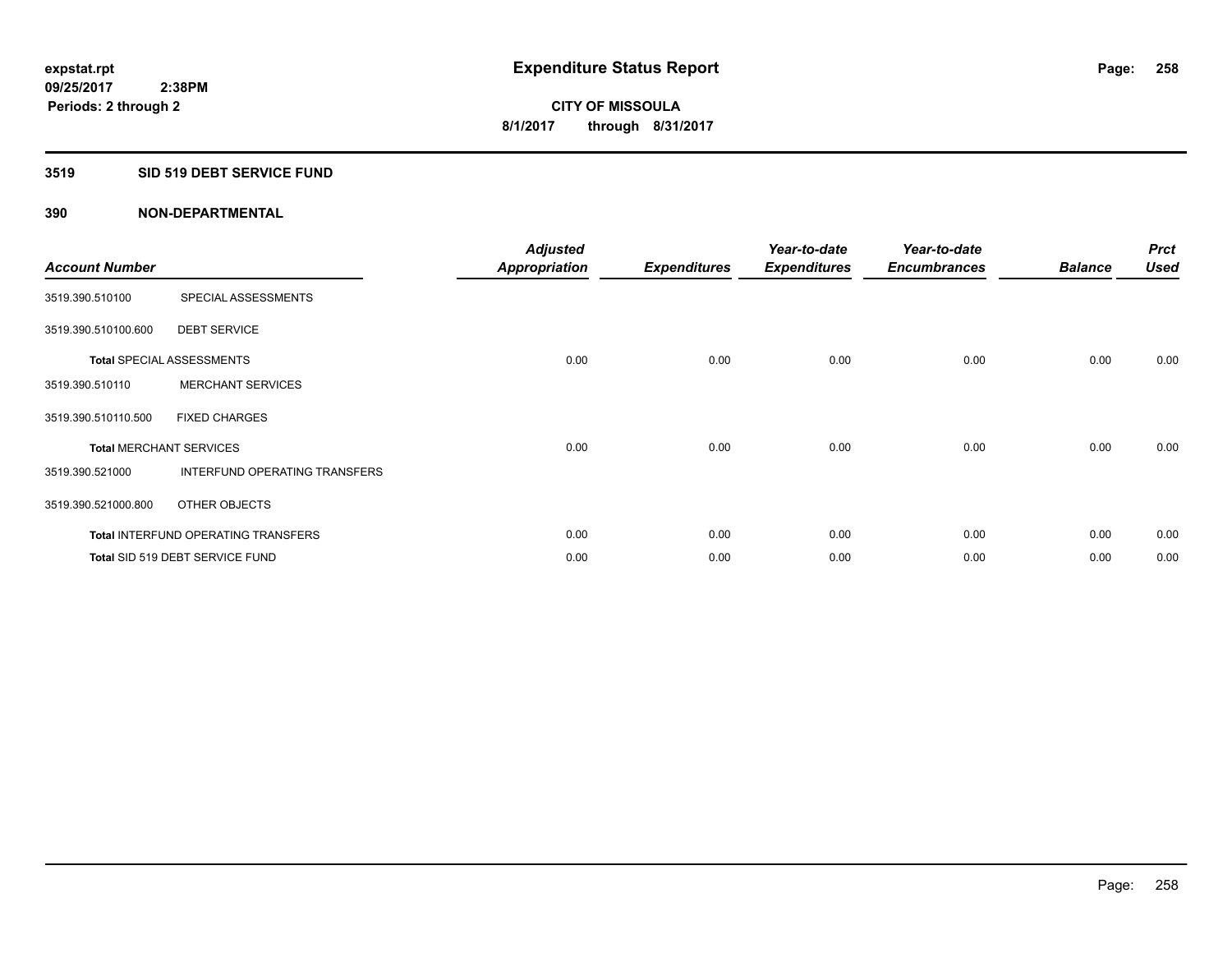**expstat.rpt**
**09/25/2017 2:38PM**
**Periods: 2 through 2**

# Expenditure Status Report

**CITY OF MISSOULA**
**8/1/2017 through 8/31/2017**

## 3519 SID 519 DEBT SERVICE FUND

### 390 NON-DEPARTMENTAL

| Account Number | | Adjusted Appropriation | Expenditures | Year-to-date Expenditures | Year-to-date Encumbrances | Balance | Prct Used |
|---|---|---|---|---|---|---|---|
| 3519.390.510100 | SPECIAL ASSESSMENTS | | | | | | |
| 3519.390.510100.600 | DEBT SERVICE | | | | | | |
| **Total** SPECIAL ASSESSMENTS | | 0.00 | 0.00 | 0.00 | 0.00 | 0.00 | 0.00 |
| 3519.390.510110 | MERCHANT SERVICES | | | | | | |
| 3519.390.510110.500 | FIXED CHARGES | | | | | | |
| **Total** MERCHANT SERVICES | | 0.00 | 0.00 | 0.00 | 0.00 | 0.00 | 0.00 |
| 3519.390.521000 | INTERFUND OPERATING TRANSFERS | | | | | | |
| 3519.390.521000.800 | OTHER OBJECTS | | | | | | |
| **Total** INTERFUND OPERATING TRANSFERS | | 0.00 | 0.00 | 0.00 | 0.00 | 0.00 | 0.00 |
| **Total** SID 519 DEBT SERVICE FUND | | 0.00 | 0.00 | 0.00 | 0.00 | 0.00 | 0.00 |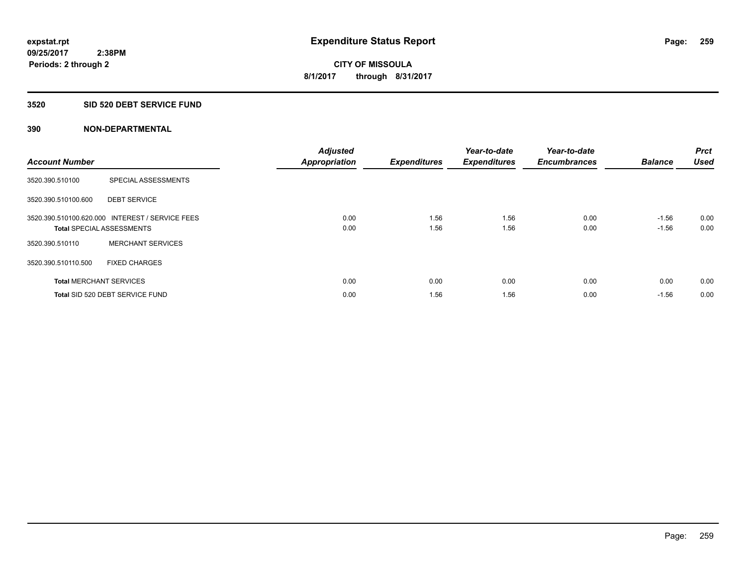**expstat.rpt**
**09/25/2017 2:38PM**
**Periods: 2 through 2**

# Expenditure Status Report

**CITY OF MISSOULA**
**8/1/2017 through 8/31/2017**

## 3520 SID 520 DEBT SERVICE FUND

### 390 NON-DEPARTMENTAL

| Account Number | | Adjusted Appropriation | Expenditures | Year-to-date Expenditures | Year-to-date Encumbrances | Balance | Prct Used |
|---|---|---|---|---|---|---|---|
| 3520.390.510100 | SPECIAL ASSESSMENTS | | | | | | |
| 3520.390.510100.600 | DEBT SERVICE | | | | | | |
| 3520.390.510100.620.000 | INTEREST / SERVICE FEES | 0.00 | 1.56 | 1.56 | 0.00 | -1.56 | 0.00 |
| **Total** SPECIAL ASSESSMENTS | | 0.00 | 1.56 | 1.56 | 0.00 | -1.56 | 0.00 |
| 3520.390.510110 | MERCHANT SERVICES | | | | | | |
| 3520.390.510110.500 | FIXED CHARGES | | | | | | |
| **Total** MERCHANT SERVICES | | 0.00 | 0.00 | 0.00 | 0.00 | 0.00 | 0.00 |
| **Total** SID 520 DEBT SERVICE FUND | | 0.00 | 1.56 | 1.56 | 0.00 | -1.56 | 0.00 |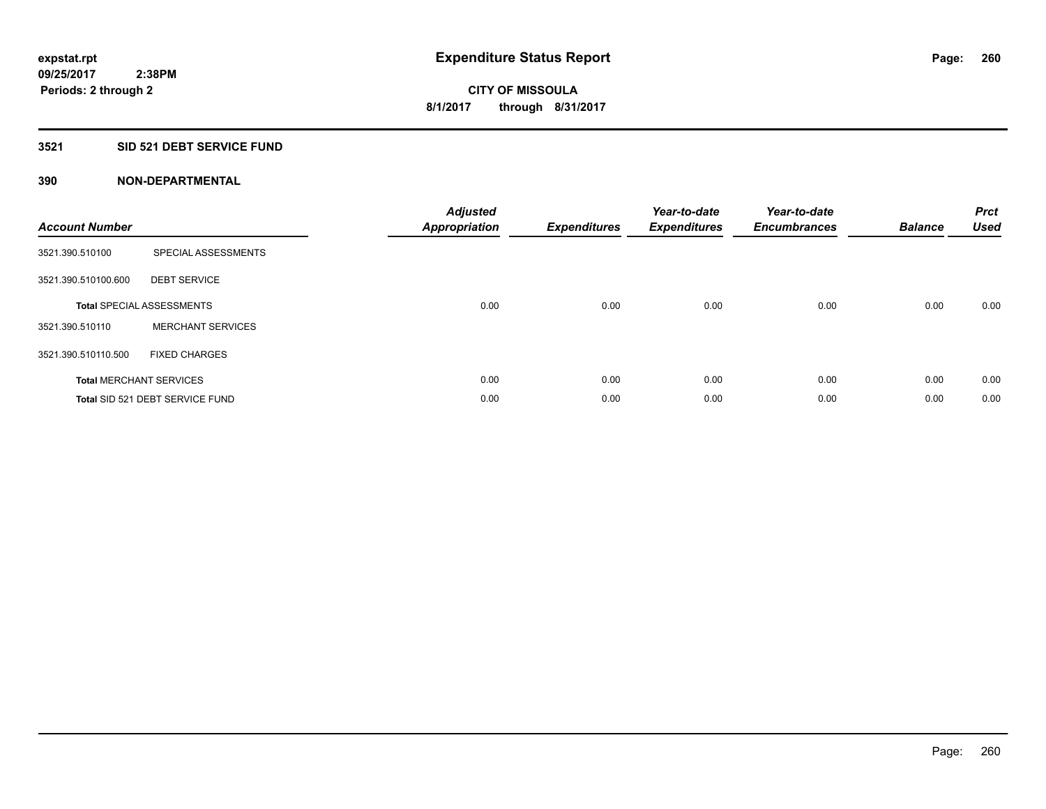**expstat.rpt**
**09/25/2017 2:38PM**
**Periods: 2 through 2**

# Expenditure Status Report

**CITY OF MISSOULA**
**8/1/2017 through 8/31/2017**

## 3521 SID 521 DEBT SERVICE FUND

### 390 NON-DEPARTMENTAL

| Account Number | | Adjusted Appropriation | Expenditures | Year-to-date Expenditures | Year-to-date Encumbrances | Balance | Prct Used |
|---|---|---|---|---|---|---|---|
| 3521.390.510100 | SPECIAL ASSESSMENTS | | | | | | |
| 3521.390.510100.600 | DEBT SERVICE | | | | | | |
| **Total** SPECIAL ASSESSMENTS | | 0.00 | 0.00 | 0.00 | 0.00 | 0.00 | 0.00 |
| 3521.390.510110 | MERCHANT SERVICES | | | | | | |
| 3521.390.510110.500 | FIXED CHARGES | | | | | | |
| **Total** MERCHANT SERVICES | | 0.00 | 0.00 | 0.00 | 0.00 | 0.00 | 0.00 |
| **Total** SID 521 DEBT SERVICE FUND | | 0.00 | 0.00 | 0.00 | 0.00 | 0.00 | 0.00 |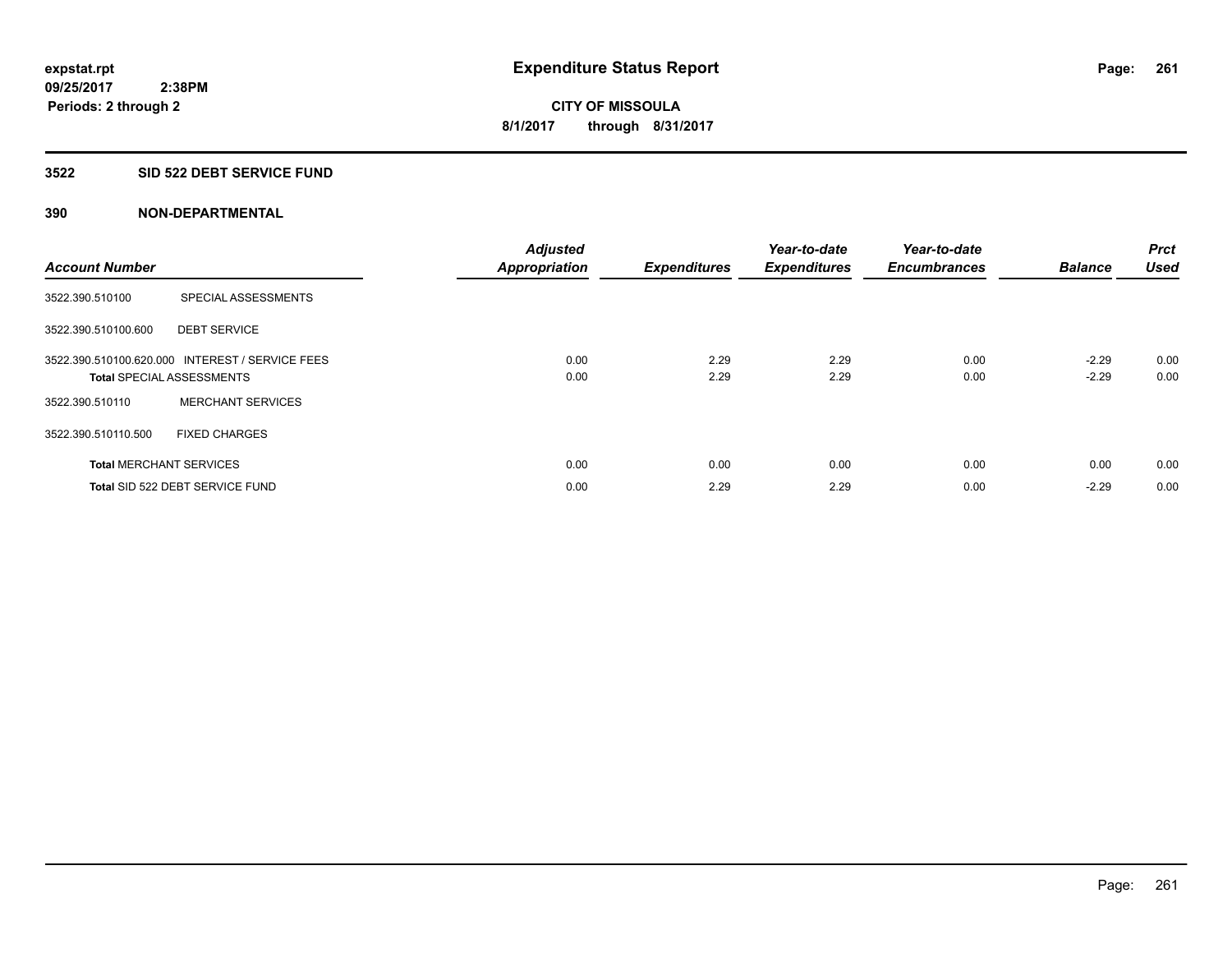# Expenditure Status Report

expstat.rpt
09/25/2017 2:38PM
Periods: 2 through 2

**CITY OF MISSOULA**
**8/1/2017 through 8/31/2017**

## 3522 SID 522 DEBT SERVICE FUND

### 390 NON-DEPARTMENTAL

| Account Number | | Adjusted Appropriation | Expenditures | Year-to-date Expenditures | Year-to-date Encumbrances | Balance | Prct Used |
|---|---|---|---|---|---|---|---|
| 3522.390.510100 | SPECIAL ASSESSMENTS | | | | | | |
| 3522.390.510100.600 | DEBT SERVICE | | | | | | |
| 3522.390.510100.620.000 | INTEREST / SERVICE FEES | 0.00 | 2.29 | 2.29 | 0.00 | -2.29 | 0.00 |
| **Total** SPECIAL ASSESSMENTS | | 0.00 | 2.29 | 2.29 | 0.00 | -2.29 | 0.00 |
| 3522.390.510110 | MERCHANT SERVICES | | | | | | |
| 3522.390.510110.500 | FIXED CHARGES | | | | | | |
| **Total** MERCHANT SERVICES | | 0.00 | 0.00 | 0.00 | 0.00 | 0.00 | 0.00 |
| **Total** SID 522 DEBT SERVICE FUND | | 0.00 | 2.29 | 2.29 | 0.00 | -2.29 | 0.00 |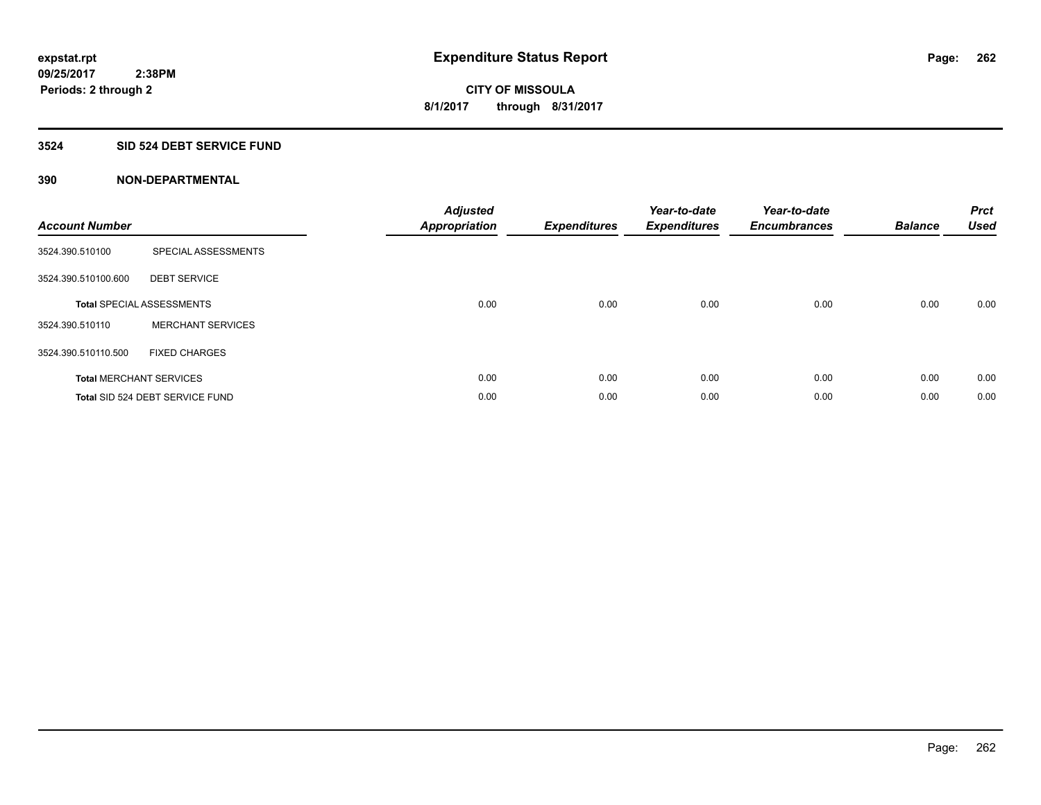expstat.rpt
09/25/2017 2:38PM
Periods: 2 through 2

# Expenditure Status Report

CITY OF MISSOULA
8/1/2017 through 8/31/2017

## 3524 SID 524 DEBT SERVICE FUND

### 390 NON-DEPARTMENTAL

| Account Number | | *Adjusted Appropriation* | *Expenditures* | *Year-to-date Expenditures* | *Year-to-date Encumbrances* | *Balance* | *Prct Used* |
|---|---|---|---|---|---|---|---|
| 3524.390.510100 | SPECIAL ASSESSMENTS | | | | | | |
| 3524.390.510100.600 | DEBT SERVICE | | | | | | |
| **Total** SPECIAL ASSESSMENTS | | 0.00 | 0.00 | 0.00 | 0.00 | 0.00 | 0.00 |
| 3524.390.510110 | MERCHANT SERVICES | | | | | | |
| 3524.390.510110.500 | FIXED CHARGES | | | | | | |
| **Total** MERCHANT SERVICES | | 0.00 | 0.00 | 0.00 | 0.00 | 0.00 | 0.00 |
| **Total** SID 524 DEBT SERVICE FUND | | 0.00 | 0.00 | 0.00 | 0.00 | 0.00 | 0.00 |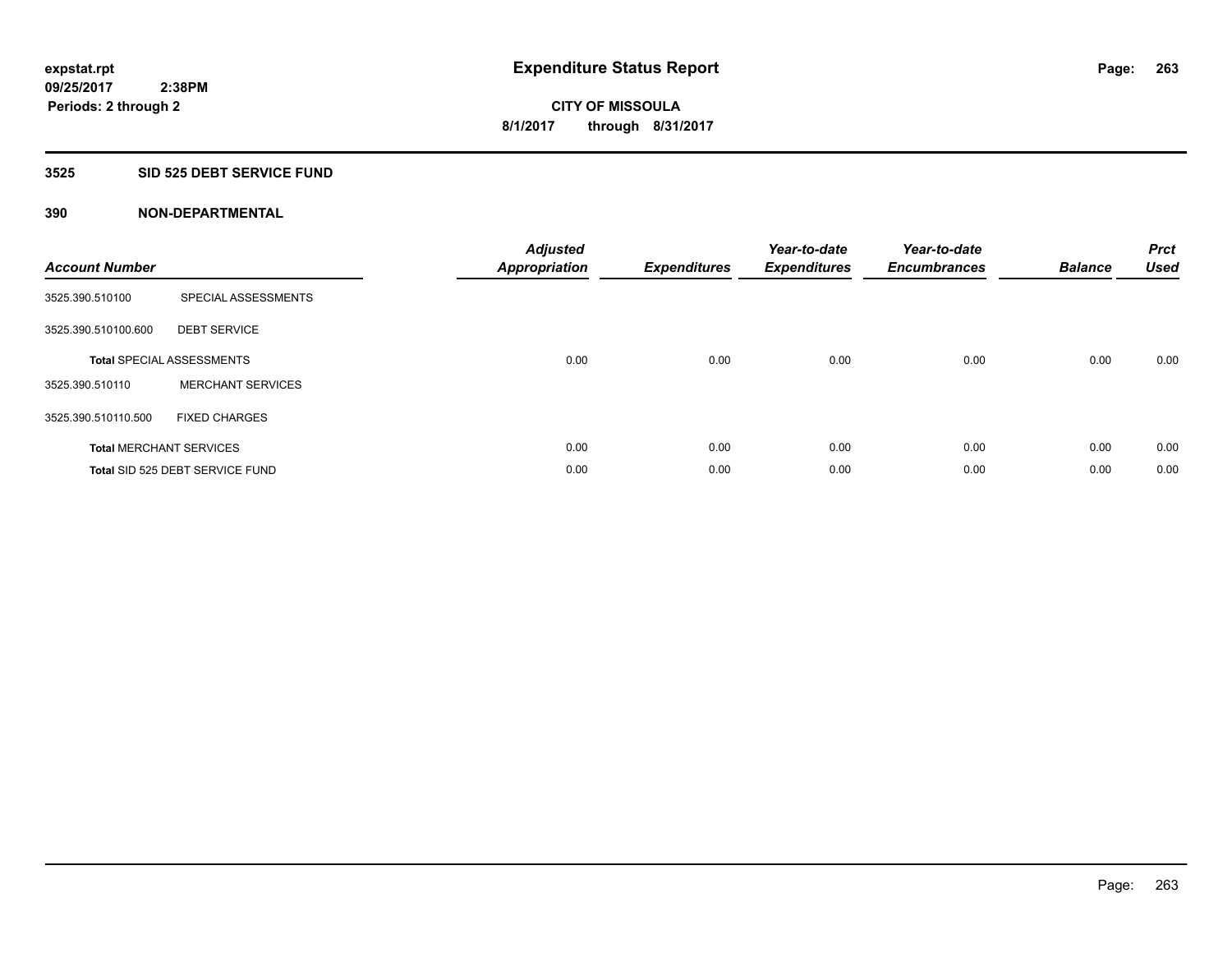**expstat.rpt**
**09/25/2017 2:38PM**
**Periods: 2 through 2**

# Expenditure Status Report

**CITY OF MISSOULA**
**8/1/2017 through 8/31/2017**

## 3525 SID 525 DEBT SERVICE FUND

### 390 NON-DEPARTMENTAL

| Account Number | | Adjusted Appropriation | Expenditures | Year-to-date Expenditures | Year-to-date Encumbrances | Balance | Prct Used |
|---|---|---|---|---|---|---|---|
| 3525.390.510100 | SPECIAL ASSESSMENTS | | | | | | |
| 3525.390.510100.600 | DEBT SERVICE | | | | | | |
| **Total** SPECIAL ASSESSMENTS | | 0.00 | 0.00 | 0.00 | 0.00 | 0.00 | 0.00 |
| 3525.390.510110 | MERCHANT SERVICES | | | | | | |
| 3525.390.510110.500 | FIXED CHARGES | | | | | | |
| **Total** MERCHANT SERVICES | | 0.00 | 0.00 | 0.00 | 0.00 | 0.00 | 0.00 |
| **Total** SID 525 DEBT SERVICE FUND | | 0.00 | 0.00 | 0.00 | 0.00 | 0.00 | 0.00 |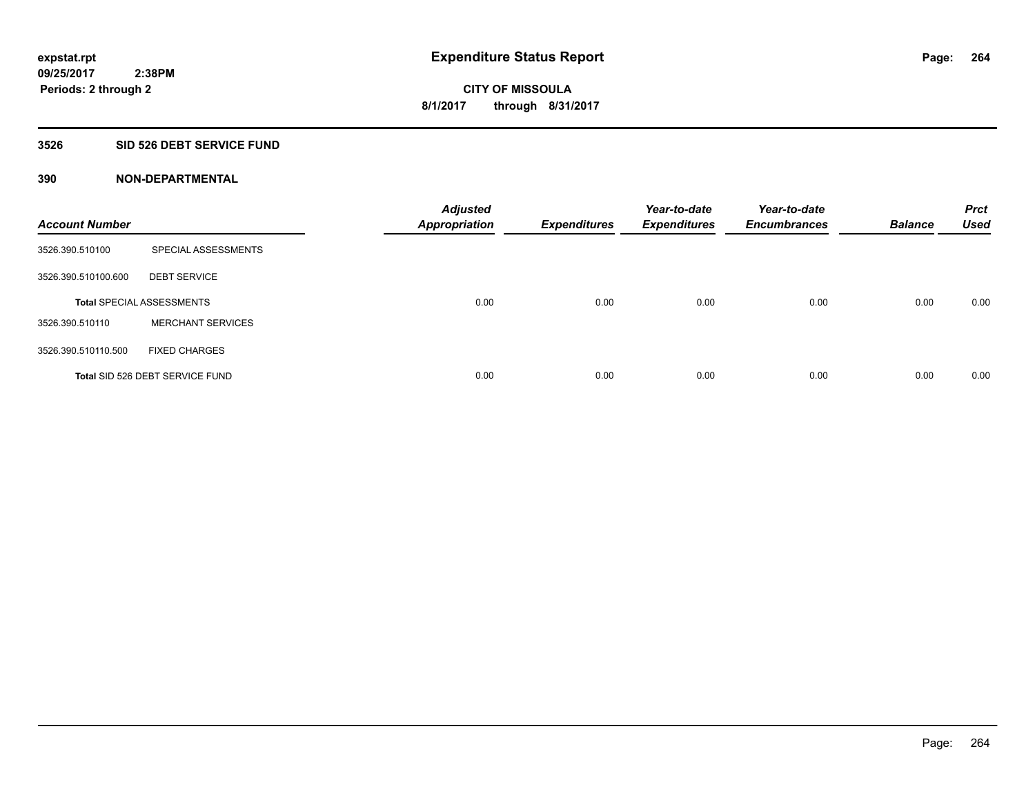**expstat.rpt**
**09/25/2017 2:38PM**
**Periods: 2 through 2**

# Expenditure Status Report

**CITY OF MISSOULA**
**8/1/2017 through 8/31/2017**

## 3526 SID 526 DEBT SERVICE FUND

### 390 NON-DEPARTMENTAL

| Account Number | | Adjusted Appropriation | Expenditures | Year-to-date Expenditures | Year-to-date Encumbrances | Balance | Prct Used |
|---|---|---|---|---|---|---|---|
| 3526.390.510100 | SPECIAL ASSESSMENTS | | | | | | |
| 3526.390.510100.600 | DEBT SERVICE | | | | | | |
| **Total** SPECIAL ASSESSMENTS | | 0.00 | 0.00 | 0.00 | 0.00 | 0.00 | 0.00 |
| 3526.390.510110 | MERCHANT SERVICES | | | | | | |
| 3526.390.510110.500 | FIXED CHARGES | | | | | | |
| **Total** SID 526 DEBT SERVICE FUND | | 0.00 | 0.00 | 0.00 | 0.00 | 0.00 | 0.00 |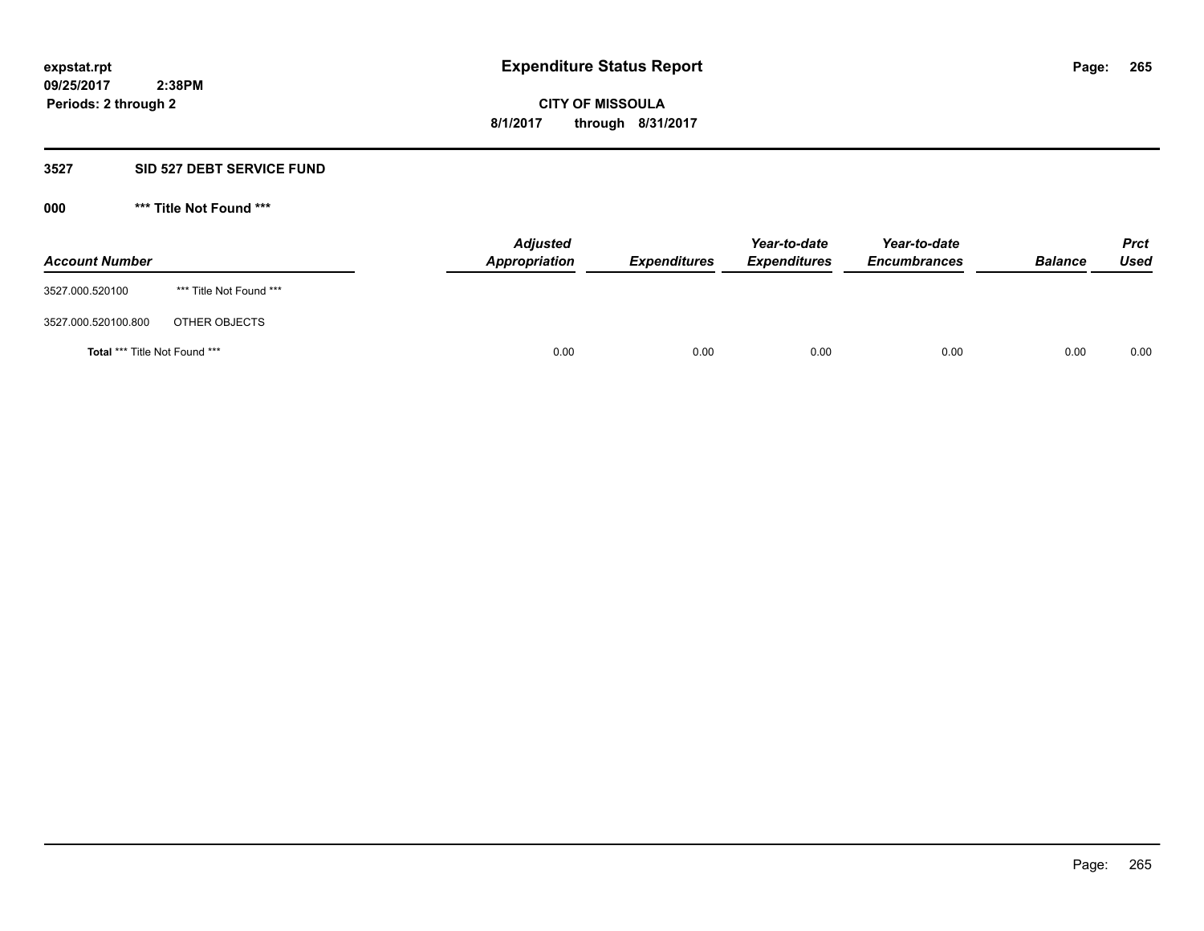**expstat.rpt**
**09/25/2017 2:38PM**
**Periods: 2 through 2**

# Expenditure Status Report

**CITY OF MISSOULA**
**8/1/2017 through 8/31/2017**

## 3527 SID 527 DEBT SERVICE FUND

### 000 *** Title Not Found ***

| Account Number | | Adjusted Appropriation | Expenditures | Year-to-date Expenditures | Year-to-date Encumbrances | Balance | Prct Used |
|---|---|---|---|---|---|---|---|
| 3527.000.520100 | *** Title Not Found *** | | | | | | |
| 3527.000.520100.800 | OTHER OBJECTS | | | | | | |
| **Total** *** Title Not Found *** | | 0.00 | 0.00 | 0.00 | 0.00 | 0.00 | 0.00 |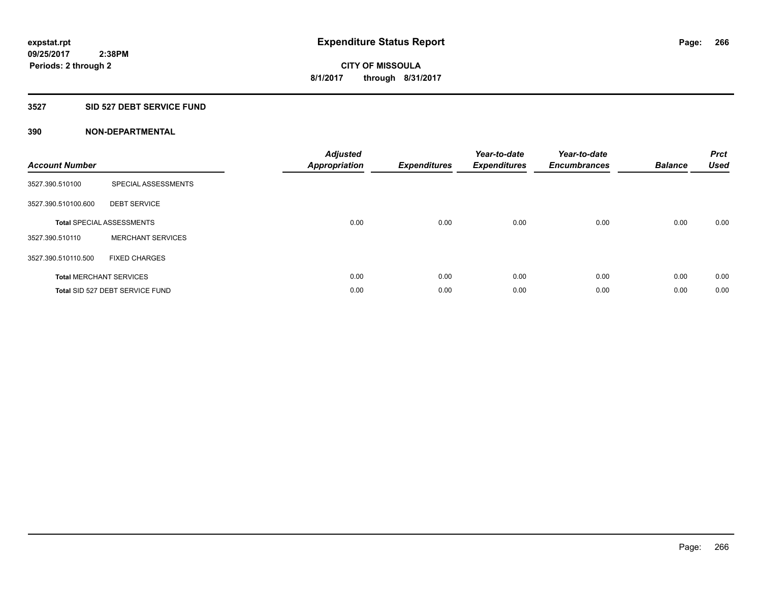**expstat.rpt**
**09/25/2017 2:38PM**
**Periods: 2 through 2**

# Expenditure Status Report

**CITY OF MISSOULA**
**8/1/2017 through 8/31/2017**

## 3527 SID 527 DEBT SERVICE FUND

### 390 NON-DEPARTMENTAL

| Account Number | | Adjusted Appropriation | Expenditures | Year-to-date Expenditures | Year-to-date Encumbrances | Balance | Prct Used |
|---|---|---|---|---|---|---|---|
| 3527.390.510100 | SPECIAL ASSESSMENTS | | | | | | |
| 3527.390.510100.600 | DEBT SERVICE | | | | | | |
| **Total** SPECIAL ASSESSMENTS | | 0.00 | 0.00 | 0.00 | 0.00 | 0.00 | 0.00 |
| 3527.390.510110 | MERCHANT SERVICES | | | | | | |
| 3527.390.510110.500 | FIXED CHARGES | | | | | | |
| **Total** MERCHANT SERVICES | | 0.00 | 0.00 | 0.00 | 0.00 | 0.00 | 0.00 |
| **Total** SID 527 DEBT SERVICE FUND | | 0.00 | 0.00 | 0.00 | 0.00 | 0.00 | 0.00 |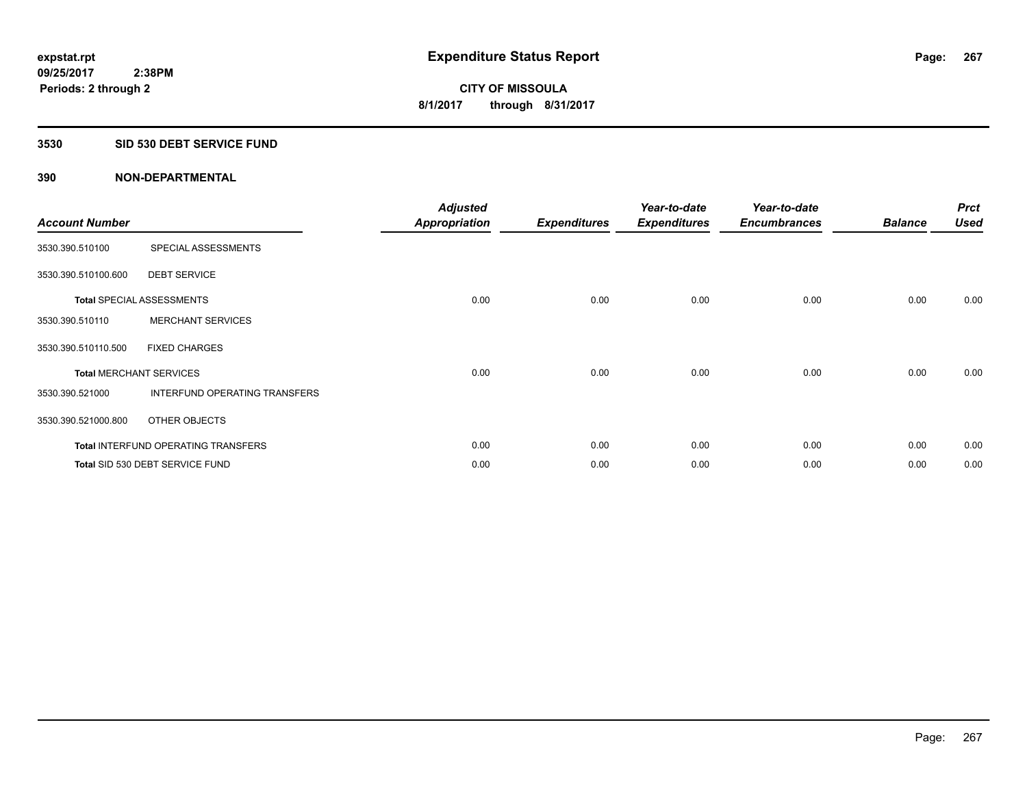**expstat.rpt**
**09/25/2017 2:38PM**
**Periods: 2 through 2**

# Expenditure Status Report

**CITY OF MISSOULA**
**8/1/2017 through 8/31/2017**

## 3530 SID 530 DEBT SERVICE FUND

## 390 NON-DEPARTMENTAL

| Account Number | | Adjusted Appropriation | Expenditures | Year-to-date Expenditures | Year-to-date Encumbrances | Balance | Prct Used |
|---|---|---|---|---|---|---|---|
| 3530.390.510100 | SPECIAL ASSESSMENTS | | | | | | |
| 3530.390.510100.600 | DEBT SERVICE | | | | | | |
| **Total** SPECIAL ASSESSMENTS | | 0.00 | 0.00 | 0.00 | 0.00 | 0.00 | 0.00 |
| 3530.390.510110 | MERCHANT SERVICES | | | | | | |
| 3530.390.510110.500 | FIXED CHARGES | | | | | | |
| **Total** MERCHANT SERVICES | | 0.00 | 0.00 | 0.00 | 0.00 | 0.00 | 0.00 |
| 3530.390.521000 | INTERFUND OPERATING TRANSFERS | | | | | | |
| 3530.390.521000.800 | OTHER OBJECTS | | | | | | |
| **Total** INTERFUND OPERATING TRANSFERS | | 0.00 | 0.00 | 0.00 | 0.00 | 0.00 | 0.00 |
| **Total** SID 530 DEBT SERVICE FUND | | 0.00 | 0.00 | 0.00 | 0.00 | 0.00 | 0.00 |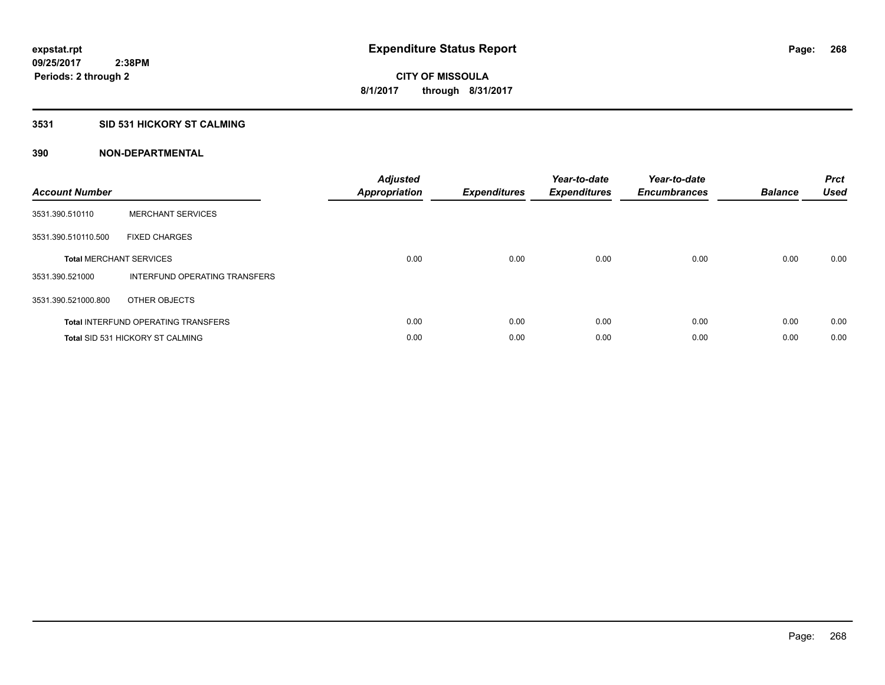**expstat.rpt**
**09/25/2017 2:38PM**
**Periods: 2 through 2**

# Expenditure Status Report

**CITY OF MISSOULA**
**8/1/2017 through 8/31/2017**

## 3531 SID 531 HICKORY ST CALMING

## 390 NON-DEPARTMENTAL

| Account Number | | Adjusted Appropriation | Expenditures | Year-to-date Expenditures | Year-to-date Encumbrances | Balance | Prct Used |
|---|---|---|---|---|---|---|---|
| 3531.390.510110 | MERCHANT SERVICES | | | | | | |
| 3531.390.510110.500 | FIXED CHARGES | | | | | | |
| **Total** MERCHANT SERVICES | | 0.00 | 0.00 | 0.00 | 0.00 | 0.00 | 0.00 |
| 3531.390.521000 | INTERFUND OPERATING TRANSFERS | | | | | | |
| 3531.390.521000.800 | OTHER OBJECTS | | | | | | |
| **Total** INTERFUND OPERATING TRANSFERS | | 0.00 | 0.00 | 0.00 | 0.00 | 0.00 | 0.00 |
| **Total** SID 531 HICKORY ST CALMING | | 0.00 | 0.00 | 0.00 | 0.00 | 0.00 | 0.00 |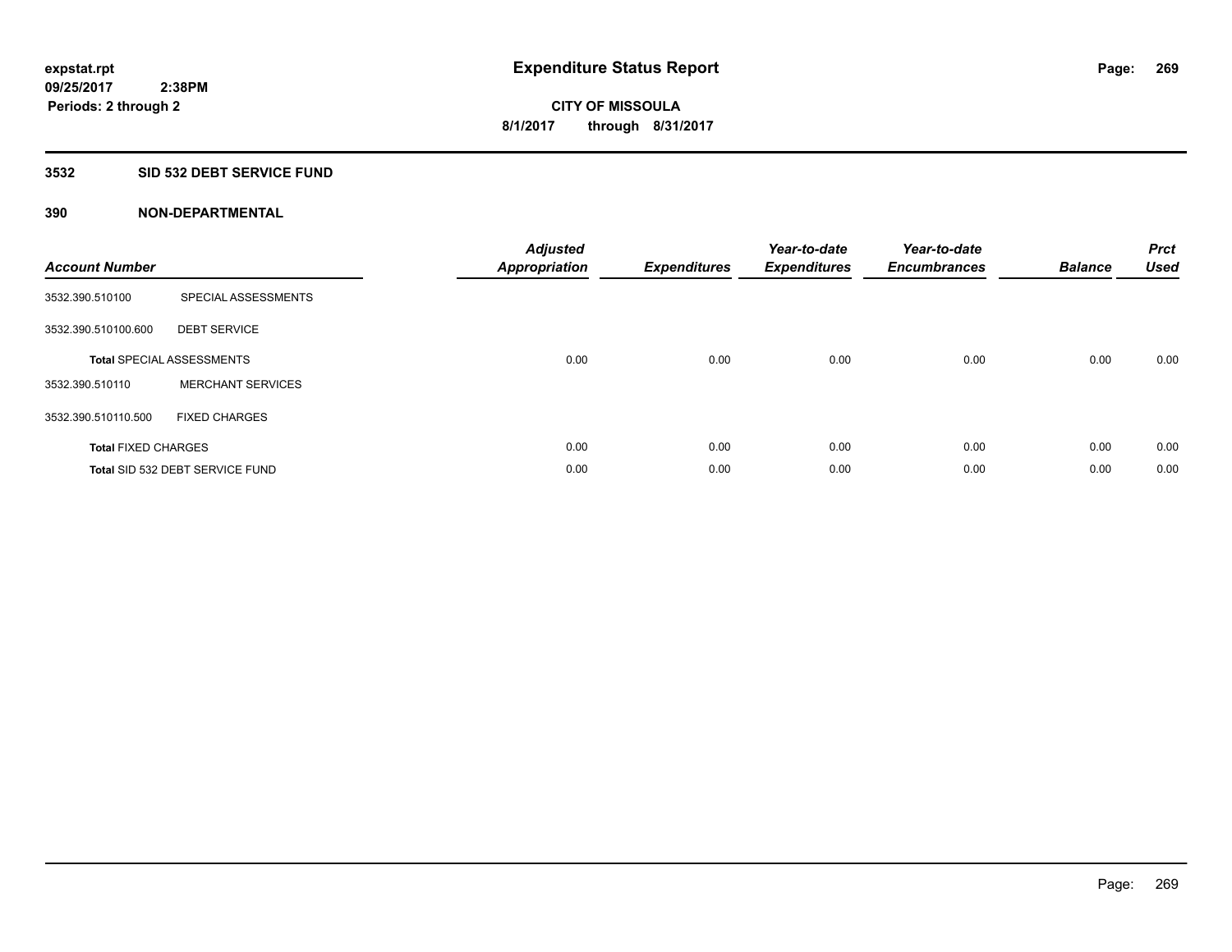**expstat.rpt**
**09/25/2017 2:38PM**
**Periods: 2 through 2**

# Expenditure Status Report

**CITY OF MISSOULA**
**8/1/2017 through 8/31/2017**

## 3532 SID 532 DEBT SERVICE FUND

## 390 NON-DEPARTMENTAL

| Account Number | | Adjusted Appropriation | Expenditures | Year-to-date Expenditures | Year-to-date Encumbrances | Balance | Prct Used |
|---|---|---|---|---|---|---|---|
| 3532.390.510100 | SPECIAL ASSESSMENTS | | | | | | |
| 3532.390.510100.600 | DEBT SERVICE | | | | | | |
| **Total** SPECIAL ASSESSMENTS | | 0.00 | 0.00 | 0.00 | 0.00 | 0.00 | 0.00 |
| 3532.390.510110 | MERCHANT SERVICES | | | | | | |
| 3532.390.510110.500 | FIXED CHARGES | | | | | | |
| **Total** FIXED CHARGES | | 0.00 | 0.00 | 0.00 | 0.00 | 0.00 | 0.00 |
| **Total** SID 532 DEBT SERVICE FUND | | 0.00 | 0.00 | 0.00 | 0.00 | 0.00 | 0.00 |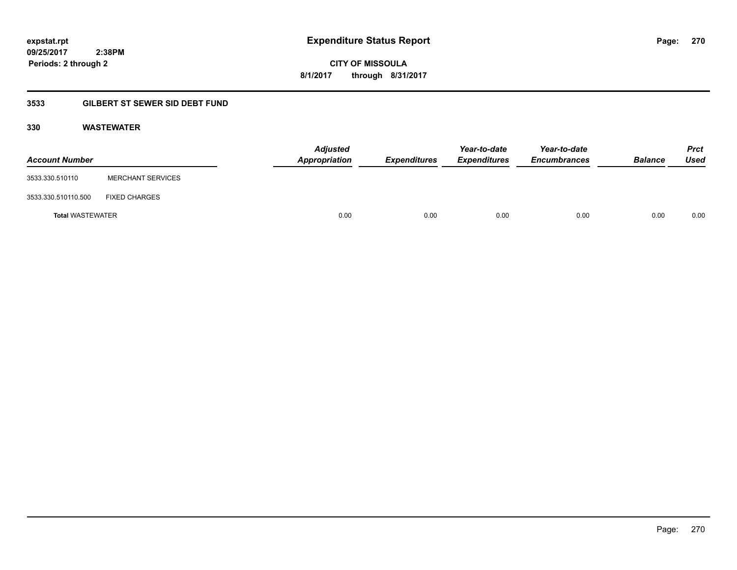**expstat.rpt**
**09/25/2017 2:38PM**
**Periods: 2 through 2**

# Expenditure Status Report

**CITY OF MISSOULA**
**8/1/2017 through 8/31/2017**

## 3533 GILBERT ST SEWER SID DEBT FUND

### 330 WASTEWATER

| Account Number | | *Adjusted Appropriation* | *Expenditures* | *Year-to-date Expenditures* | *Year-to-date Encumbrances* | *Balance* | *Prct Used* |
|---|---|---|---|---|---|---|---|
| 3533.330.510110 | MERCHANT SERVICES | | | | | | |
| 3533.330.510110.500 | FIXED CHARGES | | | | | | |
| **Total** WASTEWATER | | 0.00 | 0.00 | 0.00 | 0.00 | 0.00 | 0.00 |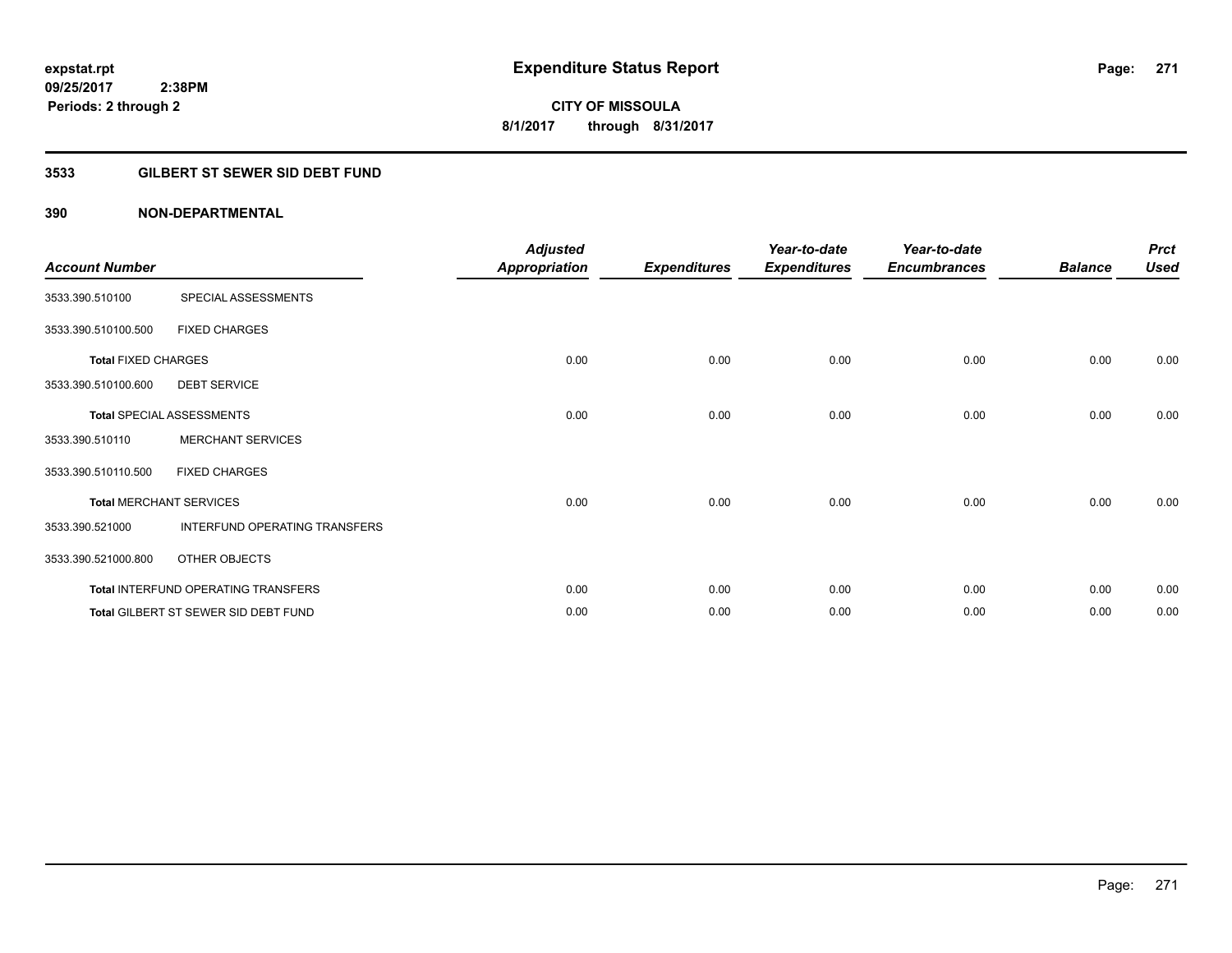**expstat.rpt**
**09/25/2017 2:38PM**
**Periods: 2 through 2**

# Expenditure Status Report

**CITY OF MISSOULA**
**8/1/2017 through 8/31/2017**

## 3533 GILBERT ST SEWER SID DEBT FUND

### 390 NON-DEPARTMENTAL

| Account Number | | Adjusted Appropriation | Expenditures | Year-to-date Expenditures | Year-to-date Encumbrances | Balance | Prct Used |
|---|---|---|---|---|---|---|---|
| 3533.390.510100 | SPECIAL ASSESSMENTS | | | | | | |
| 3533.390.510100.500 | FIXED CHARGES | | | | | | |
| **Total** FIXED CHARGES | | 0.00 | 0.00 | 0.00 | 0.00 | 0.00 | 0.00 |
| 3533.390.510100.600 | DEBT SERVICE | | | | | | |
| **Total** SPECIAL ASSESSMENTS | | 0.00 | 0.00 | 0.00 | 0.00 | 0.00 | 0.00 |
| 3533.390.510110 | MERCHANT SERVICES | | | | | | |
| 3533.390.510110.500 | FIXED CHARGES | | | | | | |
| **Total** MERCHANT SERVICES | | 0.00 | 0.00 | 0.00 | 0.00 | 0.00 | 0.00 |
| 3533.390.521000 | INTERFUND OPERATING TRANSFERS | | | | | | |
| 3533.390.521000.800 | OTHER OBJECTS | | | | | | |
| **Total** INTERFUND OPERATING TRANSFERS | | 0.00 | 0.00 | 0.00 | 0.00 | 0.00 | 0.00 |
| **Total** GILBERT ST SEWER SID DEBT FUND | | 0.00 | 0.00 | 0.00 | 0.00 | 0.00 | 0.00 |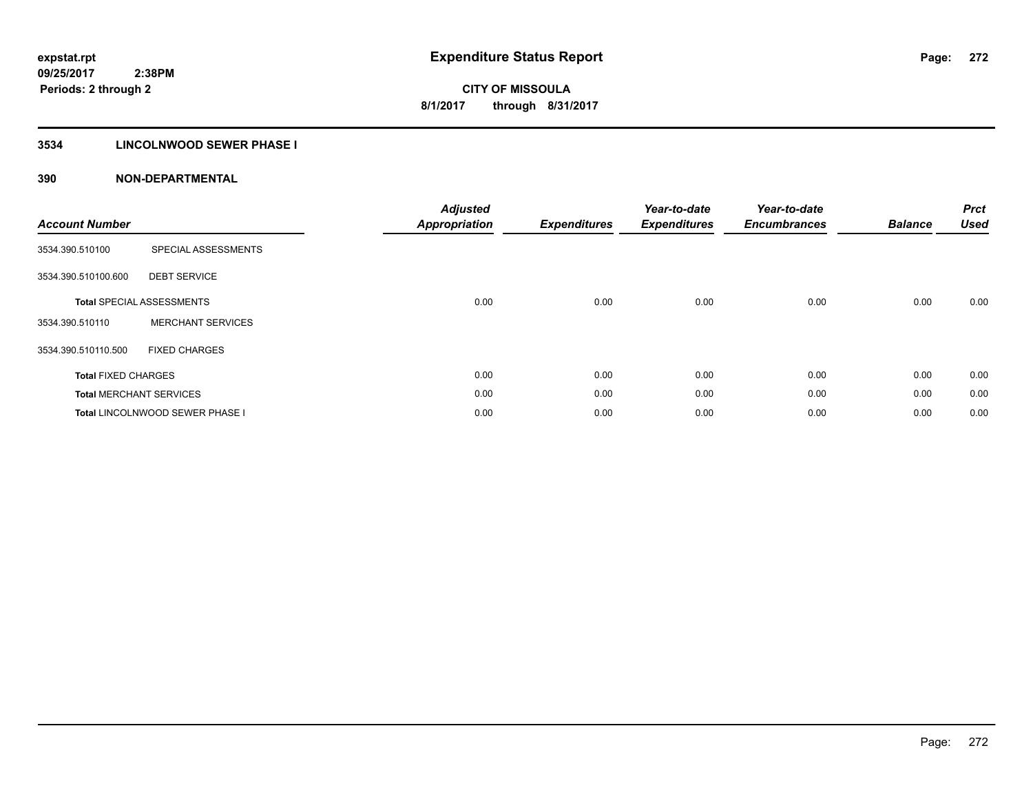**expstat.rpt**
**09/25/2017 2:38PM**
**Periods: 2 through 2**

# Expenditure Status Report

**CITY OF MISSOULA**
**8/1/2017 through 8/31/2017**

## 3534 LINCOLNWOOD SEWER PHASE I

## 390 NON-DEPARTMENTAL

| Account Number | | Adjusted Appropriation | Expenditures | Year-to-date Expenditures | Year-to-date Encumbrances | Balance | Prct Used |
|---|---|---|---|---|---|---|---|
| 3534.390.510100 | SPECIAL ASSESSMENTS | | | | | | |
| 3534.390.510100.600 | DEBT SERVICE | | | | | | |
| **Total** SPECIAL ASSESSMENTS | | 0.00 | 0.00 | 0.00 | 0.00 | 0.00 | 0.00 |
| 3534.390.510110 | MERCHANT SERVICES | | | | | | |
| 3534.390.510110.500 | FIXED CHARGES | | | | | | |
| **Total** FIXED CHARGES | | 0.00 | 0.00 | 0.00 | 0.00 | 0.00 | 0.00 |
| **Total** MERCHANT SERVICES | | 0.00 | 0.00 | 0.00 | 0.00 | 0.00 | 0.00 |
| **Total** LINCOLNWOOD SEWER PHASE I | | 0.00 | 0.00 | 0.00 | 0.00 | 0.00 | 0.00 |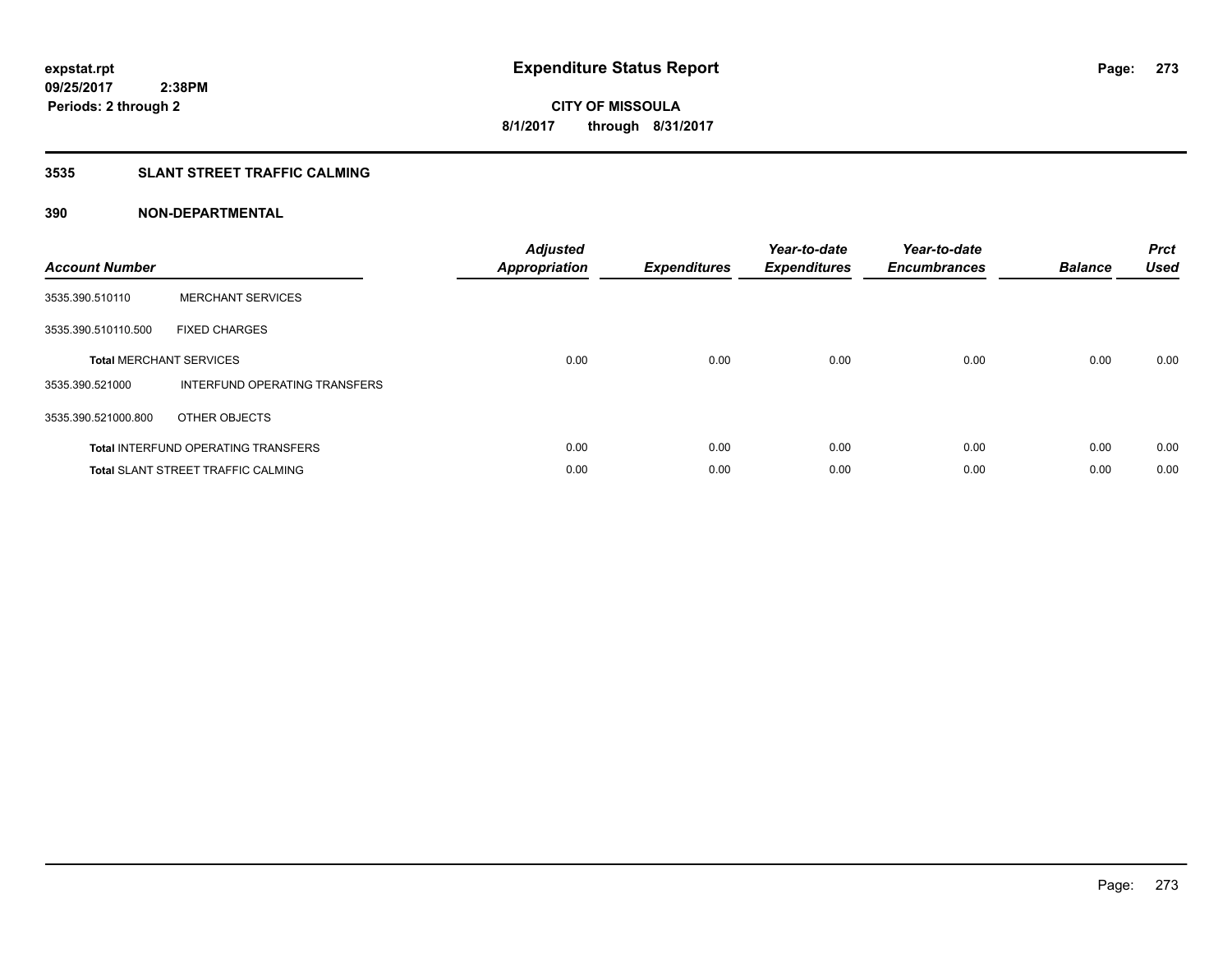expstat.rpt
09/25/2017 2:38PM
Periods: 2 through 2

# Expenditure Status Report

CITY OF MISSOULA
8/1/2017 through 8/31/2017

## 3535 SLANT STREET TRAFFIC CALMING

### 390 NON-DEPARTMENTAL

| Account Number | | Adjusted Appropriation | Expenditures | Year-to-date Expenditures | Year-to-date Encumbrances | Balance | Prct Used |
|---|---|---|---|---|---|---|---|
| 3535.390.510110 | MERCHANT SERVICES | | | | | | |
| 3535.390.510110.500 | FIXED CHARGES | | | | | | |
| **Total** MERCHANT SERVICES | | 0.00 | 0.00 | 0.00 | 0.00 | 0.00 | 0.00 |
| 3535.390.521000 | INTERFUND OPERATING TRANSFERS | | | | | | |
| 3535.390.521000.800 | OTHER OBJECTS | | | | | | |
| **Total** INTERFUND OPERATING TRANSFERS | | 0.00 | 0.00 | 0.00 | 0.00 | 0.00 | 0.00 |
| **Total** SLANT STREET TRAFFIC CALMING | | 0.00 | 0.00 | 0.00 | 0.00 | 0.00 | 0.00 |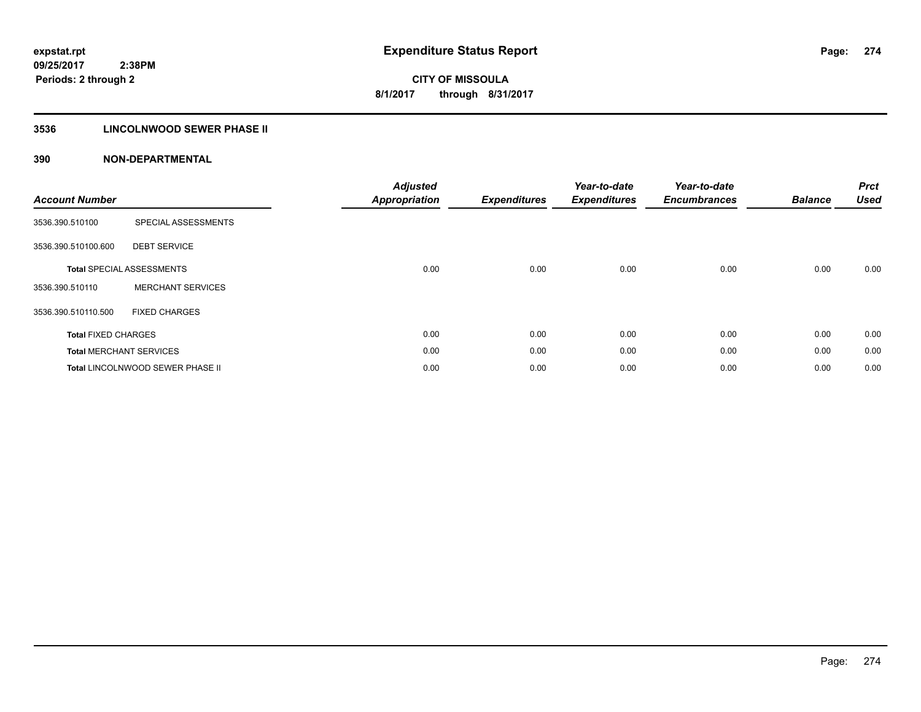**expstat.rpt**
**09/25/2017 2:38PM**
**Periods: 2 through 2**

# Expenditure Status Report

**CITY OF MISSOULA**
**8/1/2017 through 8/31/2017**

## 3536 LINCOLNWOOD SEWER PHASE II

### 390 NON-DEPARTMENTAL

| Account Number | | Adjusted Appropriation | Expenditures | Year-to-date Expenditures | Year-to-date Encumbrances | Balance | Prct Used |
|---|---|---|---|---|---|---|---|
| 3536.390.510100 | SPECIAL ASSESSMENTS | | | | | | |
| 3536.390.510100.600 | DEBT SERVICE | | | | | | |
| **Total** SPECIAL ASSESSMENTS | | 0.00 | 0.00 | 0.00 | 0.00 | 0.00 | 0.00 |
| 3536.390.510110 | MERCHANT SERVICES | | | | | | |
| 3536.390.510110.500 | FIXED CHARGES | | | | | | |
| **Total** FIXED CHARGES | | 0.00 | 0.00 | 0.00 | 0.00 | 0.00 | 0.00 |
| **Total** MERCHANT SERVICES | | 0.00 | 0.00 | 0.00 | 0.00 | 0.00 | 0.00 |
| **Total** LINCOLNWOOD SEWER PHASE II | | 0.00 | 0.00 | 0.00 | 0.00 | 0.00 | 0.00 |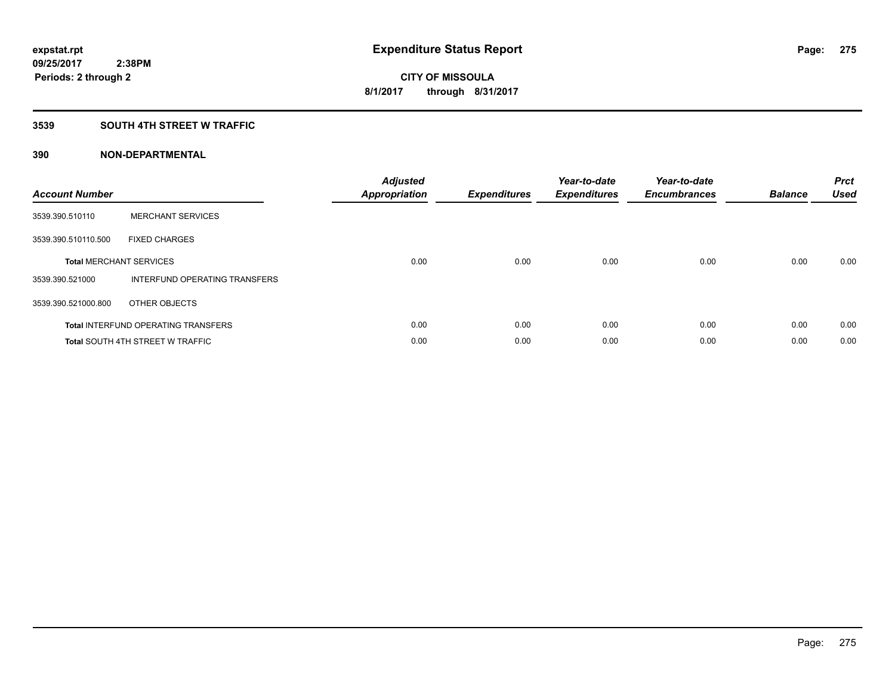**expstat.rpt**
**09/25/2017 2:38PM**
**Periods: 2 through 2**

# Expenditure Status Report

**CITY OF MISSOULA**
**8/1/2017 through 8/31/2017**

## 3539 SOUTH 4TH STREET W TRAFFIC

### 390 NON-DEPARTMENTAL

| Account Number | | Adjusted Appropriation | Expenditures | Year-to-date Expenditures | Year-to-date Encumbrances | Balance | Prct Used |
|---|---|---|---|---|---|---|---|
| 3539.390.510110 | MERCHANT SERVICES | | | | | | |
| 3539.390.510110.500 | FIXED CHARGES | | | | | | |
| **Total** MERCHANT SERVICES | | 0.00 | 0.00 | 0.00 | 0.00 | 0.00 | 0.00 |
| 3539.390.521000 | INTERFUND OPERATING TRANSFERS | | | | | | |
| 3539.390.521000.800 | OTHER OBJECTS | | | | | | |
| **Total** INTERFUND OPERATING TRANSFERS | | 0.00 | 0.00 | 0.00 | 0.00 | 0.00 | 0.00 |
| **Total** SOUTH 4TH STREET W TRAFFIC | | 0.00 | 0.00 | 0.00 | 0.00 | 0.00 | 0.00 |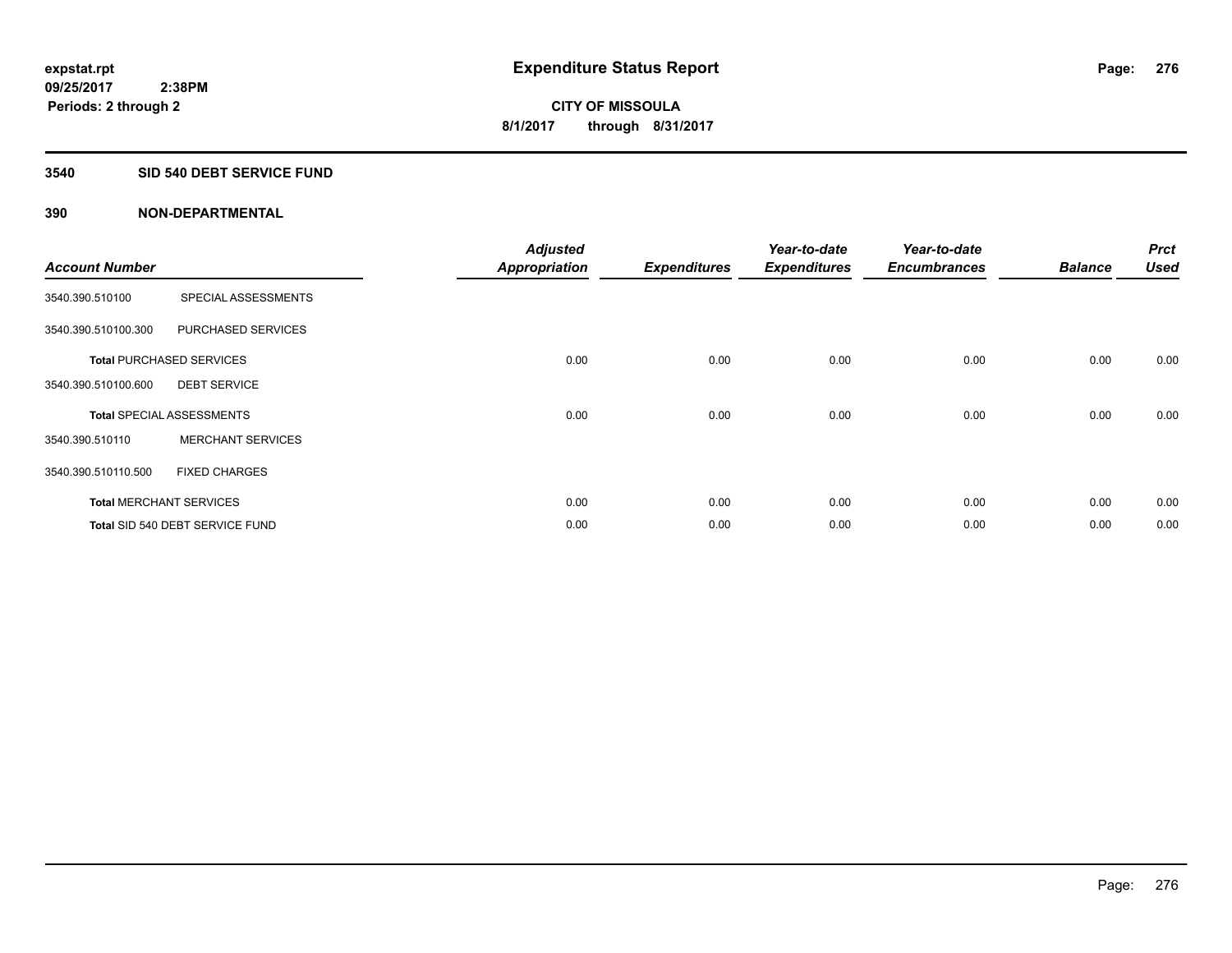**expstat.rpt**
**09/25/2017 2:38PM**
**Periods: 2 through 2**

# Expenditure Status Report

**CITY OF MISSOULA**
**8/1/2017 through 8/31/2017**

## 3540 SID 540 DEBT SERVICE FUND

### 390 NON-DEPARTMENTAL

| Account Number | | Adjusted Appropriation | Expenditures | Year-to-date Expenditures | Year-to-date Encumbrances | Balance | Prct Used |
|---|---|---|---|---|---|---|---|
| 3540.390.510100 | SPECIAL ASSESSMENTS | | | | | | |
| 3540.390.510100.300 | PURCHASED SERVICES | | | | | | |
| **Total** PURCHASED SERVICES | | 0.00 | 0.00 | 0.00 | 0.00 | 0.00 | 0.00 |
| 3540.390.510100.600 | DEBT SERVICE | | | | | | |
| **Total** SPECIAL ASSESSMENTS | | 0.00 | 0.00 | 0.00 | 0.00 | 0.00 | 0.00 |
| 3540.390.510110 | MERCHANT SERVICES | | | | | | |
| 3540.390.510110.500 | FIXED CHARGES | | | | | | |
| **Total** MERCHANT SERVICES | | 0.00 | 0.00 | 0.00 | 0.00 | 0.00 | 0.00 |
| **Total** SID 540 DEBT SERVICE FUND | | 0.00 | 0.00 | 0.00 | 0.00 | 0.00 | 0.00 |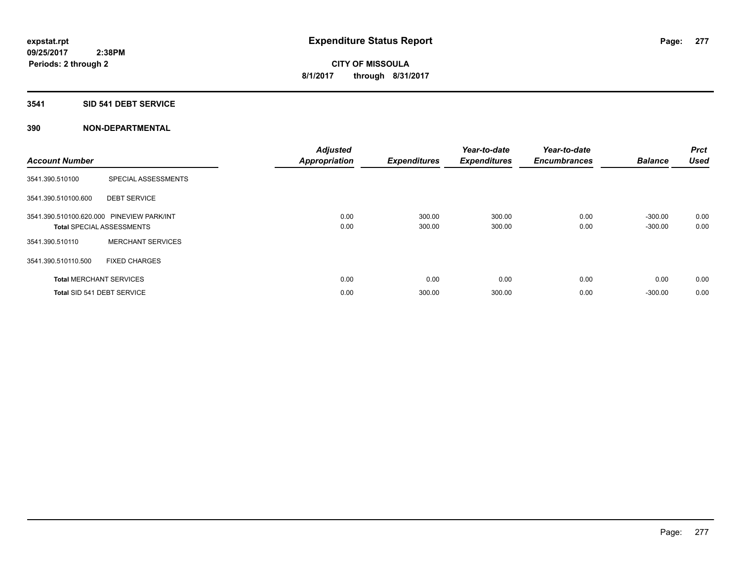## 3541 SID 541 DEBT SERVICE

### 390 NON-DEPARTMENTAL

| Account Number | | Adjusted Appropriation | Expenditures | Year-to-date Expenditures | Year-to-date Encumbrances | Balance | Prct Used |
|---|---|---|---|---|---|---|---|
| 3541.390.510100 | SPECIAL ASSESSMENTS | | | | | | |
| 3541.390.510100.600 | DEBT SERVICE | | | | | | |
| 3541.390.510100.620.000 | PINEVIEW PARK/INT | 0.00 | 300.00 | 300.00 | 0.00 | -300.00 | 0.00 |
| **Total** SPECIAL ASSESSMENTS | | 0.00 | 300.00 | 300.00 | 0.00 | -300.00 | 0.00 |
| 3541.390.510110 | MERCHANT SERVICES | | | | | | |
| 3541.390.510110.500 | FIXED CHARGES | | | | | | |
| **Total** MERCHANT SERVICES | | 0.00 | 0.00 | 0.00 | 0.00 | 0.00 | 0.00 |
| **Total** SID 541 DEBT SERVICE | | 0.00 | 300.00 | 300.00 | 0.00 | -300.00 | 0.00 |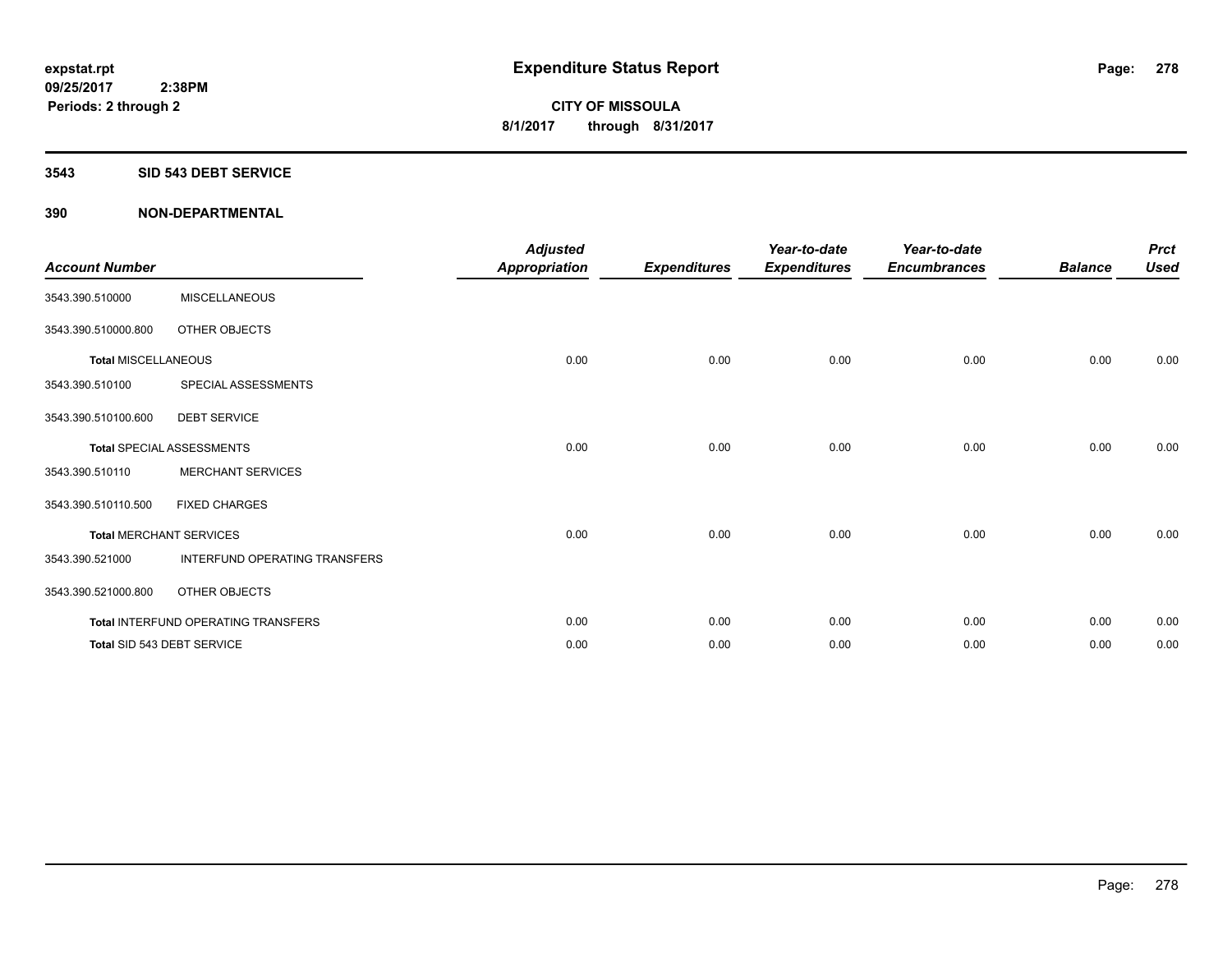expstat.rpt
09/25/2017 2:38PM
Periods: 2 through 2

# Expenditure Status Report

CITY OF MISSOULA
8/1/2017 through 8/31/2017

## 3543 SID 543 DEBT SERVICE

## 390 NON-DEPARTMENTAL

| Account Number | | Adjusted Appropriation | Expenditures | Year-to-date Expenditures | Year-to-date Encumbrances | Balance | Prct Used |
|---|---|---|---|---|---|---|---|
| 3543.390.510000 | MISCELLANEOUS | | | | | | |
| 3543.390.510000.800 | OTHER OBJECTS | | | | | | |
| **Total** MISCELLANEOUS | | 0.00 | 0.00 | 0.00 | 0.00 | 0.00 | 0.00 |
| 3543.390.510100 | SPECIAL ASSESSMENTS | | | | | | |
| 3543.390.510100.600 | DEBT SERVICE | | | | | | |
| **Total** SPECIAL ASSESSMENTS | | 0.00 | 0.00 | 0.00 | 0.00 | 0.00 | 0.00 |
| 3543.390.510110 | MERCHANT SERVICES | | | | | | |
| 3543.390.510110.500 | FIXED CHARGES | | | | | | |
| **Total** MERCHANT SERVICES | | 0.00 | 0.00 | 0.00 | 0.00 | 0.00 | 0.00 |
| 3543.390.521000 | INTERFUND OPERATING TRANSFERS | | | | | | |
| 3543.390.521000.800 | OTHER OBJECTS | | | | | | |
| **Total** INTERFUND OPERATING TRANSFERS | | 0.00 | 0.00 | 0.00 | 0.00 | 0.00 | 0.00 |
| **Total** SID 543 DEBT SERVICE | | 0.00 | 0.00 | 0.00 | 0.00 | 0.00 | 0.00 |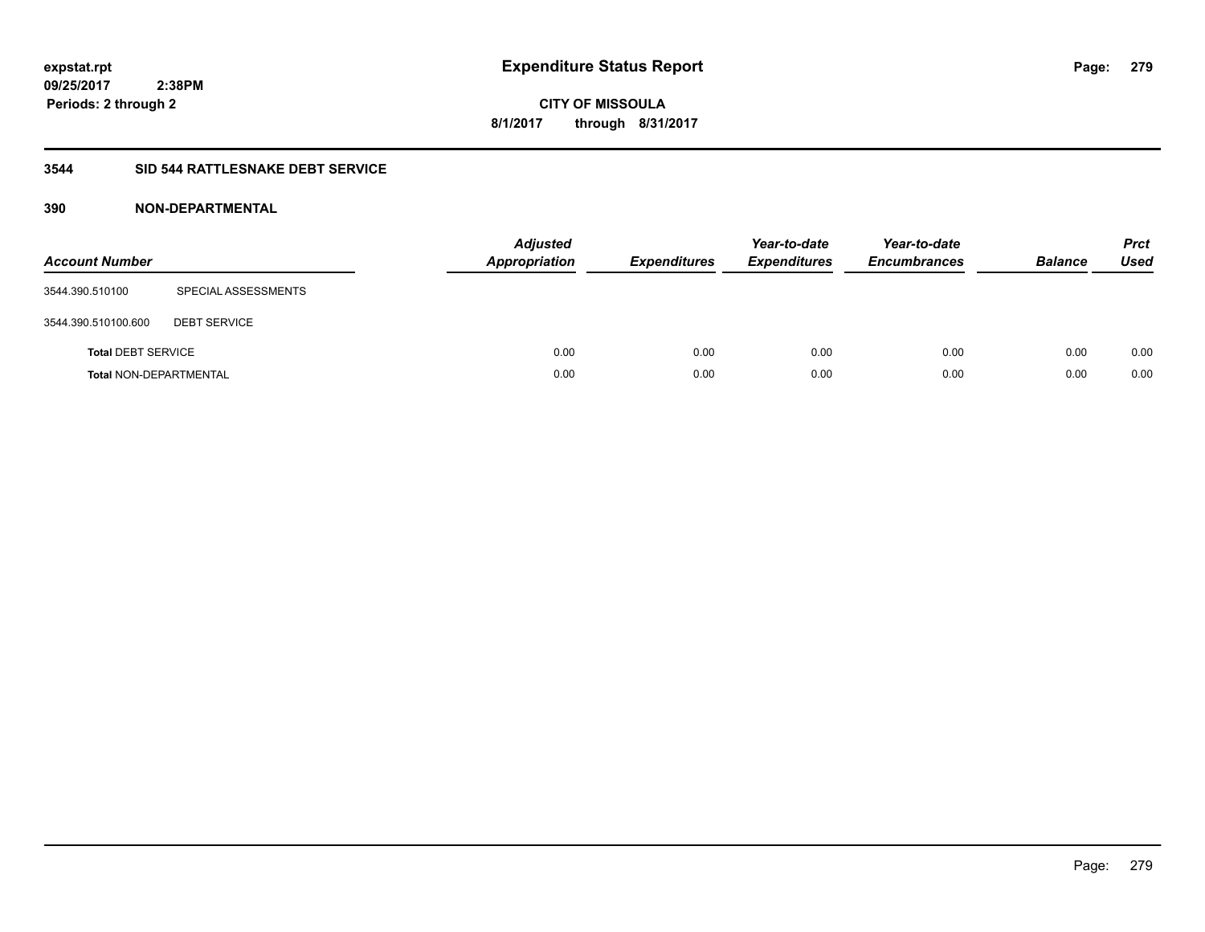**expstat.rpt**
**09/25/2017 2:38PM**
**Periods: 2 through 2**

# Expenditure Status Report

**CITY OF MISSOULA**
**8/1/2017 through 8/31/2017**

## 3544 SID 544 RATTLESNAKE DEBT SERVICE

### 390 NON-DEPARTMENTAL

| Account Number | | Adjusted Appropriation | Expenditures | Year-to-date Expenditures | Year-to-date Encumbrances | Balance | Prct Used |
|---|---|---|---|---|---|---|---|
| 3544.390.510100 | SPECIAL ASSESSMENTS | | | | | | |
| 3544.390.510100.600 | DEBT SERVICE | | | | | | |
| **Total** DEBT SERVICE | | 0.00 | 0.00 | 0.00 | 0.00 | 0.00 | 0.00 |
| **Total** NON-DEPARTMENTAL | | 0.00 | 0.00 | 0.00 | 0.00 | 0.00 | 0.00 |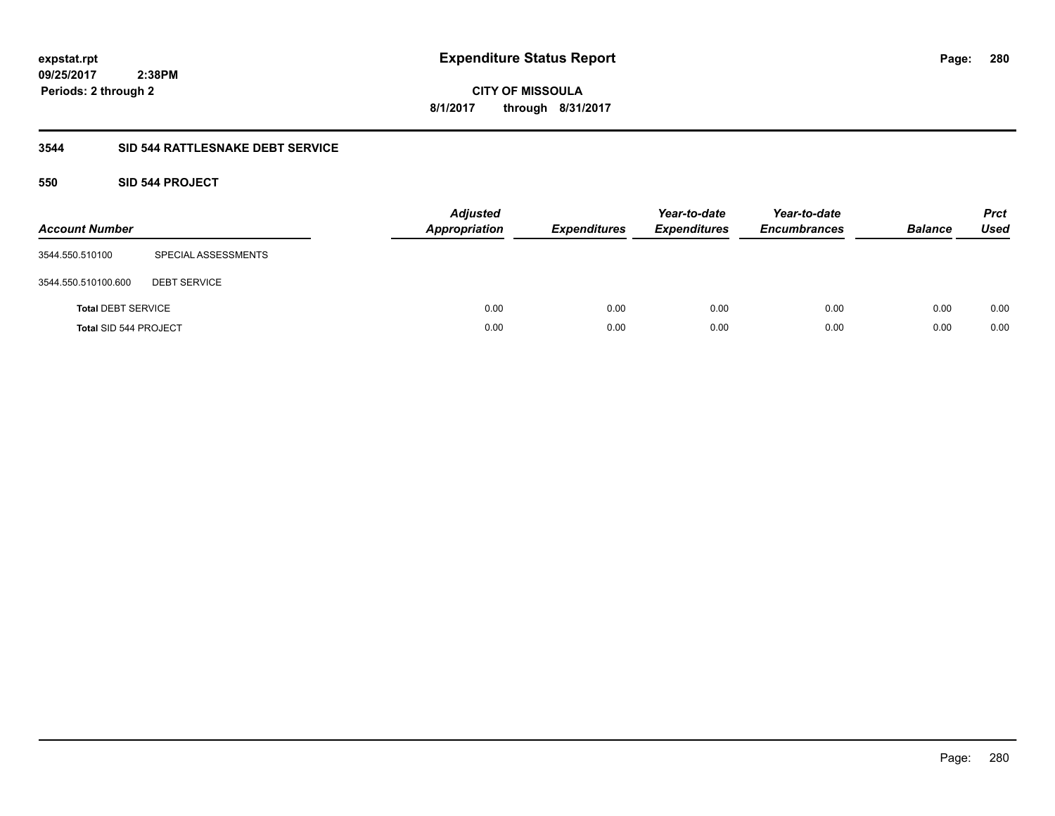**expstat.rpt**
**09/25/2017 2:38PM**
**Periods: 2 through 2**

# Expenditure Status Report

**CITY OF MISSOULA**
**8/1/2017 through 8/31/2017**

## 3544 SID 544 RATTLESNAKE DEBT SERVICE

### 550 SID 544 PROJECT

| Account Number | | Adjusted Appropriation | Expenditures | Year-to-date Expenditures | Year-to-date Encumbrances | Balance | Prct Used |
|---|---|---|---|---|---|---|---|
| 3544.550.510100 | SPECIAL ASSESSMENTS | | | | | | |
| 3544.550.510100.600 | DEBT SERVICE | | | | | | |
| **Total** DEBT SERVICE | | 0.00 | 0.00 | 0.00 | 0.00 | 0.00 | 0.00 |
| **Total** SID 544 PROJECT | | 0.00 | 0.00 | 0.00 | 0.00 | 0.00 | 0.00 |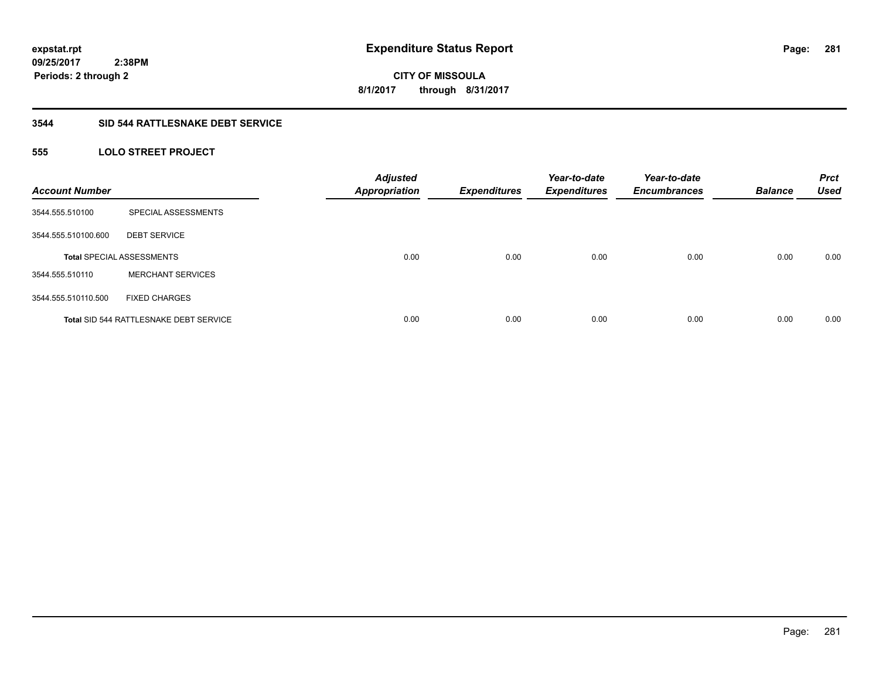**expstat.rpt**
**09/25/2017 2:38PM**
**Periods: 2 through 2**

# Expenditure Status Report

**CITY OF MISSOULA**
**8/1/2017 through 8/31/2017**

## 3544 SID 544 RATTLESNAKE DEBT SERVICE

### 555 LOLO STREET PROJECT

| Account Number | | Adjusted Appropriation | Expenditures | Year-to-date Expenditures | Year-to-date Encumbrances | Balance | Prct Used |
|---|---|---|---|---|---|---|---|
| 3544.555.510100 | SPECIAL ASSESSMENTS | | | | | | |
| 3544.555.510100.600 | DEBT SERVICE | | | | | | |
| **Total** SPECIAL ASSESSMENTS | | 0.00 | 0.00 | 0.00 | 0.00 | 0.00 | 0.00 |
| 3544.555.510110 | MERCHANT SERVICES | | | | | | |
| 3544.555.510110.500 | FIXED CHARGES | | | | | | |
| **Total** SID 544 RATTLESNAKE DEBT SERVICE | | 0.00 | 0.00 | 0.00 | 0.00 | 0.00 | 0.00 |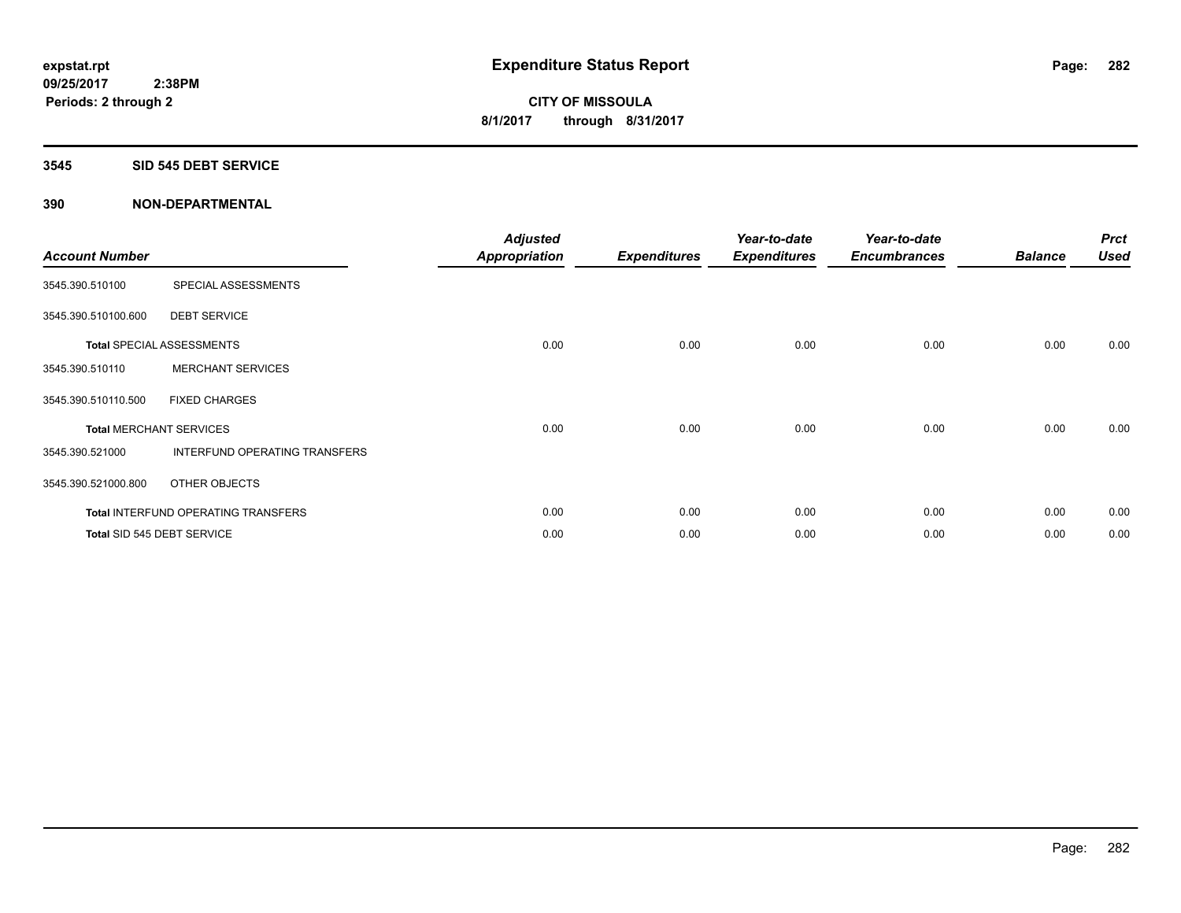**expstat.rpt**
**09/25/2017 2:38PM**
**Periods: 2 through 2**

# Expenditure Status Report

**CITY OF MISSOULA**
**8/1/2017 through 8/31/2017**

## 3545 SID 545 DEBT SERVICE

## 390 NON-DEPARTMENTAL

| Account Number | | Adjusted Appropriation | Expenditures | Year-to-date Expenditures | Year-to-date Encumbrances | Balance | Prct Used |
|---|---|---|---|---|---|---|---|
| 3545.390.510100 | SPECIAL ASSESSMENTS | | | | | | |
| 3545.390.510100.600 | DEBT SERVICE | | | | | | |
| **Total** SPECIAL ASSESSMENTS | | 0.00 | 0.00 | 0.00 | 0.00 | 0.00 | 0.00 |
| 3545.390.510110 | MERCHANT SERVICES | | | | | | |
| 3545.390.510110.500 | FIXED CHARGES | | | | | | |
| **Total** MERCHANT SERVICES | | 0.00 | 0.00 | 0.00 | 0.00 | 0.00 | 0.00 |
| 3545.390.521000 | INTERFUND OPERATING TRANSFERS | | | | | | |
| 3545.390.521000.800 | OTHER OBJECTS | | | | | | |
| **Total** INTERFUND OPERATING TRANSFERS | | 0.00 | 0.00 | 0.00 | 0.00 | 0.00 | 0.00 |
| **Total** SID 545 DEBT SERVICE | | 0.00 | 0.00 | 0.00 | 0.00 | 0.00 | 0.00 |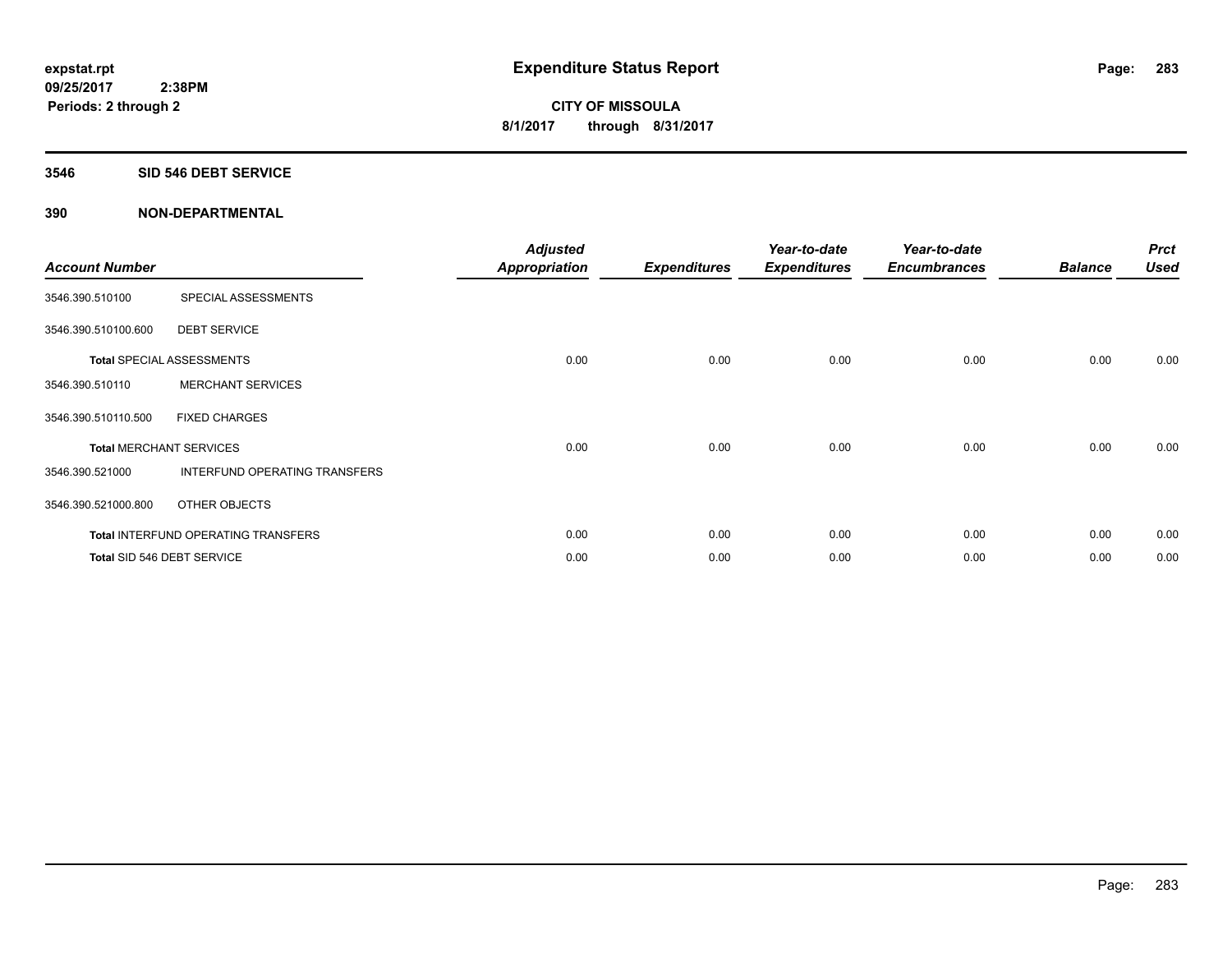# Expenditure Status Report

**expstat.rpt**
**09/25/2017 2:38PM**
**Periods: 2 through 2**

**CITY OF MISSOULA**
**8/1/2017 through 8/31/2017**

## 3546 SID 546 DEBT SERVICE

### 390 NON-DEPARTMENTAL

| Account Number | | Adjusted Appropriation | Expenditures | Year-to-date Expenditures | Year-to-date Encumbrances | Balance | Prct Used |
|---|---|---|---|---|---|---|---|
| 3546.390.510100 | SPECIAL ASSESSMENTS | | | | | | |
| 3546.390.510100.600 | DEBT SERVICE | | | | | | |
| **Total** SPECIAL ASSESSMENTS | | 0.00 | 0.00 | 0.00 | 0.00 | 0.00 | 0.00 |
| 3546.390.510110 | MERCHANT SERVICES | | | | | | |
| 3546.390.510110.500 | FIXED CHARGES | | | | | | |
| **Total** MERCHANT SERVICES | | 0.00 | 0.00 | 0.00 | 0.00 | 0.00 | 0.00 |
| 3546.390.521000 | INTERFUND OPERATING TRANSFERS | | | | | | |
| 3546.390.521000.800 | OTHER OBJECTS | | | | | | |
| **Total** INTERFUND OPERATING TRANSFERS | | 0.00 | 0.00 | 0.00 | 0.00 | 0.00 | 0.00 |
| **Total** SID 546 DEBT SERVICE | | 0.00 | 0.00 | 0.00 | 0.00 | 0.00 | 0.00 |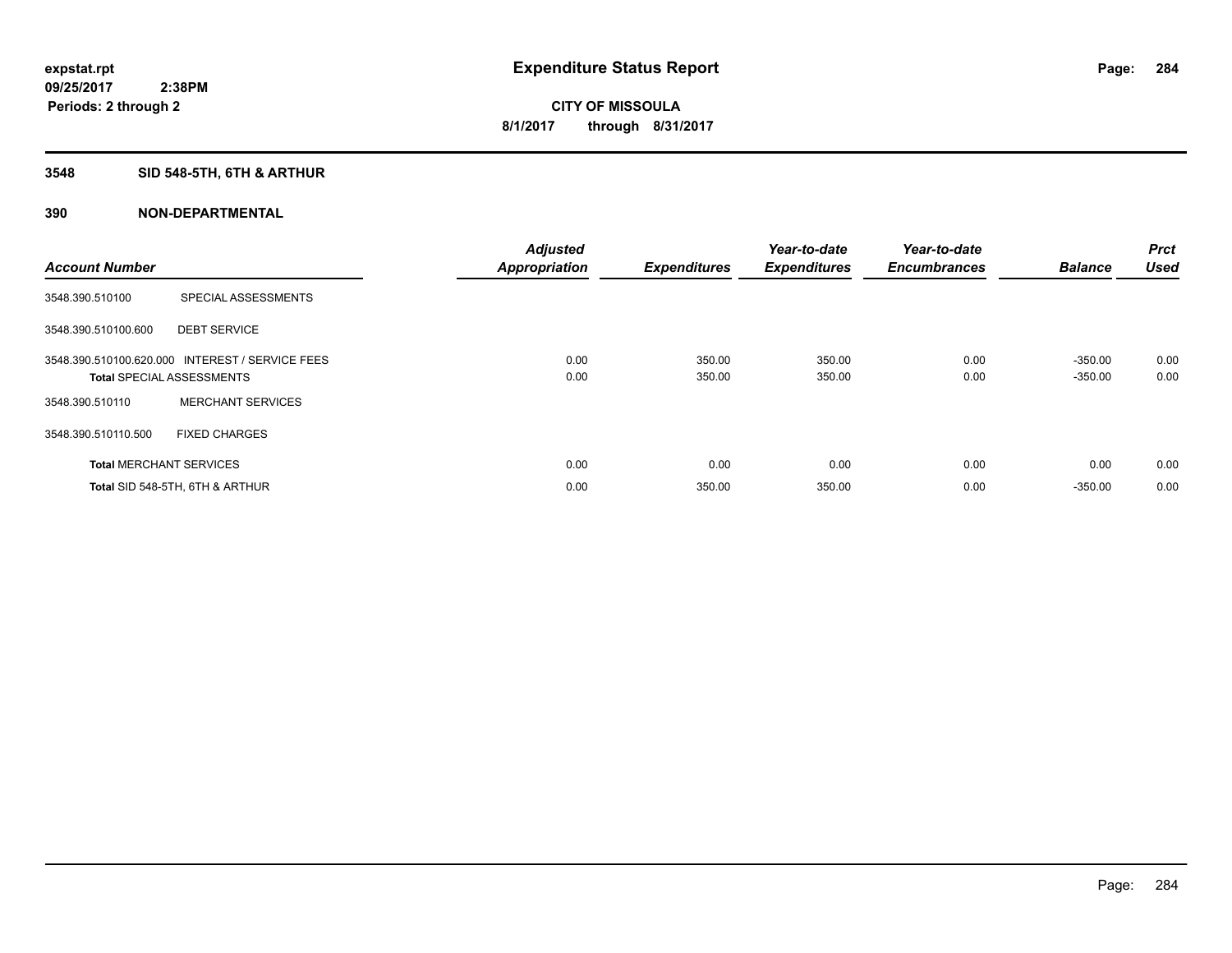**expstat.rpt**
**09/25/2017 2:38PM**
**Periods: 2 through 2**

# Expenditure Status Report

**CITY OF MISSOULA**
**8/1/2017 through 8/31/2017**

## 3548 SID 548-5TH, 6TH & ARTHUR

### 390 NON-DEPARTMENTAL

| Account Number | | Adjusted Appropriation | Expenditures | Year-to-date Expenditures | Year-to-date Encumbrances | Balance | Prct Used |
|---|---|---|---|---|---|---|---|
| 3548.390.510100 | SPECIAL ASSESSMENTS | | | | | | |
| 3548.390.510100.600 | DEBT SERVICE | | | | | | |
| 3548.390.510100.620.000 | INTEREST / SERVICE FEES | 0.00 | 350.00 | 350.00 | 0.00 | -350.00 | 0.00 |
| **Total** SPECIAL ASSESSMENTS | | 0.00 | 350.00 | 350.00 | 0.00 | -350.00 | 0.00 |
| 3548.390.510110 | MERCHANT SERVICES | | | | | | |
| 3548.390.510110.500 | FIXED CHARGES | | | | | | |
| **Total** MERCHANT SERVICES | | 0.00 | 0.00 | 0.00 | 0.00 | 0.00 | 0.00 |
| **Total** SID 548-5TH, 6TH & ARTHUR | | 0.00 | 350.00 | 350.00 | 0.00 | -350.00 | 0.00 |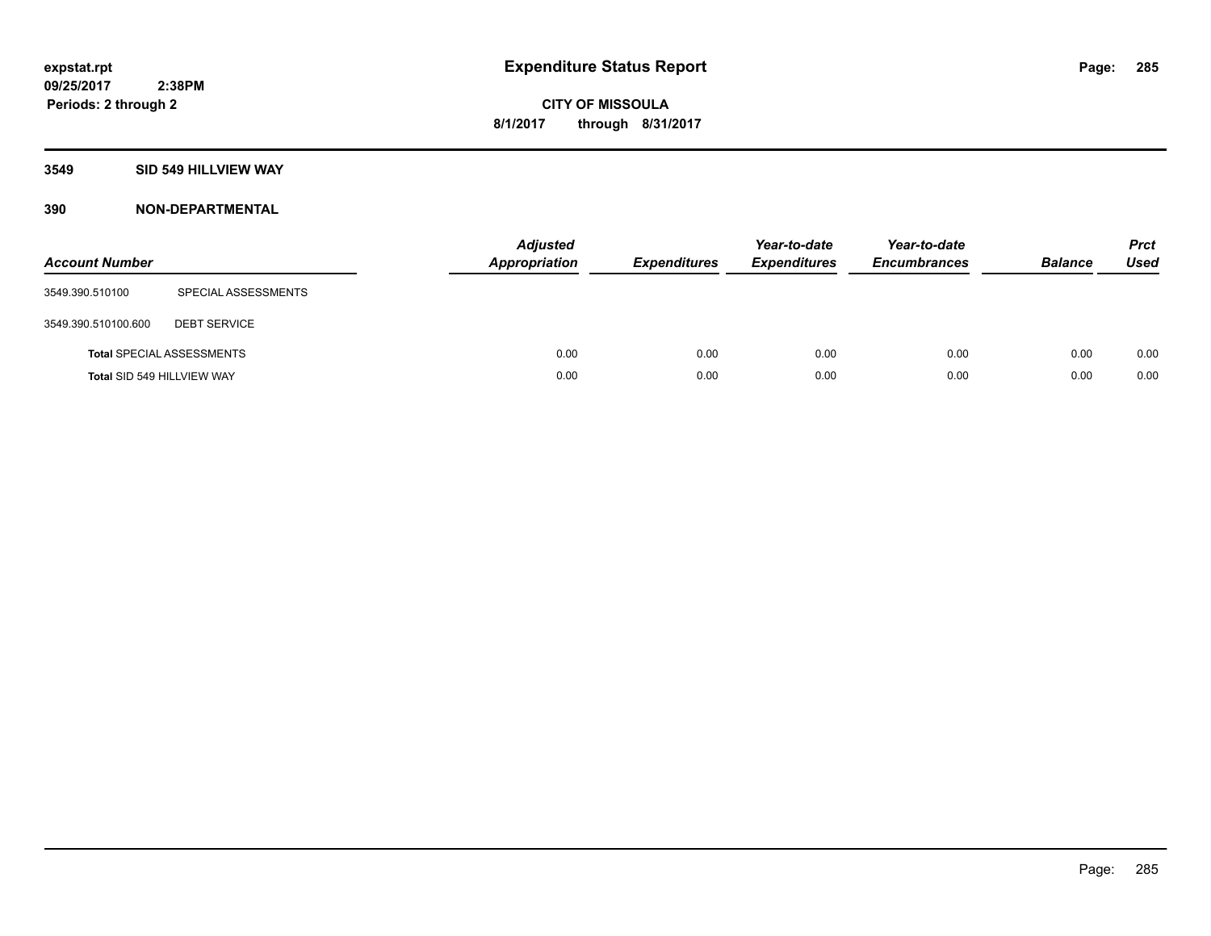**expstat.rpt**
**09/25/2017 2:38PM**
**Periods: 2 through 2**

# Expenditure Status Report

**CITY OF MISSOULA**
**8/1/2017 through 8/31/2017**

## 3549 SID 549 HILLVIEW WAY

## 390 NON-DEPARTMENTAL

| Account Number | | Adjusted Appropriation | Expenditures | Year-to-date Expenditures | Year-to-date Encumbrances | Balance | Prct Used |
|---|---|---|---|---|---|---|---|
| 3549.390.510100 | SPECIAL ASSESSMENTS | | | | | | |
| 3549.390.510100.600 | DEBT SERVICE | | | | | | |
| **Total** SPECIAL ASSESSMENTS | | 0.00 | 0.00 | 0.00 | 0.00 | 0.00 | 0.00 |
| **Total** SID 549 HILLVIEW WAY | | 0.00 | 0.00 | 0.00 | 0.00 | 0.00 | 0.00 |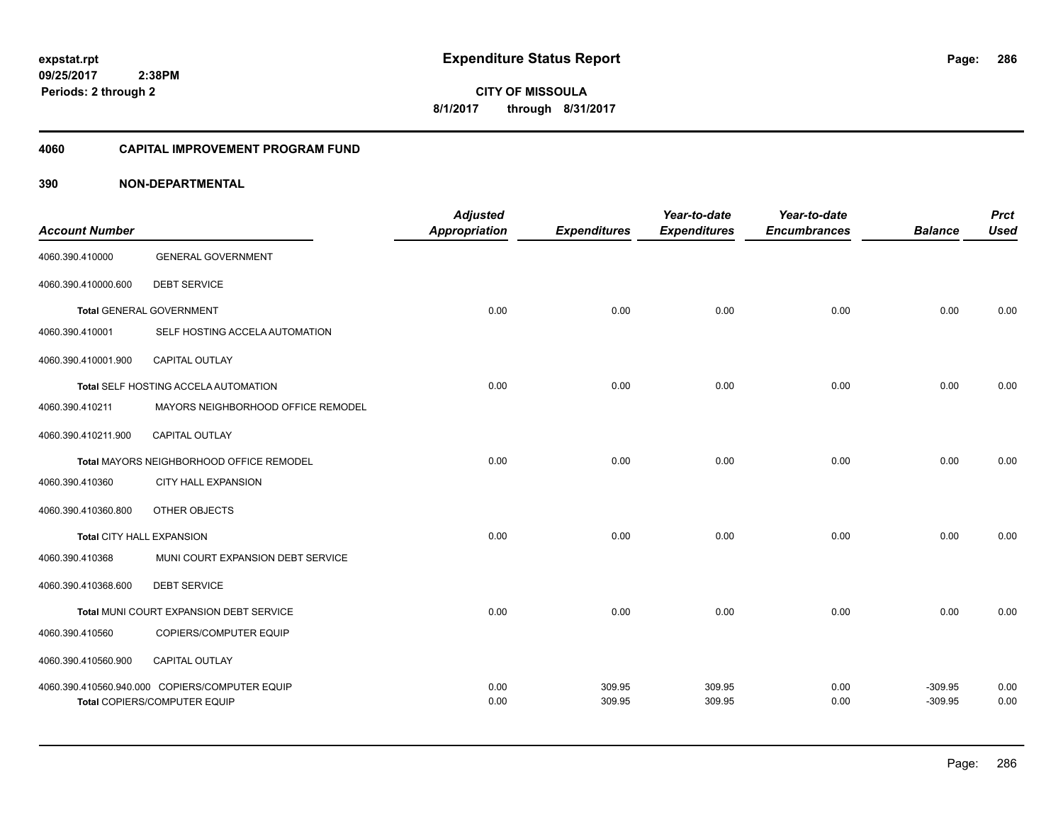# Expenditure Status Report

expstat.rpt
09/25/2017 2:38PM
Periods: 2 through 2

**CITY OF MISSOULA**
**8/1/2017 through 8/31/2017**

## 4060 CAPITAL IMPROVEMENT PROGRAM FUND

### 390 NON-DEPARTMENTAL

| Account Number | | Adjusted Appropriation | Expenditures | Year-to-date Expenditures | Year-to-date Encumbrances | Balance | Prct Used |
|---|---|---|---|---|---|---|---|
| 4060.390.410000 | GENERAL GOVERNMENT | | | | | | |
| 4060.390.410000.600 | DEBT SERVICE | | | | | | |
| **Total** GENERAL GOVERNMENT | | 0.00 | 0.00 | 0.00 | 0.00 | 0.00 | 0.00 |
| 4060.390.410001 | SELF HOSTING ACCELA AUTOMATION | | | | | | |
| 4060.390.410001.900 | CAPITAL OUTLAY | | | | | | |
| **Total** SELF HOSTING ACCELA AUTOMATION | | 0.00 | 0.00 | 0.00 | 0.00 | 0.00 | 0.00 |
| 4060.390.410211 | MAYORS NEIGHBORHOOD OFFICE REMODEL | | | | | | |
| 4060.390.410211.900 | CAPITAL OUTLAY | | | | | | |
| **Total** MAYORS NEIGHBORHOOD OFFICE REMODEL | | 0.00 | 0.00 | 0.00 | 0.00 | 0.00 | 0.00 |
| 4060.390.410360 | CITY HALL EXPANSION | | | | | | |
| 4060.390.410360.800 | OTHER OBJECTS | | | | | | |
| **Total** CITY HALL EXPANSION | | 0.00 | 0.00 | 0.00 | 0.00 | 0.00 | 0.00 |
| 4060.390.410368 | MUNI COURT EXPANSION DEBT SERVICE | | | | | | |
| 4060.390.410368.600 | DEBT SERVICE | | | | | | |
| **Total** MUNI COURT EXPANSION DEBT SERVICE | | 0.00 | 0.00 | 0.00 | 0.00 | 0.00 | 0.00 |
| 4060.390.410560 | COPIERS/COMPUTER EQUIP | | | | | | |
| 4060.390.410560.900 | CAPITAL OUTLAY | | | | | | |
| 4060.390.410560.940.000 | COPIERS/COMPUTER EQUIP | 0.00 | 309.95 | 309.95 | 0.00 | -309.95 | 0.00 |
| **Total** COPIERS/COMPUTER EQUIP | | 0.00 | 309.95 | 309.95 | 0.00 | -309.95 | 0.00 |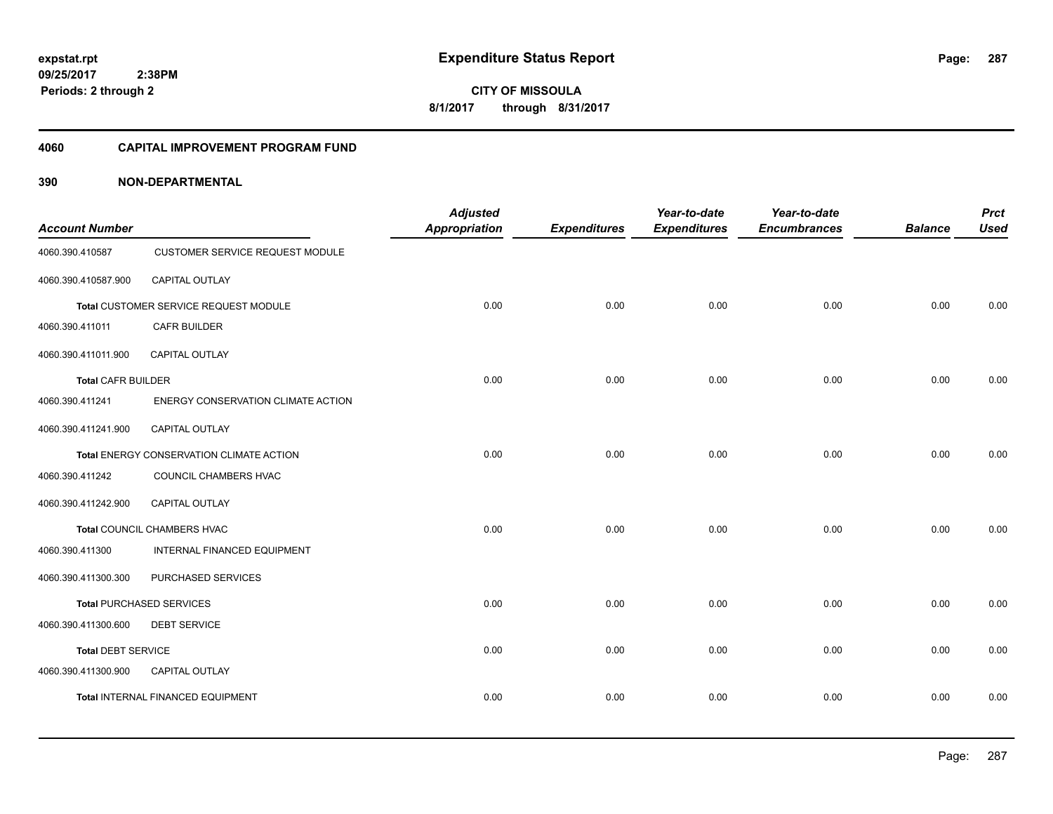expstat.rpt
09/25/2017 2:38PM
Periods: 2 through 2

# Expenditure Status Report

CITY OF MISSOULA
8/1/2017 through 8/31/2017

## 4060 CAPITAL IMPROVEMENT PROGRAM FUND

### 390 NON-DEPARTMENTAL

| Account Number | | Adjusted Appropriation | Expenditures | Year-to-date Expenditures | Year-to-date Encumbrances | Balance | Prct Used |
|---|---|---|---|---|---|---|---|
| 4060.390.410587 | CUSTOMER SERVICE REQUEST MODULE | | | | | | |
| 4060.390.410587.900 | CAPITAL OUTLAY | | | | | | |
| Total CUSTOMER SERVICE REQUEST MODULE | | 0.00 | 0.00 | 0.00 | 0.00 | 0.00 | 0.00 |
| 4060.390.411011 | CAFR BUILDER | | | | | | |
| 4060.390.411011.900 | CAPITAL OUTLAY | | | | | | |
| Total CAFR BUILDER | | 0.00 | 0.00 | 0.00 | 0.00 | 0.00 | 0.00 |
| 4060.390.411241 | ENERGY CONSERVATION CLIMATE ACTION | | | | | | |
| 4060.390.411241.900 | CAPITAL OUTLAY | | | | | | |
| Total ENERGY CONSERVATION CLIMATE ACTION | | 0.00 | 0.00 | 0.00 | 0.00 | 0.00 | 0.00 |
| 4060.390.411242 | COUNCIL CHAMBERS HVAC | | | | | | |
| 4060.390.411242.900 | CAPITAL OUTLAY | | | | | | |
| Total COUNCIL CHAMBERS HVAC | | 0.00 | 0.00 | 0.00 | 0.00 | 0.00 | 0.00 |
| 4060.390.411300 | INTERNAL FINANCED EQUIPMENT | | | | | | |
| 4060.390.411300.300 | PURCHASED SERVICES | | | | | | |
| Total PURCHASED SERVICES | | 0.00 | 0.00 | 0.00 | 0.00 | 0.00 | 0.00 |
| 4060.390.411300.600 | DEBT SERVICE | | | | | | |
| Total DEBT SERVICE | | 0.00 | 0.00 | 0.00 | 0.00 | 0.00 | 0.00 |
| 4060.390.411300.900 | CAPITAL OUTLAY | | | | | | |
| Total INTERNAL FINANCED EQUIPMENT | | 0.00 | 0.00 | 0.00 | 0.00 | 0.00 | 0.00 |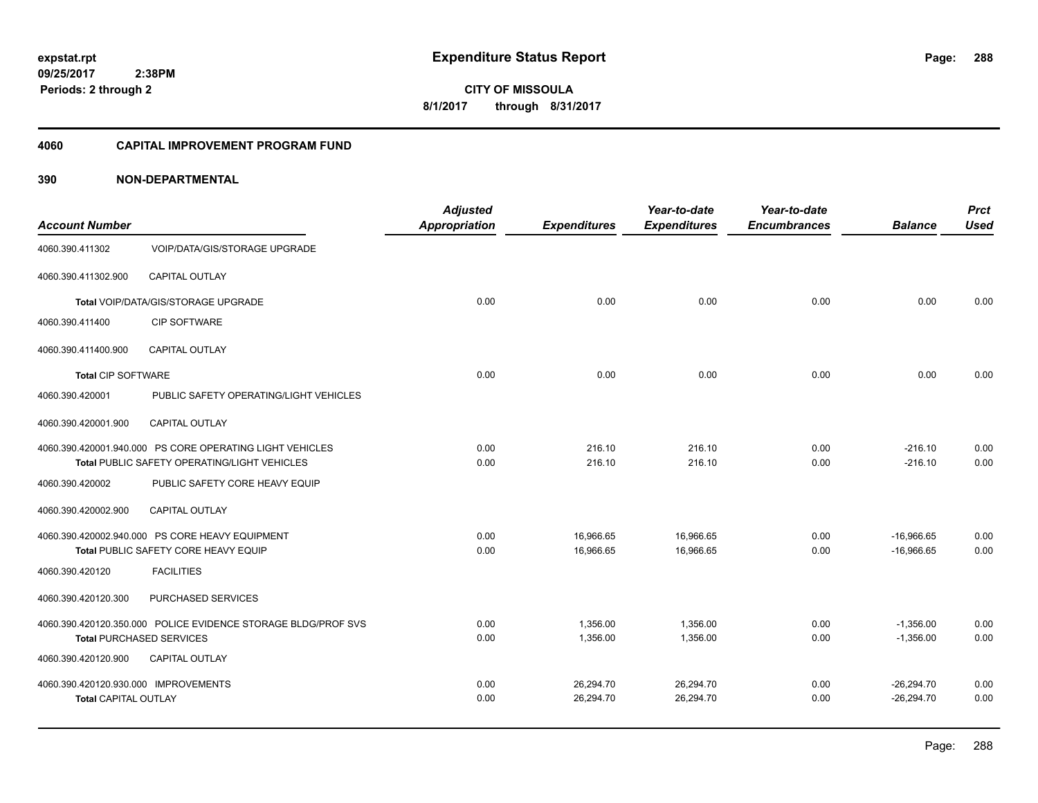**expstat.rpt**
**09/25/2017 2:38PM**
**Periods: 2 through 2**

# Expenditure Status Report

**CITY OF MISSOULA**
**8/1/2017 through 8/31/2017**

## 4060 CAPITAL IMPROVEMENT PROGRAM FUND

### 390 NON-DEPARTMENTAL

| Account Number | | Adjusted Appropriation | Expenditures | Year-to-date Expenditures | Year-to-date Encumbrances | Balance | Prct Used |
|---|---|---|---|---|---|---|---|
| 4060.390.411302 | VOIP/DATA/GIS/STORAGE UPGRADE | | | | | | |
| 4060.390.411302.900 | CAPITAL OUTLAY | | | | | | |
| Total VOIP/DATA/GIS/STORAGE UPGRADE | | 0.00 | 0.00 | 0.00 | 0.00 | 0.00 | 0.00 |
| 4060.390.411400 | CIP SOFTWARE | | | | | | |
| 4060.390.411400.900 | CAPITAL OUTLAY | | | | | | |
| **Total** CIP SOFTWARE | | 0.00 | 0.00 | 0.00 | 0.00 | 0.00 | 0.00 |
| 4060.390.420001 | PUBLIC SAFETY OPERATING/LIGHT VEHICLES | | | | | | |
| 4060.390.420001.900 | CAPITAL OUTLAY | | | | | | |
| 4060.390.420001.940.000 PS CORE OPERATING LIGHT VEHICLES | | 0.00 | 216.10 | 216.10 | 0.00 | -216.10 | 0.00 |
| **Total** PUBLIC SAFETY OPERATING/LIGHT VEHICLES | | 0.00 | 216.10 | 216.10 | 0.00 | -216.10 | 0.00 |
| 4060.390.420002 | PUBLIC SAFETY CORE HEAVY EQUIP | | | | | | |
| 4060.390.420002.900 | CAPITAL OUTLAY | | | | | | |
| 4060.390.420002.940.000 PS CORE HEAVY EQUIPMENT | | 0.00 | 16,966.65 | 16,966.65 | 0.00 | -16,966.65 | 0.00 |
| **Total** PUBLIC SAFETY CORE HEAVY EQUIP | | 0.00 | 16,966.65 | 16,966.65 | 0.00 | -16,966.65 | 0.00 |
| 4060.390.420120 | FACILITIES | | | | | | |
| 4060.390.420120.300 | PURCHASED SERVICES | | | | | | |
| 4060.390.420120.350.000 POLICE EVIDENCE STORAGE BLDG/PROF SVS | | 0.00 | 1,356.00 | 1,356.00 | 0.00 | -1,356.00 | 0.00 |
| **Total** PURCHASED SERVICES | | 0.00 | 1,356.00 | 1,356.00 | 0.00 | -1,356.00 | 0.00 |
| 4060.390.420120.900 | CAPITAL OUTLAY | | | | | | |
| 4060.390.420120.930.000 IMPROVEMENTS | | 0.00 | 26,294.70 | 26,294.70 | 0.00 | -26,294.70 | 0.00 |
| **Total** CAPITAL OUTLAY | | 0.00 | 26,294.70 | 26,294.70 | 0.00 | -26,294.70 | 0.00 |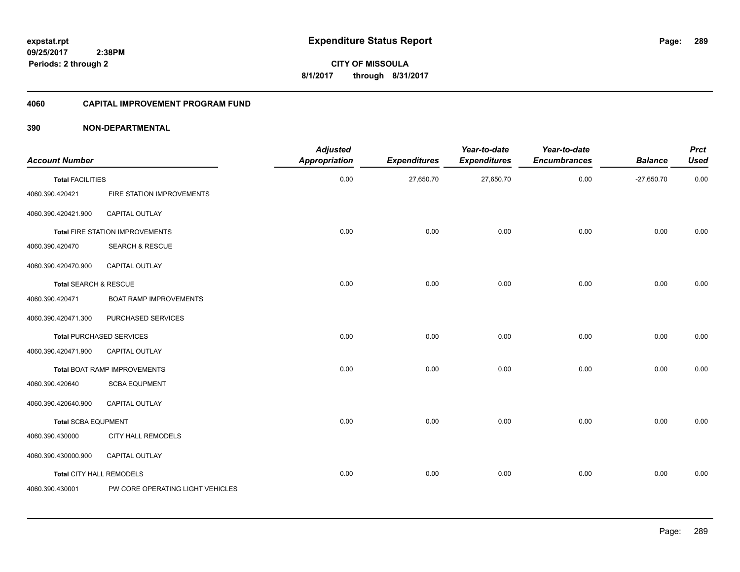**expstat.rpt**
**09/25/2017 2:38PM**
**Periods: 2 through 2**

# Expenditure Status Report

**CITY OF MISSOULA**
**8/1/2017 through 8/31/2017**

## 4060 CAPITAL IMPROVEMENT PROGRAM FUND

## 390 NON-DEPARTMENTAL

| Account Number | | Adjusted Appropriation | Expenditures | Year-to-date Expenditures | Year-to-date Encumbrances | Balance | Prct Used |
|---|---|---|---|---|---|---|---|
| **Total** FACILITIES | | 0.00 | 27,650.70 | 27,650.70 | 0.00 | -27,650.70 | 0.00 |
| 4060.390.420421 | FIRE STATION IMPROVEMENTS | | | | | | |
| 4060.390.420421.900 | CAPITAL OUTLAY | | | | | | |
| **Total** FIRE STATION IMPROVEMENTS | | 0.00 | 0.00 | 0.00 | 0.00 | 0.00 | 0.00 |
| 4060.390.420470 | SEARCH & RESCUE | | | | | | |
| 4060.390.420470.900 | CAPITAL OUTLAY | | | | | | |
| **Total** SEARCH & RESCUE | | 0.00 | 0.00 | 0.00 | 0.00 | 0.00 | 0.00 |
| 4060.390.420471 | BOAT RAMP IMPROVEMENTS | | | | | | |
| 4060.390.420471.300 | PURCHASED SERVICES | | | | | | |
| **Total** PURCHASED SERVICES | | 0.00 | 0.00 | 0.00 | 0.00 | 0.00 | 0.00 |
| 4060.390.420471.900 | CAPITAL OUTLAY | | | | | | |
| **Total** BOAT RAMP IMPROVEMENTS | | 0.00 | 0.00 | 0.00 | 0.00 | 0.00 | 0.00 |
| 4060.390.420640 | SCBA EQUPMENT | | | | | | |
| 4060.390.420640.900 | CAPITAL OUTLAY | | | | | | |
| **Total** SCBA EQUPMENT | | 0.00 | 0.00 | 0.00 | 0.00 | 0.00 | 0.00 |
| 4060.390.430000 | CITY HALL REMODELS | | | | | | |
| 4060.390.430000.900 | CAPITAL OUTLAY | | | | | | |
| **Total** CITY HALL REMODELS | | 0.00 | 0.00 | 0.00 | 0.00 | 0.00 | 0.00 |
| 4060.390.430001 | PW CORE OPERATING LIGHT VEHICLES | | | | | | |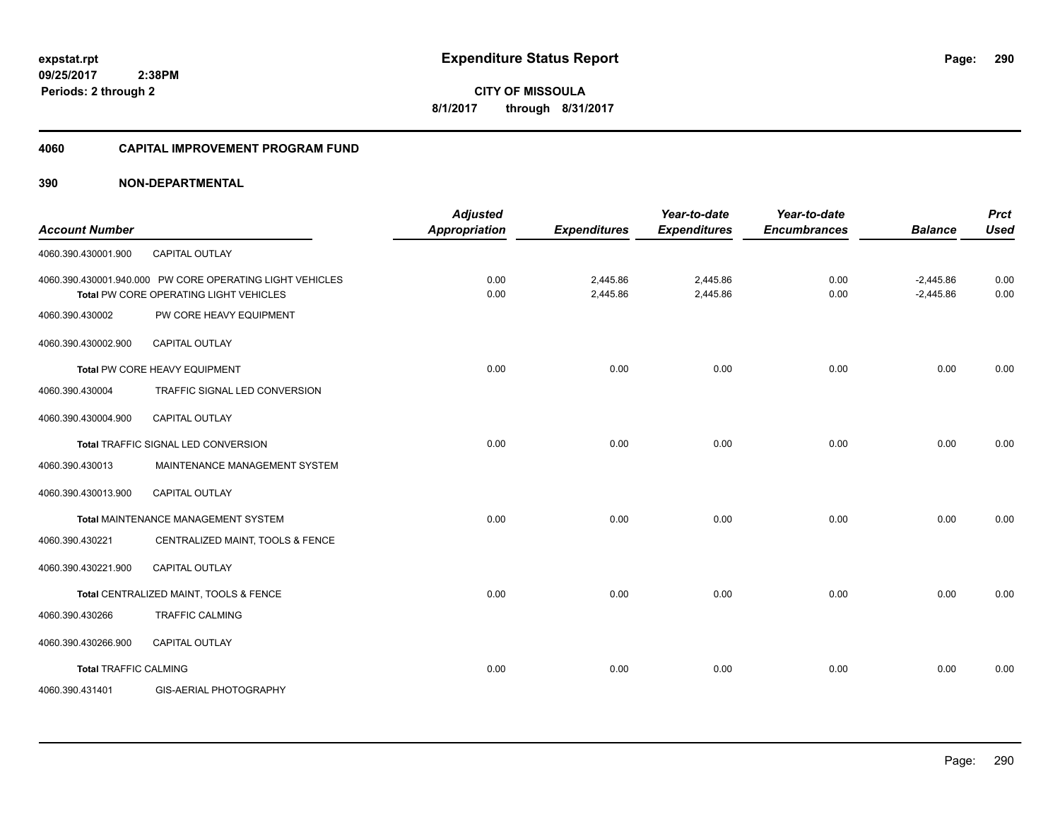**expstat.rpt**
**09/25/2017 2:38PM**
**Periods: 2 through 2**

# Expenditure Status Report

**CITY OF MISSOULA**
**8/1/2017 through 8/31/2017**

## 4060 CAPITAL IMPROVEMENT PROGRAM FUND

## 390 NON-DEPARTMENTAL

| Account Number | | Adjusted Appropriation | Expenditures | Year-to-date Expenditures | Year-to-date Encumbrances | Balance | Prct Used |
|---|---|---|---|---|---|---|---|
| 4060.390.430001.900 | CAPITAL OUTLAY | | | | | | |
| 4060.390.430001.940.000 | PW CORE OPERATING LIGHT VEHICLES | 0.00 | 2,445.86 | 2,445.86 | 0.00 | -2,445.86 | 0.00 |
| | **Total** PW CORE OPERATING LIGHT VEHICLES | 0.00 | 2,445.86 | 2,445.86 | 0.00 | -2,445.86 | 0.00 |
| 4060.390.430002 | PW CORE HEAVY EQUIPMENT | | | | | | |
| 4060.390.430002.900 | CAPITAL OUTLAY | | | | | | |
| | **Total** PW CORE HEAVY EQUIPMENT | 0.00 | 0.00 | 0.00 | 0.00 | 0.00 | 0.00 |
| 4060.390.430004 | TRAFFIC SIGNAL LED CONVERSION | | | | | | |
| 4060.390.430004.900 | CAPITAL OUTLAY | | | | | | |
| | **Total** TRAFFIC SIGNAL LED CONVERSION | 0.00 | 0.00 | 0.00 | 0.00 | 0.00 | 0.00 |
| 4060.390.430013 | MAINTENANCE MANAGEMENT SYSTEM | | | | | | |
| 4060.390.430013.900 | CAPITAL OUTLAY | | | | | | |
| | **Total** MAINTENANCE MANAGEMENT SYSTEM | 0.00 | 0.00 | 0.00 | 0.00 | 0.00 | 0.00 |
| 4060.390.430221 | CENTRALIZED MAINT, TOOLS & FENCE | | | | | | |
| 4060.390.430221.900 | CAPITAL OUTLAY | | | | | | |
| | **Total** CENTRALIZED MAINT, TOOLS & FENCE | 0.00 | 0.00 | 0.00 | 0.00 | 0.00 | 0.00 |
| 4060.390.430266 | TRAFFIC CALMING | | | | | | |
| 4060.390.430266.900 | CAPITAL OUTLAY | | | | | | |
| | **Total** TRAFFIC CALMING | 0.00 | 0.00 | 0.00 | 0.00 | 0.00 | 0.00 |
| 4060.390.431401 | GIS-AERIAL PHOTOGRAPHY | | | | | | |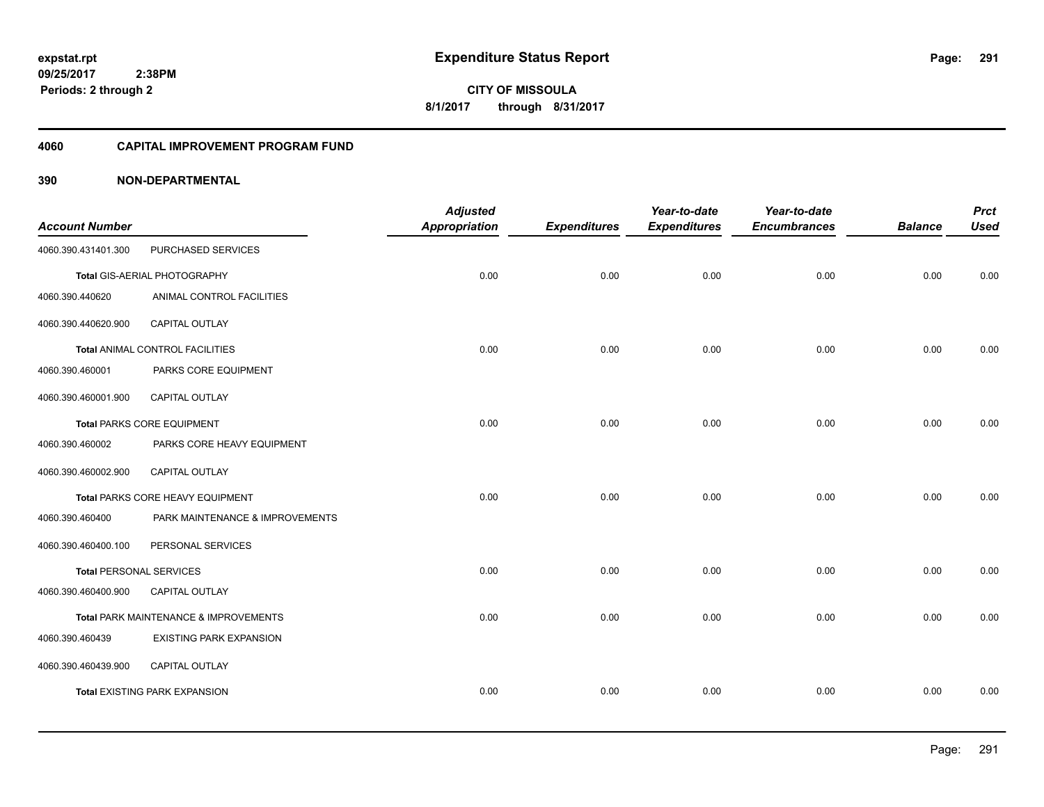**expstat.rpt**
**09/25/2017 2:38PM**
**Periods: 2 through 2**

# Expenditure Status Report

**CITY OF MISSOULA**
**8/1/2017 through 8/31/2017**

## 4060 CAPITAL IMPROVEMENT PROGRAM FUND

## 390 NON-DEPARTMENTAL

| Account Number | | Adjusted Appropriation | Expenditures | Year-to-date Expenditures | Year-to-date Encumbrances | Balance | Prct Used |
|---|---|---|---|---|---|---|---|
| 4060.390.431401.300 | PURCHASED SERVICES | | | | | | |
| **Total** GIS-AERIAL PHOTOGRAPHY | | 0.00 | 0.00 | 0.00 | 0.00 | 0.00 | 0.00 |
| 4060.390.440620 | ANIMAL CONTROL FACILITIES | | | | | | |
| 4060.390.440620.900 | CAPITAL OUTLAY | | | | | | |
| **Total** ANIMAL CONTROL FACILITIES | | 0.00 | 0.00 | 0.00 | 0.00 | 0.00 | 0.00 |
| 4060.390.460001 | PARKS CORE EQUIPMENT | | | | | | |
| 4060.390.460001.900 | CAPITAL OUTLAY | | | | | | |
| **Total** PARKS CORE EQUIPMENT | | 0.00 | 0.00 | 0.00 | 0.00 | 0.00 | 0.00 |
| 4060.390.460002 | PARKS CORE HEAVY EQUIPMENT | | | | | | |
| 4060.390.460002.900 | CAPITAL OUTLAY | | | | | | |
| **Total** PARKS CORE HEAVY EQUIPMENT | | 0.00 | 0.00 | 0.00 | 0.00 | 0.00 | 0.00 |
| 4060.390.460400 | PARK MAINTENANCE & IMPROVEMENTS | | | | | | |
| 4060.390.460400.100 | PERSONAL SERVICES | | | | | | |
| **Total** PERSONAL SERVICES | | 0.00 | 0.00 | 0.00 | 0.00 | 0.00 | 0.00 |
| 4060.390.460400.900 | CAPITAL OUTLAY | | | | | | |
| **Total** PARK MAINTENANCE & IMPROVEMENTS | | 0.00 | 0.00 | 0.00 | 0.00 | 0.00 | 0.00 |
| 4060.390.460439 | EXISTING PARK EXPANSION | | | | | | |
| 4060.390.460439.900 | CAPITAL OUTLAY | | | | | | |
| **Total** EXISTING PARK EXPANSION | | 0.00 | 0.00 | 0.00 | 0.00 | 0.00 | 0.00 |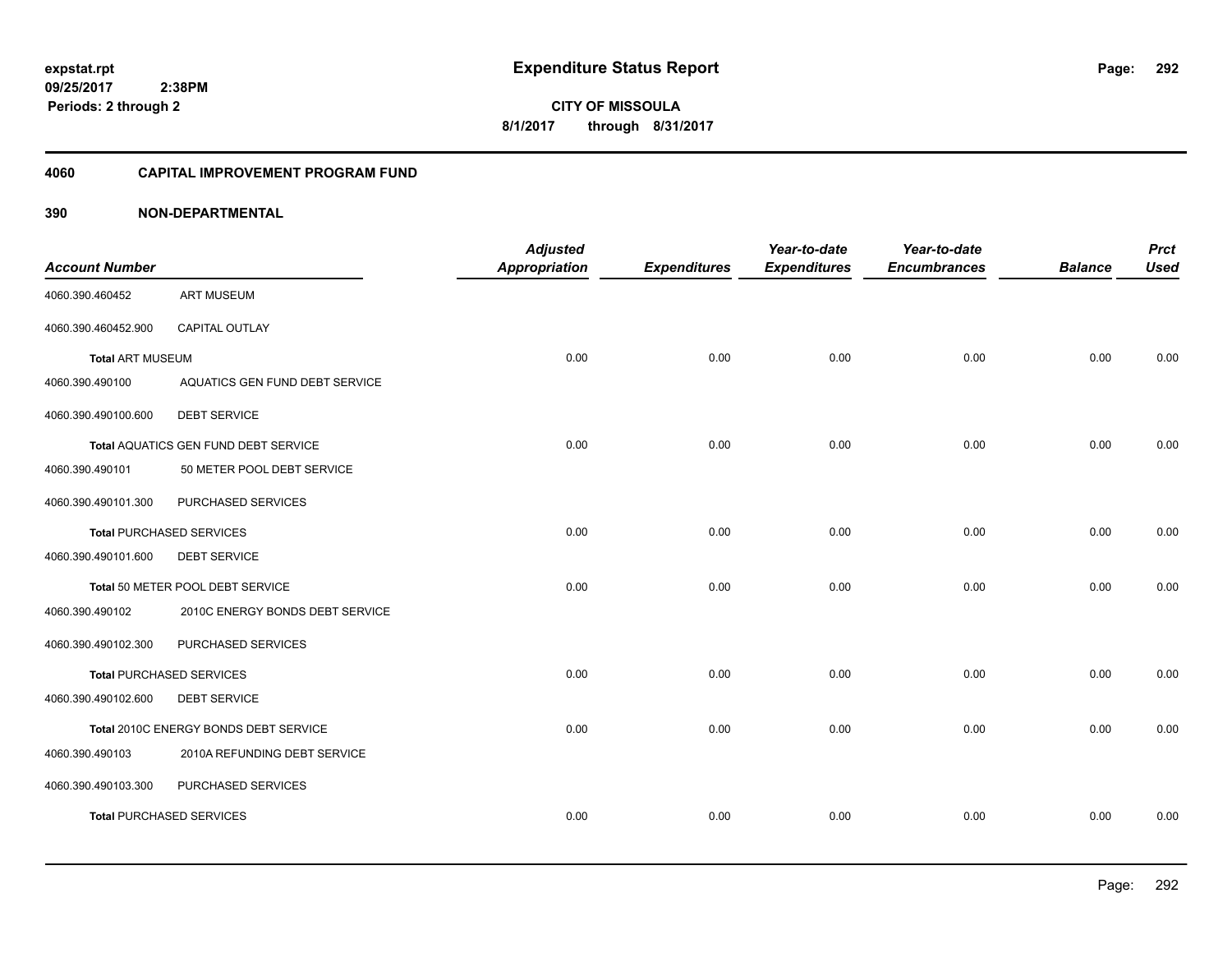expstat.rpt
09/25/2017 2:38PM
Periods: 2 through 2

# Expenditure Status Report

CITY OF MISSOULA
8/1/2017 through 8/31/2017

## 4060 CAPITAL IMPROVEMENT PROGRAM FUND

## 390 NON-DEPARTMENTAL

| Account Number | | Adjusted Appropriation | Expenditures | Year-to-date Expenditures | Year-to-date Encumbrances | Balance | Prct Used |
|---|---|---|---|---|---|---|---|
| 4060.390.460452 | ART MUSEUM | | | | | | |
| 4060.390.460452.900 | CAPITAL OUTLAY | | | | | | |
| **Total** ART MUSEUM | | 0.00 | 0.00 | 0.00 | 0.00 | 0.00 | 0.00 |
| 4060.390.490100 | AQUATICS GEN FUND DEBT SERVICE | | | | | | |
| 4060.390.490100.600 | DEBT SERVICE | | | | | | |
| **Total** AQUATICS GEN FUND DEBT SERVICE | | 0.00 | 0.00 | 0.00 | 0.00 | 0.00 | 0.00 |
| 4060.390.490101 | 50 METER POOL DEBT SERVICE | | | | | | |
| 4060.390.490101.300 | PURCHASED SERVICES | | | | | | |
| **Total** PURCHASED SERVICES | | 0.00 | 0.00 | 0.00 | 0.00 | 0.00 | 0.00 |
| 4060.390.490101.600 | DEBT SERVICE | | | | | | |
| **Total** 50 METER POOL DEBT SERVICE | | 0.00 | 0.00 | 0.00 | 0.00 | 0.00 | 0.00 |
| 4060.390.490102 | 2010C ENERGY BONDS DEBT SERVICE | | | | | | |
| 4060.390.490102.300 | PURCHASED SERVICES | | | | | | |
| **Total** PURCHASED SERVICES | | 0.00 | 0.00 | 0.00 | 0.00 | 0.00 | 0.00 |
| 4060.390.490102.600 | DEBT SERVICE | | | | | | |
| **Total** 2010C ENERGY BONDS DEBT SERVICE | | 0.00 | 0.00 | 0.00 | 0.00 | 0.00 | 0.00 |
| 4060.390.490103 | 2010A REFUNDING DEBT SERVICE | | | | | | |
| 4060.390.490103.300 | PURCHASED SERVICES | | | | | | |
| **Total** PURCHASED SERVICES | | 0.00 | 0.00 | 0.00 | 0.00 | 0.00 | 0.00 |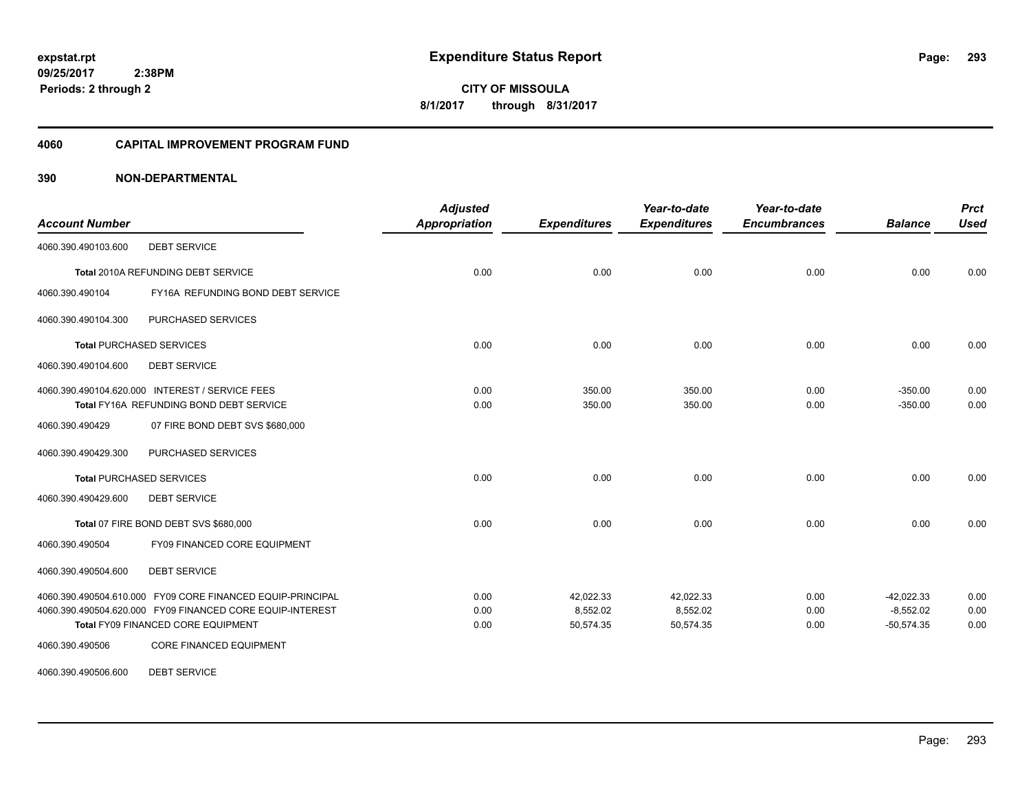**expstat.rpt**
**09/25/2017 2:38PM**
**Periods: 2 through 2**

# Expenditure Status Report

**CITY OF MISSOULA**
**8/1/2017 through 8/31/2017**

## 4060 CAPITAL IMPROVEMENT PROGRAM FUND

### 390 NON-DEPARTMENTAL

| Account Number | | Adjusted Appropriation | Expenditures | Year-to-date Expenditures | Year-to-date Encumbrances | Balance | Prct Used |
|---|---|---|---|---|---|---|---|
| 4060.390.490103.600 | DEBT SERVICE | | | | | | |
| **Total** 2010A REFUNDING DEBT SERVICE | | 0.00 | 0.00 | 0.00 | 0.00 | 0.00 | 0.00 |
| 4060.390.490104 | FY16A REFUNDING BOND DEBT SERVICE | | | | | | |
| 4060.390.490104.300 | PURCHASED SERVICES | | | | | | |
| **Total** PURCHASED SERVICES | | 0.00 | 0.00 | 0.00 | 0.00 | 0.00 | 0.00 |
| 4060.390.490104.600 | DEBT SERVICE | | | | | | |
| 4060.390.490104.620.000 | INTEREST / SERVICE FEES | 0.00 | 350.00 | 350.00 | 0.00 | -350.00 | 0.00 |
| **Total** FY16A REFUNDING BOND DEBT SERVICE | | 0.00 | 350.00 | 350.00 | 0.00 | -350.00 | 0.00 |
| 4060.390.490429 | 07 FIRE BOND DEBT SVS $680,000 | | | | | | |
| 4060.390.490429.300 | PURCHASED SERVICES | | | | | | |
| **Total** PURCHASED SERVICES | | 0.00 | 0.00 | 0.00 | 0.00 | 0.00 | 0.00 |
| 4060.390.490429.600 | DEBT SERVICE | | | | | | |
| **Total** 07 FIRE BOND DEBT SVS $680,000 | | 0.00 | 0.00 | 0.00 | 0.00 | 0.00 | 0.00 |
| 4060.390.490504 | FY09 FINANCED CORE EQUIPMENT | | | | | | |
| 4060.390.490504.600 | DEBT SERVICE | | | | | | |
| 4060.390.490504.610.000 | FY09 CORE FINANCED EQUIP-PRINCIPAL | 0.00 | 42,022.33 | 42,022.33 | 0.00 | -42,022.33 | 0.00 |
| 4060.390.490504.620.000 | FY09 FINANCED CORE EQUIP-INTEREST | 0.00 | 8,552.02 | 8,552.02 | 0.00 | -8,552.02 | 0.00 |
| **Total** FY09 FINANCED CORE EQUIPMENT | | 0.00 | 50,574.35 | 50,574.35 | 0.00 | -50,574.35 | 0.00 |
| 4060.390.490506 | CORE FINANCED EQUIPMENT | | | | | | |
| 4060.390.490506.600 | DEBT SERVICE | | | | | | |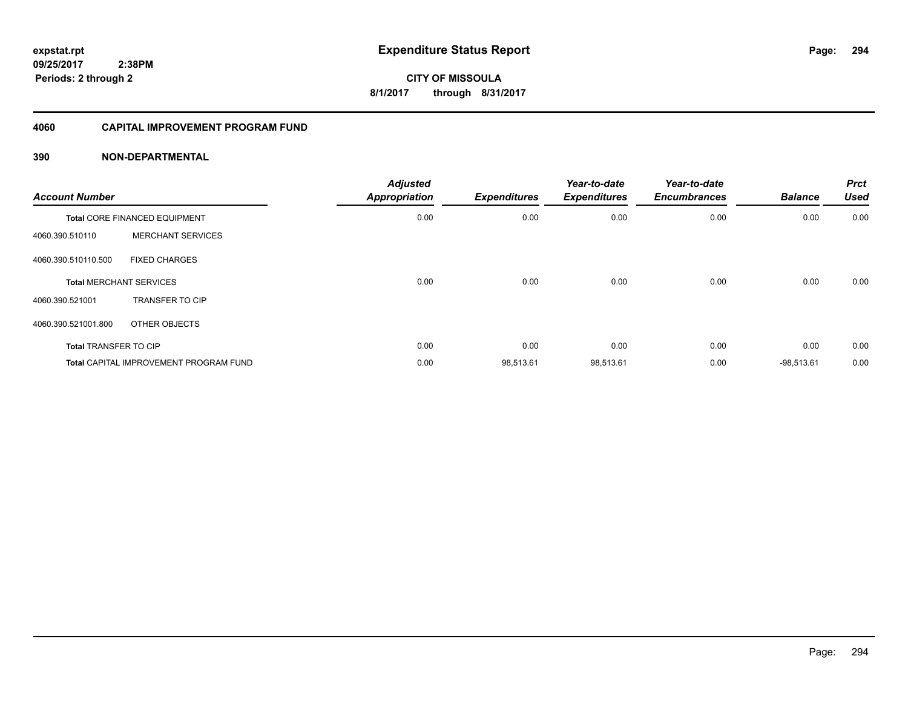**expstat.rpt**
**09/25/2017 2:38PM**
**Periods: 2 through 2**

# Expenditure Status Report

**CITY OF MISSOULA**
**8/1/2017 through 8/31/2017**

## 4060 CAPITAL IMPROVEMENT PROGRAM FUND

### 390 NON-DEPARTMENTAL

| Account Number | | Adjusted Appropriation | Expenditures | Year-to-date Expenditures | Year-to-date Encumbrances | Balance | Prct Used |
|---|---|---|---|---|---|---|---|
| **Total** CORE FINANCED EQUIPMENT | | 0.00 | 0.00 | 0.00 | 0.00 | 0.00 | 0.00 |
| 4060.390.510110 | MERCHANT SERVICES | | | | | | |
| 4060.390.510110.500 | FIXED CHARGES | | | | | | |
| **Total** MERCHANT SERVICES | | 0.00 | 0.00 | 0.00 | 0.00 | 0.00 | 0.00 |
| 4060.390.521001 | TRANSFER TO CIP | | | | | | |
| 4060.390.521001.800 | OTHER OBJECTS | | | | | | |
| **Total** TRANSFER TO CIP | | 0.00 | 0.00 | 0.00 | 0.00 | 0.00 | 0.00 |
| **Total** CAPITAL IMPROVEMENT PROGRAM FUND | | 0.00 | 98,513.61 | 98,513.61 | 0.00 | -98,513.61 | 0.00 |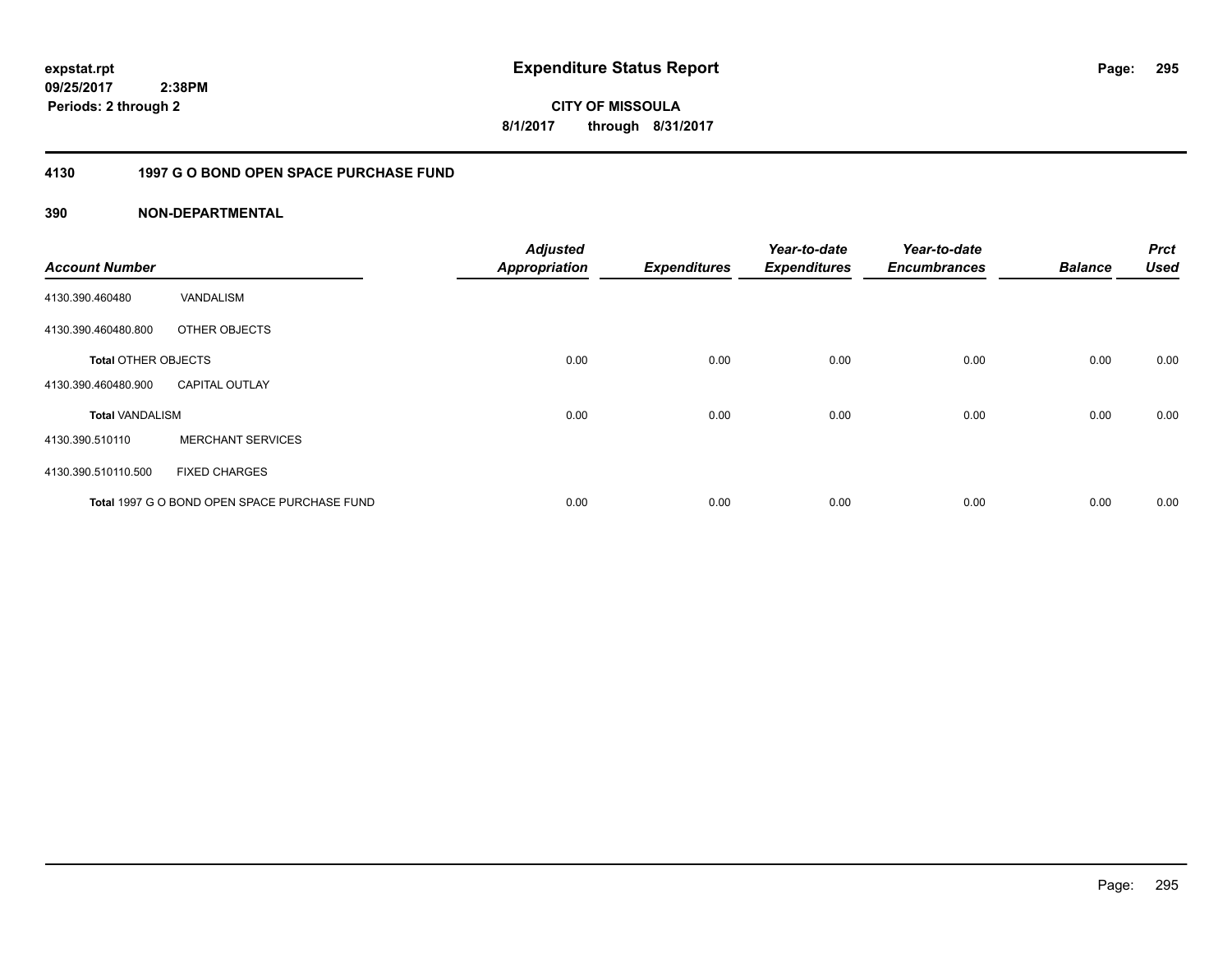**expstat.rpt**
**09/25/2017 2:38PM**
**Periods: 2 through 2**

# Expenditure Status Report

**CITY OF MISSOULA**
**8/1/2017 through 8/31/2017**

## 4130 1997 G O BOND OPEN SPACE PURCHASE FUND

### 390 NON-DEPARTMENTAL

| Account Number | | Adjusted Appropriation | Expenditures | Year-to-date Expenditures | Year-to-date Encumbrances | Balance | Prct Used |
|---|---|---|---|---|---|---|---|
| 4130.390.460480 | VANDALISM | | | | | | |
| 4130.390.460480.800 | OTHER OBJECTS | | | | | | |
| **Total** OTHER OBJECTS | | 0.00 | 0.00 | 0.00 | 0.00 | 0.00 | 0.00 |
| 4130.390.460480.900 | CAPITAL OUTLAY | | | | | | |
| **Total** VANDALISM | | 0.00 | 0.00 | 0.00 | 0.00 | 0.00 | 0.00 |
| 4130.390.510110 | MERCHANT SERVICES | | | | | | |
| 4130.390.510110.500 | FIXED CHARGES | | | | | | |
| **Total** 1997 G O BOND OPEN SPACE PURCHASE FUND | | 0.00 | 0.00 | 0.00 | 0.00 | 0.00 | 0.00 |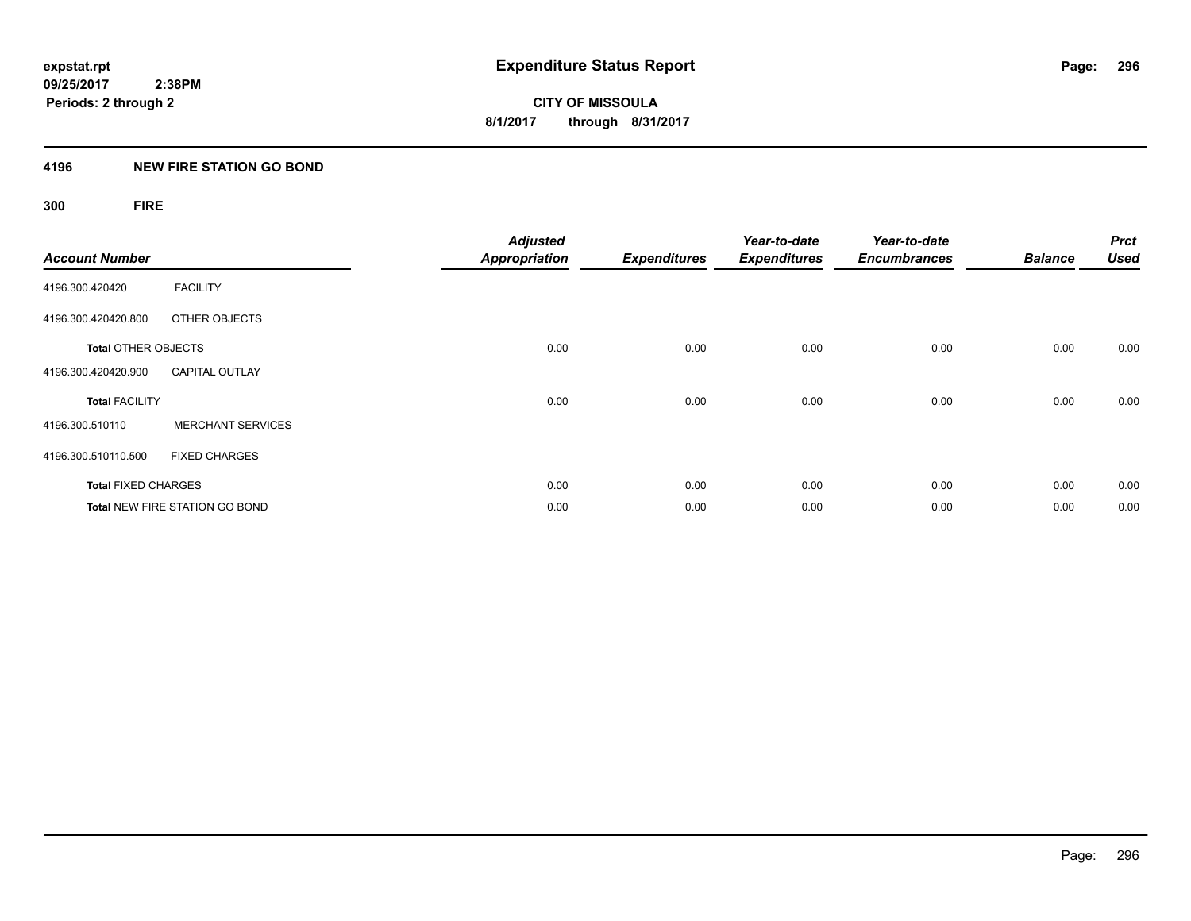**expstat.rpt**
**09/25/2017 2:38PM**
**Periods: 2 through 2**

# Expenditure Status Report

**CITY OF MISSOULA**
**8/1/2017 through 8/31/2017**

## 4196 NEW FIRE STATION GO BOND

### 300 FIRE

| Account Number | | Adjusted Appropriation | Expenditures | Year-to-date Expenditures | Year-to-date Encumbrances | Balance | Prct Used |
|---|---|---|---|---|---|---|---|
| 4196.300.420420 | FACILITY | | | | | | |
| 4196.300.420420.800 | OTHER OBJECTS | | | | | | |
| **Total** OTHER OBJECTS | | 0.00 | 0.00 | 0.00 | 0.00 | 0.00 | 0.00 |
| 4196.300.420420.900 | CAPITAL OUTLAY | | | | | | |
| **Total** FACILITY | | 0.00 | 0.00 | 0.00 | 0.00 | 0.00 | 0.00 |
| 4196.300.510110 | MERCHANT SERVICES | | | | | | |
| 4196.300.510110.500 | FIXED CHARGES | | | | | | |
| **Total** FIXED CHARGES | | 0.00 | 0.00 | 0.00 | 0.00 | 0.00 | 0.00 |
| **Total** NEW FIRE STATION GO BOND | | 0.00 | 0.00 | 0.00 | 0.00 | 0.00 | 0.00 |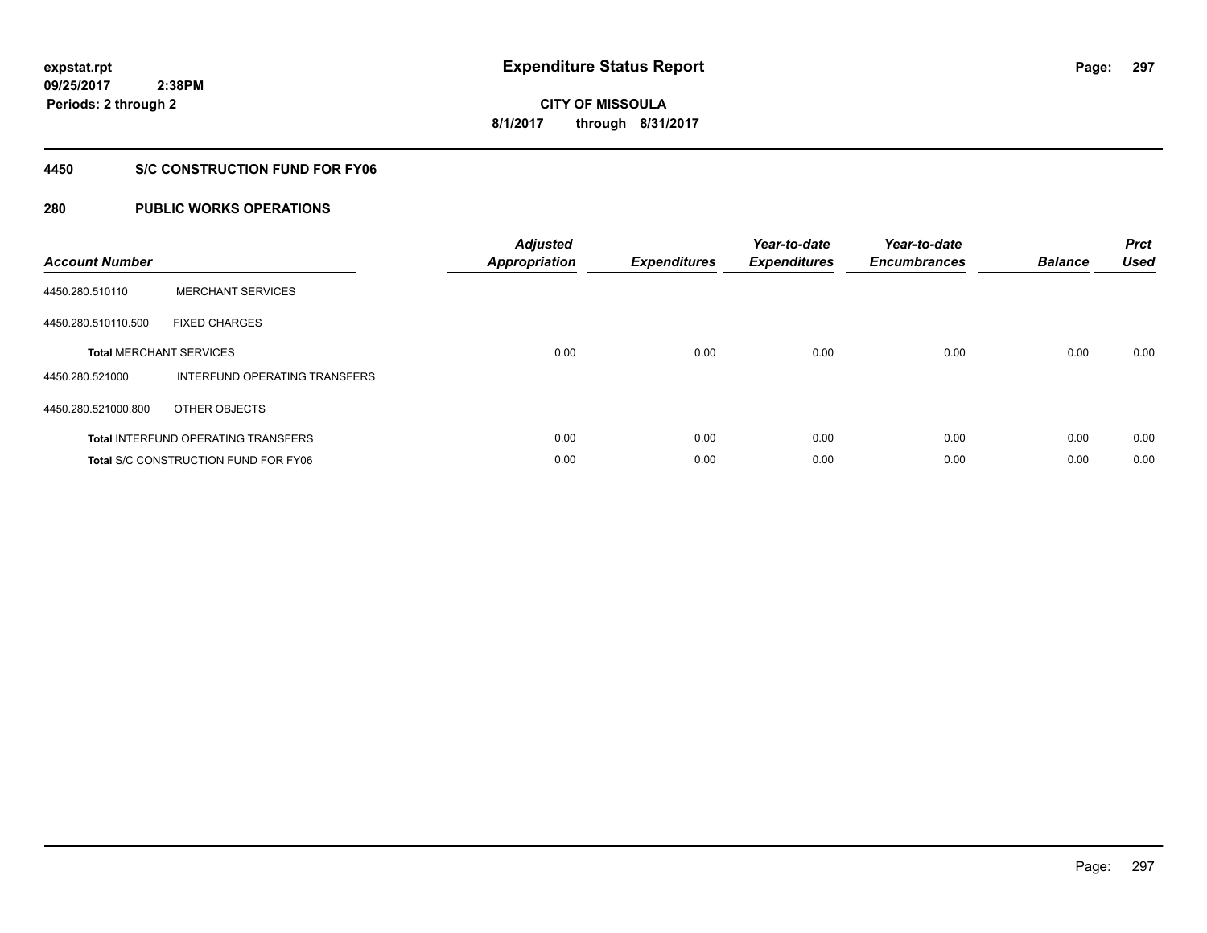**expstat.rpt**
**09/25/2017 2:38PM**
**Periods: 2 through 2**

# Expenditure Status Report

**CITY OF MISSOULA**
**8/1/2017 through 8/31/2017**

## 4450 S/C CONSTRUCTION FUND FOR FY06

## 280 PUBLIC WORKS OPERATIONS

| Account Number | | Adjusted Appropriation | Expenditures | Year-to-date Expenditures | Year-to-date Encumbrances | Balance | Prct Used |
|---|---|---|---|---|---|---|---|
| 4450.280.510110 | MERCHANT SERVICES | | | | | | |
| 4450.280.510110.500 | FIXED CHARGES | | | | | | |
| **Total** MERCHANT SERVICES | | 0.00 | 0.00 | 0.00 | 0.00 | 0.00 | 0.00 |
| 4450.280.521000 | INTERFUND OPERATING TRANSFERS | | | | | | |
| 4450.280.521000.800 | OTHER OBJECTS | | | | | | |
| **Total** INTERFUND OPERATING TRANSFERS | | 0.00 | 0.00 | 0.00 | 0.00 | 0.00 | 0.00 |
| **Total** S/C CONSTRUCTION FUND FOR FY06 | | 0.00 | 0.00 | 0.00 | 0.00 | 0.00 | 0.00 |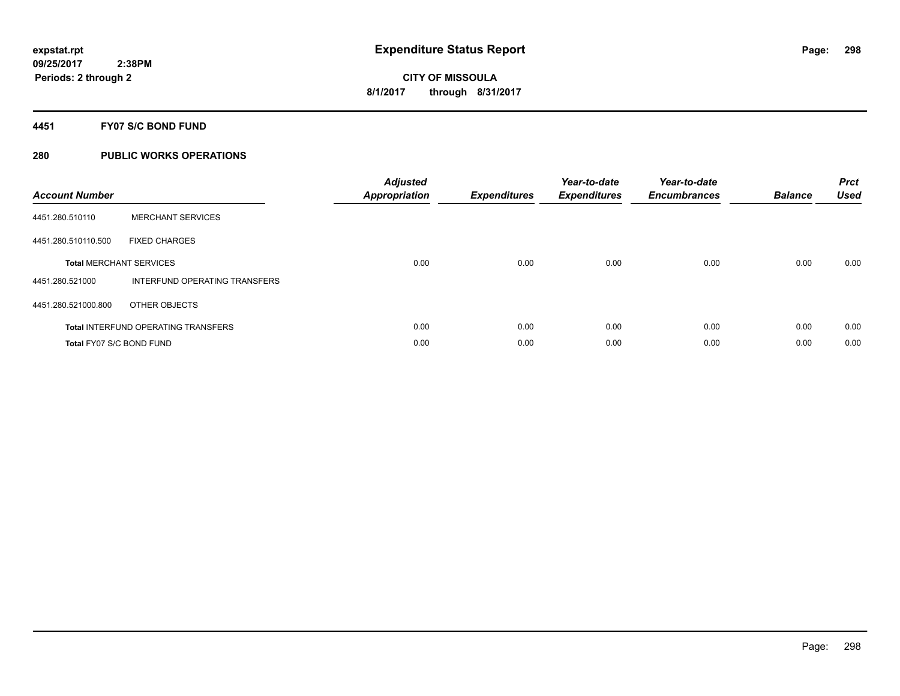# Expenditure Status Report

**expstat.rpt**
**09/25/2017 2:38PM**
**Periods: 2 through 2**

**CITY OF MISSOULA**
**8/1/2017 through 8/31/2017**

## 4451 FY07 S/C BOND FUND

## 280 PUBLIC WORKS OPERATIONS

| Account Number | | Adjusted Appropriation | Expenditures | Year-to-date Expenditures | Year-to-date Encumbrances | Balance | Prct Used |
|---|---|---|---|---|---|---|---|
| 4451.280.510110 | MERCHANT SERVICES | | | | | | |
| 4451.280.510110.500 | FIXED CHARGES | | | | | | |
| **Total** MERCHANT SERVICES | | 0.00 | 0.00 | 0.00 | 0.00 | 0.00 | 0.00 |
| 4451.280.521000 | INTERFUND OPERATING TRANSFERS | | | | | | |
| 4451.280.521000.800 | OTHER OBJECTS | | | | | | |
| **Total** INTERFUND OPERATING TRANSFERS | | 0.00 | 0.00 | 0.00 | 0.00 | 0.00 | 0.00 |
| **Total** FY07 S/C BOND FUND | | 0.00 | 0.00 | 0.00 | 0.00 | 0.00 | 0.00 |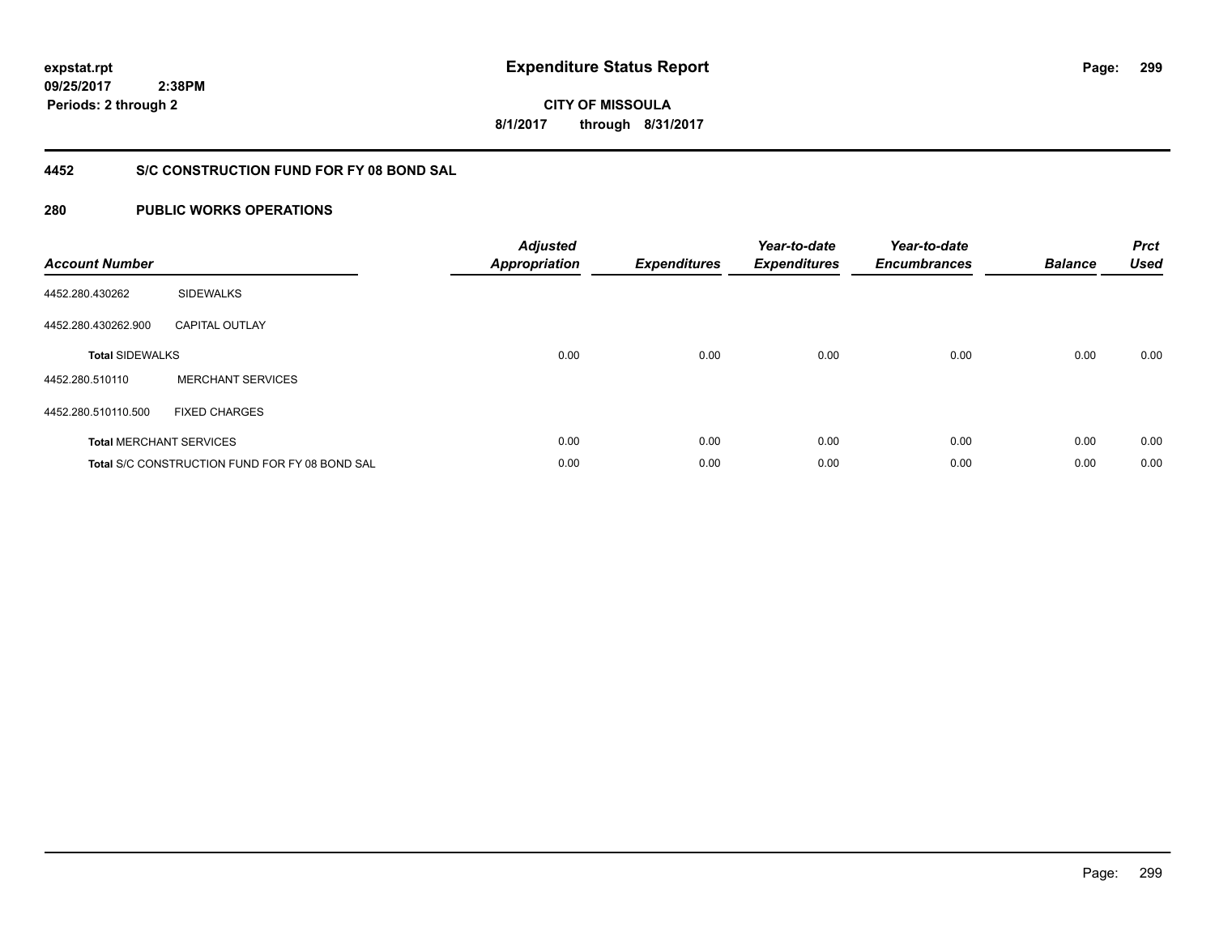**expstat.rpt**
**09/25/2017 2:38PM**
**Periods: 2 through 2**

# Expenditure Status Report

**CITY OF MISSOULA**
**8/1/2017 through 8/31/2017**

## 4452 S/C CONSTRUCTION FUND FOR FY 08 BOND SAL

## 280 PUBLIC WORKS OPERATIONS

| Account Number | | Adjusted Appropriation | Expenditures | Year-to-date Expenditures | Year-to-date Encumbrances | Balance | Prct Used |
|---|---|---|---|---|---|---|---|
| 4452.280.430262 | SIDEWALKS | | | | | | |
| 4452.280.430262.900 | CAPITAL OUTLAY | | | | | | |
| **Total** SIDEWALKS | | 0.00 | 0.00 | 0.00 | 0.00 | 0.00 | 0.00 |
| 4452.280.510110 | MERCHANT SERVICES | | | | | | |
| 4452.280.510110.500 | FIXED CHARGES | | | | | | |
| **Total** MERCHANT SERVICES | | 0.00 | 0.00 | 0.00 | 0.00 | 0.00 | 0.00 |
| **Total** S/C CONSTRUCTION FUND FOR FY 08 BOND SAL | | 0.00 | 0.00 | 0.00 | 0.00 | 0.00 | 0.00 |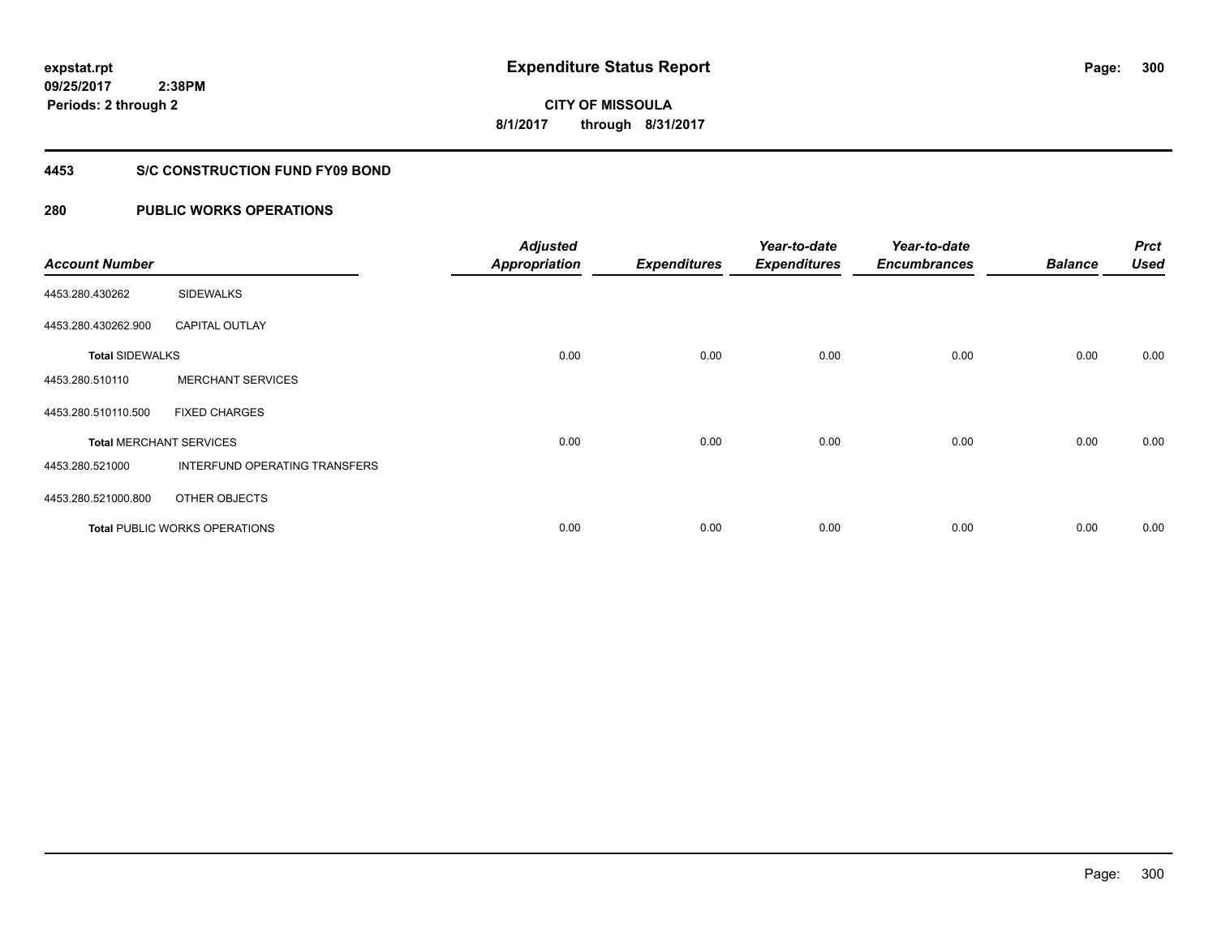**expstat.rpt**
**09/25/2017 2:38PM**
**Periods: 2 through 2**

# Expenditure Status Report

**CITY OF MISSOULA**
**8/1/2017 through 8/31/2017**

## 4453 S/C CONSTRUCTION FUND FY09 BOND

## 280 PUBLIC WORKS OPERATIONS

| Account Number | | Adjusted Appropriation | Expenditures | Year-to-date Expenditures | Year-to-date Encumbrances | Balance | Prct Used |
|---|---|---|---|---|---|---|---|
| 4453.280.430262 | SIDEWALKS | | | | | | |
| 4453.280.430262.900 | CAPITAL OUTLAY | | | | | | |
| **Total** SIDEWALKS | | 0.00 | 0.00 | 0.00 | 0.00 | 0.00 | 0.00 |
| 4453.280.510110 | MERCHANT SERVICES | | | | | | |
| 4453.280.510110.500 | FIXED CHARGES | | | | | | |
| **Total** MERCHANT SERVICES | | 0.00 | 0.00 | 0.00 | 0.00 | 0.00 | 0.00 |
| 4453.280.521000 | INTERFUND OPERATING TRANSFERS | | | | | | |
| 4453.280.521000.800 | OTHER OBJECTS | | | | | | |
| **Total** PUBLIC WORKS OPERATIONS | | 0.00 | 0.00 | 0.00 | 0.00 | 0.00 | 0.00 |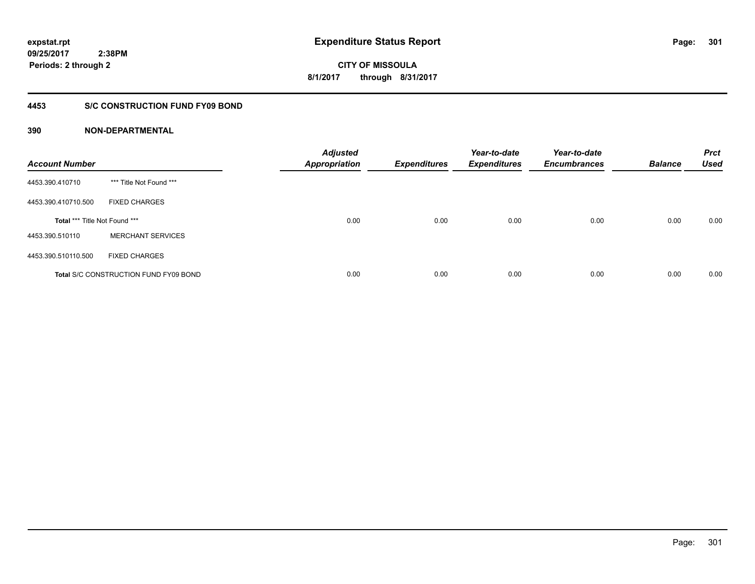**expstat.rpt**
**09/25/2017 2:38PM**
**Periods: 2 through 2**

# Expenditure Status Report

**CITY OF MISSOULA**
**8/1/2017 through 8/31/2017**

## 4453 S/C CONSTRUCTION FUND FY09 BOND

### 390 NON-DEPARTMENTAL

| Account Number | | Adjusted Appropriation | Expenditures | Year-to-date Expenditures | Year-to-date Encumbrances | Balance | Prct Used |
|---|---|---|---|---|---|---|---|
| 4453.390.410710 | *** Title Not Found *** | | | | | | |
| 4453.390.410710.500 | FIXED CHARGES | | | | | | |
| **Total** *** Title Not Found *** | | 0.00 | 0.00 | 0.00 | 0.00 | 0.00 | 0.00 |
| 4453.390.510110 | MERCHANT SERVICES | | | | | | |
| 4453.390.510110.500 | FIXED CHARGES | | | | | | |
| **Total** S/C CONSTRUCTION FUND FY09 BOND | | 0.00 | 0.00 | 0.00 | 0.00 | 0.00 | 0.00 |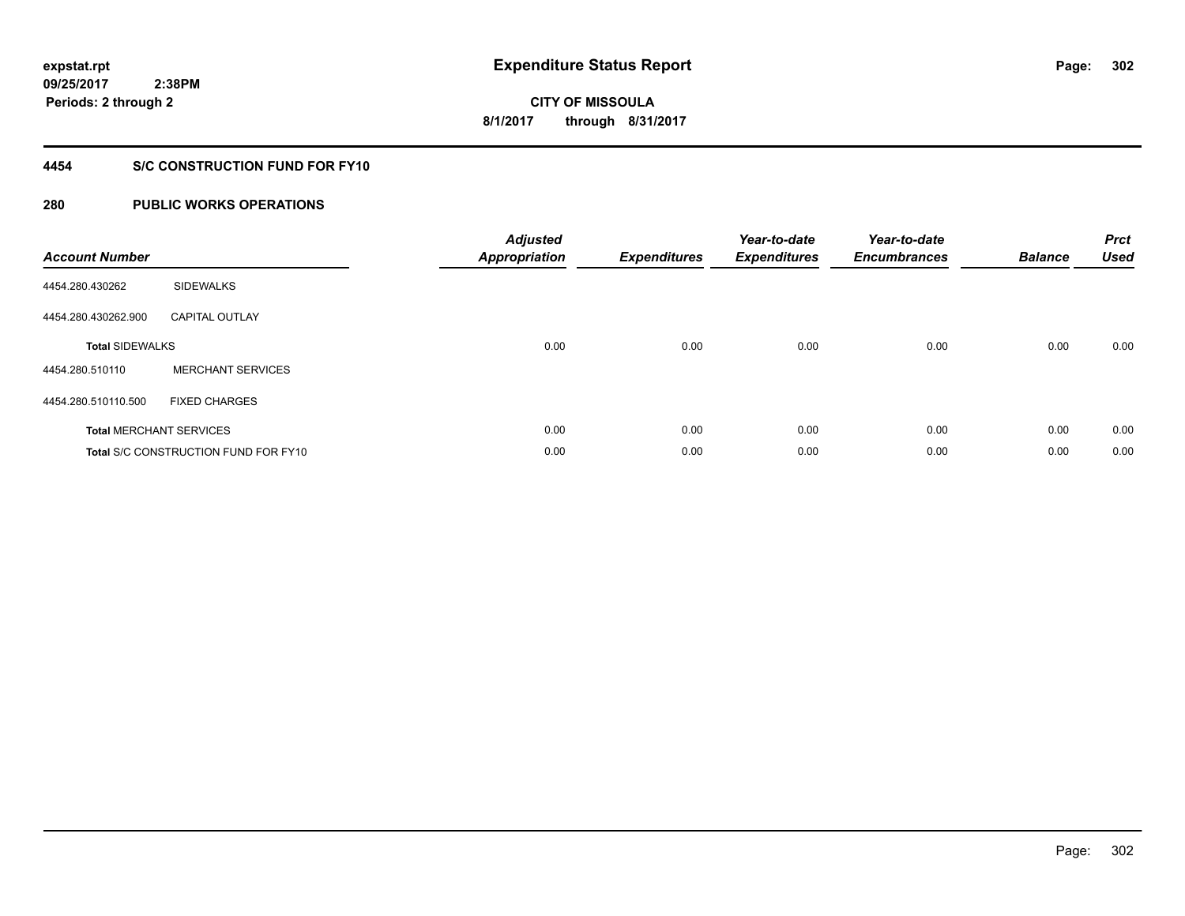# Expenditure Status Report

**CITY OF MISSOULA**

**8/1/2017 through 8/31/2017**

expstat.rpt
09/25/2017 2:38PM
Periods: 2 through 2

## 4454 S/C CONSTRUCTION FUND FOR FY10

## 280 PUBLIC WORKS OPERATIONS

| Account Number | | Adjusted Appropriation | Expenditures | Year-to-date Expenditures | Year-to-date Encumbrances | Balance | Prct Used |
|---|---|---|---|---|---|---|---|
| 4454.280.430262 | SIDEWALKS | | | | | | |
| 4454.280.430262.900 | CAPITAL OUTLAY | | | | | | |
| **Total** SIDEWALKS | | 0.00 | 0.00 | 0.00 | 0.00 | 0.00 | 0.00 |
| 4454.280.510110 | MERCHANT SERVICES | | | | | | |
| 4454.280.510110.500 | FIXED CHARGES | | | | | | |
| **Total** MERCHANT SERVICES | | 0.00 | 0.00 | 0.00 | 0.00 | 0.00 | 0.00 |
| **Total** S/C CONSTRUCTION FUND FOR FY10 | | 0.00 | 0.00 | 0.00 | 0.00 | 0.00 | 0.00 |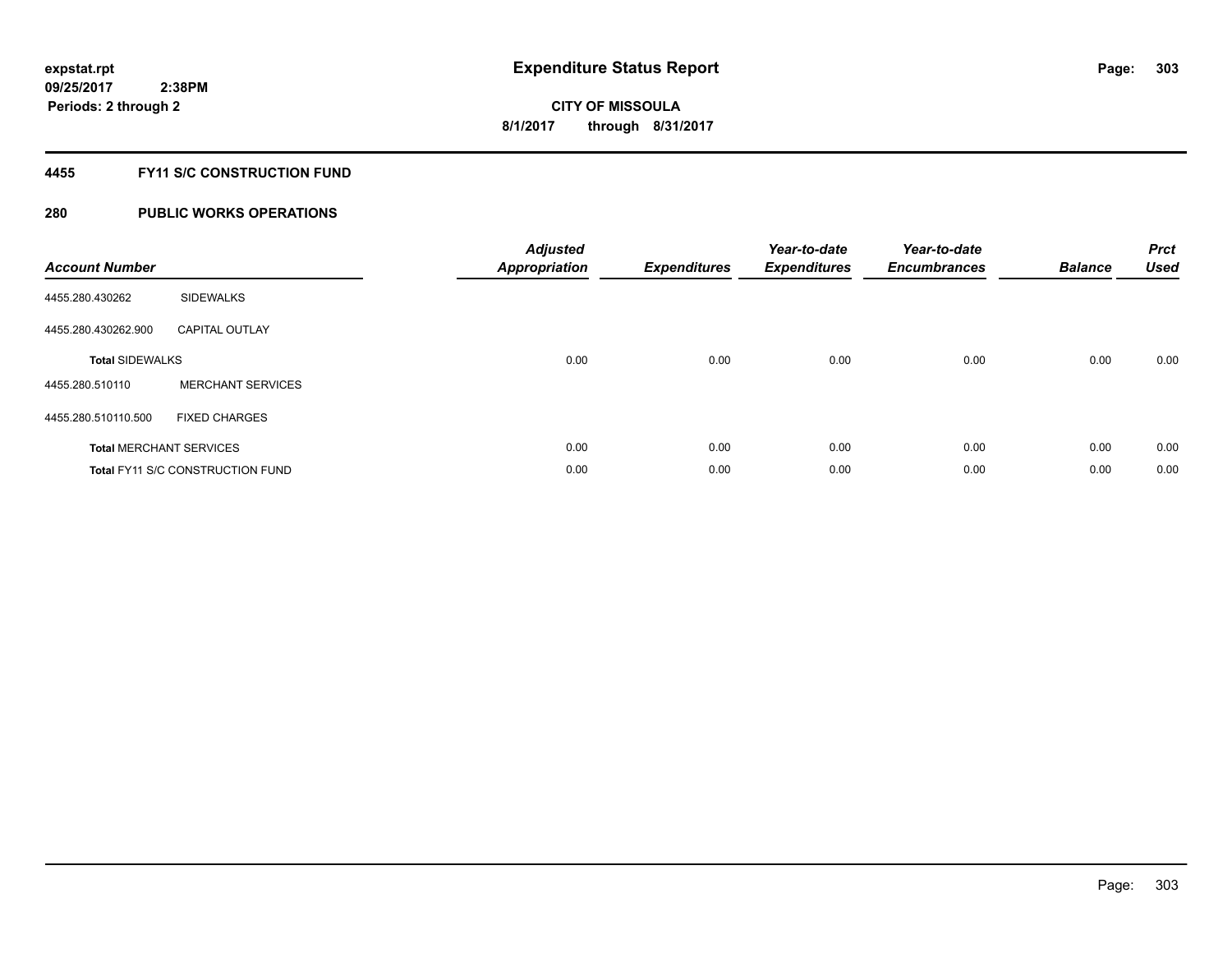**expstat.rpt**
**09/25/2017 2:38PM**
**Periods: 2 through 2**

# Expenditure Status Report

**CITY OF MISSOULA**
**8/1/2017 through 8/31/2017**

## 4455 FY11 S/C CONSTRUCTION FUND

## 280 PUBLIC WORKS OPERATIONS

| Account Number | | Adjusted Appropriation | Expenditures | Year-to-date Expenditures | Year-to-date Encumbrances | Balance | Prct Used |
|---|---|---|---|---|---|---|---|
| 4455.280.430262 | SIDEWALKS | | | | | | |
| 4455.280.430262.900 | CAPITAL OUTLAY | | | | | | |
| **Total** SIDEWALKS | | 0.00 | 0.00 | 0.00 | 0.00 | 0.00 | 0.00 |
| 4455.280.510110 | MERCHANT SERVICES | | | | | | |
| 4455.280.510110.500 | FIXED CHARGES | | | | | | |
| **Total** MERCHANT SERVICES | | 0.00 | 0.00 | 0.00 | 0.00 | 0.00 | 0.00 |
| **Total** FY11 S/C CONSTRUCTION FUND | | 0.00 | 0.00 | 0.00 | 0.00 | 0.00 | 0.00 |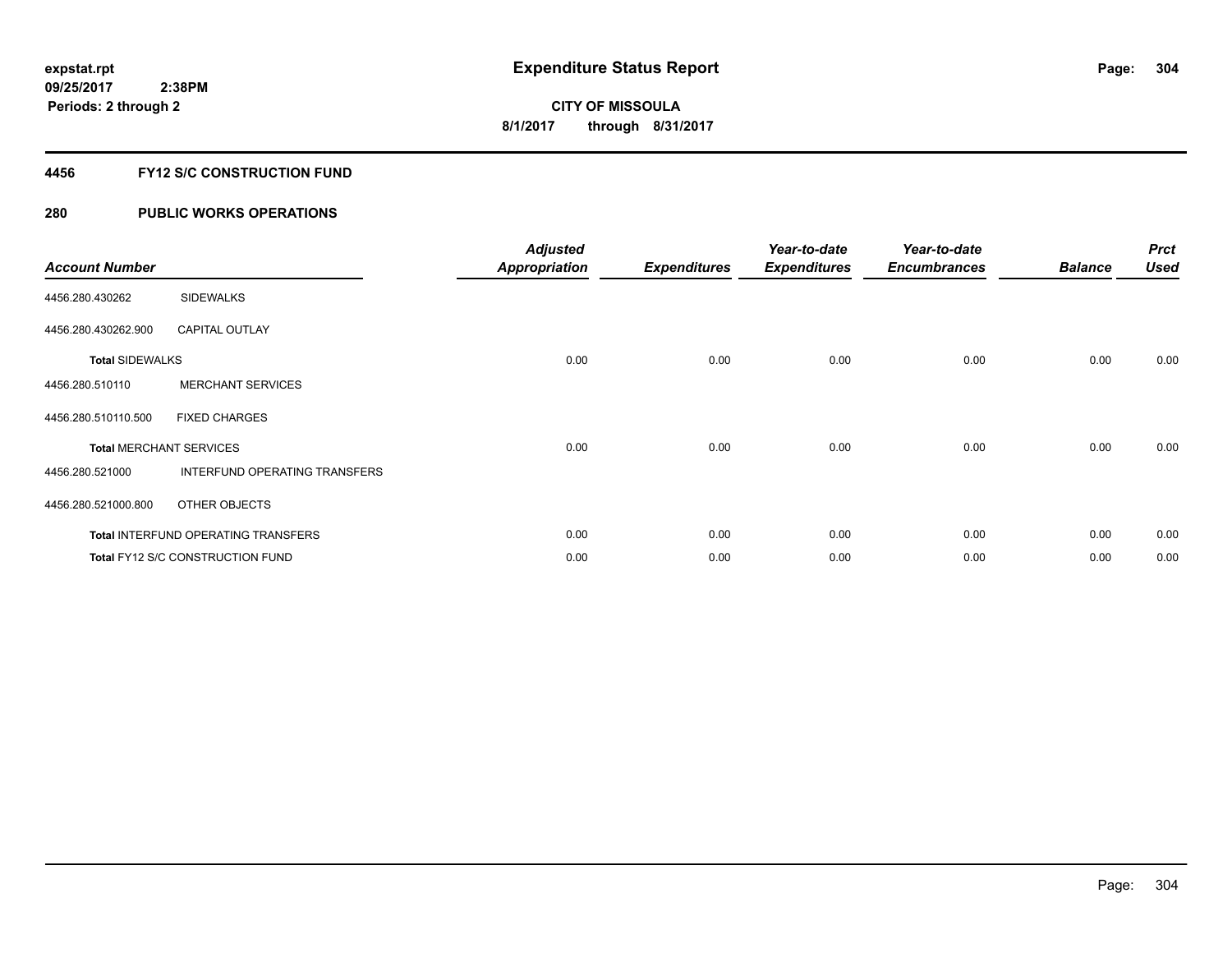# Expenditure Status Report

expstat.rpt
09/25/2017 2:38PM
Periods: 2 through 2

**CITY OF MISSOULA**
**8/1/2017 through 8/31/2017**

## 4456 FY12 S/C CONSTRUCTION FUND

## 280 PUBLIC WORKS OPERATIONS

| Account Number | | Adjusted Appropriation | Expenditures | Year-to-date Expenditures | Year-to-date Encumbrances | Balance | Prct Used |
|---|---|---|---|---|---|---|---|
| 4456.280.430262 | SIDEWALKS | | | | | | |
| 4456.280.430262.900 | CAPITAL OUTLAY | | | | | | |
| **Total** SIDEWALKS | | 0.00 | 0.00 | 0.00 | 0.00 | 0.00 | 0.00 |
| 4456.280.510110 | MERCHANT SERVICES | | | | | | |
| 4456.280.510110.500 | FIXED CHARGES | | | | | | |
| **Total** MERCHANT SERVICES | | 0.00 | 0.00 | 0.00 | 0.00 | 0.00 | 0.00 |
| 4456.280.521000 | INTERFUND OPERATING TRANSFERS | | | | | | |
| 4456.280.521000.800 | OTHER OBJECTS | | | | | | |
| **Total** INTERFUND OPERATING TRANSFERS | | 0.00 | 0.00 | 0.00 | 0.00 | 0.00 | 0.00 |
| **Total** FY12 S/C CONSTRUCTION FUND | | 0.00 | 0.00 | 0.00 | 0.00 | 0.00 | 0.00 |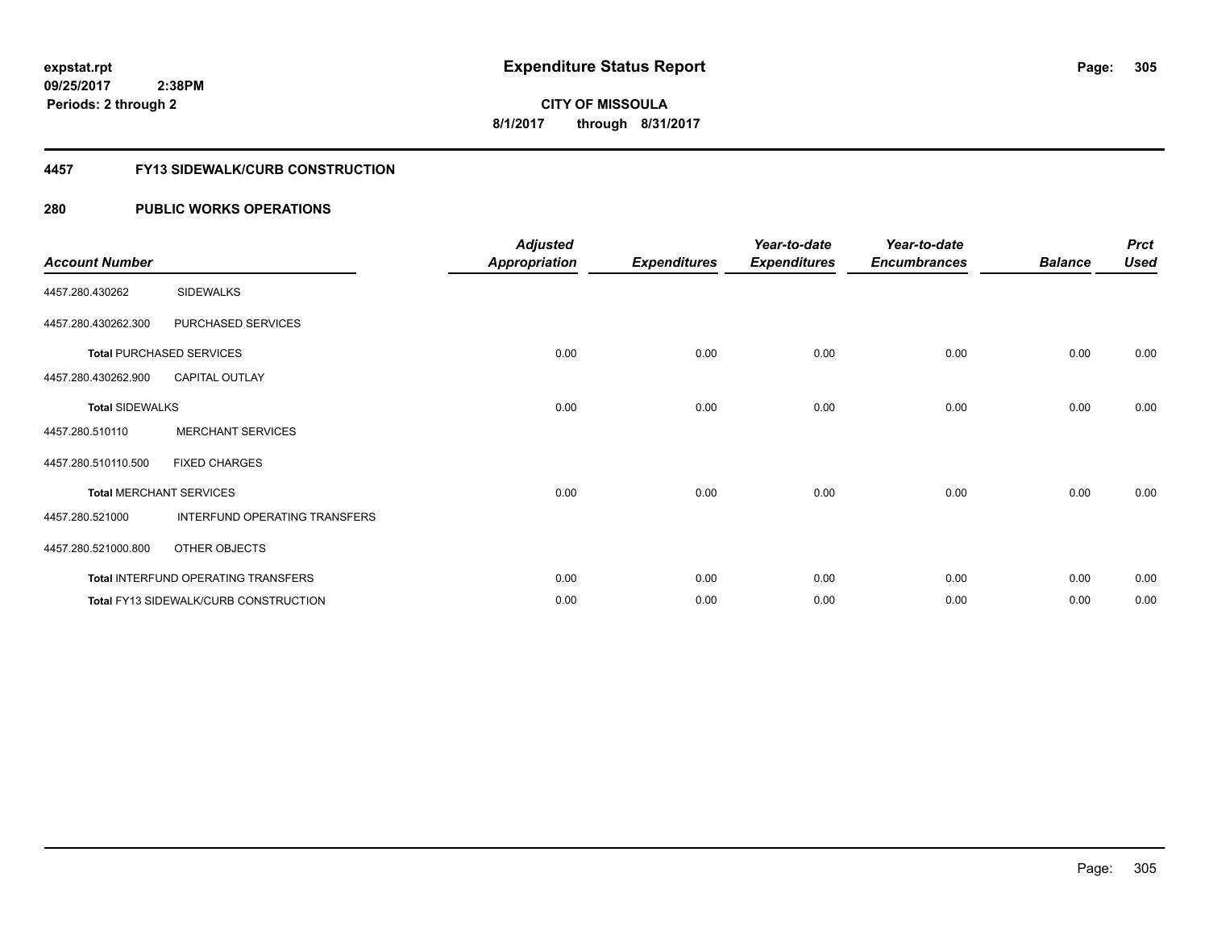**expstat.rpt**
**09/25/2017 2:38PM**
**Periods: 2 through 2**

# Expenditure Status Report

**CITY OF MISSOULA**
**8/1/2017 through 8/31/2017**

## 4457 FY13 SIDEWALK/CURB CONSTRUCTION

## 280 PUBLIC WORKS OPERATIONS

| Account Number | | Adjusted Appropriation | Expenditures | Year-to-date Expenditures | Year-to-date Encumbrances | Balance | Prct Used |
|---|---|---|---|---|---|---|---|
| 4457.280.430262 | SIDEWALKS | | | | | | |
| 4457.280.430262.300 | PURCHASED SERVICES | | | | | | |
| **Total** PURCHASED SERVICES | | 0.00 | 0.00 | 0.00 | 0.00 | 0.00 | 0.00 |
| 4457.280.430262.900 | CAPITAL OUTLAY | | | | | | |
| **Total** SIDEWALKS | | 0.00 | 0.00 | 0.00 | 0.00 | 0.00 | 0.00 |
| 4457.280.510110 | MERCHANT SERVICES | | | | | | |
| 4457.280.510110.500 | FIXED CHARGES | | | | | | |
| **Total** MERCHANT SERVICES | | 0.00 | 0.00 | 0.00 | 0.00 | 0.00 | 0.00 |
| 4457.280.521000 | INTERFUND OPERATING TRANSFERS | | | | | | |
| 4457.280.521000.800 | OTHER OBJECTS | | | | | | |
| **Total** INTERFUND OPERATING TRANSFERS | | 0.00 | 0.00 | 0.00 | 0.00 | 0.00 | 0.00 |
| **Total** FY13 SIDEWALK/CURB CONSTRUCTION | | 0.00 | 0.00 | 0.00 | 0.00 | 0.00 | 0.00 |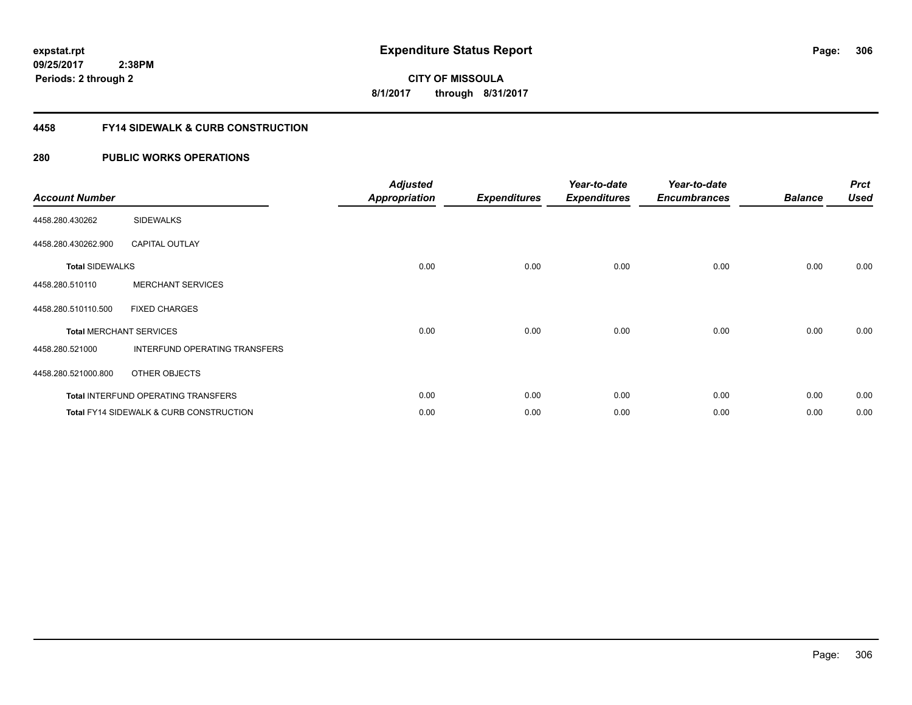**expstat.rpt**
**09/25/2017 2:38PM**
**Periods: 2 through 2**

# Expenditure Status Report

**CITY OF MISSOULA**
**8/1/2017 through 8/31/2017**

## 4458 FY14 SIDEWALK & CURB CONSTRUCTION

## 280 PUBLIC WORKS OPERATIONS

| Account Number | | Adjusted Appropriation | Expenditures | Year-to-date Expenditures | Year-to-date Encumbrances | Balance | Prct Used |
|---|---|---|---|---|---|---|---|
| 4458.280.430262 | SIDEWALKS | | | | | | |
| 4458.280.430262.900 | CAPITAL OUTLAY | | | | | | |
| **Total** SIDEWALKS | | 0.00 | 0.00 | 0.00 | 0.00 | 0.00 | 0.00 |
| 4458.280.510110 | MERCHANT SERVICES | | | | | | |
| 4458.280.510110.500 | FIXED CHARGES | | | | | | |
| **Total** MERCHANT SERVICES | | 0.00 | 0.00 | 0.00 | 0.00 | 0.00 | 0.00 |
| 4458.280.521000 | INTERFUND OPERATING TRANSFERS | | | | | | |
| 4458.280.521000.800 | OTHER OBJECTS | | | | | | |
| **Total** INTERFUND OPERATING TRANSFERS | | 0.00 | 0.00 | 0.00 | 0.00 | 0.00 | 0.00 |
| **Total** FY14 SIDEWALK & CURB CONSTRUCTION | | 0.00 | 0.00 | 0.00 | 0.00 | 0.00 | 0.00 |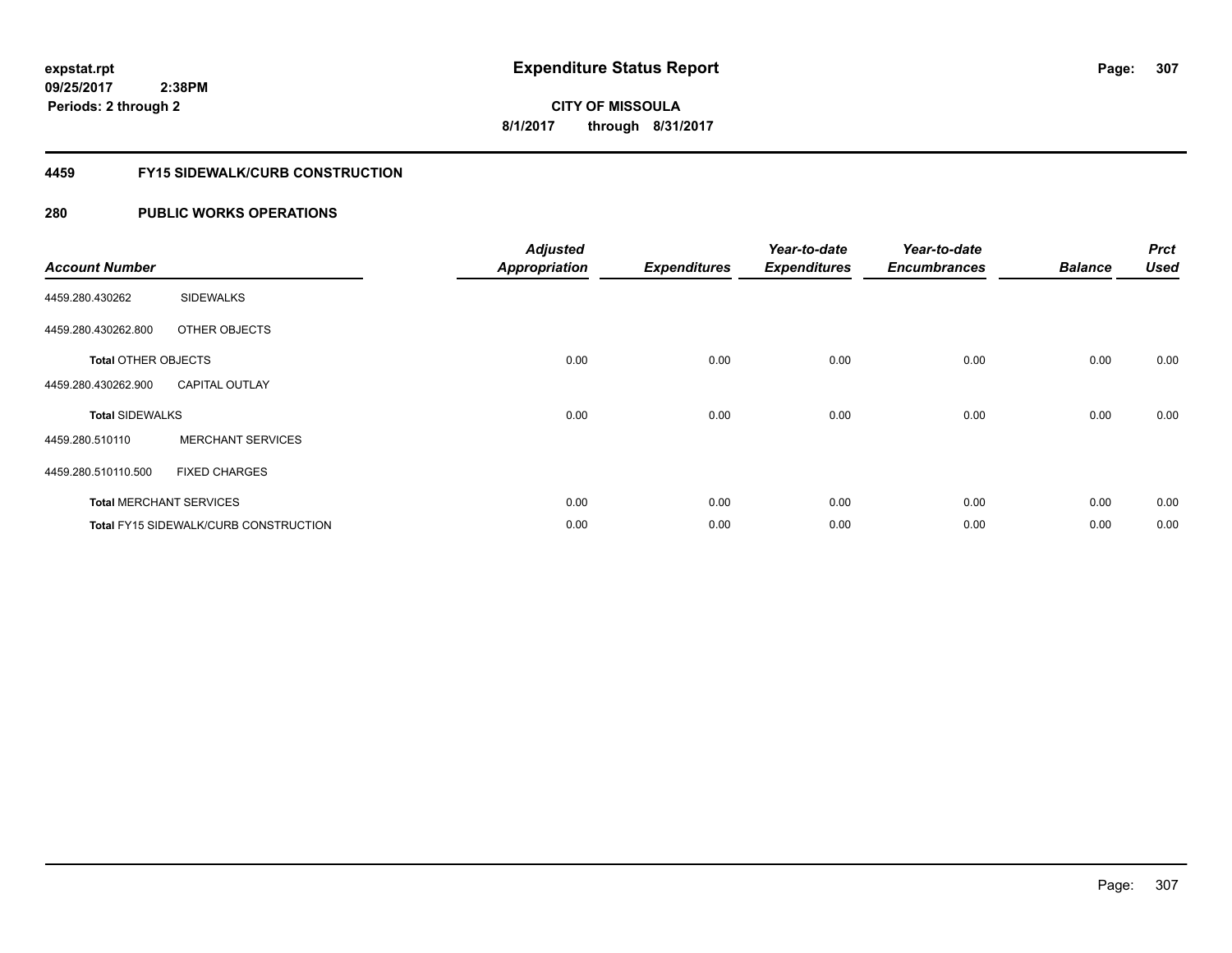**expstat.rpt**
**09/25/2017 2:38PM**
**Periods: 2 through 2**

# Expenditure Status Report

**CITY OF MISSOULA**
**8/1/2017 through 8/31/2017**

## 4459 FY15 SIDEWALK/CURB CONSTRUCTION

## 280 PUBLIC WORKS OPERATIONS

| Account Number | | Adjusted Appropriation | Expenditures | Year-to-date Expenditures | Year-to-date Encumbrances | Balance | Prct Used |
|---|---|---|---|---|---|---|---|
| 4459.280.430262 | SIDEWALKS | | | | | | |
| 4459.280.430262.800 | OTHER OBJECTS | | | | | | |
| **Total** OTHER OBJECTS | | 0.00 | 0.00 | 0.00 | 0.00 | 0.00 | 0.00 |
| 4459.280.430262.900 | CAPITAL OUTLAY | | | | | | |
| **Total** SIDEWALKS | | 0.00 | 0.00 | 0.00 | 0.00 | 0.00 | 0.00 |
| 4459.280.510110 | MERCHANT SERVICES | | | | | | |
| 4459.280.510110.500 | FIXED CHARGES | | | | | | |
| **Total** MERCHANT SERVICES | | 0.00 | 0.00 | 0.00 | 0.00 | 0.00 | 0.00 |
| **Total** FY15 SIDEWALK/CURB CONSTRUCTION | | 0.00 | 0.00 | 0.00 | 0.00 | 0.00 | 0.00 |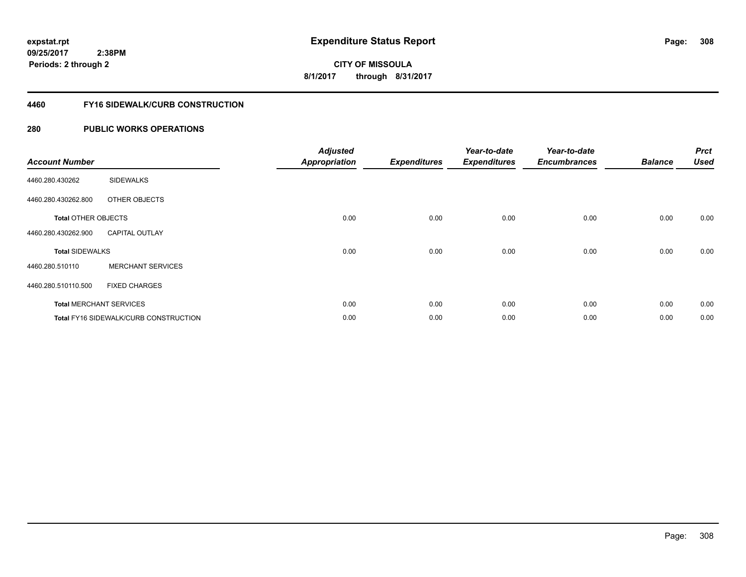**expstat.rpt**
**09/25/2017 2:38PM**
**Periods: 2 through 2**

# Expenditure Status Report

**CITY OF MISSOULA**
**8/1/2017 through 8/31/2017**

## 4460 FY16 SIDEWALK/CURB CONSTRUCTION

## 280 PUBLIC WORKS OPERATIONS

| Account Number | | Adjusted Appropriation | Expenditures | Year-to-date Expenditures | Year-to-date Encumbrances | Balance | Prct Used |
|---|---|---|---|---|---|---|---|
| 4460.280.430262 | SIDEWALKS | | | | | | |
| 4460.280.430262.800 | OTHER OBJECTS | | | | | | |
| **Total** OTHER OBJECTS | | 0.00 | 0.00 | 0.00 | 0.00 | 0.00 | 0.00 |
| 4460.280.430262.900 | CAPITAL OUTLAY | | | | | | |
| **Total** SIDEWALKS | | 0.00 | 0.00 | 0.00 | 0.00 | 0.00 | 0.00 |
| 4460.280.510110 | MERCHANT SERVICES | | | | | | |
| 4460.280.510110.500 | FIXED CHARGES | | | | | | |
| **Total** MERCHANT SERVICES | | 0.00 | 0.00 | 0.00 | 0.00 | 0.00 | 0.00 |
| **Total** FY16 SIDEWALK/CURB CONSTRUCTION | | 0.00 | 0.00 | 0.00 | 0.00 | 0.00 | 0.00 |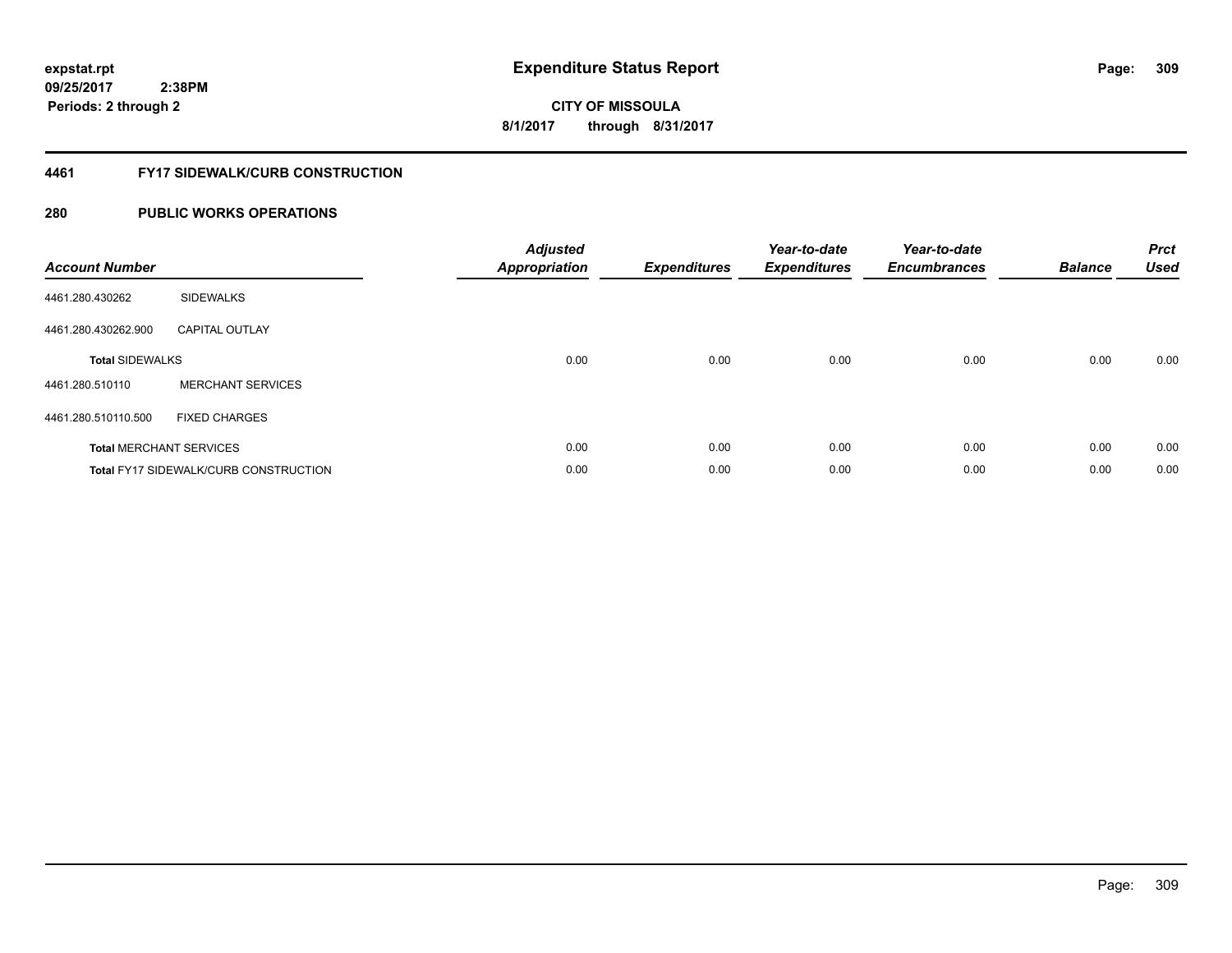**expstat.rpt**
**09/25/2017 2:38PM**
**Periods: 2 through 2**

# Expenditure Status Report

**CITY OF MISSOULA**
**8/1/2017 through 8/31/2017**

## 4461 FY17 SIDEWALK/CURB CONSTRUCTION

## 280 PUBLIC WORKS OPERATIONS

| Account Number | | Adjusted Appropriation | Expenditures | Year-to-date Expenditures | Year-to-date Encumbrances | Balance | Prct Used |
|---|---|---|---|---|---|---|---|
| 4461.280.430262 | SIDEWALKS | | | | | | |
| 4461.280.430262.900 | CAPITAL OUTLAY | | | | | | |
| **Total** SIDEWALKS | | 0.00 | 0.00 | 0.00 | 0.00 | 0.00 | 0.00 |
| 4461.280.510110 | MERCHANT SERVICES | | | | | | |
| 4461.280.510110.500 | FIXED CHARGES | | | | | | |
| **Total** MERCHANT SERVICES | | 0.00 | 0.00 | 0.00 | 0.00 | 0.00 | 0.00 |
| **Total** FY17 SIDEWALK/CURB CONSTRUCTION | | 0.00 | 0.00 | 0.00 | 0.00 | 0.00 | 0.00 |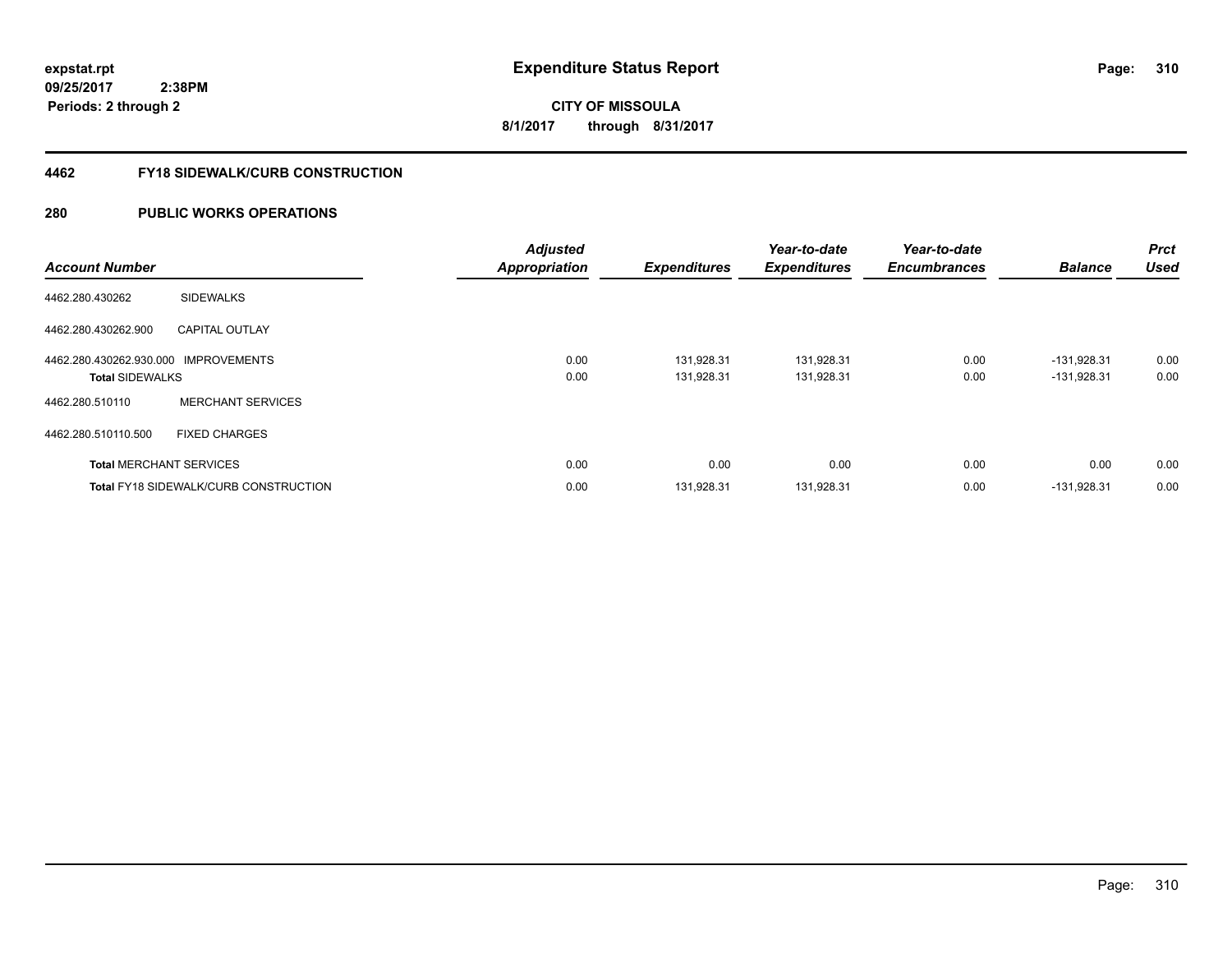**expstat.rpt**
**09/25/2017 2:38PM**
**Periods: 2 through 2**

# Expenditure Status Report

**CITY OF MISSOULA**
**8/1/2017 through 8/31/2017**

## 4462 FY18 SIDEWALK/CURB CONSTRUCTION

## 280 PUBLIC WORKS OPERATIONS

| Account Number | | Adjusted Appropriation | Expenditures | Year-to-date Expenditures | Year-to-date Encumbrances | Balance | Prct Used |
|---|---|---|---|---|---|---|---|
| 4462.280.430262 | SIDEWALKS | | | | | | |
| 4462.280.430262.900 | CAPITAL OUTLAY | | | | | | |
| 4462.280.430262.930.000 | IMPROVEMENTS | 0.00 | 131,928.31 | 131,928.31 | 0.00 | -131,928.31 | 0.00 |
| **Total** SIDEWALKS | | 0.00 | 131,928.31 | 131,928.31 | 0.00 | -131,928.31 | 0.00 |
| 4462.280.510110 | MERCHANT SERVICES | | | | | | |
| 4462.280.510110.500 | FIXED CHARGES | | | | | | |
| **Total** MERCHANT SERVICES | | 0.00 | 0.00 | 0.00 | 0.00 | 0.00 | 0.00 |
| **Total** FY18 SIDEWALK/CURB CONSTRUCTION | | 0.00 | 131,928.31 | 131,928.31 | 0.00 | -131,928.31 | 0.00 |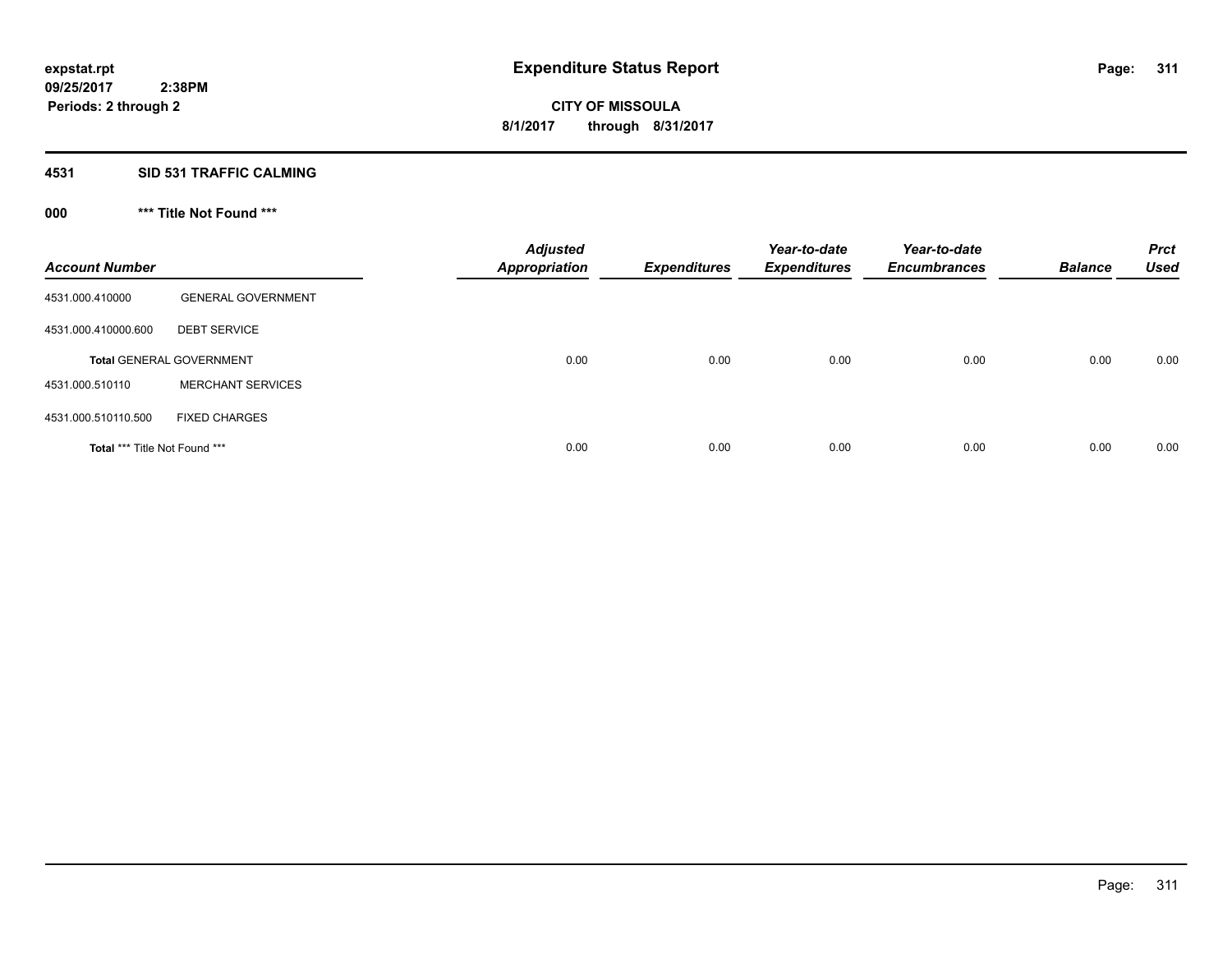**expstat.rpt**
**09/25/2017 2:38PM**
**Periods: 2 through 2**

# Expenditure Status Report

**CITY OF MISSOULA**
**8/1/2017 through 8/31/2017**

## 4531 SID 531 TRAFFIC CALMING

### 000 *** Title Not Found ***

| Account Number | | Adjusted Appropriation | Expenditures | Year-to-date Expenditures | Year-to-date Encumbrances | Balance | Prct Used |
|---|---|---|---|---|---|---|---|
| 4531.000.410000 | GENERAL GOVERNMENT | | | | | | |
| 4531.000.410000.600 | DEBT SERVICE | | | | | | |
| **Total** GENERAL GOVERNMENT | | 0.00 | 0.00 | 0.00 | 0.00 | 0.00 | 0.00 |
| 4531.000.510110 | MERCHANT SERVICES | | | | | | |
| 4531.000.510110.500 | FIXED CHARGES | | | | | | |
| **Total** *** Title Not Found *** | | 0.00 | 0.00 | 0.00 | 0.00 | 0.00 | 0.00 |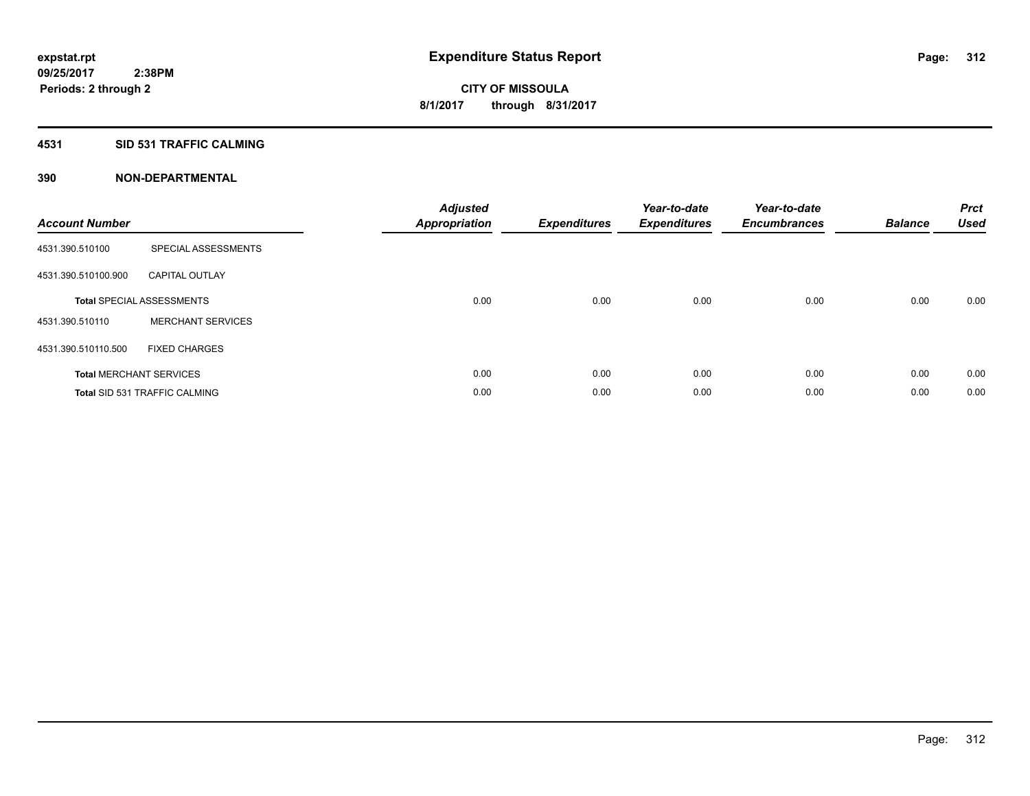**expstat.rpt**
**09/25/2017 2:38PM**
**Periods: 2 through 2**

# Expenditure Status Report

**CITY OF MISSOULA**
**8/1/2017 through 8/31/2017**

## 4531 SID 531 TRAFFIC CALMING

## 390 NON-DEPARTMENTAL

| Account Number | | Adjusted Appropriation | Expenditures | Year-to-date Expenditures | Year-to-date Encumbrances | Balance | Prct Used |
|---|---|---|---|---|---|---|---|
| 4531.390.510100 | SPECIAL ASSESSMENTS | | | | | | |
| 4531.390.510100.900 | CAPITAL OUTLAY | | | | | | |
| **Total** SPECIAL ASSESSMENTS | | 0.00 | 0.00 | 0.00 | 0.00 | 0.00 | 0.00 |
| 4531.390.510110 | MERCHANT SERVICES | | | | | | |
| 4531.390.510110.500 | FIXED CHARGES | | | | | | |
| **Total** MERCHANT SERVICES | | 0.00 | 0.00 | 0.00 | 0.00 | 0.00 | 0.00 |
| **Total** SID 531 TRAFFIC CALMING | | 0.00 | 0.00 | 0.00 | 0.00 | 0.00 | 0.00 |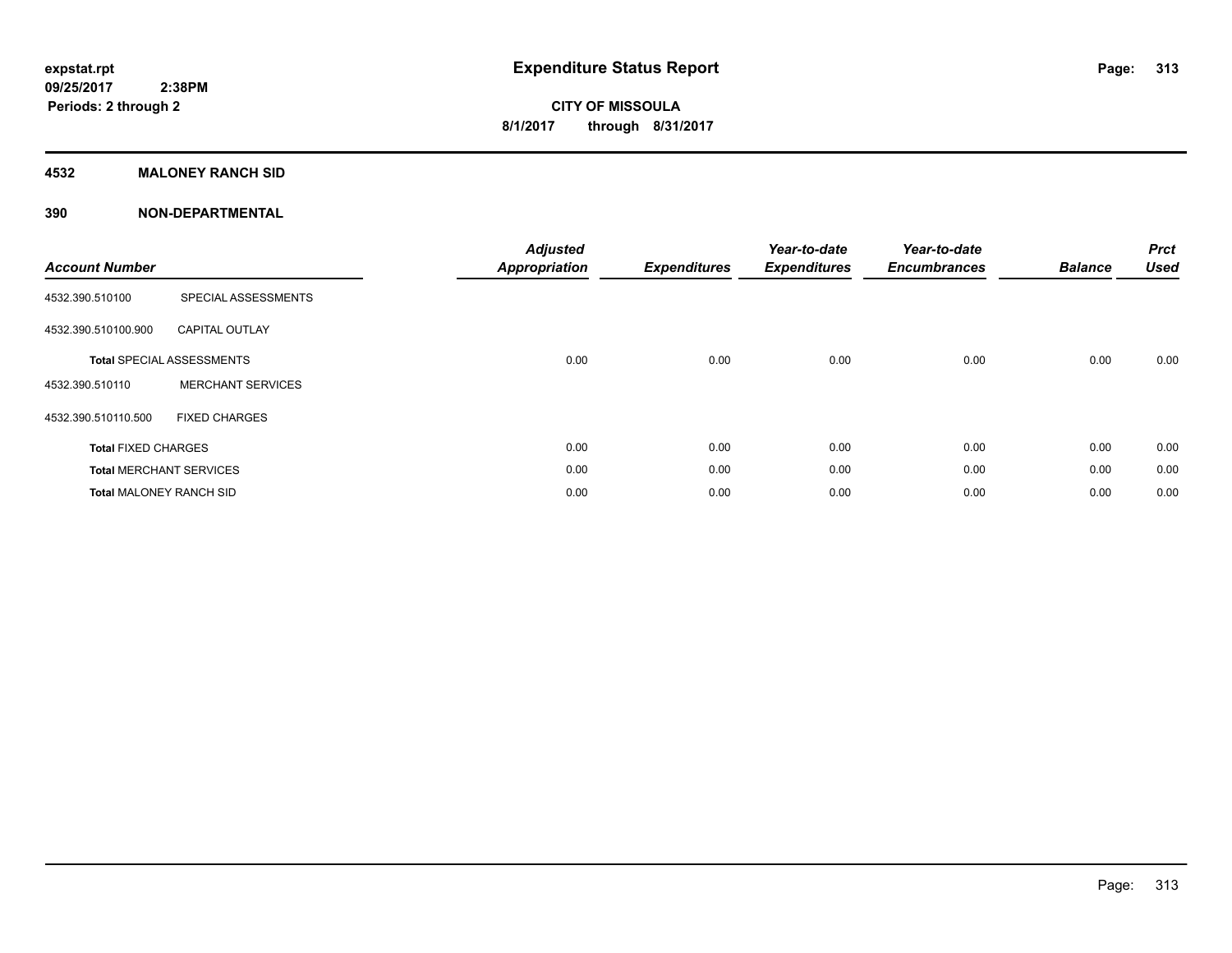expstat.rpt
09/25/2017 2:38PM
Periods: 2 through 2

# Expenditure Status Report

CITY OF MISSOULA
8/1/2017 through 8/31/2017

## 4532 MALONEY RANCH SID

## 390 NON-DEPARTMENTAL

| Account Number | | Adjusted Appropriation | Expenditures | Year-to-date Expenditures | Year-to-date Encumbrances | Balance | Prct Used |
|---|---|---|---|---|---|---|---|
| 4532.390.510100 | SPECIAL ASSESSMENTS | | | | | | |
| 4532.390.510100.900 | CAPITAL OUTLAY | | | | | | |
| **Total** SPECIAL ASSESSMENTS | | 0.00 | 0.00 | 0.00 | 0.00 | 0.00 | 0.00 |
| 4532.390.510110 | MERCHANT SERVICES | | | | | | |
| 4532.390.510110.500 | FIXED CHARGES | | | | | | |
| **Total** FIXED CHARGES | | 0.00 | 0.00 | 0.00 | 0.00 | 0.00 | 0.00 |
| **Total** MERCHANT SERVICES | | 0.00 | 0.00 | 0.00 | 0.00 | 0.00 | 0.00 |
| **Total** MALONEY RANCH SID | | 0.00 | 0.00 | 0.00 | 0.00 | 0.00 | 0.00 |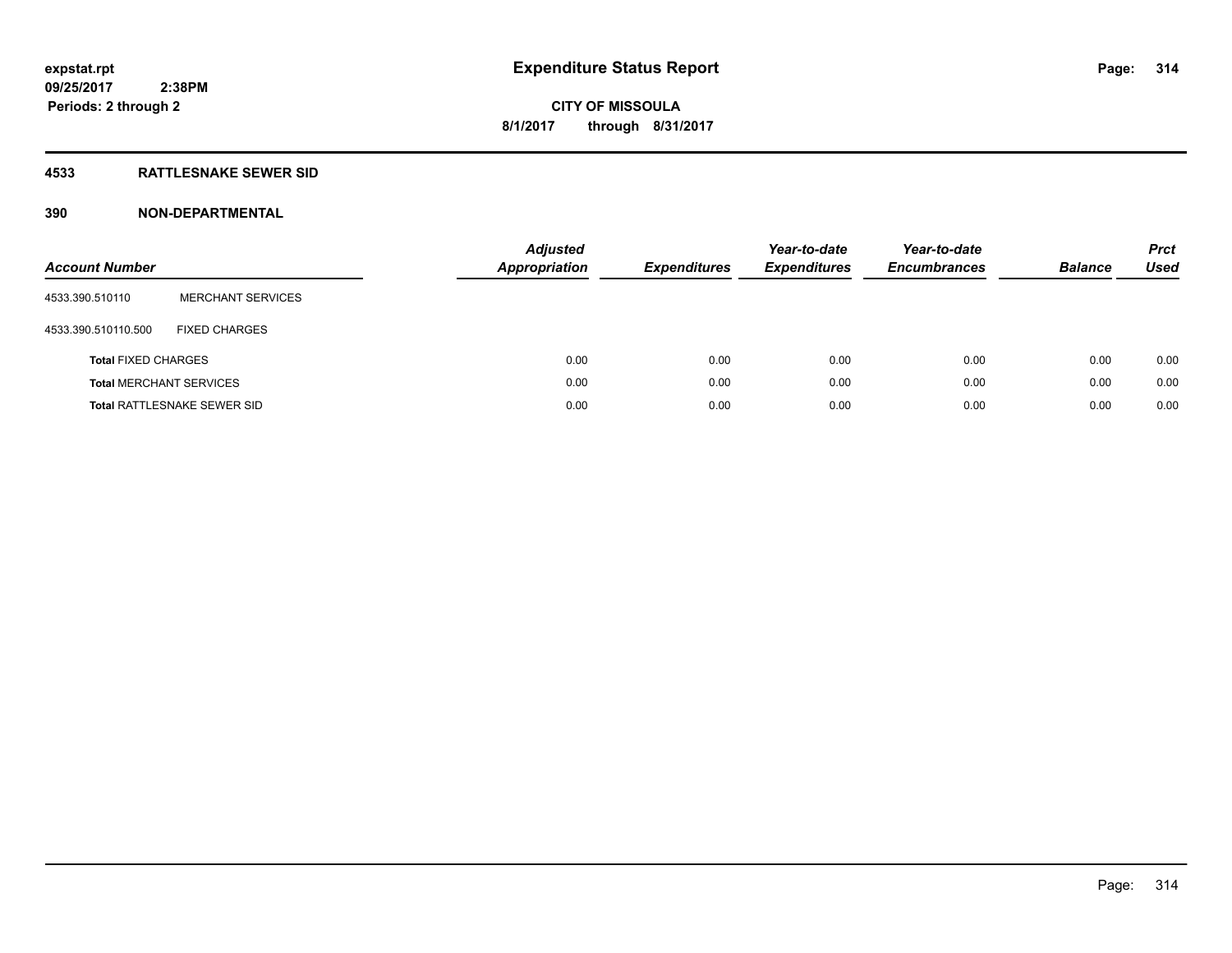# Expenditure Status Report

expstat.rpt
09/25/2017 2:38PM
Periods: 2 through 2

**CITY OF MISSOULA**
**8/1/2017 through 8/31/2017**

## 4533 RATTLESNAKE SEWER SID

## 390 NON-DEPARTMENTAL

| Account Number | | Adjusted Appropriation | Expenditures | Year-to-date Expenditures | Year-to-date Encumbrances | Balance | Prct Used |
|---|---|---|---|---|---|---|---|
| 4533.390.510110 | MERCHANT SERVICES | | | | | | |
| 4533.390.510110.500 | FIXED CHARGES | | | | | | |
| **Total** FIXED CHARGES | | 0.00 | 0.00 | 0.00 | 0.00 | 0.00 | 0.00 |
| **Total** MERCHANT SERVICES | | 0.00 | 0.00 | 0.00 | 0.00 | 0.00 | 0.00 |
| **Total** RATTLESNAKE SEWER SID | | 0.00 | 0.00 | 0.00 | 0.00 | 0.00 | 0.00 |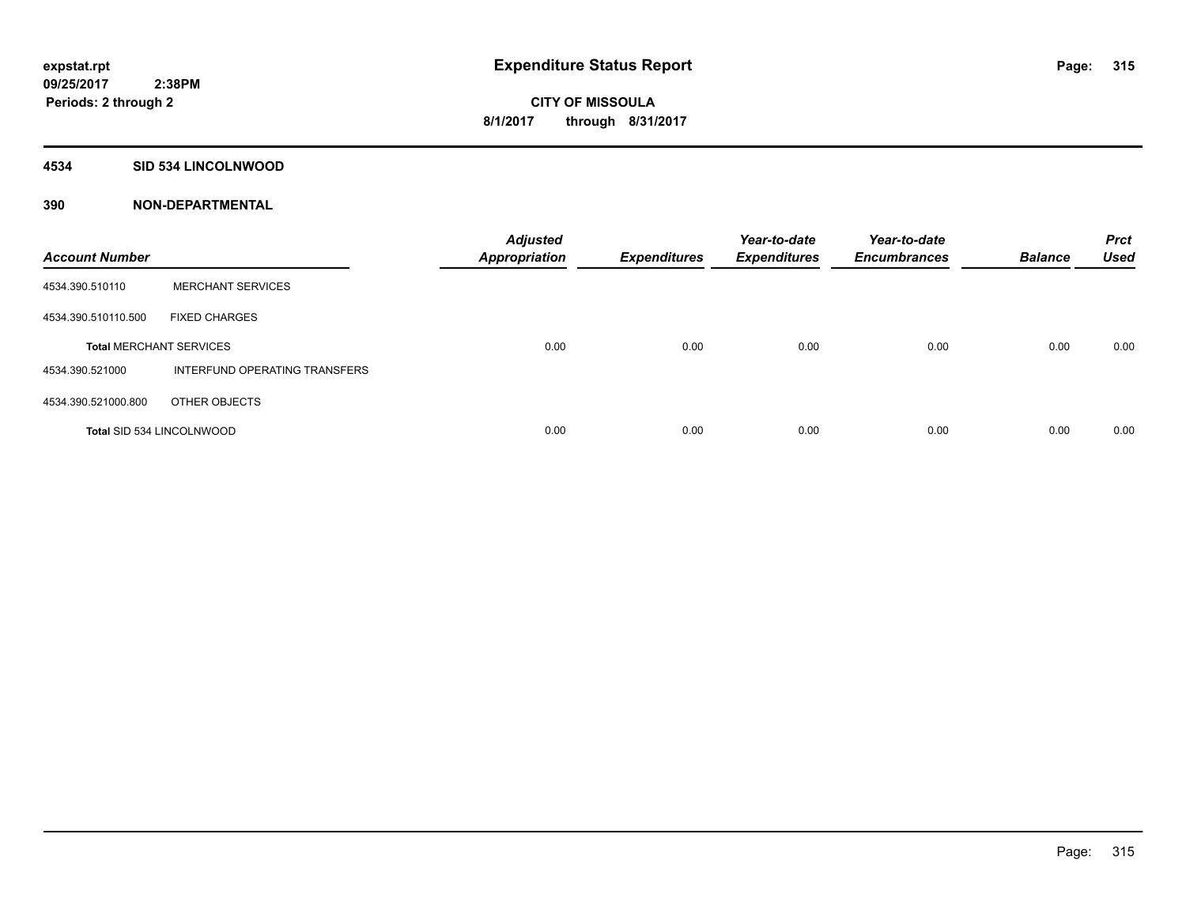**expstat.rpt**
**09/25/2017 2:38PM**
**Periods: 2 through 2**

# Expenditure Status Report

**CITY OF MISSOULA**
**8/1/2017 through 8/31/2017**

## 4534 SID 534 LINCOLNWOOD

### 390 NON-DEPARTMENTAL

| Account Number | | Adjusted Appropriation | Expenditures | Year-to-date Expenditures | Year-to-date Encumbrances | Balance | Prct Used |
|---|---|---|---|---|---|---|---|
| 4534.390.510110 | MERCHANT SERVICES | | | | | | |
| 4534.390.510110.500 | FIXED CHARGES | | | | | | |
| **Total** MERCHANT SERVICES | | 0.00 | 0.00 | 0.00 | 0.00 | 0.00 | 0.00 |
| 4534.390.521000 | INTERFUND OPERATING TRANSFERS | | | | | | |
| 4534.390.521000.800 | OTHER OBJECTS | | | | | | |
| **Total** SID 534 LINCOLNWOOD | | 0.00 | 0.00 | 0.00 | 0.00 | 0.00 | 0.00 |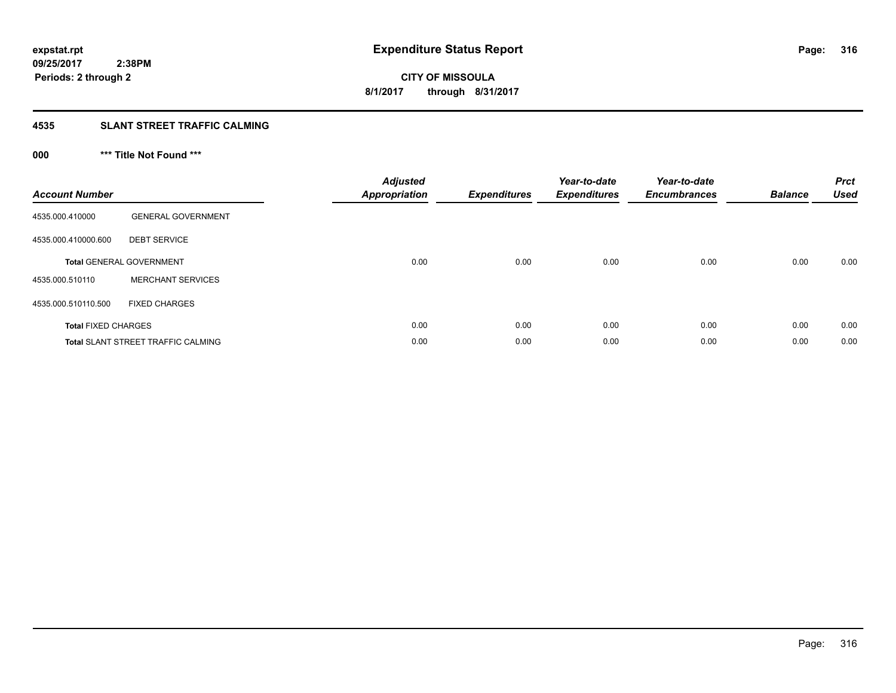**expstat.rpt**
**09/25/2017 2:38PM**
**Periods: 2 through 2**

# Expenditure Status Report

**CITY OF MISSOULA**
**8/1/2017 through 8/31/2017**

## 4535 SLANT STREET TRAFFIC CALMING

### 000 *** Title Not Found ***

| Account Number | | Adjusted Appropriation | Expenditures | Year-to-date Expenditures | Year-to-date Encumbrances | Balance | Prct Used |
|---|---|---|---|---|---|---|---|
| 4535.000.410000 | GENERAL GOVERNMENT | | | | | | |
| 4535.000.410000.600 | DEBT SERVICE | | | | | | |
| **Total** GENERAL GOVERNMENT | | 0.00 | 0.00 | 0.00 | 0.00 | 0.00 | 0.00 |
| 4535.000.510110 | MERCHANT SERVICES | | | | | | |
| 4535.000.510110.500 | FIXED CHARGES | | | | | | |
| **Total** FIXED CHARGES | | 0.00 | 0.00 | 0.00 | 0.00 | 0.00 | 0.00 |
| **Total** SLANT STREET TRAFFIC CALMING | | 0.00 | 0.00 | 0.00 | 0.00 | 0.00 | 0.00 |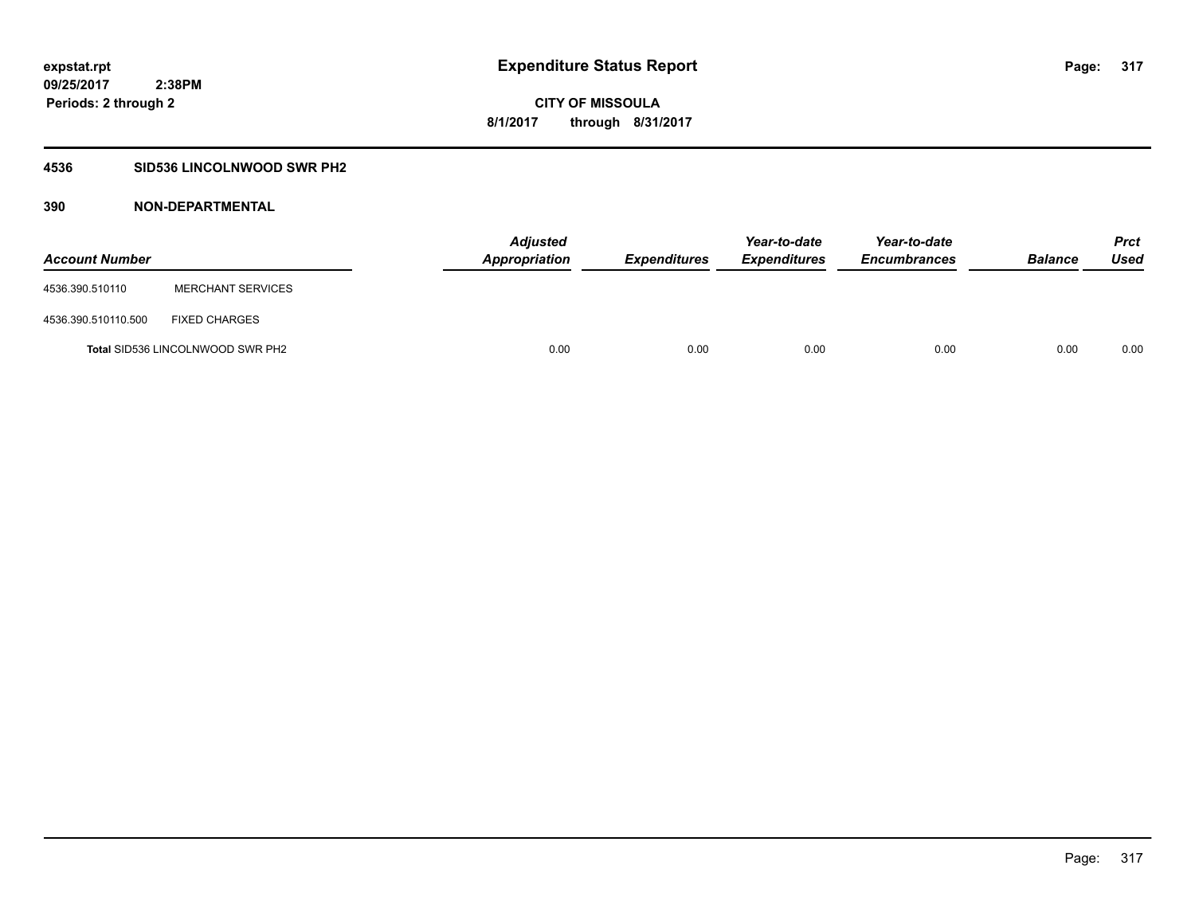expstat.rpt
09/25/2017 2:38PM
Periods: 2 through 2

# Expenditure Status Report

CITY OF MISSOULA
8/1/2017 through 8/31/2017

## 4536 SID536 LINCOLNWOOD SWR PH2

### 390 NON-DEPARTMENTAL

| Account Number | | Adjusted Appropriation | Expenditures | Year-to-date Expenditures | Year-to-date Encumbrances | Balance | Prct Used |
|---|---|---|---|---|---|---|---|
| 4536.390.510110 | MERCHANT SERVICES | | | | | | |
| 4536.390.510110.500 | FIXED CHARGES | | | | | | |
| **Total** SID536 LINCOLNWOOD SWR PH2 | | 0.00 | 0.00 | 0.00 | 0.00 | 0.00 | 0.00 |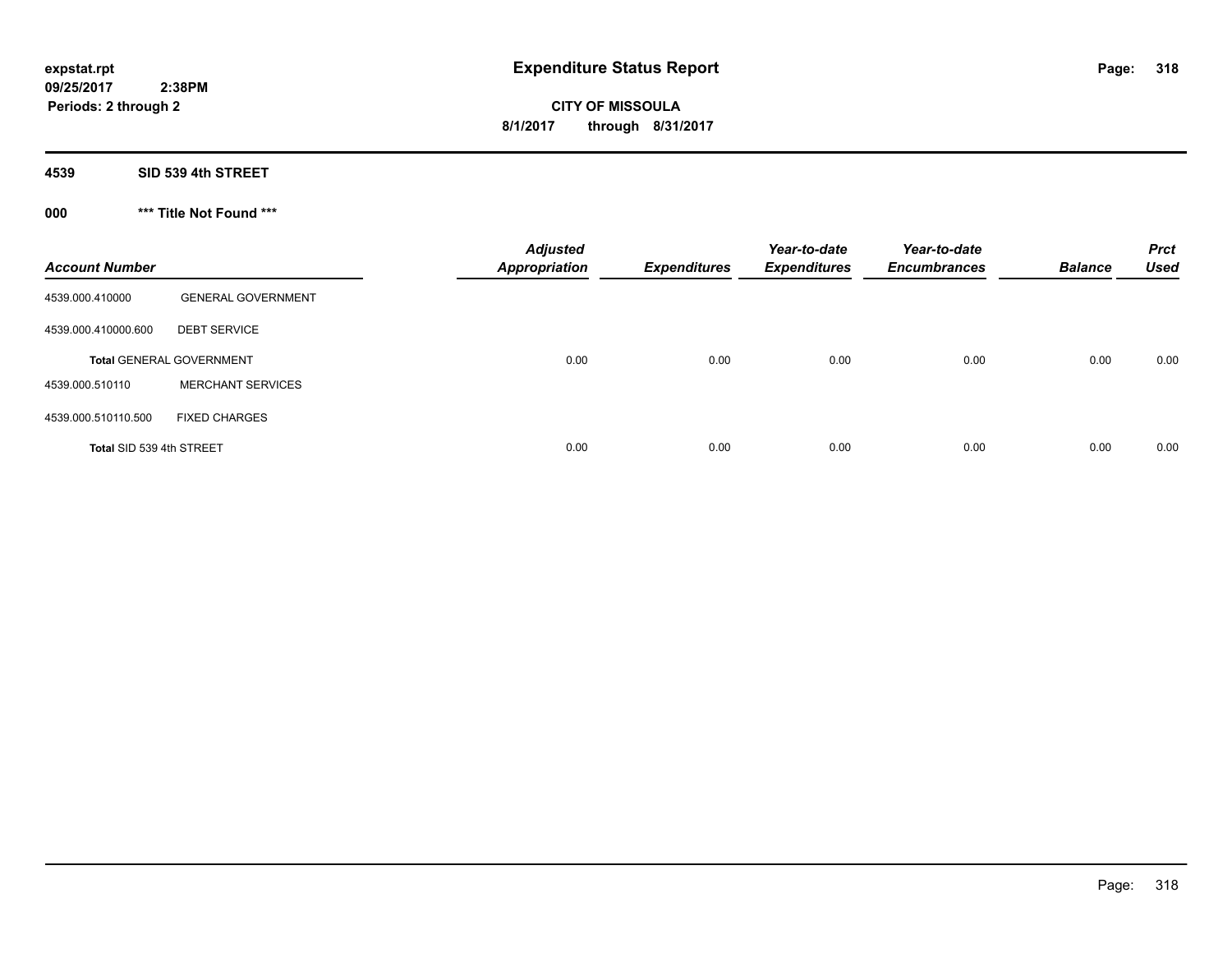# Expenditure Status Report

expstat.rpt
09/25/2017 2:38PM
Periods: 2 through 2

**CITY OF MISSOULA**
**8/1/2017 through 8/31/2017**

## 4539 SID 539 4th STREET

### 000 *** Title Not Found ***

| Account Number | | Adjusted Appropriation | Expenditures | Year-to-date Expenditures | Year-to-date Encumbrances | Balance | Prct Used |
|---|---|---|---|---|---|---|---|
| 4539.000.410000 | GENERAL GOVERNMENT | | | | | | |
| 4539.000.410000.600 | DEBT SERVICE | | | | | | |
| **Total** GENERAL GOVERNMENT | | 0.00 | 0.00 | 0.00 | 0.00 | 0.00 | 0.00 |
| 4539.000.510110 | MERCHANT SERVICES | | | | | | |
| 4539.000.510110.500 | FIXED CHARGES | | | | | | |
| **Total** SID 539 4th STREET | | 0.00 | 0.00 | 0.00 | 0.00 | 0.00 | 0.00 |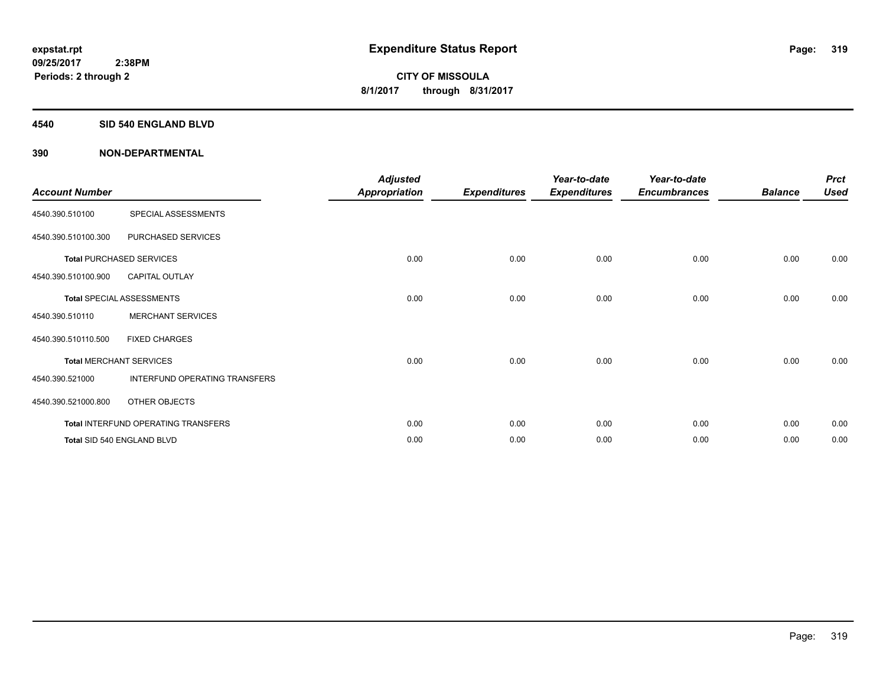# Expenditure Status Report

expstat.rpt
09/25/2017 2:38PM
Periods: 2 through 2

**CITY OF MISSOULA**
**8/1/2017 through 8/31/2017**

## 4540 SID 540 ENGLAND BLVD

## 390 NON-DEPARTMENTAL

| Account Number | | Adjusted Appropriation | Expenditures | Year-to-date Expenditures | Year-to-date Encumbrances | Balance | Prct Used |
|---|---|---|---|---|---|---|---|
| 4540.390.510100 | SPECIAL ASSESSMENTS | | | | | | |
| 4540.390.510100.300 | PURCHASED SERVICES | | | | | | |
| **Total** PURCHASED SERVICES | | 0.00 | 0.00 | 0.00 | 0.00 | 0.00 | 0.00 |
| 4540.390.510100.900 | CAPITAL OUTLAY | | | | | | |
| **Total** SPECIAL ASSESSMENTS | | 0.00 | 0.00 | 0.00 | 0.00 | 0.00 | 0.00 |
| 4540.390.510110 | MERCHANT SERVICES | | | | | | |
| 4540.390.510110.500 | FIXED CHARGES | | | | | | |
| **Total** MERCHANT SERVICES | | 0.00 | 0.00 | 0.00 | 0.00 | 0.00 | 0.00 |
| 4540.390.521000 | INTERFUND OPERATING TRANSFERS | | | | | | |
| 4540.390.521000.800 | OTHER OBJECTS | | | | | | |
| **Total** INTERFUND OPERATING TRANSFERS | | 0.00 | 0.00 | 0.00 | 0.00 | 0.00 | 0.00 |
| **Total** SID 540 ENGLAND BLVD | | 0.00 | 0.00 | 0.00 | 0.00 | 0.00 | 0.00 |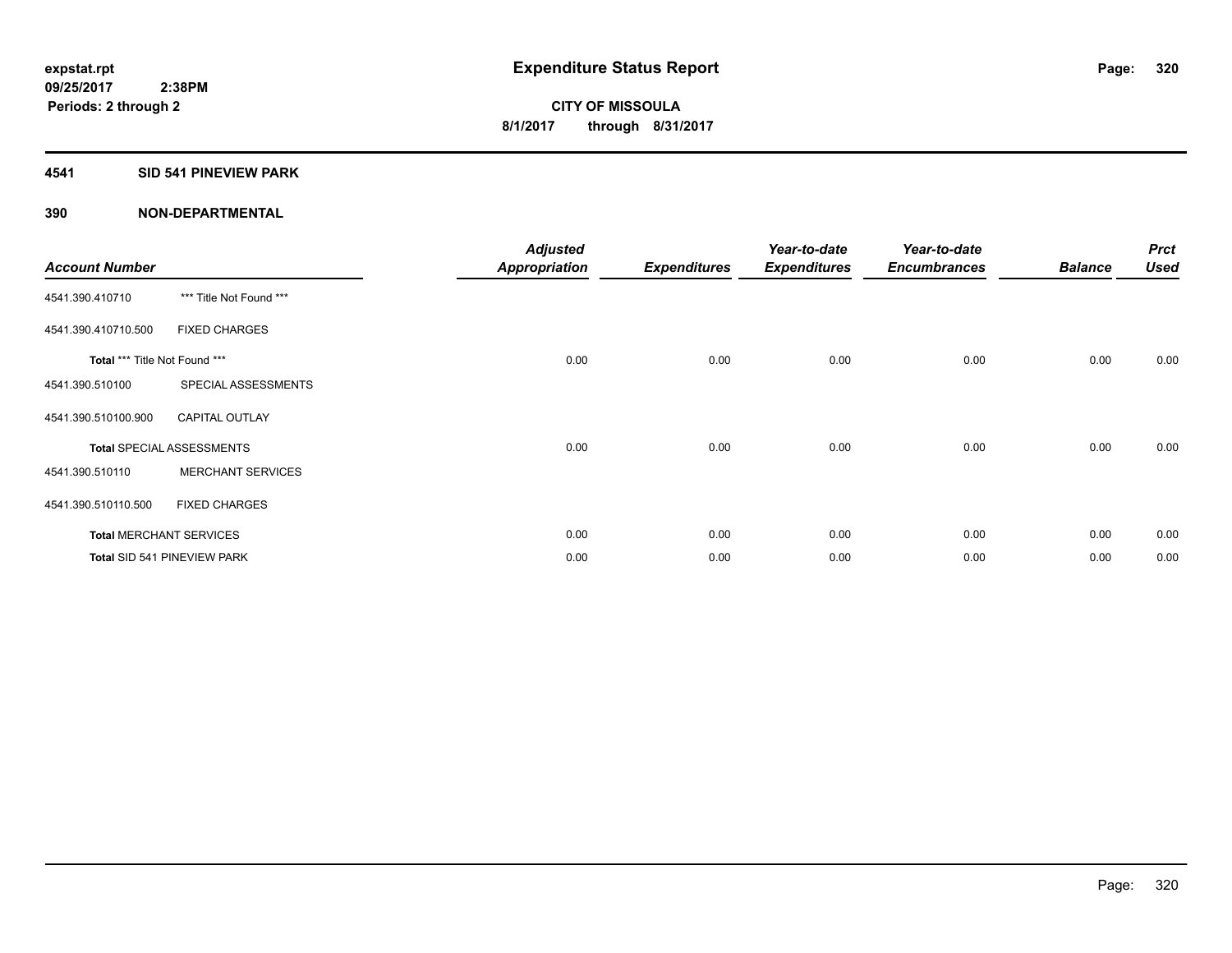**expstat.rpt**
**09/25/2017 2:38PM**
**Periods: 2 through 2**

# Expenditure Status Report

**CITY OF MISSOULA**
**8/1/2017 through 8/31/2017**

## 4541 SID 541 PINEVIEW PARK

## 390 NON-DEPARTMENTAL

| Account Number | | Adjusted Appropriation | Expenditures | Year-to-date Expenditures | Year-to-date Encumbrances | Balance | Prct Used |
|---|---|---|---|---|---|---|---|
| 4541.390.410710 | *** Title Not Found *** | | | | | | |
| 4541.390.410710.500 | FIXED CHARGES | | | | | | |
| **Total** *** Title Not Found *** | | 0.00 | 0.00 | 0.00 | 0.00 | 0.00 | 0.00 |
| 4541.390.510100 | SPECIAL ASSESSMENTS | | | | | | |
| 4541.390.510100.900 | CAPITAL OUTLAY | | | | | | |
| **Total** SPECIAL ASSESSMENTS | | 0.00 | 0.00 | 0.00 | 0.00 | 0.00 | 0.00 |
| 4541.390.510110 | MERCHANT SERVICES | | | | | | |
| 4541.390.510110.500 | FIXED CHARGES | | | | | | |
| **Total** MERCHANT SERVICES | | 0.00 | 0.00 | 0.00 | 0.00 | 0.00 | 0.00 |
| **Total** SID 541 PINEVIEW PARK | | 0.00 | 0.00 | 0.00 | 0.00 | 0.00 | 0.00 |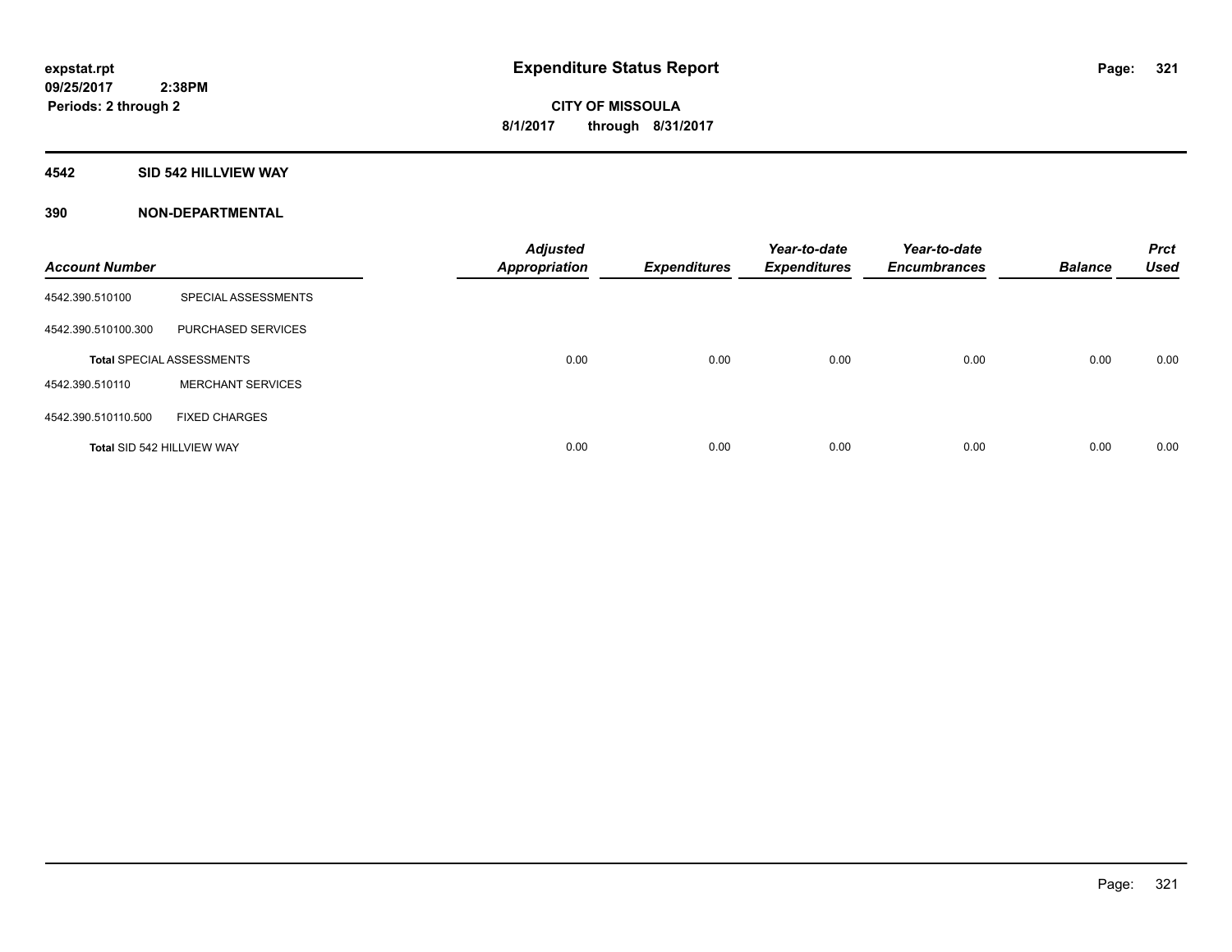**expstat.rpt**
**09/25/2017 2:38PM**
**Periods: 2 through 2**

# Expenditure Status Report

**CITY OF MISSOULA**
**8/1/2017 through 8/31/2017**

## 4542 SID 542 HILLVIEW WAY

## 390 NON-DEPARTMENTAL

| Account Number | | Adjusted Appropriation | Expenditures | Year-to-date Expenditures | Year-to-date Encumbrances | Balance | Prct Used |
|---|---|---|---|---|---|---|---|
| 4542.390.510100 | SPECIAL ASSESSMENTS | | | | | | |
| 4542.390.510100.300 | PURCHASED SERVICES | | | | | | |
| **Total** SPECIAL ASSESSMENTS | | 0.00 | 0.00 | 0.00 | 0.00 | 0.00 | 0.00 |
| 4542.390.510110 | MERCHANT SERVICES | | | | | | |
| 4542.390.510110.500 | FIXED CHARGES | | | | | | |
| **Total** SID 542 HILLVIEW WAY | | 0.00 | 0.00 | 0.00 | 0.00 | 0.00 | 0.00 |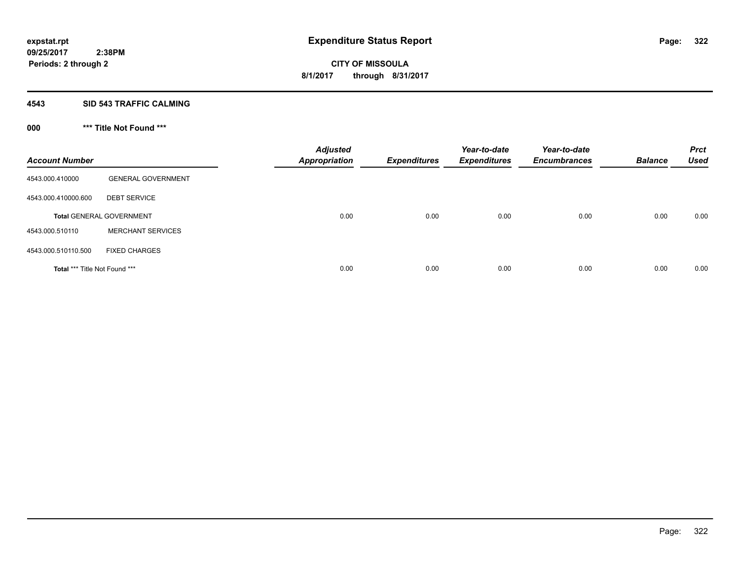**Expenditure Status Report**

**CITY OF MISSOULA**

**8/1/2017 through 8/31/2017**

expstat.rpt
09/25/2017 2:38PM
Periods: 2 through 2

## 4543 SID 543 TRAFFIC CALMING

### 000 *** Title Not Found ***

| Account Number | | Adjusted Appropriation | Expenditures | Year-to-date Expenditures | Year-to-date Encumbrances | Balance | Prct Used |
|---|---|---|---|---|---|---|---|
| 4543.000.410000 | GENERAL GOVERNMENT | | | | | | |
| 4543.000.410000.600 | DEBT SERVICE | | | | | | |
| **Total** GENERAL GOVERNMENT | | 0.00 | 0.00 | 0.00 | 0.00 | 0.00 | 0.00 |
| 4543.000.510110 | MERCHANT SERVICES | | | | | | |
| 4543.000.510110.500 | FIXED CHARGES | | | | | | |
| **Total** *** Title Not Found *** | | 0.00 | 0.00 | 0.00 | 0.00 | 0.00 | 0.00 |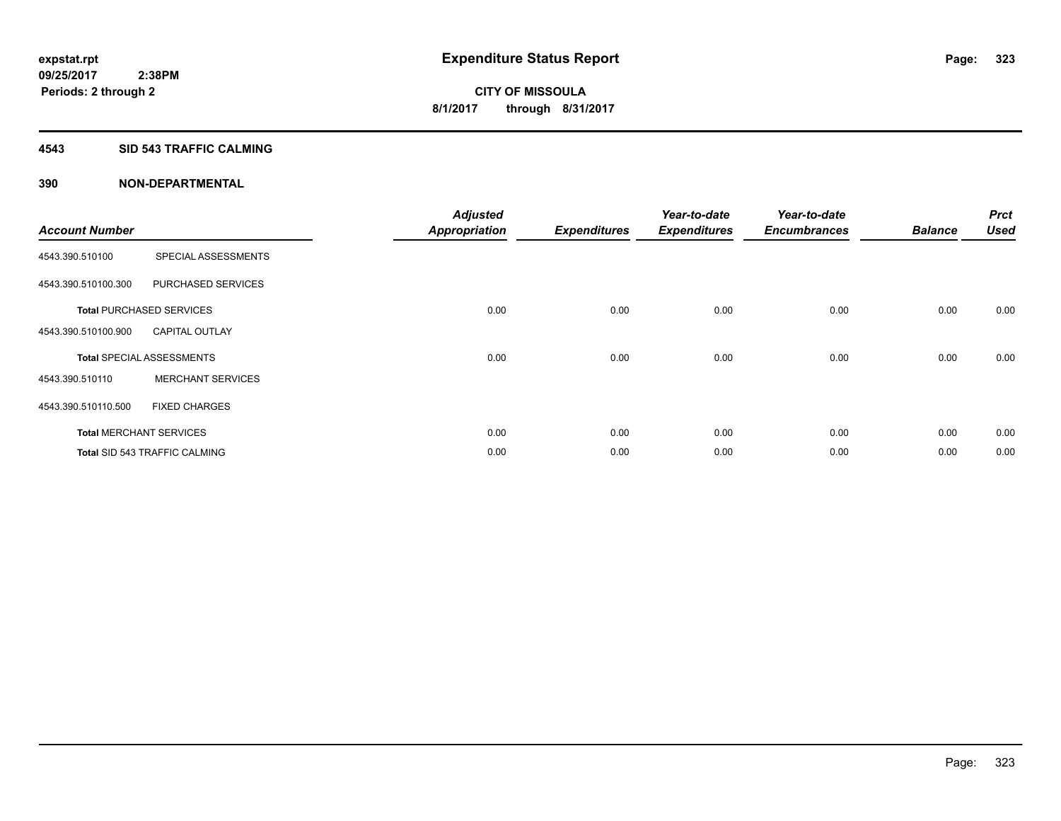expstat.rpt
09/25/2017 2:38PM
Periods: 2 through 2

# Expenditure Status Report

CITY OF MISSOULA
8/1/2017 through 8/31/2017

## 4543 SID 543 TRAFFIC CALMING

### 390 NON-DEPARTMENTAL

| Account Number | | Adjusted Appropriation | Expenditures | Year-to-date Expenditures | Year-to-date Encumbrances | Balance | Prct Used |
|---|---|---|---|---|---|---|---|
| 4543.390.510100 | SPECIAL ASSESSMENTS | | | | | | |
| 4543.390.510100.300 | PURCHASED SERVICES | | | | | | |
| **Total** PURCHASED SERVICES | | 0.00 | 0.00 | 0.00 | 0.00 | 0.00 | 0.00 |
| 4543.390.510100.900 | CAPITAL OUTLAY | | | | | | |
| **Total** SPECIAL ASSESSMENTS | | 0.00 | 0.00 | 0.00 | 0.00 | 0.00 | 0.00 |
| 4543.390.510110 | MERCHANT SERVICES | | | | | | |
| 4543.390.510110.500 | FIXED CHARGES | | | | | | |
| **Total** MERCHANT SERVICES | | 0.00 | 0.00 | 0.00 | 0.00 | 0.00 | 0.00 |
| **Total** SID 543 TRAFFIC CALMING | | 0.00 | 0.00 | 0.00 | 0.00 | 0.00 | 0.00 |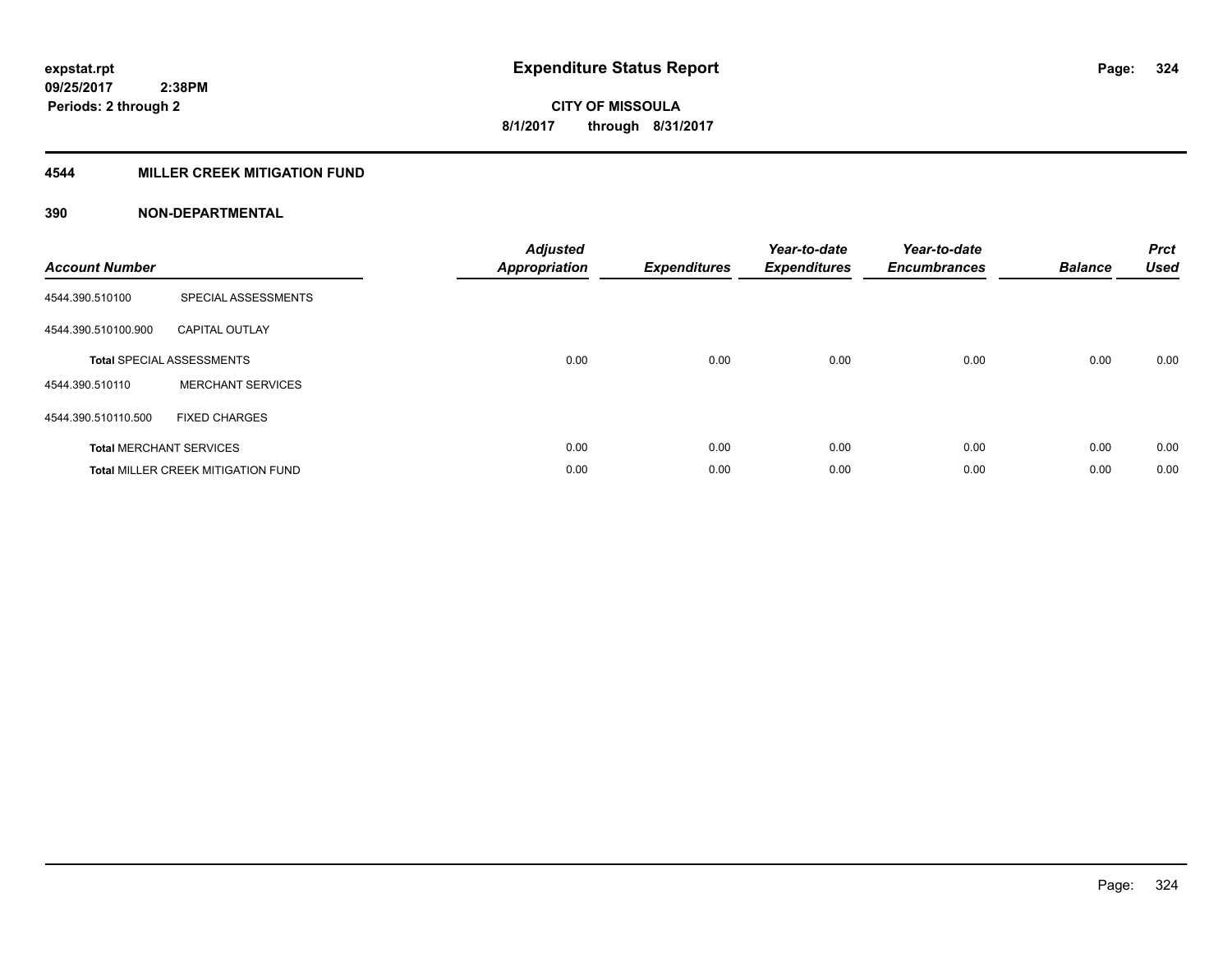expstat.rpt
09/25/2017 2:38PM
Periods: 2 through 2

# Expenditure Status Report

CITY OF MISSOULA
8/1/2017 through 8/31/2017

## 4544 MILLER CREEK MITIGATION FUND

### 390 NON-DEPARTMENTAL

| Account Number | | Adjusted Appropriation | Expenditures | Year-to-date Expenditures | Year-to-date Encumbrances | Balance | Prct Used |
|---|---|---|---|---|---|---|---|
| 4544.390.510100 | SPECIAL ASSESSMENTS | | | | | | |
| 4544.390.510100.900 | CAPITAL OUTLAY | | | | | | |
| **Total** SPECIAL ASSESSMENTS | | 0.00 | 0.00 | 0.00 | 0.00 | 0.00 | 0.00 |
| 4544.390.510110 | MERCHANT SERVICES | | | | | | |
| 4544.390.510110.500 | FIXED CHARGES | | | | | | |
| **Total** MERCHANT SERVICES | | 0.00 | 0.00 | 0.00 | 0.00 | 0.00 | 0.00 |
| **Total** MILLER CREEK MITIGATION FUND | | 0.00 | 0.00 | 0.00 | 0.00 | 0.00 | 0.00 |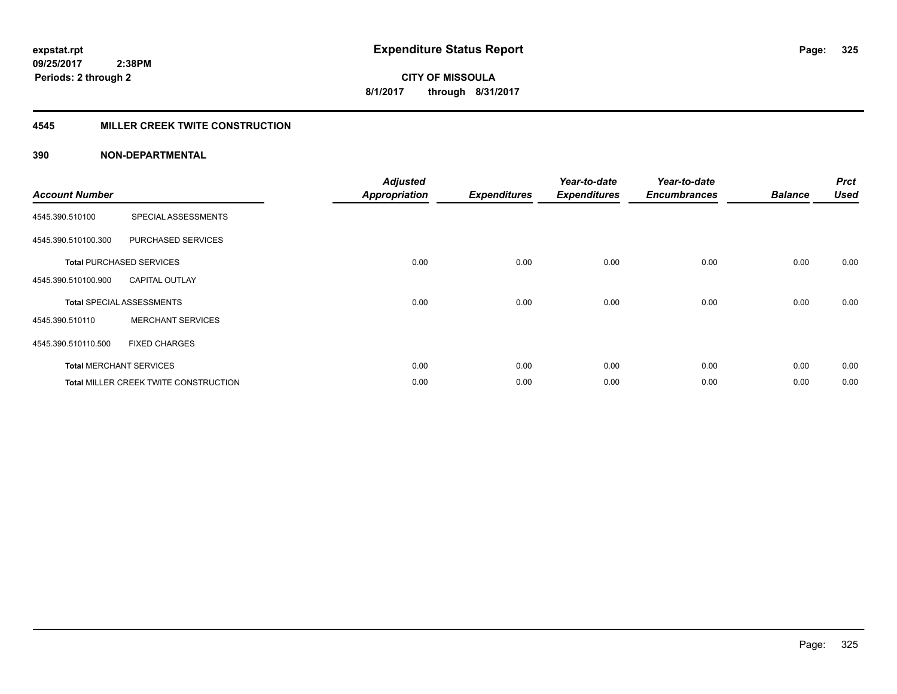**expstat.rpt**
**09/25/2017 2:38PM**
**Periods: 2 through 2**

# Expenditure Status Report

**CITY OF MISSOULA**
**8/1/2017 through 8/31/2017**

## 4545 MILLER CREEK TWITE CONSTRUCTION

### 390 NON-DEPARTMENTAL

| Account Number | | Adjusted Appropriation | Expenditures | Year-to-date Expenditures | Year-to-date Encumbrances | Balance | Prct Used |
|---|---|---|---|---|---|---|---|
| 4545.390.510100 | SPECIAL ASSESSMENTS | | | | | | |
| 4545.390.510100.300 | PURCHASED SERVICES | | | | | | |
| **Total** PURCHASED SERVICES | | 0.00 | 0.00 | 0.00 | 0.00 | 0.00 | 0.00 |
| 4545.390.510100.900 | CAPITAL OUTLAY | | | | | | |
| **Total** SPECIAL ASSESSMENTS | | 0.00 | 0.00 | 0.00 | 0.00 | 0.00 | 0.00 |
| 4545.390.510110 | MERCHANT SERVICES | | | | | | |
| 4545.390.510110.500 | FIXED CHARGES | | | | | | |
| **Total** MERCHANT SERVICES | | 0.00 | 0.00 | 0.00 | 0.00 | 0.00 | 0.00 |
| **Total** MILLER CREEK TWITE CONSTRUCTION | | 0.00 | 0.00 | 0.00 | 0.00 | 0.00 | 0.00 |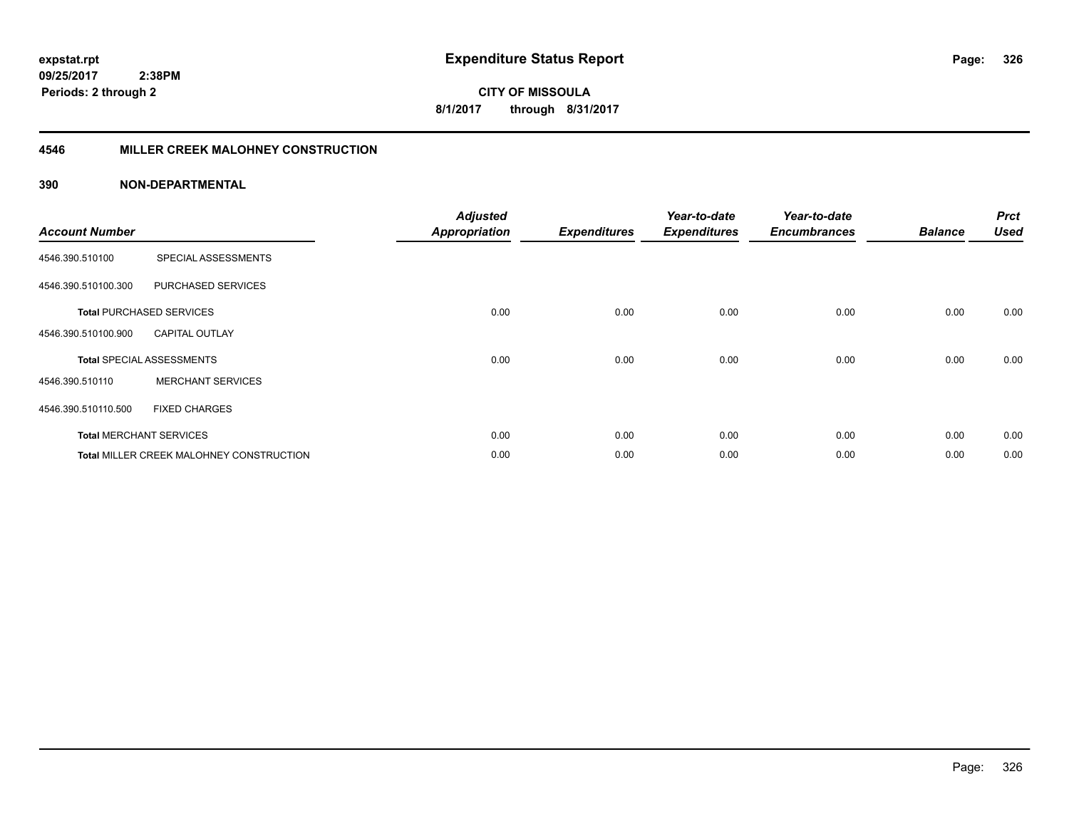**expstat.rpt**
**09/25/2017 2:38PM**
**Periods: 2 through 2**

# Expenditure Status Report

**CITY OF MISSOULA**
**8/1/2017 through 8/31/2017**

## 4546 MILLER CREEK MALOHNEY CONSTRUCTION

### 390 NON-DEPARTMENTAL

| Account Number | | Adjusted Appropriation | Expenditures | Year-to-date Expenditures | Year-to-date Encumbrances | Balance | Prct Used |
|---|---|---|---|---|---|---|---|
| 4546.390.510100 | SPECIAL ASSESSMENTS | | | | | | |
| 4546.390.510100.300 | PURCHASED SERVICES | | | | | | |
| **Total** PURCHASED SERVICES | | 0.00 | 0.00 | 0.00 | 0.00 | 0.00 | 0.00 |
| 4546.390.510100.900 | CAPITAL OUTLAY | | | | | | |
| **Total** SPECIAL ASSESSMENTS | | 0.00 | 0.00 | 0.00 | 0.00 | 0.00 | 0.00 |
| 4546.390.510110 | MERCHANT SERVICES | | | | | | |
| 4546.390.510110.500 | FIXED CHARGES | | | | | | |
| **Total** MERCHANT SERVICES | | 0.00 | 0.00 | 0.00 | 0.00 | 0.00 | 0.00 |
| **Total** MILLER CREEK MALOHNEY CONSTRUCTION | | 0.00 | 0.00 | 0.00 | 0.00 | 0.00 | 0.00 |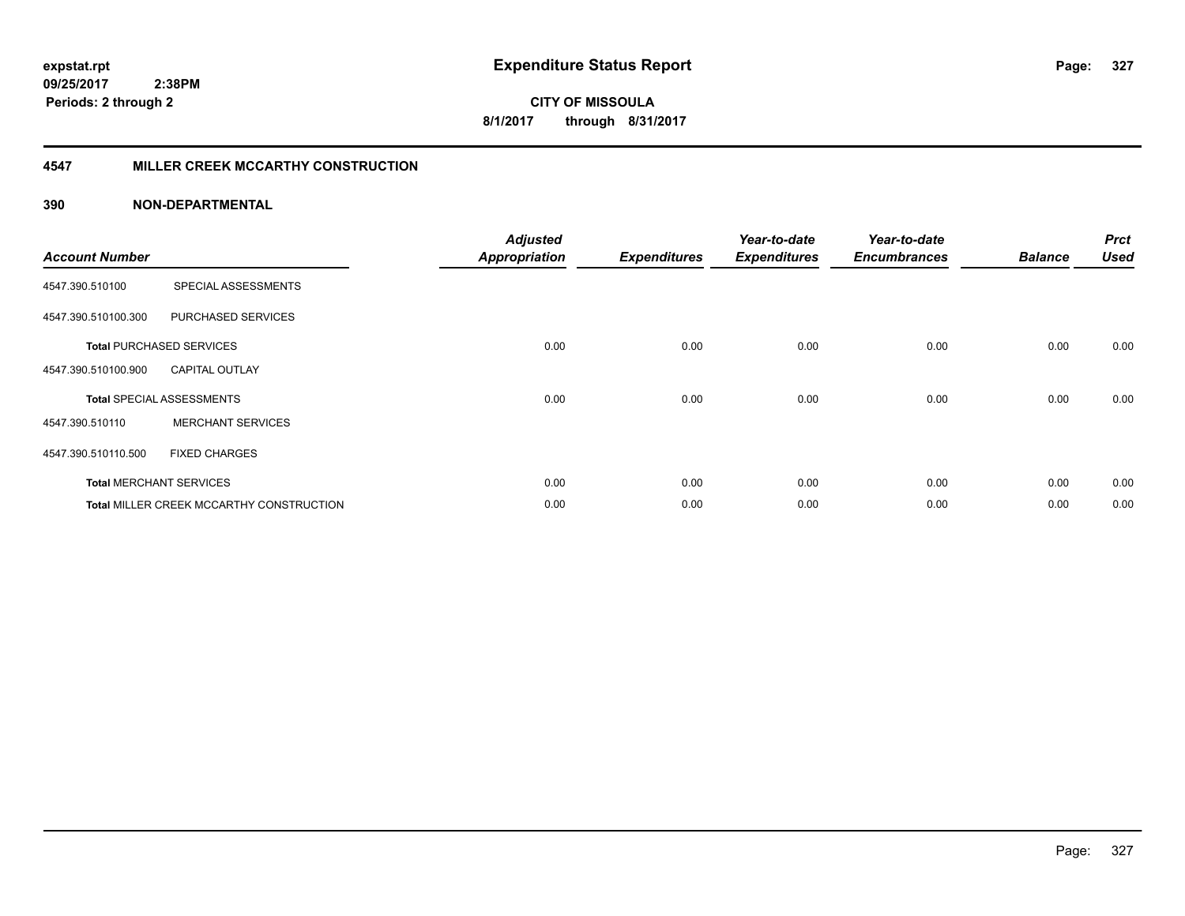**expstat.rpt**
**09/25/2017 2:38PM**
**Periods: 2 through 2**

# Expenditure Status Report

**CITY OF MISSOULA**
**8/1/2017 through 8/31/2017**

## 4547 MILLER CREEK MCCARTHY CONSTRUCTION

### 390 NON-DEPARTMENTAL

| Account Number | | Adjusted Appropriation | Expenditures | Year-to-date Expenditures | Year-to-date Encumbrances | Balance | Prct Used |
|---|---|---|---|---|---|---|---|
| 4547.390.510100 | SPECIAL ASSESSMENTS | | | | | | |
| 4547.390.510100.300 | PURCHASED SERVICES | | | | | | |
| **Total** PURCHASED SERVICES | | 0.00 | 0.00 | 0.00 | 0.00 | 0.00 | 0.00 |
| 4547.390.510100.900 | CAPITAL OUTLAY | | | | | | |
| **Total** SPECIAL ASSESSMENTS | | 0.00 | 0.00 | 0.00 | 0.00 | 0.00 | 0.00 |
| 4547.390.510110 | MERCHANT SERVICES | | | | | | |
| 4547.390.510110.500 | FIXED CHARGES | | | | | | |
| **Total** MERCHANT SERVICES | | 0.00 | 0.00 | 0.00 | 0.00 | 0.00 | 0.00 |
| **Total** MILLER CREEK MCCARTHY CONSTRUCTION | | 0.00 | 0.00 | 0.00 | 0.00 | 0.00 | 0.00 |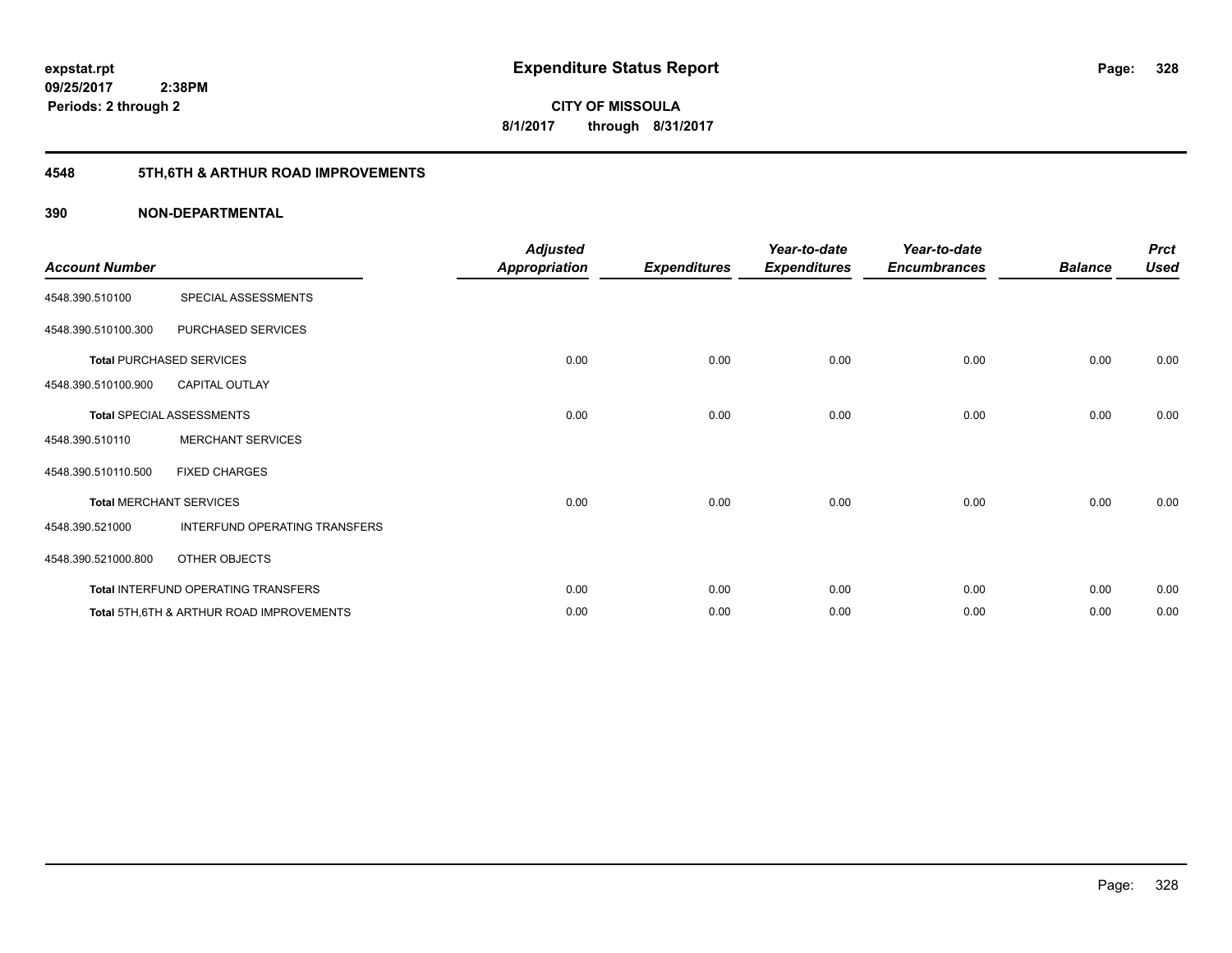expstat.rpt
09/25/2017 2:38PM
Periods: 2 through 2

# Expenditure Status Report

**CITY OF MISSOULA**
**8/1/2017 through 8/31/2017**

## 4548 5TH,6TH & ARTHUR ROAD IMPROVEMENTS

### 390 NON-DEPARTMENTAL

| Account Number | | Adjusted Appropriation | Expenditures | Year-to-date Expenditures | Year-to-date Encumbrances | Balance | Prct Used |
|---|---|---|---|---|---|---|---|
| 4548.390.510100 | SPECIAL ASSESSMENTS | | | | | | |
| 4548.390.510100.300 | PURCHASED SERVICES | | | | | | |
| **Total** PURCHASED SERVICES | | 0.00 | 0.00 | 0.00 | 0.00 | 0.00 | 0.00 |
| 4548.390.510100.900 | CAPITAL OUTLAY | | | | | | |
| **Total** SPECIAL ASSESSMENTS | | 0.00 | 0.00 | 0.00 | 0.00 | 0.00 | 0.00 |
| 4548.390.510110 | MERCHANT SERVICES | | | | | | |
| 4548.390.510110.500 | FIXED CHARGES | | | | | | |
| **Total** MERCHANT SERVICES | | 0.00 | 0.00 | 0.00 | 0.00 | 0.00 | 0.00 |
| 4548.390.521000 | INTERFUND OPERATING TRANSFERS | | | | | | |
| 4548.390.521000.800 | OTHER OBJECTS | | | | | | |
| **Total** INTERFUND OPERATING TRANSFERS | | 0.00 | 0.00 | 0.00 | 0.00 | 0.00 | 0.00 |
| **Total** 5TH,6TH & ARTHUR ROAD IMPROVEMENTS | | 0.00 | 0.00 | 0.00 | 0.00 | 0.00 | 0.00 |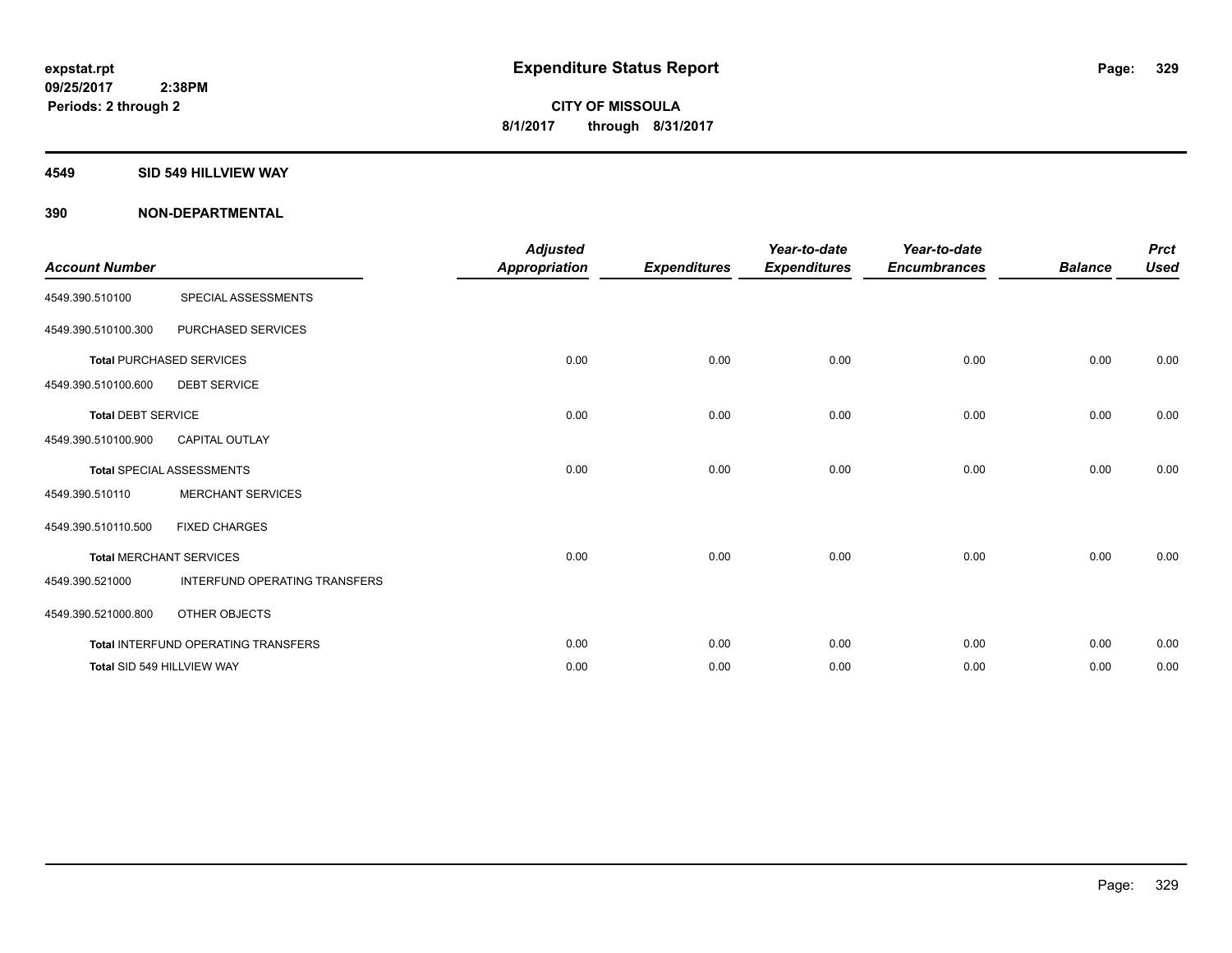expstat.rpt
09/25/2017 2:38PM
Periods: 2 through 2

# Expenditure Status Report

**CITY OF MISSOULA**
**8/1/2017 through 8/31/2017**

## 4549 SID 549 HILLVIEW WAY

## 390 NON-DEPARTMENTAL

| Account Number | | Adjusted Appropriation | Expenditures | Year-to-date Expenditures | Year-to-date Encumbrances | Balance | Prct Used |
|---|---|---|---|---|---|---|---|
| 4549.390.510100 | SPECIAL ASSESSMENTS | | | | | | |
| 4549.390.510100.300 | PURCHASED SERVICES | | | | | | |
| Total PURCHASED SERVICES | | 0.00 | 0.00 | 0.00 | 0.00 | 0.00 | 0.00 |
| 4549.390.510100.600 | DEBT SERVICE | | | | | | |
| Total DEBT SERVICE | | 0.00 | 0.00 | 0.00 | 0.00 | 0.00 | 0.00 |
| 4549.390.510100.900 | CAPITAL OUTLAY | | | | | | |
| Total SPECIAL ASSESSMENTS | | 0.00 | 0.00 | 0.00 | 0.00 | 0.00 | 0.00 |
| 4549.390.510110 | MERCHANT SERVICES | | | | | | |
| 4549.390.510110.500 | FIXED CHARGES | | | | | | |
| Total MERCHANT SERVICES | | 0.00 | 0.00 | 0.00 | 0.00 | 0.00 | 0.00 |
| 4549.390.521000 | INTERFUND OPERATING TRANSFERS | | | | | | |
| 4549.390.521000.800 | OTHER OBJECTS | | | | | | |
| Total INTERFUND OPERATING TRANSFERS | | 0.00 | 0.00 | 0.00 | 0.00 | 0.00 | 0.00 |
| Total SID 549 HILLVIEW WAY | | 0.00 | 0.00 | 0.00 | 0.00 | 0.00 | 0.00 |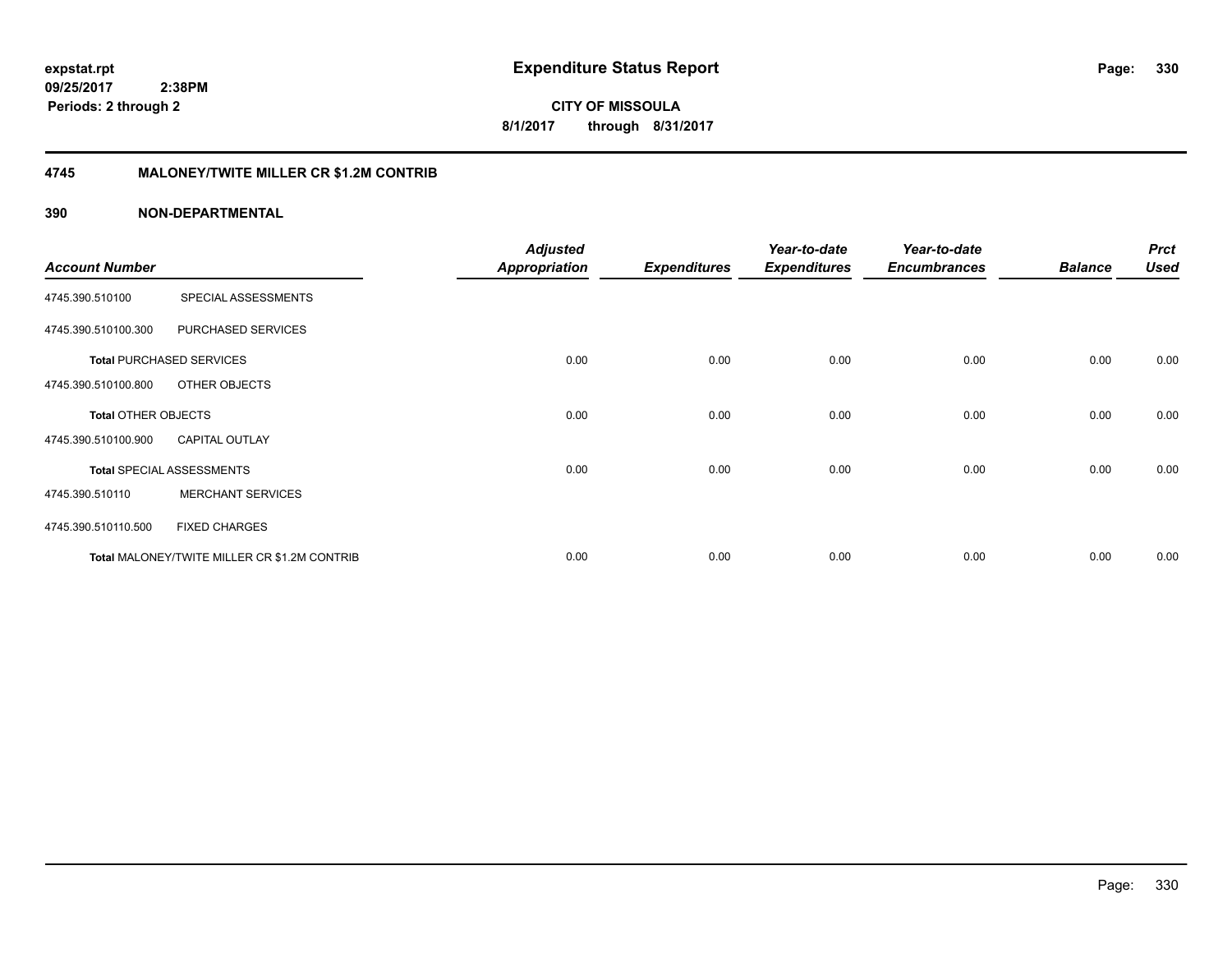**expstat.rpt**
**09/25/2017 2:38PM**
**Periods: 2 through 2**

# Expenditure Status Report

**CITY OF MISSOULA**
**8/1/2017 through 8/31/2017**

## 4745 MALONEY/TWITE MILLER CR $1.2M CONTRIB

## 390 NON-DEPARTMENTAL

| Account Number | | Adjusted Appropriation | Expenditures | Year-to-date Expenditures | Year-to-date Encumbrances | Balance | Prct Used |
|---|---|---|---|---|---|---|---|
| 4745.390.510100 | SPECIAL ASSESSMENTS | | | | | | |
| 4745.390.510100.300 | PURCHASED SERVICES | | | | | | |
| **Total** PURCHASED SERVICES | | 0.00 | 0.00 | 0.00 | 0.00 | 0.00 | 0.00 |
| 4745.390.510100.800 | OTHER OBJECTS | | | | | | |
| **Total** OTHER OBJECTS | | 0.00 | 0.00 | 0.00 | 0.00 | 0.00 | 0.00 |
| 4745.390.510100.900 | CAPITAL OUTLAY | | | | | | |
| **Total** SPECIAL ASSESSMENTS | | 0.00 | 0.00 | 0.00 | 0.00 | 0.00 | 0.00 |
| 4745.390.510110 | MERCHANT SERVICES | | | | | | |
| 4745.390.510110.500 | FIXED CHARGES | | | | | | |
| **Total** MALONEY/TWITE MILLER CR $1.2M CONTRIB | | 0.00 | 0.00 | 0.00 | 0.00 | 0.00 | 0.00 |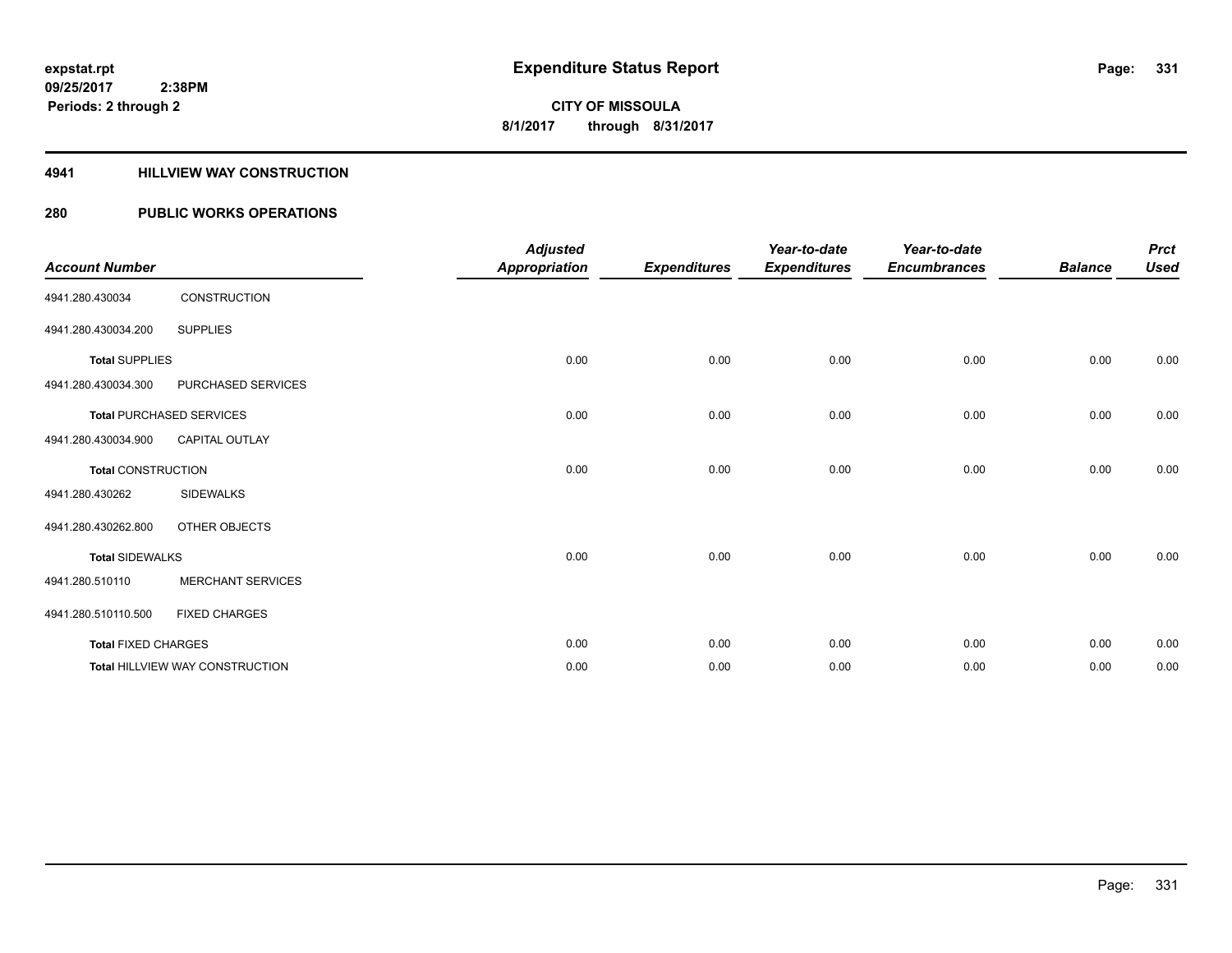**expstat.rpt**
**09/25/2017 2:38PM**
**Periods: 2 through 2**

# Expenditure Status Report

**CITY OF MISSOULA**
**8/1/2017 through 8/31/2017**

## 4941 HILLVIEW WAY CONSTRUCTION

## 280 PUBLIC WORKS OPERATIONS

| Account Number | | Adjusted Appropriation | Expenditures | Year-to-date Expenditures | Year-to-date Encumbrances | Balance | Prct Used |
|---|---|---|---|---|---|---|---|
| 4941.280.430034 | CONSTRUCTION | | | | | | |
| 4941.280.430034.200 | SUPPLIES | | | | | | |
| **Total** SUPPLIES | | 0.00 | 0.00 | 0.00 | 0.00 | 0.00 | 0.00 |
| 4941.280.430034.300 | PURCHASED SERVICES | | | | | | |
| **Total** PURCHASED SERVICES | | 0.00 | 0.00 | 0.00 | 0.00 | 0.00 | 0.00 |
| 4941.280.430034.900 | CAPITAL OUTLAY | | | | | | |
| **Total** CONSTRUCTION | | 0.00 | 0.00 | 0.00 | 0.00 | 0.00 | 0.00 |
| 4941.280.430262 | SIDEWALKS | | | | | | |
| 4941.280.430262.800 | OTHER OBJECTS | | | | | | |
| **Total** SIDEWALKS | | 0.00 | 0.00 | 0.00 | 0.00 | 0.00 | 0.00 |
| 4941.280.510110 | MERCHANT SERVICES | | | | | | |
| 4941.280.510110.500 | FIXED CHARGES | | | | | | |
| **Total** FIXED CHARGES | | 0.00 | 0.00 | 0.00 | 0.00 | 0.00 | 0.00 |
| **Total** HILLVIEW WAY CONSTRUCTION | | 0.00 | 0.00 | 0.00 | 0.00 | 0.00 | 0.00 |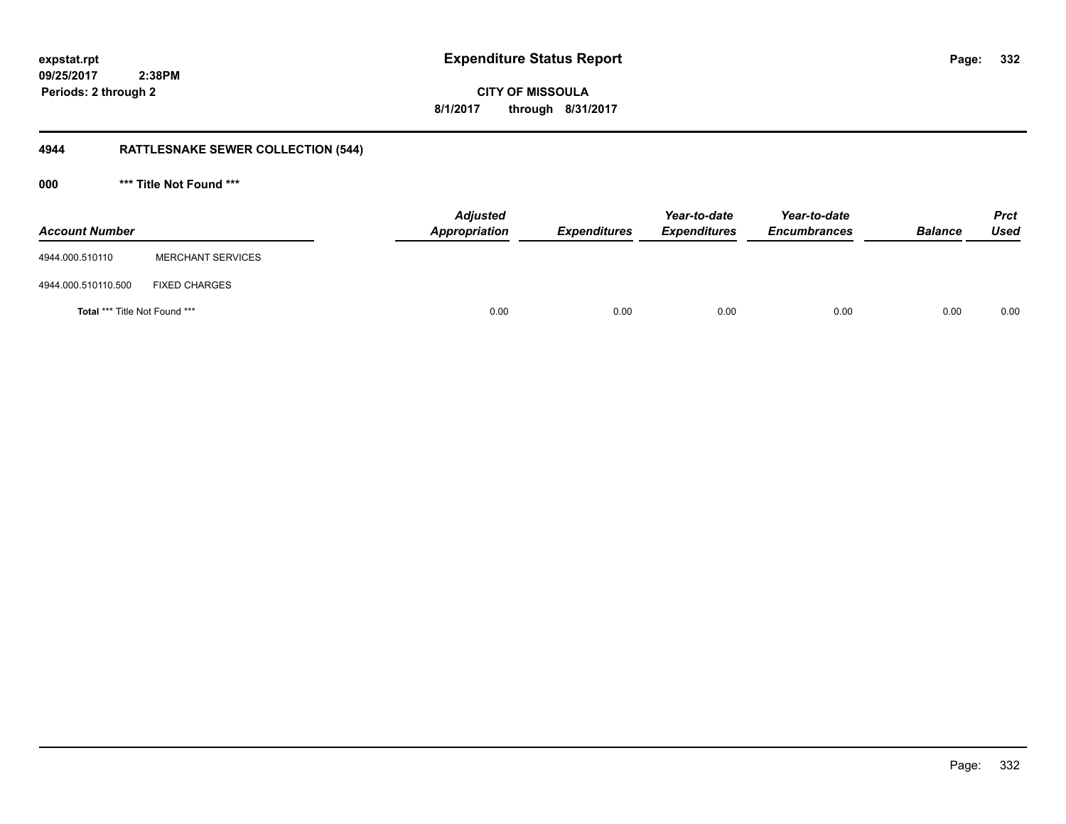**expstat.rpt**
**09/25/2017 2:38PM**
**Periods: 2 through 2**

# Expenditure Status Report

**CITY OF MISSOULA**
**8/1/2017 through 8/31/2017**

## 4944 RATTLESNAKE SEWER COLLECTION (544)

### 000 *** Title Not Found ***

| Account Number | | Adjusted Appropriation | Expenditures | Year-to-date Expenditures | Year-to-date Encumbrances | Balance | Prct Used |
|---|---|---|---|---|---|---|---|
| 4944.000.510110 | MERCHANT SERVICES | | | | | | |
| 4944.000.510110.500 | FIXED CHARGES | | | | | | |
| **Total** *** Title Not Found *** | | 0.00 | 0.00 | 0.00 | 0.00 | 0.00 | 0.00 |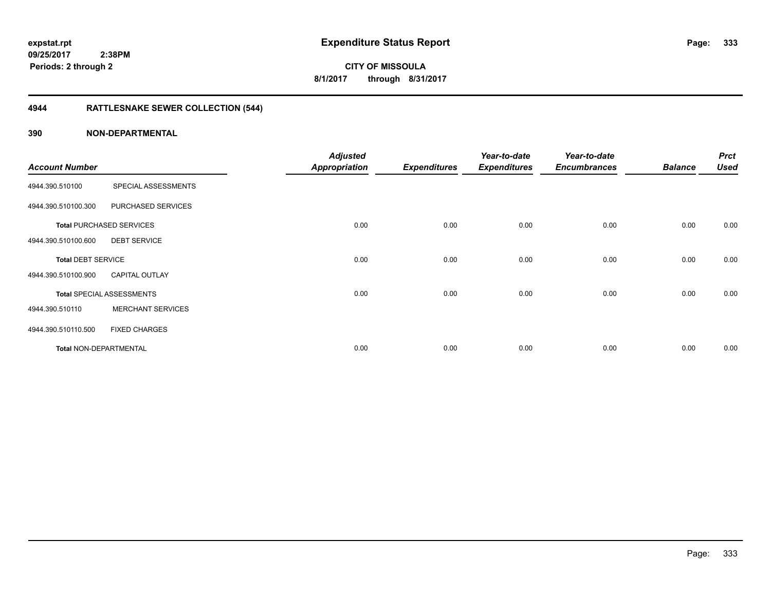**expstat.rpt**
**09/25/2017 2:38PM**
**Periods: 2 through 2**

# Expenditure Status Report

**CITY OF MISSOULA**
**8/1/2017 through 8/31/2017**

## 4944 RATTLESNAKE SEWER COLLECTION (544)

## 390 NON-DEPARTMENTAL

| Account Number | | Adjusted Appropriation | Expenditures | Year-to-date Expenditures | Year-to-date Encumbrances | Balance | Prct Used |
|---|---|---|---|---|---|---|---|
| 4944.390.510100 | SPECIAL ASSESSMENTS | | | | | | |
| 4944.390.510100.300 | PURCHASED SERVICES | | | | | | |
| **Total** PURCHASED SERVICES | | 0.00 | 0.00 | 0.00 | 0.00 | 0.00 | 0.00 |
| 4944.390.510100.600 | DEBT SERVICE | | | | | | |
| **Total** DEBT SERVICE | | 0.00 | 0.00 | 0.00 | 0.00 | 0.00 | 0.00 |
| 4944.390.510100.900 | CAPITAL OUTLAY | | | | | | |
| **Total** SPECIAL ASSESSMENTS | | 0.00 | 0.00 | 0.00 | 0.00 | 0.00 | 0.00 |
| 4944.390.510110 | MERCHANT SERVICES | | | | | | |
| 4944.390.510110.500 | FIXED CHARGES | | | | | | |
| **Total** NON-DEPARTMENTAL | | 0.00 | 0.00 | 0.00 | 0.00 | 0.00 | 0.00 |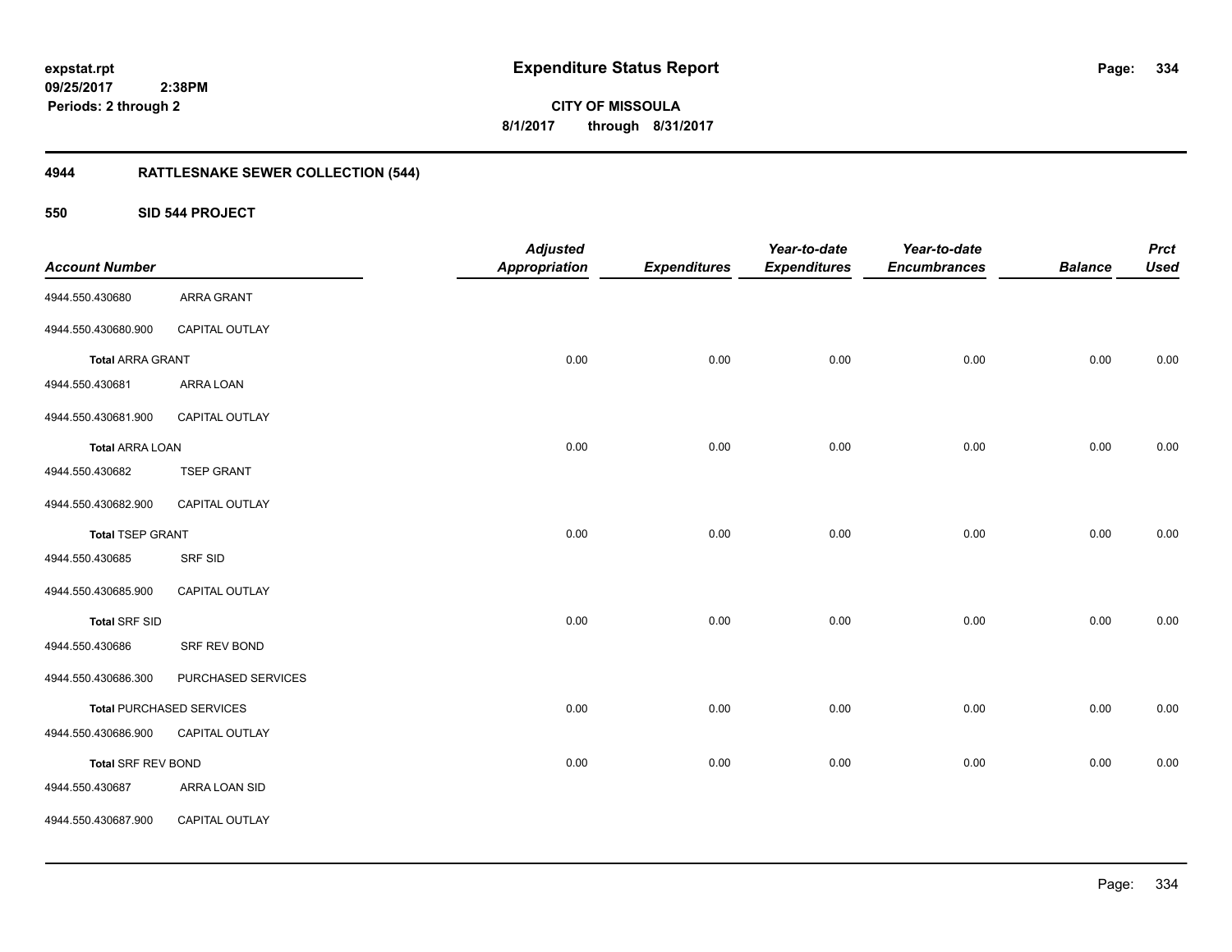# Expenditure Status Report

expstat.rpt
09/25/2017 2:38PM
Periods: 2 through 2

**CITY OF MISSOULA**
**8/1/2017 through 8/31/2017**

## 4944 RATTLESNAKE SEWER COLLECTION (544)

### 550 SID 544 PROJECT

| Account Number | | Adjusted Appropriation | Expenditures | Year-to-date Expenditures | Year-to-date Encumbrances | Balance | Prct Used |
|---|---|---|---|---|---|---|---|
| 4944.550.430680 | ARRA GRANT | | | | | | |
| 4944.550.430680.900 | CAPITAL OUTLAY | | | | | | |
| **Total** ARRA GRANT | | 0.00 | 0.00 | 0.00 | 0.00 | 0.00 | 0.00 |
| 4944.550.430681 | ARRA LOAN | | | | | | |
| 4944.550.430681.900 | CAPITAL OUTLAY | | | | | | |
| **Total** ARRA LOAN | | 0.00 | 0.00 | 0.00 | 0.00 | 0.00 | 0.00 |
| 4944.550.430682 | TSEP GRANT | | | | | | |
| 4944.550.430682.900 | CAPITAL OUTLAY | | | | | | |
| **Total** TSEP GRANT | | 0.00 | 0.00 | 0.00 | 0.00 | 0.00 | 0.00 |
| 4944.550.430685 | SRF SID | | | | | | |
| 4944.550.430685.900 | CAPITAL OUTLAY | | | | | | |
| **Total** SRF SID | | 0.00 | 0.00 | 0.00 | 0.00 | 0.00 | 0.00 |
| 4944.550.430686 | SRF REV BOND | | | | | | |
| 4944.550.430686.300 | PURCHASED SERVICES | | | | | | |
| **Total** PURCHASED SERVICES | | 0.00 | 0.00 | 0.00 | 0.00 | 0.00 | 0.00 |
| 4944.550.430686.900 | CAPITAL OUTLAY | | | | | | |
| **Total** SRF REV BOND | | 0.00 | 0.00 | 0.00 | 0.00 | 0.00 | 0.00 |
| 4944.550.430687 | ARRA LOAN SID | | | | | | |
| 4944.550.430687.900 | CAPITAL OUTLAY | | | | | | |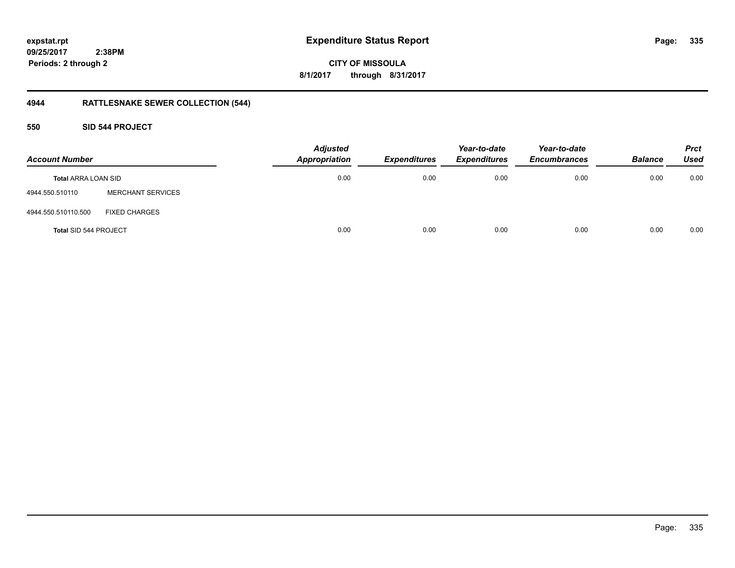# Expenditure Status Report

expstat.rpt
09/25/2017 2:38PM
Periods: 2 through 2

CITY OF MISSOULA
8/1/2017 through 8/31/2017

## 4944 RATTLESNAKE SEWER COLLECTION (544)

### 550 SID 544 PROJECT

| Account Number | | Adjusted Appropriation | Expenditures | Year-to-date Expenditures | Year-to-date Encumbrances | Balance | Prct Used |
|---|---|---|---|---|---|---|---|
| **Total** ARRA LOAN SID | | 0.00 | 0.00 | 0.00 | 0.00 | 0.00 | 0.00 |
| 4944.550.510110 | MERCHANT SERVICES | | | | | | |
| 4944.550.510110.500 | FIXED CHARGES | | | | | | |
| **Total** SID 544 PROJECT | | 0.00 | 0.00 | 0.00 | 0.00 | 0.00 | 0.00 |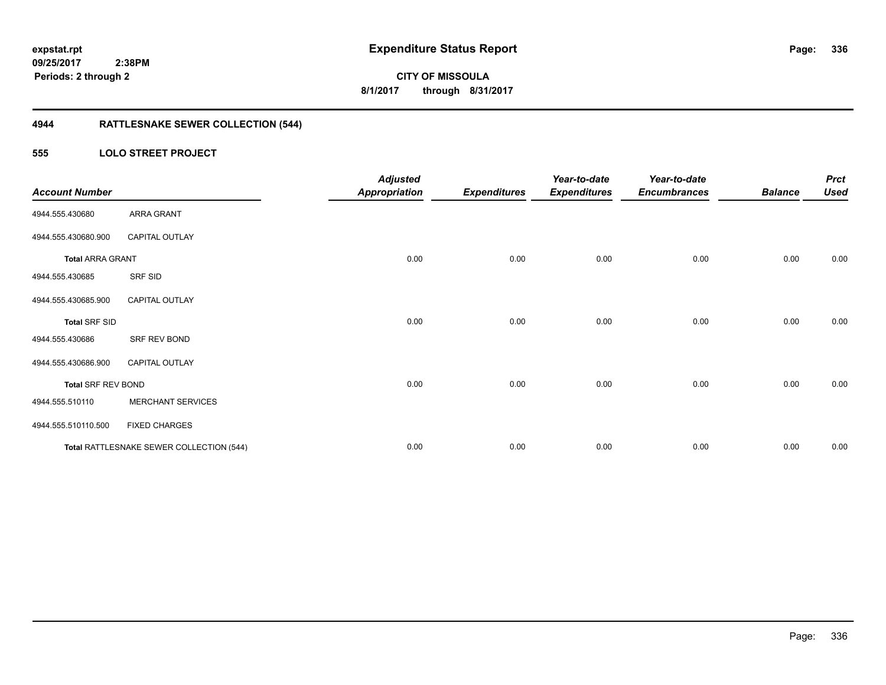expstat.rpt
09/25/2017 2:38PM
Periods: 2 through 2

# Expenditure Status Report

CITY OF MISSOULA
8/1/2017 through 8/31/2017

## 4944 RATTLESNAKE SEWER COLLECTION (544)

## 555 LOLO STREET PROJECT

| Account Number | | Adjusted Appropriation | Expenditures | Year-to-date Expenditures | Year-to-date Encumbrances | Balance | Prct Used |
|---|---|---|---|---|---|---|---|
| 4944.555.430680 | ARRA GRANT | | | | | | |
| 4944.555.430680.900 | CAPITAL OUTLAY | | | | | | |
| **Total** ARRA GRANT | | 0.00 | 0.00 | 0.00 | 0.00 | 0.00 | 0.00 |
| 4944.555.430685 | SRF SID | | | | | | |
| 4944.555.430685.900 | CAPITAL OUTLAY | | | | | | |
| **Total** SRF SID | | 0.00 | 0.00 | 0.00 | 0.00 | 0.00 | 0.00 |
| 4944.555.430686 | SRF REV BOND | | | | | | |
| 4944.555.430686.900 | CAPITAL OUTLAY | | | | | | |
| **Total** SRF REV BOND | | 0.00 | 0.00 | 0.00 | 0.00 | 0.00 | 0.00 |
| 4944.555.510110 | MERCHANT SERVICES | | | | | | |
| 4944.555.510110.500 | FIXED CHARGES | | | | | | |
| **Total** RATTLESNAKE SEWER COLLECTION (544) | | 0.00 | 0.00 | 0.00 | 0.00 | 0.00 | 0.00 |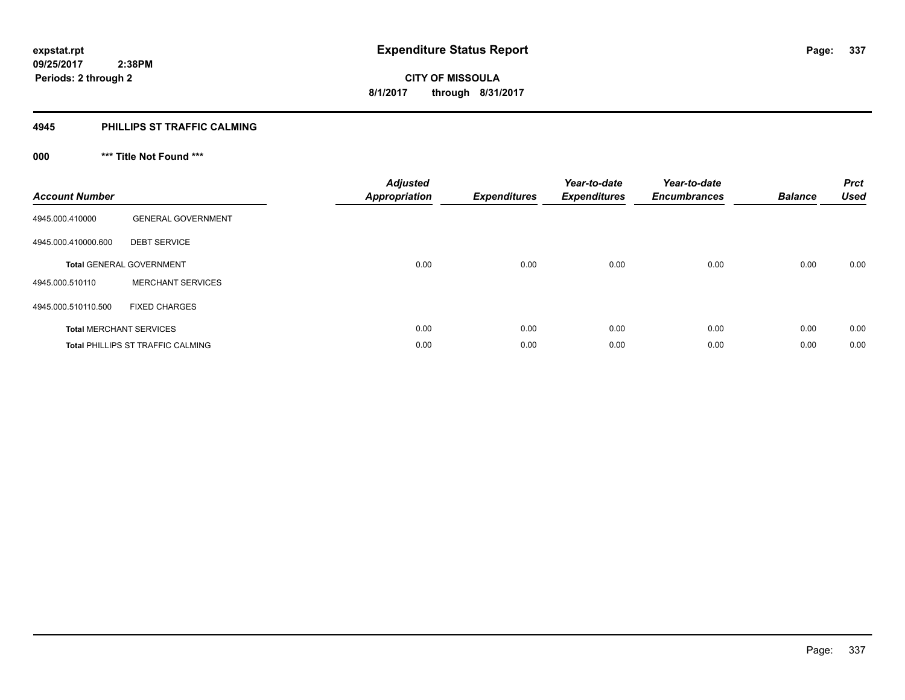expstat.rpt
09/25/2017 2:38PM
Periods: 2 through 2

# Expenditure Status Report

**CITY OF MISSOULA**
**8/1/2017 through 8/31/2017**

## 4945 PHILLIPS ST TRAFFIC CALMING

### 000 *** Title Not Found ***

| Account Number | | Adjusted Appropriation | Expenditures | Year-to-date Expenditures | Year-to-date Encumbrances | Balance | Prct Used |
|---|---|---|---|---|---|---|---|
| 4945.000.410000 | GENERAL GOVERNMENT | | | | | | |
| 4945.000.410000.600 | DEBT SERVICE | | | | | | |
| **Total** GENERAL GOVERNMENT | | 0.00 | 0.00 | 0.00 | 0.00 | 0.00 | 0.00 |
| 4945.000.510110 | MERCHANT SERVICES | | | | | | |
| 4945.000.510110.500 | FIXED CHARGES | | | | | | |
| **Total** MERCHANT SERVICES | | 0.00 | 0.00 | 0.00 | 0.00 | 0.00 | 0.00 |
| **Total** PHILLIPS ST TRAFFIC CALMING | | 0.00 | 0.00 | 0.00 | 0.00 | 0.00 | 0.00 |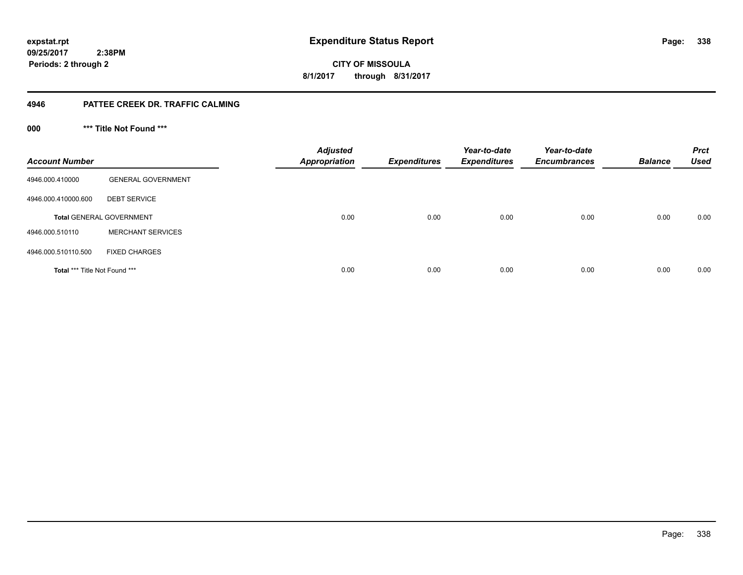**expstat.rpt**
**09/25/2017 2:38PM**
**Periods: 2 through 2**

# Expenditure Status Report

**CITY OF MISSOULA**
**8/1/2017 through 8/31/2017**

## 4946 PATTEE CREEK DR. TRAFFIC CALMING

### 000 *** Title Not Found ***

| Account Number | | Adjusted Appropriation | Expenditures | Year-to-date Expenditures | Year-to-date Encumbrances | Balance | Prct Used |
|---|---|---|---|---|---|---|---|
| 4946.000.410000 | GENERAL GOVERNMENT | | | | | | |
| 4946.000.410000.600 | DEBT SERVICE | | | | | | |
| **Total** GENERAL GOVERNMENT | | 0.00 | 0.00 | 0.00 | 0.00 | 0.00 | 0.00 |
| 4946.000.510110 | MERCHANT SERVICES | | | | | | |
| 4946.000.510110.500 | FIXED CHARGES | | | | | | |
| **Total** *** Title Not Found *** | | 0.00 | 0.00 | 0.00 | 0.00 | 0.00 | 0.00 |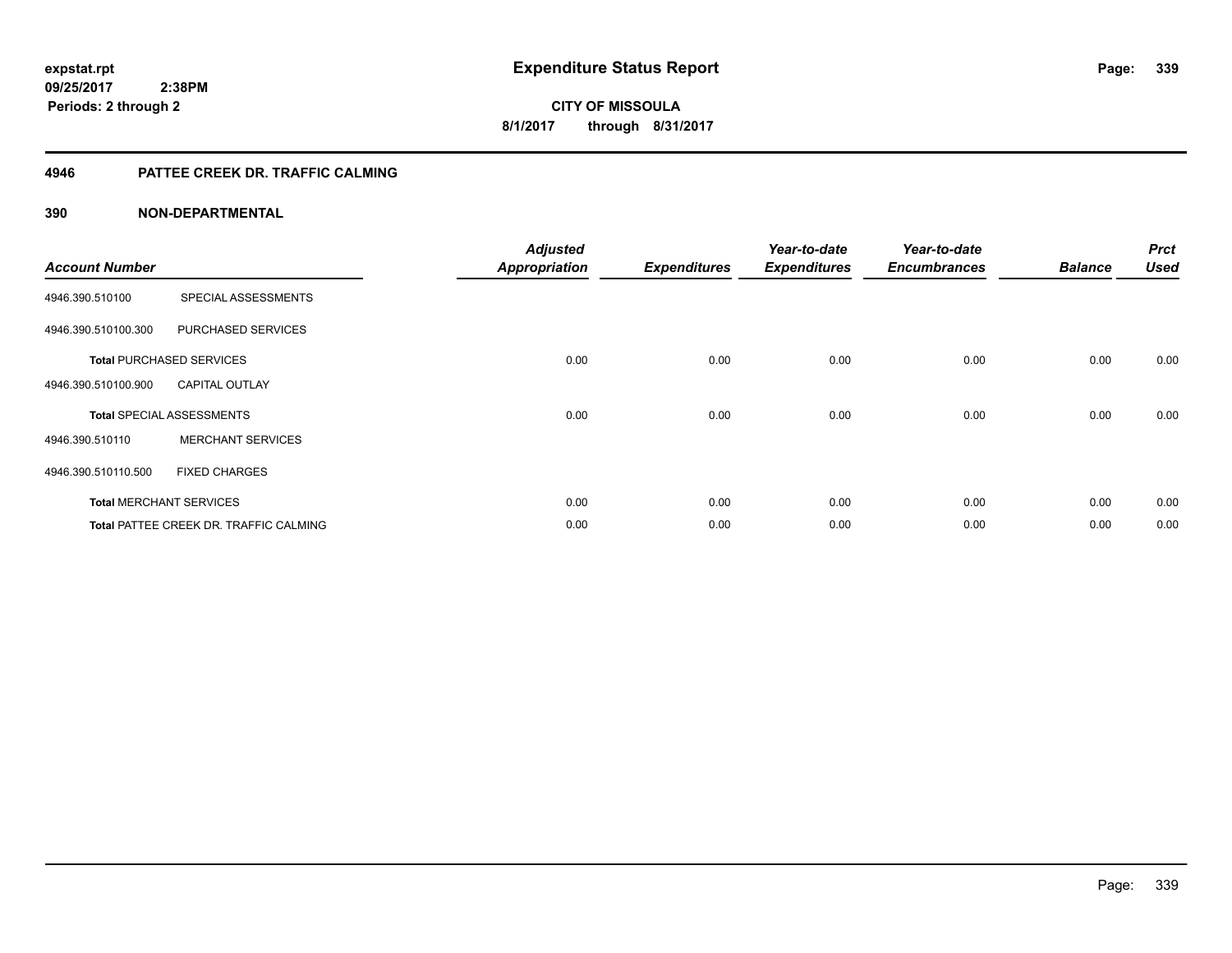**expstat.rpt**
**09/25/2017 2:38PM**
**Periods: 2 through 2**

# Expenditure Status Report

**CITY OF MISSOULA**
**8/1/2017 through 8/31/2017**

## 4946 PATTEE CREEK DR. TRAFFIC CALMING

### 390 NON-DEPARTMENTAL

| Account Number | | Adjusted Appropriation | Expenditures | Year-to-date Expenditures | Year-to-date Encumbrances | Balance | Prct Used |
|---|---|---|---|---|---|---|---|
| 4946.390.510100 | SPECIAL ASSESSMENTS | | | | | | |
| 4946.390.510100.300 | PURCHASED SERVICES | | | | | | |
| **Total** PURCHASED SERVICES | | 0.00 | 0.00 | 0.00 | 0.00 | 0.00 | 0.00 |
| 4946.390.510100.900 | CAPITAL OUTLAY | | | | | | |
| **Total** SPECIAL ASSESSMENTS | | 0.00 | 0.00 | 0.00 | 0.00 | 0.00 | 0.00 |
| 4946.390.510110 | MERCHANT SERVICES | | | | | | |
| 4946.390.510110.500 | FIXED CHARGES | | | | | | |
| **Total** MERCHANT SERVICES | | 0.00 | 0.00 | 0.00 | 0.00 | 0.00 | 0.00 |
| **Total** PATTEE CREEK DR. TRAFFIC CALMING | | 0.00 | 0.00 | 0.00 | 0.00 | 0.00 | 0.00 |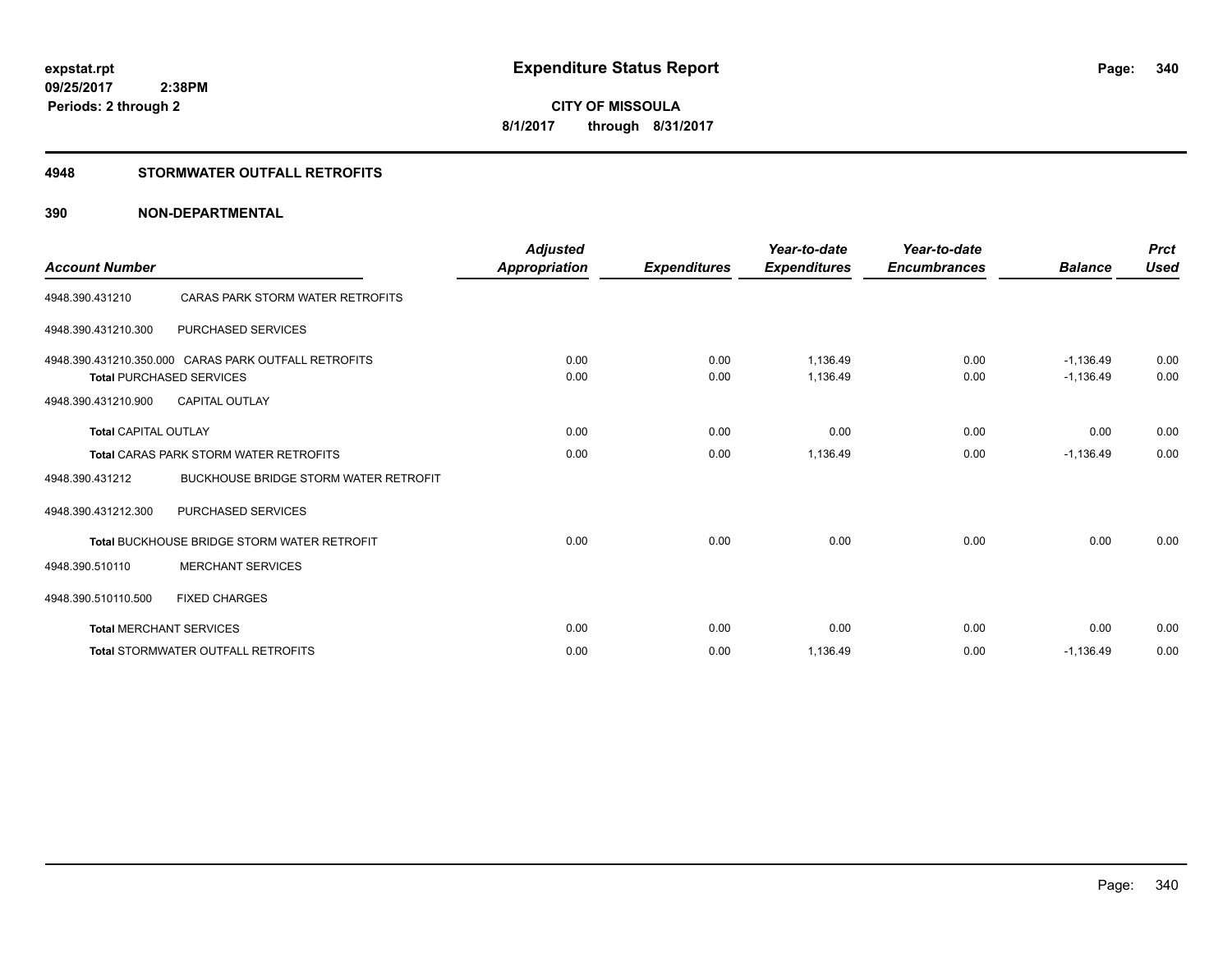**expstat.rpt**
**09/25/2017 2:38PM**
**Periods: 2 through 2**

# Expenditure Status Report

**CITY OF MISSOULA**
**8/1/2017 through 8/31/2017**

## 4948 STORMWATER OUTFALL RETROFITS

## 390 NON-DEPARTMENTAL

| Account Number | | Adjusted Appropriation | Expenditures | Year-to-date Expenditures | Year-to-date Encumbrances | Balance | Prct Used |
|---|---|---|---|---|---|---|---|
| 4948.390.431210 | CARAS PARK STORM WATER RETROFITS | | | | | | |
| 4948.390.431210.300 | PURCHASED SERVICES | | | | | | |
| 4948.390.431210.350.000 | CARAS PARK OUTFALL RETROFITS | 0.00 | 0.00 | 1,136.49 | 0.00 | -1,136.49 | 0.00 |
| **Total** PURCHASED SERVICES | | 0.00 | 0.00 | 1,136.49 | 0.00 | -1,136.49 | 0.00 |
| 4948.390.431210.900 | CAPITAL OUTLAY | | | | | | |
| **Total** CAPITAL OUTLAY | | 0.00 | 0.00 | 0.00 | 0.00 | 0.00 | 0.00 |
| **Total** CARAS PARK STORM WATER RETROFITS | | 0.00 | 0.00 | 1,136.49 | 0.00 | -1,136.49 | 0.00 |
| 4948.390.431212 | BUCKHOUSE BRIDGE STORM WATER RETROFIT | | | | | | |
| 4948.390.431212.300 | PURCHASED SERVICES | | | | | | |
| **Total** BUCKHOUSE BRIDGE STORM WATER RETROFIT | | 0.00 | 0.00 | 0.00 | 0.00 | 0.00 | 0.00 |
| 4948.390.510110 | MERCHANT SERVICES | | | | | | |
| 4948.390.510110.500 | FIXED CHARGES | | | | | | |
| **Total** MERCHANT SERVICES | | 0.00 | 0.00 | 0.00 | 0.00 | 0.00 | 0.00 |
| **Total** STORMWATER OUTFALL RETROFITS | | 0.00 | 0.00 | 1,136.49 | 0.00 | -1,136.49 | 0.00 |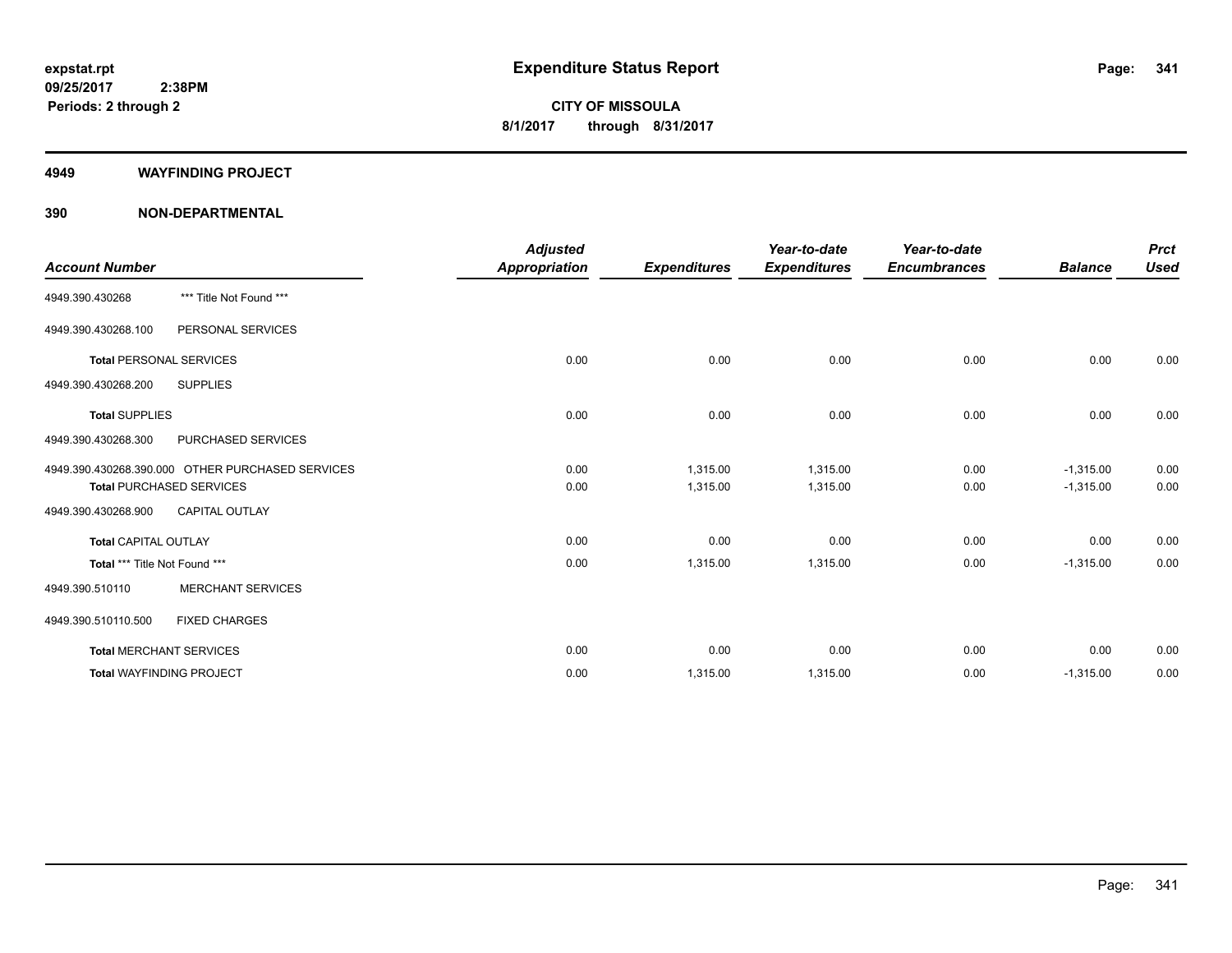expstat.rpt
09/25/2017 2:38PM
Periods: 2 through 2

# Expenditure Status Report

**CITY OF MISSOULA**
**8/1/2017 through 8/31/2017**

## 4949 WAYFINDING PROJECT

## 390 NON-DEPARTMENTAL

| Account Number | | Adjusted Appropriation | Expenditures | Year-to-date Expenditures | Year-to-date Encumbrances | Balance | Prct Used |
|---|---|---|---|---|---|---|---|
| 4949.390.430268 | *** Title Not Found *** | | | | | | |
| 4949.390.430268.100 | PERSONAL SERVICES | | | | | | |
| **Total** PERSONAL SERVICES | | 0.00 | 0.00 | 0.00 | 0.00 | 0.00 | 0.00 |
| 4949.390.430268.200 | SUPPLIES | | | | | | |
| **Total** SUPPLIES | | 0.00 | 0.00 | 0.00 | 0.00 | 0.00 | 0.00 |
| 4949.390.430268.300 | PURCHASED SERVICES | | | | | | |
| 4949.390.430268.390.000 | OTHER PURCHASED SERVICES | 0.00 | 1,315.00 | 1,315.00 | 0.00 | -1,315.00 | 0.00 |
| **Total** PURCHASED SERVICES | | 0.00 | 1,315.00 | 1,315.00 | 0.00 | -1,315.00 | 0.00 |
| 4949.390.430268.900 | CAPITAL OUTLAY | | | | | | |
| **Total** CAPITAL OUTLAY | | 0.00 | 0.00 | 0.00 | 0.00 | 0.00 | 0.00 |
| **Total** *** Title Not Found *** | | 0.00 | 1,315.00 | 1,315.00 | 0.00 | -1,315.00 | 0.00 |
| 4949.390.510110 | MERCHANT SERVICES | | | | | | |
| 4949.390.510110.500 | FIXED CHARGES | | | | | | |
| **Total** MERCHANT SERVICES | | 0.00 | 0.00 | 0.00 | 0.00 | 0.00 | 0.00 |
| **Total** WAYFINDING PROJECT | | 0.00 | 1,315.00 | 1,315.00 | 0.00 | -1,315.00 | 0.00 |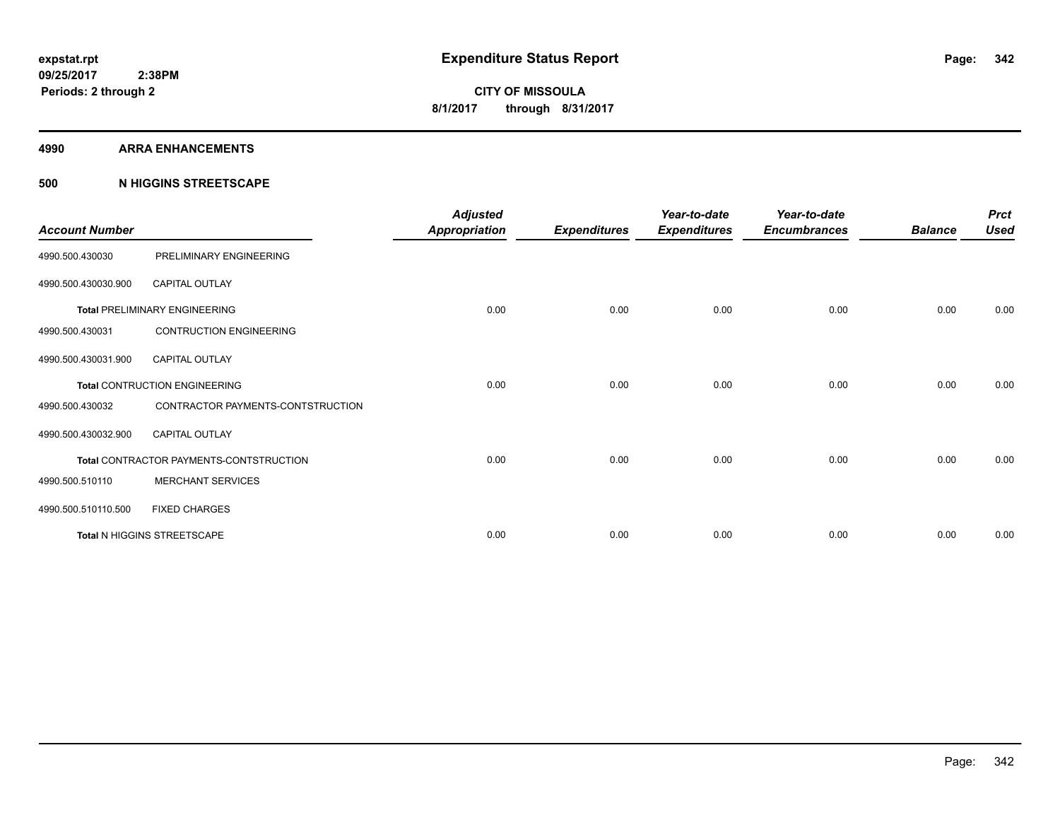**expstat.rpt**
**09/25/2017 2:38PM**
**Periods: 2 through 2**

# Expenditure Status Report

**CITY OF MISSOULA**
**8/1/2017 through 8/31/2017**

## 4990 ARRA ENHANCEMENTS

## 500 N HIGGINS STREETSCAPE

| Account Number | | Adjusted Appropriation | Expenditures | Year-to-date Expenditures | Year-to-date Encumbrances | Balance | Prct Used |
|---|---|---|---|---|---|---|---|
| 4990.500.430030 | PRELIMINARY ENGINEERING | | | | | | |
| 4990.500.430030.900 | CAPITAL OUTLAY | | | | | | |
| | **Total** PRELIMINARY ENGINEERING | 0.00 | 0.00 | 0.00 | 0.00 | 0.00 | 0.00 |
| 4990.500.430031 | CONTRUCTION ENGINEERING | | | | | | |
| 4990.500.430031.900 | CAPITAL OUTLAY | | | | | | |
| | **Total** CONTRUCTION ENGINEERING | 0.00 | 0.00 | 0.00 | 0.00 | 0.00 | 0.00 |
| 4990.500.430032 | CONTRACTOR PAYMENTS-CONTSTRUCTION | | | | | | |
| 4990.500.430032.900 | CAPITAL OUTLAY | | | | | | |
| | **Total** CONTRACTOR PAYMENTS-CONTSTRUCTION | 0.00 | 0.00 | 0.00 | 0.00 | 0.00 | 0.00 |
| 4990.500.510110 | MERCHANT SERVICES | | | | | | |
| 4990.500.510110.500 | FIXED CHARGES | | | | | | |
| | **Total** N HIGGINS STREETSCAPE | 0.00 | 0.00 | 0.00 | 0.00 | 0.00 | 0.00 |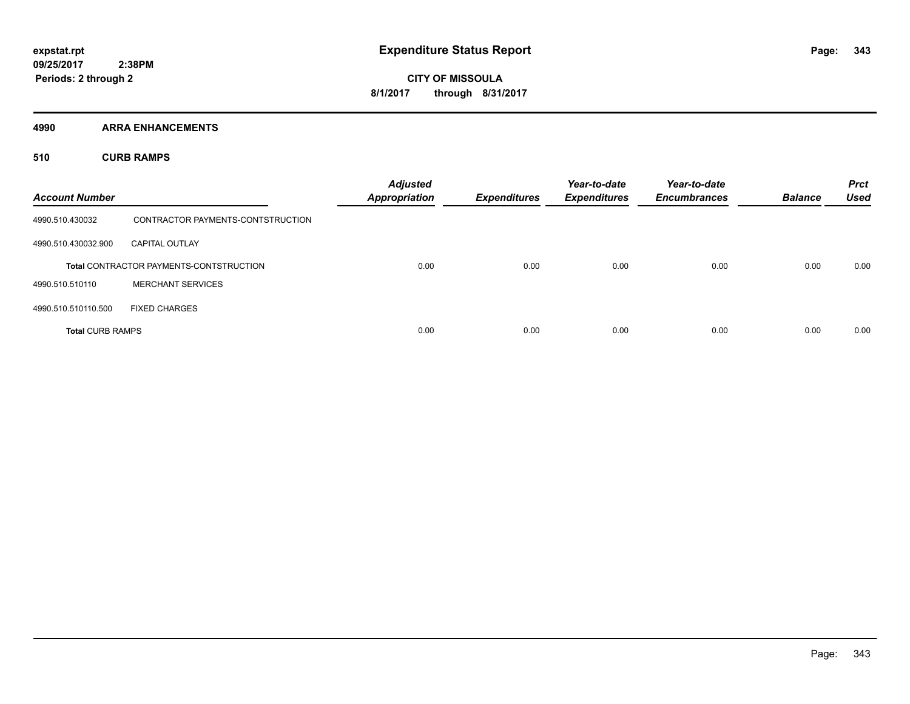# Expenditure Status Report

**CITY OF MISSOULA**

**8/1/2017 through 8/31/2017**

expstat.rpt
09/25/2017 2:38PM
Periods: 2 through 2

## 4990 ARRA ENHANCEMENTS

### 510 CURB RAMPS

| Account Number | | Adjusted Appropriation | Expenditures | Year-to-date Expenditures | Year-to-date Encumbrances | Balance | Prct Used |
|---|---|---|---|---|---|---|---|
| 4990.510.430032 | CONTRACTOR PAYMENTS-CONTSTRUCTION | | | | | | |
| 4990.510.430032.900 | CAPITAL OUTLAY | | | | | | |
| | **Total** CONTRACTOR PAYMENTS-CONTSTRUCTION | 0.00 | 0.00 | 0.00 | 0.00 | 0.00 | 0.00 |
| 4990.510.510110 | MERCHANT SERVICES | | | | | | |
| 4990.510.510110.500 | FIXED CHARGES | | | | | | |
| **Total** CURB RAMPS | | 0.00 | 0.00 | 0.00 | 0.00 | 0.00 | 0.00 |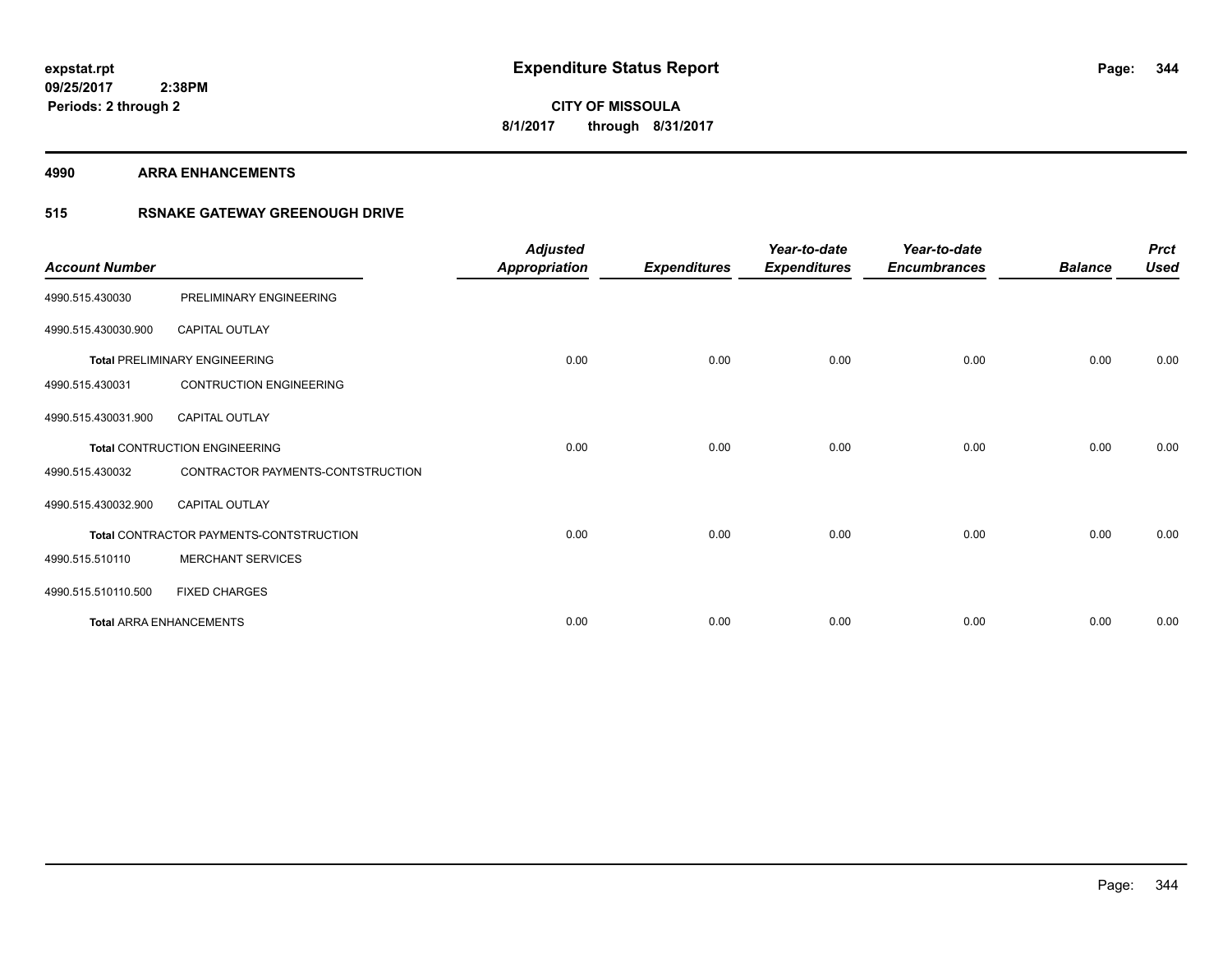**expstat.rpt**
**09/25/2017 2:38PM**
**Periods: 2 through 2**

# Expenditure Status Report

**CITY OF MISSOULA**
**8/1/2017 through 8/31/2017**

## 4990 ARRA ENHANCEMENTS

### 515 RSNAKE GATEWAY GREENOUGH DRIVE

| Account Number | | Adjusted Appropriation | Expenditures | Year-to-date Expenditures | Year-to-date Encumbrances | Balance | Prct Used |
|---|---|---|---|---|---|---|---|
| 4990.515.430030 | PRELIMINARY ENGINEERING | | | | | | |
| 4990.515.430030.900 | CAPITAL OUTLAY | | | | | | |
| **Total** PRELIMINARY ENGINEERING | | 0.00 | 0.00 | 0.00 | 0.00 | 0.00 | 0.00 |
| 4990.515.430031 | CONTRUCTION ENGINEERING | | | | | | |
| 4990.515.430031.900 | CAPITAL OUTLAY | | | | | | |
| **Total** CONTRUCTION ENGINEERING | | 0.00 | 0.00 | 0.00 | 0.00 | 0.00 | 0.00 |
| 4990.515.430032 | CONTRACTOR PAYMENTS-CONTSTRUCTION | | | | | | |
| 4990.515.430032.900 | CAPITAL OUTLAY | | | | | | |
| **Total** CONTRACTOR PAYMENTS-CONTSTRUCTION | | 0.00 | 0.00 | 0.00 | 0.00 | 0.00 | 0.00 |
| 4990.515.510110 | MERCHANT SERVICES | | | | | | |
| 4990.515.510110.500 | FIXED CHARGES | | | | | | |
| **Total** ARRA ENHANCEMENTS | | 0.00 | 0.00 | 0.00 | 0.00 | 0.00 | 0.00 |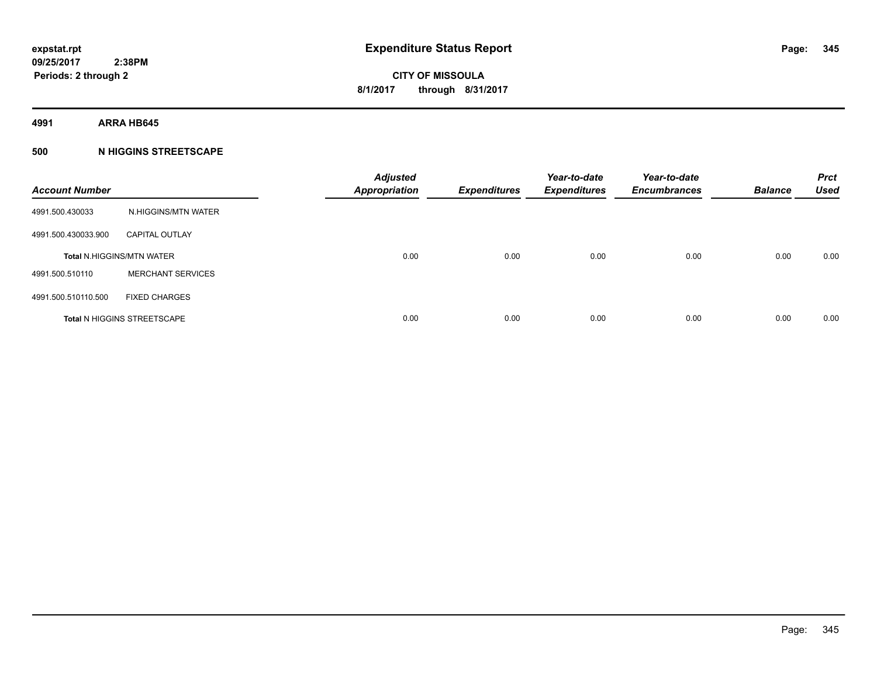**expstat.rpt**
**09/25/2017 2:38PM**
**Periods: 2 through 2**

# Expenditure Status Report

**CITY OF MISSOULA**
**8/1/2017 through 8/31/2017**

**4991 ARRA HB645**

**500 N HIGGINS STREETSCAPE**

| Account Number | | Adjusted Appropriation | Expenditures | Year-to-date Expenditures | Year-to-date Encumbrances | Balance | Prct Used |
|---|---|---|---|---|---|---|---|
| 4991.500.430033 | N.HIGGINS/MTN WATER | | | | | | |
| 4991.500.430033.900 | CAPITAL OUTLAY | | | | | | |
| **Total** N.HIGGINS/MTN WATER | | 0.00 | 0.00 | 0.00 | 0.00 | 0.00 | 0.00 |
| 4991.500.510110 | MERCHANT SERVICES | | | | | | |
| 4991.500.510110.500 | FIXED CHARGES | | | | | | |
| **Total** N HIGGINS STREETSCAPE | | 0.00 | 0.00 | 0.00 | 0.00 | 0.00 | 0.00 |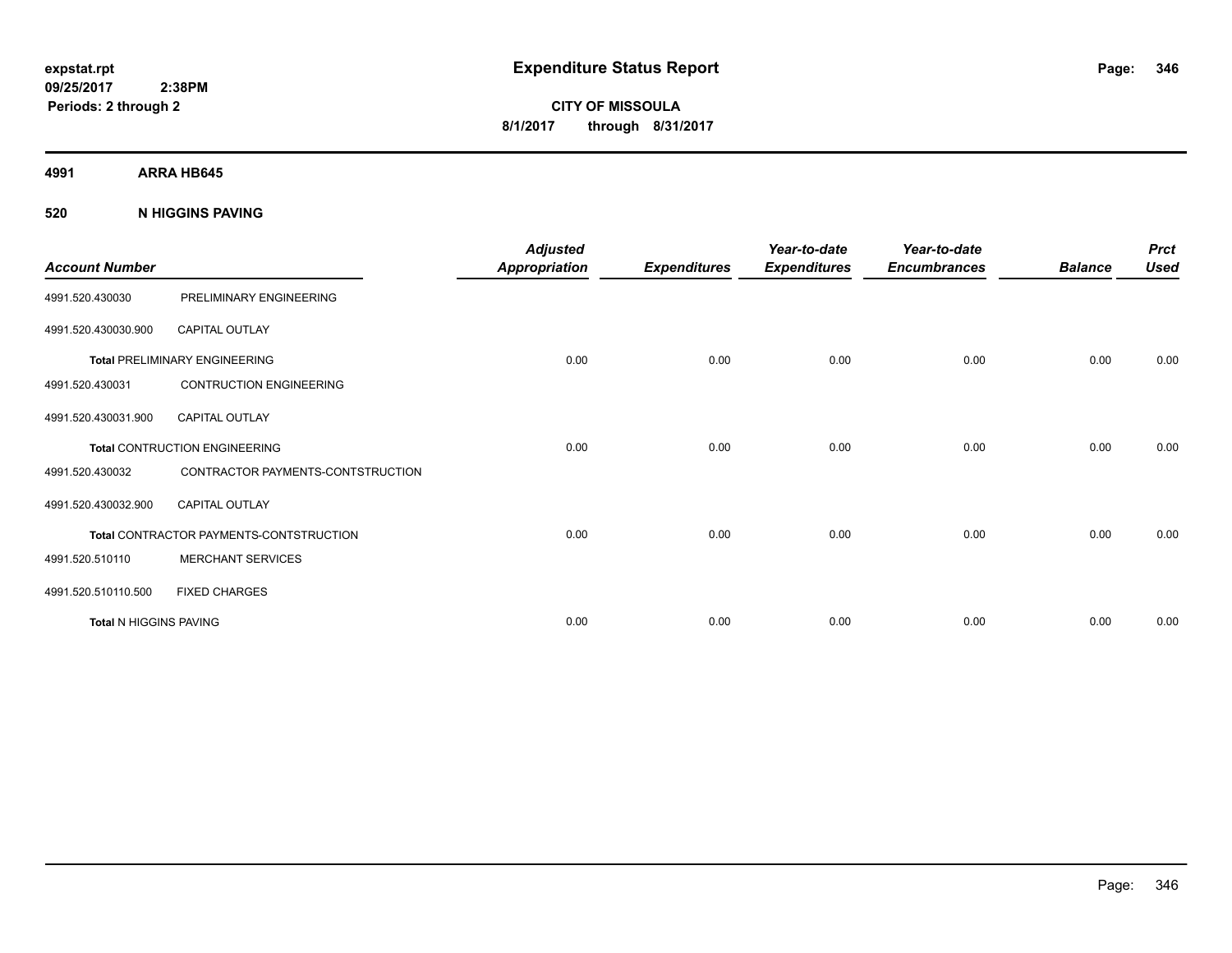# Expenditure Status Report

expstat.rpt
09/25/2017 2:38PM
Periods: 2 through 2

**CITY OF MISSOULA**
**8/1/2017 through 8/31/2017**

**4991 ARRA HB645**

**520 N HIGGINS PAVING**

| Account Number | | Adjusted Appropriation | Expenditures | Year-to-date Expenditures | Year-to-date Encumbrances | Balance | Prct Used |
|---|---|---|---|---|---|---|---|
| 4991.520.430030 | PRELIMINARY ENGINEERING | | | | | | |
| 4991.520.430030.900 | CAPITAL OUTLAY | | | | | | |
| **Total** PRELIMINARY ENGINEERING | | 0.00 | 0.00 | 0.00 | 0.00 | 0.00 | 0.00 |
| 4991.520.430031 | CONTRUCTION ENGINEERING | | | | | | |
| 4991.520.430031.900 | CAPITAL OUTLAY | | | | | | |
| **Total** CONTRUCTION ENGINEERING | | 0.00 | 0.00 | 0.00 | 0.00 | 0.00 | 0.00 |
| 4991.520.430032 | CONTRACTOR PAYMENTS-CONTSTRUCTION | | | | | | |
| 4991.520.430032.900 | CAPITAL OUTLAY | | | | | | |
| **Total** CONTRACTOR PAYMENTS-CONTSTRUCTION | | 0.00 | 0.00 | 0.00 | 0.00 | 0.00 | 0.00 |
| 4991.520.510110 | MERCHANT SERVICES | | | | | | |
| 4991.520.510110.500 | FIXED CHARGES | | | | | | |
| **Total** N HIGGINS PAVING | | 0.00 | 0.00 | 0.00 | 0.00 | 0.00 | 0.00 |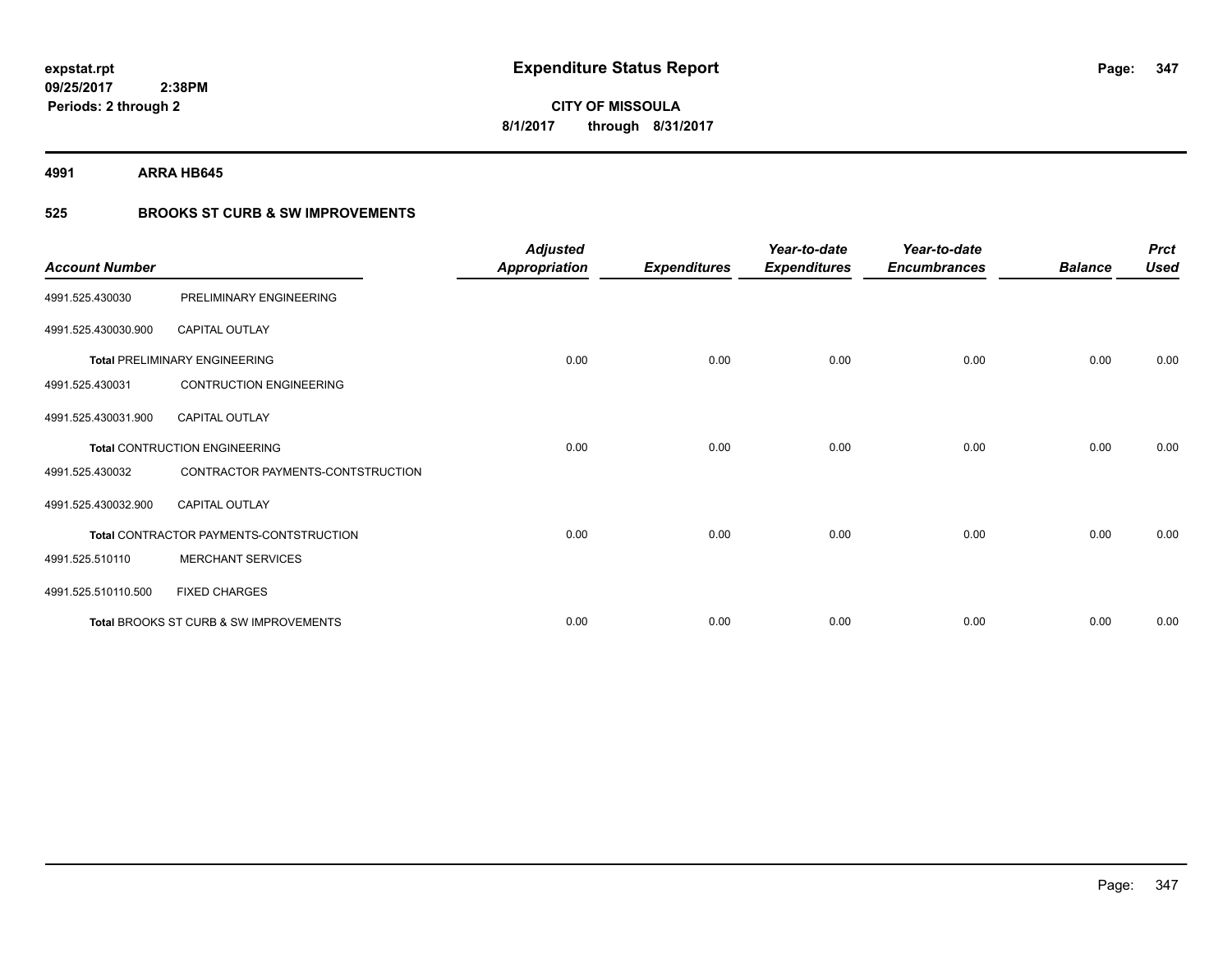**expstat.rpt**
**09/25/2017 2:38PM**
**Periods: 2 through 2**

# Expenditure Status Report

**CITY OF MISSOULA**
**8/1/2017 through 8/31/2017**

## 4991 ARRA HB645

### 525 BROOKS ST CURB & SW IMPROVEMENTS

| Account Number | | Adjusted Appropriation | Expenditures | Year-to-date Expenditures | Year-to-date Encumbrances | Balance | Prct Used |
|---|---|---|---|---|---|---|---|
| 4991.525.430030 | PRELIMINARY ENGINEERING | | | | | | |
| 4991.525.430030.900 | CAPITAL OUTLAY | | | | | | |
| **Total** PRELIMINARY ENGINEERING | | 0.00 | 0.00 | 0.00 | 0.00 | 0.00 | 0.00 |
| 4991.525.430031 | CONTRUCTION ENGINEERING | | | | | | |
| 4991.525.430031.900 | CAPITAL OUTLAY | | | | | | |
| **Total** CONTRUCTION ENGINEERING | | 0.00 | 0.00 | 0.00 | 0.00 | 0.00 | 0.00 |
| 4991.525.430032 | CONTRACTOR PAYMENTS-CONTSTRUCTION | | | | | | |
| 4991.525.430032.900 | CAPITAL OUTLAY | | | | | | |
| **Total** CONTRACTOR PAYMENTS-CONTSTRUCTION | | 0.00 | 0.00 | 0.00 | 0.00 | 0.00 | 0.00 |
| 4991.525.510110 | MERCHANT SERVICES | | | | | | |
| 4991.525.510110.500 | FIXED CHARGES | | | | | | |
| **Total** BROOKS ST CURB & SW IMPROVEMENTS | | 0.00 | 0.00 | 0.00 | 0.00 | 0.00 | 0.00 |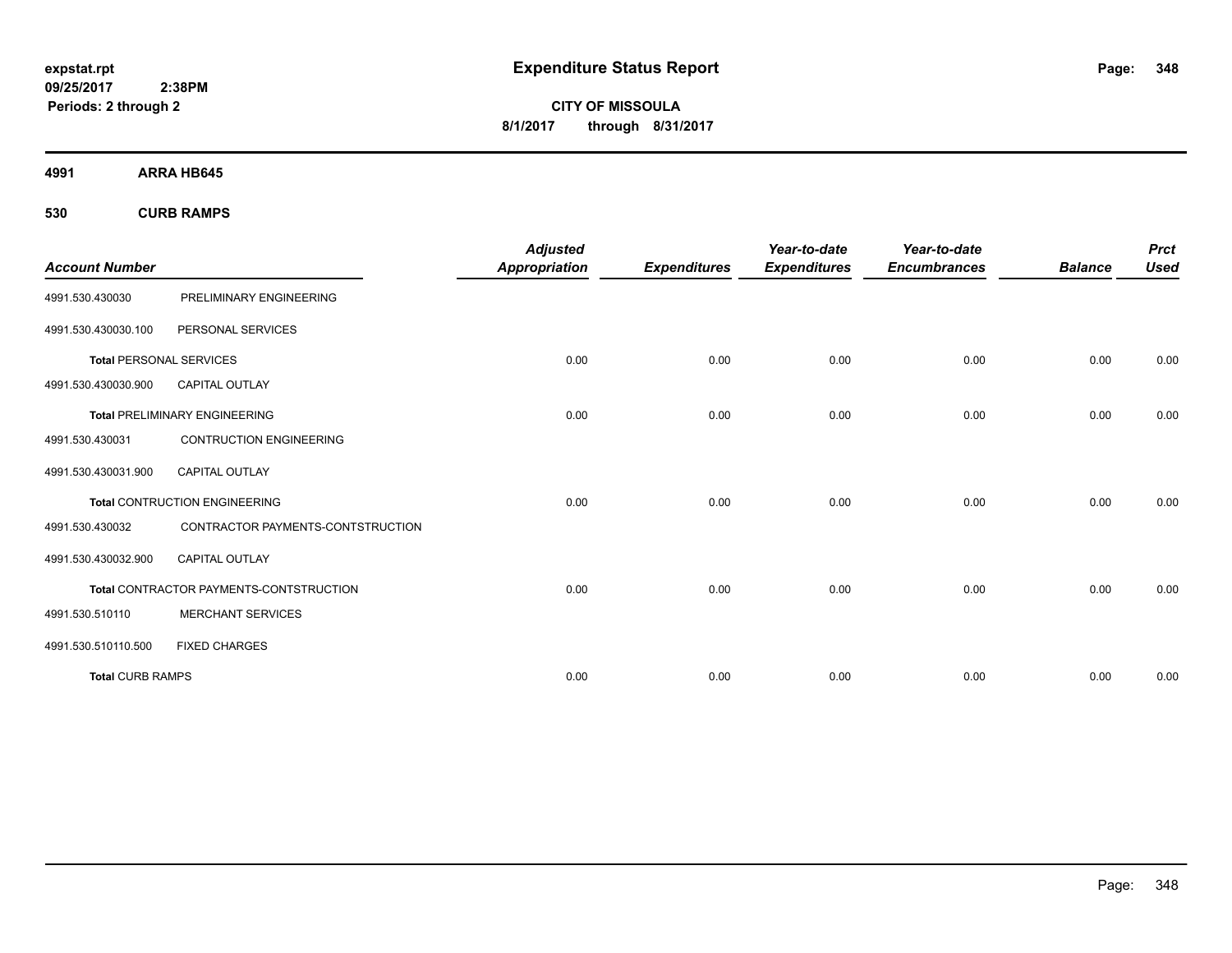# Expenditure Status Report

expstat.rpt
09/25/2017 2:38PM
Periods: 2 through 2

**CITY OF MISSOULA**
**8/1/2017 through 8/31/2017**

## 4991 ARRA HB645

### 530 CURB RAMPS

| Account Number | | Adjusted Appropriation | Expenditures | Year-to-date Expenditures | Year-to-date Encumbrances | Balance | Prct Used |
|---|---|---|---|---|---|---|---|
| 4991.530.430030 | PRELIMINARY ENGINEERING | | | | | | |
| 4991.530.430030.100 | PERSONAL SERVICES | | | | | | |
| **Total** PERSONAL SERVICES | | 0.00 | 0.00 | 0.00 | 0.00 | 0.00 | 0.00 |
| 4991.530.430030.900 | CAPITAL OUTLAY | | | | | | |
| **Total** PRELIMINARY ENGINEERING | | 0.00 | 0.00 | 0.00 | 0.00 | 0.00 | 0.00 |
| 4991.530.430031 | CONTRUCTION ENGINEERING | | | | | | |
| 4991.530.430031.900 | CAPITAL OUTLAY | | | | | | |
| **Total** CONTRUCTION ENGINEERING | | 0.00 | 0.00 | 0.00 | 0.00 | 0.00 | 0.00 |
| 4991.530.430032 | CONTRACTOR PAYMENTS-CONTSTRUCTION | | | | | | |
| 4991.530.430032.900 | CAPITAL OUTLAY | | | | | | |
| **Total** CONTRACTOR PAYMENTS-CONTSTRUCTION | | 0.00 | 0.00 | 0.00 | 0.00 | 0.00 | 0.00 |
| 4991.530.510110 | MERCHANT SERVICES | | | | | | |
| 4991.530.510110.500 | FIXED CHARGES | | | | | | |
| **Total** CURB RAMPS | | 0.00 | 0.00 | 0.00 | 0.00 | 0.00 | 0.00 |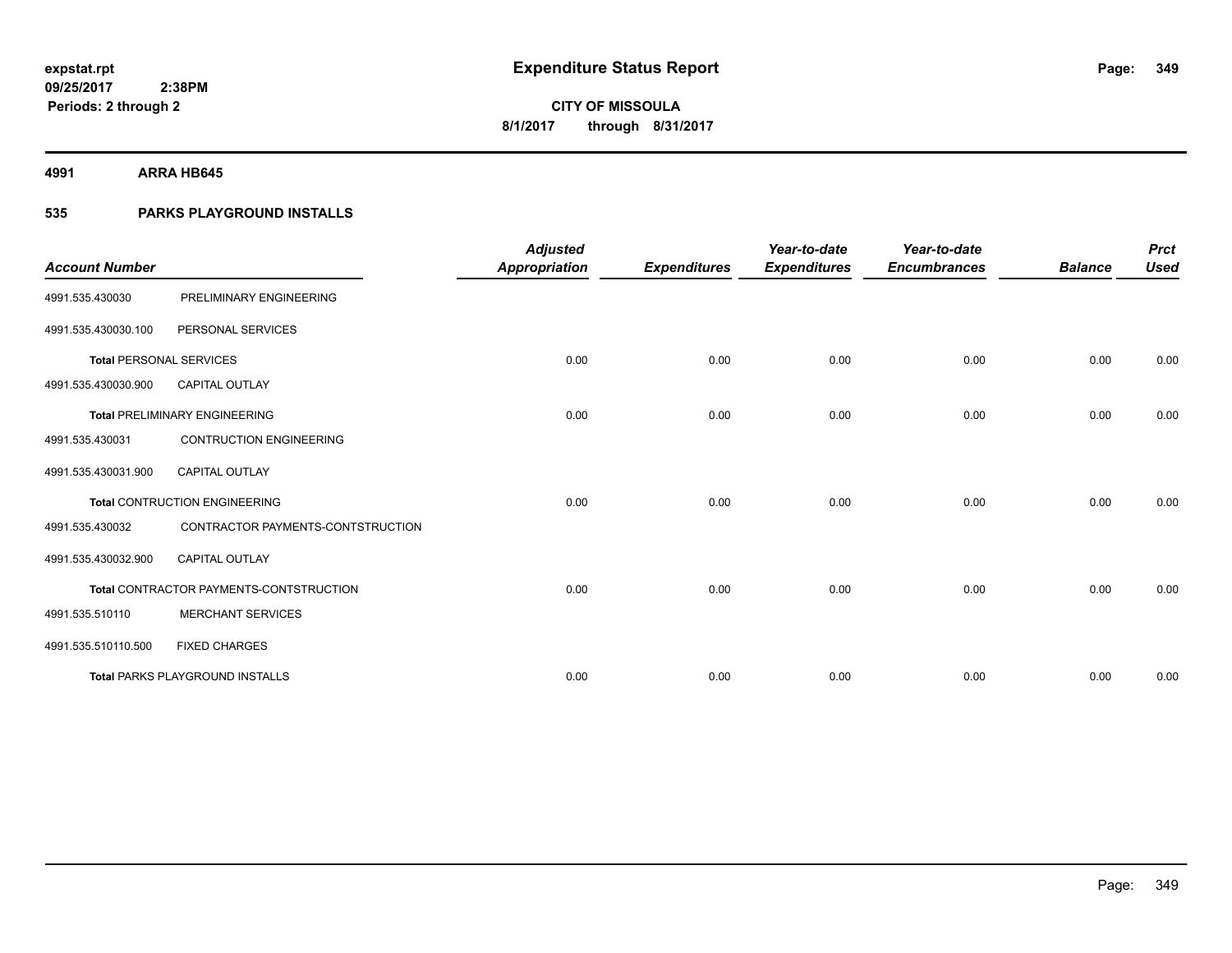**expstat.rpt**
**09/25/2017 2:38PM**
**Periods: 2 through 2**

# Expenditure Status Report

**CITY OF MISSOULA**
**8/1/2017 through 8/31/2017**

**4991 ARRA HB645**

**535 PARKS PLAYGROUND INSTALLS**

| Account Number | | Adjusted Appropriation | Expenditures | Year-to-date Expenditures | Year-to-date Encumbrances | Balance | Prct Used |
|---|---|---|---|---|---|---|---|
| 4991.535.430030 | PRELIMINARY ENGINEERING | | | | | | |
| 4991.535.430030.100 | PERSONAL SERVICES | | | | | | |
| **Total** PERSONAL SERVICES | | 0.00 | 0.00 | 0.00 | 0.00 | 0.00 | 0.00 |
| 4991.535.430030.900 | CAPITAL OUTLAY | | | | | | |
| **Total** PRELIMINARY ENGINEERING | | 0.00 | 0.00 | 0.00 | 0.00 | 0.00 | 0.00 |
| 4991.535.430031 | CONTRUCTION ENGINEERING | | | | | | |
| 4991.535.430031.900 | CAPITAL OUTLAY | | | | | | |
| **Total** CONTRUCTION ENGINEERING | | 0.00 | 0.00 | 0.00 | 0.00 | 0.00 | 0.00 |
| 4991.535.430032 | CONTRACTOR PAYMENTS-CONTSTRUCTION | | | | | | |
| 4991.535.430032.900 | CAPITAL OUTLAY | | | | | | |
| **Total** CONTRACTOR PAYMENTS-CONTSTRUCTION | | 0.00 | 0.00 | 0.00 | 0.00 | 0.00 | 0.00 |
| 4991.535.510110 | MERCHANT SERVICES | | | | | | |
| 4991.535.510110.500 | FIXED CHARGES | | | | | | |
| **Total** PARKS PLAYGROUND INSTALLS | | 0.00 | 0.00 | 0.00 | 0.00 | 0.00 | 0.00 |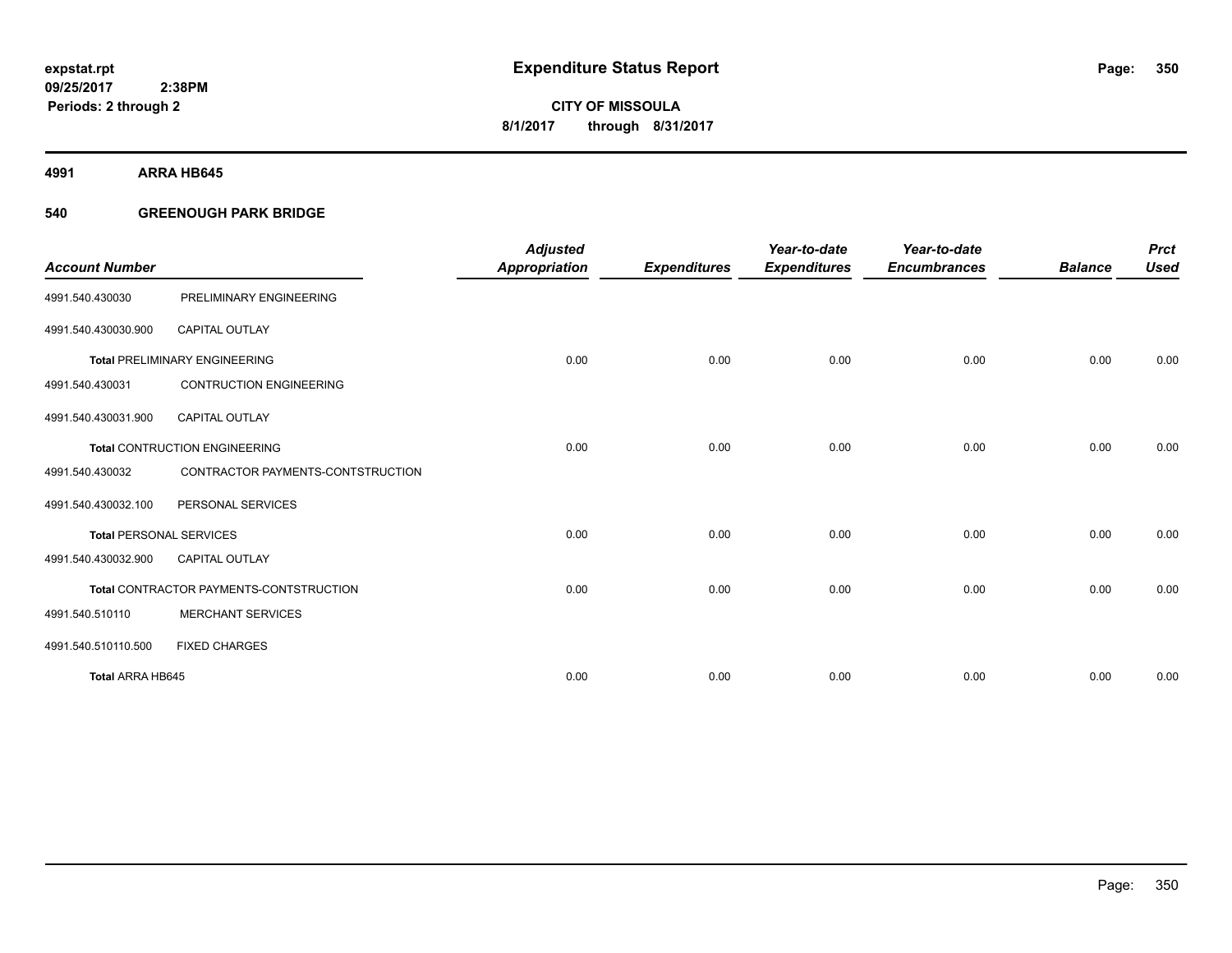# Expenditure Status Report

expstat.rpt
09/25/2017 2:38PM
Periods: 2 through 2

**CITY OF MISSOULA**
**8/1/2017 through 8/31/2017**

**4991 ARRA HB645**

**540 GREENOUGH PARK BRIDGE**

| Account Number | | Adjusted Appropriation | Expenditures | Year-to-date Expenditures | Year-to-date Encumbrances | Balance | Prct Used |
|---|---|---|---|---|---|---|---|
| 4991.540.430030 | PRELIMINARY ENGINEERING | | | | | | |
| 4991.540.430030.900 | CAPITAL OUTLAY | | | | | | |
| **Total** PRELIMINARY ENGINEERING | | 0.00 | 0.00 | 0.00 | 0.00 | 0.00 | 0.00 |
| 4991.540.430031 | CONTRUCTION ENGINEERING | | | | | | |
| 4991.540.430031.900 | CAPITAL OUTLAY | | | | | | |
| **Total** CONTRUCTION ENGINEERING | | 0.00 | 0.00 | 0.00 | 0.00 | 0.00 | 0.00 |
| 4991.540.430032 | CONTRACTOR PAYMENTS-CONTSTRUCTION | | | | | | |
| 4991.540.430032.100 | PERSONAL SERVICES | | | | | | |
| **Total** PERSONAL SERVICES | | 0.00 | 0.00 | 0.00 | 0.00 | 0.00 | 0.00 |
| 4991.540.430032.900 | CAPITAL OUTLAY | | | | | | |
| **Total** CONTRACTOR PAYMENTS-CONTSTRUCTION | | 0.00 | 0.00 | 0.00 | 0.00 | 0.00 | 0.00 |
| 4991.540.510110 | MERCHANT SERVICES | | | | | | |
| 4991.540.510110.500 | FIXED CHARGES | | | | | | |
| **Total ARRA HB645** | | 0.00 | 0.00 | 0.00 | 0.00 | 0.00 | 0.00 |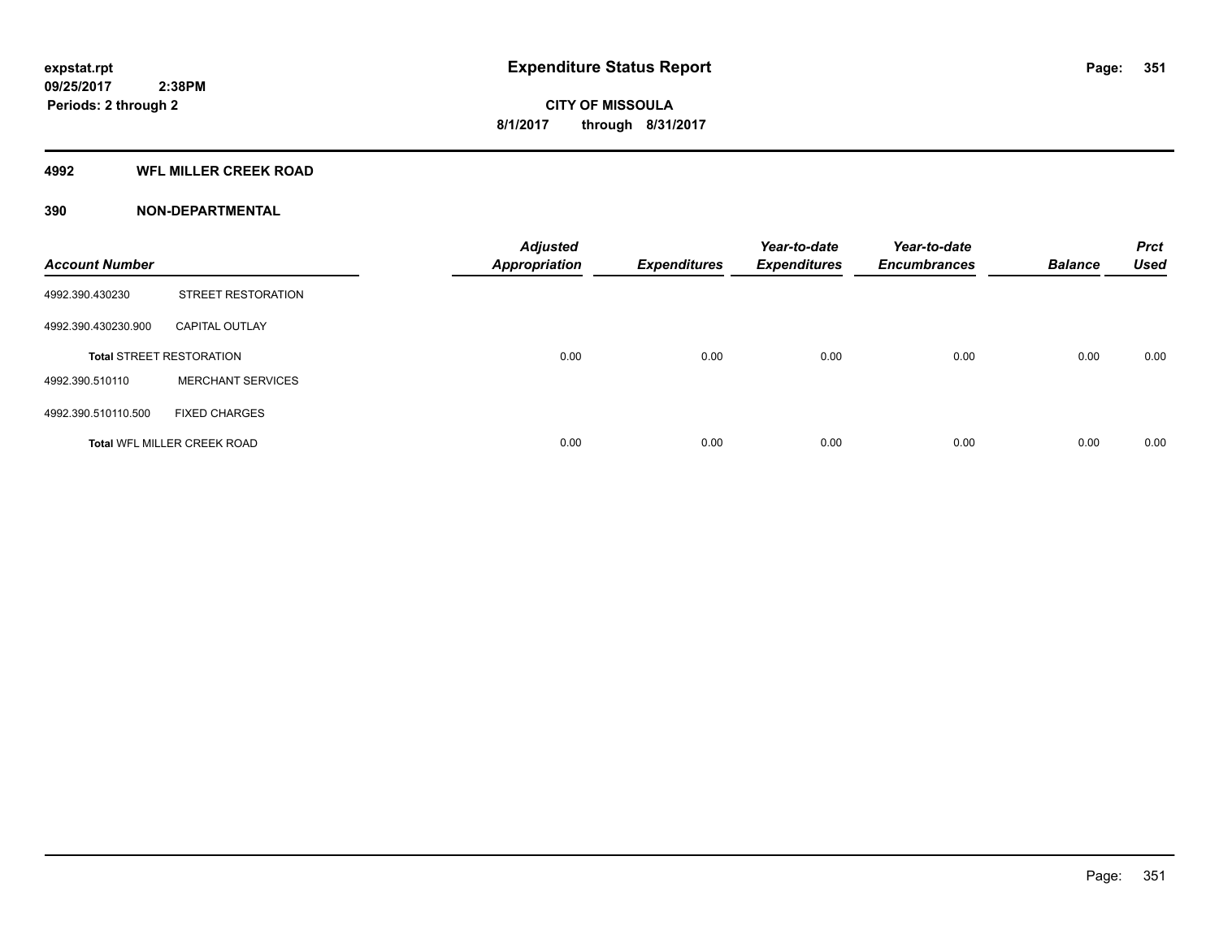# Expenditure Status Report

expstat.rpt
09/25/2017 2:38PM
Periods: 2 through 2

CITY OF MISSOULA
8/1/2017 through 8/31/2017

## 4992 WFL MILLER CREEK ROAD

### 390 NON-DEPARTMENTAL

| Account Number | | Adjusted Appropriation | Expenditures | Year-to-date Expenditures | Year-to-date Encumbrances | Balance | Prct Used |
|---|---|---|---|---|---|---|---|
| 4992.390.430230 | STREET RESTORATION | | | | | | |
| 4992.390.430230.900 | CAPITAL OUTLAY | | | | | | |
| **Total** STREET RESTORATION | | 0.00 | 0.00 | 0.00 | 0.00 | 0.00 | 0.00 |
| 4992.390.510110 | MERCHANT SERVICES | | | | | | |
| 4992.390.510110.500 | FIXED CHARGES | | | | | | |
| **Total** WFL MILLER CREEK ROAD | | 0.00 | 0.00 | 0.00 | 0.00 | 0.00 | 0.00 |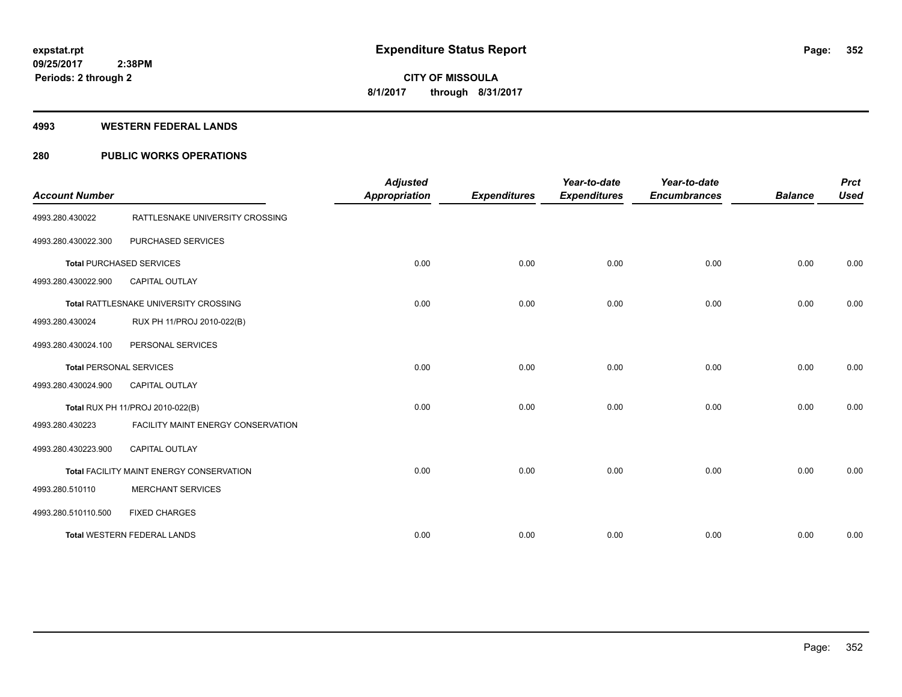**expstat.rpt**
**09/25/2017 2:38PM**
**Periods: 2 through 2**

# Expenditure Status Report

**CITY OF MISSOULA**
**8/1/2017 through 8/31/2017**

## 4993 WESTERN FEDERAL LANDS

## 280 PUBLIC WORKS OPERATIONS

| Account Number | | Adjusted Appropriation | Expenditures | Year-to-date Expenditures | Year-to-date Encumbrances | Balance | Prct Used |
|---|---|---|---|---|---|---|---|
| 4993.280.430022 | RATTLESNAKE UNIVERSITY CROSSING | | | | | | |
| 4993.280.430022.300 | PURCHASED SERVICES | | | | | | |
| **Total** PURCHASED SERVICES | | 0.00 | 0.00 | 0.00 | 0.00 | 0.00 | 0.00 |
| 4993.280.430022.900 | CAPITAL OUTLAY | | | | | | |
| **Total** RATTLESNAKE UNIVERSITY CROSSING | | 0.00 | 0.00 | 0.00 | 0.00 | 0.00 | 0.00 |
| 4993.280.430024 | RUX PH 11/PROJ 2010-022(B) | | | | | | |
| 4993.280.430024.100 | PERSONAL SERVICES | | | | | | |
| **Total** PERSONAL SERVICES | | 0.00 | 0.00 | 0.00 | 0.00 | 0.00 | 0.00 |
| 4993.280.430024.900 | CAPITAL OUTLAY | | | | | | |
| **Total** RUX PH 11/PROJ 2010-022(B) | | 0.00 | 0.00 | 0.00 | 0.00 | 0.00 | 0.00 |
| 4993.280.430223 | FACILITY MAINT ENERGY CONSERVATION | | | | | | |
| 4993.280.430223.900 | CAPITAL OUTLAY | | | | | | |
| **Total** FACILITY MAINT ENERGY CONSERVATION | | 0.00 | 0.00 | 0.00 | 0.00 | 0.00 | 0.00 |
| 4993.280.510110 | MERCHANT SERVICES | | | | | | |
| 4993.280.510110.500 | FIXED CHARGES | | | | | | |
| **Total** WESTERN FEDERAL LANDS | | 0.00 | 0.00 | 0.00 | 0.00 | 0.00 | 0.00 |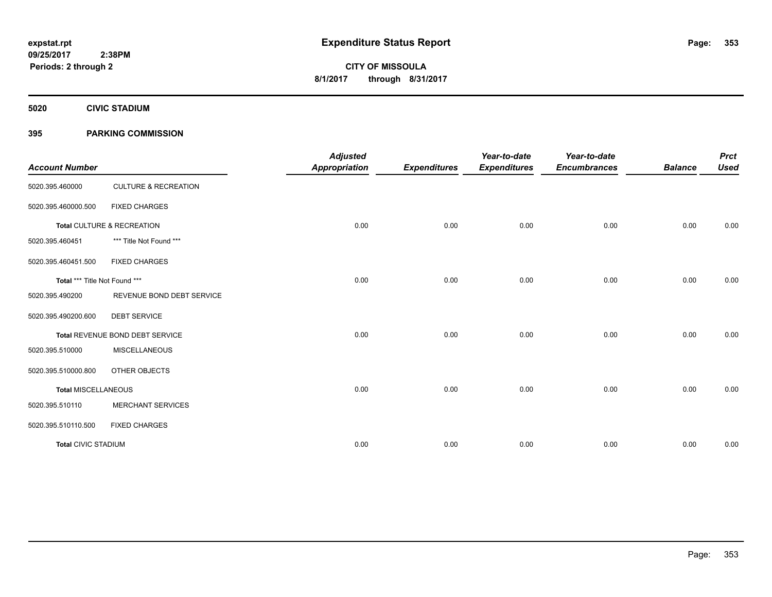# Expenditure Status Report

expstat.rpt
09/25/2017 2:38PM
Periods: 2 through 2

**CITY OF MISSOULA**
**8/1/2017 through 8/31/2017**

## 5020 CIVIC STADIUM

## 395 PARKING COMMISSION

| Account Number | | Adjusted Appropriation | Expenditures | Year-to-date Expenditures | Year-to-date Encumbrances | Balance | Prct Used |
|---|---|---|---|---|---|---|---|
| 5020.395.460000 | CULTURE & RECREATION | | | | | | |
| 5020.395.460000.500 | FIXED CHARGES | | | | | | |
| **Total** CULTURE & RECREATION | | 0.00 | 0.00 | 0.00 | 0.00 | 0.00 | 0.00 |
| 5020.395.460451 | *** Title Not Found *** | | | | | | |
| 5020.395.460451.500 | FIXED CHARGES | | | | | | |
| **Total** *** Title Not Found *** | | 0.00 | 0.00 | 0.00 | 0.00 | 0.00 | 0.00 |
| 5020.395.490200 | REVENUE BOND DEBT SERVICE | | | | | | |
| 5020.395.490200.600 | DEBT SERVICE | | | | | | |
| **Total** REVENUE BOND DEBT SERVICE | | 0.00 | 0.00 | 0.00 | 0.00 | 0.00 | 0.00 |
| 5020.395.510000 | MISCELLANEOUS | | | | | | |
| 5020.395.510000.800 | OTHER OBJECTS | | | | | | |
| **Total MISCELLANEOUS** | | 0.00 | 0.00 | 0.00 | 0.00 | 0.00 | 0.00 |
| 5020.395.510110 | MERCHANT SERVICES | | | | | | |
| 5020.395.510110.500 | FIXED CHARGES | | | | | | |
| **Total** CIVIC STADIUM | | 0.00 | 0.00 | 0.00 | 0.00 | 0.00 | 0.00 |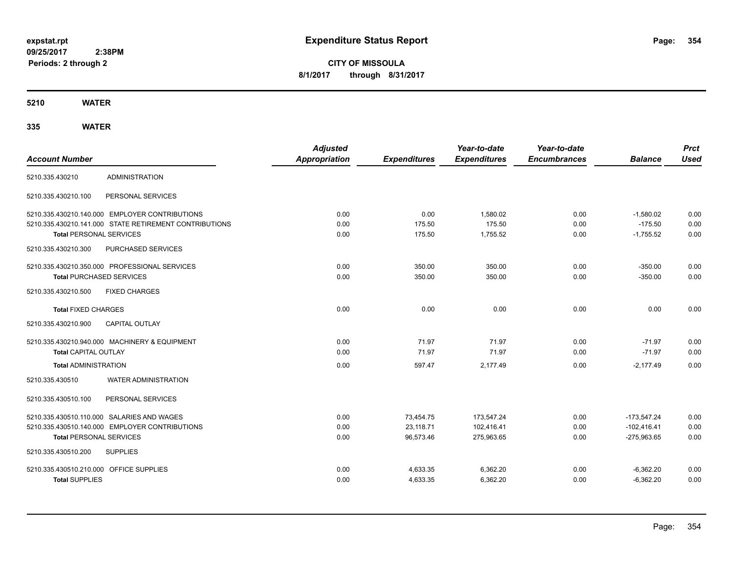**expstat.rpt**
**09/25/2017 2:38PM**
**Periods: 2 through 2**

# Expenditure Status Report

**CITY OF MISSOULA**
**8/1/2017 through 8/31/2017**

## 5210 WATER

### 335 WATER

| Account Number | | Adjusted Appropriation | Expenditures | Year-to-date Expenditures | Year-to-date Encumbrances | Balance | Prct Used |
|---|---|---|---|---|---|---|---|
| 5210.335.430210 | ADMINISTRATION | | | | | | |
| 5210.335.430210.100 | PERSONAL SERVICES | | | | | | |
| 5210.335.430210.140.000 | EMPLOYER CONTRIBUTIONS | 0.00 | 0.00 | 1,580.02 | 0.00 | -1,580.02 | 0.00 |
| 5210.335.430210.141.000 | STATE RETIREMENT CONTRIBUTIONS | 0.00 | 175.50 | 175.50 | 0.00 | -175.50 | 0.00 |
| **Total** PERSONAL SERVICES | | 0.00 | 175.50 | 1,755.52 | 0.00 | -1,755.52 | 0.00 |
| 5210.335.430210.300 | PURCHASED SERVICES | | | | | | |
| 5210.335.430210.350.000 | PROFESSIONAL SERVICES | 0.00 | 350.00 | 350.00 | 0.00 | -350.00 | 0.00 |
| **Total** PURCHASED SERVICES | | 0.00 | 350.00 | 350.00 | 0.00 | -350.00 | 0.00 |
| 5210.335.430210.500 | FIXED CHARGES | | | | | | |
| **Total** FIXED CHARGES | | 0.00 | 0.00 | 0.00 | 0.00 | 0.00 | 0.00 |
| 5210.335.430210.900 | CAPITAL OUTLAY | | | | | | |
| 5210.335.430210.940.000 | MACHINERY & EQUIPMENT | 0.00 | 71.97 | 71.97 | 0.00 | -71.97 | 0.00 |
| **Total** CAPITAL OUTLAY | | 0.00 | 71.97 | 71.97 | 0.00 | -71.97 | 0.00 |
| **Total** ADMINISTRATION | | 0.00 | 597.47 | 2,177.49 | 0.00 | -2,177.49 | 0.00 |
| 5210.335.430510 | WATER ADMINISTRATION | | | | | | |
| 5210.335.430510.100 | PERSONAL SERVICES | | | | | | |
| 5210.335.430510.110.000 | SALARIES AND WAGES | 0.00 | 73,454.75 | 173,547.24 | 0.00 | -173,547.24 | 0.00 |
| 5210.335.430510.140.000 | EMPLOYER CONTRIBUTIONS | 0.00 | 23,118.71 | 102,416.41 | 0.00 | -102,416.41 | 0.00 |
| **Total** PERSONAL SERVICES | | 0.00 | 96,573.46 | 275,963.65 | 0.00 | -275,963.65 | 0.00 |
| 5210.335.430510.200 | SUPPLIES | | | | | | |
| 5210.335.430510.210.000 | OFFICE SUPPLIES | 0.00 | 4,633.35 | 6,362.20 | 0.00 | -6,362.20 | 0.00 |
| **Total** SUPPLIES | | 0.00 | 4,633.35 | 6,362.20 | 0.00 | -6,362.20 | 0.00 |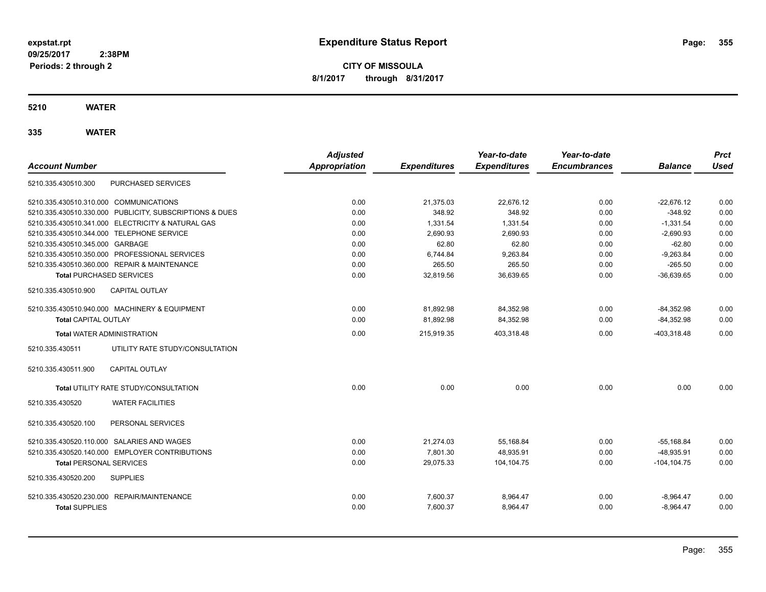**expstat.rpt**
**09/25/2017 2:38PM**
**Periods: 2 through 2**

# Expenditure Status Report

**CITY OF MISSOULA**
**8/1/2017 through 8/31/2017**

## 5210 WATER

## 335 WATER

| Account Number | | Adjusted Appropriation | Expenditures | Year-to-date Expenditures | Year-to-date Encumbrances | Balance | Prct Used |
|---|---|---|---|---|---|---|---|
| 5210.335.430510.300 | PURCHASED SERVICES | | | | | | |
| 5210.335.430510.310.000 | COMMUNICATIONS | 0.00 | 21,375.03 | 22,676.12 | 0.00 | -22,676.12 | 0.00 |
| 5210.335.430510.330.000 | PUBLICITY, SUBSCRIPTIONS & DUES | 0.00 | 348.92 | 348.92 | 0.00 | -348.92 | 0.00 |
| 5210.335.430510.341.000 | ELECTRICITY & NATURAL GAS | 0.00 | 1,331.54 | 1,331.54 | 0.00 | -1,331.54 | 0.00 |
| 5210.335.430510.344.000 | TELEPHONE SERVICE | 0.00 | 2,690.93 | 2,690.93 | 0.00 | -2,690.93 | 0.00 |
| 5210.335.430510.345.000 | GARBAGE | 0.00 | 62.80 | 62.80 | 0.00 | -62.80 | 0.00 |
| 5210.335.430510.350.000 | PROFESSIONAL SERVICES | 0.00 | 6,744.84 | 9,263.84 | 0.00 | -9,263.84 | 0.00 |
| 5210.335.430510.360.000 | REPAIR & MAINTENANCE | 0.00 | 265.50 | 265.50 | 0.00 | -265.50 | 0.00 |
| **Total** PURCHASED SERVICES | | 0.00 | 32,819.56 | 36,639.65 | 0.00 | -36,639.65 | 0.00 |
| 5210.335.430510.900 | CAPITAL OUTLAY | | | | | | |
| 5210.335.430510.940.000 | MACHINERY & EQUIPMENT | 0.00 | 81,892.98 | 84,352.98 | 0.00 | -84,352.98 | 0.00 |
| **Total** CAPITAL OUTLAY | | 0.00 | 81,892.98 | 84,352.98 | 0.00 | -84,352.98 | 0.00 |
| **Total** WATER ADMINISTRATION | | 0.00 | 215,919.35 | 403,318.48 | 0.00 | -403,318.48 | 0.00 |
| 5210.335.430511 | UTILITY RATE STUDY/CONSULTATION | | | | | | |
| 5210.335.430511.900 | CAPITAL OUTLAY | | | | | | |
| **Total** UTILITY RATE STUDY/CONSULTATION | | 0.00 | 0.00 | 0.00 | 0.00 | 0.00 | 0.00 |
| 5210.335.430520 | WATER FACILITIES | | | | | | |
| 5210.335.430520.100 | PERSONAL SERVICES | | | | | | |
| 5210.335.430520.110.000 | SALARIES AND WAGES | 0.00 | 21,274.03 | 55,168.84 | 0.00 | -55,168.84 | 0.00 |
| 5210.335.430520.140.000 | EMPLOYER CONTRIBUTIONS | 0.00 | 7,801.30 | 48,935.91 | 0.00 | -48,935.91 | 0.00 |
| **Total** PERSONAL SERVICES | | 0.00 | 29,075.33 | 104,104.75 | 0.00 | -104,104.75 | 0.00 |
| 5210.335.430520.200 | SUPPLIES | | | | | | |
| 5210.335.430520.230.000 | REPAIR/MAINTENANCE | 0.00 | 7,600.37 | 8,964.47 | 0.00 | -8,964.47 | 0.00 |
| **Total** SUPPLIES | | 0.00 | 7,600.37 | 8,964.47 | 0.00 | -8,964.47 | 0.00 |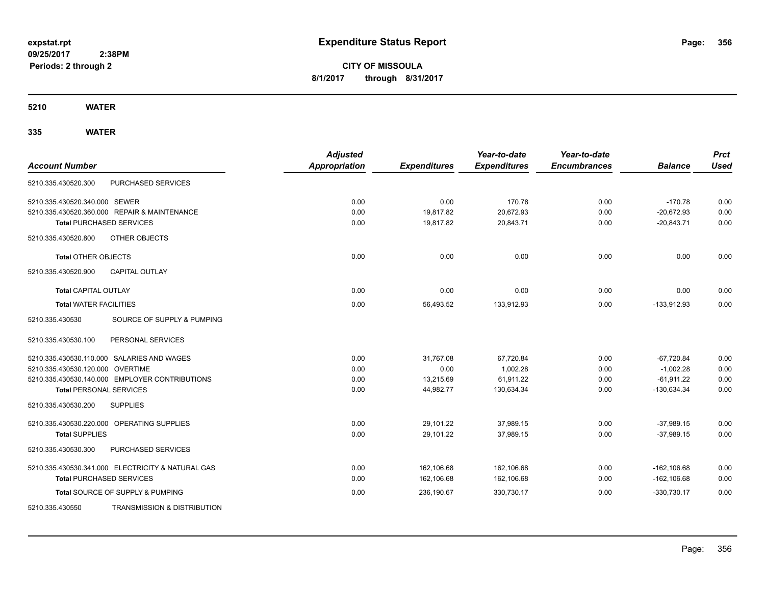expstat.rpt
09/25/2017 2:38PM
Periods: 2 through 2

# Expenditure Status Report

**CITY OF MISSOULA**
**8/1/2017 through 8/31/2017**

## 5210 WATER

## 335 WATER

| Account Number | | Adjusted Appropriation | Expenditures | Year-to-date Expenditures | Year-to-date Encumbrances | Balance | Prct Used |
|---|---|---|---|---|---|---|---|
| 5210.335.430520.300 | PURCHASED SERVICES | | | | | | |
| 5210.335.430520.340.000 | SEWER | 0.00 | 0.00 | 170.78 | 0.00 | -170.78 | 0.00 |
| 5210.335.430520.360.000 | REPAIR & MAINTENANCE | 0.00 | 19,817.82 | 20,672.93 | 0.00 | -20,672.93 | 0.00 |
| **Total** PURCHASED SERVICES | | 0.00 | 19,817.82 | 20,843.71 | 0.00 | -20,843.71 | 0.00 |
| 5210.335.430520.800 | OTHER OBJECTS | | | | | | |
| **Total** OTHER OBJECTS | | 0.00 | 0.00 | 0.00 | 0.00 | 0.00 | 0.00 |
| 5210.335.430520.900 | CAPITAL OUTLAY | | | | | | |
| **Total** CAPITAL OUTLAY | | 0.00 | 0.00 | 0.00 | 0.00 | 0.00 | 0.00 |
| **Total** WATER FACILITIES | | 0.00 | 56,493.52 | 133,912.93 | 0.00 | -133,912.93 | 0.00 |
| 5210.335.430530 | SOURCE OF SUPPLY & PUMPING | | | | | | |
| 5210.335.430530.100 | PERSONAL SERVICES | | | | | | |
| 5210.335.430530.110.000 | SALARIES AND WAGES | 0.00 | 31,767.08 | 67,720.84 | 0.00 | -67,720.84 | 0.00 |
| 5210.335.430530.120.000 | OVERTIME | 0.00 | 0.00 | 1,002.28 | 0.00 | -1,002.28 | 0.00 |
| 5210.335.430530.140.000 | EMPLOYER CONTRIBUTIONS | 0.00 | 13,215.69 | 61,911.22 | 0.00 | -61,911.22 | 0.00 |
| **Total** PERSONAL SERVICES | | 0.00 | 44,982.77 | 130,634.34 | 0.00 | -130,634.34 | 0.00 |
| 5210.335.430530.200 | SUPPLIES | | | | | | |
| 5210.335.430530.220.000 | OPERATING SUPPLIES | 0.00 | 29,101.22 | 37,989.15 | 0.00 | -37,989.15 | 0.00 |
| **Total** SUPPLIES | | 0.00 | 29,101.22 | 37,989.15 | 0.00 | -37,989.15 | 0.00 |
| 5210.335.430530.300 | PURCHASED SERVICES | | | | | | |
| 5210.335.430530.341.000 | ELECTRICITY & NATURAL GAS | 0.00 | 162,106.68 | 162,106.68 | 0.00 | -162,106.68 | 0.00 |
| **Total** PURCHASED SERVICES | | 0.00 | 162,106.68 | 162,106.68 | 0.00 | -162,106.68 | 0.00 |
| **Total** SOURCE OF SUPPLY & PUMPING | | 0.00 | 236,190.67 | 330,730.17 | 0.00 | -330,730.17 | 0.00 |
| 5210.335.430550 | TRANSMISSION & DISTRIBUTION | | | | | | |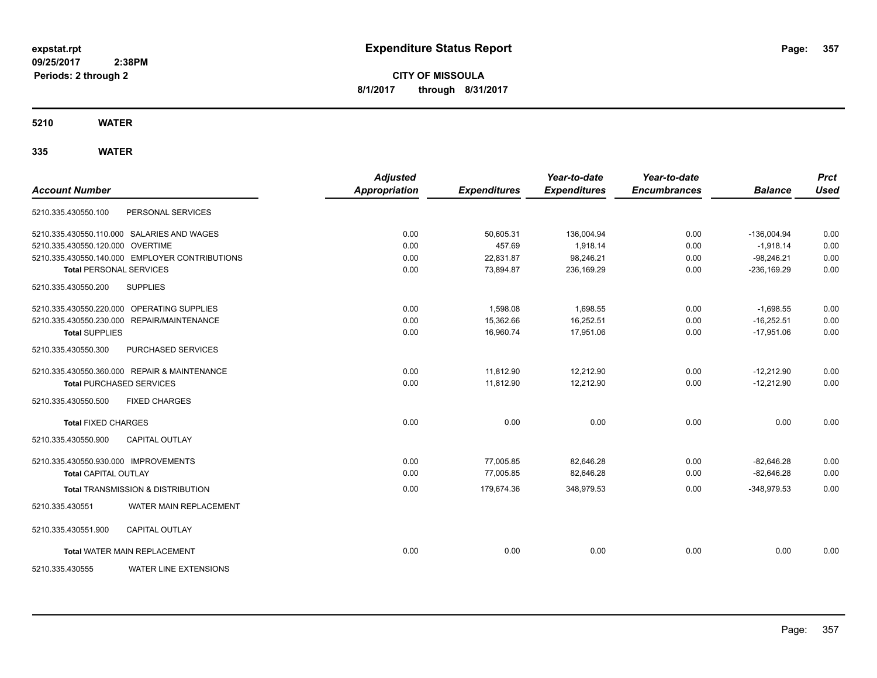expstat.rpt
09/25/2017 2:38PM
Periods: 2 through 2

# Expenditure Status Report

**CITY OF MISSOULA**
**8/1/2017 through 8/31/2017**

## 5210 WATER

### 335 WATER

| Account Number | | Adjusted Appropriation | Expenditures | Year-to-date Expenditures | Year-to-date Encumbrances | Balance | Prct Used |
|---|---|---|---|---|---|---|---|
| 5210.335.430550.100 | PERSONAL SERVICES | | | | | | |
| 5210.335.430550.110.000 | SALARIES AND WAGES | 0.00 | 50,605.31 | 136,004.94 | 0.00 | -136,004.94 | 0.00 |
| 5210.335.430550.120.000 | OVERTIME | 0.00 | 457.69 | 1,918.14 | 0.00 | -1,918.14 | 0.00 |
| 5210.335.430550.140.000 | EMPLOYER CONTRIBUTIONS | 0.00 | 22,831.87 | 98,246.21 | 0.00 | -98,246.21 | 0.00 |
| **Total** PERSONAL SERVICES | | 0.00 | 73,894.87 | 236,169.29 | 0.00 | -236,169.29 | 0.00 |
| 5210.335.430550.200 | SUPPLIES | | | | | | |
| 5210.335.430550.220.000 | OPERATING SUPPLIES | 0.00 | 1,598.08 | 1,698.55 | 0.00 | -1,698.55 | 0.00 |
| 5210.335.430550.230.000 | REPAIR/MAINTENANCE | 0.00 | 15,362.66 | 16,252.51 | 0.00 | -16,252.51 | 0.00 |
| **Total** SUPPLIES | | 0.00 | 16,960.74 | 17,951.06 | 0.00 | -17,951.06 | 0.00 |
| 5210.335.430550.300 | PURCHASED SERVICES | | | | | | |
| 5210.335.430550.360.000 | REPAIR & MAINTENANCE | 0.00 | 11,812.90 | 12,212.90 | 0.00 | -12,212.90 | 0.00 |
| **Total** PURCHASED SERVICES | | 0.00 | 11,812.90 | 12,212.90 | 0.00 | -12,212.90 | 0.00 |
| 5210.335.430550.500 | FIXED CHARGES | | | | | | |
| **Total** FIXED CHARGES | | 0.00 | 0.00 | 0.00 | 0.00 | 0.00 | 0.00 |
| 5210.335.430550.900 | CAPITAL OUTLAY | | | | | | |
| 5210.335.430550.930.000 | IMPROVEMENTS | 0.00 | 77,005.85 | 82,646.28 | 0.00 | -82,646.28 | 0.00 |
| **Total** CAPITAL OUTLAY | | 0.00 | 77,005.85 | 82,646.28 | 0.00 | -82,646.28 | 0.00 |
| **Total** TRANSMISSION & DISTRIBUTION | | 0.00 | 179,674.36 | 348,979.53 | 0.00 | -348,979.53 | 0.00 |
| 5210.335.430551 | WATER MAIN REPLACEMENT | | | | | | |
| 5210.335.430551.900 | CAPITAL OUTLAY | | | | | | |
| **Total** WATER MAIN REPLACEMENT | | 0.00 | 0.00 | 0.00 | 0.00 | 0.00 | 0.00 |
| 5210.335.430555 | WATER LINE EXTENSIONS | | | | | | |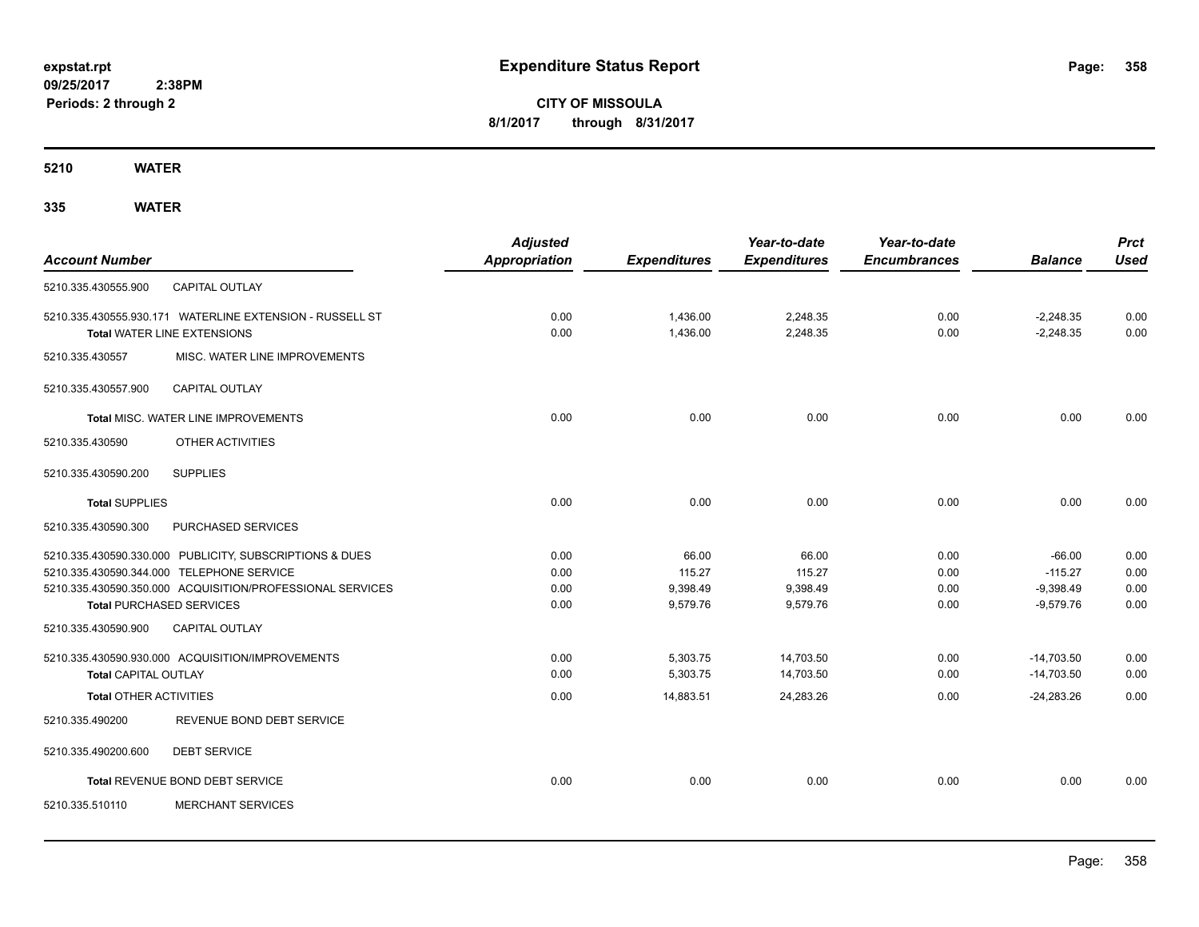**expstat.rpt**
**09/25/2017 2:38PM**
**Periods: 2 through 2**

# Expenditure Status Report

**CITY OF MISSOULA**
**8/1/2017 through 8/31/2017**

## 5210 WATER

### 335 WATER

| Account Number | Adjusted Appropriation | Expenditures | Year-to-date Expenditures | Year-to-date Encumbrances | Balance | Prct Used |
|---|---|---|---|---|---|---|
| 5210.335.430555.900 CAPITAL OUTLAY | | | | | | |
| 5210.335.430555.930.171 WATERLINE EXTENSION - RUSSELL ST | 0.00 | 1,436.00 | 2,248.35 | 0.00 | -2,248.35 | 0.00 |
| **Total** WATER LINE EXTENSIONS | 0.00 | 1,436.00 | 2,248.35 | 0.00 | -2,248.35 | 0.00 |
| 5210.335.430557 MISC. WATER LINE IMPROVEMENTS | | | | | | |
| 5210.335.430557.900 CAPITAL OUTLAY | | | | | | |
| **Total** MISC. WATER LINE IMPROVEMENTS | 0.00 | 0.00 | 0.00 | 0.00 | 0.00 | 0.00 |
| 5210.335.430590 OTHER ACTIVITIES | | | | | | |
| 5210.335.430590.200 SUPPLIES | | | | | | |
| **Total SUPPLIES** | 0.00 | 0.00 | 0.00 | 0.00 | 0.00 | 0.00 |
| 5210.335.430590.300 PURCHASED SERVICES | | | | | | |
| 5210.335.430590.330.000 PUBLICITY, SUBSCRIPTIONS & DUES | 0.00 | 66.00 | 66.00 | 0.00 | -66.00 | 0.00 |
| 5210.335.430590.344.000 TELEPHONE SERVICE | 0.00 | 115.27 | 115.27 | 0.00 | -115.27 | 0.00 |
| 5210.335.430590.350.000 ACQUISITION/PROFESSIONAL SERVICES | 0.00 | 9,398.49 | 9,398.49 | 0.00 | -9,398.49 | 0.00 |
| **Total PURCHASED SERVICES** | 0.00 | 9,579.76 | 9,579.76 | 0.00 | -9,579.76 | 0.00 |
| 5210.335.430590.900 CAPITAL OUTLAY | | | | | | |
| 5210.335.430590.930.000 ACQUISITION/IMPROVEMENTS | 0.00 | 5,303.75 | 14,703.50 | 0.00 | -14,703.50 | 0.00 |
| **Total CAPITAL OUTLAY** | 0.00 | 5,303.75 | 14,703.50 | 0.00 | -14,703.50 | 0.00 |
| **Total OTHER ACTIVITIES** | 0.00 | 14,883.51 | 24,283.26 | 0.00 | -24,283.26 | 0.00 |
| 5210.335.490200 REVENUE BOND DEBT SERVICE | | | | | | |
| 5210.335.490200.600 DEBT SERVICE | | | | | | |
| **Total** REVENUE BOND DEBT SERVICE | 0.00 | 0.00 | 0.00 | 0.00 | 0.00 | 0.00 |
| 5210.335.510110 MERCHANT SERVICES | | | | | | |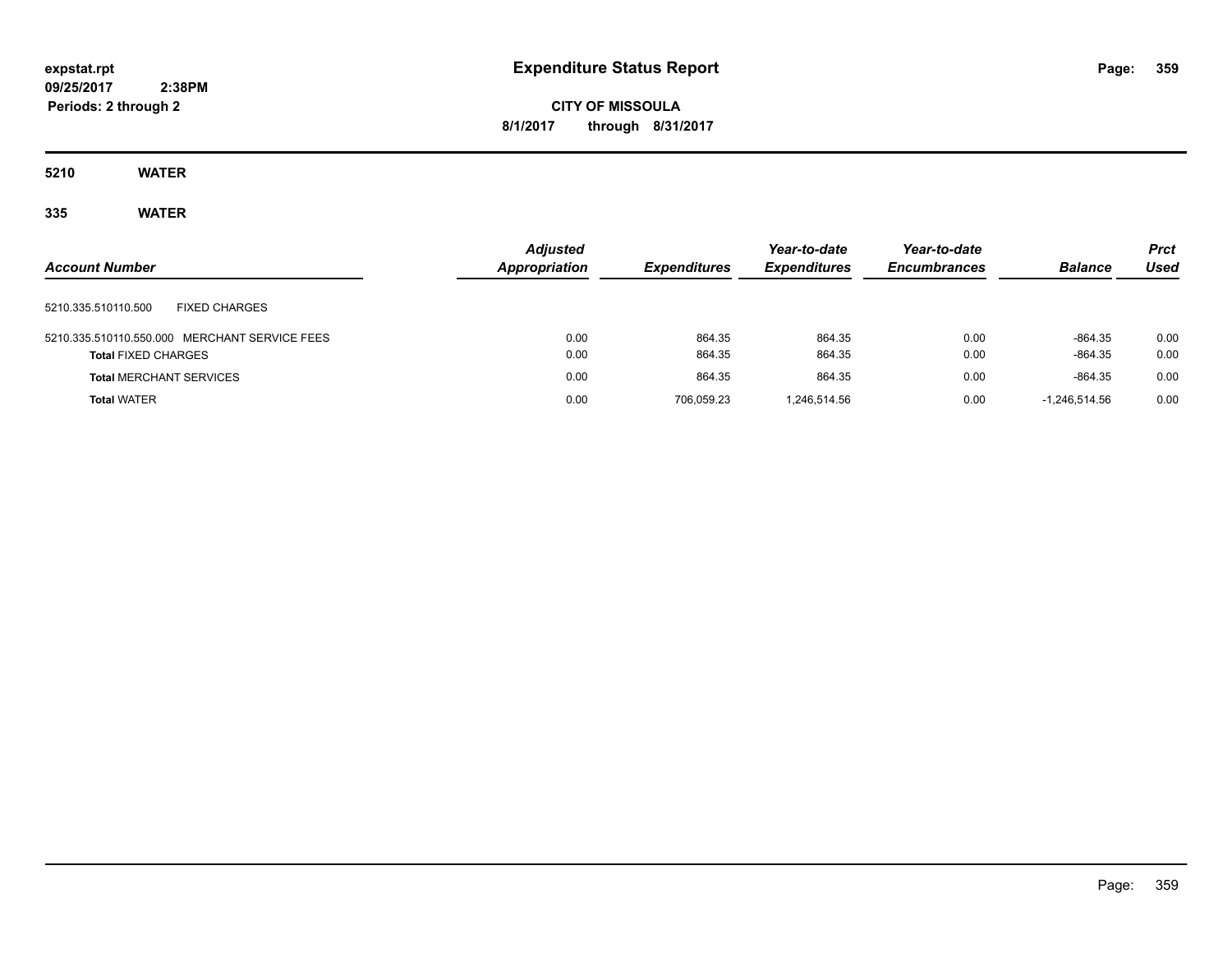# Expenditure Status Report

expstat.rpt
09/25/2017 2:38PM
Periods: 2 through 2

**CITY OF MISSOULA**
**8/1/2017 through 8/31/2017**

## 5210 WATER

### 335 WATER

| Account Number | Adjusted Appropriation | Expenditures | Year-to-date Expenditures | Year-to-date Encumbrances | Balance | Prct Used |
|---|---|---|---|---|---|---|
| 5210.335.510110.500 FIXED CHARGES | | | | | | |
| 5210.335.510110.550.000 MERCHANT SERVICE FEES | 0.00 | 864.35 | 864.35 | 0.00 | -864.35 | 0.00 |
| **Total** FIXED CHARGES | 0.00 | 864.35 | 864.35 | 0.00 | -864.35 | 0.00 |
| **Total** MERCHANT SERVICES | 0.00 | 864.35 | 864.35 | 0.00 | -864.35 | 0.00 |
| **Total** WATER | 0.00 | 706,059.23 | 1,246,514.56 | 0.00 | -1,246,514.56 | 0.00 |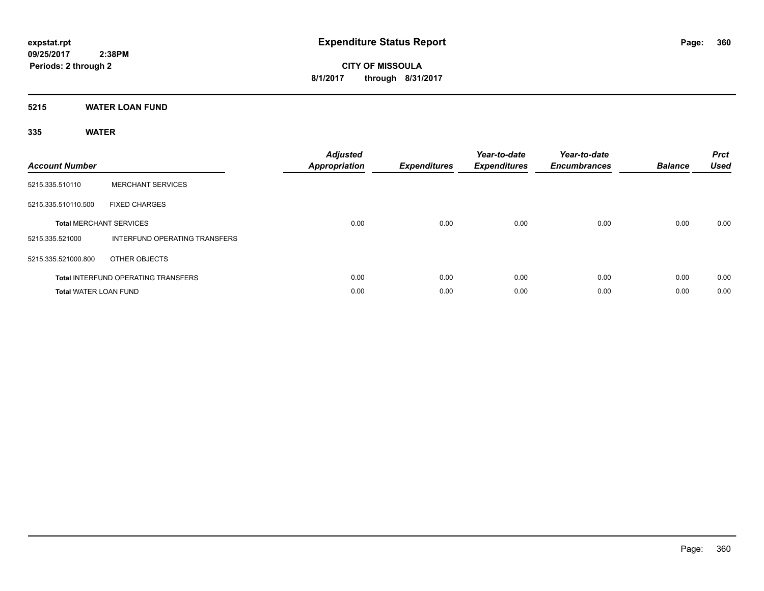**expstat.rpt**
**09/25/2017 2:38PM**
**Periods: 2 through 2**

# Expenditure Status Report

**CITY OF MISSOULA**
**8/1/2017 through 8/31/2017**

## 5215 WATER LOAN FUND

### 335 WATER

| Account Number | | Adjusted Appropriation | Expenditures | Year-to-date Expenditures | Year-to-date Encumbrances | Balance | Prct Used |
|---|---|---|---|---|---|---|---|
| 5215.335.510110 | MERCHANT SERVICES | | | | | | |
| 5215.335.510110.500 | FIXED CHARGES | | | | | | |
| **Total** MERCHANT SERVICES | | 0.00 | 0.00 | 0.00 | 0.00 | 0.00 | 0.00 |
| 5215.335.521000 | INTERFUND OPERATING TRANSFERS | | | | | | |
| 5215.335.521000.800 | OTHER OBJECTS | | | | | | |
| **Total** INTERFUND OPERATING TRANSFERS | | 0.00 | 0.00 | 0.00 | 0.00 | 0.00 | 0.00 |
| **Total** WATER LOAN FUND | | 0.00 | 0.00 | 0.00 | 0.00 | 0.00 | 0.00 |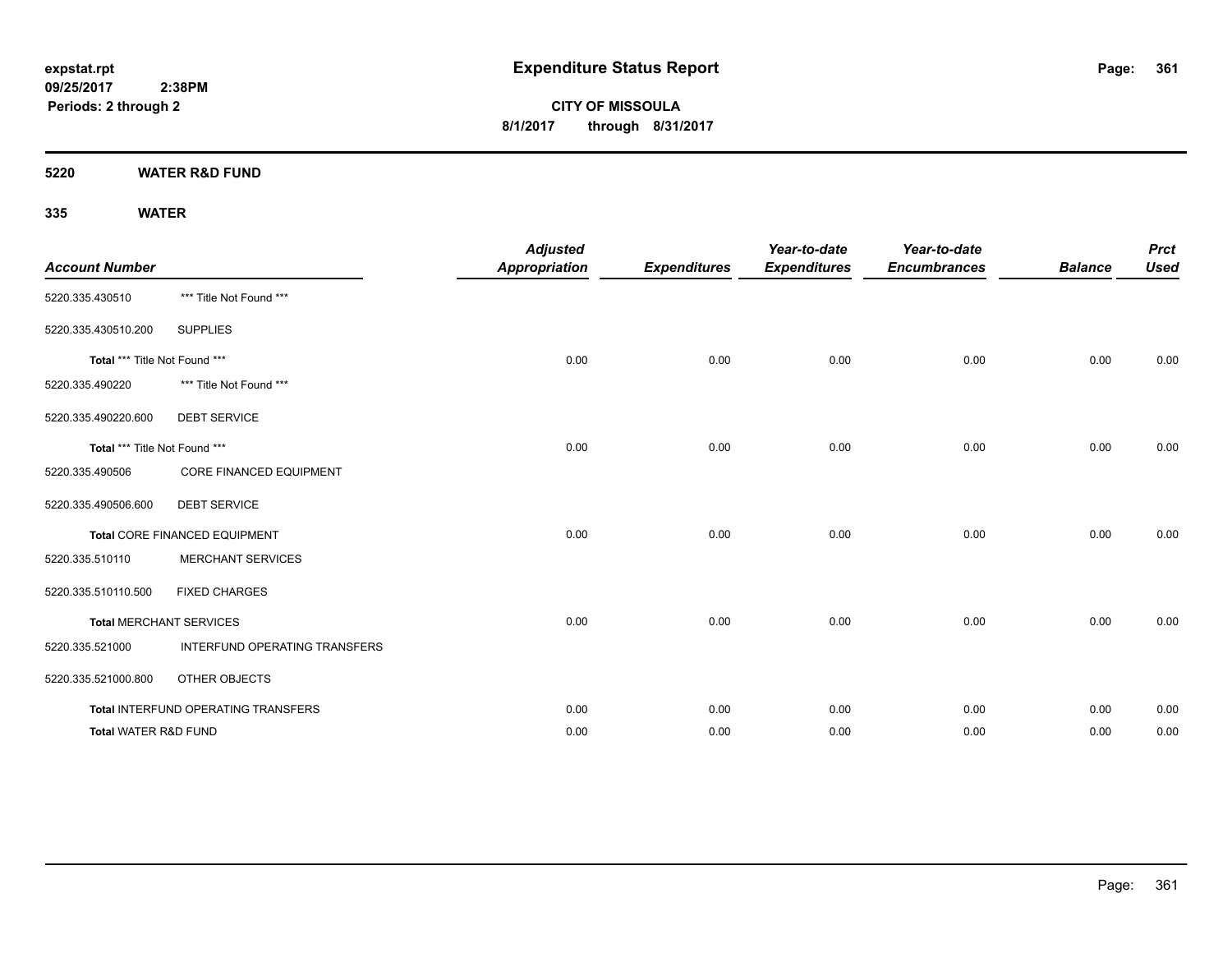**expstat.rpt**
**09/25/2017 2:38PM**
**Periods: 2 through 2**

# Expenditure Status Report

**CITY OF MISSOULA**
**8/1/2017 through 8/31/2017**

## 5220 WATER R&D FUND

## 335 WATER

| Account Number | | Adjusted Appropriation | Expenditures | Year-to-date Expenditures | Year-to-date Encumbrances | Balance | Prct Used |
|---|---|---|---|---|---|---|---|
| 5220.335.430510 | *** Title Not Found *** | | | | | | |
| 5220.335.430510.200 | SUPPLIES | | | | | | |
| **Total** *** Title Not Found *** | | 0.00 | 0.00 | 0.00 | 0.00 | 0.00 | 0.00 |
| 5220.335.490220 | *** Title Not Found *** | | | | | | |
| 5220.335.490220.600 | DEBT SERVICE | | | | | | |
| **Total** *** Title Not Found *** | | 0.00 | 0.00 | 0.00 | 0.00 | 0.00 | 0.00 |
| 5220.335.490506 | CORE FINANCED EQUIPMENT | | | | | | |
| 5220.335.490506.600 | DEBT SERVICE | | | | | | |
| **Total** CORE FINANCED EQUIPMENT | | 0.00 | 0.00 | 0.00 | 0.00 | 0.00 | 0.00 |
| 5220.335.510110 | MERCHANT SERVICES | | | | | | |
| 5220.335.510110.500 | FIXED CHARGES | | | | | | |
| **Total** MERCHANT SERVICES | | 0.00 | 0.00 | 0.00 | 0.00 | 0.00 | 0.00 |
| 5220.335.521000 | INTERFUND OPERATING TRANSFERS | | | | | | |
| 5220.335.521000.800 | OTHER OBJECTS | | | | | | |
| **Total** INTERFUND OPERATING TRANSFERS | | 0.00 | 0.00 | 0.00 | 0.00 | 0.00 | 0.00 |
| **Total** WATER R&D FUND | | 0.00 | 0.00 | 0.00 | 0.00 | 0.00 | 0.00 |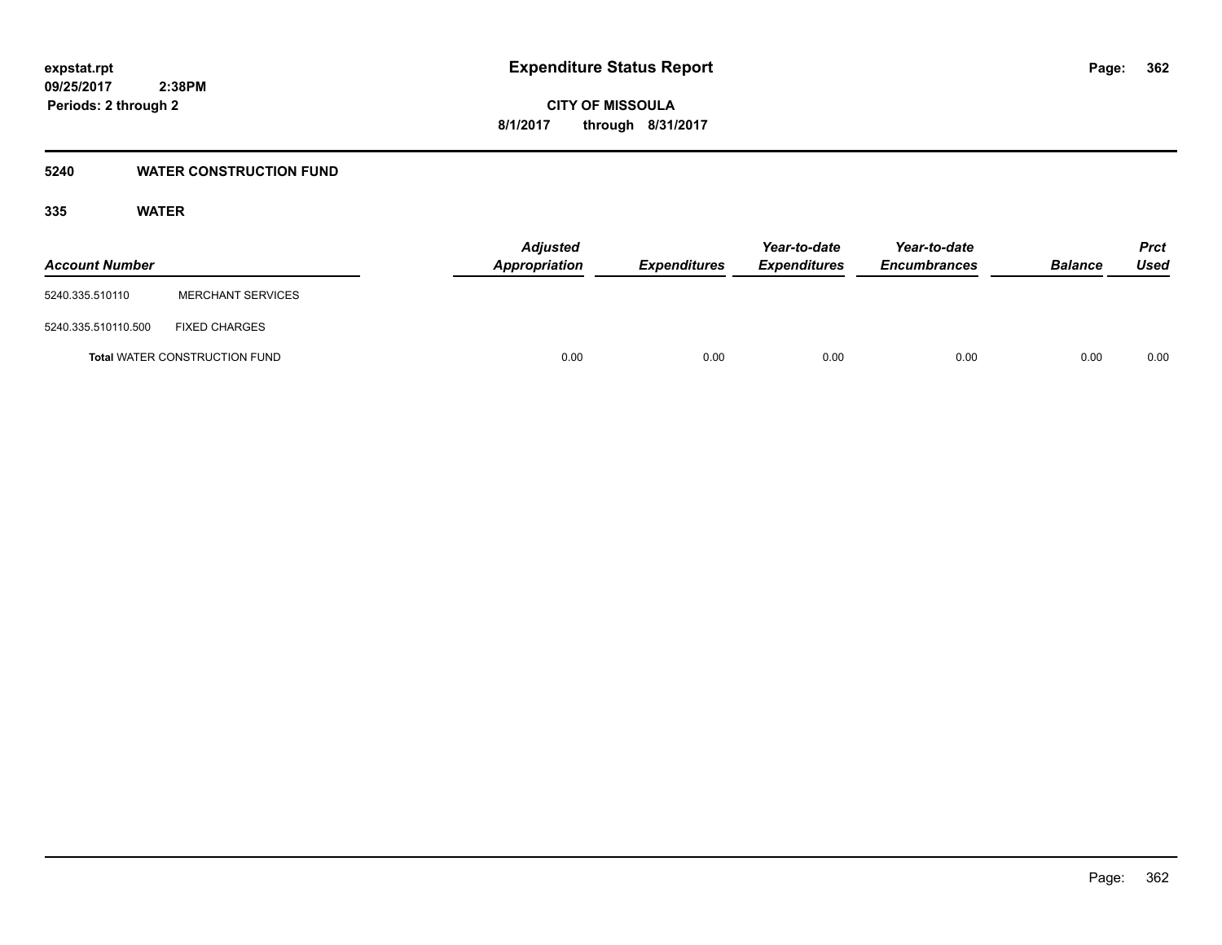**expstat.rpt**
**09/25/2017 2:38PM**
**Periods: 2 through 2**

# Expenditure Status Report

**CITY OF MISSOULA**
**8/1/2017 through 8/31/2017**

## 5240 WATER CONSTRUCTION FUND

### 335 WATER

| Account Number | | Adjusted Appropriation | Expenditures | Year-to-date Expenditures | Year-to-date Encumbrances | Balance | Prct Used |
|---|---|---|---|---|---|---|---|
| 5240.335.510110 | MERCHANT SERVICES | | | | | | |
| 5240.335.510110.500 | FIXED CHARGES | | | | | | |
| **Total** WATER CONSTRUCTION FUND | | 0.00 | 0.00 | 0.00 | 0.00 | 0.00 | 0.00 |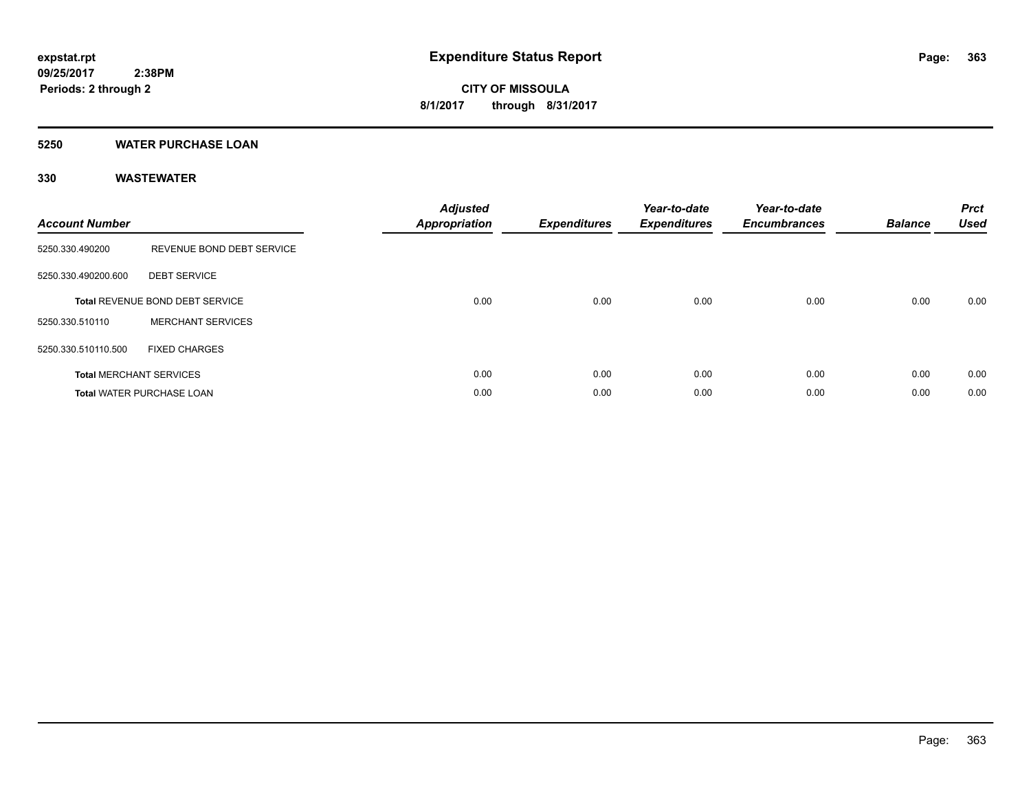# Expenditure Status Report

expstat.rpt
09/25/2017 2:38PM
Periods: 2 through 2

**CITY OF MISSOULA**
**8/1/2017 through 8/31/2017**

## 5250 WATER PURCHASE LOAN

### 330 WASTEWATER

| Account Number | | Adjusted Appropriation | Expenditures | Year-to-date Expenditures | Year-to-date Encumbrances | Balance | Prct Used |
|---|---|---|---|---|---|---|---|
| 5250.330.490200 | REVENUE BOND DEBT SERVICE | | | | | | |
| 5250.330.490200.600 | DEBT SERVICE | | | | | | |
| **Total** REVENUE BOND DEBT SERVICE | | 0.00 | 0.00 | 0.00 | 0.00 | 0.00 | 0.00 |
| 5250.330.510110 | MERCHANT SERVICES | | | | | | |
| 5250.330.510110.500 | FIXED CHARGES | | | | | | |
| **Total** MERCHANT SERVICES | | 0.00 | 0.00 | 0.00 | 0.00 | 0.00 | 0.00 |
| **Total** WATER PURCHASE LOAN | | 0.00 | 0.00 | 0.00 | 0.00 | 0.00 | 0.00 |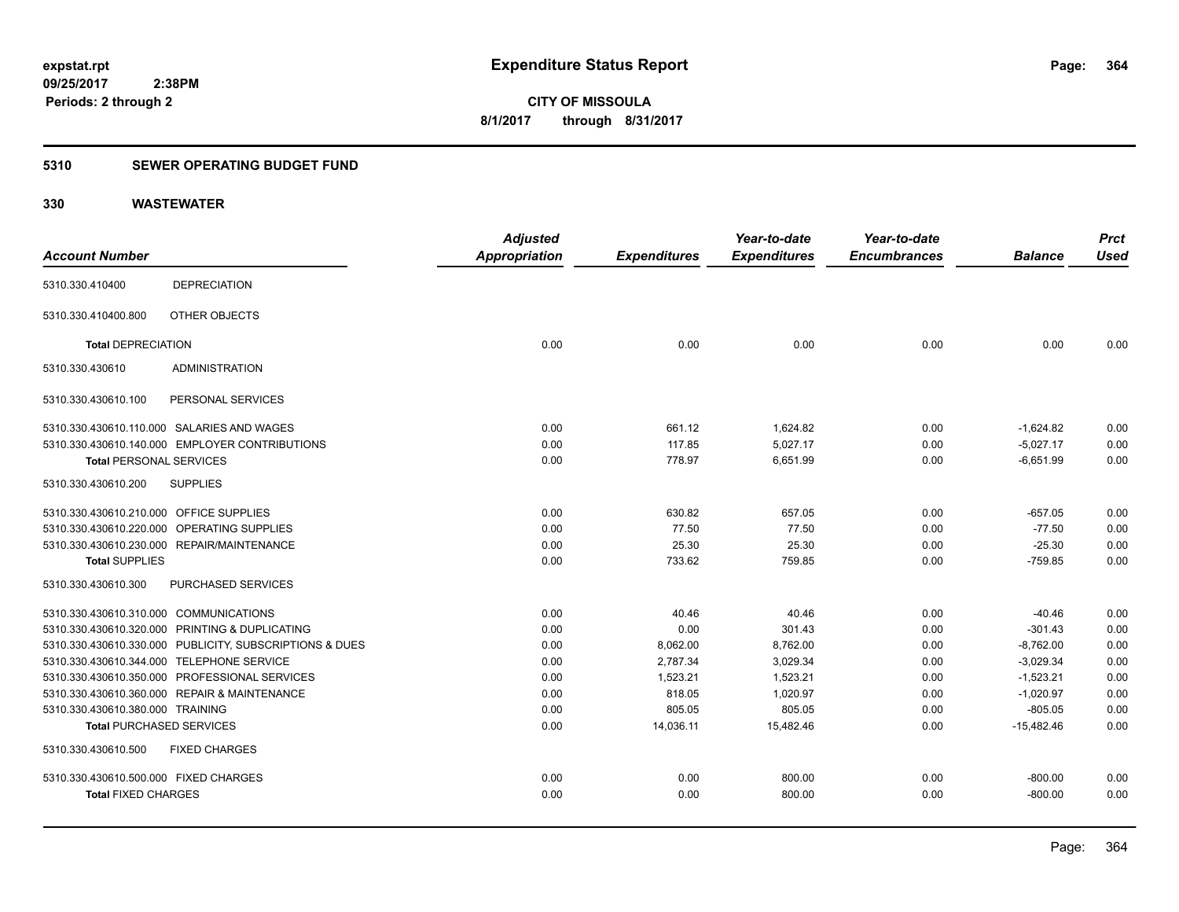expstat.rpt
09/25/2017 2:38PM
Periods: 2 through 2

# Expenditure Status Report

**CITY OF MISSOULA**
**8/1/2017 through 8/31/2017**

## 5310 SEWER OPERATING BUDGET FUND

## 330 WASTEWATER

| Account Number | | Adjusted Appropriation | Expenditures | Year-to-date Expenditures | Year-to-date Encumbrances | Balance | Prct Used |
|---|---|---|---|---|---|---|---|
| 5310.330.410400 | DEPRECIATION | | | | | | |
| 5310.330.410400.800 | OTHER OBJECTS | | | | | | |
| **Total** DEPRECIATION | | 0.00 | 0.00 | 0.00 | 0.00 | 0.00 | 0.00 |
| 5310.330.430610 | ADMINISTRATION | | | | | | |
| 5310.330.430610.100 | PERSONAL SERVICES | | | | | | |
| 5310.330.430610.110.000 | SALARIES AND WAGES | 0.00 | 661.12 | 1,624.82 | 0.00 | -1,624.82 | 0.00 |
| 5310.330.430610.140.000 | EMPLOYER CONTRIBUTIONS | 0.00 | 117.85 | 5,027.17 | 0.00 | -5,027.17 | 0.00 |
| **Total** PERSONAL SERVICES | | 0.00 | 778.97 | 6,651.99 | 0.00 | -6,651.99 | 0.00 |
| 5310.330.430610.200 | SUPPLIES | | | | | | |
| 5310.330.430610.210.000 | OFFICE SUPPLIES | 0.00 | 630.82 | 657.05 | 0.00 | -657.05 | 0.00 |
| 5310.330.430610.220.000 | OPERATING SUPPLIES | 0.00 | 77.50 | 77.50 | 0.00 | -77.50 | 0.00 |
| 5310.330.430610.230.000 | REPAIR/MAINTENANCE | 0.00 | 25.30 | 25.30 | 0.00 | -25.30 | 0.00 |
| **Total** SUPPLIES | | 0.00 | 733.62 | 759.85 | 0.00 | -759.85 | 0.00 |
| 5310.330.430610.300 | PURCHASED SERVICES | | | | | | |
| 5310.330.430610.310.000 | COMMUNICATIONS | 0.00 | 40.46 | 40.46 | 0.00 | -40.46 | 0.00 |
| 5310.330.430610.320.000 | PRINTING & DUPLICATING | 0.00 | 0.00 | 301.43 | 0.00 | -301.43 | 0.00 |
| 5310.330.430610.330.000 | PUBLICITY, SUBSCRIPTIONS & DUES | 0.00 | 8,062.00 | 8,762.00 | 0.00 | -8,762.00 | 0.00 |
| 5310.330.430610.344.000 | TELEPHONE SERVICE | 0.00 | 2,787.34 | 3,029.34 | 0.00 | -3,029.34 | 0.00 |
| 5310.330.430610.350.000 | PROFESSIONAL SERVICES | 0.00 | 1,523.21 | 1,523.21 | 0.00 | -1,523.21 | 0.00 |
| 5310.330.430610.360.000 | REPAIR & MAINTENANCE | 0.00 | 818.05 | 1,020.97 | 0.00 | -1,020.97 | 0.00 |
| 5310.330.430610.380.000 | TRAINING | 0.00 | 805.05 | 805.05 | 0.00 | -805.05 | 0.00 |
| **Total** PURCHASED SERVICES | | 0.00 | 14,036.11 | 15,482.46 | 0.00 | -15,482.46 | 0.00 |
| 5310.330.430610.500 | FIXED CHARGES | | | | | | |
| 5310.330.430610.500.000 | FIXED CHARGES | 0.00 | 0.00 | 800.00 | 0.00 | -800.00 | 0.00 |
| **Total** FIXED CHARGES | | 0.00 | 0.00 | 800.00 | 0.00 | -800.00 | 0.00 |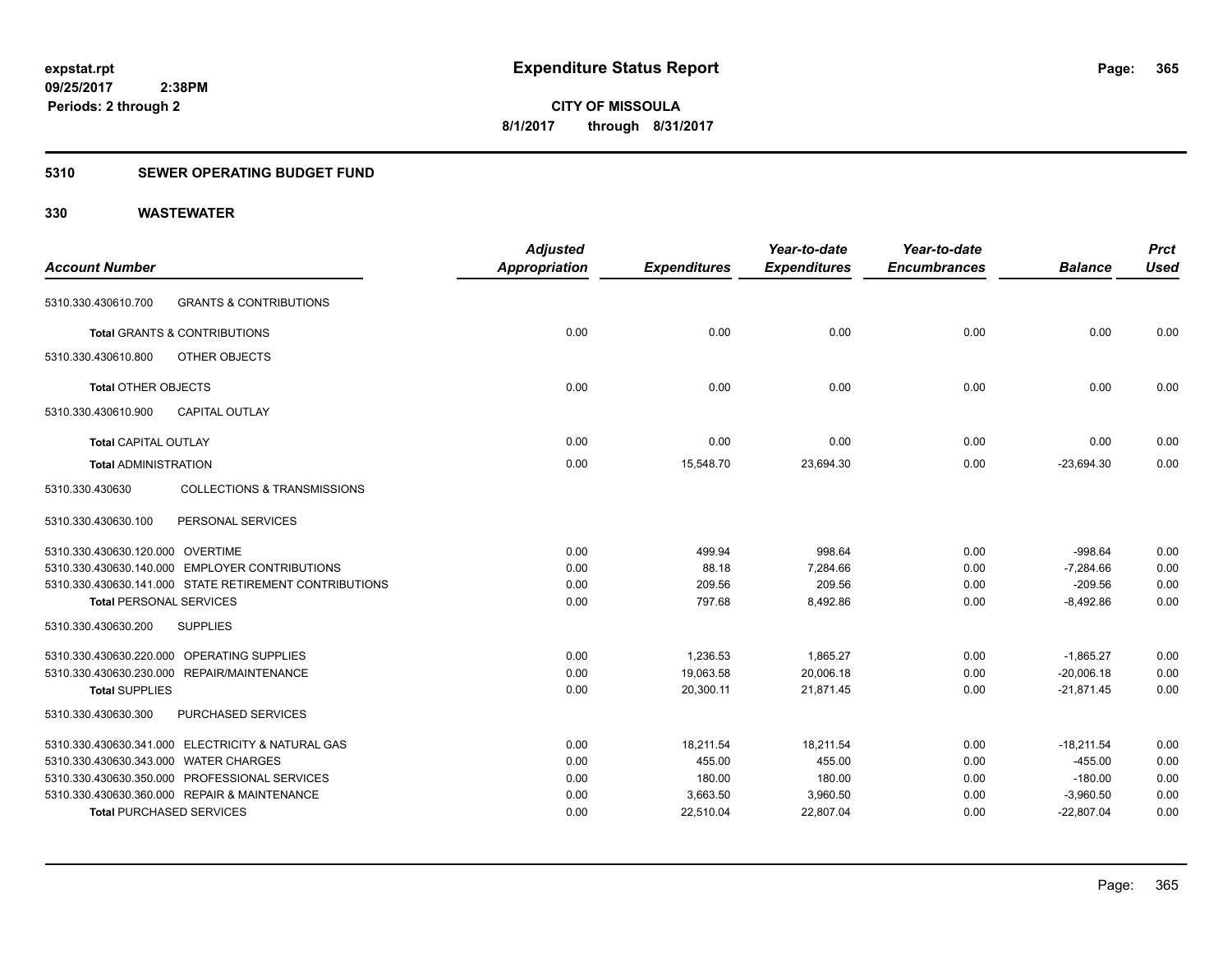**expstat.rpt**
**09/25/2017 2:38PM**
**Periods: 2 through 2**

# Expenditure Status Report

**CITY OF MISSOULA**
**8/1/2017 through 8/31/2017**

## 5310 SEWER OPERATING BUDGET FUND

## 330 WASTEWATER

| Account Number | | Adjusted Appropriation | Expenditures | Year-to-date Expenditures | Year-to-date Encumbrances | Balance | Prct Used |
|---|---|---|---|---|---|---|---|
| 5310.330.430610.700 | GRANTS & CONTRIBUTIONS | | | | | | |
| **Total** GRANTS & CONTRIBUTIONS | | 0.00 | 0.00 | 0.00 | 0.00 | 0.00 | 0.00 |
| 5310.330.430610.800 | OTHER OBJECTS | | | | | | |
| **Total** OTHER OBJECTS | | 0.00 | 0.00 | 0.00 | 0.00 | 0.00 | 0.00 |
| 5310.330.430610.900 | CAPITAL OUTLAY | | | | | | |
| **Total** CAPITAL OUTLAY | | 0.00 | 0.00 | 0.00 | 0.00 | 0.00 | 0.00 |
| **Total** ADMINISTRATION | | 0.00 | 15,548.70 | 23,694.30 | 0.00 | -23,694.30 | 0.00 |
| 5310.330.430630 | COLLECTIONS & TRANSMISSIONS | | | | | | |
| 5310.330.430630.100 | PERSONAL SERVICES | | | | | | |
| 5310.330.430630.120.000 | OVERTIME | 0.00 | 499.94 | 998.64 | 0.00 | -998.64 | 0.00 |
| 5310.330.430630.140.000 | EMPLOYER CONTRIBUTIONS | 0.00 | 88.18 | 7,284.66 | 0.00 | -7,284.66 | 0.00 |
| 5310.330.430630.141.000 | STATE RETIREMENT CONTRIBUTIONS | 0.00 | 209.56 | 209.56 | 0.00 | -209.56 | 0.00 |
| **Total** PERSONAL SERVICES | | 0.00 | 797.68 | 8,492.86 | 0.00 | -8,492.86 | 0.00 |
| 5310.330.430630.200 | SUPPLIES | | | | | | |
| 5310.330.430630.220.000 | OPERATING SUPPLIES | 0.00 | 1,236.53 | 1,865.27 | 0.00 | -1,865.27 | 0.00 |
| 5310.330.430630.230.000 | REPAIR/MAINTENANCE | 0.00 | 19,063.58 | 20,006.18 | 0.00 | -20,006.18 | 0.00 |
| **Total** SUPPLIES | | 0.00 | 20,300.11 | 21,871.45 | 0.00 | -21,871.45 | 0.00 |
| 5310.330.430630.300 | PURCHASED SERVICES | | | | | | |
| 5310.330.430630.341.000 | ELECTRICITY & NATURAL GAS | 0.00 | 18,211.54 | 18,211.54 | 0.00 | -18,211.54 | 0.00 |
| 5310.330.430630.343.000 | WATER CHARGES | 0.00 | 455.00 | 455.00 | 0.00 | -455.00 | 0.00 |
| 5310.330.430630.350.000 | PROFESSIONAL SERVICES | 0.00 | 180.00 | 180.00 | 0.00 | -180.00 | 0.00 |
| 5310.330.430630.360.000 | REPAIR & MAINTENANCE | 0.00 | 3,663.50 | 3,960.50 | 0.00 | -3,960.50 | 0.00 |
| **Total** PURCHASED SERVICES | | 0.00 | 22,510.04 | 22,807.04 | 0.00 | -22,807.04 | 0.00 |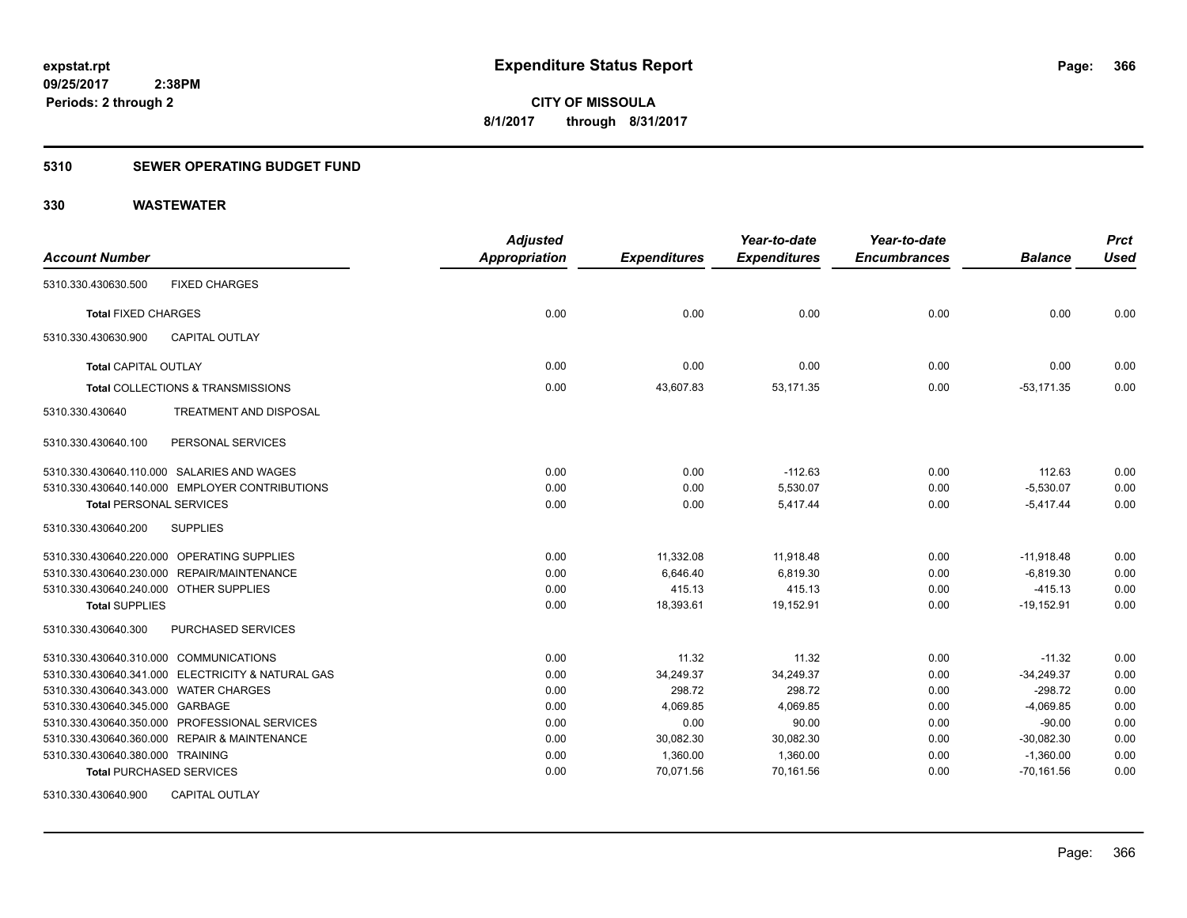**expstat.rpt**
**09/25/2017 2:38PM**
**Periods: 2 through 2**

# Expenditure Status Report

**CITY OF MISSOULA**
**8/1/2017 through 8/31/2017**

## 5310 SEWER OPERATING BUDGET FUND

## 330 WASTEWATER

| Account Number | Adjusted Appropriation | Expenditures | Year-to-date Expenditures | Year-to-date Encumbrances | Balance | Prct Used |
|---|---|---|---|---|---|---|
| 5310.330.430630.500 FIXED CHARGES | | | | | | |
| **Total** FIXED CHARGES | 0.00 | 0.00 | 0.00 | 0.00 | 0.00 | 0.00 |
| 5310.330.430630.900 CAPITAL OUTLAY | | | | | | |
| **Total** CAPITAL OUTLAY | 0.00 | 0.00 | 0.00 | 0.00 | 0.00 | 0.00 |
| **Total** COLLECTIONS & TRANSMISSIONS | 0.00 | 43,607.83 | 53,171.35 | 0.00 | -53,171.35 | 0.00 |
| 5310.330.430640 TREATMENT AND DISPOSAL | | | | | | |
| 5310.330.430640.100 PERSONAL SERVICES | | | | | | |
| 5310.330.430640.110.000 SALARIES AND WAGES | 0.00 | 0.00 | -112.63 | 0.00 | 112.63 | 0.00 |
| 5310.330.430640.140.000 EMPLOYER CONTRIBUTIONS | 0.00 | 0.00 | 5,530.07 | 0.00 | -5,530.07 | 0.00 |
| **Total** PERSONAL SERVICES | 0.00 | 0.00 | 5,417.44 | 0.00 | -5,417.44 | 0.00 |
| 5310.330.430640.200 SUPPLIES | | | | | | |
| 5310.330.430640.220.000 OPERATING SUPPLIES | 0.00 | 11,332.08 | 11,918.48 | 0.00 | -11,918.48 | 0.00 |
| 5310.330.430640.230.000 REPAIR/MAINTENANCE | 0.00 | 6,646.40 | 6,819.30 | 0.00 | -6,819.30 | 0.00 |
| 5310.330.430640.240.000 OTHER SUPPLIES | 0.00 | 415.13 | 415.13 | 0.00 | -415.13 | 0.00 |
| **Total** SUPPLIES | 0.00 | 18,393.61 | 19,152.91 | 0.00 | -19,152.91 | 0.00 |
| 5310.330.430640.300 PURCHASED SERVICES | | | | | | |
| 5310.330.430640.310.000 COMMUNICATIONS | 0.00 | 11.32 | 11.32 | 0.00 | -11.32 | 0.00 |
| 5310.330.430640.341.000 ELECTRICITY & NATURAL GAS | 0.00 | 34,249.37 | 34,249.37 | 0.00 | -34,249.37 | 0.00 |
| 5310.330.430640.343.000 WATER CHARGES | 0.00 | 298.72 | 298.72 | 0.00 | -298.72 | 0.00 |
| 5310.330.430640.345.000 GARBAGE | 0.00 | 4,069.85 | 4,069.85 | 0.00 | -4,069.85 | 0.00 |
| 5310.330.430640.350.000 PROFESSIONAL SERVICES | 0.00 | 0.00 | 90.00 | 0.00 | -90.00 | 0.00 |
| 5310.330.430640.360.000 REPAIR & MAINTENANCE | 0.00 | 30,082.30 | 30,082.30 | 0.00 | -30,082.30 | 0.00 |
| 5310.330.430640.380.000 TRAINING | 0.00 | 1,360.00 | 1,360.00 | 0.00 | -1,360.00 | 0.00 |
| **Total** PURCHASED SERVICES | 0.00 | 70,071.56 | 70,161.56 | 0.00 | -70,161.56 | 0.00 |
| 5310.330.430640.900 CAPITAL OUTLAY | | | | | | |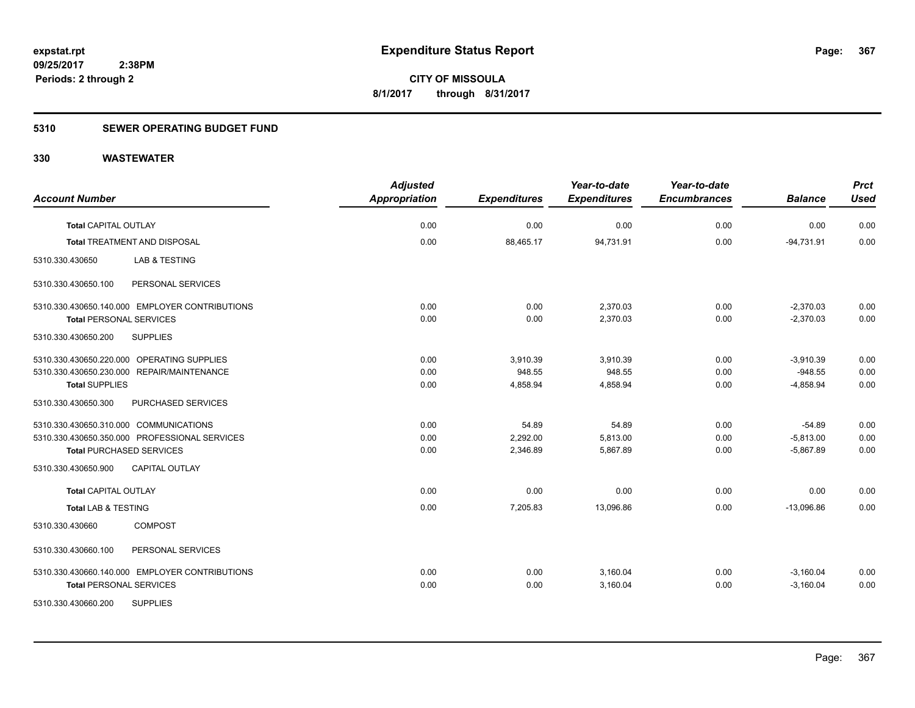**expstat.rpt**
**09/25/2017 2:38PM**
**Periods: 2 through 2**

# Expenditure Status Report

**CITY OF MISSOULA**
**8/1/2017 through 8/31/2017**

## 5310 SEWER OPERATING BUDGET FUND

## 330 WASTEWATER

| Account Number | Adjusted Appropriation | Expenditures | Year-to-date Expenditures | Year-to-date Encumbrances | Balance | Prct Used |
|---|---|---|---|---|---|---|
| **Total** CAPITAL OUTLAY | 0.00 | 0.00 | 0.00 | 0.00 | 0.00 | 0.00 |
| **Total** TREATMENT AND DISPOSAL | 0.00 | 88,465.17 | 94,731.91 | 0.00 | -94,731.91 | 0.00 |
| 5310.330.430650 LAB & TESTING | | | | | | |
| 5310.330.430650.100 PERSONAL SERVICES | | | | | | |
| 5310.330.430650.140.000 EMPLOYER CONTRIBUTIONS | 0.00 | 0.00 | 2,370.03 | 0.00 | -2,370.03 | 0.00 |
| **Total** PERSONAL SERVICES | 0.00 | 0.00 | 2,370.03 | 0.00 | -2,370.03 | 0.00 |
| 5310.330.430650.200 SUPPLIES | | | | | | |
| 5310.330.430650.220.000 OPERATING SUPPLIES | 0.00 | 3,910.39 | 3,910.39 | 0.00 | -3,910.39 | 0.00 |
| 5310.330.430650.230.000 REPAIR/MAINTENANCE | 0.00 | 948.55 | 948.55 | 0.00 | -948.55 | 0.00 |
| **Total** SUPPLIES | 0.00 | 4,858.94 | 4,858.94 | 0.00 | -4,858.94 | 0.00 |
| 5310.330.430650.300 PURCHASED SERVICES | | | | | | |
| 5310.330.430650.310.000 COMMUNICATIONS | 0.00 | 54.89 | 54.89 | 0.00 | -54.89 | 0.00 |
| 5310.330.430650.350.000 PROFESSIONAL SERVICES | 0.00 | 2,292.00 | 5,813.00 | 0.00 | -5,813.00 | 0.00 |
| **Total** PURCHASED SERVICES | 0.00 | 2,346.89 | 5,867.89 | 0.00 | -5,867.89 | 0.00 |
| 5310.330.430650.900 CAPITAL OUTLAY | | | | | | |
| **Total** CAPITAL OUTLAY | 0.00 | 0.00 | 0.00 | 0.00 | 0.00 | 0.00 |
| **Total** LAB & TESTING | 0.00 | 7,205.83 | 13,096.86 | 0.00 | -13,096.86 | 0.00 |
| 5310.330.430660 COMPOST | | | | | | |
| 5310.330.430660.100 PERSONAL SERVICES | | | | | | |
| 5310.330.430660.140.000 EMPLOYER CONTRIBUTIONS | 0.00 | 0.00 | 3,160.04 | 0.00 | -3,160.04 | 0.00 |
| **Total** PERSONAL SERVICES | 0.00 | 0.00 | 3,160.04 | 0.00 | -3,160.04 | 0.00 |
| 5310.330.430660.200 SUPPLIES | | | | | | |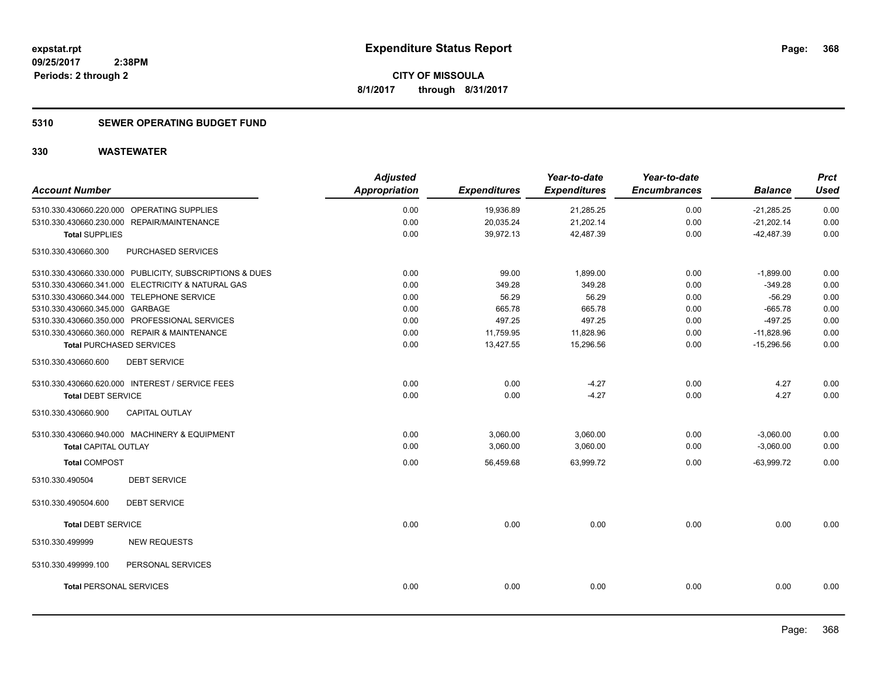# Expenditure Status Report

expstat.rpt
09/25/2017 2:38PM
Periods: 2 through 2

**CITY OF MISSOULA**
**8/1/2017 through 8/31/2017**

## 5310 SEWER OPERATING BUDGET FUND

## 330 WASTEWATER

| Account Number | Adjusted Appropriation | Expenditures | Year-to-date Expenditures | Year-to-date Encumbrances | Balance | Prct Used |
|---|---|---|---|---|---|---|
| 5310.330.430660.220.000 OPERATING SUPPLIES | 0.00 | 19,936.89 | 21,285.25 | 0.00 | -21,285.25 | 0.00 |
| 5310.330.430660.230.000 REPAIR/MAINTENANCE | 0.00 | 20,035.24 | 21,202.14 | 0.00 | -21,202.14 | 0.00 |
| **Total** SUPPLIES | 0.00 | 39,972.13 | 42,487.39 | 0.00 | -42,487.39 | 0.00 |
| 5310.330.430660.300 PURCHASED SERVICES | | | | | | |
| 5310.330.430660.330.000 PUBLICITY, SUBSCRIPTIONS & DUES | 0.00 | 99.00 | 1,899.00 | 0.00 | -1,899.00 | 0.00 |
| 5310.330.430660.341.000 ELECTRICITY & NATURAL GAS | 0.00 | 349.28 | 349.28 | 0.00 | -349.28 | 0.00 |
| 5310.330.430660.344.000 TELEPHONE SERVICE | 0.00 | 56.29 | 56.29 | 0.00 | -56.29 | 0.00 |
| 5310.330.430660.345.000 GARBAGE | 0.00 | 665.78 | 665.78 | 0.00 | -665.78 | 0.00 |
| 5310.330.430660.350.000 PROFESSIONAL SERVICES | 0.00 | 497.25 | 497.25 | 0.00 | -497.25 | 0.00 |
| 5310.330.430660.360.000 REPAIR & MAINTENANCE | 0.00 | 11,759.95 | 11,828.96 | 0.00 | -11,828.96 | 0.00 |
| **Total** PURCHASED SERVICES | 0.00 | 13,427.55 | 15,296.56 | 0.00 | -15,296.56 | 0.00 |
| 5310.330.430660.600 DEBT SERVICE | | | | | | |
| 5310.330.430660.620.000 INTEREST / SERVICE FEES | 0.00 | 0.00 | -4.27 | 0.00 | 4.27 | 0.00 |
| **Total** DEBT SERVICE | 0.00 | 0.00 | -4.27 | 0.00 | 4.27 | 0.00 |
| 5310.330.430660.900 CAPITAL OUTLAY | | | | | | |
| 5310.330.430660.940.000 MACHINERY & EQUIPMENT | 0.00 | 3,060.00 | 3,060.00 | 0.00 | -3,060.00 | 0.00 |
| **Total** CAPITAL OUTLAY | 0.00 | 3,060.00 | 3,060.00 | 0.00 | -3,060.00 | 0.00 |
| **Total** COMPOST | 0.00 | 56,459.68 | 63,999.72 | 0.00 | -63,999.72 | 0.00 |
| 5310.330.490504 DEBT SERVICE | | | | | | |
| 5310.330.490504.600 DEBT SERVICE | | | | | | |
| **Total** DEBT SERVICE | 0.00 | 0.00 | 0.00 | 0.00 | 0.00 | 0.00 |
| 5310.330.499999 NEW REQUESTS | | | | | | |
| 5310.330.499999.100 PERSONAL SERVICES | | | | | | |
| **Total** PERSONAL SERVICES | 0.00 | 0.00 | 0.00 | 0.00 | 0.00 | 0.00 |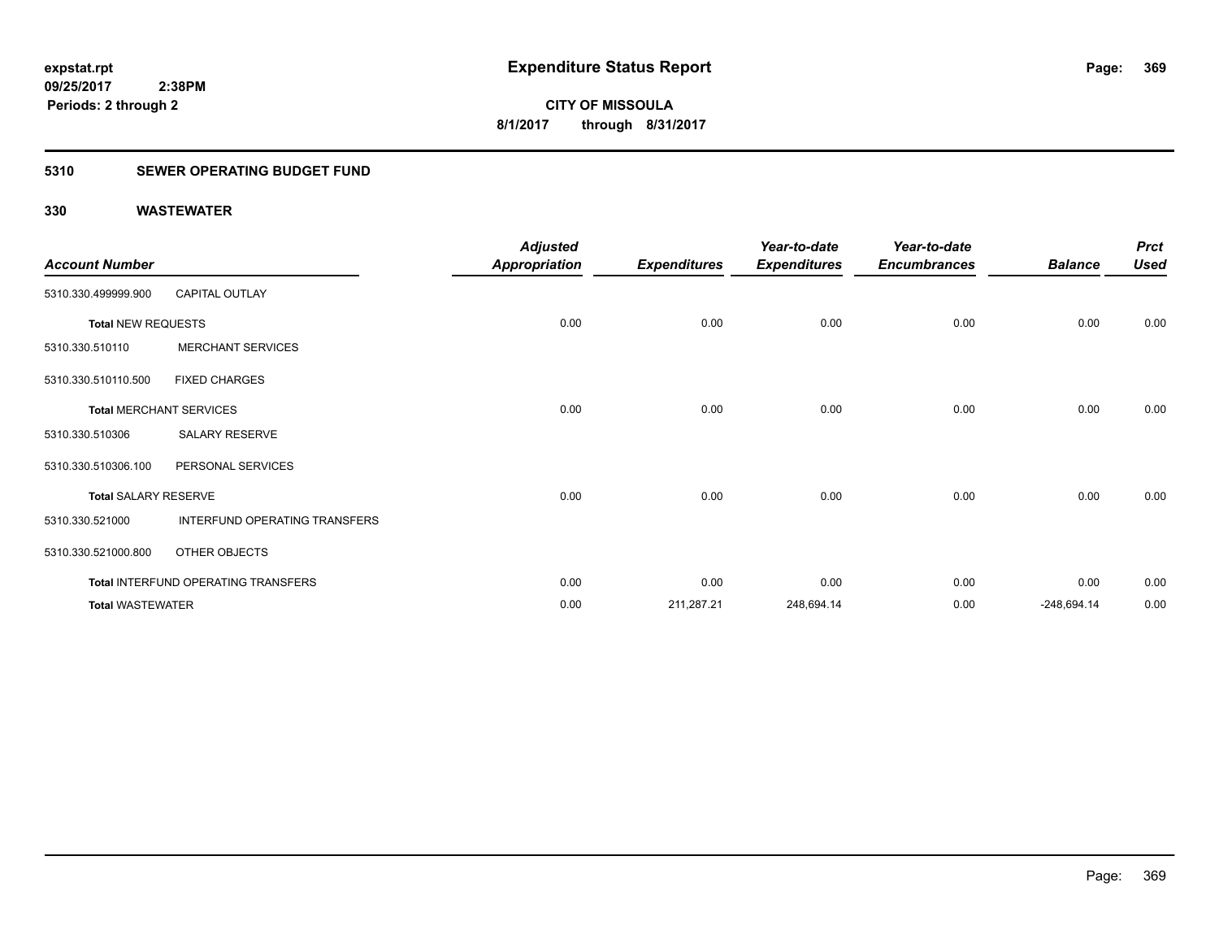**expstat.rpt**
**09/25/2017 2:38PM**
**Periods: 2 through 2**

# Expenditure Status Report

**CITY OF MISSOULA**
**8/1/2017 through 8/31/2017**

## 5310 SEWER OPERATING BUDGET FUND

## 330 WASTEWATER

| Account Number | | Adjusted Appropriation | Expenditures | Year-to-date Expenditures | Year-to-date Encumbrances | Balance | Prct Used |
|---|---|---|---|---|---|---|---|
| 5310.330.499999.900 | CAPITAL OUTLAY | | | | | | |
| **Total** NEW REQUESTS | | 0.00 | 0.00 | 0.00 | 0.00 | 0.00 | 0.00 |
| 5310.330.510110 | MERCHANT SERVICES | | | | | | |
| 5310.330.510110.500 | FIXED CHARGES | | | | | | |
| **Total** MERCHANT SERVICES | | 0.00 | 0.00 | 0.00 | 0.00 | 0.00 | 0.00 |
| 5310.330.510306 | SALARY RESERVE | | | | | | |
| 5310.330.510306.100 | PERSONAL SERVICES | | | | | | |
| **Total** SALARY RESERVE | | 0.00 | 0.00 | 0.00 | 0.00 | 0.00 | 0.00 |
| 5310.330.521000 | INTERFUND OPERATING TRANSFERS | | | | | | |
| 5310.330.521000.800 | OTHER OBJECTS | | | | | | |
| **Total** INTERFUND OPERATING TRANSFERS | | 0.00 | 0.00 | 0.00 | 0.00 | 0.00 | 0.00 |
| **Total** WASTEWATER | | 0.00 | 211,287.21 | 248,694.14 | 0.00 | -248,694.14 | 0.00 |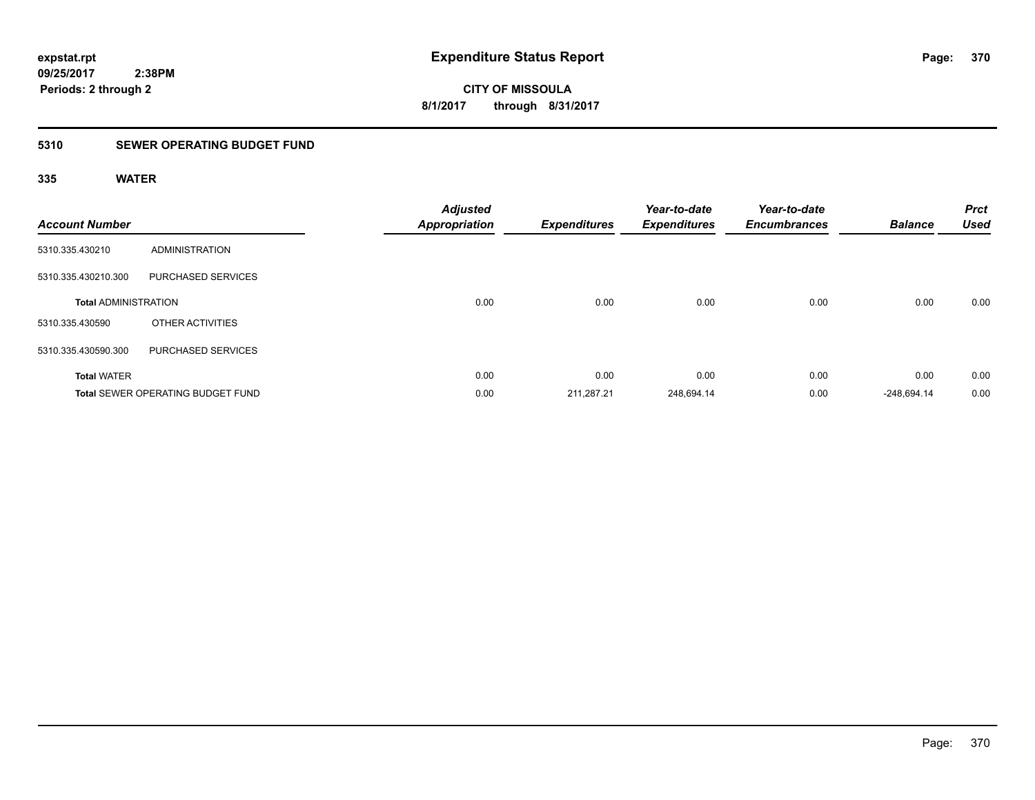**expstat.rpt**
**09/25/2017 2:38PM**
**Periods: 2 through 2**

# Expenditure Status Report

**CITY OF MISSOULA**
**8/1/2017 through 8/31/2017**

## 5310 SEWER OPERATING BUDGET FUND

### 335 WATER

| Account Number | | Adjusted Appropriation | Expenditures | Year-to-date Expenditures | Year-to-date Encumbrances | Balance | Prct Used |
|---|---|---|---|---|---|---|---|
| 5310.335.430210 | ADMINISTRATION | | | | | | |
| 5310.335.430210.300 | PURCHASED SERVICES | | | | | | |
| **Total** ADMINISTRATION | | 0.00 | 0.00 | 0.00 | 0.00 | 0.00 | 0.00 |
| 5310.335.430590 | OTHER ACTIVITIES | | | | | | |
| 5310.335.430590.300 | PURCHASED SERVICES | | | | | | |
| **Total** WATER | | 0.00 | 0.00 | 0.00 | 0.00 | 0.00 | 0.00 |
| **Total** SEWER OPERATING BUDGET FUND | | 0.00 | 211,287.21 | 248,694.14 | 0.00 | -248,694.14 | 0.00 |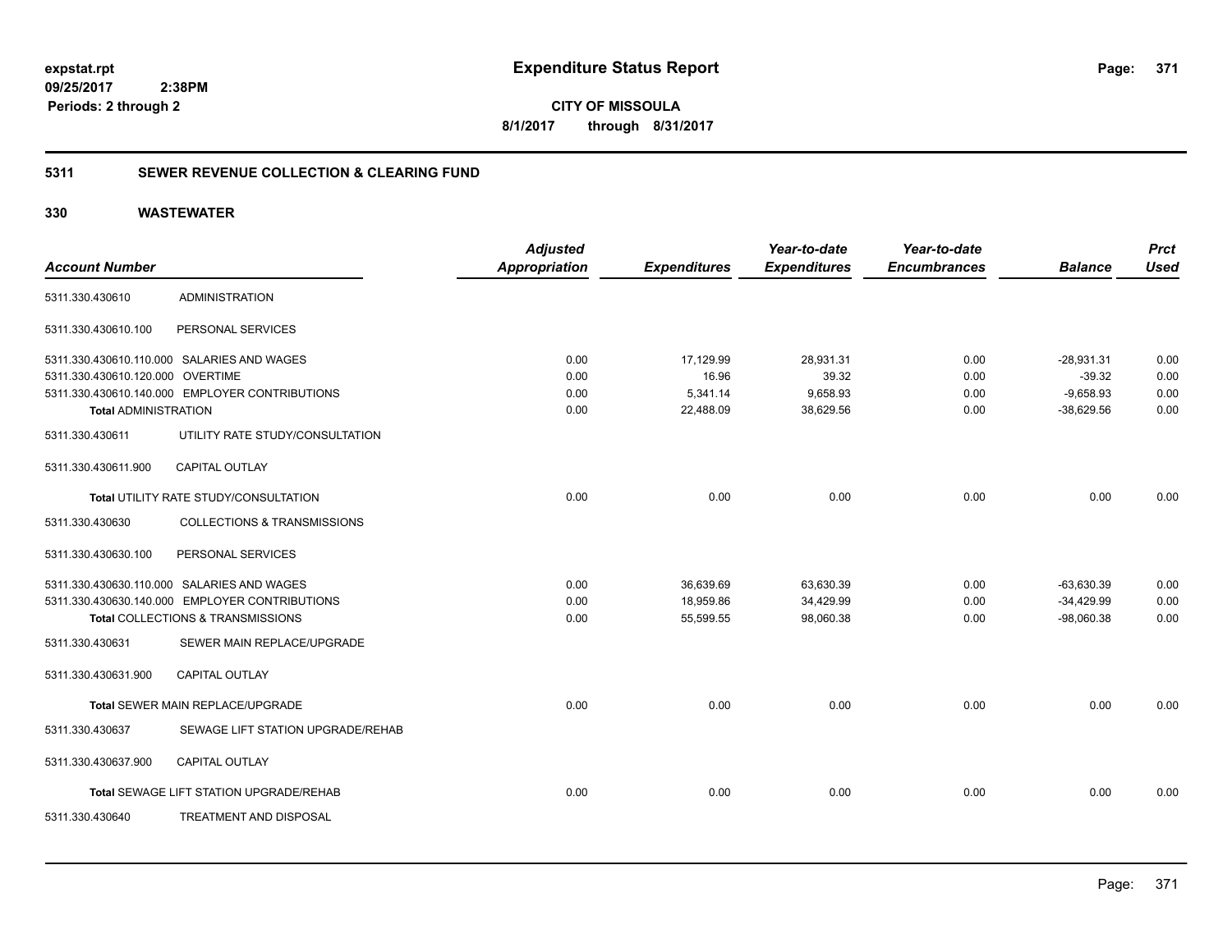# Expenditure Status Report

expstat.rpt
09/25/2017 2:38PM
Periods: 2 through 2

**CITY OF MISSOULA**
**8/1/2017 through 8/31/2017**

## 5311 SEWER REVENUE COLLECTION & CLEARING FUND

### 330 WASTEWATER

| Account Number | | Adjusted Appropriation | Expenditures | Year-to-date Expenditures | Year-to-date Encumbrances | Balance | Prct Used |
|---|---|---|---|---|---|---|---|
| 5311.330.430610 | ADMINISTRATION | | | | | | |
| 5311.330.430610.100 | PERSONAL SERVICES | | | | | | |
| 5311.330.430610.110.000 | SALARIES AND WAGES | 0.00 | 17,129.99 | 28,931.31 | 0.00 | -28,931.31 | 0.00 |
| 5311.330.430610.120.000 | OVERTIME | 0.00 | 16.96 | 39.32 | 0.00 | -39.32 | 0.00 |
| 5311.330.430610.140.000 | EMPLOYER CONTRIBUTIONS | 0.00 | 5,341.14 | 9,658.93 | 0.00 | -9,658.93 | 0.00 |
| **Total** ADMINISTRATION | | 0.00 | 22,488.09 | 38,629.56 | 0.00 | -38,629.56 | 0.00 |
| 5311.330.430611 | UTILITY RATE STUDY/CONSULTATION | | | | | | |
| 5311.330.430611.900 | CAPITAL OUTLAY | | | | | | |
| **Total** UTILITY RATE STUDY/CONSULTATION | | 0.00 | 0.00 | 0.00 | 0.00 | 0.00 | 0.00 |
| 5311.330.430630 | COLLECTIONS & TRANSMISSIONS | | | | | | |
| 5311.330.430630.100 | PERSONAL SERVICES | | | | | | |
| 5311.330.430630.110.000 | SALARIES AND WAGES | 0.00 | 36,639.69 | 63,630.39 | 0.00 | -63,630.39 | 0.00 |
| 5311.330.430630.140.000 | EMPLOYER CONTRIBUTIONS | 0.00 | 18,959.86 | 34,429.99 | 0.00 | -34,429.99 | 0.00 |
| **Total** COLLECTIONS & TRANSMISSIONS | | 0.00 | 55,599.55 | 98,060.38 | 0.00 | -98,060.38 | 0.00 |
| 5311.330.430631 | SEWER MAIN REPLACE/UPGRADE | | | | | | |
| 5311.330.430631.900 | CAPITAL OUTLAY | | | | | | |
| **Total** SEWER MAIN REPLACE/UPGRADE | | 0.00 | 0.00 | 0.00 | 0.00 | 0.00 | 0.00 |
| 5311.330.430637 | SEWAGE LIFT STATION UPGRADE/REHAB | | | | | | |
| 5311.330.430637.900 | CAPITAL OUTLAY | | | | | | |
| **Total** SEWAGE LIFT STATION UPGRADE/REHAB | | 0.00 | 0.00 | 0.00 | 0.00 | 0.00 | 0.00 |
| 5311.330.430640 | TREATMENT AND DISPOSAL | | | | | | |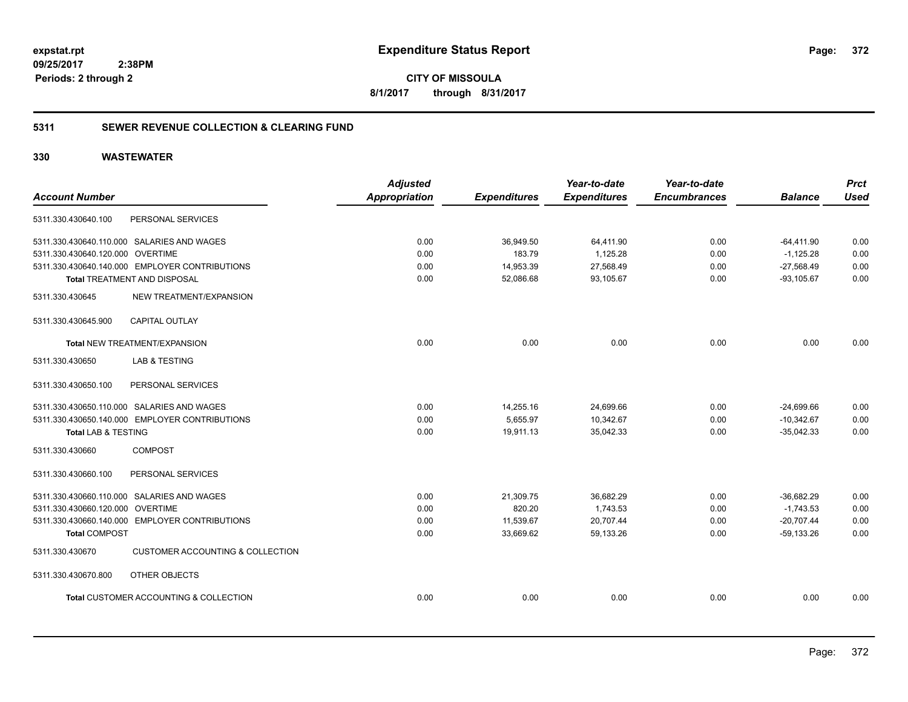**expstat.rpt**
**09/25/2017 2:38PM**
**Periods: 2 through 2**

# Expenditure Status Report

**CITY OF MISSOULA**
**8/1/2017 through 8/31/2017**

## 5311 SEWER REVENUE COLLECTION & CLEARING FUND

## 330 WASTEWATER

| Account Number | | Adjusted Appropriation | Expenditures | Year-to-date Expenditures | Year-to-date Encumbrances | Balance | Prct Used |
|---|---|---|---|---|---|---|---|
| 5311.330.430640.100 | PERSONAL SERVICES | | | | | | |
| 5311.330.430640.110.000 | SALARIES AND WAGES | 0.00 | 36,949.50 | 64,411.90 | 0.00 | -64,411.90 | 0.00 |
| 5311.330.430640.120.000 | OVERTIME | 0.00 | 183.79 | 1,125.28 | 0.00 | -1,125.28 | 0.00 |
| 5311.330.430640.140.000 | EMPLOYER CONTRIBUTIONS | 0.00 | 14,953.39 | 27,568.49 | 0.00 | -27,568.49 | 0.00 |
| **Total** TREATMENT AND DISPOSAL | | 0.00 | 52,086.68 | 93,105.67 | 0.00 | -93,105.67 | 0.00 |
| 5311.330.430645 | NEW TREATMENT/EXPANSION | | | | | | |
| 5311.330.430645.900 | CAPITAL OUTLAY | | | | | | |
| **Total** NEW TREATMENT/EXPANSION | | 0.00 | 0.00 | 0.00 | 0.00 | 0.00 | 0.00 |
| 5311.330.430650 | LAB & TESTING | | | | | | |
| 5311.330.430650.100 | PERSONAL SERVICES | | | | | | |
| 5311.330.430650.110.000 | SALARIES AND WAGES | 0.00 | 14,255.16 | 24,699.66 | 0.00 | -24,699.66 | 0.00 |
| 5311.330.430650.140.000 | EMPLOYER CONTRIBUTIONS | 0.00 | 5,655.97 | 10,342.67 | 0.00 | -10,342.67 | 0.00 |
| **Total** LAB & TESTING | | 0.00 | 19,911.13 | 35,042.33 | 0.00 | -35,042.33 | 0.00 |
| 5311.330.430660 | COMPOST | | | | | | |
| 5311.330.430660.100 | PERSONAL SERVICES | | | | | | |
| 5311.330.430660.110.000 | SALARIES AND WAGES | 0.00 | 21,309.75 | 36,682.29 | 0.00 | -36,682.29 | 0.00 |
| 5311.330.430660.120.000 | OVERTIME | 0.00 | 820.20 | 1,743.53 | 0.00 | -1,743.53 | 0.00 |
| 5311.330.430660.140.000 | EMPLOYER CONTRIBUTIONS | 0.00 | 11,539.67 | 20,707.44 | 0.00 | -20,707.44 | 0.00 |
| **Total** COMPOST | | 0.00 | 33,669.62 | 59,133.26 | 0.00 | -59,133.26 | 0.00 |
| 5311.330.430670 | CUSTOMER ACCOUNTING & COLLECTION | | | | | | |
| 5311.330.430670.800 | OTHER OBJECTS | | | | | | |
| **Total** CUSTOMER ACCOUNTING & COLLECTION | | 0.00 | 0.00 | 0.00 | 0.00 | 0.00 | 0.00 |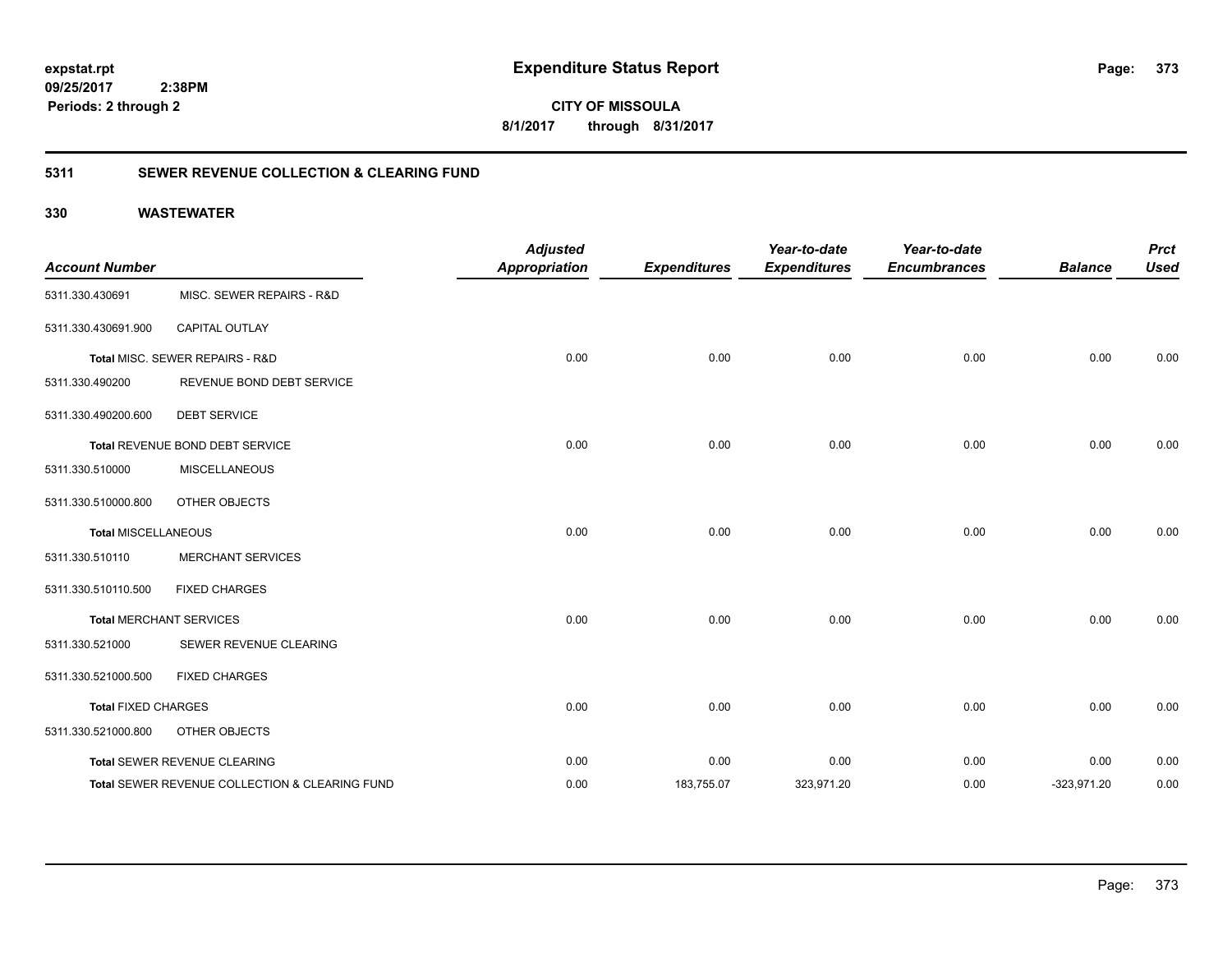**expstat.rpt**
**09/25/2017 2:38PM**
**Periods: 2 through 2**

# Expenditure Status Report

**CITY OF MISSOULA**
**8/1/2017 through 8/31/2017**

## 5311 SEWER REVENUE COLLECTION & CLEARING FUND

### 330 WASTEWATER

| Account Number | | Adjusted Appropriation | Expenditures | Year-to-date Expenditures | Year-to-date Encumbrances | Balance | Prct Used |
|---|---|---|---|---|---|---|---|
| 5311.330.430691 | MISC. SEWER REPAIRS - R&D | | | | | | |
| 5311.330.430691.900 | CAPITAL OUTLAY | | | | | | |
| **Total** MISC. SEWER REPAIRS - R&D | | 0.00 | 0.00 | 0.00 | 0.00 | 0.00 | 0.00 |
| 5311.330.490200 | REVENUE BOND DEBT SERVICE | | | | | | |
| 5311.330.490200.600 | DEBT SERVICE | | | | | | |
| **Total** REVENUE BOND DEBT SERVICE | | 0.00 | 0.00 | 0.00 | 0.00 | 0.00 | 0.00 |
| 5311.330.510000 | MISCELLANEOUS | | | | | | |
| 5311.330.510000.800 | OTHER OBJECTS | | | | | | |
| **Total** MISCELLANEOUS | | 0.00 | 0.00 | 0.00 | 0.00 | 0.00 | 0.00 |
| 5311.330.510110 | MERCHANT SERVICES | | | | | | |
| 5311.330.510110.500 | FIXED CHARGES | | | | | | |
| **Total** MERCHANT SERVICES | | 0.00 | 0.00 | 0.00 | 0.00 | 0.00 | 0.00 |
| 5311.330.521000 | SEWER REVENUE CLEARING | | | | | | |
| 5311.330.521000.500 | FIXED CHARGES | | | | | | |
| **Total** FIXED CHARGES | | 0.00 | 0.00 | 0.00 | 0.00 | 0.00 | 0.00 |
| 5311.330.521000.800 | OTHER OBJECTS | | | | | | |
| **Total** SEWER REVENUE CLEARING | | 0.00 | 0.00 | 0.00 | 0.00 | 0.00 | 0.00 |
| **Total** SEWER REVENUE COLLECTION & CLEARING FUND | | 0.00 | 183,755.07 | 323,971.20 | 0.00 | -323,971.20 | 0.00 |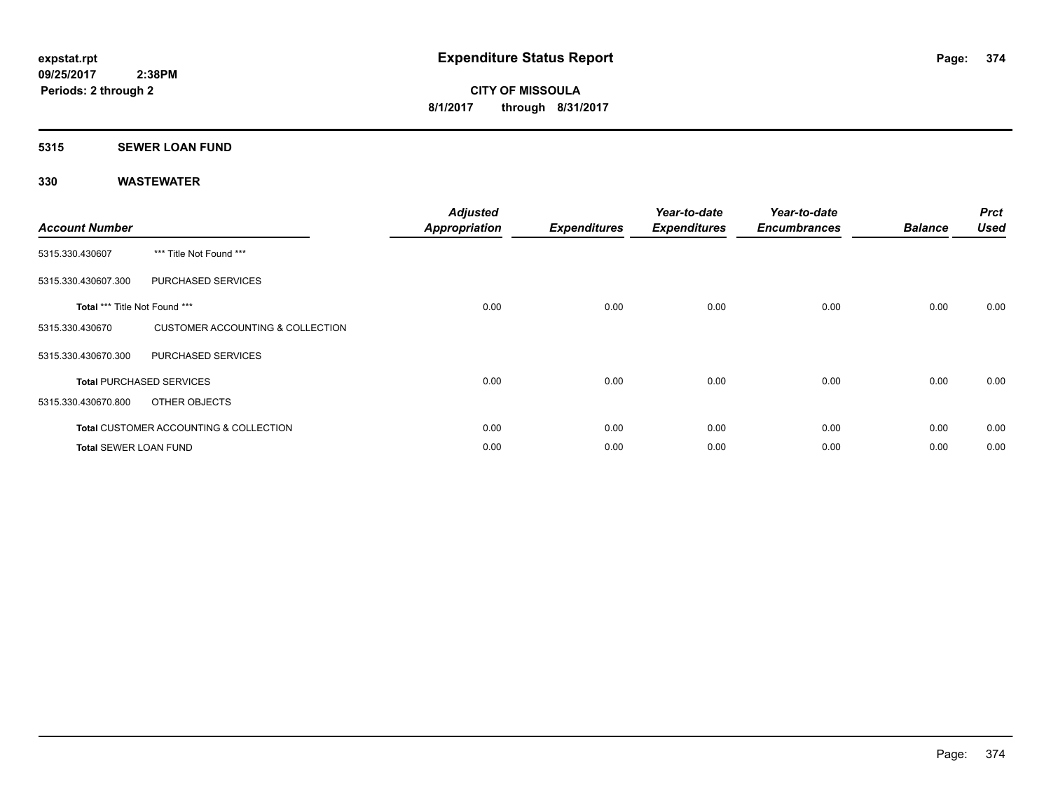**expstat.rpt**
**09/25/2017 2:38PM**
**Periods: 2 through 2**

# Expenditure Status Report

**CITY OF MISSOULA**
**8/1/2017 through 8/31/2017**

## 5315 SEWER LOAN FUND

### 330 WASTEWATER

| Account Number | | Adjusted Appropriation | Expenditures | Year-to-date Expenditures | Year-to-date Encumbrances | Balance | Prct Used |
|---|---|---|---|---|---|---|---|
| 5315.330.430607 | *** Title Not Found *** | | | | | | |
| 5315.330.430607.300 | PURCHASED SERVICES | | | | | | |
| **Total** *** Title Not Found *** | | 0.00 | 0.00 | 0.00 | 0.00 | 0.00 | 0.00 |
| 5315.330.430670 | CUSTOMER ACCOUNTING & COLLECTION | | | | | | |
| 5315.330.430670.300 | PURCHASED SERVICES | | | | | | |
| **Total** PURCHASED SERVICES | | 0.00 | 0.00 | 0.00 | 0.00 | 0.00 | 0.00 |
| 5315.330.430670.800 | OTHER OBJECTS | | | | | | |
| **Total** CUSTOMER ACCOUNTING & COLLECTION | | 0.00 | 0.00 | 0.00 | 0.00 | 0.00 | 0.00 |
| **Total** SEWER LOAN FUND | | 0.00 | 0.00 | 0.00 | 0.00 | 0.00 | 0.00 |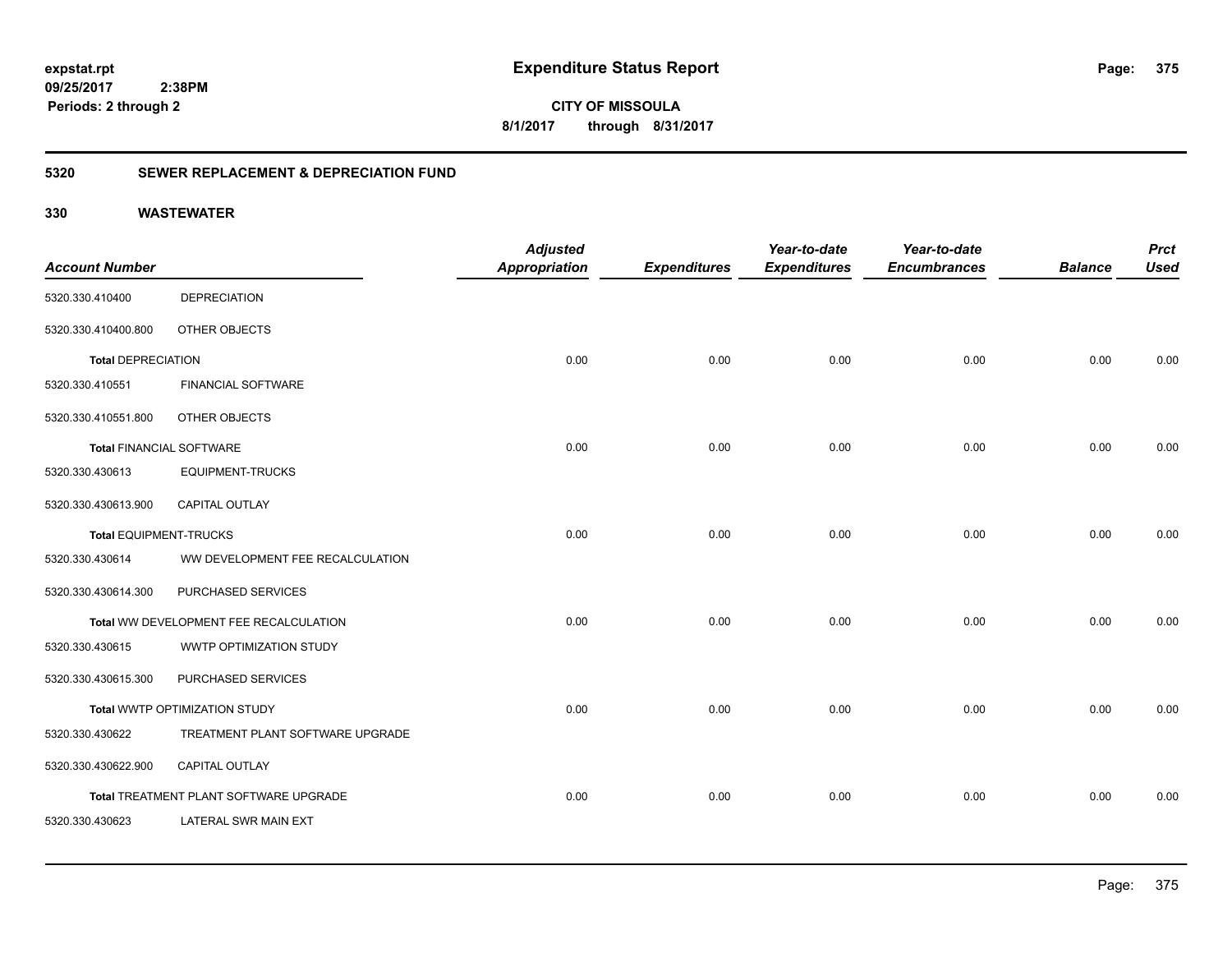**expstat.rpt**
**09/25/2017 2:38PM**
**Periods: 2 through 2**

# Expenditure Status Report

**CITY OF MISSOULA**
**8/1/2017 through 8/31/2017**

## 5320 SEWER REPLACEMENT & DEPRECIATION FUND

### 330 WASTEWATER

| Account Number | | Adjusted Appropriation | Expenditures | Year-to-date Expenditures | Year-to-date Encumbrances | Balance | Prct Used |
|---|---|---|---|---|---|---|---|
| 5320.330.410400 | DEPRECIATION | | | | | | |
| 5320.330.410400.800 | OTHER OBJECTS | | | | | | |
| **Total** DEPRECIATION | | 0.00 | 0.00 | 0.00 | 0.00 | 0.00 | 0.00 |
| 5320.330.410551 | FINANCIAL SOFTWARE | | | | | | |
| 5320.330.410551.800 | OTHER OBJECTS | | | | | | |
| **Total** FINANCIAL SOFTWARE | | 0.00 | 0.00 | 0.00 | 0.00 | 0.00 | 0.00 |
| 5320.330.430613 | EQUIPMENT-TRUCKS | | | | | | |
| 5320.330.430613.900 | CAPITAL OUTLAY | | | | | | |
| **Total** EQUIPMENT-TRUCKS | | 0.00 | 0.00 | 0.00 | 0.00 | 0.00 | 0.00 |
| 5320.330.430614 | WW DEVELOPMENT FEE RECALCULATION | | | | | | |
| 5320.330.430614.300 | PURCHASED SERVICES | | | | | | |
| **Total** WW DEVELOPMENT FEE RECALCULATION | | 0.00 | 0.00 | 0.00 | 0.00 | 0.00 | 0.00 |
| 5320.330.430615 | WWTP OPTIMIZATION STUDY | | | | | | |
| 5320.330.430615.300 | PURCHASED SERVICES | | | | | | |
| **Total** WWTP OPTIMIZATION STUDY | | 0.00 | 0.00 | 0.00 | 0.00 | 0.00 | 0.00 |
| 5320.330.430622 | TREATMENT PLANT SOFTWARE UPGRADE | | | | | | |
| 5320.330.430622.900 | CAPITAL OUTLAY | | | | | | |
| **Total** TREATMENT PLANT SOFTWARE UPGRADE | | 0.00 | 0.00 | 0.00 | 0.00 | 0.00 | 0.00 |
| 5320.330.430623 | LATERAL SWR MAIN EXT | | | | | | |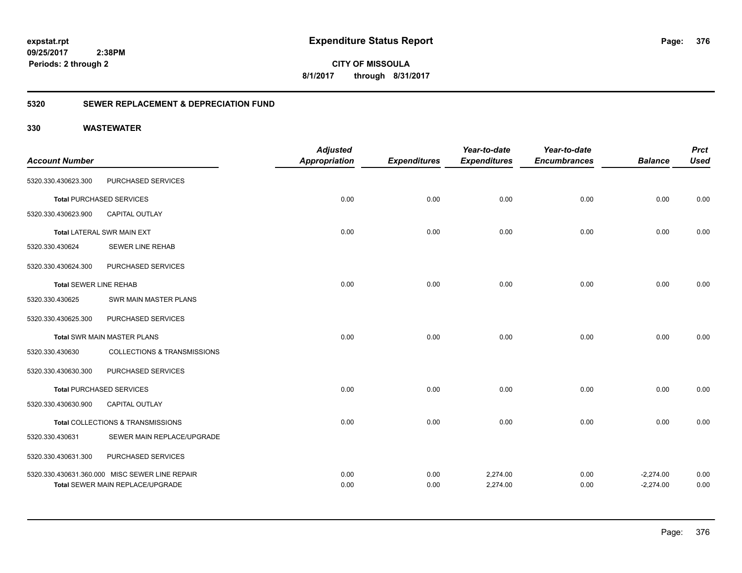**expstat.rpt**
**09/25/2017 2:38PM**
**Periods: 2 through 2**

# Expenditure Status Report

**CITY OF MISSOULA**
**8/1/2017 through 8/31/2017**

## 5320 SEWER REPLACEMENT & DEPRECIATION FUND

## 330 WASTEWATER

| Account Number | | Adjusted Appropriation | Expenditures | Year-to-date Expenditures | Year-to-date Encumbrances | Balance | Prct Used |
|---|---|---|---|---|---|---|---|
| 5320.330.430623.300 | PURCHASED SERVICES | | | | | | |
| **Total** PURCHASED SERVICES | | 0.00 | 0.00 | 0.00 | 0.00 | 0.00 | 0.00 |
| 5320.330.430623.900 | CAPITAL OUTLAY | | | | | | |
| **Total** LATERAL SWR MAIN EXT | | 0.00 | 0.00 | 0.00 | 0.00 | 0.00 | 0.00 |
| 5320.330.430624 | SEWER LINE REHAB | | | | | | |
| 5320.330.430624.300 | PURCHASED SERVICES | | | | | | |
| **Total** SEWER LINE REHAB | | 0.00 | 0.00 | 0.00 | 0.00 | 0.00 | 0.00 |
| 5320.330.430625 | SWR MAIN MASTER PLANS | | | | | | |
| 5320.330.430625.300 | PURCHASED SERVICES | | | | | | |
| **Total** SWR MAIN MASTER PLANS | | 0.00 | 0.00 | 0.00 | 0.00 | 0.00 | 0.00 |
| 5320.330.430630 | COLLECTIONS & TRANSMISSIONS | | | | | | |
| 5320.330.430630.300 | PURCHASED SERVICES | | | | | | |
| **Total** PURCHASED SERVICES | | 0.00 | 0.00 | 0.00 | 0.00 | 0.00 | 0.00 |
| 5320.330.430630.900 | CAPITAL OUTLAY | | | | | | |
| **Total** COLLECTIONS & TRANSMISSIONS | | 0.00 | 0.00 | 0.00 | 0.00 | 0.00 | 0.00 |
| 5320.330.430631 | SEWER MAIN REPLACE/UPGRADE | | | | | | |
| 5320.330.430631.300 | PURCHASED SERVICES | | | | | | |
| 5320.330.430631.360.000 | MISC SEWER LINE REPAIR | 0.00 | 0.00 | 2,274.00 | 0.00 | -2,274.00 | 0.00 |
| **Total** SEWER MAIN REPLACE/UPGRADE | | 0.00 | 0.00 | 2,274.00 | 0.00 | -2,274.00 | 0.00 |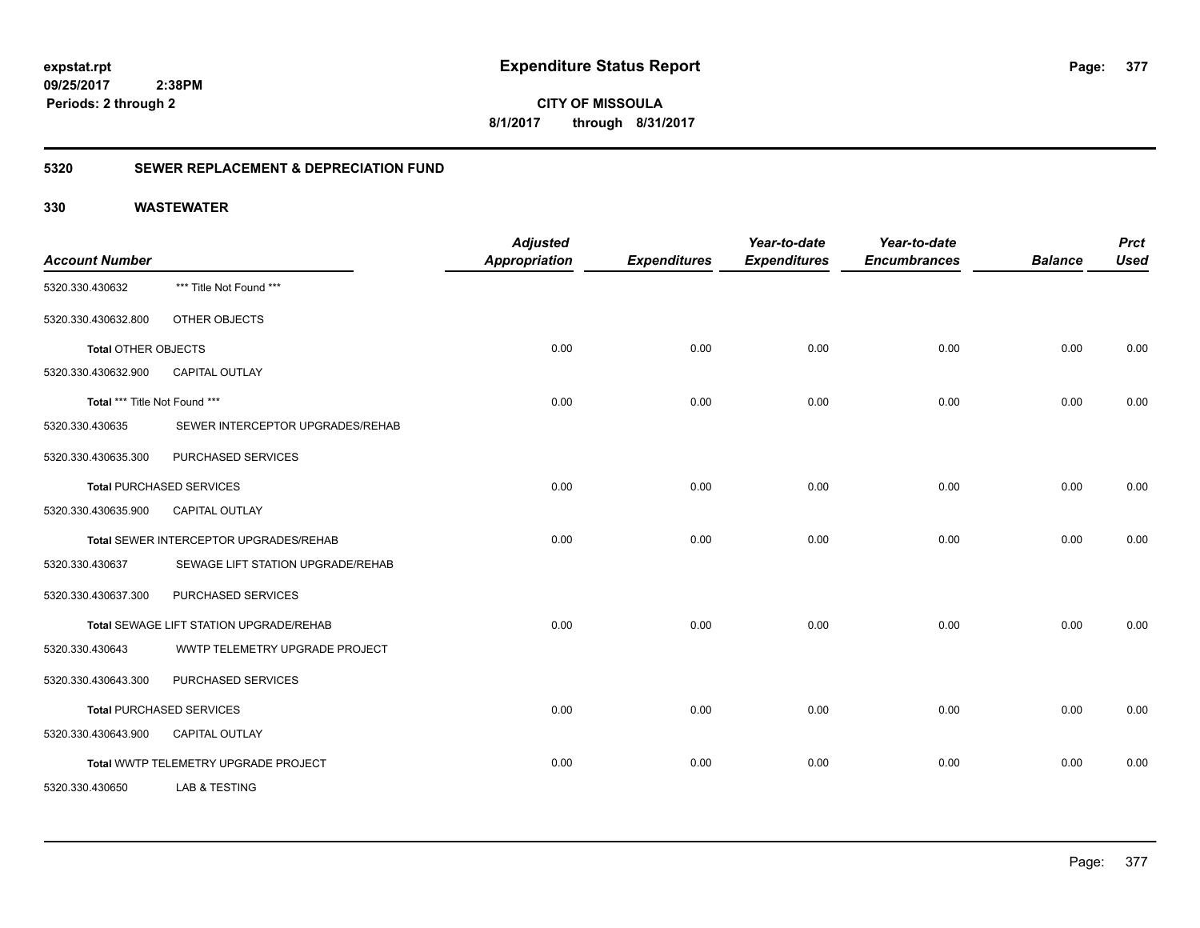**expstat.rpt**
**09/25/2017 2:38PM**
**Periods: 2 through 2**

# Expenditure Status Report

**CITY OF MISSOULA**
**8/1/2017 through 8/31/2017**

## 5320 SEWER REPLACEMENT & DEPRECIATION FUND

### 330 WASTEWATER

| Account Number | | Adjusted Appropriation | Expenditures | Year-to-date Expenditures | Year-to-date Encumbrances | Balance | Prct Used |
|---|---|---|---|---|---|---|---|
| 5320.330.430632 | *** Title Not Found *** | | | | | | |
| 5320.330.430632.800 | OTHER OBJECTS | | | | | | |
| **Total** OTHER OBJECTS | | 0.00 | 0.00 | 0.00 | 0.00 | 0.00 | 0.00 |
| 5320.330.430632.900 | CAPITAL OUTLAY | | | | | | |
| **Total** *** Title Not Found *** | | 0.00 | 0.00 | 0.00 | 0.00 | 0.00 | 0.00 |
| 5320.330.430635 | SEWER INTERCEPTOR UPGRADES/REHAB | | | | | | |
| 5320.330.430635.300 | PURCHASED SERVICES | | | | | | |
| **Total** PURCHASED SERVICES | | 0.00 | 0.00 | 0.00 | 0.00 | 0.00 | 0.00 |
| 5320.330.430635.900 | CAPITAL OUTLAY | | | | | | |
| **Total** SEWER INTERCEPTOR UPGRADES/REHAB | | 0.00 | 0.00 | 0.00 | 0.00 | 0.00 | 0.00 |
| 5320.330.430637 | SEWAGE LIFT STATION UPGRADE/REHAB | | | | | | |
| 5320.330.430637.300 | PURCHASED SERVICES | | | | | | |
| **Total** SEWAGE LIFT STATION UPGRADE/REHAB | | 0.00 | 0.00 | 0.00 | 0.00 | 0.00 | 0.00 |
| 5320.330.430643 | WWTP TELEMETRY UPGRADE PROJECT | | | | | | |
| 5320.330.430643.300 | PURCHASED SERVICES | | | | | | |
| **Total** PURCHASED SERVICES | | 0.00 | 0.00 | 0.00 | 0.00 | 0.00 | 0.00 |
| 5320.330.430643.900 | CAPITAL OUTLAY | | | | | | |
| **Total** WWTP TELEMETRY UPGRADE PROJECT | | 0.00 | 0.00 | 0.00 | 0.00 | 0.00 | 0.00 |
| 5320.330.430650 | LAB & TESTING | | | | | | |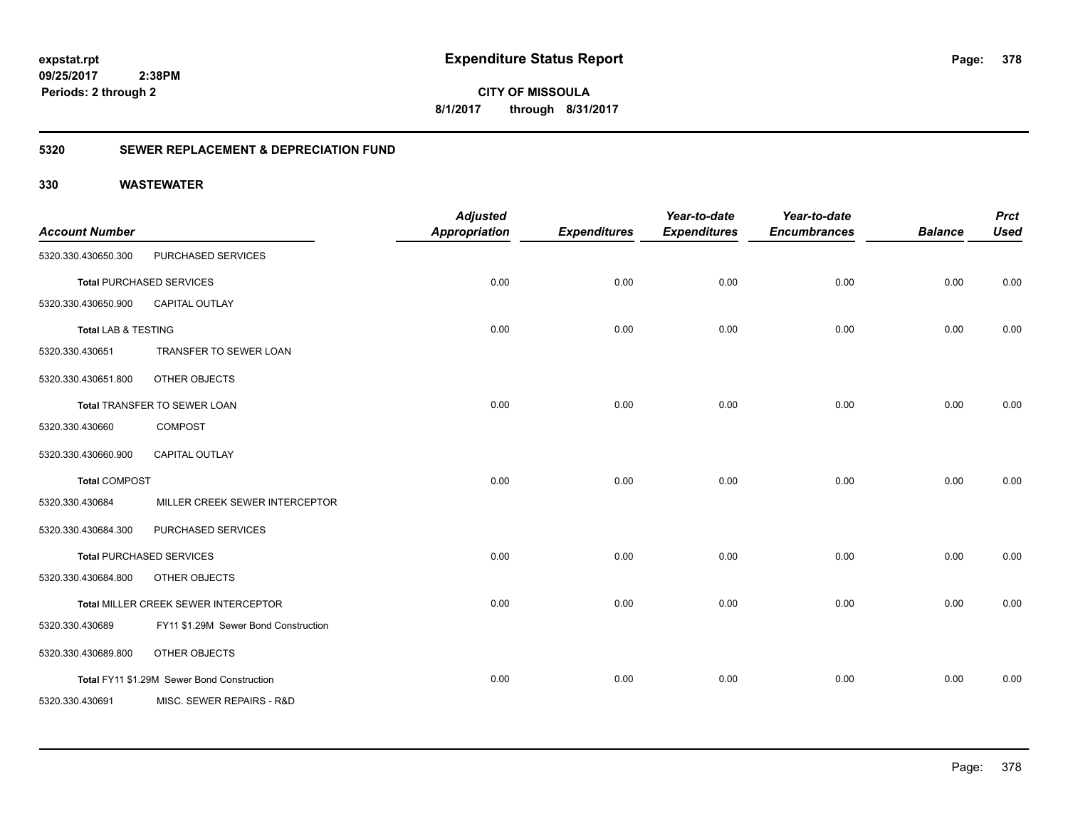# Expenditure Status Report

expstat.rpt
09/25/2017 2:38PM
Periods: 2 through 2

**CITY OF MISSOULA**
**8/1/2017 through 8/31/2017**

## 5320 SEWER REPLACEMENT & DEPRECIATION FUND

### 330 WASTEWATER

| Account Number | | Adjusted Appropriation | Expenditures | Year-to-date Expenditures | Year-to-date Encumbrances | Balance | Prct Used |
|---|---|---|---|---|---|---|---|
| 5320.330.430650.300 | PURCHASED SERVICES | | | | | | |
| **Total** PURCHASED SERVICES | | 0.00 | 0.00 | 0.00 | 0.00 | 0.00 | 0.00 |
| 5320.330.430650.900 | CAPITAL OUTLAY | | | | | | |
| **Total** LAB & TESTING | | 0.00 | 0.00 | 0.00 | 0.00 | 0.00 | 0.00 |
| 5320.330.430651 | TRANSFER TO SEWER LOAN | | | | | | |
| 5320.330.430651.800 | OTHER OBJECTS | | | | | | |
| **Total** TRANSFER TO SEWER LOAN | | 0.00 | 0.00 | 0.00 | 0.00 | 0.00 | 0.00 |
| 5320.330.430660 | COMPOST | | | | | | |
| 5320.330.430660.900 | CAPITAL OUTLAY | | | | | | |
| **Total** COMPOST | | 0.00 | 0.00 | 0.00 | 0.00 | 0.00 | 0.00 |
| 5320.330.430684 | MILLER CREEK SEWER INTERCEPTOR | | | | | | |
| 5320.330.430684.300 | PURCHASED SERVICES | | | | | | |
| **Total** PURCHASED SERVICES | | 0.00 | 0.00 | 0.00 | 0.00 | 0.00 | 0.00 |
| 5320.330.430684.800 | OTHER OBJECTS | | | | | | |
| **Total** MILLER CREEK SEWER INTERCEPTOR | | 0.00 | 0.00 | 0.00 | 0.00 | 0.00 | 0.00 |
| 5320.330.430689 | FY11 $1.29M Sewer Bond Construction | | | | | | |
| 5320.330.430689.800 | OTHER OBJECTS | | | | | | |
| **Total** FY11 $1.29M Sewer Bond Construction | | 0.00 | 0.00 | 0.00 | 0.00 | 0.00 | 0.00 |
| 5320.330.430691 | MISC. SEWER REPAIRS - R&D | | | | | | |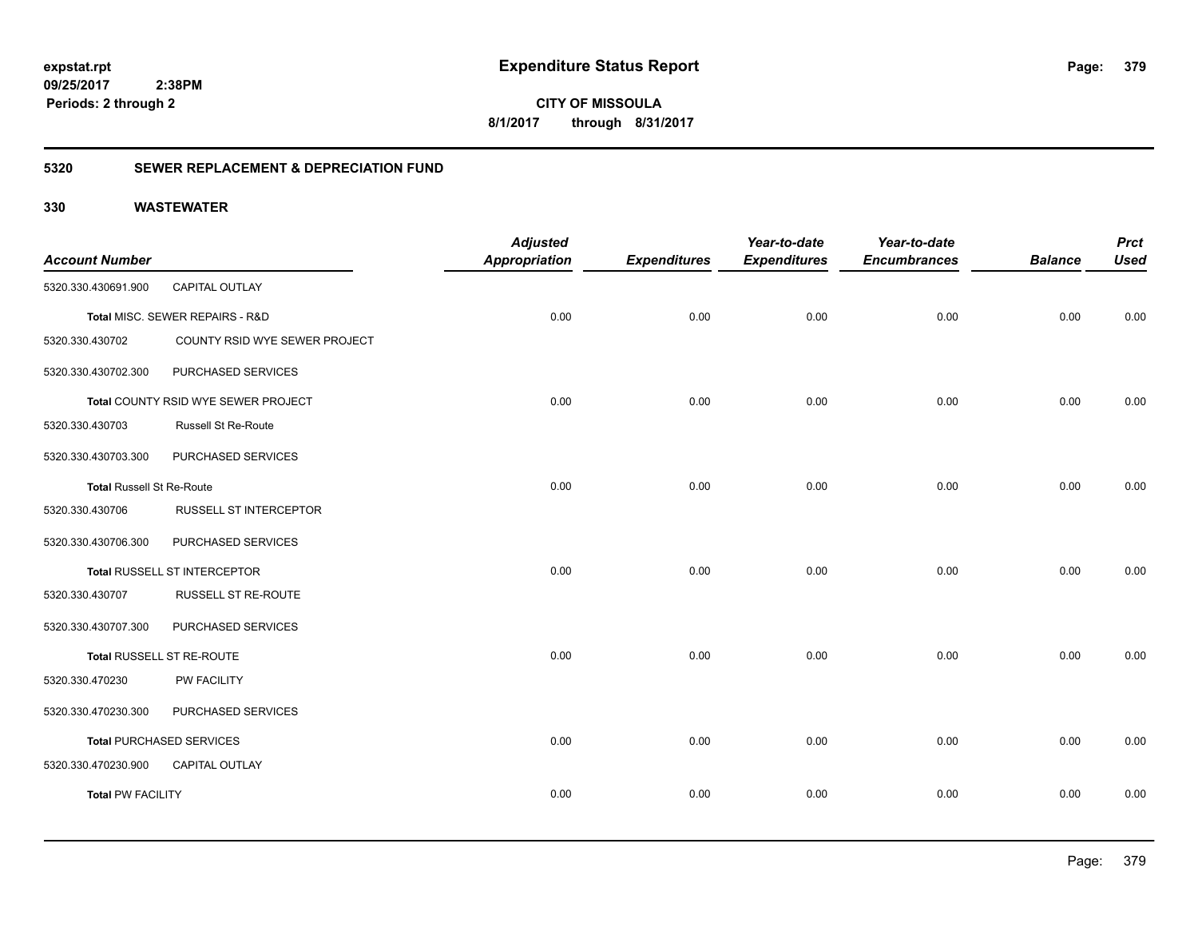**expstat.rpt**
**09/25/2017 2:38PM**
**Periods: 2 through 2**

# Expenditure Status Report

**CITY OF MISSOULA**
**8/1/2017 through 8/31/2017**

## 5320 SEWER REPLACEMENT & DEPRECIATION FUND

### 330 WASTEWATER

| Account Number | | Adjusted Appropriation | Expenditures | Year-to-date Expenditures | Year-to-date Encumbrances | Balance | Prct Used |
|---|---|---|---|---|---|---|---|
| 5320.330.430691.900 | CAPITAL OUTLAY | | | | | | |
| Total MISC. SEWER REPAIRS - R&D | | 0.00 | 0.00 | 0.00 | 0.00 | 0.00 | 0.00 |
| 5320.330.430702 | COUNTY RSID WYE SEWER PROJECT | | | | | | |
| 5320.330.430702.300 | PURCHASED SERVICES | | | | | | |
| Total COUNTY RSID WYE SEWER PROJECT | | 0.00 | 0.00 | 0.00 | 0.00 | 0.00 | 0.00 |
| 5320.330.430703 | Russell St Re-Route | | | | | | |
| 5320.330.430703.300 | PURCHASED SERVICES | | | | | | |
| Total Russell St Re-Route | | 0.00 | 0.00 | 0.00 | 0.00 | 0.00 | 0.00 |
| 5320.330.430706 | RUSSELL ST INTERCEPTOR | | | | | | |
| 5320.330.430706.300 | PURCHASED SERVICES | | | | | | |
| Total RUSSELL ST INTERCEPTOR | | 0.00 | 0.00 | 0.00 | 0.00 | 0.00 | 0.00 |
| 5320.330.430707 | RUSSELL ST RE-ROUTE | | | | | | |
| 5320.330.430707.300 | PURCHASED SERVICES | | | | | | |
| Total RUSSELL ST RE-ROUTE | | 0.00 | 0.00 | 0.00 | 0.00 | 0.00 | 0.00 |
| 5320.330.470230 | PW FACILITY | | | | | | |
| 5320.330.470230.300 | PURCHASED SERVICES | | | | | | |
| Total PURCHASED SERVICES | | 0.00 | 0.00 | 0.00 | 0.00 | 0.00 | 0.00 |
| 5320.330.470230.900 | CAPITAL OUTLAY | | | | | | |
| Total PW FACILITY | | 0.00 | 0.00 | 0.00 | 0.00 | 0.00 | 0.00 |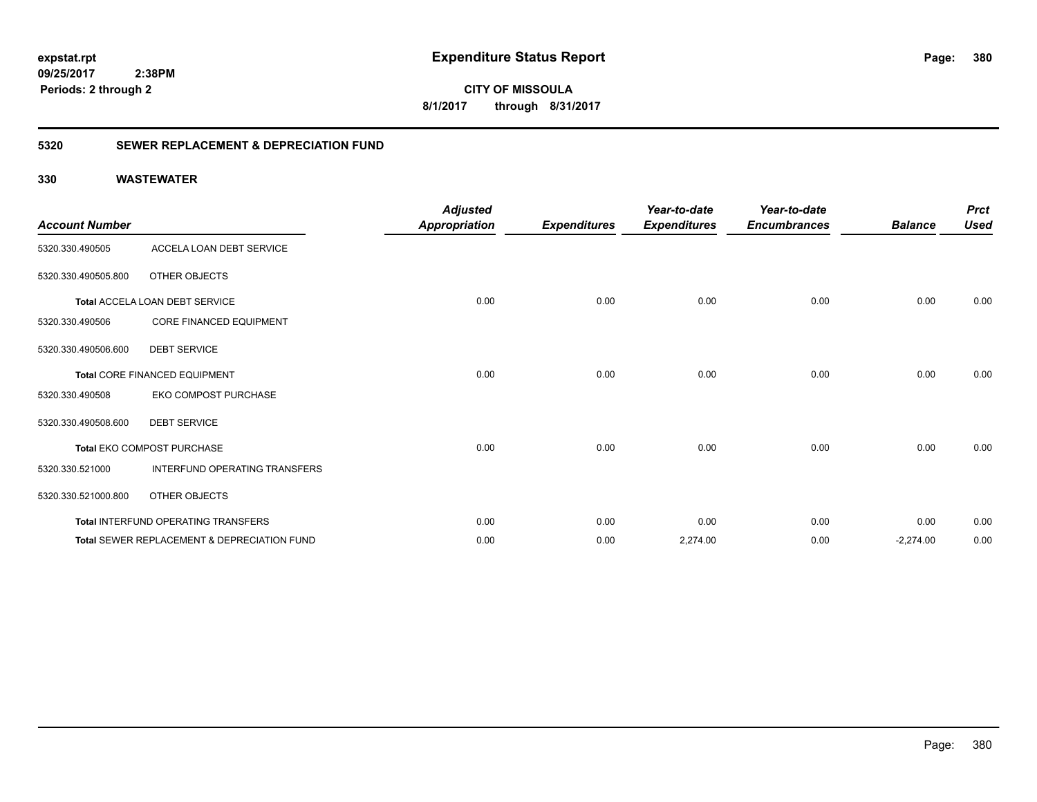**expstat.rpt**
**09/25/2017 2:38PM**
**Periods: 2 through 2**

# Expenditure Status Report

**CITY OF MISSOULA**
**8/1/2017 through 8/31/2017**

## 5320 SEWER REPLACEMENT & DEPRECIATION FUND

## 330 WASTEWATER

| Account Number | | Adjusted Appropriation | Expenditures | Year-to-date Expenditures | Year-to-date Encumbrances | Balance | Prct Used |
|---|---|---|---|---|---|---|---|
| 5320.330.490505 | ACCELA LOAN DEBT SERVICE | | | | | | |
| 5320.330.490505.800 | OTHER OBJECTS | | | | | | |
| **Total** ACCELA LOAN DEBT SERVICE | | 0.00 | 0.00 | 0.00 | 0.00 | 0.00 | 0.00 |
| 5320.330.490506 | CORE FINANCED EQUIPMENT | | | | | | |
| 5320.330.490506.600 | DEBT SERVICE | | | | | | |
| **Total** CORE FINANCED EQUIPMENT | | 0.00 | 0.00 | 0.00 | 0.00 | 0.00 | 0.00 |
| 5320.330.490508 | EKO COMPOST PURCHASE | | | | | | |
| 5320.330.490508.600 | DEBT SERVICE | | | | | | |
| **Total** EKO COMPOST PURCHASE | | 0.00 | 0.00 | 0.00 | 0.00 | 0.00 | 0.00 |
| 5320.330.521000 | INTERFUND OPERATING TRANSFERS | | | | | | |
| 5320.330.521000.800 | OTHER OBJECTS | | | | | | |
| **Total** INTERFUND OPERATING TRANSFERS | | 0.00 | 0.00 | 0.00 | 0.00 | 0.00 | 0.00 |
| **Total** SEWER REPLACEMENT & DEPRECIATION FUND | | 0.00 | 0.00 | 2,274.00 | 0.00 | -2,274.00 | 0.00 |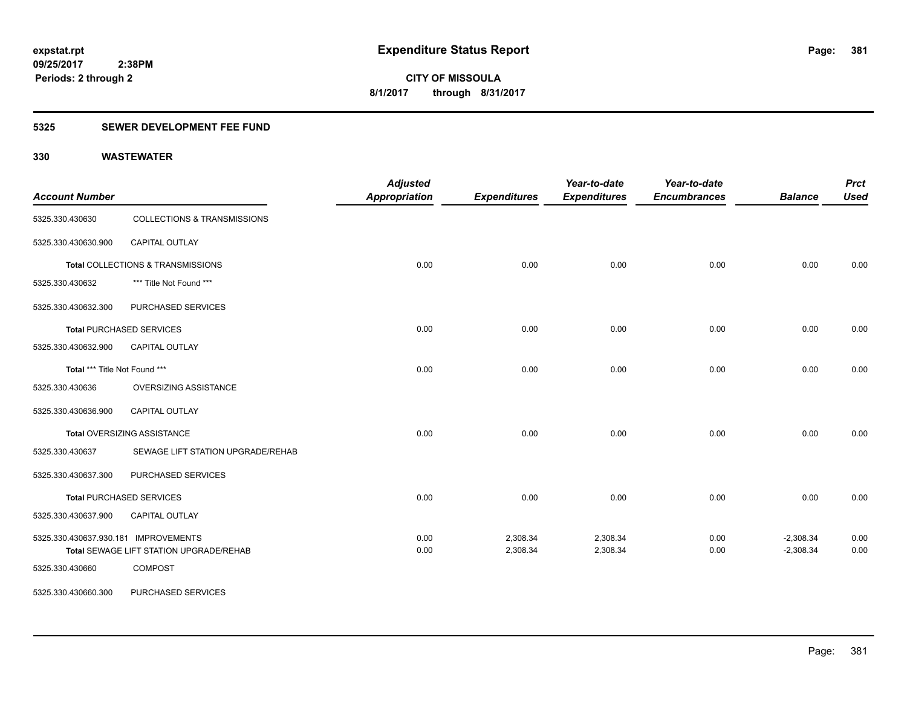# Expenditure Status Report

expstat.rpt
09/25/2017 2:38PM
Periods: 2 through 2

**CITY OF MISSOULA**
**8/1/2017 through 8/31/2017**

## 5325 SEWER DEVELOPMENT FEE FUND

### 330 WASTEWATER

| Account Number | | Adjusted Appropriation | Expenditures | Year-to-date Expenditures | Year-to-date Encumbrances | Balance | Prct Used |
|---|---|---|---|---|---|---|---|
| 5325.330.430630 | COLLECTIONS & TRANSMISSIONS | | | | | | |
| 5325.330.430630.900 | CAPITAL OUTLAY | | | | | | |
| | **Total** COLLECTIONS & TRANSMISSIONS | 0.00 | 0.00 | 0.00 | 0.00 | 0.00 | 0.00 |
| 5325.330.430632 | *** Title Not Found *** | | | | | | |
| 5325.330.430632.300 | PURCHASED SERVICES | | | | | | |
| | **Total** PURCHASED SERVICES | 0.00 | 0.00 | 0.00 | 0.00 | 0.00 | 0.00 |
| 5325.330.430632.900 | CAPITAL OUTLAY | | | | | | |
| | **Total** *** Title Not Found *** | 0.00 | 0.00 | 0.00 | 0.00 | 0.00 | 0.00 |
| 5325.330.430636 | OVERSIZING ASSISTANCE | | | | | | |
| 5325.330.430636.900 | CAPITAL OUTLAY | | | | | | |
| | **Total** OVERSIZING ASSISTANCE | 0.00 | 0.00 | 0.00 | 0.00 | 0.00 | 0.00 |
| 5325.330.430637 | SEWAGE LIFT STATION UPGRADE/REHAB | | | | | | |
| 5325.330.430637.300 | PURCHASED SERVICES | | | | | | |
| | **Total** PURCHASED SERVICES | 0.00 | 0.00 | 0.00 | 0.00 | 0.00 | 0.00 |
| 5325.330.430637.900 | CAPITAL OUTLAY | | | | | | |
| 5325.330.430637.930.181 | IMPROVEMENTS | 0.00 | 2,308.34 | 2,308.34 | 0.00 | -2,308.34 | 0.00 |
| | **Total** SEWAGE LIFT STATION UPGRADE/REHAB | 0.00 | 2,308.34 | 2,308.34 | 0.00 | -2,308.34 | 0.00 |
| 5325.330.430660 | COMPOST | | | | | | |
| 5325.330.430660.300 | PURCHASED SERVICES | | | | | | |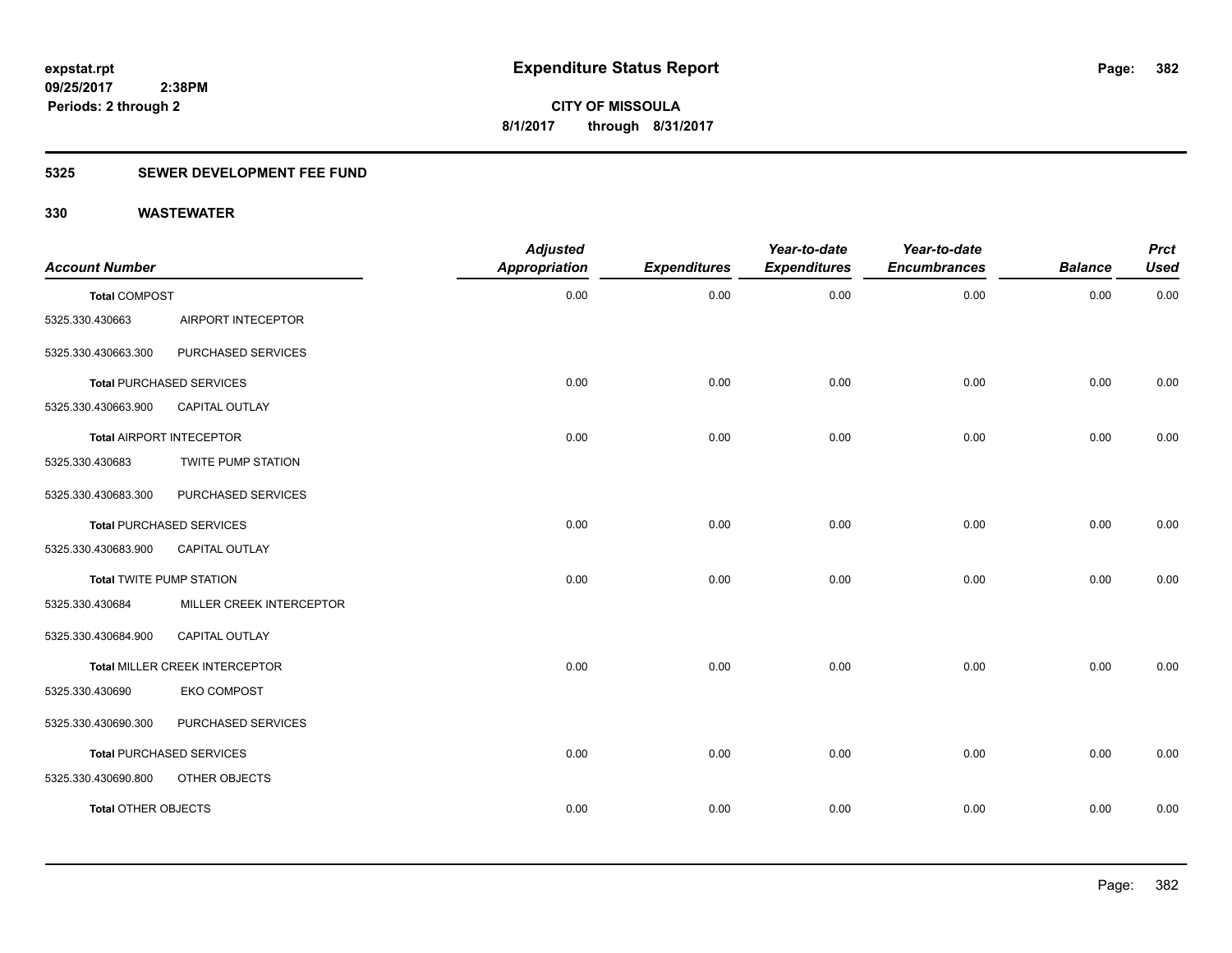# Expenditure Status Report

expstat.rpt
09/25/2017 2:38PM
Periods: 2 through 2

**CITY OF MISSOULA**
**8/1/2017 through 8/31/2017**

## 5325 SEWER DEVELOPMENT FEE FUND

### 330 WASTEWATER

| Account Number | | Adjusted Appropriation | Expenditures | Year-to-date Expenditures | Year-to-date Encumbrances | Balance | Prct Used |
|---|---|---|---|---|---|---|---|
| **Total** COMPOST | | 0.00 | 0.00 | 0.00 | 0.00 | 0.00 | 0.00 |
| 5325.330.430663 | AIRPORT INTECEPTOR | | | | | | |
| 5325.330.430663.300 | PURCHASED SERVICES | | | | | | |
| **Total** PURCHASED SERVICES | | 0.00 | 0.00 | 0.00 | 0.00 | 0.00 | 0.00 |
| 5325.330.430663.900 | CAPITAL OUTLAY | | | | | | |
| **Total** AIRPORT INTECEPTOR | | 0.00 | 0.00 | 0.00 | 0.00 | 0.00 | 0.00 |
| 5325.330.430683 | TWITE PUMP STATION | | | | | | |
| 5325.330.430683.300 | PURCHASED SERVICES | | | | | | |
| **Total** PURCHASED SERVICES | | 0.00 | 0.00 | 0.00 | 0.00 | 0.00 | 0.00 |
| 5325.330.430683.900 | CAPITAL OUTLAY | | | | | | |
| **Total** TWITE PUMP STATION | | 0.00 | 0.00 | 0.00 | 0.00 | 0.00 | 0.00 |
| 5325.330.430684 | MILLER CREEK INTERCEPTOR | | | | | | |
| 5325.330.430684.900 | CAPITAL OUTLAY | | | | | | |
| **Total** MILLER CREEK INTERCEPTOR | | 0.00 | 0.00 | 0.00 | 0.00 | 0.00 | 0.00 |
| 5325.330.430690 | EKO COMPOST | | | | | | |
| 5325.330.430690.300 | PURCHASED SERVICES | | | | | | |
| **Total** PURCHASED SERVICES | | 0.00 | 0.00 | 0.00 | 0.00 | 0.00 | 0.00 |
| 5325.330.430690.800 | OTHER OBJECTS | | | | | | |
| **Total** OTHER OBJECTS | | 0.00 | 0.00 | 0.00 | 0.00 | 0.00 | 0.00 |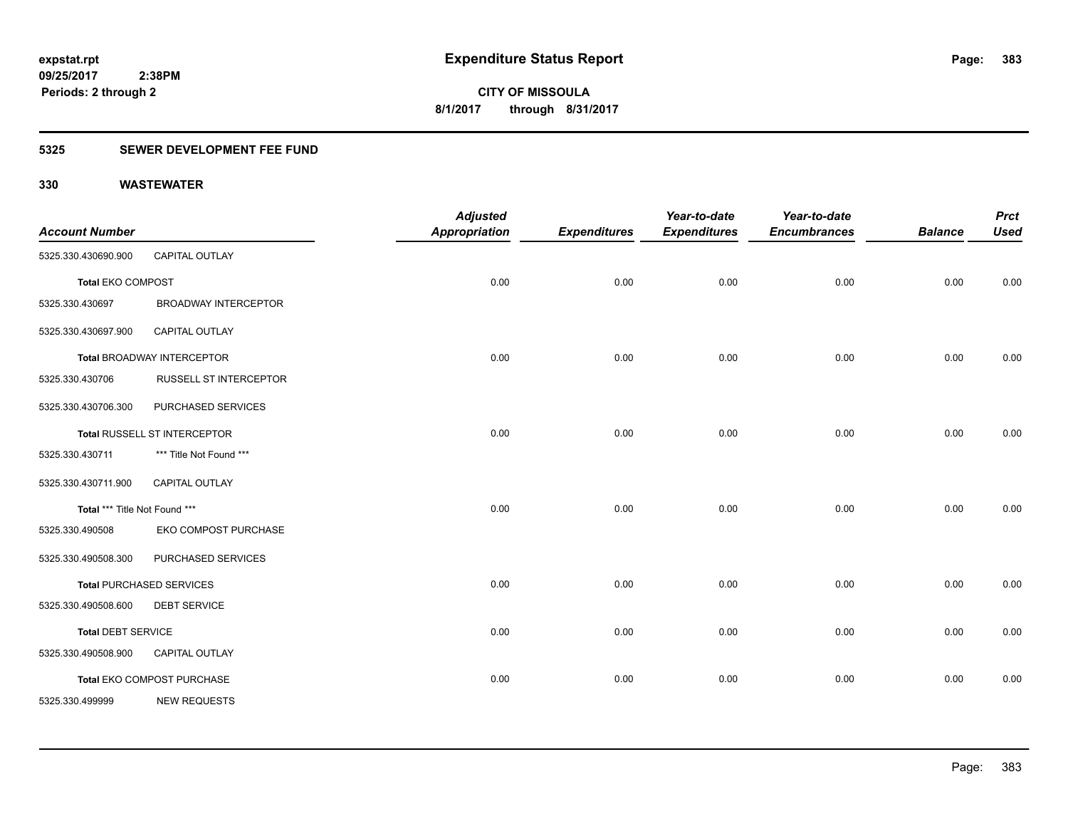**expstat.rpt**
**09/25/2017 2:38PM**
**Periods: 2 through 2**

# Expenditure Status Report

**CITY OF MISSOULA**
**8/1/2017 through 8/31/2017**

## 5325 SEWER DEVELOPMENT FEE FUND

### 330 WASTEWATER

| Account Number | | Adjusted Appropriation | Expenditures | Year-to-date Expenditures | Year-to-date Encumbrances | Balance | Prct Used |
|---|---|---|---|---|---|---|---|
| 5325.330.430690.900 | CAPITAL OUTLAY | | | | | | |
| **Total** EKO COMPOST | | 0.00 | 0.00 | 0.00 | 0.00 | 0.00 | 0.00 |
| 5325.330.430697 | BROADWAY INTERCEPTOR | | | | | | |
| 5325.330.430697.900 | CAPITAL OUTLAY | | | | | | |
| **Total** BROADWAY INTERCEPTOR | | 0.00 | 0.00 | 0.00 | 0.00 | 0.00 | 0.00 |
| 5325.330.430706 | RUSSELL ST INTERCEPTOR | | | | | | |
| 5325.330.430706.300 | PURCHASED SERVICES | | | | | | |
| **Total** RUSSELL ST INTERCEPTOR | | 0.00 | 0.00 | 0.00 | 0.00 | 0.00 | 0.00 |
| 5325.330.430711 | *** Title Not Found *** | | | | | | |
| 5325.330.430711.900 | CAPITAL OUTLAY | | | | | | |
| **Total** *** Title Not Found *** | | 0.00 | 0.00 | 0.00 | 0.00 | 0.00 | 0.00 |
| 5325.330.490508 | EKO COMPOST PURCHASE | | | | | | |
| 5325.330.490508.300 | PURCHASED SERVICES | | | | | | |
| **Total** PURCHASED SERVICES | | 0.00 | 0.00 | 0.00 | 0.00 | 0.00 | 0.00 |
| 5325.330.490508.600 | DEBT SERVICE | | | | | | |
| **Total** DEBT SERVICE | | 0.00 | 0.00 | 0.00 | 0.00 | 0.00 | 0.00 |
| 5325.330.490508.900 | CAPITAL OUTLAY | | | | | | |
| **Total** EKO COMPOST PURCHASE | | 0.00 | 0.00 | 0.00 | 0.00 | 0.00 | 0.00 |
| 5325.330.499999 | NEW REQUESTS | | | | | | |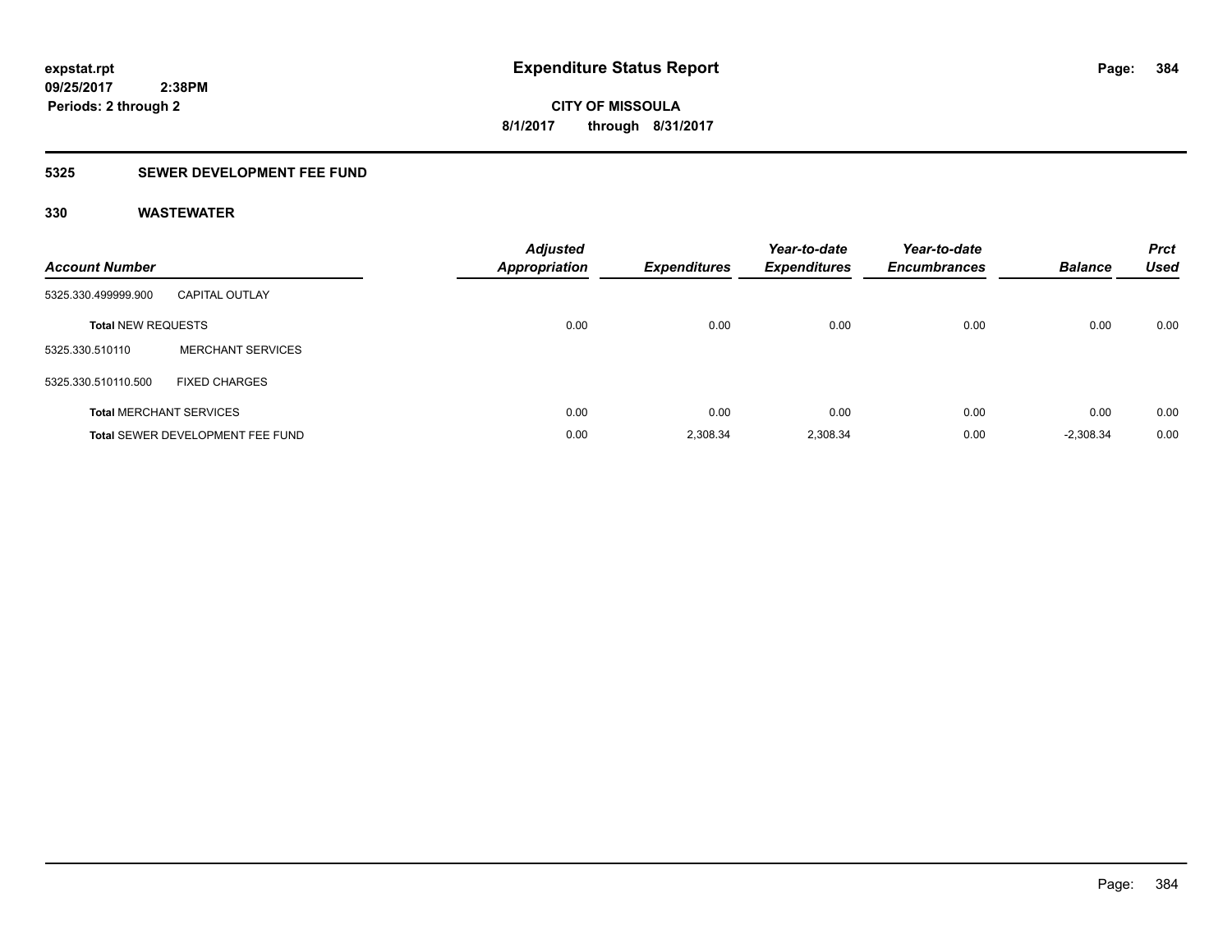**expstat.rpt**
**09/25/2017 2:38PM**
**Periods: 2 through 2**

# Expenditure Status Report

**CITY OF MISSOULA**
**8/1/2017 through 8/31/2017**

## 5325 SEWER DEVELOPMENT FEE FUND

## 330 WASTEWATER

| Account Number | | Adjusted Appropriation | Expenditures | Year-to-date Expenditures | Year-to-date Encumbrances | Balance | Prct Used |
|---|---|---|---|---|---|---|---|
| 5325.330.499999.900 | CAPITAL OUTLAY | | | | | | |
| **Total** NEW REQUESTS | | 0.00 | 0.00 | 0.00 | 0.00 | 0.00 | 0.00 |
| 5325.330.510110 | MERCHANT SERVICES | | | | | | |
| 5325.330.510110.500 | FIXED CHARGES | | | | | | |
| **Total** MERCHANT SERVICES | | 0.00 | 0.00 | 0.00 | 0.00 | 0.00 | 0.00 |
| **Total** SEWER DEVELOPMENT FEE FUND | | 0.00 | 2,308.34 | 2,308.34 | 0.00 | -2,308.34 | 0.00 |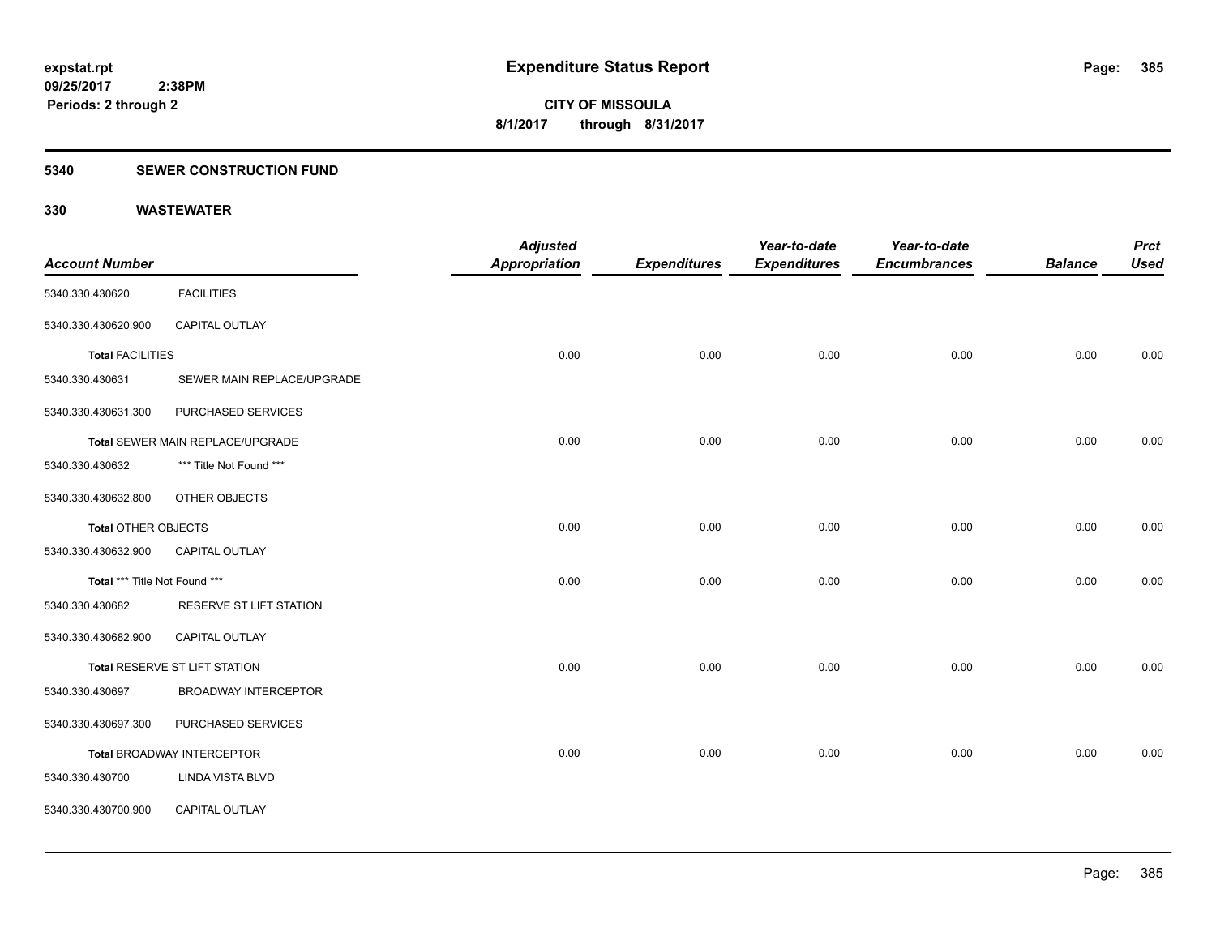**expstat.rpt**
**09/25/2017 2:38PM**
**Periods: 2 through 2**

# Expenditure Status Report

**CITY OF MISSOULA**
**8/1/2017 through 8/31/2017**

## 5340 SEWER CONSTRUCTION FUND

### 330 WASTEWATER

| Account Number | | Adjusted Appropriation | Expenditures | Year-to-date Expenditures | Year-to-date Encumbrances | Balance | Prct Used |
|---|---|---|---|---|---|---|---|
| 5340.330.430620 | FACILITIES | | | | | | |
| 5340.330.430620.900 | CAPITAL OUTLAY | | | | | | |
| **Total** FACILITIES | | 0.00 | 0.00 | 0.00 | 0.00 | 0.00 | 0.00 |
| 5340.330.430631 | SEWER MAIN REPLACE/UPGRADE | | | | | | |
| 5340.330.430631.300 | PURCHASED SERVICES | | | | | | |
| **Total** SEWER MAIN REPLACE/UPGRADE | | 0.00 | 0.00 | 0.00 | 0.00 | 0.00 | 0.00 |
| 5340.330.430632 | *** Title Not Found *** | | | | | | |
| 5340.330.430632.800 | OTHER OBJECTS | | | | | | |
| **Total** OTHER OBJECTS | | 0.00 | 0.00 | 0.00 | 0.00 | 0.00 | 0.00 |
| 5340.330.430632.900 | CAPITAL OUTLAY | | | | | | |
| **Total** *** Title Not Found *** | | 0.00 | 0.00 | 0.00 | 0.00 | 0.00 | 0.00 |
| 5340.330.430682 | RESERVE ST LIFT STATION | | | | | | |
| 5340.330.430682.900 | CAPITAL OUTLAY | | | | | | |
| **Total** RESERVE ST LIFT STATION | | 0.00 | 0.00 | 0.00 | 0.00 | 0.00 | 0.00 |
| 5340.330.430697 | BROADWAY INTERCEPTOR | | | | | | |
| 5340.330.430697.300 | PURCHASED SERVICES | | | | | | |
| **Total** BROADWAY INTERCEPTOR | | 0.00 | 0.00 | 0.00 | 0.00 | 0.00 | 0.00 |
| 5340.330.430700 | LINDA VISTA BLVD | | | | | | |
| 5340.330.430700.900 | CAPITAL OUTLAY | | | | | | |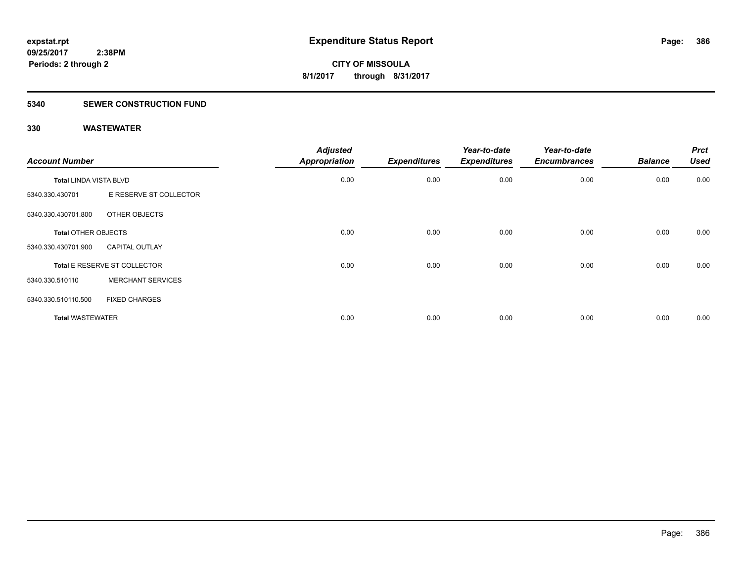**expstat.rpt**
**09/25/2017 2:38PM**
**Periods: 2 through 2**

# Expenditure Status Report

**CITY OF MISSOULA**
**8/1/2017 through 8/31/2017**

## 5340 SEWER CONSTRUCTION FUND

### 330 WASTEWATER

| Account Number | | Adjusted Appropriation | Expenditures | Year-to-date Expenditures | Year-to-date Encumbrances | Balance | Prct Used |
|---|---|---|---|---|---|---|---|
| **Total** LINDA VISTA BLVD | | 0.00 | 0.00 | 0.00 | 0.00 | 0.00 | 0.00 |
| 5340.330.430701 | E RESERVE ST COLLECTOR | | | | | | |
| 5340.330.430701.800 | OTHER OBJECTS | | | | | | |
| **Total** OTHER OBJECTS | | 0.00 | 0.00 | 0.00 | 0.00 | 0.00 | 0.00 |
| 5340.330.430701.900 | CAPITAL OUTLAY | | | | | | |
| **Total** E RESERVE ST COLLECTOR | | 0.00 | 0.00 | 0.00 | 0.00 | 0.00 | 0.00 |
| 5340.330.510110 | MERCHANT SERVICES | | | | | | |
| 5340.330.510110.500 | FIXED CHARGES | | | | | | |
| **Total WASTEWATER** | | 0.00 | 0.00 | 0.00 | 0.00 | 0.00 | 0.00 |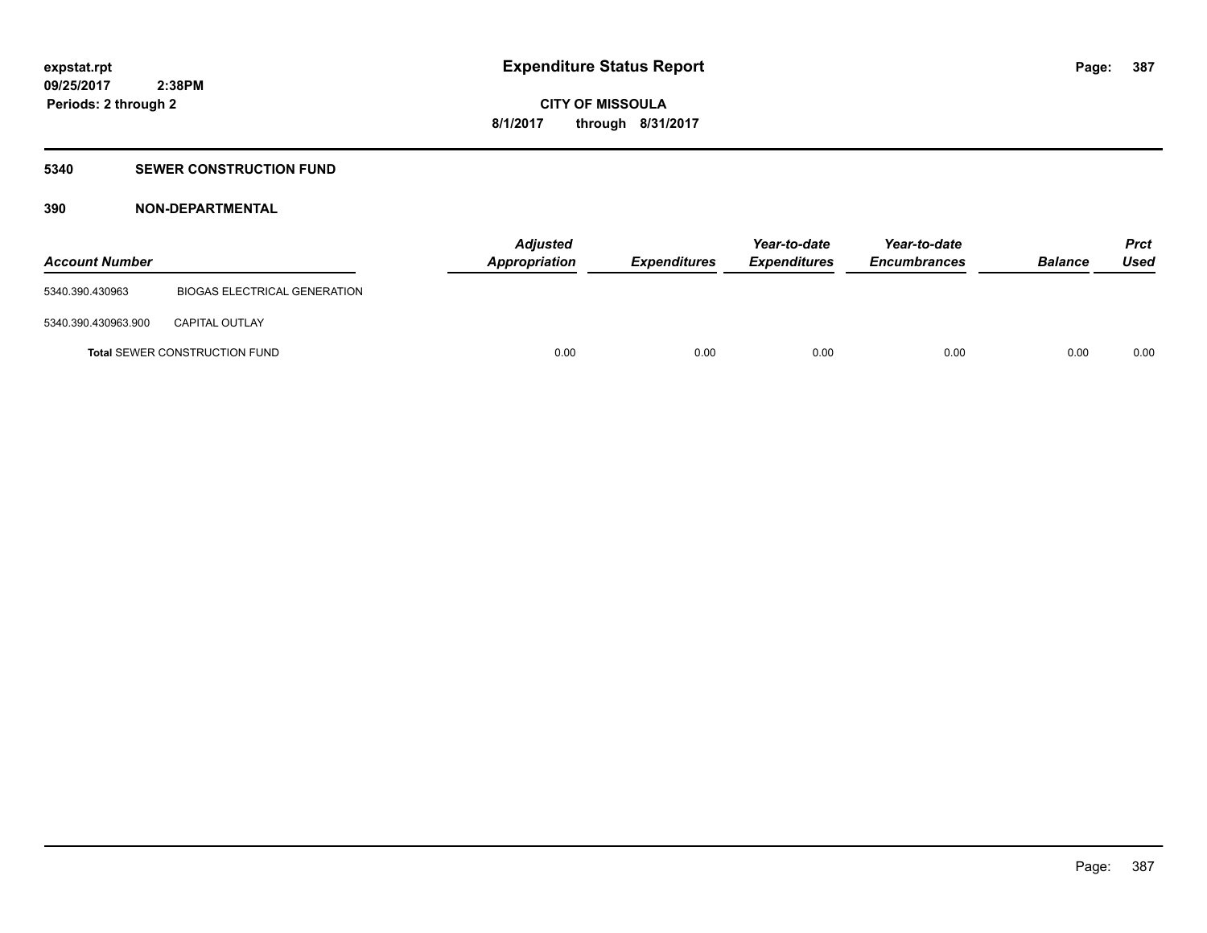# Expenditure Status Report

**expstat.rpt**
**09/25/2017 2:38PM**
**Periods: 2 through 2**

**CITY OF MISSOULA**
**8/1/2017 through 8/31/2017**

## 5340 SEWER CONSTRUCTION FUND

### 390 NON-DEPARTMENTAL

| Account Number | | Adjusted Appropriation | Expenditures | Year-to-date Expenditures | Year-to-date Encumbrances | Balance | Prct Used |
|---|---|---|---|---|---|---|---|
| 5340.390.430963 | BIOGAS ELECTRICAL GENERATION | | | | | | |
| 5340.390.430963.900 | CAPITAL OUTLAY | | | | | | |
| **Total** SEWER CONSTRUCTION FUND | | 0.00 | 0.00 | 0.00 | 0.00 | 0.00 | 0.00 |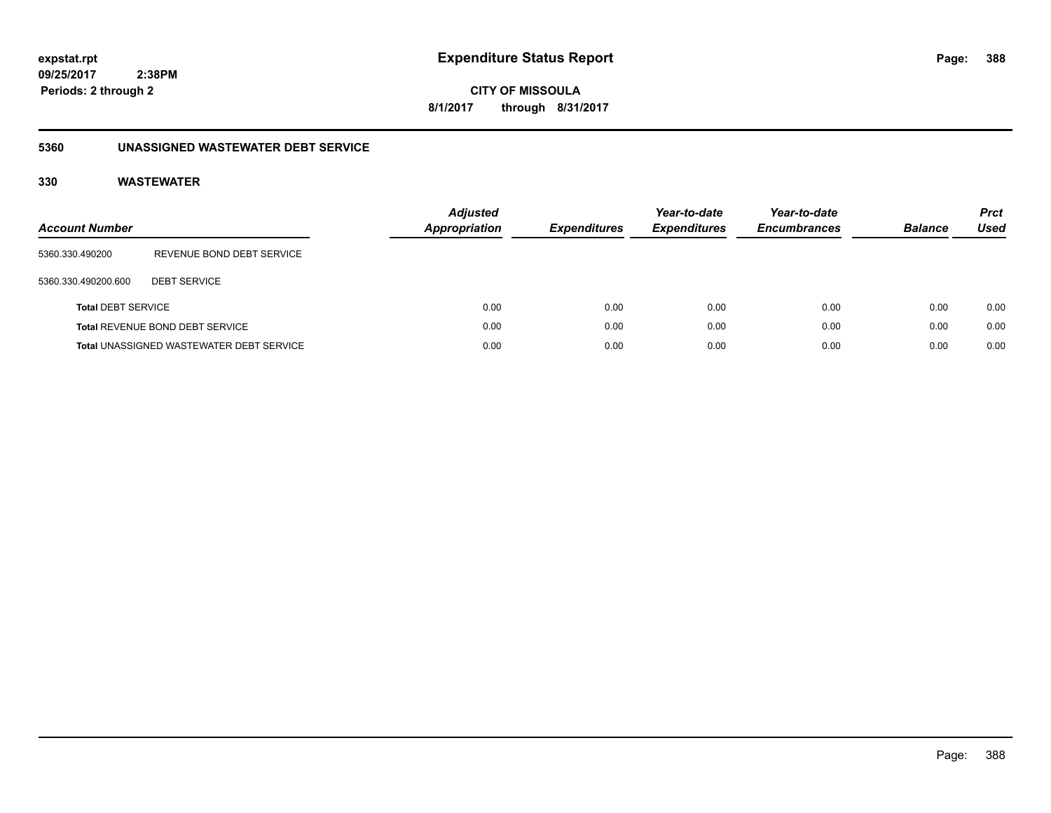**expstat.rpt**
**09/25/2017 2:38PM**
**Periods: 2 through 2**

# Expenditure Status Report

**CITY OF MISSOULA**
**8/1/2017 through 8/31/2017**

## 5360 UNASSIGNED WASTEWATER DEBT SERVICE

### 330 WASTEWATER

| Account Number | | Adjusted Appropriation | Expenditures | Year-to-date Expenditures | Year-to-date Encumbrances | Balance | Prct Used |
|---|---|---|---|---|---|---|---|
| 5360.330.490200 | REVENUE BOND DEBT SERVICE | | | | | | |
| 5360.330.490200.600 | DEBT SERVICE | | | | | | |
| **Total** DEBT SERVICE | | 0.00 | 0.00 | 0.00 | 0.00 | 0.00 | 0.00 |
| **Total** REVENUE BOND DEBT SERVICE | | 0.00 | 0.00 | 0.00 | 0.00 | 0.00 | 0.00 |
| **Total** UNASSIGNED WASTEWATER DEBT SERVICE | | 0.00 | 0.00 | 0.00 | 0.00 | 0.00 | 0.00 |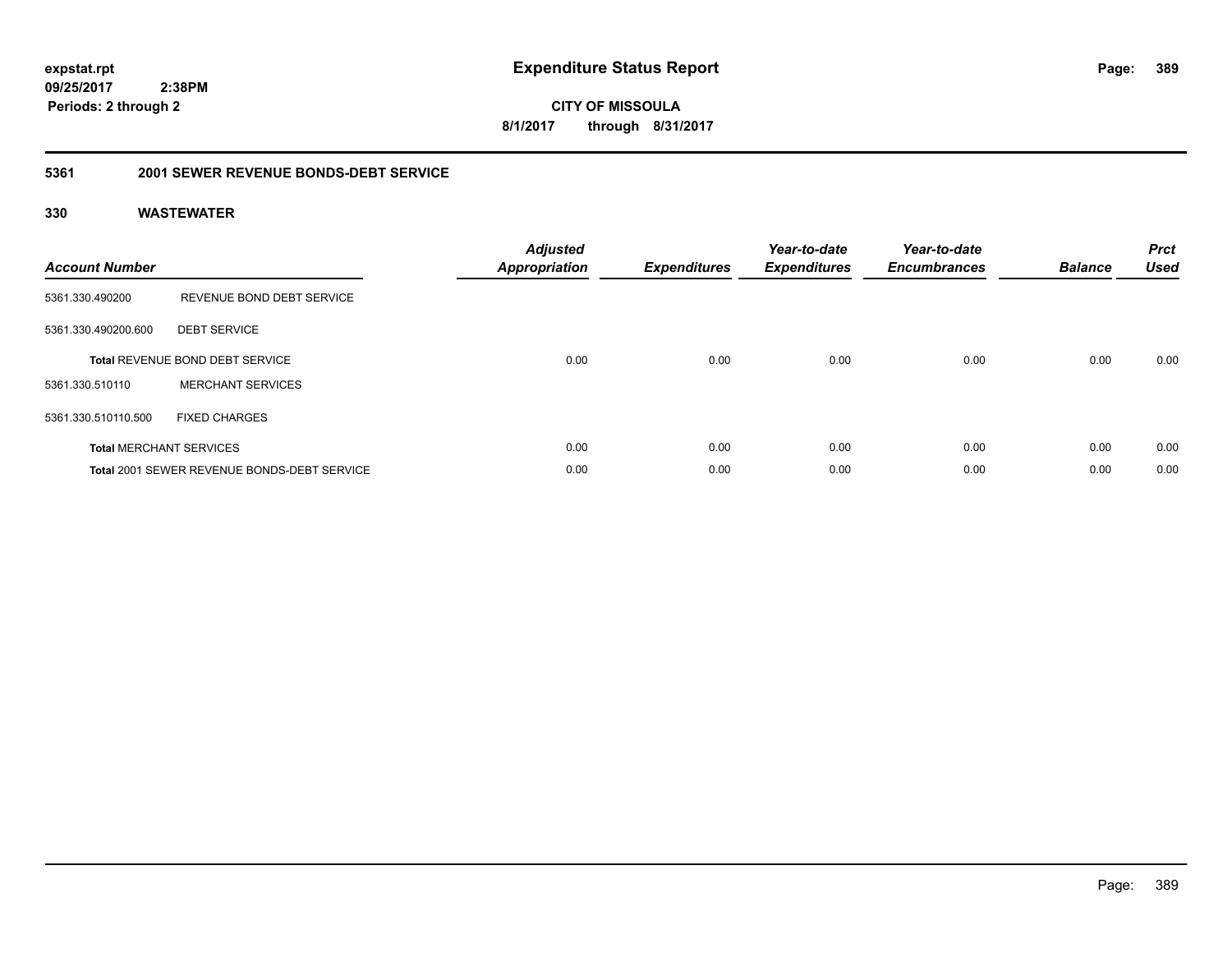**expstat.rpt**
**09/25/2017 2:38PM**
**Periods: 2 through 2**

# Expenditure Status Report

**CITY OF MISSOULA**
**8/1/2017 through 8/31/2017**

## 5361 2001 SEWER REVENUE BONDS-DEBT SERVICE

### 330 WASTEWATER

| Account Number | | Adjusted Appropriation | Expenditures | Year-to-date Expenditures | Year-to-date Encumbrances | Balance | Prct Used |
|---|---|---|---|---|---|---|---|
| 5361.330.490200 | REVENUE BOND DEBT SERVICE | | | | | | |
| 5361.330.490200.600 | DEBT SERVICE | | | | | | |
| **Total** REVENUE BOND DEBT SERVICE | | 0.00 | 0.00 | 0.00 | 0.00 | 0.00 | 0.00 |
| 5361.330.510110 | MERCHANT SERVICES | | | | | | |
| 5361.330.510110.500 | FIXED CHARGES | | | | | | |
| **Total** MERCHANT SERVICES | | 0.00 | 0.00 | 0.00 | 0.00 | 0.00 | 0.00 |
| **Total** 2001 SEWER REVENUE BONDS-DEBT SERVICE | | 0.00 | 0.00 | 0.00 | 0.00 | 0.00 | 0.00 |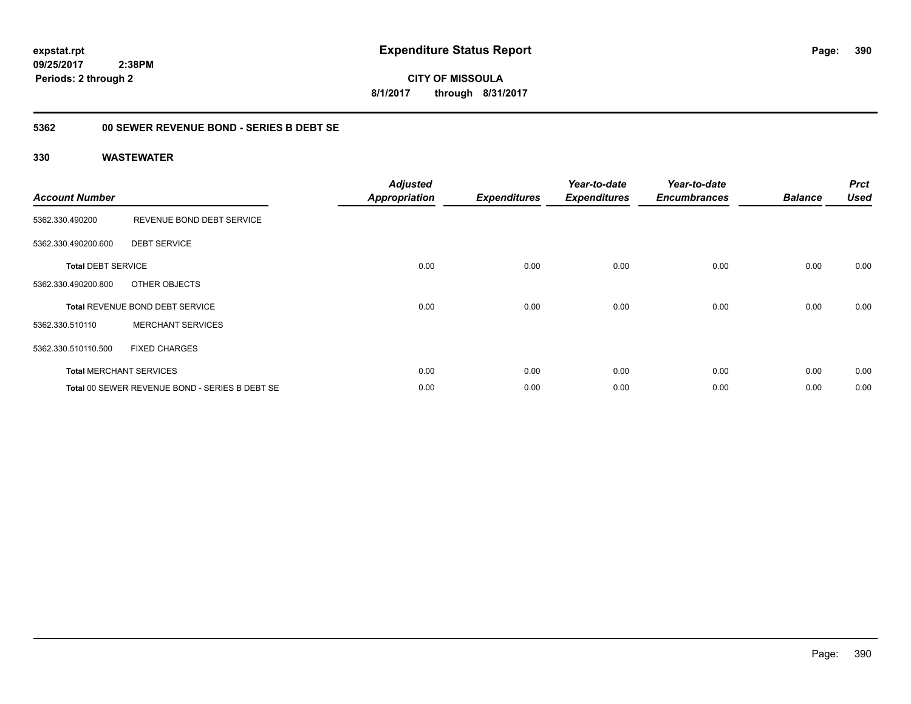# Expenditure Status Report

expstat.rpt
09/25/2017 2:38PM
Periods: 2 through 2

**CITY OF MISSOULA**

**8/1/2017 through 8/31/2017**

## 5362 00 SEWER REVENUE BOND - SERIES B DEBT SE

### 330 WASTEWATER

| Account Number | | Adjusted Appropriation | Expenditures | Year-to-date Expenditures | Year-to-date Encumbrances | Balance | Prct Used |
|---|---|---|---|---|---|---|---|
| 5362.330.490200 | REVENUE BOND DEBT SERVICE | | | | | | |
| 5362.330.490200.600 | DEBT SERVICE | | | | | | |
| **Total** DEBT SERVICE | | 0.00 | 0.00 | 0.00 | 0.00 | 0.00 | 0.00 |
| 5362.330.490200.800 | OTHER OBJECTS | | | | | | |
| **Total** REVENUE BOND DEBT SERVICE | | 0.00 | 0.00 | 0.00 | 0.00 | 0.00 | 0.00 |
| 5362.330.510110 | MERCHANT SERVICES | | | | | | |
| 5362.330.510110.500 | FIXED CHARGES | | | | | | |
| **Total** MERCHANT SERVICES | | 0.00 | 0.00 | 0.00 | 0.00 | 0.00 | 0.00 |
| **Total** 00 SEWER REVENUE BOND - SERIES B DEBT SE | | 0.00 | 0.00 | 0.00 | 0.00 | 0.00 | 0.00 |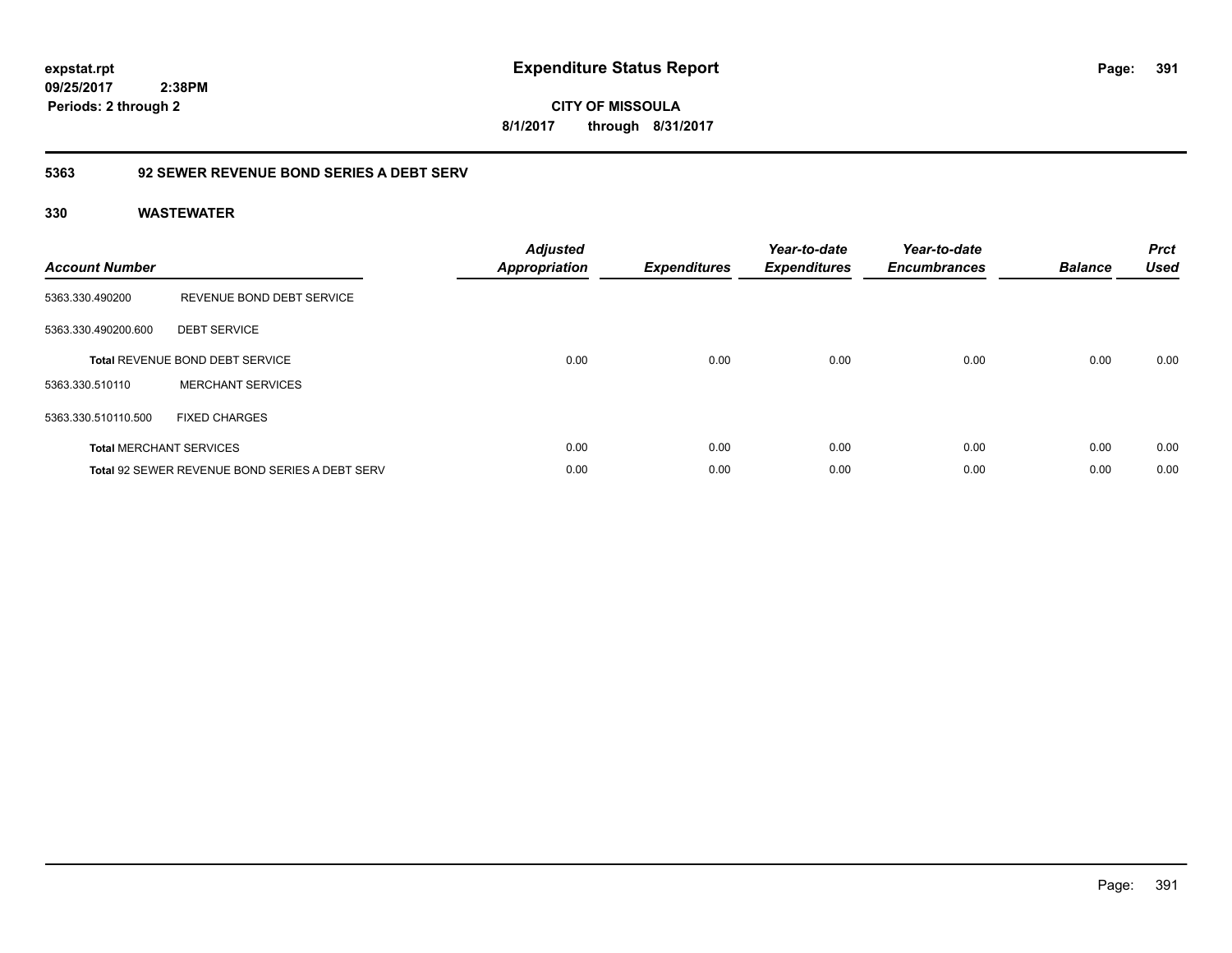**expstat.rpt**
**09/25/2017 2:38PM**
**Periods: 2 through 2**

# Expenditure Status Report

**CITY OF MISSOULA**
**8/1/2017 through 8/31/2017**

## 5363 92 SEWER REVENUE BOND SERIES A DEBT SERV

### 330 WASTEWATER

| Account Number | | Adjusted Appropriation | Expenditures | Year-to-date Expenditures | Year-to-date Encumbrances | Balance | Prct Used |
|---|---|---|---|---|---|---|---|
| 5363.330.490200 | REVENUE BOND DEBT SERVICE | | | | | | |
| 5363.330.490200.600 | DEBT SERVICE | | | | | | |
| **Total** REVENUE BOND DEBT SERVICE | | 0.00 | 0.00 | 0.00 | 0.00 | 0.00 | 0.00 |
| 5363.330.510110 | MERCHANT SERVICES | | | | | | |
| 5363.330.510110.500 | FIXED CHARGES | | | | | | |
| **Total** MERCHANT SERVICES | | 0.00 | 0.00 | 0.00 | 0.00 | 0.00 | 0.00 |
| **Total** 92 SEWER REVENUE BOND SERIES A DEBT SERV | | 0.00 | 0.00 | 0.00 | 0.00 | 0.00 | 0.00 |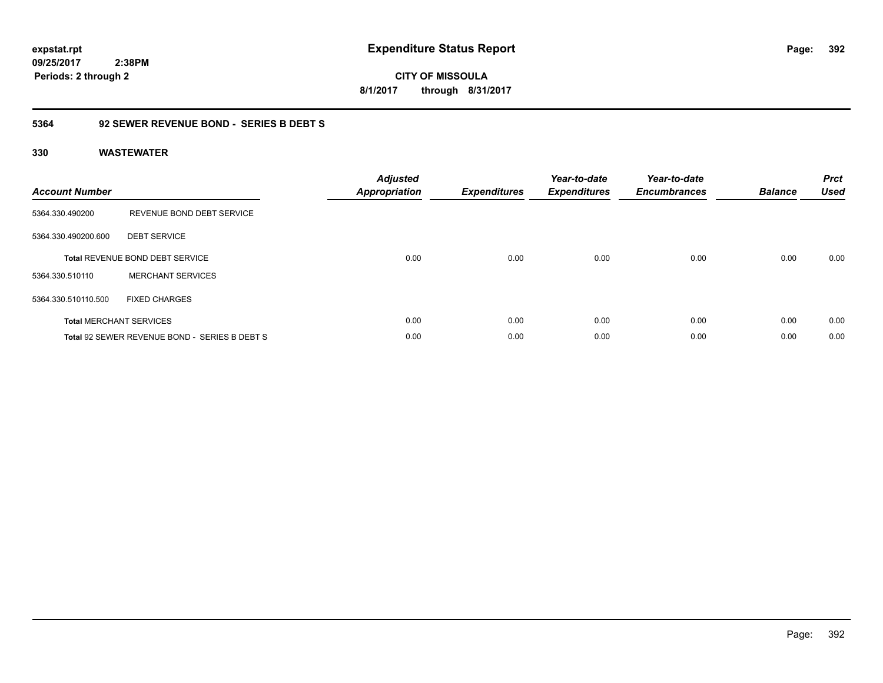expstat.rpt
09/25/2017 2:38PM
Periods: 2 through 2

# Expenditure Status Report

**CITY OF MISSOULA**
**8/1/2017 through 8/31/2017**

## 5364 92 SEWER REVENUE BOND - SERIES B DEBT S

### 330 WASTEWATER

| Account Number | | Adjusted Appropriation | Expenditures | Year-to-date Expenditures | Year-to-date Encumbrances | Balance | Prct Used |
|---|---|---|---|---|---|---|---|
| 5364.330.490200 | REVENUE BOND DEBT SERVICE | | | | | | |
| 5364.330.490200.600 | DEBT SERVICE | | | | | | |
| **Total** REVENUE BOND DEBT SERVICE | | 0.00 | 0.00 | 0.00 | 0.00 | 0.00 | 0.00 |
| 5364.330.510110 | MERCHANT SERVICES | | | | | | |
| 5364.330.510110.500 | FIXED CHARGES | | | | | | |
| **Total** MERCHANT SERVICES | | 0.00 | 0.00 | 0.00 | 0.00 | 0.00 | 0.00 |
| **Total** 92 SEWER REVENUE BOND - SERIES B DEBT S | | 0.00 | 0.00 | 0.00 | 0.00 | 0.00 | 0.00 |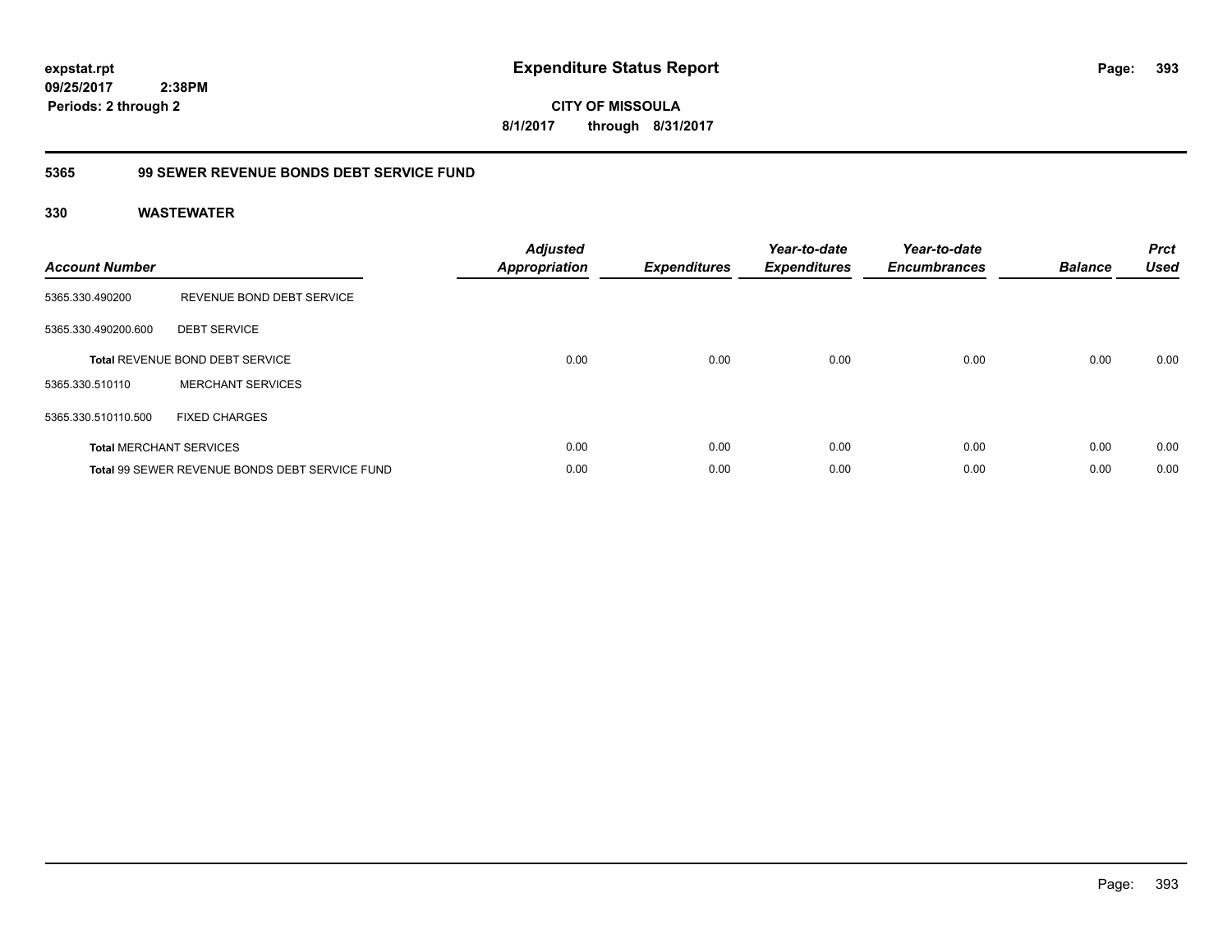**expstat.rpt**
**09/25/2017 2:38PM**
**Periods: 2 through 2**

# Expenditure Status Report

**CITY OF MISSOULA**
**8/1/2017 through 8/31/2017**

## 5365 99 SEWER REVENUE BONDS DEBT SERVICE FUND

### 330 WASTEWATER

| Account Number | | Adjusted Appropriation | Expenditures | Year-to-date Expenditures | Year-to-date Encumbrances | Balance | Prct Used |
|---|---|---|---|---|---|---|---|
| 5365.330.490200 | REVENUE BOND DEBT SERVICE | | | | | | |
| 5365.330.490200.600 | DEBT SERVICE | | | | | | |
| **Total** REVENUE BOND DEBT SERVICE | | 0.00 | 0.00 | 0.00 | 0.00 | 0.00 | 0.00 |
| 5365.330.510110 | MERCHANT SERVICES | | | | | | |
| 5365.330.510110.500 | FIXED CHARGES | | | | | | |
| **Total** MERCHANT SERVICES | | 0.00 | 0.00 | 0.00 | 0.00 | 0.00 | 0.00 |
| **Total** 99 SEWER REVENUE BONDS DEBT SERVICE FUND | | 0.00 | 0.00 | 0.00 | 0.00 | 0.00 | 0.00 |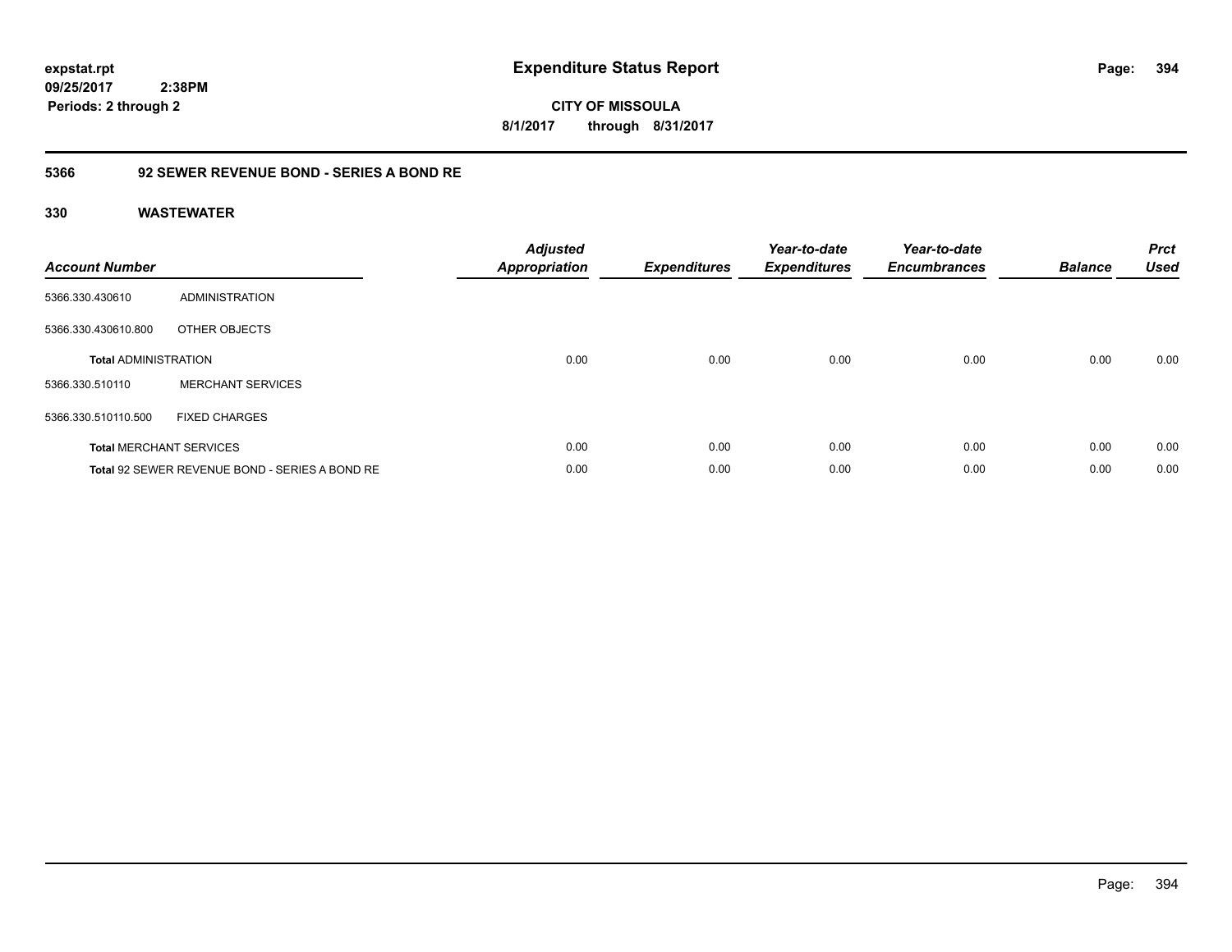**expstat.rpt**
**09/25/2017 2:38PM**
**Periods: 2 through 2**

# Expenditure Status Report

**CITY OF MISSOULA**
**8/1/2017 through 8/31/2017**

## 5366 92 SEWER REVENUE BOND - SERIES A BOND RE

### 330 WASTEWATER

| Account Number | | Adjusted Appropriation | Expenditures | Year-to-date Expenditures | Year-to-date Encumbrances | Balance | Prct Used |
|---|---|---|---|---|---|---|---|
| 5366.330.430610 | ADMINISTRATION | | | | | | |
| 5366.330.430610.800 | OTHER OBJECTS | | | | | | |
| **Total** ADMINISTRATION | | 0.00 | 0.00 | 0.00 | 0.00 | 0.00 | 0.00 |
| 5366.330.510110 | MERCHANT SERVICES | | | | | | |
| 5366.330.510110.500 | FIXED CHARGES | | | | | | |
| **Total** MERCHANT SERVICES | | 0.00 | 0.00 | 0.00 | 0.00 | 0.00 | 0.00 |
| **Total** 92 SEWER REVENUE BOND - SERIES A BOND RE | | 0.00 | 0.00 | 0.00 | 0.00 | 0.00 | 0.00 |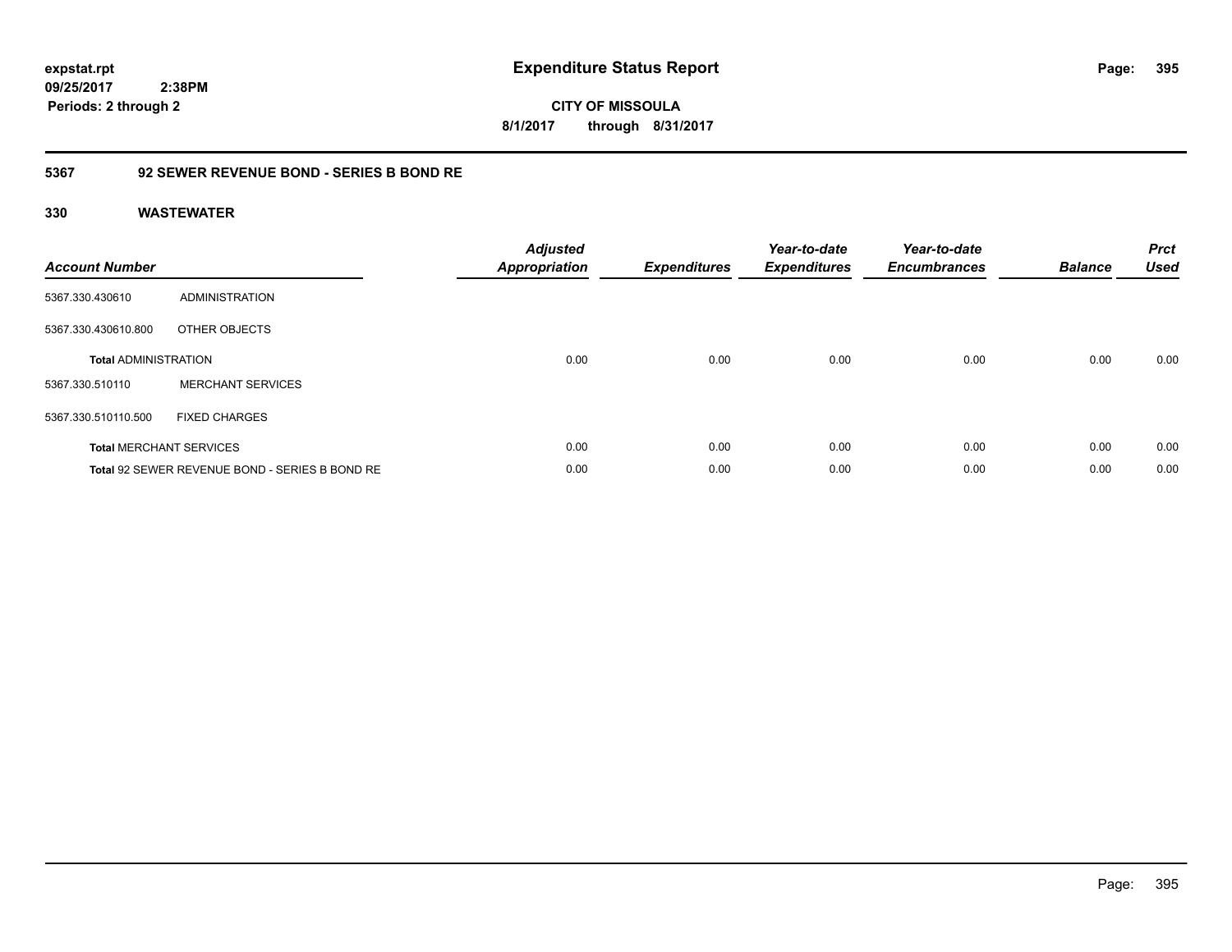**expstat.rpt**
**09/25/2017 2:38PM**
**Periods: 2 through 2**

# Expenditure Status Report

**CITY OF MISSOULA**
**8/1/2017 through 8/31/2017**

## 5367 92 SEWER REVENUE BOND - SERIES B BOND RE

### 330 WASTEWATER

| Account Number | | Adjusted Appropriation | Expenditures | Year-to-date Expenditures | Year-to-date Encumbrances | Balance | Prct Used |
|---|---|---|---|---|---|---|---|
| 5367.330.430610 | ADMINISTRATION | | | | | | |
| 5367.330.430610.800 | OTHER OBJECTS | | | | | | |
| **Total** ADMINISTRATION | | 0.00 | 0.00 | 0.00 | 0.00 | 0.00 | 0.00 |
| 5367.330.510110 | MERCHANT SERVICES | | | | | | |
| 5367.330.510110.500 | FIXED CHARGES | | | | | | |
| **Total** MERCHANT SERVICES | | 0.00 | 0.00 | 0.00 | 0.00 | 0.00 | 0.00 |
| **Total** 92 SEWER REVENUE BOND - SERIES B BOND RE | | 0.00 | 0.00 | 0.00 | 0.00 | 0.00 | 0.00 |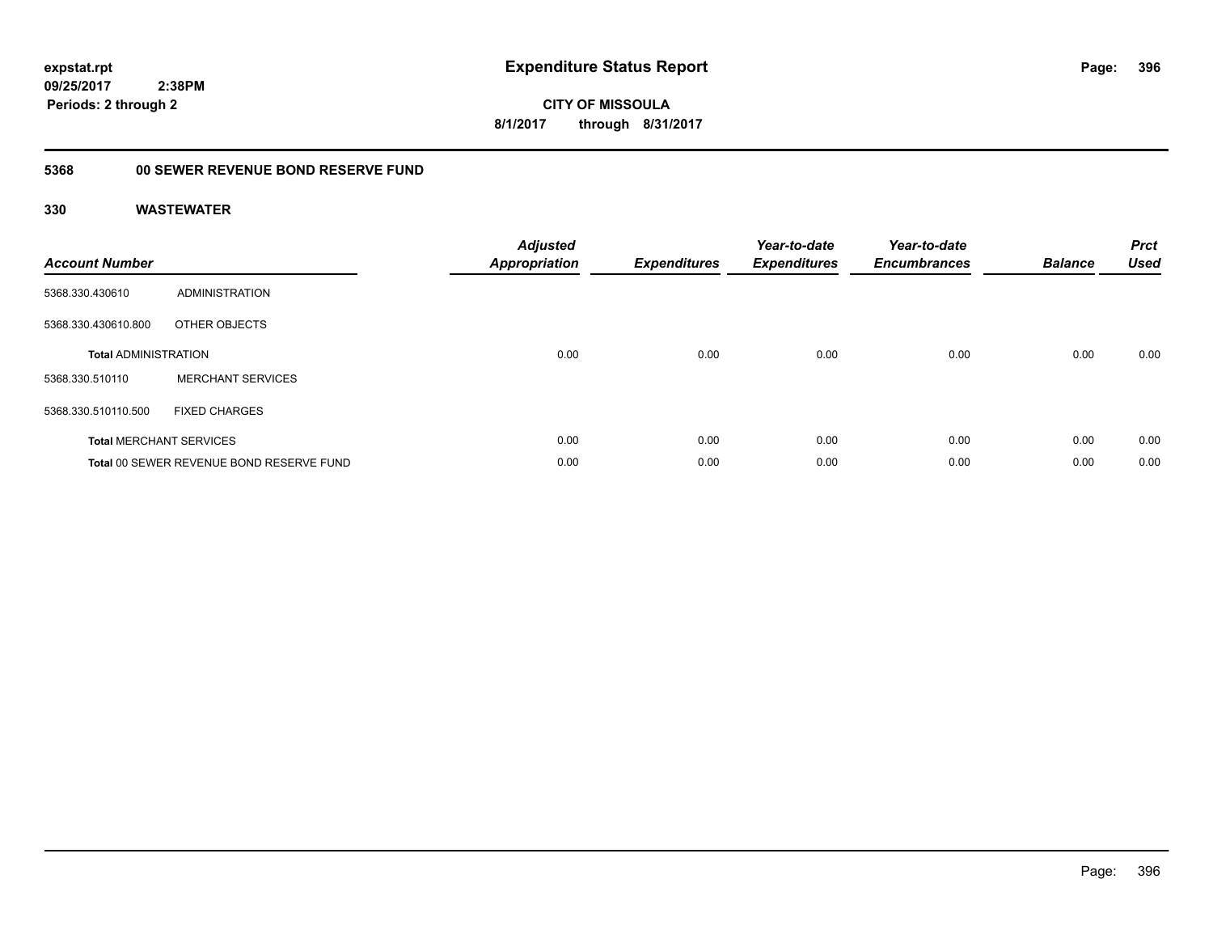**expstat.rpt**
**09/25/2017 2:38PM**
**Periods: 2 through 2**

# Expenditure Status Report

**CITY OF MISSOULA**
**8/1/2017 through 8/31/2017**

## 5368 00 SEWER REVENUE BOND RESERVE FUND

### 330 WASTEWATER

| Account Number | | Adjusted Appropriation | Expenditures | Year-to-date Expenditures | Year-to-date Encumbrances | Balance | Prct Used |
|---|---|---|---|---|---|---|---|
| 5368.330.430610 | ADMINISTRATION | | | | | | |
| 5368.330.430610.800 | OTHER OBJECTS | | | | | | |
| **Total** ADMINISTRATION | | 0.00 | 0.00 | 0.00 | 0.00 | 0.00 | 0.00 |
| 5368.330.510110 | MERCHANT SERVICES | | | | | | |
| 5368.330.510110.500 | FIXED CHARGES | | | | | | |
| **Total** MERCHANT SERVICES | | 0.00 | 0.00 | 0.00 | 0.00 | 0.00 | 0.00 |
| **Total** 00 SEWER REVENUE BOND RESERVE FUND | | 0.00 | 0.00 | 0.00 | 0.00 | 0.00 | 0.00 |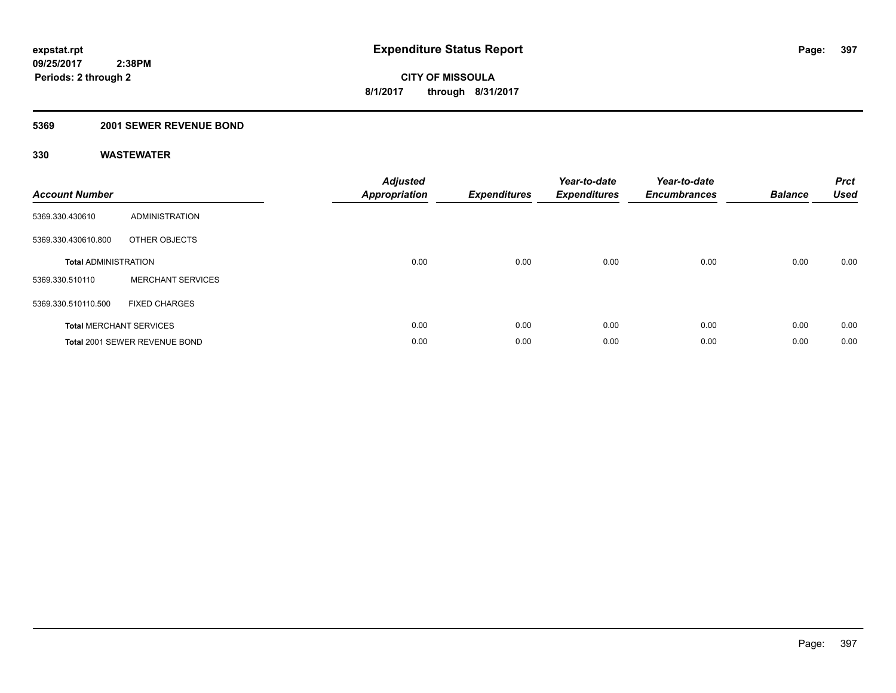expstat.rpt
09/25/2017 2:38PM
Periods: 2 through 2

# Expenditure Status Report

CITY OF MISSOULA
8/1/2017 through 8/31/2017

## 5369 2001 SEWER REVENUE BOND

### 330 WASTEWATER

| Account Number | | Adjusted Appropriation | Expenditures | Year-to-date Expenditures | Year-to-date Encumbrances | Balance | Prct Used |
|---|---|---|---|---|---|---|---|
| 5369.330.430610 | ADMINISTRATION | | | | | | |
| 5369.330.430610.800 | OTHER OBJECTS | | | | | | |
| **Total** ADMINISTRATION | | 0.00 | 0.00 | 0.00 | 0.00 | 0.00 | 0.00 |
| 5369.330.510110 | MERCHANT SERVICES | | | | | | |
| 5369.330.510110.500 | FIXED CHARGES | | | | | | |
| **Total** MERCHANT SERVICES | | 0.00 | 0.00 | 0.00 | 0.00 | 0.00 | 0.00 |
| **Total** 2001 SEWER REVENUE BOND | | 0.00 | 0.00 | 0.00 | 0.00 | 0.00 | 0.00 |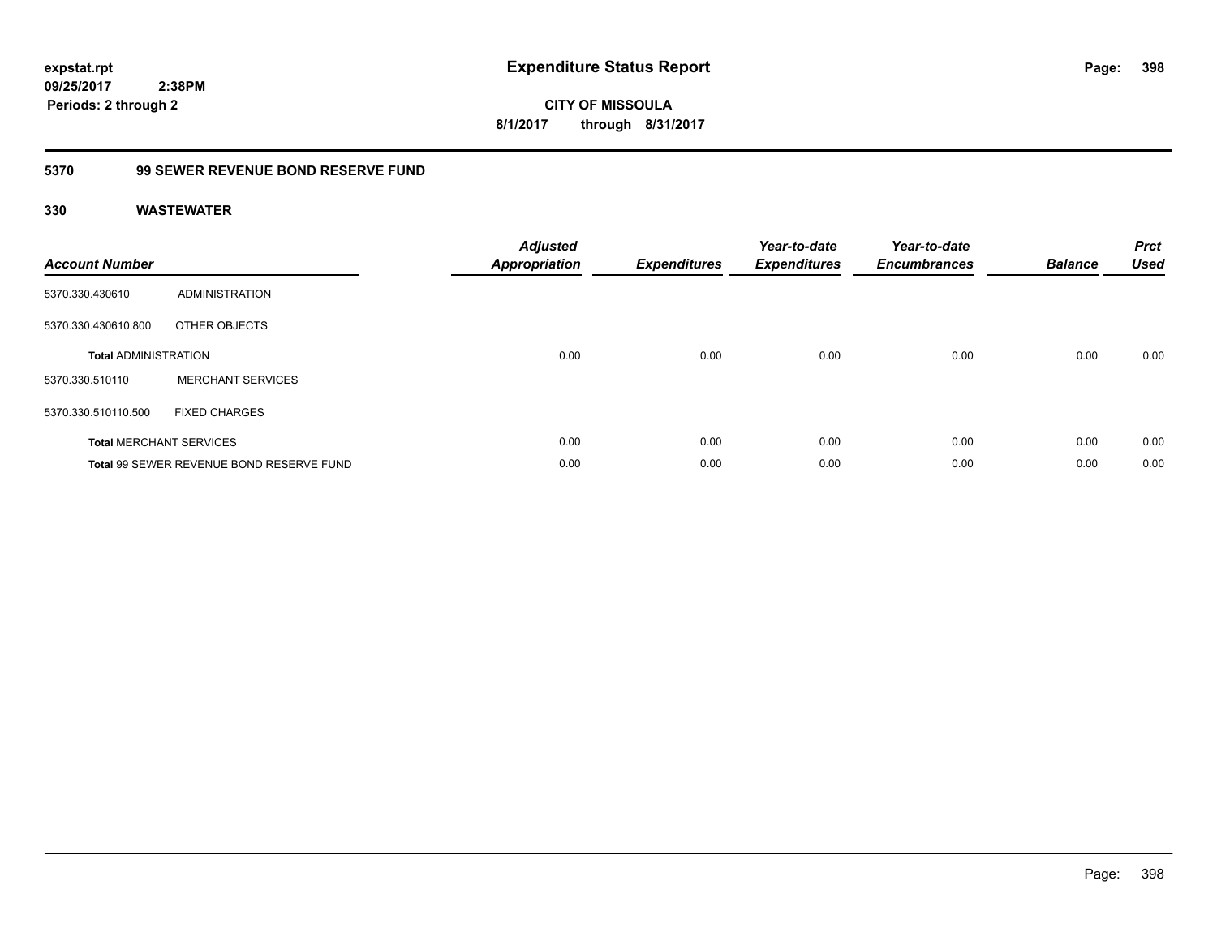**expstat.rpt**
**09/25/2017 2:38PM**
**Periods: 2 through 2**

# Expenditure Status Report

**CITY OF MISSOULA**
**8/1/2017 through 8/31/2017**

## 5370 99 SEWER REVENUE BOND RESERVE FUND

### 330 WASTEWATER

| Account Number | | Adjusted Appropriation | Expenditures | Year-to-date Expenditures | Year-to-date Encumbrances | Balance | Prct Used |
|---|---|---|---|---|---|---|---|
| 5370.330.430610 | ADMINISTRATION | | | | | | |
| 5370.330.430610.800 | OTHER OBJECTS | | | | | | |
| **Total** ADMINISTRATION | | 0.00 | 0.00 | 0.00 | 0.00 | 0.00 | 0.00 |
| 5370.330.510110 | MERCHANT SERVICES | | | | | | |
| 5370.330.510110.500 | FIXED CHARGES | | | | | | |
| **Total** MERCHANT SERVICES | | 0.00 | 0.00 | 0.00 | 0.00 | 0.00 | 0.00 |
| **Total** 99 SEWER REVENUE BOND RESERVE FUND | | 0.00 | 0.00 | 0.00 | 0.00 | 0.00 | 0.00 |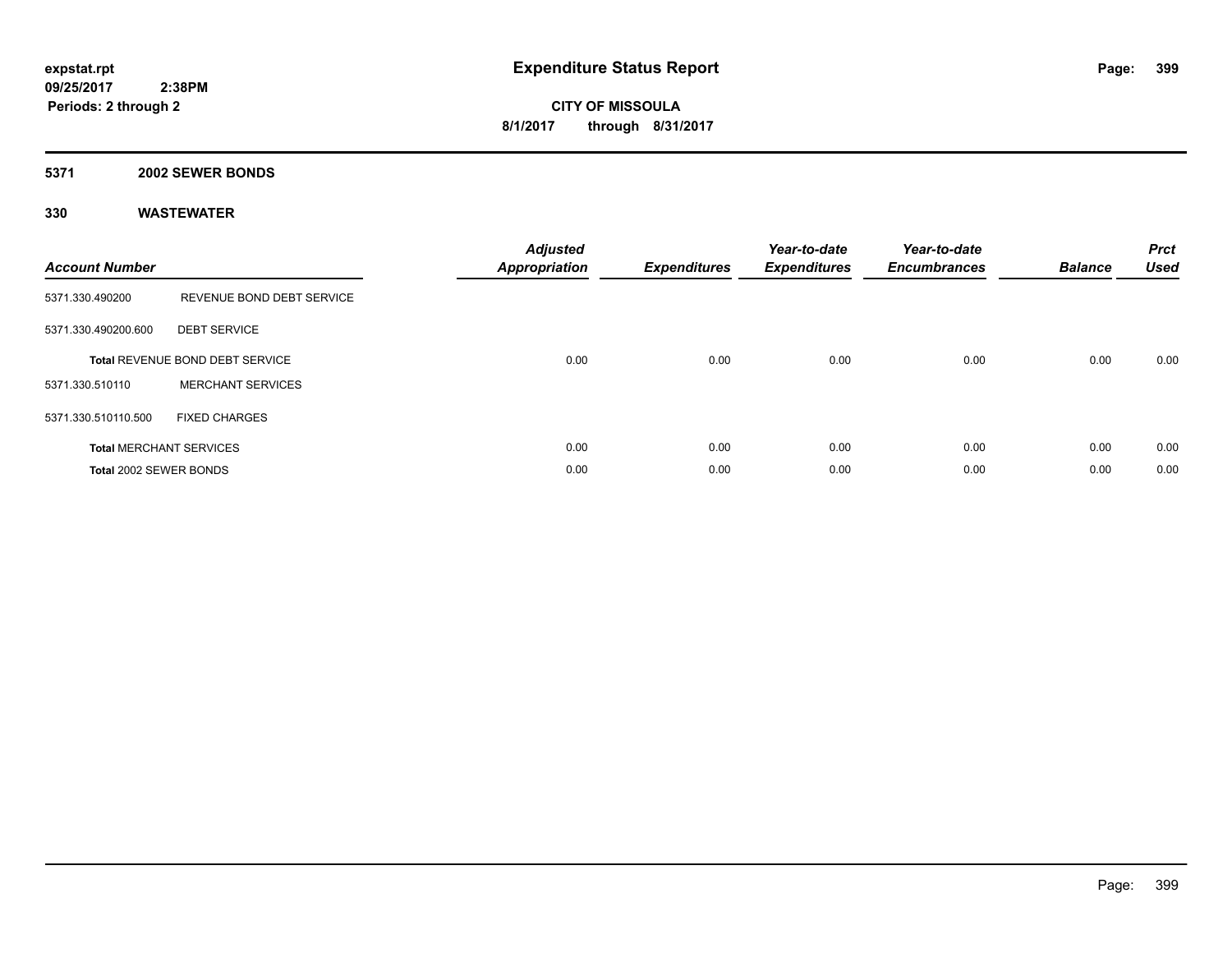# Expenditure Status Report

expstat.rpt
09/25/2017 2:38PM
Periods: 2 through 2

CITY OF MISSOULA
8/1/2017 through 8/31/2017

## 5371 2002 SEWER BONDS

### 330 WASTEWATER

| Account Number | | Adjusted Appropriation | Expenditures | Year-to-date Expenditures | Year-to-date Encumbrances | Balance | Prct Used |
|---|---|---|---|---|---|---|---|
| 5371.330.490200 | REVENUE BOND DEBT SERVICE | | | | | | |
| 5371.330.490200.600 | DEBT SERVICE | | | | | | |
| **Total** REVENUE BOND DEBT SERVICE | | 0.00 | 0.00 | 0.00 | 0.00 | 0.00 | 0.00 |
| 5371.330.510110 | MERCHANT SERVICES | | | | | | |
| 5371.330.510110.500 | FIXED CHARGES | | | | | | |
| **Total** MERCHANT SERVICES | | 0.00 | 0.00 | 0.00 | 0.00 | 0.00 | 0.00 |
| **Total** 2002 SEWER BONDS | | 0.00 | 0.00 | 0.00 | 0.00 | 0.00 | 0.00 |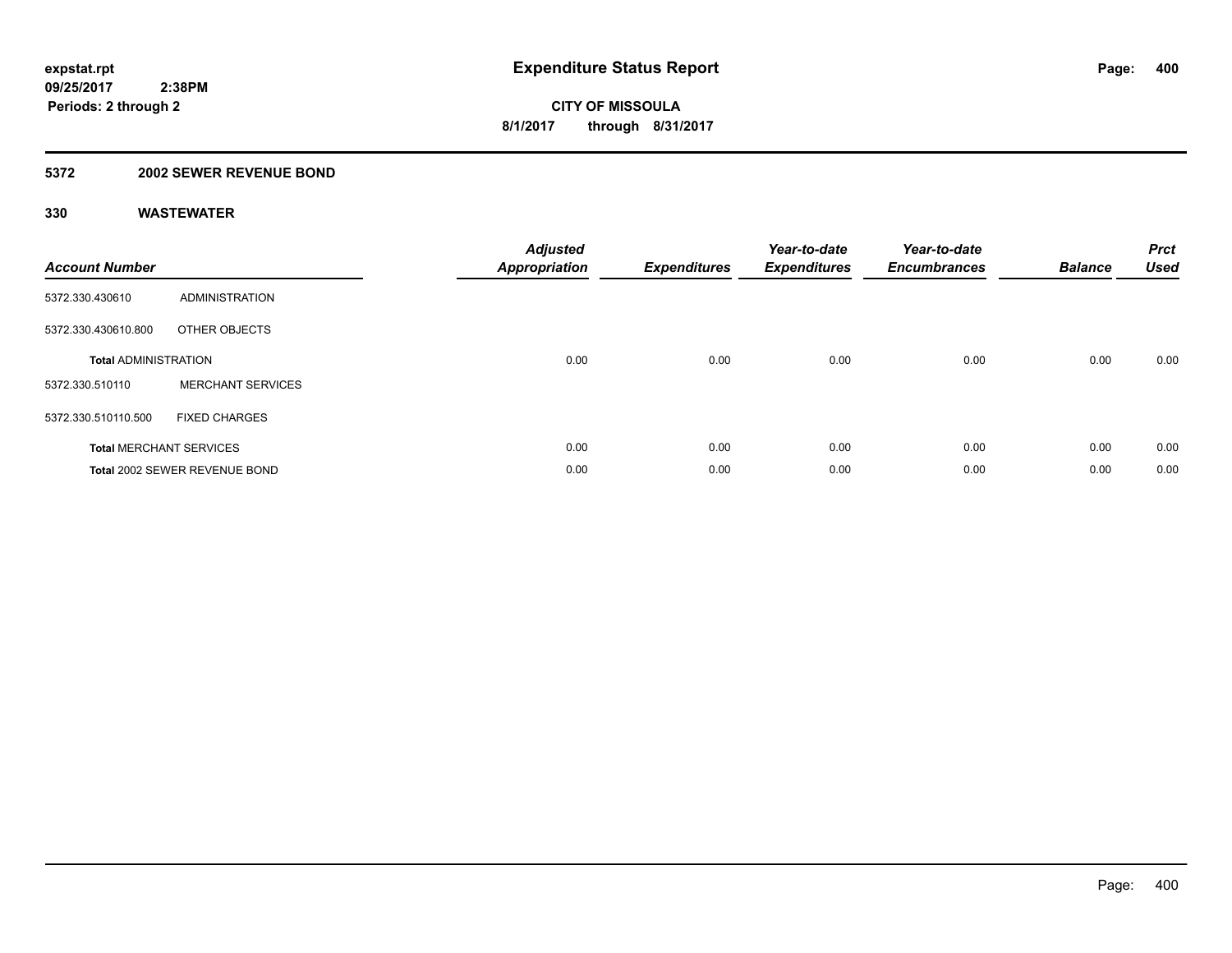**expstat.rpt**
**09/25/2017 2:38PM**
**Periods: 2 through 2**

# Expenditure Status Report

**CITY OF MISSOULA**
**8/1/2017 through 8/31/2017**

## 5372 2002 SEWER REVENUE BOND

### 330 WASTEWATER

| Account Number | | Adjusted Appropriation | Expenditures | Year-to-date Expenditures | Year-to-date Encumbrances | Balance | Prct Used |
|---|---|---|---|---|---|---|---|
| 5372.330.430610 | ADMINISTRATION | | | | | | |
| 5372.330.430610.800 | OTHER OBJECTS | | | | | | |
| **Total** ADMINISTRATION | | 0.00 | 0.00 | 0.00 | 0.00 | 0.00 | 0.00 |
| 5372.330.510110 | MERCHANT SERVICES | | | | | | |
| 5372.330.510110.500 | FIXED CHARGES | | | | | | |
| **Total** MERCHANT SERVICES | | 0.00 | 0.00 | 0.00 | 0.00 | 0.00 | 0.00 |
| **Total** 2002 SEWER REVENUE BOND | | 0.00 | 0.00 | 0.00 | 0.00 | 0.00 | 0.00 |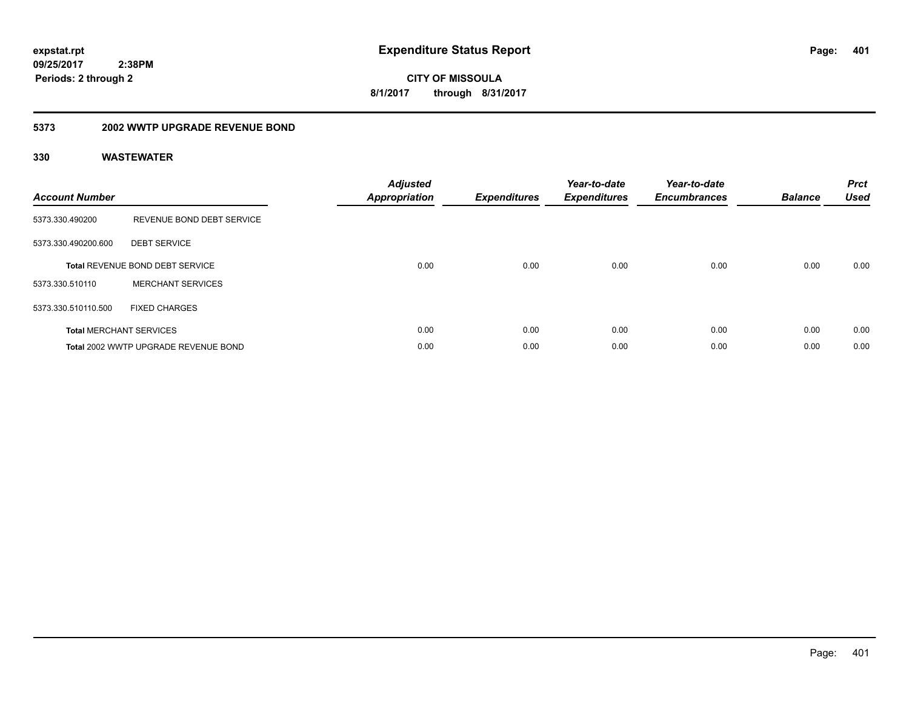**expstat.rpt**
**09/25/2017 2:38PM**
**Periods: 2 through 2**

# Expenditure Status Report

**CITY OF MISSOULA**
**8/1/2017 through 8/31/2017**

## 5373 2002 WWTP UPGRADE REVENUE BOND

### 330 WASTEWATER

| Account Number | | Adjusted Appropriation | Expenditures | Year-to-date Expenditures | Year-to-date Encumbrances | Balance | Prct Used |
|---|---|---|---|---|---|---|---|
| 5373.330.490200 | REVENUE BOND DEBT SERVICE | | | | | | |
| 5373.330.490200.600 | DEBT SERVICE | | | | | | |
| **Total** REVENUE BOND DEBT SERVICE | | 0.00 | 0.00 | 0.00 | 0.00 | 0.00 | 0.00 |
| 5373.330.510110 | MERCHANT SERVICES | | | | | | |
| 5373.330.510110.500 | FIXED CHARGES | | | | | | |
| **Total** MERCHANT SERVICES | | 0.00 | 0.00 | 0.00 | 0.00 | 0.00 | 0.00 |
| **Total** 2002 WWTP UPGRADE REVENUE BOND | | 0.00 | 0.00 | 0.00 | 0.00 | 0.00 | 0.00 |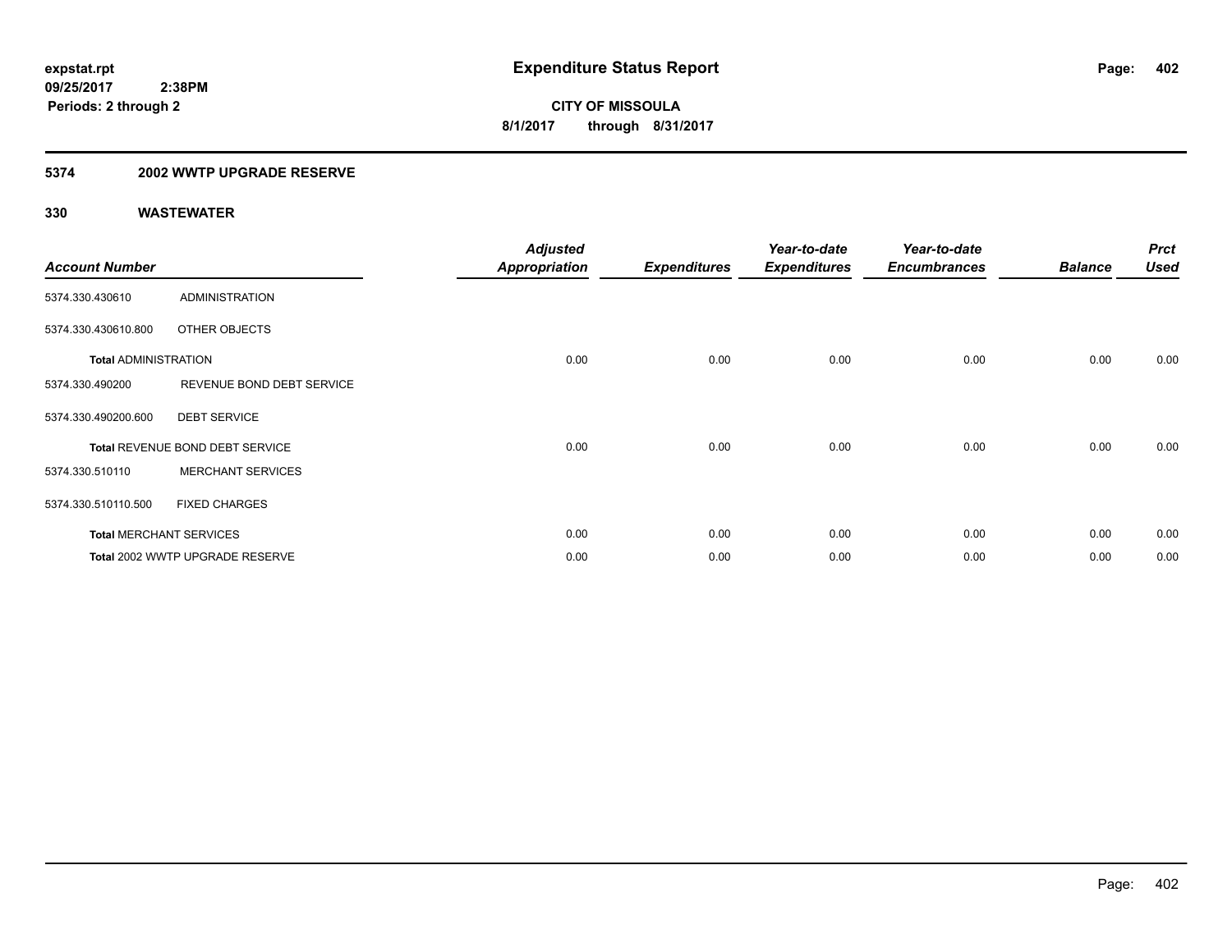**expstat.rpt**
**09/25/2017 2:38PM**
**Periods: 2 through 2**

# Expenditure Status Report

**CITY OF MISSOULA**
**8/1/2017 through 8/31/2017**

## 5374 2002 WWTP UPGRADE RESERVE

### 330 WASTEWATER

| Account Number | | Adjusted Appropriation | Expenditures | Year-to-date Expenditures | Year-to-date Encumbrances | Balance | Prct Used |
|---|---|---|---|---|---|---|---|
| 5374.330.430610 | ADMINISTRATION | | | | | | |
| 5374.330.430610.800 | OTHER OBJECTS | | | | | | |
| **Total** ADMINISTRATION | | 0.00 | 0.00 | 0.00 | 0.00 | 0.00 | 0.00 |
| 5374.330.490200 | REVENUE BOND DEBT SERVICE | | | | | | |
| 5374.330.490200.600 | DEBT SERVICE | | | | | | |
| **Total** REVENUE BOND DEBT SERVICE | | 0.00 | 0.00 | 0.00 | 0.00 | 0.00 | 0.00 |
| 5374.330.510110 | MERCHANT SERVICES | | | | | | |
| 5374.330.510110.500 | FIXED CHARGES | | | | | | |
| **Total** MERCHANT SERVICES | | 0.00 | 0.00 | 0.00 | 0.00 | 0.00 | 0.00 |
| **Total** 2002 WWTP UPGRADE RESERVE | | 0.00 | 0.00 | 0.00 | 0.00 | 0.00 | 0.00 |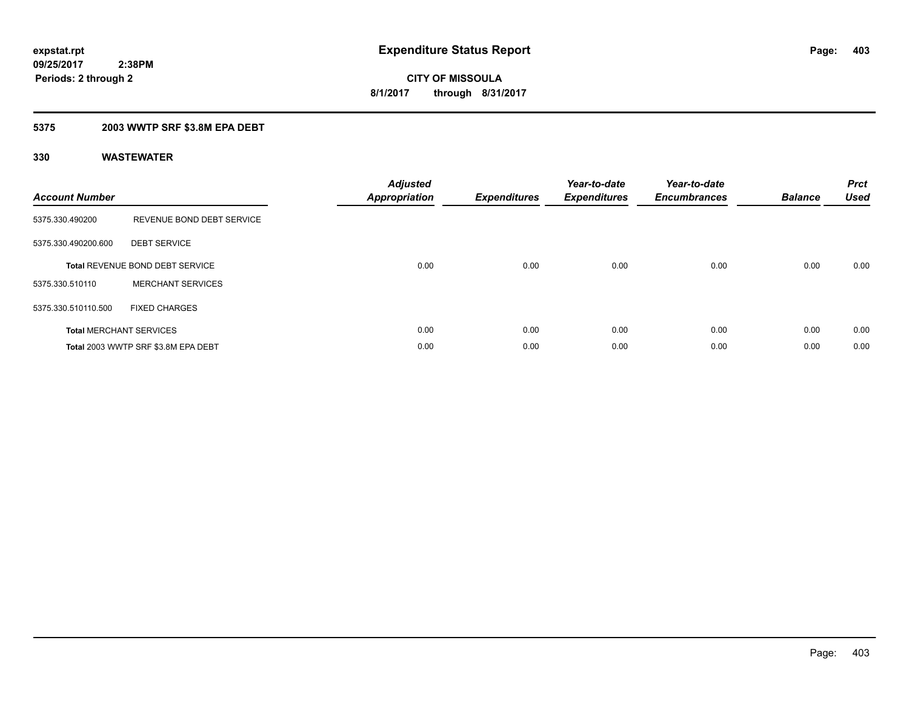**expstat.rpt**
**09/25/2017 2:38PM**
**Periods: 2 through 2**

# Expenditure Status Report

**CITY OF MISSOULA**
**8/1/2017 through 8/31/2017**

## 5375 2003 WWTP SRF $3.8M EPA DEBT

### 330 WASTEWATER

| Account Number | | Adjusted Appropriation | Expenditures | Year-to-date Expenditures | Year-to-date Encumbrances | Balance | Prct Used |
|---|---|---|---|---|---|---|---|
| 5375.330.490200 | REVENUE BOND DEBT SERVICE | | | | | | |
| 5375.330.490200.600 | DEBT SERVICE | | | | | | |
| Total REVENUE BOND DEBT SERVICE | | 0.00 | 0.00 | 0.00 | 0.00 | 0.00 | 0.00 |
| 5375.330.510110 | MERCHANT SERVICES | | | | | | |
| 5375.330.510110.500 | FIXED CHARGES | | | | | | |
| Total MERCHANT SERVICES | | 0.00 | 0.00 | 0.00 | 0.00 | 0.00 | 0.00 |
| Total 2003 WWTP SRF $3.8M EPA DEBT | | 0.00 | 0.00 | 0.00 | 0.00 | 0.00 | 0.00 |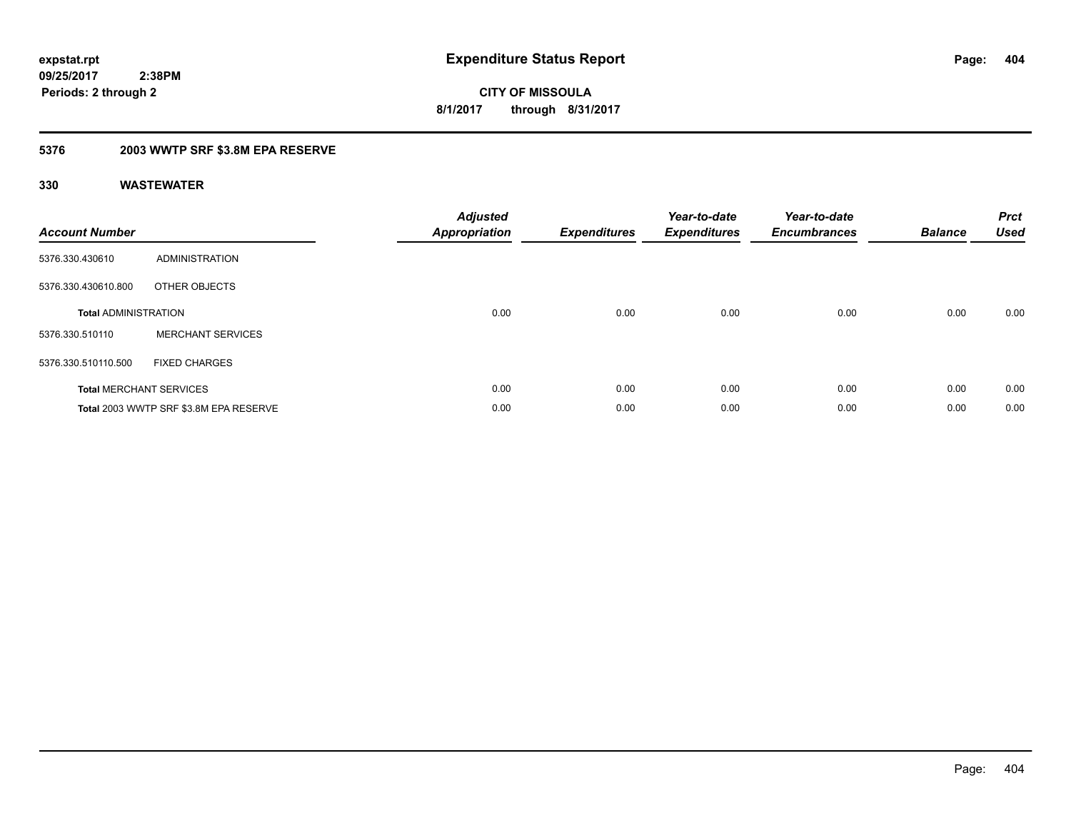**expstat.rpt**
**09/25/2017 2:38PM**
**Periods: 2 through 2**

# Expenditure Status Report

**CITY OF MISSOULA**
**8/1/2017 through 8/31/2017**

## 5376 2003 WWTP SRF $3.8M EPA RESERVE

### 330 WASTEWATER

| Account Number | | Adjusted Appropriation | Expenditures | Year-to-date Expenditures | Year-to-date Encumbrances | Balance | Prct Used |
|---|---|---|---|---|---|---|---|
| 5376.330.430610 | ADMINISTRATION | | | | | | |
| 5376.330.430610.800 | OTHER OBJECTS | | | | | | |
| **Total** ADMINISTRATION | | 0.00 | 0.00 | 0.00 | 0.00 | 0.00 | 0.00 |
| 5376.330.510110 | MERCHANT SERVICES | | | | | | |
| 5376.330.510110.500 | FIXED CHARGES | | | | | | |
| **Total** MERCHANT SERVICES | | 0.00 | 0.00 | 0.00 | 0.00 | 0.00 | 0.00 |
| **Total** 2003 WWTP SRF $3.8M EPA RESERVE | | 0.00 | 0.00 | 0.00 | 0.00 | 0.00 | 0.00 |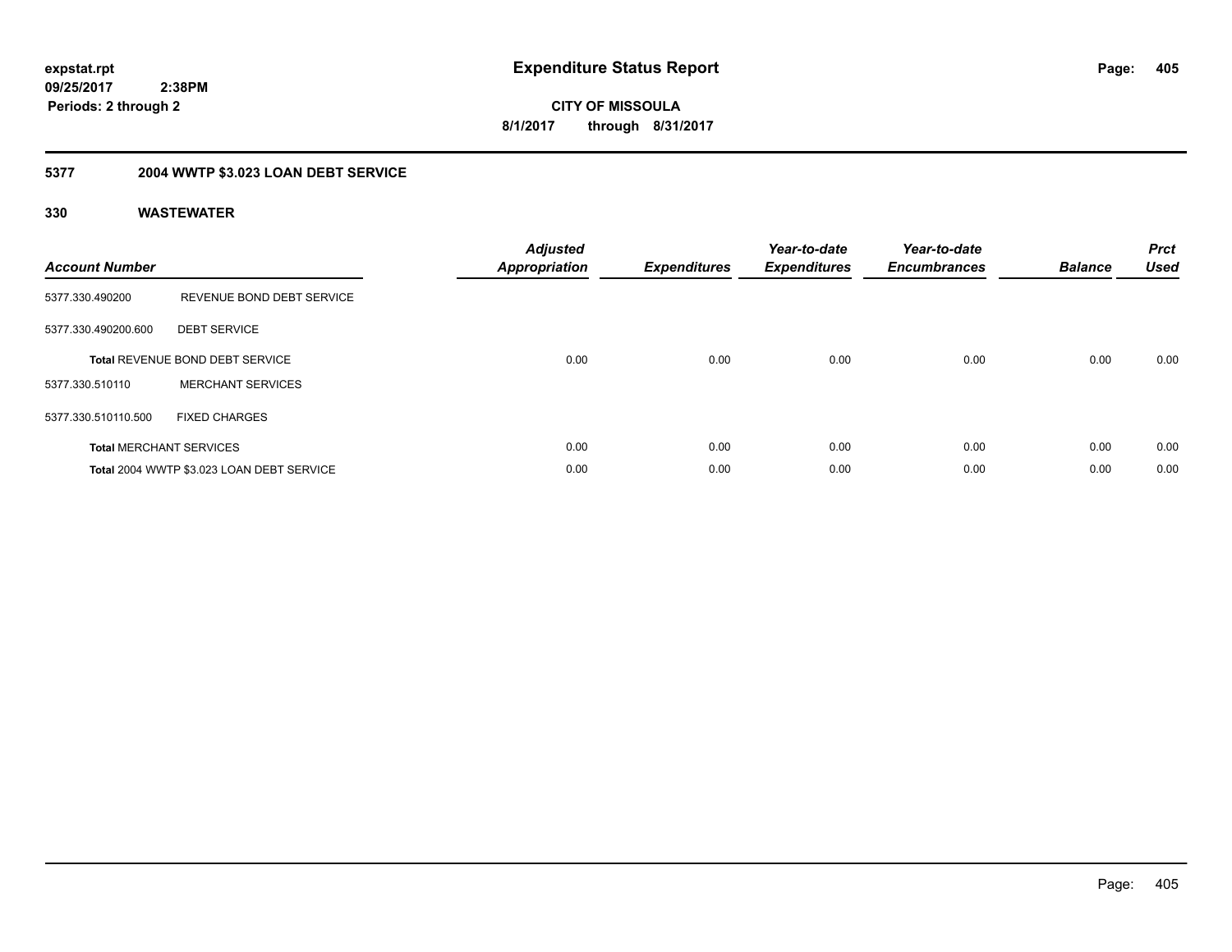**expstat.rpt**
**09/25/2017 2:38PM**
**Periods: 2 through 2**

# Expenditure Status Report

**CITY OF MISSOULA**
**8/1/2017 through 8/31/2017**

## 5377 2004 WWTP $3.023 LOAN DEBT SERVICE

### 330 WASTEWATER

| Account Number | | Adjusted Appropriation | Expenditures | Year-to-date Expenditures | Year-to-date Encumbrances | Balance | Prct Used |
|---|---|---|---|---|---|---|---|
| 5377.330.490200 | REVENUE BOND DEBT SERVICE | | | | | | |
| 5377.330.490200.600 | DEBT SERVICE | | | | | | |
| **Total** REVENUE BOND DEBT SERVICE | | 0.00 | 0.00 | 0.00 | 0.00 | 0.00 | 0.00 |
| 5377.330.510110 | MERCHANT SERVICES | | | | | | |
| 5377.330.510110.500 | FIXED CHARGES | | | | | | |
| **Total** MERCHANT SERVICES | | 0.00 | 0.00 | 0.00 | 0.00 | 0.00 | 0.00 |
| **Total** 2004 WWTP $3.023 LOAN DEBT SERVICE | | 0.00 | 0.00 | 0.00 | 0.00 | 0.00 | 0.00 |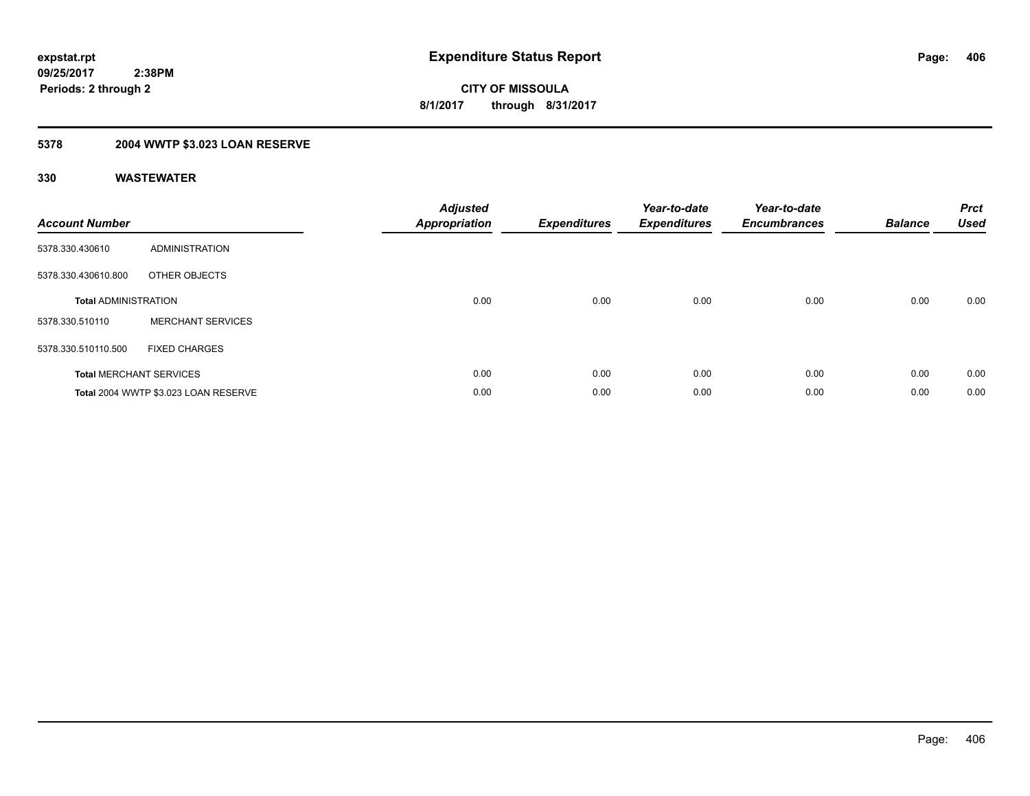expstat.rpt
09/25/2017 2:38PM
Periods: 2 through 2

# Expenditure Status Report

CITY OF MISSOULA
8/1/2017 through 8/31/2017

## 5378 2004 WWTP $3.023 LOAN RESERVE

### 330 WASTEWATER

| Account Number | | Adjusted Appropriation | Expenditures | Year-to-date Expenditures | Year-to-date Encumbrances | Balance | Prct Used |
|---|---|---|---|---|---|---|---|
| 5378.330.430610 | ADMINISTRATION | | | | | | |
| 5378.330.430610.800 | OTHER OBJECTS | | | | | | |
| **Total** ADMINISTRATION | | 0.00 | 0.00 | 0.00 | 0.00 | 0.00 | 0.00 |
| 5378.330.510110 | MERCHANT SERVICES | | | | | | |
| 5378.330.510110.500 | FIXED CHARGES | | | | | | |
| **Total** MERCHANT SERVICES | | 0.00 | 0.00 | 0.00 | 0.00 | 0.00 | 0.00 |
| **Total** 2004 WWTP $3.023 LOAN RESERVE | | 0.00 | 0.00 | 0.00 | 0.00 | 0.00 | 0.00 |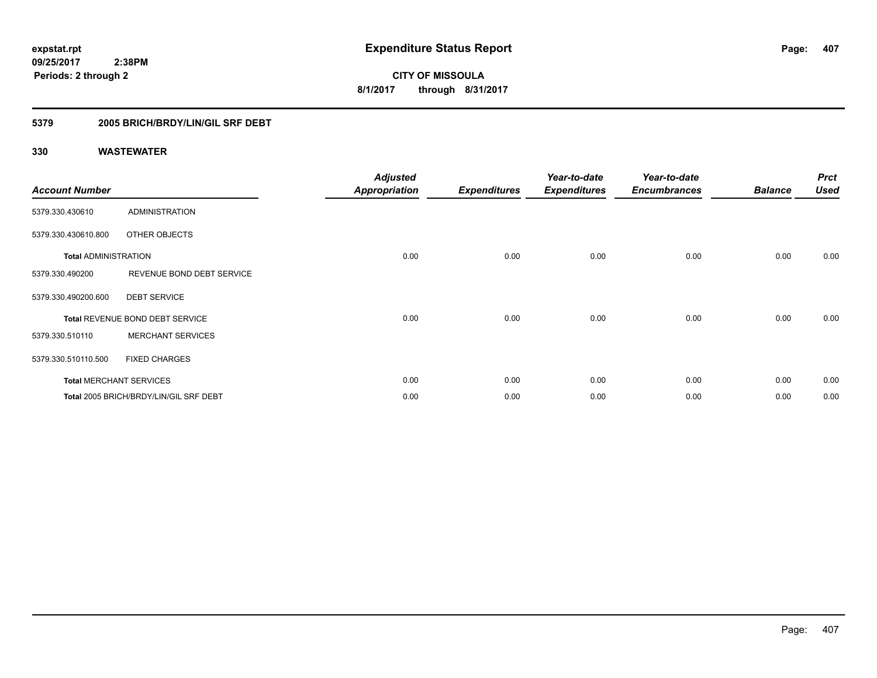**expstat.rpt**
**09/25/2017 2:38PM**
**Periods: 2 through 2**

# Expenditure Status Report

**CITY OF MISSOULA**
**8/1/2017 through 8/31/2017**

## 5379 2005 BRICH/BRDY/LIN/GIL SRF DEBT

## 330 WASTEWATER

| Account Number | | Adjusted Appropriation | Expenditures | Year-to-date Expenditures | Year-to-date Encumbrances | Balance | Prct Used |
|---|---|---|---|---|---|---|---|
| 5379.330.430610 | ADMINISTRATION | | | | | | |
| 5379.330.430610.800 | OTHER OBJECTS | | | | | | |
| **Total** ADMINISTRATION | | 0.00 | 0.00 | 0.00 | 0.00 | 0.00 | 0.00 |
| 5379.330.490200 | REVENUE BOND DEBT SERVICE | | | | | | |
| 5379.330.490200.600 | DEBT SERVICE | | | | | | |
| **Total** REVENUE BOND DEBT SERVICE | | 0.00 | 0.00 | 0.00 | 0.00 | 0.00 | 0.00 |
| 5379.330.510110 | MERCHANT SERVICES | | | | | | |
| 5379.330.510110.500 | FIXED CHARGES | | | | | | |
| **Total** MERCHANT SERVICES | | 0.00 | 0.00 | 0.00 | 0.00 | 0.00 | 0.00 |
| **Total** 2005 BRICH/BRDY/LIN/GIL SRF DEBT | | 0.00 | 0.00 | 0.00 | 0.00 | 0.00 | 0.00 |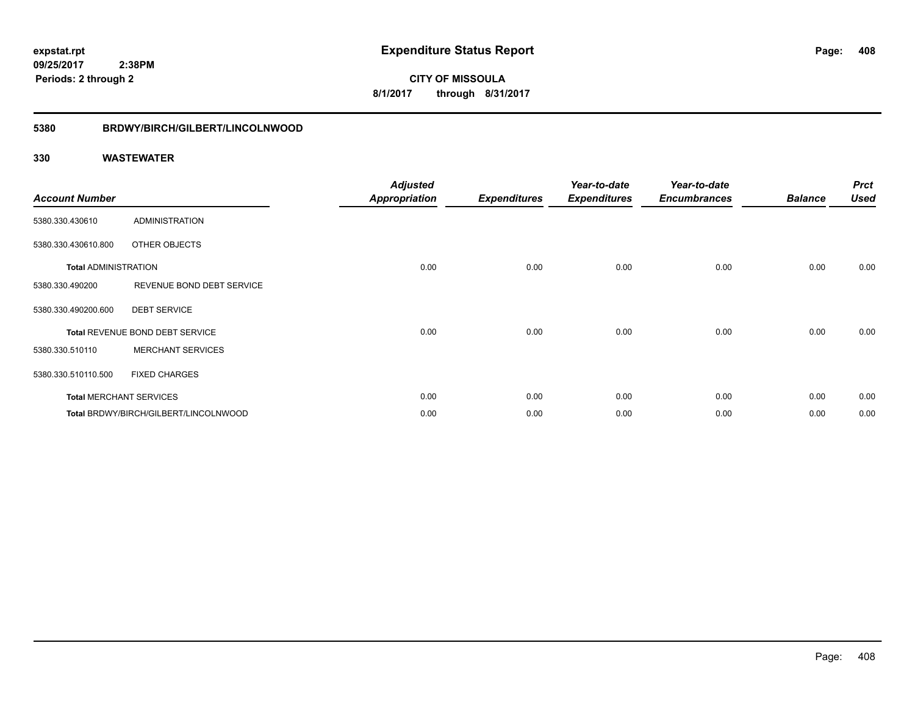**expstat.rpt**
**09/25/2017 2:38PM**
**Periods: 2 through 2**

# Expenditure Status Report

**CITY OF MISSOULA**
**8/1/2017 through 8/31/2017**

## 5380 BRDWY/BIRCH/GILBERT/LINCOLNWOOD

### 330 WASTEWATER

| Account Number | | Adjusted Appropriation | Expenditures | Year-to-date Expenditures | Year-to-date Encumbrances | Balance | Prct Used |
|---|---|---|---|---|---|---|---|
| 5380.330.430610 | ADMINISTRATION | | | | | | |
| 5380.330.430610.800 | OTHER OBJECTS | | | | | | |
| **Total** ADMINISTRATION | | 0.00 | 0.00 | 0.00 | 0.00 | 0.00 | 0.00 |
| 5380.330.490200 | REVENUE BOND DEBT SERVICE | | | | | | |
| 5380.330.490200.600 | DEBT SERVICE | | | | | | |
| **Total** REVENUE BOND DEBT SERVICE | | 0.00 | 0.00 | 0.00 | 0.00 | 0.00 | 0.00 |
| 5380.330.510110 | MERCHANT SERVICES | | | | | | |
| 5380.330.510110.500 | FIXED CHARGES | | | | | | |
| **Total** MERCHANT SERVICES | | 0.00 | 0.00 | 0.00 | 0.00 | 0.00 | 0.00 |
| **Total** BRDWY/BIRCH/GILBERT/LINCOLNWOOD | | 0.00 | 0.00 | 0.00 | 0.00 | 0.00 | 0.00 |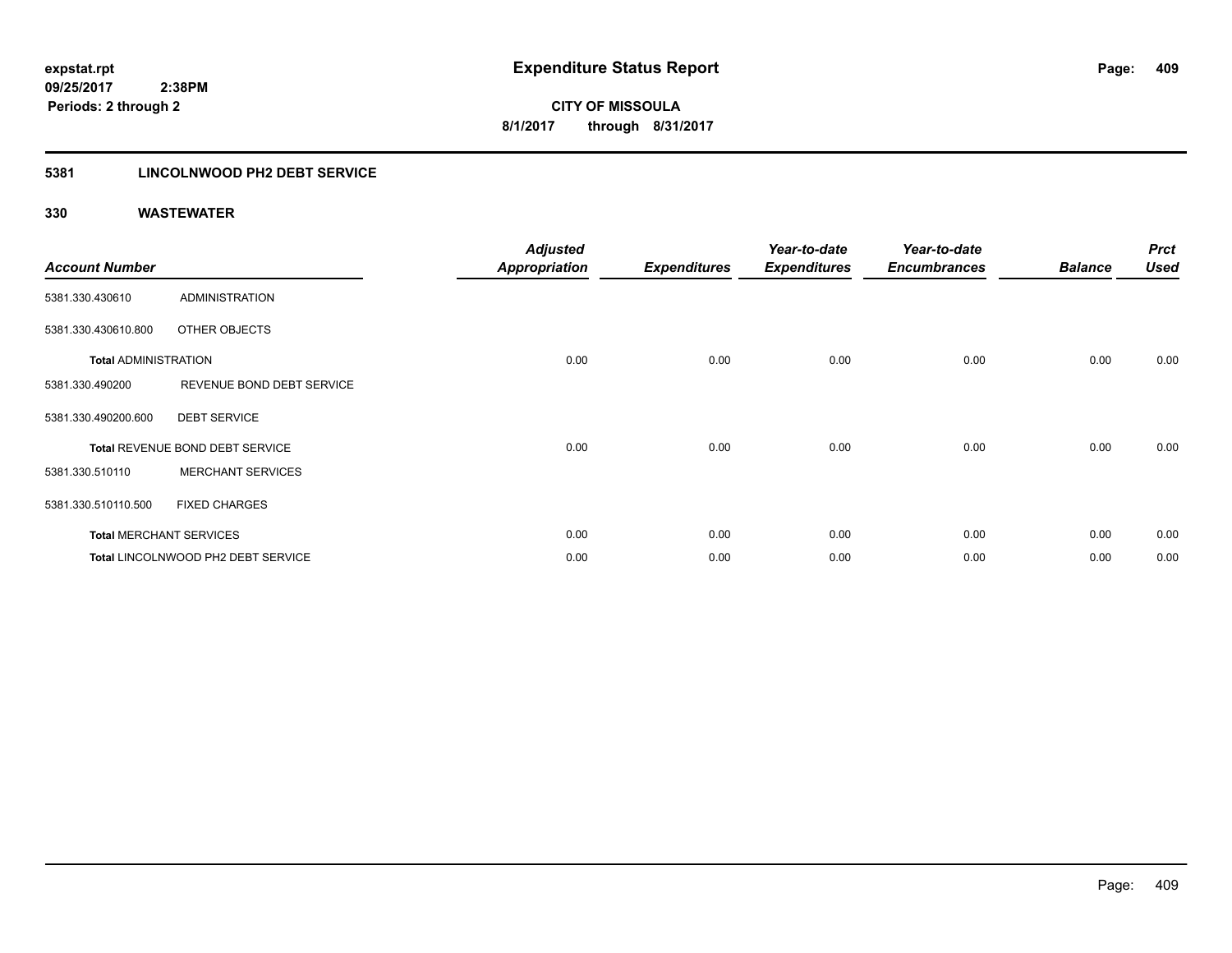**expstat.rpt**
**09/25/2017 2:38PM**
**Periods: 2 through 2**

# Expenditure Status Report

**CITY OF MISSOULA**
**8/1/2017 through 8/31/2017**

## 5381 LINCOLNWOOD PH2 DEBT SERVICE

### 330 WASTEWATER

| Account Number | | Adjusted Appropriation | Expenditures | Year-to-date Expenditures | Year-to-date Encumbrances | Balance | Prct Used |
|---|---|---|---|---|---|---|---|
| 5381.330.430610 | ADMINISTRATION | | | | | | |
| 5381.330.430610.800 | OTHER OBJECTS | | | | | | |
| **Total** ADMINISTRATION | | 0.00 | 0.00 | 0.00 | 0.00 | 0.00 | 0.00 |
| 5381.330.490200 | REVENUE BOND DEBT SERVICE | | | | | | |
| 5381.330.490200.600 | DEBT SERVICE | | | | | | |
| **Total** REVENUE BOND DEBT SERVICE | | 0.00 | 0.00 | 0.00 | 0.00 | 0.00 | 0.00 |
| 5381.330.510110 | MERCHANT SERVICES | | | | | | |
| 5381.330.510110.500 | FIXED CHARGES | | | | | | |
| **Total** MERCHANT SERVICES | | 0.00 | 0.00 | 0.00 | 0.00 | 0.00 | 0.00 |
| **Total** LINCOLNWOOD PH2 DEBT SERVICE | | 0.00 | 0.00 | 0.00 | 0.00 | 0.00 | 0.00 |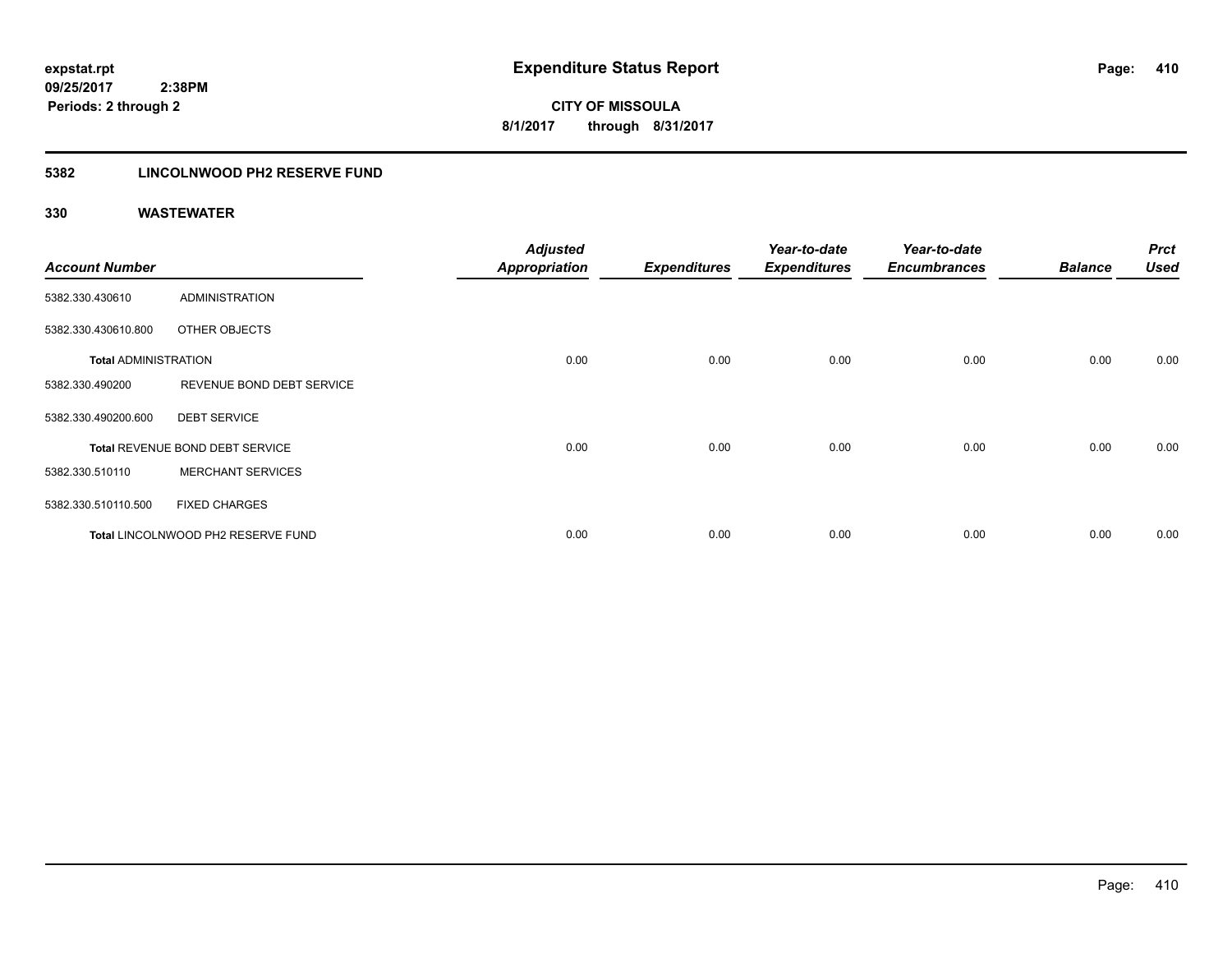**expstat.rpt**
**09/25/2017 2:38PM**
**Periods: 2 through 2**

# Expenditure Status Report

**CITY OF MISSOULA**
**8/1/2017 through 8/31/2017**

## 5382 LINCOLNWOOD PH2 RESERVE FUND

### 330 WASTEWATER

| Account Number | | Adjusted Appropriation | Expenditures | Year-to-date Expenditures | Year-to-date Encumbrances | Balance | Prct Used |
|---|---|---|---|---|---|---|---|
| 5382.330.430610 | ADMINISTRATION | | | | | | |
| 5382.330.430610.800 | OTHER OBJECTS | | | | | | |
| **Total ADMINISTRATION** | | 0.00 | 0.00 | 0.00 | 0.00 | 0.00 | 0.00 |
| 5382.330.490200 | REVENUE BOND DEBT SERVICE | | | | | | |
| 5382.330.490200.600 | DEBT SERVICE | | | | | | |
| **Total** REVENUE BOND DEBT SERVICE | | 0.00 | 0.00 | 0.00 | 0.00 | 0.00 | 0.00 |
| 5382.330.510110 | MERCHANT SERVICES | | | | | | |
| 5382.330.510110.500 | FIXED CHARGES | | | | | | |
| **Total** LINCOLNWOOD PH2 RESERVE FUND | | 0.00 | 0.00 | 0.00 | 0.00 | 0.00 | 0.00 |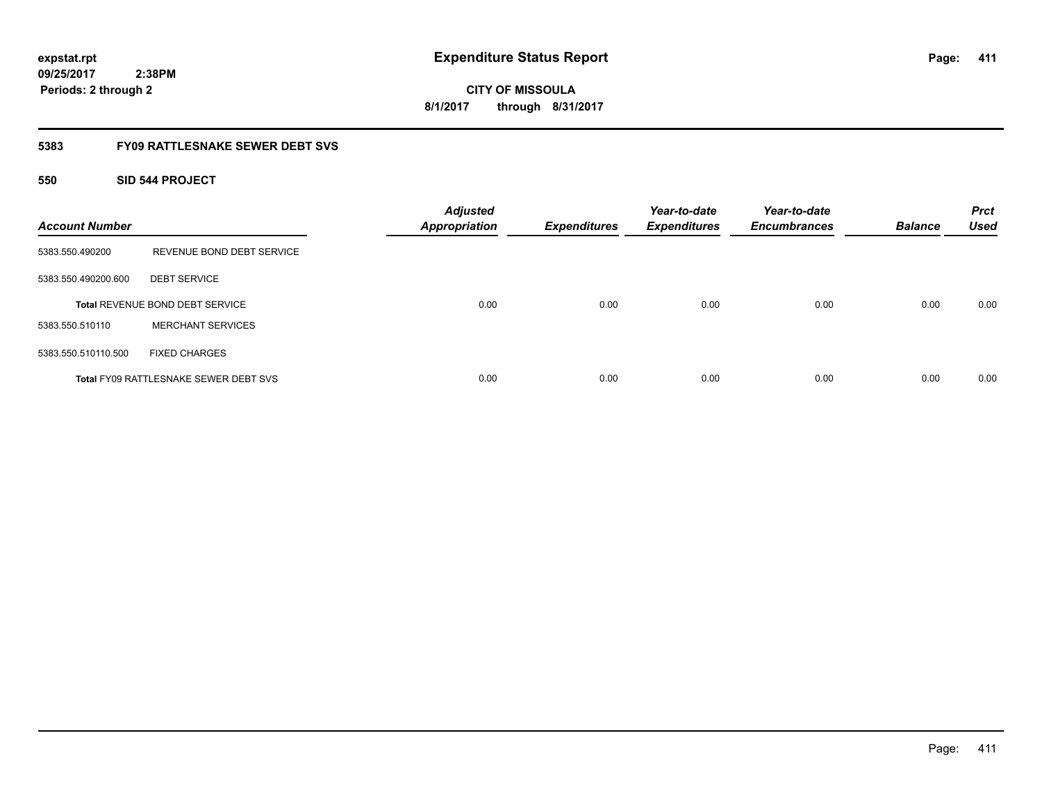**expstat.rpt**
**09/25/2017 2:38PM**
**Periods: 2 through 2**

# Expenditure Status Report

**CITY OF MISSOULA**
**8/1/2017 through 8/31/2017**

## 5383 FY09 RATTLESNAKE SEWER DEBT SVS

### 550 SID 544 PROJECT

| Account Number | | Adjusted Appropriation | Expenditures | Year-to-date Expenditures | Year-to-date Encumbrances | Balance | Prct Used |
|---|---|---|---|---|---|---|---|
| 5383.550.490200 | REVENUE BOND DEBT SERVICE | | | | | | |
| 5383.550.490200.600 | DEBT SERVICE | | | | | | |
| **Total** REVENUE BOND DEBT SERVICE | | 0.00 | 0.00 | 0.00 | 0.00 | 0.00 | 0.00 |
| 5383.550.510110 | MERCHANT SERVICES | | | | | | |
| 5383.550.510110.500 | FIXED CHARGES | | | | | | |
| **Total** FY09 RATTLESNAKE SEWER DEBT SVS | | 0.00 | 0.00 | 0.00 | 0.00 | 0.00 | 0.00 |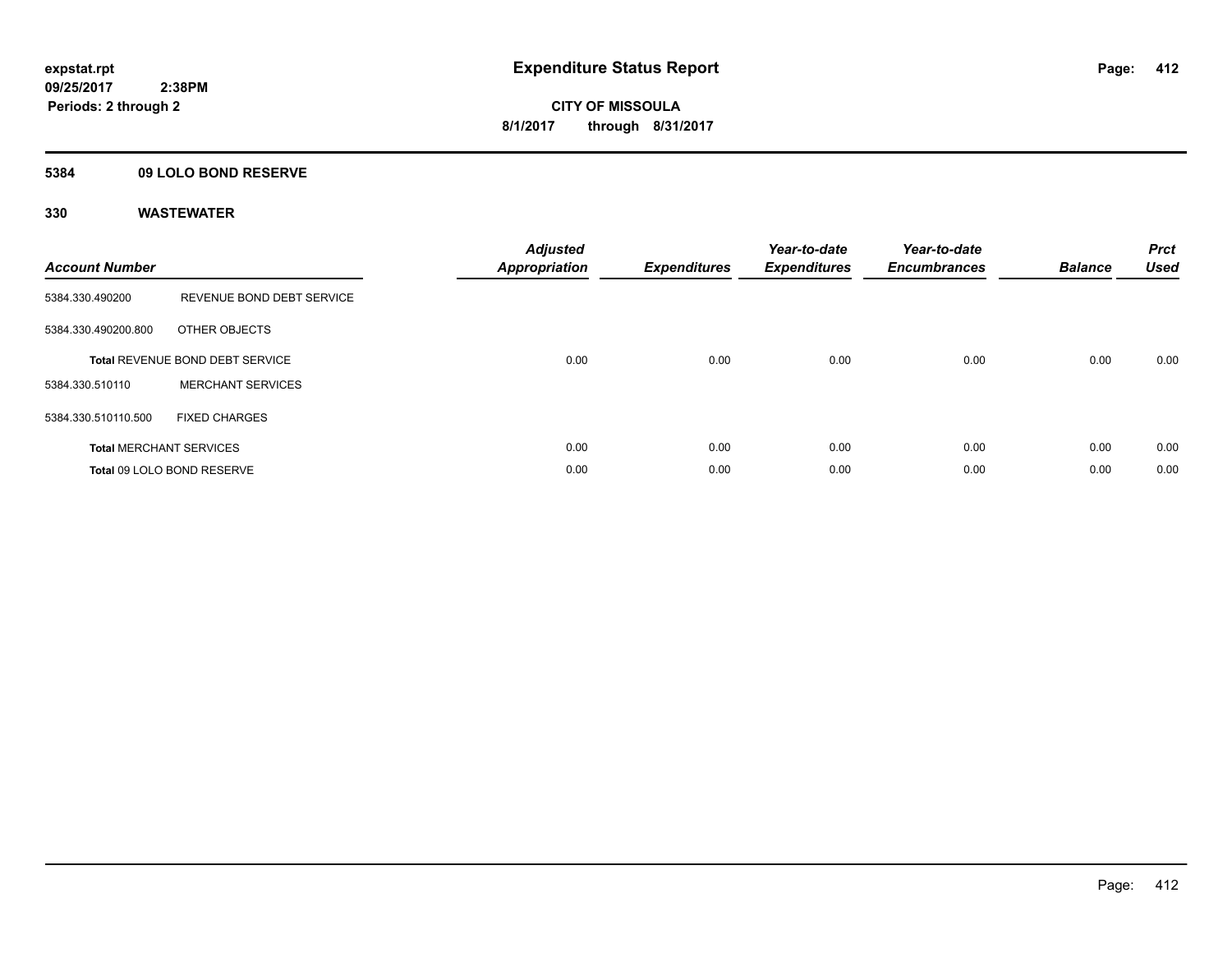**expstat.rpt**
**09/25/2017 2:38PM**
**Periods: 2 through 2**

# Expenditure Status Report

**CITY OF MISSOULA**
**8/1/2017 through 8/31/2017**

## 5384 09 LOLO BOND RESERVE

### 330 WASTEWATER

| Account Number | | Adjusted Appropriation | Expenditures | Year-to-date Expenditures | Year-to-date Encumbrances | Balance | Prct Used |
|---|---|---|---|---|---|---|---|
| 5384.330.490200 | REVENUE BOND DEBT SERVICE | | | | | | |
| 5384.330.490200.800 | OTHER OBJECTS | | | | | | |
| **Total** REVENUE BOND DEBT SERVICE | | 0.00 | 0.00 | 0.00 | 0.00 | 0.00 | 0.00 |
| 5384.330.510110 | MERCHANT SERVICES | | | | | | |
| 5384.330.510110.500 | FIXED CHARGES | | | | | | |
| **Total** MERCHANT SERVICES | | 0.00 | 0.00 | 0.00 | 0.00 | 0.00 | 0.00 |
| **Total** 09 LOLO BOND RESERVE | | 0.00 | 0.00 | 0.00 | 0.00 | 0.00 | 0.00 |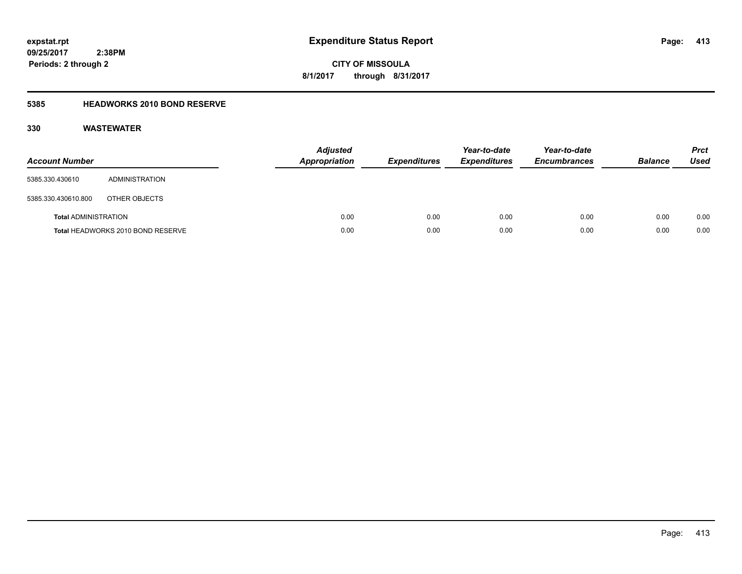**expstat.rpt**
**09/25/2017 2:38PM**
**Periods: 2 through 2**

# Expenditure Status Report

**CITY OF MISSOULA**
**8/1/2017 through 8/31/2017**

## 5385 HEADWORKS 2010 BOND RESERVE

### 330 WASTEWATER

| Account Number | | Adjusted Appropriation | Expenditures | Year-to-date Expenditures | Year-to-date Encumbrances | Balance | Prct Used |
|---|---|---|---|---|---|---|---|
| 5385.330.430610 | ADMINISTRATION | | | | | | |
| 5385.330.430610.800 | OTHER OBJECTS | | | | | | |
| **Total** ADMINISTRATION | | 0.00 | 0.00 | 0.00 | 0.00 | 0.00 | 0.00 |
| **Total** HEADWORKS 2010 BOND RESERVE | | 0.00 | 0.00 | 0.00 | 0.00 | 0.00 | 0.00 |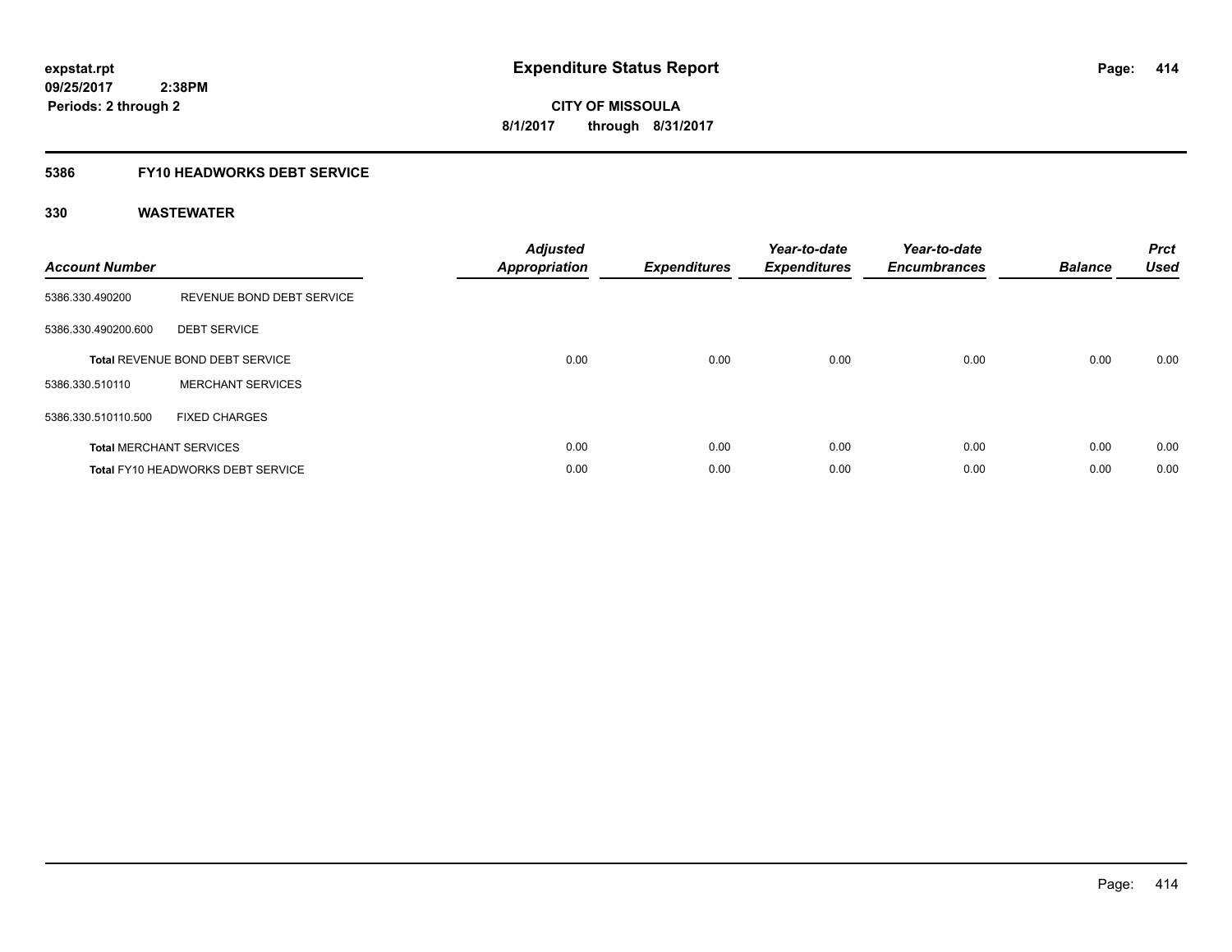expstat.rpt
09/25/2017 2:38PM
Periods: 2 through 2

# Expenditure Status Report

**CITY OF MISSOULA**
**8/1/2017 through 8/31/2017**

## 5386 FY10 HEADWORKS DEBT SERVICE

### 330 WASTEWATER

| Account Number | | Adjusted Appropriation | Expenditures | Year-to-date Expenditures | Year-to-date Encumbrances | Balance | Prct Used |
|---|---|---|---|---|---|---|---|
| 5386.330.490200 | REVENUE BOND DEBT SERVICE | | | | | | |
| 5386.330.490200.600 | DEBT SERVICE | | | | | | |
| **Total** REVENUE BOND DEBT SERVICE | | 0.00 | 0.00 | 0.00 | 0.00 | 0.00 | 0.00 |
| 5386.330.510110 | MERCHANT SERVICES | | | | | | |
| 5386.330.510110.500 | FIXED CHARGES | | | | | | |
| **Total** MERCHANT SERVICES | | 0.00 | 0.00 | 0.00 | 0.00 | 0.00 | 0.00 |
| **Total** FY10 HEADWORKS DEBT SERVICE | | 0.00 | 0.00 | 0.00 | 0.00 | 0.00 | 0.00 |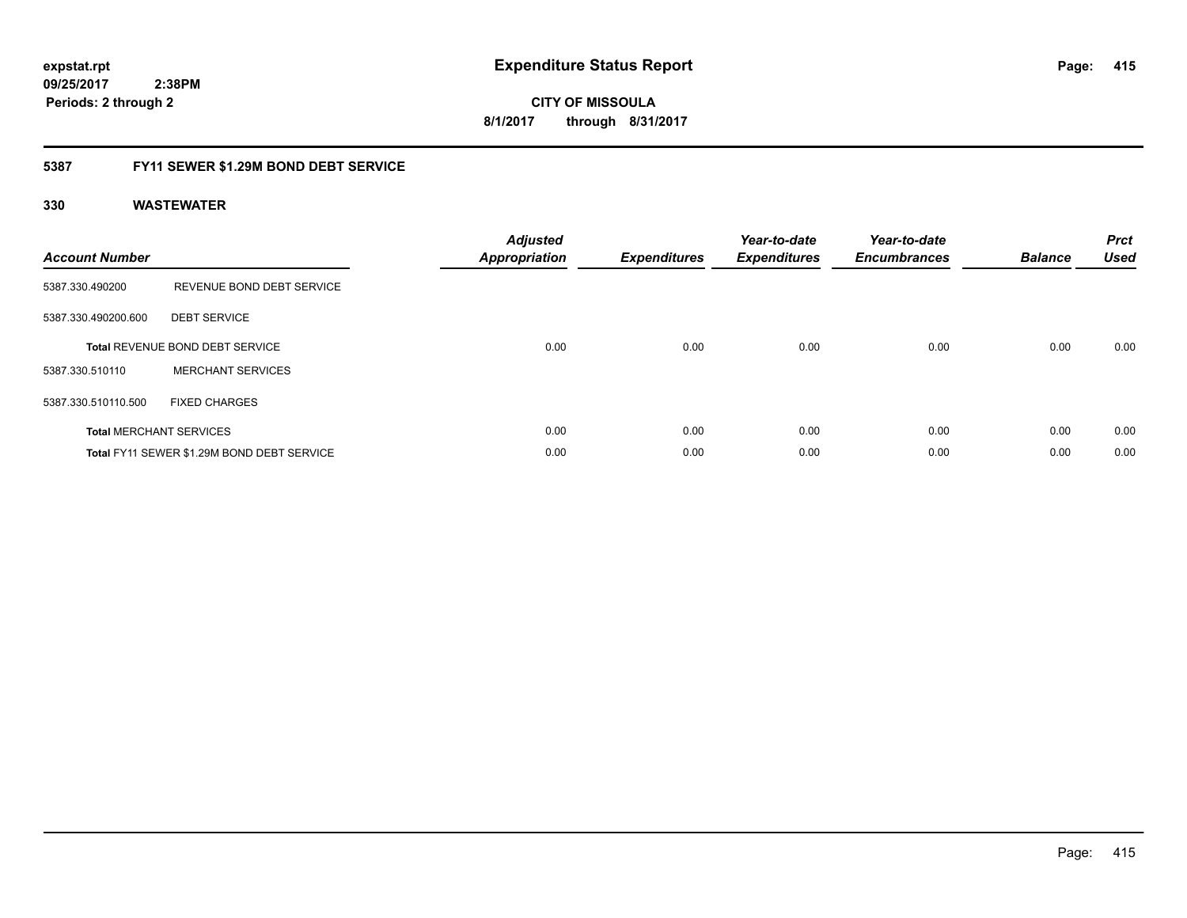**expstat.rpt**
**09/25/2017 2:38PM**
**Periods: 2 through 2**

# Expenditure Status Report

**CITY OF MISSOULA**
**8/1/2017 through 8/31/2017**

## 5387 FY11 SEWER $1.29M BOND DEBT SERVICE

### 330 WASTEWATER

| Account Number | | Adjusted Appropriation | Expenditures | Year-to-date Expenditures | Year-to-date Encumbrances | Balance | Prct Used |
|---|---|---|---|---|---|---|---|
| 5387.330.490200 | REVENUE BOND DEBT SERVICE | | | | | | |
| 5387.330.490200.600 | DEBT SERVICE | | | | | | |
| **Total** REVENUE BOND DEBT SERVICE | | 0.00 | 0.00 | 0.00 | 0.00 | 0.00 | 0.00 |
| 5387.330.510110 | MERCHANT SERVICES | | | | | | |
| 5387.330.510110.500 | FIXED CHARGES | | | | | | |
| **Total** MERCHANT SERVICES | | 0.00 | 0.00 | 0.00 | 0.00 | 0.00 | 0.00 |
| **Total** FY11 SEWER $1.29M BOND DEBT SERVICE | | 0.00 | 0.00 | 0.00 | 0.00 | 0.00 | 0.00 |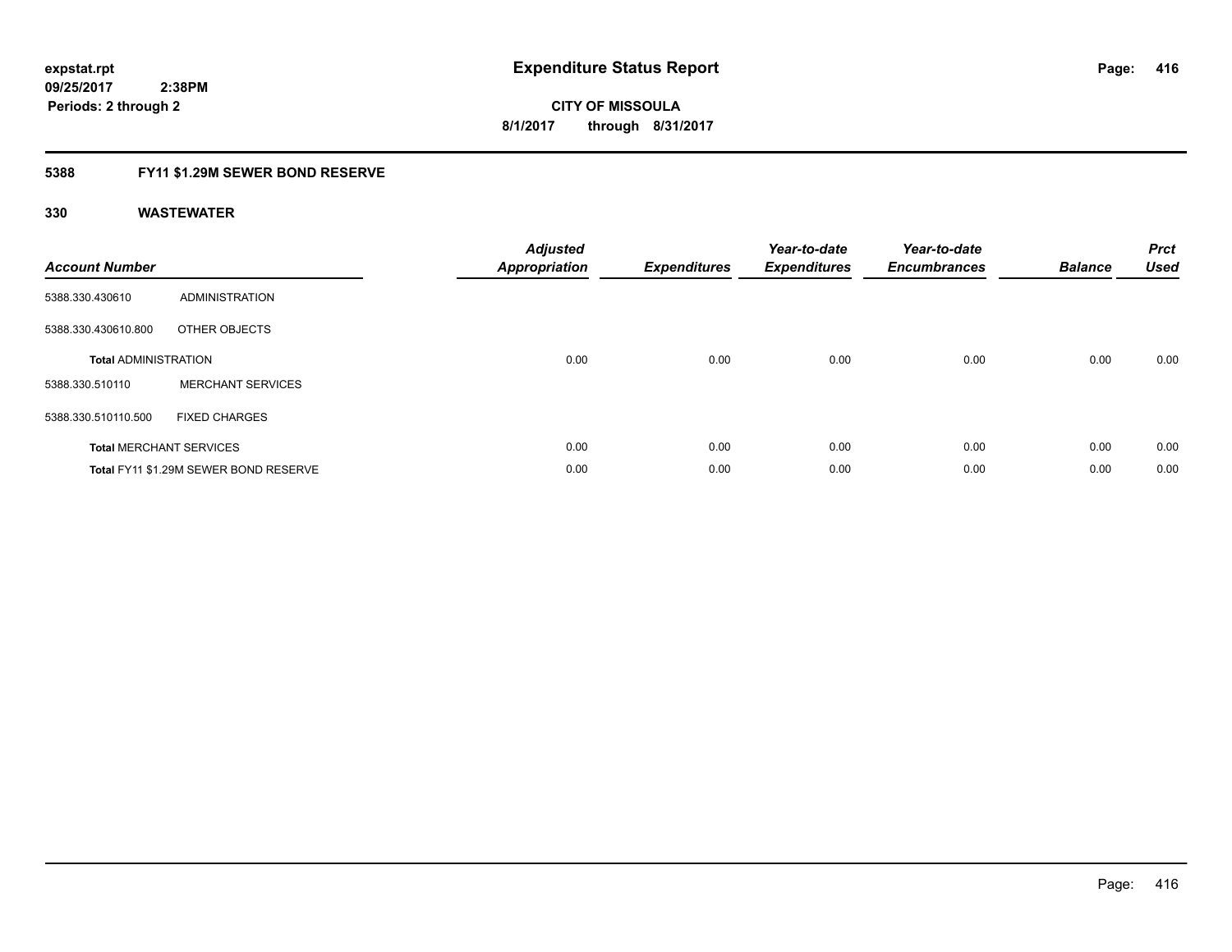# Expenditure Status Report

expstat.rpt
09/25/2017 2:38PM
Periods: 2 through 2

**CITY OF MISSOULA**
**8/1/2017 through 8/31/2017**

## 5388 FY11 $1.29M SEWER BOND RESERVE

### 330 WASTEWATER

| Account Number | | Adjusted Appropriation | Expenditures | Year-to-date Expenditures | Year-to-date Encumbrances | Balance | Prct Used |
|---|---|---|---|---|---|---|---|
| 5388.330.430610 | ADMINISTRATION | | | | | | |
| 5388.330.430610.800 | OTHER OBJECTS | | | | | | |
| **Total** ADMINISTRATION | | 0.00 | 0.00 | 0.00 | 0.00 | 0.00 | 0.00 |
| 5388.330.510110 | MERCHANT SERVICES | | | | | | |
| 5388.330.510110.500 | FIXED CHARGES | | | | | | |
| **Total** MERCHANT SERVICES | | 0.00 | 0.00 | 0.00 | 0.00 | 0.00 | 0.00 |
| **Total** FY11 $1.29M SEWER BOND RESERVE | | 0.00 | 0.00 | 0.00 | 0.00 | 0.00 | 0.00 |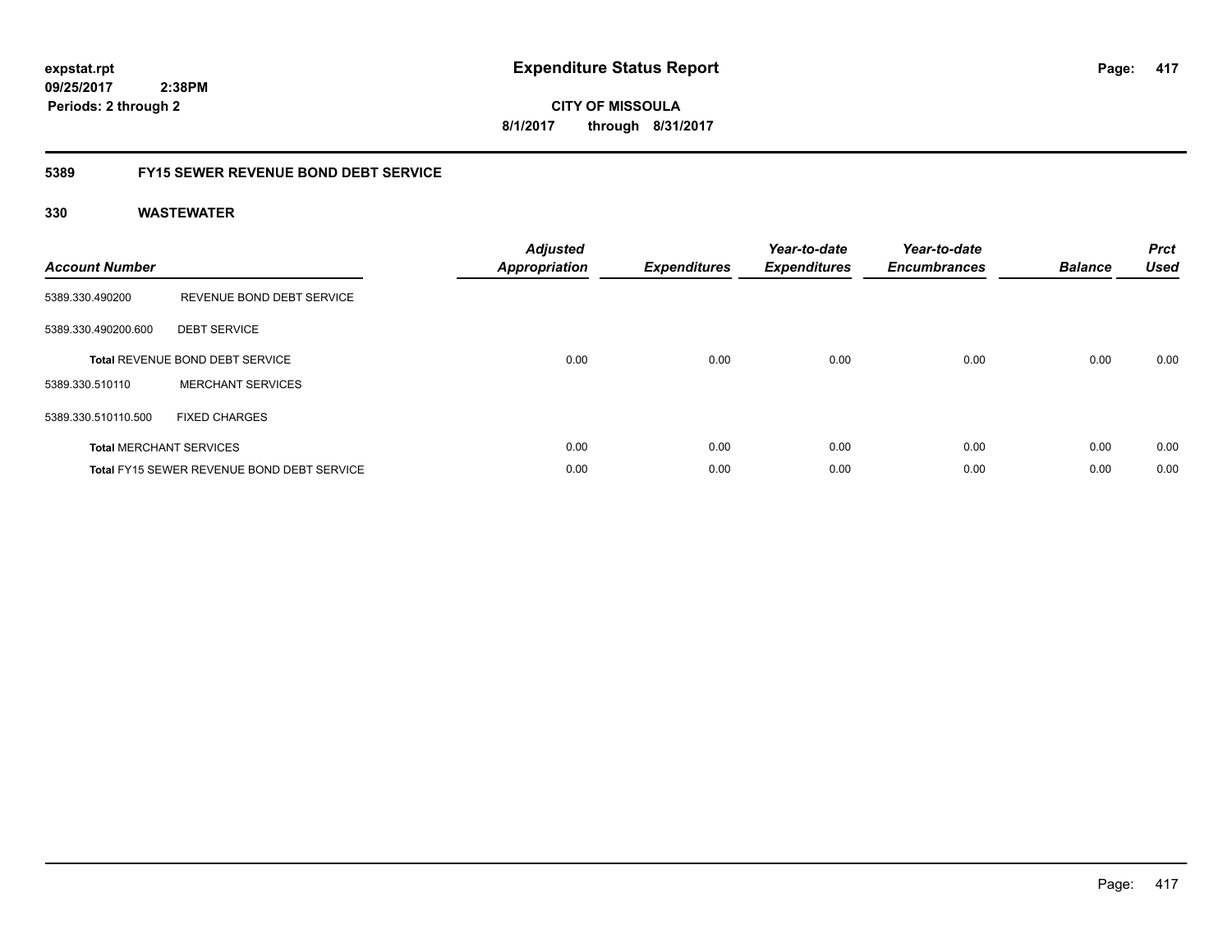**expstat.rpt**
**09/25/2017 2:38PM**
**Periods: 2 through 2**

# Expenditure Status Report

**CITY OF MISSOULA**
**8/1/2017 through 8/31/2017**

## 5389 FY15 SEWER REVENUE BOND DEBT SERVICE

### 330 WASTEWATER

| Account Number | | Adjusted Appropriation | Expenditures | Year-to-date Expenditures | Year-to-date Encumbrances | Balance | Prct Used |
|---|---|---|---|---|---|---|---|
| 5389.330.490200 | REVENUE BOND DEBT SERVICE | | | | | | |
| 5389.330.490200.600 | DEBT SERVICE | | | | | | |
| **Total** REVENUE BOND DEBT SERVICE | | 0.00 | 0.00 | 0.00 | 0.00 | 0.00 | 0.00 |
| 5389.330.510110 | MERCHANT SERVICES | | | | | | |
| 5389.330.510110.500 | FIXED CHARGES | | | | | | |
| **Total** MERCHANT SERVICES | | 0.00 | 0.00 | 0.00 | 0.00 | 0.00 | 0.00 |
| **Total** FY15 SEWER REVENUE BOND DEBT SERVICE | | 0.00 | 0.00 | 0.00 | 0.00 | 0.00 | 0.00 |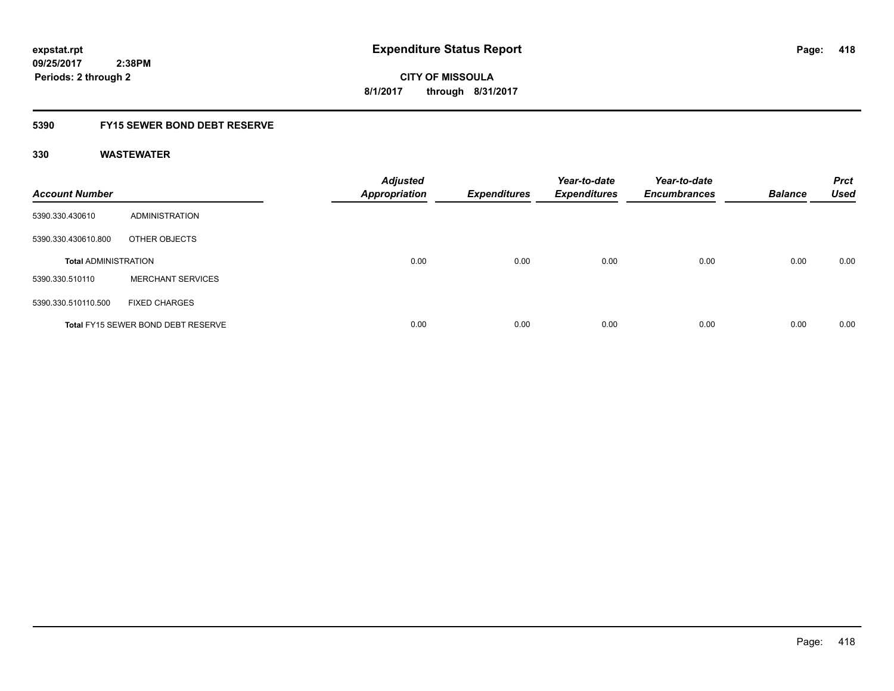# Expenditure Status Report

expstat.rpt
09/25/2017 2:38PM
Periods: 2 through 2

**CITY OF MISSOULA**
**8/1/2017 through 8/31/2017**

## 5390 FY15 SEWER BOND DEBT RESERVE

### 330 WASTEWATER

| Account Number | | Adjusted Appropriation | Expenditures | Year-to-date Expenditures | Year-to-date Encumbrances | Balance | Prct Used |
|---|---|---|---|---|---|---|---|
| 5390.330.430610 | ADMINISTRATION | | | | | | |
| 5390.330.430610.800 | OTHER OBJECTS | | | | | | |
| **Total ADMINISTRATION** | | 0.00 | 0.00 | 0.00 | 0.00 | 0.00 | 0.00 |
| 5390.330.510110 | MERCHANT SERVICES | | | | | | |
| 5390.330.510110.500 | FIXED CHARGES | | | | | | |
| **Total** FY15 SEWER BOND DEBT RESERVE | | 0.00 | 0.00 | 0.00 | 0.00 | 0.00 | 0.00 |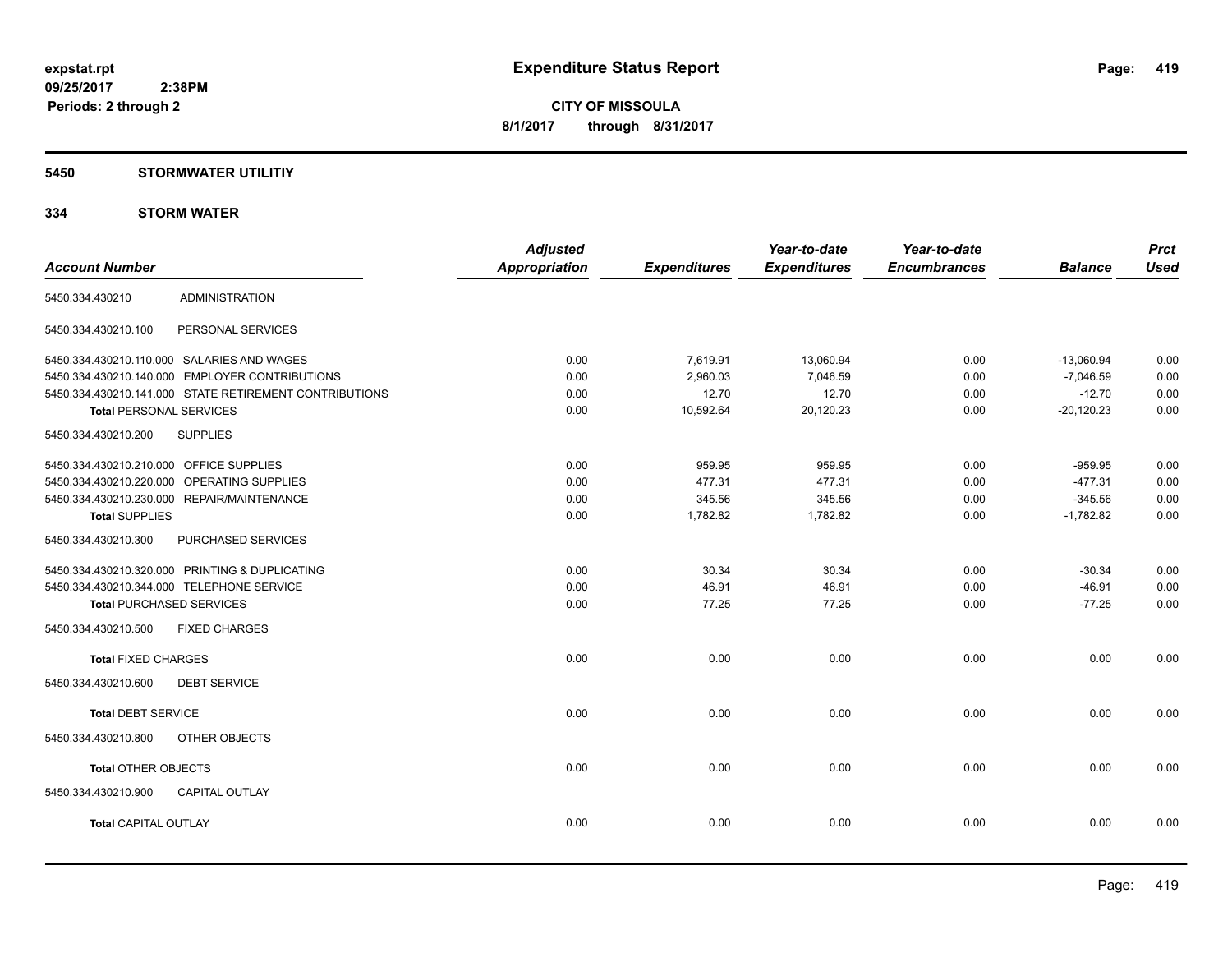**expstat.rpt**
**09/25/2017 2:38PM**
**Periods: 2 through 2**

# Expenditure Status Report

**CITY OF MISSOULA**
**8/1/2017 through 8/31/2017**

## 5450 STORMWATER UTILITIY

### 334 STORM WATER

| Account Number | | Adjusted Appropriation | Expenditures | Year-to-date Expenditures | Year-to-date Encumbrances | Balance | Prct Used |
|---|---|---|---|---|---|---|---|
| 5450.334.430210 | ADMINISTRATION | | | | | | |
| 5450.334.430210.100 | PERSONAL SERVICES | | | | | | |
| 5450.334.430210.110.000 | SALARIES AND WAGES | 0.00 | 7,619.91 | 13,060.94 | 0.00 | -13,060.94 | 0.00 |
| 5450.334.430210.140.000 | EMPLOYER CONTRIBUTIONS | 0.00 | 2,960.03 | 7,046.59 | 0.00 | -7,046.59 | 0.00 |
| 5450.334.430210.141.000 | STATE RETIREMENT CONTRIBUTIONS | 0.00 | 12.70 | 12.70 | 0.00 | -12.70 | 0.00 |
| **Total** PERSONAL SERVICES | | 0.00 | 10,592.64 | 20,120.23 | 0.00 | -20,120.23 | 0.00 |
| 5450.334.430210.200 | SUPPLIES | | | | | | |
| 5450.334.430210.210.000 | OFFICE SUPPLIES | 0.00 | 959.95 | 959.95 | 0.00 | -959.95 | 0.00 |
| 5450.334.430210.220.000 | OPERATING SUPPLIES | 0.00 | 477.31 | 477.31 | 0.00 | -477.31 | 0.00 |
| 5450.334.430210.230.000 | REPAIR/MAINTENANCE | 0.00 | 345.56 | 345.56 | 0.00 | -345.56 | 0.00 |
| **Total** SUPPLIES | | 0.00 | 1,782.82 | 1,782.82 | 0.00 | -1,782.82 | 0.00 |
| 5450.334.430210.300 | PURCHASED SERVICES | | | | | | |
| 5450.334.430210.320.000 | PRINTING & DUPLICATING | 0.00 | 30.34 | 30.34 | 0.00 | -30.34 | 0.00 |
| 5450.334.430210.344.000 | TELEPHONE SERVICE | 0.00 | 46.91 | 46.91 | 0.00 | -46.91 | 0.00 |
| **Total** PURCHASED SERVICES | | 0.00 | 77.25 | 77.25 | 0.00 | -77.25 | 0.00 |
| 5450.334.430210.500 | FIXED CHARGES | | | | | | |
| **Total** FIXED CHARGES | | 0.00 | 0.00 | 0.00 | 0.00 | 0.00 | 0.00 |
| 5450.334.430210.600 | DEBT SERVICE | | | | | | |
| **Total** DEBT SERVICE | | 0.00 | 0.00 | 0.00 | 0.00 | 0.00 | 0.00 |
| 5450.334.430210.800 | OTHER OBJECTS | | | | | | |
| **Total** OTHER OBJECTS | | 0.00 | 0.00 | 0.00 | 0.00 | 0.00 | 0.00 |
| 5450.334.430210.900 | CAPITAL OUTLAY | | | | | | |
| **Total** CAPITAL OUTLAY | | 0.00 | 0.00 | 0.00 | 0.00 | 0.00 | 0.00 |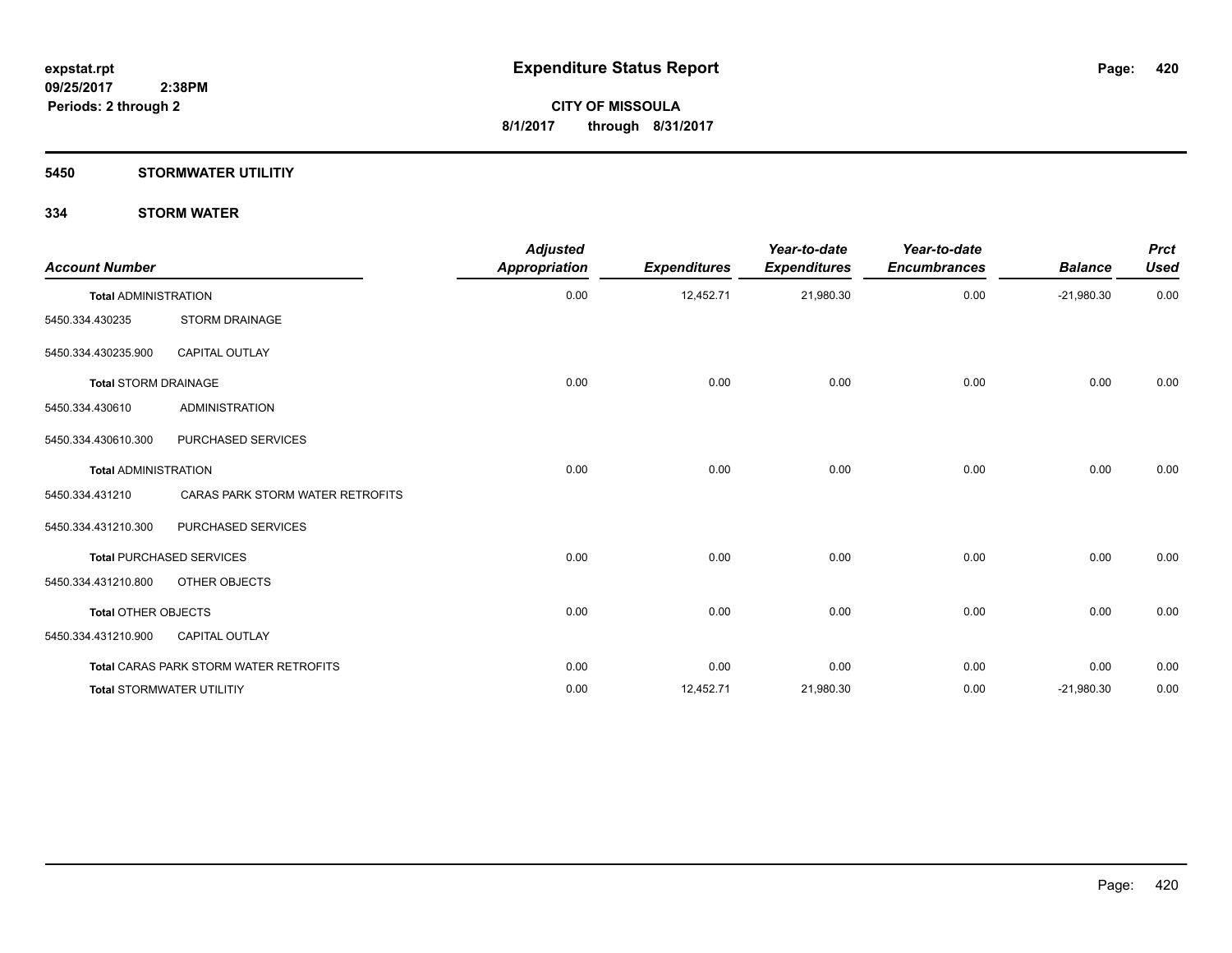**Expenditure Status Report**

**CITY OF MISSOULA**

**8/1/2017 through 8/31/2017**

expstat.rpt
09/25/2017 2:38PM
Periods: 2 through 2

## 5450 STORMWATER UTILITIY

## 334 STORM WATER

| Account Number | | Adjusted Appropriation | Expenditures | Year-to-date Expenditures | Year-to-date Encumbrances | Balance | Prct Used |
|---|---|---|---|---|---|---|---|
| **Total** ADMINISTRATION | | 0.00 | 12,452.71 | 21,980.30 | 0.00 | -21,980.30 | 0.00 |
| 5450.334.430235 | STORM DRAINAGE | | | | | | |
| 5450.334.430235.900 | CAPITAL OUTLAY | | | | | | |
| **Total** STORM DRAINAGE | | 0.00 | 0.00 | 0.00 | 0.00 | 0.00 | 0.00 |
| 5450.334.430610 | ADMINISTRATION | | | | | | |
| 5450.334.430610.300 | PURCHASED SERVICES | | | | | | |
| **Total** ADMINISTRATION | | 0.00 | 0.00 | 0.00 | 0.00 | 0.00 | 0.00 |
| 5450.334.431210 | CARAS PARK STORM WATER RETROFITS | | | | | | |
| 5450.334.431210.300 | PURCHASED SERVICES | | | | | | |
| **Total** PURCHASED SERVICES | | 0.00 | 0.00 | 0.00 | 0.00 | 0.00 | 0.00 |
| 5450.334.431210.800 | OTHER OBJECTS | | | | | | |
| **Total** OTHER OBJECTS | | 0.00 | 0.00 | 0.00 | 0.00 | 0.00 | 0.00 |
| 5450.334.431210.900 | CAPITAL OUTLAY | | | | | | |
| **Total** CARAS PARK STORM WATER RETROFITS | | 0.00 | 0.00 | 0.00 | 0.00 | 0.00 | 0.00 |
| **Total** STORMWATER UTILITIY | | 0.00 | 12,452.71 | 21,980.30 | 0.00 | -21,980.30 | 0.00 |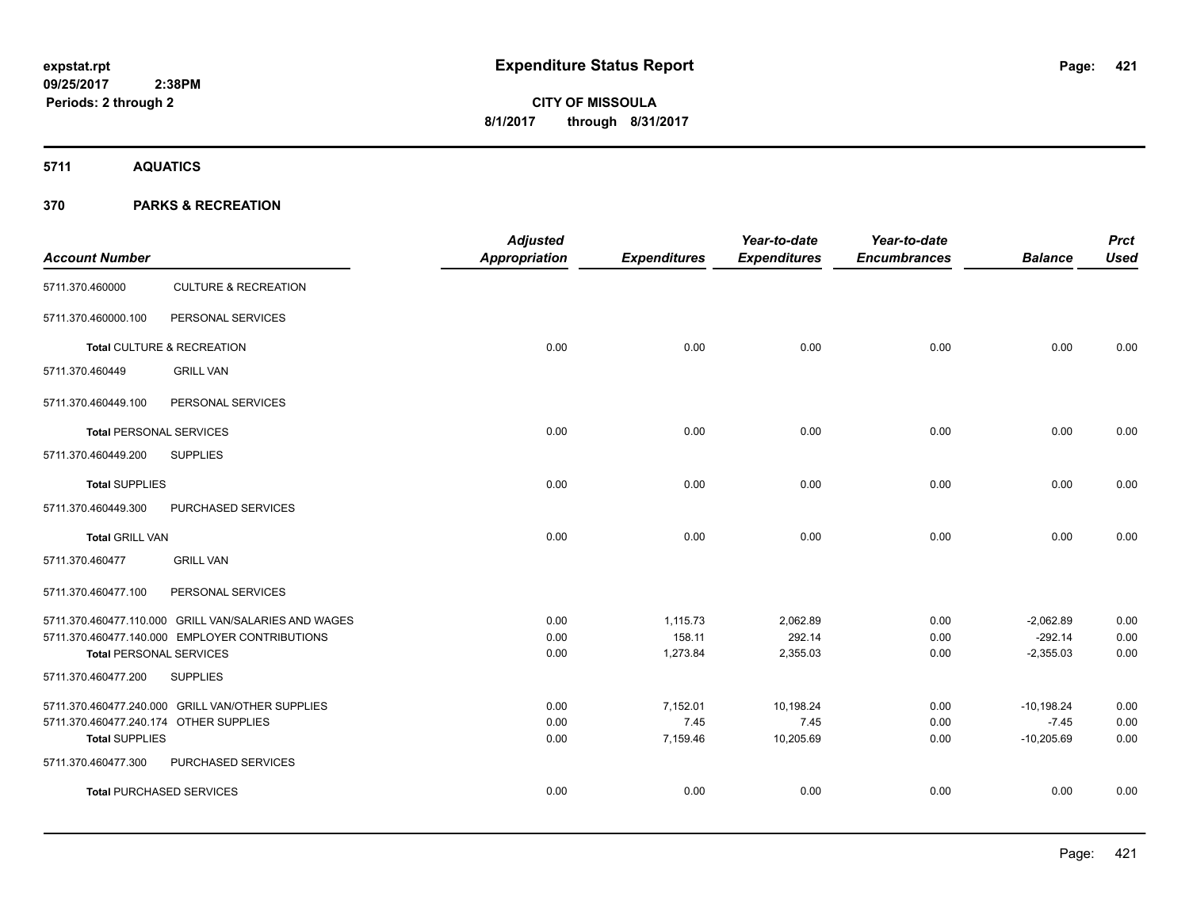# Expenditure Status Report

expstat.rpt
09/25/2017 2:38PM
Periods: 2 through 2

**CITY OF MISSOULA**
**8/1/2017 through 8/31/2017**

## 5711 AQUATICS

## 370 PARKS & RECREATION

| Account Number | | Adjusted Appropriation | Expenditures | Year-to-date Expenditures | Year-to-date Encumbrances | Balance | Prct Used |
|---|---|---|---|---|---|---|---|
| 5711.370.460000 | CULTURE & RECREATION | | | | | | |
| 5711.370.460000.100 | PERSONAL SERVICES | | | | | | |
| **Total** CULTURE & RECREATION | | 0.00 | 0.00 | 0.00 | 0.00 | 0.00 | 0.00 |
| 5711.370.460449 | GRILL VAN | | | | | | |
| 5711.370.460449.100 | PERSONAL SERVICES | | | | | | |
| **Total** PERSONAL SERVICES | | 0.00 | 0.00 | 0.00 | 0.00 | 0.00 | 0.00 |
| 5711.370.460449.200 | SUPPLIES | | | | | | |
| **Total** SUPPLIES | | 0.00 | 0.00 | 0.00 | 0.00 | 0.00 | 0.00 |
| 5711.370.460449.300 | PURCHASED SERVICES | | | | | | |
| **Total** GRILL VAN | | 0.00 | 0.00 | 0.00 | 0.00 | 0.00 | 0.00 |
| 5711.370.460477 | GRILL VAN | | | | | | |
| 5711.370.460477.100 | PERSONAL SERVICES | | | | | | |
| 5711.370.460477.110.000 | GRILL VAN/SALARIES AND WAGES | 0.00 | 1,115.73 | 2,062.89 | 0.00 | -2,062.89 | 0.00 |
| 5711.370.460477.140.000 | EMPLOYER CONTRIBUTIONS | 0.00 | 158.11 | 292.14 | 0.00 | -292.14 | 0.00 |
| **Total** PERSONAL SERVICES | | 0.00 | 1,273.84 | 2,355.03 | 0.00 | -2,355.03 | 0.00 |
| 5711.370.460477.200 | SUPPLIES | | | | | | |
| 5711.370.460477.240.000 | GRILL VAN/OTHER SUPPLIES | 0.00 | 7,152.01 | 10,198.24 | 0.00 | -10,198.24 | 0.00 |
| 5711.370.460477.240.174 | OTHER SUPPLIES | 0.00 | 7.45 | 7.45 | 0.00 | -7.45 | 0.00 |
| **Total** SUPPLIES | | 0.00 | 7,159.46 | 10,205.69 | 0.00 | -10,205.69 | 0.00 |
| 5711.370.460477.300 | PURCHASED SERVICES | | | | | | |
| **Total** PURCHASED SERVICES | | 0.00 | 0.00 | 0.00 | 0.00 | 0.00 | 0.00 |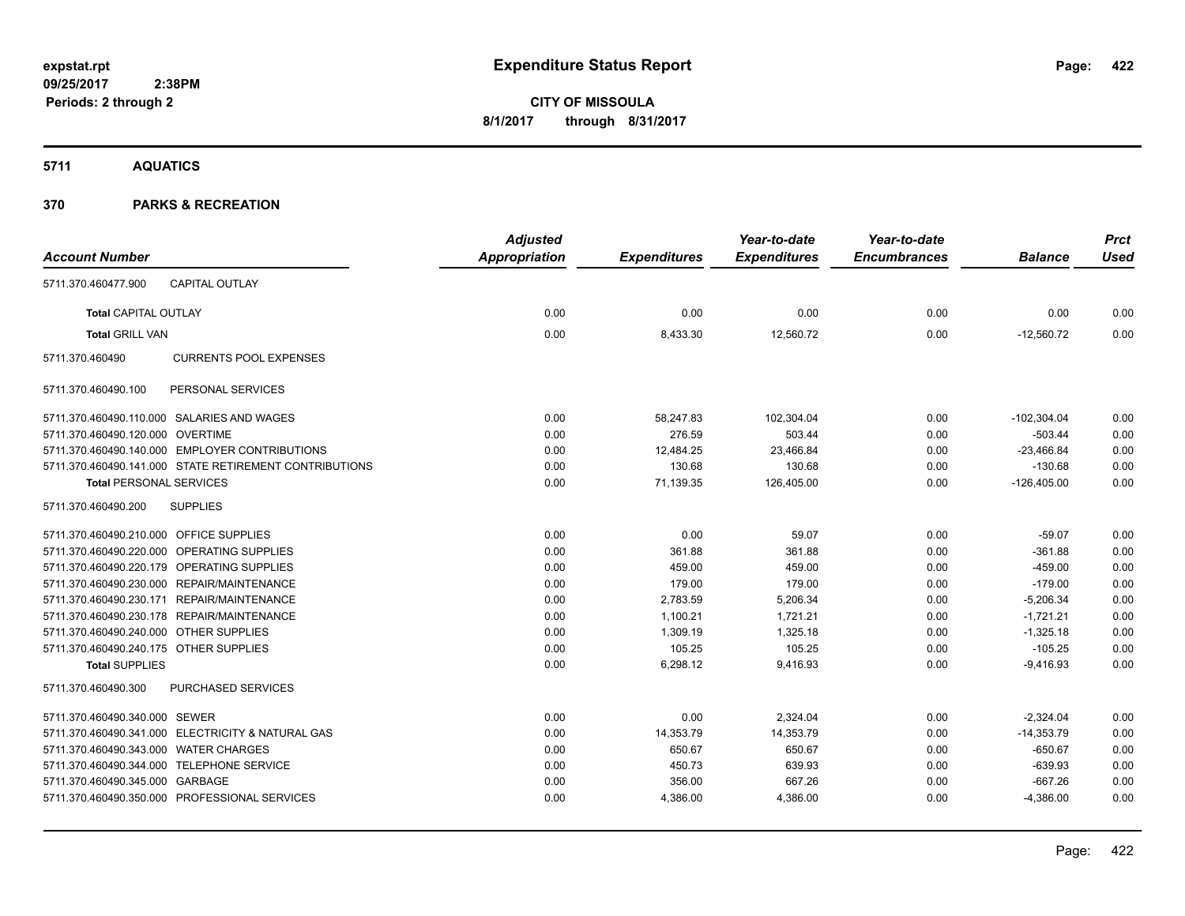**expstat.rpt**
**09/25/2017 2:38PM**
**Periods: 2 through 2**

# Expenditure Status Report

**CITY OF MISSOULA**
**8/1/2017 through 8/31/2017**

## 5711 AQUATICS

## 370 PARKS & RECREATION

| Account Number | | Adjusted Appropriation | Expenditures | Year-to-date Expenditures | Year-to-date Encumbrances | Balance | Prct Used |
|---|---|---|---|---|---|---|---|
| 5711.370.460477.900 | CAPITAL OUTLAY | | | | | | |
| **Total** CAPITAL OUTLAY | | 0.00 | 0.00 | 0.00 | 0.00 | 0.00 | 0.00 |
| **Total** GRILL VAN | | 0.00 | 8,433.30 | 12,560.72 | 0.00 | -12,560.72 | 0.00 |
| 5711.370.460490 | CURRENTS POOL EXPENSES | | | | | | |
| 5711.370.460490.100 | PERSONAL SERVICES | | | | | | |
| 5711.370.460490.110.000 | SALARIES AND WAGES | 0.00 | 58,247.83 | 102,304.04 | 0.00 | -102,304.04 | 0.00 |
| 5711.370.460490.120.000 | OVERTIME | 0.00 | 276.59 | 503.44 | 0.00 | -503.44 | 0.00 |
| 5711.370.460490.140.000 | EMPLOYER CONTRIBUTIONS | 0.00 | 12,484.25 | 23,466.84 | 0.00 | -23,466.84 | 0.00 |
| 5711.370.460490.141.000 | STATE RETIREMENT CONTRIBUTIONS | 0.00 | 130.68 | 130.68 | 0.00 | -130.68 | 0.00 |
| **Total** PERSONAL SERVICES | | 0.00 | 71,139.35 | 126,405.00 | 0.00 | -126,405.00 | 0.00 |
| 5711.370.460490.200 | SUPPLIES | | | | | | |
| 5711.370.460490.210.000 | OFFICE SUPPLIES | 0.00 | 0.00 | 59.07 | 0.00 | -59.07 | 0.00 |
| 5711.370.460490.220.000 | OPERATING SUPPLIES | 0.00 | 361.88 | 361.88 | 0.00 | -361.88 | 0.00 |
| 5711.370.460490.220.179 | OPERATING SUPPLIES | 0.00 | 459.00 | 459.00 | 0.00 | -459.00 | 0.00 |
| 5711.370.460490.230.000 | REPAIR/MAINTENANCE | 0.00 | 179.00 | 179.00 | 0.00 | -179.00 | 0.00 |
| 5711.370.460490.230.171 | REPAIR/MAINTENANCE | 0.00 | 2,783.59 | 5,206.34 | 0.00 | -5,206.34 | 0.00 |
| 5711.370.460490.230.178 | REPAIR/MAINTENANCE | 0.00 | 1,100.21 | 1,721.21 | 0.00 | -1,721.21 | 0.00 |
| 5711.370.460490.240.000 | OTHER SUPPLIES | 0.00 | 1,309.19 | 1,325.18 | 0.00 | -1,325.18 | 0.00 |
| 5711.370.460490.240.175 | OTHER SUPPLIES | 0.00 | 105.25 | 105.25 | 0.00 | -105.25 | 0.00 |
| **Total** SUPPLIES | | 0.00 | 6,298.12 | 9,416.93 | 0.00 | -9,416.93 | 0.00 |
| 5711.370.460490.300 | PURCHASED SERVICES | | | | | | |
| 5711.370.460490.340.000 | SEWER | 0.00 | 0.00 | 2,324.04 | 0.00 | -2,324.04 | 0.00 |
| 5711.370.460490.341.000 | ELECTRICITY & NATURAL GAS | 0.00 | 14,353.79 | 14,353.79 | 0.00 | -14,353.79 | 0.00 |
| 5711.370.460490.343.000 | WATER CHARGES | 0.00 | 650.67 | 650.67 | 0.00 | -650.67 | 0.00 |
| 5711.370.460490.344.000 | TELEPHONE SERVICE | 0.00 | 450.73 | 639.93 | 0.00 | -639.93 | 0.00 |
| 5711.370.460490.345.000 | GARBAGE | 0.00 | 356.00 | 667.26 | 0.00 | -667.26 | 0.00 |
| 5711.370.460490.350.000 | PROFESSIONAL SERVICES | 0.00 | 4,386.00 | 4,386.00 | 0.00 | -4,386.00 | 0.00 |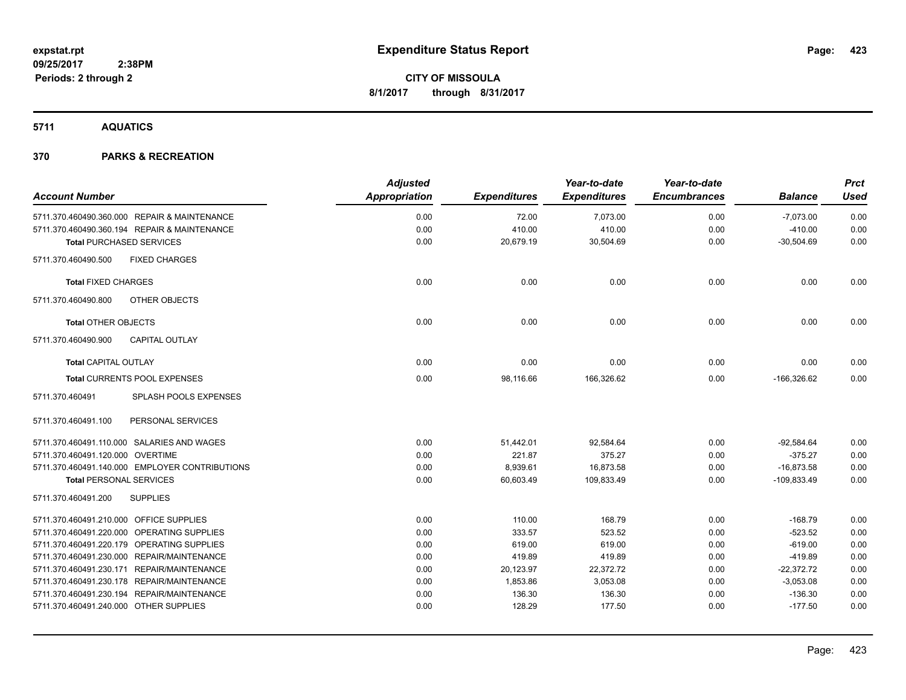# Expenditure Status Report

**CITY OF MISSOULA**

**8/1/2017 through 8/31/2017**

expstat.rpt
09/25/2017 2:38PM
Periods: 2 through 2

## 5711 AQUATICS

## 370 PARKS & RECREATION

| Account Number | Adjusted Appropriation | Expenditures | Year-to-date Expenditures | Year-to-date Encumbrances | Balance | Prct Used |
|---|---|---|---|---|---|---|
| 5711.370.460490.360.000 REPAIR & MAINTENANCE | 0.00 | 72.00 | 7,073.00 | 0.00 | -7,073.00 | 0.00 |
| 5711.370.460490.360.194 REPAIR & MAINTENANCE | 0.00 | 410.00 | 410.00 | 0.00 | -410.00 | 0.00 |
| **Total** PURCHASED SERVICES | 0.00 | 20,679.19 | 30,504.69 | 0.00 | -30,504.69 | 0.00 |
| 5711.370.460490.500 FIXED CHARGES | | | | | | |
| **Total** FIXED CHARGES | 0.00 | 0.00 | 0.00 | 0.00 | 0.00 | 0.00 |
| 5711.370.460490.800 OTHER OBJECTS | | | | | | |
| **Total** OTHER OBJECTS | 0.00 | 0.00 | 0.00 | 0.00 | 0.00 | 0.00 |
| 5711.370.460490.900 CAPITAL OUTLAY | | | | | | |
| **Total** CAPITAL OUTLAY | 0.00 | 0.00 | 0.00 | 0.00 | 0.00 | 0.00 |
| **Total** CURRENTS POOL EXPENSES | 0.00 | 98,116.66 | 166,326.62 | 0.00 | -166,326.62 | 0.00 |
| 5711.370.460491 SPLASH POOLS EXPENSES | | | | | | |
| 5711.370.460491.100 PERSONAL SERVICES | | | | | | |
| 5711.370.460491.110.000 SALARIES AND WAGES | 0.00 | 51,442.01 | 92,584.64 | 0.00 | -92,584.64 | 0.00 |
| 5711.370.460491.120.000 OVERTIME | 0.00 | 221.87 | 375.27 | 0.00 | -375.27 | 0.00 |
| 5711.370.460491.140.000 EMPLOYER CONTRIBUTIONS | 0.00 | 8,939.61 | 16,873.58 | 0.00 | -16,873.58 | 0.00 |
| **Total** PERSONAL SERVICES | 0.00 | 60,603.49 | 109,833.49 | 0.00 | -109,833.49 | 0.00 |
| 5711.370.460491.200 SUPPLIES | | | | | | |
| 5711.370.460491.210.000 OFFICE SUPPLIES | 0.00 | 110.00 | 168.79 | 0.00 | -168.79 | 0.00 |
| 5711.370.460491.220.000 OPERATING SUPPLIES | 0.00 | 333.57 | 523.52 | 0.00 | -523.52 | 0.00 |
| 5711.370.460491.220.179 OPERATING SUPPLIES | 0.00 | 619.00 | 619.00 | 0.00 | -619.00 | 0.00 |
| 5711.370.460491.230.000 REPAIR/MAINTENANCE | 0.00 | 419.89 | 419.89 | 0.00 | -419.89 | 0.00 |
| 5711.370.460491.230.171 REPAIR/MAINTENANCE | 0.00 | 20,123.97 | 22,372.72 | 0.00 | -22,372.72 | 0.00 |
| 5711.370.460491.230.178 REPAIR/MAINTENANCE | 0.00 | 1,853.86 | 3,053.08 | 0.00 | -3,053.08 | 0.00 |
| 5711.370.460491.230.194 REPAIR/MAINTENANCE | 0.00 | 136.30 | 136.30 | 0.00 | -136.30 | 0.00 |
| 5711.370.460491.240.000 OTHER SUPPLIES | 0.00 | 128.29 | 177.50 | 0.00 | -177.50 | 0.00 |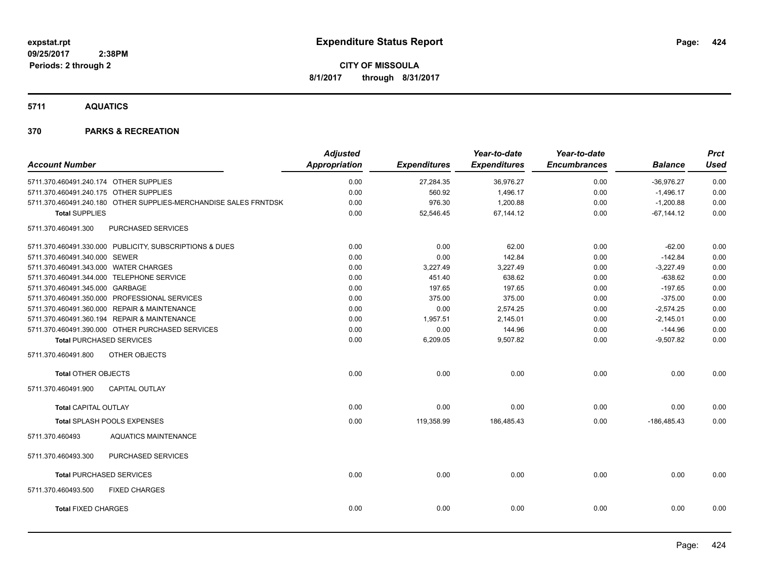**expstat.rpt**
**09/25/2017 2:38PM**
**Periods: 2 through 2**

# Expenditure Status Report

**CITY OF MISSOULA**
**8/1/2017 through 8/31/2017**

## 5711 AQUATICS

## 370 PARKS & RECREATION

| Account Number | | Adjusted Appropriation | Expenditures | Year-to-date Expenditures | Year-to-date Encumbrances | Balance | Prct Used |
|---|---|---|---|---|---|---|---|
| 5711.370.460491.240.174 | OTHER SUPPLIES | 0.00 | 27,284.35 | 36,976.27 | 0.00 | -36,976.27 | 0.00 |
| 5711.370.460491.240.175 | OTHER SUPPLIES | 0.00 | 560.92 | 1,496.17 | 0.00 | -1,496.17 | 0.00 |
| 5711.370.460491.240.180 | OTHER SUPPLIES-MERCHANDISE SALES FRNTDSK | 0.00 | 976.30 | 1,200.88 | 0.00 | -1,200.88 | 0.00 |
| **Total** SUPPLIES | | 0.00 | 52,546.45 | 67,144.12 | 0.00 | -67,144.12 | 0.00 |
| 5711.370.460491.300 | PURCHASED SERVICES | | | | | | |
| 5711.370.460491.330.000 | PUBLICITY, SUBSCRIPTIONS & DUES | 0.00 | 0.00 | 62.00 | 0.00 | -62.00 | 0.00 |
| 5711.370.460491.340.000 | SEWER | 0.00 | 0.00 | 142.84 | 0.00 | -142.84 | 0.00 |
| 5711.370.460491.343.000 | WATER CHARGES | 0.00 | 3,227.49 | 3,227.49 | 0.00 | -3,227.49 | 0.00 |
| 5711.370.460491.344.000 | TELEPHONE SERVICE | 0.00 | 451.40 | 638.62 | 0.00 | -638.62 | 0.00 |
| 5711.370.460491.345.000 | GARBAGE | 0.00 | 197.65 | 197.65 | 0.00 | -197.65 | 0.00 |
| 5711.370.460491.350.000 | PROFESSIONAL SERVICES | 0.00 | 375.00 | 375.00 | 0.00 | -375.00 | 0.00 |
| 5711.370.460491.360.000 | REPAIR & MAINTENANCE | 0.00 | 0.00 | 2,574.25 | 0.00 | -2,574.25 | 0.00 |
| 5711.370.460491.360.194 | REPAIR & MAINTENANCE | 0.00 | 1,957.51 | 2,145.01 | 0.00 | -2,145.01 | 0.00 |
| 5711.370.460491.390.000 | OTHER PURCHASED SERVICES | 0.00 | 0.00 | 144.96 | 0.00 | -144.96 | 0.00 |
| **Total** PURCHASED SERVICES | | 0.00 | 6,209.05 | 9,507.82 | 0.00 | -9,507.82 | 0.00 |
| 5711.370.460491.800 | OTHER OBJECTS | | | | | | |
| **Total** OTHER OBJECTS | | 0.00 | 0.00 | 0.00 | 0.00 | 0.00 | 0.00 |
| 5711.370.460491.900 | CAPITAL OUTLAY | | | | | | |
| **Total** CAPITAL OUTLAY | | 0.00 | 0.00 | 0.00 | 0.00 | 0.00 | 0.00 |
| **Total** SPLASH POOLS EXPENSES | | 0.00 | 119,358.99 | 186,485.43 | 0.00 | -186,485.43 | 0.00 |
| 5711.370.460493 | AQUATICS MAINTENANCE | | | | | | |
| 5711.370.460493.300 | PURCHASED SERVICES | | | | | | |
| **Total** PURCHASED SERVICES | | 0.00 | 0.00 | 0.00 | 0.00 | 0.00 | 0.00 |
| 5711.370.460493.500 | FIXED CHARGES | | | | | | |
| **Total** FIXED CHARGES | | 0.00 | 0.00 | 0.00 | 0.00 | 0.00 | 0.00 |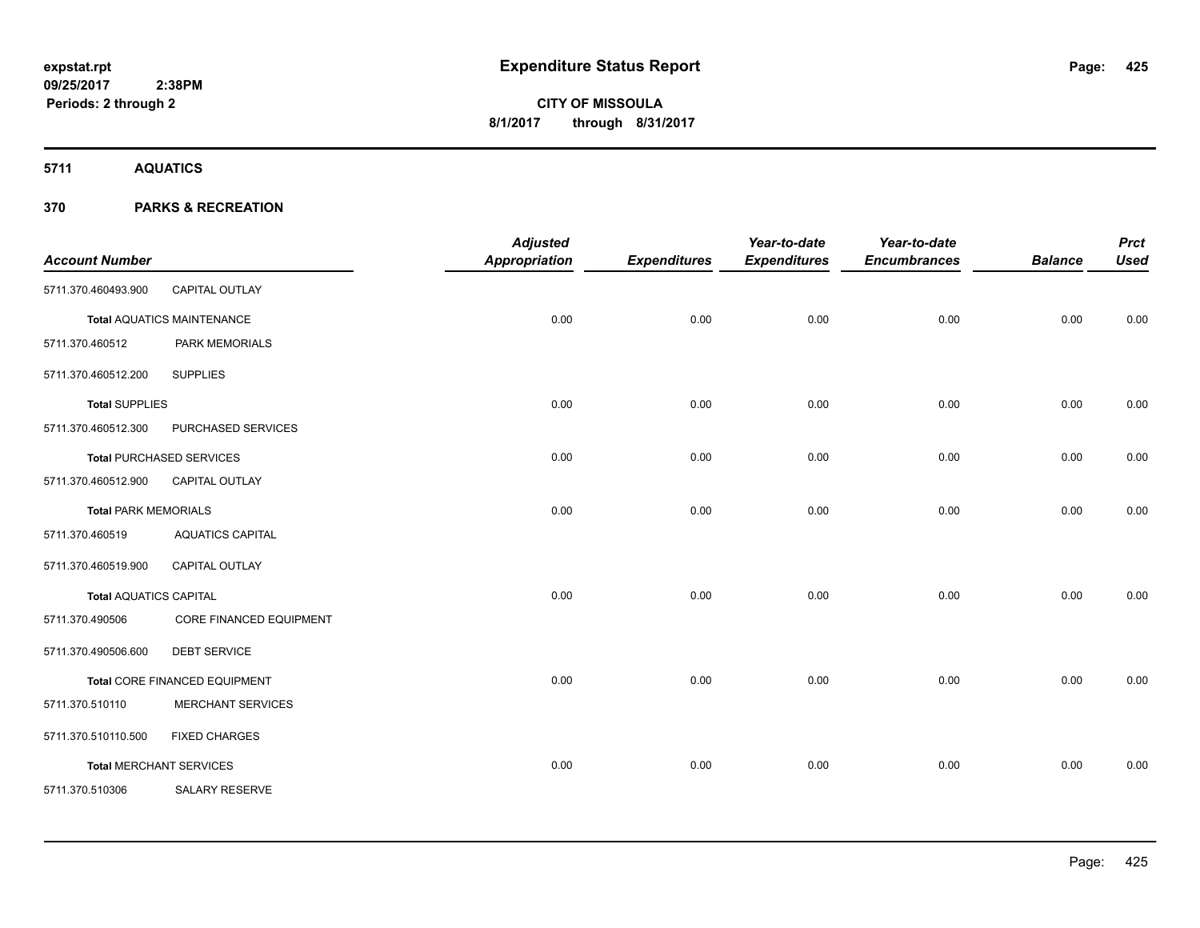**expstat.rpt**
**09/25/2017 2:38PM**
**Periods: 2 through 2**

# Expenditure Status Report

**CITY OF MISSOULA**
**8/1/2017 through 8/31/2017**

## 5711 AQUATICS

## 370 PARKS & RECREATION

| Account Number | | Adjusted Appropriation | Expenditures | Year-to-date Expenditures | Year-to-date Encumbrances | Balance | Prct Used |
|---|---|---|---|---|---|---|---|
| 5711.370.460493.900 | CAPITAL OUTLAY | | | | | | |
| **Total** AQUATICS MAINTENANCE | | 0.00 | 0.00 | 0.00 | 0.00 | 0.00 | 0.00 |
| 5711.370.460512 | PARK MEMORIALS | | | | | | |
| 5711.370.460512.200 | SUPPLIES | | | | | | |
| **Total** SUPPLIES | | 0.00 | 0.00 | 0.00 | 0.00 | 0.00 | 0.00 |
| 5711.370.460512.300 | PURCHASED SERVICES | | | | | | |
| **Total** PURCHASED SERVICES | | 0.00 | 0.00 | 0.00 | 0.00 | 0.00 | 0.00 |
| 5711.370.460512.900 | CAPITAL OUTLAY | | | | | | |
| **Total** PARK MEMORIALS | | 0.00 | 0.00 | 0.00 | 0.00 | 0.00 | 0.00 |
| 5711.370.460519 | AQUATICS CAPITAL | | | | | | |
| 5711.370.460519.900 | CAPITAL OUTLAY | | | | | | |
| **Total** AQUATICS CAPITAL | | 0.00 | 0.00 | 0.00 | 0.00 | 0.00 | 0.00 |
| 5711.370.490506 | CORE FINANCED EQUIPMENT | | | | | | |
| 5711.370.490506.600 | DEBT SERVICE | | | | | | |
| **Total** CORE FINANCED EQUIPMENT | | 0.00 | 0.00 | 0.00 | 0.00 | 0.00 | 0.00 |
| 5711.370.510110 | MERCHANT SERVICES | | | | | | |
| 5711.370.510110.500 | FIXED CHARGES | | | | | | |
| **Total** MERCHANT SERVICES | | 0.00 | 0.00 | 0.00 | 0.00 | 0.00 | 0.00 |
| 5711.370.510306 | SALARY RESERVE | | | | | | |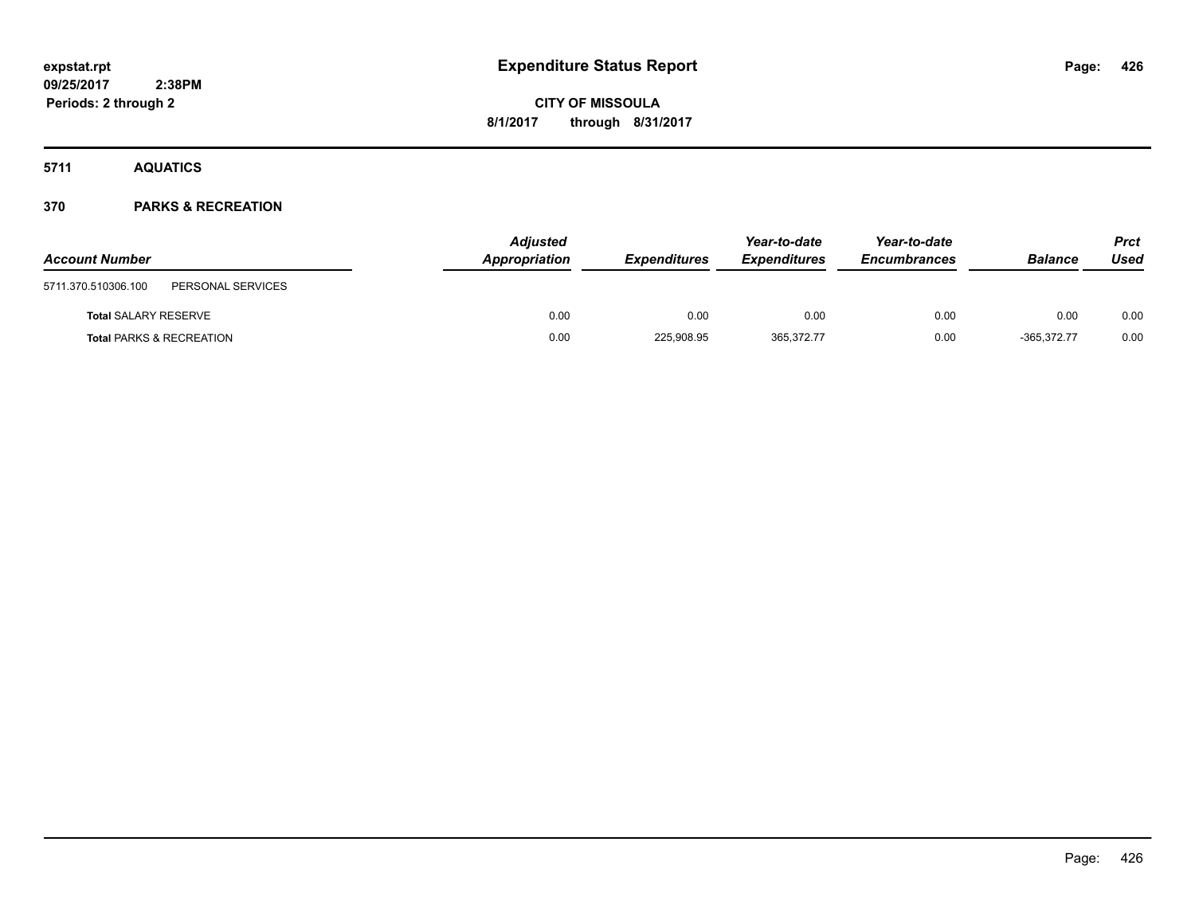**expstat.rpt**
**09/25/2017 2:38PM**
**Periods: 2 through 2**

# Expenditure Status Report

**CITY OF MISSOULA**
**8/1/2017 through 8/31/2017**

## 5711 AQUATICS

## 370 PARKS & RECREATION

| Account Number | | Adjusted Appropriation | Expenditures | Year-to-date Expenditures | Year-to-date Encumbrances | Balance | Prct Used |
|---|---|---|---|---|---|---|---|
| 5711.370.510306.100 | PERSONAL SERVICES | | | | | | |
| **Total** SALARY RESERVE | | 0.00 | 0.00 | 0.00 | 0.00 | 0.00 | 0.00 |
| **Total** PARKS & RECREATION | | 0.00 | 225,908.95 | 365,372.77 | 0.00 | -365,372.77 | 0.00 |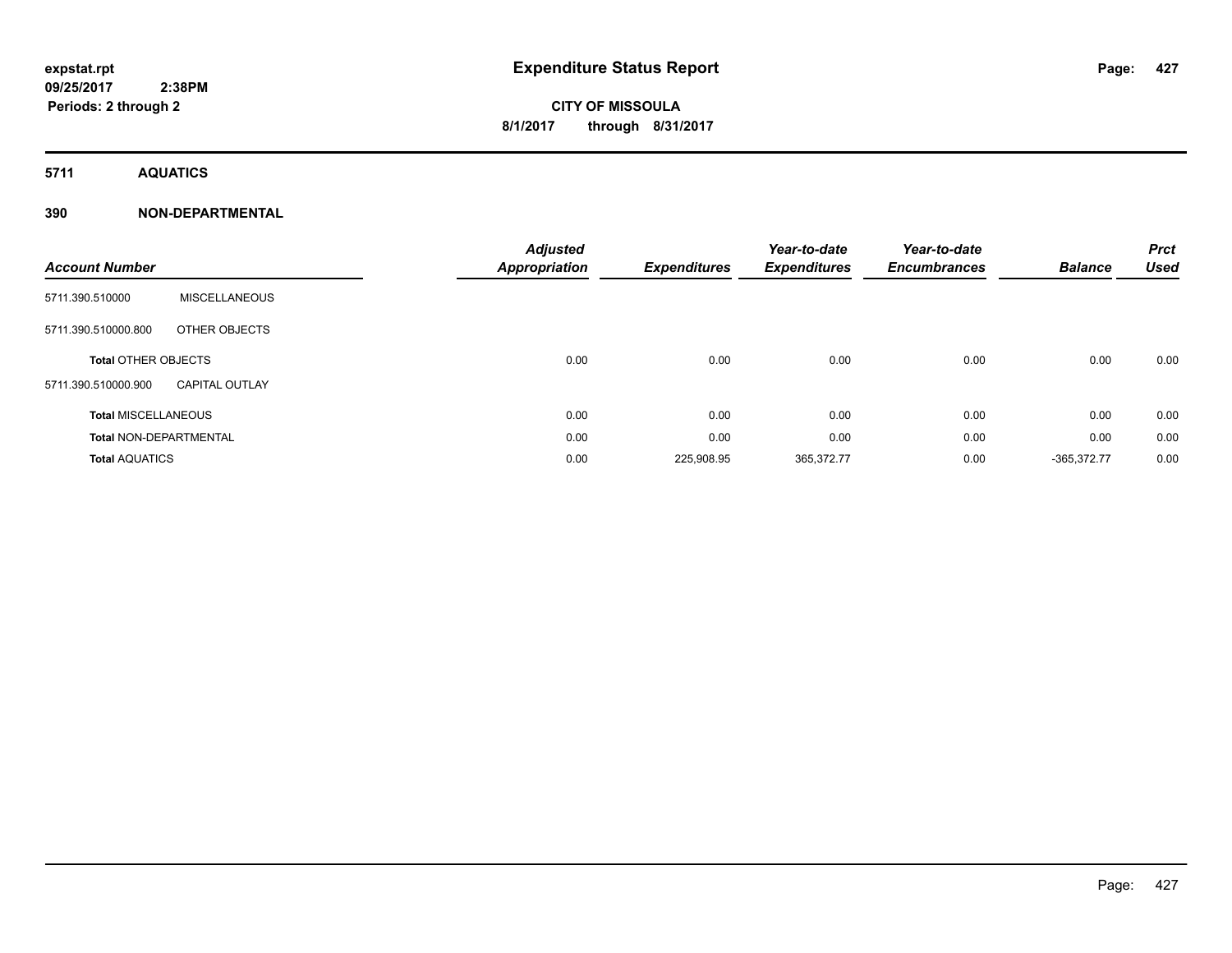**expstat.rpt**
**09/25/2017 2:38PM**
**Periods: 2 through 2**

# Expenditure Status Report

**CITY OF MISSOULA**
**8/1/2017 through 8/31/2017**

## 5711 AQUATICS

### 390 NON-DEPARTMENTAL

| Account Number | | Adjusted Appropriation | Expenditures | Year-to-date Expenditures | Year-to-date Encumbrances | Balance | Prct Used |
|---|---|---|---|---|---|---|---|
| 5711.390.510000 | MISCELLANEOUS | | | | | | |
| 5711.390.510000.800 | OTHER OBJECTS | | | | | | |
| **Total** OTHER OBJECTS | | 0.00 | 0.00 | 0.00 | 0.00 | 0.00 | 0.00 |
| 5711.390.510000.900 | CAPITAL OUTLAY | | | | | | |
| **Total** MISCELLANEOUS | | 0.00 | 0.00 | 0.00 | 0.00 | 0.00 | 0.00 |
| **Total** NON-DEPARTMENTAL | | 0.00 | 0.00 | 0.00 | 0.00 | 0.00 | 0.00 |
| **Total** AQUATICS | | 0.00 | 225,908.95 | 365,372.77 | 0.00 | -365,372.77 | 0.00 |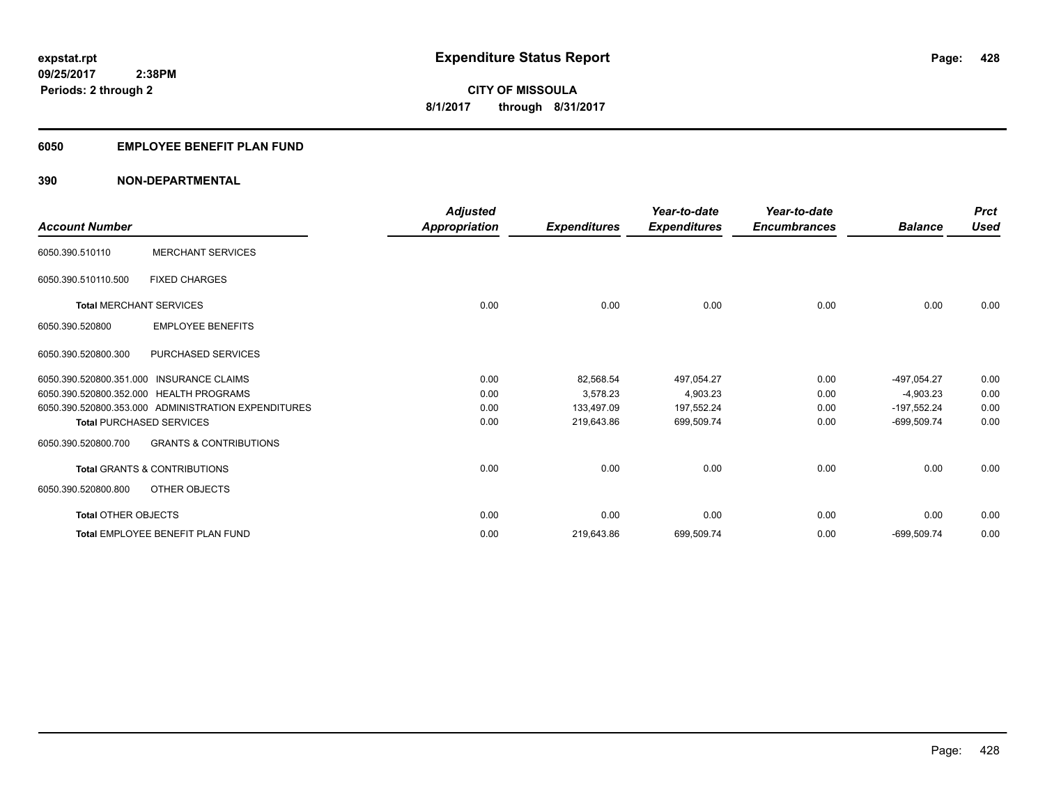expstat.rpt
09/25/2017 2:38PM
Periods: 2 through 2

# Expenditure Status Report

**CITY OF MISSOULA**
**8/1/2017 through 8/31/2017**

## 6050 EMPLOYEE BENEFIT PLAN FUND

## 390 NON-DEPARTMENTAL

| Account Number | | Adjusted Appropriation | Expenditures | Year-to-date Expenditures | Year-to-date Encumbrances | Balance | Prct Used |
|---|---|---|---|---|---|---|---|
| 6050.390.510110 | MERCHANT SERVICES | | | | | | |
| 6050.390.510110.500 | FIXED CHARGES | | | | | | |
| **Total** MERCHANT SERVICES | | 0.00 | 0.00 | 0.00 | 0.00 | 0.00 | 0.00 |
| 6050.390.520800 | EMPLOYEE BENEFITS | | | | | | |
| 6050.390.520800.300 | PURCHASED SERVICES | | | | | | |
| 6050.390.520800.351.000 | INSURANCE CLAIMS | 0.00 | 82,568.54 | 497,054.27 | 0.00 | -497,054.27 | 0.00 |
| 6050.390.520800.352.000 | HEALTH PROGRAMS | 0.00 | 3,578.23 | 4,903.23 | 0.00 | -4,903.23 | 0.00 |
| 6050.390.520800.353.000 | ADMINISTRATION EXPENDITURES | 0.00 | 133,497.09 | 197,552.24 | 0.00 | -197,552.24 | 0.00 |
| **Total** PURCHASED SERVICES | | 0.00 | 219,643.86 | 699,509.74 | 0.00 | -699,509.74 | 0.00 |
| 6050.390.520800.700 | GRANTS & CONTRIBUTIONS | | | | | | |
| **Total** GRANTS & CONTRIBUTIONS | | 0.00 | 0.00 | 0.00 | 0.00 | 0.00 | 0.00 |
| 6050.390.520800.800 | OTHER OBJECTS | | | | | | |
| **Total** OTHER OBJECTS | | 0.00 | 0.00 | 0.00 | 0.00 | 0.00 | 0.00 |
| **Total** EMPLOYEE BENEFIT PLAN FUND | | 0.00 | 219,643.86 | 699,509.74 | 0.00 | -699,509.74 | 0.00 |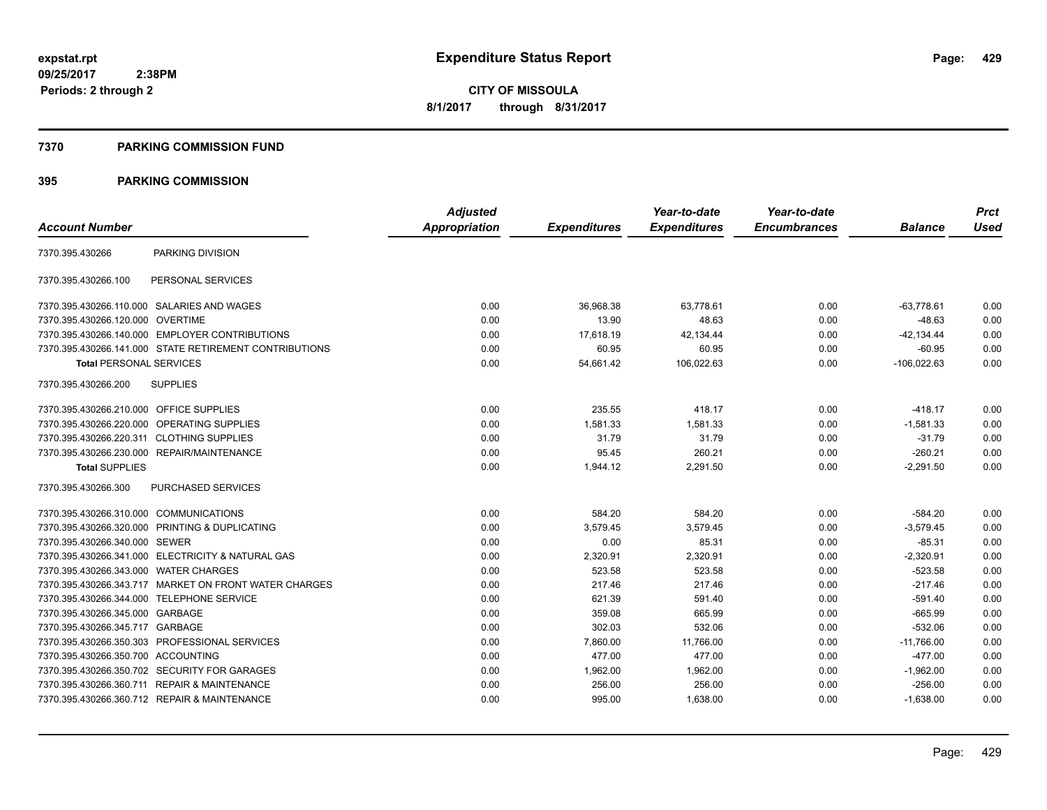expstat.rpt
09/25/2017 2:38PM
Periods: 2 through 2

# Expenditure Status Report

**CITY OF MISSOULA**
**8/1/2017 through 8/31/2017**

## 7370 PARKING COMMISSION FUND

## 395 PARKING COMMISSION

| Account Number | | Adjusted Appropriation | Expenditures | Year-to-date Expenditures | Year-to-date Encumbrances | Balance | Prct Used |
|---|---|---|---|---|---|---|---|
| 7370.395.430266 | PARKING DIVISION | | | | | | |
| 7370.395.430266.100 | PERSONAL SERVICES | | | | | | |
| 7370.395.430266.110.000 | SALARIES AND WAGES | 0.00 | 36,968.38 | 63,778.61 | 0.00 | -63,778.61 | 0.00 |
| 7370.395.430266.120.000 | OVERTIME | 0.00 | 13.90 | 48.63 | 0.00 | -48.63 | 0.00 |
| 7370.395.430266.140.000 | EMPLOYER CONTRIBUTIONS | 0.00 | 17,618.19 | 42,134.44 | 0.00 | -42,134.44 | 0.00 |
| 7370.395.430266.141.000 | STATE RETIREMENT CONTRIBUTIONS | 0.00 | 60.95 | 60.95 | 0.00 | -60.95 | 0.00 |
| **Total** PERSONAL SERVICES | | 0.00 | 54,661.42 | 106,022.63 | 0.00 | -106,022.63 | 0.00 |
| 7370.395.430266.200 | SUPPLIES | | | | | | |
| 7370.395.430266.210.000 | OFFICE SUPPLIES | 0.00 | 235.55 | 418.17 | 0.00 | -418.17 | 0.00 |
| 7370.395.430266.220.000 | OPERATING SUPPLIES | 0.00 | 1,581.33 | 1,581.33 | 0.00 | -1,581.33 | 0.00 |
| 7370.395.430266.220.311 | CLOTHING SUPPLIES | 0.00 | 31.79 | 31.79 | 0.00 | -31.79 | 0.00 |
| 7370.395.430266.230.000 | REPAIR/MAINTENANCE | 0.00 | 95.45 | 260.21 | 0.00 | -260.21 | 0.00 |
| **Total** SUPPLIES | | 0.00 | 1,944.12 | 2,291.50 | 0.00 | -2,291.50 | 0.00 |
| 7370.395.430266.300 | PURCHASED SERVICES | | | | | | |
| 7370.395.430266.310.000 | COMMUNICATIONS | 0.00 | 584.20 | 584.20 | 0.00 | -584.20 | 0.00 |
| 7370.395.430266.320.000 | PRINTING & DUPLICATING | 0.00 | 3,579.45 | 3,579.45 | 0.00 | -3,579.45 | 0.00 |
| 7370.395.430266.340.000 | SEWER | 0.00 | 0.00 | 85.31 | 0.00 | -85.31 | 0.00 |
| 7370.395.430266.341.000 | ELECTRICITY & NATURAL GAS | 0.00 | 2,320.91 | 2,320.91 | 0.00 | -2,320.91 | 0.00 |
| 7370.395.430266.343.000 | WATER CHARGES | 0.00 | 523.58 | 523.58 | 0.00 | -523.58 | 0.00 |
| 7370.395.430266.343.717 | MARKET ON FRONT WATER CHARGES | 0.00 | 217.46 | 217.46 | 0.00 | -217.46 | 0.00 |
| 7370.395.430266.344.000 | TELEPHONE SERVICE | 0.00 | 621.39 | 591.40 | 0.00 | -591.40 | 0.00 |
| 7370.395.430266.345.000 | GARBAGE | 0.00 | 359.08 | 665.99 | 0.00 | -665.99 | 0.00 |
| 7370.395.430266.345.717 | GARBAGE | 0.00 | 302.03 | 532.06 | 0.00 | -532.06 | 0.00 |
| 7370.395.430266.350.303 | PROFESSIONAL SERVICES | 0.00 | 7,860.00 | 11,766.00 | 0.00 | -11,766.00 | 0.00 |
| 7370.395.430266.350.700 | ACCOUNTING | 0.00 | 477.00 | 477.00 | 0.00 | -477.00 | 0.00 |
| 7370.395.430266.350.702 | SECURITY FOR GARAGES | 0.00 | 1,962.00 | 1,962.00 | 0.00 | -1,962.00 | 0.00 |
| 7370.395.430266.360.711 | REPAIR & MAINTENANCE | 0.00 | 256.00 | 256.00 | 0.00 | -256.00 | 0.00 |
| 7370.395.430266.360.712 | REPAIR & MAINTENANCE | 0.00 | 995.00 | 1,638.00 | 0.00 | -1,638.00 | 0.00 |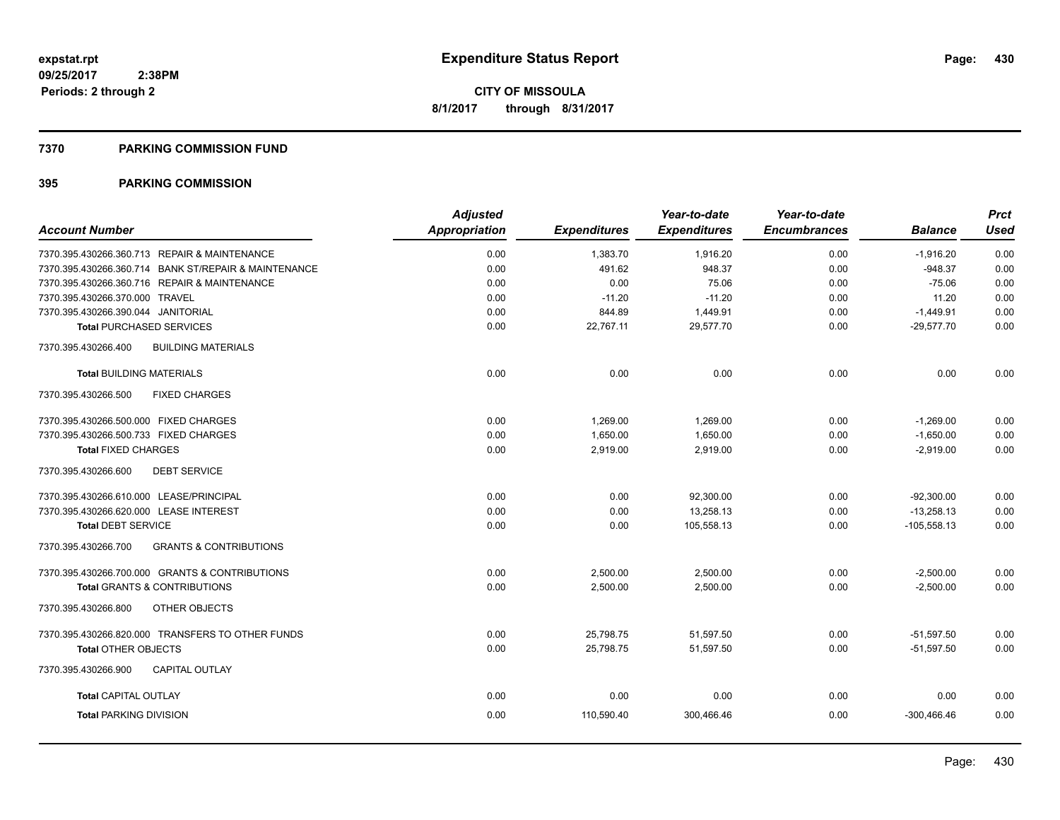**expstat.rpt**
**09/25/2017 2:38PM**
**Periods: 2 through 2**

# Expenditure Status Report

**CITY OF MISSOULA**
**8/1/2017 through 8/31/2017**

## 7370 PARKING COMMISSION FUND

## 395 PARKING COMMISSION

| Account Number | Adjusted Appropriation | Expenditures | Year-to-date Expenditures | Year-to-date Encumbrances | Balance | Prct Used |
|---|---|---|---|---|---|---|
| 7370.395.430266.360.713 REPAIR & MAINTENANCE | 0.00 | 1,383.70 | 1,916.20 | 0.00 | -1,916.20 | 0.00 |
| 7370.395.430266.360.714 BANK ST/REPAIR & MAINTENANCE | 0.00 | 491.62 | 948.37 | 0.00 | -948.37 | 0.00 |
| 7370.395.430266.360.716 REPAIR & MAINTENANCE | 0.00 | 0.00 | 75.06 | 0.00 | -75.06 | 0.00 |
| 7370.395.430266.370.000 TRAVEL | 0.00 | -11.20 | -11.20 | 0.00 | 11.20 | 0.00 |
| 7370.395.430266.390.044 JANITORIAL | 0.00 | 844.89 | 1,449.91 | 0.00 | -1,449.91 | 0.00 |
| **Total** PURCHASED SERVICES | 0.00 | 22,767.11 | 29,577.70 | 0.00 | -29,577.70 | 0.00 |
| 7370.395.430266.400 BUILDING MATERIALS | | | | | | |
| **Total** BUILDING MATERIALS | 0.00 | 0.00 | 0.00 | 0.00 | 0.00 | 0.00 |
| 7370.395.430266.500 FIXED CHARGES | | | | | | |
| 7370.395.430266.500.000 FIXED CHARGES | 0.00 | 1,269.00 | 1,269.00 | 0.00 | -1,269.00 | 0.00 |
| 7370.395.430266.500.733 FIXED CHARGES | 0.00 | 1,650.00 | 1,650.00 | 0.00 | -1,650.00 | 0.00 |
| **Total** FIXED CHARGES | 0.00 | 2,919.00 | 2,919.00 | 0.00 | -2,919.00 | 0.00 |
| 7370.395.430266.600 DEBT SERVICE | | | | | | |
| 7370.395.430266.610.000 LEASE/PRINCIPAL | 0.00 | 0.00 | 92,300.00 | 0.00 | -92,300.00 | 0.00 |
| 7370.395.430266.620.000 LEASE INTEREST | 0.00 | 0.00 | 13,258.13 | 0.00 | -13,258.13 | 0.00 |
| **Total** DEBT SERVICE | 0.00 | 0.00 | 105,558.13 | 0.00 | -105,558.13 | 0.00 |
| 7370.395.430266.700 GRANTS & CONTRIBUTIONS | | | | | | |
| 7370.395.430266.700.000 GRANTS & CONTRIBUTIONS | 0.00 | 2,500.00 | 2,500.00 | 0.00 | -2,500.00 | 0.00 |
| **Total** GRANTS & CONTRIBUTIONS | 0.00 | 2,500.00 | 2,500.00 | 0.00 | -2,500.00 | 0.00 |
| 7370.395.430266.800 OTHER OBJECTS | | | | | | |
| 7370.395.430266.820.000 TRANSFERS TO OTHER FUNDS | 0.00 | 25,798.75 | 51,597.50 | 0.00 | -51,597.50 | 0.00 |
| **Total** OTHER OBJECTS | 0.00 | 25,798.75 | 51,597.50 | 0.00 | -51,597.50 | 0.00 |
| 7370.395.430266.900 CAPITAL OUTLAY | | | | | | |
| **Total** CAPITAL OUTLAY | 0.00 | 0.00 | 0.00 | 0.00 | 0.00 | 0.00 |
| **Total** PARKING DIVISION | 0.00 | 110,590.40 | 300,466.46 | 0.00 | -300,466.46 | 0.00 |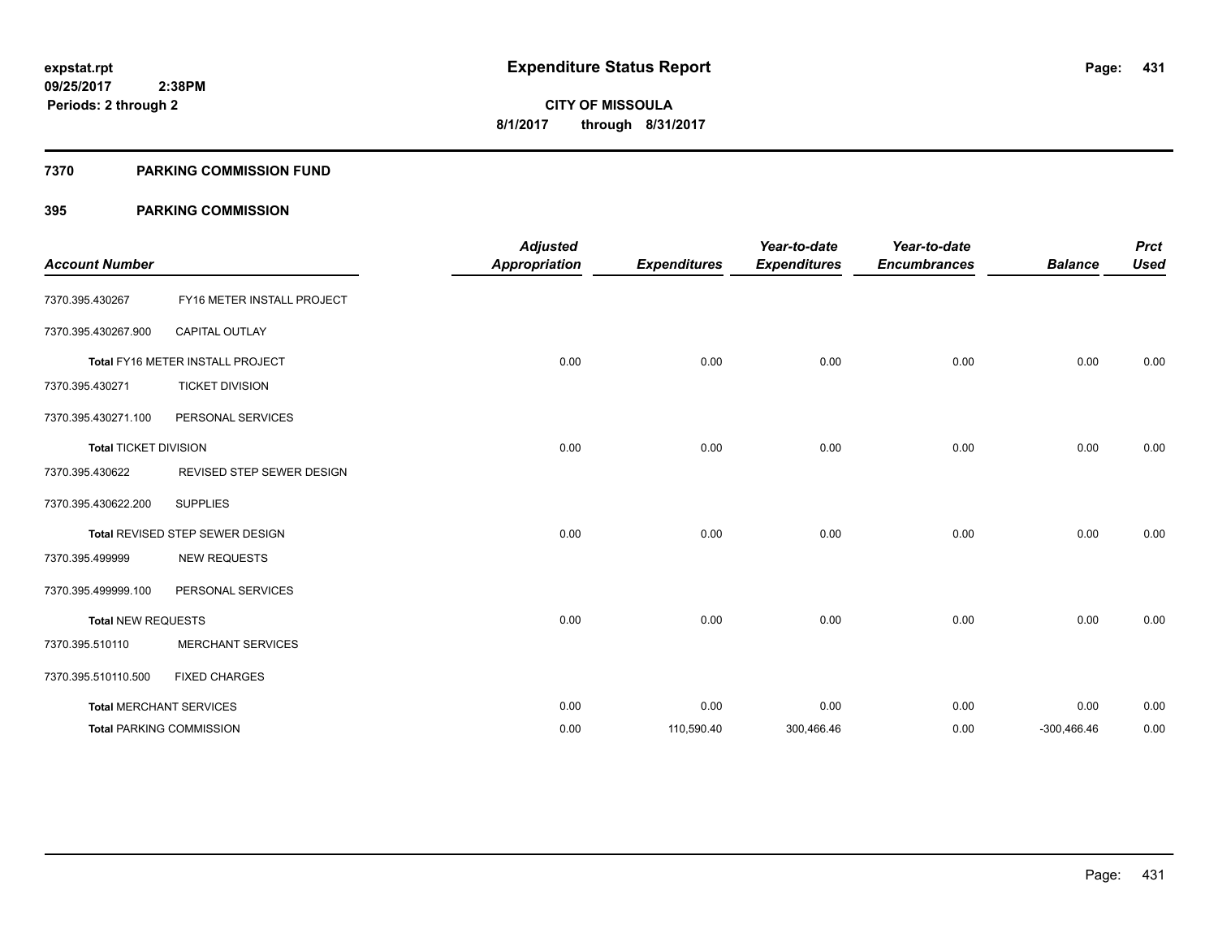**expstat.rpt**
**09/25/2017 2:38PM**
**Periods: 2 through 2**

# Expenditure Status Report

**CITY OF MISSOULA**
**8/1/2017 through 8/31/2017**

## 7370 PARKING COMMISSION FUND

## 395 PARKING COMMISSION

| Account Number | | Adjusted Appropriation | Expenditures | Year-to-date Expenditures | Year-to-date Encumbrances | Balance | Prct Used |
|---|---|---|---|---|---|---|---|
| 7370.395.430267 | FY16 METER INSTALL PROJECT | | | | | | |
| 7370.395.430267.900 | CAPITAL OUTLAY | | | | | | |
| **Total** FY16 METER INSTALL PROJECT | | 0.00 | 0.00 | 0.00 | 0.00 | 0.00 | 0.00 |
| 7370.395.430271 | TICKET DIVISION | | | | | | |
| 7370.395.430271.100 | PERSONAL SERVICES | | | | | | |
| **Total** TICKET DIVISION | | 0.00 | 0.00 | 0.00 | 0.00 | 0.00 | 0.00 |
| 7370.395.430622 | REVISED STEP SEWER DESIGN | | | | | | |
| 7370.395.430622.200 | SUPPLIES | | | | | | |
| **Total** REVISED STEP SEWER DESIGN | | 0.00 | 0.00 | 0.00 | 0.00 | 0.00 | 0.00 |
| 7370.395.499999 | NEW REQUESTS | | | | | | |
| 7370.395.499999.100 | PERSONAL SERVICES | | | | | | |
| **Total** NEW REQUESTS | | 0.00 | 0.00 | 0.00 | 0.00 | 0.00 | 0.00 |
| 7370.395.510110 | MERCHANT SERVICES | | | | | | |
| 7370.395.510110.500 | FIXED CHARGES | | | | | | |
| **Total** MERCHANT SERVICES | | 0.00 | 0.00 | 0.00 | 0.00 | 0.00 | 0.00 |
| **Total** PARKING COMMISSION | | 0.00 | 110,590.40 | 300,466.46 | 0.00 | -300,466.46 | 0.00 |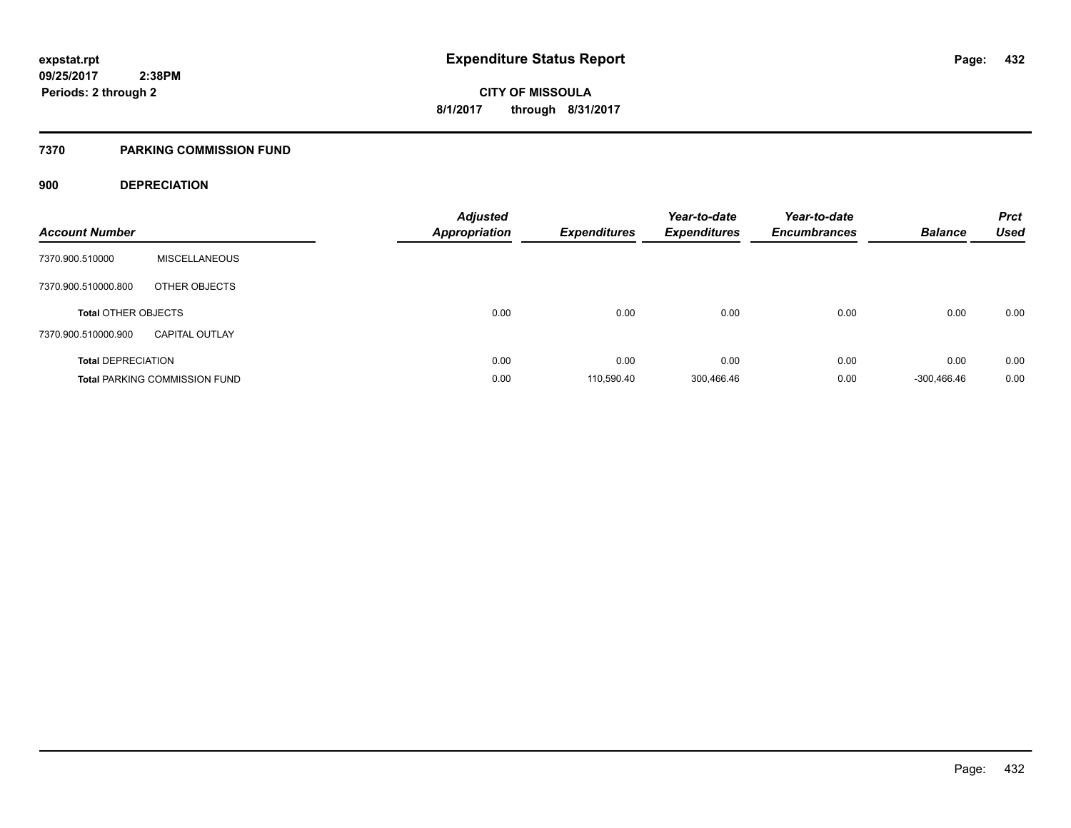# Expenditure Status Report

expstat.rpt
09/25/2017 2:38PM
Periods: 2 through 2

**CITY OF MISSOULA**
**8/1/2017 through 8/31/2017**

## 7370 PARKING COMMISSION FUND

### 900 DEPRECIATION

| Account Number | | Adjusted Appropriation | Expenditures | Year-to-date Expenditures | Year-to-date Encumbrances | Balance | Prct Used |
|---|---|---|---|---|---|---|---|
| 7370.900.510000 | MISCELLANEOUS | | | | | | |
| 7370.900.510000.800 | OTHER OBJECTS | | | | | | |
| **Total** OTHER OBJECTS | | 0.00 | 0.00 | 0.00 | 0.00 | 0.00 | 0.00 |
| 7370.900.510000.900 | CAPITAL OUTLAY | | | | | | |
| **Total** DEPRECIATION | | 0.00 | 0.00 | 0.00 | 0.00 | 0.00 | 0.00 |
| **Total** PARKING COMMISSION FUND | | 0.00 | 110,590.40 | 300,466.46 | 0.00 | -300,466.46 | 0.00 |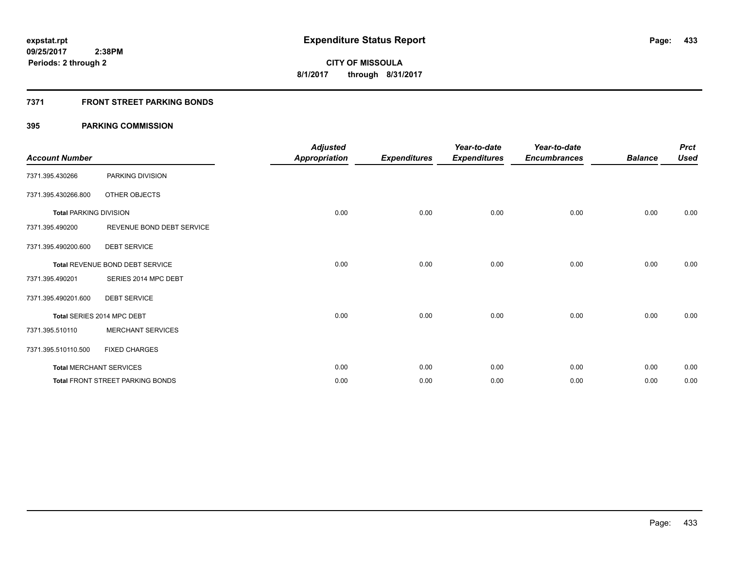**expstat.rpt**
**09/25/2017 2:38PM**
**Periods: 2 through 2**

# Expenditure Status Report

**CITY OF MISSOULA**
**8/1/2017 through 8/31/2017**

## 7371 FRONT STREET PARKING BONDS

### 395 PARKING COMMISSION

| Account Number | | Adjusted Appropriation | Expenditures | Year-to-date Expenditures | Year-to-date Encumbrances | Balance | Prct Used |
|---|---|---|---|---|---|---|---|
| 7371.395.430266 | PARKING DIVISION | | | | | | |
| 7371.395.430266.800 | OTHER OBJECTS | | | | | | |
| **Total** PARKING DIVISION | | 0.00 | 0.00 | 0.00 | 0.00 | 0.00 | 0.00 |
| 7371.395.490200 | REVENUE BOND DEBT SERVICE | | | | | | |
| 7371.395.490200.600 | DEBT SERVICE | | | | | | |
| **Total** REVENUE BOND DEBT SERVICE | | 0.00 | 0.00 | 0.00 | 0.00 | 0.00 | 0.00 |
| 7371.395.490201 | SERIES 2014 MPC DEBT | | | | | | |
| 7371.395.490201.600 | DEBT SERVICE | | | | | | |
| **Total** SERIES 2014 MPC DEBT | | 0.00 | 0.00 | 0.00 | 0.00 | 0.00 | 0.00 |
| 7371.395.510110 | MERCHANT SERVICES | | | | | | |
| 7371.395.510110.500 | FIXED CHARGES | | | | | | |
| **Total** MERCHANT SERVICES | | 0.00 | 0.00 | 0.00 | 0.00 | 0.00 | 0.00 |
| **Total** FRONT STREET PARKING BONDS | | 0.00 | 0.00 | 0.00 | 0.00 | 0.00 | 0.00 |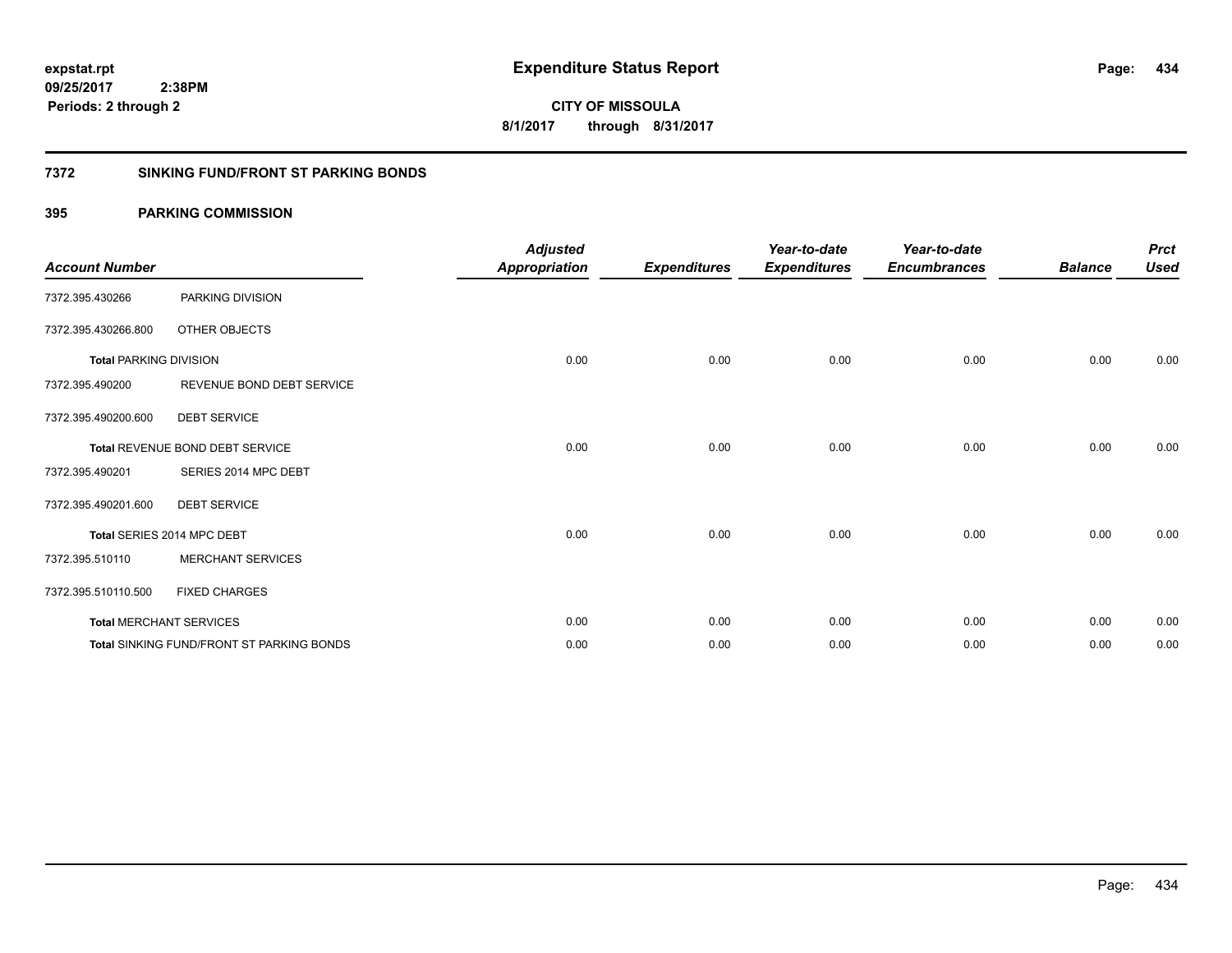**expstat.rpt**
**09/25/2017 2:38PM**
**Periods: 2 through 2**

# Expenditure Status Report

**CITY OF MISSOULA**
**8/1/2017 through 8/31/2017**

## 7372 SINKING FUND/FRONT ST PARKING BONDS

## 395 PARKING COMMISSION

| Account Number | | Adjusted Appropriation | Expenditures | Year-to-date Expenditures | Year-to-date Encumbrances | Balance | Prct Used |
|---|---|---|---|---|---|---|---|
| 7372.395.430266 | PARKING DIVISION | | | | | | |
| 7372.395.430266.800 | OTHER OBJECTS | | | | | | |
| **Total** PARKING DIVISION | | 0.00 | 0.00 | 0.00 | 0.00 | 0.00 | 0.00 |
| 7372.395.490200 | REVENUE BOND DEBT SERVICE | | | | | | |
| 7372.395.490200.600 | DEBT SERVICE | | | | | | |
| **Total** REVENUE BOND DEBT SERVICE | | 0.00 | 0.00 | 0.00 | 0.00 | 0.00 | 0.00 |
| 7372.395.490201 | SERIES 2014 MPC DEBT | | | | | | |
| 7372.395.490201.600 | DEBT SERVICE | | | | | | |
| **Total** SERIES 2014 MPC DEBT | | 0.00 | 0.00 | 0.00 | 0.00 | 0.00 | 0.00 |
| 7372.395.510110 | MERCHANT SERVICES | | | | | | |
| 7372.395.510110.500 | FIXED CHARGES | | | | | | |
| **Total** MERCHANT SERVICES | | 0.00 | 0.00 | 0.00 | 0.00 | 0.00 | 0.00 |
| **Total** SINKING FUND/FRONT ST PARKING BONDS | | 0.00 | 0.00 | 0.00 | 0.00 | 0.00 | 0.00 |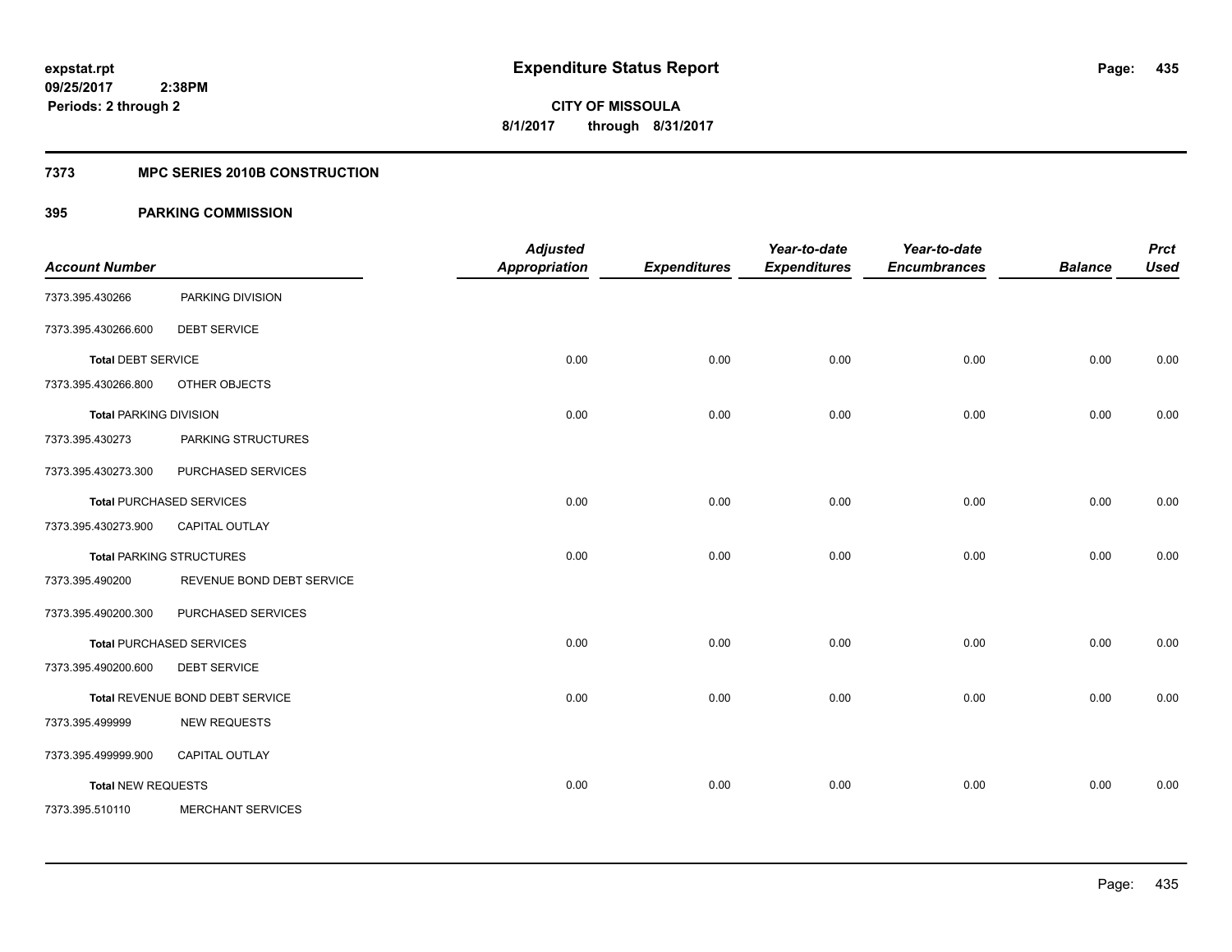**expstat.rpt**
**09/25/2017 2:38PM**
**Periods: 2 through 2**

# Expenditure Status Report

**CITY OF MISSOULA**
**8/1/2017 through 8/31/2017**

## 7373 MPC SERIES 2010B CONSTRUCTION

## 395 PARKING COMMISSION

| Account Number | | Adjusted Appropriation | Expenditures | Year-to-date Expenditures | Year-to-date Encumbrances | Balance | Prct Used |
|---|---|---|---|---|---|---|---|
| 7373.395.430266 | PARKING DIVISION | | | | | | |
| 7373.395.430266.600 | DEBT SERVICE | | | | | | |
| **Total** DEBT SERVICE | | 0.00 | 0.00 | 0.00 | 0.00 | 0.00 | 0.00 |
| 7373.395.430266.800 | OTHER OBJECTS | | | | | | |
| **Total** PARKING DIVISION | | 0.00 | 0.00 | 0.00 | 0.00 | 0.00 | 0.00 |
| 7373.395.430273 | PARKING STRUCTURES | | | | | | |
| 7373.395.430273.300 | PURCHASED SERVICES | | | | | | |
| **Total** PURCHASED SERVICES | | 0.00 | 0.00 | 0.00 | 0.00 | 0.00 | 0.00 |
| 7373.395.430273.900 | CAPITAL OUTLAY | | | | | | |
| **Total** PARKING STRUCTURES | | 0.00 | 0.00 | 0.00 | 0.00 | 0.00 | 0.00 |
| 7373.395.490200 | REVENUE BOND DEBT SERVICE | | | | | | |
| 7373.395.490200.300 | PURCHASED SERVICES | | | | | | |
| **Total** PURCHASED SERVICES | | 0.00 | 0.00 | 0.00 | 0.00 | 0.00 | 0.00 |
| 7373.395.490200.600 | DEBT SERVICE | | | | | | |
| **Total** REVENUE BOND DEBT SERVICE | | 0.00 | 0.00 | 0.00 | 0.00 | 0.00 | 0.00 |
| 7373.395.499999 | NEW REQUESTS | | | | | | |
| 7373.395.499999.900 | CAPITAL OUTLAY | | | | | | |
| **Total** NEW REQUESTS | | 0.00 | 0.00 | 0.00 | 0.00 | 0.00 | 0.00 |
| 7373.395.510110 | MERCHANT SERVICES | | | | | | |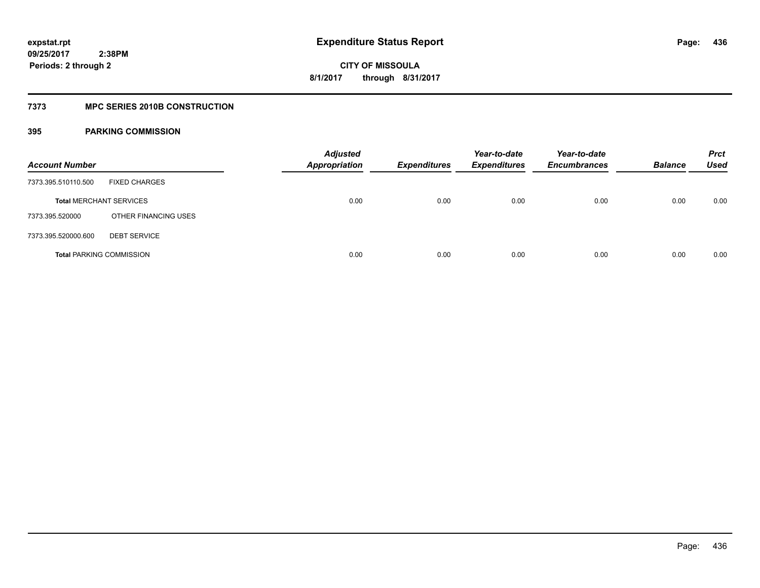**expstat.rpt**
**09/25/2017 2:38PM**
**Periods: 2 through 2**

# Expenditure Status Report

**CITY OF MISSOULA**
**8/1/2017 through 8/31/2017**

## 7373 MPC SERIES 2010B CONSTRUCTION

### 395 PARKING COMMISSION

| Account Number | | Adjusted Appropriation | Expenditures | Year-to-date Expenditures | Year-to-date Encumbrances | Balance | Prct Used |
|---|---|---|---|---|---|---|---|
| 7373.395.510110.500 | FIXED CHARGES | | | | | | |
| **Total** MERCHANT SERVICES | | 0.00 | 0.00 | 0.00 | 0.00 | 0.00 | 0.00 |
| 7373.395.520000 | OTHER FINANCING USES | | | | | | |
| 7373.395.520000.600 | DEBT SERVICE | | | | | | |
| **Total** PARKING COMMISSION | | 0.00 | 0.00 | 0.00 | 0.00 | 0.00 | 0.00 |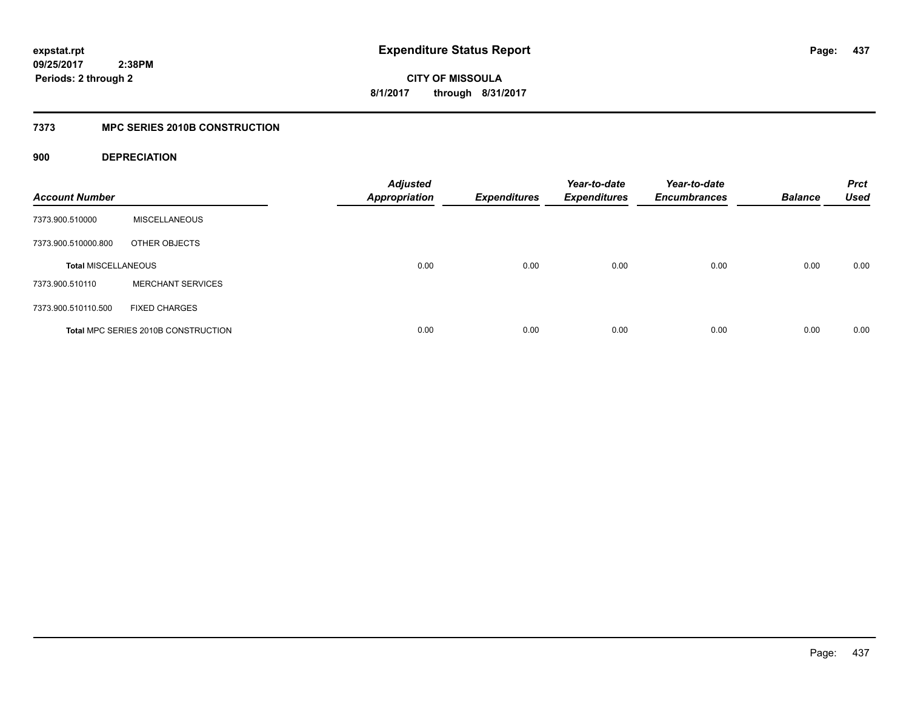**expstat.rpt**
**09/25/2017 2:38PM**
**Periods: 2 through 2**

# Expenditure Status Report

**CITY OF MISSOULA**
**8/1/2017 through 8/31/2017**

## 7373 MPC SERIES 2010B CONSTRUCTION

### 900 DEPRECIATION

| Account Number | | Adjusted Appropriation | Expenditures | Year-to-date Expenditures | Year-to-date Encumbrances | Balance | Prct Used |
|---|---|---|---|---|---|---|---|
| 7373.900.510000 | MISCELLANEOUS | | | | | | |
| 7373.900.510000.800 | OTHER OBJECTS | | | | | | |
| **Total** MISCELLANEOUS | | 0.00 | 0.00 | 0.00 | 0.00 | 0.00 | 0.00 |
| 7373.900.510110 | MERCHANT SERVICES | | | | | | |
| 7373.900.510110.500 | FIXED CHARGES | | | | | | |
| **Total** MPC SERIES 2010B CONSTRUCTION | | 0.00 | 0.00 | 0.00 | 0.00 | 0.00 | 0.00 |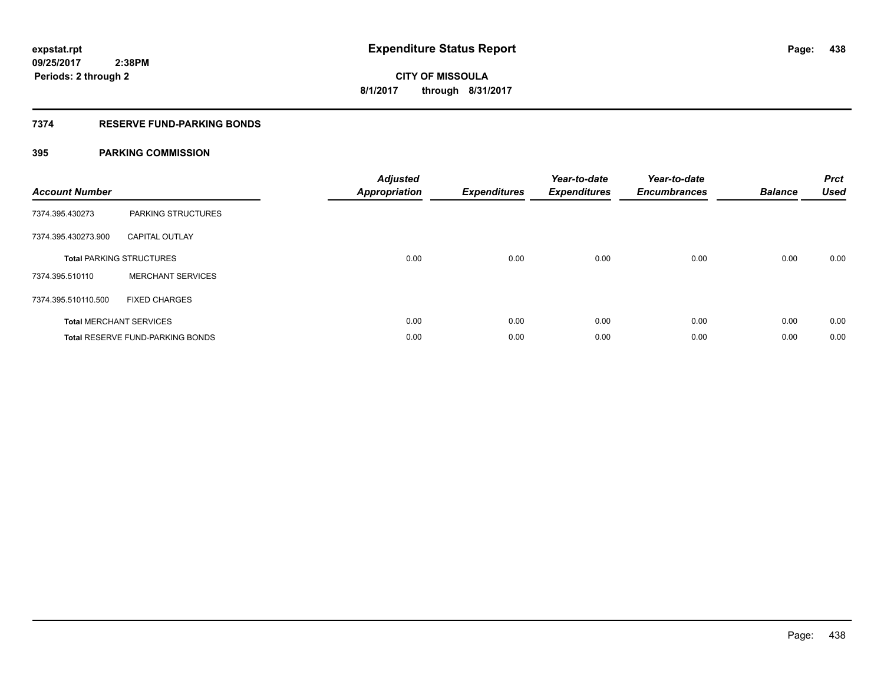**expstat.rpt**
**09/25/2017 2:38PM**
**Periods: 2 through 2**

# Expenditure Status Report

**CITY OF MISSOULA**
**8/1/2017 through 8/31/2017**

## 7374 RESERVE FUND-PARKING BONDS

### 395 PARKING COMMISSION

| Account Number | | Adjusted Appropriation | Expenditures | Year-to-date Expenditures | Year-to-date Encumbrances | Balance | Prct Used |
|---|---|---|---|---|---|---|---|
| 7374.395.430273 | PARKING STRUCTURES | | | | | | |
| 7374.395.430273.900 | CAPITAL OUTLAY | | | | | | |
| **Total** PARKING STRUCTURES | | 0.00 | 0.00 | 0.00 | 0.00 | 0.00 | 0.00 |
| 7374.395.510110 | MERCHANT SERVICES | | | | | | |
| 7374.395.510110.500 | FIXED CHARGES | | | | | | |
| **Total** MERCHANT SERVICES | | 0.00 | 0.00 | 0.00 | 0.00 | 0.00 | 0.00 |
| **Total** RESERVE FUND-PARKING BONDS | | 0.00 | 0.00 | 0.00 | 0.00 | 0.00 | 0.00 |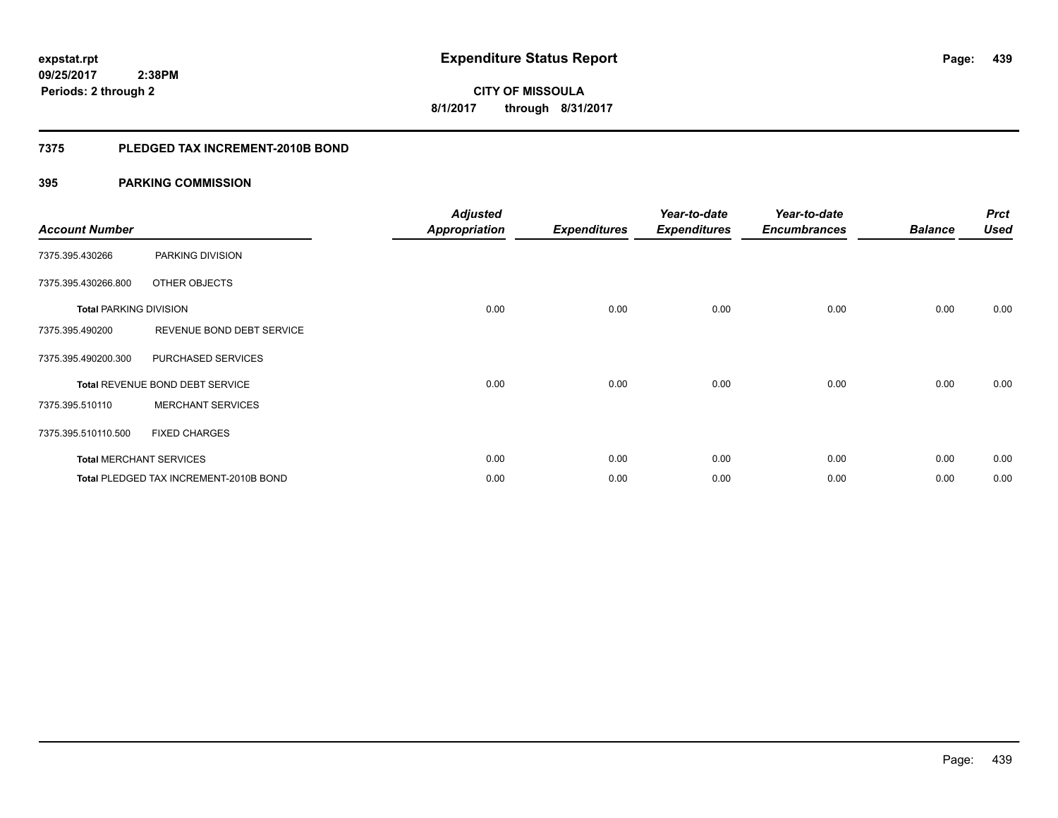**expstat.rpt**
**09/25/2017 2:38PM**
**Periods: 2 through 2**

# Expenditure Status Report

**CITY OF MISSOULA**
**8/1/2017 through 8/31/2017**

## 7375 PLEDGED TAX INCREMENT-2010B BOND

### 395 PARKING COMMISSION

| Account Number | | Adjusted Appropriation | Expenditures | Year-to-date Expenditures | Year-to-date Encumbrances | Balance | Prct Used |
|---|---|---|---|---|---|---|---|
| 7375.395.430266 | PARKING DIVISION | | | | | | |
| 7375.395.430266.800 | OTHER OBJECTS | | | | | | |
| **Total** PARKING DIVISION | | 0.00 | 0.00 | 0.00 | 0.00 | 0.00 | 0.00 |
| 7375.395.490200 | REVENUE BOND DEBT SERVICE | | | | | | |
| 7375.395.490200.300 | PURCHASED SERVICES | | | | | | |
| **Total** REVENUE BOND DEBT SERVICE | | 0.00 | 0.00 | 0.00 | 0.00 | 0.00 | 0.00 |
| 7375.395.510110 | MERCHANT SERVICES | | | | | | |
| 7375.395.510110.500 | FIXED CHARGES | | | | | | |
| **Total** MERCHANT SERVICES | | 0.00 | 0.00 | 0.00 | 0.00 | 0.00 | 0.00 |
| **Total** PLEDGED TAX INCREMENT-2010B BOND | | 0.00 | 0.00 | 0.00 | 0.00 | 0.00 | 0.00 |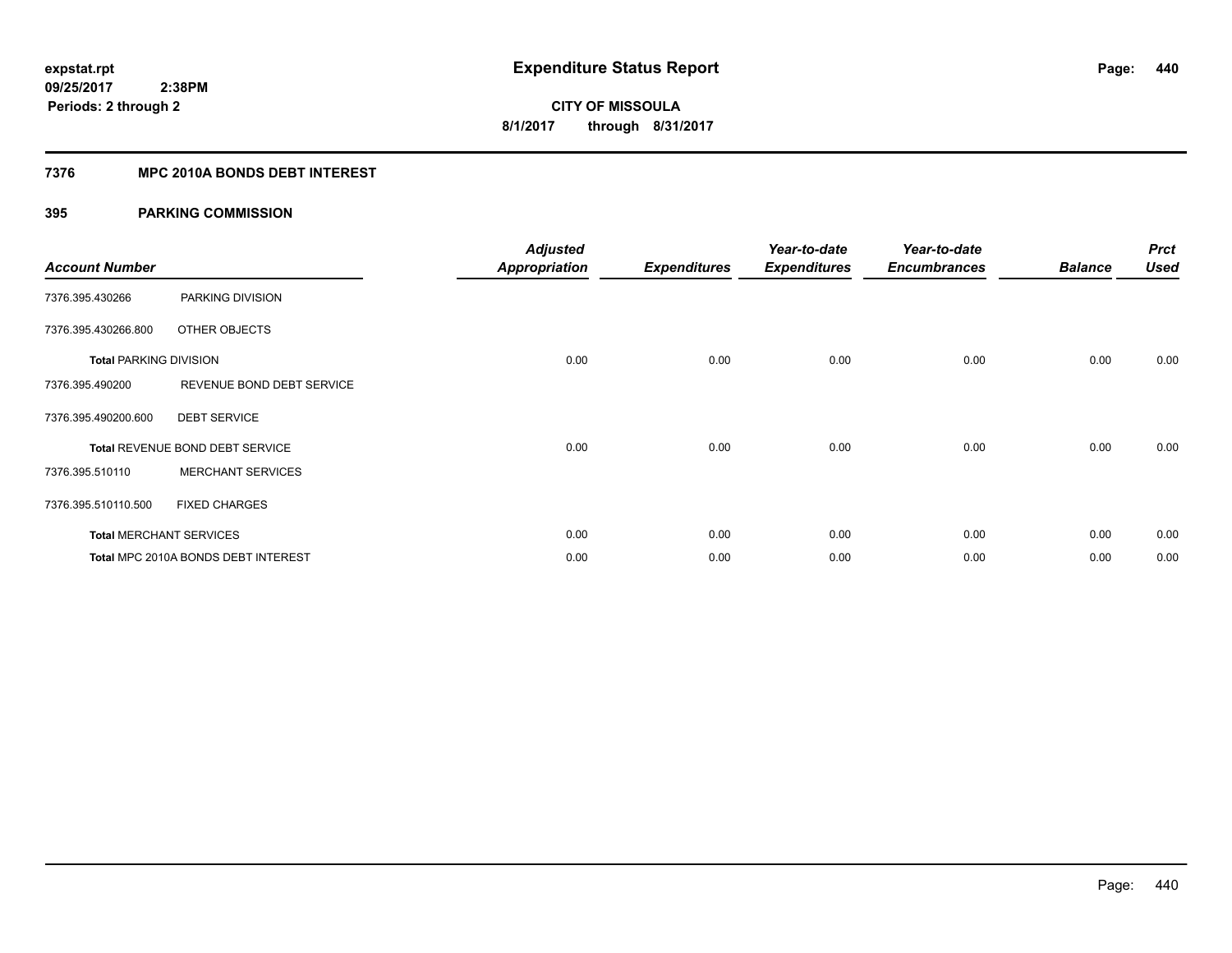expstat.rpt
09/25/2017 2:38PM
Periods: 2 through 2

# Expenditure Status Report

**CITY OF MISSOULA**
**8/1/2017 through 8/31/2017**

## 7376 MPC 2010A BONDS DEBT INTEREST

### 395 PARKING COMMISSION

| Account Number | | Adjusted Appropriation | Expenditures | Year-to-date Expenditures | Year-to-date Encumbrances | Balance | Prct Used |
|---|---|---|---|---|---|---|---|
| 7376.395.430266 | PARKING DIVISION | | | | | | |
| 7376.395.430266.800 | OTHER OBJECTS | | | | | | |
| Total PARKING DIVISION | | 0.00 | 0.00 | 0.00 | 0.00 | 0.00 | 0.00 |
| 7376.395.490200 | REVENUE BOND DEBT SERVICE | | | | | | |
| 7376.395.490200.600 | DEBT SERVICE | | | | | | |
| Total REVENUE BOND DEBT SERVICE | | 0.00 | 0.00 | 0.00 | 0.00 | 0.00 | 0.00 |
| 7376.395.510110 | MERCHANT SERVICES | | | | | | |
| 7376.395.510110.500 | FIXED CHARGES | | | | | | |
| Total MERCHANT SERVICES | | 0.00 | 0.00 | 0.00 | 0.00 | 0.00 | 0.00 |
| Total MPC 2010A BONDS DEBT INTEREST | | 0.00 | 0.00 | 0.00 | 0.00 | 0.00 | 0.00 |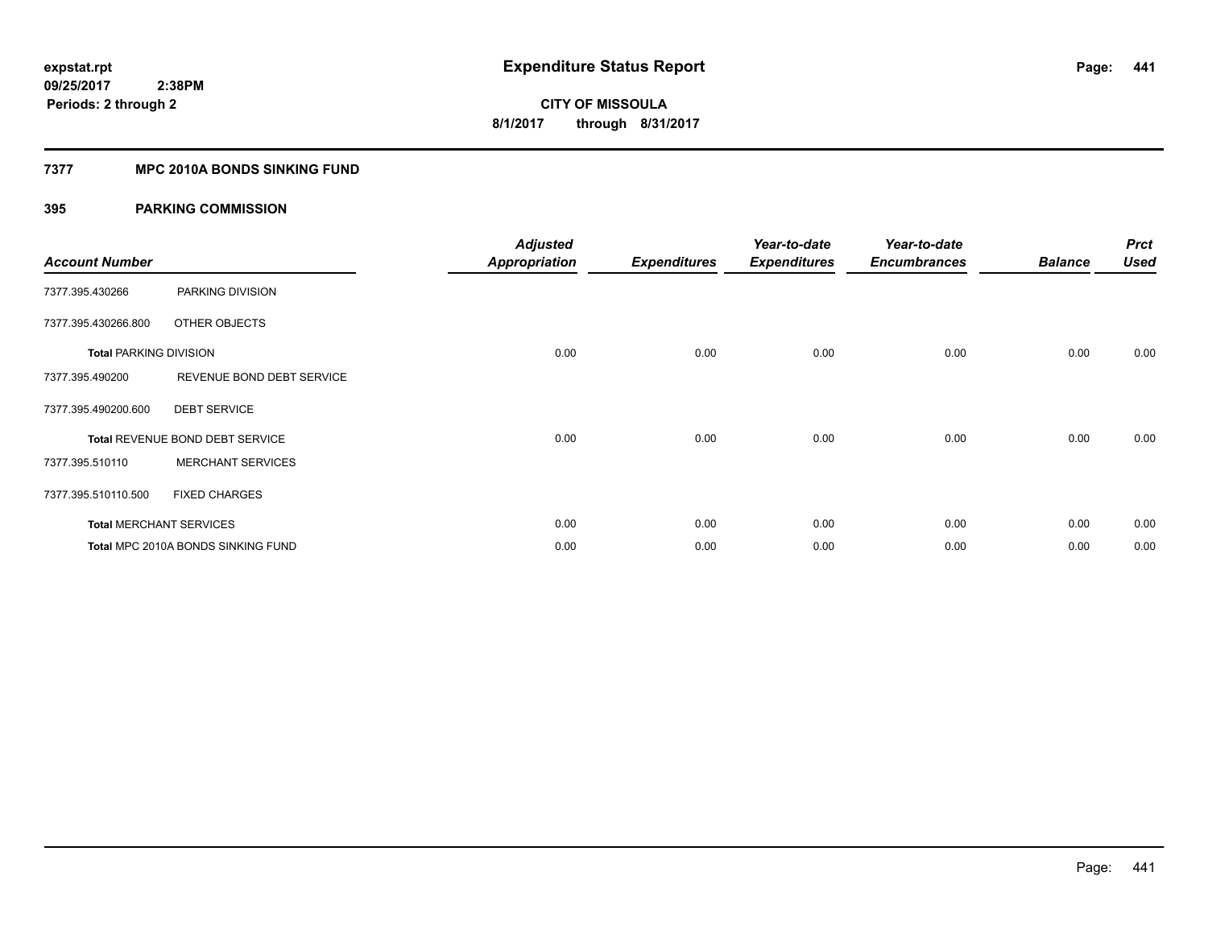# Expenditure Status Report

expstat.rpt
09/25/2017 2:38PM
Periods: 2 through 2

**CITY OF MISSOULA**
**8/1/2017 through 8/31/2017**

## 7377 MPC 2010A BONDS SINKING FUND

### 395 PARKING COMMISSION

| Account Number | | Adjusted Appropriation | Expenditures | Year-to-date Expenditures | Year-to-date Encumbrances | Balance | Prct Used |
|---|---|---|---|---|---|---|---|
| 7377.395.430266 | PARKING DIVISION | | | | | | |
| 7377.395.430266.800 | OTHER OBJECTS | | | | | | |
| **Total** PARKING DIVISION | | 0.00 | 0.00 | 0.00 | 0.00 | 0.00 | 0.00 |
| 7377.395.490200 | REVENUE BOND DEBT SERVICE | | | | | | |
| 7377.395.490200.600 | DEBT SERVICE | | | | | | |
| **Total** REVENUE BOND DEBT SERVICE | | 0.00 | 0.00 | 0.00 | 0.00 | 0.00 | 0.00 |
| 7377.395.510110 | MERCHANT SERVICES | | | | | | |
| 7377.395.510110.500 | FIXED CHARGES | | | | | | |
| **Total** MERCHANT SERVICES | | 0.00 | 0.00 | 0.00 | 0.00 | 0.00 | 0.00 |
| **Total** MPC 2010A BONDS SINKING FUND | | 0.00 | 0.00 | 0.00 | 0.00 | 0.00 | 0.00 |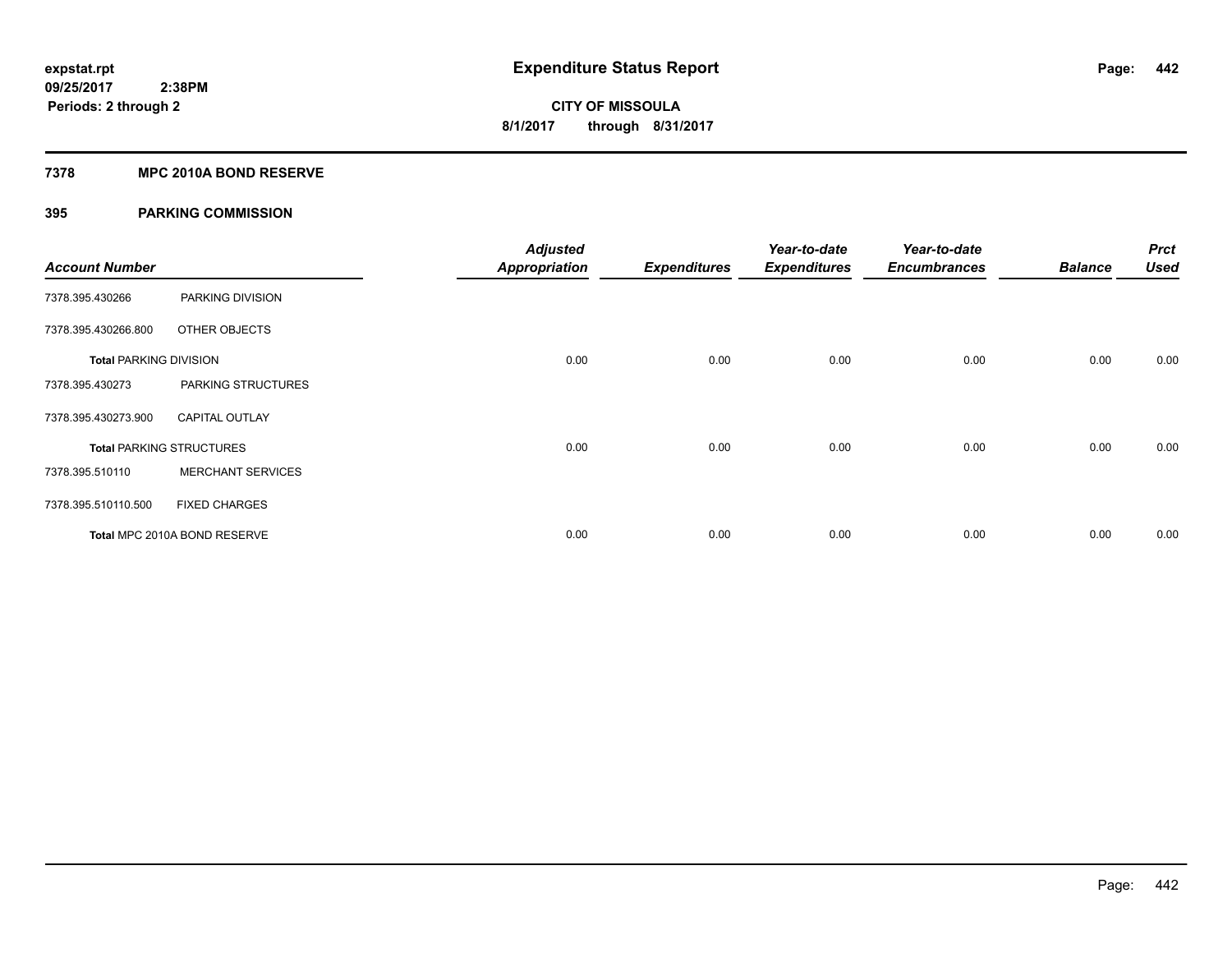**expstat.rpt**
**09/25/2017 2:38PM**
**Periods: 2 through 2**

# Expenditure Status Report

**CITY OF MISSOULA**
**8/1/2017 through 8/31/2017**

## 7378 MPC 2010A BOND RESERVE

### 395 PARKING COMMISSION

| Account Number | | Adjusted Appropriation | Expenditures | Year-to-date Expenditures | Year-to-date Encumbrances | Balance | Prct Used |
|---|---|---|---|---|---|---|---|
| 7378.395.430266 | PARKING DIVISION | | | | | | |
| 7378.395.430266.800 | OTHER OBJECTS | | | | | | |
| **Total PARKING DIVISION** | | 0.00 | 0.00 | 0.00 | 0.00 | 0.00 | 0.00 |
| 7378.395.430273 | PARKING STRUCTURES | | | | | | |
| 7378.395.430273.900 | CAPITAL OUTLAY | | | | | | |
| **Total PARKING STRUCTURES** | | 0.00 | 0.00 | 0.00 | 0.00 | 0.00 | 0.00 |
| 7378.395.510110 | MERCHANT SERVICES | | | | | | |
| 7378.395.510110.500 | FIXED CHARGES | | | | | | |
| **Total MPC 2010A BOND RESERVE** | | 0.00 | 0.00 | 0.00 | 0.00 | 0.00 | 0.00 |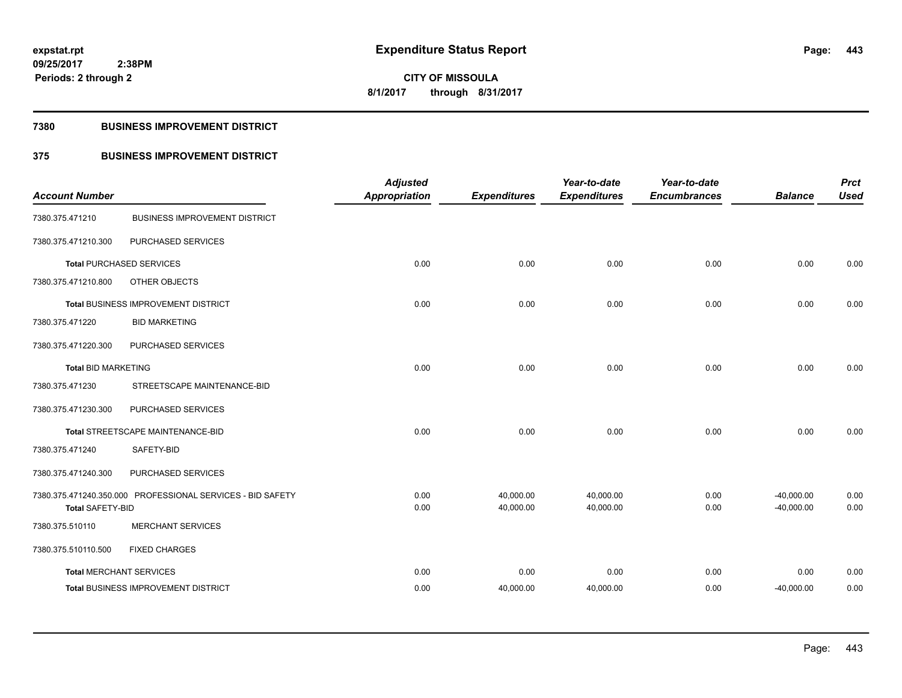**expstat.rpt**
**09/25/2017 2:38PM**
**Periods: 2 through 2**

# Expenditure Status Report

**CITY OF MISSOULA**
**8/1/2017 through 8/31/2017**

## 7380 BUSINESS IMPROVEMENT DISTRICT

## 375 BUSINESS IMPROVEMENT DISTRICT

| Account Number | | Adjusted Appropriation | Expenditures | Year-to-date Expenditures | Year-to-date Encumbrances | Balance | Prct Used |
|---|---|---|---|---|---|---|---|
| 7380.375.471210 | BUSINESS IMPROVEMENT DISTRICT | | | | | | |
| 7380.375.471210.300 | PURCHASED SERVICES | | | | | | |
| **Total** PURCHASED SERVICES | | 0.00 | 0.00 | 0.00 | 0.00 | 0.00 | 0.00 |
| 7380.375.471210.800 | OTHER OBJECTS | | | | | | |
| **Total** BUSINESS IMPROVEMENT DISTRICT | | 0.00 | 0.00 | 0.00 | 0.00 | 0.00 | 0.00 |
| 7380.375.471220 | BID MARKETING | | | | | | |
| 7380.375.471220.300 | PURCHASED SERVICES | | | | | | |
| **Total** BID MARKETING | | 0.00 | 0.00 | 0.00 | 0.00 | 0.00 | 0.00 |
| 7380.375.471230 | STREETSCAPE MAINTENANCE-BID | | | | | | |
| 7380.375.471230.300 | PURCHASED SERVICES | | | | | | |
| **Total** STREETSCAPE MAINTENANCE-BID | | 0.00 | 0.00 | 0.00 | 0.00 | 0.00 | 0.00 |
| 7380.375.471240 | SAFETY-BID | | | | | | |
| 7380.375.471240.300 | PURCHASED SERVICES | | | | | | |
| 7380.375.471240.350.000 | PROFESSIONAL SERVICES - BID SAFETY | 0.00 | 40,000.00 | 40,000.00 | 0.00 | -40,000.00 | 0.00 |
| **Total** SAFETY-BID | | 0.00 | 40,000.00 | 40,000.00 | 0.00 | -40,000.00 | 0.00 |
| 7380.375.510110 | MERCHANT SERVICES | | | | | | |
| 7380.375.510110.500 | FIXED CHARGES | | | | | | |
| **Total** MERCHANT SERVICES | | 0.00 | 0.00 | 0.00 | 0.00 | 0.00 | 0.00 |
| **Total** BUSINESS IMPROVEMENT DISTRICT | | 0.00 | 40,000.00 | 40,000.00 | 0.00 | -40,000.00 | 0.00 |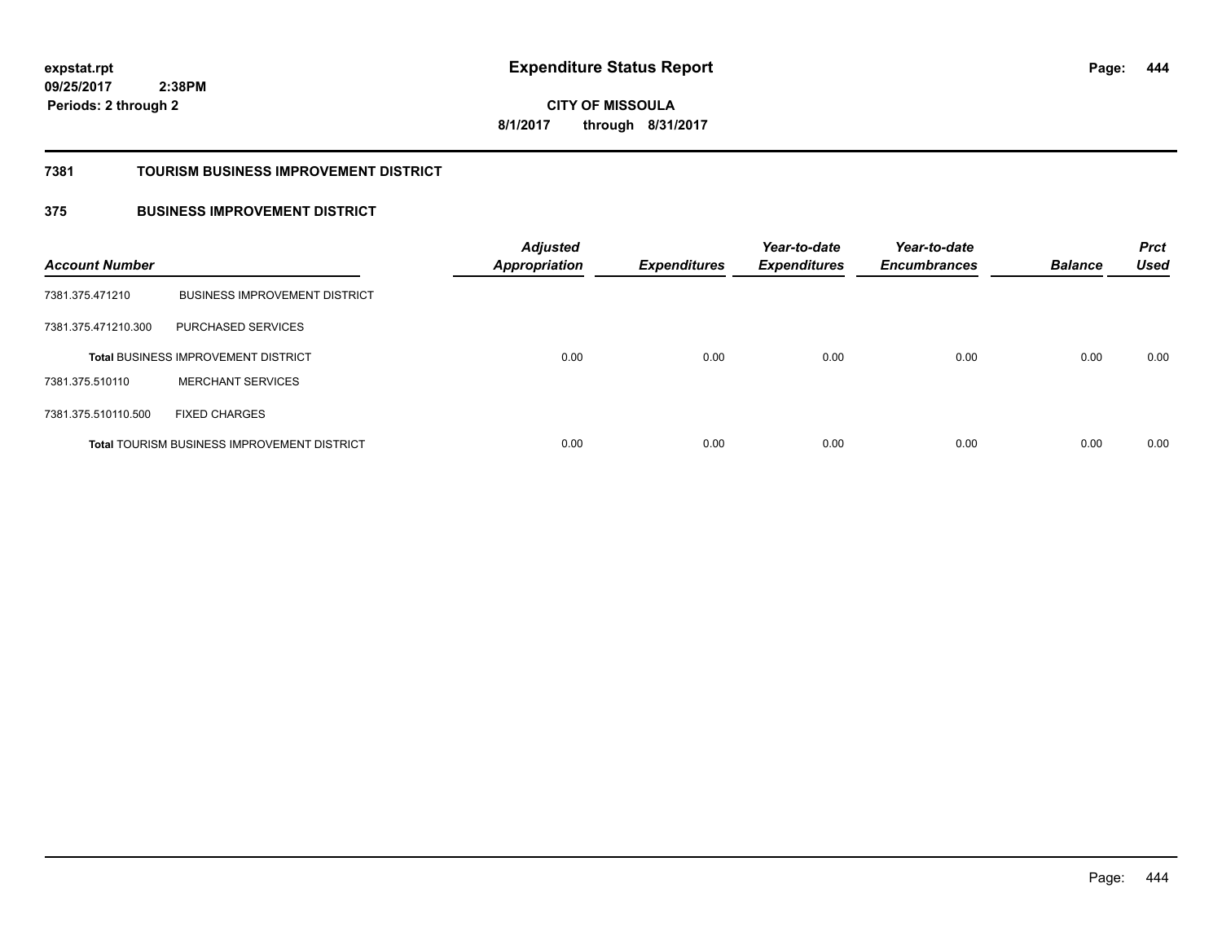**expstat.rpt**
**09/25/2017 2:38PM**
**Periods: 2 through 2**

# Expenditure Status Report

**CITY OF MISSOULA**
**8/1/2017 through 8/31/2017**

## 7381 TOURISM BUSINESS IMPROVEMENT DISTRICT

### 375 BUSINESS IMPROVEMENT DISTRICT

| Account Number | | Adjusted Appropriation | Expenditures | Year-to-date Expenditures | Year-to-date Encumbrances | Balance | Prct Used |
|---|---|---|---|---|---|---|---|
| 7381.375.471210 | BUSINESS IMPROVEMENT DISTRICT | | | | | | |
| 7381.375.471210.300 | PURCHASED SERVICES | | | | | | |
| **Total** BUSINESS IMPROVEMENT DISTRICT | | 0.00 | 0.00 | 0.00 | 0.00 | 0.00 | 0.00 |
| 7381.375.510110 | MERCHANT SERVICES | | | | | | |
| 7381.375.510110.500 | FIXED CHARGES | | | | | | |
| **Total** TOURISM BUSINESS IMPROVEMENT DISTRICT | | 0.00 | 0.00 | 0.00 | 0.00 | 0.00 | 0.00 |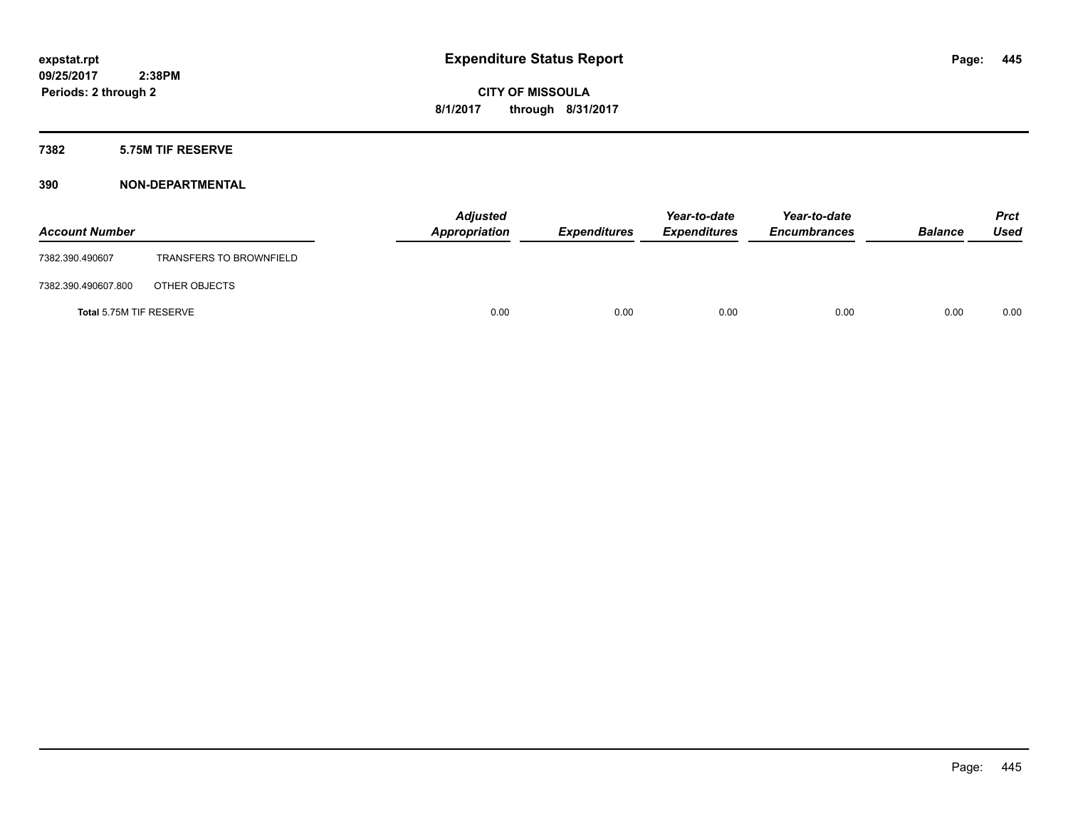**expstat.rpt**
**09/25/2017 2:38PM**
**Periods: 2 through 2**

# Expenditure Status Report

**CITY OF MISSOULA**
**8/1/2017 through 8/31/2017**

## 7382 5.75M TIF RESERVE

### 390 NON-DEPARTMENTAL

| Account Number | | Adjusted Appropriation | Expenditures | Year-to-date Expenditures | Year-to-date Encumbrances | Balance | Prct Used |
|---|---|---|---|---|---|---|---|
| 7382.390.490607 | TRANSFERS TO BROWNFIELD | | | | | | |
| 7382.390.490607.800 | OTHER OBJECTS | | | | | | |
| **Total** 5.75M TIF RESERVE | | 0.00 | 0.00 | 0.00 | 0.00 | 0.00 | 0.00 |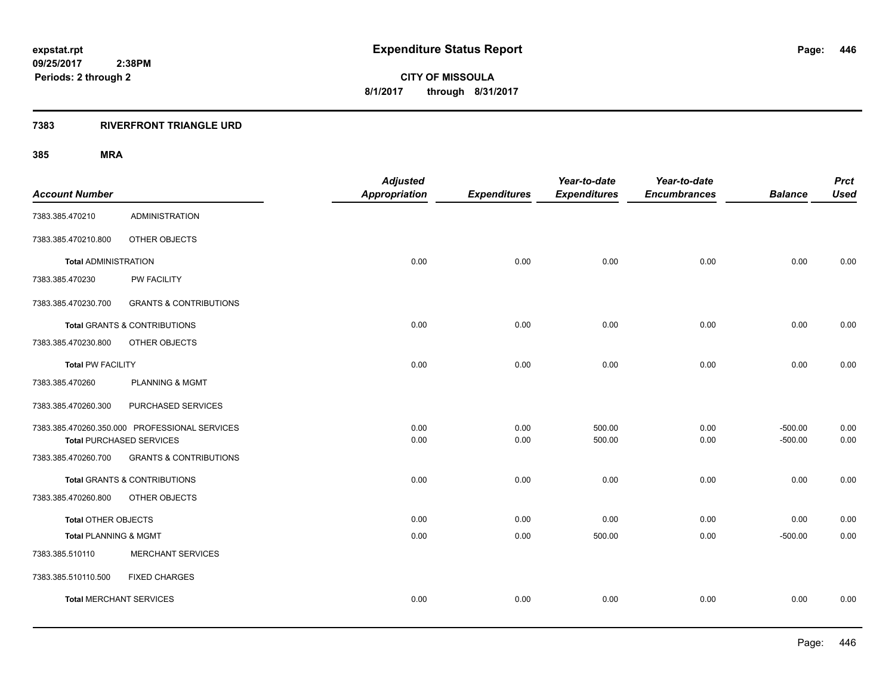**expstat.rpt**
**09/25/2017 2:38PM**
**Periods: 2 through 2**

# Expenditure Status Report

**CITY OF MISSOULA**
**8/1/2017 through 8/31/2017**

## 7383 RIVERFRONT TRIANGLE URD

### 385 MRA

| Account Number | | Adjusted Appropriation | Expenditures | Year-to-date Expenditures | Year-to-date Encumbrances | Balance | Prct Used |
|---|---|---|---|---|---|---|---|
| 7383.385.470210 | ADMINISTRATION | | | | | | |
| 7383.385.470210.800 | OTHER OBJECTS | | | | | | |
| **Total** ADMINISTRATION | | 0.00 | 0.00 | 0.00 | 0.00 | 0.00 | 0.00 |
| 7383.385.470230 | PW FACILITY | | | | | | |
| 7383.385.470230.700 | GRANTS & CONTRIBUTIONS | | | | | | |
| **Total** GRANTS & CONTRIBUTIONS | | 0.00 | 0.00 | 0.00 | 0.00 | 0.00 | 0.00 |
| 7383.385.470230.800 | OTHER OBJECTS | | | | | | |
| **Total** PW FACILITY | | 0.00 | 0.00 | 0.00 | 0.00 | 0.00 | 0.00 |
| 7383.385.470260 | PLANNING & MGMT | | | | | | |
| 7383.385.470260.300 | PURCHASED SERVICES | | | | | | |
| 7383.385.470260.350.000 | PROFESSIONAL SERVICES | 0.00 | 0.00 | 500.00 | 0.00 | -500.00 | 0.00 |
| **Total** PURCHASED SERVICES | | 0.00 | 0.00 | 500.00 | 0.00 | -500.00 | 0.00 |
| 7383.385.470260.700 | GRANTS & CONTRIBUTIONS | | | | | | |
| **Total** GRANTS & CONTRIBUTIONS | | 0.00 | 0.00 | 0.00 | 0.00 | 0.00 | 0.00 |
| 7383.385.470260.800 | OTHER OBJECTS | | | | | | |
| **Total** OTHER OBJECTS | | 0.00 | 0.00 | 0.00 | 0.00 | 0.00 | 0.00 |
| **Total** PLANNING & MGMT | | 0.00 | 0.00 | 500.00 | 0.00 | -500.00 | 0.00 |
| 7383.385.510110 | MERCHANT SERVICES | | | | | | |
| 7383.385.510110.500 | FIXED CHARGES | | | | | | |
| **Total** MERCHANT SERVICES | | 0.00 | 0.00 | 0.00 | 0.00 | 0.00 | 0.00 |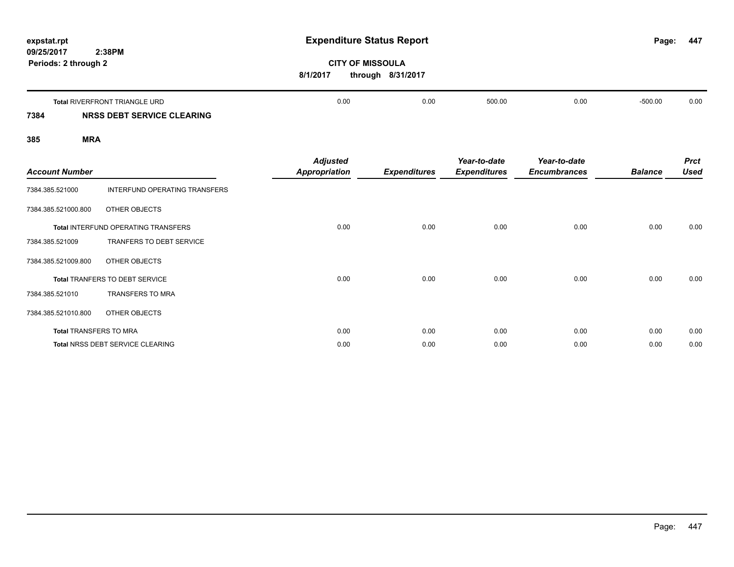| | | | | | | |
|---|---|---|---|---|---|---|
| **Total** RIVERFRONT TRIANGLE URD | 0.00 | 0.00 | 500.00 | 0.00 | -500.00 | 0.00 |

## 7384 NRSS DEBT SERVICE CLEARING

### 385 MRA

| ***Account Number*** | | ***Adjusted Appropriation*** | ***Expenditures*** | ***Year-to-date Expenditures*** | ***Year-to-date Encumbrances*** | ***Balance*** | ***Prct Used*** |
|---|---|---|---|---|---|---|---|
| 7384.385.521000 | INTERFUND OPERATING TRANSFERS | | | | | | |
| 7384.385.521000.800 | OTHER OBJECTS | | | | | | |
| **Total** INTERFUND OPERATING TRANSFERS | | 0.00 | 0.00 | 0.00 | 0.00 | 0.00 | 0.00 |
| 7384.385.521009 | TRANFERS TO DEBT SERVICE | | | | | | |
| 7384.385.521009.800 | OTHER OBJECTS | | | | | | |
| **Total** TRANFERS TO DEBT SERVICE | | 0.00 | 0.00 | 0.00 | 0.00 | 0.00 | 0.00 |
| 7384.385.521010 | TRANSFERS TO MRA | | | | | | |
| 7384.385.521010.800 | OTHER OBJECTS | | | | | | |
| **Total** TRANSFERS TO MRA | | 0.00 | 0.00 | 0.00 | 0.00 | 0.00 | 0.00 |
| **Total** NRSS DEBT SERVICE CLEARING | | 0.00 | 0.00 | 0.00 | 0.00 | 0.00 | 0.00 |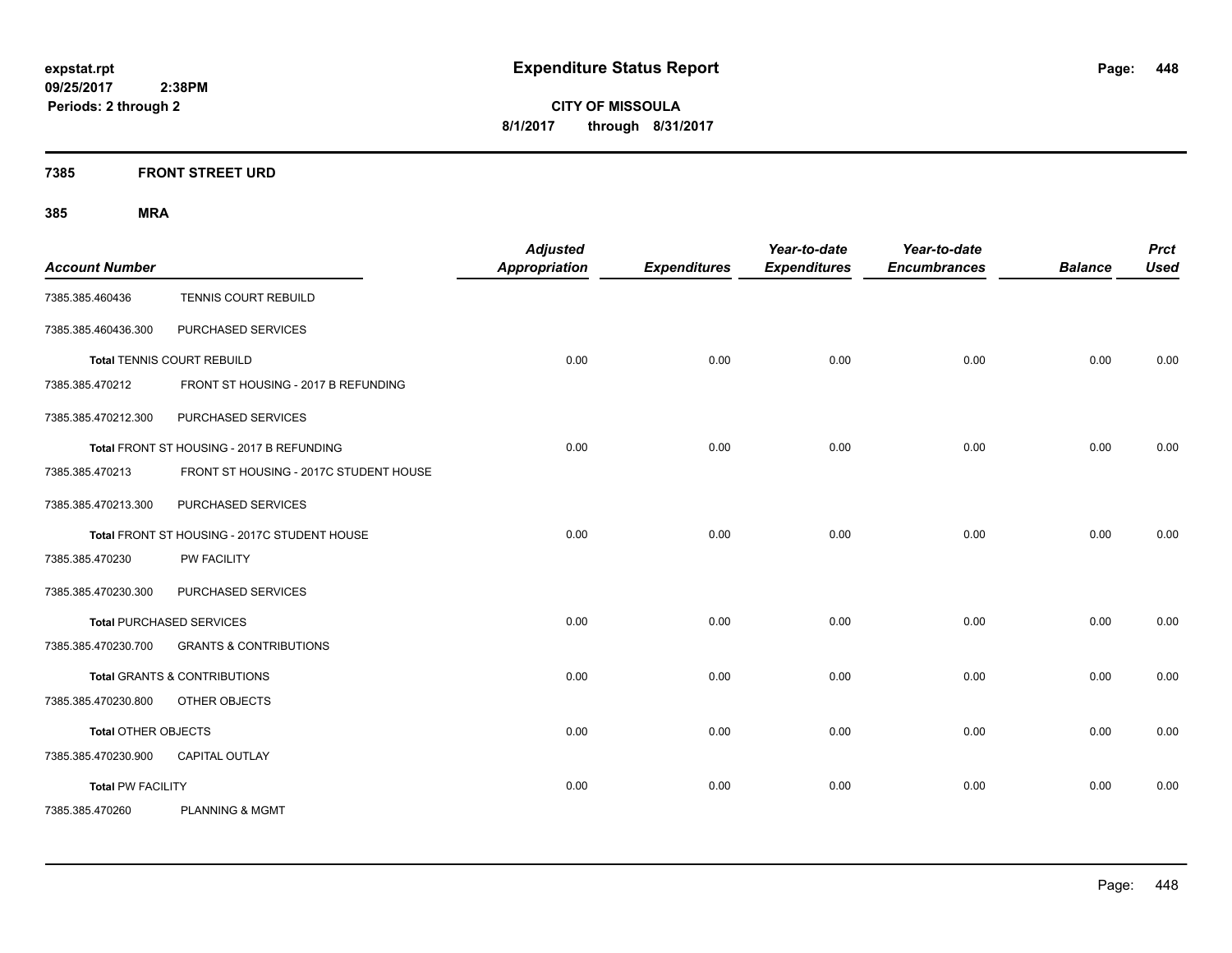**expstat.rpt**
**09/25/2017 2:38PM**
**Periods: 2 through 2**

# Expenditure Status Report

**CITY OF MISSOULA**
**8/1/2017 through 8/31/2017**

## 7385 FRONT STREET URD

## 385 MRA

| Account Number | | Adjusted Appropriation | Expenditures | Year-to-date Expenditures | Year-to-date Encumbrances | Balance | Prct Used |
|---|---|---|---|---|---|---|---|
| 7385.385.460436 | TENNIS COURT REBUILD | | | | | | |
| 7385.385.460436.300 | PURCHASED SERVICES | | | | | | |
| **Total** TENNIS COURT REBUILD | | 0.00 | 0.00 | 0.00 | 0.00 | 0.00 | 0.00 |
| 7385.385.470212 | FRONT ST HOUSING - 2017 B REFUNDING | | | | | | |
| 7385.385.470212.300 | PURCHASED SERVICES | | | | | | |
| **Total** FRONT ST HOUSING - 2017 B REFUNDING | | 0.00 | 0.00 | 0.00 | 0.00 | 0.00 | 0.00 |
| 7385.385.470213 | FRONT ST HOUSING - 2017C STUDENT HOUSE | | | | | | |
| 7385.385.470213.300 | PURCHASED SERVICES | | | | | | |
| **Total** FRONT ST HOUSING - 2017C STUDENT HOUSE | | 0.00 | 0.00 | 0.00 | 0.00 | 0.00 | 0.00 |
| 7385.385.470230 | PW FACILITY | | | | | | |
| 7385.385.470230.300 | PURCHASED SERVICES | | | | | | |
| **Total** PURCHASED SERVICES | | 0.00 | 0.00 | 0.00 | 0.00 | 0.00 | 0.00 |
| 7385.385.470230.700 | GRANTS & CONTRIBUTIONS | | | | | | |
| **Total** GRANTS & CONTRIBUTIONS | | 0.00 | 0.00 | 0.00 | 0.00 | 0.00 | 0.00 |
| 7385.385.470230.800 | OTHER OBJECTS | | | | | | |
| **Total** OTHER OBJECTS | | 0.00 | 0.00 | 0.00 | 0.00 | 0.00 | 0.00 |
| 7385.385.470230.900 | CAPITAL OUTLAY | | | | | | |
| **Total** PW FACILITY | | 0.00 | 0.00 | 0.00 | 0.00 | 0.00 | 0.00 |
| 7385.385.470260 | PLANNING & MGMT | | | | | | |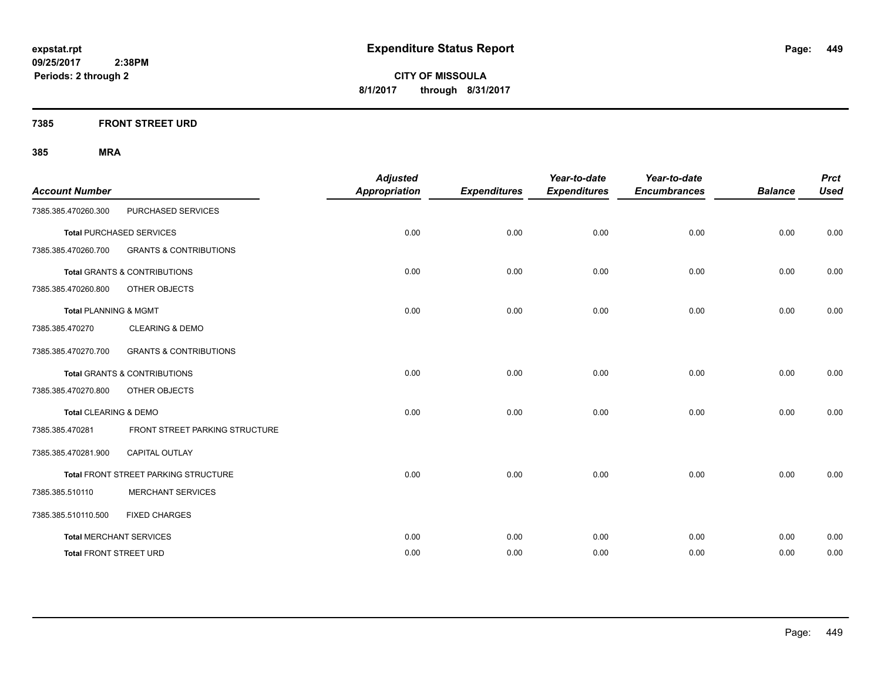**expstat.rpt**
**09/25/2017 2:38PM**
**Periods: 2 through 2**

# Expenditure Status Report

**CITY OF MISSOULA**
**8/1/2017 through 8/31/2017**

## 7385 FRONT STREET URD

### 385 MRA

| Account Number | | Adjusted Appropriation | Expenditures | Year-to-date Expenditures | Year-to-date Encumbrances | Balance | Prct Used |
|---|---|---|---|---|---|---|---|
| 7385.385.470260.300 | PURCHASED SERVICES | | | | | | |
| **Total** PURCHASED SERVICES | | 0.00 | 0.00 | 0.00 | 0.00 | 0.00 | 0.00 |
| 7385.385.470260.700 | GRANTS & CONTRIBUTIONS | | | | | | |
| **Total** GRANTS & CONTRIBUTIONS | | 0.00 | 0.00 | 0.00 | 0.00 | 0.00 | 0.00 |
| 7385.385.470260.800 | OTHER OBJECTS | | | | | | |
| **Total** PLANNING & MGMT | | 0.00 | 0.00 | 0.00 | 0.00 | 0.00 | 0.00 |
| 7385.385.470270 | CLEARING & DEMO | | | | | | |
| 7385.385.470270.700 | GRANTS & CONTRIBUTIONS | | | | | | |
| **Total** GRANTS & CONTRIBUTIONS | | 0.00 | 0.00 | 0.00 | 0.00 | 0.00 | 0.00 |
| 7385.385.470270.800 | OTHER OBJECTS | | | | | | |
| **Total** CLEARING & DEMO | | 0.00 | 0.00 | 0.00 | 0.00 | 0.00 | 0.00 |
| 7385.385.470281 | FRONT STREET PARKING STRUCTURE | | | | | | |
| 7385.385.470281.900 | CAPITAL OUTLAY | | | | | | |
| **Total** FRONT STREET PARKING STRUCTURE | | 0.00 | 0.00 | 0.00 | 0.00 | 0.00 | 0.00 |
| 7385.385.510110 | MERCHANT SERVICES | | | | | | |
| 7385.385.510110.500 | FIXED CHARGES | | | | | | |
| **Total** MERCHANT SERVICES | | 0.00 | 0.00 | 0.00 | 0.00 | 0.00 | 0.00 |
| **Total** FRONT STREET URD | | 0.00 | 0.00 | 0.00 | 0.00 | 0.00 | 0.00 |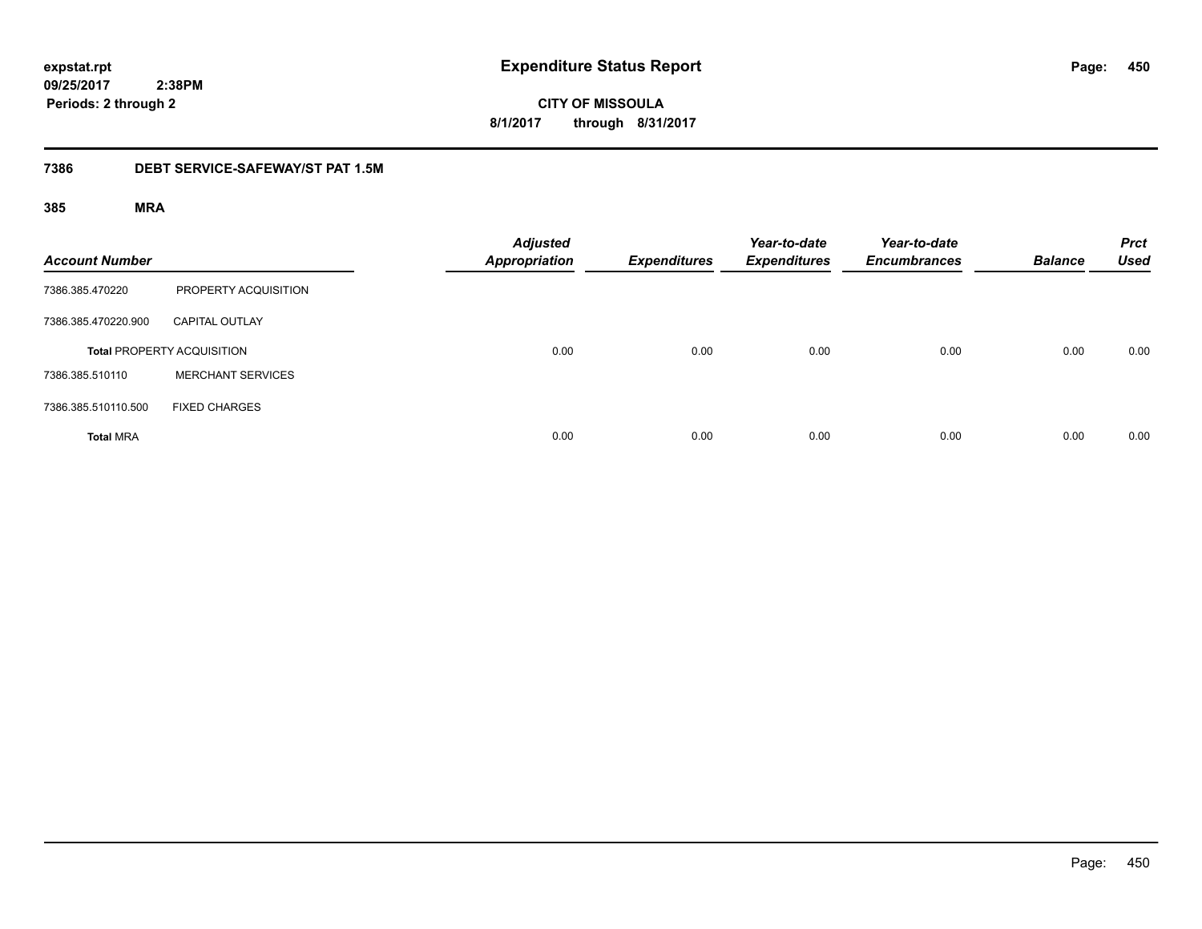# Expenditure Status Report

**CITY OF MISSOULA**

**8/1/2017 through 8/31/2017**

expstat.rpt
09/25/2017 2:38PM
Periods: 2 through 2

## 7386 DEBT SERVICE-SAFEWAY/ST PAT 1.5M

### 385 MRA

| Account Number | | Adjusted Appropriation | Expenditures | Year-to-date Expenditures | Year-to-date Encumbrances | Balance | Prct Used |
|---|---|---|---|---|---|---|---|
| 7386.385.470220 | PROPERTY ACQUISITION | | | | | | |
| 7386.385.470220.900 | CAPITAL OUTLAY | | | | | | |
| **Total** PROPERTY ACQUISITION | | 0.00 | 0.00 | 0.00 | 0.00 | 0.00 | 0.00 |
| 7386.385.510110 | MERCHANT SERVICES | | | | | | |
| 7386.385.510110.500 | FIXED CHARGES | | | | | | |
| **Total** MRA | | 0.00 | 0.00 | 0.00 | 0.00 | 0.00 | 0.00 |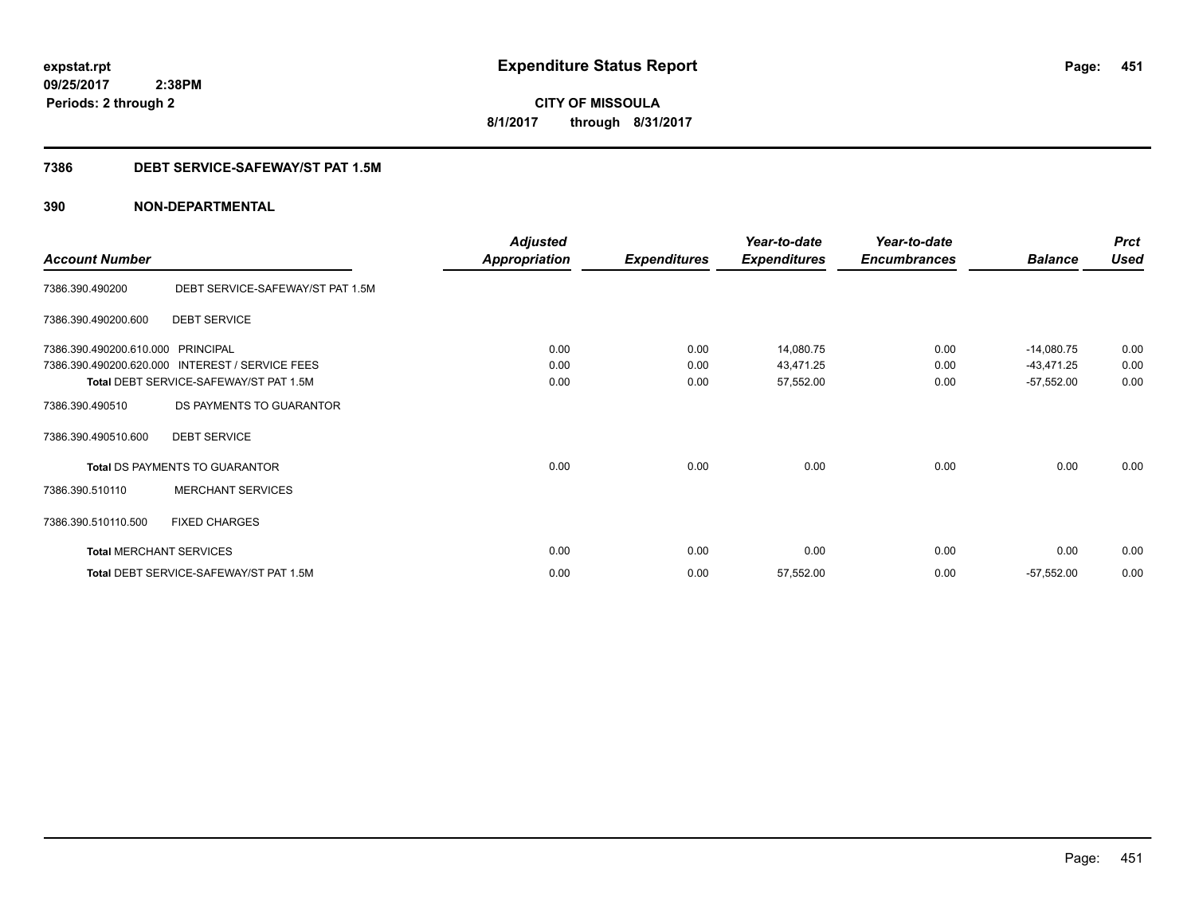**expstat.rpt**
**09/25/2017 2:38PM**
**Periods: 2 through 2**

# Expenditure Status Report

**CITY OF MISSOULA**
**8/1/2017 through 8/31/2017**

## 7386 DEBT SERVICE-SAFEWAY/ST PAT 1.5M

## 390 NON-DEPARTMENTAL

| Account Number | | Adjusted Appropriation | Expenditures | Year-to-date Expenditures | Year-to-date Encumbrances | Balance | Prct Used |
|---|---|---|---|---|---|---|---|
| 7386.390.490200 | DEBT SERVICE-SAFEWAY/ST PAT 1.5M | | | | | | |
| 7386.390.490200.600 | DEBT SERVICE | | | | | | |
| 7386.390.490200.610.000 | PRINCIPAL | 0.00 | 0.00 | 14,080.75 | 0.00 | -14,080.75 | 0.00 |
| 7386.390.490200.620.000 | INTEREST / SERVICE FEES | 0.00 | 0.00 | 43,471.25 | 0.00 | -43,471.25 | 0.00 |
| **Total** DEBT SERVICE-SAFEWAY/ST PAT 1.5M | | 0.00 | 0.00 | 57,552.00 | 0.00 | -57,552.00 | 0.00 |
| 7386.390.490510 | DS PAYMENTS TO GUARANTOR | | | | | | |
| 7386.390.490510.600 | DEBT SERVICE | | | | | | |
| **Total** DS PAYMENTS TO GUARANTOR | | 0.00 | 0.00 | 0.00 | 0.00 | 0.00 | 0.00 |
| 7386.390.510110 | MERCHANT SERVICES | | | | | | |
| 7386.390.510110.500 | FIXED CHARGES | | | | | | |
| **Total** MERCHANT SERVICES | | 0.00 | 0.00 | 0.00 | 0.00 | 0.00 | 0.00 |
| **Total** DEBT SERVICE-SAFEWAY/ST PAT 1.5M | | 0.00 | 0.00 | 57,552.00 | 0.00 | -57,552.00 | 0.00 |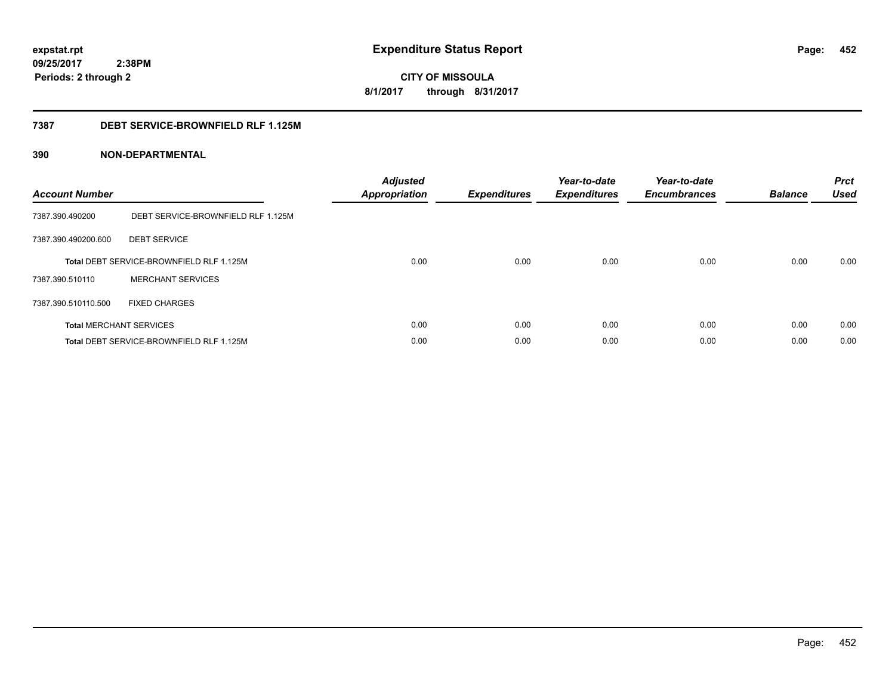**expstat.rpt**
**09/25/2017 2:38PM**
**Periods: 2 through 2**

# Expenditure Status Report

**CITY OF MISSOULA**
**8/1/2017 through 8/31/2017**

## 7387 DEBT SERVICE-BROWNFIELD RLF 1.125M

## 390 NON-DEPARTMENTAL

| Account Number | | Adjusted Appropriation | Expenditures | Year-to-date Expenditures | Year-to-date Encumbrances | Balance | Prct Used |
|---|---|---|---|---|---|---|---|
| 7387.390.490200 | DEBT SERVICE-BROWNFIELD RLF 1.125M | | | | | | |
| 7387.390.490200.600 | DEBT SERVICE | | | | | | |
| **Total** DEBT SERVICE-BROWNFIELD RLF 1.125M | | 0.00 | 0.00 | 0.00 | 0.00 | 0.00 | 0.00 |
| 7387.390.510110 | MERCHANT SERVICES | | | | | | |
| 7387.390.510110.500 | FIXED CHARGES | | | | | | |
| **Total** MERCHANT SERVICES | | 0.00 | 0.00 | 0.00 | 0.00 | 0.00 | 0.00 |
| **Total** DEBT SERVICE-BROWNFIELD RLF 1.125M | | 0.00 | 0.00 | 0.00 | 0.00 | 0.00 | 0.00 |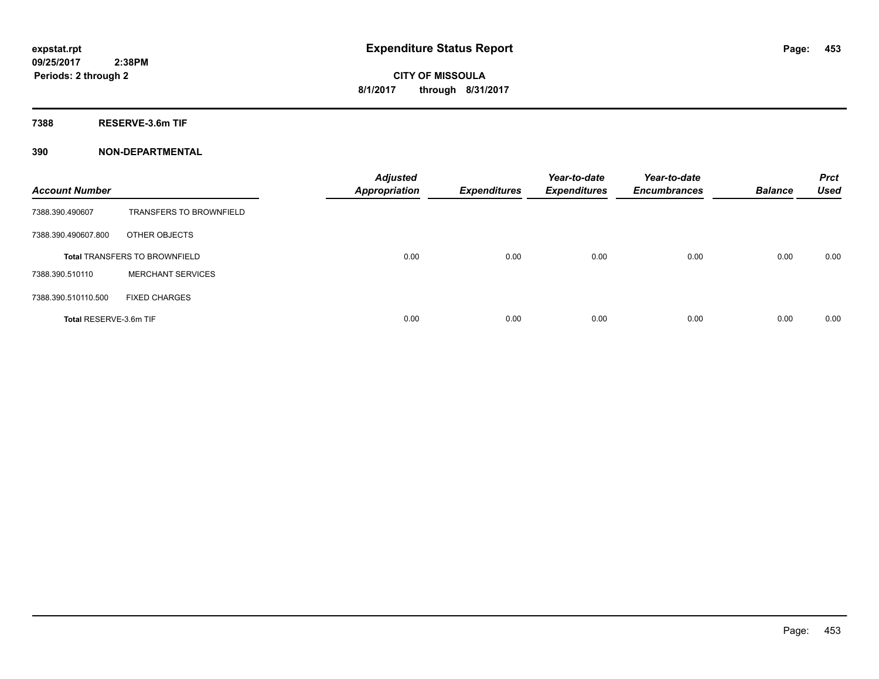**expstat.rpt**
**09/25/2017 2:38PM**
**Periods: 2 through 2**

# Expenditure Status Report

**CITY OF MISSOULA**
**8/1/2017 through 8/31/2017**

## 7388 RESERVE-3.6m TIF

## 390 NON-DEPARTMENTAL

| Account Number | | Adjusted Appropriation | Expenditures | Year-to-date Expenditures | Year-to-date Encumbrances | Balance | Prct Used |
|---|---|---|---|---|---|---|---|
| 7388.390.490607 | TRANSFERS TO BROWNFIELD | | | | | | |
| 7388.390.490607.800 | OTHER OBJECTS | | | | | | |
| **Total** TRANSFERS TO BROWNFIELD | | 0.00 | 0.00 | 0.00 | 0.00 | 0.00 | 0.00 |
| 7388.390.510110 | MERCHANT SERVICES | | | | | | |
| 7388.390.510110.500 | FIXED CHARGES | | | | | | |
| **Total** RESERVE-3.6m TIF | | 0.00 | 0.00 | 0.00 | 0.00 | 0.00 | 0.00 |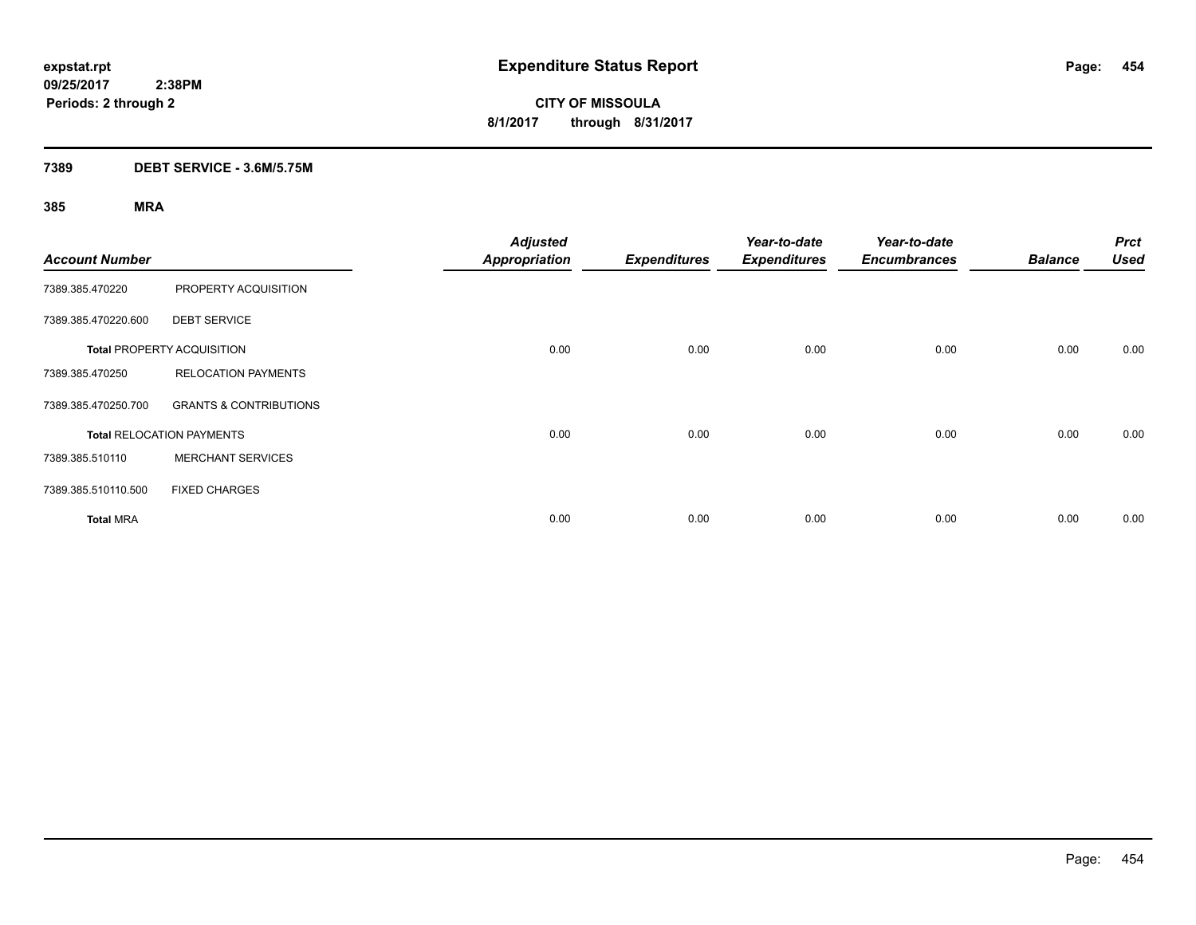# Expenditure Status Report

expstat.rpt
09/25/2017 2:38PM
Periods: 2 through 2

**CITY OF MISSOULA**
**8/1/2017 through 8/31/2017**

## 7389 DEBT SERVICE - 3.6M/5.75M

### 385 MRA

| Account Number | | Adjusted Appropriation | Expenditures | Year-to-date Expenditures | Year-to-date Encumbrances | Balance | Prct Used |
|---|---|---|---|---|---|---|---|
| 7389.385.470220 | PROPERTY ACQUISITION | | | | | | |
| 7389.385.470220.600 | DEBT SERVICE | | | | | | |
| **Total** PROPERTY ACQUISITION | | 0.00 | 0.00 | 0.00 | 0.00 | 0.00 | 0.00 |
| 7389.385.470250 | RELOCATION PAYMENTS | | | | | | |
| 7389.385.470250.700 | GRANTS & CONTRIBUTIONS | | | | | | |
| **Total** RELOCATION PAYMENTS | | 0.00 | 0.00 | 0.00 | 0.00 | 0.00 | 0.00 |
| 7389.385.510110 | MERCHANT SERVICES | | | | | | |
| 7389.385.510110.500 | FIXED CHARGES | | | | | | |
| **Total** MRA | | 0.00 | 0.00 | 0.00 | 0.00 | 0.00 | 0.00 |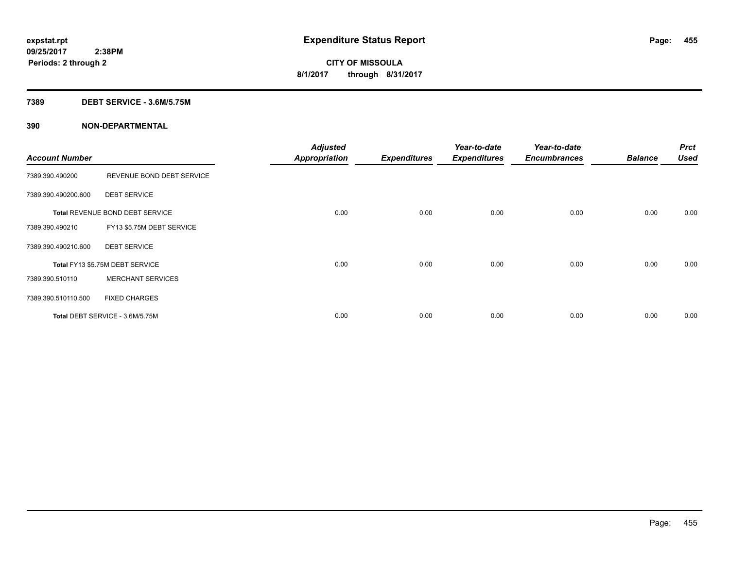**expstat.rpt**
**09/25/2017 2:38PM**
**Periods: 2 through 2**

# Expenditure Status Report

**CITY OF MISSOULA**
**8/1/2017 through 8/31/2017**

## 7389 DEBT SERVICE - 3.6M/5.75M

## 390 NON-DEPARTMENTAL

| Account Number | | Adjusted Appropriation | Expenditures | Year-to-date Expenditures | Year-to-date Encumbrances | Balance | Prct Used |
|---|---|---|---|---|---|---|---|
| 7389.390.490200 | REVENUE BOND DEBT SERVICE | | | | | | |
| 7389.390.490200.600 | DEBT SERVICE | | | | | | |
| Total REVENUE BOND DEBT SERVICE | | 0.00 | 0.00 | 0.00 | 0.00 | 0.00 | 0.00 |
| 7389.390.490210 | FY13 $5.75M DEBT SERVICE | | | | | | |
| 7389.390.490210.600 | DEBT SERVICE | | | | | | |
| Total FY13 $5.75M DEBT SERVICE | | 0.00 | 0.00 | 0.00 | 0.00 | 0.00 | 0.00 |
| 7389.390.510110 | MERCHANT SERVICES | | | | | | |
| 7389.390.510110.500 | FIXED CHARGES | | | | | | |
| Total DEBT SERVICE - 3.6M/5.75M | | 0.00 | 0.00 | 0.00 | 0.00 | 0.00 | 0.00 |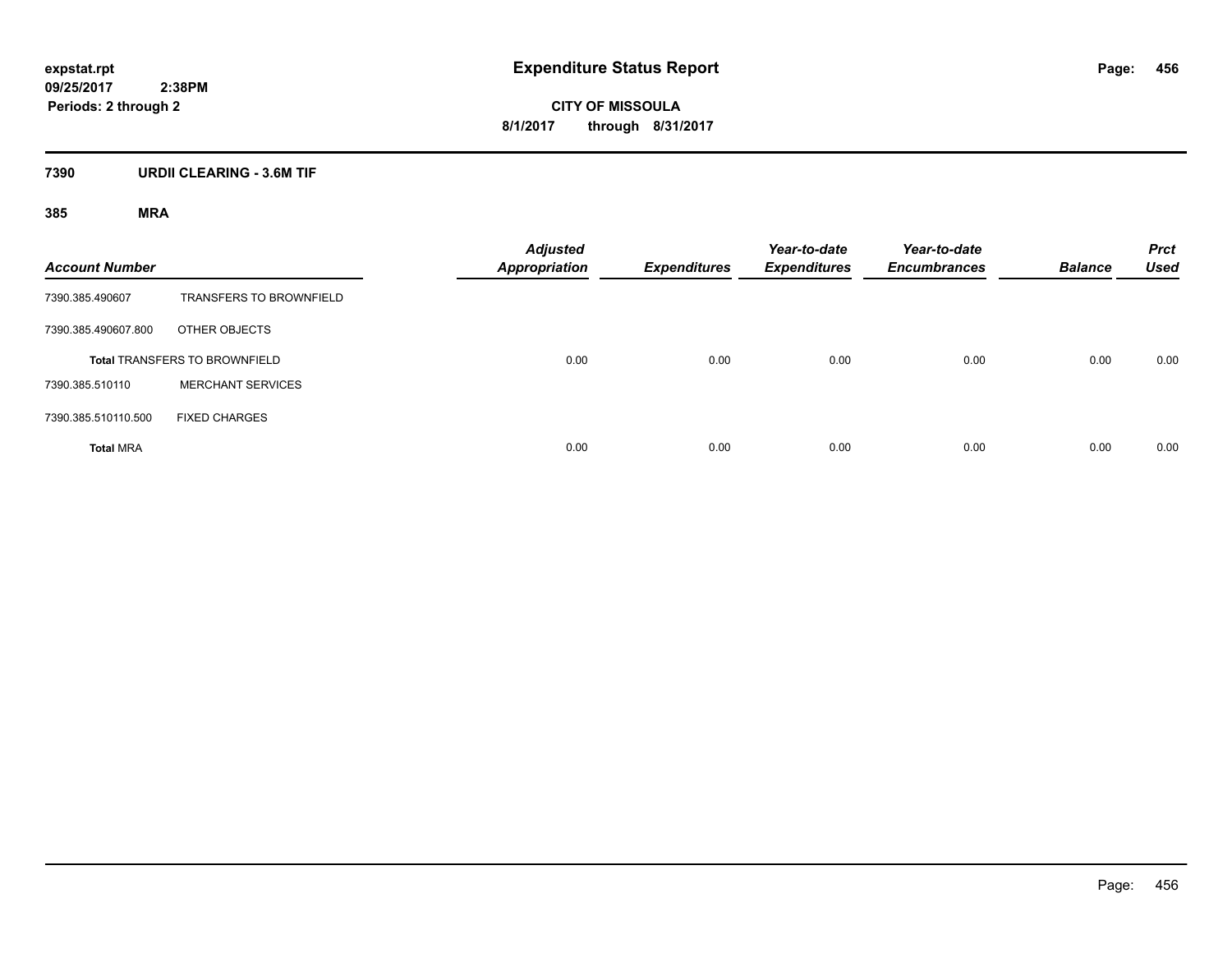# Expenditure Status Report

**CITY OF MISSOULA**

**8/1/2017 through 8/31/2017**

expstat.rpt
09/25/2017 2:38PM
Periods: 2 through 2

## 7390 URDII CLEARING - 3.6M TIF

### 385 MRA

| Account Number | | Adjusted Appropriation | Expenditures | Year-to-date Expenditures | Year-to-date Encumbrances | Balance | Prct Used |
|---|---|---|---|---|---|---|---|
| 7390.385.490607 | TRANSFERS TO BROWNFIELD | | | | | | |
| 7390.385.490607.800 | OTHER OBJECTS | | | | | | |
| **Total** TRANSFERS TO BROWNFIELD | | 0.00 | 0.00 | 0.00 | 0.00 | 0.00 | 0.00 |
| 7390.385.510110 | MERCHANT SERVICES | | | | | | |
| 7390.385.510110.500 | FIXED CHARGES | | | | | | |
| **Total** MRA | | 0.00 | 0.00 | 0.00 | 0.00 | 0.00 | 0.00 |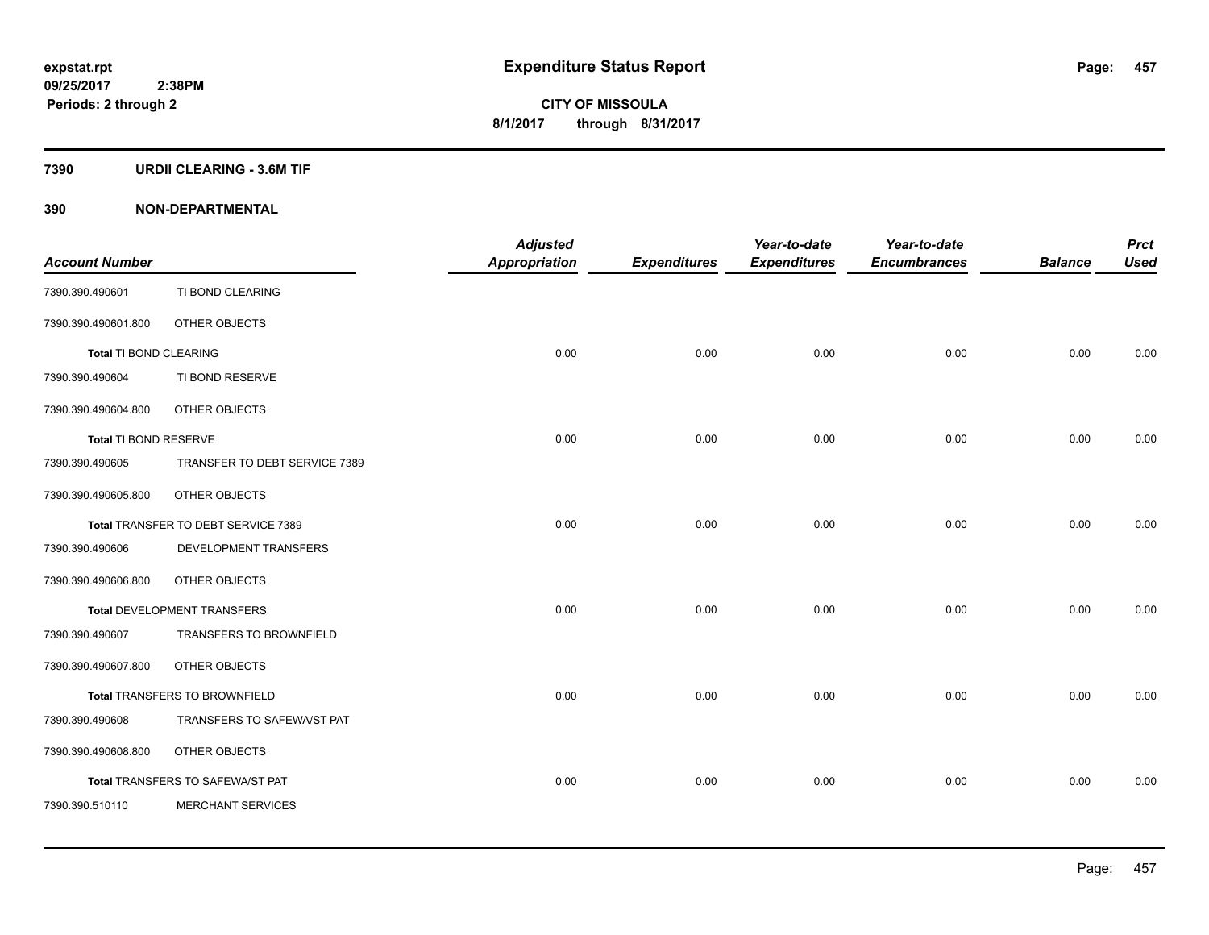**expstat.rpt**
**09/25/2017 2:38PM**
**Periods: 2 through 2**

# Expenditure Status Report

**CITY OF MISSOULA**
**8/1/2017 through 8/31/2017**

## 7390 URDII CLEARING - 3.6M TIF

## 390 NON-DEPARTMENTAL

| Account Number | | Adjusted Appropriation | Expenditures | Year-to-date Expenditures | Year-to-date Encumbrances | Balance | Prct Used |
|---|---|---|---|---|---|---|---|
| 7390.390.490601 | TI BOND CLEARING | | | | | | |
| 7390.390.490601.800 | OTHER OBJECTS | | | | | | |
| **Total** TI BOND CLEARING | | 0.00 | 0.00 | 0.00 | 0.00 | 0.00 | 0.00 |
| 7390.390.490604 | TI BOND RESERVE | | | | | | |
| 7390.390.490604.800 | OTHER OBJECTS | | | | | | |
| **Total** TI BOND RESERVE | | 0.00 | 0.00 | 0.00 | 0.00 | 0.00 | 0.00 |
| 7390.390.490605 | TRANSFER TO DEBT SERVICE 7389 | | | | | | |
| 7390.390.490605.800 | OTHER OBJECTS | | | | | | |
| **Total** TRANSFER TO DEBT SERVICE 7389 | | 0.00 | 0.00 | 0.00 | 0.00 | 0.00 | 0.00 |
| 7390.390.490606 | DEVELOPMENT TRANSFERS | | | | | | |
| 7390.390.490606.800 | OTHER OBJECTS | | | | | | |
| **Total** DEVELOPMENT TRANSFERS | | 0.00 | 0.00 | 0.00 | 0.00 | 0.00 | 0.00 |
| 7390.390.490607 | TRANSFERS TO BROWNFIELD | | | | | | |
| 7390.390.490607.800 | OTHER OBJECTS | | | | | | |
| **Total** TRANSFERS TO BROWNFIELD | | 0.00 | 0.00 | 0.00 | 0.00 | 0.00 | 0.00 |
| 7390.390.490608 | TRANSFERS TO SAFEWA/ST PAT | | | | | | |
| 7390.390.490608.800 | OTHER OBJECTS | | | | | | |
| **Total** TRANSFERS TO SAFEWA/ST PAT | | 0.00 | 0.00 | 0.00 | 0.00 | 0.00 | 0.00 |
| 7390.390.510110 | MERCHANT SERVICES | | | | | | |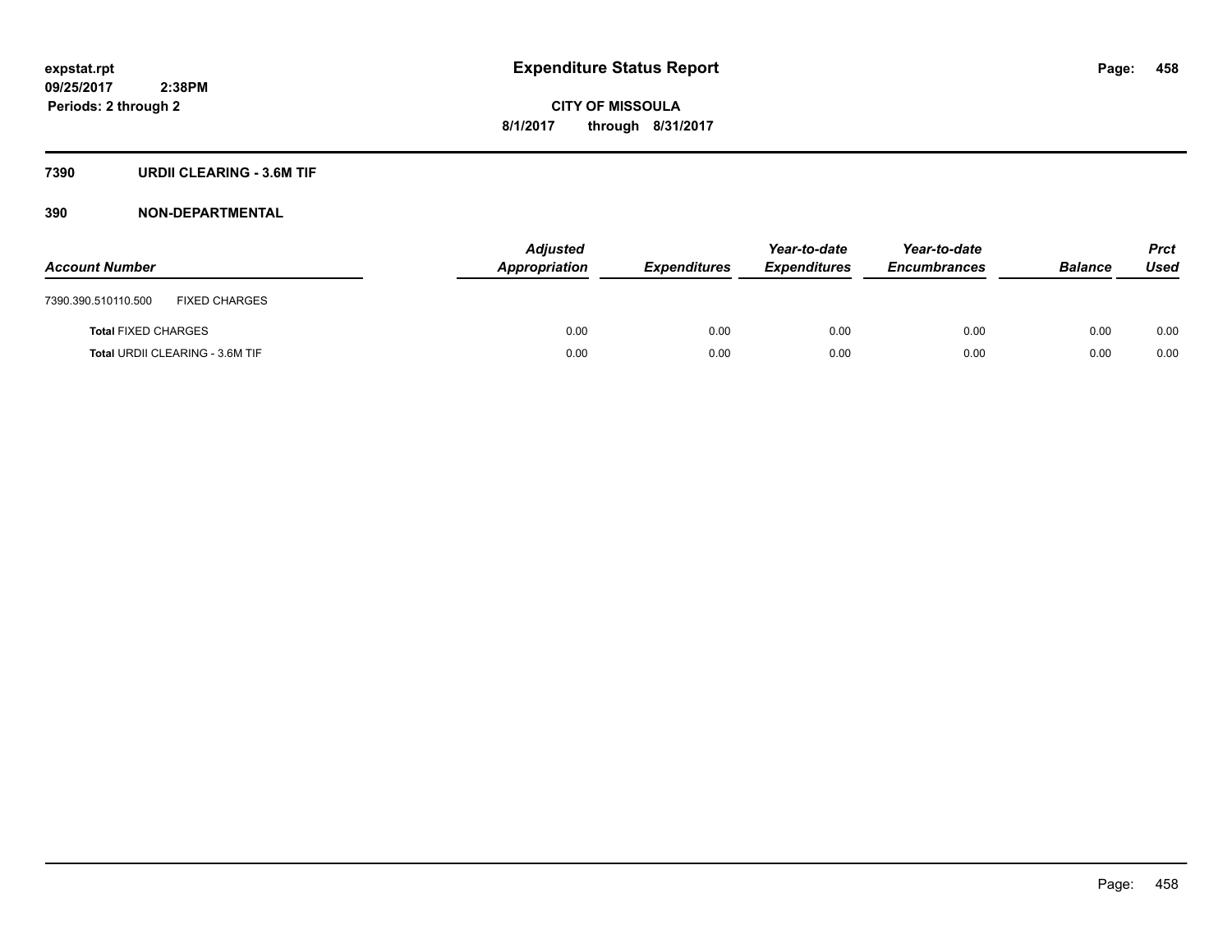expstat.rpt
09/25/2017 2:38PM
Periods: 2 through 2

# Expenditure Status Report

CITY OF MISSOULA
8/1/2017 through 8/31/2017

## 7390 URDII CLEARING - 3.6M TIF

## 390 NON-DEPARTMENTAL

| Account Number | Adjusted Appropriation | Expenditures | Year-to-date Expenditures | Year-to-date Encumbrances | Balance | Prct Used |
|---|---|---|---|---|---|---|
| 7390.390.510110.500 FIXED CHARGES | | | | | | |
| **Total** FIXED CHARGES | 0.00 | 0.00 | 0.00 | 0.00 | 0.00 | 0.00 |
| **Total** URDII CLEARING - 3.6M TIF | 0.00 | 0.00 | 0.00 | 0.00 | 0.00 | 0.00 |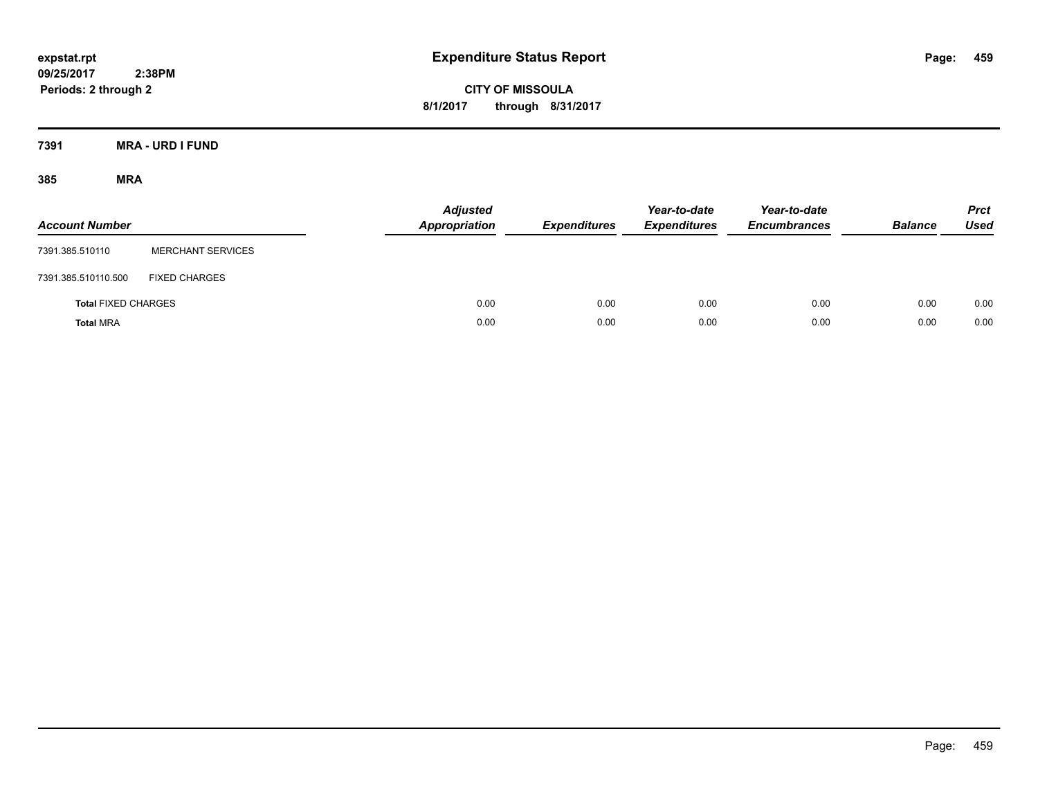**expstat.rpt**
**09/25/2017 2:38PM**
**Periods: 2 through 2**

# Expenditure Status Report

**CITY OF MISSOULA**
**8/1/2017 through 8/31/2017**

## 7391 MRA - URD I FUND

### 385 MRA

| Account Number | | Adjusted Appropriation | Expenditures | Year-to-date Expenditures | Year-to-date Encumbrances | Balance | Prct Used |
|---|---|---|---|---|---|---|---|
| 7391.385.510110 | MERCHANT SERVICES | | | | | | |
| 7391.385.510110.500 | FIXED CHARGES | | | | | | |
| **Total** FIXED CHARGES | | 0.00 | 0.00 | 0.00 | 0.00 | 0.00 | 0.00 |
| **Total** MRA | | 0.00 | 0.00 | 0.00 | 0.00 | 0.00 | 0.00 |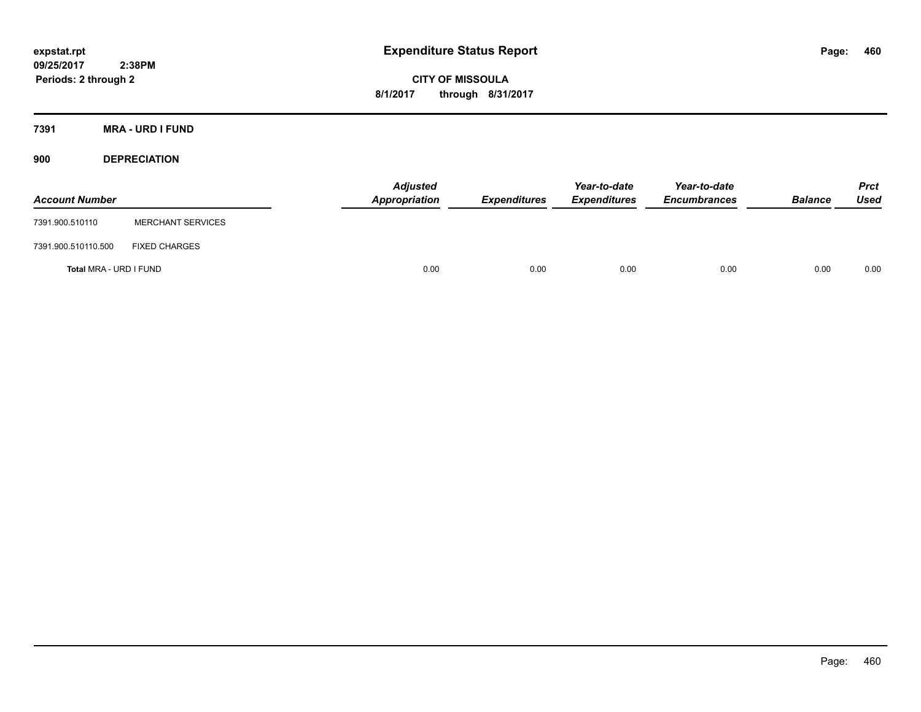# Expenditure Status Report

expstat.rpt
09/25/2017 2:38PM
Periods: 2 through 2

CITY OF MISSOULA
8/1/2017 through 8/31/2017

## 7391 MRA - URD I FUND

### 900 DEPRECIATION

| Account Number | | Adjusted Appropriation | Expenditures | Year-to-date Expenditures | Year-to-date Encumbrances | Balance | Prct Used |
|---|---|---|---|---|---|---|---|
| 7391.900.510110 | MERCHANT SERVICES | | | | | | |
| 7391.900.510110.500 | FIXED CHARGES | | | | | | |
| **Total** MRA - URD I FUND | | 0.00 | 0.00 | 0.00 | 0.00 | 0.00 | 0.00 |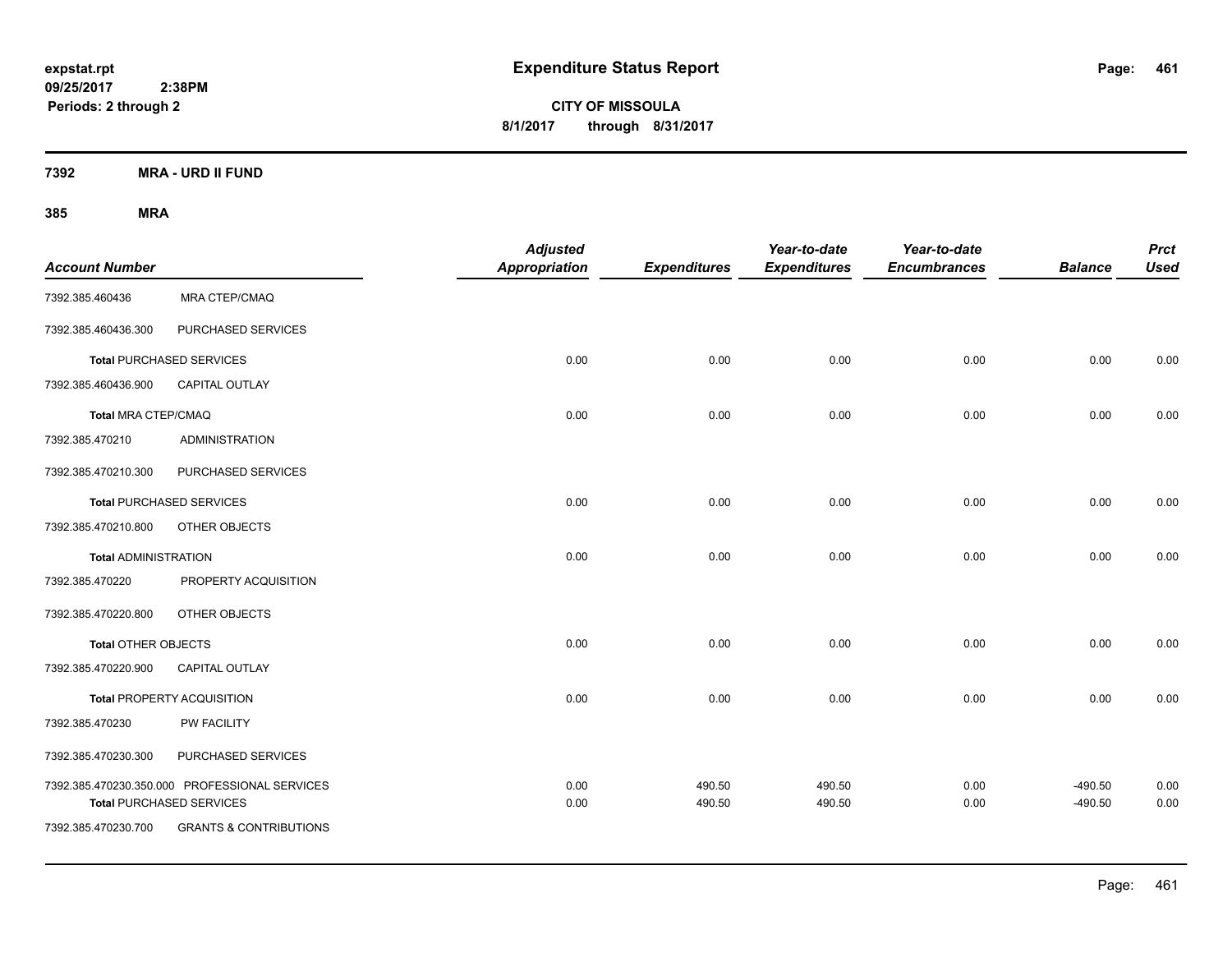# Expenditure Status Report

**CITY OF MISSOULA**

**8/1/2017 through 8/31/2017**

expstat.rpt
09/25/2017 2:38PM
Periods: 2 through 2

## 7392 MRA - URD II FUND

### 385 MRA

| Account Number | | Adjusted Appropriation | Expenditures | Year-to-date Expenditures | Year-to-date Encumbrances | Balance | Prct Used |
|---|---|---|---|---|---|---|---|
| 7392.385.460436 | MRA CTEP/CMAQ | | | | | | |
| 7392.385.460436.300 | PURCHASED SERVICES | | | | | | |
| **Total** PURCHASED SERVICES | | 0.00 | 0.00 | 0.00 | 0.00 | 0.00 | 0.00 |
| 7392.385.460436.900 | CAPITAL OUTLAY | | | | | | |
| **Total** MRA CTEP/CMAQ | | 0.00 | 0.00 | 0.00 | 0.00 | 0.00 | 0.00 |
| 7392.385.470210 | ADMINISTRATION | | | | | | |
| 7392.385.470210.300 | PURCHASED SERVICES | | | | | | |
| **Total** PURCHASED SERVICES | | 0.00 | 0.00 | 0.00 | 0.00 | 0.00 | 0.00 |
| 7392.385.470210.800 | OTHER OBJECTS | | | | | | |
| **Total** ADMINISTRATION | | 0.00 | 0.00 | 0.00 | 0.00 | 0.00 | 0.00 |
| 7392.385.470220 | PROPERTY ACQUISITION | | | | | | |
| 7392.385.470220.800 | OTHER OBJECTS | | | | | | |
| **Total** OTHER OBJECTS | | 0.00 | 0.00 | 0.00 | 0.00 | 0.00 | 0.00 |
| 7392.385.470220.900 | CAPITAL OUTLAY | | | | | | |
| **Total** PROPERTY ACQUISITION | | 0.00 | 0.00 | 0.00 | 0.00 | 0.00 | 0.00 |
| 7392.385.470230 | PW FACILITY | | | | | | |
| 7392.385.470230.300 | PURCHASED SERVICES | | | | | | |
| 7392.385.470230.350.000 | PROFESSIONAL SERVICES | 0.00 | 490.50 | 490.50 | 0.00 | -490.50 | 0.00 |
| **Total** PURCHASED SERVICES | | 0.00 | 490.50 | 490.50 | 0.00 | -490.50 | 0.00 |
| 7392.385.470230.700 | GRANTS & CONTRIBUTIONS | | | | | | |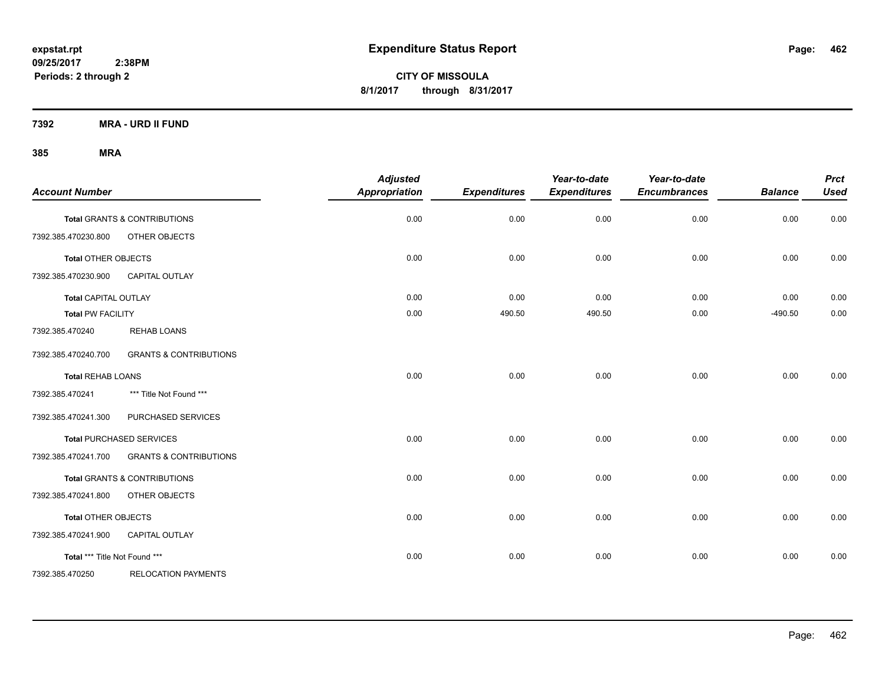# Expenditure Status Report

**CITY OF MISSOULA**
**8/1/2017 through 8/31/2017**

expstat.rpt
09/25/2017 2:38PM
Periods: 2 through 2

## 7392 MRA - URD II FUND

## 385 MRA

| Account Number | | Adjusted Appropriation | Expenditures | Year-to-date Expenditures | Year-to-date Encumbrances | Balance | Prct Used |
|---|---|---|---|---|---|---|---|
| **Total** GRANTS & CONTRIBUTIONS | | 0.00 | 0.00 | 0.00 | 0.00 | 0.00 | 0.00 |
| 7392.385.470230.800 | OTHER OBJECTS | | | | | | |
| **Total** OTHER OBJECTS | | 0.00 | 0.00 | 0.00 | 0.00 | 0.00 | 0.00 |
| 7392.385.470230.900 | CAPITAL OUTLAY | | | | | | |
| **Total** CAPITAL OUTLAY | | 0.00 | 0.00 | 0.00 | 0.00 | 0.00 | 0.00 |
| **Total** PW FACILITY | | 0.00 | 490.50 | 490.50 | 0.00 | -490.50 | 0.00 |
| 7392.385.470240 | REHAB LOANS | | | | | | |
| 7392.385.470240.700 | GRANTS & CONTRIBUTIONS | | | | | | |
| **Total** REHAB LOANS | | 0.00 | 0.00 | 0.00 | 0.00 | 0.00 | 0.00 |
| 7392.385.470241 | *** Title Not Found *** | | | | | | |
| 7392.385.470241.300 | PURCHASED SERVICES | | | | | | |
| **Total** PURCHASED SERVICES | | 0.00 | 0.00 | 0.00 | 0.00 | 0.00 | 0.00 |
| 7392.385.470241.700 | GRANTS & CONTRIBUTIONS | | | | | | |
| **Total** GRANTS & CONTRIBUTIONS | | 0.00 | 0.00 | 0.00 | 0.00 | 0.00 | 0.00 |
| 7392.385.470241.800 | OTHER OBJECTS | | | | | | |
| **Total** OTHER OBJECTS | | 0.00 | 0.00 | 0.00 | 0.00 | 0.00 | 0.00 |
| 7392.385.470241.900 | CAPITAL OUTLAY | | | | | | |
| **Total** *** Title Not Found *** | | 0.00 | 0.00 | 0.00 | 0.00 | 0.00 | 0.00 |
| 7392.385.470250 | RELOCATION PAYMENTS | | | | | | |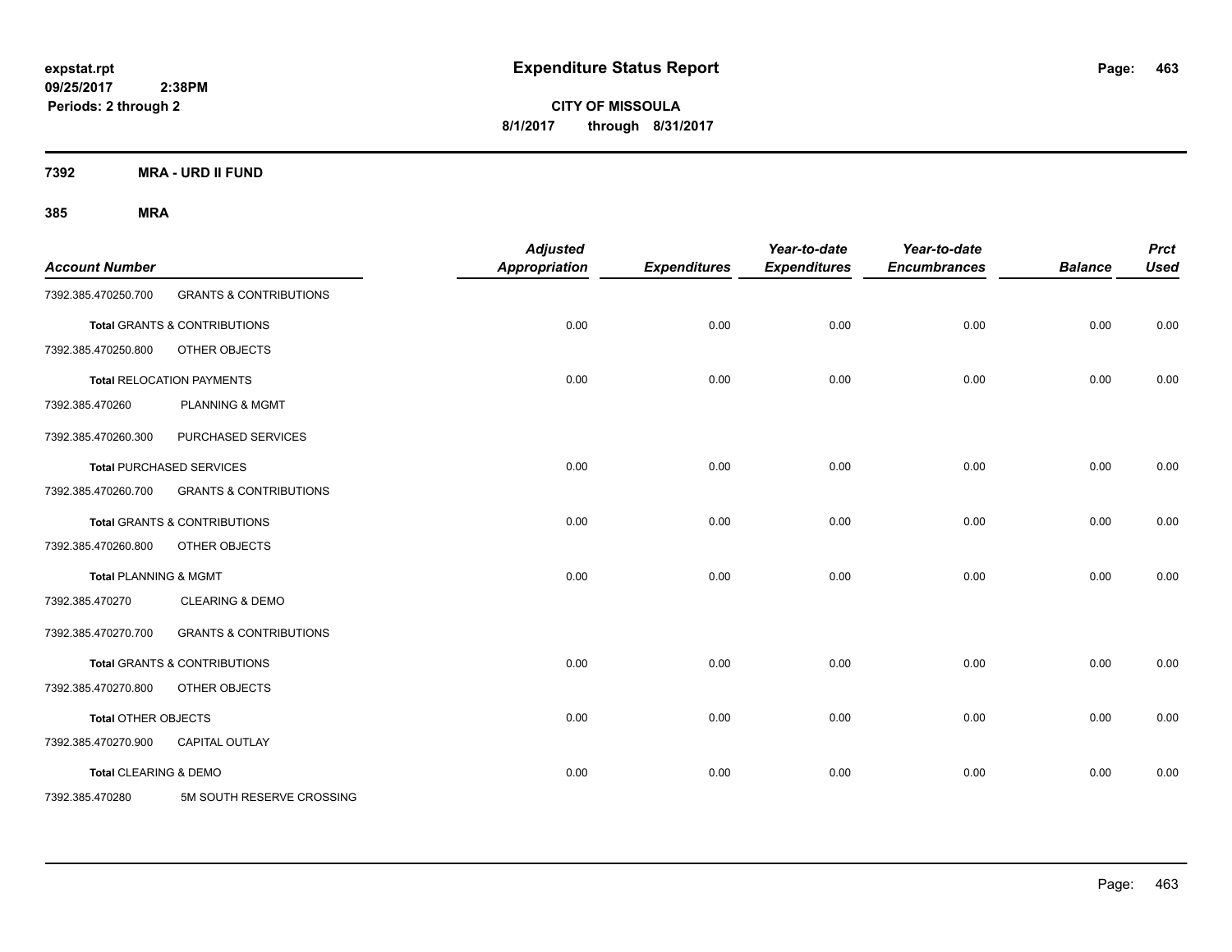**expstat.rpt**
**09/25/2017 2:38PM**
**Periods: 2 through 2**

# Expenditure Status Report

**CITY OF MISSOULA**
**8/1/2017 through 8/31/2017**

## 7392 MRA - URD II FUND

### 385 MRA

| Account Number | | Adjusted Appropriation | Expenditures | Year-to-date Expenditures | Year-to-date Encumbrances | Balance | Prct Used |
|---|---|---|---|---|---|---|---|
| 7392.385.470250.700 | GRANTS & CONTRIBUTIONS | | | | | | |
| **Total** GRANTS & CONTRIBUTIONS | | 0.00 | 0.00 | 0.00 | 0.00 | 0.00 | 0.00 |
| 7392.385.470250.800 | OTHER OBJECTS | | | | | | |
| **Total** RELOCATION PAYMENTS | | 0.00 | 0.00 | 0.00 | 0.00 | 0.00 | 0.00 |
| 7392.385.470260 | PLANNING & MGMT | | | | | | |
| 7392.385.470260.300 | PURCHASED SERVICES | | | | | | |
| **Total** PURCHASED SERVICES | | 0.00 | 0.00 | 0.00 | 0.00 | 0.00 | 0.00 |
| 7392.385.470260.700 | GRANTS & CONTRIBUTIONS | | | | | | |
| **Total** GRANTS & CONTRIBUTIONS | | 0.00 | 0.00 | 0.00 | 0.00 | 0.00 | 0.00 |
| 7392.385.470260.800 | OTHER OBJECTS | | | | | | |
| **Total** PLANNING & MGMT | | 0.00 | 0.00 | 0.00 | 0.00 | 0.00 | 0.00 |
| 7392.385.470270 | CLEARING & DEMO | | | | | | |
| 7392.385.470270.700 | GRANTS & CONTRIBUTIONS | | | | | | |
| **Total** GRANTS & CONTRIBUTIONS | | 0.00 | 0.00 | 0.00 | 0.00 | 0.00 | 0.00 |
| 7392.385.470270.800 | OTHER OBJECTS | | | | | | |
| **Total** OTHER OBJECTS | | 0.00 | 0.00 | 0.00 | 0.00 | 0.00 | 0.00 |
| 7392.385.470270.900 | CAPITAL OUTLAY | | | | | | |
| **Total** CLEARING & DEMO | | 0.00 | 0.00 | 0.00 | 0.00 | 0.00 | 0.00 |
| 7392.385.470280 | 5M SOUTH RESERVE CROSSING | | | | | | |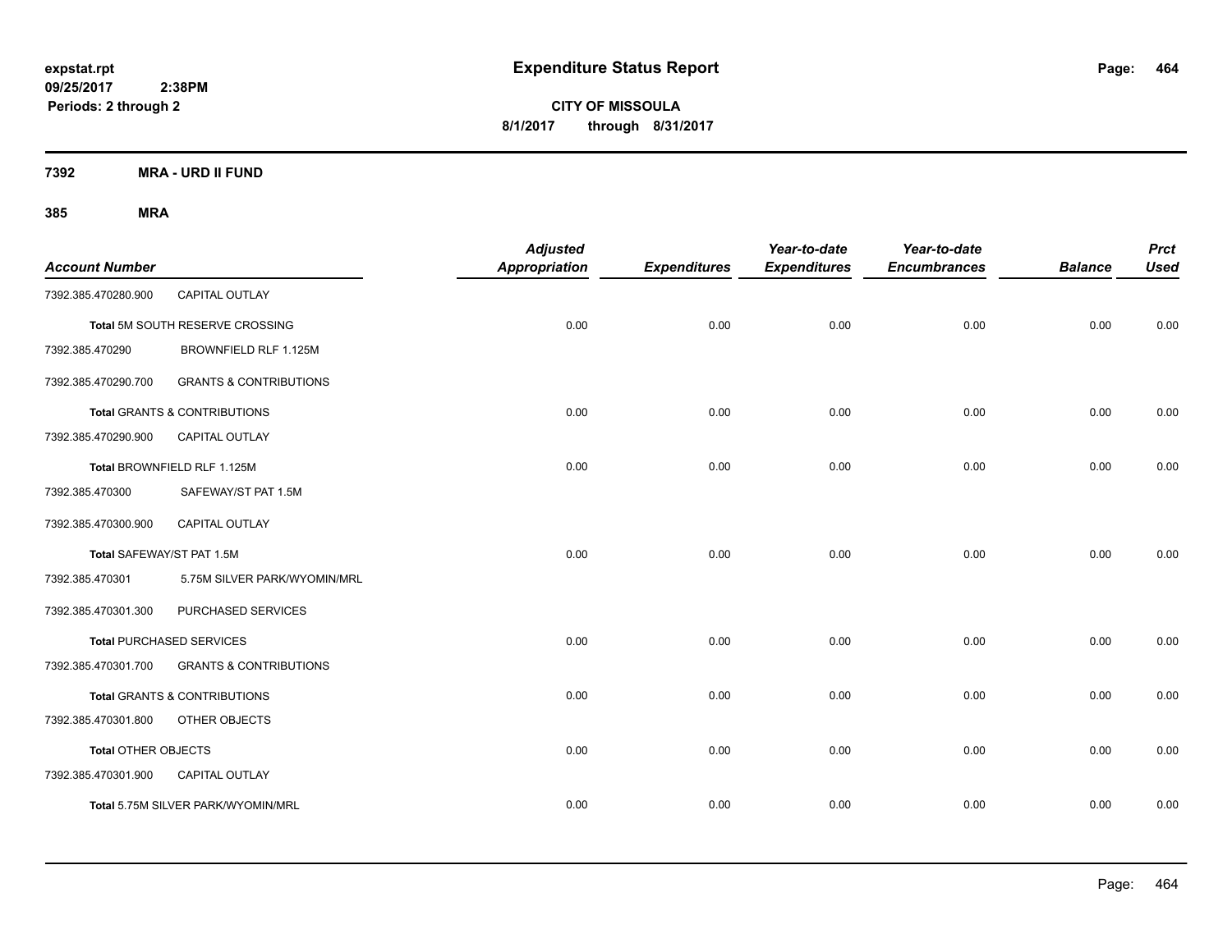**expstat.rpt**
**09/25/2017 2:38PM**
**Periods: 2 through 2**

# Expenditure Status Report

**CITY OF MISSOULA**
**8/1/2017 through 8/31/2017**

## 7392 MRA - URD II FUND

### 385 MRA

| Account Number | | Adjusted Appropriation | Expenditures | Year-to-date Expenditures | Year-to-date Encumbrances | Balance | Prct Used |
|---|---|---|---|---|---|---|---|
| 7392.385.470280.900 | CAPITAL OUTLAY | | | | | | |
| **Total** 5M SOUTH RESERVE CROSSING | | 0.00 | 0.00 | 0.00 | 0.00 | 0.00 | 0.00 |
| 7392.385.470290 | BROWNFIELD RLF 1.125M | | | | | | |
| 7392.385.470290.700 | GRANTS & CONTRIBUTIONS | | | | | | |
| **Total** GRANTS & CONTRIBUTIONS | | 0.00 | 0.00 | 0.00 | 0.00 | 0.00 | 0.00 |
| 7392.385.470290.900 | CAPITAL OUTLAY | | | | | | |
| **Total** BROWNFIELD RLF 1.125M | | 0.00 | 0.00 | 0.00 | 0.00 | 0.00 | 0.00 |
| 7392.385.470300 | SAFEWAY/ST PAT 1.5M | | | | | | |
| 7392.385.470300.900 | CAPITAL OUTLAY | | | | | | |
| **Total** SAFEWAY/ST PAT 1.5M | | 0.00 | 0.00 | 0.00 | 0.00 | 0.00 | 0.00 |
| 7392.385.470301 | 5.75M SILVER PARK/WYOMIN/MRL | | | | | | |
| 7392.385.470301.300 | PURCHASED SERVICES | | | | | | |
| **Total** PURCHASED SERVICES | | 0.00 | 0.00 | 0.00 | 0.00 | 0.00 | 0.00 |
| 7392.385.470301.700 | GRANTS & CONTRIBUTIONS | | | | | | |
| **Total** GRANTS & CONTRIBUTIONS | | 0.00 | 0.00 | 0.00 | 0.00 | 0.00 | 0.00 |
| 7392.385.470301.800 | OTHER OBJECTS | | | | | | |
| **Total** OTHER OBJECTS | | 0.00 | 0.00 | 0.00 | 0.00 | 0.00 | 0.00 |
| 7392.385.470301.900 | CAPITAL OUTLAY | | | | | | |
| **Total** 5.75M SILVER PARK/WYOMIN/MRL | | 0.00 | 0.00 | 0.00 | 0.00 | 0.00 | 0.00 |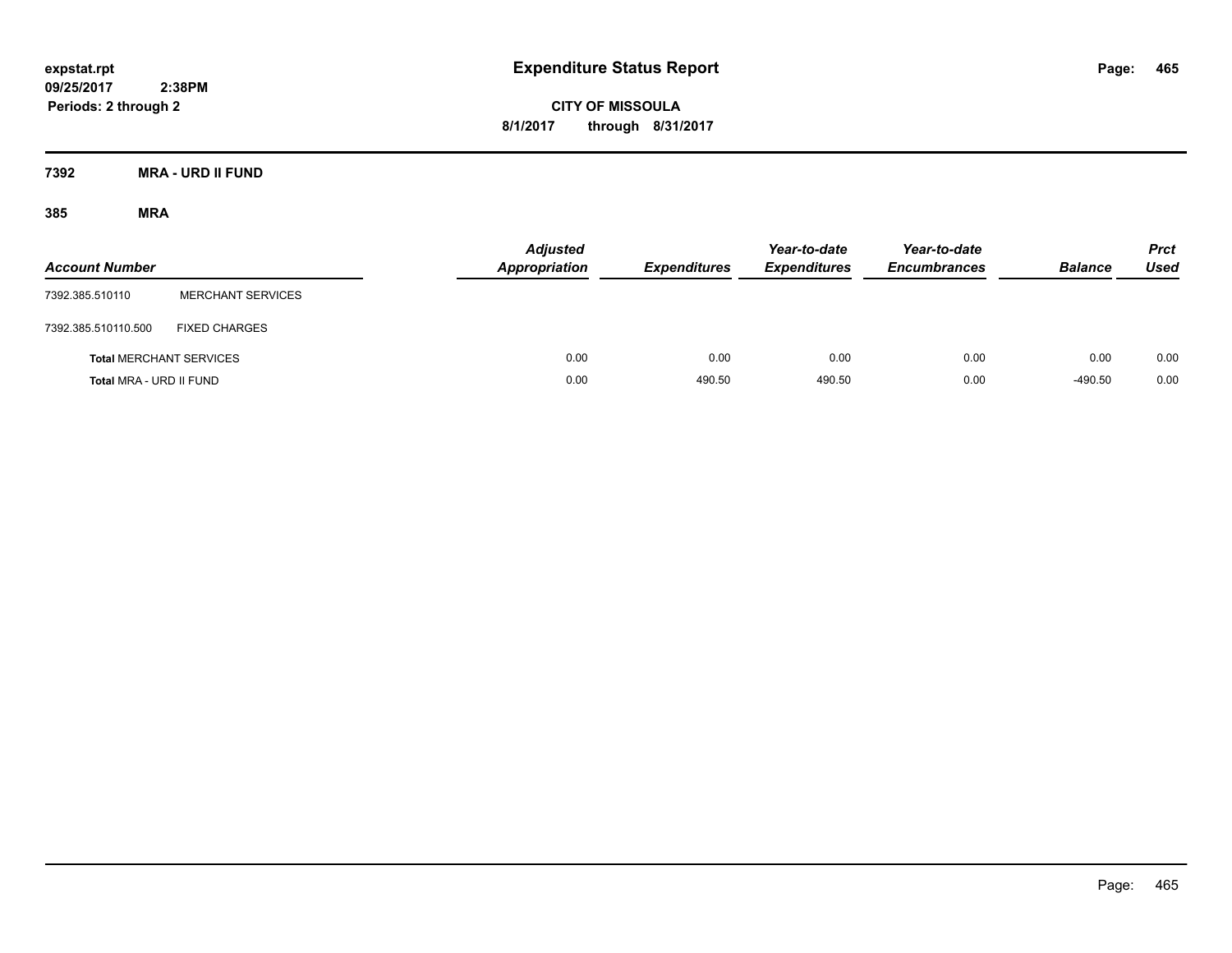**expstat.rpt**
**09/25/2017 2:38PM**
**Periods: 2 through 2**

# Expenditure Status Report

**CITY OF MISSOULA**
**8/1/2017 through 8/31/2017**

## 7392 MRA - URD II FUND

### 385 MRA

| Account Number | | Adjusted Appropriation | Expenditures | Year-to-date Expenditures | Year-to-date Encumbrances | Balance | Prct Used |
|---|---|---|---|---|---|---|---|
| 7392.385.510110 | MERCHANT SERVICES | | | | | | |
| 7392.385.510110.500 | FIXED CHARGES | | | | | | |
| **Total** MERCHANT SERVICES | | 0.00 | 0.00 | 0.00 | 0.00 | 0.00 | 0.00 |
| **Total** MRA - URD II FUND | | 0.00 | 490.50 | 490.50 | 0.00 | -490.50 | 0.00 |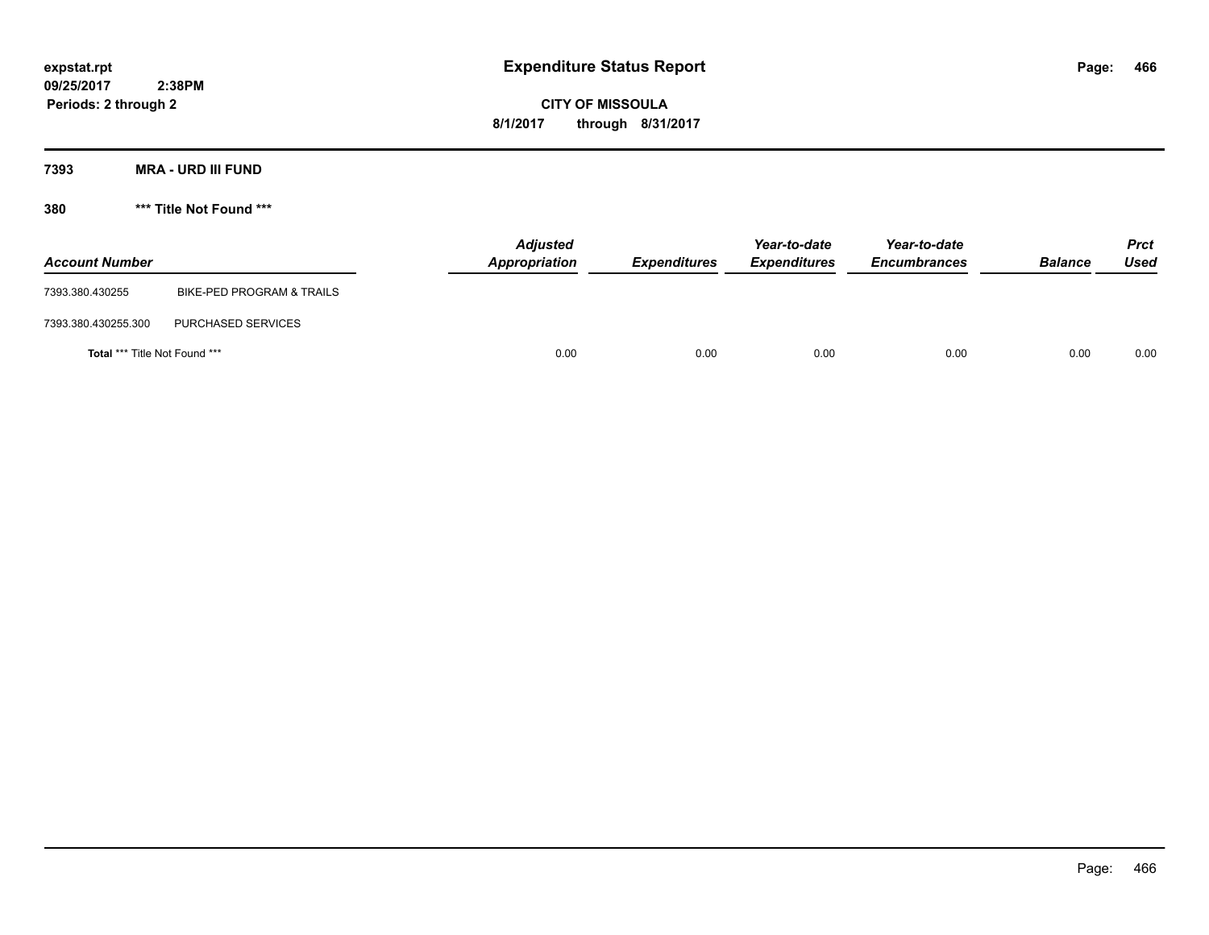expstat.rpt
09/25/2017 2:38PM
Periods: 2 through 2

# Expenditure Status Report

**CITY OF MISSOULA**
**8/1/2017 through 8/31/2017**

## 7393 MRA - URD III FUND

### 380 *** Title Not Found ***

| Account Number | | Adjusted Appropriation | Expenditures | Year-to-date Expenditures | Year-to-date Encumbrances | Balance | Prct Used |
|---|---|---|---|---|---|---|---|
| 7393.380.430255 | BIKE-PED PROGRAM & TRAILS | | | | | | |
| 7393.380.430255.300 | PURCHASED SERVICES | | | | | | |
| **Total** *** Title Not Found *** | | 0.00 | 0.00 | 0.00 | 0.00 | 0.00 | 0.00 |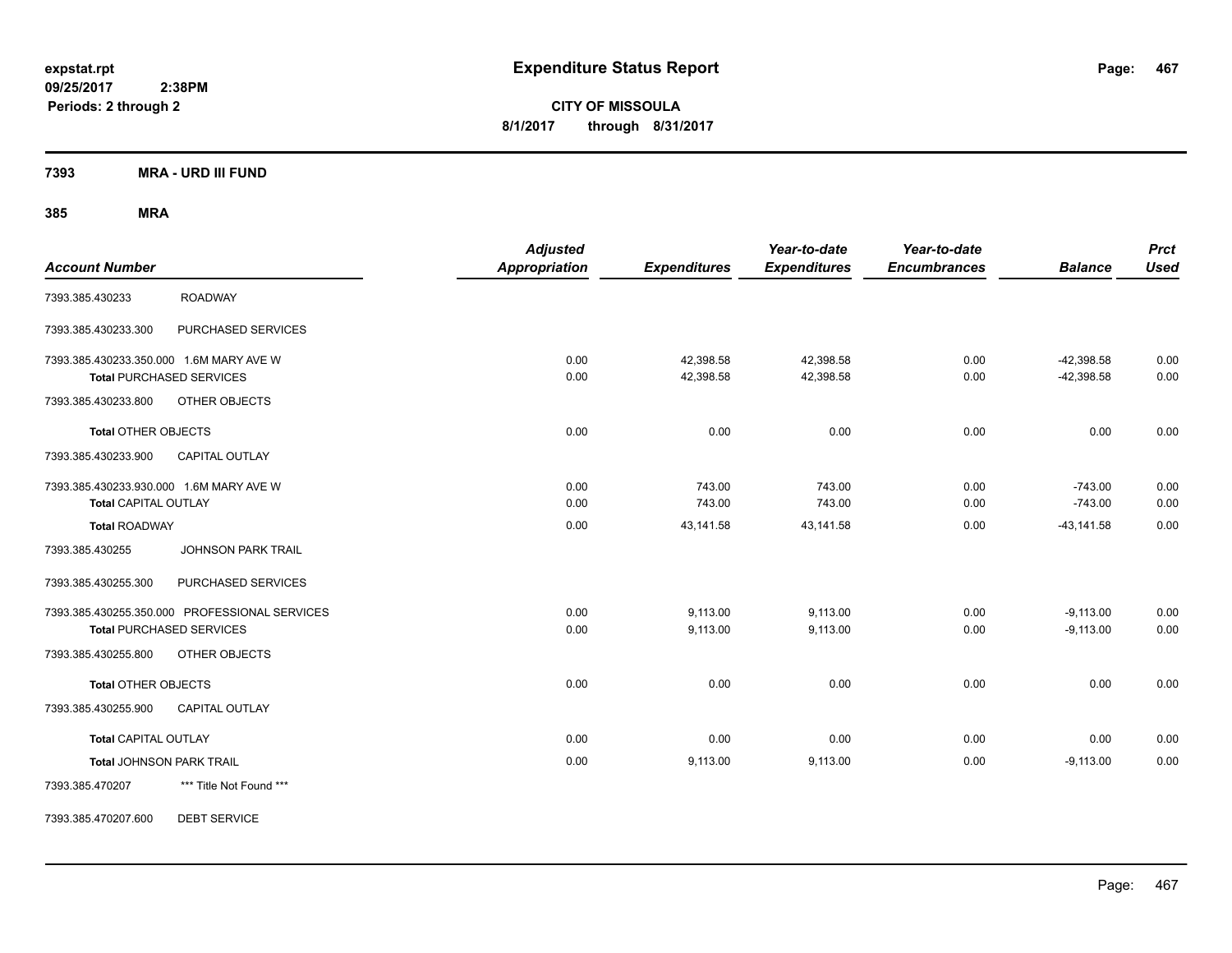**expstat.rpt**
**09/25/2017 2:38PM**
**Periods: 2 through 2**

# Expenditure Status Report

**CITY OF MISSOULA**
**8/1/2017 through 8/31/2017**

## 7393 MRA - URD III FUND

### 385 MRA

| Account Number | | Adjusted Appropriation | Expenditures | Year-to-date Expenditures | Year-to-date Encumbrances | Balance | Prct Used |
|---|---|---|---|---|---|---|---|
| 7393.385.430233 | ROADWAY | | | | | | |
| 7393.385.430233.300 | PURCHASED SERVICES | | | | | | |
| 7393.385.430233.350.000 1.6M MARY AVE W | | 0.00 | 42,398.58 | 42,398.58 | 0.00 | -42,398.58 | 0.00 |
| **Total** PURCHASED SERVICES | | 0.00 | 42,398.58 | 42,398.58 | 0.00 | -42,398.58 | 0.00 |
| 7393.385.430233.800 | OTHER OBJECTS | | | | | | |
| **Total** OTHER OBJECTS | | 0.00 | 0.00 | 0.00 | 0.00 | 0.00 | 0.00 |
| 7393.385.430233.900 | CAPITAL OUTLAY | | | | | | |
| 7393.385.430233.930.000 1.6M MARY AVE W | | 0.00 | 743.00 | 743.00 | 0.00 | -743.00 | 0.00 |
| **Total** CAPITAL OUTLAY | | 0.00 | 743.00 | 743.00 | 0.00 | -743.00 | 0.00 |
| **Total** ROADWAY | | 0.00 | 43,141.58 | 43,141.58 | 0.00 | -43,141.58 | 0.00 |
| 7393.385.430255 | JOHNSON PARK TRAIL | | | | | | |
| 7393.385.430255.300 | PURCHASED SERVICES | | | | | | |
| 7393.385.430255.350.000 PROFESSIONAL SERVICES | | 0.00 | 9,113.00 | 9,113.00 | 0.00 | -9,113.00 | 0.00 |
| **Total** PURCHASED SERVICES | | 0.00 | 9,113.00 | 9,113.00 | 0.00 | -9,113.00 | 0.00 |
| 7393.385.430255.800 | OTHER OBJECTS | | | | | | |
| **Total** OTHER OBJECTS | | 0.00 | 0.00 | 0.00 | 0.00 | 0.00 | 0.00 |
| 7393.385.430255.900 | CAPITAL OUTLAY | | | | | | |
| **Total** CAPITAL OUTLAY | | 0.00 | 0.00 | 0.00 | 0.00 | 0.00 | 0.00 |
| **Total** JOHNSON PARK TRAIL | | 0.00 | 9,113.00 | 9,113.00 | 0.00 | -9,113.00 | 0.00 |
| 7393.385.470207 | *** Title Not Found *** | | | | | | |
| 7393.385.470207.600 | DEBT SERVICE | | | | | | |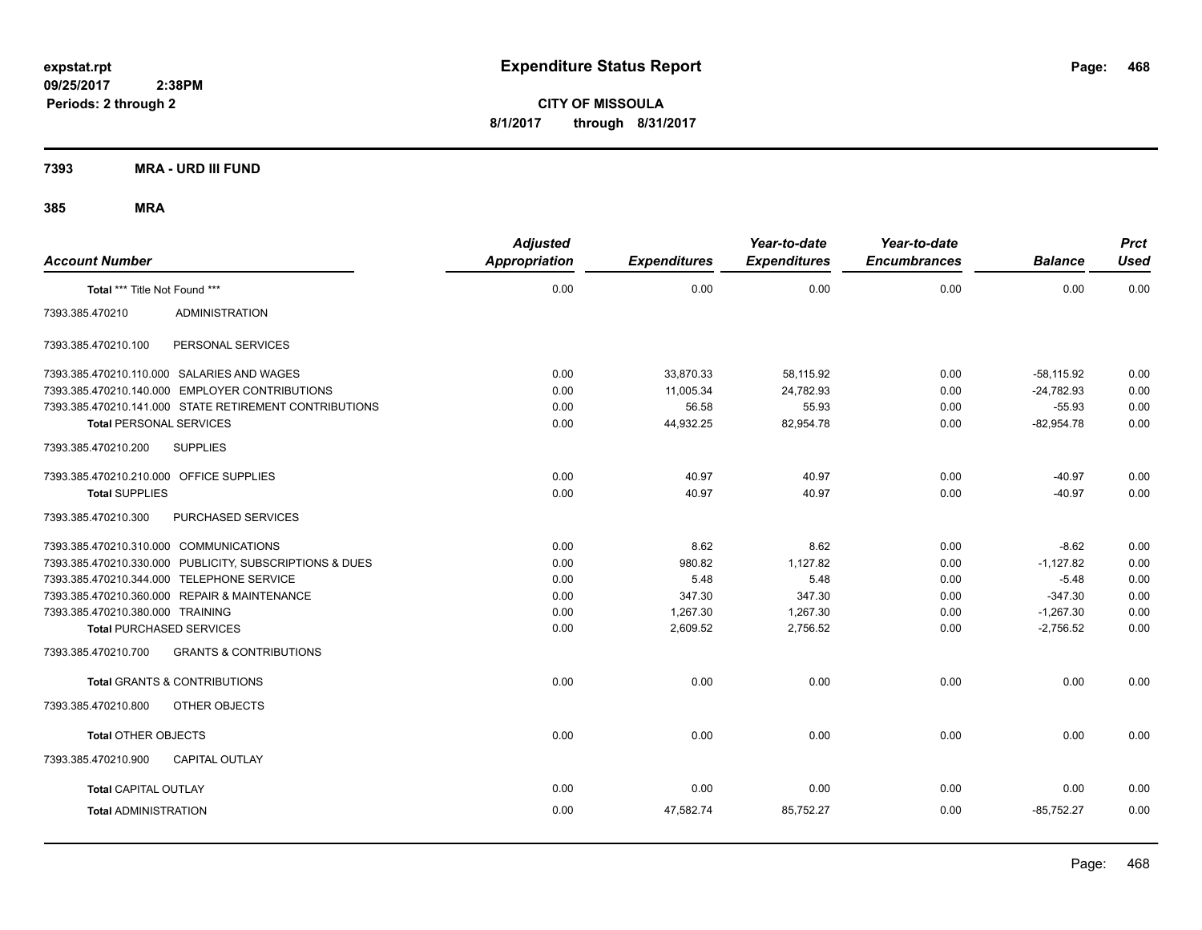expstat.rpt
09/25/2017 2:38PM
Periods: 2 through 2

# Expenditure Status Report

**CITY OF MISSOULA**
**8/1/2017 through 8/31/2017**

## 7393 MRA - URD III FUND

### 385 MRA

| Account Number | Adjusted Appropriation | Expenditures | Year-to-date Expenditures | Year-to-date Encumbrances | Balance | Prct Used |
|---|---|---|---|---|---|---|
| **Total** *** Title Not Found *** | 0.00 | 0.00 | 0.00 | 0.00 | 0.00 | 0.00 |
| 7393.385.470210 ADMINISTRATION | | | | | | |
| 7393.385.470210.100 PERSONAL SERVICES | | | | | | |
| 7393.385.470210.110.000 SALARIES AND WAGES | 0.00 | 33,870.33 | 58,115.92 | 0.00 | -58,115.92 | 0.00 |
| 7393.385.470210.140.000 EMPLOYER CONTRIBUTIONS | 0.00 | 11,005.34 | 24,782.93 | 0.00 | -24,782.93 | 0.00 |
| 7393.385.470210.141.000 STATE RETIREMENT CONTRIBUTIONS | 0.00 | 56.58 | 55.93 | 0.00 | -55.93 | 0.00 |
| **Total** PERSONAL SERVICES | 0.00 | 44,932.25 | 82,954.78 | 0.00 | -82,954.78 | 0.00 |
| 7393.385.470210.200 SUPPLIES | | | | | | |
| 7393.385.470210.210.000 OFFICE SUPPLIES | 0.00 | 40.97 | 40.97 | 0.00 | -40.97 | 0.00 |
| **Total** SUPPLIES | 0.00 | 40.97 | 40.97 | 0.00 | -40.97 | 0.00 |
| 7393.385.470210.300 PURCHASED SERVICES | | | | | | |
| 7393.385.470210.310.000 COMMUNICATIONS | 0.00 | 8.62 | 8.62 | 0.00 | -8.62 | 0.00 |
| 7393.385.470210.330.000 PUBLICITY, SUBSCRIPTIONS & DUES | 0.00 | 980.82 | 1,127.82 | 0.00 | -1,127.82 | 0.00 |
| 7393.385.470210.344.000 TELEPHONE SERVICE | 0.00 | 5.48 | 5.48 | 0.00 | -5.48 | 0.00 |
| 7393.385.470210.360.000 REPAIR & MAINTENANCE | 0.00 | 347.30 | 347.30 | 0.00 | -347.30 | 0.00 |
| 7393.385.470210.380.000 TRAINING | 0.00 | 1,267.30 | 1,267.30 | 0.00 | -1,267.30 | 0.00 |
| **Total** PURCHASED SERVICES | 0.00 | 2,609.52 | 2,756.52 | 0.00 | -2,756.52 | 0.00 |
| 7393.385.470210.700 GRANTS & CONTRIBUTIONS | | | | | | |
| **Total** GRANTS & CONTRIBUTIONS | 0.00 | 0.00 | 0.00 | 0.00 | 0.00 | 0.00 |
| 7393.385.470210.800 OTHER OBJECTS | | | | | | |
| **Total** OTHER OBJECTS | 0.00 | 0.00 | 0.00 | 0.00 | 0.00 | 0.00 |
| 7393.385.470210.900 CAPITAL OUTLAY | | | | | | |
| **Total** CAPITAL OUTLAY | 0.00 | 0.00 | 0.00 | 0.00 | 0.00 | 0.00 |
| **Total** ADMINISTRATION | 0.00 | 47,582.74 | 85,752.27 | 0.00 | -85,752.27 | 0.00 |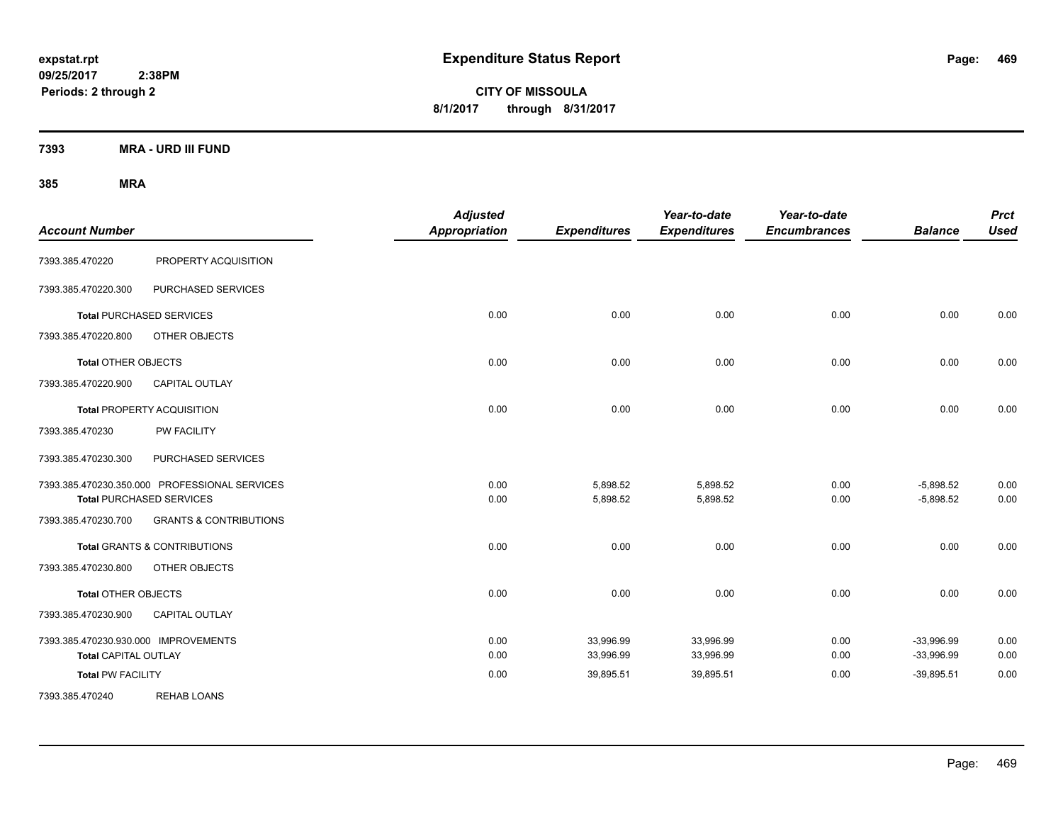# Expenditure Status Report

expstat.rpt
09/25/2017 2:38PM
Periods: 2 through 2

**CITY OF MISSOULA**
**8/1/2017 through 8/31/2017**

## 7393 MRA - URD III FUND

### 385 MRA

| Account Number | | Adjusted Appropriation | Expenditures | Year-to-date Expenditures | Year-to-date Encumbrances | Balance | Prct Used |
|---|---|---|---|---|---|---|---|
| 7393.385.470220 | PROPERTY ACQUISITION | | | | | | |
| 7393.385.470220.300 | PURCHASED SERVICES | | | | | | |
| **Total** PURCHASED SERVICES | | 0.00 | 0.00 | 0.00 | 0.00 | 0.00 | 0.00 |
| 7393.385.470220.800 | OTHER OBJECTS | | | | | | |
| **Total** OTHER OBJECTS | | 0.00 | 0.00 | 0.00 | 0.00 | 0.00 | 0.00 |
| 7393.385.470220.900 | CAPITAL OUTLAY | | | | | | |
| **Total** PROPERTY ACQUISITION | | 0.00 | 0.00 | 0.00 | 0.00 | 0.00 | 0.00 |
| 7393.385.470230 | PW FACILITY | | | | | | |
| 7393.385.470230.300 | PURCHASED SERVICES | | | | | | |
| 7393.385.470230.350.000 | PROFESSIONAL SERVICES | 0.00 | 5,898.52 | 5,898.52 | 0.00 | -5,898.52 | 0.00 |
| **Total** PURCHASED SERVICES | | 0.00 | 5,898.52 | 5,898.52 | 0.00 | -5,898.52 | 0.00 |
| 7393.385.470230.700 | GRANTS & CONTRIBUTIONS | | | | | | |
| **Total** GRANTS & CONTRIBUTIONS | | 0.00 | 0.00 | 0.00 | 0.00 | 0.00 | 0.00 |
| 7393.385.470230.800 | OTHER OBJECTS | | | | | | |
| **Total** OTHER OBJECTS | | 0.00 | 0.00 | 0.00 | 0.00 | 0.00 | 0.00 |
| 7393.385.470230.900 | CAPITAL OUTLAY | | | | | | |
| 7393.385.470230.930.000 | IMPROVEMENTS | 0.00 | 33,996.99 | 33,996.99 | 0.00 | -33,996.99 | 0.00 |
| **Total** CAPITAL OUTLAY | | 0.00 | 33,996.99 | 33,996.99 | 0.00 | -33,996.99 | 0.00 |
| **Total** PW FACILITY | | 0.00 | 39,895.51 | 39,895.51 | 0.00 | -39,895.51 | 0.00 |
| 7393.385.470240 | REHAB LOANS | | | | | | |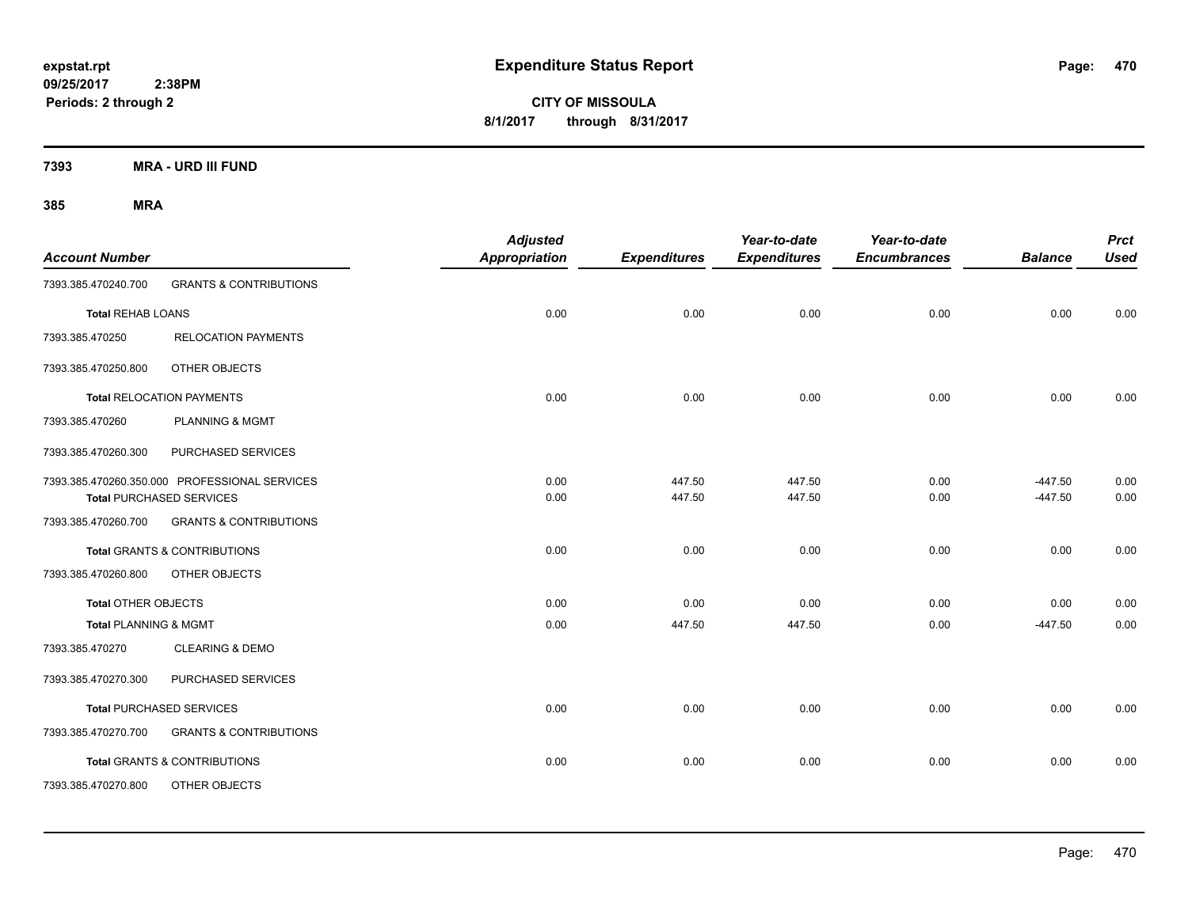# Expenditure Status Report

**CITY OF MISSOULA**
**8/1/2017 through 8/31/2017**

expstat.rpt
09/25/2017 2:38PM
Periods: 2 through 2

## 7393 MRA - URD III FUND

### 385 MRA

| Account Number | | Adjusted Appropriation | Expenditures | Year-to-date Expenditures | Year-to-date Encumbrances | Balance | Prct Used |
|---|---|---|---|---|---|---|---|
| 7393.385.470240.700 | GRANTS & CONTRIBUTIONS | | | | | | |
| **Total** REHAB LOANS | | 0.00 | 0.00 | 0.00 | 0.00 | 0.00 | 0.00 |
| 7393.385.470250 | RELOCATION PAYMENTS | | | | | | |
| 7393.385.470250.800 | OTHER OBJECTS | | | | | | |
| **Total** RELOCATION PAYMENTS | | 0.00 | 0.00 | 0.00 | 0.00 | 0.00 | 0.00 |
| 7393.385.470260 | PLANNING & MGMT | | | | | | |
| 7393.385.470260.300 | PURCHASED SERVICES | | | | | | |
| 7393.385.470260.350.000 | PROFESSIONAL SERVICES | 0.00 | 447.50 | 447.50 | 0.00 | -447.50 | 0.00 |
| **Total** PURCHASED SERVICES | | 0.00 | 447.50 | 447.50 | 0.00 | -447.50 | 0.00 |
| 7393.385.470260.700 | GRANTS & CONTRIBUTIONS | | | | | | |
| **Total** GRANTS & CONTRIBUTIONS | | 0.00 | 0.00 | 0.00 | 0.00 | 0.00 | 0.00 |
| 7393.385.470260.800 | OTHER OBJECTS | | | | | | |
| **Total** OTHER OBJECTS | | 0.00 | 0.00 | 0.00 | 0.00 | 0.00 | 0.00 |
| **Total** PLANNING & MGMT | | 0.00 | 447.50 | 447.50 | 0.00 | -447.50 | 0.00 |
| 7393.385.470270 | CLEARING & DEMO | | | | | | |
| 7393.385.470270.300 | PURCHASED SERVICES | | | | | | |
| **Total** PURCHASED SERVICES | | 0.00 | 0.00 | 0.00 | 0.00 | 0.00 | 0.00 |
| 7393.385.470270.700 | GRANTS & CONTRIBUTIONS | | | | | | |
| **Total** GRANTS & CONTRIBUTIONS | | 0.00 | 0.00 | 0.00 | 0.00 | 0.00 | 0.00 |
| 7393.385.470270.800 | OTHER OBJECTS | | | | | | |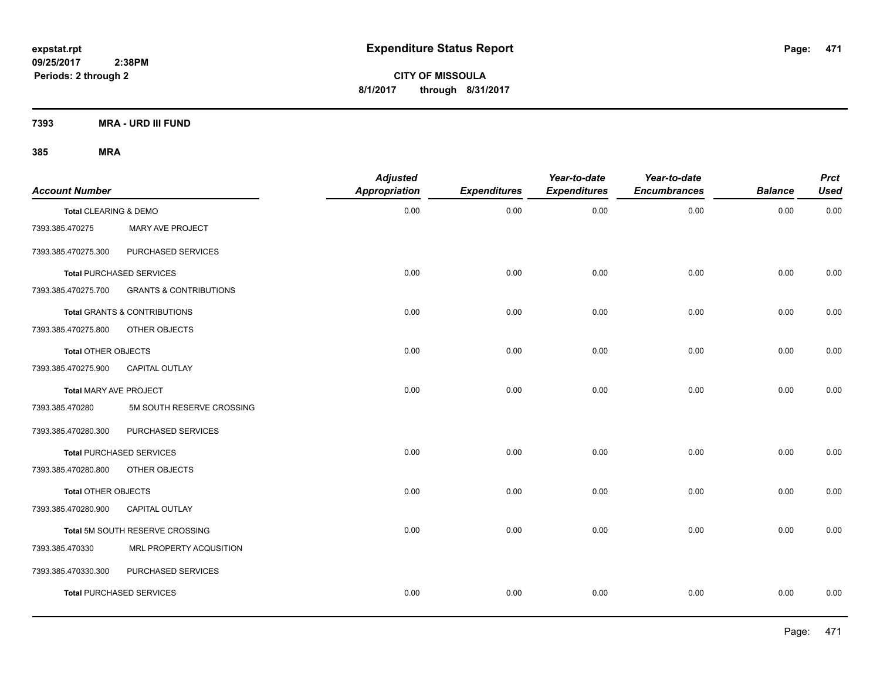**expstat.rpt**
**09/25/2017 2:38PM**
**Periods: 2 through 2**

# Expenditure Status Report

**CITY OF MISSOULA**
**8/1/2017 through 8/31/2017**

**7393 MRA - URD III FUND**

**385 MRA**

| Account Number | | Adjusted Appropriation | Expenditures | Year-to-date Expenditures | Year-to-date Encumbrances | Balance | Prct Used |
|---|---|---|---|---|---|---|---|
| **Total CLEARING & DEMO** | | 0.00 | 0.00 | 0.00 | 0.00 | 0.00 | 0.00 |
| 7393.385.470275 | MARY AVE PROJECT | | | | | | |
| 7393.385.470275.300 | PURCHASED SERVICES | | | | | | |
| **Total PURCHASED SERVICES** | | 0.00 | 0.00 | 0.00 | 0.00 | 0.00 | 0.00 |
| 7393.385.470275.700 | GRANTS & CONTRIBUTIONS | | | | | | |
| **Total GRANTS & CONTRIBUTIONS** | | 0.00 | 0.00 | 0.00 | 0.00 | 0.00 | 0.00 |
| 7393.385.470275.800 | OTHER OBJECTS | | | | | | |
| **Total OTHER OBJECTS** | | 0.00 | 0.00 | 0.00 | 0.00 | 0.00 | 0.00 |
| 7393.385.470275.900 | CAPITAL OUTLAY | | | | | | |
| **Total MARY AVE PROJECT** | | 0.00 | 0.00 | 0.00 | 0.00 | 0.00 | 0.00 |
| 7393.385.470280 | 5M SOUTH RESERVE CROSSING | | | | | | |
| 7393.385.470280.300 | PURCHASED SERVICES | | | | | | |
| **Total PURCHASED SERVICES** | | 0.00 | 0.00 | 0.00 | 0.00 | 0.00 | 0.00 |
| 7393.385.470280.800 | OTHER OBJECTS | | | | | | |
| **Total OTHER OBJECTS** | | 0.00 | 0.00 | 0.00 | 0.00 | 0.00 | 0.00 |
| 7393.385.470280.900 | CAPITAL OUTLAY | | | | | | |
| **Total 5M SOUTH RESERVE CROSSING** | | 0.00 | 0.00 | 0.00 | 0.00 | 0.00 | 0.00 |
| 7393.385.470330 | MRL PROPERTY ACQUSITION | | | | | | |
| 7393.385.470330.300 | PURCHASED SERVICES | | | | | | |
| **Total PURCHASED SERVICES** | | 0.00 | 0.00 | 0.00 | 0.00 | 0.00 | 0.00 |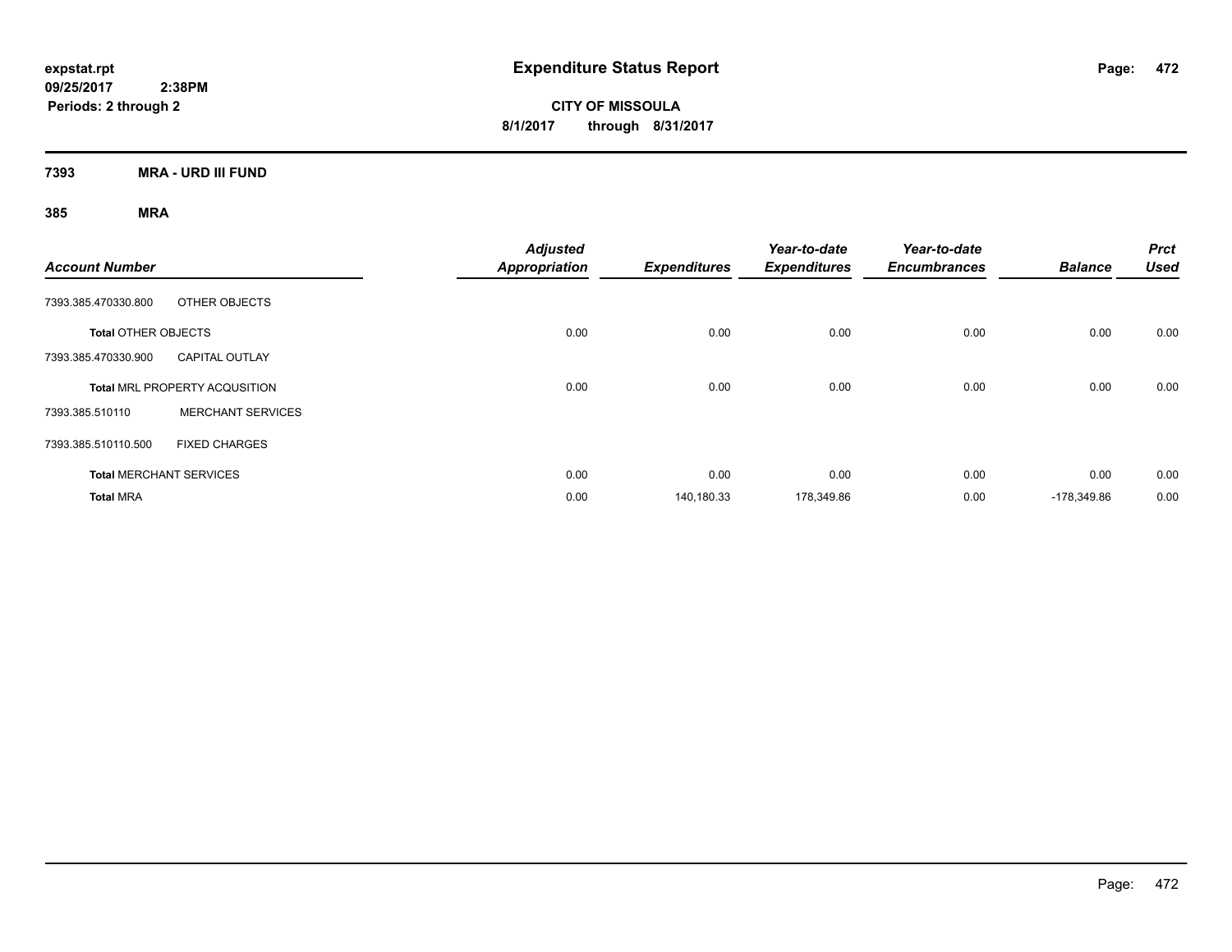**expstat.rpt**
**09/25/2017 2:38PM**
**Periods: 2 through 2**

# Expenditure Status Report

**CITY OF MISSOULA**
**8/1/2017 through 8/31/2017**

## 7393 MRA - URD III FUND

### 385 MRA

| Account Number | | Adjusted Appropriation | Expenditures | Year-to-date Expenditures | Year-to-date Encumbrances | Balance | Prct Used |
|---|---|---|---|---|---|---|---|
| 7393.385.470330.800 | OTHER OBJECTS | | | | | | |
| **Total** OTHER OBJECTS | | 0.00 | 0.00 | 0.00 | 0.00 | 0.00 | 0.00 |
| 7393.385.470330.900 | CAPITAL OUTLAY | | | | | | |
| **Total** MRL PROPERTY ACQUSITION | | 0.00 | 0.00 | 0.00 | 0.00 | 0.00 | 0.00 |
| 7393.385.510110 | MERCHANT SERVICES | | | | | | |
| 7393.385.510110.500 | FIXED CHARGES | | | | | | |
| **Total** MERCHANT SERVICES | | 0.00 | 0.00 | 0.00 | 0.00 | 0.00 | 0.00 |
| **Total** MRA | | 0.00 | 140,180.33 | 178,349.86 | 0.00 | -178,349.86 | 0.00 |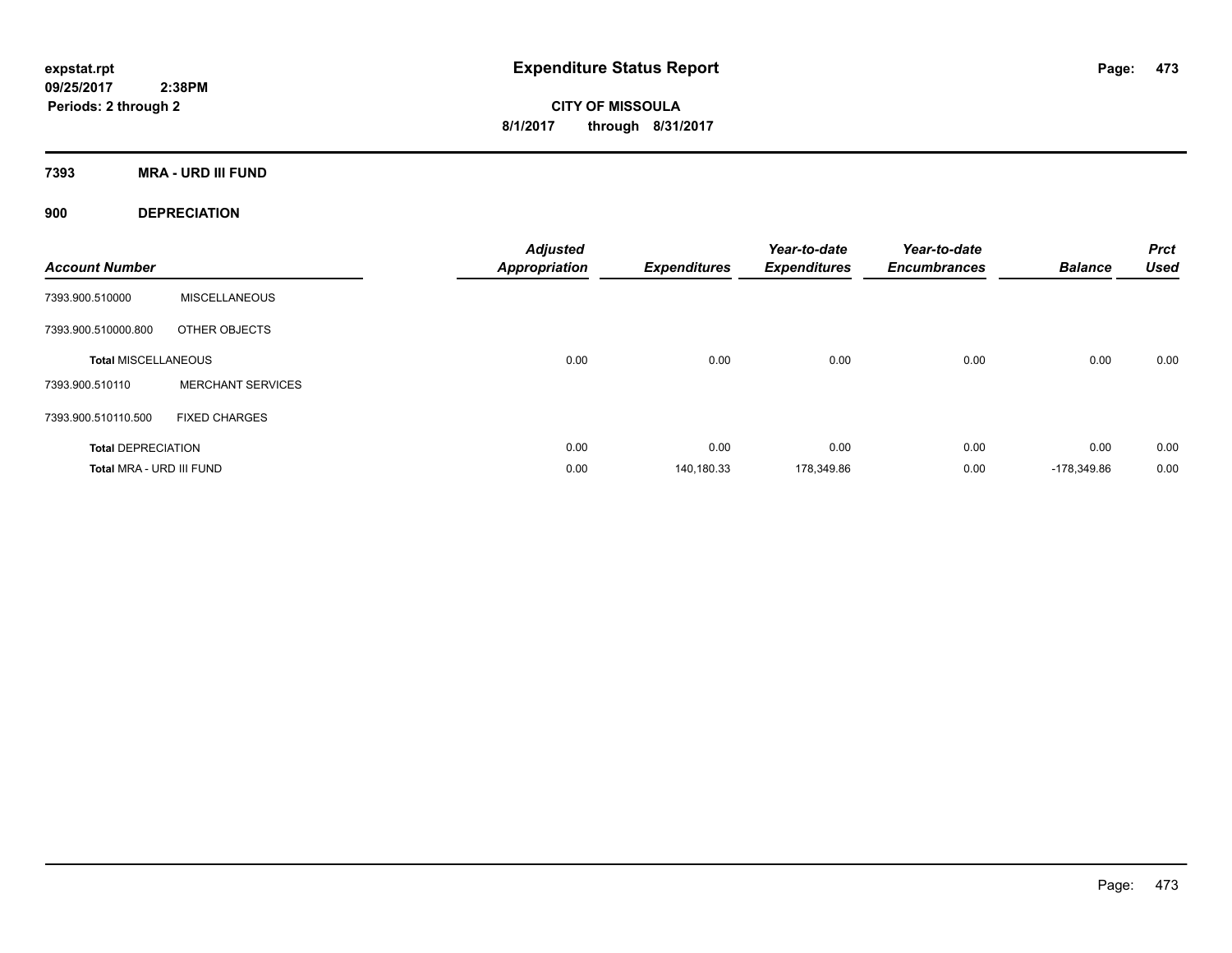**expstat.rpt**
**09/25/2017 2:38PM**
**Periods: 2 through 2**

# Expenditure Status Report

**CITY OF MISSOULA**
**8/1/2017 through 8/31/2017**

## 7393 MRA - URD III FUND

### 900 DEPRECIATION

| Account Number | | Adjusted Appropriation | Expenditures | Year-to-date Expenditures | Year-to-date Encumbrances | Balance | Prct Used |
|---|---|---|---|---|---|---|---|
| 7393.900.510000 | MISCELLANEOUS | | | | | | |
| 7393.900.510000.800 | OTHER OBJECTS | | | | | | |
| **Total MISCELLANEOUS** | | 0.00 | 0.00 | 0.00 | 0.00 | 0.00 | 0.00 |
| 7393.900.510110 | MERCHANT SERVICES | | | | | | |
| 7393.900.510110.500 | FIXED CHARGES | | | | | | |
| **Total DEPRECIATION** | | 0.00 | 0.00 | 0.00 | 0.00 | 0.00 | 0.00 |
| **Total MRA - URD III FUND** | | 0.00 | 140,180.33 | 178,349.86 | 0.00 | -178,349.86 | 0.00 |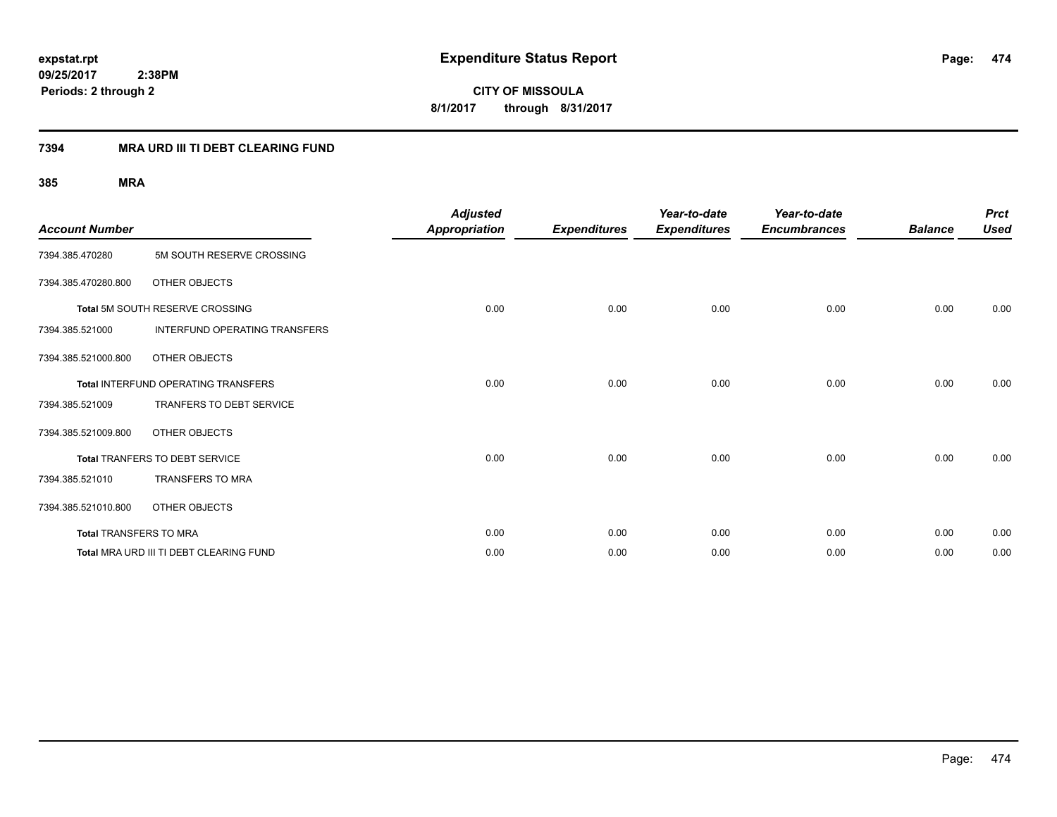**expstat.rpt**
**09/25/2017 2:38PM**
**Periods: 2 through 2**

# Expenditure Status Report

**CITY OF MISSOULA**
**8/1/2017 through 8/31/2017**

## 7394 MRA URD III TI DEBT CLEARING FUND

### 385 MRA

| Account Number | | Adjusted Appropriation | Expenditures | Year-to-date Expenditures | Year-to-date Encumbrances | Balance | Prct Used |
|---|---|---|---|---|---|---|---|
| 7394.385.470280 | 5M SOUTH RESERVE CROSSING | | | | | | |
| 7394.385.470280.800 | OTHER OBJECTS | | | | | | |
| **Total** 5M SOUTH RESERVE CROSSING | | 0.00 | 0.00 | 0.00 | 0.00 | 0.00 | 0.00 |
| 7394.385.521000 | INTERFUND OPERATING TRANSFERS | | | | | | |
| 7394.385.521000.800 | OTHER OBJECTS | | | | | | |
| **Total** INTERFUND OPERATING TRANSFERS | | 0.00 | 0.00 | 0.00 | 0.00 | 0.00 | 0.00 |
| 7394.385.521009 | TRANFERS TO DEBT SERVICE | | | | | | |
| 7394.385.521009.800 | OTHER OBJECTS | | | | | | |
| **Total** TRANFERS TO DEBT SERVICE | | 0.00 | 0.00 | 0.00 | 0.00 | 0.00 | 0.00 |
| 7394.385.521010 | TRANSFERS TO MRA | | | | | | |
| 7394.385.521010.800 | OTHER OBJECTS | | | | | | |
| **Total** TRANSFERS TO MRA | | 0.00 | 0.00 | 0.00 | 0.00 | 0.00 | 0.00 |
| **Total** MRA URD III TI DEBT CLEARING FUND | | 0.00 | 0.00 | 0.00 | 0.00 | 0.00 | 0.00 |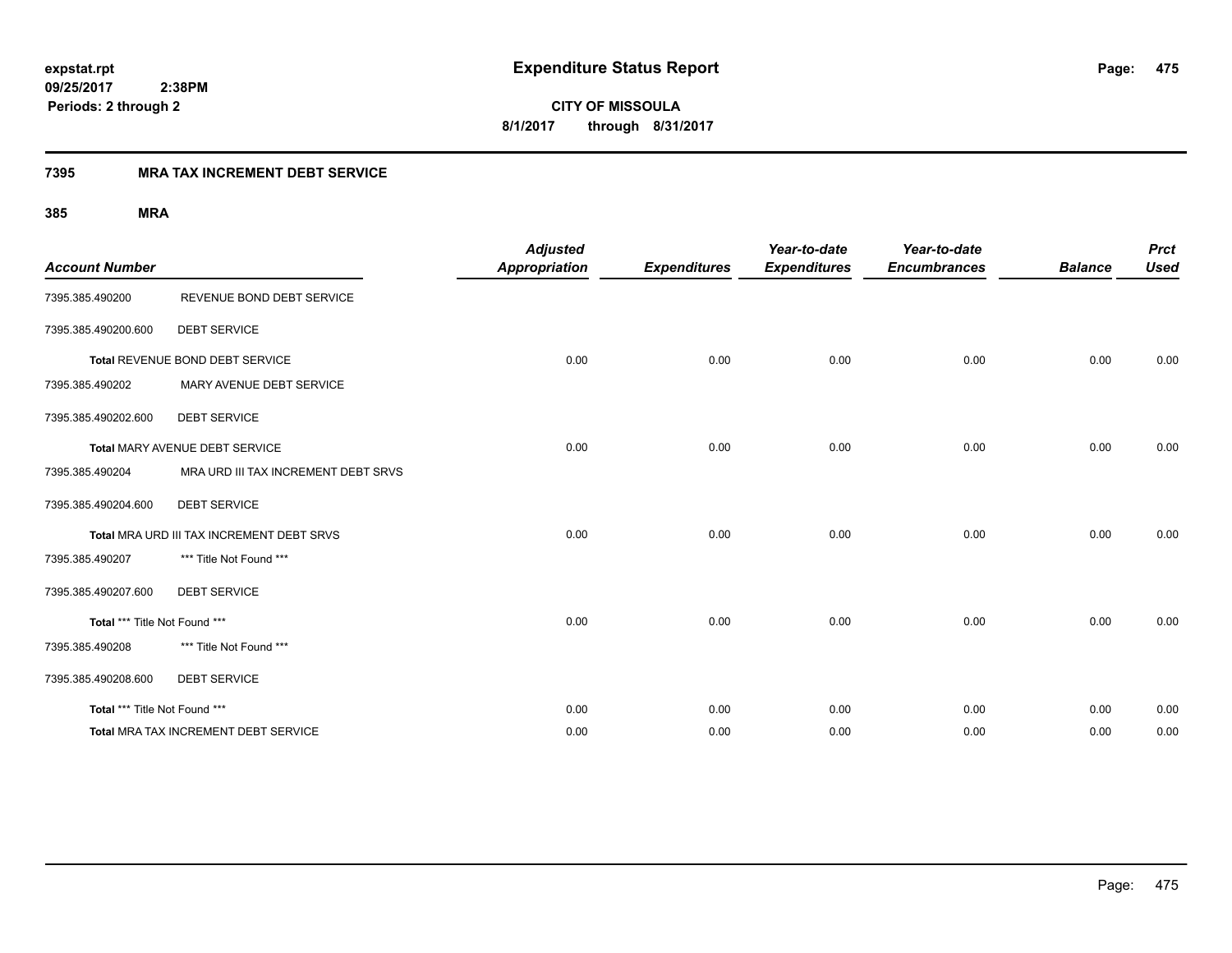expstat.rpt
09/25/2017 2:38PM
Periods: 2 through 2

# Expenditure Status Report

**CITY OF MISSOULA**
**8/1/2017 through 8/31/2017**

## 7395 MRA TAX INCREMENT DEBT SERVICE

### 385 MRA

| Account Number | | Adjusted Appropriation | Expenditures | Year-to-date Expenditures | Year-to-date Encumbrances | Balance | Prct Used |
|---|---|---|---|---|---|---|---|
| 7395.385.490200 | REVENUE BOND DEBT SERVICE | | | | | | |
| 7395.385.490200.600 | DEBT SERVICE | | | | | | |
| | **Total** REVENUE BOND DEBT SERVICE | 0.00 | 0.00 | 0.00 | 0.00 | 0.00 | 0.00 |
| 7395.385.490202 | MARY AVENUE DEBT SERVICE | | | | | | |
| 7395.385.490202.600 | DEBT SERVICE | | | | | | |
| | **Total** MARY AVENUE DEBT SERVICE | 0.00 | 0.00 | 0.00 | 0.00 | 0.00 | 0.00 |
| 7395.385.490204 | MRA URD III TAX INCREMENT DEBT SRVS | | | | | | |
| 7395.385.490204.600 | DEBT SERVICE | | | | | | |
| | **Total** MRA URD III TAX INCREMENT DEBT SRVS | 0.00 | 0.00 | 0.00 | 0.00 | 0.00 | 0.00 |
| 7395.385.490207 | *** Title Not Found *** | | | | | | |
| 7395.385.490207.600 | DEBT SERVICE | | | | | | |
| | **Total** *** Title Not Found *** | 0.00 | 0.00 | 0.00 | 0.00 | 0.00 | 0.00 |
| 7395.385.490208 | *** Title Not Found *** | | | | | | |
| 7395.385.490208.600 | DEBT SERVICE | | | | | | |
| | **Total** *** Title Not Found *** | 0.00 | 0.00 | 0.00 | 0.00 | 0.00 | 0.00 |
| | **Total** MRA TAX INCREMENT DEBT SERVICE | 0.00 | 0.00 | 0.00 | 0.00 | 0.00 | 0.00 |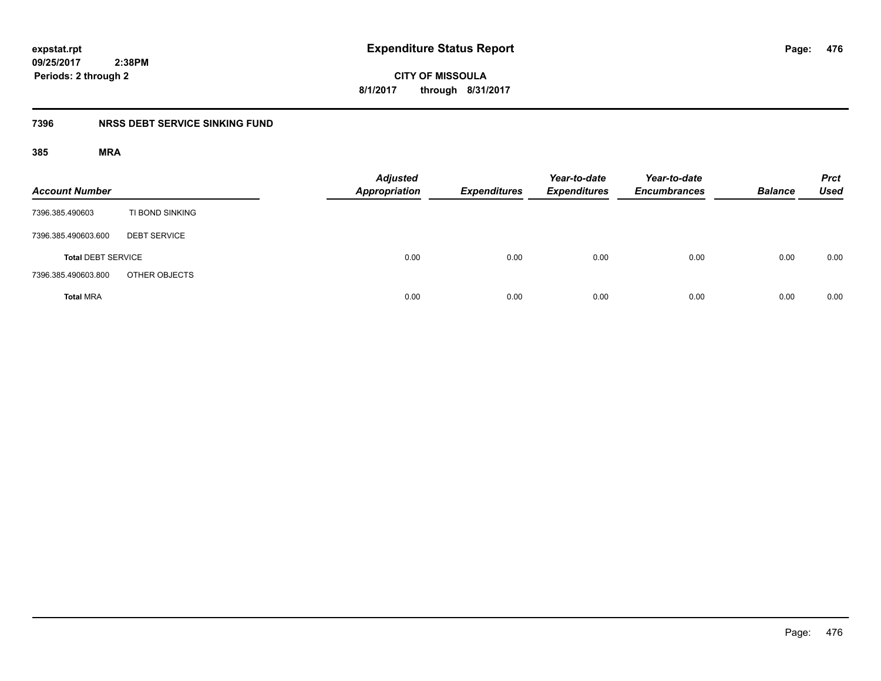**expstat.rpt**
**09/25/2017 2:38PM**
**Periods: 2 through 2**

# Expenditure Status Report

**CITY OF MISSOULA**
**8/1/2017 through 8/31/2017**

## 7396 NRSS DEBT SERVICE SINKING FUND

### 385 MRA

| Account Number | | Adjusted Appropriation | Expenditures | Year-to-date Expenditures | Year-to-date Encumbrances | Balance | Prct Used |
|---|---|---|---|---|---|---|---|
| 7396.385.490603 | TI BOND SINKING | | | | | | |
| 7396.385.490603.600 | DEBT SERVICE | | | | | | |
| **Total** DEBT SERVICE | | 0.00 | 0.00 | 0.00 | 0.00 | 0.00 | 0.00 |
| 7396.385.490603.800 | OTHER OBJECTS | | | | | | |
| **Total** MRA | | 0.00 | 0.00 | 0.00 | 0.00 | 0.00 | 0.00 |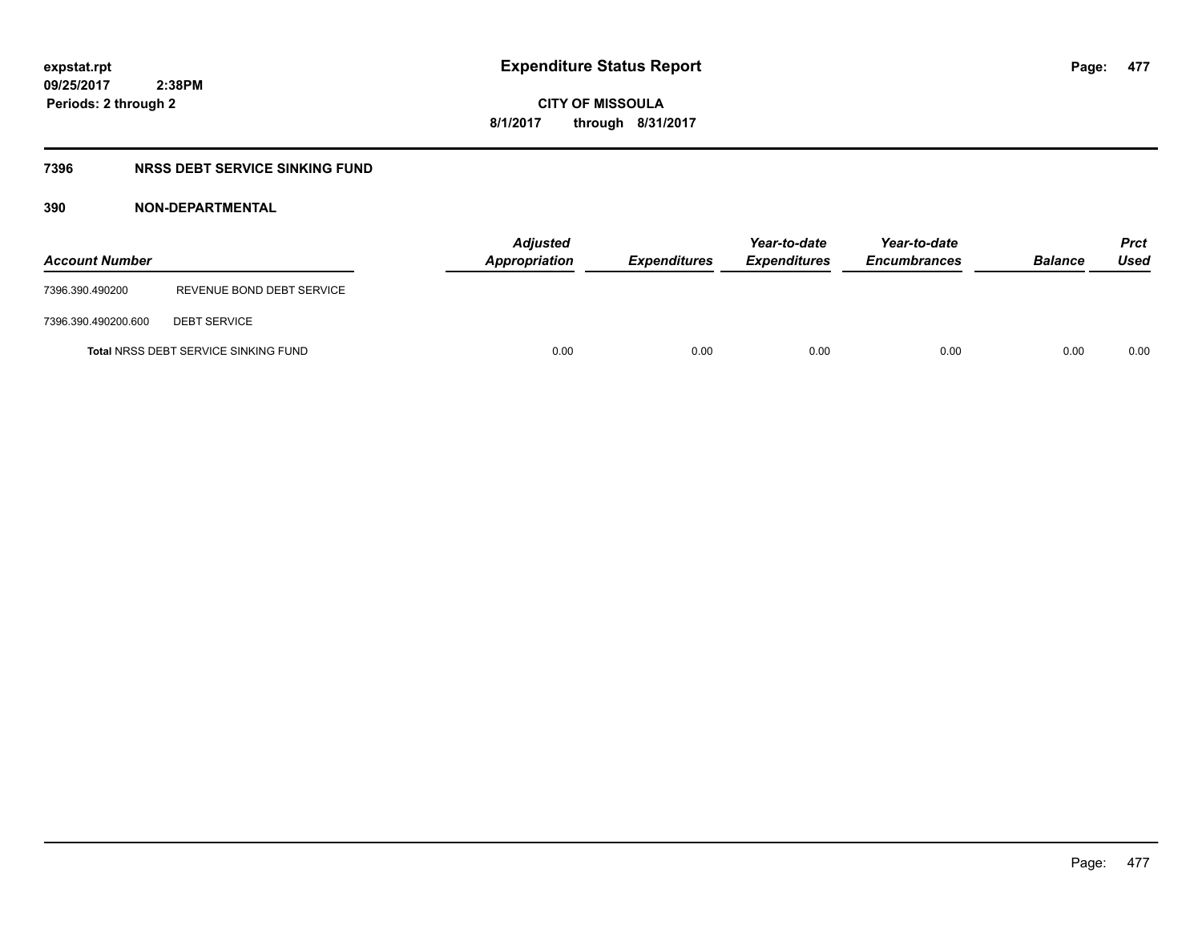expstat.rpt
09/25/2017 2:38PM
Periods: 2 through 2

# Expenditure Status Report

**CITY OF MISSOULA**
**8/1/2017 through 8/31/2017**

## 7396 NRSS DEBT SERVICE SINKING FUND

### 390 NON-DEPARTMENTAL

| Account Number | | Adjusted Appropriation | Expenditures | Year-to-date Expenditures | Year-to-date Encumbrances | Balance | Prct Used |
|---|---|---|---|---|---|---|---|
| 7396.390.490200 | REVENUE BOND DEBT SERVICE | | | | | | |
| 7396.390.490200.600 | DEBT SERVICE | | | | | | |
| **Total** NRSS DEBT SERVICE SINKING FUND | | 0.00 | 0.00 | 0.00 | 0.00 | 0.00 | 0.00 |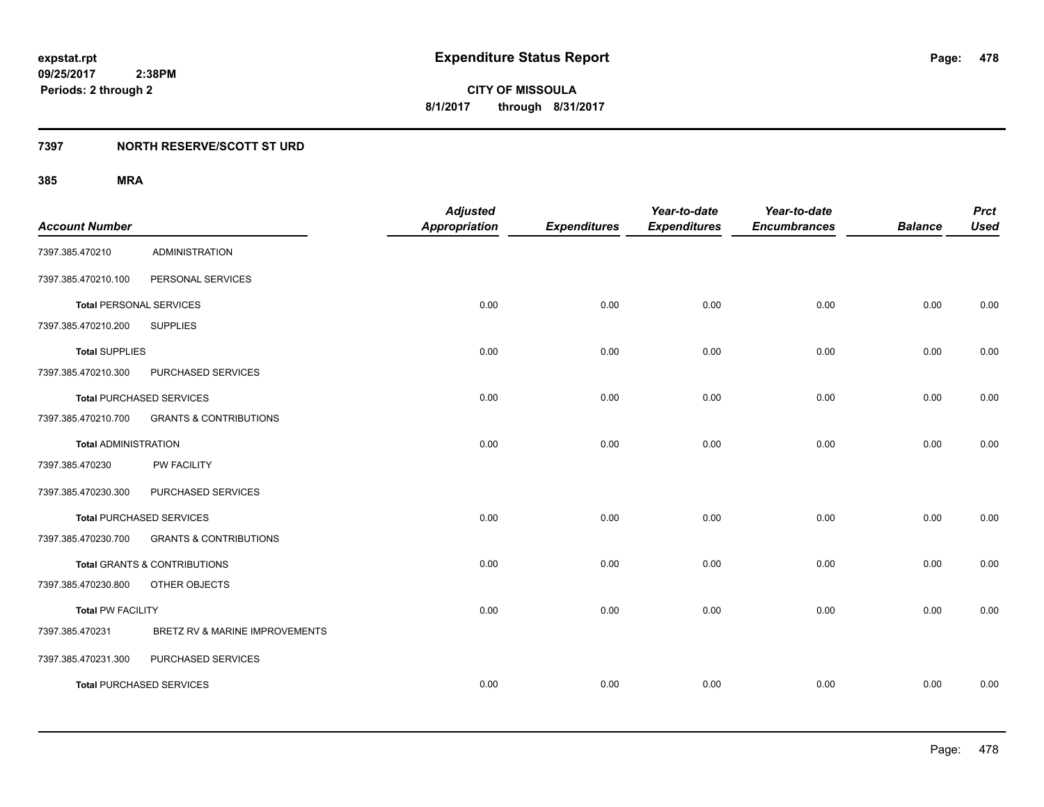# Expenditure Status Report

**CITY OF MISSOULA**

**8/1/2017 through 8/31/2017**

expstat.rpt
09/25/2017 2:38PM
Periods: 2 through 2

## 7397 NORTH RESERVE/SCOTT ST URD

### 385 MRA

| Account Number | | Adjusted Appropriation | Expenditures | Year-to-date Expenditures | Year-to-date Encumbrances | Balance | Prct Used |
|---|---|---|---|---|---|---|---|
| 7397.385.470210 | ADMINISTRATION | | | | | | |
| 7397.385.470210.100 | PERSONAL SERVICES | | | | | | |
| **Total** PERSONAL SERVICES | | 0.00 | 0.00 | 0.00 | 0.00 | 0.00 | 0.00 |
| 7397.385.470210.200 | SUPPLIES | | | | | | |
| **Total** SUPPLIES | | 0.00 | 0.00 | 0.00 | 0.00 | 0.00 | 0.00 |
| 7397.385.470210.300 | PURCHASED SERVICES | | | | | | |
| **Total** PURCHASED SERVICES | | 0.00 | 0.00 | 0.00 | 0.00 | 0.00 | 0.00 |
| 7397.385.470210.700 | GRANTS & CONTRIBUTIONS | | | | | | |
| **Total** ADMINISTRATION | | 0.00 | 0.00 | 0.00 | 0.00 | 0.00 | 0.00 |
| 7397.385.470230 | PW FACILITY | | | | | | |
| 7397.385.470230.300 | PURCHASED SERVICES | | | | | | |
| **Total** PURCHASED SERVICES | | 0.00 | 0.00 | 0.00 | 0.00 | 0.00 | 0.00 |
| 7397.385.470230.700 | GRANTS & CONTRIBUTIONS | | | | | | |
| **Total** GRANTS & CONTRIBUTIONS | | 0.00 | 0.00 | 0.00 | 0.00 | 0.00 | 0.00 |
| 7397.385.470230.800 | OTHER OBJECTS | | | | | | |
| **Total** PW FACILITY | | 0.00 | 0.00 | 0.00 | 0.00 | 0.00 | 0.00 |
| 7397.385.470231 | BRETZ RV & MARINE IMPROVEMENTS | | | | | | |
| 7397.385.470231.300 | PURCHASED SERVICES | | | | | | |
| **Total** PURCHASED SERVICES | | 0.00 | 0.00 | 0.00 | 0.00 | 0.00 | 0.00 |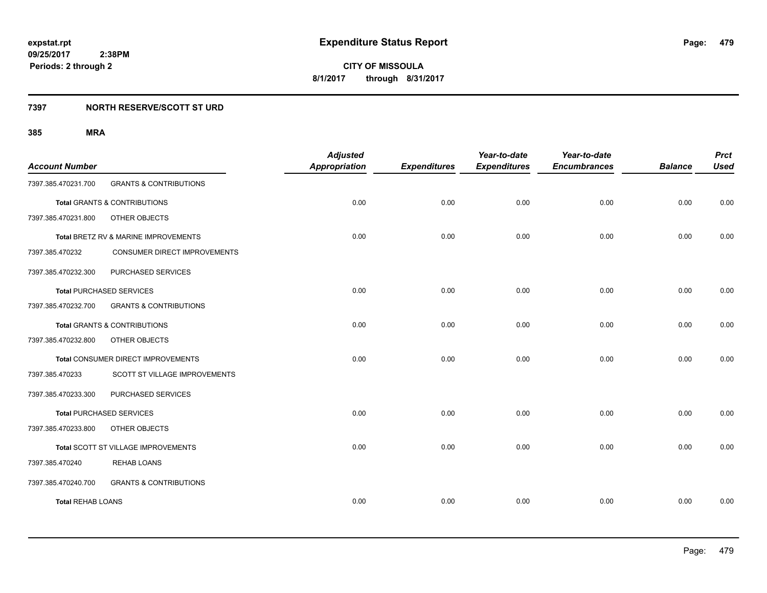**Expenditure Status Report**

**CITY OF MISSOULA**
**8/1/2017 through 8/31/2017**

expstat.rpt
09/25/2017 2:38PM
Periods: 2 through 2

## 7397 NORTH RESERVE/SCOTT ST URD

### 385 MRA

| Account Number | | Adjusted Appropriation | Expenditures | Year-to-date Expenditures | Year-to-date Encumbrances | Balance | Prct Used |
|---|---|---|---|---|---|---|---|
| 7397.385.470231.700 | GRANTS & CONTRIBUTIONS | | | | | | |
| **Total** GRANTS & CONTRIBUTIONS | | 0.00 | 0.00 | 0.00 | 0.00 | 0.00 | 0.00 |
| 7397.385.470231.800 | OTHER OBJECTS | | | | | | |
| **Total** BRETZ RV & MARINE IMPROVEMENTS | | 0.00 | 0.00 | 0.00 | 0.00 | 0.00 | 0.00 |
| 7397.385.470232 | CONSUMER DIRECT IMPROVEMENTS | | | | | | |
| 7397.385.470232.300 | PURCHASED SERVICES | | | | | | |
| **Total** PURCHASED SERVICES | | 0.00 | 0.00 | 0.00 | 0.00 | 0.00 | 0.00 |
| 7397.385.470232.700 | GRANTS & CONTRIBUTIONS | | | | | | |
| **Total** GRANTS & CONTRIBUTIONS | | 0.00 | 0.00 | 0.00 | 0.00 | 0.00 | 0.00 |
| 7397.385.470232.800 | OTHER OBJECTS | | | | | | |
| **Total** CONSUMER DIRECT IMPROVEMENTS | | 0.00 | 0.00 | 0.00 | 0.00 | 0.00 | 0.00 |
| 7397.385.470233 | SCOTT ST VILLAGE IMPROVEMENTS | | | | | | |
| 7397.385.470233.300 | PURCHASED SERVICES | | | | | | |
| **Total** PURCHASED SERVICES | | 0.00 | 0.00 | 0.00 | 0.00 | 0.00 | 0.00 |
| 7397.385.470233.800 | OTHER OBJECTS | | | | | | |
| **Total** SCOTT ST VILLAGE IMPROVEMENTS | | 0.00 | 0.00 | 0.00 | 0.00 | 0.00 | 0.00 |
| 7397.385.470240 | REHAB LOANS | | | | | | |
| 7397.385.470240.700 | GRANTS & CONTRIBUTIONS | | | | | | |
| **Total** REHAB LOANS | | 0.00 | 0.00 | 0.00 | 0.00 | 0.00 | 0.00 |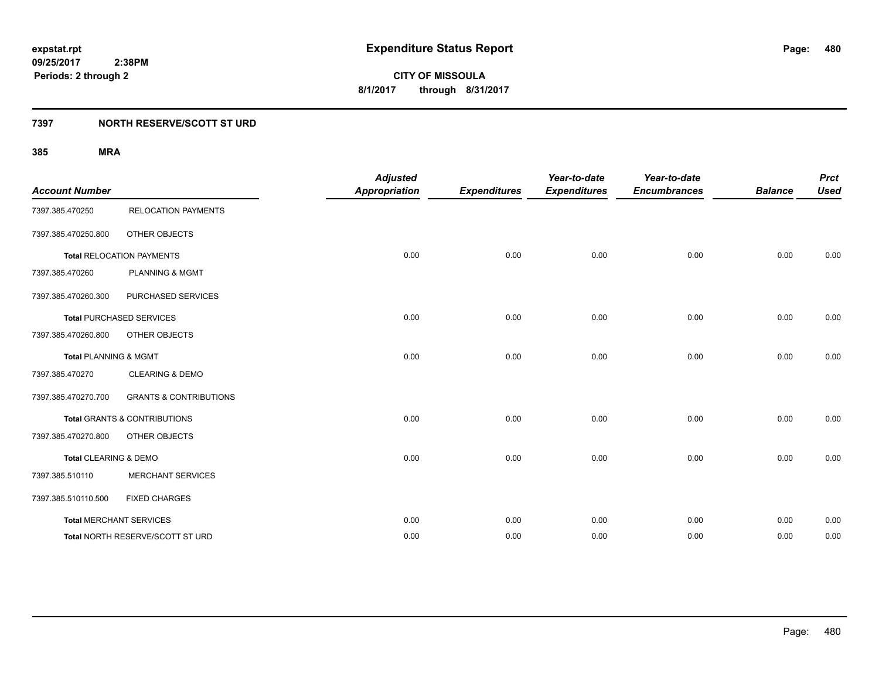**expstat.rpt**
**09/25/2017 2:38PM**
**Periods: 2 through 2**

# Expenditure Status Report

**CITY OF MISSOULA**
**8/1/2017 through 8/31/2017**

## 7397 NORTH RESERVE/SCOTT ST URD

### 385 MRA

| Account Number | | Adjusted Appropriation | Expenditures | Year-to-date Expenditures | Year-to-date Encumbrances | Balance | Prct Used |
|---|---|---|---|---|---|---|---|
| 7397.385.470250 | RELOCATION PAYMENTS | | | | | | |
| 7397.385.470250.800 | OTHER OBJECTS | | | | | | |
| **Total** RELOCATION PAYMENTS | | 0.00 | 0.00 | 0.00 | 0.00 | 0.00 | 0.00 |
| 7397.385.470260 | PLANNING & MGMT | | | | | | |
| 7397.385.470260.300 | PURCHASED SERVICES | | | | | | |
| **Total** PURCHASED SERVICES | | 0.00 | 0.00 | 0.00 | 0.00 | 0.00 | 0.00 |
| 7397.385.470260.800 | OTHER OBJECTS | | | | | | |
| **Total** PLANNING & MGMT | | 0.00 | 0.00 | 0.00 | 0.00 | 0.00 | 0.00 |
| 7397.385.470270 | CLEARING & DEMO | | | | | | |
| 7397.385.470270.700 | GRANTS & CONTRIBUTIONS | | | | | | |
| **Total** GRANTS & CONTRIBUTIONS | | 0.00 | 0.00 | 0.00 | 0.00 | 0.00 | 0.00 |
| 7397.385.470270.800 | OTHER OBJECTS | | | | | | |
| **Total** CLEARING & DEMO | | 0.00 | 0.00 | 0.00 | 0.00 | 0.00 | 0.00 |
| 7397.385.510110 | MERCHANT SERVICES | | | | | | |
| 7397.385.510110.500 | FIXED CHARGES | | | | | | |
| **Total** MERCHANT SERVICES | | 0.00 | 0.00 | 0.00 | 0.00 | 0.00 | 0.00 |
| **Total** NORTH RESERVE/SCOTT ST URD | | 0.00 | 0.00 | 0.00 | 0.00 | 0.00 | 0.00 |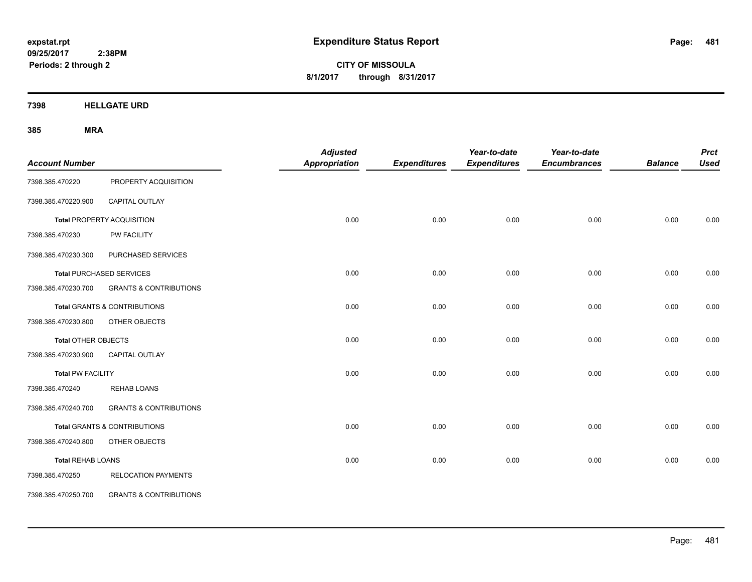**expstat.rpt**
**09/25/2017 2:38PM**
**Periods: 2 through 2**

# Expenditure Status Report

**CITY OF MISSOULA**
**8/1/2017 through 8/31/2017**

## 7398 HELLGATE URD

### 385 MRA

| Account Number | | Adjusted Appropriation | Expenditures | Year-to-date Expenditures | Year-to-date Encumbrances | Balance | Prct Used |
|---|---|---|---|---|---|---|---|
| 7398.385.470220 | PROPERTY ACQUISITION | | | | | | |
| 7398.385.470220.900 | CAPITAL OUTLAY | | | | | | |
| **Total** PROPERTY ACQUISITION | | 0.00 | 0.00 | 0.00 | 0.00 | 0.00 | 0.00 |
| 7398.385.470230 | PW FACILITY | | | | | | |
| 7398.385.470230.300 | PURCHASED SERVICES | | | | | | |
| **Total** PURCHASED SERVICES | | 0.00 | 0.00 | 0.00 | 0.00 | 0.00 | 0.00 |
| 7398.385.470230.700 | GRANTS & CONTRIBUTIONS | | | | | | |
| **Total** GRANTS & CONTRIBUTIONS | | 0.00 | 0.00 | 0.00 | 0.00 | 0.00 | 0.00 |
| 7398.385.470230.800 | OTHER OBJECTS | | | | | | |
| **Total** OTHER OBJECTS | | 0.00 | 0.00 | 0.00 | 0.00 | 0.00 | 0.00 |
| 7398.385.470230.900 | CAPITAL OUTLAY | | | | | | |
| **Total** PW FACILITY | | 0.00 | 0.00 | 0.00 | 0.00 | 0.00 | 0.00 |
| 7398.385.470240 | REHAB LOANS | | | | | | |
| 7398.385.470240.700 | GRANTS & CONTRIBUTIONS | | | | | | |
| **Total** GRANTS & CONTRIBUTIONS | | 0.00 | 0.00 | 0.00 | 0.00 | 0.00 | 0.00 |
| 7398.385.470240.800 | OTHER OBJECTS | | | | | | |
| **Total** REHAB LOANS | | 0.00 | 0.00 | 0.00 | 0.00 | 0.00 | 0.00 |
| 7398.385.470250 | RELOCATION PAYMENTS | | | | | | |
| 7398.385.470250.700 | GRANTS & CONTRIBUTIONS | | | | | | |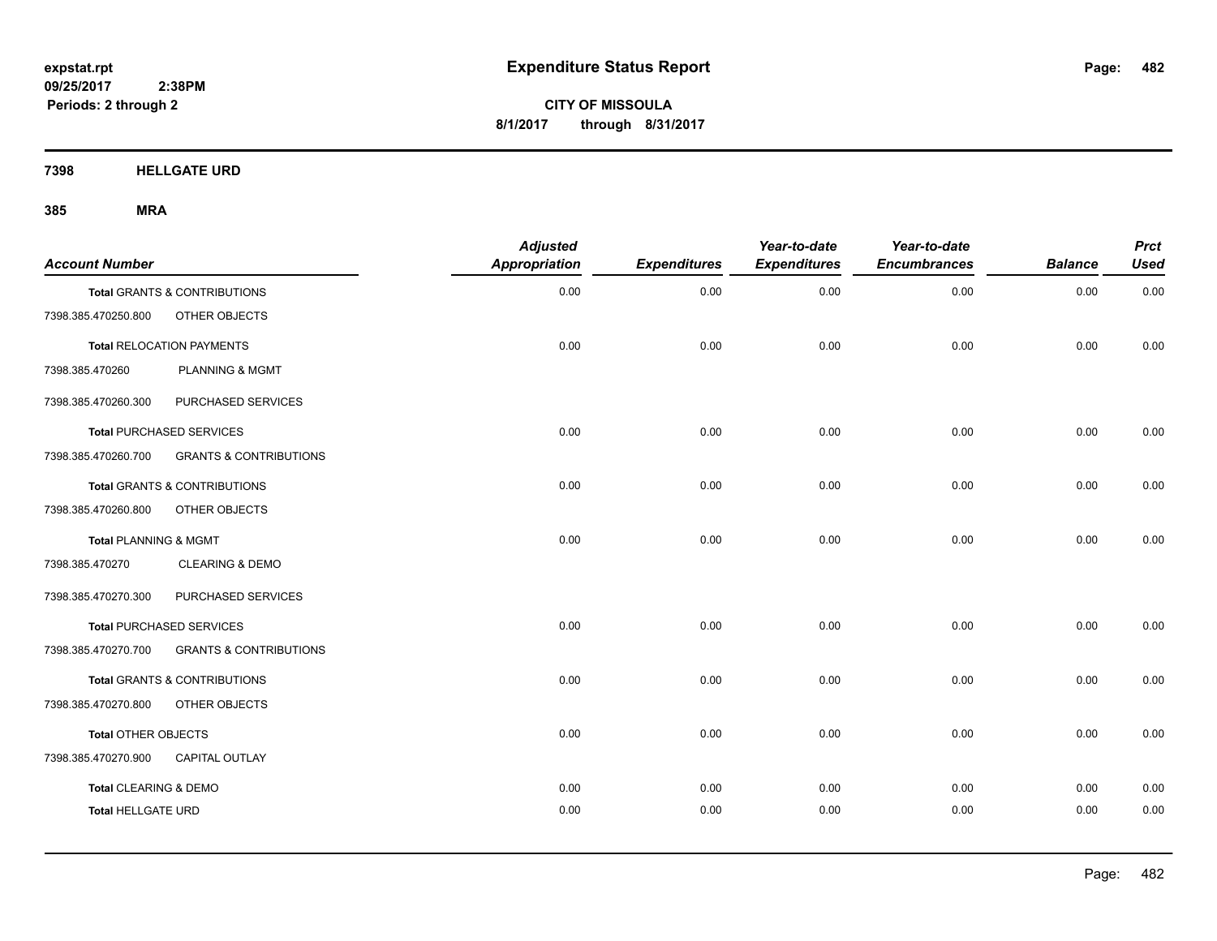**expstat.rpt**
**09/25/2017 2:38PM**
**Periods: 2 through 2**

# Expenditure Status Report

**CITY OF MISSOULA**
**8/1/2017 through 8/31/2017**

## 7398 HELLGATE URD

## 385 MRA

| Account Number | | Adjusted Appropriation | Expenditures | Year-to-date Expenditures | Year-to-date Encumbrances | Balance | Prct Used |
|---|---|---|---|---|---|---|---|
| **Total** GRANTS & CONTRIBUTIONS | | 0.00 | 0.00 | 0.00 | 0.00 | 0.00 | 0.00 |
| 7398.385.470250.800 | OTHER OBJECTS | | | | | | |
| **Total** RELOCATION PAYMENTS | | 0.00 | 0.00 | 0.00 | 0.00 | 0.00 | 0.00 |
| 7398.385.470260 | PLANNING & MGMT | | | | | | |
| 7398.385.470260.300 | PURCHASED SERVICES | | | | | | |
| **Total** PURCHASED SERVICES | | 0.00 | 0.00 | 0.00 | 0.00 | 0.00 | 0.00 |
| 7398.385.470260.700 | GRANTS & CONTRIBUTIONS | | | | | | |
| **Total** GRANTS & CONTRIBUTIONS | | 0.00 | 0.00 | 0.00 | 0.00 | 0.00 | 0.00 |
| 7398.385.470260.800 | OTHER OBJECTS | | | | | | |
| **Total** PLANNING & MGMT | | 0.00 | 0.00 | 0.00 | 0.00 | 0.00 | 0.00 |
| 7398.385.470270 | CLEARING & DEMO | | | | | | |
| 7398.385.470270.300 | PURCHASED SERVICES | | | | | | |
| **Total** PURCHASED SERVICES | | 0.00 | 0.00 | 0.00 | 0.00 | 0.00 | 0.00 |
| 7398.385.470270.700 | GRANTS & CONTRIBUTIONS | | | | | | |
| **Total** GRANTS & CONTRIBUTIONS | | 0.00 | 0.00 | 0.00 | 0.00 | 0.00 | 0.00 |
| 7398.385.470270.800 | OTHER OBJECTS | | | | | | |
| **Total** OTHER OBJECTS | | 0.00 | 0.00 | 0.00 | 0.00 | 0.00 | 0.00 |
| 7398.385.470270.900 | CAPITAL OUTLAY | | | | | | |
| **Total** CLEARING & DEMO | | 0.00 | 0.00 | 0.00 | 0.00 | 0.00 | 0.00 |
| **Total** HELLGATE URD | | 0.00 | 0.00 | 0.00 | 0.00 | 0.00 | 0.00 |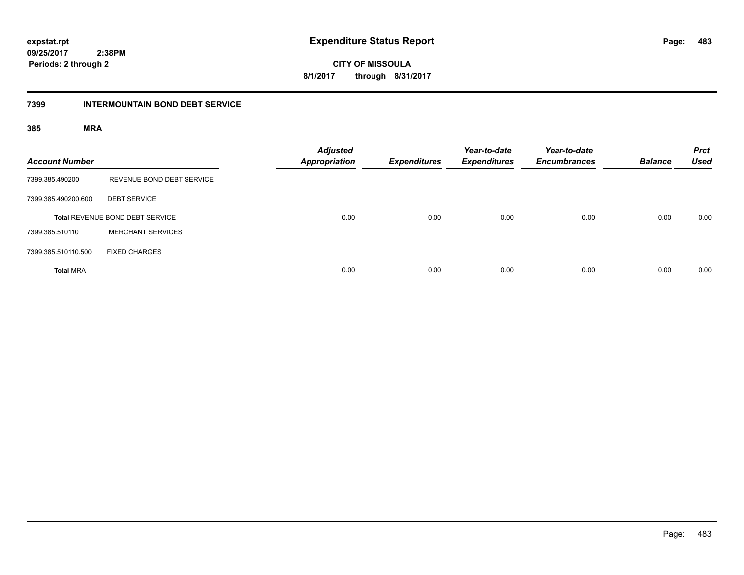**expstat.rpt**
**09/25/2017 2:38PM**
**Periods: 2 through 2**

# Expenditure Status Report

**CITY OF MISSOULA**
**8/1/2017 through 8/31/2017**

## 7399 INTERMOUNTAIN BOND DEBT SERVICE

### 385 MRA

| Account Number | | Adjusted Appropriation | Expenditures | Year-to-date Expenditures | Year-to-date Encumbrances | Balance | Prct Used |
|---|---|---|---|---|---|---|---|
| 7399.385.490200 | REVENUE BOND DEBT SERVICE | | | | | | |
| 7399.385.490200.600 | DEBT SERVICE | | | | | | |
| **Total** REVENUE BOND DEBT SERVICE | | 0.00 | 0.00 | 0.00 | 0.00 | 0.00 | 0.00 |
| 7399.385.510110 | MERCHANT SERVICES | | | | | | |
| 7399.385.510110.500 | FIXED CHARGES | | | | | | |
| **Total** MRA | | 0.00 | 0.00 | 0.00 | 0.00 | 0.00 | 0.00 |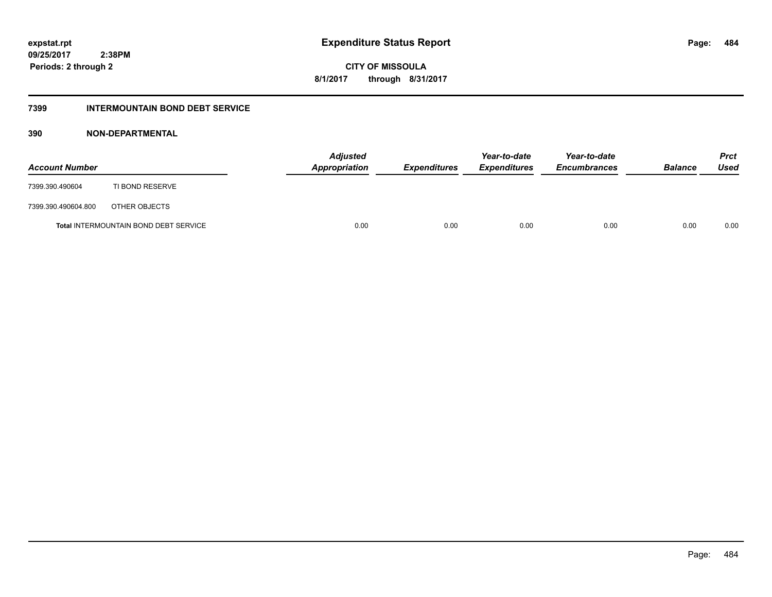# Expenditure Status Report

expstat.rpt
09/25/2017 2:38PM
Periods: 2 through 2

**CITY OF MISSOULA**
**8/1/2017 through 8/31/2017**

## 7399 INTERMOUNTAIN BOND DEBT SERVICE

### 390 NON-DEPARTMENTAL

| Account Number | | Adjusted Appropriation | Expenditures | Year-to-date Expenditures | Year-to-date Encumbrances | Balance | Prct Used |
|---|---|---|---|---|---|---|---|
| 7399.390.490604 | TI BOND RESERVE | | | | | | |
| 7399.390.490604.800 | OTHER OBJECTS | | | | | | |
| **Total** INTERMOUNTAIN BOND DEBT SERVICE | | 0.00 | 0.00 | 0.00 | 0.00 | 0.00 | 0.00 |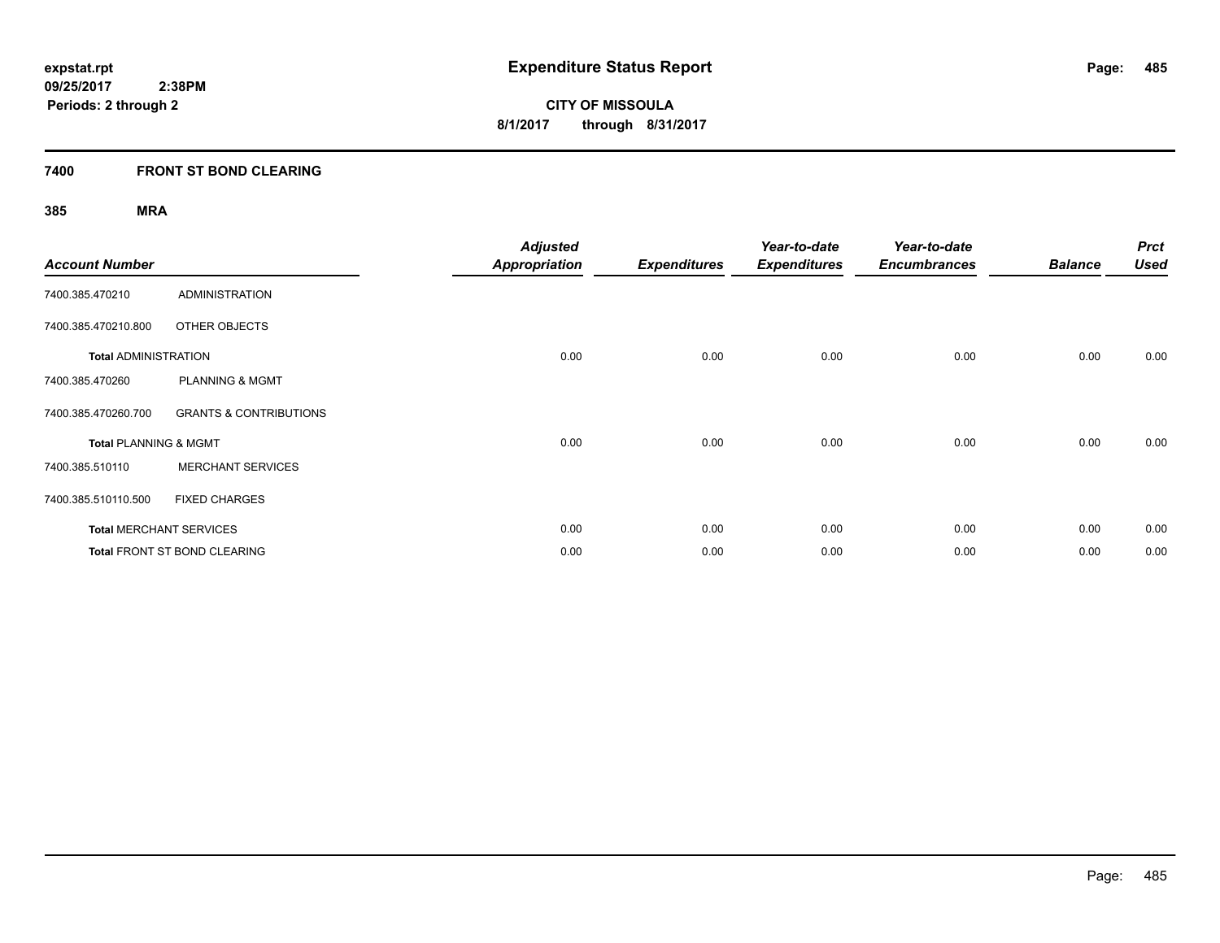**expstat.rpt**
**09/25/2017 2:38PM**
**Periods: 2 through 2**

# Expenditure Status Report

**CITY OF MISSOULA**
**8/1/2017 through 8/31/2017**

## 7400 FRONT ST BOND CLEARING

### 385 MRA

| Account Number | | Adjusted Appropriation | Expenditures | Year-to-date Expenditures | Year-to-date Encumbrances | Balance | Prct Used |
|---|---|---|---|---|---|---|---|
| 7400.385.470210 | ADMINISTRATION | | | | | | |
| 7400.385.470210.800 | OTHER OBJECTS | | | | | | |
| **Total** ADMINISTRATION | | 0.00 | 0.00 | 0.00 | 0.00 | 0.00 | 0.00 |
| 7400.385.470260 | PLANNING & MGMT | | | | | | |
| 7400.385.470260.700 | GRANTS & CONTRIBUTIONS | | | | | | |
| **Total** PLANNING & MGMT | | 0.00 | 0.00 | 0.00 | 0.00 | 0.00 | 0.00 |
| 7400.385.510110 | MERCHANT SERVICES | | | | | | |
| 7400.385.510110.500 | FIXED CHARGES | | | | | | |
| **Total** MERCHANT SERVICES | | 0.00 | 0.00 | 0.00 | 0.00 | 0.00 | 0.00 |
| **Total** FRONT ST BOND CLEARING | | 0.00 | 0.00 | 0.00 | 0.00 | 0.00 | 0.00 |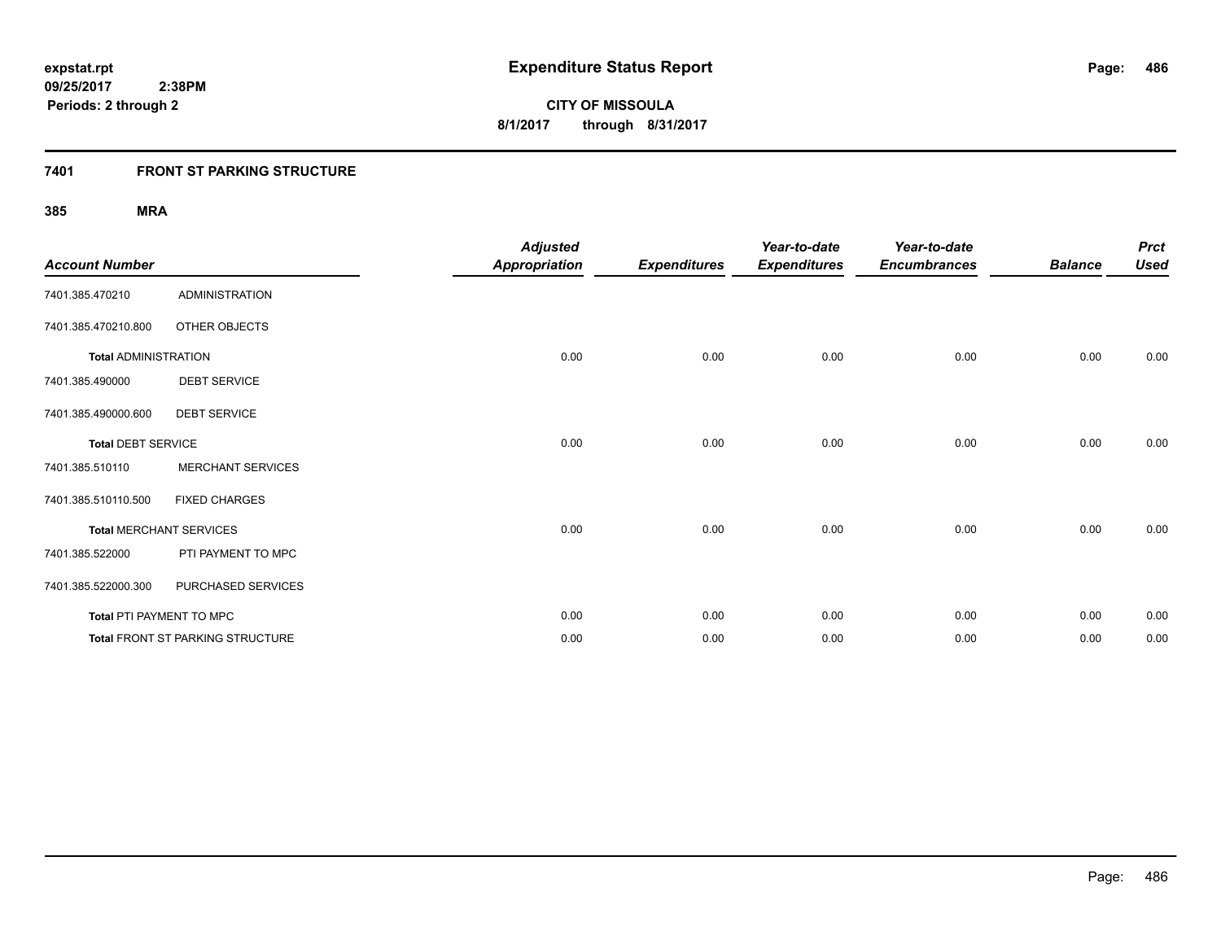# Expenditure Status Report

expstat.rpt
09/25/2017 2:38PM
Periods: 2 through 2

**CITY OF MISSOULA**
**8/1/2017 through 8/31/2017**

## 7401 FRONT ST PARKING STRUCTURE

### 385 MRA

| Account Number | | Adjusted Appropriation | Expenditures | Year-to-date Expenditures | Year-to-date Encumbrances | Balance | Prct Used |
|---|---|---|---|---|---|---|---|
| 7401.385.470210 | ADMINISTRATION | | | | | | |
| 7401.385.470210.800 | OTHER OBJECTS | | | | | | |
| **Total** ADMINISTRATION | | 0.00 | 0.00 | 0.00 | 0.00 | 0.00 | 0.00 |
| 7401.385.490000 | DEBT SERVICE | | | | | | |
| 7401.385.490000.600 | DEBT SERVICE | | | | | | |
| **Total** DEBT SERVICE | | 0.00 | 0.00 | 0.00 | 0.00 | 0.00 | 0.00 |
| 7401.385.510110 | MERCHANT SERVICES | | | | | | |
| 7401.385.510110.500 | FIXED CHARGES | | | | | | |
| **Total** MERCHANT SERVICES | | 0.00 | 0.00 | 0.00 | 0.00 | 0.00 | 0.00 |
| 7401.385.522000 | PTI PAYMENT TO MPC | | | | | | |
| 7401.385.522000.300 | PURCHASED SERVICES | | | | | | |
| **Total** PTI PAYMENT TO MPC | | 0.00 | 0.00 | 0.00 | 0.00 | 0.00 | 0.00 |
| **Total** FRONT ST PARKING STRUCTURE | | 0.00 | 0.00 | 0.00 | 0.00 | 0.00 | 0.00 |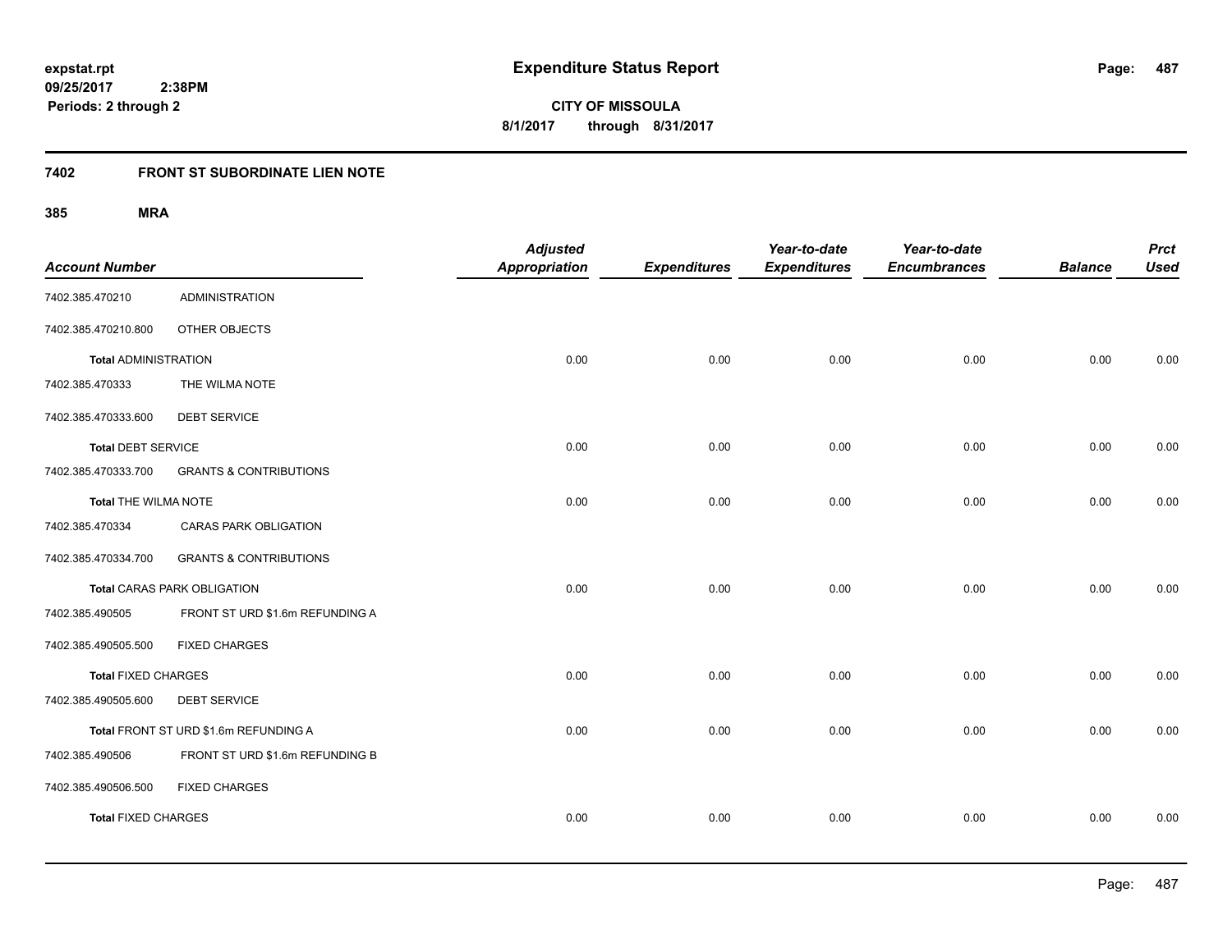# Expenditure Status Report

**CITY OF MISSOULA**

**8/1/2017 through 8/31/2017**

expstat.rpt
09/25/2017 2:38PM
Periods: 2 through 2

## 7402 FRONT ST SUBORDINATE LIEN NOTE

### 385 MRA

| Account Number | | Adjusted Appropriation | Expenditures | Year-to-date Expenditures | Year-to-date Encumbrances | Balance | Prct Used |
|---|---|---|---|---|---|---|---|
| 7402.385.470210 | ADMINISTRATION | | | | | | |
| 7402.385.470210.800 | OTHER OBJECTS | | | | | | |
| **Total** ADMINISTRATION | | 0.00 | 0.00 | 0.00 | 0.00 | 0.00 | 0.00 |
| 7402.385.470333 | THE WILMA NOTE | | | | | | |
| 7402.385.470333.600 | DEBT SERVICE | | | | | | |
| **Total** DEBT SERVICE | | 0.00 | 0.00 | 0.00 | 0.00 | 0.00 | 0.00 |
| 7402.385.470333.700 | GRANTS & CONTRIBUTIONS | | | | | | |
| **Total** THE WILMA NOTE | | 0.00 | 0.00 | 0.00 | 0.00 | 0.00 | 0.00 |
| 7402.385.470334 | CARAS PARK OBLIGATION | | | | | | |
| 7402.385.470334.700 | GRANTS & CONTRIBUTIONS | | | | | | |
| **Total** CARAS PARK OBLIGATION | | 0.00 | 0.00 | 0.00 | 0.00 | 0.00 | 0.00 |
| 7402.385.490505 | FRONT ST URD $1.6m REFUNDING A | | | | | | |
| 7402.385.490505.500 | FIXED CHARGES | | | | | | |
| **Total** FIXED CHARGES | | 0.00 | 0.00 | 0.00 | 0.00 | 0.00 | 0.00 |
| 7402.385.490505.600 | DEBT SERVICE | | | | | | |
| **Total** FRONT ST URD $1.6m REFUNDING A | | 0.00 | 0.00 | 0.00 | 0.00 | 0.00 | 0.00 |
| 7402.385.490506 | FRONT ST URD $1.6m REFUNDING B | | | | | | |
| 7402.385.490506.500 | FIXED CHARGES | | | | | | |
| **Total** FIXED CHARGES | | 0.00 | 0.00 | 0.00 | 0.00 | 0.00 | 0.00 |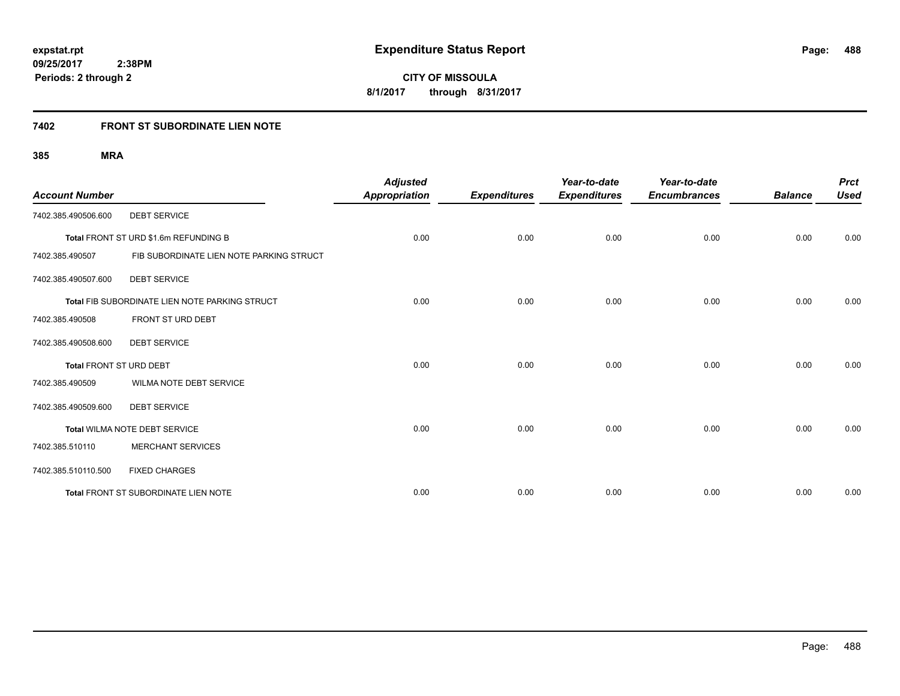**expstat.rpt**
**09/25/2017 2:38PM**
**Periods: 2 through 2**

# Expenditure Status Report

**CITY OF MISSOULA**
**8/1/2017 through 8/31/2017**

## 7402 FRONT ST SUBORDINATE LIEN NOTE

### 385 MRA

| Account Number | | Adjusted Appropriation | Expenditures | Year-to-date Expenditures | Year-to-date Encumbrances | Balance | Prct Used |
|---|---|---|---|---|---|---|---|
| 7402.385.490506.600 | DEBT SERVICE | | | | | | |
| **Total** FRONT ST URD $1.6m REFUNDING B | | 0.00 | 0.00 | 0.00 | 0.00 | 0.00 | 0.00 |
| 7402.385.490507 | FIB SUBORDINATE LIEN NOTE PARKING STRUCT | | | | | | |
| 7402.385.490507.600 | DEBT SERVICE | | | | | | |
| **Total** FIB SUBORDINATE LIEN NOTE PARKING STRUCT | | 0.00 | 0.00 | 0.00 | 0.00 | 0.00 | 0.00 |
| 7402.385.490508 | FRONT ST URD DEBT | | | | | | |
| 7402.385.490508.600 | DEBT SERVICE | | | | | | |
| **Total** FRONT ST URD DEBT | | 0.00 | 0.00 | 0.00 | 0.00 | 0.00 | 0.00 |
| 7402.385.490509 | WILMA NOTE DEBT SERVICE | | | | | | |
| 7402.385.490509.600 | DEBT SERVICE | | | | | | |
| **Total** WILMA NOTE DEBT SERVICE | | 0.00 | 0.00 | 0.00 | 0.00 | 0.00 | 0.00 |
| 7402.385.510110 | MERCHANT SERVICES | | | | | | |
| 7402.385.510110.500 | FIXED CHARGES | | | | | | |
| **Total** FRONT ST SUBORDINATE LIEN NOTE | | 0.00 | 0.00 | 0.00 | 0.00 | 0.00 | 0.00 |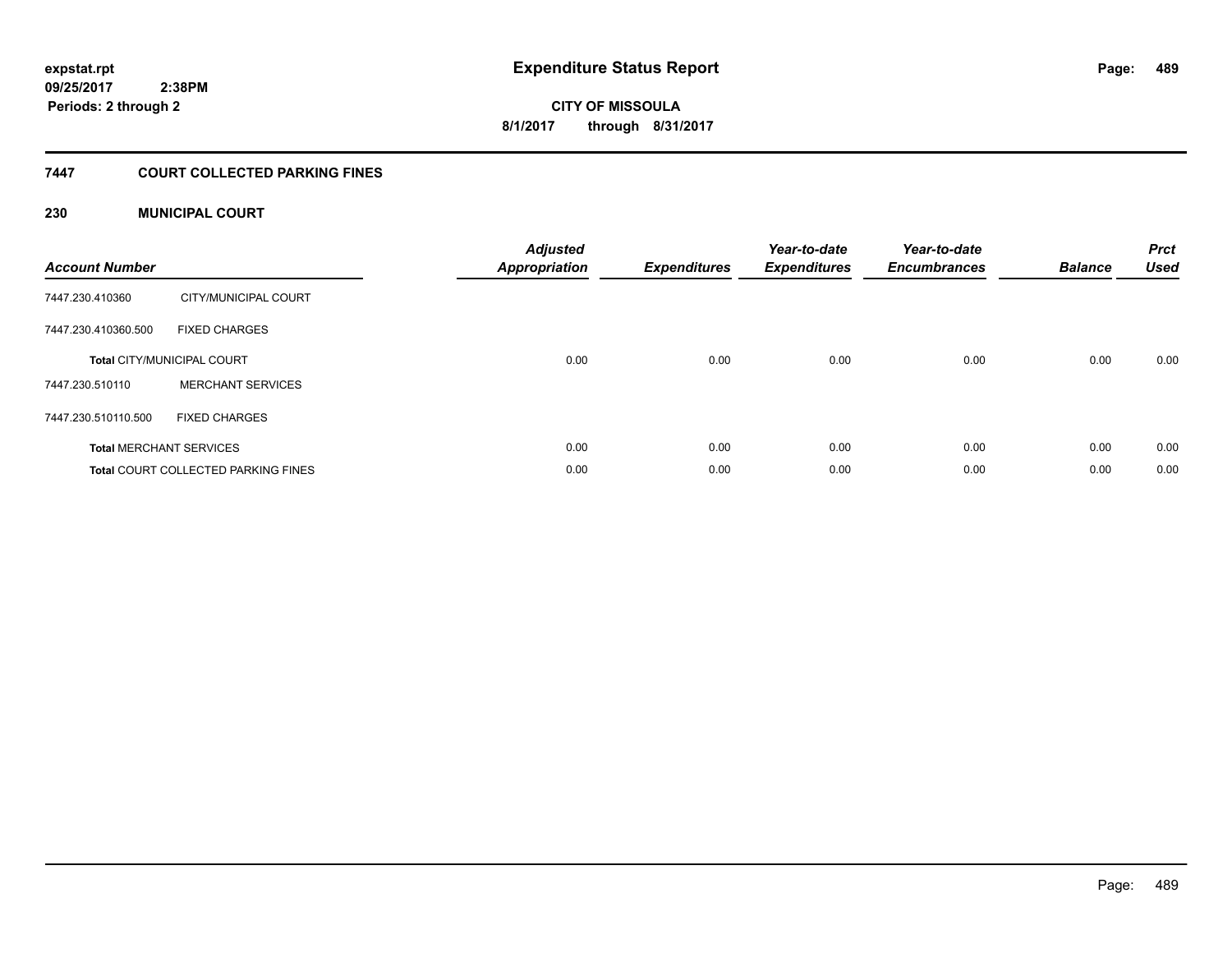expstat.rpt
09/25/2017 2:38PM
Periods: 2 through 2

# Expenditure Status Report

CITY OF MISSOULA
8/1/2017 through 8/31/2017

## 7447 COURT COLLECTED PARKING FINES

### 230 MUNICIPAL COURT

| Account Number | | Adjusted Appropriation | Expenditures | Year-to-date Expenditures | Year-to-date Encumbrances | Balance | Prct Used |
|---|---|---|---|---|---|---|---|
| 7447.230.410360 | CITY/MUNICIPAL COURT | | | | | | |
| 7447.230.410360.500 | FIXED CHARGES | | | | | | |
| **Total** CITY/MUNICIPAL COURT | | 0.00 | 0.00 | 0.00 | 0.00 | 0.00 | 0.00 |
| 7447.230.510110 | MERCHANT SERVICES | | | | | | |
| 7447.230.510110.500 | FIXED CHARGES | | | | | | |
| **Total** MERCHANT SERVICES | | 0.00 | 0.00 | 0.00 | 0.00 | 0.00 | 0.00 |
| **Total** COURT COLLECTED PARKING FINES | | 0.00 | 0.00 | 0.00 | 0.00 | 0.00 | 0.00 |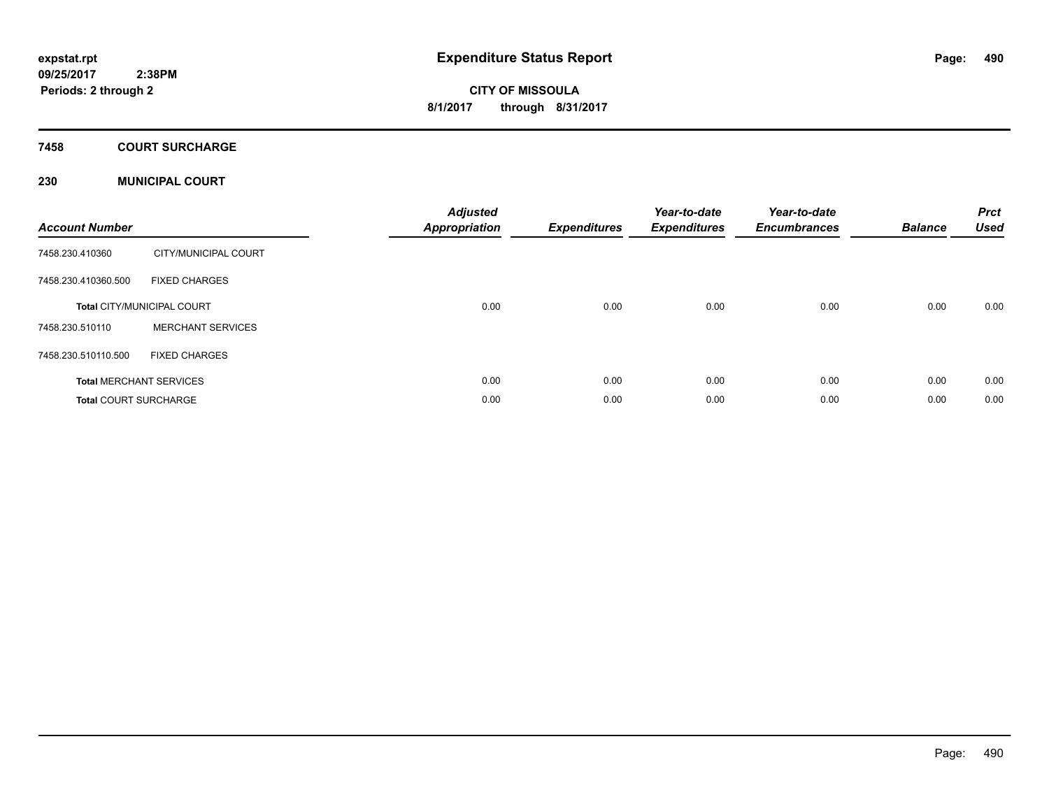# Expenditure Status Report

expstat.rpt
09/25/2017 2:38PM
Periods: 2 through 2

**CITY OF MISSOULA**
**8/1/2017 through 8/31/2017**

## 7458 COURT SURCHARGE

### 230 MUNICIPAL COURT

| Account Number | | Adjusted Appropriation | Expenditures | Year-to-date Expenditures | Year-to-date Encumbrances | Balance | Prct Used |
|---|---|---|---|---|---|---|---|
| 7458.230.410360 | CITY/MUNICIPAL COURT | | | | | | |
| 7458.230.410360.500 | FIXED CHARGES | | | | | | |
| **Total** CITY/MUNICIPAL COURT | | 0.00 | 0.00 | 0.00 | 0.00 | 0.00 | 0.00 |
| 7458.230.510110 | MERCHANT SERVICES | | | | | | |
| 7458.230.510110.500 | FIXED CHARGES | | | | | | |
| **Total** MERCHANT SERVICES | | 0.00 | 0.00 | 0.00 | 0.00 | 0.00 | 0.00 |
| **Total** COURT SURCHARGE | | 0.00 | 0.00 | 0.00 | 0.00 | 0.00 | 0.00 |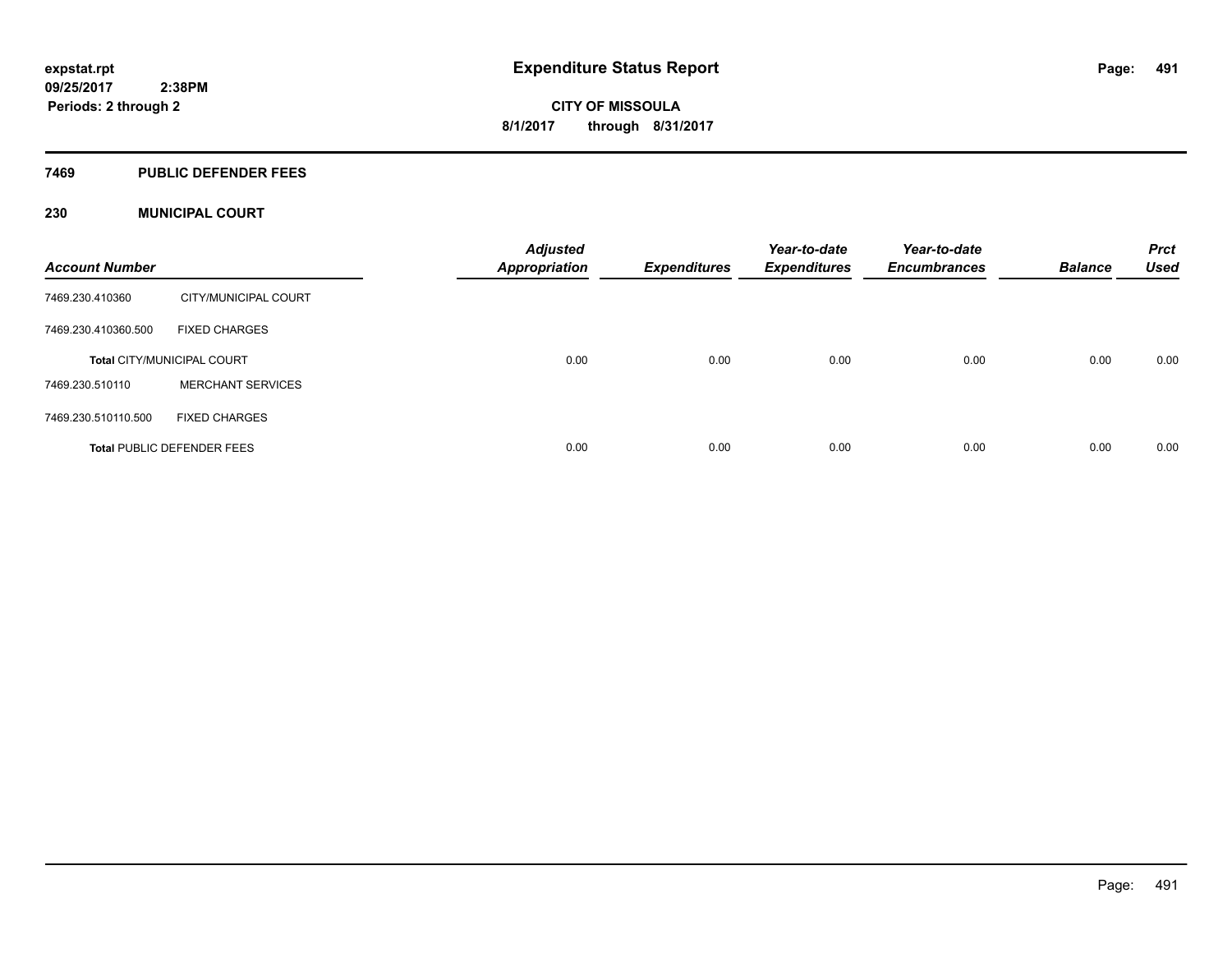**expstat.rpt**
**09/25/2017 2:38PM**
**Periods: 2 through 2**

# Expenditure Status Report

**CITY OF MISSOULA**
**8/1/2017 through 8/31/2017**

## 7469 PUBLIC DEFENDER FEES

## 230 MUNICIPAL COURT

| Account Number | | Adjusted Appropriation | Expenditures | Year-to-date Expenditures | Year-to-date Encumbrances | Balance | Prct Used |
|---|---|---|---|---|---|---|---|
| 7469.230.410360 | CITY/MUNICIPAL COURT | | | | | | |
| 7469.230.410360.500 | FIXED CHARGES | | | | | | |
| **Total** CITY/MUNICIPAL COURT | | 0.00 | 0.00 | 0.00 | 0.00 | 0.00 | 0.00 |
| 7469.230.510110 | MERCHANT SERVICES | | | | | | |
| 7469.230.510110.500 | FIXED CHARGES | | | | | | |
| **Total** PUBLIC DEFENDER FEES | | 0.00 | 0.00 | 0.00 | 0.00 | 0.00 | 0.00 |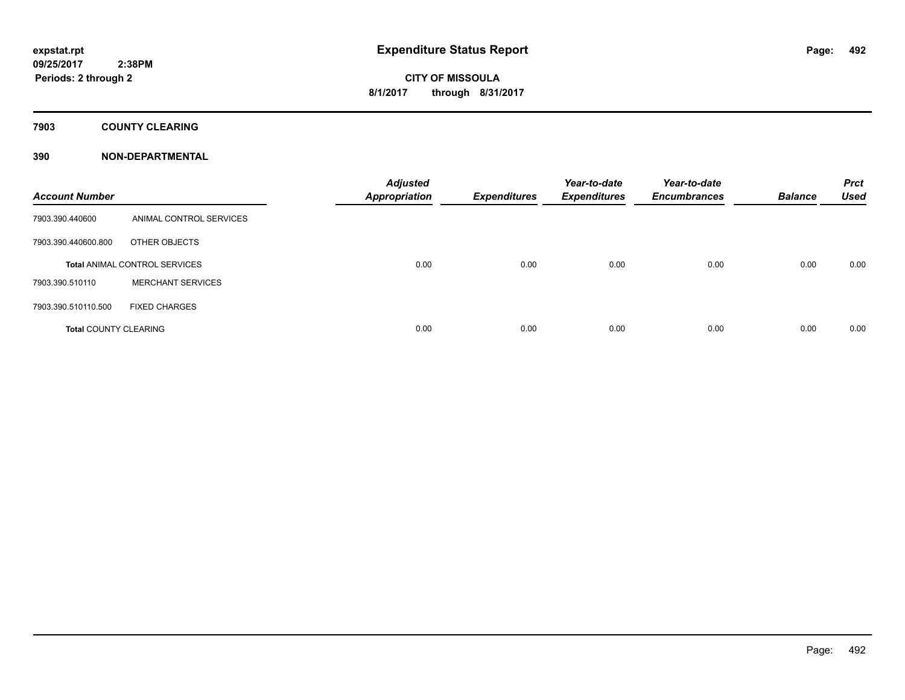**expstat.rpt**
**09/25/2017 2:38PM**
**Periods: 2 through 2**

# Expenditure Status Report

**CITY OF MISSOULA**
**8/1/2017 through 8/31/2017**

## 7903 COUNTY CLEARING

### 390 NON-DEPARTMENTAL

| Account Number | | Adjusted Appropriation | Expenditures | Year-to-date Expenditures | Year-to-date Encumbrances | Balance | Prct Used |
|---|---|---|---|---|---|---|---|
| 7903.390.440600 | ANIMAL CONTROL SERVICES | | | | | | |
| 7903.390.440600.800 | OTHER OBJECTS | | | | | | |
| **Total** ANIMAL CONTROL SERVICES | | 0.00 | 0.00 | 0.00 | 0.00 | 0.00 | 0.00 |
| 7903.390.510110 | MERCHANT SERVICES | | | | | | |
| 7903.390.510110.500 | FIXED CHARGES | | | | | | |
| **Total** COUNTY CLEARING | | 0.00 | 0.00 | 0.00 | 0.00 | 0.00 | 0.00 |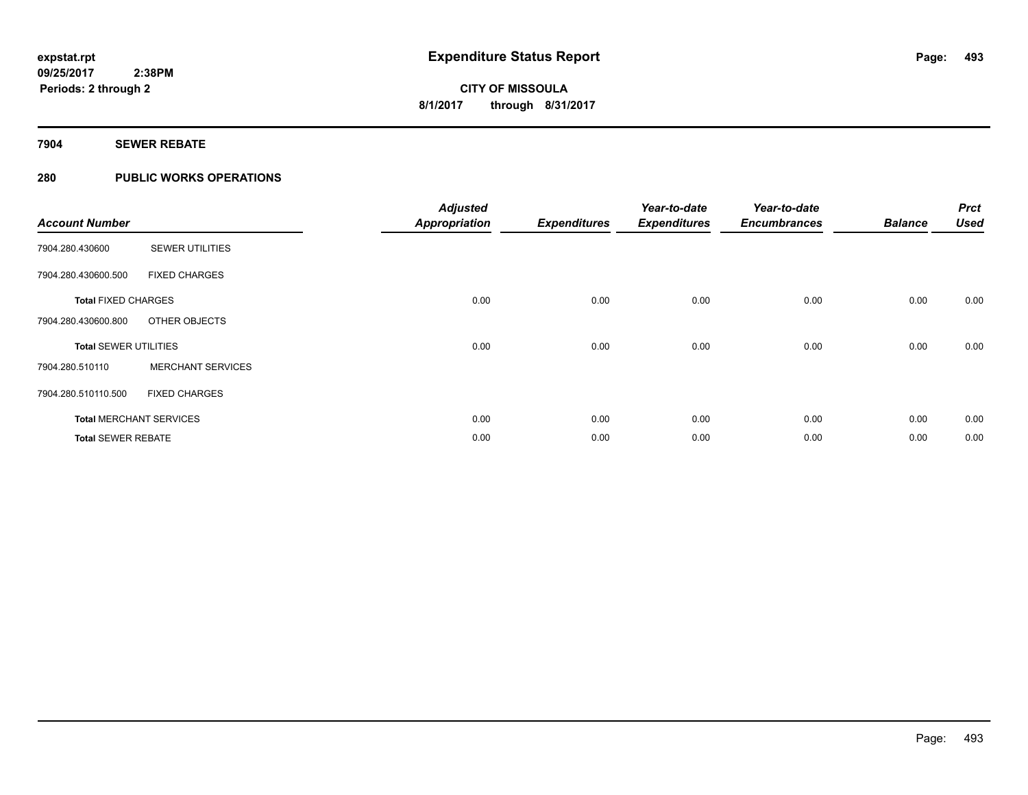**expstat.rpt**
**09/25/2017 2:38PM**
**Periods: 2 through 2**

# Expenditure Status Report

**CITY OF MISSOULA**
**8/1/2017 through 8/31/2017**

## 7904 SEWER REBATE

## 280 PUBLIC WORKS OPERATIONS

| Account Number | | Adjusted Appropriation | Expenditures | Year-to-date Expenditures | Year-to-date Encumbrances | Balance | Prct Used |
|---|---|---|---|---|---|---|---|
| 7904.280.430600 | SEWER UTILITIES | | | | | | |
| 7904.280.430600.500 | FIXED CHARGES | | | | | | |
| **Total** FIXED CHARGES | | 0.00 | 0.00 | 0.00 | 0.00 | 0.00 | 0.00 |
| 7904.280.430600.800 | OTHER OBJECTS | | | | | | |
| **Total** SEWER UTILITIES | | 0.00 | 0.00 | 0.00 | 0.00 | 0.00 | 0.00 |
| 7904.280.510110 | MERCHANT SERVICES | | | | | | |
| 7904.280.510110.500 | FIXED CHARGES | | | | | | |
| **Total** MERCHANT SERVICES | | 0.00 | 0.00 | 0.00 | 0.00 | 0.00 | 0.00 |
| **Total** SEWER REBATE | | 0.00 | 0.00 | 0.00 | 0.00 | 0.00 | 0.00 |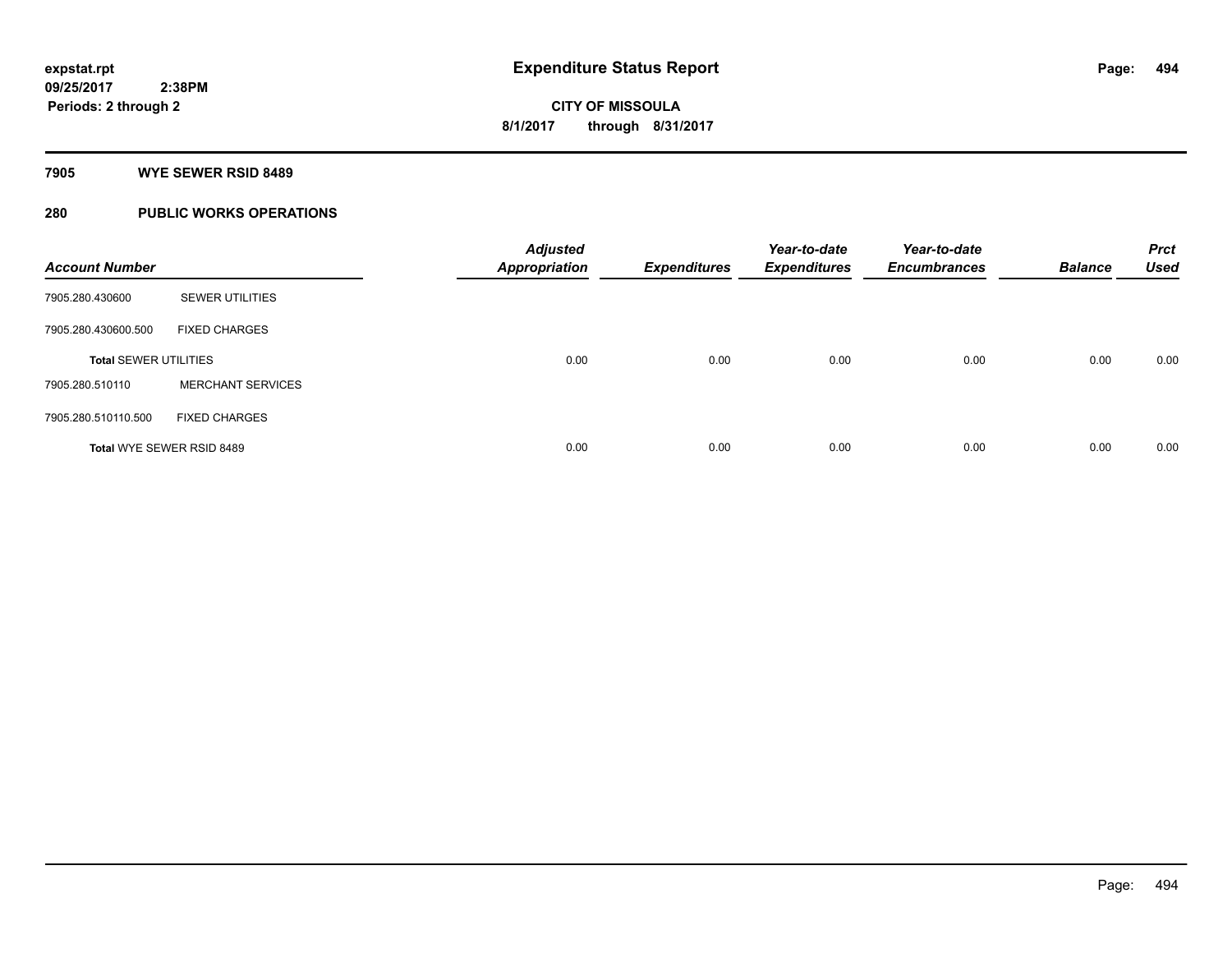# Expenditure Status Report

expstat.rpt
09/25/2017 2:38PM
Periods: 2 through 2

CITY OF MISSOULA
8/1/2017 through 8/31/2017

## 7905 WYE SEWER RSID 8489

## 280 PUBLIC WORKS OPERATIONS

| Account Number | | Adjusted Appropriation | Expenditures | Year-to-date Expenditures | Year-to-date Encumbrances | Balance | Prct Used |
|---|---|---|---|---|---|---|---|
| 7905.280.430600 | SEWER UTILITIES | | | | | | |
| 7905.280.430600.500 | FIXED CHARGES | | | | | | |
| **Total SEWER UTILITIES** | | 0.00 | 0.00 | 0.00 | 0.00 | 0.00 | 0.00 |
| 7905.280.510110 | MERCHANT SERVICES | | | | | | |
| 7905.280.510110.500 | FIXED CHARGES | | | | | | |
| **Total WYE SEWER RSID 8489** | | 0.00 | 0.00 | 0.00 | 0.00 | 0.00 | 0.00 |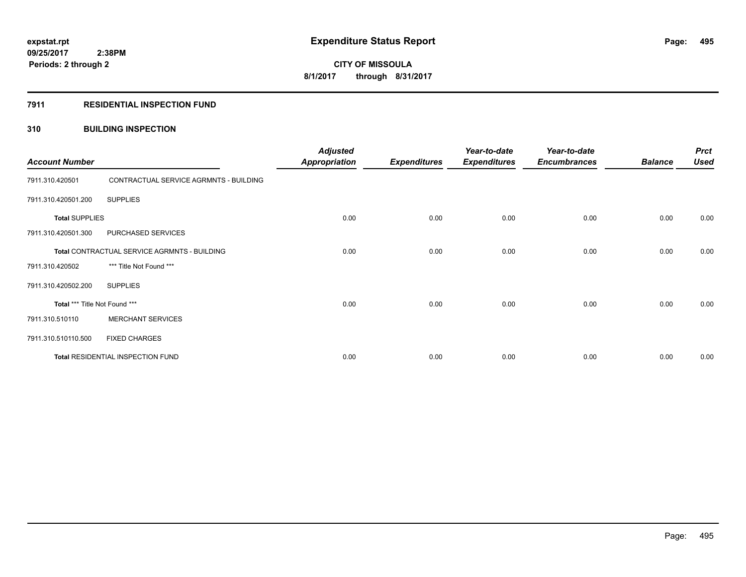**expstat.rpt**
**09/25/2017 2:38PM**
**Periods: 2 through 2**

# Expenditure Status Report

**CITY OF MISSOULA**
**8/1/2017 through 8/31/2017**

## 7911 RESIDENTIAL INSPECTION FUND

### 310 BUILDING INSPECTION

| Account Number | | Adjusted Appropriation | Expenditures | Year-to-date Expenditures | Year-to-date Encumbrances | Balance | Prct Used |
|---|---|---|---|---|---|---|---|
| 7911.310.420501 | CONTRACTUAL SERVICE AGRMNTS - BUILDING | | | | | | |
| 7911.310.420501.200 | SUPPLIES | | | | | | |
| **Total** SUPPLIES | | 0.00 | 0.00 | 0.00 | 0.00 | 0.00 | 0.00 |
| 7911.310.420501.300 | PURCHASED SERVICES | | | | | | |
| **Total** CONTRACTUAL SERVICE AGRMNTS - BUILDING | | 0.00 | 0.00 | 0.00 | 0.00 | 0.00 | 0.00 |
| 7911.310.420502 | *** Title Not Found *** | | | | | | |
| 7911.310.420502.200 | SUPPLIES | | | | | | |
| **Total** *** Title Not Found *** | | 0.00 | 0.00 | 0.00 | 0.00 | 0.00 | 0.00 |
| 7911.310.510110 | MERCHANT SERVICES | | | | | | |
| 7911.310.510110.500 | FIXED CHARGES | | | | | | |
| **Total** RESIDENTIAL INSPECTION FUND | | 0.00 | 0.00 | 0.00 | 0.00 | 0.00 | 0.00 |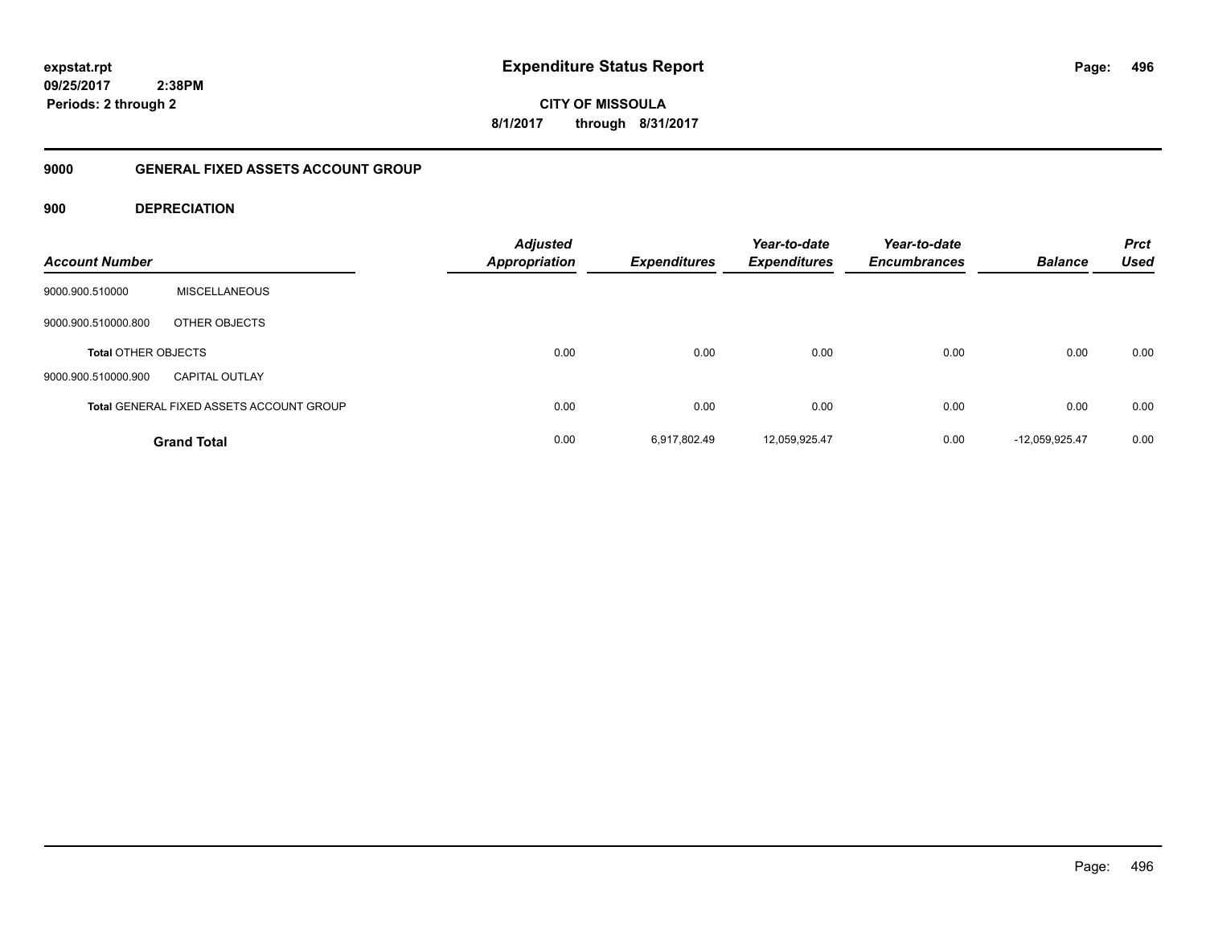expstat.rpt
09/25/2017 2:38PM
Periods: 2 through 2

# Expenditure Status Report

CITY OF MISSOULA
8/1/2017 through 8/31/2017

## 9000 GENERAL FIXED ASSETS ACCOUNT GROUP

### 900 DEPRECIATION

| Account Number | | Adjusted Appropriation | Expenditures | Year-to-date Expenditures | Year-to-date Encumbrances | Balance | Prct Used |
|---|---|---|---|---|---|---|---|
| 9000.900.510000 | MISCELLANEOUS | | | | | | |
| 9000.900.510000.800 | OTHER OBJECTS | | | | | | |
| **Total** OTHER OBJECTS | | 0.00 | 0.00 | 0.00 | 0.00 | 0.00 | 0.00 |
| 9000.900.510000.900 | CAPITAL OUTLAY | | | | | | |
| **Total** GENERAL FIXED ASSETS ACCOUNT GROUP | | 0.00 | 0.00 | 0.00 | 0.00 | 0.00 | 0.00 |
| **Grand Total** | | 0.00 | 6,917,802.49 | 12,059,925.47 | 0.00 | -12,059,925.47 | 0.00 |